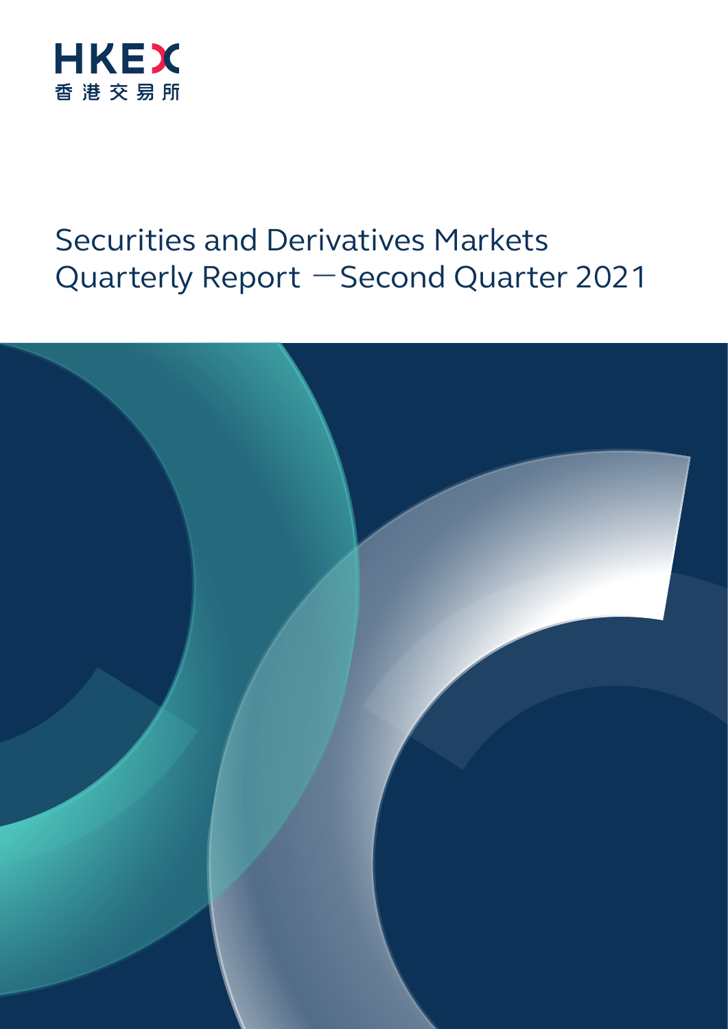HKEX
香港交易所

# Securities and Derivatives Markets Quarterly Report —Second Quarter 2021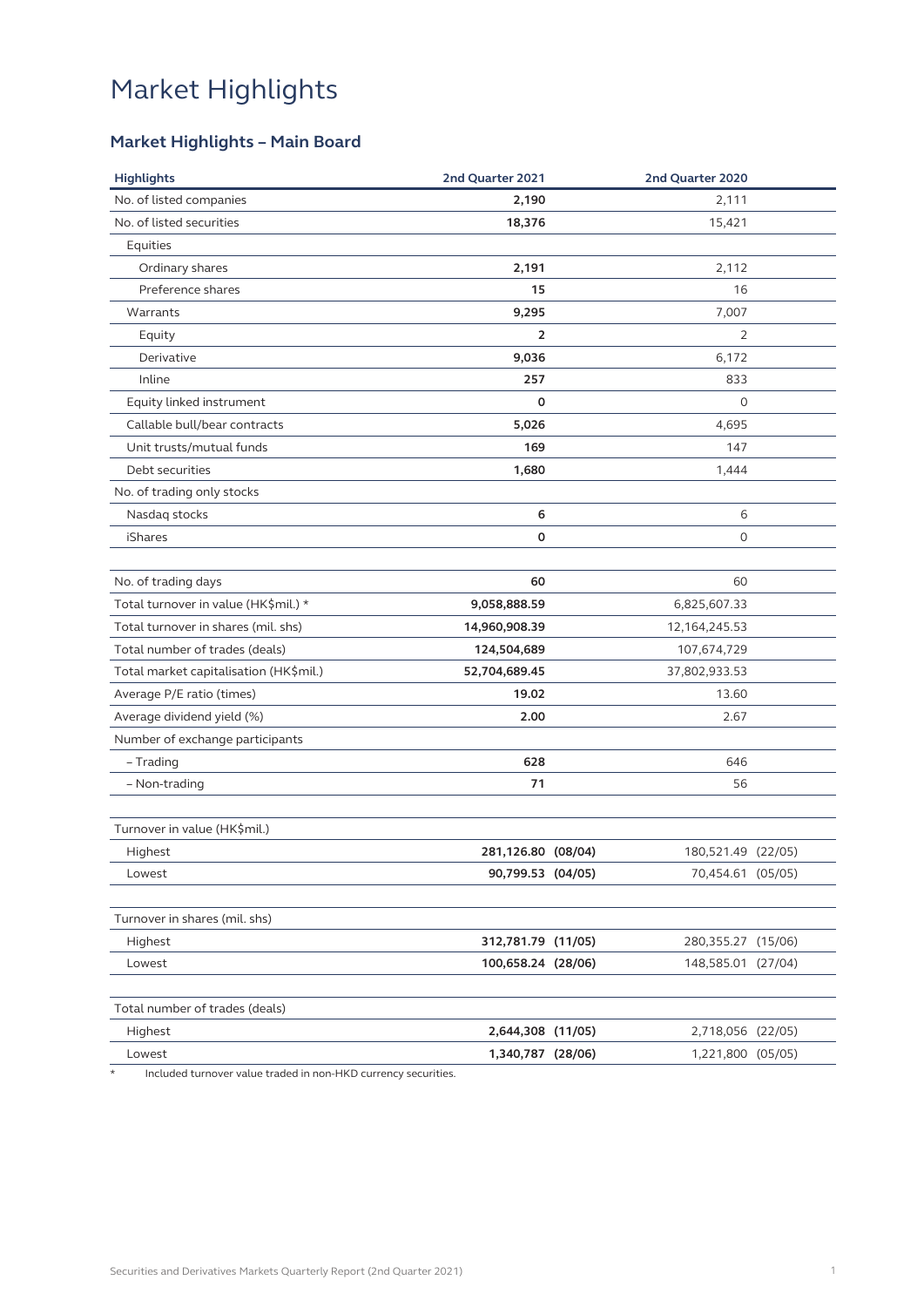# Market Highlights

## Market Highlights – Main Board

| Highlights | 2nd Quarter 2021 | | 2nd Quarter 2020 | |
|---|---|---|---|---|
| No. of listed companies | **2,190** | | 2,111 | |
| No. of listed securities | **18,376** | | 15,421 | |
| Equities | | | | |
| Ordinary shares | **2,191** | | 2,112 | |
| Preference shares | **15** | | 16 | |
| Warrants | **9,295** | | 7,007 | |
| Equity | **2** | | 2 | |
| Derivative | **9,036** | | 6,172 | |
| Inline | **257** | | 833 | |
| Equity linked instrument | **0** | | 0 | |
| Callable bull/bear contracts | **5,026** | | 4,695 | |
| Unit trusts/mutual funds | **169** | | 147 | |
| Debt securities | **1,680** | | 1,444 | |
| No. of trading only stocks | | | | |
| Nasdaq stocks | **6** | | 6 | |
| iShares | **0** | | 0 | |
| | | | | |
| No. of trading days | **60** | | 60 | |
| Total turnover in value (HK$mil.) * | **9,058,888.59** | | 6,825,607.33 | |
| Total turnover in shares (mil. shs) | **14,960,908.39** | | 12,164,245.53 | |
| Total number of trades (deals) | **124,504,689** | | 107,674,729 | |
| Total market capitalisation (HK$mil.) | **52,704,689.45** | | 37,802,933.53 | |
| Average P/E ratio (times) | **19.02** | | 13.60 | |
| Average dividend yield (%) | **2.00** | | 2.67 | |
| Number of exchange participants | | | | |
| – Trading | **628** | | 646 | |
| – Non-trading | **71** | | 56 | |
| | | | | |
| Turnover in value (HK$mil.) | | | | |
| Highest | **281,126.80** | **(08/04)** | 180,521.49 | (22/05) |
| Lowest | **90,799.53** | **(04/05)** | 70,454.61 | (05/05) |
| | | | | |
| Turnover in shares (mil. shs) | | | | |
| Highest | **312,781.79** | **(11/05)** | 280,355.27 | (15/06) |
| Lowest | **100,658.24** | **(28/06)** | 148,585.01 | (27/04) |
| | | | | |
| Total number of trades (deals) | | | | |
| Highest | **2,644,308** | **(11/05)** | 2,718,056 | (22/05) |
| Lowest | **1,340,787** | **(28/06)** | 1,221,800 | (05/05) |

\* Included turnover value traded in non-HKD currency securities.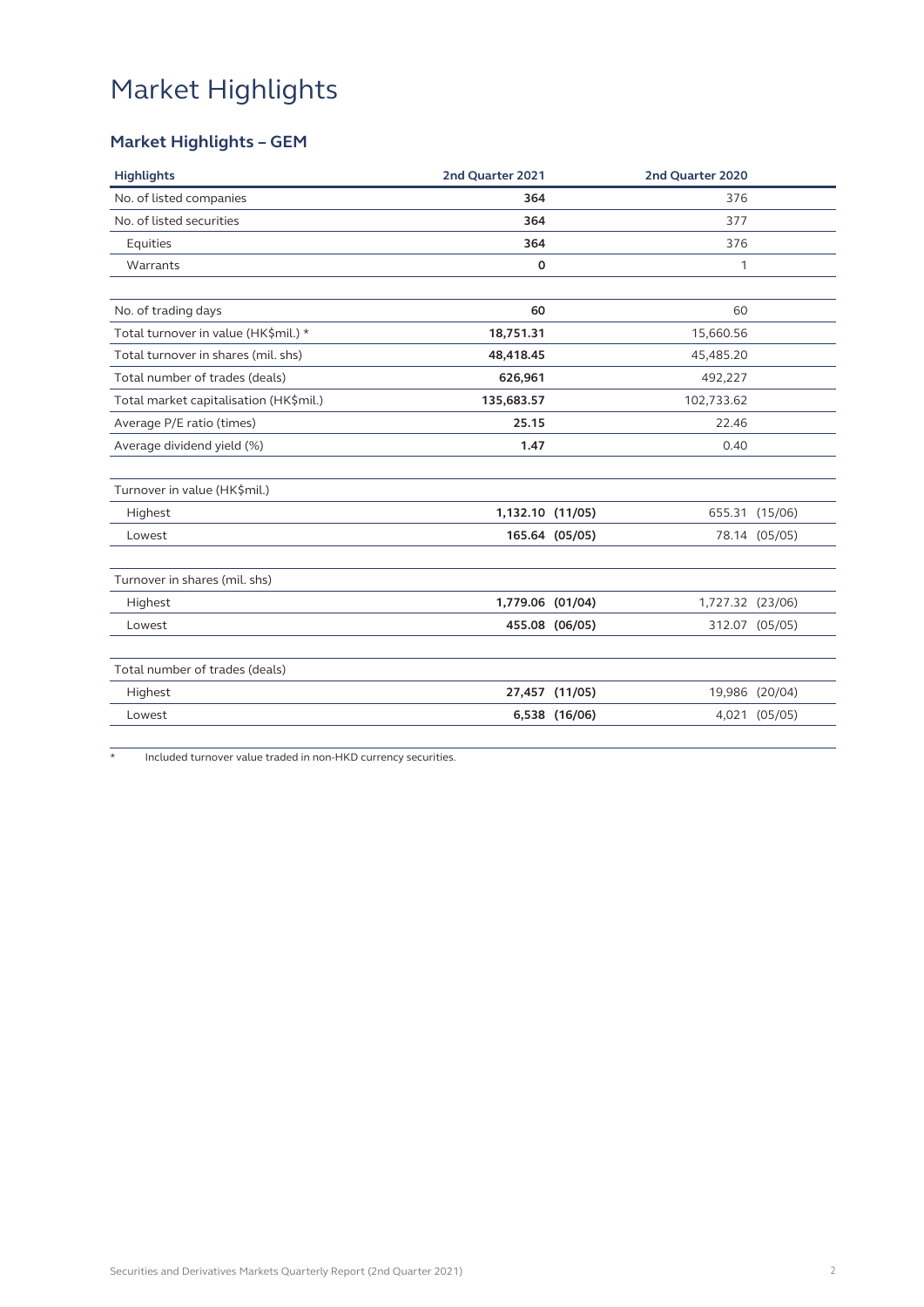# Market Highlights

## Market Highlights – GEM

| Highlights | 2nd Quarter 2021 | | 2nd Quarter 2020 | |
|---|---|---|---|---|
| No. of listed companies | **364** | | 376 | |
| No. of listed securities | **364** | | 377 | |
| Equities | **364** | | 376 | |
| Warrants | **0** | | 1 | |
| | | | | |
| No. of trading days | **60** | | 60 | |
| Total turnover in value (HK$mil.) * | **18,751.31** | | 15,660.56 | |
| Total turnover in shares (mil. shs) | **48,418.45** | | 45,485.20 | |
| Total number of trades (deals) | **626,961** | | 492,227 | |
| Total market capitalisation (HK$mil.) | **135,683.57** | | 102,733.62 | |
| Average P/E ratio (times) | **25.15** | | 22.46 | |
| Average dividend yield (%) | **1.47** | | 0.40 | |
| | | | | |
| Turnover in value (HK$mil.) | | | | |
| Highest | **1,132.10** | **(11/05)** | 655.31 | (15/06) |
| Lowest | **165.64** | **(05/05)** | 78.14 | (05/05) |
| | | | | |
| Turnover in shares (mil. shs) | | | | |
| Highest | **1,779.06** | **(01/04)** | 1,727.32 | (23/06) |
| Lowest | **455.08** | **(06/05)** | 312.07 | (05/05) |
| | | | | |
| Total number of trades (deals) | | | | |
| Highest | **27,457** | **(11/05)** | 19,986 | (20/04) |
| Lowest | **6,538** | **(16/06)** | 4,021 | (05/05) |

\* Included turnover value traded in non-HKD currency securities.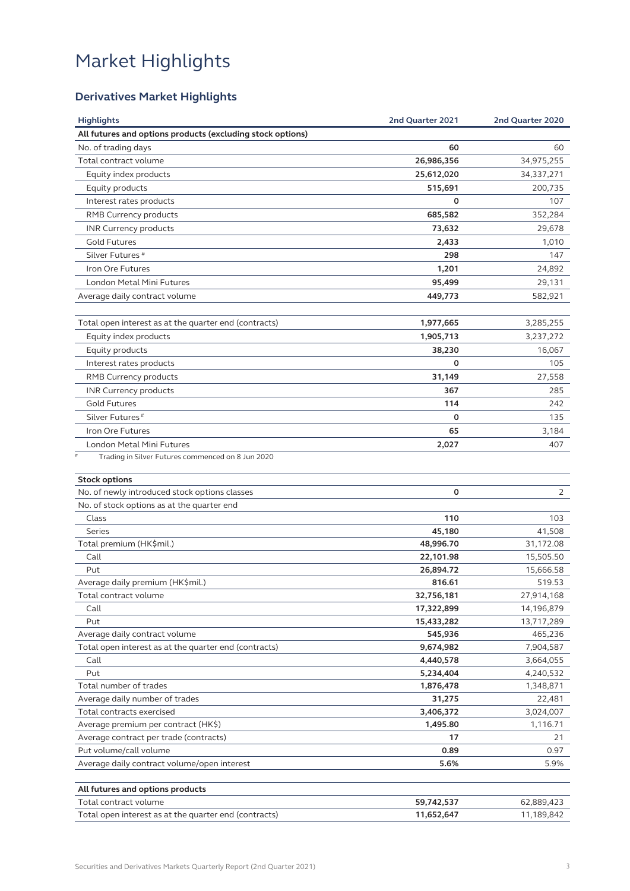# Market Highlights

## Derivatives Market Highlights

| Highlights | 2nd Quarter 2021 | 2nd Quarter 2020 |
|---|---|---|
| **All futures and options products (excluding stock options)** | | |
| No. of trading days | **60** | 60 |
| Total contract volume | **26,986,356** | 34,975,255 |
| Equity index products | **25,612,020** | 34,337,271 |
| Equity products | **515,691** | 200,735 |
| Interest rates products | **0** | 107 |
| RMB Currency products | **685,582** | 352,284 |
| INR Currency products | **73,632** | 29,678 |
| Gold Futures | **2,433** | 1,010 |
| Silver Futures # | **298** | 147 |
| Iron Ore Futures | **1,201** | 24,892 |
| London Metal Mini Futures | **95,499** | 29,131 |
| Average daily contract volume | **449,773** | 582,921 |
| | | |
| Total open interest as at the quarter end (contracts) | **1,977,665** | 3,285,255 |
| Equity index products | **1,905,713** | 3,237,272 |
| Equity products | **38,230** | 16,067 |
| Interest rates products | **0** | 105 |
| RMB Currency products | **31,149** | 27,558 |
| INR Currency products | **367** | 285 |
| Gold Futures | **114** | 242 |
| Silver Futures # | **0** | 135 |
| Iron Ore Futures | **65** | 3,184 |
| London Metal Mini Futures | **2,027** | 407 |

# Trading in Silver Futures commenced on 8 Jun 2020

| Highlights | 2nd Quarter 2021 | 2nd Quarter 2020 |
|---|---|---|
| **Stock options** | | |
| No. of newly introduced stock options classes | **0** | 2 |
| No. of stock options as at the quarter end | | |
| Class | **110** | 103 |
| Series | **45,180** | 41,508 |
| Total premium (HK$mil.) | **48,996.70** | 31,172.08 |
| Call | **22,101.98** | 15,505.50 |
| Put | **26,894.72** | 15,666.58 |
| Average daily premium (HK$mil.) | **816.61** | 519.53 |
| Total contract volume | **32,756,181** | 27,914,168 |
| Call | **17,322,899** | 14,196,879 |
| Put | **15,433,282** | 13,717,289 |
| Average daily contract volume | **545,936** | 465,236 |
| Total open interest as at the quarter end (contracts) | **9,674,982** | 7,904,587 |
| Call | **4,440,578** | 3,664,055 |
| Put | **5,234,404** | 4,240,532 |
| Total number of trades | **1,876,478** | 1,348,871 |
| Average daily number of trades | **31,275** | 22,481 |
| Total contracts exercised | **3,406,372** | 3,024,007 |
| Average premium per contract (HK$) | **1,495.80** | 1,116.71 |
| Average contract per trade (contracts) | **17** | 21 |
| Put volume/call volume | **0.89** | 0.97 |
| Average daily contract volume/open interest | **5.6%** | 5.9% |
| | | |
| **All futures and options products** | | |
| Total contract volume | **59,742,537** | 62,889,423 |
| Total open interest as at the quarter end (contracts) | **11,652,647** | 11,189,842 |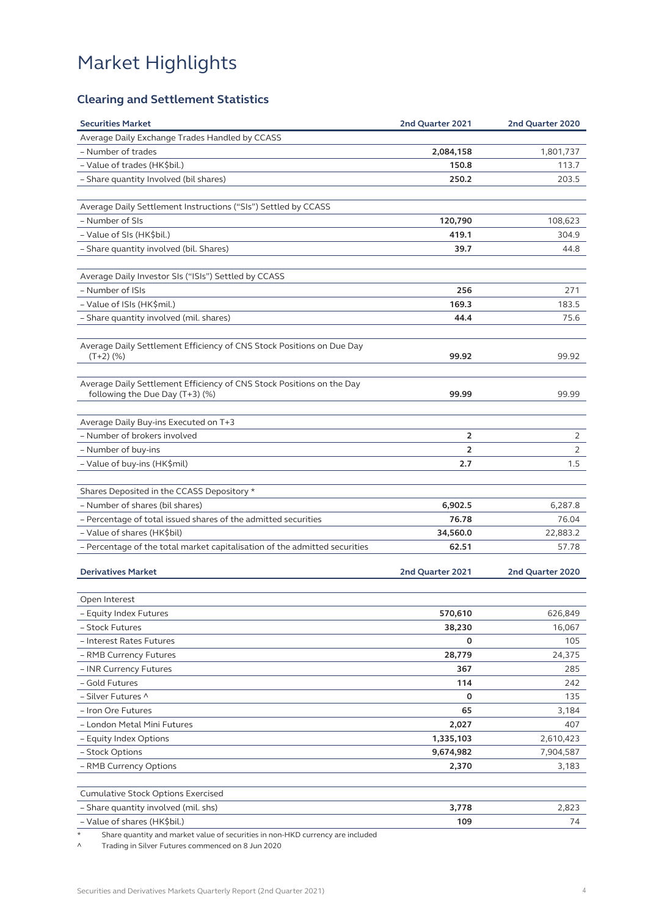# Market Highlights

## Clearing and Settlement Statistics

| Securities Market | 2nd Quarter 2021 | 2nd Quarter 2020 |
|---|---|---|
| Average Daily Exchange Trades Handled by CCASS | | |
| – Number of trades | **2,084,158** | 1,801,737 |
| – Value of trades (HK$bil.) | **150.8** | 113.7 |
| – Share quantity Involved (bil shares) | **250.2** | 203.5 |
| | | |
| Average Daily Settlement Instructions ("SIs") Settled by CCASS | | |
| – Number of SIs | **120,790** | 108,623 |
| – Value of SIs (HK$bil.) | **419.1** | 304.9 |
| – Share quantity involved (bil. Shares) | **39.7** | 44.8 |
| | | |
| Average Daily Investor SIs ("ISIs") Settled by CCASS | | |
| – Number of ISIs | **256** | 271 |
| – Value of ISIs (HK$mil.) | **169.3** | 183.5 |
| – Share quantity involved (mil. shares) | **44.4** | 75.6 |
| | | |
| Average Daily Settlement Efficiency of CNS Stock Positions on Due Day (T+2) (%) | **99.92** | 99.92 |
| | | |
| Average Daily Settlement Efficiency of CNS Stock Positions on the Day following the Due Day (T+3) (%) | **99.99** | 99.99 |
| | | |
| Average Daily Buy-ins Executed on T+3 | | |
| – Number of brokers involved | **2** | 2 |
| – Number of buy-ins | **2** | 2 |
| – Value of buy-ins (HK$mil) | **2.7** | 1.5 |
| | | |
| Shares Deposited in the CCASS Depository * | | |
| – Number of shares (bil shares) | **6,902.5** | 6,287.8 |
| – Percentage of total issued shares of the admitted securities | **76.78** | 76.04 |
| – Value of shares (HK$bil) | **34,560.0** | 22,883.2 |
| – Percentage of the total market capitalisation of the admitted securities | **62.51** | 57.78 |

| Derivatives Market | 2nd Quarter 2021 | 2nd Quarter 2020 |
|---|---|---|
| Open Interest | | |
| – Equity Index Futures | **570,610** | 626,849 |
| – Stock Futures | **38,230** | 16,067 |
| – Interest Rates Futures | **0** | 105 |
| – RMB Currency Futures | **28,779** | 24,375 |
| – INR Currency Futures | **367** | 285 |
| – Gold Futures | **114** | 242 |
| – Silver Futures ^ | **0** | 135 |
| – Iron Ore Futures | **65** | 3,184 |
| – London Metal Mini Futures | **2,027** | 407 |
| – Equity Index Options | **1,335,103** | 2,610,423 |
| – Stock Options | **9,674,982** | 7,904,587 |
| – RMB Currency Options | **2,370** | 3,183 |
| | | |
| Cumulative Stock Options Exercised | | |
| – Share quantity involved (mil. shs) | **3,778** | 2,823 |
| – Value of shares (HK$bil.) | **109** | 74 |

\* Share quantity and market value of securities in non-HKD currency are included

^ Trading in Silver Futures commenced on 8 Jun 2020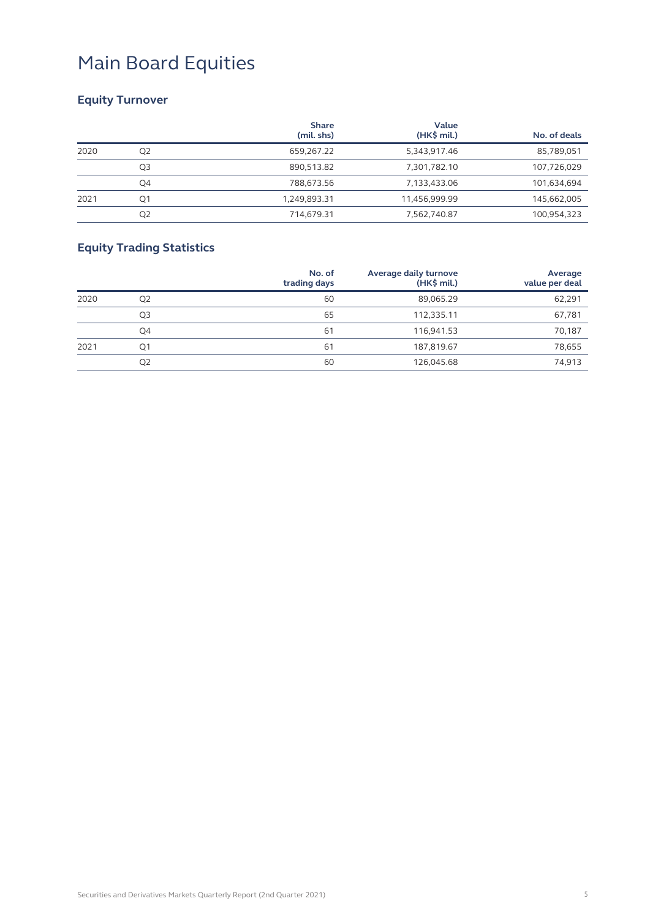# Main Board Equities

## Equity Turnover

| | | Share (mil. shs) | Value (HK$ mil.) | No. of deals |
|---|---|---|---|---|
| 2020 | Q2 | 659,267.22 | 5,343,917.46 | 85,789,051 |
| | Q3 | 890,513.82 | 7,301,782.10 | 107,726,029 |
| | Q4 | 788,673.56 | 7,133,433.06 | 101,634,694 |
| 2021 | Q1 | 1,249,893.31 | 11,456,999.99 | 145,662,005 |
| | Q2 | 714,679.31 | 7,562,740.87 | 100,954,323 |

## Equity Trading Statistics

| | | No. of trading days | Average daily turnove (HK$ mil.) | Average value per deal |
|---|---|---|---|---|
| 2020 | Q2 | 60 | 89,065.29 | 62,291 |
| | Q3 | 65 | 112,335.11 | 67,781 |
| | Q4 | 61 | 116,941.53 | 70,187 |
| 2021 | Q1 | 61 | 187,819.67 | 78,655 |
| | Q2 | 60 | 126,045.68 | 74,913 |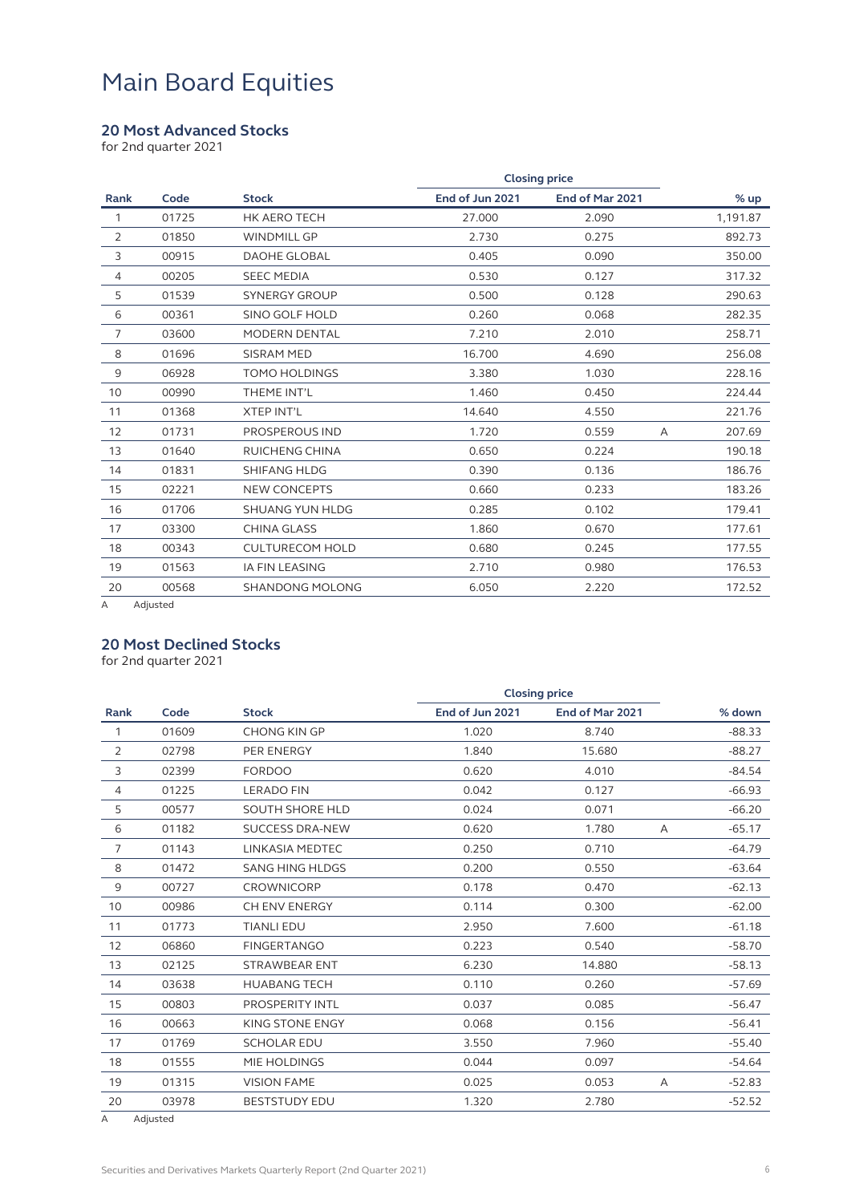# Main Board Equities

## 20 Most Advanced Stocks

for 2nd quarter 2021

| Rank | Code | Stock | Closing price | | | % up |
|---|---|---|---|---|---|---|
| | | | End of Jun 2021 | End of Mar 2021 | | |
| 1 | 01725 | HK AERO TECH | 27.000 | 2.090 | | 1,191.87 |
| 2 | 01850 | WINDMILL GP | 2.730 | 0.275 | | 892.73 |
| 3 | 00915 | DAOHE GLOBAL | 0.405 | 0.090 | | 350.00 |
| 4 | 00205 | SEEC MEDIA | 0.530 | 0.127 | | 317.32 |
| 5 | 01539 | SYNERGY GROUP | 0.500 | 0.128 | | 290.63 |
| 6 | 00361 | SINO GOLF HOLD | 0.260 | 0.068 | | 282.35 |
| 7 | 03600 | MODERN DENTAL | 7.210 | 2.010 | | 258.71 |
| 8 | 01696 | SISRAM MED | 16.700 | 4.690 | | 256.08 |
| 9 | 06928 | TOMO HOLDINGS | 3.380 | 1.030 | | 228.16 |
| 10 | 00990 | THEME INT'L | 1.460 | 0.450 | | 224.44 |
| 11 | 01368 | XTEP INT'L | 14.640 | 4.550 | | 221.76 |
| 12 | 01731 | PROSPEROUS IND | 1.720 | 0.559 | A | 207.69 |
| 13 | 01640 | RUICHENG CHINA | 0.650 | 0.224 | | 190.18 |
| 14 | 01831 | SHIFANG HLDG | 0.390 | 0.136 | | 186.76 |
| 15 | 02221 | NEW CONCEPTS | 0.660 | 0.233 | | 183.26 |
| 16 | 01706 | SHUANG YUN HLDG | 0.285 | 0.102 | | 179.41 |
| 17 | 03300 | CHINA GLASS | 1.860 | 0.670 | | 177.61 |
| 18 | 00343 | CULTURECOM HOLD | 0.680 | 0.245 | | 177.55 |
| 19 | 01563 | IA FIN LEASING | 2.710 | 0.980 | | 176.53 |
| 20 | 00568 | SHANDONG MOLONG | 6.050 | 2.220 | | 172.52 |

A Adjusted

## 20 Most Declined Stocks

for 2nd quarter 2021

| Rank | Code | Stock | Closing price | | | % down |
|---|---|---|---|---|---|---|
| | | | End of Jun 2021 | End of Mar 2021 | | |
| 1 | 01609 | CHONG KIN GP | 1.020 | 8.740 | | -88.33 |
| 2 | 02798 | PER ENERGY | 1.840 | 15.680 | | -88.27 |
| 3 | 02399 | FORDOO | 0.620 | 4.010 | | -84.54 |
| 4 | 01225 | LERADO FIN | 0.042 | 0.127 | | -66.93 |
| 5 | 00577 | SOUTH SHORE HLD | 0.024 | 0.071 | | -66.20 |
| 6 | 01182 | SUCCESS DRA-NEW | 0.620 | 1.780 | A | -65.17 |
| 7 | 01143 | LINKASIA MEDTEC | 0.250 | 0.710 | | -64.79 |
| 8 | 01472 | SANG HING HLDGS | 0.200 | 0.550 | | -63.64 |
| 9 | 00727 | CROWNICORP | 0.178 | 0.470 | | -62.13 |
| 10 | 00986 | CH ENV ENERGY | 0.114 | 0.300 | | -62.00 |
| 11 | 01773 | TIANLI EDU | 2.950 | 7.600 | | -61.18 |
| 12 | 06860 | FINGERTANGO | 0.223 | 0.540 | | -58.70 |
| 13 | 02125 | STRAWBEAR ENT | 6.230 | 14.880 | | -58.13 |
| 14 | 03638 | HUABANG TECH | 0.110 | 0.260 | | -57.69 |
| 15 | 00803 | PROSPERITY INTL | 0.037 | 0.085 | | -56.47 |
| 16 | 00663 | KING STONE ENGY | 0.068 | 0.156 | | -56.41 |
| 17 | 01769 | SCHOLAR EDU | 3.550 | 7.960 | | -55.40 |
| 18 | 01555 | MIE HOLDINGS | 0.044 | 0.097 | | -54.64 |
| 19 | 01315 | VISION FAME | 0.025 | 0.053 | A | -52.83 |
| 20 | 03978 | BESTSTUDY EDU | 1.320 | 2.780 | | -52.52 |

A Adjusted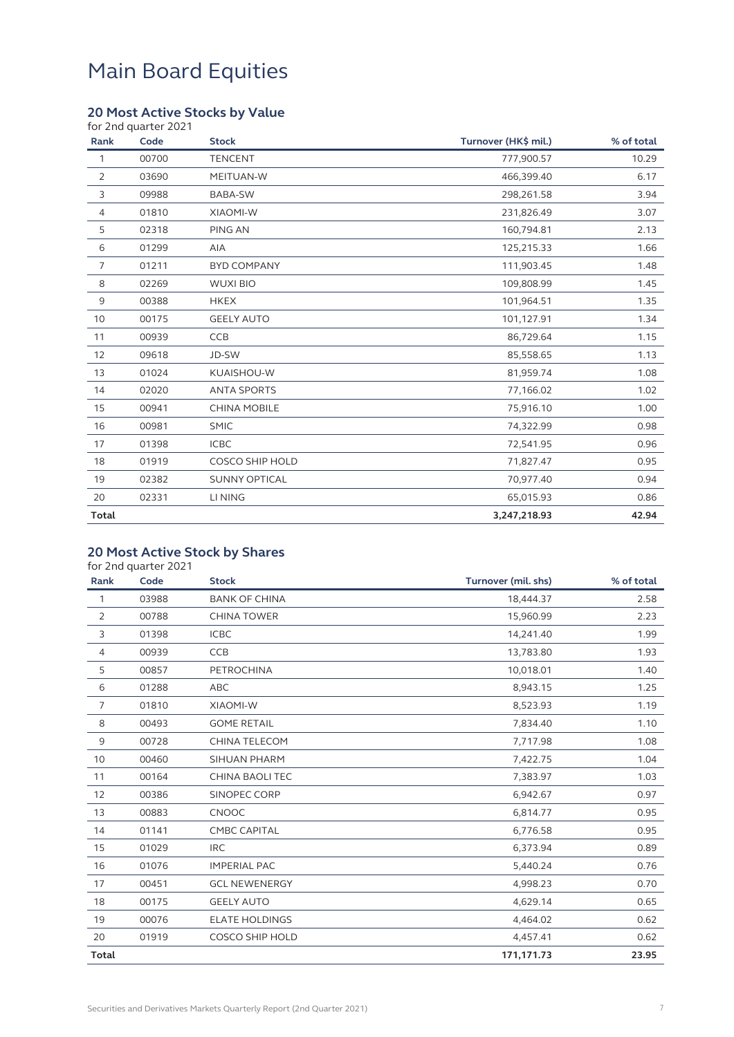# Main Board Equities

## 20 Most Active Stocks by Value

for 2nd quarter 2021

| Rank | Code | Stock | Turnover (HK$ mil.) | % of total |
|---|---|---|---|---|
| 1 | 00700 | TENCENT | 777,900.57 | 10.29 |
| 2 | 03690 | MEITUAN-W | 466,399.40 | 6.17 |
| 3 | 09988 | BABA-SW | 298,261.58 | 3.94 |
| 4 | 01810 | XIAOMI-W | 231,826.49 | 3.07 |
| 5 | 02318 | PING AN | 160,794.81 | 2.13 |
| 6 | 01299 | AIA | 125,215.33 | 1.66 |
| 7 | 01211 | BYD COMPANY | 111,903.45 | 1.48 |
| 8 | 02269 | WUXI BIO | 109,808.99 | 1.45 |
| 9 | 00388 | HKEX | 101,964.51 | 1.35 |
| 10 | 00175 | GEELY AUTO | 101,127.91 | 1.34 |
| 11 | 00939 | CCB | 86,729.64 | 1.15 |
| 12 | 09618 | JD-SW | 85,558.65 | 1.13 |
| 13 | 01024 | KUAISHOU-W | 81,959.74 | 1.08 |
| 14 | 02020 | ANTA SPORTS | 77,166.02 | 1.02 |
| 15 | 00941 | CHINA MOBILE | 75,916.10 | 1.00 |
| 16 | 00981 | SMIC | 74,322.99 | 0.98 |
| 17 | 01398 | ICBC | 72,541.95 | 0.96 |
| 18 | 01919 | COSCO SHIP HOLD | 71,827.47 | 0.95 |
| 19 | 02382 | SUNNY OPTICAL | 70,977.40 | 0.94 |
| 20 | 02331 | LI NING | 65,015.93 | 0.86 |
| **Total** | | | **3,247,218.93** | **42.94** |

## 20 Most Active Stock by Shares

for 2nd quarter 2021

| Rank | Code | Stock | Turnover (mil. shs) | % of total |
|---|---|---|---|---|
| 1 | 03988 | BANK OF CHINA | 18,444.37 | 2.58 |
| 2 | 00788 | CHINA TOWER | 15,960.99 | 2.23 |
| 3 | 01398 | ICBC | 14,241.40 | 1.99 |
| 4 | 00939 | CCB | 13,783.80 | 1.93 |
| 5 | 00857 | PETROCHINA | 10,018.01 | 1.40 |
| 6 | 01288 | ABC | 8,943.15 | 1.25 |
| 7 | 01810 | XIAOMI-W | 8,523.93 | 1.19 |
| 8 | 00493 | GOME RETAIL | 7,834.40 | 1.10 |
| 9 | 00728 | CHINA TELECOM | 7,717.98 | 1.08 |
| 10 | 00460 | SIHUAN PHARM | 7,422.75 | 1.04 |
| 11 | 00164 | CHINA BAOLI TEC | 7,383.97 | 1.03 |
| 12 | 00386 | SINOPEC CORP | 6,942.67 | 0.97 |
| 13 | 00883 | CNOOC | 6,814.77 | 0.95 |
| 14 | 01141 | CMBC CAPITAL | 6,776.58 | 0.95 |
| 15 | 01029 | IRC | 6,373.94 | 0.89 |
| 16 | 01076 | IMPERIAL PAC | 5,440.24 | 0.76 |
| 17 | 00451 | GCL NEWENERGY | 4,998.23 | 0.70 |
| 18 | 00175 | GEELY AUTO | 4,629.14 | 0.65 |
| 19 | 00076 | ELATE HOLDINGS | 4,464.02 | 0.62 |
| 20 | 01919 | COSCO SHIP HOLD | 4,457.41 | 0.62 |
| **Total** | | | **171,171.73** | **23.95** |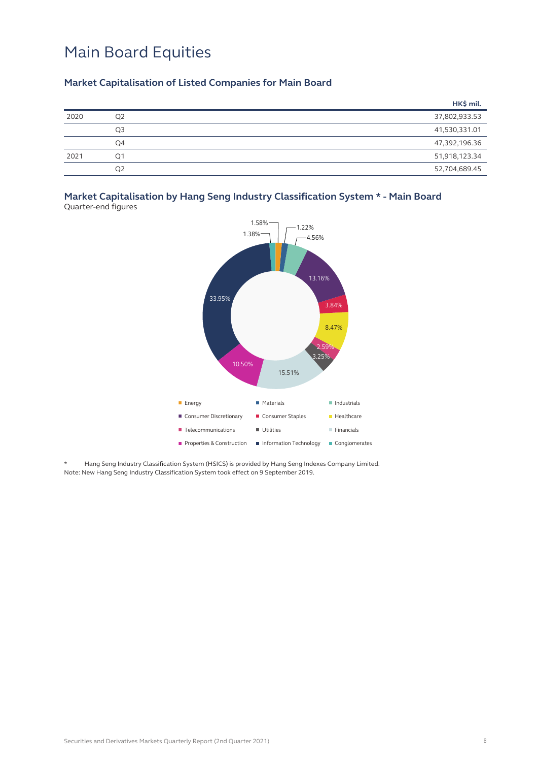# Main Board Equities

## Market Capitalisation of Listed Companies for Main Board

| | | HK$ mil. |
|---|---|---|
| 2020 | Q2 | 37,802,933.53 |
| | Q3 | 41,530,331.01 |
| | Q4 | 47,392,196.36 |
| 2021 | Q1 | 51,918,123.34 |
| | Q2 | 52,704,689.45 |

## Market Capitalisation by Hang Seng Industry Classification System * - Main Board

Quarter-end figures

| Sector | % |
|---|---|
| Energy | 1.58% |
| Materials | 1.22% |
| Industrials | 4.56% |
| Consumer Discretionary | 13.16% |
| Consumer Staples | 3.84% |
| Healthcare | 8.47% |
| Telecommunications | 2.59% |
| Utilities | 3.25% |
| Financials | 15.51% |
| Properties & Construction | 10.50% |
| Information Technology | 33.95% |
| Conglomerates | 1.38% |

\* Hang Seng Industry Classification System (HSICS) is provided by Hang Seng Indexes Company Limited.

Note: New Hang Seng Industry Classification System took effect on 9 September 2019.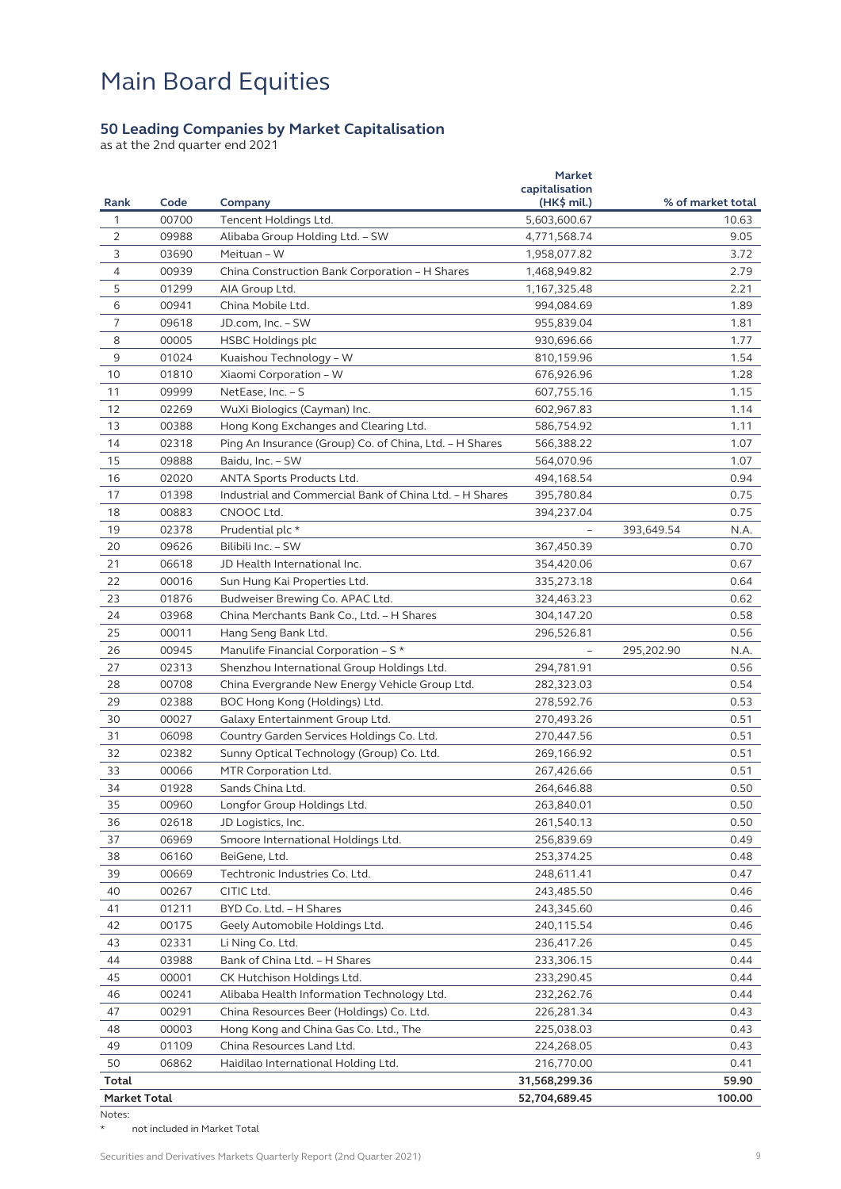# Main Board Equities

## 50 Leading Companies by Market Capitalisation

as at the 2nd quarter end 2021

| Rank | Code | Company | Market capitalisation (HK$ mil.) | | % of market total |
|---|---|---|---|---|---|
| 1 | 00700 | Tencent Holdings Ltd. | 5,603,600.67 | | 10.63 |
| 2 | 09988 | Alibaba Group Holding Ltd. – SW | 4,771,568.74 | | 9.05 |
| 3 | 03690 | Meituan – W | 1,958,077.82 | | 3.72 |
| 4 | 00939 | China Construction Bank Corporation – H Shares | 1,468,949.82 | | 2.79 |
| 5 | 01299 | AIA Group Ltd. | 1,167,325.48 | | 2.21 |
| 6 | 00941 | China Mobile Ltd. | 994,084.69 | | 1.89 |
| 7 | 09618 | JD.com, Inc. – SW | 955,839.04 | | 1.81 |
| 8 | 00005 | HSBC Holdings plc | 930,696.66 | | 1.77 |
| 9 | 01024 | Kuaishou Technology – W | 810,159.96 | | 1.54 |
| 10 | 01810 | Xiaomi Corporation – W | 676,926.96 | | 1.28 |
| 11 | 09999 | NetEase, Inc. – S | 607,755.16 | | 1.15 |
| 12 | 02269 | WuXi Biologics (Cayman) Inc. | 602,967.83 | | 1.14 |
| 13 | 00388 | Hong Kong Exchanges and Clearing Ltd. | 586,754.92 | | 1.11 |
| 14 | 02318 | Ping An Insurance (Group) Co. of China, Ltd. – H Shares | 566,388.22 | | 1.07 |
| 15 | 09888 | Baidu, Inc. – SW | 564,070.96 | | 1.07 |
| 16 | 02020 | ANTA Sports Products Ltd. | 494,168.54 | | 0.94 |
| 17 | 01398 | Industrial and Commercial Bank of China Ltd. – H Shares | 395,780.84 | | 0.75 |
| 18 | 00883 | CNOOC Ltd. | 394,237.04 | | 0.75 |
| 19 | 02378 | Prudential plc * | – | 393,649.54 | N.A. |
| 20 | 09626 | Bilibili Inc. – SW | 367,450.39 | | 0.70 |
| 21 | 06618 | JD Health International Inc. | 354,420.06 | | 0.67 |
| 22 | 00016 | Sun Hung Kai Properties Ltd. | 335,273.18 | | 0.64 |
| 23 | 01876 | Budweiser Brewing Co. APAC Ltd. | 324,463.23 | | 0.62 |
| 24 | 03968 | China Merchants Bank Co., Ltd. – H Shares | 304,147.20 | | 0.58 |
| 25 | 00011 | Hang Seng Bank Ltd. | 296,526.81 | | 0.56 |
| 26 | 00945 | Manulife Financial Corporation – S * | – | 295,202.90 | N.A. |
| 27 | 02313 | Shenzhou International Group Holdings Ltd. | 294,781.91 | | 0.56 |
| 28 | 00708 | China Evergrande New Energy Vehicle Group Ltd. | 282,323.03 | | 0.54 |
| 29 | 02388 | BOC Hong Kong (Holdings) Ltd. | 278,592.76 | | 0.53 |
| 30 | 00027 | Galaxy Entertainment Group Ltd. | 270,493.26 | | 0.51 |
| 31 | 06098 | Country Garden Services Holdings Co. Ltd. | 270,447.56 | | 0.51 |
| 32 | 02382 | Sunny Optical Technology (Group) Co. Ltd. | 269,166.92 | | 0.51 |
| 33 | 00066 | MTR Corporation Ltd. | 267,426.66 | | 0.51 |
| 34 | 01928 | Sands China Ltd. | 264,646.88 | | 0.50 |
| 35 | 00960 | Longfor Group Holdings Ltd. | 263,840.01 | | 0.50 |
| 36 | 02618 | JD Logistics, Inc. | 261,540.13 | | 0.50 |
| 37 | 06969 | Smoore International Holdings Ltd. | 256,839.69 | | 0.49 |
| 38 | 06160 | BeiGene, Ltd. | 253,374.25 | | 0.48 |
| 39 | 00669 | Techtronic Industries Co. Ltd. | 248,611.41 | | 0.47 |
| 40 | 00267 | CITIC Ltd. | 243,485.50 | | 0.46 |
| 41 | 01211 | BYD Co. Ltd. – H Shares | 243,345.60 | | 0.46 |
| 42 | 00175 | Geely Automobile Holdings Ltd. | 240,115.54 | | 0.46 |
| 43 | 02331 | Li Ning Co. Ltd. | 236,417.26 | | 0.45 |
| 44 | 03988 | Bank of China Ltd. – H Shares | 233,306.15 | | 0.44 |
| 45 | 00001 | CK Hutchison Holdings Ltd. | 233,290.45 | | 0.44 |
| 46 | 00241 | Alibaba Health Information Technology Ltd. | 232,262.76 | | 0.44 |
| 47 | 00291 | China Resources Beer (Holdings) Co. Ltd. | 226,281.34 | | 0.43 |
| 48 | 00003 | Hong Kong and China Gas Co. Ltd., The | 225,038.03 | | 0.43 |
| 49 | 01109 | China Resources Land Ltd. | 224,268.05 | | 0.43 |
| 50 | 06862 | Haidilao International Holding Ltd. | 216,770.00 | | 0.41 |
| **Total** | | | **31,568,299.36** | | **59.90** |
| **Market Total** | | | **52,704,689.45** | | **100.00** |

Notes:

\* not included in Market Total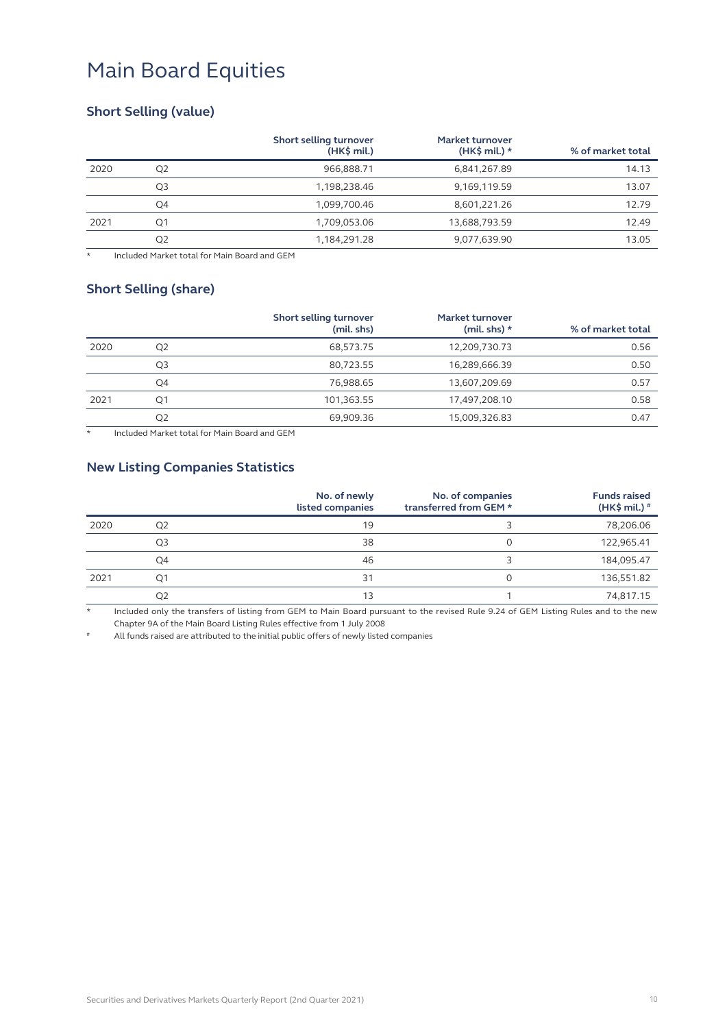# Main Board Equities

## Short Selling (value)

| | | Short selling turnover (HK$ mil.) | Market turnover (HK$ mil.) * | % of market total |
|---|---|---|---|---|
| 2020 | Q2 | 966,888.71 | 6,841,267.89 | 14.13 |
| | Q3 | 1,198,238.46 | 9,169,119.59 | 13.07 |
| | Q4 | 1,099,700.46 | 8,601,221.26 | 12.79 |
| 2021 | Q1 | 1,709,053.06 | 13,688,793.59 | 12.49 |
| | Q2 | 1,184,291.28 | 9,077,639.90 | 13.05 |

\* Included Market total for Main Board and GEM

## Short Selling (share)

| | | Short selling turnover (mil. shs) | Market turnover (mil. shs) * | % of market total |
|---|---|---|---|---|
| 2020 | Q2 | 68,573.75 | 12,209,730.73 | 0.56 |
| | Q3 | 80,723.55 | 16,289,666.39 | 0.50 |
| | Q4 | 76,988.65 | 13,607,209.69 | 0.57 |
| 2021 | Q1 | 101,363.55 | 17,497,208.10 | 0.58 |
| | Q2 | 69,909.36 | 15,009,326.83 | 0.47 |

\* Included Market total for Main Board and GEM

## New Listing Companies Statistics

| | | No. of newly listed companies | No. of companies transferred from GEM * | Funds raised (HK$ mil.) # |
|---|---|---|---|---|
| 2020 | Q2 | 19 | 3 | 78,206.06 |
| | Q3 | 38 | 0 | 122,965.41 |
| | Q4 | 46 | 3 | 184,095.47 |
| 2021 | Q1 | 31 | 0 | 136,551.82 |
| | Q2 | 13 | 1 | 74,817.15 |

\* Included only the transfers of listing from GEM to Main Board pursuant to the revised Rule 9.24 of GEM Listing Rules and to the new Chapter 9A of the Main Board Listing Rules effective from 1 July 2008

\# All funds raised are attributed to the initial public offers of newly listed companies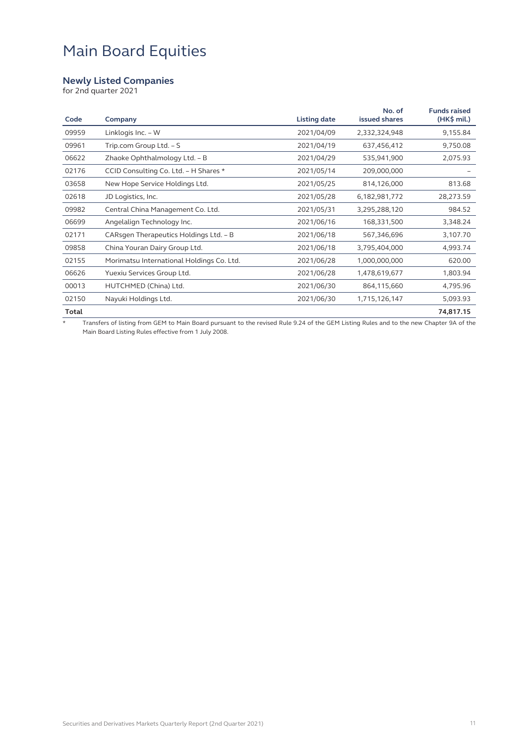# Main Board Equities

## Newly Listed Companies

for 2nd quarter 2021

| Code | Company | Listing date | No. of issued shares | Funds raised (HK$ mil.) |
|---|---|---|---|---|
| 09959 | Linklogis Inc. – W | 2021/04/09 | 2,332,324,948 | 9,155.84 |
| 09961 | Trip.com Group Ltd. – S | 2021/04/19 | 637,456,412 | 9,750.08 |
| 06622 | Zhaoke Ophthalmology Ltd. – B | 2021/04/29 | 535,941,900 | 2,075.93 |
| 02176 | CCID Consulting Co. Ltd. – H Shares * | 2021/05/14 | 209,000,000 | – |
| 03658 | New Hope Service Holdings Ltd. | 2021/05/25 | 814,126,000 | 813.68 |
| 02618 | JD Logistics, Inc. | 2021/05/28 | 6,182,981,772 | 28,273.59 |
| 09982 | Central China Management Co. Ltd. | 2021/05/31 | 3,295,288,120 | 984.52 |
| 06699 | Angelalign Technology Inc. | 2021/06/16 | 168,331,500 | 3,348.24 |
| 02171 | CARsgen Therapeutics Holdings Ltd. – B | 2021/06/18 | 567,346,696 | 3,107.70 |
| 09858 | China Youran Dairy Group Ltd. | 2021/06/18 | 3,795,404,000 | 4,993.74 |
| 02155 | Morimatsu International Holdings Co. Ltd. | 2021/06/28 | 1,000,000,000 | 620.00 |
| 06626 | Yuexiu Services Group Ltd. | 2021/06/28 | 1,478,619,677 | 1,803.94 |
| 00013 | HUTCHMED (China) Ltd. | 2021/06/30 | 864,115,660 | 4,795.96 |
| 02150 | Nayuki Holdings Ltd. | 2021/06/30 | 1,715,126,147 | 5,093.93 |
| **Total** | | | | **74,817.15** |

\* Transfers of listing from GEM to Main Board pursuant to the revised Rule 9.24 of the GEM Listing Rules and to the new Chapter 9A of the Main Board Listing Rules effective from 1 July 2008.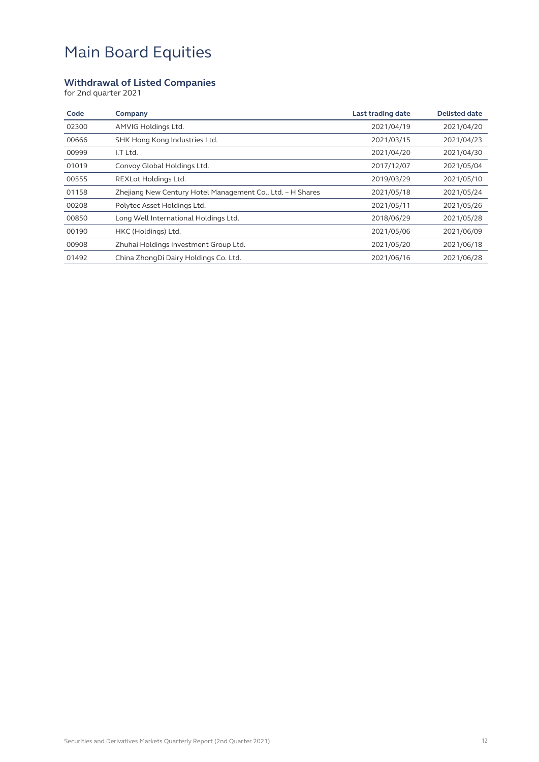# Main Board Equities

## Withdrawal of Listed Companies

for 2nd quarter 2021

| Code | Company | Last trading date | Delisted date |
|---|---|---|---|
| 02300 | AMVIG Holdings Ltd. | 2021/04/19 | 2021/04/20 |
| 00666 | SHK Hong Kong Industries Ltd. | 2021/03/15 | 2021/04/23 |
| 00999 | I.T Ltd. | 2021/04/20 | 2021/04/30 |
| 01019 | Convoy Global Holdings Ltd. | 2017/12/07 | 2021/05/04 |
| 00555 | REXLot Holdings Ltd. | 2019/03/29 | 2021/05/10 |
| 01158 | Zhejiang New Century Hotel Management Co., Ltd. – H Shares | 2021/05/18 | 2021/05/24 |
| 00208 | Polytec Asset Holdings Ltd. | 2021/05/11 | 2021/05/26 |
| 00850 | Long Well International Holdings Ltd. | 2018/06/29 | 2021/05/28 |
| 00190 | HKC (Holdings) Ltd. | 2021/05/06 | 2021/06/09 |
| 00908 | Zhuhai Holdings Investment Group Ltd. | 2021/05/20 | 2021/06/18 |
| 01492 | China ZhongDi Dairy Holdings Co. Ltd. | 2021/06/16 | 2021/06/28 |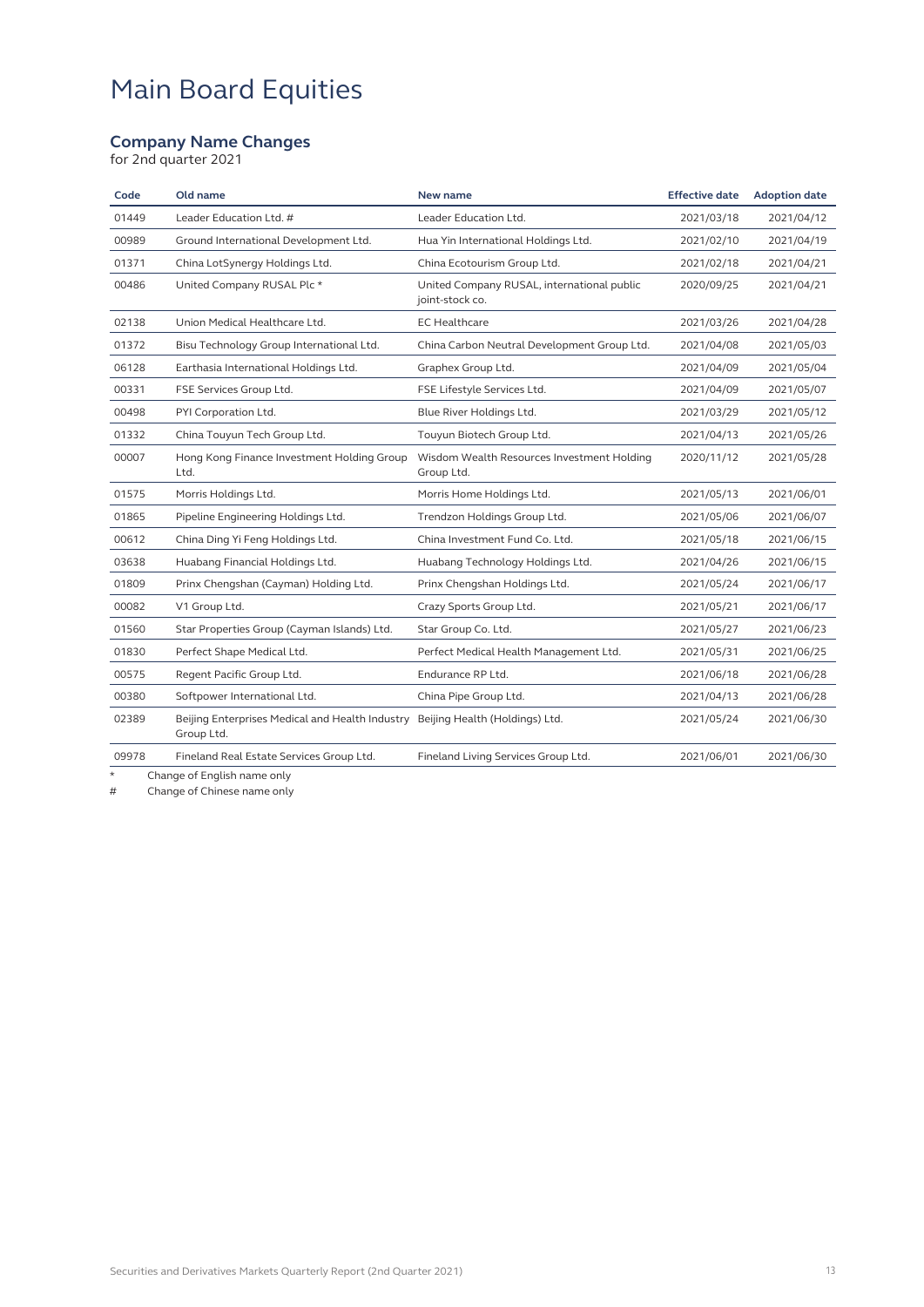# Main Board Equities

## Company Name Changes

for 2nd quarter 2021

| Code | Old name | New name | Effective date | Adoption date |
|---|---|---|---|---|
| 01449 | Leader Education Ltd. # | Leader Education Ltd. | 2021/03/18 | 2021/04/12 |
| 00989 | Ground International Development Ltd. | Hua Yin International Holdings Ltd. | 2021/02/10 | 2021/04/19 |
| 01371 | China LotSynergy Holdings Ltd. | China Ecotourism Group Ltd. | 2021/02/18 | 2021/04/21 |
| 00486 | United Company RUSAL Plc * | United Company RUSAL, international public joint-stock co. | 2020/09/25 | 2021/04/21 |
| 02138 | Union Medical Healthcare Ltd. | EC Healthcare | 2021/03/26 | 2021/04/28 |
| 01372 | Bisu Technology Group International Ltd. | China Carbon Neutral Development Group Ltd. | 2021/04/08 | 2021/05/03 |
| 06128 | Earthasia International Holdings Ltd. | Graphex Group Ltd. | 2021/04/09 | 2021/05/04 |
| 00331 | FSE Services Group Ltd. | FSE Lifestyle Services Ltd. | 2021/04/09 | 2021/05/07 |
| 00498 | PYI Corporation Ltd. | Blue River Holdings Ltd. | 2021/03/29 | 2021/05/12 |
| 01332 | China Touyun Tech Group Ltd. | Touyun Biotech Group Ltd. | 2021/04/13 | 2021/05/26 |
| 00007 | Hong Kong Finance Investment Holding Group Ltd. | Wisdom Wealth Resources Investment Holding Group Ltd. | 2020/11/12 | 2021/05/28 |
| 01575 | Morris Holdings Ltd. | Morris Home Holdings Ltd. | 2021/05/13 | 2021/06/01 |
| 01865 | Pipeline Engineering Holdings Ltd. | Trendzon Holdings Group Ltd. | 2021/05/06 | 2021/06/07 |
| 00612 | China Ding Yi Feng Holdings Ltd. | China Investment Fund Co. Ltd. | 2021/05/18 | 2021/06/15 |
| 03638 | Huabang Financial Holdings Ltd. | Huabang Technology Holdings Ltd. | 2021/04/26 | 2021/06/15 |
| 01809 | Prinx Chengshan (Cayman) Holding Ltd. | Prinx Chengshan Holdings Ltd. | 2021/05/24 | 2021/06/17 |
| 00082 | V1 Group Ltd. | Crazy Sports Group Ltd. | 2021/05/21 | 2021/06/17 |
| 01560 | Star Properties Group (Cayman Islands) Ltd. | Star Group Co. Ltd. | 2021/05/27 | 2021/06/23 |
| 01830 | Perfect Shape Medical Ltd. | Perfect Medical Health Management Ltd. | 2021/05/31 | 2021/06/25 |
| 00575 | Regent Pacific Group Ltd. | Endurance RP Ltd. | 2021/06/18 | 2021/06/28 |
| 00380 | Softpower International Ltd. | China Pipe Group Ltd. | 2021/04/13 | 2021/06/28 |
| 02389 | Beijing Enterprises Medical and Health Industry Group Ltd. | Beijing Health (Holdings) Ltd. | 2021/05/24 | 2021/06/30 |
| 09978 | Fineland Real Estate Services Group Ltd. | Fineland Living Services Group Ltd. | 2021/06/01 | 2021/06/30 |

\* Change of English name only

\# Change of Chinese name only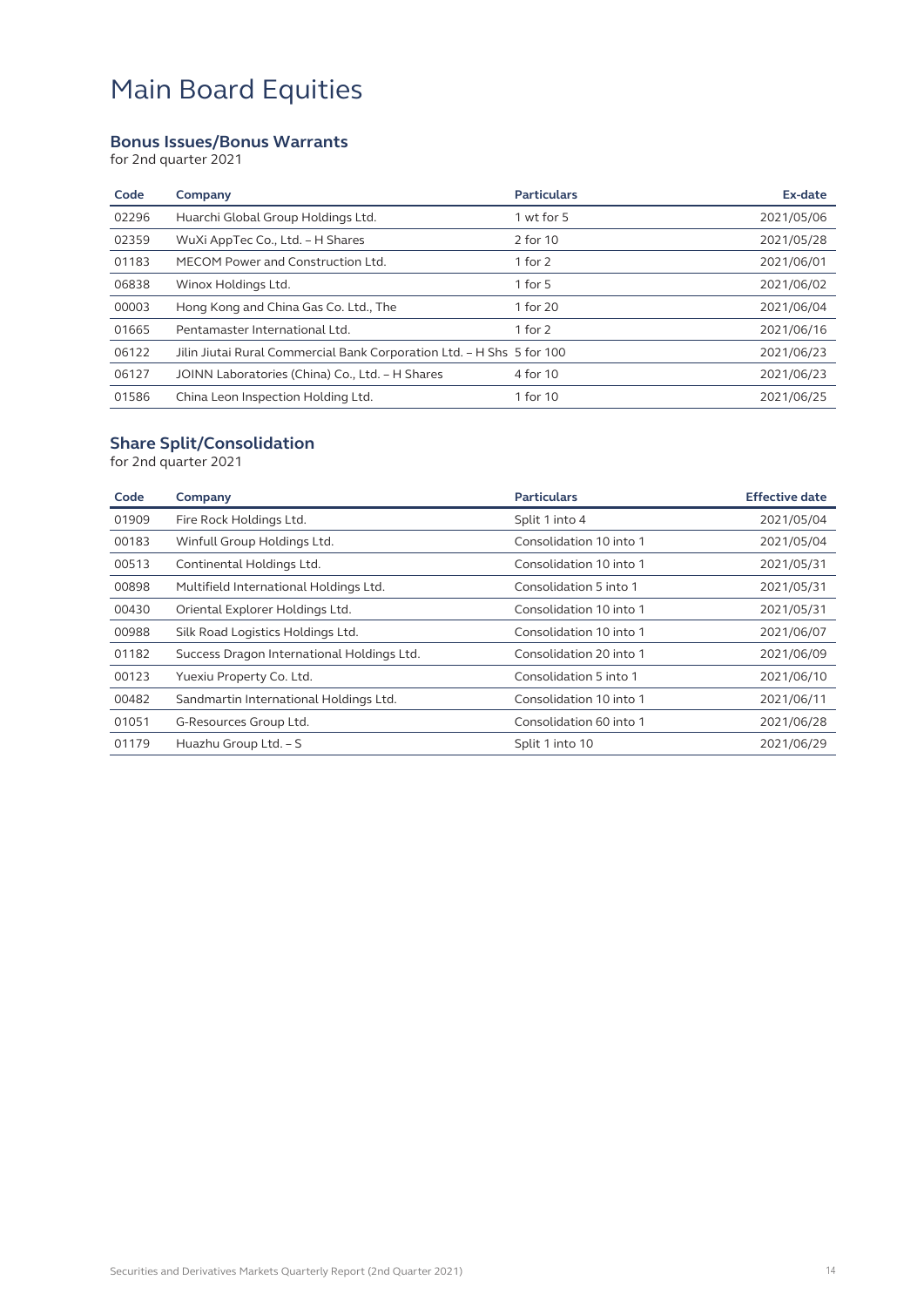# Main Board Equities

## Bonus Issues/Bonus Warrants

for 2nd quarter 2021

| Code | Company | Particulars | Ex-date |
|---|---|---|---|
| 02296 | Huarchi Global Group Holdings Ltd. | 1 wt for 5 | 2021/05/06 |
| 02359 | WuXi AppTec Co., Ltd. – H Shares | 2 for 10 | 2021/05/28 |
| 01183 | MECOM Power and Construction Ltd. | 1 for 2 | 2021/06/01 |
| 06838 | Winox Holdings Ltd. | 1 for 5 | 2021/06/02 |
| 00003 | Hong Kong and China Gas Co. Ltd., The | 1 for 20 | 2021/06/04 |
| 01665 | Pentamaster International Ltd. | 1 for 2 | 2021/06/16 |
| 06122 | Jilin Jiutai Rural Commercial Bank Corporation Ltd. – H Shs | 5 for 100 | 2021/06/23 |
| 06127 | JOINN Laboratories (China) Co., Ltd. – H Shares | 4 for 10 | 2021/06/23 |
| 01586 | China Leon Inspection Holding Ltd. | 1 for 10 | 2021/06/25 |

## Share Split/Consolidation

for 2nd quarter 2021

| Code | Company | Particulars | Effective date |
|---|---|---|---|
| 01909 | Fire Rock Holdings Ltd. | Split 1 into 4 | 2021/05/04 |
| 00183 | Winfull Group Holdings Ltd. | Consolidation 10 into 1 | 2021/05/04 |
| 00513 | Continental Holdings Ltd. | Consolidation 10 into 1 | 2021/05/31 |
| 00898 | Multifield International Holdings Ltd. | Consolidation 5 into 1 | 2021/05/31 |
| 00430 | Oriental Explorer Holdings Ltd. | Consolidation 10 into 1 | 2021/05/31 |
| 00988 | Silk Road Logistics Holdings Ltd. | Consolidation 10 into 1 | 2021/06/07 |
| 01182 | Success Dragon International Holdings Ltd. | Consolidation 20 into 1 | 2021/06/09 |
| 00123 | Yuexiu Property Co. Ltd. | Consolidation 5 into 1 | 2021/06/10 |
| 00482 | Sandmartin International Holdings Ltd. | Consolidation 10 into 1 | 2021/06/11 |
| 01051 | G-Resources Group Ltd. | Consolidation 60 into 1 | 2021/06/28 |
| 01179 | Huazhu Group Ltd. – S | Split 1 into 10 | 2021/06/29 |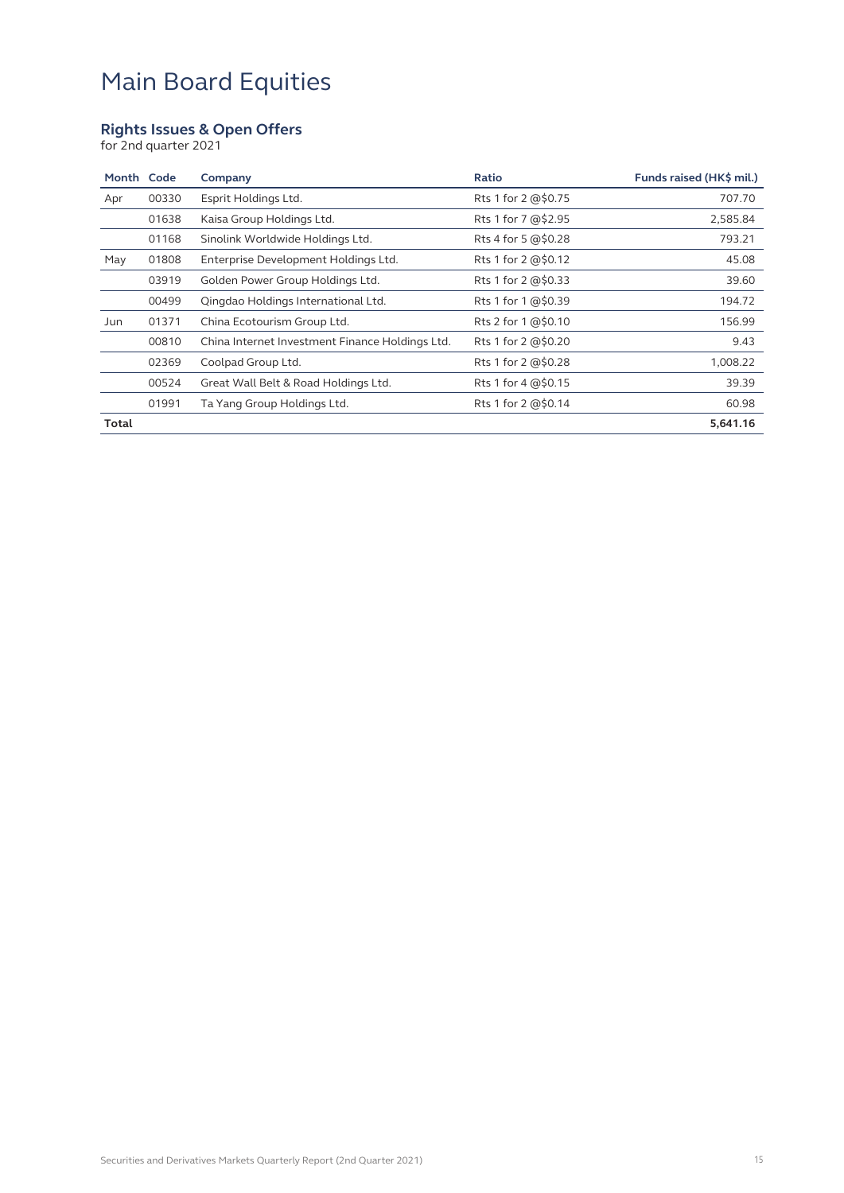# Main Board Equities

## Rights Issues & Open Offers

for 2nd quarter 2021

| Month | Code | Company | Ratio | Funds raised (HK$ mil.) |
|---|---|---|---|---|
| Apr | 00330 | Esprit Holdings Ltd. | Rts 1 for 2 @$0.75 | 707.70 |
| | 01638 | Kaisa Group Holdings Ltd. | Rts 1 for 7 @$2.95 | 2,585.84 |
| | 01168 | Sinolink Worldwide Holdings Ltd. | Rts 4 for 5 @$0.28 | 793.21 |
| May | 01808 | Enterprise Development Holdings Ltd. | Rts 1 for 2 @$0.12 | 45.08 |
| | 03919 | Golden Power Group Holdings Ltd. | Rts 1 for 2 @$0.33 | 39.60 |
| | 00499 | Qingdao Holdings International Ltd. | Rts 1 for 1 @$0.39 | 194.72 |
| Jun | 01371 | China Ecotourism Group Ltd. | Rts 2 for 1 @$0.10 | 156.99 |
| | 00810 | China Internet Investment Finance Holdings Ltd. | Rts 1 for 2 @$0.20 | 9.43 |
| | 02369 | Coolpad Group Ltd. | Rts 1 for 2 @$0.28 | 1,008.22 |
| | 00524 | Great Wall Belt & Road Holdings Ltd. | Rts 1 for 4 @$0.15 | 39.39 |
| | 01991 | Ta Yang Group Holdings Ltd. | Rts 1 for 2 @$0.14 | 60.98 |
| **Total** | | | | **5,641.16** |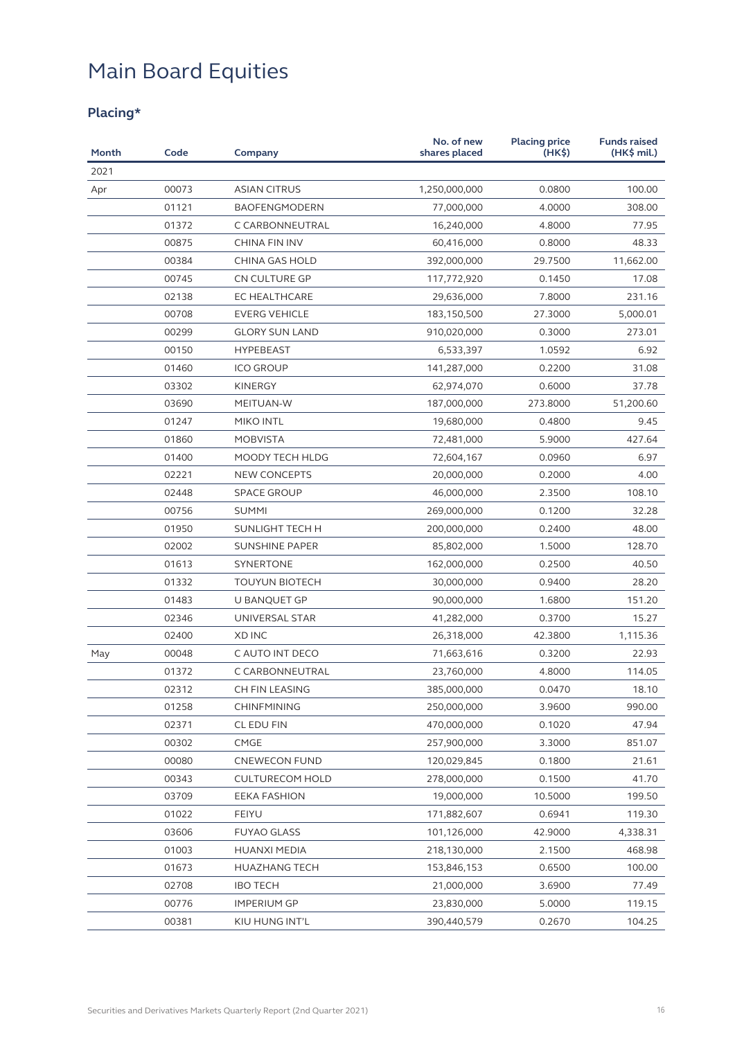# Main Board Equities

## Placing*

| Month | Code | Company | No. of new shares placed | Placing price (HK$) | Funds raised (HK$ mil.) |
|---|---|---|---|---|---|
| 2021 | | | | | |
| Apr | 00073 | ASIAN CITRUS | 1,250,000,000 | 0.0800 | 100.00 |
| | 01121 | BAOFENGMODERN | 77,000,000 | 4.0000 | 308.00 |
| | 01372 | C CARBONNEUTRAL | 16,240,000 | 4.8000 | 77.95 |
| | 00875 | CHINA FIN INV | 60,416,000 | 0.8000 | 48.33 |
| | 00384 | CHINA GAS HOLD | 392,000,000 | 29.7500 | 11,662.00 |
| | 00745 | CN CULTURE GP | 117,772,920 | 0.1450 | 17.08 |
| | 02138 | EC HEALTHCARE | 29,636,000 | 7.8000 | 231.16 |
| | 00708 | EVERG VEHICLE | 183,150,500 | 27.3000 | 5,000.01 |
| | 00299 | GLORY SUN LAND | 910,020,000 | 0.3000 | 273.01 |
| | 00150 | HYPEBEAST | 6,533,397 | 1.0592 | 6.92 |
| | 01460 | ICO GROUP | 141,287,000 | 0.2200 | 31.08 |
| | 03302 | KINERGY | 62,974,070 | 0.6000 | 37.78 |
| | 03690 | MEITUAN-W | 187,000,000 | 273.8000 | 51,200.60 |
| | 01247 | MIKO INTL | 19,680,000 | 0.4800 | 9.45 |
| | 01860 | MOBVISTA | 72,481,000 | 5.9000 | 427.64 |
| | 01400 | MOODY TECH HLDG | 72,604,167 | 0.0960 | 6.97 |
| | 02221 | NEW CONCEPTS | 20,000,000 | 0.2000 | 4.00 |
| | 02448 | SPACE GROUP | 46,000,000 | 2.3500 | 108.10 |
| | 00756 | SUMMI | 269,000,000 | 0.1200 | 32.28 |
| | 01950 | SUNLIGHT TECH H | 200,000,000 | 0.2400 | 48.00 |
| | 02002 | SUNSHINE PAPER | 85,802,000 | 1.5000 | 128.70 |
| | 01613 | SYNERTONE | 162,000,000 | 0.2500 | 40.50 |
| | 01332 | TOUYUN BIOTECH | 30,000,000 | 0.9400 | 28.20 |
| | 01483 | U BANQUET GP | 90,000,000 | 1.6800 | 151.20 |
| | 02346 | UNIVERSAL STAR | 41,282,000 | 0.3700 | 15.27 |
| | 02400 | XD INC | 26,318,000 | 42.3800 | 1,115.36 |
| May | 00048 | C AUTO INT DECO | 71,663,616 | 0.3200 | 22.93 |
| | 01372 | C CARBONNEUTRAL | 23,760,000 | 4.8000 | 114.05 |
| | 02312 | CH FIN LEASING | 385,000,000 | 0.0470 | 18.10 |
| | 01258 | CHINFMINING | 250,000,000 | 3.9600 | 990.00 |
| | 02371 | CL EDU FIN | 470,000,000 | 0.1020 | 47.94 |
| | 00302 | CMGE | 257,900,000 | 3.3000 | 851.07 |
| | 00080 | CNEWECON FUND | 120,029,845 | 0.1800 | 21.61 |
| | 00343 | CULTURECOM HOLD | 278,000,000 | 0.1500 | 41.70 |
| | 03709 | EEKA FASHION | 19,000,000 | 10.5000 | 199.50 |
| | 01022 | FEIYU | 171,882,607 | 0.6941 | 119.30 |
| | 03606 | FUYAO GLASS | 101,126,000 | 42.9000 | 4,338.31 |
| | 01003 | HUANXI MEDIA | 218,130,000 | 2.1500 | 468.98 |
| | 01673 | HUAZHANG TECH | 153,846,153 | 0.6500 | 100.00 |
| | 02708 | IBO TECH | 21,000,000 | 3.6900 | 77.49 |
| | 00776 | IMPERIUM GP | 23,830,000 | 5.0000 | 119.15 |
| | 00381 | KIU HUNG INT'L | 390,440,579 | 0.2670 | 104.25 |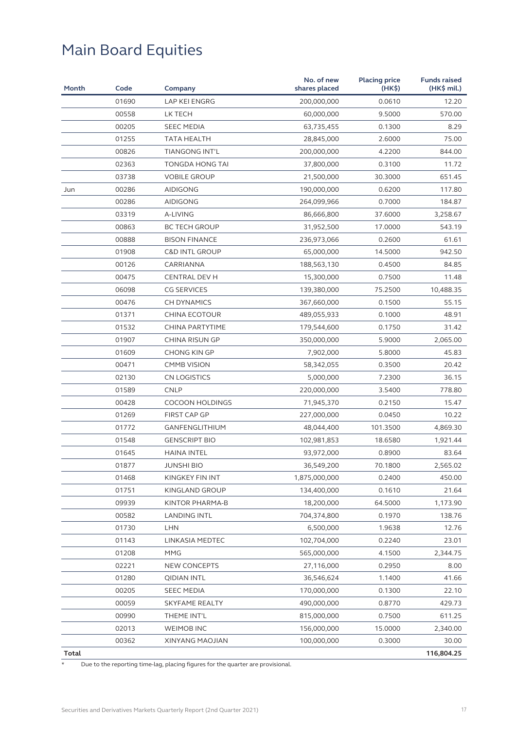# Main Board Equities

| Month | Code | Company | No. of new shares placed | Placing price (HK$) | Funds raised (HK$ mil.) |
|---|---|---|---|---|---|
| | 01690 | LAP KEI ENGRG | 200,000,000 | 0.0610 | 12.20 |
| | 00558 | LK TECH | 60,000,000 | 9.5000 | 570.00 |
| | 00205 | SEEC MEDIA | 63,735,455 | 0.1300 | 8.29 |
| | 01255 | TATA HEALTH | 28,845,000 | 2.6000 | 75.00 |
| | 00826 | TIANGONG INT'L | 200,000,000 | 4.2200 | 844.00 |
| | 02363 | TONGDA HONG TAI | 37,800,000 | 0.3100 | 11.72 |
| | 03738 | VOBILE GROUP | 21,500,000 | 30.3000 | 651.45 |
| Jun | 00286 | AIDIGONG | 190,000,000 | 0.6200 | 117.80 |
| | 00286 | AIDIGONG | 264,099,966 | 0.7000 | 184.87 |
| | 03319 | A-LIVING | 86,666,800 | 37.6000 | 3,258.67 |
| | 00863 | BC TECH GROUP | 31,952,500 | 17.0000 | 543.19 |
| | 00888 | BISON FINANCE | 236,973,066 | 0.2600 | 61.61 |
| | 01908 | C&D INTL GROUP | 65,000,000 | 14.5000 | 942.50 |
| | 00126 | CARRIANNA | 188,563,130 | 0.4500 | 84.85 |
| | 00475 | CENTRAL DEV H | 15,300,000 | 0.7500 | 11.48 |
| | 06098 | CG SERVICES | 139,380,000 | 75.2500 | 10,488.35 |
| | 00476 | CH DYNAMICS | 367,660,000 | 0.1500 | 55.15 |
| | 01371 | CHINA ECOTOUR | 489,055,933 | 0.1000 | 48.91 |
| | 01532 | CHINA PARTYTIME | 179,544,600 | 0.1750 | 31.42 |
| | 01907 | CHINA RISUN GP | 350,000,000 | 5.9000 | 2,065.00 |
| | 01609 | CHONG KIN GP | 7,902,000 | 5.8000 | 45.83 |
| | 00471 | CMMB VISION | 58,342,055 | 0.3500 | 20.42 |
| | 02130 | CN LOGISTICS | 5,000,000 | 7.2300 | 36.15 |
| | 01589 | CNLP | 220,000,000 | 3.5400 | 778.80 |
| | 00428 | COCOON HOLDINGS | 71,945,370 | 0.2150 | 15.47 |
| | 01269 | FIRST CAP GP | 227,000,000 | 0.0450 | 10.22 |
| | 01772 | GANFENGLITHIUM | 48,044,400 | 101.3500 | 4,869.30 |
| | 01548 | GENSCRIPT BIO | 102,981,853 | 18.6580 | 1,921.44 |
| | 01645 | HAINA INTEL | 93,972,000 | 0.8900 | 83.64 |
| | 01877 | JUNSHI BIO | 36,549,200 | 70.1800 | 2,565.02 |
| | 01468 | KINGKEY FIN INT | 1,875,000,000 | 0.2400 | 450.00 |
| | 01751 | KINGLAND GROUP | 134,400,000 | 0.1610 | 21.64 |
| | 09939 | KINTOR PHARMA-B | 18,200,000 | 64.5000 | 1,173.90 |
| | 00582 | LANDING INTL | 704,374,800 | 0.1970 | 138.76 |
| | 01730 | LHN | 6,500,000 | 1.9638 | 12.76 |
| | 01143 | LINKASIA MEDTEC | 102,704,000 | 0.2240 | 23.01 |
| | 01208 | MMG | 565,000,000 | 4.1500 | 2,344.75 |
| | 02221 | NEW CONCEPTS | 27,116,000 | 0.2950 | 8.00 |
| | 01280 | QIDIAN INTL | 36,546,624 | 1.1400 | 41.66 |
| | 00205 | SEEC MEDIA | 170,000,000 | 0.1300 | 22.10 |
| | 00059 | SKYFAME REALTY | 490,000,000 | 0.8770 | 429.73 |
| | 00990 | THEME INT'L | 815,000,000 | 0.7500 | 611.25 |
| | 02013 | WEIMOB INC | 156,000,000 | 15.0000 | 2,340.00 |
| | 00362 | XINYANG MAOJIAN | 100,000,000 | 0.3000 | 30.00 |
| **Total** | | | | | **116,804.25** |

\* Due to the reporting time-lag, placing figures for the quarter are provisional.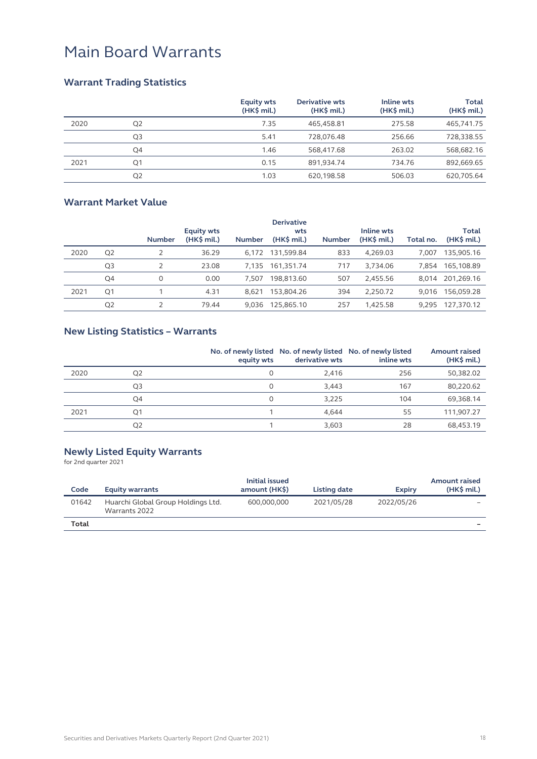# Main Board Warrants

## Warrant Trading Statistics

| | | Equity wts (HK$ mil.) | Derivative wts (HK$ mil.) | Inline wts (HK$ mil.) | Total (HK$ mil.) |
|---|---|---|---|---|---|
| 2020 | Q2 | 7.35 | 465,458.81 | 275.58 | 465,741.75 |
| | Q3 | 5.41 | 728,076.48 | 256.66 | 728,338.55 |
| | Q4 | 1.46 | 568,417.68 | 263.02 | 568,682.16 |
| 2021 | Q1 | 0.15 | 891,934.74 | 734.76 | 892,669.65 |
| | Q2 | 1.03 | 620,198.58 | 506.03 | 620,705.64 |

## Warrant Market Value

| | | Number | Equity wts (HK$ mil.) | Number | Derivative wts (HK$ mil.) | Number | Inline wts (HK$ mil.) | Total no. | Total (HK$ mil.) |
|---|---|---|---|---|---|---|---|---|---|
| 2020 | Q2 | 2 | 36.29 | 6,172 | 131,599.84 | 833 | 4,269.03 | 7,007 | 135,905.16 |
| | Q3 | 2 | 23.08 | 7,135 | 161,351.74 | 717 | 3,734.06 | 7,854 | 165,108.89 |
| | Q4 | 0 | 0.00 | 7,507 | 198,813.60 | 507 | 2,455.56 | 8,014 | 201,269.16 |
| 2021 | Q1 | 1 | 4.31 | 8,621 | 153,804.26 | 394 | 2,250.72 | 9,016 | 156,059.28 |
| | Q2 | 2 | 79.44 | 9,036 | 125,865.10 | 257 | 1,425.58 | 9,295 | 127,370.12 |

## New Listing Statistics – Warrants

| | | No. of newly listed equity wts | No. of newly listed derivative wts | No. of newly listed inline wts | Amount raised (HK$ mil.) |
|---|---|---|---|---|---|
| 2020 | Q2 | 0 | 2,416 | 256 | 50,382.02 |
| | Q3 | 0 | 3,443 | 167 | 80,220.62 |
| | Q4 | 0 | 3,225 | 104 | 69,368.14 |
| 2021 | Q1 | 1 | 4,644 | 55 | 111,907.27 |
| | Q2 | 1 | 3,603 | 28 | 68,453.19 |

## Newly Listed Equity Warrants

for 2nd quarter 2021

| Code | Equity warrants | Initial issued amount (HK$) | Listing date | Expiry | Amount raised (HK$ mil.) |
|---|---|---|---|---|---|
| 01642 | Huarchi Global Group Holdings Ltd. Warrants 2022 | 600,000,000 | 2021/05/28 | 2022/05/26 | – |
| **Total** | | | | | **–** |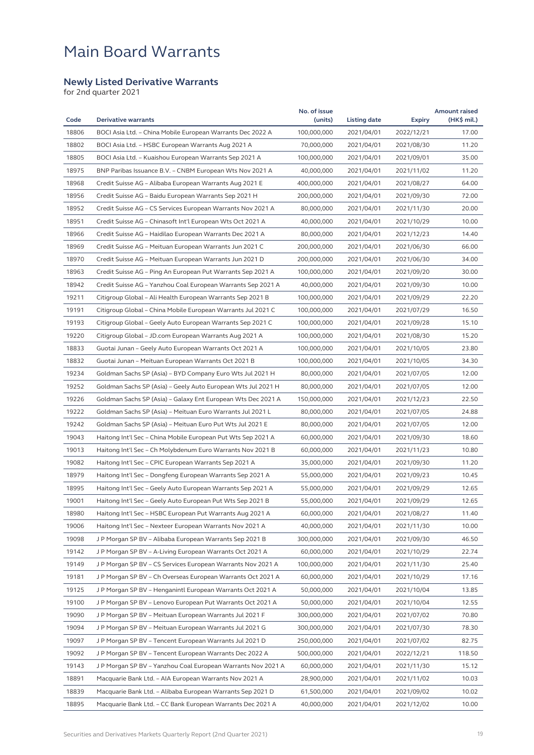# Main Board Warrants

## Newly Listed Derivative Warrants

for 2nd quarter 2021

| Code | Derivative warrants | No. of issue (units) | Listing date | Expiry | Amount raised (HK$ mil.) |
|---|---|---|---|---|---|
| 18806 | BOCI Asia Ltd. – China Mobile European Warrants Dec 2022 A | 100,000,000 | 2021/04/01 | 2022/12/21 | 17.00 |
| 18802 | BOCI Asia Ltd. – HSBC European Warrants Aug 2021 A | 70,000,000 | 2021/04/01 | 2021/08/30 | 11.20 |
| 18805 | BOCI Asia Ltd. – Kuaishou European Warrants Sep 2021 A | 100,000,000 | 2021/04/01 | 2021/09/01 | 35.00 |
| 18975 | BNP Paribas Issuance B.V. – CNBM European Wts Nov 2021 A | 40,000,000 | 2021/04/01 | 2021/11/02 | 11.20 |
| 18968 | Credit Suisse AG – Alibaba European Warrants Aug 2021 E | 400,000,000 | 2021/04/01 | 2021/08/27 | 64.00 |
| 18956 | Credit Suisse AG – Baidu European Warrants Sep 2021 H | 200,000,000 | 2021/04/01 | 2021/09/30 | 72.00 |
| 18952 | Credit Suisse AG – CS Services European Warrants Nov 2021 A | 80,000,000 | 2021/04/01 | 2021/11/30 | 20.00 |
| 18951 | Credit Suisse AG – Chinasoft Int'l European Wts Oct 2021 A | 40,000,000 | 2021/04/01 | 2021/10/29 | 10.00 |
| 18966 | Credit Suisse AG – Haidilao European Warrants Dec 2021 A | 80,000,000 | 2021/04/01 | 2021/12/23 | 14.40 |
| 18969 | Credit Suisse AG – Meituan European Warrants Jun 2021 C | 200,000,000 | 2021/04/01 | 2021/06/30 | 66.00 |
| 18970 | Credit Suisse AG – Meituan European Warrants Jun 2021 D | 200,000,000 | 2021/04/01 | 2021/06/30 | 34.00 |
| 18963 | Credit Suisse AG – Ping An European Put Warrants Sep 2021 A | 100,000,000 | 2021/04/01 | 2021/09/20 | 30.00 |
| 18942 | Credit Suisse AG – Yanzhou Coal European Warrants Sep 2021 A | 40,000,000 | 2021/04/01 | 2021/09/30 | 10.00 |
| 19211 | Citigroup Global – Ali Health European Warrants Sep 2021 B | 100,000,000 | 2021/04/01 | 2021/09/29 | 22.20 |
| 19191 | Citigroup Global – China Mobile European Warrants Jul 2021 C | 100,000,000 | 2021/04/01 | 2021/07/29 | 16.50 |
| 19193 | Citigroup Global – Geely Auto European Warrants Sep 2021 C | 100,000,000 | 2021/04/01 | 2021/09/28 | 15.10 |
| 19220 | Citigroup Global – JD.com European Warrants Aug 2021 A | 100,000,000 | 2021/04/01 | 2021/08/30 | 15.20 |
| 18833 | Guotai Junan – Geely Auto European Warrants Oct 2021 A | 100,000,000 | 2021/04/01 | 2021/10/05 | 23.80 |
| 18832 | Guotai Junan – Meituan European Warrants Oct 2021 B | 100,000,000 | 2021/04/01 | 2021/10/05 | 34.30 |
| 19234 | Goldman Sachs SP (Asia) – BYD Company Euro Wts Jul 2021 H | 80,000,000 | 2021/04/01 | 2021/07/05 | 12.00 |
| 19252 | Goldman Sachs SP (Asia) – Geely Auto European Wts Jul 2021 H | 80,000,000 | 2021/04/01 | 2021/07/05 | 12.00 |
| 19226 | Goldman Sachs SP (Asia) – Galaxy Ent European Wts Dec 2021 A | 150,000,000 | 2021/04/01 | 2021/12/23 | 22.50 |
| 19222 | Goldman Sachs SP (Asia) – Meituan Euro Warrants Jul 2021 L | 80,000,000 | 2021/04/01 | 2021/07/05 | 24.88 |
| 19242 | Goldman Sachs SP (Asia) – Meituan Euro Put Wts Jul 2021 E | 80,000,000 | 2021/04/01 | 2021/07/05 | 12.00 |
| 19043 | Haitong Int'l Sec – China Mobile European Put Wts Sep 2021 A | 60,000,000 | 2021/04/01 | 2021/09/30 | 18.60 |
| 19013 | Haitong Int'l Sec – Ch Molybdenum Euro Warrants Nov 2021 B | 60,000,000 | 2021/04/01 | 2021/11/23 | 10.80 |
| 19082 | Haitong Int'l Sec – CPIC European Warrants Sep 2021 A | 35,000,000 | 2021/04/01 | 2021/09/30 | 11.20 |
| 18979 | Haitong Int'l Sec – Dongfeng European Warrants Sep 2021 A | 55,000,000 | 2021/04/01 | 2021/09/23 | 10.45 |
| 18995 | Haitong Int'l Sec – Geely Auto European Warrants Sep 2021 A | 55,000,000 | 2021/04/01 | 2021/09/29 | 12.65 |
| 19001 | Haitong Int'l Sec – Geely Auto European Put Wts Sep 2021 B | 55,000,000 | 2021/04/01 | 2021/09/29 | 12.65 |
| 18980 | Haitong Int'l Sec – HSBC European Put Warrants Aug 2021 A | 60,000,000 | 2021/04/01 | 2021/08/27 | 11.40 |
| 19006 | Haitong Int'l Sec – Nexteer European Warrants Nov 2021 A | 40,000,000 | 2021/04/01 | 2021/11/30 | 10.00 |
| 19098 | J P Morgan SP BV – Alibaba European Warrants Sep 2021 B | 300,000,000 | 2021/04/01 | 2021/09/30 | 46.50 |
| 19142 | J P Morgan SP BV – A-Living European Warrants Oct 2021 A | 60,000,000 | 2021/04/01 | 2021/10/29 | 22.74 |
| 19149 | J P Morgan SP BV – CS Services European Warrants Nov 2021 A | 100,000,000 | 2021/04/01 | 2021/11/30 | 25.40 |
| 19181 | J P Morgan SP BV – Ch Overseas European Warrants Oct 2021 A | 60,000,000 | 2021/04/01 | 2021/10/29 | 17.16 |
| 19125 | J P Morgan SP BV – Henganintl European Warrants Oct 2021 A | 50,000,000 | 2021/04/01 | 2021/10/04 | 13.85 |
| 19100 | J P Morgan SP BV – Lenovo European Put Warrants Oct 2021 A | 50,000,000 | 2021/04/01 | 2021/10/04 | 12.55 |
| 19090 | J P Morgan SP BV – Meituan European Warrants Jul 2021 F | 300,000,000 | 2021/04/01 | 2021/07/02 | 70.80 |
| 19094 | J P Morgan SP BV – Meituan European Warrants Jul 2021 G | 300,000,000 | 2021/04/01 | 2021/07/30 | 78.30 |
| 19097 | J P Morgan SP BV – Tencent European Warrants Jul 2021 D | 250,000,000 | 2021/04/01 | 2021/07/02 | 82.75 |
| 19092 | J P Morgan SP BV – Tencent European Warrants Dec 2022 A | 500,000,000 | 2021/04/01 | 2022/12/21 | 118.50 |
| 19143 | J P Morgan SP BV – Yanzhou Coal European Warrants Nov 2021 A | 60,000,000 | 2021/04/01 | 2021/11/30 | 15.12 |
| 18891 | Macquarie Bank Ltd. – AIA European Warrants Nov 2021 A | 28,900,000 | 2021/04/01 | 2021/11/02 | 10.03 |
| 18839 | Macquarie Bank Ltd. – Alibaba European Warrants Sep 2021 D | 61,500,000 | 2021/04/01 | 2021/09/02 | 10.02 |
| 18895 | Macquarie Bank Ltd. – CC Bank European Warrants Dec 2021 A | 40,000,000 | 2021/04/01 | 2021/12/02 | 10.00 |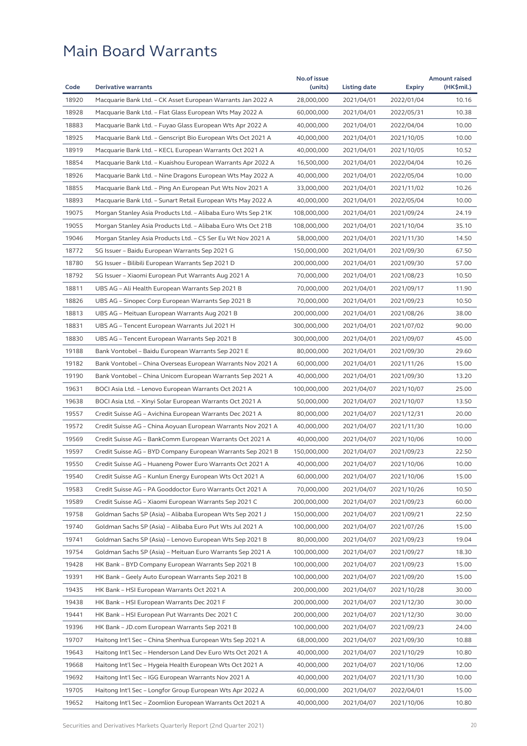# Main Board Warrants

| Code | Derivative warrants | No.of issue (units) | Listing date | Expiry | Amount raised (HK$mil.) |
|---|---|---|---|---|---|
| 18920 | Macquarie Bank Ltd. – CK Asset European Warrants Jan 2022 A | 28,000,000 | 2021/04/01 | 2022/01/04 | 10.16 |
| 18928 | Macquarie Bank Ltd. – Flat Glass European Wts May 2022 A | 60,000,000 | 2021/04/01 | 2022/05/31 | 10.38 |
| 18883 | Macquarie Bank Ltd. – Fuyao Glass European Wts Apr 2022 A | 40,000,000 | 2021/04/01 | 2022/04/04 | 10.00 |
| 18925 | Macquarie Bank Ltd. – Genscript Bio European Wts Oct 2021 A | 40,000,000 | 2021/04/01 | 2021/10/05 | 10.00 |
| 18919 | Macquarie Bank Ltd. – KECL European Warrants Oct 2021 A | 40,000,000 | 2021/04/01 | 2021/10/05 | 10.52 |
| 18854 | Macquarie Bank Ltd. – Kuaishou European Warrants Apr 2022 A | 16,500,000 | 2021/04/01 | 2022/04/04 | 10.26 |
| 18926 | Macquarie Bank Ltd. – Nine Dragons European Wts May 2022 A | 40,000,000 | 2021/04/01 | 2022/05/04 | 10.00 |
| 18855 | Macquarie Bank Ltd. – Ping An European Put Wts Nov 2021 A | 33,000,000 | 2021/04/01 | 2021/11/02 | 10.26 |
| 18893 | Macquarie Bank Ltd. – Sunart Retail European Wts May 2022 A | 40,000,000 | 2021/04/01 | 2022/05/04 | 10.00 |
| 19075 | Morgan Stanley Asia Products Ltd. – Alibaba Euro Wts Sep 21K | 108,000,000 | 2021/04/01 | 2021/09/24 | 24.19 |
| 19055 | Morgan Stanley Asia Products Ltd. – Alibaba Euro Wts Oct 21B | 108,000,000 | 2021/04/01 | 2021/10/04 | 35.10 |
| 19046 | Morgan Stanley Asia Products Ltd. – CS Ser Eu Wt Nov 2021 A | 58,000,000 | 2021/04/01 | 2021/11/30 | 14.50 |
| 18772 | SG Issuer – Baidu European Warrants Sep 2021 G | 150,000,000 | 2021/04/01 | 2021/09/30 | 67.50 |
| 18780 | SG Issuer – Bilibili European Warrants Sep 2021 D | 200,000,000 | 2021/04/01 | 2021/09/30 | 57.00 |
| 18792 | SG Issuer – Xiaomi European Put Warrants Aug 2021 A | 70,000,000 | 2021/04/01 | 2021/08/23 | 10.50 |
| 18811 | UBS AG – Ali Health European Warrants Sep 2021 B | 70,000,000 | 2021/04/01 | 2021/09/17 | 11.90 |
| 18826 | UBS AG – Sinopec Corp European Warrants Sep 2021 B | 70,000,000 | 2021/04/01 | 2021/09/23 | 10.50 |
| 18813 | UBS AG – Meituan European Warrants Aug 2021 B | 200,000,000 | 2021/04/01 | 2021/08/26 | 38.00 |
| 18831 | UBS AG – Tencent European Warrants Jul 2021 H | 300,000,000 | 2021/04/01 | 2021/07/02 | 90.00 |
| 18830 | UBS AG – Tencent European Warrants Sep 2021 B | 300,000,000 | 2021/04/01 | 2021/09/07 | 45.00 |
| 19188 | Bank Vontobel – Baidu European Warrants Sep 2021 E | 80,000,000 | 2021/04/01 | 2021/09/30 | 29.60 |
| 19182 | Bank Vontobel – China Overseas European Warrants Nov 2021 A | 60,000,000 | 2021/04/01 | 2021/11/26 | 15.00 |
| 19190 | Bank Vontobel – China Unicom European Warrants Sep 2021 A | 40,000,000 | 2021/04/01 | 2021/09/30 | 13.20 |
| 19631 | BOCI Asia Ltd. – Lenovo European Warrants Oct 2021 A | 100,000,000 | 2021/04/07 | 2021/10/07 | 25.00 |
| 19638 | BOCI Asia Ltd. – Xinyi Solar European Warrants Oct 2021 A | 50,000,000 | 2021/04/07 | 2021/10/07 | 13.50 |
| 19557 | Credit Suisse AG – Avichina European Warrants Dec 2021 A | 80,000,000 | 2021/04/07 | 2021/12/31 | 20.00 |
| 19572 | Credit Suisse AG – China Aoyuan European Warrants Nov 2021 A | 40,000,000 | 2021/04/07 | 2021/11/30 | 10.00 |
| 19569 | Credit Suisse AG – BankComm European Warrants Oct 2021 A | 40,000,000 | 2021/04/07 | 2021/10/06 | 10.00 |
| 19597 | Credit Suisse AG – BYD Company European Warrants Sep 2021 B | 150,000,000 | 2021/04/07 | 2021/09/23 | 22.50 |
| 19550 | Credit Suisse AG – Huaneng Power Euro Warrants Oct 2021 A | 40,000,000 | 2021/04/07 | 2021/10/06 | 10.00 |
| 19540 | Credit Suisse AG – Kunlun Energy European Wts Oct 2021 A | 60,000,000 | 2021/04/07 | 2021/10/06 | 15.00 |
| 19583 | Credit Suisse AG – PA Gooddoctor Euro Warrants Oct 2021 A | 70,000,000 | 2021/04/07 | 2021/10/26 | 10.50 |
| 19589 | Credit Suisse AG – Xiaomi European Warrants Sep 2021 C | 200,000,000 | 2021/04/07 | 2021/09/23 | 60.00 |
| 19758 | Goldman Sachs SP (Asia) – Alibaba European Wts Sep 2021 J | 150,000,000 | 2021/04/07 | 2021/09/21 | 22.50 |
| 19740 | Goldman Sachs SP (Asia) – Alibaba Euro Put Wts Jul 2021 A | 100,000,000 | 2021/04/07 | 2021/07/26 | 15.00 |
| 19741 | Goldman Sachs SP (Asia) – Lenovo European Wts Sep 2021 B | 80,000,000 | 2021/04/07 | 2021/09/23 | 19.04 |
| 19754 | Goldman Sachs SP (Asia) – Meituan Euro Warrants Sep 2021 A | 100,000,000 | 2021/04/07 | 2021/09/27 | 18.30 |
| 19428 | HK Bank – BYD Company European Warrants Sep 2021 B | 100,000,000 | 2021/04/07 | 2021/09/23 | 15.00 |
| 19391 | HK Bank – Geely Auto European Warrants Sep 2021 B | 100,000,000 | 2021/04/07 | 2021/09/20 | 15.00 |
| 19435 | HK Bank – HSI European Warrants Oct 2021 A | 200,000,000 | 2021/04/07 | 2021/10/28 | 30.00 |
| 19438 | HK Bank – HSI European Warrants Dec 2021 F | 200,000,000 | 2021/04/07 | 2021/12/30 | 30.00 |
| 19441 | HK Bank – HSI European Put Warrants Dec 2021 C | 200,000,000 | 2021/04/07 | 2021/12/30 | 30.00 |
| 19396 | HK Bank – JD.com European Warrants Sep 2021 B | 100,000,000 | 2021/04/07 | 2021/09/23 | 24.00 |
| 19707 | Haitong Int'l Sec – China Shenhua European Wts Sep 2021 A | 68,000,000 | 2021/04/07 | 2021/09/30 | 10.88 |
| 19643 | Haitong Int'l Sec – Henderson Land Dev Euro Wts Oct 2021 A | 40,000,000 | 2021/04/07 | 2021/10/29 | 10.80 |
| 19668 | Haitong Int'l Sec – Hygeia Health European Wts Oct 2021 A | 40,000,000 | 2021/04/07 | 2021/10/06 | 12.00 |
| 19692 | Haitong Int'l Sec – IGG European Warrants Nov 2021 A | 40,000,000 | 2021/04/07 | 2021/11/30 | 10.00 |
| 19705 | Haitong Int'l Sec – Longfor Group European Wts Apr 2022 A | 60,000,000 | 2021/04/07 | 2022/04/01 | 15.00 |
| 19652 | Haitong Int'l Sec – Zoomlion European Warrants Oct 2021 A | 40,000,000 | 2021/04/07 | 2021/10/06 | 10.80 |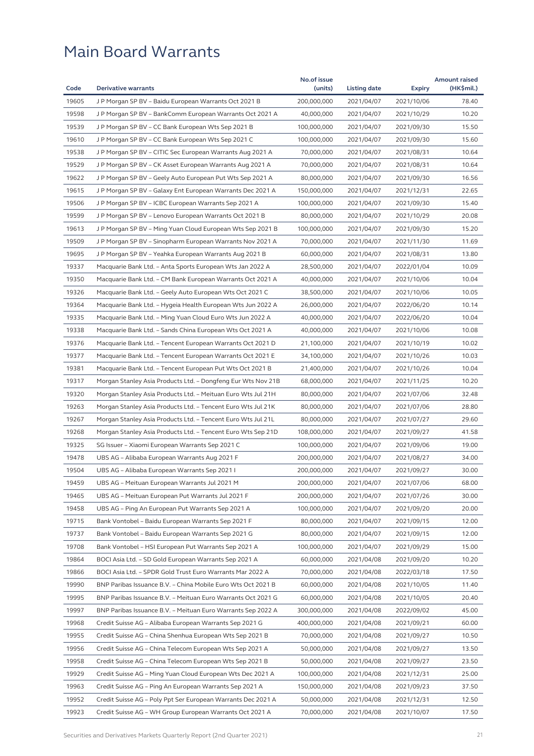# Main Board Warrants

| Code | Derivative warrants | No.of issue (units) | Listing date | Expiry | Amount raised (HK$mil.) |
|---|---|---|---|---|---|
| 19605 | J P Morgan SP BV – Baidu European Warrants Oct 2021 B | 200,000,000 | 2021/04/07 | 2021/10/06 | 78.40 |
| 19598 | J P Morgan SP BV – BankComm European Warrants Oct 2021 A | 40,000,000 | 2021/04/07 | 2021/10/29 | 10.20 |
| 19539 | J P Morgan SP BV – CC Bank European Wts Sep 2021 B | 100,000,000 | 2021/04/07 | 2021/09/30 | 15.50 |
| 19610 | J P Morgan SP BV – CC Bank European Wts Sep 2021 C | 100,000,000 | 2021/04/07 | 2021/09/30 | 15.60 |
| 19538 | J P Morgan SP BV – CITIC Sec European Warrants Aug 2021 A | 70,000,000 | 2021/04/07 | 2021/08/31 | 10.64 |
| 19529 | J P Morgan SP BV – CK Asset European Warrants Aug 2021 A | 70,000,000 | 2021/04/07 | 2021/08/31 | 10.64 |
| 19622 | J P Morgan SP BV – Geely Auto European Put Wts Sep 2021 A | 80,000,000 | 2021/04/07 | 2021/09/30 | 16.56 |
| 19615 | J P Morgan SP BV – Galaxy Ent European Warrants Dec 2021 A | 150,000,000 | 2021/04/07 | 2021/12/31 | 22.65 |
| 19506 | J P Morgan SP BV – ICBC European Warrants Sep 2021 A | 100,000,000 | 2021/04/07 | 2021/09/30 | 15.40 |
| 19599 | J P Morgan SP BV – Lenovo European Warrants Oct 2021 B | 80,000,000 | 2021/04/07 | 2021/10/29 | 20.08 |
| 19613 | J P Morgan SP BV – Ming Yuan Cloud European Wts Sep 2021 B | 100,000,000 | 2021/04/07 | 2021/09/30 | 15.20 |
| 19509 | J P Morgan SP BV – Sinopharm European Warrants Nov 2021 A | 70,000,000 | 2021/04/07 | 2021/11/30 | 11.69 |
| 19695 | J P Morgan SP BV – Yeahka European Warrants Aug 2021 B | 60,000,000 | 2021/04/07 | 2021/08/31 | 13.80 |
| 19337 | Macquarie Bank Ltd. – Anta Sports European Wts Jan 2022 A | 28,500,000 | 2021/04/07 | 2022/01/04 | 10.09 |
| 19350 | Macquarie Bank Ltd. – CM Bank European Warrants Oct 2021 A | 40,000,000 | 2021/04/07 | 2021/10/06 | 10.04 |
| 19326 | Macquarie Bank Ltd. – Geely Auto European Wts Oct 2021 C | 38,500,000 | 2021/04/07 | 2021/10/06 | 10.05 |
| 19364 | Macquarie Bank Ltd. – Hygeia Health European Wts Jun 2022 A | 26,000,000 | 2021/04/07 | 2022/06/20 | 10.14 |
| 19335 | Macquarie Bank Ltd. – Ming Yuan Cloud Euro Wts Jun 2022 A | 40,000,000 | 2021/04/07 | 2022/06/20 | 10.04 |
| 19338 | Macquarie Bank Ltd. – Sands China European Wts Oct 2021 A | 40,000,000 | 2021/04/07 | 2021/10/06 | 10.08 |
| 19376 | Macquarie Bank Ltd. – Tencent European Warrants Oct 2021 D | 21,100,000 | 2021/04/07 | 2021/10/19 | 10.02 |
| 19377 | Macquarie Bank Ltd. – Tencent European Warrants Oct 2021 E | 34,100,000 | 2021/04/07 | 2021/10/26 | 10.03 |
| 19381 | Macquarie Bank Ltd. – Tencent European Put Wts Oct 2021 B | 21,400,000 | 2021/04/07 | 2021/10/26 | 10.04 |
| 19317 | Morgan Stanley Asia Products Ltd. – Dongfeng Eur Wts Nov 21B | 68,000,000 | 2021/04/07 | 2021/11/25 | 10.20 |
| 19320 | Morgan Stanley Asia Products Ltd. – Meituan Euro Wts Jul 21H | 80,000,000 | 2021/04/07 | 2021/07/06 | 32.48 |
| 19263 | Morgan Stanley Asia Products Ltd. – Tencent Euro Wts Jul 21K | 80,000,000 | 2021/04/07 | 2021/07/06 | 28.80 |
| 19267 | Morgan Stanley Asia Products Ltd. – Tencent Euro Wts Jul 21L | 80,000,000 | 2021/04/07 | 2021/07/27 | 29.60 |
| 19268 | Morgan Stanley Asia Products Ltd. – Tencent Euro Wts Sep 21D | 108,000,000 | 2021/04/07 | 2021/09/27 | 41.58 |
| 19325 | SG Issuer – Xiaomi European Warrants Sep 2021 C | 100,000,000 | 2021/04/07 | 2021/09/06 | 19.00 |
| 19478 | UBS AG – Alibaba European Warrants Aug 2021 F | 200,000,000 | 2021/04/07 | 2021/08/27 | 34.00 |
| 19504 | UBS AG – Alibaba European Warrants Sep 2021 I | 200,000,000 | 2021/04/07 | 2021/09/27 | 30.00 |
| 19459 | UBS AG – Meituan European Warrants Jul 2021 M | 200,000,000 | 2021/04/07 | 2021/07/06 | 68.00 |
| 19465 | UBS AG – Meituan European Put Warrants Jul 2021 F | 200,000,000 | 2021/04/07 | 2021/07/26 | 30.00 |
| 19458 | UBS AG – Ping An European Put Warrants Sep 2021 A | 100,000,000 | 2021/04/07 | 2021/09/20 | 20.00 |
| 19715 | Bank Vontobel – Baidu European Warrants Sep 2021 F | 80,000,000 | 2021/04/07 | 2021/09/15 | 12.00 |
| 19737 | Bank Vontobel – Baidu European Warrants Sep 2021 G | 80,000,000 | 2021/04/07 | 2021/09/15 | 12.00 |
| 19708 | Bank Vontobel – HSI European Put Warrants Sep 2021 A | 100,000,000 | 2021/04/07 | 2021/09/29 | 15.00 |
| 19864 | BOCI Asia Ltd. – SD Gold European Warrants Sep 2021 A | 60,000,000 | 2021/04/08 | 2021/09/20 | 10.20 |
| 19866 | BOCI Asia Ltd. – SPDR Gold Trust Euro Warrants Mar 2022 A | 70,000,000 | 2021/04/08 | 2022/03/18 | 17.50 |
| 19990 | BNP Paribas Issuance B.V. – China Mobile Euro Wts Oct 2021 B | 60,000,000 | 2021/04/08 | 2021/10/05 | 11.40 |
| 19995 | BNP Paribas Issuance B.V. – Meituan Euro Warrants Oct 2021 G | 60,000,000 | 2021/04/08 | 2021/10/05 | 20.40 |
| 19997 | BNP Paribas Issuance B.V. – Meituan Euro Warrants Sep 2022 A | 300,000,000 | 2021/04/08 | 2022/09/02 | 45.00 |
| 19968 | Credit Suisse AG – Alibaba European Warrants Sep 2021 G | 400,000,000 | 2021/04/08 | 2021/09/21 | 60.00 |
| 19955 | Credit Suisse AG – China Shenhua European Wts Sep 2021 B | 70,000,000 | 2021/04/08 | 2021/09/27 | 10.50 |
| 19956 | Credit Suisse AG – China Telecom European Wts Sep 2021 A | 50,000,000 | 2021/04/08 | 2021/09/27 | 13.50 |
| 19958 | Credit Suisse AG – China Telecom European Wts Sep 2021 B | 50,000,000 | 2021/04/08 | 2021/09/27 | 23.50 |
| 19929 | Credit Suisse AG – Ming Yuan Cloud European Wts Dec 2021 A | 100,000,000 | 2021/04/08 | 2021/12/31 | 25.00 |
| 19963 | Credit Suisse AG – Ping An European Warrants Sep 2021 A | 150,000,000 | 2021/04/08 | 2021/09/23 | 37.50 |
| 19952 | Credit Suisse AG – Poly Ppt Ser European Warrants Dec 2021 A | 50,000,000 | 2021/04/08 | 2021/12/31 | 12.50 |
| 19923 | Credit Suisse AG – WH Group European Warrants Oct 2021 A | 70,000,000 | 2021/04/08 | 2021/10/07 | 17.50 |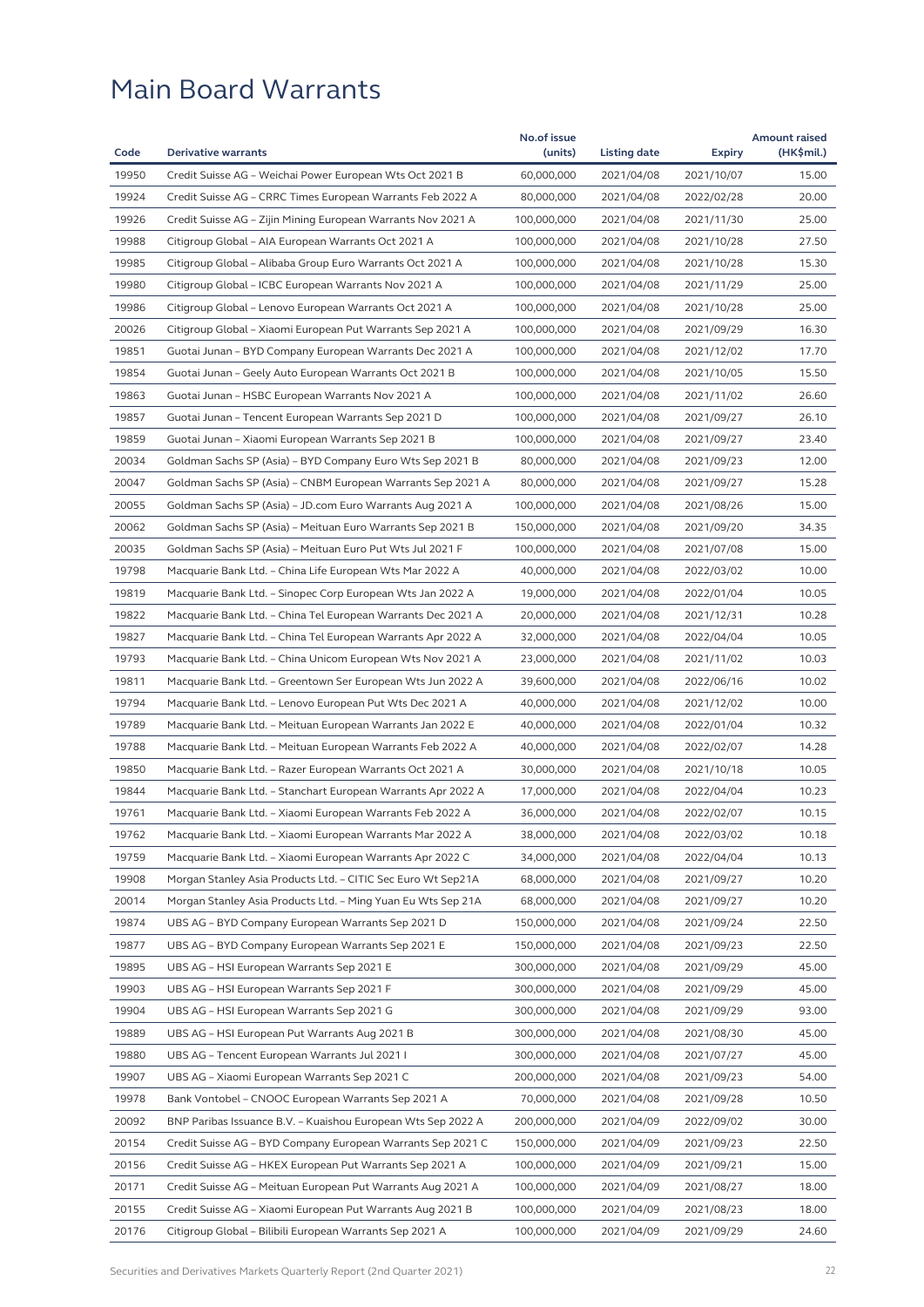# Main Board Warrants

| Code | Derivative warrants | No.of issue (units) | Listing date | Expiry | Amount raised (HK$mil.) |
|---|---|---|---|---|---|
| 19950 | Credit Suisse AG – Weichai Power European Wts Oct 2021 B | 60,000,000 | 2021/04/08 | 2021/10/07 | 15.00 |
| 19924 | Credit Suisse AG – CRRC Times European Warrants Feb 2022 A | 80,000,000 | 2021/04/08 | 2022/02/28 | 20.00 |
| 19926 | Credit Suisse AG – Zijin Mining European Warrants Nov 2021 A | 100,000,000 | 2021/04/08 | 2021/11/30 | 25.00 |
| 19988 | Citigroup Global – AIA European Warrants Oct 2021 A | 100,000,000 | 2021/04/08 | 2021/10/28 | 27.50 |
| 19985 | Citigroup Global – Alibaba Group Euro Warrants Oct 2021 A | 100,000,000 | 2021/04/08 | 2021/10/28 | 15.30 |
| 19980 | Citigroup Global – ICBC European Warrants Nov 2021 A | 100,000,000 | 2021/04/08 | 2021/11/29 | 25.00 |
| 19986 | Citigroup Global – Lenovo European Warrants Oct 2021 A | 100,000,000 | 2021/04/08 | 2021/10/28 | 25.00 |
| 20026 | Citigroup Global – Xiaomi European Put Warrants Sep 2021 A | 100,000,000 | 2021/04/08 | 2021/09/29 | 16.30 |
| 19851 | Guotai Junan – BYD Company European Warrants Dec 2021 A | 100,000,000 | 2021/04/08 | 2021/12/02 | 17.70 |
| 19854 | Guotai Junan – Geely Auto European Warrants Oct 2021 B | 100,000,000 | 2021/04/08 | 2021/10/05 | 15.50 |
| 19863 | Guotai Junan – HSBC European Warrants Nov 2021 A | 100,000,000 | 2021/04/08 | 2021/11/02 | 26.60 |
| 19857 | Guotai Junan – Tencent European Warrants Sep 2021 D | 100,000,000 | 2021/04/08 | 2021/09/27 | 26.10 |
| 19859 | Guotai Junan – Xiaomi European Warrants Sep 2021 B | 100,000,000 | 2021/04/08 | 2021/09/27 | 23.40 |
| 20034 | Goldman Sachs SP (Asia) – BYD Company Euro Wts Sep 2021 B | 80,000,000 | 2021/04/08 | 2021/09/23 | 12.00 |
| 20047 | Goldman Sachs SP (Asia) – CNBM European Warrants Sep 2021 A | 80,000,000 | 2021/04/08 | 2021/09/27 | 15.28 |
| 20055 | Goldman Sachs SP (Asia) – JD.com Euro Warrants Aug 2021 A | 100,000,000 | 2021/04/08 | 2021/08/26 | 15.00 |
| 20062 | Goldman Sachs SP (Asia) – Meituan Euro Warrants Sep 2021 B | 150,000,000 | 2021/04/08 | 2021/09/20 | 34.35 |
| 20035 | Goldman Sachs SP (Asia) – Meituan Euro Put Wts Jul 2021 F | 100,000,000 | 2021/04/08 | 2021/07/08 | 15.00 |
| 19798 | Macquarie Bank Ltd. – China Life European Wts Mar 2022 A | 40,000,000 | 2021/04/08 | 2022/03/02 | 10.00 |
| 19819 | Macquarie Bank Ltd. – Sinopec Corp European Wts Jan 2022 A | 19,000,000 | 2021/04/08 | 2022/01/04 | 10.05 |
| 19822 | Macquarie Bank Ltd. – China Tel European Warrants Dec 2021 A | 20,000,000 | 2021/04/08 | 2021/12/31 | 10.28 |
| 19827 | Macquarie Bank Ltd. – China Tel European Warrants Apr 2022 A | 32,000,000 | 2021/04/08 | 2022/04/04 | 10.05 |
| 19793 | Macquarie Bank Ltd. – China Unicom European Wts Nov 2021 A | 23,000,000 | 2021/04/08 | 2021/11/02 | 10.03 |
| 19811 | Macquarie Bank Ltd. – Greentown Ser European Wts Jun 2022 A | 39,600,000 | 2021/04/08 | 2022/06/16 | 10.02 |
| 19794 | Macquarie Bank Ltd. – Lenovo European Put Wts Dec 2021 A | 40,000,000 | 2021/04/08 | 2021/12/02 | 10.00 |
| 19789 | Macquarie Bank Ltd. – Meituan European Warrants Jan 2022 E | 40,000,000 | 2021/04/08 | 2022/01/04 | 10.32 |
| 19788 | Macquarie Bank Ltd. – Meituan European Warrants Feb 2022 A | 40,000,000 | 2021/04/08 | 2022/02/07 | 14.28 |
| 19850 | Macquarie Bank Ltd. – Razer European Warrants Oct 2021 A | 30,000,000 | 2021/04/08 | 2021/10/18 | 10.05 |
| 19844 | Macquarie Bank Ltd. – Stanchart European Warrants Apr 2022 A | 17,000,000 | 2021/04/08 | 2022/04/04 | 10.23 |
| 19761 | Macquarie Bank Ltd. – Xiaomi European Warrants Feb 2022 A | 36,000,000 | 2021/04/08 | 2022/02/07 | 10.15 |
| 19762 | Macquarie Bank Ltd. – Xiaomi European Warrants Mar 2022 A | 38,000,000 | 2021/04/08 | 2022/03/02 | 10.18 |
| 19759 | Macquarie Bank Ltd. – Xiaomi European Warrants Apr 2022 C | 34,000,000 | 2021/04/08 | 2022/04/04 | 10.13 |
| 19908 | Morgan Stanley Asia Products Ltd. – CITIC Sec Euro Wt Sep21A | 68,000,000 | 2021/04/08 | 2021/09/27 | 10.20 |
| 20014 | Morgan Stanley Asia Products Ltd. – Ming Yuan Eu Wts Sep 21A | 68,000,000 | 2021/04/08 | 2021/09/27 | 10.20 |
| 19874 | UBS AG – BYD Company European Warrants Sep 2021 D | 150,000,000 | 2021/04/08 | 2021/09/24 | 22.50 |
| 19877 | UBS AG – BYD Company European Warrants Sep 2021 E | 150,000,000 | 2021/04/08 | 2021/09/23 | 22.50 |
| 19895 | UBS AG – HSI European Warrants Sep 2021 E | 300,000,000 | 2021/04/08 | 2021/09/29 | 45.00 |
| 19903 | UBS AG – HSI European Warrants Sep 2021 F | 300,000,000 | 2021/04/08 | 2021/09/29 | 45.00 |
| 19904 | UBS AG – HSI European Warrants Sep 2021 G | 300,000,000 | 2021/04/08 | 2021/09/29 | 93.00 |
| 19889 | UBS AG – HSI European Put Warrants Aug 2021 B | 300,000,000 | 2021/04/08 | 2021/08/30 | 45.00 |
| 19880 | UBS AG – Tencent European Warrants Jul 2021 I | 300,000,000 | 2021/04/08 | 2021/07/27 | 45.00 |
| 19907 | UBS AG – Xiaomi European Warrants Sep 2021 C | 200,000,000 | 2021/04/08 | 2021/09/23 | 54.00 |
| 19978 | Bank Vontobel – CNOOC European Warrants Sep 2021 A | 70,000,000 | 2021/04/08 | 2021/09/28 | 10.50 |
| 20092 | BNP Paribas Issuance B.V. – Kuaishou European Wts Sep 2022 A | 200,000,000 | 2021/04/09 | 2022/09/02 | 30.00 |
| 20154 | Credit Suisse AG – BYD Company European Warrants Sep 2021 C | 150,000,000 | 2021/04/09 | 2021/09/23 | 22.50 |
| 20156 | Credit Suisse AG – HKEX European Put Warrants Sep 2021 A | 100,000,000 | 2021/04/09 | 2021/09/21 | 15.00 |
| 20171 | Credit Suisse AG – Meituan European Put Warrants Aug 2021 A | 100,000,000 | 2021/04/09 | 2021/08/27 | 18.00 |
| 20155 | Credit Suisse AG – Xiaomi European Put Warrants Aug 2021 B | 100,000,000 | 2021/04/09 | 2021/08/23 | 18.00 |
| 20176 | Citigroup Global – Bilibili European Warrants Sep 2021 A | 100,000,000 | 2021/04/09 | 2021/09/29 | 24.60 |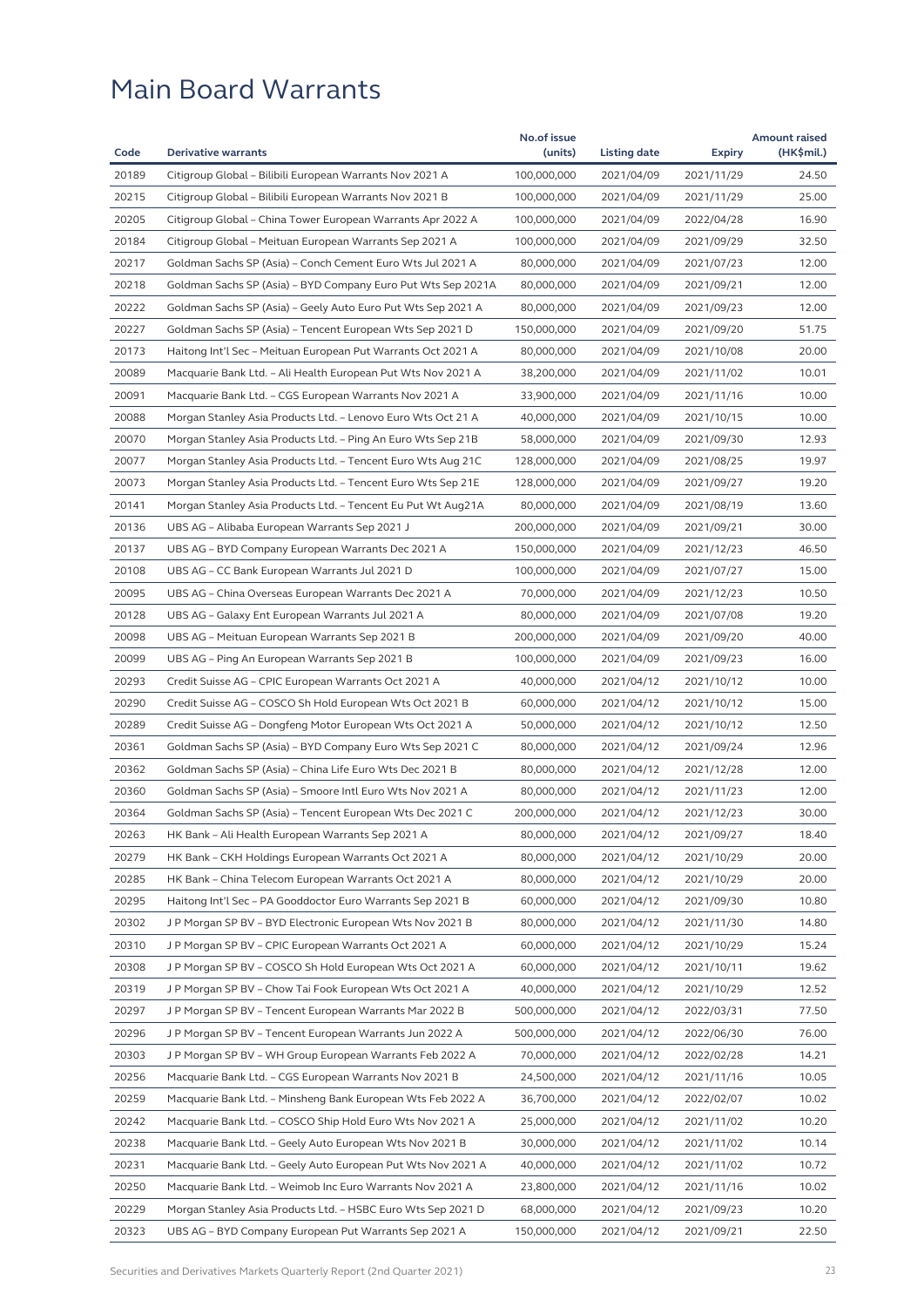# Main Board Warrants

| Code | Derivative warrants | No.of issue (units) | Listing date | Expiry | Amount raised (HK$mil.) |
|---|---|---|---|---|---|
| 20189 | Citigroup Global – Bilibili European Warrants Nov 2021 A | 100,000,000 | 2021/04/09 | 2021/11/29 | 24.50 |
| 20215 | Citigroup Global – Bilibili European Warrants Nov 2021 B | 100,000,000 | 2021/04/09 | 2021/11/29 | 25.00 |
| 20205 | Citigroup Global – China Tower European Warrants Apr 2022 A | 100,000,000 | 2021/04/09 | 2022/04/28 | 16.90 |
| 20184 | Citigroup Global – Meituan European Warrants Sep 2021 A | 100,000,000 | 2021/04/09 | 2021/09/29 | 32.50 |
| 20217 | Goldman Sachs SP (Asia) – Conch Cement Euro Wts Jul 2021 A | 80,000,000 | 2021/04/09 | 2021/07/23 | 12.00 |
| 20218 | Goldman Sachs SP (Asia) – BYD Company Euro Put Wts Sep 2021A | 80,000,000 | 2021/04/09 | 2021/09/21 | 12.00 |
| 20222 | Goldman Sachs SP (Asia) – Geely Auto Euro Put Wts Sep 2021 A | 80,000,000 | 2021/04/09 | 2021/09/23 | 12.00 |
| 20227 | Goldman Sachs SP (Asia) – Tencent European Wts Sep 2021 D | 150,000,000 | 2021/04/09 | 2021/09/20 | 51.75 |
| 20173 | Haitong Int'l Sec – Meituan European Put Warrants Oct 2021 A | 80,000,000 | 2021/04/09 | 2021/10/08 | 20.00 |
| 20089 | Macquarie Bank Ltd. – Ali Health European Put Wts Nov 2021 A | 38,200,000 | 2021/04/09 | 2021/11/02 | 10.01 |
| 20091 | Macquarie Bank Ltd. – CGS European Warrants Nov 2021 A | 33,900,000 | 2021/04/09 | 2021/11/16 | 10.00 |
| 20088 | Morgan Stanley Asia Products Ltd. – Lenovo Euro Wts Oct 21 A | 40,000,000 | 2021/04/09 | 2021/10/15 | 10.00 |
| 20070 | Morgan Stanley Asia Products Ltd. – Ping An Euro Wts Sep 21B | 58,000,000 | 2021/04/09 | 2021/09/30 | 12.93 |
| 20077 | Morgan Stanley Asia Products Ltd. – Tencent Euro Wts Aug 21C | 128,000,000 | 2021/04/09 | 2021/08/25 | 19.97 |
| 20073 | Morgan Stanley Asia Products Ltd. – Tencent Euro Wts Sep 21E | 128,000,000 | 2021/04/09 | 2021/09/27 | 19.20 |
| 20141 | Morgan Stanley Asia Products Ltd. – Tencent Eu Put Wt Aug21A | 80,000,000 | 2021/04/09 | 2021/08/19 | 13.60 |
| 20136 | UBS AG – Alibaba European Warrants Sep 2021 J | 200,000,000 | 2021/04/09 | 2021/09/21 | 30.00 |
| 20137 | UBS AG – BYD Company European Warrants Dec 2021 A | 150,000,000 | 2021/04/09 | 2021/12/23 | 46.50 |
| 20108 | UBS AG – CC Bank European Warrants Jul 2021 D | 100,000,000 | 2021/04/09 | 2021/07/27 | 15.00 |
| 20095 | UBS AG – China Overseas European Warrants Dec 2021 A | 70,000,000 | 2021/04/09 | 2021/12/23 | 10.50 |
| 20128 | UBS AG – Galaxy Ent European Warrants Jul 2021 A | 80,000,000 | 2021/04/09 | 2021/07/08 | 19.20 |
| 20098 | UBS AG – Meituan European Warrants Sep 2021 B | 200,000,000 | 2021/04/09 | 2021/09/20 | 40.00 |
| 20099 | UBS AG – Ping An European Warrants Sep 2021 B | 100,000,000 | 2021/04/09 | 2021/09/23 | 16.00 |
| 20293 | Credit Suisse AG – CPIC European Warrants Oct 2021 A | 40,000,000 | 2021/04/12 | 2021/10/12 | 10.00 |
| 20290 | Credit Suisse AG – COSCO Sh Hold European Wts Oct 2021 B | 60,000,000 | 2021/04/12 | 2021/10/12 | 15.00 |
| 20289 | Credit Suisse AG – Dongfeng Motor European Wts Oct 2021 A | 50,000,000 | 2021/04/12 | 2021/10/12 | 12.50 |
| 20361 | Goldman Sachs SP (Asia) – BYD Company Euro Wts Sep 2021 C | 80,000,000 | 2021/04/12 | 2021/09/24 | 12.96 |
| 20362 | Goldman Sachs SP (Asia) – China Life Euro Wts Dec 2021 B | 80,000,000 | 2021/04/12 | 2021/12/28 | 12.00 |
| 20360 | Goldman Sachs SP (Asia) – Smoore Intl Euro Wts Nov 2021 A | 80,000,000 | 2021/04/12 | 2021/11/23 | 12.00 |
| 20364 | Goldman Sachs SP (Asia) – Tencent European Wts Dec 2021 C | 200,000,000 | 2021/04/12 | 2021/12/23 | 30.00 |
| 20263 | HK Bank – Ali Health European Warrants Sep 2021 A | 80,000,000 | 2021/04/12 | 2021/09/27 | 18.40 |
| 20279 | HK Bank – CKH Holdings European Warrants Oct 2021 A | 80,000,000 | 2021/04/12 | 2021/10/29 | 20.00 |
| 20285 | HK Bank – China Telecom European Warrants Oct 2021 A | 80,000,000 | 2021/04/12 | 2021/10/29 | 20.00 |
| 20295 | Haitong Int'l Sec – PA Gooddoctor Euro Warrants Sep 2021 B | 60,000,000 | 2021/04/12 | 2021/09/30 | 10.80 |
| 20302 | J P Morgan SP BV – BYD Electronic European Wts Nov 2021 B | 80,000,000 | 2021/04/12 | 2021/11/30 | 14.80 |
| 20310 | J P Morgan SP BV – CPIC European Warrants Oct 2021 A | 60,000,000 | 2021/04/12 | 2021/10/29 | 15.24 |
| 20308 | J P Morgan SP BV – COSCO Sh Hold European Wts Oct 2021 A | 60,000,000 | 2021/04/12 | 2021/10/11 | 19.62 |
| 20319 | J P Morgan SP BV – Chow Tai Fook European Wts Oct 2021 A | 40,000,000 | 2021/04/12 | 2021/10/29 | 12.52 |
| 20297 | J P Morgan SP BV – Tencent European Warrants Mar 2022 B | 500,000,000 | 2021/04/12 | 2022/03/31 | 77.50 |
| 20296 | J P Morgan SP BV – Tencent European Warrants Jun 2022 A | 500,000,000 | 2021/04/12 | 2022/06/30 | 76.00 |
| 20303 | J P Morgan SP BV – WH Group European Warrants Feb 2022 A | 70,000,000 | 2021/04/12 | 2022/02/28 | 14.21 |
| 20256 | Macquarie Bank Ltd. – CGS European Warrants Nov 2021 B | 24,500,000 | 2021/04/12 | 2021/11/16 | 10.05 |
| 20259 | Macquarie Bank Ltd. – Minsheng Bank European Wts Feb 2022 A | 36,700,000 | 2021/04/12 | 2022/02/07 | 10.02 |
| 20242 | Macquarie Bank Ltd. – COSCO Ship Hold Euro Wts Nov 2021 A | 25,000,000 | 2021/04/12 | 2021/11/02 | 10.20 |
| 20238 | Macquarie Bank Ltd. – Geely Auto European Wts Nov 2021 B | 30,000,000 | 2021/04/12 | 2021/11/02 | 10.14 |
| 20231 | Macquarie Bank Ltd. – Geely Auto European Put Wts Nov 2021 A | 40,000,000 | 2021/04/12 | 2021/11/02 | 10.72 |
| 20250 | Macquarie Bank Ltd. – Weimob Inc Euro Warrants Nov 2021 A | 23,800,000 | 2021/04/12 | 2021/11/16 | 10.02 |
| 20229 | Morgan Stanley Asia Products Ltd. – HSBC Euro Wts Sep 2021 D | 68,000,000 | 2021/04/12 | 2021/09/23 | 10.20 |
| 20323 | UBS AG – BYD Company European Put Warrants Sep 2021 A | 150,000,000 | 2021/04/12 | 2021/09/21 | 22.50 |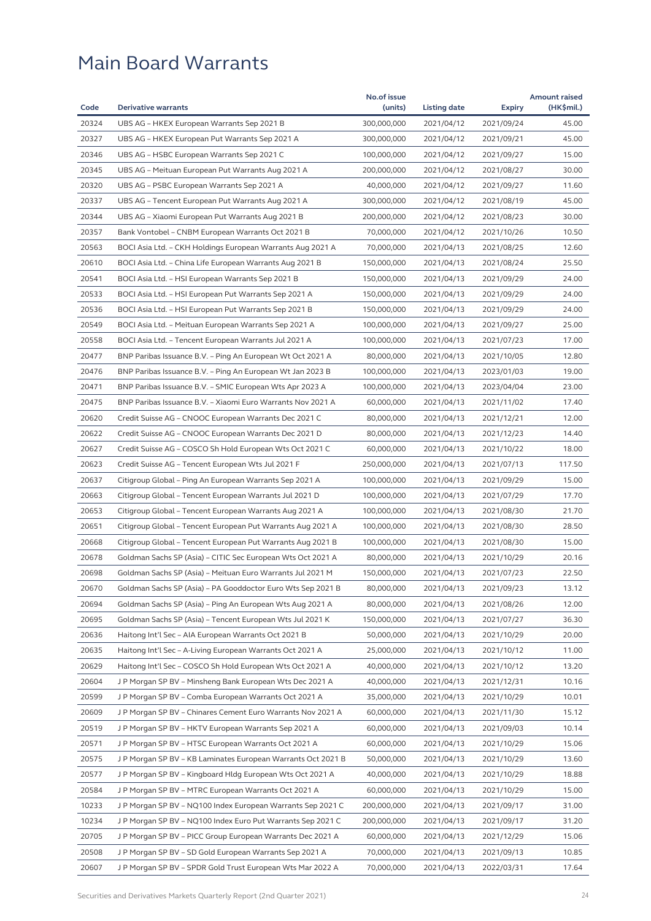# Main Board Warrants

| Code | Derivative warrants | No.of issue (units) | Listing date | Expiry | Amount raised (HK$mil.) |
|---|---|---|---|---|---|
| 20324 | UBS AG – HKEX European Warrants Sep 2021 B | 300,000,000 | 2021/04/12 | 2021/09/24 | 45.00 |
| 20327 | UBS AG – HKEX European Put Warrants Sep 2021 A | 300,000,000 | 2021/04/12 | 2021/09/21 | 45.00 |
| 20346 | UBS AG – HSBC European Warrants Sep 2021 C | 100,000,000 | 2021/04/12 | 2021/09/27 | 15.00 |
| 20345 | UBS AG – Meituan European Put Warrants Aug 2021 A | 200,000,000 | 2021/04/12 | 2021/08/27 | 30.00 |
| 20320 | UBS AG – PSBC European Warrants Sep 2021 A | 40,000,000 | 2021/04/12 | 2021/09/27 | 11.60 |
| 20337 | UBS AG – Tencent European Put Warrants Aug 2021 A | 300,000,000 | 2021/04/12 | 2021/08/19 | 45.00 |
| 20344 | UBS AG – Xiaomi European Put Warrants Aug 2021 B | 200,000,000 | 2021/04/12 | 2021/08/23 | 30.00 |
| 20357 | Bank Vontobel – CNBM European Warrants Oct 2021 B | 70,000,000 | 2021/04/12 | 2021/10/26 | 10.50 |
| 20563 | BOCI Asia Ltd. – CKH Holdings European Warrants Aug 2021 A | 70,000,000 | 2021/04/13 | 2021/08/25 | 12.60 |
| 20610 | BOCI Asia Ltd. – China Life European Warrants Aug 2021 B | 150,000,000 | 2021/04/13 | 2021/08/24 | 25.50 |
| 20541 | BOCI Asia Ltd. – HSI European Warrants Sep 2021 B | 150,000,000 | 2021/04/13 | 2021/09/29 | 24.00 |
| 20533 | BOCI Asia Ltd. – HSI European Put Warrants Sep 2021 A | 150,000,000 | 2021/04/13 | 2021/09/29 | 24.00 |
| 20536 | BOCI Asia Ltd. – HSI European Put Warrants Sep 2021 B | 150,000,000 | 2021/04/13 | 2021/09/29 | 24.00 |
| 20549 | BOCI Asia Ltd. – Meituan European Warrants Sep 2021 A | 100,000,000 | 2021/04/13 | 2021/09/27 | 25.00 |
| 20558 | BOCI Asia Ltd. – Tencent European Warrants Jul 2021 A | 100,000,000 | 2021/04/13 | 2021/07/23 | 17.00 |
| 20477 | BNP Paribas Issuance B.V. – Ping An European Wt Oct 2021 A | 80,000,000 | 2021/04/13 | 2021/10/05 | 12.80 |
| 20476 | BNP Paribas Issuance B.V. – Ping An European Wt Jan 2023 B | 100,000,000 | 2021/04/13 | 2023/01/03 | 19.00 |
| 20471 | BNP Paribas Issuance B.V. – SMIC European Wts Apr 2023 A | 100,000,000 | 2021/04/13 | 2023/04/04 | 23.00 |
| 20475 | BNP Paribas Issuance B.V. – Xiaomi Euro Warrants Nov 2021 A | 60,000,000 | 2021/04/13 | 2021/11/02 | 17.40 |
| 20620 | Credit Suisse AG – CNOOC European Warrants Dec 2021 C | 80,000,000 | 2021/04/13 | 2021/12/21 | 12.00 |
| 20622 | Credit Suisse AG – CNOOC European Warrants Dec 2021 D | 80,000,000 | 2021/04/13 | 2021/12/23 | 14.40 |
| 20627 | Credit Suisse AG – COSCO Sh Hold European Wts Oct 2021 C | 60,000,000 | 2021/04/13 | 2021/10/22 | 18.00 |
| 20623 | Credit Suisse AG – Tencent European Wts Jul 2021 F | 250,000,000 | 2021/04/13 | 2021/07/13 | 117.50 |
| 20637 | Citigroup Global – Ping An European Warrants Sep 2021 A | 100,000,000 | 2021/04/13 | 2021/09/29 | 15.00 |
| 20663 | Citigroup Global – Tencent European Warrants Jul 2021 D | 100,000,000 | 2021/04/13 | 2021/07/29 | 17.70 |
| 20653 | Citigroup Global – Tencent European Warrants Aug 2021 A | 100,000,000 | 2021/04/13 | 2021/08/30 | 21.70 |
| 20651 | Citigroup Global – Tencent European Put Warrants Aug 2021 A | 100,000,000 | 2021/04/13 | 2021/08/30 | 28.50 |
| 20668 | Citigroup Global – Tencent European Put Warrants Aug 2021 B | 100,000,000 | 2021/04/13 | 2021/08/30 | 15.00 |
| 20678 | Goldman Sachs SP (Asia) – CITIC Sec European Wts Oct 2021 A | 80,000,000 | 2021/04/13 | 2021/10/29 | 20.16 |
| 20698 | Goldman Sachs SP (Asia) – Meituan Euro Warrants Jul 2021 M | 150,000,000 | 2021/04/13 | 2021/07/23 | 22.50 |
| 20670 | Goldman Sachs SP (Asia) – PA Gooddoctor Euro Wts Sep 2021 B | 80,000,000 | 2021/04/13 | 2021/09/23 | 13.12 |
| 20694 | Goldman Sachs SP (Asia) – Ping An European Wts Aug 2021 A | 80,000,000 | 2021/04/13 | 2021/08/26 | 12.00 |
| 20695 | Goldman Sachs SP (Asia) – Tencent European Wts Jul 2021 K | 150,000,000 | 2021/04/13 | 2021/07/27 | 36.30 |
| 20636 | Haitong Int'l Sec – AIA European Warrants Oct 2021 B | 50,000,000 | 2021/04/13 | 2021/10/29 | 20.00 |
| 20635 | Haitong Int'l Sec – A-Living European Warrants Oct 2021 A | 25,000,000 | 2021/04/13 | 2021/10/12 | 11.00 |
| 20629 | Haitong Int'l Sec – COSCO Sh Hold European Wts Oct 2021 A | 40,000,000 | 2021/04/13 | 2021/10/12 | 13.20 |
| 20604 | J P Morgan SP BV – Minsheng Bank European Wts Dec 2021 A | 40,000,000 | 2021/04/13 | 2021/12/31 | 10.16 |
| 20599 | J P Morgan SP BV – Comba European Warrants Oct 2021 A | 35,000,000 | 2021/04/13 | 2021/10/29 | 10.01 |
| 20609 | J P Morgan SP BV – Chinares Cement Euro Warrants Nov 2021 A | 60,000,000 | 2021/04/13 | 2021/11/30 | 15.12 |
| 20519 | J P Morgan SP BV – HKTV European Warrants Sep 2021 A | 60,000,000 | 2021/04/13 | 2021/09/03 | 10.14 |
| 20571 | J P Morgan SP BV – HTSC European Warrants Oct 2021 A | 60,000,000 | 2021/04/13 | 2021/10/29 | 15.06 |
| 20575 | J P Morgan SP BV – KB Laminates European Warrants Oct 2021 B | 50,000,000 | 2021/04/13 | 2021/10/29 | 13.60 |
| 20577 | J P Morgan SP BV – Kingboard Hldg European Wts Oct 2021 A | 40,000,000 | 2021/04/13 | 2021/10/29 | 18.88 |
| 20584 | J P Morgan SP BV – MTRC European Warrants Oct 2021 A | 60,000,000 | 2021/04/13 | 2021/10/29 | 15.00 |
| 10233 | J P Morgan SP BV – NQ100 Index European Warrants Sep 2021 C | 200,000,000 | 2021/04/13 | 2021/09/17 | 31.00 |
| 10234 | J P Morgan SP BV – NQ100 Index Euro Put Warrants Sep 2021 C | 200,000,000 | 2021/04/13 | 2021/09/17 | 31.20 |
| 20705 | J P Morgan SP BV – PICC Group European Warrants Dec 2021 A | 60,000,000 | 2021/04/13 | 2021/12/29 | 15.06 |
| 20508 | J P Morgan SP BV – SD Gold European Warrants Sep 2021 A | 70,000,000 | 2021/04/13 | 2021/09/13 | 10.85 |
| 20607 | J P Morgan SP BV – SPDR Gold Trust European Wts Mar 2022 A | 70,000,000 | 2021/04/13 | 2022/03/31 | 17.64 |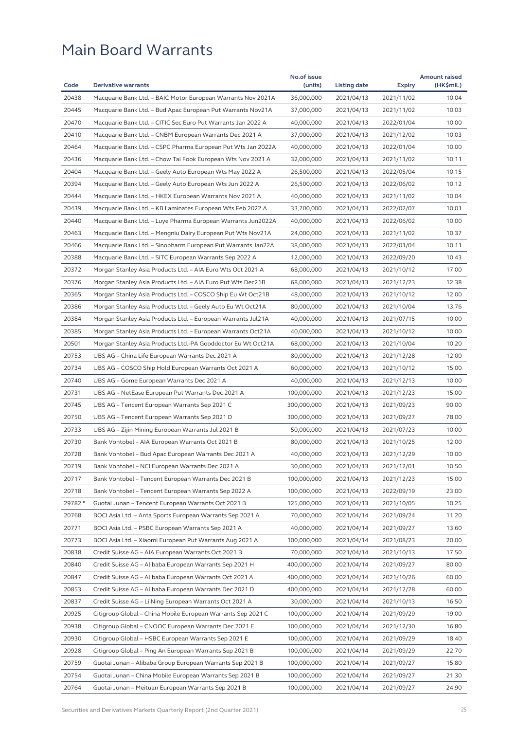# Main Board Warrants

| Code | Derivative warrants | No.of issue (units) | Listing date | Expiry | Amount raised (HK$mil.) |
|---|---|---|---|---|---|
| 20438 | Macquarie Bank Ltd. – BAIC Motor European Warrants Nov 2021A | 36,000,000 | 2021/04/13 | 2021/11/02 | 10.04 |
| 20445 | Macquarie Bank Ltd. – Bud Apac European Put Warrants Nov21A | 37,000,000 | 2021/04/13 | 2021/11/02 | 10.03 |
| 20470 | Macquarie Bank Ltd. – CITIC Sec Euro Put Warrants Jan 2022 A | 40,000,000 | 2021/04/13 | 2022/01/04 | 10.00 |
| 20410 | Macquarie Bank Ltd. – CNBM European Warrants Dec 2021 A | 37,000,000 | 2021/04/13 | 2021/12/02 | 10.03 |
| 20464 | Macquarie Bank Ltd. – CSPC Pharma European Put Wts Jan 2022A | 40,000,000 | 2021/04/13 | 2022/01/04 | 10.00 |
| 20436 | Macquarie Bank Ltd. – Chow Tai Fook European Wts Nov 2021 A | 32,000,000 | 2021/04/13 | 2021/11/02 | 10.11 |
| 20404 | Macquarie Bank Ltd. – Geely Auto European Wts May 2022 A | 26,500,000 | 2021/04/13 | 2022/05/04 | 10.15 |
| 20394 | Macquarie Bank Ltd. – Geely Auto European Wts Jun 2022 A | 26,500,000 | 2021/04/13 | 2022/06/02 | 10.12 |
| 20444 | Macquarie Bank Ltd. – HKEX European Warrants Nov 2021 A | 40,000,000 | 2021/04/13 | 2021/11/02 | 10.04 |
| 20439 | Macquarie Bank Ltd. – KB Laminates European Wts Feb 2022 A | 33,700,000 | 2021/04/13 | 2022/02/07 | 10.01 |
| 20440 | Macquarie Bank Ltd. – Luye Pharma European Warrants Jun2022A | 40,000,000 | 2021/04/13 | 2022/06/02 | 10.00 |
| 20463 | Macquarie Bank Ltd. – Mengniu Dairy European Put Wts Nov21A | 24,000,000 | 2021/04/13 | 2021/11/02 | 10.37 |
| 20466 | Macquarie Bank Ltd. – Sinopharm European Put Warrants Jan22A | 38,000,000 | 2021/04/13 | 2022/01/04 | 10.11 |
| 20388 | Macquarie Bank Ltd. – SITC European Warrants Sep 2022 A | 12,000,000 | 2021/04/13 | 2022/09/20 | 10.43 |
| 20372 | Morgan Stanley Asia Products Ltd. – AIA Euro Wts Oct 2021 A | 68,000,000 | 2021/04/13 | 2021/10/12 | 17.00 |
| 20376 | Morgan Stanley Asia Products Ltd. – AIA Euro Put Wts Dec21B | 68,000,000 | 2021/04/13 | 2021/12/23 | 12.38 |
| 20365 | Morgan Stanley Asia Products Ltd. – COSCO Ship Eu Wt Oct21B | 48,000,000 | 2021/04/13 | 2021/10/12 | 12.00 |
| 20386 | Morgan Stanley Asia Products Ltd. – Geely Auto Eu Wt Oct21A | 80,000,000 | 2021/04/13 | 2021/10/04 | 13.76 |
| 20384 | Morgan Stanley Asia Products Ltd. – European Warrants Jul21A | 40,000,000 | 2021/04/13 | 2021/07/15 | 10.00 |
| 20385 | Morgan Stanley Asia Products Ltd. – European Warrants Oct21A | 40,000,000 | 2021/04/13 | 2021/10/12 | 10.00 |
| 20501 | Morgan Stanley Asia Products Ltd.-PA Gooddoctor Eu Wt Oct21A | 68,000,000 | 2021/04/13 | 2021/10/04 | 10.20 |
| 20753 | UBS AG – China Life European Warrants Dec 2021 A | 80,000,000 | 2021/04/13 | 2021/12/28 | 12.00 |
| 20734 | UBS AG – COSCO Ship Hold European Warrants Oct 2021 A | 60,000,000 | 2021/04/13 | 2021/10/12 | 15.00 |
| 20740 | UBS AG – Gome European Warrants Dec 2021 A | 40,000,000 | 2021/04/13 | 2021/12/13 | 10.00 |
| 20731 | UBS AG – NetEase European Put Warrants Dec 2021 A | 100,000,000 | 2021/04/13 | 2021/12/23 | 15.00 |
| 20745 | UBS AG – Tencent European Warrants Sep 2021 C | 300,000,000 | 2021/04/13 | 2021/09/23 | 90.00 |
| 20750 | UBS AG – Tencent European Warrants Sep 2021 D | 300,000,000 | 2021/04/13 | 2021/09/27 | 78.00 |
| 20733 | UBS AG – Zijin Mining European Warrants Jul 2021 B | 50,000,000 | 2021/04/13 | 2021/07/23 | 10.00 |
| 20730 | Bank Vontobel – AIA European Warrants Oct 2021 B | 80,000,000 | 2021/04/13 | 2021/10/25 | 12.00 |
| 20728 | Bank Vontobel – Bud Apac European Warrants Dec 2021 A | 40,000,000 | 2021/04/13 | 2021/12/29 | 10.00 |
| 20719 | Bank Vontobel – NCI European Warrants Dec 2021 A | 30,000,000 | 2021/04/13 | 2021/12/01 | 10.50 |
| 20717 | Bank Vontobel – Tencent European Warrants Dec 2021 B | 100,000,000 | 2021/04/13 | 2021/12/23 | 15.00 |
| 20718 | Bank Vontobel – Tencent European Warrants Sep 2022 A | 100,000,000 | 2021/04/13 | 2022/09/19 | 23.00 |
| 29782 # | Guotai Junan – Tencent European Warrants Oct 2021 B | 125,000,000 | 2021/04/13 | 2021/10/05 | 10.25 |
| 20768 | BOCI Asia Ltd. – Anta Sports European Warrants Sep 2021 A | 70,000,000 | 2021/04/14 | 2021/09/24 | 11.20 |
| 20771 | BOCI Asia Ltd. – PSBC European Warrants Sep 2021 A | 40,000,000 | 2021/04/14 | 2021/09/27 | 13.60 |
| 20773 | BOCI Asia Ltd. – Xiaomi European Put Warrants Aug 2021 A | 100,000,000 | 2021/04/14 | 2021/08/23 | 20.00 |
| 20838 | Credit Suisse AG – AIA European Warrants Oct 2021 B | 70,000,000 | 2021/04/14 | 2021/10/13 | 17.50 |
| 20840 | Credit Suisse AG – Alibaba European Warrants Sep 2021 H | 400,000,000 | 2021/04/14 | 2021/09/27 | 80.00 |
| 20847 | Credit Suisse AG – Alibaba European Warrants Oct 2021 A | 400,000,000 | 2021/04/14 | 2021/10/26 | 60.00 |
| 20853 | Credit Suisse AG – Alibaba European Warrants Dec 2021 D | 400,000,000 | 2021/04/14 | 2021/12/28 | 60.00 |
| 20837 | Credit Suisse AG – Li Ning European Warrants Oct 2021 A | 30,000,000 | 2021/04/14 | 2021/10/13 | 16.50 |
| 20925 | Citigroup Global – China Mobile European Warrants Sep 2021 C | 100,000,000 | 2021/04/14 | 2021/09/29 | 19.00 |
| 20938 | Citigroup Global – CNOOC European Warrants Dec 2021 E | 100,000,000 | 2021/04/14 | 2021/12/30 | 16.80 |
| 20930 | Citigroup Global – HSBC European Warrants Sep 2021 E | 100,000,000 | 2021/04/14 | 2021/09/29 | 18.40 |
| 20928 | Citigroup Global – Ping An European Warrants Sep 2021 B | 100,000,000 | 2021/04/14 | 2021/09/29 | 22.70 |
| 20759 | Guotai Junan – Alibaba Group European Warrants Sep 2021 B | 100,000,000 | 2021/04/14 | 2021/09/27 | 15.80 |
| 20754 | Guotai Junan – China Mobile European Warrants Sep 2021 B | 100,000,000 | 2021/04/14 | 2021/09/27 | 21.30 |
| 20764 | Guotai Junan – Meituan European Warrants Sep 2021 B | 100,000,000 | 2021/04/14 | 2021/09/27 | 24.90 |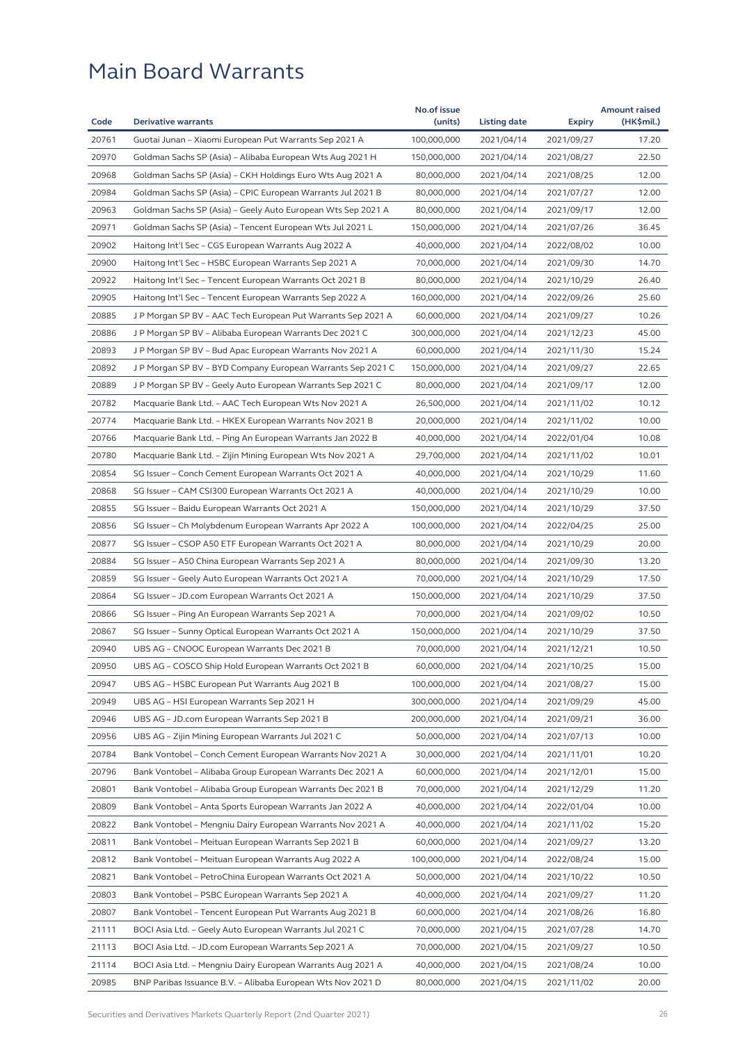# Main Board Warrants

| Code | Derivative warrants | No.of issue (units) | Listing date | Expiry | Amount raised (HK$mil.) |
|---|---|---|---|---|---|
| 20761 | Guotai Junan – Xiaomi European Put Warrants Sep 2021 A | 100,000,000 | 2021/04/14 | 2021/09/27 | 17.20 |
| 20970 | Goldman Sachs SP (Asia) – Alibaba European Wts Aug 2021 H | 150,000,000 | 2021/04/14 | 2021/08/27 | 22.50 |
| 20968 | Goldman Sachs SP (Asia) – CKH Holdings Euro Wts Aug 2021 A | 80,000,000 | 2021/04/14 | 2021/08/25 | 12.00 |
| 20984 | Goldman Sachs SP (Asia) – CPIC European Warrants Jul 2021 B | 80,000,000 | 2021/04/14 | 2021/07/27 | 12.00 |
| 20963 | Goldman Sachs SP (Asia) – Geely Auto European Wts Sep 2021 A | 80,000,000 | 2021/04/14 | 2021/09/17 | 12.00 |
| 20971 | Goldman Sachs SP (Asia) – Tencent European Wts Jul 2021 L | 150,000,000 | 2021/04/14 | 2021/07/26 | 36.45 |
| 20902 | Haitong Int'l Sec – CGS European Warrants Aug 2022 A | 40,000,000 | 2021/04/14 | 2022/08/02 | 10.00 |
| 20900 | Haitong Int'l Sec – HSBC European Warrants Sep 2021 A | 70,000,000 | 2021/04/14 | 2021/09/30 | 14.70 |
| 20922 | Haitong Int'l Sec – Tencent European Warrants Oct 2021 B | 80,000,000 | 2021/04/14 | 2021/10/29 | 26.40 |
| 20905 | Haitong Int'l Sec – Tencent European Warrants Sep 2022 A | 160,000,000 | 2021/04/14 | 2022/09/26 | 25.60 |
| 20885 | J P Morgan SP BV – AAC Tech European Put Warrants Sep 2021 A | 60,000,000 | 2021/04/14 | 2021/09/27 | 10.26 |
| 20886 | J P Morgan SP BV – Alibaba European Warrants Dec 2021 C | 300,000,000 | 2021/04/14 | 2021/12/23 | 45.00 |
| 20893 | J P Morgan SP BV – Bud Apac European Warrants Nov 2021 A | 60,000,000 | 2021/04/14 | 2021/11/30 | 15.24 |
| 20892 | J P Morgan SP BV – BYD Company European Warrants Sep 2021 C | 150,000,000 | 2021/04/14 | 2021/09/27 | 22.65 |
| 20889 | J P Morgan SP BV – Geely Auto European Warrants Sep 2021 C | 80,000,000 | 2021/04/14 | 2021/09/17 | 12.00 |
| 20782 | Macquarie Bank Ltd. – AAC Tech European Wts Nov 2021 A | 26,500,000 | 2021/04/14 | 2021/11/02 | 10.12 |
| 20774 | Macquarie Bank Ltd. – HKEX European Warrants Nov 2021 B | 20,000,000 | 2021/04/14 | 2021/11/02 | 10.00 |
| 20766 | Macquarie Bank Ltd. – Ping An European Warrants Jan 2022 B | 40,000,000 | 2021/04/14 | 2022/01/04 | 10.08 |
| 20780 | Macquarie Bank Ltd. – Zijin Mining European Wts Nov 2021 A | 29,700,000 | 2021/04/14 | 2021/11/02 | 10.01 |
| 20854 | SG Issuer – Conch Cement European Warrants Oct 2021 A | 40,000,000 | 2021/04/14 | 2021/10/29 | 11.60 |
| 20868 | SG Issuer – CAM CSI300 European Warrants Oct 2021 A | 40,000,000 | 2021/04/14 | 2021/10/29 | 10.00 |
| 20855 | SG Issuer – Baidu European Warrants Oct 2021 A | 150,000,000 | 2021/04/14 | 2021/10/29 | 37.50 |
| 20856 | SG Issuer – Ch Molybdenum European Warrants Apr 2022 A | 100,000,000 | 2021/04/14 | 2022/04/25 | 25.00 |
| 20877 | SG Issuer – CSOP A50 ETF European Warrants Oct 2021 A | 80,000,000 | 2021/04/14 | 2021/10/29 | 20.00 |
| 20884 | SG Issuer – A50 China European Warrants Sep 2021 A | 80,000,000 | 2021/04/14 | 2021/09/30 | 13.20 |
| 20859 | SG Issuer – Geely Auto European Warrants Oct 2021 A | 70,000,000 | 2021/04/14 | 2021/10/29 | 17.50 |
| 20864 | SG Issuer – JD.com European Warrants Oct 2021 A | 150,000,000 | 2021/04/14 | 2021/10/29 | 37.50 |
| 20866 | SG Issuer – Ping An European Warrants Sep 2021 A | 70,000,000 | 2021/04/14 | 2021/09/02 | 10.50 |
| 20867 | SG Issuer – Sunny Optical European Warrants Oct 2021 A | 150,000,000 | 2021/04/14 | 2021/10/29 | 37.50 |
| 20940 | UBS AG – CNOOC European Warrants Dec 2021 B | 70,000,000 | 2021/04/14 | 2021/12/21 | 10.50 |
| 20950 | UBS AG – COSCO Ship Hold European Warrants Oct 2021 B | 60,000,000 | 2021/04/14 | 2021/10/25 | 15.00 |
| 20947 | UBS AG – HSBC European Put Warrants Aug 2021 B | 100,000,000 | 2021/04/14 | 2021/08/27 | 15.00 |
| 20949 | UBS AG – HSI European Warrants Sep 2021 H | 300,000,000 | 2021/04/14 | 2021/09/29 | 45.00 |
| 20946 | UBS AG – JD.com European Warrants Sep 2021 B | 200,000,000 | 2021/04/14 | 2021/09/21 | 36.00 |
| 20956 | UBS AG – Zijin Mining European Warrants Jul 2021 C | 50,000,000 | 2021/04/14 | 2021/07/13 | 10.00 |
| 20784 | Bank Vontobel – Conch Cement European Warrants Nov 2021 A | 30,000,000 | 2021/04/14 | 2021/11/01 | 10.20 |
| 20796 | Bank Vontobel – Alibaba Group European Warrants Dec 2021 A | 60,000,000 | 2021/04/14 | 2021/12/01 | 15.00 |
| 20801 | Bank Vontobel – Alibaba Group European Warrants Dec 2021 B | 70,000,000 | 2021/04/14 | 2021/12/29 | 11.20 |
| 20809 | Bank Vontobel – Anta Sports European Warrants Jan 2022 A | 40,000,000 | 2021/04/14 | 2022/01/04 | 10.00 |
| 20822 | Bank Vontobel – Mengniu Dairy European Warrants Nov 2021 A | 40,000,000 | 2021/04/14 | 2021/11/02 | 15.20 |
| 20811 | Bank Vontobel – Meituan European Warrants Sep 2021 B | 60,000,000 | 2021/04/14 | 2021/09/27 | 13.20 |
| 20812 | Bank Vontobel – Meituan European Warrants Aug 2022 A | 100,000,000 | 2021/04/14 | 2022/08/24 | 15.00 |
| 20821 | Bank Vontobel – PetroChina European Warrants Oct 2021 A | 50,000,000 | 2021/04/14 | 2021/10/22 | 10.50 |
| 20803 | Bank Vontobel – PSBC European Warrants Sep 2021 A | 40,000,000 | 2021/04/14 | 2021/09/27 | 11.20 |
| 20807 | Bank Vontobel – Tencent European Put Warrants Aug 2021 B | 60,000,000 | 2021/04/14 | 2021/08/26 | 16.80 |
| 21111 | BOCI Asia Ltd. – Geely Auto European Warrants Jul 2021 C | 70,000,000 | 2021/04/15 | 2021/07/28 | 14.70 |
| 21113 | BOCI Asia Ltd. – JD.com European Warrants Sep 2021 A | 70,000,000 | 2021/04/15 | 2021/09/27 | 10.50 |
| 21114 | BOCI Asia Ltd. – Mengniu Dairy European Warrants Aug 2021 A | 40,000,000 | 2021/04/15 | 2021/08/24 | 10.00 |
| 20985 | BNP Paribas Issuance B.V. – Alibaba European Wts Nov 2021 D | 80,000,000 | 2021/04/15 | 2021/11/02 | 20.00 |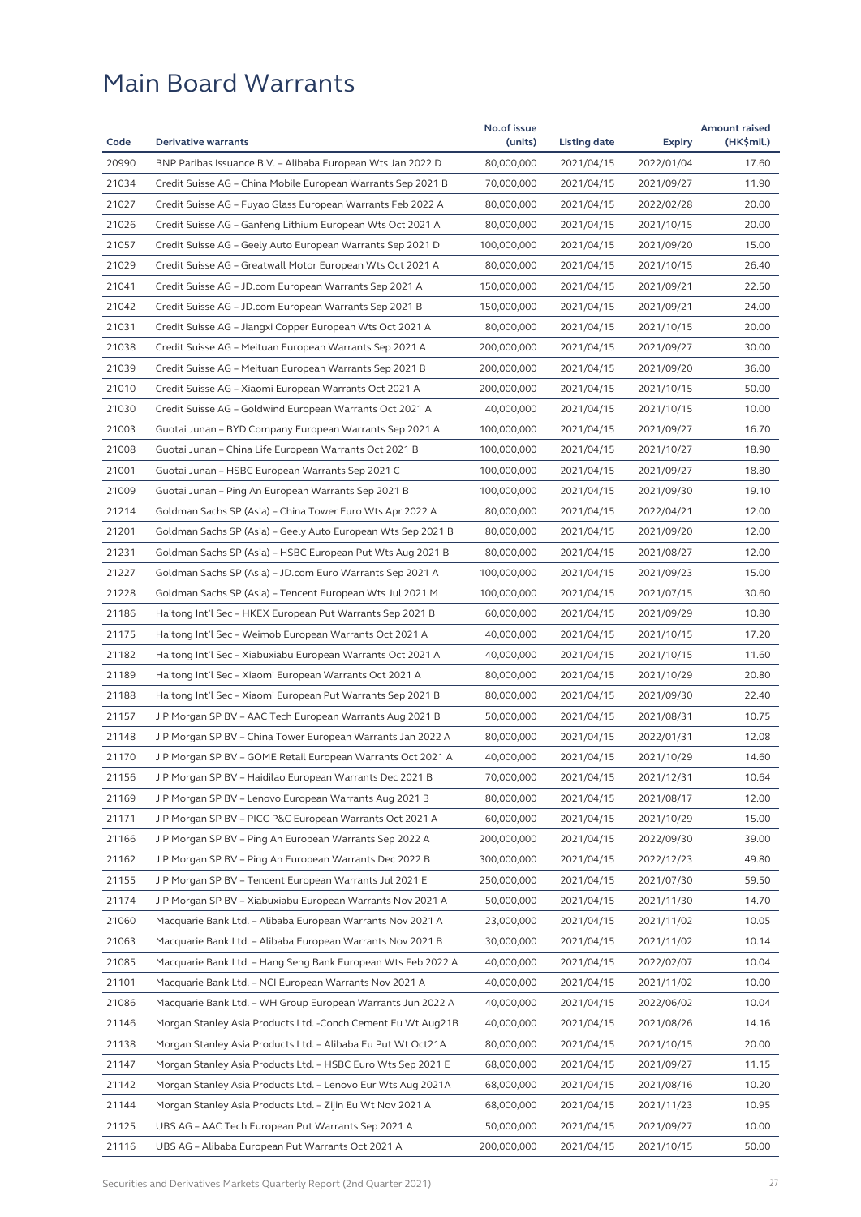# Main Board Warrants

| Code | Derivative warrants | No.of issue (units) | Listing date | Expiry | Amount raised (HK$mil.) |
|---|---|---|---|---|---|
| 20990 | BNP Paribas Issuance B.V. – Alibaba European Wts Jan 2022 D | 80,000,000 | 2021/04/15 | 2022/01/04 | 17.60 |
| 21034 | Credit Suisse AG – China Mobile European Warrants Sep 2021 B | 70,000,000 | 2021/04/15 | 2021/09/27 | 11.90 |
| 21027 | Credit Suisse AG – Fuyao Glass European Warrants Feb 2022 A | 80,000,000 | 2021/04/15 | 2022/02/28 | 20.00 |
| 21026 | Credit Suisse AG – Ganfeng Lithium European Wts Oct 2021 A | 80,000,000 | 2021/04/15 | 2021/10/15 | 20.00 |
| 21057 | Credit Suisse AG – Geely Auto European Warrants Sep 2021 D | 100,000,000 | 2021/04/15 | 2021/09/20 | 15.00 |
| 21029 | Credit Suisse AG – Greatwall Motor European Wts Oct 2021 A | 80,000,000 | 2021/04/15 | 2021/10/15 | 26.40 |
| 21041 | Credit Suisse AG – JD.com European Warrants Sep 2021 A | 150,000,000 | 2021/04/15 | 2021/09/21 | 22.50 |
| 21042 | Credit Suisse AG – JD.com European Warrants Sep 2021 B | 150,000,000 | 2021/04/15 | 2021/09/21 | 24.00 |
| 21031 | Credit Suisse AG – Jiangxi Copper European Wts Oct 2021 A | 80,000,000 | 2021/04/15 | 2021/10/15 | 20.00 |
| 21038 | Credit Suisse AG – Meituan European Warrants Sep 2021 A | 200,000,000 | 2021/04/15 | 2021/09/27 | 30.00 |
| 21039 | Credit Suisse AG – Meituan European Warrants Sep 2021 B | 200,000,000 | 2021/04/15 | 2021/09/20 | 36.00 |
| 21010 | Credit Suisse AG – Xiaomi European Warrants Oct 2021 A | 200,000,000 | 2021/04/15 | 2021/10/15 | 50.00 |
| 21030 | Credit Suisse AG – Goldwind European Warrants Oct 2021 A | 40,000,000 | 2021/04/15 | 2021/10/15 | 10.00 |
| 21003 | Guotai Junan – BYD Company European Warrants Sep 2021 A | 100,000,000 | 2021/04/15 | 2021/09/27 | 16.70 |
| 21008 | Guotai Junan – China Life European Warrants Oct 2021 B | 100,000,000 | 2021/04/15 | 2021/10/27 | 18.90 |
| 21001 | Guotai Junan – HSBC European Warrants Sep 2021 C | 100,000,000 | 2021/04/15 | 2021/09/27 | 18.80 |
| 21009 | Guotai Junan – Ping An European Warrants Sep 2021 B | 100,000,000 | 2021/04/15 | 2021/09/30 | 19.10 |
| 21214 | Goldman Sachs SP (Asia) – China Tower Euro Wts Apr 2022 A | 80,000,000 | 2021/04/15 | 2022/04/21 | 12.00 |
| 21201 | Goldman Sachs SP (Asia) – Geely Auto European Wts Sep 2021 B | 80,000,000 | 2021/04/15 | 2021/09/20 | 12.00 |
| 21231 | Goldman Sachs SP (Asia) – HSBC European Put Wts Aug 2021 B | 80,000,000 | 2021/04/15 | 2021/08/27 | 12.00 |
| 21227 | Goldman Sachs SP (Asia) – JD.com Euro Warrants Sep 2021 A | 100,000,000 | 2021/04/15 | 2021/09/23 | 15.00 |
| 21228 | Goldman Sachs SP (Asia) – Tencent European Wts Jul 2021 M | 100,000,000 | 2021/04/15 | 2021/07/15 | 30.60 |
| 21186 | Haitong Int'l Sec – HKEX European Put Warrants Sep 2021 B | 60,000,000 | 2021/04/15 | 2021/09/29 | 10.80 |
| 21175 | Haitong Int'l Sec – Weimob European Warrants Oct 2021 A | 40,000,000 | 2021/04/15 | 2021/10/15 | 17.20 |
| 21182 | Haitong Int'l Sec – Xiabuxiabu European Warrants Oct 2021 A | 40,000,000 | 2021/04/15 | 2021/10/15 | 11.60 |
| 21189 | Haitong Int'l Sec – Xiaomi European Warrants Oct 2021 A | 80,000,000 | 2021/04/15 | 2021/10/29 | 20.80 |
| 21188 | Haitong Int'l Sec – Xiaomi European Put Warrants Sep 2021 B | 80,000,000 | 2021/04/15 | 2021/09/30 | 22.40 |
| 21157 | J P Morgan SP BV – AAC Tech European Warrants Aug 2021 B | 50,000,000 | 2021/04/15 | 2021/08/31 | 10.75 |
| 21148 | J P Morgan SP BV – China Tower European Warrants Jan 2022 A | 80,000,000 | 2021/04/15 | 2022/01/31 | 12.08 |
| 21170 | J P Morgan SP BV – GOME Retail European Warrants Oct 2021 A | 40,000,000 | 2021/04/15 | 2021/10/29 | 14.60 |
| 21156 | J P Morgan SP BV – Haidilao European Warrants Dec 2021 B | 70,000,000 | 2021/04/15 | 2021/12/31 | 10.64 |
| 21169 | J P Morgan SP BV – Lenovo European Warrants Aug 2021 B | 80,000,000 | 2021/04/15 | 2021/08/17 | 12.00 |
| 21171 | J P Morgan SP BV – PICC P&C European Warrants Oct 2021 A | 60,000,000 | 2021/04/15 | 2021/10/29 | 15.00 |
| 21166 | J P Morgan SP BV – Ping An European Warrants Sep 2022 A | 200,000,000 | 2021/04/15 | 2022/09/30 | 39.00 |
| 21162 | J P Morgan SP BV – Ping An European Warrants Dec 2022 B | 300,000,000 | 2021/04/15 | 2022/12/23 | 49.80 |
| 21155 | J P Morgan SP BV – Tencent European Warrants Jul 2021 E | 250,000,000 | 2021/04/15 | 2021/07/30 | 59.50 |
| 21174 | J P Morgan SP BV – Xiabuxiabu European Warrants Nov 2021 A | 50,000,000 | 2021/04/15 | 2021/11/30 | 14.70 |
| 21060 | Macquarie Bank Ltd. – Alibaba European Warrants Nov 2021 A | 23,000,000 | 2021/04/15 | 2021/11/02 | 10.05 |
| 21063 | Macquarie Bank Ltd. – Alibaba European Warrants Nov 2021 B | 30,000,000 | 2021/04/15 | 2021/11/02 | 10.14 |
| 21085 | Macquarie Bank Ltd. – Hang Seng Bank European Wts Feb 2022 A | 40,000,000 | 2021/04/15 | 2022/02/07 | 10.04 |
| 21101 | Macquarie Bank Ltd. – NCI European Warrants Nov 2021 A | 40,000,000 | 2021/04/15 | 2021/11/02 | 10.00 |
| 21086 | Macquarie Bank Ltd. – WH Group European Warrants Jun 2022 A | 40,000,000 | 2021/04/15 | 2022/06/02 | 10.04 |
| 21146 | Morgan Stanley Asia Products Ltd. -Conch Cement Eu Wt Aug21B | 40,000,000 | 2021/04/15 | 2021/08/26 | 14.16 |
| 21138 | Morgan Stanley Asia Products Ltd. – Alibaba Eu Put Wt Oct21A | 80,000,000 | 2021/04/15 | 2021/10/15 | 20.00 |
| 21147 | Morgan Stanley Asia Products Ltd. – HSBC Euro Wts Sep 2021 E | 68,000,000 | 2021/04/15 | 2021/09/27 | 11.15 |
| 21142 | Morgan Stanley Asia Products Ltd. – Lenovo Eur Wts Aug 2021A | 68,000,000 | 2021/04/15 | 2021/08/16 | 10.20 |
| 21144 | Morgan Stanley Asia Products Ltd. – Zijin Eu Wt Nov 2021 A | 68,000,000 | 2021/04/15 | 2021/11/23 | 10.95 |
| 21125 | UBS AG – AAC Tech European Put Warrants Sep 2021 A | 50,000,000 | 2021/04/15 | 2021/09/27 | 10.00 |
| 21116 | UBS AG – Alibaba European Put Warrants Oct 2021 A | 200,000,000 | 2021/04/15 | 2021/10/15 | 50.00 |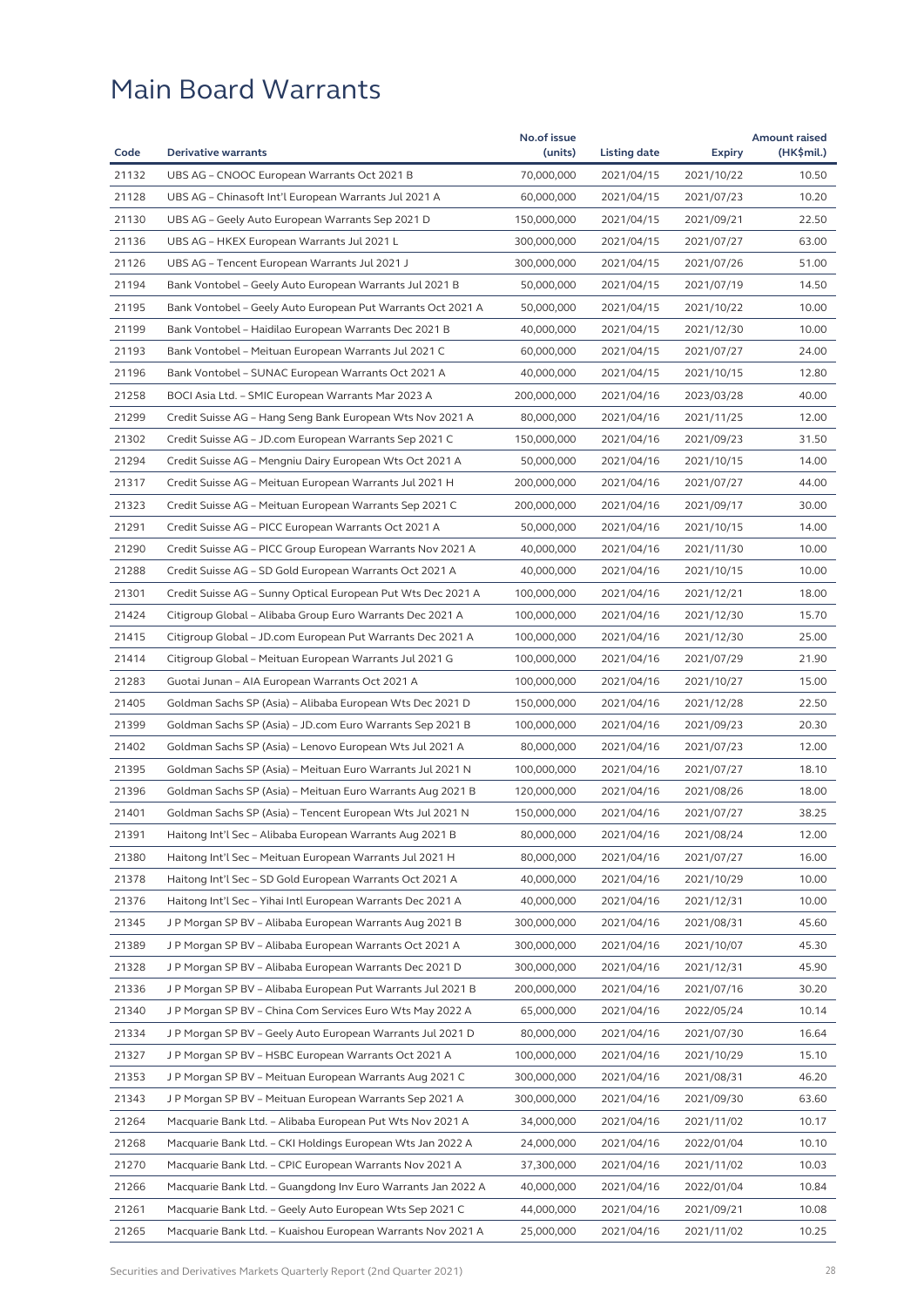# Main Board Warrants

| Code | Derivative warrants | No.of issue (units) | Listing date | Expiry | Amount raised (HK$mil.) |
|---|---|---|---|---|---|
| 21132 | UBS AG – CNOOC European Warrants Oct 2021 B | 70,000,000 | 2021/04/15 | 2021/10/22 | 10.50 |
| 21128 | UBS AG – Chinasoft Int'l European Warrants Jul 2021 A | 60,000,000 | 2021/04/15 | 2021/07/23 | 10.20 |
| 21130 | UBS AG – Geely Auto European Warrants Sep 2021 D | 150,000,000 | 2021/04/15 | 2021/09/21 | 22.50 |
| 21136 | UBS AG – HKEX European Warrants Jul 2021 L | 300,000,000 | 2021/04/15 | 2021/07/27 | 63.00 |
| 21126 | UBS AG – Tencent European Warrants Jul 2021 J | 300,000,000 | 2021/04/15 | 2021/07/26 | 51.00 |
| 21194 | Bank Vontobel – Geely Auto European Warrants Jul 2021 B | 50,000,000 | 2021/04/15 | 2021/07/19 | 14.50 |
| 21195 | Bank Vontobel – Geely Auto European Put Warrants Oct 2021 A | 50,000,000 | 2021/04/15 | 2021/10/22 | 10.00 |
| 21199 | Bank Vontobel – Haidilao European Warrants Dec 2021 B | 40,000,000 | 2021/04/15 | 2021/12/30 | 10.00 |
| 21193 | Bank Vontobel – Meituan European Warrants Jul 2021 C | 60,000,000 | 2021/04/15 | 2021/07/27 | 24.00 |
| 21196 | Bank Vontobel – SUNAC European Warrants Oct 2021 A | 40,000,000 | 2021/04/15 | 2021/10/15 | 12.80 |
| 21258 | BOCI Asia Ltd. – SMIC European Warrants Mar 2023 A | 200,000,000 | 2021/04/16 | 2023/03/28 | 40.00 |
| 21299 | Credit Suisse AG – Hang Seng Bank European Wts Nov 2021 A | 80,000,000 | 2021/04/16 | 2021/11/25 | 12.00 |
| 21302 | Credit Suisse AG – JD.com European Warrants Sep 2021 C | 150,000,000 | 2021/04/16 | 2021/09/23 | 31.50 |
| 21294 | Credit Suisse AG – Mengniu Dairy European Wts Oct 2021 A | 50,000,000 | 2021/04/16 | 2021/10/15 | 14.00 |
| 21317 | Credit Suisse AG – Meituan European Warrants Jul 2021 H | 200,000,000 | 2021/04/16 | 2021/07/27 | 44.00 |
| 21323 | Credit Suisse AG – Meituan European Warrants Sep 2021 C | 200,000,000 | 2021/04/16 | 2021/09/17 | 30.00 |
| 21291 | Credit Suisse AG – PICC European Warrants Oct 2021 A | 50,000,000 | 2021/04/16 | 2021/10/15 | 14.00 |
| 21290 | Credit Suisse AG – PICC Group European Warrants Nov 2021 A | 40,000,000 | 2021/04/16 | 2021/11/30 | 10.00 |
| 21288 | Credit Suisse AG – SD Gold European Warrants Oct 2021 A | 40,000,000 | 2021/04/16 | 2021/10/15 | 10.00 |
| 21301 | Credit Suisse AG – Sunny Optical European Put Wts Dec 2021 A | 100,000,000 | 2021/04/16 | 2021/12/21 | 18.00 |
| 21424 | Citigroup Global – Alibaba Group Euro Warrants Dec 2021 A | 100,000,000 | 2021/04/16 | 2021/12/30 | 15.70 |
| 21415 | Citigroup Global – JD.com European Put Warrants Dec 2021 A | 100,000,000 | 2021/04/16 | 2021/12/30 | 25.00 |
| 21414 | Citigroup Global – Meituan European Warrants Jul 2021 G | 100,000,000 | 2021/04/16 | 2021/07/29 | 21.90 |
| 21283 | Guotai Junan – AIA European Warrants Oct 2021 A | 100,000,000 | 2021/04/16 | 2021/10/27 | 15.00 |
| 21405 | Goldman Sachs SP (Asia) – Alibaba European Wts Dec 2021 D | 150,000,000 | 2021/04/16 | 2021/12/28 | 22.50 |
| 21399 | Goldman Sachs SP (Asia) – JD.com Euro Warrants Sep 2021 B | 100,000,000 | 2021/04/16 | 2021/09/23 | 20.30 |
| 21402 | Goldman Sachs SP (Asia) – Lenovo European Wts Jul 2021 A | 80,000,000 | 2021/04/16 | 2021/07/23 | 12.00 |
| 21395 | Goldman Sachs SP (Asia) – Meituan Euro Warrants Jul 2021 N | 100,000,000 | 2021/04/16 | 2021/07/27 | 18.10 |
| 21396 | Goldman Sachs SP (Asia) – Meituan Euro Warrants Aug 2021 B | 120,000,000 | 2021/04/16 | 2021/08/26 | 18.00 |
| 21401 | Goldman Sachs SP (Asia) – Tencent European Wts Jul 2021 N | 150,000,000 | 2021/04/16 | 2021/07/27 | 38.25 |
| 21391 | Haitong Int'l Sec – Alibaba European Warrants Aug 2021 B | 80,000,000 | 2021/04/16 | 2021/08/24 | 12.00 |
| 21380 | Haitong Int'l Sec – Meituan European Warrants Jul 2021 H | 80,000,000 | 2021/04/16 | 2021/07/27 | 16.00 |
| 21378 | Haitong Int'l Sec – SD Gold European Warrants Oct 2021 A | 40,000,000 | 2021/04/16 | 2021/10/29 | 10.00 |
| 21376 | Haitong Int'l Sec – Yihai Intl European Warrants Dec 2021 A | 40,000,000 | 2021/04/16 | 2021/12/31 | 10.00 |
| 21345 | J P Morgan SP BV – Alibaba European Warrants Aug 2021 B | 300,000,000 | 2021/04/16 | 2021/08/31 | 45.60 |
| 21389 | J P Morgan SP BV – Alibaba European Warrants Oct 2021 A | 300,000,000 | 2021/04/16 | 2021/10/07 | 45.30 |
| 21328 | J P Morgan SP BV – Alibaba European Warrants Dec 2021 D | 300,000,000 | 2021/04/16 | 2021/12/31 | 45.90 |
| 21336 | J P Morgan SP BV – Alibaba European Put Warrants Jul 2021 B | 200,000,000 | 2021/04/16 | 2021/07/16 | 30.20 |
| 21340 | J P Morgan SP BV – China Com Services Euro Wts May 2022 A | 65,000,000 | 2021/04/16 | 2022/05/24 | 10.14 |
| 21334 | J P Morgan SP BV – Geely Auto European Warrants Jul 2021 D | 80,000,000 | 2021/04/16 | 2021/07/30 | 16.64 |
| 21327 | J P Morgan SP BV – HSBC European Warrants Oct 2021 A | 100,000,000 | 2021/04/16 | 2021/10/29 | 15.10 |
| 21353 | J P Morgan SP BV – Meituan European Warrants Aug 2021 C | 300,000,000 | 2021/04/16 | 2021/08/31 | 46.20 |
| 21343 | J P Morgan SP BV – Meituan European Warrants Sep 2021 A | 300,000,000 | 2021/04/16 | 2021/09/30 | 63.60 |
| 21264 | Macquarie Bank Ltd. – Alibaba European Put Wts Nov 2021 A | 34,000,000 | 2021/04/16 | 2021/11/02 | 10.17 |
| 21268 | Macquarie Bank Ltd. – CKI Holdings European Wts Jan 2022 A | 24,000,000 | 2021/04/16 | 2022/01/04 | 10.10 |
| 21270 | Macquarie Bank Ltd. – CPIC European Warrants Nov 2021 A | 37,300,000 | 2021/04/16 | 2021/11/02 | 10.03 |
| 21266 | Macquarie Bank Ltd. – Guangdong Inv Euro Warrants Jan 2022 A | 40,000,000 | 2021/04/16 | 2022/01/04 | 10.84 |
| 21261 | Macquarie Bank Ltd. – Geely Auto European Wts Sep 2021 C | 44,000,000 | 2021/04/16 | 2021/09/21 | 10.08 |
| 21265 | Macquarie Bank Ltd. – Kuaishou European Warrants Nov 2021 A | 25,000,000 | 2021/04/16 | 2021/11/02 | 10.25 |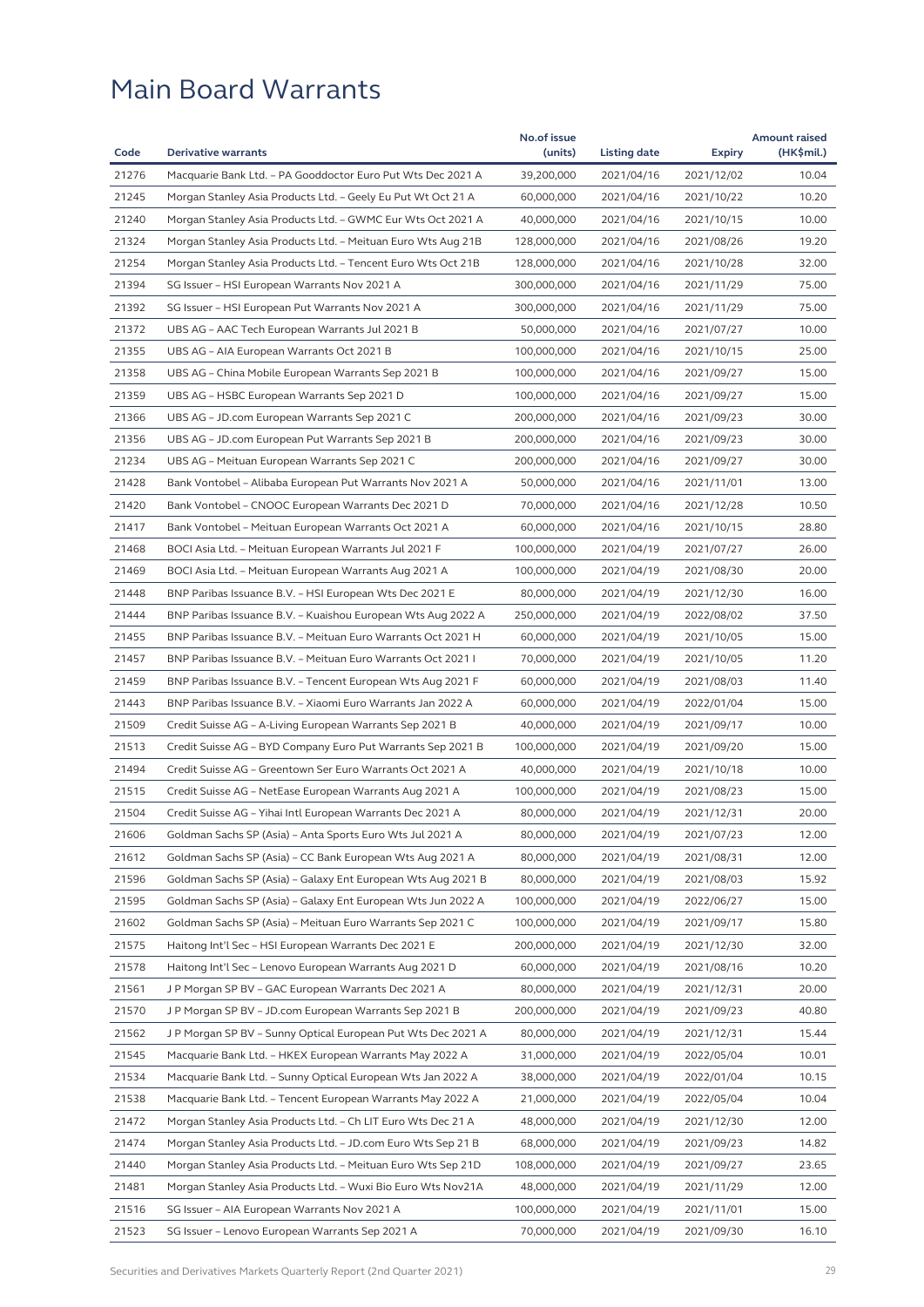# Main Board Warrants

| Code | Derivative warrants | No.of issue (units) | Listing date | Expiry | Amount raised (HK$mil.) |
|---|---|---|---|---|---|
| 21276 | Macquarie Bank Ltd. – PA Gooddoctor Euro Put Wts Dec 2021 A | 39,200,000 | 2021/04/16 | 2021/12/02 | 10.04 |
| 21245 | Morgan Stanley Asia Products Ltd. – Geely Eu Put Wt Oct 21 A | 60,000,000 | 2021/04/16 | 2021/10/22 | 10.20 |
| 21240 | Morgan Stanley Asia Products Ltd. – GWMC Eur Wts Oct 2021 A | 40,000,000 | 2021/04/16 | 2021/10/15 | 10.00 |
| 21324 | Morgan Stanley Asia Products Ltd. – Meituan Euro Wts Aug 21B | 128,000,000 | 2021/04/16 | 2021/08/26 | 19.20 |
| 21254 | Morgan Stanley Asia Products Ltd. – Tencent Euro Wts Oct 21B | 128,000,000 | 2021/04/16 | 2021/10/28 | 32.00 |
| 21394 | SG Issuer – HSI European Warrants Nov 2021 A | 300,000,000 | 2021/04/16 | 2021/11/29 | 75.00 |
| 21392 | SG Issuer – HSI European Put Warrants Nov 2021 A | 300,000,000 | 2021/04/16 | 2021/11/29 | 75.00 |
| 21372 | UBS AG – AAC Tech European Warrants Jul 2021 B | 50,000,000 | 2021/04/16 | 2021/07/27 | 10.00 |
| 21355 | UBS AG – AIA European Warrants Oct 2021 B | 100,000,000 | 2021/04/16 | 2021/10/15 | 25.00 |
| 21358 | UBS AG – China Mobile European Warrants Sep 2021 B | 100,000,000 | 2021/04/16 | 2021/09/27 | 15.00 |
| 21359 | UBS AG – HSBC European Warrants Sep 2021 D | 100,000,000 | 2021/04/16 | 2021/09/27 | 15.00 |
| 21366 | UBS AG – JD.com European Warrants Sep 2021 C | 200,000,000 | 2021/04/16 | 2021/09/23 | 30.00 |
| 21356 | UBS AG – JD.com European Put Warrants Sep 2021 B | 200,000,000 | 2021/04/16 | 2021/09/23 | 30.00 |
| 21234 | UBS AG – Meituan European Warrants Sep 2021 C | 200,000,000 | 2021/04/16 | 2021/09/27 | 30.00 |
| 21428 | Bank Vontobel – Alibaba European Put Warrants Nov 2021 A | 50,000,000 | 2021/04/16 | 2021/11/01 | 13.00 |
| 21420 | Bank Vontobel – CNOOC European Warrants Dec 2021 D | 70,000,000 | 2021/04/16 | 2021/12/28 | 10.50 |
| 21417 | Bank Vontobel – Meituan European Warrants Oct 2021 A | 60,000,000 | 2021/04/16 | 2021/10/15 | 28.80 |
| 21468 | BOCI Asia Ltd. – Meituan European Warrants Jul 2021 F | 100,000,000 | 2021/04/19 | 2021/07/27 | 26.00 |
| 21469 | BOCI Asia Ltd. – Meituan European Warrants Aug 2021 A | 100,000,000 | 2021/04/19 | 2021/08/30 | 20.00 |
| 21448 | BNP Paribas Issuance B.V. – HSI European Wts Dec 2021 E | 80,000,000 | 2021/04/19 | 2021/12/30 | 16.00 |
| 21444 | BNP Paribas Issuance B.V. – Kuaishou European Wts Aug 2022 A | 250,000,000 | 2021/04/19 | 2022/08/02 | 37.50 |
| 21455 | BNP Paribas Issuance B.V. – Meituan Euro Warrants Oct 2021 H | 60,000,000 | 2021/04/19 | 2021/10/05 | 15.00 |
| 21457 | BNP Paribas Issuance B.V. – Meituan Euro Warrants Oct 2021 I | 70,000,000 | 2021/04/19 | 2021/10/05 | 11.20 |
| 21459 | BNP Paribas Issuance B.V. – Tencent European Wts Aug 2021 F | 60,000,000 | 2021/04/19 | 2021/08/03 | 11.40 |
| 21443 | BNP Paribas Issuance B.V. – Xiaomi Euro Warrants Jan 2022 A | 60,000,000 | 2021/04/19 | 2022/01/04 | 15.00 |
| 21509 | Credit Suisse AG – A-Living European Warrants Sep 2021 B | 40,000,000 | 2021/04/19 | 2021/09/17 | 10.00 |
| 21513 | Credit Suisse AG – BYD Company Euro Put Warrants Sep 2021 B | 100,000,000 | 2021/04/19 | 2021/09/20 | 15.00 |
| 21494 | Credit Suisse AG – Greentown Ser Euro Warrants Oct 2021 A | 40,000,000 | 2021/04/19 | 2021/10/18 | 10.00 |
| 21515 | Credit Suisse AG – NetEase European Warrants Aug 2021 A | 100,000,000 | 2021/04/19 | 2021/08/23 | 15.00 |
| 21504 | Credit Suisse AG – Yihai Intl European Warrants Dec 2021 A | 80,000,000 | 2021/04/19 | 2021/12/31 | 20.00 |
| 21606 | Goldman Sachs SP (Asia) – Anta Sports Euro Wts Jul 2021 A | 80,000,000 | 2021/04/19 | 2021/07/23 | 12.00 |
| 21612 | Goldman Sachs SP (Asia) – CC Bank European Wts Aug 2021 A | 80,000,000 | 2021/04/19 | 2021/08/31 | 12.00 |
| 21596 | Goldman Sachs SP (Asia) – Galaxy Ent European Wts Aug 2021 B | 80,000,000 | 2021/04/19 | 2021/08/03 | 15.92 |
| 21595 | Goldman Sachs SP (Asia) – Galaxy Ent European Wts Jun 2022 A | 100,000,000 | 2021/04/19 | 2022/06/27 | 15.00 |
| 21602 | Goldman Sachs SP (Asia) – Meituan Euro Warrants Sep 2021 C | 100,000,000 | 2021/04/19 | 2021/09/17 | 15.80 |
| 21575 | Haitong Int'l Sec – HSI European Warrants Dec 2021 E | 200,000,000 | 2021/04/19 | 2021/12/30 | 32.00 |
| 21578 | Haitong Int'l Sec – Lenovo European Warrants Aug 2021 D | 60,000,000 | 2021/04/19 | 2021/08/16 | 10.20 |
| 21561 | J P Morgan SP BV – GAC European Warrants Dec 2021 A | 80,000,000 | 2021/04/19 | 2021/12/31 | 20.00 |
| 21570 | J P Morgan SP BV – JD.com European Warrants Sep 2021 B | 200,000,000 | 2021/04/19 | 2021/09/23 | 40.80 |
| 21562 | J P Morgan SP BV – Sunny Optical European Put Wts Dec 2021 A | 80,000,000 | 2021/04/19 | 2021/12/31 | 15.44 |
| 21545 | Macquarie Bank Ltd. – HKEX European Warrants May 2022 A | 31,000,000 | 2021/04/19 | 2022/05/04 | 10.01 |
| 21534 | Macquarie Bank Ltd. – Sunny Optical European Wts Jan 2022 A | 38,000,000 | 2021/04/19 | 2022/01/04 | 10.15 |
| 21538 | Macquarie Bank Ltd. – Tencent European Warrants May 2022 A | 21,000,000 | 2021/04/19 | 2022/05/04 | 10.04 |
| 21472 | Morgan Stanley Asia Products Ltd. – Ch LIT Euro Wts Dec 21 A | 48,000,000 | 2021/04/19 | 2021/12/30 | 12.00 |
| 21474 | Morgan Stanley Asia Products Ltd. – JD.com Euro Wts Sep 21 B | 68,000,000 | 2021/04/19 | 2021/09/23 | 14.82 |
| 21440 | Morgan Stanley Asia Products Ltd. – Meituan Euro Wts Sep 21D | 108,000,000 | 2021/04/19 | 2021/09/27 | 23.65 |
| 21481 | Morgan Stanley Asia Products Ltd. – Wuxi Bio Euro Wts Nov21A | 48,000,000 | 2021/04/19 | 2021/11/29 | 12.00 |
| 21516 | SG Issuer – AIA European Warrants Nov 2021 A | 100,000,000 | 2021/04/19 | 2021/11/01 | 15.00 |
| 21523 | SG Issuer – Lenovo European Warrants Sep 2021 A | 70,000,000 | 2021/04/19 | 2021/09/30 | 16.10 |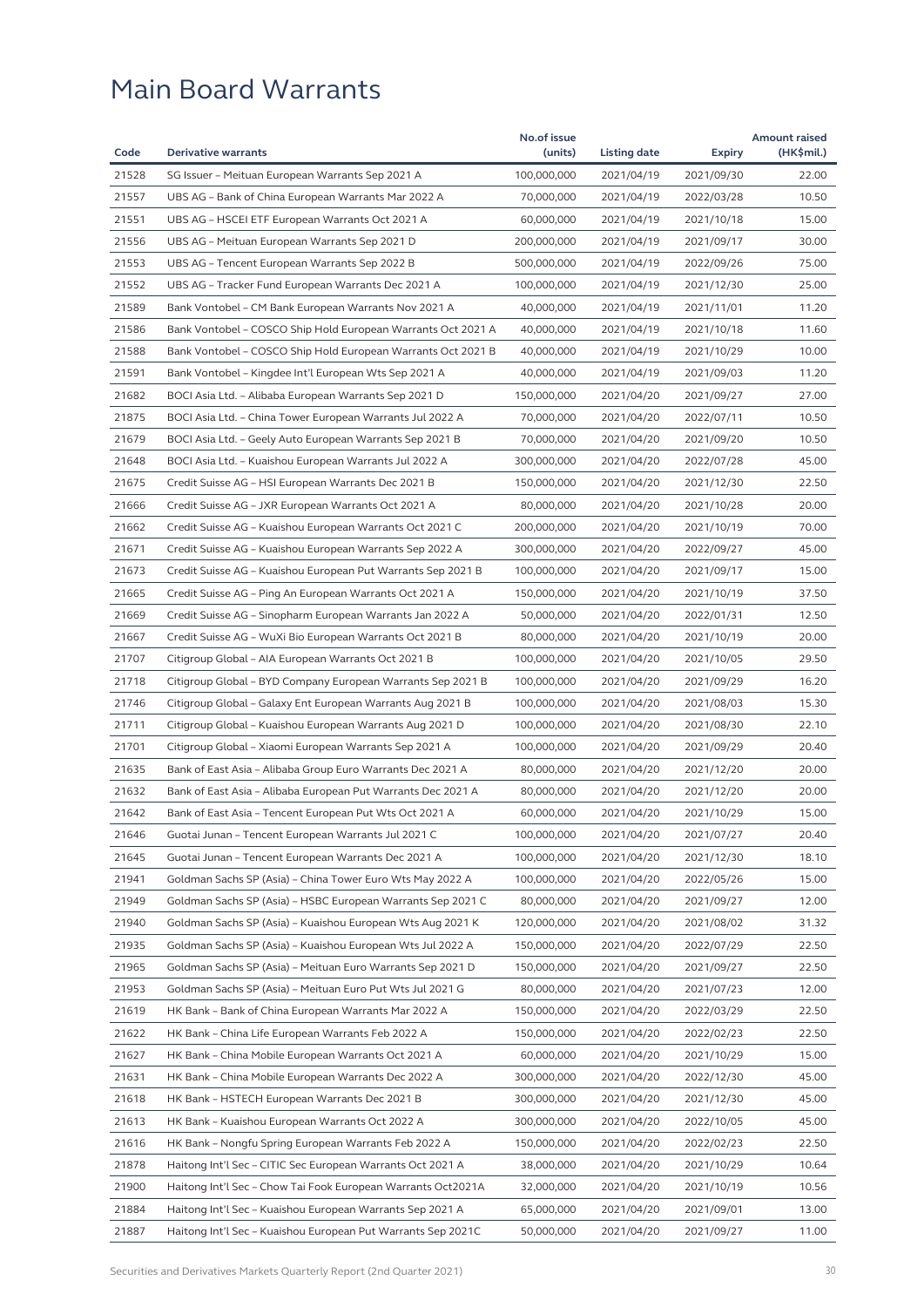# Main Board Warrants

| Code | Derivative warrants | No.of issue (units) | Listing date | Expiry | Amount raised (HK$mil.) |
|---|---|---|---|---|---|
| 21528 | SG Issuer – Meituan European Warrants Sep 2021 A | 100,000,000 | 2021/04/19 | 2021/09/30 | 22.00 |
| 21557 | UBS AG – Bank of China European Warrants Mar 2022 A | 70,000,000 | 2021/04/19 | 2022/03/28 | 10.50 |
| 21551 | UBS AG – HSCEI ETF European Warrants Oct 2021 A | 60,000,000 | 2021/04/19 | 2021/10/18 | 15.00 |
| 21556 | UBS AG – Meituan European Warrants Sep 2021 D | 200,000,000 | 2021/04/19 | 2021/09/17 | 30.00 |
| 21553 | UBS AG – Tencent European Warrants Sep 2022 B | 500,000,000 | 2021/04/19 | 2022/09/26 | 75.00 |
| 21552 | UBS AG – Tracker Fund European Warrants Dec 2021 A | 100,000,000 | 2021/04/19 | 2021/12/30 | 25.00 |
| 21589 | Bank Vontobel – CM Bank European Warrants Nov 2021 A | 40,000,000 | 2021/04/19 | 2021/11/01 | 11.20 |
| 21586 | Bank Vontobel – COSCO Ship Hold European Warrants Oct 2021 A | 40,000,000 | 2021/04/19 | 2021/10/18 | 11.60 |
| 21588 | Bank Vontobel – COSCO Ship Hold European Warrants Oct 2021 B | 40,000,000 | 2021/04/19 | 2021/10/29 | 10.00 |
| 21591 | Bank Vontobel – Kingdee Int'l European Wts Sep 2021 A | 40,000,000 | 2021/04/19 | 2021/09/03 | 11.20 |
| 21682 | BOCI Asia Ltd. – Alibaba European Warrants Sep 2021 D | 150,000,000 | 2021/04/20 | 2021/09/27 | 27.00 |
| 21875 | BOCI Asia Ltd. – China Tower European Warrants Jul 2022 A | 70,000,000 | 2021/04/20 | 2022/07/11 | 10.50 |
| 21679 | BOCI Asia Ltd. – Geely Auto European Warrants Sep 2021 B | 70,000,000 | 2021/04/20 | 2021/09/20 | 10.50 |
| 21648 | BOCI Asia Ltd. – Kuaishou European Warrants Jul 2022 A | 300,000,000 | 2021/04/20 | 2022/07/28 | 45.00 |
| 21675 | Credit Suisse AG – HSI European Warrants Dec 2021 B | 150,000,000 | 2021/04/20 | 2021/12/30 | 22.50 |
| 21666 | Credit Suisse AG – JXR European Warrants Oct 2021 A | 80,000,000 | 2021/04/20 | 2021/10/28 | 20.00 |
| 21662 | Credit Suisse AG – Kuaishou European Warrants Oct 2021 C | 200,000,000 | 2021/04/20 | 2021/10/19 | 70.00 |
| 21671 | Credit Suisse AG – Kuaishou European Warrants Sep 2022 A | 300,000,000 | 2021/04/20 | 2022/09/27 | 45.00 |
| 21673 | Credit Suisse AG – Kuaishou European Put Warrants Sep 2021 B | 100,000,000 | 2021/04/20 | 2021/09/17 | 15.00 |
| 21665 | Credit Suisse AG – Ping An European Warrants Oct 2021 A | 150,000,000 | 2021/04/20 | 2021/10/19 | 37.50 |
| 21669 | Credit Suisse AG – Sinopharm European Warrants Jan 2022 A | 50,000,000 | 2021/04/20 | 2022/01/31 | 12.50 |
| 21667 | Credit Suisse AG – WuXi Bio European Warrants Oct 2021 B | 80,000,000 | 2021/04/20 | 2021/10/19 | 20.00 |
| 21707 | Citigroup Global – AIA European Warrants Oct 2021 B | 100,000,000 | 2021/04/20 | 2021/10/05 | 29.50 |
| 21718 | Citigroup Global – BYD Company European Warrants Sep 2021 B | 100,000,000 | 2021/04/20 | 2021/09/29 | 16.20 |
| 21746 | Citigroup Global – Galaxy Ent European Warrants Aug 2021 B | 100,000,000 | 2021/04/20 | 2021/08/03 | 15.30 |
| 21711 | Citigroup Global – Kuaishou European Warrants Aug 2021 D | 100,000,000 | 2021/04/20 | 2021/08/30 | 22.10 |
| 21701 | Citigroup Global – Xiaomi European Warrants Sep 2021 A | 100,000,000 | 2021/04/20 | 2021/09/29 | 20.40 |
| 21635 | Bank of East Asia – Alibaba Group Euro Warrants Dec 2021 A | 80,000,000 | 2021/04/20 | 2021/12/20 | 20.00 |
| 21632 | Bank of East Asia – Alibaba European Put Warrants Dec 2021 A | 80,000,000 | 2021/04/20 | 2021/12/20 | 20.00 |
| 21642 | Bank of East Asia – Tencent European Put Wts Oct 2021 A | 60,000,000 | 2021/04/20 | 2021/10/29 | 15.00 |
| 21646 | Guotai Junan – Tencent European Warrants Jul 2021 C | 100,000,000 | 2021/04/20 | 2021/07/27 | 20.40 |
| 21645 | Guotai Junan – Tencent European Warrants Dec 2021 A | 100,000,000 | 2021/04/20 | 2021/12/30 | 18.10 |
| 21941 | Goldman Sachs SP (Asia) – China Tower Euro Wts May 2022 A | 100,000,000 | 2021/04/20 | 2022/05/26 | 15.00 |
| 21949 | Goldman Sachs SP (Asia) – HSBC European Warrants Sep 2021 C | 80,000,000 | 2021/04/20 | 2021/09/27 | 12.00 |
| 21940 | Goldman Sachs SP (Asia) – Kuaishou European Wts Aug 2021 K | 120,000,000 | 2021/04/20 | 2021/08/02 | 31.32 |
| 21935 | Goldman Sachs SP (Asia) – Kuaishou European Wts Jul 2022 A | 150,000,000 | 2021/04/20 | 2022/07/29 | 22.50 |
| 21965 | Goldman Sachs SP (Asia) – Meituan Euro Warrants Sep 2021 D | 150,000,000 | 2021/04/20 | 2021/09/27 | 22.50 |
| 21953 | Goldman Sachs SP (Asia) – Meituan Euro Put Wts Jul 2021 G | 80,000,000 | 2021/04/20 | 2021/07/23 | 12.00 |
| 21619 | HK Bank – Bank of China European Warrants Mar 2022 A | 150,000,000 | 2021/04/20 | 2022/03/29 | 22.50 |
| 21622 | HK Bank – China Life European Warrants Feb 2022 A | 150,000,000 | 2021/04/20 | 2022/02/23 | 22.50 |
| 21627 | HK Bank – China Mobile European Warrants Oct 2021 A | 60,000,000 | 2021/04/20 | 2021/10/29 | 15.00 |
| 21631 | HK Bank – China Mobile European Warrants Dec 2022 A | 300,000,000 | 2021/04/20 | 2022/12/30 | 45.00 |
| 21618 | HK Bank – HSTECH European Warrants Dec 2021 B | 300,000,000 | 2021/04/20 | 2021/12/30 | 45.00 |
| 21613 | HK Bank – Kuaishou European Warrants Oct 2022 A | 300,000,000 | 2021/04/20 | 2022/10/05 | 45.00 |
| 21616 | HK Bank – Nongfu Spring European Warrants Feb 2022 A | 150,000,000 | 2021/04/20 | 2022/02/23 | 22.50 |
| 21878 | Haitong Int'l Sec – CITIC Sec European Warrants Oct 2021 A | 38,000,000 | 2021/04/20 | 2021/10/29 | 10.64 |
| 21900 | Haitong Int'l Sec – Chow Tai Fook European Warrants Oct2021A | 32,000,000 | 2021/04/20 | 2021/10/19 | 10.56 |
| 21884 | Haitong Int'l Sec – Kuaishou European Warrants Sep 2021 A | 65,000,000 | 2021/04/20 | 2021/09/01 | 13.00 |
| 21887 | Haitong Int'l Sec – Kuaishou European Put Warrants Sep 2021C | 50,000,000 | 2021/04/20 | 2021/09/27 | 11.00 |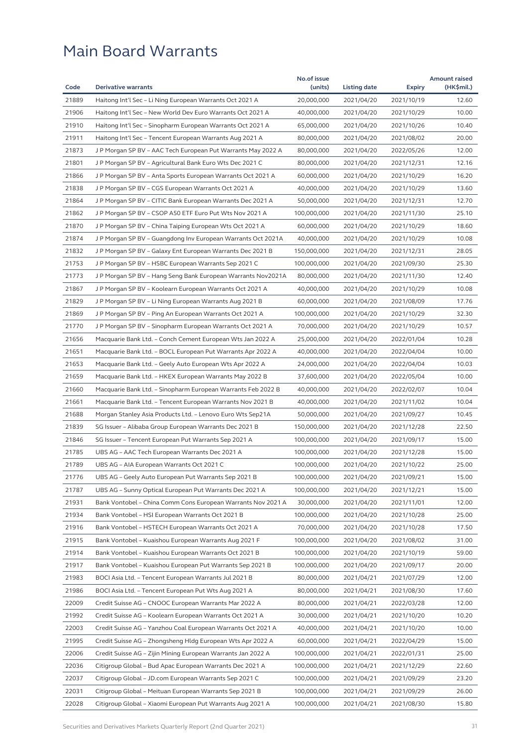# Main Board Warrants

| Code | Derivative warrants | No.of issue (units) | Listing date | Expiry | Amount raised (HK$mil.) |
|---|---|---|---|---|---|
| 21889 | Haitong Int'l Sec – Li Ning European Warrants Oct 2021 A | 20,000,000 | 2021/04/20 | 2021/10/19 | 12.60 |
| 21906 | Haitong Int'l Sec – New World Dev Euro Warrants Oct 2021 A | 40,000,000 | 2021/04/20 | 2021/10/29 | 10.00 |
| 21910 | Haitong Int'l Sec – Sinopharm European Warrants Oct 2021 A | 65,000,000 | 2021/04/20 | 2021/10/26 | 10.40 |
| 21911 | Haitong Int'l Sec – Tencent European Warrants Aug 2021 A | 80,000,000 | 2021/04/20 | 2021/08/02 | 20.00 |
| 21873 | J P Morgan SP BV – AAC Tech European Put Warrants May 2022 A | 80,000,000 | 2021/04/20 | 2022/05/26 | 12.00 |
| 21801 | J P Morgan SP BV – Agricultural Bank Euro Wts Dec 2021 C | 80,000,000 | 2021/04/20 | 2021/12/31 | 12.16 |
| 21866 | J P Morgan SP BV – Anta Sports European Warrants Oct 2021 A | 60,000,000 | 2021/04/20 | 2021/10/29 | 16.20 |
| 21838 | J P Morgan SP BV – CGS European Warrants Oct 2021 A | 40,000,000 | 2021/04/20 | 2021/10/29 | 13.60 |
| 21864 | J P Morgan SP BV – CITIC Bank European Warrants Dec 2021 A | 50,000,000 | 2021/04/20 | 2021/12/31 | 12.70 |
| 21862 | J P Morgan SP BV – CSOP A50 ETF Euro Put Wts Nov 2021 A | 100,000,000 | 2021/04/20 | 2021/11/30 | 25.10 |
| 21870 | J P Morgan SP BV – China Taiping European Wts Oct 2021 A | 60,000,000 | 2021/04/20 | 2021/10/29 | 18.60 |
| 21874 | J P Morgan SP BV – Guangdong Inv European Warrants Oct 2021A | 40,000,000 | 2021/04/20 | 2021/10/29 | 10.08 |
| 21832 | J P Morgan SP BV – Galaxy Ent European Warrants Dec 2021 B | 150,000,000 | 2021/04/20 | 2021/12/31 | 28.05 |
| 21753 | J P Morgan SP BV – HSBC European Warrants Sep 2021 C | 100,000,000 | 2021/04/20 | 2021/09/30 | 25.30 |
| 21773 | J P Morgan SP BV – Hang Seng Bank European Warrants Nov2021A | 80,000,000 | 2021/04/20 | 2021/11/30 | 12.40 |
| 21867 | J P Morgan SP BV – Koolearn European Warrants Oct 2021 A | 40,000,000 | 2021/04/20 | 2021/10/29 | 10.08 |
| 21829 | J P Morgan SP BV – Li Ning European Warrants Aug 2021 B | 60,000,000 | 2021/04/20 | 2021/08/09 | 17.76 |
| 21869 | J P Morgan SP BV – Ping An European Warrants Oct 2021 A | 100,000,000 | 2021/04/20 | 2021/10/29 | 32.30 |
| 21770 | J P Morgan SP BV – Sinopharm European Warrants Oct 2021 A | 70,000,000 | 2021/04/20 | 2021/10/29 | 10.57 |
| 21656 | Macquarie Bank Ltd. – Conch Cement European Wts Jan 2022 A | 25,000,000 | 2021/04/20 | 2022/01/04 | 10.28 |
| 21651 | Macquarie Bank Ltd. – BOCL European Put Warrants Apr 2022 A | 40,000,000 | 2021/04/20 | 2022/04/04 | 10.00 |
| 21653 | Macquarie Bank Ltd. – Geely Auto European Wts Apr 2022 A | 24,000,000 | 2021/04/20 | 2022/04/04 | 10.03 |
| 21659 | Macquarie Bank Ltd. – HKEX European Warrants May 2022 B | 37,600,000 | 2021/04/20 | 2022/05/04 | 10.00 |
| 21660 | Macquarie Bank Ltd. – Sinopharm European Warrants Feb 2022 B | 40,000,000 | 2021/04/20 | 2022/02/07 | 10.04 |
| 21661 | Macquarie Bank Ltd. – Tencent European Warrants Nov 2021 B | 40,000,000 | 2021/04/20 | 2021/11/02 | 10.04 |
| 21688 | Morgan Stanley Asia Products Ltd. – Lenovo Euro Wts Sep21A | 50,000,000 | 2021/04/20 | 2021/09/27 | 10.45 |
| 21839 | SG Issuer – Alibaba Group European Warrants Dec 2021 B | 150,000,000 | 2021/04/20 | 2021/12/28 | 22.50 |
| 21846 | SG Issuer – Tencent European Put Warrants Sep 2021 A | 100,000,000 | 2021/04/20 | 2021/09/17 | 15.00 |
| 21785 | UBS AG – AAC Tech European Warrants Dec 2021 A | 100,000,000 | 2021/04/20 | 2021/12/28 | 15.00 |
| 21789 | UBS AG – AIA European Warrants Oct 2021 C | 100,000,000 | 2021/04/20 | 2021/10/22 | 25.00 |
| 21776 | UBS AG – Geely Auto European Put Warrants Sep 2021 B | 100,000,000 | 2021/04/20 | 2021/09/21 | 15.00 |
| 21787 | UBS AG – Sunny Optical European Put Warrants Dec 2021 A | 100,000,000 | 2021/04/20 | 2021/12/21 | 15.00 |
| 21931 | Bank Vontobel – China Comm Cons European Warrants Nov 2021 A | 30,000,000 | 2021/04/20 | 2021/11/01 | 12.00 |
| 21934 | Bank Vontobel – HSI European Warrants Oct 2021 B | 100,000,000 | 2021/04/20 | 2021/10/28 | 25.00 |
| 21916 | Bank Vontobel – HSTECH European Warrants Oct 2021 A | 70,000,000 | 2021/04/20 | 2021/10/28 | 17.50 |
| 21915 | Bank Vontobel – Kuaishou European Warrants Aug 2021 F | 100,000,000 | 2021/04/20 | 2021/08/02 | 31.00 |
| 21914 | Bank Vontobel – Kuaishou European Warrants Oct 2021 B | 100,000,000 | 2021/04/20 | 2021/10/19 | 59.00 |
| 21917 | Bank Vontobel – Kuaishou European Put Warrants Sep 2021 B | 100,000,000 | 2021/04/20 | 2021/09/17 | 20.00 |
| 21983 | BOCI Asia Ltd. – Tencent European Warrants Jul 2021 B | 80,000,000 | 2021/04/21 | 2021/07/29 | 12.00 |
| 21986 | BOCI Asia Ltd. – Tencent European Put Wts Aug 2021 A | 80,000,000 | 2021/04/21 | 2021/08/30 | 17.60 |
| 22009 | Credit Suisse AG – CNOOC European Warrants Mar 2022 A | 80,000,000 | 2021/04/21 | 2022/03/28 | 12.00 |
| 21992 | Credit Suisse AG – Koolearn European Warrants Oct 2021 A | 30,000,000 | 2021/04/21 | 2021/10/20 | 10.20 |
| 22003 | Credit Suisse AG – Yanzhou Coal European Warrants Oct 2021 A | 40,000,000 | 2021/04/21 | 2021/10/20 | 10.00 |
| 21995 | Credit Suisse AG – Zhongsheng Hldg European Wts Apr 2022 A | 60,000,000 | 2021/04/21 | 2022/04/29 | 15.00 |
| 22006 | Credit Suisse AG – Zijin Mining European Warrants Jan 2022 A | 100,000,000 | 2021/04/21 | 2022/01/31 | 25.00 |
| 22036 | Citigroup Global – Bud Apac European Warrants Dec 2021 A | 100,000,000 | 2021/04/21 | 2021/12/29 | 22.60 |
| 22037 | Citigroup Global – JD.com European Warrants Sep 2021 C | 100,000,000 | 2021/04/21 | 2021/09/29 | 23.20 |
| 22031 | Citigroup Global – Meituan European Warrants Sep 2021 B | 100,000,000 | 2021/04/21 | 2021/09/29 | 26.00 |
| 22028 | Citigroup Global – Xiaomi European Put Warrants Aug 2021 A | 100,000,000 | 2021/04/21 | 2021/08/30 | 15.80 |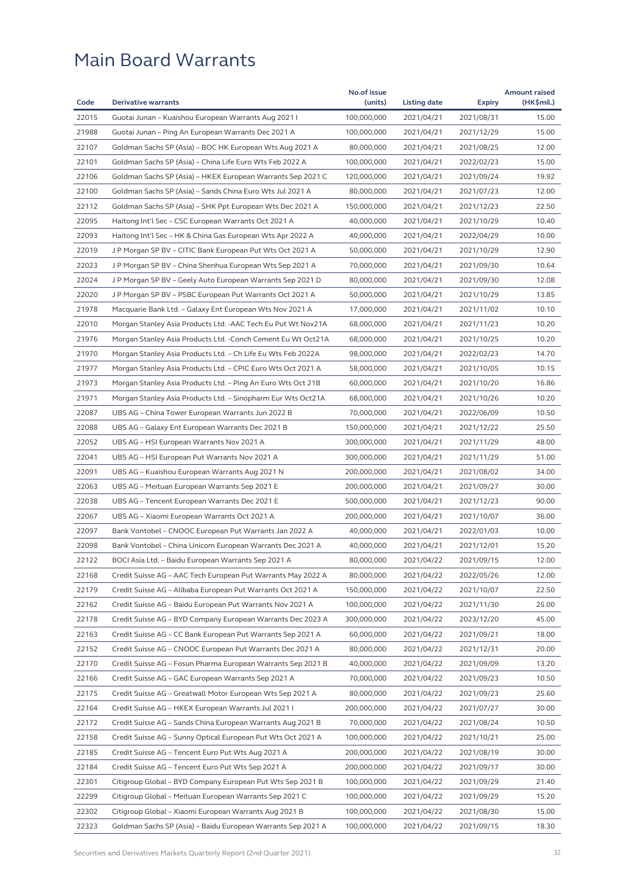# Main Board Warrants

| Code | Derivative warrants | No.of issue (units) | Listing date | Expiry | Amount raised (HK$mil.) |
|---|---|---|---|---|---|
| 22015 | Guotai Junan – Kuaishou European Warrants Aug 2021 I | 100,000,000 | 2021/04/21 | 2021/08/31 | 15.00 |
| 21988 | Guotai Junan – Ping An European Warrants Dec 2021 A | 100,000,000 | 2021/04/21 | 2021/12/29 | 15.00 |
| 22107 | Goldman Sachs SP (Asia) – BOC HK European Wts Aug 2021 A | 80,000,000 | 2021/04/21 | 2021/08/25 | 12.00 |
| 22101 | Goldman Sachs SP (Asia) – China Life Euro Wts Feb 2022 A | 100,000,000 | 2021/04/21 | 2022/02/23 | 15.00 |
| 22106 | Goldman Sachs SP (Asia) – HKEX European Warrants Sep 2021 C | 120,000,000 | 2021/04/21 | 2021/09/24 | 19.92 |
| 22100 | Goldman Sachs SP (Asia) – Sands China Euro Wts Jul 2021 A | 80,000,000 | 2021/04/21 | 2021/07/23 | 12.00 |
| 22112 | Goldman Sachs SP (Asia) – SHK Ppt European Wts Dec 2021 A | 150,000,000 | 2021/04/21 | 2021/12/23 | 22.50 |
| 22095 | Haitong Int'l Sec – CSC European Warrants Oct 2021 A | 40,000,000 | 2021/04/21 | 2021/10/29 | 10.40 |
| 22093 | Haitong Int'l Sec – HK & China Gas European Wts Apr 2022 A | 40,000,000 | 2021/04/21 | 2022/04/29 | 10.00 |
| 22019 | J P Morgan SP BV – CITIC Bank European Put Wts Oct 2021 A | 50,000,000 | 2021/04/21 | 2021/10/29 | 12.90 |
| 22023 | J P Morgan SP BV – China Shenhua European Wts Sep 2021 A | 70,000,000 | 2021/04/21 | 2021/09/30 | 10.64 |
| 22024 | J P Morgan SP BV – Geely Auto European Warrants Sep 2021 D | 80,000,000 | 2021/04/21 | 2021/09/30 | 12.08 |
| 22020 | J P Morgan SP BV – PSBC European Put Warrants Oct 2021 A | 50,000,000 | 2021/04/21 | 2021/10/29 | 13.85 |
| 21978 | Macquarie Bank Ltd. – Galaxy Ent European Wts Nov 2021 A | 17,000,000 | 2021/04/21 | 2021/11/02 | 10.10 |
| 22010 | Morgan Stanley Asia Products Ltd. -AAC Tech Eu Put Wt Nov21A | 68,000,000 | 2021/04/21 | 2021/11/23 | 10.20 |
| 21976 | Morgan Stanley Asia Products Ltd. -Conch Cement Eu Wt Oct21A | 68,000,000 | 2021/04/21 | 2021/10/25 | 10.20 |
| 21970 | Morgan Stanley Asia Products Ltd. – Ch Life Eu Wts Feb 2022A | 98,000,000 | 2021/04/21 | 2022/02/23 | 14.70 |
| 21977 | Morgan Stanley Asia Products Ltd. – CPIC Euro Wts Oct 2021 A | 58,000,000 | 2021/04/21 | 2021/10/05 | 10.15 |
| 21973 | Morgan Stanley Asia Products Ltd. – Ping An Euro Wts Oct 21B | 60,000,000 | 2021/04/21 | 2021/10/20 | 16.86 |
| 21971 | Morgan Stanley Asia Products Ltd. – Sinopharm Eur Wts Oct21A | 68,000,000 | 2021/04/21 | 2021/10/26 | 10.20 |
| 22087 | UBS AG – China Tower European Warrants Jun 2022 B | 70,000,000 | 2021/04/21 | 2022/06/09 | 10.50 |
| 22088 | UBS AG – Galaxy Ent European Warrants Dec 2021 B | 150,000,000 | 2021/04/21 | 2021/12/22 | 25.50 |
| 22052 | UBS AG – HSI European Warrants Nov 2021 A | 300,000,000 | 2021/04/21 | 2021/11/29 | 48.00 |
| 22041 | UBS AG – HSI European Put Warrants Nov 2021 A | 300,000,000 | 2021/04/21 | 2021/11/29 | 51.00 |
| 22091 | UBS AG – Kuaishou European Warrants Aug 2021 N | 200,000,000 | 2021/04/21 | 2021/08/02 | 34.00 |
| 22063 | UBS AG – Meituan European Warrants Sep 2021 E | 200,000,000 | 2021/04/21 | 2021/09/27 | 30.00 |
| 22038 | UBS AG – Tencent European Warrants Dec 2021 E | 500,000,000 | 2021/04/21 | 2021/12/23 | 90.00 |
| 22067 | UBS AG – Xiaomi European Warrants Oct 2021 A | 200,000,000 | 2021/04/21 | 2021/10/07 | 36.00 |
| 22097 | Bank Vontobel – CNOOC European Put Warrants Jan 2022 A | 40,000,000 | 2021/04/21 | 2022/01/03 | 10.00 |
| 22098 | Bank Vontobel – China Unicom European Warrants Dec 2021 A | 40,000,000 | 2021/04/21 | 2021/12/01 | 15.20 |
| 22122 | BOCI Asia Ltd. – Baidu European Warrants Sep 2021 A | 80,000,000 | 2021/04/22 | 2021/09/15 | 12.00 |
| 22168 | Credit Suisse AG – AAC Tech European Put Warrants May 2022 A | 80,000,000 | 2021/04/22 | 2022/05/26 | 12.00 |
| 22179 | Credit Suisse AG – Alibaba European Put Warrants Oct 2021 A | 150,000,000 | 2021/04/22 | 2021/10/07 | 22.50 |
| 22162 | Credit Suisse AG – Baidu European Put Warrants Nov 2021 A | 100,000,000 | 2021/04/22 | 2021/11/30 | 25.00 |
| 22178 | Credit Suisse AG – BYD Company European Warrants Dec 2023 A | 300,000,000 | 2021/04/22 | 2023/12/20 | 45.00 |
| 22163 | Credit Suisse AG – CC Bank European Put Warrants Sep 2021 A | 60,000,000 | 2021/04/22 | 2021/09/21 | 18.00 |
| 22152 | Credit Suisse AG – CNOOC European Put Warrants Dec 2021 A | 80,000,000 | 2021/04/22 | 2021/12/31 | 20.00 |
| 22170 | Credit Suisse AG – Fosun Pharma European Warrants Sep 2021 B | 40,000,000 | 2021/04/22 | 2021/09/09 | 13.20 |
| 22166 | Credit Suisse AG – GAC European Warrants Sep 2021 A | 70,000,000 | 2021/04/22 | 2021/09/23 | 10.50 |
| 22175 | Credit Suisse AG – Greatwall Motor European Wts Sep 2021 A | 80,000,000 | 2021/04/22 | 2021/09/23 | 25.60 |
| 22164 | Credit Suisse AG – HKEX European Warrants Jul 2021 I | 200,000,000 | 2021/04/22 | 2021/07/27 | 30.00 |
| 22172 | Credit Suisse AG – Sands China European Warrants Aug 2021 B | 70,000,000 | 2021/04/22 | 2021/08/24 | 10.50 |
| 22158 | Credit Suisse AG – Sunny Optical European Put Wts Oct 2021 A | 100,000,000 | 2021/04/22 | 2021/10/21 | 25.00 |
| 22185 | Credit Suisse AG – Tencent Euro Put Wts Aug 2021 A | 200,000,000 | 2021/04/22 | 2021/08/19 | 30.00 |
| 22184 | Credit Suisse AG – Tencent Euro Put Wts Sep 2021 A | 200,000,000 | 2021/04/22 | 2021/09/17 | 30.00 |
| 22301 | Citigroup Global – BYD Company European Put Wts Sep 2021 B | 100,000,000 | 2021/04/22 | 2021/09/29 | 21.40 |
| 22299 | Citigroup Global – Meituan European Warrants Sep 2021 C | 100,000,000 | 2021/04/22 | 2021/09/29 | 15.20 |
| 22302 | Citigroup Global – Xiaomi European Warrants Aug 2021 B | 100,000,000 | 2021/04/22 | 2021/08/30 | 15.00 |
| 22323 | Goldman Sachs SP (Asia) – Baidu European Warrants Sep 2021 A | 100,000,000 | 2021/04/22 | 2021/09/15 | 18.30 |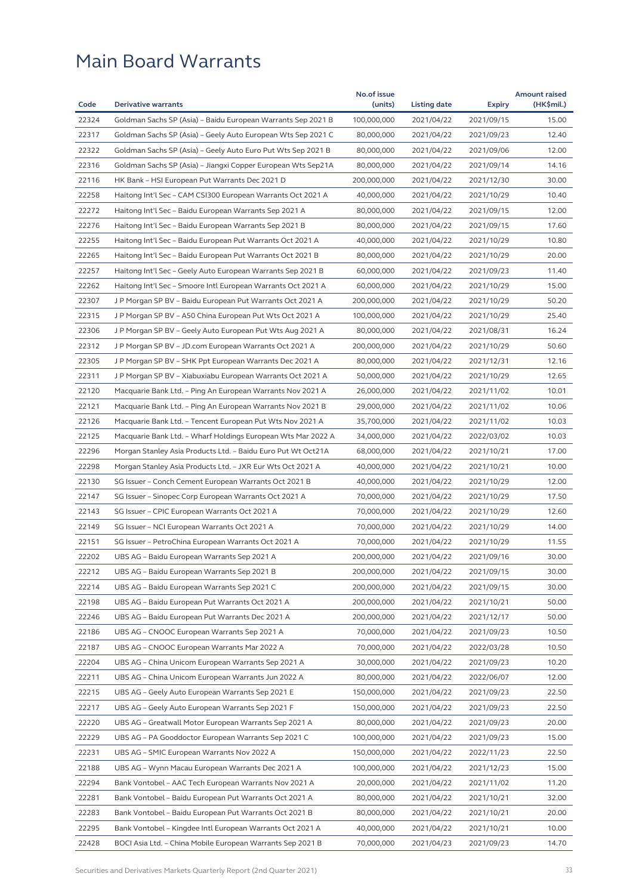# Main Board Warrants

| Code | Derivative warrants | No.of issue (units) | Listing date | Expiry | Amount raised (HK$mil.) |
|---|---|---|---|---|---|
| 22324 | Goldman Sachs SP (Asia) – Baidu European Warrants Sep 2021 B | 100,000,000 | 2021/04/22 | 2021/09/15 | 15.00 |
| 22317 | Goldman Sachs SP (Asia) – Geely Auto European Wts Sep 2021 C | 80,000,000 | 2021/04/22 | 2021/09/23 | 12.40 |
| 22322 | Goldman Sachs SP (Asia) – Geely Auto Euro Put Wts Sep 2021 B | 80,000,000 | 2021/04/22 | 2021/09/06 | 12.00 |
| 22316 | Goldman Sachs SP (Asia) – Jiangxi Copper European Wts Sep21A | 80,000,000 | 2021/04/22 | 2021/09/14 | 14.16 |
| 22116 | HK Bank – HSI European Put Warrants Dec 2021 D | 200,000,000 | 2021/04/22 | 2021/12/30 | 30.00 |
| 22258 | Haitong Int'l Sec – CAM CSI300 European Warrants Oct 2021 A | 40,000,000 | 2021/04/22 | 2021/10/29 | 10.40 |
| 22272 | Haitong Int'l Sec – Baidu European Warrants Sep 2021 A | 80,000,000 | 2021/04/22 | 2021/09/15 | 12.00 |
| 22276 | Haitong Int'l Sec – Baidu European Warrants Sep 2021 B | 80,000,000 | 2021/04/22 | 2021/09/15 | 17.60 |
| 22255 | Haitong Int'l Sec – Baidu European Put Warrants Oct 2021 A | 40,000,000 | 2021/04/22 | 2021/10/29 | 10.80 |
| 22265 | Haitong Int'l Sec – Baidu European Put Warrants Oct 2021 B | 80,000,000 | 2021/04/22 | 2021/10/29 | 20.00 |
| 22257 | Haitong Int'l Sec – Geely Auto European Warrants Sep 2021 B | 60,000,000 | 2021/04/22 | 2021/09/23 | 11.40 |
| 22262 | Haitong Int'l Sec – Smoore Intl European Warrants Oct 2021 A | 60,000,000 | 2021/04/22 | 2021/10/29 | 15.00 |
| 22307 | J P Morgan SP BV – Baidu European Put Warrants Oct 2021 A | 200,000,000 | 2021/04/22 | 2021/10/29 | 50.20 |
| 22315 | J P Morgan SP BV – A50 China European Put Wts Oct 2021 A | 100,000,000 | 2021/04/22 | 2021/10/29 | 25.40 |
| 22306 | J P Morgan SP BV – Geely Auto European Put Wts Aug 2021 A | 80,000,000 | 2021/04/22 | 2021/08/31 | 16.24 |
| 22312 | J P Morgan SP BV – JD.com European Warrants Oct 2021 A | 200,000,000 | 2021/04/22 | 2021/10/29 | 50.60 |
| 22305 | J P Morgan SP BV – SHK Ppt European Warrants Dec 2021 A | 80,000,000 | 2021/04/22 | 2021/12/31 | 12.16 |
| 22311 | J P Morgan SP BV – Xiabuxiabu European Warrants Oct 2021 A | 50,000,000 | 2021/04/22 | 2021/10/29 | 12.65 |
| 22120 | Macquarie Bank Ltd. – Ping An European Warrants Nov 2021 A | 26,000,000 | 2021/04/22 | 2021/11/02 | 10.01 |
| 22121 | Macquarie Bank Ltd. – Ping An European Warrants Nov 2021 B | 29,000,000 | 2021/04/22 | 2021/11/02 | 10.06 |
| 22126 | Macquarie Bank Ltd. – Tencent European Put Wts Nov 2021 A | 35,700,000 | 2021/04/22 | 2021/11/02 | 10.03 |
| 22125 | Macquarie Bank Ltd. – Wharf Holdings European Wts Mar 2022 A | 34,000,000 | 2021/04/22 | 2022/03/02 | 10.03 |
| 22296 | Morgan Stanley Asia Products Ltd. – Baidu Euro Put Wt Oct21A | 68,000,000 | 2021/04/22 | 2021/10/21 | 17.00 |
| 22298 | Morgan Stanley Asia Products Ltd. – JXR Eur Wts Oct 2021 A | 40,000,000 | 2021/04/22 | 2021/10/21 | 10.00 |
| 22130 | SG Issuer – Conch Cement European Warrants Oct 2021 B | 40,000,000 | 2021/04/22 | 2021/10/29 | 12.00 |
| 22147 | SG Issuer – Sinopec Corp European Warrants Oct 2021 A | 70,000,000 | 2021/04/22 | 2021/10/29 | 17.50 |
| 22143 | SG Issuer – CPIC European Warrants Oct 2021 A | 70,000,000 | 2021/04/22 | 2021/10/29 | 12.60 |
| 22149 | SG Issuer – NCI European Warrants Oct 2021 A | 70,000,000 | 2021/04/22 | 2021/10/29 | 14.00 |
| 22151 | SG Issuer – PetroChina European Warrants Oct 2021 A | 70,000,000 | 2021/04/22 | 2021/10/29 | 11.55 |
| 22202 | UBS AG – Baidu European Warrants Sep 2021 A | 200,000,000 | 2021/04/22 | 2021/09/16 | 30.00 |
| 22212 | UBS AG – Baidu European Warrants Sep 2021 B | 200,000,000 | 2021/04/22 | 2021/09/15 | 30.00 |
| 22214 | UBS AG – Baidu European Warrants Sep 2021 C | 200,000,000 | 2021/04/22 | 2021/09/15 | 30.00 |
| 22198 | UBS AG – Baidu European Put Warrants Oct 2021 A | 200,000,000 | 2021/04/22 | 2021/10/21 | 50.00 |
| 22246 | UBS AG – Baidu European Put Warrants Dec 2021 A | 200,000,000 | 2021/04/22 | 2021/12/17 | 50.00 |
| 22186 | UBS AG – CNOOC European Warrants Sep 2021 A | 70,000,000 | 2021/04/22 | 2021/09/23 | 10.50 |
| 22187 | UBS AG – CNOOC European Warrants Mar 2022 A | 70,000,000 | 2021/04/22 | 2022/03/28 | 10.50 |
| 22204 | UBS AG – China Unicom European Warrants Sep 2021 A | 30,000,000 | 2021/04/22 | 2021/09/23 | 10.20 |
| 22211 | UBS AG – China Unicom European Warrants Jun 2022 A | 80,000,000 | 2021/04/22 | 2022/06/07 | 12.00 |
| 22215 | UBS AG – Geely Auto European Warrants Sep 2021 E | 150,000,000 | 2021/04/22 | 2021/09/23 | 22.50 |
| 22217 | UBS AG – Geely Auto European Warrants Sep 2021 F | 150,000,000 | 2021/04/22 | 2021/09/23 | 22.50 |
| 22220 | UBS AG – Greatwall Motor European Warrants Sep 2021 A | 80,000,000 | 2021/04/22 | 2021/09/23 | 20.00 |
| 22229 | UBS AG – PA Gooddoctor European Warrants Sep 2021 C | 100,000,000 | 2021/04/22 | 2021/09/23 | 15.00 |
| 22231 | UBS AG – SMIC European Warrants Nov 2022 A | 150,000,000 | 2021/04/22 | 2022/11/23 | 22.50 |
| 22188 | UBS AG – Wynn Macau European Warrants Dec 2021 A | 100,000,000 | 2021/04/22 | 2021/12/23 | 15.00 |
| 22294 | Bank Vontobel – AAC Tech European Warrants Nov 2021 A | 20,000,000 | 2021/04/22 | 2021/11/02 | 11.20 |
| 22281 | Bank Vontobel – Baidu European Put Warrants Oct 2021 A | 80,000,000 | 2021/04/22 | 2021/10/21 | 32.00 |
| 22283 | Bank Vontobel – Baidu European Put Warrants Oct 2021 B | 80,000,000 | 2021/04/22 | 2021/10/21 | 20.00 |
| 22295 | Bank Vontobel – Kingdee Intl European Warrants Oct 2021 A | 40,000,000 | 2021/04/22 | 2021/10/21 | 10.00 |
| 22428 | BOCI Asia Ltd. – China Mobile European Warrants Sep 2021 B | 70,000,000 | 2021/04/23 | 2021/09/23 | 14.70 |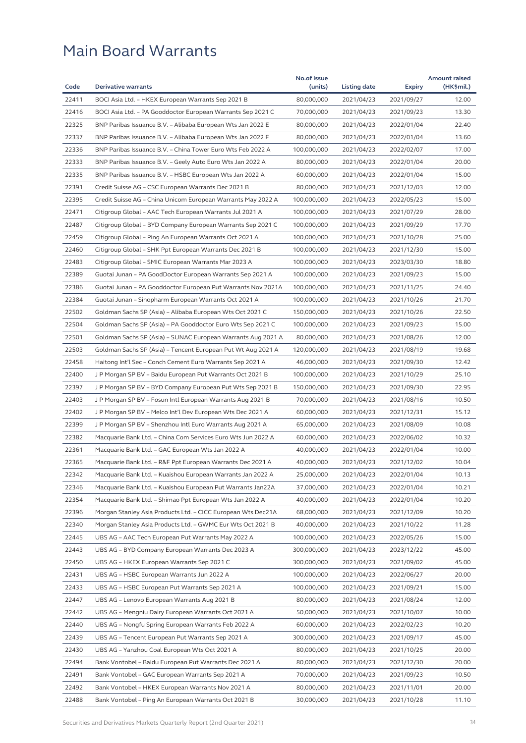# Main Board Warrants

| Code | Derivative warrants | No.of issue (units) | Listing date | Expiry | Amount raised (HK$mil.) |
|---|---|---|---|---|---|
| 22411 | BOCI Asia Ltd. – HKEX European Warrants Sep 2021 B | 80,000,000 | 2021/04/23 | 2021/09/27 | 12.00 |
| 22416 | BOCI Asia Ltd. – PA Gooddoctor European Warrants Sep 2021 C | 70,000,000 | 2021/04/23 | 2021/09/23 | 13.30 |
| 22325 | BNP Paribas Issuance B.V. – Alibaba European Wts Jan 2022 E | 80,000,000 | 2021/04/23 | 2022/01/04 | 22.40 |
| 22337 | BNP Paribas Issuance B.V. – Alibaba European Wts Jan 2022 F | 80,000,000 | 2021/04/23 | 2022/01/04 | 13.60 |
| 22336 | BNP Paribas Issuance B.V. – China Tower Euro Wts Feb 2022 A | 100,000,000 | 2021/04/23 | 2022/02/07 | 17.00 |
| 22333 | BNP Paribas Issuance B.V. – Geely Auto Euro Wts Jan 2022 A | 80,000,000 | 2021/04/23 | 2022/01/04 | 20.00 |
| 22335 | BNP Paribas Issuance B.V. – HSBC European Wts Jan 2022 A | 60,000,000 | 2021/04/23 | 2022/01/04 | 15.00 |
| 22391 | Credit Suisse AG – CSC European Warrants Dec 2021 B | 80,000,000 | 2021/04/23 | 2021/12/03 | 12.00 |
| 22395 | Credit Suisse AG – China Unicom European Warrants May 2022 A | 100,000,000 | 2021/04/23 | 2022/05/23 | 15.00 |
| 22471 | Citigroup Global – AAC Tech European Warrants Jul 2021 A | 100,000,000 | 2021/04/23 | 2021/07/29 | 28.00 |
| 22487 | Citigroup Global – BYD Company European Warrants Sep 2021 C | 100,000,000 | 2021/04/23 | 2021/09/29 | 17.70 |
| 22459 | Citigroup Global – Ping An European Warrants Oct 2021 A | 100,000,000 | 2021/04/23 | 2021/10/28 | 25.00 |
| 22460 | Citigroup Global – SHK Ppt European Warrants Dec 2021 B | 100,000,000 | 2021/04/23 | 2021/12/30 | 15.00 |
| 22483 | Citigroup Global – SMIC European Warrants Mar 2023 A | 100,000,000 | 2021/04/23 | 2023/03/30 | 18.80 |
| 22389 | Guotai Junan – PA GoodDoctor European Warrants Sep 2021 A | 100,000,000 | 2021/04/23 | 2021/09/23 | 15.00 |
| 22386 | Guotai Junan – PA Gooddoctor European Put Warrants Nov 2021A | 100,000,000 | 2021/04/23 | 2021/11/25 | 24.40 |
| 22384 | Guotai Junan – Sinopharm European Warrants Oct 2021 A | 100,000,000 | 2021/04/23 | 2021/10/26 | 21.70 |
| 22502 | Goldman Sachs SP (Asia) – Alibaba European Wts Oct 2021 C | 150,000,000 | 2021/04/23 | 2021/10/26 | 22.50 |
| 22504 | Goldman Sachs SP (Asia) – PA Gooddoctor Euro Wts Sep 2021 C | 100,000,000 | 2021/04/23 | 2021/09/23 | 15.00 |
| 22501 | Goldman Sachs SP (Asia) – SUNAC European Warrants Aug 2021 A | 80,000,000 | 2021/04/23 | 2021/08/26 | 12.00 |
| 22503 | Goldman Sachs SP (Asia) – Tencent European Put Wt Aug 2021 A | 120,000,000 | 2021/04/23 | 2021/08/19 | 19.68 |
| 22458 | Haitong Int'l Sec – Conch Cement Euro Warrants Sep 2021 A | 46,000,000 | 2021/04/23 | 2021/09/30 | 12.42 |
| 22400 | J P Morgan SP BV – Baidu European Put Warrants Oct 2021 B | 100,000,000 | 2021/04/23 | 2021/10/29 | 25.10 |
| 22397 | J P Morgan SP BV – BYD Company European Put Wts Sep 2021 B | 150,000,000 | 2021/04/23 | 2021/09/30 | 22.95 |
| 22403 | J P Morgan SP BV – Fosun Intl European Warrants Aug 2021 B | 70,000,000 | 2021/04/23 | 2021/08/16 | 10.50 |
| 22402 | J P Morgan SP BV – Melco Int'l Dev European Wts Dec 2021 A | 60,000,000 | 2021/04/23 | 2021/12/31 | 15.12 |
| 22399 | J P Morgan SP BV – Shenzhou Intl Euro Warrants Aug 2021 A | 65,000,000 | 2021/04/23 | 2021/08/09 | 10.08 |
| 22382 | Macquarie Bank Ltd. – China Com Services Euro Wts Jun 2022 A | 60,000,000 | 2021/04/23 | 2022/06/02 | 10.32 |
| 22361 | Macquarie Bank Ltd. – GAC European Wts Jan 2022 A | 40,000,000 | 2021/04/23 | 2022/01/04 | 10.00 |
| 22365 | Macquarie Bank Ltd. – R&F Ppt European Warrants Dec 2021 A | 40,000,000 | 2021/04/23 | 2021/12/02 | 10.04 |
| 22342 | Macquarie Bank Ltd. – Kuaishou European Warrants Jan 2022 A | 25,000,000 | 2021/04/23 | 2022/01/04 | 10.13 |
| 22346 | Macquarie Bank Ltd. – Kuaishou European Put Warrants Jan22A | 37,000,000 | 2021/04/23 | 2022/01/04 | 10.21 |
| 22354 | Macquarie Bank Ltd. – Shimao Ppt European Wts Jan 2022 A | 40,000,000 | 2021/04/23 | 2022/01/04 | 10.20 |
| 22396 | Morgan Stanley Asia Products Ltd. – CICC European Wts Dec21A | 68,000,000 | 2021/04/23 | 2021/12/09 | 10.20 |
| 22340 | Morgan Stanley Asia Products Ltd. – GWMC Eur Wts Oct 2021 B | 40,000,000 | 2021/04/23 | 2021/10/22 | 11.28 |
| 22445 | UBS AG – AAC Tech European Put Warrants May 2022 A | 100,000,000 | 2021/04/23 | 2022/05/26 | 15.00 |
| 22443 | UBS AG – BYD Company European Warrants Dec 2023 A | 300,000,000 | 2021/04/23 | 2023/12/22 | 45.00 |
| 22450 | UBS AG – HKEX European Warrants Sep 2021 C | 300,000,000 | 2021/04/23 | 2021/09/02 | 45.00 |
| 22431 | UBS AG – HSBC European Warrants Jun 2022 A | 100,000,000 | 2021/04/23 | 2022/06/27 | 20.00 |
| 22433 | UBS AG – HSBC European Put Warrants Sep 2021 A | 100,000,000 | 2021/04/23 | 2021/09/21 | 15.00 |
| 22447 | UBS AG – Lenovo European Warrants Aug 2021 B | 80,000,000 | 2021/04/23 | 2021/08/24 | 12.00 |
| 22442 | UBS AG – Mengniu Dairy European Warrants Oct 2021 A | 50,000,000 | 2021/04/23 | 2021/10/07 | 10.00 |
| 22440 | UBS AG – Nongfu Spring European Warrants Feb 2022 A | 60,000,000 | 2021/04/23 | 2022/02/23 | 10.20 |
| 22439 | UBS AG – Tencent European Put Warrants Sep 2021 A | 300,000,000 | 2021/04/23 | 2021/09/17 | 45.00 |
| 22430 | UBS AG – Yanzhou Coal European Wts Oct 2021 A | 80,000,000 | 2021/04/23 | 2021/10/25 | 20.00 |
| 22494 | Bank Vontobel – Baidu European Put Warrants Dec 2021 A | 80,000,000 | 2021/04/23 | 2021/12/30 | 20.00 |
| 22491 | Bank Vontobel – GAC European Warrants Sep 2021 A | 70,000,000 | 2021/04/23 | 2021/09/23 | 10.50 |
| 22492 | Bank Vontobel – HKEX European Warrants Nov 2021 A | 80,000,000 | 2021/04/23 | 2021/11/01 | 20.00 |
| 22488 | Bank Vontobel – Ping An European Warrants Oct 2021 B | 30,000,000 | 2021/04/23 | 2021/10/28 | 11.10 |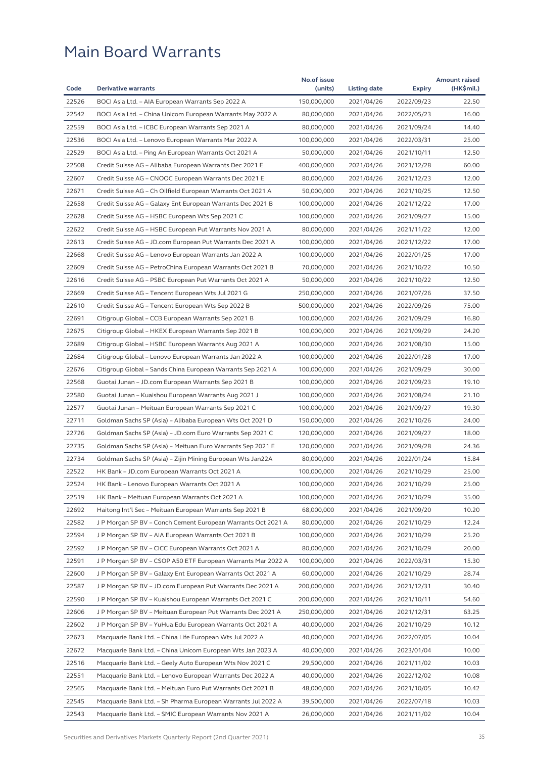# Main Board Warrants

| Code | Derivative warrants | No.of issue (units) | Listing date | Expiry | Amount raised (HK$mil.) |
|---|---|---|---|---|---|
| 22526 | BOCI Asia Ltd. – AIA European Warrants Sep 2022 A | 150,000,000 | 2021/04/26 | 2022/09/23 | 22.50 |
| 22542 | BOCI Asia Ltd. – China Unicom European Warrants May 2022 A | 80,000,000 | 2021/04/26 | 2022/05/23 | 16.00 |
| 22559 | BOCI Asia Ltd. – ICBC European Warrants Sep 2021 A | 80,000,000 | 2021/04/26 | 2021/09/24 | 14.40 |
| 22536 | BOCI Asia Ltd. – Lenovo European Warrants Mar 2022 A | 100,000,000 | 2021/04/26 | 2022/03/31 | 25.00 |
| 22529 | BOCI Asia Ltd. – Ping An European Warrants Oct 2021 A | 50,000,000 | 2021/04/26 | 2021/10/11 | 12.50 |
| 22508 | Credit Suisse AG – Alibaba European Warrants Dec 2021 E | 400,000,000 | 2021/04/26 | 2021/12/28 | 60.00 |
| 22607 | Credit Suisse AG – CNOOC European Warrants Dec 2021 E | 80,000,000 | 2021/04/26 | 2021/12/23 | 12.00 |
| 22671 | Credit Suisse AG – Ch Oilfield European Warrants Oct 2021 A | 50,000,000 | 2021/04/26 | 2021/10/25 | 12.50 |
| 22658 | Credit Suisse AG – Galaxy Ent European Warrants Dec 2021 B | 100,000,000 | 2021/04/26 | 2021/12/22 | 17.00 |
| 22628 | Credit Suisse AG – HSBC European Wts Sep 2021 C | 100,000,000 | 2021/04/26 | 2021/09/27 | 15.00 |
| 22622 | Credit Suisse AG – HSBC European Put Warrants Nov 2021 A | 80,000,000 | 2021/04/26 | 2021/11/22 | 12.00 |
| 22613 | Credit Suisse AG – JD.com European Put Warrants Dec 2021 A | 100,000,000 | 2021/04/26 | 2021/12/22 | 17.00 |
| 22668 | Credit Suisse AG – Lenovo European Warrants Jan 2022 A | 100,000,000 | 2021/04/26 | 2022/01/25 | 17.00 |
| 22609 | Credit Suisse AG – PetroChina European Warrants Oct 2021 B | 70,000,000 | 2021/04/26 | 2021/10/22 | 10.50 |
| 22616 | Credit Suisse AG – PSBC European Put Warrants Oct 2021 A | 50,000,000 | 2021/04/26 | 2021/10/22 | 12.50 |
| 22669 | Credit Suisse AG – Tencent European Wts Jul 2021 G | 250,000,000 | 2021/04/26 | 2021/07/26 | 37.50 |
| 22610 | Credit Suisse AG – Tencent European Wts Sep 2022 B | 500,000,000 | 2021/04/26 | 2022/09/26 | 75.00 |
| 22691 | Citigroup Global – CCB European Warrants Sep 2021 B | 100,000,000 | 2021/04/26 | 2021/09/29 | 16.80 |
| 22675 | Citigroup Global – HKEX European Warrants Sep 2021 B | 100,000,000 | 2021/04/26 | 2021/09/29 | 24.20 |
| 22689 | Citigroup Global – HSBC European Warrants Aug 2021 A | 100,000,000 | 2021/04/26 | 2021/08/30 | 15.00 |
| 22684 | Citigroup Global – Lenovo European Warrants Jan 2022 A | 100,000,000 | 2021/04/26 | 2022/01/28 | 17.00 |
| 22676 | Citigroup Global – Sands China European Warrants Sep 2021 A | 100,000,000 | 2021/04/26 | 2021/09/29 | 30.00 |
| 22568 | Guotai Junan – JD.com European Warrants Sep 2021 B | 100,000,000 | 2021/04/26 | 2021/09/23 | 19.10 |
| 22580 | Guotai Junan – Kuaishou European Warrants Aug 2021 J | 100,000,000 | 2021/04/26 | 2021/08/24 | 21.10 |
| 22577 | Guotai Junan – Meituan European Warrants Sep 2021 C | 100,000,000 | 2021/04/26 | 2021/09/27 | 19.30 |
| 22711 | Goldman Sachs SP (Asia) – Alibaba European Wts Oct 2021 D | 150,000,000 | 2021/04/26 | 2021/10/26 | 24.00 |
| 22726 | Goldman Sachs SP (Asia) – JD.com Euro Warrants Sep 2021 C | 120,000,000 | 2021/04/26 | 2021/09/27 | 18.00 |
| 22735 | Goldman Sachs SP (Asia) – Meituan Euro Warrants Sep 2021 E | 120,000,000 | 2021/04/26 | 2021/09/28 | 24.36 |
| 22734 | Goldman Sachs SP (Asia) – Zijin Mining European Wts Jan22A | 80,000,000 | 2021/04/26 | 2022/01/24 | 15.84 |
| 22522 | HK Bank – JD.com European Warrants Oct 2021 A | 100,000,000 | 2021/04/26 | 2021/10/29 | 25.00 |
| 22524 | HK Bank – Lenovo European Warrants Oct 2021 A | 100,000,000 | 2021/04/26 | 2021/10/29 | 25.00 |
| 22519 | HK Bank – Meituan European Warrants Oct 2021 A | 100,000,000 | 2021/04/26 | 2021/10/29 | 35.00 |
| 22692 | Haitong Int'l Sec – Meituan European Warrants Sep 2021 B | 68,000,000 | 2021/04/26 | 2021/09/20 | 10.20 |
| 22582 | J P Morgan SP BV – Conch Cement European Warrants Oct 2021 A | 80,000,000 | 2021/04/26 | 2021/10/29 | 12.24 |
| 22594 | J P Morgan SP BV – AIA European Warrants Oct 2021 B | 100,000,000 | 2021/04/26 | 2021/10/29 | 25.20 |
| 22592 | J P Morgan SP BV – CICC European Warrants Oct 2021 A | 80,000,000 | 2021/04/26 | 2021/10/29 | 20.00 |
| 22591 | J P Morgan SP BV – CSOP A50 ETF European Warrants Mar 2022 A | 100,000,000 | 2021/04/26 | 2022/03/31 | 15.30 |
| 22600 | J P Morgan SP BV – Galaxy Ent European Warrants Oct 2021 A | 60,000,000 | 2021/04/26 | 2021/10/29 | 28.74 |
| 22587 | J P Morgan SP BV – JD.com European Put Warrants Dec 2021 A | 200,000,000 | 2021/04/26 | 2021/12/31 | 30.40 |
| 22590 | J P Morgan SP BV – Kuaishou European Warrants Oct 2021 C | 200,000,000 | 2021/04/26 | 2021/10/11 | 54.60 |
| 22606 | J P Morgan SP BV – Meituan European Put Warrants Dec 2021 A | 250,000,000 | 2021/04/26 | 2021/12/31 | 63.25 |
| 22602 | J P Morgan SP BV – YuHua Edu European Warrants Oct 2021 A | 40,000,000 | 2021/04/26 | 2021/10/29 | 10.12 |
| 22673 | Macquarie Bank Ltd. – China Life European Wts Jul 2022 A | 40,000,000 | 2021/04/26 | 2022/07/05 | 10.04 |
| 22672 | Macquarie Bank Ltd. – China Unicom European Wts Jan 2023 A | 40,000,000 | 2021/04/26 | 2023/01/04 | 10.00 |
| 22516 | Macquarie Bank Ltd. – Geely Auto European Wts Nov 2021 C | 29,500,000 | 2021/04/26 | 2021/11/02 | 10.03 |
| 22551 | Macquarie Bank Ltd. – Lenovo European Warrants Dec 2022 A | 40,000,000 | 2021/04/26 | 2022/12/02 | 10.08 |
| 22565 | Macquarie Bank Ltd. – Meituan Euro Put Warrants Oct 2021 B | 48,000,000 | 2021/04/26 | 2021/10/05 | 10.42 |
| 22545 | Macquarie Bank Ltd. – Sh Pharma European Warrants Jul 2022 A | 39,500,000 | 2021/04/26 | 2022/07/18 | 10.03 |
| 22543 | Macquarie Bank Ltd. – SMIC European Warrants Nov 2021 A | 26,000,000 | 2021/04/26 | 2021/11/02 | 10.04 |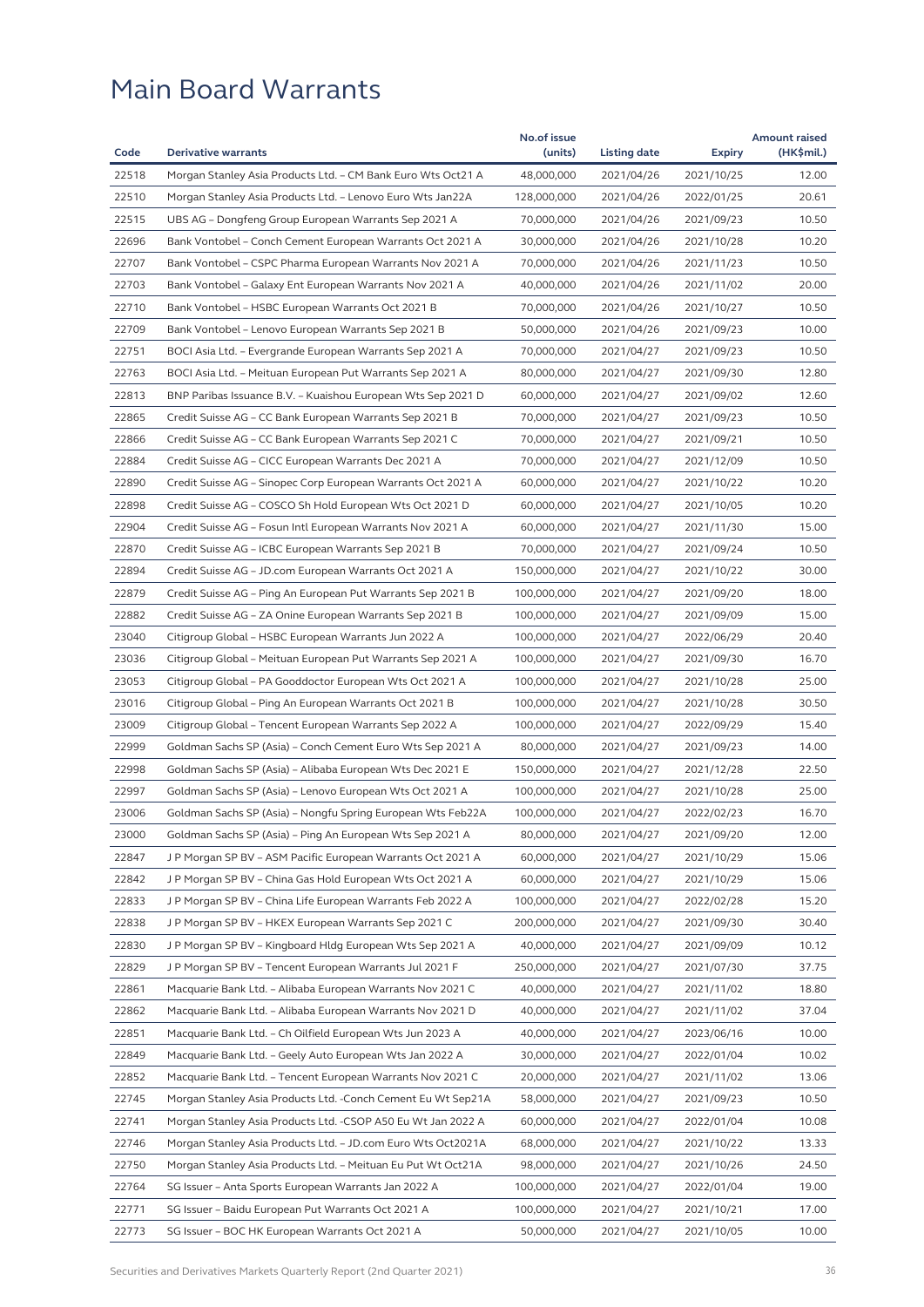# Main Board Warrants

| Code | Derivative warrants | No.of issue (units) | Listing date | Expiry | Amount raised (HK$mil.) |
|---|---|---|---|---|---|
| 22518 | Morgan Stanley Asia Products Ltd. – CM Bank Euro Wts Oct21 A | 48,000,000 | 2021/04/26 | 2021/10/25 | 12.00 |
| 22510 | Morgan Stanley Asia Products Ltd. – Lenovo Euro Wts Jan22A | 128,000,000 | 2021/04/26 | 2022/01/25 | 20.61 |
| 22515 | UBS AG – Dongfeng Group European Warrants Sep 2021 A | 70,000,000 | 2021/04/26 | 2021/09/23 | 10.50 |
| 22696 | Bank Vontobel – Conch Cement European Warrants Oct 2021 A | 30,000,000 | 2021/04/26 | 2021/10/28 | 10.20 |
| 22707 | Bank Vontobel – CSPC Pharma European Warrants Nov 2021 A | 70,000,000 | 2021/04/26 | 2021/11/23 | 10.50 |
| 22703 | Bank Vontobel – Galaxy Ent European Warrants Nov 2021 A | 40,000,000 | 2021/04/26 | 2021/11/02 | 20.00 |
| 22710 | Bank Vontobel – HSBC European Warrants Oct 2021 B | 70,000,000 | 2021/04/26 | 2021/10/27 | 10.50 |
| 22709 | Bank Vontobel – Lenovo European Warrants Sep 2021 B | 50,000,000 | 2021/04/26 | 2021/09/23 | 10.00 |
| 22751 | BOCI Asia Ltd. – Evergrande European Warrants Sep 2021 A | 70,000,000 | 2021/04/27 | 2021/09/23 | 10.50 |
| 22763 | BOCI Asia Ltd. – Meituan European Put Warrants Sep 2021 A | 80,000,000 | 2021/04/27 | 2021/09/30 | 12.80 |
| 22813 | BNP Paribas Issuance B.V. – Kuaishou European Wts Sep 2021 D | 60,000,000 | 2021/04/27 | 2021/09/02 | 12.60 |
| 22865 | Credit Suisse AG – CC Bank European Warrants Sep 2021 B | 70,000,000 | 2021/04/27 | 2021/09/23 | 10.50 |
| 22866 | Credit Suisse AG – CC Bank European Warrants Sep 2021 C | 70,000,000 | 2021/04/27 | 2021/09/21 | 10.50 |
| 22884 | Credit Suisse AG – CICC European Warrants Dec 2021 A | 70,000,000 | 2021/04/27 | 2021/12/09 | 10.50 |
| 22890 | Credit Suisse AG – Sinopec Corp European Warrants Oct 2021 A | 60,000,000 | 2021/04/27 | 2021/10/22 | 10.20 |
| 22898 | Credit Suisse AG – COSCO Sh Hold European Wts Oct 2021 D | 60,000,000 | 2021/04/27 | 2021/10/05 | 10.20 |
| 22904 | Credit Suisse AG – Fosun Intl European Warrants Nov 2021 A | 60,000,000 | 2021/04/27 | 2021/11/30 | 15.00 |
| 22870 | Credit Suisse AG – ICBC European Warrants Sep 2021 B | 70,000,000 | 2021/04/27 | 2021/09/24 | 10.50 |
| 22894 | Credit Suisse AG – JD.com European Warrants Oct 2021 A | 150,000,000 | 2021/04/27 | 2021/10/22 | 30.00 |
| 22879 | Credit Suisse AG – Ping An European Put Warrants Sep 2021 B | 100,000,000 | 2021/04/27 | 2021/09/20 | 18.00 |
| 22882 | Credit Suisse AG – ZA Onine European Warrants Sep 2021 B | 100,000,000 | 2021/04/27 | 2021/09/09 | 15.00 |
| 23040 | Citigroup Global – HSBC European Warrants Jun 2022 A | 100,000,000 | 2021/04/27 | 2022/06/29 | 20.40 |
| 23036 | Citigroup Global – Meituan European Put Warrants Sep 2021 A | 100,000,000 | 2021/04/27 | 2021/09/30 | 16.70 |
| 23053 | Citigroup Global – PA Gooddoctor European Wts Oct 2021 A | 100,000,000 | 2021/04/27 | 2021/10/28 | 25.00 |
| 23016 | Citigroup Global – Ping An European Warrants Oct 2021 B | 100,000,000 | 2021/04/27 | 2021/10/28 | 30.50 |
| 23009 | Citigroup Global – Tencent European Warrants Sep 2022 A | 100,000,000 | 2021/04/27 | 2022/09/29 | 15.40 |
| 22999 | Goldman Sachs SP (Asia) – Conch Cement Euro Wts Sep 2021 A | 80,000,000 | 2021/04/27 | 2021/09/23 | 14.00 |
| 22998 | Goldman Sachs SP (Asia) – Alibaba European Wts Dec 2021 E | 150,000,000 | 2021/04/27 | 2021/12/28 | 22.50 |
| 22997 | Goldman Sachs SP (Asia) – Lenovo European Wts Oct 2021 A | 100,000,000 | 2021/04/27 | 2021/10/28 | 25.00 |
| 23006 | Goldman Sachs SP (Asia) – Nongfu Spring European Wts Feb22A | 100,000,000 | 2021/04/27 | 2022/02/23 | 16.70 |
| 23000 | Goldman Sachs SP (Asia) – Ping An European Wts Sep 2021 A | 80,000,000 | 2021/04/27 | 2021/09/20 | 12.00 |
| 22847 | J P Morgan SP BV – ASM Pacific European Warrants Oct 2021 A | 60,000,000 | 2021/04/27 | 2021/10/29 | 15.06 |
| 22842 | J P Morgan SP BV – China Gas Hold European Wts Oct 2021 A | 60,000,000 | 2021/04/27 | 2021/10/29 | 15.06 |
| 22833 | J P Morgan SP BV – China Life European Warrants Feb 2022 A | 100,000,000 | 2021/04/27 | 2022/02/28 | 15.20 |
| 22838 | J P Morgan SP BV – HKEX European Warrants Sep 2021 C | 200,000,000 | 2021/04/27 | 2021/09/30 | 30.40 |
| 22830 | J P Morgan SP BV – Kingboard Hldg European Wts Sep 2021 A | 40,000,000 | 2021/04/27 | 2021/09/09 | 10.12 |
| 22829 | J P Morgan SP BV – Tencent European Warrants Jul 2021 F | 250,000,000 | 2021/04/27 | 2021/07/30 | 37.75 |
| 22861 | Macquarie Bank Ltd. – Alibaba European Warrants Nov 2021 C | 40,000,000 | 2021/04/27 | 2021/11/02 | 18.80 |
| 22862 | Macquarie Bank Ltd. – Alibaba European Warrants Nov 2021 D | 40,000,000 | 2021/04/27 | 2021/11/02 | 37.04 |
| 22851 | Macquarie Bank Ltd. – Ch Oilfield European Wts Jun 2023 A | 40,000,000 | 2021/04/27 | 2023/06/16 | 10.00 |
| 22849 | Macquarie Bank Ltd. – Geely Auto European Wts Jan 2022 A | 30,000,000 | 2021/04/27 | 2022/01/04 | 10.02 |
| 22852 | Macquarie Bank Ltd. – Tencent European Warrants Nov 2021 C | 20,000,000 | 2021/04/27 | 2021/11/02 | 13.06 |
| 22745 | Morgan Stanley Asia Products Ltd. -Conch Cement Eu Wt Sep21A | 58,000,000 | 2021/04/27 | 2021/09/23 | 10.50 |
| 22741 | Morgan Stanley Asia Products Ltd. -CSOP A50 Eu Wt Jan 2022 A | 60,000,000 | 2021/04/27 | 2022/01/04 | 10.08 |
| 22746 | Morgan Stanley Asia Products Ltd. – JD.com Euro Wts Oct2021A | 68,000,000 | 2021/04/27 | 2021/10/22 | 13.33 |
| 22750 | Morgan Stanley Asia Products Ltd. – Meituan Eu Put Wt Oct21A | 98,000,000 | 2021/04/27 | 2021/10/26 | 24.50 |
| 22764 | SG Issuer – Anta Sports European Warrants Jan 2022 A | 100,000,000 | 2021/04/27 | 2022/01/04 | 19.00 |
| 22771 | SG Issuer – Baidu European Put Warrants Oct 2021 A | 100,000,000 | 2021/04/27 | 2021/10/21 | 17.00 |
| 22773 | SG Issuer – BOC HK European Warrants Oct 2021 A | 50,000,000 | 2021/04/27 | 2021/10/05 | 10.00 |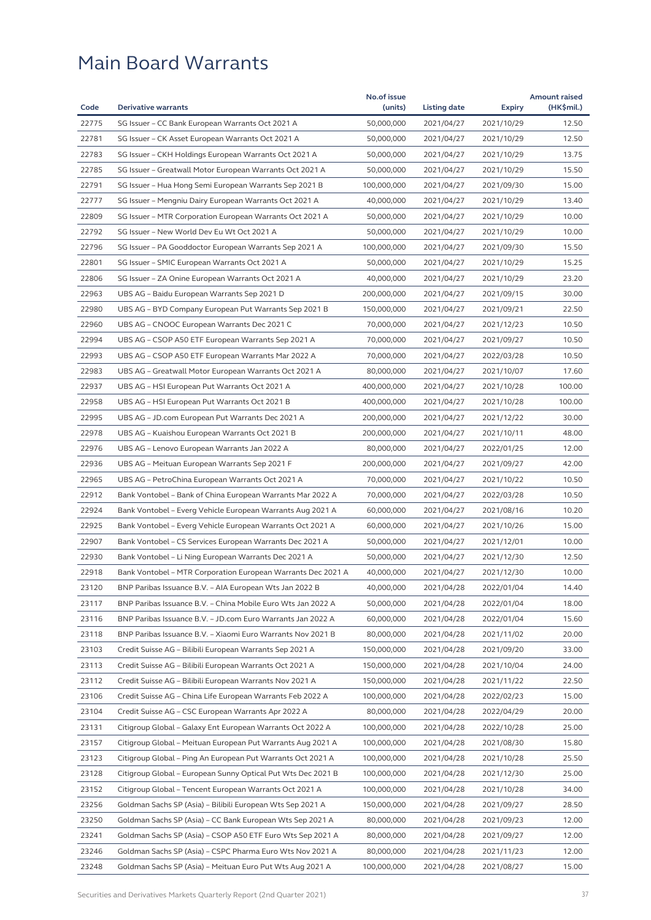# Main Board Warrants

| Code | Derivative warrants | No.of issue (units) | Listing date | Expiry | Amount raised (HK$mil.) |
|---|---|---|---|---|---|
| 22775 | SG Issuer – CC Bank European Warrants Oct 2021 A | 50,000,000 | 2021/04/27 | 2021/10/29 | 12.50 |
| 22781 | SG Issuer – CK Asset European Warrants Oct 2021 A | 50,000,000 | 2021/04/27 | 2021/10/29 | 12.50 |
| 22783 | SG Issuer – CKH Holdings European Warrants Oct 2021 A | 50,000,000 | 2021/04/27 | 2021/10/29 | 13.75 |
| 22785 | SG Issuer – Greatwall Motor European Warrants Oct 2021 A | 50,000,000 | 2021/04/27 | 2021/10/29 | 15.50 |
| 22791 | SG Issuer – Hua Hong Semi European Warrants Sep 2021 B | 100,000,000 | 2021/04/27 | 2021/09/30 | 15.00 |
| 22777 | SG Issuer – Mengniu Dairy European Warrants Oct 2021 A | 40,000,000 | 2021/04/27 | 2021/10/29 | 13.40 |
| 22809 | SG Issuer – MTR Corporation European Warrants Oct 2021 A | 50,000,000 | 2021/04/27 | 2021/10/29 | 10.00 |
| 22792 | SG Issuer – New World Dev Eu Wt Oct 2021 A | 50,000,000 | 2021/04/27 | 2021/10/29 | 10.00 |
| 22796 | SG Issuer – PA Gooddoctor European Warrants Sep 2021 A | 100,000,000 | 2021/04/27 | 2021/09/30 | 15.50 |
| 22801 | SG Issuer – SMIC European Warrants Oct 2021 A | 50,000,000 | 2021/04/27 | 2021/10/29 | 15.25 |
| 22806 | SG Issuer – ZA Onine European Warrants Oct 2021 A | 40,000,000 | 2021/04/27 | 2021/10/29 | 23.20 |
| 22963 | UBS AG – Baidu European Warrants Sep 2021 D | 200,000,000 | 2021/04/27 | 2021/09/15 | 30.00 |
| 22980 | UBS AG – BYD Company European Put Warrants Sep 2021 B | 150,000,000 | 2021/04/27 | 2021/09/21 | 22.50 |
| 22960 | UBS AG – CNOOC European Warrants Dec 2021 C | 70,000,000 | 2021/04/27 | 2021/12/23 | 10.50 |
| 22994 | UBS AG – CSOP A50 ETF European Warrants Sep 2021 A | 70,000,000 | 2021/04/27 | 2021/09/27 | 10.50 |
| 22993 | UBS AG – CSOP A50 ETF European Warrants Mar 2022 A | 70,000,000 | 2021/04/27 | 2022/03/28 | 10.50 |
| 22983 | UBS AG – Greatwall Motor European Warrants Oct 2021 A | 80,000,000 | 2021/04/27 | 2021/10/07 | 17.60 |
| 22937 | UBS AG – HSI European Put Warrants Oct 2021 A | 400,000,000 | 2021/04/27 | 2021/10/28 | 100.00 |
| 22958 | UBS AG – HSI European Put Warrants Oct 2021 B | 400,000,000 | 2021/04/27 | 2021/10/28 | 100.00 |
| 22995 | UBS AG – JD.com European Put Warrants Dec 2021 A | 200,000,000 | 2021/04/27 | 2021/12/22 | 30.00 |
| 22978 | UBS AG – Kuaishou European Warrants Oct 2021 B | 200,000,000 | 2021/04/27 | 2021/10/11 | 48.00 |
| 22976 | UBS AG – Lenovo European Warrants Jan 2022 A | 80,000,000 | 2021/04/27 | 2022/01/25 | 12.00 |
| 22936 | UBS AG – Meituan European Warrants Sep 2021 F | 200,000,000 | 2021/04/27 | 2021/09/27 | 42.00 |
| 22965 | UBS AG – PetroChina European Warrants Oct 2021 A | 70,000,000 | 2021/04/27 | 2021/10/22 | 10.50 |
| 22912 | Bank Vontobel – Bank of China European Warrants Mar 2022 A | 70,000,000 | 2021/04/27 | 2022/03/28 | 10.50 |
| 22924 | Bank Vontobel – Everg Vehicle European Warrants Aug 2021 A | 60,000,000 | 2021/04/27 | 2021/08/16 | 10.20 |
| 22925 | Bank Vontobel – Everg Vehicle European Warrants Oct 2021 A | 60,000,000 | 2021/04/27 | 2021/10/26 | 15.00 |
| 22907 | Bank Vontobel – CS Services European Warrants Dec 2021 A | 50,000,000 | 2021/04/27 | 2021/12/01 | 10.00 |
| 22930 | Bank Vontobel – Li Ning European Warrants Dec 2021 A | 50,000,000 | 2021/04/27 | 2021/12/30 | 12.50 |
| 22918 | Bank Vontobel – MTR Corporation European Warrants Dec 2021 A | 40,000,000 | 2021/04/27 | 2021/12/30 | 10.00 |
| 23120 | BNP Paribas Issuance B.V. – AIA European Wts Jan 2022 B | 40,000,000 | 2021/04/28 | 2022/01/04 | 14.40 |
| 23117 | BNP Paribas Issuance B.V. – China Mobile Euro Wts Jan 2022 A | 50,000,000 | 2021/04/28 | 2022/01/04 | 18.00 |
| 23116 | BNP Paribas Issuance B.V. – JD.com Euro Warrants Jan 2022 A | 60,000,000 | 2021/04/28 | 2022/01/04 | 15.60 |
| 23118 | BNP Paribas Issuance B.V. – Xiaomi Euro Warrants Nov 2021 B | 80,000,000 | 2021/04/28 | 2021/11/02 | 20.00 |
| 23103 | Credit Suisse AG – Bilibili European Warrants Sep 2021 A | 150,000,000 | 2021/04/28 | 2021/09/20 | 33.00 |
| 23113 | Credit Suisse AG – Bilibili European Warrants Oct 2021 A | 150,000,000 | 2021/04/28 | 2021/10/04 | 24.00 |
| 23112 | Credit Suisse AG – Bilibili European Warrants Nov 2021 A | 150,000,000 | 2021/04/28 | 2021/11/22 | 22.50 |
| 23106 | Credit Suisse AG – China Life European Warrants Feb 2022 A | 100,000,000 | 2021/04/28 | 2022/02/23 | 15.00 |
| 23104 | Credit Suisse AG – CSC European Warrants Apr 2022 A | 80,000,000 | 2021/04/28 | 2022/04/29 | 20.00 |
| 23131 | Citigroup Global – Galaxy Ent European Warrants Oct 2022 A | 100,000,000 | 2021/04/28 | 2022/10/28 | 25.00 |
| 23157 | Citigroup Global – Meituan European Put Warrants Aug 2021 A | 100,000,000 | 2021/04/28 | 2021/08/30 | 15.80 |
| 23123 | Citigroup Global – Ping An European Put Warrants Oct 2021 A | 100,000,000 | 2021/04/28 | 2021/10/28 | 25.50 |
| 23128 | Citigroup Global – European Sunny Optical Put Wts Dec 2021 B | 100,000,000 | 2021/04/28 | 2021/12/30 | 25.00 |
| 23152 | Citigroup Global – Tencent European Warrants Oct 2021 A | 100,000,000 | 2021/04/28 | 2021/10/28 | 34.00 |
| 23256 | Goldman Sachs SP (Asia) – Bilibili European Wts Sep 2021 A | 150,000,000 | 2021/04/28 | 2021/09/27 | 28.50 |
| 23250 | Goldman Sachs SP (Asia) – CC Bank European Wts Sep 2021 A | 80,000,000 | 2021/04/28 | 2021/09/23 | 12.00 |
| 23241 | Goldman Sachs SP (Asia) – CSOP A50 ETF Euro Wts Sep 2021 A | 80,000,000 | 2021/04/28 | 2021/09/27 | 12.00 |
| 23246 | Goldman Sachs SP (Asia) – CSPC Pharma Euro Wts Nov 2021 A | 80,000,000 | 2021/04/28 | 2021/11/23 | 12.00 |
| 23248 | Goldman Sachs SP (Asia) – Meituan Euro Put Wts Aug 2021 A | 100,000,000 | 2021/04/28 | 2021/08/27 | 15.00 |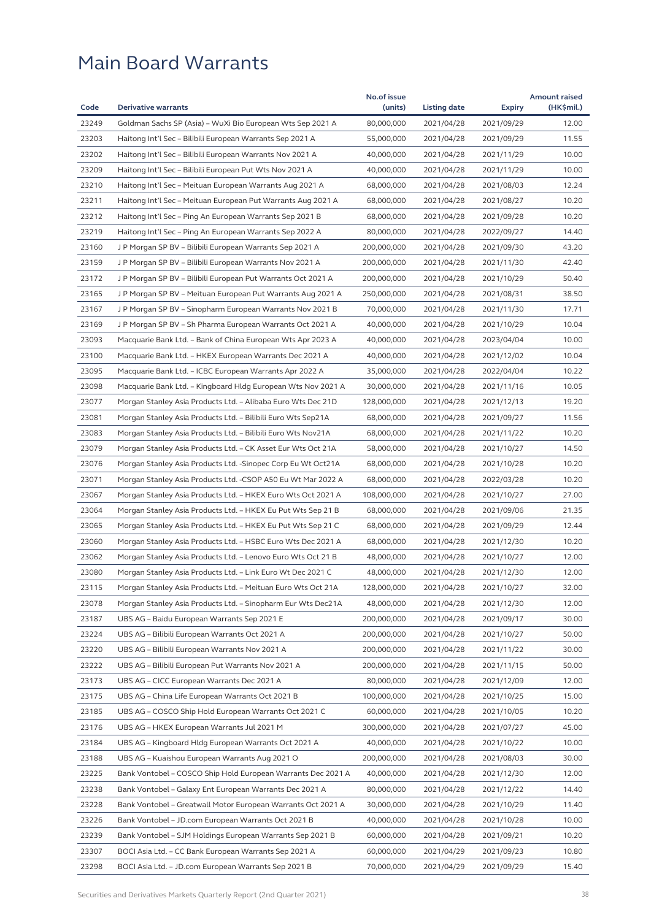# Main Board Warrants

| Code | Derivative warrants | No.of issue (units) | Listing date | Expiry | Amount raised (HK$mil.) |
|---|---|---|---|---|---|
| 23249 | Goldman Sachs SP (Asia) – WuXi Bio European Wts Sep 2021 A | 80,000,000 | 2021/04/28 | 2021/09/29 | 12.00 |
| 23203 | Haitong Int'l Sec – Bilibili European Warrants Sep 2021 A | 55,000,000 | 2021/04/28 | 2021/09/29 | 11.55 |
| 23202 | Haitong Int'l Sec – Bilibili European Warrants Nov 2021 A | 40,000,000 | 2021/04/28 | 2021/11/29 | 10.00 |
| 23209 | Haitong Int'l Sec – Bilibili European Put Wts Nov 2021 A | 40,000,000 | 2021/04/28 | 2021/11/29 | 10.00 |
| 23210 | Haitong Int'l Sec – Meituan European Warrants Aug 2021 A | 68,000,000 | 2021/04/28 | 2021/08/03 | 12.24 |
| 23211 | Haitong Int'l Sec – Meituan European Put Warrants Aug 2021 A | 68,000,000 | 2021/04/28 | 2021/08/27 | 10.20 |
| 23212 | Haitong Int'l Sec – Ping An European Warrants Sep 2021 B | 68,000,000 | 2021/04/28 | 2021/09/28 | 10.20 |
| 23219 | Haitong Int'l Sec – Ping An European Warrants Sep 2022 A | 80,000,000 | 2021/04/28 | 2022/09/27 | 14.40 |
| 23160 | J P Morgan SP BV – Bilibili European Warrants Sep 2021 A | 200,000,000 | 2021/04/28 | 2021/09/30 | 43.20 |
| 23159 | J P Morgan SP BV – Bilibili European Warrants Nov 2021 A | 200,000,000 | 2021/04/28 | 2021/11/30 | 42.40 |
| 23172 | J P Morgan SP BV – Bilibili European Put Warrants Oct 2021 A | 200,000,000 | 2021/04/28 | 2021/10/29 | 50.40 |
| 23165 | J P Morgan SP BV – Meituan European Put Warrants Aug 2021 A | 250,000,000 | 2021/04/28 | 2021/08/31 | 38.50 |
| 23167 | J P Morgan SP BV – Sinopharm European Warrants Nov 2021 B | 70,000,000 | 2021/04/28 | 2021/11/30 | 17.71 |
| 23169 | J P Morgan SP BV – Sh Pharma European Warrants Oct 2021 A | 40,000,000 | 2021/04/28 | 2021/10/29 | 10.04 |
| 23093 | Macquarie Bank Ltd. – Bank of China European Wts Apr 2023 A | 40,000,000 | 2021/04/28 | 2023/04/04 | 10.00 |
| 23100 | Macquarie Bank Ltd. – HKEX European Warrants Dec 2021 A | 40,000,000 | 2021/04/28 | 2021/12/02 | 10.04 |
| 23095 | Macquarie Bank Ltd. – ICBC European Warrants Apr 2022 A | 35,000,000 | 2021/04/28 | 2022/04/04 | 10.22 |
| 23098 | Macquarie Bank Ltd. – Kingboard Hldg European Wts Nov 2021 A | 30,000,000 | 2021/04/28 | 2021/11/16 | 10.05 |
| 23077 | Morgan Stanley Asia Products Ltd. – Alibaba Euro Wts Dec 21D | 128,000,000 | 2021/04/28 | 2021/12/13 | 19.20 |
| 23081 | Morgan Stanley Asia Products Ltd. – Bilibili Euro Wts Sep21A | 68,000,000 | 2021/04/28 | 2021/09/27 | 11.56 |
| 23083 | Morgan Stanley Asia Products Ltd. – Bilibili Euro Wts Nov21A | 68,000,000 | 2021/04/28 | 2021/11/22 | 10.20 |
| 23079 | Morgan Stanley Asia Products Ltd. – CK Asset Eur Wts Oct 21A | 58,000,000 | 2021/04/28 | 2021/10/27 | 14.50 |
| 23076 | Morgan Stanley Asia Products Ltd. -Sinopec Corp Eu Wt Oct21A | 68,000,000 | 2021/04/28 | 2021/10/28 | 10.20 |
| 23071 | Morgan Stanley Asia Products Ltd. -CSOP A50 Eu Wt Mar 2022 A | 68,000,000 | 2021/04/28 | 2022/03/28 | 10.20 |
| 23067 | Morgan Stanley Asia Products Ltd. – HKEX Euro Wts Oct 2021 A | 108,000,000 | 2021/04/28 | 2021/10/27 | 27.00 |
| 23064 | Morgan Stanley Asia Products Ltd. – HKEX Eu Put Wts Sep 21 B | 68,000,000 | 2021/04/28 | 2021/09/06 | 21.35 |
| 23065 | Morgan Stanley Asia Products Ltd. – HKEX Eu Put Wts Sep 21 C | 68,000,000 | 2021/04/28 | 2021/09/29 | 12.44 |
| 23060 | Morgan Stanley Asia Products Ltd. – HSBC Euro Wts Dec 2021 A | 68,000,000 | 2021/04/28 | 2021/12/30 | 10.20 |
| 23062 | Morgan Stanley Asia Products Ltd. – Lenovo Euro Wts Oct 21 B | 48,000,000 | 2021/04/28 | 2021/10/27 | 12.00 |
| 23080 | Morgan Stanley Asia Products Ltd. – Link Euro Wt Dec 2021 C | 48,000,000 | 2021/04/28 | 2021/12/30 | 12.00 |
| 23115 | Morgan Stanley Asia Products Ltd. – Meituan Euro Wts Oct 21A | 128,000,000 | 2021/04/28 | 2021/10/27 | 32.00 |
| 23078 | Morgan Stanley Asia Products Ltd. – Sinopharm Eur Wts Dec21A | 48,000,000 | 2021/04/28 | 2021/12/30 | 12.00 |
| 23187 | UBS AG – Baidu European Warrants Sep 2021 E | 200,000,000 | 2021/04/28 | 2021/09/17 | 30.00 |
| 23224 | UBS AG – Bilibili European Warrants Oct 2021 A | 200,000,000 | 2021/04/28 | 2021/10/27 | 50.00 |
| 23220 | UBS AG – Bilibili European Warrants Nov 2021 A | 200,000,000 | 2021/04/28 | 2021/11/22 | 30.00 |
| 23222 | UBS AG – Bilibili European Put Warrants Nov 2021 A | 200,000,000 | 2021/04/28 | 2021/11/15 | 50.00 |
| 23173 | UBS AG – CICC European Warrants Dec 2021 A | 80,000,000 | 2021/04/28 | 2021/12/09 | 12.00 |
| 23175 | UBS AG – China Life European Warrants Oct 2021 B | 100,000,000 | 2021/04/28 | 2021/10/25 | 15.00 |
| 23185 | UBS AG – COSCO Ship Hold European Warrants Oct 2021 C | 60,000,000 | 2021/04/28 | 2021/10/05 | 10.20 |
| 23176 | UBS AG – HKEX European Warrants Jul 2021 M | 300,000,000 | 2021/04/28 | 2021/07/27 | 45.00 |
| 23184 | UBS AG – Kingboard Hldg European Warrants Oct 2021 A | 40,000,000 | 2021/04/28 | 2021/10/22 | 10.00 |
| 23188 | UBS AG – Kuaishou European Warrants Aug 2021 O | 200,000,000 | 2021/04/28 | 2021/08/03 | 30.00 |
| 23225 | Bank Vontobel – COSCO Ship Hold European Warrants Dec 2021 A | 40,000,000 | 2021/04/28 | 2021/12/30 | 12.00 |
| 23238 | Bank Vontobel – Galaxy Ent European Warrants Dec 2021 A | 80,000,000 | 2021/04/28 | 2021/12/22 | 14.40 |
| 23228 | Bank Vontobel – Greatwall Motor European Warrants Oct 2021 A | 30,000,000 | 2021/04/28 | 2021/10/29 | 11.40 |
| 23226 | Bank Vontobel – JD.com European Warrants Oct 2021 B | 40,000,000 | 2021/04/28 | 2021/10/28 | 10.00 |
| 23239 | Bank Vontobel – SJM Holdings European Warrants Sep 2021 B | 60,000,000 | 2021/04/28 | 2021/09/21 | 10.20 |
| 23307 | BOCI Asia Ltd. – CC Bank European Warrants Sep 2021 A | 60,000,000 | 2021/04/29 | 2021/09/23 | 10.80 |
| 23298 | BOCI Asia Ltd. – JD.com European Warrants Sep 2021 B | 70,000,000 | 2021/04/29 | 2021/09/29 | 15.40 |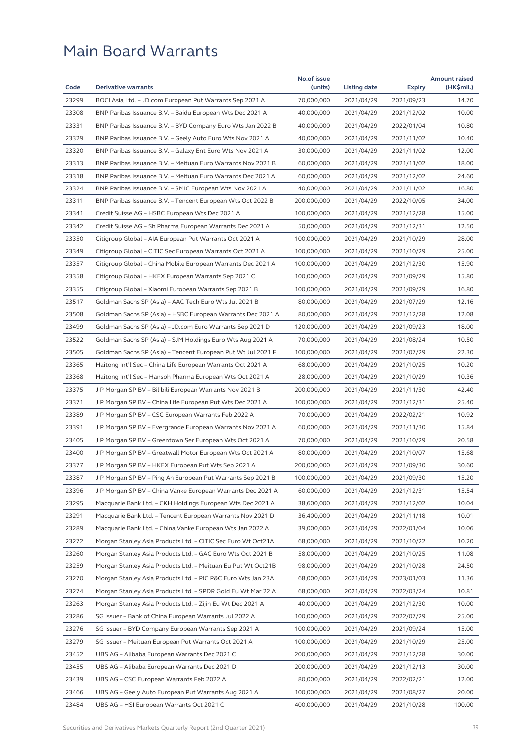# Main Board Warrants

| Code | Derivative warrants | No.of issue (units) | Listing date | Expiry | Amount raised (HK$mil.) |
|---|---|---|---|---|---|
| 23299 | BOCI Asia Ltd. – JD.com European Put Warrants Sep 2021 A | 70,000,000 | 2021/04/29 | 2021/09/23 | 14.70 |
| 23308 | BNP Paribas Issuance B.V. – Baidu European Wts Dec 2021 A | 40,000,000 | 2021/04/29 | 2021/12/02 | 10.00 |
| 23331 | BNP Paribas Issuance B.V. – BYD Company Euro Wts Jan 2022 B | 40,000,000 | 2021/04/29 | 2022/01/04 | 10.80 |
| 23329 | BNP Paribas Issuance B.V. – Geely Auto Euro Wts Nov 2021 A | 40,000,000 | 2021/04/29 | 2021/11/02 | 10.40 |
| 23320 | BNP Paribas Issuance B.V. – Galaxy Ent Euro Wts Nov 2021 A | 30,000,000 | 2021/04/29 | 2021/11/02 | 12.00 |
| 23313 | BNP Paribas Issuance B.V. – Meituan Euro Warrants Nov 2021 B | 60,000,000 | 2021/04/29 | 2021/11/02 | 18.00 |
| 23318 | BNP Paribas Issuance B.V. – Meituan Euro Warrants Dec 2021 A | 60,000,000 | 2021/04/29 | 2021/12/02 | 24.60 |
| 23324 | BNP Paribas Issuance B.V. – SMIC European Wts Nov 2021 A | 40,000,000 | 2021/04/29 | 2021/11/02 | 16.80 |
| 23311 | BNP Paribas Issuance B.V. – Tencent European Wts Oct 2022 B | 200,000,000 | 2021/04/29 | 2022/10/05 | 34.00 |
| 23341 | Credit Suisse AG – HSBC European Wts Dec 2021 A | 100,000,000 | 2021/04/29 | 2021/12/28 | 15.00 |
| 23342 | Credit Suisse AG – Sh Pharma European Warrants Dec 2021 A | 50,000,000 | 2021/04/29 | 2021/12/31 | 12.50 |
| 23350 | Citigroup Global – AIA European Put Warrants Oct 2021 A | 100,000,000 | 2021/04/29 | 2021/10/29 | 28.00 |
| 23349 | Citigroup Global – CITIC Sec European Warrants Oct 2021 A | 100,000,000 | 2021/04/29 | 2021/10/29 | 25.00 |
| 23357 | Citigroup Global – China Mobile European Warrants Dec 2021 A | 100,000,000 | 2021/04/29 | 2021/12/30 | 15.90 |
| 23358 | Citigroup Global – HKEX European Warrants Sep 2021 C | 100,000,000 | 2021/04/29 | 2021/09/29 | 15.80 |
| 23355 | Citigroup Global – Xiaomi European Warrants Sep 2021 B | 100,000,000 | 2021/04/29 | 2021/09/29 | 16.80 |
| 23517 | Goldman Sachs SP (Asia) – AAC Tech Euro Wts Jul 2021 B | 80,000,000 | 2021/04/29 | 2021/07/29 | 12.16 |
| 23508 | Goldman Sachs SP (Asia) – HSBC European Warrants Dec 2021 A | 80,000,000 | 2021/04/29 | 2021/12/28 | 12.08 |
| 23499 | Goldman Sachs SP (Asia) – JD.com Euro Warrants Sep 2021 D | 120,000,000 | 2021/04/29 | 2021/09/23 | 18.00 |
| 23522 | Goldman Sachs SP (Asia) – SJM Holdings Euro Wts Aug 2021 A | 70,000,000 | 2021/04/29 | 2021/08/24 | 10.50 |
| 23505 | Goldman Sachs SP (Asia) – Tencent European Put Wt Jul 2021 F | 100,000,000 | 2021/04/29 | 2021/07/29 | 22.30 |
| 23365 | Haitong Int'l Sec – China Life European Warrants Oct 2021 A | 68,000,000 | 2021/04/29 | 2021/10/25 | 10.20 |
| 23368 | Haitong Int'l Sec – Hansoh Pharma European Wts Oct 2021 A | 28,000,000 | 2021/04/29 | 2021/10/29 | 10.36 |
| 23375 | J P Morgan SP BV – Bilibili European Warrants Nov 2021 B | 200,000,000 | 2021/04/29 | 2021/11/30 | 42.40 |
| 23371 | J P Morgan SP BV – China Life European Put Wts Dec 2021 A | 100,000,000 | 2021/04/29 | 2021/12/31 | 25.40 |
| 23389 | J P Morgan SP BV – CSC European Warrants Feb 2022 A | 70,000,000 | 2021/04/29 | 2022/02/21 | 10.92 |
| 23391 | J P Morgan SP BV – Evergrande European Warrants Nov 2021 A | 60,000,000 | 2021/04/29 | 2021/11/30 | 15.84 |
| 23405 | J P Morgan SP BV – Greentown Ser European Wts Oct 2021 A | 70,000,000 | 2021/04/29 | 2021/10/29 | 20.58 |
| 23400 | J P Morgan SP BV – Greatwall Motor European Wts Oct 2021 A | 80,000,000 | 2021/04/29 | 2021/10/07 | 15.68 |
| 23377 | J P Morgan SP BV – HKEX European Put Wts Sep 2021 A | 200,000,000 | 2021/04/29 | 2021/09/30 | 30.60 |
| 23387 | J P Morgan SP BV – Ping An European Put Warrants Sep 2021 B | 100,000,000 | 2021/04/29 | 2021/09/30 | 15.20 |
| 23396 | J P Morgan SP BV – China Vanke European Warrants Dec 2021 A | 60,000,000 | 2021/04/29 | 2021/12/31 | 15.54 |
| 23295 | Macquarie Bank Ltd. – CKH Holdings European Wts Dec 2021 A | 38,600,000 | 2021/04/29 | 2021/12/02 | 10.04 |
| 23291 | Macquarie Bank Ltd. – Tencent European Warrants Nov 2021 D | 36,400,000 | 2021/04/29 | 2021/11/18 | 10.01 |
| 23289 | Macquarie Bank Ltd. – China Vanke European Wts Jan 2022 A | 39,000,000 | 2021/04/29 | 2022/01/04 | 10.06 |
| 23272 | Morgan Stanley Asia Products Ltd. – CITIC Sec Euro Wt Oct21A | 68,000,000 | 2021/04/29 | 2021/10/22 | 10.20 |
| 23260 | Morgan Stanley Asia Products Ltd. – GAC Euro Wts Oct 2021 B | 58,000,000 | 2021/04/29 | 2021/10/25 | 11.08 |
| 23259 | Morgan Stanley Asia Products Ltd. – Meituan Eu Put Wt Oct21B | 98,000,000 | 2021/04/29 | 2021/10/28 | 24.50 |
| 23270 | Morgan Stanley Asia Products Ltd. – PIC P&C Euro Wts Jan 23A | 68,000,000 | 2021/04/29 | 2023/01/03 | 11.36 |
| 23274 | Morgan Stanley Asia Products Ltd. – SPDR Gold Eu Wt Mar 22 A | 68,000,000 | 2021/04/29 | 2022/03/24 | 10.81 |
| 23263 | Morgan Stanley Asia Products Ltd. – Zijin Eu Wt Dec 2021 A | 40,000,000 | 2021/04/29 | 2021/12/30 | 10.00 |
| 23286 | SG Issuer – Bank of China European Warrants Jul 2022 A | 100,000,000 | 2021/04/29 | 2022/07/29 | 25.00 |
| 23276 | SG Issuer – BYD Company European Warrants Sep 2021 A | 100,000,000 | 2021/04/29 | 2021/09/24 | 15.00 |
| 23279 | SG Issuer – Meituan European Put Warrants Oct 2021 A | 100,000,000 | 2021/04/29 | 2021/10/29 | 25.00 |
| 23452 | UBS AG – Alibaba European Warrants Dec 2021 C | 200,000,000 | 2021/04/29 | 2021/12/28 | 30.00 |
| 23455 | UBS AG – Alibaba European Warrants Dec 2021 D | 200,000,000 | 2021/04/29 | 2021/12/13 | 30.00 |
| 23439 | UBS AG – CSC European Warrants Feb 2022 A | 80,000,000 | 2021/04/29 | 2022/02/21 | 12.00 |
| 23466 | UBS AG – Geely Auto European Put Warrants Aug 2021 A | 100,000,000 | 2021/04/29 | 2021/08/27 | 20.00 |
| 23484 | UBS AG – HSI European Warrants Oct 2021 C | 400,000,000 | 2021/04/29 | 2021/10/28 | 100.00 |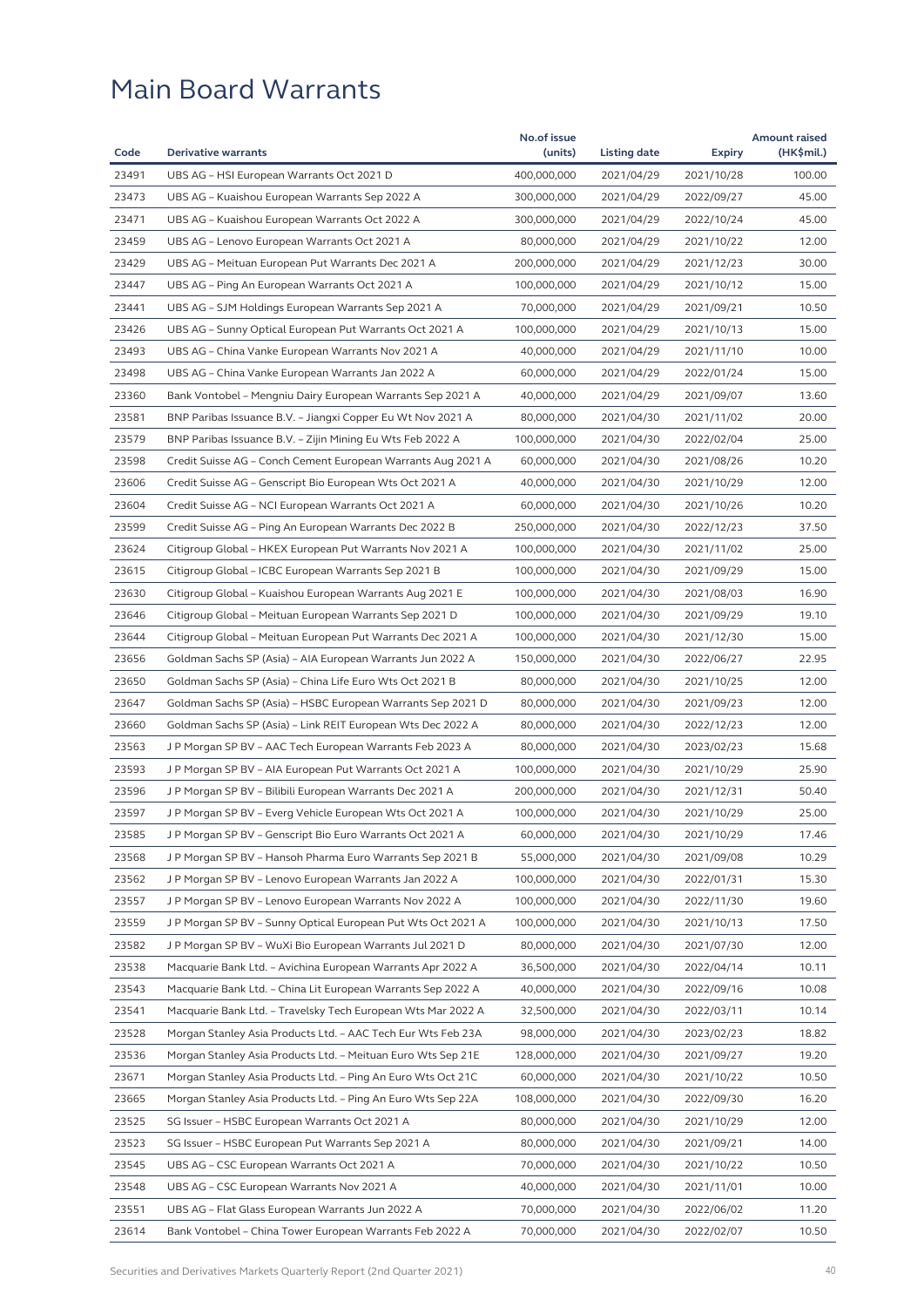# Main Board Warrants

| Code | Derivative warrants | No.of issue (units) | Listing date | Expiry | Amount raised (HK$mil.) |
|---|---|---|---|---|---|
| 23491 | UBS AG – HSI European Warrants Oct 2021 D | 400,000,000 | 2021/04/29 | 2021/10/28 | 100.00 |
| 23473 | UBS AG – Kuaishou European Warrants Sep 2022 A | 300,000,000 | 2021/04/29 | 2022/09/27 | 45.00 |
| 23471 | UBS AG – Kuaishou European Warrants Oct 2022 A | 300,000,000 | 2021/04/29 | 2022/10/24 | 45.00 |
| 23459 | UBS AG – Lenovo European Warrants Oct 2021 A | 80,000,000 | 2021/04/29 | 2021/10/22 | 12.00 |
| 23429 | UBS AG – Meituan European Put Warrants Dec 2021 A | 200,000,000 | 2021/04/29 | 2021/12/23 | 30.00 |
| 23447 | UBS AG – Ping An European Warrants Oct 2021 A | 100,000,000 | 2021/04/29 | 2021/10/12 | 15.00 |
| 23441 | UBS AG – SJM Holdings European Warrants Sep 2021 A | 70,000,000 | 2021/04/29 | 2021/09/21 | 10.50 |
| 23426 | UBS AG – Sunny Optical European Put Warrants Oct 2021 A | 100,000,000 | 2021/04/29 | 2021/10/13 | 15.00 |
| 23493 | UBS AG – China Vanke European Warrants Nov 2021 A | 40,000,000 | 2021/04/29 | 2021/11/10 | 10.00 |
| 23498 | UBS AG – China Vanke European Warrants Jan 2022 A | 60,000,000 | 2021/04/29 | 2022/01/24 | 15.00 |
| 23360 | Bank Vontobel – Mengniu Dairy European Warrants Sep 2021 A | 40,000,000 | 2021/04/29 | 2021/09/07 | 13.60 |
| 23581 | BNP Paribas Issuance B.V. – Jiangxi Copper Eu Wt Nov 2021 A | 80,000,000 | 2021/04/30 | 2021/11/02 | 20.00 |
| 23579 | BNP Paribas Issuance B.V. – Zijin Mining Eu Wts Feb 2022 A | 100,000,000 | 2021/04/30 | 2022/02/04 | 25.00 |
| 23598 | Credit Suisse AG – Conch Cement European Warrants Aug 2021 A | 60,000,000 | 2021/04/30 | 2021/08/26 | 10.20 |
| 23606 | Credit Suisse AG – Genscript Bio European Wts Oct 2021 A | 40,000,000 | 2021/04/30 | 2021/10/29 | 12.00 |
| 23604 | Credit Suisse AG – NCI European Warrants Oct 2021 A | 60,000,000 | 2021/04/30 | 2021/10/26 | 10.20 |
| 23599 | Credit Suisse AG – Ping An European Warrants Dec 2022 B | 250,000,000 | 2021/04/30 | 2022/12/23 | 37.50 |
| 23624 | Citigroup Global – HKEX European Put Warrants Nov 2021 A | 100,000,000 | 2021/04/30 | 2021/11/02 | 25.00 |
| 23615 | Citigroup Global – ICBC European Warrants Sep 2021 B | 100,000,000 | 2021/04/30 | 2021/09/29 | 15.00 |
| 23630 | Citigroup Global – Kuaishou European Warrants Aug 2021 E | 100,000,000 | 2021/04/30 | 2021/08/03 | 16.90 |
| 23646 | Citigroup Global – Meituan European Warrants Sep 2021 D | 100,000,000 | 2021/04/30 | 2021/09/29 | 19.10 |
| 23644 | Citigroup Global – Meituan European Put Warrants Dec 2021 A | 100,000,000 | 2021/04/30 | 2021/12/30 | 15.00 |
| 23656 | Goldman Sachs SP (Asia) – AIA European Warrants Jun 2022 A | 150,000,000 | 2021/04/30 | 2022/06/27 | 22.95 |
| 23650 | Goldman Sachs SP (Asia) – China Life Euro Wts Oct 2021 B | 80,000,000 | 2021/04/30 | 2021/10/25 | 12.00 |
| 23647 | Goldman Sachs SP (Asia) – HSBC European Warrants Sep 2021 D | 80,000,000 | 2021/04/30 | 2021/09/23 | 12.00 |
| 23660 | Goldman Sachs SP (Asia) – Link REIT European Wts Dec 2022 A | 80,000,000 | 2021/04/30 | 2022/12/23 | 12.00 |
| 23563 | J P Morgan SP BV – AAC Tech European Warrants Feb 2023 A | 80,000,000 | 2021/04/30 | 2023/02/23 | 15.68 |
| 23593 | J P Morgan SP BV – AIA European Put Warrants Oct 2021 A | 100,000,000 | 2021/04/30 | 2021/10/29 | 25.90 |
| 23596 | J P Morgan SP BV – Bilibili European Warrants Dec 2021 A | 200,000,000 | 2021/04/30 | 2021/12/31 | 50.40 |
| 23597 | J P Morgan SP BV – Everg Vehicle European Wts Oct 2021 A | 100,000,000 | 2021/04/30 | 2021/10/29 | 25.00 |
| 23585 | J P Morgan SP BV – Genscript Bio Euro Warrants Oct 2021 A | 60,000,000 | 2021/04/30 | 2021/10/29 | 17.46 |
| 23568 | J P Morgan SP BV – Hansoh Pharma Euro Warrants Sep 2021 B | 55,000,000 | 2021/04/30 | 2021/09/08 | 10.29 |
| 23562 | J P Morgan SP BV – Lenovo European Warrants Jan 2022 A | 100,000,000 | 2021/04/30 | 2022/01/31 | 15.30 |
| 23557 | J P Morgan SP BV – Lenovo European Warrants Nov 2022 A | 100,000,000 | 2021/04/30 | 2022/11/30 | 19.60 |
| 23559 | J P Morgan SP BV – Sunny Optical European Put Wts Oct 2021 A | 100,000,000 | 2021/04/30 | 2021/10/13 | 17.50 |
| 23582 | J P Morgan SP BV – WuXi Bio European Warrants Jul 2021 D | 80,000,000 | 2021/04/30 | 2021/07/30 | 12.00 |
| 23538 | Macquarie Bank Ltd. – Avichina European Warrants Apr 2022 A | 36,500,000 | 2021/04/30 | 2022/04/14 | 10.11 |
| 23543 | Macquarie Bank Ltd. – China Lit European Warrants Sep 2022 A | 40,000,000 | 2021/04/30 | 2022/09/16 | 10.08 |
| 23541 | Macquarie Bank Ltd. – Travelsky Tech European Wts Mar 2022 A | 32,500,000 | 2021/04/30 | 2022/03/11 | 10.14 |
| 23528 | Morgan Stanley Asia Products Ltd. – AAC Tech Eur Wts Feb 23A | 98,000,000 | 2021/04/30 | 2023/02/23 | 18.82 |
| 23536 | Morgan Stanley Asia Products Ltd. – Meituan Euro Wts Sep 21E | 128,000,000 | 2021/04/30 | 2021/09/27 | 19.20 |
| 23671 | Morgan Stanley Asia Products Ltd. – Ping An Euro Wts Oct 21C | 60,000,000 | 2021/04/30 | 2021/10/22 | 10.50 |
| 23665 | Morgan Stanley Asia Products Ltd. – Ping An Euro Wts Sep 22A | 108,000,000 | 2021/04/30 | 2022/09/30 | 16.20 |
| 23525 | SG Issuer – HSBC European Warrants Oct 2021 A | 80,000,000 | 2021/04/30 | 2021/10/29 | 12.00 |
| 23523 | SG Issuer – HSBC European Put Warrants Sep 2021 A | 80,000,000 | 2021/04/30 | 2021/09/21 | 14.00 |
| 23545 | UBS AG – CSC European Warrants Oct 2021 A | 70,000,000 | 2021/04/30 | 2021/10/22 | 10.50 |
| 23548 | UBS AG – CSC European Warrants Nov 2021 A | 40,000,000 | 2021/04/30 | 2021/11/01 | 10.00 |
| 23551 | UBS AG – Flat Glass European Warrants Jun 2022 A | 70,000,000 | 2021/04/30 | 2022/06/02 | 11.20 |
| 23614 | Bank Vontobel – China Tower European Warrants Feb 2022 A | 70,000,000 | 2021/04/30 | 2022/02/07 | 10.50 |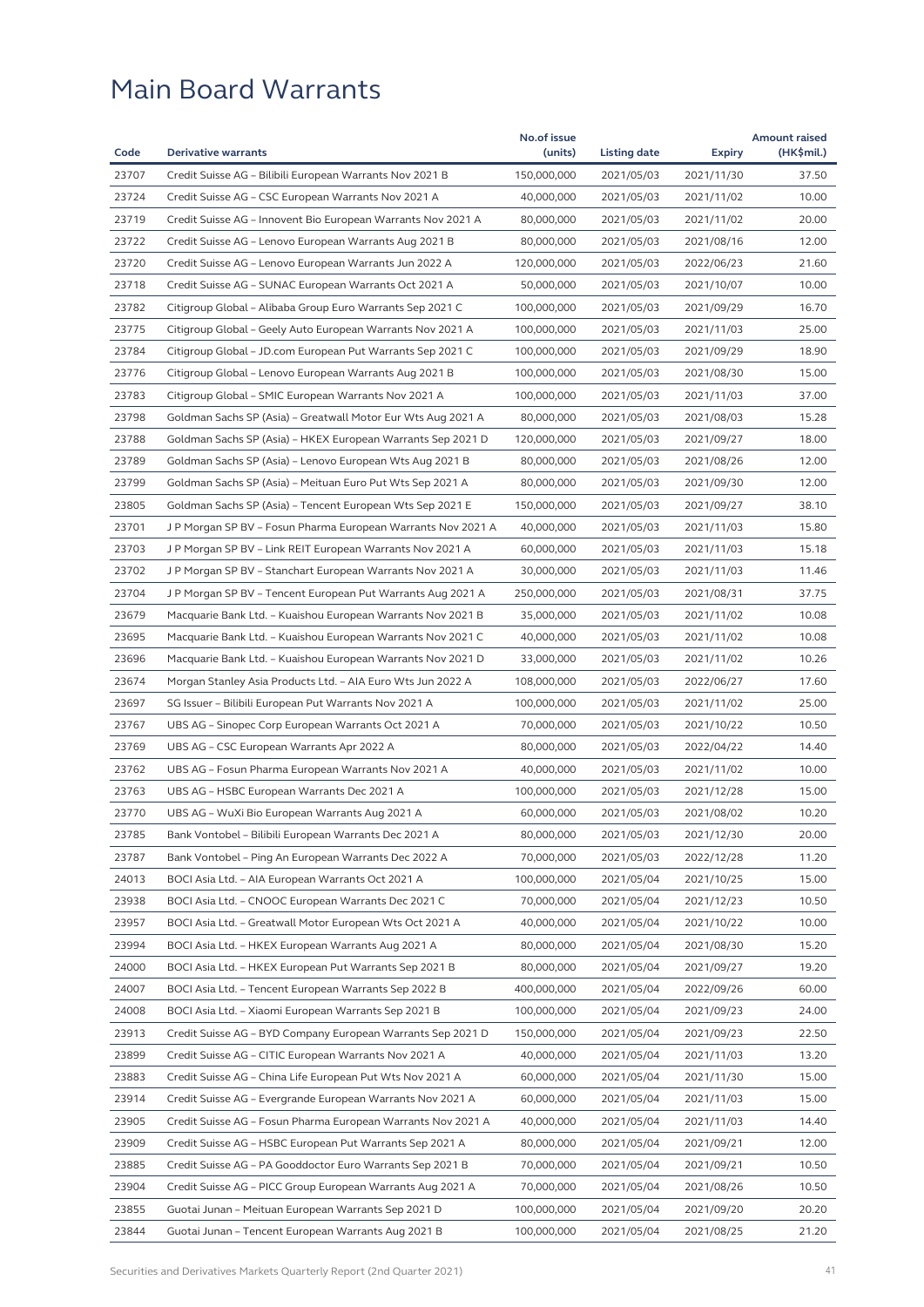# Main Board Warrants

| Code | Derivative warrants | No.of issue (units) | Listing date | Expiry | Amount raised (HK$mil.) |
|---|---|---|---|---|---|
| 23707 | Credit Suisse AG – Bilibili European Warrants Nov 2021 B | 150,000,000 | 2021/05/03 | 2021/11/30 | 37.50 |
| 23724 | Credit Suisse AG – CSC European Warrants Nov 2021 A | 40,000,000 | 2021/05/03 | 2021/11/02 | 10.00 |
| 23719 | Credit Suisse AG – Innovent Bio European Warrants Nov 2021 A | 80,000,000 | 2021/05/03 | 2021/11/02 | 20.00 |
| 23722 | Credit Suisse AG – Lenovo European Warrants Aug 2021 B | 80,000,000 | 2021/05/03 | 2021/08/16 | 12.00 |
| 23720 | Credit Suisse AG – Lenovo European Warrants Jun 2022 A | 120,000,000 | 2021/05/03 | 2022/06/23 | 21.60 |
| 23718 | Credit Suisse AG – SUNAC European Warrants Oct 2021 A | 50,000,000 | 2021/05/03 | 2021/10/07 | 10.00 |
| 23782 | Citigroup Global – Alibaba Group Euro Warrants Sep 2021 C | 100,000,000 | 2021/05/03 | 2021/09/29 | 16.70 |
| 23775 | Citigroup Global – Geely Auto European Warrants Nov 2021 A | 100,000,000 | 2021/05/03 | 2021/11/03 | 25.00 |
| 23784 | Citigroup Global – JD.com European Put Warrants Sep 2021 C | 100,000,000 | 2021/05/03 | 2021/09/29 | 18.90 |
| 23776 | Citigroup Global – Lenovo European Warrants Aug 2021 B | 100,000,000 | 2021/05/03 | 2021/08/30 | 15.00 |
| 23783 | Citigroup Global – SMIC European Warrants Nov 2021 A | 100,000,000 | 2021/05/03 | 2021/11/03 | 37.00 |
| 23798 | Goldman Sachs SP (Asia) – Greatwall Motor Eur Wts Aug 2021 A | 80,000,000 | 2021/05/03 | 2021/08/03 | 15.28 |
| 23788 | Goldman Sachs SP (Asia) – HKEX European Warrants Sep 2021 D | 120,000,000 | 2021/05/03 | 2021/09/27 | 18.00 |
| 23789 | Goldman Sachs SP (Asia) – Lenovo European Wts Aug 2021 B | 80,000,000 | 2021/05/03 | 2021/08/26 | 12.00 |
| 23799 | Goldman Sachs SP (Asia) – Meituan Euro Put Wts Sep 2021 A | 80,000,000 | 2021/05/03 | 2021/09/30 | 12.00 |
| 23805 | Goldman Sachs SP (Asia) – Tencent European Wts Sep 2021 E | 150,000,000 | 2021/05/03 | 2021/09/27 | 38.10 |
| 23701 | J P Morgan SP BV – Fosun Pharma European Warrants Nov 2021 A | 40,000,000 | 2021/05/03 | 2021/11/03 | 15.80 |
| 23703 | J P Morgan SP BV – Link REIT European Warrants Nov 2021 A | 60,000,000 | 2021/05/03 | 2021/11/03 | 15.18 |
| 23702 | J P Morgan SP BV – Stanchart European Warrants Nov 2021 A | 30,000,000 | 2021/05/03 | 2021/11/03 | 11.46 |
| 23704 | J P Morgan SP BV – Tencent European Put Warrants Aug 2021 A | 250,000,000 | 2021/05/03 | 2021/08/31 | 37.75 |
| 23679 | Macquarie Bank Ltd. – Kuaishou European Warrants Nov 2021 B | 35,000,000 | 2021/05/03 | 2021/11/02 | 10.08 |
| 23695 | Macquarie Bank Ltd. – Kuaishou European Warrants Nov 2021 C | 40,000,000 | 2021/05/03 | 2021/11/02 | 10.08 |
| 23696 | Macquarie Bank Ltd. – Kuaishou European Warrants Nov 2021 D | 33,000,000 | 2021/05/03 | 2021/11/02 | 10.26 |
| 23674 | Morgan Stanley Asia Products Ltd. – AIA Euro Wts Jun 2022 A | 108,000,000 | 2021/05/03 | 2022/06/27 | 17.60 |
| 23697 | SG Issuer – Bilibili European Put Warrants Nov 2021 A | 100,000,000 | 2021/05/03 | 2021/11/02 | 25.00 |
| 23767 | UBS AG – Sinopec Corp European Warrants Oct 2021 A | 70,000,000 | 2021/05/03 | 2021/10/22 | 10.50 |
| 23769 | UBS AG – CSC European Warrants Apr 2022 A | 80,000,000 | 2021/05/03 | 2022/04/22 | 14.40 |
| 23762 | UBS AG – Fosun Pharma European Warrants Nov 2021 A | 40,000,000 | 2021/05/03 | 2021/11/02 | 10.00 |
| 23763 | UBS AG – HSBC European Warrants Dec 2021 A | 100,000,000 | 2021/05/03 | 2021/12/28 | 15.00 |
| 23770 | UBS AG – WuXi Bio European Warrants Aug 2021 A | 60,000,000 | 2021/05/03 | 2021/08/02 | 10.20 |
| 23785 | Bank Vontobel – Bilibili European Warrants Dec 2021 A | 80,000,000 | 2021/05/03 | 2021/12/30 | 20.00 |
| 23787 | Bank Vontobel – Ping An European Warrants Dec 2022 A | 70,000,000 | 2021/05/03 | 2022/12/28 | 11.20 |
| 24013 | BOCI Asia Ltd. – AIA European Warrants Oct 2021 A | 100,000,000 | 2021/05/04 | 2021/10/25 | 15.00 |
| 23938 | BOCI Asia Ltd. – CNOOC European Warrants Dec 2021 C | 70,000,000 | 2021/05/04 | 2021/12/23 | 10.50 |
| 23957 | BOCI Asia Ltd. – Greatwall Motor European Wts Oct 2021 A | 40,000,000 | 2021/05/04 | 2021/10/22 | 10.00 |
| 23994 | BOCI Asia Ltd. – HKEX European Warrants Aug 2021 A | 80,000,000 | 2021/05/04 | 2021/08/30 | 15.20 |
| 24000 | BOCI Asia Ltd. – HKEX European Put Warrants Sep 2021 B | 80,000,000 | 2021/05/04 | 2021/09/27 | 19.20 |
| 24007 | BOCI Asia Ltd. – Tencent European Warrants Sep 2022 B | 400,000,000 | 2021/05/04 | 2022/09/26 | 60.00 |
| 24008 | BOCI Asia Ltd. – Xiaomi European Warrants Sep 2021 B | 100,000,000 | 2021/05/04 | 2021/09/23 | 24.00 |
| 23913 | Credit Suisse AG – BYD Company European Warrants Sep 2021 D | 150,000,000 | 2021/05/04 | 2021/09/23 | 22.50 |
| 23899 | Credit Suisse AG – CITIC European Warrants Nov 2021 A | 40,000,000 | 2021/05/04 | 2021/11/03 | 13.20 |
| 23883 | Credit Suisse AG – China Life European Put Wts Nov 2021 A | 60,000,000 | 2021/05/04 | 2021/11/30 | 15.00 |
| 23914 | Credit Suisse AG – Evergrande European Warrants Nov 2021 A | 60,000,000 | 2021/05/04 | 2021/11/03 | 15.00 |
| 23905 | Credit Suisse AG – Fosun Pharma European Warrants Nov 2021 A | 40,000,000 | 2021/05/04 | 2021/11/03 | 14.40 |
| 23909 | Credit Suisse AG – HSBC European Put Warrants Sep 2021 A | 80,000,000 | 2021/05/04 | 2021/09/21 | 12.00 |
| 23885 | Credit Suisse AG – PA Gooddoctor Euro Warrants Sep 2021 B | 70,000,000 | 2021/05/04 | 2021/09/21 | 10.50 |
| 23904 | Credit Suisse AG – PICC Group European Warrants Aug 2021 A | 70,000,000 | 2021/05/04 | 2021/08/26 | 10.50 |
| 23855 | Guotai Junan – Meituan European Warrants Sep 2021 D | 100,000,000 | 2021/05/04 | 2021/09/20 | 20.20 |
| 23844 | Guotai Junan – Tencent European Warrants Aug 2021 B | 100,000,000 | 2021/05/04 | 2021/08/25 | 21.20 |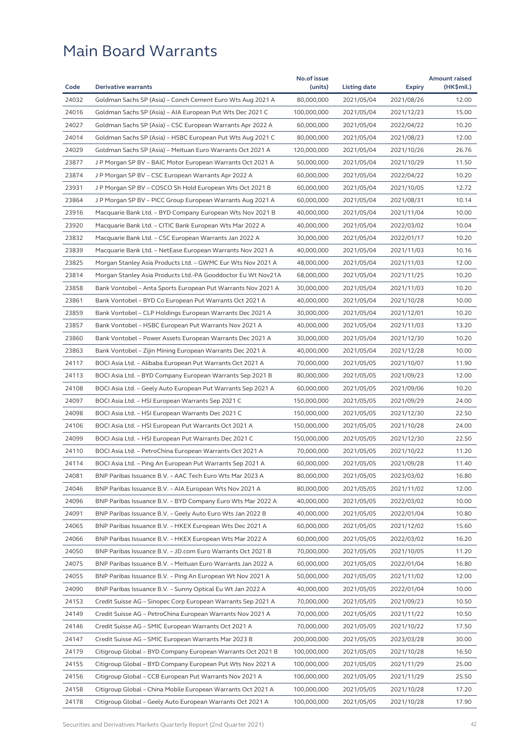# Main Board Warrants

| Code | Derivative warrants | No.of issue (units) | Listing date | Expiry | Amount raised (HK$mil.) |
|---|---|---|---|---|---|
| 24032 | Goldman Sachs SP (Asia) – Conch Cement Euro Wts Aug 2021 A | 80,000,000 | 2021/05/04 | 2021/08/26 | 12.00 |
| 24016 | Goldman Sachs SP (Asia) – AIA European Put Wts Dec 2021 C | 100,000,000 | 2021/05/04 | 2021/12/23 | 15.00 |
| 24027 | Goldman Sachs SP (Asia) – CSC European Warrants Apr 2022 A | 60,000,000 | 2021/05/04 | 2022/04/22 | 10.20 |
| 24014 | Goldman Sachs SP (Asia) – HSBC European Put Wts Aug 2021 C | 80,000,000 | 2021/05/04 | 2021/08/23 | 12.00 |
| 24029 | Goldman Sachs SP (Asia) – Meituan Euro Warrants Oct 2021 A | 120,000,000 | 2021/05/04 | 2021/10/26 | 26.76 |
| 23877 | J P Morgan SP BV – BAIC Motor European Warrants Oct 2021 A | 50,000,000 | 2021/05/04 | 2021/10/29 | 11.50 |
| 23874 | J P Morgan SP BV – CSC European Warrants Apr 2022 A | 60,000,000 | 2021/05/04 | 2022/04/22 | 10.20 |
| 23931 | J P Morgan SP BV – COSCO Sh Hold European Wts Oct 2021 B | 60,000,000 | 2021/05/04 | 2021/10/05 | 12.72 |
| 23864 | J P Morgan SP BV – PICC Group European Warrants Aug 2021 A | 60,000,000 | 2021/05/04 | 2021/08/31 | 10.14 |
| 23916 | Macquarie Bank Ltd. – BYD Company European Wts Nov 2021 B | 40,000,000 | 2021/05/04 | 2021/11/04 | 10.00 |
| 23920 | Macquarie Bank Ltd. – CITIC Bank European Wts Mar 2022 A | 40,000,000 | 2021/05/04 | 2022/03/02 | 10.04 |
| 23832 | Macquarie Bank Ltd. – CSC European Warrants Jan 2022 A | 30,000,000 | 2021/05/04 | 2022/01/17 | 10.20 |
| 23839 | Macquarie Bank Ltd. – NetEase European Warrants Nov 2021 A | 40,000,000 | 2021/05/04 | 2021/11/03 | 10.16 |
| 23825 | Morgan Stanley Asia Products Ltd. – GWMC Eur Wts Nov 2021 A | 48,000,000 | 2021/05/04 | 2021/11/03 | 12.00 |
| 23814 | Morgan Stanley Asia Products Ltd.-PA Gooddoctor Eu Wt Nov21A | 68,000,000 | 2021/05/04 | 2021/11/25 | 10.20 |
| 23858 | Bank Vontobel – Anta Sports European Put Warrants Nov 2021 A | 30,000,000 | 2021/05/04 | 2021/11/03 | 10.20 |
| 23861 | Bank Vontobel – BYD Co European Put Warrants Oct 2021 A | 40,000,000 | 2021/05/04 | 2021/10/28 | 10.00 |
| 23859 | Bank Vontobel – CLP Holdings European Warrants Dec 2021 A | 30,000,000 | 2021/05/04 | 2021/12/01 | 10.20 |
| 23857 | Bank Vontobel – HSBC European Put Warrants Nov 2021 A | 40,000,000 | 2021/05/04 | 2021/11/03 | 13.20 |
| 23860 | Bank Vontobel – Power Assets European Warrants Dec 2021 A | 30,000,000 | 2021/05/04 | 2021/12/30 | 10.20 |
| 23863 | Bank Vontobel – Zijin Mining European Warrants Dec 2021 A | 40,000,000 | 2021/05/04 | 2021/12/28 | 10.00 |
| 24117 | BOCI Asia Ltd. – Alibaba European Put Warrants Oct 2021 A | 70,000,000 | 2021/05/05 | 2021/10/07 | 11.90 |
| 24113 | BOCI Asia Ltd. – BYD Company European Warrants Sep 2021 B | 80,000,000 | 2021/05/05 | 2021/09/23 | 12.00 |
| 24108 | BOCI Asia Ltd. – Geely Auto European Put Warrants Sep 2021 A | 60,000,000 | 2021/05/05 | 2021/09/06 | 10.20 |
| 24097 | BOCI Asia Ltd. – HSI European Warrants Sep 2021 C | 150,000,000 | 2021/05/05 | 2021/09/29 | 24.00 |
| 24098 | BOCI Asia Ltd. – HSI European Warrants Dec 2021 C | 150,000,000 | 2021/05/05 | 2021/12/30 | 22.50 |
| 24106 | BOCI Asia Ltd. – HSI European Put Warrants Oct 2021 A | 150,000,000 | 2021/05/05 | 2021/10/28 | 24.00 |
| 24099 | BOCI Asia Ltd. – HSI European Put Warrants Dec 2021 C | 150,000,000 | 2021/05/05 | 2021/12/30 | 22.50 |
| 24110 | BOCI Asia Ltd. – PetroChina European Warrants Oct 2021 A | 70,000,000 | 2021/05/05 | 2021/10/22 | 11.20 |
| 24114 | BOCI Asia Ltd. – Ping An European Put Warrants Sep 2021 A | 60,000,000 | 2021/05/05 | 2021/09/28 | 11.40 |
| 24081 | BNP Paribas Issuance B.V. – AAC Tech Euro Wts Mar 2023 A | 80,000,000 | 2021/05/05 | 2023/03/02 | 16.80 |
| 24046 | BNP Paribas Issuance B.V. – AIA European Wts Nov 2021 A | 80,000,000 | 2021/05/05 | 2021/11/02 | 12.00 |
| 24096 | BNP Paribas Issuance B.V. – BYD Company Euro Wts Mar 2022 A | 40,000,000 | 2021/05/05 | 2022/03/02 | 10.00 |
| 24091 | BNP Paribas Issuance B.V. – Geely Auto Euro Wts Jan 2022 B | 40,000,000 | 2021/05/05 | 2022/01/04 | 10.80 |
| 24065 | BNP Paribas Issuance B.V. – HKEX European Wts Dec 2021 A | 60,000,000 | 2021/05/05 | 2021/12/02 | 15.60 |
| 24066 | BNP Paribas Issuance B.V. – HKEX European Wts Mar 2022 A | 60,000,000 | 2021/05/05 | 2022/03/02 | 16.20 |
| 24050 | BNP Paribas Issuance B.V. – JD.com Euro Warrants Oct 2021 B | 70,000,000 | 2021/05/05 | 2021/10/05 | 11.20 |
| 24075 | BNP Paribas Issuance B.V. – Meituan Euro Warrants Jan 2022 A | 60,000,000 | 2021/05/05 | 2022/01/04 | 16.80 |
| 24055 | BNP Paribas Issuance B.V. – Ping An European Wt Nov 2021 A | 50,000,000 | 2021/05/05 | 2021/11/02 | 12.00 |
| 24090 | BNP Paribas Issuance B.V. – Sunny Optical Eu Wt Jan 2022 A | 40,000,000 | 2021/05/05 | 2022/01/04 | 10.00 |
| 24153 | Credit Suisse AG – Sinopec Corp European Warrants Sep 2021 A | 70,000,000 | 2021/05/05 | 2021/09/23 | 10.50 |
| 24149 | Credit Suisse AG – PetroChina European Warrants Nov 2021 A | 70,000,000 | 2021/05/05 | 2021/11/22 | 10.50 |
| 24146 | Credit Suisse AG – SMIC European Warrants Oct 2021 A | 70,000,000 | 2021/05/05 | 2021/10/22 | 17.50 |
| 24147 | Credit Suisse AG – SMIC European Warrants Mar 2023 B | 200,000,000 | 2021/05/05 | 2023/03/28 | 30.00 |
| 24179 | Citigroup Global – BYD Company European Warrants Oct 2021 B | 100,000,000 | 2021/05/05 | 2021/10/28 | 16.50 |
| 24155 | Citigroup Global – BYD Company European Put Wts Nov 2021 A | 100,000,000 | 2021/05/05 | 2021/11/29 | 25.00 |
| 24156 | Citigroup Global – CCB European Put Warrants Nov 2021 A | 100,000,000 | 2021/05/05 | 2021/11/29 | 25.50 |
| 24158 | Citigroup Global – China Mobile European Warrants Oct 2021 A | 100,000,000 | 2021/05/05 | 2021/10/28 | 17.20 |
| 24178 | Citigroup Global – Geely Auto European Warrants Oct 2021 A | 100,000,000 | 2021/05/05 | 2021/10/28 | 17.90 |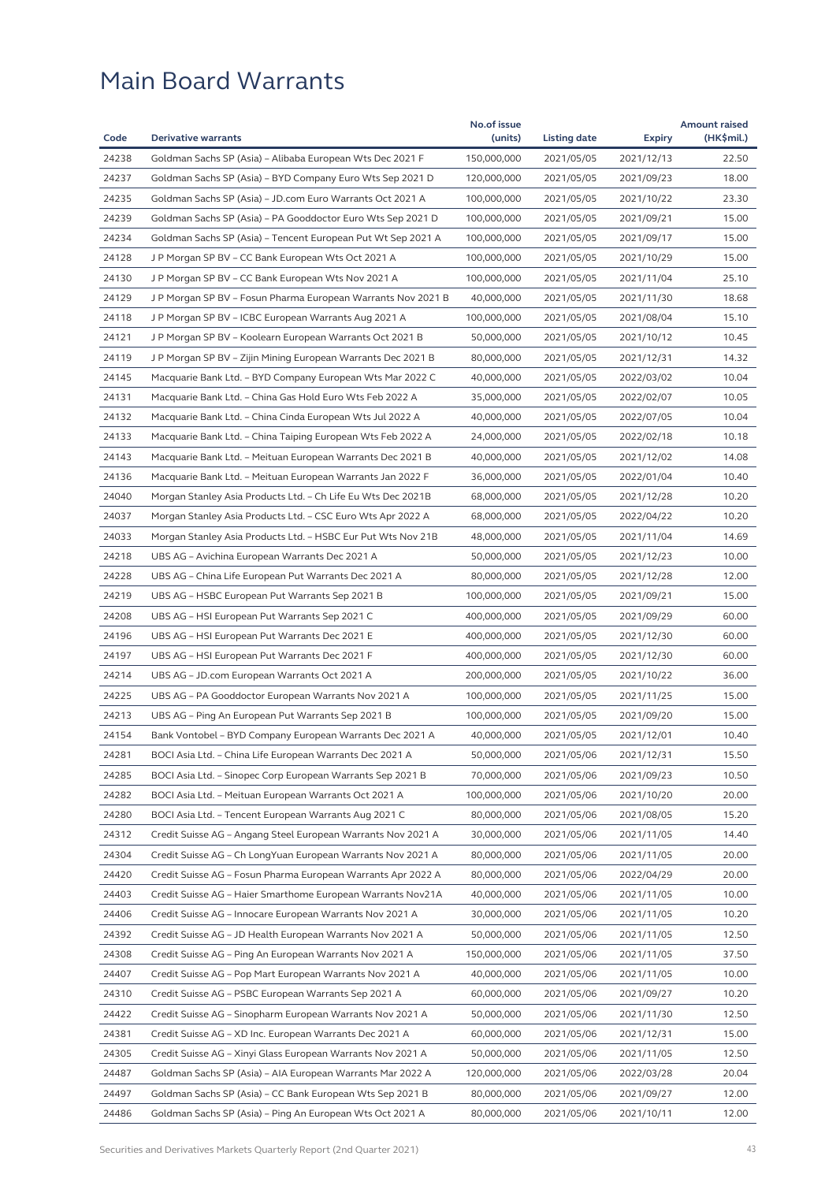# Main Board Warrants

| Code | Derivative warrants | No.of issue (units) | Listing date | Expiry | Amount raised (HK$mil.) |
|---|---|---|---|---|---|
| 24238 | Goldman Sachs SP (Asia) – Alibaba European Wts Dec 2021 F | 150,000,000 | 2021/05/05 | 2021/12/13 | 22.50 |
| 24237 | Goldman Sachs SP (Asia) – BYD Company Euro Wts Sep 2021 D | 120,000,000 | 2021/05/05 | 2021/09/23 | 18.00 |
| 24235 | Goldman Sachs SP (Asia) – JD.com Euro Warrants Oct 2021 A | 100,000,000 | 2021/05/05 | 2021/10/22 | 23.30 |
| 24239 | Goldman Sachs SP (Asia) – PA Gooddoctor Euro Wts Sep 2021 D | 100,000,000 | 2021/05/05 | 2021/09/21 | 15.00 |
| 24234 | Goldman Sachs SP (Asia) – Tencent European Put Wt Sep 2021 A | 100,000,000 | 2021/05/05 | 2021/09/17 | 15.00 |
| 24128 | J P Morgan SP BV – CC Bank European Wts Oct 2021 A | 100,000,000 | 2021/05/05 | 2021/10/29 | 15.00 |
| 24130 | J P Morgan SP BV – CC Bank European Wts Nov 2021 A | 100,000,000 | 2021/05/05 | 2021/11/04 | 25.10 |
| 24129 | J P Morgan SP BV – Fosun Pharma European Warrants Nov 2021 B | 40,000,000 | 2021/05/05 | 2021/11/30 | 18.68 |
| 24118 | J P Morgan SP BV – ICBC European Warrants Aug 2021 A | 100,000,000 | 2021/05/05 | 2021/08/04 | 15.10 |
| 24121 | J P Morgan SP BV – Koolearn European Warrants Oct 2021 B | 50,000,000 | 2021/05/05 | 2021/10/12 | 10.45 |
| 24119 | J P Morgan SP BV – Zijin Mining European Warrants Dec 2021 B | 80,000,000 | 2021/05/05 | 2021/12/31 | 14.32 |
| 24145 | Macquarie Bank Ltd. – BYD Company European Wts Mar 2022 C | 40,000,000 | 2021/05/05 | 2022/03/02 | 10.04 |
| 24131 | Macquarie Bank Ltd. – China Gas Hold Euro Wts Feb 2022 A | 35,000,000 | 2021/05/05 | 2022/02/07 | 10.05 |
| 24132 | Macquarie Bank Ltd. – China Cinda European Wts Jul 2022 A | 40,000,000 | 2021/05/05 | 2022/07/05 | 10.04 |
| 24133 | Macquarie Bank Ltd. – China Taiping European Wts Feb 2022 A | 24,000,000 | 2021/05/05 | 2022/02/18 | 10.18 |
| 24143 | Macquarie Bank Ltd. – Meituan European Warrants Dec 2021 B | 40,000,000 | 2021/05/05 | 2021/12/02 | 14.08 |
| 24136 | Macquarie Bank Ltd. – Meituan European Warrants Jan 2022 F | 36,000,000 | 2021/05/05 | 2022/01/04 | 10.40 |
| 24040 | Morgan Stanley Asia Products Ltd. – Ch Life Eu Wts Dec 2021B | 68,000,000 | 2021/05/05 | 2021/12/28 | 10.20 |
| 24037 | Morgan Stanley Asia Products Ltd. – CSC Euro Wts Apr 2022 A | 68,000,000 | 2021/05/05 | 2022/04/22 | 10.20 |
| 24033 | Morgan Stanley Asia Products Ltd. – HSBC Eur Put Wts Nov 21B | 48,000,000 | 2021/05/05 | 2021/11/04 | 14.69 |
| 24218 | UBS AG – Avichina European Warrants Dec 2021 A | 50,000,000 | 2021/05/05 | 2021/12/23 | 10.00 |
| 24228 | UBS AG – China Life European Put Warrants Dec 2021 A | 80,000,000 | 2021/05/05 | 2021/12/28 | 12.00 |
| 24219 | UBS AG – HSBC European Put Warrants Sep 2021 B | 100,000,000 | 2021/05/05 | 2021/09/21 | 15.00 |
| 24208 | UBS AG – HSI European Put Warrants Sep 2021 C | 400,000,000 | 2021/05/05 | 2021/09/29 | 60.00 |
| 24196 | UBS AG – HSI European Put Warrants Dec 2021 E | 400,000,000 | 2021/05/05 | 2021/12/30 | 60.00 |
| 24197 | UBS AG – HSI European Put Warrants Dec 2021 F | 400,000,000 | 2021/05/05 | 2021/12/30 | 60.00 |
| 24214 | UBS AG – JD.com European Warrants Oct 2021 A | 200,000,000 | 2021/05/05 | 2021/10/22 | 36.00 |
| 24225 | UBS AG – PA Gooddoctor European Warrants Nov 2021 A | 100,000,000 | 2021/05/05 | 2021/11/25 | 15.00 |
| 24213 | UBS AG – Ping An European Put Warrants Sep 2021 B | 100,000,000 | 2021/05/05 | 2021/09/20 | 15.00 |
| 24154 | Bank Vontobel – BYD Company European Warrants Dec 2021 A | 40,000,000 | 2021/05/05 | 2021/12/01 | 10.40 |
| 24281 | BOCI Asia Ltd. – China Life European Warrants Dec 2021 A | 50,000,000 | 2021/05/06 | 2021/12/31 | 15.50 |
| 24285 | BOCI Asia Ltd. – Sinopec Corp European Warrants Sep 2021 B | 70,000,000 | 2021/05/06 | 2021/09/23 | 10.50 |
| 24282 | BOCI Asia Ltd. – Meituan European Warrants Oct 2021 A | 100,000,000 | 2021/05/06 | 2021/10/20 | 20.00 |
| 24280 | BOCI Asia Ltd. – Tencent European Warrants Aug 2021 C | 80,000,000 | 2021/05/06 | 2021/08/05 | 15.20 |
| 24312 | Credit Suisse AG – Angang Steel European Warrants Nov 2021 A | 30,000,000 | 2021/05/06 | 2021/11/05 | 14.40 |
| 24304 | Credit Suisse AG – Ch LongYuan European Warrants Nov 2021 A | 80,000,000 | 2021/05/06 | 2021/11/05 | 20.00 |
| 24420 | Credit Suisse AG – Fosun Pharma European Warrants Apr 2022 A | 80,000,000 | 2021/05/06 | 2022/04/29 | 20.00 |
| 24403 | Credit Suisse AG – Haier Smarthome European Warrants Nov21A | 40,000,000 | 2021/05/06 | 2021/11/05 | 10.00 |
| 24406 | Credit Suisse AG – Innocare European Warrants Nov 2021 A | 30,000,000 | 2021/05/06 | 2021/11/05 | 10.20 |
| 24392 | Credit Suisse AG – JD Health European Warrants Nov 2021 A | 50,000,000 | 2021/05/06 | 2021/11/05 | 12.50 |
| 24308 | Credit Suisse AG – Ping An European Warrants Nov 2021 A | 150,000,000 | 2021/05/06 | 2021/11/05 | 37.50 |
| 24407 | Credit Suisse AG – Pop Mart European Warrants Nov 2021 A | 40,000,000 | 2021/05/06 | 2021/11/05 | 10.00 |
| 24310 | Credit Suisse AG – PSBC European Warrants Sep 2021 A | 60,000,000 | 2021/05/06 | 2021/09/27 | 10.20 |
| 24422 | Credit Suisse AG – Sinopharm European Warrants Nov 2021 A | 50,000,000 | 2021/05/06 | 2021/11/30 | 12.50 |
| 24381 | Credit Suisse AG – XD Inc. European Warrants Dec 2021 A | 60,000,000 | 2021/05/06 | 2021/12/31 | 15.00 |
| 24305 | Credit Suisse AG – Xinyi Glass European Warrants Nov 2021 A | 50,000,000 | 2021/05/06 | 2021/11/05 | 12.50 |
| 24487 | Goldman Sachs SP (Asia) – AIA European Warrants Mar 2022 A | 120,000,000 | 2021/05/06 | 2022/03/28 | 20.04 |
| 24497 | Goldman Sachs SP (Asia) – CC Bank European Wts Sep 2021 B | 80,000,000 | 2021/05/06 | 2021/09/27 | 12.00 |
| 24486 | Goldman Sachs SP (Asia) – Ping An European Wts Oct 2021 A | 80,000,000 | 2021/05/06 | 2021/10/11 | 12.00 |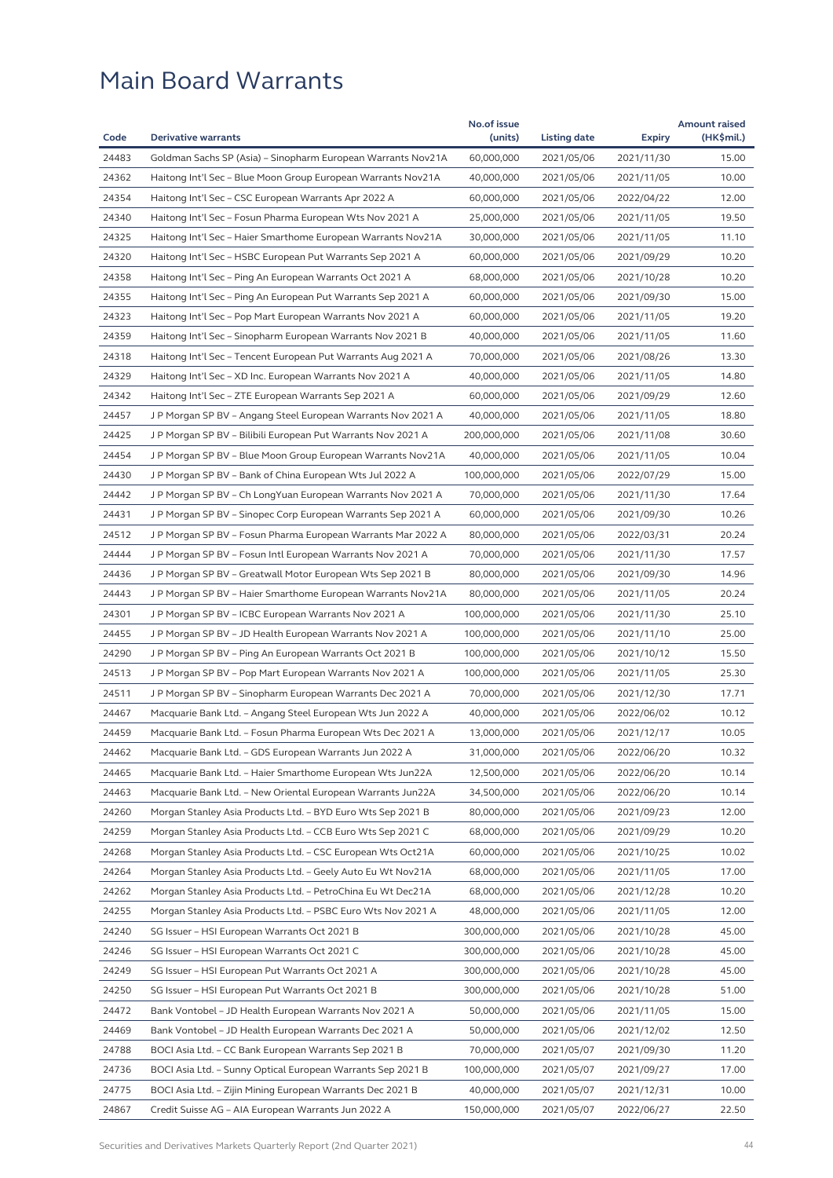# Main Board Warrants

| Code | Derivative warrants | No.of issue (units) | Listing date | Expiry | Amount raised (HK$mil.) |
|---|---|---|---|---|---|
| 24483 | Goldman Sachs SP (Asia) – Sinopharm European Warrants Nov21A | 60,000,000 | 2021/05/06 | 2021/11/30 | 15.00 |
| 24362 | Haitong Int'l Sec – Blue Moon Group European Warrants Nov21A | 40,000,000 | 2021/05/06 | 2021/11/05 | 10.00 |
| 24354 | Haitong Int'l Sec – CSC European Warrants Apr 2022 A | 60,000,000 | 2021/05/06 | 2022/04/22 | 12.00 |
| 24340 | Haitong Int'l Sec – Fosun Pharma European Wts Nov 2021 A | 25,000,000 | 2021/05/06 | 2021/11/05 | 19.50 |
| 24325 | Haitong Int'l Sec – Haier Smarthome European Warrants Nov21A | 30,000,000 | 2021/05/06 | 2021/11/05 | 11.10 |
| 24320 | Haitong Int'l Sec – HSBC European Put Warrants Sep 2021 A | 60,000,000 | 2021/05/06 | 2021/09/29 | 10.20 |
| 24358 | Haitong Int'l Sec – Ping An European Warrants Oct 2021 A | 68,000,000 | 2021/05/06 | 2021/10/28 | 10.20 |
| 24355 | Haitong Int'l Sec – Ping An European Put Warrants Sep 2021 A | 60,000,000 | 2021/05/06 | 2021/09/30 | 15.00 |
| 24323 | Haitong Int'l Sec – Pop Mart European Warrants Nov 2021 A | 60,000,000 | 2021/05/06 | 2021/11/05 | 19.20 |
| 24359 | Haitong Int'l Sec – Sinopharm European Warrants Nov 2021 B | 40,000,000 | 2021/05/06 | 2021/11/05 | 11.60 |
| 24318 | Haitong Int'l Sec – Tencent European Put Warrants Aug 2021 A | 70,000,000 | 2021/05/06 | 2021/08/26 | 13.30 |
| 24329 | Haitong Int'l Sec – XD Inc. European Warrants Nov 2021 A | 40,000,000 | 2021/05/06 | 2021/11/05 | 14.80 |
| 24342 | Haitong Int'l Sec – ZTE European Warrants Sep 2021 A | 60,000,000 | 2021/05/06 | 2021/09/29 | 12.60 |
| 24457 | J P Morgan SP BV – Angang Steel European Warrants Nov 2021 A | 40,000,000 | 2021/05/06 | 2021/11/05 | 18.80 |
| 24425 | J P Morgan SP BV – Bilibili European Put Warrants Nov 2021 A | 200,000,000 | 2021/05/06 | 2021/11/08 | 30.60 |
| 24454 | J P Morgan SP BV – Blue Moon Group European Warrants Nov21A | 40,000,000 | 2021/05/06 | 2021/11/05 | 10.04 |
| 24430 | J P Morgan SP BV – Bank of China European Wts Jul 2022 A | 100,000,000 | 2021/05/06 | 2022/07/29 | 15.00 |
| 24442 | J P Morgan SP BV – Ch LongYuan European Warrants Nov 2021 A | 70,000,000 | 2021/05/06 | 2021/11/30 | 17.64 |
| 24431 | J P Morgan SP BV – Sinopec Corp European Warrants Sep 2021 A | 60,000,000 | 2021/05/06 | 2021/09/30 | 10.26 |
| 24512 | J P Morgan SP BV – Fosun Pharma European Warrants Mar 2022 A | 80,000,000 | 2021/05/06 | 2022/03/31 | 20.24 |
| 24444 | J P Morgan SP BV – Fosun Intl European Warrants Nov 2021 A | 70,000,000 | 2021/05/06 | 2021/11/30 | 17.57 |
| 24436 | J P Morgan SP BV – Greatwall Motor European Wts Sep 2021 B | 80,000,000 | 2021/05/06 | 2021/09/30 | 14.96 |
| 24443 | J P Morgan SP BV – Haier Smarthome European Warrants Nov21A | 80,000,000 | 2021/05/06 | 2021/11/05 | 20.24 |
| 24301 | J P Morgan SP BV – ICBC European Warrants Nov 2021 A | 100,000,000 | 2021/05/06 | 2021/11/30 | 25.10 |
| 24455 | J P Morgan SP BV – JD Health European Warrants Nov 2021 A | 100,000,000 | 2021/05/06 | 2021/11/10 | 25.00 |
| 24290 | J P Morgan SP BV – Ping An European Warrants Oct 2021 B | 100,000,000 | 2021/05/06 | 2021/10/12 | 15.50 |
| 24513 | J P Morgan SP BV – Pop Mart European Warrants Nov 2021 A | 100,000,000 | 2021/05/06 | 2021/11/05 | 25.30 |
| 24511 | J P Morgan SP BV – Sinopharm European Warrants Dec 2021 A | 70,000,000 | 2021/05/06 | 2021/12/30 | 17.71 |
| 24467 | Macquarie Bank Ltd. – Angang Steel European Wts Jun 2022 A | 40,000,000 | 2021/05/06 | 2022/06/02 | 10.12 |
| 24459 | Macquarie Bank Ltd. – Fosun Pharma European Wts Dec 2021 A | 13,000,000 | 2021/05/06 | 2021/12/17 | 10.05 |
| 24462 | Macquarie Bank Ltd. – GDS European Warrants Jun 2022 A | 31,000,000 | 2021/05/06 | 2022/06/20 | 10.32 |
| 24465 | Macquarie Bank Ltd. – Haier Smarthome European Wts Jun22A | 12,500,000 | 2021/05/06 | 2022/06/20 | 10.14 |
| 24463 | Macquarie Bank Ltd. – New Oriental European Warrants Jun22A | 34,500,000 | 2021/05/06 | 2022/06/20 | 10.14 |
| 24260 | Morgan Stanley Asia Products Ltd. – BYD Euro Wts Sep 2021 B | 80,000,000 | 2021/05/06 | 2021/09/23 | 12.00 |
| 24259 | Morgan Stanley Asia Products Ltd. – CCB Euro Wts Sep 2021 C | 68,000,000 | 2021/05/06 | 2021/09/29 | 10.20 |
| 24268 | Morgan Stanley Asia Products Ltd. – CSC European Wts Oct21A | 60,000,000 | 2021/05/06 | 2021/10/25 | 10.02 |
| 24264 | Morgan Stanley Asia Products Ltd. – Geely Auto Eu Wt Nov21A | 68,000,000 | 2021/05/06 | 2021/11/05 | 17.00 |
| 24262 | Morgan Stanley Asia Products Ltd. – PetroChina Eu Wt Dec21A | 68,000,000 | 2021/05/06 | 2021/12/28 | 10.20 |
| 24255 | Morgan Stanley Asia Products Ltd. – PSBC Euro Wts Nov 2021 A | 48,000,000 | 2021/05/06 | 2021/11/05 | 12.00 |
| 24240 | SG Issuer – HSI European Warrants Oct 2021 B | 300,000,000 | 2021/05/06 | 2021/10/28 | 45.00 |
| 24246 | SG Issuer – HSI European Warrants Oct 2021 C | 300,000,000 | 2021/05/06 | 2021/10/28 | 45.00 |
| 24249 | SG Issuer – HSI European Put Warrants Oct 2021 A | 300,000,000 | 2021/05/06 | 2021/10/28 | 45.00 |
| 24250 | SG Issuer – HSI European Put Warrants Oct 2021 B | 300,000,000 | 2021/05/06 | 2021/10/28 | 51.00 |
| 24472 | Bank Vontobel – JD Health European Warrants Nov 2021 A | 50,000,000 | 2021/05/06 | 2021/11/05 | 15.00 |
| 24469 | Bank Vontobel – JD Health European Warrants Dec 2021 A | 50,000,000 | 2021/05/06 | 2021/12/02 | 12.50 |
| 24788 | BOCI Asia Ltd. – CC Bank European Warrants Sep 2021 B | 70,000,000 | 2021/05/07 | 2021/09/30 | 11.20 |
| 24736 | BOCI Asia Ltd. – Sunny Optical European Warrants Sep 2021 B | 100,000,000 | 2021/05/07 | 2021/09/27 | 17.00 |
| 24775 | BOCI Asia Ltd. – Zijin Mining European Warrants Dec 2021 B | 40,000,000 | 2021/05/07 | 2021/12/31 | 10.00 |
| 24867 | Credit Suisse AG – AIA European Warrants Jun 2022 A | 150,000,000 | 2021/05/07 | 2022/06/27 | 22.50 |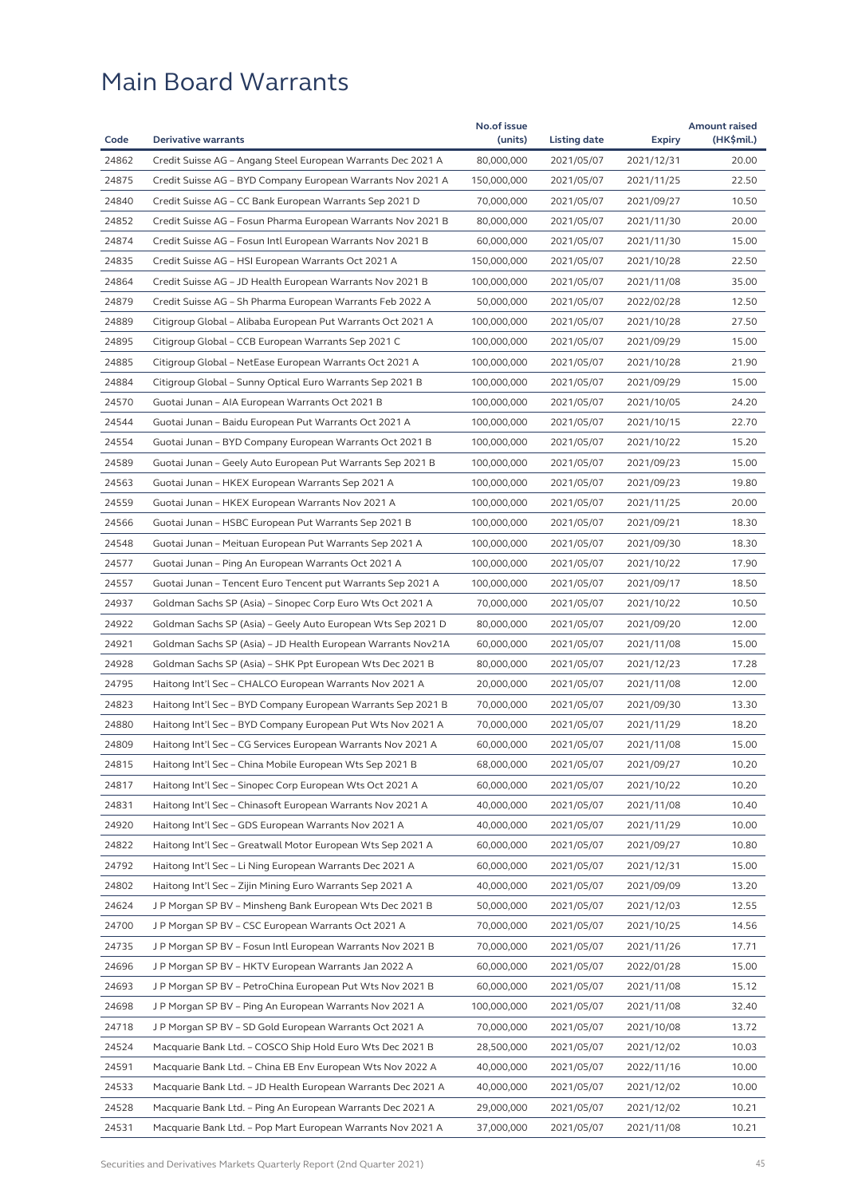# Main Board Warrants

| Code | Derivative warrants | No.of issue (units) | Listing date | Expiry | Amount raised (HK$mil.) |
|---|---|---|---|---|---|
| 24862 | Credit Suisse AG – Angang Steel European Warrants Dec 2021 A | 80,000,000 | 2021/05/07 | 2021/12/31 | 20.00 |
| 24875 | Credit Suisse AG – BYD Company European Warrants Nov 2021 A | 150,000,000 | 2021/05/07 | 2021/11/25 | 22.50 |
| 24840 | Credit Suisse AG – CC Bank European Warrants Sep 2021 D | 70,000,000 | 2021/05/07 | 2021/09/27 | 10.50 |
| 24852 | Credit Suisse AG – Fosun Pharma European Warrants Nov 2021 B | 80,000,000 | 2021/05/07 | 2021/11/30 | 20.00 |
| 24874 | Credit Suisse AG – Fosun Intl European Warrants Nov 2021 B | 60,000,000 | 2021/05/07 | 2021/11/30 | 15.00 |
| 24835 | Credit Suisse AG – HSI European Warrants Oct 2021 A | 150,000,000 | 2021/05/07 | 2021/10/28 | 22.50 |
| 24864 | Credit Suisse AG – JD Health European Warrants Nov 2021 B | 100,000,000 | 2021/05/07 | 2021/11/08 | 35.00 |
| 24879 | Credit Suisse AG – Sh Pharma European Warrants Feb 2022 A | 50,000,000 | 2021/05/07 | 2022/02/28 | 12.50 |
| 24889 | Citigroup Global – Alibaba European Put Warrants Oct 2021 A | 100,000,000 | 2021/05/07 | 2021/10/28 | 27.50 |
| 24895 | Citigroup Global – CCB European Warrants Sep 2021 C | 100,000,000 | 2021/05/07 | 2021/09/29 | 15.00 |
| 24885 | Citigroup Global – NetEase European Warrants Oct 2021 A | 100,000,000 | 2021/05/07 | 2021/10/28 | 21.90 |
| 24884 | Citigroup Global – Sunny Optical Euro Warrants Sep 2021 B | 100,000,000 | 2021/05/07 | 2021/09/29 | 15.00 |
| 24570 | Guotai Junan – AIA European Warrants Oct 2021 B | 100,000,000 | 2021/05/07 | 2021/10/05 | 24.20 |
| 24544 | Guotai Junan – Baidu European Put Warrants Oct 2021 A | 100,000,000 | 2021/05/07 | 2021/10/15 | 22.70 |
| 24554 | Guotai Junan – BYD Company European Warrants Oct 2021 B | 100,000,000 | 2021/05/07 | 2021/10/22 | 15.20 |
| 24589 | Guotai Junan – Geely Auto European Put Warrants Sep 2021 B | 100,000,000 | 2021/05/07 | 2021/09/23 | 15.00 |
| 24563 | Guotai Junan – HKEX European Warrants Sep 2021 A | 100,000,000 | 2021/05/07 | 2021/09/23 | 19.80 |
| 24559 | Guotai Junan – HKEX European Warrants Nov 2021 A | 100,000,000 | 2021/05/07 | 2021/11/25 | 20.00 |
| 24566 | Guotai Junan – HSBC European Put Warrants Sep 2021 B | 100,000,000 | 2021/05/07 | 2021/09/21 | 18.30 |
| 24548 | Guotai Junan – Meituan European Put Warrants Sep 2021 A | 100,000,000 | 2021/05/07 | 2021/09/30 | 18.30 |
| 24577 | Guotai Junan – Ping An European Warrants Oct 2021 A | 100,000,000 | 2021/05/07 | 2021/10/22 | 17.90 |
| 24557 | Guotai Junan – Tencent Euro Tencent put Warrants Sep 2021 A | 100,000,000 | 2021/05/07 | 2021/09/17 | 18.50 |
| 24937 | Goldman Sachs SP (Asia) – Sinopec Corp Euro Wts Oct 2021 A | 70,000,000 | 2021/05/07 | 2021/10/22 | 10.50 |
| 24922 | Goldman Sachs SP (Asia) – Geely Auto European Wts Sep 2021 D | 80,000,000 | 2021/05/07 | 2021/09/20 | 12.00 |
| 24921 | Goldman Sachs SP (Asia) – JD Health European Warrants Nov21A | 60,000,000 | 2021/05/07 | 2021/11/08 | 15.00 |
| 24928 | Goldman Sachs SP (Asia) – SHK Ppt European Wts Dec 2021 B | 80,000,000 | 2021/05/07 | 2021/12/23 | 17.28 |
| 24795 | Haitong Int'l Sec – CHALCO European Warrants Nov 2021 A | 20,000,000 | 2021/05/07 | 2021/11/08 | 12.00 |
| 24823 | Haitong Int'l Sec – BYD Company European Warrants Sep 2021 B | 70,000,000 | 2021/05/07 | 2021/09/30 | 13.30 |
| 24880 | Haitong Int'l Sec – BYD Company European Put Wts Nov 2021 A | 70,000,000 | 2021/05/07 | 2021/11/29 | 18.20 |
| 24809 | Haitong Int'l Sec – CG Services European Warrants Nov 2021 A | 60,000,000 | 2021/05/07 | 2021/11/08 | 15.00 |
| 24815 | Haitong Int'l Sec – China Mobile European Wts Sep 2021 B | 68,000,000 | 2021/05/07 | 2021/09/27 | 10.20 |
| 24817 | Haitong Int'l Sec – Sinopec Corp European Wts Oct 2021 A | 60,000,000 | 2021/05/07 | 2021/10/22 | 10.20 |
| 24831 | Haitong Int'l Sec – Chinasoft European Warrants Nov 2021 A | 40,000,000 | 2021/05/07 | 2021/11/08 | 10.40 |
| 24920 | Haitong Int'l Sec – GDS European Warrants Nov 2021 A | 40,000,000 | 2021/05/07 | 2021/11/29 | 10.00 |
| 24822 | Haitong Int'l Sec – Greatwall Motor European Wts Sep 2021 A | 60,000,000 | 2021/05/07 | 2021/09/27 | 10.80 |
| 24792 | Haitong Int'l Sec – Li Ning European Warrants Dec 2021 A | 60,000,000 | 2021/05/07 | 2021/12/31 | 15.00 |
| 24802 | Haitong Int'l Sec – Zijin Mining Euro Warrants Sep 2021 A | 40,000,000 | 2021/05/07 | 2021/09/09 | 13.20 |
| 24624 | J P Morgan SP BV – Minsheng Bank European Wts Dec 2021 B | 50,000,000 | 2021/05/07 | 2021/12/03 | 12.55 |
| 24700 | J P Morgan SP BV – CSC European Warrants Oct 2021 A | 70,000,000 | 2021/05/07 | 2021/10/25 | 14.56 |
| 24735 | J P Morgan SP BV – Fosun Intl European Warrants Nov 2021 B | 70,000,000 | 2021/05/07 | 2021/11/26 | 17.71 |
| 24696 | J P Morgan SP BV – HKTV European Warrants Jan 2022 A | 60,000,000 | 2021/05/07 | 2022/01/28 | 15.00 |
| 24693 | J P Morgan SP BV – PetroChina European Put Wts Nov 2021 B | 60,000,000 | 2021/05/07 | 2021/11/08 | 15.12 |
| 24698 | J P Morgan SP BV – Ping An European Warrants Nov 2021 A | 100,000,000 | 2021/05/07 | 2021/11/08 | 32.40 |
| 24718 | J P Morgan SP BV – SD Gold European Warrants Oct 2021 A | 70,000,000 | 2021/05/07 | 2021/10/08 | 13.72 |
| 24524 | Macquarie Bank Ltd. – COSCO Ship Hold Euro Wts Dec 2021 B | 28,500,000 | 2021/05/07 | 2021/12/02 | 10.03 |
| 24591 | Macquarie Bank Ltd. – China EB Env European Wts Nov 2022 A | 40,000,000 | 2021/05/07 | 2022/11/16 | 10.00 |
| 24533 | Macquarie Bank Ltd. – JD Health European Warrants Dec 2021 A | 40,000,000 | 2021/05/07 | 2021/12/02 | 10.00 |
| 24528 | Macquarie Bank Ltd. – Ping An European Warrants Dec 2021 A | 29,000,000 | 2021/05/07 | 2021/12/02 | 10.21 |
| 24531 | Macquarie Bank Ltd. – Pop Mart European Warrants Nov 2021 A | 37,000,000 | 2021/05/07 | 2021/11/08 | 10.21 |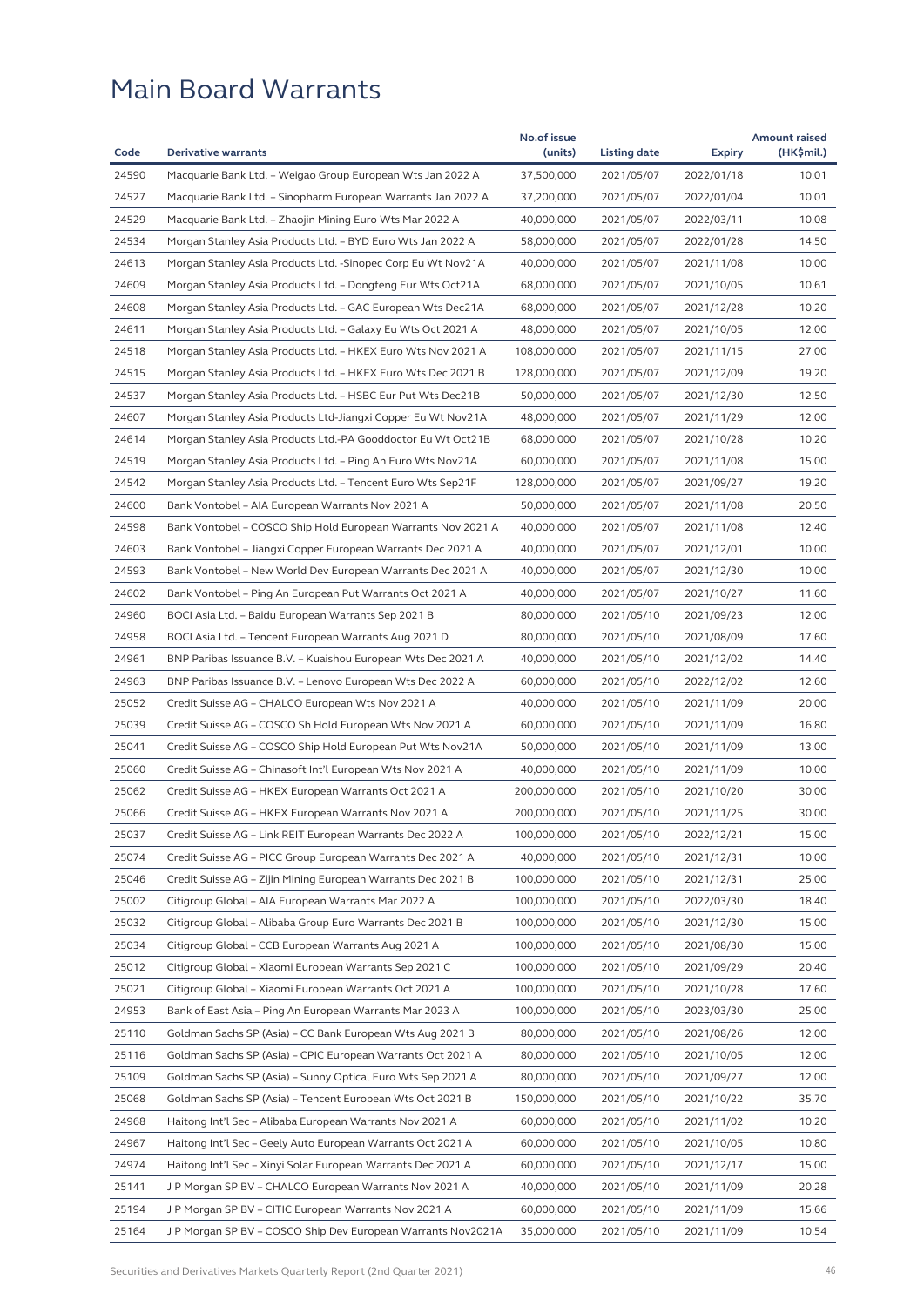# Main Board Warrants

| Code | Derivative warrants | No.of issue (units) | Listing date | Expiry | Amount raised (HK$mil.) |
|---|---|---|---|---|---|
| 24590 | Macquarie Bank Ltd. – Weigao Group European Wts Jan 2022 A | 37,500,000 | 2021/05/07 | 2022/01/18 | 10.01 |
| 24527 | Macquarie Bank Ltd. – Sinopharm European Warrants Jan 2022 A | 37,200,000 | 2021/05/07 | 2022/01/04 | 10.01 |
| 24529 | Macquarie Bank Ltd. – Zhaojin Mining Euro Wts Mar 2022 A | 40,000,000 | 2021/05/07 | 2022/03/11 | 10.08 |
| 24534 | Morgan Stanley Asia Products Ltd. – BYD Euro Wts Jan 2022 A | 58,000,000 | 2021/05/07 | 2022/01/28 | 14.50 |
| 24613 | Morgan Stanley Asia Products Ltd. -Sinopec Corp Eu Wt Nov21A | 40,000,000 | 2021/05/07 | 2021/11/08 | 10.00 |
| 24609 | Morgan Stanley Asia Products Ltd. – Dongfeng Eur Wts Oct21A | 68,000,000 | 2021/05/07 | 2021/10/05 | 10.61 |
| 24608 | Morgan Stanley Asia Products Ltd. – GAC European Wts Dec21A | 68,000,000 | 2021/05/07 | 2021/12/28 | 10.20 |
| 24611 | Morgan Stanley Asia Products Ltd. – Galaxy Eu Wts Oct 2021 A | 48,000,000 | 2021/05/07 | 2021/10/05 | 12.00 |
| 24518 | Morgan Stanley Asia Products Ltd. – HKEX Euro Wts Nov 2021 A | 108,000,000 | 2021/05/07 | 2021/11/15 | 27.00 |
| 24515 | Morgan Stanley Asia Products Ltd. – HKEX Euro Wts Dec 2021 B | 128,000,000 | 2021/05/07 | 2021/12/09 | 19.20 |
| 24537 | Morgan Stanley Asia Products Ltd. – HSBC Eur Put Wts Dec21B | 50,000,000 | 2021/05/07 | 2021/12/30 | 12.50 |
| 24607 | Morgan Stanley Asia Products Ltd-Jiangxi Copper Eu Wt Nov21A | 48,000,000 | 2021/05/07 | 2021/11/29 | 12.00 |
| 24614 | Morgan Stanley Asia Products Ltd.-PA Gooddoctor Eu Wt Oct21B | 68,000,000 | 2021/05/07 | 2021/10/28 | 10.20 |
| 24519 | Morgan Stanley Asia Products Ltd. – Ping An Euro Wts Nov21A | 60,000,000 | 2021/05/07 | 2021/11/08 | 15.00 |
| 24542 | Morgan Stanley Asia Products Ltd. – Tencent Euro Wts Sep21F | 128,000,000 | 2021/05/07 | 2021/09/27 | 19.20 |
| 24600 | Bank Vontobel – AIA European Warrants Nov 2021 A | 50,000,000 | 2021/05/07 | 2021/11/08 | 20.50 |
| 24598 | Bank Vontobel – COSCO Ship Hold European Warrants Nov 2021 A | 40,000,000 | 2021/05/07 | 2021/11/08 | 12.40 |
| 24603 | Bank Vontobel – Jiangxi Copper European Warrants Dec 2021 A | 40,000,000 | 2021/05/07 | 2021/12/01 | 10.00 |
| 24593 | Bank Vontobel – New World Dev European Warrants Dec 2021 A | 40,000,000 | 2021/05/07 | 2021/12/30 | 10.00 |
| 24602 | Bank Vontobel – Ping An European Put Warrants Oct 2021 A | 40,000,000 | 2021/05/07 | 2021/10/27 | 11.60 |
| 24960 | BOCI Asia Ltd. – Baidu European Warrants Sep 2021 B | 80,000,000 | 2021/05/10 | 2021/09/23 | 12.00 |
| 24958 | BOCI Asia Ltd. – Tencent European Warrants Aug 2021 D | 80,000,000 | 2021/05/10 | 2021/08/09 | 17.60 |
| 24961 | BNP Paribas Issuance B.V. – Kuaishou European Wts Dec 2021 A | 40,000,000 | 2021/05/10 | 2021/12/02 | 14.40 |
| 24963 | BNP Paribas Issuance B.V. – Lenovo European Wts Dec 2022 A | 60,000,000 | 2021/05/10 | 2022/12/02 | 12.60 |
| 25052 | Credit Suisse AG – CHALCO European Wts Nov 2021 A | 40,000,000 | 2021/05/10 | 2021/11/09 | 20.00 |
| 25039 | Credit Suisse AG – COSCO Sh Hold European Wts Nov 2021 A | 60,000,000 | 2021/05/10 | 2021/11/09 | 16.80 |
| 25041 | Credit Suisse AG – COSCO Ship Hold European Put Wts Nov21A | 50,000,000 | 2021/05/10 | 2021/11/09 | 13.00 |
| 25060 | Credit Suisse AG – Chinasoft Int'l European Wts Nov 2021 A | 40,000,000 | 2021/05/10 | 2021/11/09 | 10.00 |
| 25062 | Credit Suisse AG – HKEX European Warrants Oct 2021 A | 200,000,000 | 2021/05/10 | 2021/10/20 | 30.00 |
| 25066 | Credit Suisse AG – HKEX European Warrants Nov 2021 A | 200,000,000 | 2021/05/10 | 2021/11/25 | 30.00 |
| 25037 | Credit Suisse AG – Link REIT European Warrants Dec 2022 A | 100,000,000 | 2021/05/10 | 2022/12/21 | 15.00 |
| 25074 | Credit Suisse AG – PICC Group European Warrants Dec 2021 A | 40,000,000 | 2021/05/10 | 2021/12/31 | 10.00 |
| 25046 | Credit Suisse AG – Zijin Mining European Warrants Dec 2021 B | 100,000,000 | 2021/05/10 | 2021/12/31 | 25.00 |
| 25002 | Citigroup Global – AIA European Warrants Mar 2022 A | 100,000,000 | 2021/05/10 | 2022/03/30 | 18.40 |
| 25032 | Citigroup Global – Alibaba Group Euro Warrants Dec 2021 B | 100,000,000 | 2021/05/10 | 2021/12/30 | 15.00 |
| 25034 | Citigroup Global – CCB European Warrants Aug 2021 A | 100,000,000 | 2021/05/10 | 2021/08/30 | 15.00 |
| 25012 | Citigroup Global – Xiaomi European Warrants Sep 2021 C | 100,000,000 | 2021/05/10 | 2021/09/29 | 20.40 |
| 25021 | Citigroup Global – Xiaomi European Warrants Oct 2021 A | 100,000,000 | 2021/05/10 | 2021/10/28 | 17.60 |
| 24953 | Bank of East Asia – Ping An European Warrants Mar 2023 A | 100,000,000 | 2021/05/10 | 2023/03/30 | 25.00 |
| 25110 | Goldman Sachs SP (Asia) – CC Bank European Wts Aug 2021 B | 80,000,000 | 2021/05/10 | 2021/08/26 | 12.00 |
| 25116 | Goldman Sachs SP (Asia) – CPIC European Warrants Oct 2021 A | 80,000,000 | 2021/05/10 | 2021/10/05 | 12.00 |
| 25109 | Goldman Sachs SP (Asia) – Sunny Optical Euro Wts Sep 2021 A | 80,000,000 | 2021/05/10 | 2021/09/27 | 12.00 |
| 25068 | Goldman Sachs SP (Asia) – Tencent European Wts Oct 2021 B | 150,000,000 | 2021/05/10 | 2021/10/22 | 35.70 |
| 24968 | Haitong Int'l Sec – Alibaba European Warrants Nov 2021 A | 60,000,000 | 2021/05/10 | 2021/11/02 | 10.20 |
| 24967 | Haitong Int'l Sec – Geely Auto European Warrants Oct 2021 A | 60,000,000 | 2021/05/10 | 2021/10/05 | 10.80 |
| 24974 | Haitong Int'l Sec – Xinyi Solar European Warrants Dec 2021 A | 60,000,000 | 2021/05/10 | 2021/12/17 | 15.00 |
| 25141 | J P Morgan SP BV – CHALCO European Warrants Nov 2021 A | 40,000,000 | 2021/05/10 | 2021/11/09 | 20.28 |
| 25194 | J P Morgan SP BV – CITIC European Warrants Nov 2021 A | 60,000,000 | 2021/05/10 | 2021/11/09 | 15.66 |
| 25164 | J P Morgan SP BV – COSCO Ship Dev European Warrants Nov2021A | 35,000,000 | 2021/05/10 | 2021/11/09 | 10.54 |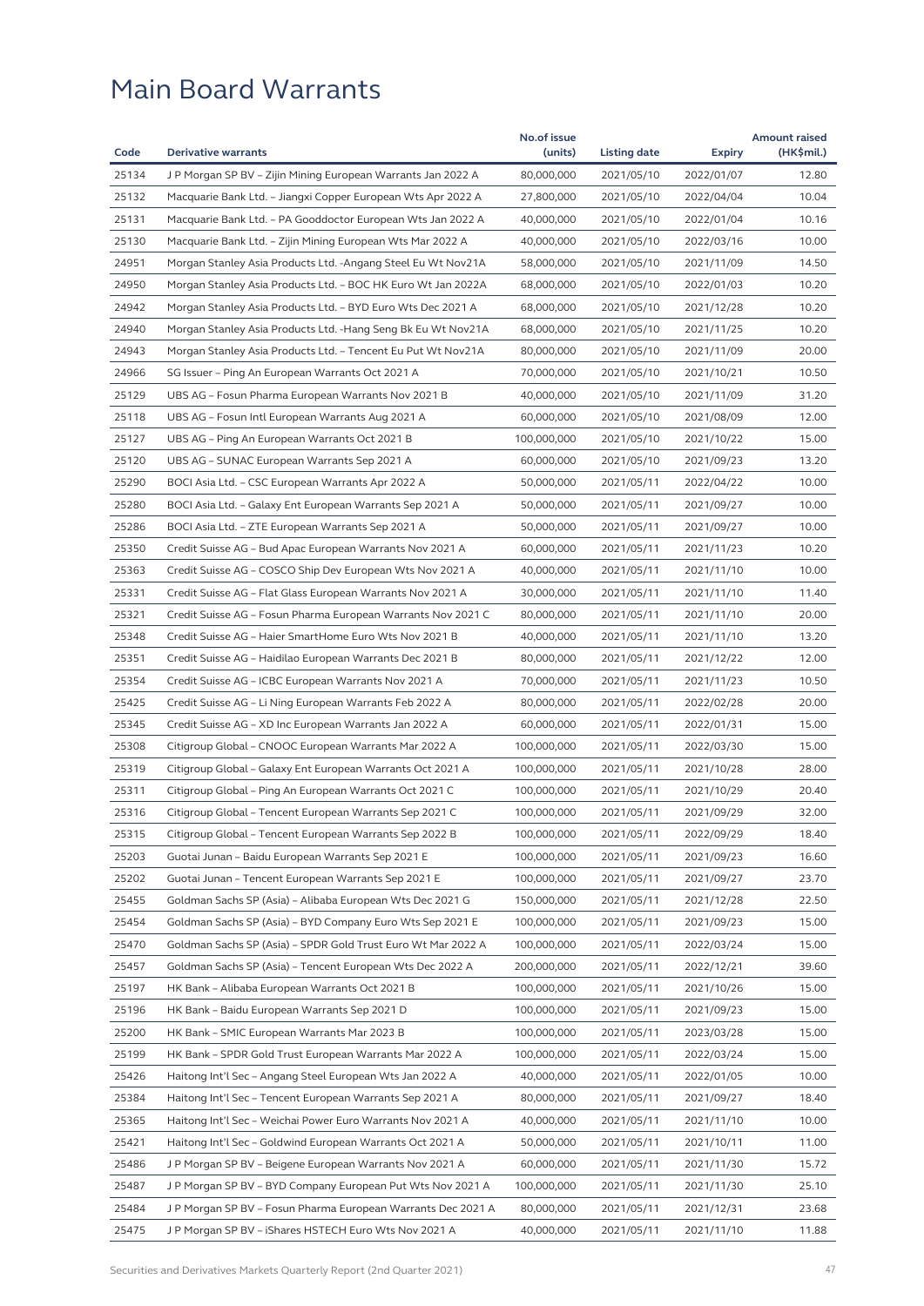# Main Board Warrants

| Code | Derivative warrants | No.of issue (units) | Listing date | Expiry | Amount raised (HK$mil.) |
|---|---|---|---|---|---|
| 25134 | J P Morgan SP BV – Zijin Mining European Warrants Jan 2022 A | 80,000,000 | 2021/05/10 | 2022/01/07 | 12.80 |
| 25132 | Macquarie Bank Ltd. – Jiangxi Copper European Wts Apr 2022 A | 27,800,000 | 2021/05/10 | 2022/04/04 | 10.04 |
| 25131 | Macquarie Bank Ltd. – PA Gooddoctor European Wts Jan 2022 A | 40,000,000 | 2021/05/10 | 2022/01/04 | 10.16 |
| 25130 | Macquarie Bank Ltd. – Zijin Mining European Wts Mar 2022 A | 40,000,000 | 2021/05/10 | 2022/03/16 | 10.00 |
| 24951 | Morgan Stanley Asia Products Ltd. -Angang Steel Eu Wt Nov21A | 58,000,000 | 2021/05/10 | 2021/11/09 | 14.50 |
| 24950 | Morgan Stanley Asia Products Ltd. – BOC HK Euro Wt Jan 2022A | 68,000,000 | 2021/05/10 | 2022/01/03 | 10.20 |
| 24942 | Morgan Stanley Asia Products Ltd. – BYD Euro Wts Dec 2021 A | 68,000,000 | 2021/05/10 | 2021/12/28 | 10.20 |
| 24940 | Morgan Stanley Asia Products Ltd. -Hang Seng Bk Eu Wt Nov21A | 68,000,000 | 2021/05/10 | 2021/11/25 | 10.20 |
| 24943 | Morgan Stanley Asia Products Ltd. – Tencent Eu Put Wt Nov21A | 80,000,000 | 2021/05/10 | 2021/11/09 | 20.00 |
| 24966 | SG Issuer – Ping An European Warrants Oct 2021 A | 70,000,000 | 2021/05/10 | 2021/10/21 | 10.50 |
| 25129 | UBS AG – Fosun Pharma European Warrants Nov 2021 B | 40,000,000 | 2021/05/10 | 2021/11/09 | 31.20 |
| 25118 | UBS AG – Fosun Intl European Warrants Aug 2021 A | 60,000,000 | 2021/05/10 | 2021/08/09 | 12.00 |
| 25127 | UBS AG – Ping An European Warrants Oct 2021 B | 100,000,000 | 2021/05/10 | 2021/10/22 | 15.00 |
| 25120 | UBS AG – SUNAC European Warrants Sep 2021 A | 60,000,000 | 2021/05/10 | 2021/09/23 | 13.20 |
| 25290 | BOCI Asia Ltd. – CSC European Warrants Apr 2022 A | 50,000,000 | 2021/05/11 | 2022/04/22 | 10.00 |
| 25280 | BOCI Asia Ltd. – Galaxy Ent European Warrants Sep 2021 A | 50,000,000 | 2021/05/11 | 2021/09/27 | 10.00 |
| 25286 | BOCI Asia Ltd. – ZTE European Warrants Sep 2021 A | 50,000,000 | 2021/05/11 | 2021/09/27 | 10.00 |
| 25350 | Credit Suisse AG – Bud Apac European Warrants Nov 2021 A | 60,000,000 | 2021/05/11 | 2021/11/23 | 10.20 |
| 25363 | Credit Suisse AG – COSCO Ship Dev European Wts Nov 2021 A | 40,000,000 | 2021/05/11 | 2021/11/10 | 10.00 |
| 25331 | Credit Suisse AG – Flat Glass European Warrants Nov 2021 A | 30,000,000 | 2021/05/11 | 2021/11/10 | 11.40 |
| 25321 | Credit Suisse AG – Fosun Pharma European Warrants Nov 2021 C | 80,000,000 | 2021/05/11 | 2021/11/10 | 20.00 |
| 25348 | Credit Suisse AG – Haier SmartHome Euro Wts Nov 2021 B | 40,000,000 | 2021/05/11 | 2021/11/10 | 13.20 |
| 25351 | Credit Suisse AG – Haidilao European Warrants Dec 2021 B | 80,000,000 | 2021/05/11 | 2021/12/22 | 12.00 |
| 25354 | Credit Suisse AG – ICBC European Warrants Nov 2021 A | 70,000,000 | 2021/05/11 | 2021/11/23 | 10.50 |
| 25425 | Credit Suisse AG – Li Ning European Warrants Feb 2022 A | 80,000,000 | 2021/05/11 | 2022/02/28 | 20.00 |
| 25345 | Credit Suisse AG – XD Inc European Warrants Jan 2022 A | 60,000,000 | 2021/05/11 | 2022/01/31 | 15.00 |
| 25308 | Citigroup Global – CNOOC European Warrants Mar 2022 A | 100,000,000 | 2021/05/11 | 2022/03/30 | 15.00 |
| 25319 | Citigroup Global – Galaxy Ent European Warrants Oct 2021 A | 100,000,000 | 2021/05/11 | 2021/10/28 | 28.00 |
| 25311 | Citigroup Global – Ping An European Warrants Oct 2021 C | 100,000,000 | 2021/05/11 | 2021/10/29 | 20.40 |
| 25316 | Citigroup Global – Tencent European Warrants Sep 2021 C | 100,000,000 | 2021/05/11 | 2021/09/29 | 32.00 |
| 25315 | Citigroup Global – Tencent European Warrants Sep 2022 B | 100,000,000 | 2021/05/11 | 2022/09/29 | 18.40 |
| 25203 | Guotai Junan – Baidu European Warrants Sep 2021 E | 100,000,000 | 2021/05/11 | 2021/09/23 | 16.60 |
| 25202 | Guotai Junan – Tencent European Warrants Sep 2021 E | 100,000,000 | 2021/05/11 | 2021/09/27 | 23.70 |
| 25455 | Goldman Sachs SP (Asia) – Alibaba European Wts Dec 2021 G | 150,000,000 | 2021/05/11 | 2021/12/28 | 22.50 |
| 25454 | Goldman Sachs SP (Asia) – BYD Company Euro Wts Sep 2021 E | 100,000,000 | 2021/05/11 | 2021/09/23 | 15.00 |
| 25470 | Goldman Sachs SP (Asia) – SPDR Gold Trust Euro Wt Mar 2022 A | 100,000,000 | 2021/05/11 | 2022/03/24 | 15.00 |
| 25457 | Goldman Sachs SP (Asia) – Tencent European Wts Dec 2022 A | 200,000,000 | 2021/05/11 | 2022/12/21 | 39.60 |
| 25197 | HK Bank – Alibaba European Warrants Oct 2021 B | 100,000,000 | 2021/05/11 | 2021/10/26 | 15.00 |
| 25196 | HK Bank – Baidu European Warrants Sep 2021 D | 100,000,000 | 2021/05/11 | 2021/09/23 | 15.00 |
| 25200 | HK Bank – SMIC European Warrants Mar 2023 B | 100,000,000 | 2021/05/11 | 2023/03/28 | 15.00 |
| 25199 | HK Bank – SPDR Gold Trust European Warrants Mar 2022 A | 100,000,000 | 2021/05/11 | 2022/03/24 | 15.00 |
| 25426 | Haitong Int'l Sec – Angang Steel European Wts Jan 2022 A | 40,000,000 | 2021/05/11 | 2022/01/05 | 10.00 |
| 25384 | Haitong Int'l Sec – Tencent European Warrants Sep 2021 A | 80,000,000 | 2021/05/11 | 2021/09/27 | 18.40 |
| 25365 | Haitong Int'l Sec – Weichai Power Euro Warrants Nov 2021 A | 40,000,000 | 2021/05/11 | 2021/11/10 | 10.00 |
| 25421 | Haitong Int'l Sec – Goldwind European Warrants Oct 2021 A | 50,000,000 | 2021/05/11 | 2021/10/11 | 11.00 |
| 25486 | J P Morgan SP BV – Beigene European Warrants Nov 2021 A | 60,000,000 | 2021/05/11 | 2021/11/30 | 15.72 |
| 25487 | J P Morgan SP BV – BYD Company European Put Wts Nov 2021 A | 100,000,000 | 2021/05/11 | 2021/11/30 | 25.10 |
| 25484 | J P Morgan SP BV – Fosun Pharma European Warrants Dec 2021 A | 80,000,000 | 2021/05/11 | 2021/12/31 | 23.68 |
| 25475 | J P Morgan SP BV – iShares HSTECH Euro Wts Nov 2021 A | 40,000,000 | 2021/05/11 | 2021/11/10 | 11.88 |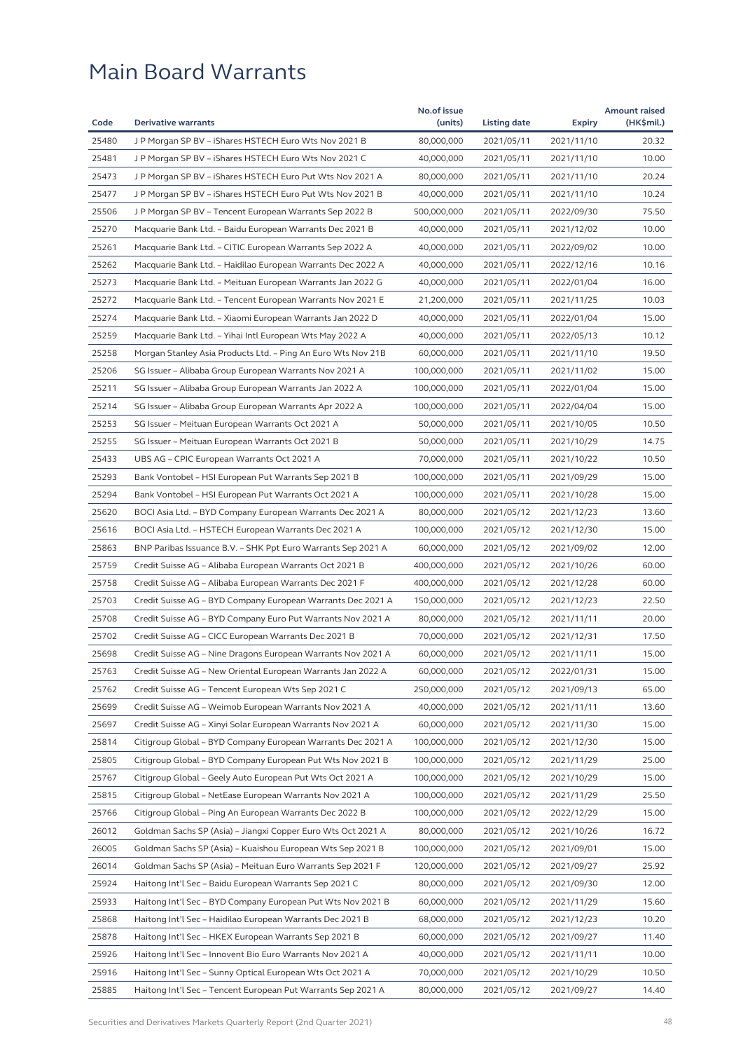# Main Board Warrants

| Code | Derivative warrants | No.of issue (units) | Listing date | Expiry | Amount raised (HK$mil.) |
|---|---|---|---|---|---|
| 25480 | J P Morgan SP BV – iShares HSTECH Euro Wts Nov 2021 B | 80,000,000 | 2021/05/11 | 2021/11/10 | 20.32 |
| 25481 | J P Morgan SP BV – iShares HSTECH Euro Wts Nov 2021 C | 40,000,000 | 2021/05/11 | 2021/11/10 | 10.00 |
| 25473 | J P Morgan SP BV – iShares HSTECH Euro Put Wts Nov 2021 A | 80,000,000 | 2021/05/11 | 2021/11/10 | 20.24 |
| 25477 | J P Morgan SP BV – iShares HSTECH Euro Put Wts Nov 2021 B | 40,000,000 | 2021/05/11 | 2021/11/10 | 10.24 |
| 25506 | J P Morgan SP BV – Tencent European Warrants Sep 2022 B | 500,000,000 | 2021/05/11 | 2022/09/30 | 75.50 |
| 25270 | Macquarie Bank Ltd. – Baidu European Warrants Dec 2021 B | 40,000,000 | 2021/05/11 | 2021/12/02 | 10.00 |
| 25261 | Macquarie Bank Ltd. – CITIC European Warrants Sep 2022 A | 40,000,000 | 2021/05/11 | 2022/09/02 | 10.00 |
| 25262 | Macquarie Bank Ltd. – Haidilao European Warrants Dec 2022 A | 40,000,000 | 2021/05/11 | 2022/12/16 | 10.16 |
| 25273 | Macquarie Bank Ltd. – Meituan European Warrants Jan 2022 G | 40,000,000 | 2021/05/11 | 2022/01/04 | 16.00 |
| 25272 | Macquarie Bank Ltd. – Tencent European Warrants Nov 2021 E | 21,200,000 | 2021/05/11 | 2021/11/25 | 10.03 |
| 25274 | Macquarie Bank Ltd. – Xiaomi European Warrants Jan 2022 D | 40,000,000 | 2021/05/11 | 2022/01/04 | 15.00 |
| 25259 | Macquarie Bank Ltd. – Yihai Intl European Wts May 2022 A | 40,000,000 | 2021/05/11 | 2022/05/13 | 10.12 |
| 25258 | Morgan Stanley Asia Products Ltd. – Ping An Euro Wts Nov 21B | 60,000,000 | 2021/05/11 | 2021/11/10 | 19.50 |
| 25206 | SG Issuer – Alibaba Group European Warrants Nov 2021 A | 100,000,000 | 2021/05/11 | 2021/11/02 | 15.00 |
| 25211 | SG Issuer – Alibaba Group European Warrants Jan 2022 A | 100,000,000 | 2021/05/11 | 2022/01/04 | 15.00 |
| 25214 | SG Issuer – Alibaba Group European Warrants Apr 2022 A | 100,000,000 | 2021/05/11 | 2022/04/04 | 15.00 |
| 25253 | SG Issuer – Meituan European Warrants Oct 2021 A | 50,000,000 | 2021/05/11 | 2021/10/05 | 10.50 |
| 25255 | SG Issuer – Meituan European Warrants Oct 2021 B | 50,000,000 | 2021/05/11 | 2021/10/29 | 14.75 |
| 25433 | UBS AG – CPIC European Warrants Oct 2021 A | 70,000,000 | 2021/05/11 | 2021/10/22 | 10.50 |
| 25293 | Bank Vontobel – HSI European Put Warrants Sep 2021 B | 100,000,000 | 2021/05/11 | 2021/09/29 | 15.00 |
| 25294 | Bank Vontobel – HSI European Put Warrants Oct 2021 A | 100,000,000 | 2021/05/11 | 2021/10/28 | 15.00 |
| 25620 | BOCI Asia Ltd. – BYD Company European Warrants Dec 2021 A | 80,000,000 | 2021/05/12 | 2021/12/23 | 13.60 |
| 25616 | BOCI Asia Ltd. – HSTECH European Warrants Dec 2021 A | 100,000,000 | 2021/05/12 | 2021/12/30 | 15.00 |
| 25863 | BNP Paribas Issuance B.V. – SHK Ppt Euro Warrants Sep 2021 A | 60,000,000 | 2021/05/12 | 2021/09/02 | 12.00 |
| 25759 | Credit Suisse AG – Alibaba European Warrants Oct 2021 B | 400,000,000 | 2021/05/12 | 2021/10/26 | 60.00 |
| 25758 | Credit Suisse AG – Alibaba European Warrants Dec 2021 F | 400,000,000 | 2021/05/12 | 2021/12/28 | 60.00 |
| 25703 | Credit Suisse AG – BYD Company European Warrants Dec 2021 A | 150,000,000 | 2021/05/12 | 2021/12/23 | 22.50 |
| 25708 | Credit Suisse AG – BYD Company Euro Put Warrants Nov 2021 A | 80,000,000 | 2021/05/12 | 2021/11/11 | 20.00 |
| 25702 | Credit Suisse AG – CICC European Warrants Dec 2021 B | 70,000,000 | 2021/05/12 | 2021/12/31 | 17.50 |
| 25698 | Credit Suisse AG – Nine Dragons European Warrants Nov 2021 A | 60,000,000 | 2021/05/12 | 2021/11/11 | 15.00 |
| 25763 | Credit Suisse AG – New Oriental European Warrants Jan 2022 A | 60,000,000 | 2021/05/12 | 2022/01/31 | 15.00 |
| 25762 | Credit Suisse AG – Tencent European Wts Sep 2021 C | 250,000,000 | 2021/05/12 | 2021/09/13 | 65.00 |
| 25699 | Credit Suisse AG – Weimob European Warrants Nov 2021 A | 40,000,000 | 2021/05/12 | 2021/11/11 | 13.60 |
| 25697 | Credit Suisse AG – Xinyi Solar European Warrants Nov 2021 A | 60,000,000 | 2021/05/12 | 2021/11/30 | 15.00 |
| 25814 | Citigroup Global – BYD Company European Warrants Dec 2021 A | 100,000,000 | 2021/05/12 | 2021/12/30 | 15.00 |
| 25805 | Citigroup Global – BYD Company European Put Wts Nov 2021 B | 100,000,000 | 2021/05/12 | 2021/11/29 | 25.00 |
| 25767 | Citigroup Global – Geely Auto European Put Wts Oct 2021 A | 100,000,000 | 2021/05/12 | 2021/10/29 | 15.00 |
| 25815 | Citigroup Global – NetEase European Warrants Nov 2021 A | 100,000,000 | 2021/05/12 | 2021/11/29 | 25.50 |
| 25766 | Citigroup Global – Ping An European Warrants Dec 2022 B | 100,000,000 | 2021/05/12 | 2022/12/29 | 15.00 |
| 26012 | Goldman Sachs SP (Asia) – Jiangxi Copper Euro Wts Oct 2021 A | 80,000,000 | 2021/05/12 | 2021/10/26 | 16.72 |
| 26005 | Goldman Sachs SP (Asia) – Kuaishou European Wts Sep 2021 B | 100,000,000 | 2021/05/12 | 2021/09/01 | 15.00 |
| 26014 | Goldman Sachs SP (Asia) – Meituan Euro Warrants Sep 2021 F | 120,000,000 | 2021/05/12 | 2021/09/27 | 25.92 |
| 25924 | Haitong Int'l Sec – Baidu European Warrants Sep 2021 C | 80,000,000 | 2021/05/12 | 2021/09/30 | 12.00 |
| 25933 | Haitong Int'l Sec – BYD Company European Put Wts Nov 2021 B | 60,000,000 | 2021/05/12 | 2021/11/29 | 15.60 |
| 25868 | Haitong Int'l Sec – Haidilao European Warrants Dec 2021 B | 68,000,000 | 2021/05/12 | 2021/12/23 | 10.20 |
| 25878 | Haitong Int'l Sec – HKEX European Warrants Sep 2021 B | 60,000,000 | 2021/05/12 | 2021/09/27 | 11.40 |
| 25926 | Haitong Int'l Sec – Innovent Bio Euro Warrants Nov 2021 A | 40,000,000 | 2021/05/12 | 2021/11/11 | 10.00 |
| 25916 | Haitong Int'l Sec – Sunny Optical European Wts Oct 2021 A | 70,000,000 | 2021/05/12 | 2021/10/29 | 10.50 |
| 25885 | Haitong Int'l Sec – Tencent European Put Warrants Sep 2021 A | 80,000,000 | 2021/05/12 | 2021/09/27 | 14.40 |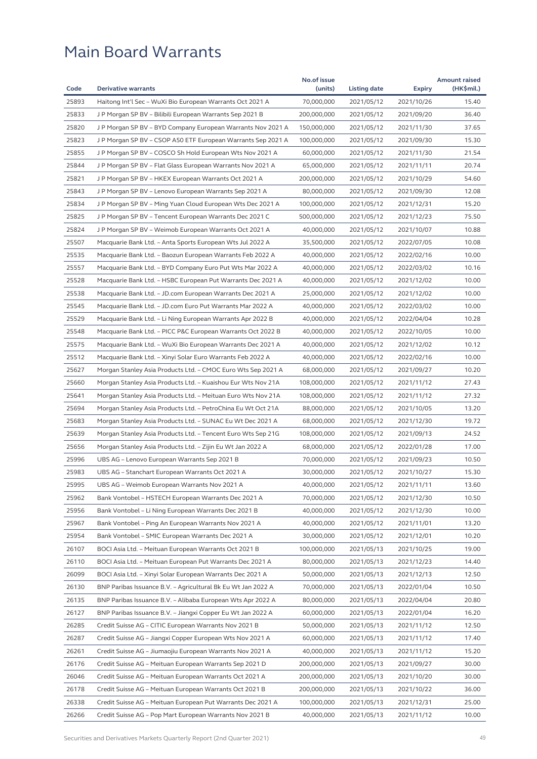# Main Board Warrants

| Code | Derivative warrants | No.of issue (units) | Listing date | Expiry | Amount raised (HK$mil.) |
|---|---|---|---|---|---|
| 25893 | Haitong Int'l Sec – WuXi Bio European Warrants Oct 2021 A | 70,000,000 | 2021/05/12 | 2021/10/26 | 15.40 |
| 25833 | J P Morgan SP BV – Bilibili European Warrants Sep 2021 B | 200,000,000 | 2021/05/12 | 2021/09/20 | 36.40 |
| 25820 | J P Morgan SP BV – BYD Company European Warrants Nov 2021 A | 150,000,000 | 2021/05/12 | 2021/11/30 | 37.65 |
| 25823 | J P Morgan SP BV – CSOP A50 ETF European Warrants Sep 2021 A | 100,000,000 | 2021/05/12 | 2021/09/30 | 15.30 |
| 25855 | J P Morgan SP BV – COSCO Sh Hold European Wts Nov 2021 A | 60,000,000 | 2021/05/12 | 2021/11/30 | 21.54 |
| 25844 | J P Morgan SP BV – Flat Glass European Warrants Nov 2021 A | 65,000,000 | 2021/05/12 | 2021/11/11 | 20.74 |
| 25821 | J P Morgan SP BV – HKEX European Warrants Oct 2021 A | 200,000,000 | 2021/05/12 | 2021/10/29 | 54.60 |
| 25843 | J P Morgan SP BV – Lenovo European Warrants Sep 2021 A | 80,000,000 | 2021/05/12 | 2021/09/30 | 12.08 |
| 25834 | J P Morgan SP BV – Ming Yuan Cloud European Wts Dec 2021 A | 100,000,000 | 2021/05/12 | 2021/12/31 | 15.20 |
| 25825 | J P Morgan SP BV – Tencent European Warrants Dec 2021 C | 500,000,000 | 2021/05/12 | 2021/12/23 | 75.50 |
| 25824 | J P Morgan SP BV – Weimob European Warrants Oct 2021 A | 40,000,000 | 2021/05/12 | 2021/10/07 | 10.88 |
| 25507 | Macquarie Bank Ltd. – Anta Sports European Wts Jul 2022 A | 35,500,000 | 2021/05/12 | 2022/07/05 | 10.08 |
| 25535 | Macquarie Bank Ltd. – Baozun European Warrants Feb 2022 A | 40,000,000 | 2021/05/12 | 2022/02/16 | 10.00 |
| 25557 | Macquarie Bank Ltd. – BYD Company Euro Put Wts Mar 2022 A | 40,000,000 | 2021/05/12 | 2022/03/02 | 10.16 |
| 25528 | Macquarie Bank Ltd. – HSBC European Put Warrants Dec 2021 A | 40,000,000 | 2021/05/12 | 2021/12/02 | 10.00 |
| 25538 | Macquarie Bank Ltd. – JD.com European Warrants Dec 2021 A | 25,000,000 | 2021/05/12 | 2021/12/02 | 10.00 |
| 25545 | Macquarie Bank Ltd. – JD.com Euro Put Warrants Mar 2022 A | 40,000,000 | 2021/05/12 | 2022/03/02 | 10.00 |
| 25529 | Macquarie Bank Ltd. – Li Ning European Warrants Apr 2022 B | 40,000,000 | 2021/05/12 | 2022/04/04 | 10.28 |
| 25548 | Macquarie Bank Ltd. – PICC P&C European Warrants Oct 2022 B | 40,000,000 | 2021/05/12 | 2022/10/05 | 10.00 |
| 25575 | Macquarie Bank Ltd. – WuXi Bio European Warrants Dec 2021 A | 40,000,000 | 2021/05/12 | 2021/12/02 | 10.12 |
| 25512 | Macquarie Bank Ltd. – Xinyi Solar Euro Warrants Feb 2022 A | 40,000,000 | 2021/05/12 | 2022/02/16 | 10.00 |
| 25627 | Morgan Stanley Asia Products Ltd. – CMOC Euro Wts Sep 2021 A | 68,000,000 | 2021/05/12 | 2021/09/27 | 10.20 |
| 25660 | Morgan Stanley Asia Products Ltd. – Kuaishou Eur Wts Nov 21A | 108,000,000 | 2021/05/12 | 2021/11/12 | 27.43 |
| 25641 | Morgan Stanley Asia Products Ltd. – Meituan Euro Wts Nov 21A | 108,000,000 | 2021/05/12 | 2021/11/12 | 27.32 |
| 25694 | Morgan Stanley Asia Products Ltd. – PetroChina Eu Wt Oct 21A | 88,000,000 | 2021/05/12 | 2021/10/05 | 13.20 |
| 25683 | Morgan Stanley Asia Products Ltd. – SUNAC Eu Wt Dec 2021 A | 68,000,000 | 2021/05/12 | 2021/12/30 | 19.72 |
| 25639 | Morgan Stanley Asia Products Ltd. – Tencent Euro Wts Sep 21G | 108,000,000 | 2021/05/12 | 2021/09/13 | 24.52 |
| 25656 | Morgan Stanley Asia Products Ltd. – Zijin Eu Wt Jan 2022 A | 68,000,000 | 2021/05/12 | 2022/01/28 | 17.00 |
| 25996 | UBS AG – Lenovo European Warrants Sep 2021 B | 70,000,000 | 2021/05/12 | 2021/09/23 | 10.50 |
| 25983 | UBS AG – Stanchart European Warrants Oct 2021 A | 30,000,000 | 2021/05/12 | 2021/10/27 | 15.30 |
| 25995 | UBS AG – Weimob European Warrants Nov 2021 A | 40,000,000 | 2021/05/12 | 2021/11/11 | 13.60 |
| 25962 | Bank Vontobel – HSTECH European Warrants Dec 2021 A | 70,000,000 | 2021/05/12 | 2021/12/30 | 10.50 |
| 25956 | Bank Vontobel – Li Ning European Warrants Dec 2021 B | 40,000,000 | 2021/05/12 | 2021/12/30 | 10.00 |
| 25967 | Bank Vontobel – Ping An European Warrants Nov 2021 A | 40,000,000 | 2021/05/12 | 2021/11/01 | 13.20 |
| 25954 | Bank Vontobel – SMIC European Warrants Dec 2021 A | 30,000,000 | 2021/05/12 | 2021/12/01 | 10.20 |
| 26107 | BOCI Asia Ltd. – Meituan European Warrants Oct 2021 B | 100,000,000 | 2021/05/13 | 2021/10/25 | 19.00 |
| 26110 | BOCI Asia Ltd. – Meituan European Put Warrants Dec 2021 A | 80,000,000 | 2021/05/13 | 2021/12/23 | 14.40 |
| 26099 | BOCI Asia Ltd. – Xinyi Solar European Warrants Dec 2021 A | 50,000,000 | 2021/05/13 | 2021/12/13 | 12.50 |
| 26130 | BNP Paribas Issuance B.V. – Agricultural Bk Eu Wt Jan 2022 A | 70,000,000 | 2021/05/13 | 2022/01/04 | 10.50 |
| 26135 | BNP Paribas Issuance B.V. – Alibaba European Wts Apr 2022 A | 80,000,000 | 2021/05/13 | 2022/04/04 | 20.80 |
| 26127 | BNP Paribas Issuance B.V. – Jiangxi Copper Eu Wt Jan 2022 A | 60,000,000 | 2021/05/13 | 2022/01/04 | 16.20 |
| 26285 | Credit Suisse AG – CITIC European Warrants Nov 2021 B | 50,000,000 | 2021/05/13 | 2021/11/12 | 12.50 |
| 26287 | Credit Suisse AG – Jiangxi Copper European Wts Nov 2021 A | 60,000,000 | 2021/05/13 | 2021/11/12 | 17.40 |
| 26261 | Credit Suisse AG – Jiumaojiu European Warrants Nov 2021 A | 40,000,000 | 2021/05/13 | 2021/11/12 | 15.20 |
| 26176 | Credit Suisse AG – Meituan European Warrants Sep 2021 D | 200,000,000 | 2021/05/13 | 2021/09/27 | 30.00 |
| 26046 | Credit Suisse AG – Meituan European Warrants Oct 2021 A | 200,000,000 | 2021/05/13 | 2021/10/20 | 30.00 |
| 26178 | Credit Suisse AG – Meituan European Warrants Oct 2021 B | 200,000,000 | 2021/05/13 | 2021/10/22 | 36.00 |
| 26338 | Credit Suisse AG – Meituan European Put Warrants Dec 2021 A | 100,000,000 | 2021/05/13 | 2021/12/31 | 25.00 |
| 26266 | Credit Suisse AG – Pop Mart European Warrants Nov 2021 B | 40,000,000 | 2021/05/13 | 2021/11/12 | 10.00 |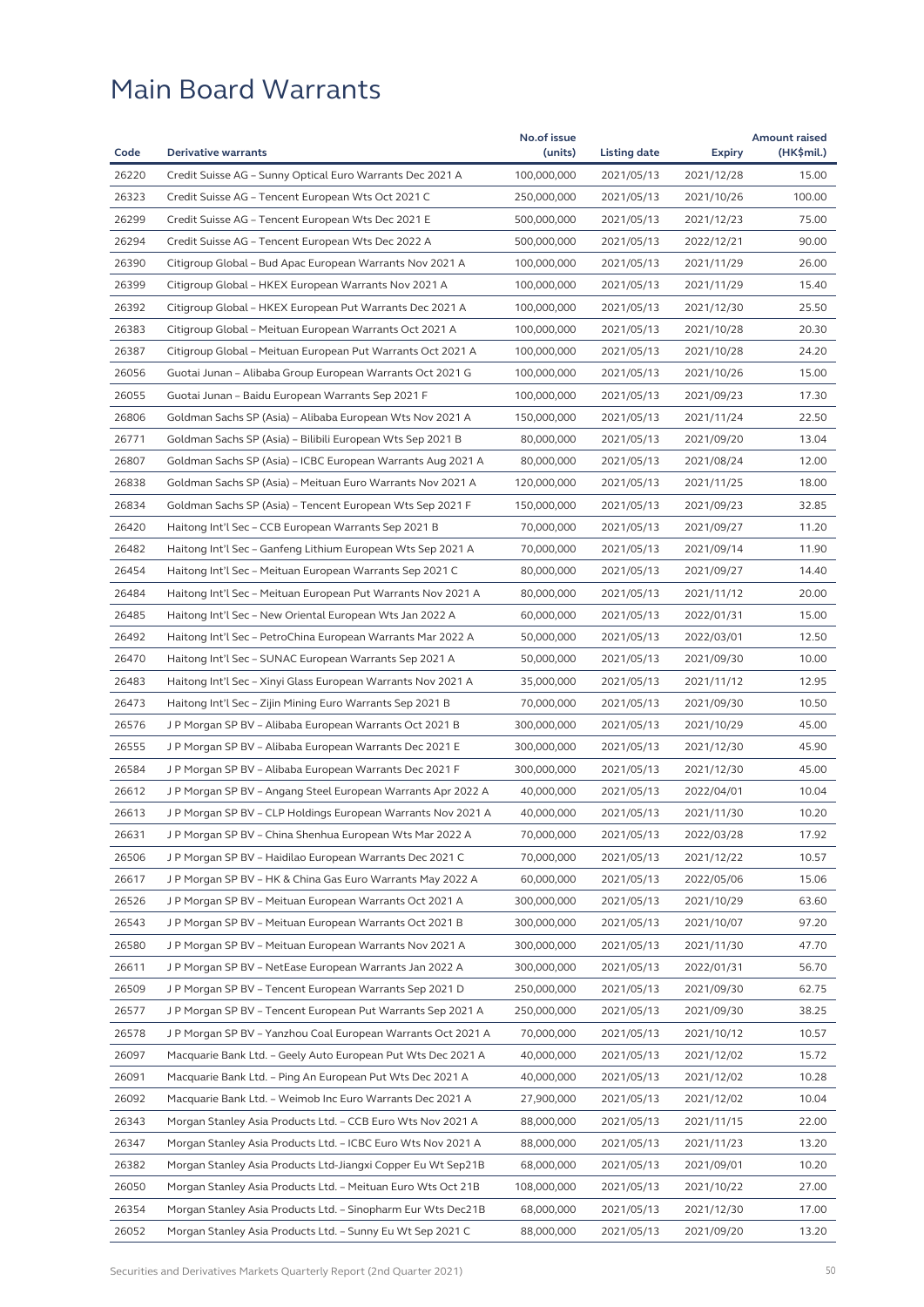# Main Board Warrants

| Code | Derivative warrants | No.of issue (units) | Listing date | Expiry | Amount raised (HK$mil.) |
|---|---|---|---|---|---|
| 26220 | Credit Suisse AG – Sunny Optical Euro Warrants Dec 2021 A | 100,000,000 | 2021/05/13 | 2021/12/28 | 15.00 |
| 26323 | Credit Suisse AG – Tencent European Wts Oct 2021 C | 250,000,000 | 2021/05/13 | 2021/10/26 | 100.00 |
| 26299 | Credit Suisse AG – Tencent European Wts Dec 2021 E | 500,000,000 | 2021/05/13 | 2021/12/23 | 75.00 |
| 26294 | Credit Suisse AG – Tencent European Wts Dec 2022 A | 500,000,000 | 2021/05/13 | 2022/12/21 | 90.00 |
| 26390 | Citigroup Global – Bud Apac European Warrants Nov 2021 A | 100,000,000 | 2021/05/13 | 2021/11/29 | 26.00 |
| 26399 | Citigroup Global – HKEX European Warrants Nov 2021 A | 100,000,000 | 2021/05/13 | 2021/11/29 | 15.40 |
| 26392 | Citigroup Global – HKEX European Put Warrants Dec 2021 A | 100,000,000 | 2021/05/13 | 2021/12/30 | 25.50 |
| 26383 | Citigroup Global – Meituan European Warrants Oct 2021 A | 100,000,000 | 2021/05/13 | 2021/10/28 | 20.30 |
| 26387 | Citigroup Global – Meituan European Put Warrants Oct 2021 A | 100,000,000 | 2021/05/13 | 2021/10/28 | 24.20 |
| 26056 | Guotai Junan – Alibaba Group European Warrants Oct 2021 G | 100,000,000 | 2021/05/13 | 2021/10/26 | 15.00 |
| 26055 | Guotai Junan – Baidu European Warrants Sep 2021 F | 100,000,000 | 2021/05/13 | 2021/09/23 | 17.30 |
| 26806 | Goldman Sachs SP (Asia) – Alibaba European Wts Nov 2021 A | 150,000,000 | 2021/05/13 | 2021/11/24 | 22.50 |
| 26771 | Goldman Sachs SP (Asia) – Bilibili European Wts Sep 2021 B | 80,000,000 | 2021/05/13 | 2021/09/20 | 13.04 |
| 26807 | Goldman Sachs SP (Asia) – ICBC European Warrants Aug 2021 A | 80,000,000 | 2021/05/13 | 2021/08/24 | 12.00 |
| 26838 | Goldman Sachs SP (Asia) – Meituan Euro Warrants Nov 2021 A | 120,000,000 | 2021/05/13 | 2021/11/25 | 18.00 |
| 26834 | Goldman Sachs SP (Asia) – Tencent European Wts Sep 2021 F | 150,000,000 | 2021/05/13 | 2021/09/23 | 32.85 |
| 26420 | Haitong Int'l Sec – CCB European Warrants Sep 2021 B | 70,000,000 | 2021/05/13 | 2021/09/27 | 11.20 |
| 26482 | Haitong Int'l Sec – Ganfeng Lithium European Wts Sep 2021 A | 70,000,000 | 2021/05/13 | 2021/09/14 | 11.90 |
| 26454 | Haitong Int'l Sec – Meituan European Warrants Sep 2021 C | 80,000,000 | 2021/05/13 | 2021/09/27 | 14.40 |
| 26484 | Haitong Int'l Sec – Meituan European Put Warrants Nov 2021 A | 80,000,000 | 2021/05/13 | 2021/11/12 | 20.00 |
| 26485 | Haitong Int'l Sec – New Oriental European Wts Jan 2022 A | 60,000,000 | 2021/05/13 | 2022/01/31 | 15.00 |
| 26492 | Haitong Int'l Sec – PetroChina European Warrants Mar 2022 A | 50,000,000 | 2021/05/13 | 2022/03/01 | 12.50 |
| 26470 | Haitong Int'l Sec – SUNAC European Warrants Sep 2021 A | 50,000,000 | 2021/05/13 | 2021/09/30 | 10.00 |
| 26483 | Haitong Int'l Sec – Xinyi Glass European Warrants Nov 2021 A | 35,000,000 | 2021/05/13 | 2021/11/12 | 12.95 |
| 26473 | Haitong Int'l Sec – Zijin Mining Euro Warrants Sep 2021 B | 70,000,000 | 2021/05/13 | 2021/09/30 | 10.50 |
| 26576 | J P Morgan SP BV – Alibaba European Warrants Oct 2021 B | 300,000,000 | 2021/05/13 | 2021/10/29 | 45.00 |
| 26555 | J P Morgan SP BV – Alibaba European Warrants Dec 2021 E | 300,000,000 | 2021/05/13 | 2021/12/30 | 45.90 |
| 26584 | J P Morgan SP BV – Alibaba European Warrants Dec 2021 F | 300,000,000 | 2021/05/13 | 2021/12/30 | 45.00 |
| 26612 | J P Morgan SP BV – Angang Steel European Warrants Apr 2022 A | 40,000,000 | 2021/05/13 | 2022/04/01 | 10.04 |
| 26613 | J P Morgan SP BV – CLP Holdings European Warrants Nov 2021 A | 40,000,000 | 2021/05/13 | 2021/11/30 | 10.20 |
| 26631 | J P Morgan SP BV – China Shenhua European Wts Mar 2022 A | 70,000,000 | 2021/05/13 | 2022/03/28 | 17.92 |
| 26506 | J P Morgan SP BV – Haidilao European Warrants Dec 2021 C | 70,000,000 | 2021/05/13 | 2021/12/22 | 10.57 |
| 26617 | J P Morgan SP BV – HK & China Gas Euro Warrants May 2022 A | 60,000,000 | 2021/05/13 | 2022/05/06 | 15.06 |
| 26526 | J P Morgan SP BV – Meituan European Warrants Oct 2021 A | 300,000,000 | 2021/05/13 | 2021/10/29 | 63.60 |
| 26543 | J P Morgan SP BV – Meituan European Warrants Oct 2021 B | 300,000,000 | 2021/05/13 | 2021/10/07 | 97.20 |
| 26580 | J P Morgan SP BV – Meituan European Warrants Nov 2021 A | 300,000,000 | 2021/05/13 | 2021/11/30 | 47.70 |
| 26611 | J P Morgan SP BV – NetEase European Warrants Jan 2022 A | 300,000,000 | 2021/05/13 | 2022/01/31 | 56.70 |
| 26509 | J P Morgan SP BV – Tencent European Warrants Sep 2021 D | 250,000,000 | 2021/05/13 | 2021/09/30 | 62.75 |
| 26577 | J P Morgan SP BV – Tencent European Put Warrants Sep 2021 A | 250,000,000 | 2021/05/13 | 2021/09/30 | 38.25 |
| 26578 | J P Morgan SP BV – Yanzhou Coal European Warrants Oct 2021 A | 70,000,000 | 2021/05/13 | 2021/10/12 | 10.57 |
| 26097 | Macquarie Bank Ltd. – Geely Auto European Put Wts Dec 2021 A | 40,000,000 | 2021/05/13 | 2021/12/02 | 15.72 |
| 26091 | Macquarie Bank Ltd. – Ping An European Put Wts Dec 2021 A | 40,000,000 | 2021/05/13 | 2021/12/02 | 10.28 |
| 26092 | Macquarie Bank Ltd. – Weimob Inc Euro Warrants Dec 2021 A | 27,900,000 | 2021/05/13 | 2021/12/02 | 10.04 |
| 26343 | Morgan Stanley Asia Products Ltd. – CCB Euro Wts Nov 2021 A | 88,000,000 | 2021/05/13 | 2021/11/15 | 22.00 |
| 26347 | Morgan Stanley Asia Products Ltd. – ICBC Euro Wts Nov 2021 A | 88,000,000 | 2021/05/13 | 2021/11/23 | 13.20 |
| 26382 | Morgan Stanley Asia Products Ltd-Jiangxi Copper Eu Wt Sep21B | 68,000,000 | 2021/05/13 | 2021/09/01 | 10.20 |
| 26050 | Morgan Stanley Asia Products Ltd. – Meituan Euro Wts Oct 21B | 108,000,000 | 2021/05/13 | 2021/10/22 | 27.00 |
| 26354 | Morgan Stanley Asia Products Ltd. – Sinopharm Eur Wts Dec21B | 68,000,000 | 2021/05/13 | 2021/12/30 | 17.00 |
| 26052 | Morgan Stanley Asia Products Ltd. – Sunny Eu Wt Sep 2021 C | 88,000,000 | 2021/05/13 | 2021/09/20 | 13.20 |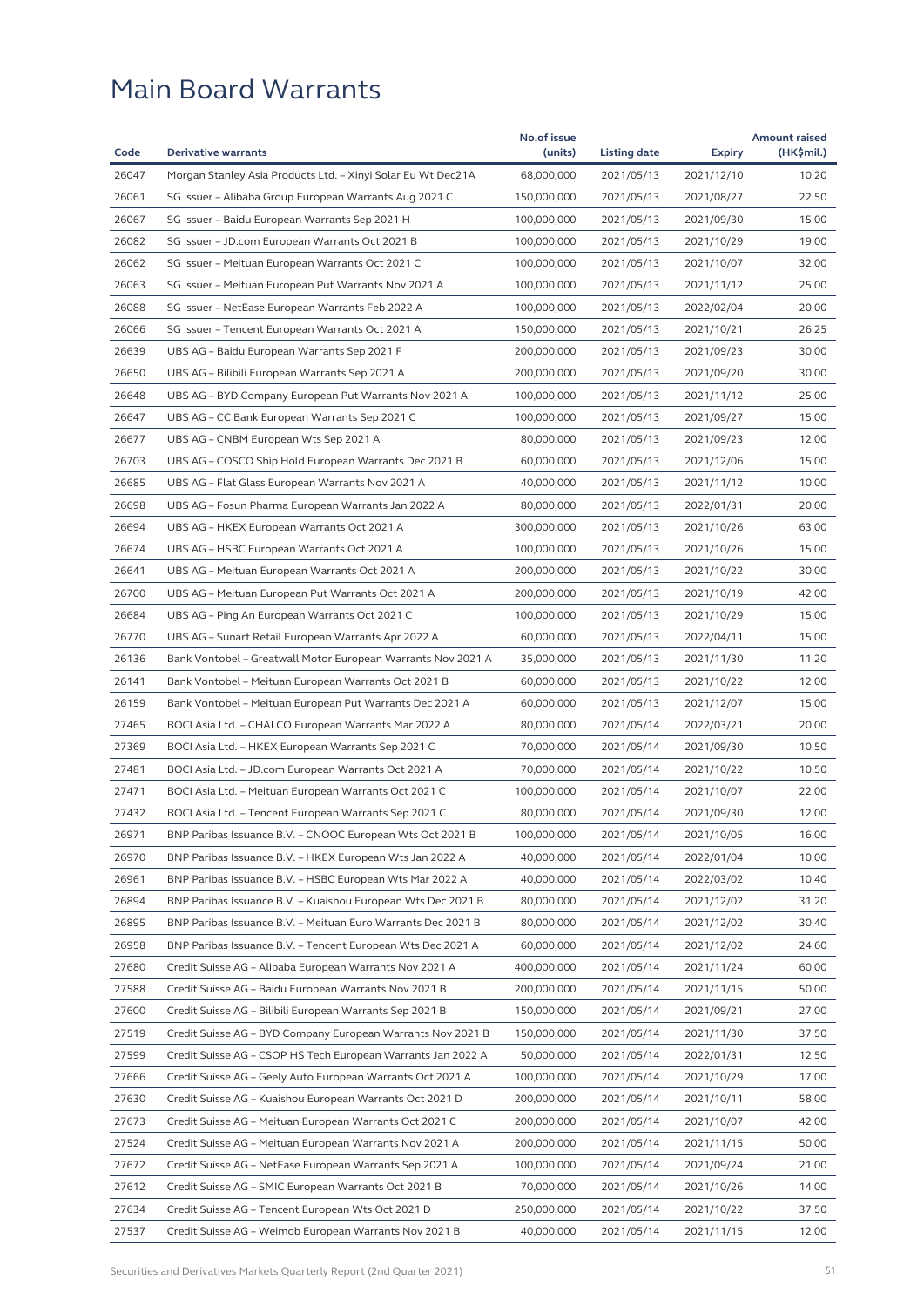# Main Board Warrants

| Code | Derivative warrants | No.of issue (units) | Listing date | Expiry | Amount raised (HK$mil.) |
|---|---|---|---|---|---|
| 26047 | Morgan Stanley Asia Products Ltd. – Xinyi Solar Eu Wt Dec21A | 68,000,000 | 2021/05/13 | 2021/12/10 | 10.20 |
| 26061 | SG Issuer – Alibaba Group European Warrants Aug 2021 C | 150,000,000 | 2021/05/13 | 2021/08/27 | 22.50 |
| 26067 | SG Issuer – Baidu European Warrants Sep 2021 H | 100,000,000 | 2021/05/13 | 2021/09/30 | 15.00 |
| 26082 | SG Issuer – JD.com European Warrants Oct 2021 B | 100,000,000 | 2021/05/13 | 2021/10/29 | 19.00 |
| 26062 | SG Issuer – Meituan European Warrants Oct 2021 C | 100,000,000 | 2021/05/13 | 2021/10/07 | 32.00 |
| 26063 | SG Issuer – Meituan European Put Warrants Nov 2021 A | 100,000,000 | 2021/05/13 | 2021/11/12 | 25.00 |
| 26088 | SG Issuer – NetEase European Warrants Feb 2022 A | 100,000,000 | 2021/05/13 | 2022/02/04 | 20.00 |
| 26066 | SG Issuer – Tencent European Warrants Oct 2021 A | 150,000,000 | 2021/05/13 | 2021/10/21 | 26.25 |
| 26639 | UBS AG – Baidu European Warrants Sep 2021 F | 200,000,000 | 2021/05/13 | 2021/09/23 | 30.00 |
| 26650 | UBS AG – Bilibili European Warrants Sep 2021 A | 200,000,000 | 2021/05/13 | 2021/09/20 | 30.00 |
| 26648 | UBS AG – BYD Company European Put Warrants Nov 2021 A | 100,000,000 | 2021/05/13 | 2021/11/12 | 25.00 |
| 26647 | UBS AG – CC Bank European Warrants Sep 2021 C | 100,000,000 | 2021/05/13 | 2021/09/27 | 15.00 |
| 26677 | UBS AG – CNBM European Wts Sep 2021 A | 80,000,000 | 2021/05/13 | 2021/09/23 | 12.00 |
| 26703 | UBS AG – COSCO Ship Hold European Warrants Dec 2021 B | 60,000,000 | 2021/05/13 | 2021/12/06 | 15.00 |
| 26685 | UBS AG – Flat Glass European Warrants Nov 2021 A | 40,000,000 | 2021/05/13 | 2021/11/12 | 10.00 |
| 26698 | UBS AG – Fosun Pharma European Warrants Jan 2022 A | 80,000,000 | 2021/05/13 | 2022/01/31 | 20.00 |
| 26694 | UBS AG – HKEX European Warrants Oct 2021 A | 300,000,000 | 2021/05/13 | 2021/10/26 | 63.00 |
| 26674 | UBS AG – HSBC European Warrants Oct 2021 A | 100,000,000 | 2021/05/13 | 2021/10/26 | 15.00 |
| 26641 | UBS AG – Meituan European Warrants Oct 2021 A | 200,000,000 | 2021/05/13 | 2021/10/22 | 30.00 |
| 26700 | UBS AG – Meituan European Put Warrants Oct 2021 A | 200,000,000 | 2021/05/13 | 2021/10/19 | 42.00 |
| 26684 | UBS AG – Ping An European Warrants Oct 2021 C | 100,000,000 | 2021/05/13 | 2021/10/29 | 15.00 |
| 26770 | UBS AG – Sunart Retail European Warrants Apr 2022 A | 60,000,000 | 2021/05/13 | 2022/04/11 | 15.00 |
| 26136 | Bank Vontobel – Greatwall Motor European Warrants Nov 2021 A | 35,000,000 | 2021/05/13 | 2021/11/30 | 11.20 |
| 26141 | Bank Vontobel – Meituan European Warrants Oct 2021 B | 60,000,000 | 2021/05/13 | 2021/10/22 | 12.00 |
| 26159 | Bank Vontobel – Meituan European Put Warrants Dec 2021 A | 60,000,000 | 2021/05/13 | 2021/12/07 | 15.00 |
| 27465 | BOCI Asia Ltd. – CHALCO European Warrants Mar 2022 A | 80,000,000 | 2021/05/14 | 2022/03/21 | 20.00 |
| 27369 | BOCI Asia Ltd. – HKEX European Warrants Sep 2021 C | 70,000,000 | 2021/05/14 | 2021/09/30 | 10.50 |
| 27481 | BOCI Asia Ltd. – JD.com European Warrants Oct 2021 A | 70,000,000 | 2021/05/14 | 2021/10/22 | 10.50 |
| 27471 | BOCI Asia Ltd. – Meituan European Warrants Oct 2021 C | 100,000,000 | 2021/05/14 | 2021/10/07 | 22.00 |
| 27432 | BOCI Asia Ltd. – Tencent European Warrants Sep 2021 C | 80,000,000 | 2021/05/14 | 2021/09/30 | 12.00 |
| 26971 | BNP Paribas Issuance B.V. – CNOOC European Wts Oct 2021 B | 100,000,000 | 2021/05/14 | 2021/10/05 | 16.00 |
| 26970 | BNP Paribas Issuance B.V. – HKEX European Wts Jan 2022 A | 40,000,000 | 2021/05/14 | 2022/01/04 | 10.00 |
| 26961 | BNP Paribas Issuance B.V. – HSBC European Wts Mar 2022 A | 40,000,000 | 2021/05/14 | 2022/03/02 | 10.40 |
| 26894 | BNP Paribas Issuance B.V. – Kuaishou European Wts Dec 2021 B | 80,000,000 | 2021/05/14 | 2021/12/02 | 31.20 |
| 26895 | BNP Paribas Issuance B.V. – Meituan Euro Warrants Dec 2021 B | 80,000,000 | 2021/05/14 | 2021/12/02 | 30.40 |
| 26958 | BNP Paribas Issuance B.V. – Tencent European Wts Dec 2021 A | 60,000,000 | 2021/05/14 | 2021/12/02 | 24.60 |
| 27680 | Credit Suisse AG – Alibaba European Warrants Nov 2021 A | 400,000,000 | 2021/05/14 | 2021/11/24 | 60.00 |
| 27588 | Credit Suisse AG – Baidu European Warrants Nov 2021 B | 200,000,000 | 2021/05/14 | 2021/11/15 | 50.00 |
| 27600 | Credit Suisse AG – Bilibili European Warrants Sep 2021 B | 150,000,000 | 2021/05/14 | 2021/09/21 | 27.00 |
| 27519 | Credit Suisse AG – BYD Company European Warrants Nov 2021 B | 150,000,000 | 2021/05/14 | 2021/11/30 | 37.50 |
| 27599 | Credit Suisse AG – CSOP HS Tech European Warrants Jan 2022 A | 50,000,000 | 2021/05/14 | 2022/01/31 | 12.50 |
| 27666 | Credit Suisse AG – Geely Auto European Warrants Oct 2021 A | 100,000,000 | 2021/05/14 | 2021/10/29 | 17.00 |
| 27630 | Credit Suisse AG – Kuaishou European Warrants Oct 2021 D | 200,000,000 | 2021/05/14 | 2021/10/11 | 58.00 |
| 27673 | Credit Suisse AG – Meituan European Warrants Oct 2021 C | 200,000,000 | 2021/05/14 | 2021/10/07 | 42.00 |
| 27524 | Credit Suisse AG – Meituan European Warrants Nov 2021 A | 200,000,000 | 2021/05/14 | 2021/11/15 | 50.00 |
| 27672 | Credit Suisse AG – NetEase European Warrants Sep 2021 A | 100,000,000 | 2021/05/14 | 2021/09/24 | 21.00 |
| 27612 | Credit Suisse AG – SMIC European Warrants Oct 2021 B | 70,000,000 | 2021/05/14 | 2021/10/26 | 14.00 |
| 27634 | Credit Suisse AG – Tencent European Wts Oct 2021 D | 250,000,000 | 2021/05/14 | 2021/10/22 | 37.50 |
| 27537 | Credit Suisse AG – Weimob European Warrants Nov 2021 B | 40,000,000 | 2021/05/14 | 2021/11/15 | 12.00 |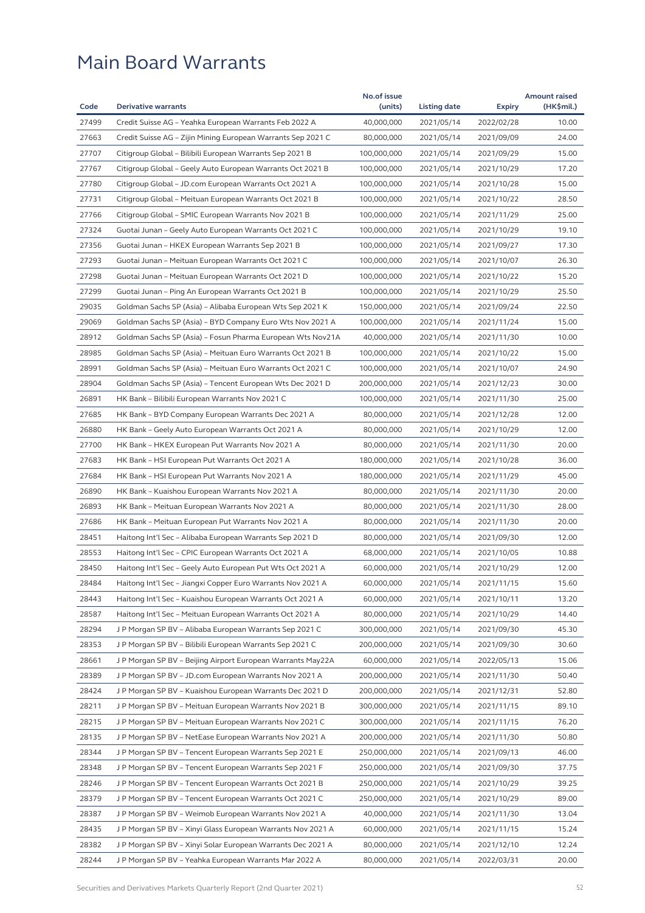# Main Board Warrants

| Code | Derivative warrants | No.of issue (units) | Listing date | Expiry | Amount raised (HK$mil.) |
|---|---|---|---|---|---|
| 27499 | Credit Suisse AG – Yeahka European Warrants Feb 2022 A | 40,000,000 | 2021/05/14 | 2022/02/28 | 10.00 |
| 27663 | Credit Suisse AG – Zijin Mining European Warrants Sep 2021 C | 80,000,000 | 2021/05/14 | 2021/09/09 | 24.00 |
| 27707 | Citigroup Global – Bilibili European Warrants Sep 2021 B | 100,000,000 | 2021/05/14 | 2021/09/29 | 15.00 |
| 27767 | Citigroup Global – Geely Auto European Warrants Oct 2021 B | 100,000,000 | 2021/05/14 | 2021/10/29 | 17.20 |
| 27780 | Citigroup Global – JD.com European Warrants Oct 2021 A | 100,000,000 | 2021/05/14 | 2021/10/28 | 15.00 |
| 27731 | Citigroup Global – Meituan European Warrants Oct 2021 B | 100,000,000 | 2021/05/14 | 2021/10/22 | 28.50 |
| 27766 | Citigroup Global – SMIC European Warrants Nov 2021 B | 100,000,000 | 2021/05/14 | 2021/11/29 | 25.00 |
| 27324 | Guotai Junan – Geely Auto European Warrants Oct 2021 C | 100,000,000 | 2021/05/14 | 2021/10/29 | 19.10 |
| 27356 | Guotai Junan – HKEX European Warrants Sep 2021 B | 100,000,000 | 2021/05/14 | 2021/09/27 | 17.30 |
| 27293 | Guotai Junan – Meituan European Warrants Oct 2021 C | 100,000,000 | 2021/05/14 | 2021/10/07 | 26.30 |
| 27298 | Guotai Junan – Meituan European Warrants Oct 2021 D | 100,000,000 | 2021/05/14 | 2021/10/22 | 15.20 |
| 27299 | Guotai Junan – Ping An European Warrants Oct 2021 B | 100,000,000 | 2021/05/14 | 2021/10/29 | 25.50 |
| 29035 | Goldman Sachs SP (Asia) – Alibaba European Wts Sep 2021 K | 150,000,000 | 2021/05/14 | 2021/09/24 | 22.50 |
| 29069 | Goldman Sachs SP (Asia) – BYD Company Euro Wts Nov 2021 A | 100,000,000 | 2021/05/14 | 2021/11/24 | 15.00 |
| 28912 | Goldman Sachs SP (Asia) – Fosun Pharma European Wts Nov21A | 40,000,000 | 2021/05/14 | 2021/11/30 | 10.00 |
| 28985 | Goldman Sachs SP (Asia) – Meituan Euro Warrants Oct 2021 B | 100,000,000 | 2021/05/14 | 2021/10/22 | 15.00 |
| 28991 | Goldman Sachs SP (Asia) – Meituan Euro Warrants Oct 2021 C | 100,000,000 | 2021/05/14 | 2021/10/07 | 24.90 |
| 28904 | Goldman Sachs SP (Asia) – Tencent European Wts Dec 2021 D | 200,000,000 | 2021/05/14 | 2021/12/23 | 30.00 |
| 26891 | HK Bank – Bilibili European Warrants Nov 2021 C | 100,000,000 | 2021/05/14 | 2021/11/30 | 25.00 |
| 27685 | HK Bank – BYD Company European Warrants Dec 2021 A | 80,000,000 | 2021/05/14 | 2021/12/28 | 12.00 |
| 26880 | HK Bank – Geely Auto European Warrants Oct 2021 A | 80,000,000 | 2021/05/14 | 2021/10/29 | 12.00 |
| 27700 | HK Bank – HKEX European Put Warrants Nov 2021 A | 80,000,000 | 2021/05/14 | 2021/11/30 | 20.00 |
| 27683 | HK Bank – HSI European Put Warrants Oct 2021 A | 180,000,000 | 2021/05/14 | 2021/10/28 | 36.00 |
| 27684 | HK Bank – HSI European Put Warrants Nov 2021 A | 180,000,000 | 2021/05/14 | 2021/11/29 | 45.00 |
| 26890 | HK Bank – Kuaishou European Warrants Nov 2021 A | 80,000,000 | 2021/05/14 | 2021/11/30 | 20.00 |
| 26893 | HK Bank – Meituan European Warrants Nov 2021 A | 80,000,000 | 2021/05/14 | 2021/11/30 | 28.00 |
| 27686 | HK Bank – Meituan European Put Warrants Nov 2021 A | 80,000,000 | 2021/05/14 | 2021/11/30 | 20.00 |
| 28451 | Haitong Int'l Sec – Alibaba European Warrants Sep 2021 D | 80,000,000 | 2021/05/14 | 2021/09/30 | 12.00 |
| 28553 | Haitong Int'l Sec – CPIC European Warrants Oct 2021 A | 68,000,000 | 2021/05/14 | 2021/10/05 | 10.88 |
| 28450 | Haitong Int'l Sec – Geely Auto European Put Wts Oct 2021 A | 60,000,000 | 2021/05/14 | 2021/10/29 | 12.00 |
| 28484 | Haitong Int'l Sec – Jiangxi Copper Euro Warrants Nov 2021 A | 60,000,000 | 2021/05/14 | 2021/11/15 | 15.60 |
| 28443 | Haitong Int'l Sec – Kuaishou European Warrants Oct 2021 A | 60,000,000 | 2021/05/14 | 2021/10/11 | 13.20 |
| 28587 | Haitong Int'l Sec – Meituan European Warrants Oct 2021 A | 80,000,000 | 2021/05/14 | 2021/10/29 | 14.40 |
| 28294 | J P Morgan SP BV – Alibaba European Warrants Sep 2021 C | 300,000,000 | 2021/05/14 | 2021/09/30 | 45.30 |
| 28353 | J P Morgan SP BV – Bilibili European Warrants Sep 2021 C | 200,000,000 | 2021/05/14 | 2021/09/30 | 30.60 |
| 28661 | J P Morgan SP BV – Beijing Airport European Warrants May22A | 60,000,000 | 2021/05/14 | 2022/05/13 | 15.06 |
| 28389 | J P Morgan SP BV – JD.com European Warrants Nov 2021 A | 200,000,000 | 2021/05/14 | 2021/11/30 | 50.40 |
| 28424 | J P Morgan SP BV – Kuaishou European Warrants Dec 2021 D | 200,000,000 | 2021/05/14 | 2021/12/31 | 52.80 |
| 28211 | J P Morgan SP BV – Meituan European Warrants Nov 2021 B | 300,000,000 | 2021/05/14 | 2021/11/15 | 89.10 |
| 28215 | J P Morgan SP BV – Meituan European Warrants Nov 2021 C | 300,000,000 | 2021/05/14 | 2021/11/15 | 76.20 |
| 28135 | J P Morgan SP BV – NetEase European Warrants Nov 2021 A | 200,000,000 | 2021/05/14 | 2021/11/30 | 50.80 |
| 28344 | J P Morgan SP BV – Tencent European Warrants Sep 2021 E | 250,000,000 | 2021/05/14 | 2021/09/13 | 46.00 |
| 28348 | J P Morgan SP BV – Tencent European Warrants Sep 2021 F | 250,000,000 | 2021/05/14 | 2021/09/30 | 37.75 |
| 28246 | J P Morgan SP BV – Tencent European Warrants Oct 2021 B | 250,000,000 | 2021/05/14 | 2021/10/29 | 39.25 |
| 28379 | J P Morgan SP BV – Tencent European Warrants Oct 2021 C | 250,000,000 | 2021/05/14 | 2021/10/29 | 89.00 |
| 28387 | J P Morgan SP BV – Weimob European Warrants Nov 2021 A | 40,000,000 | 2021/05/14 | 2021/11/30 | 13.04 |
| 28435 | J P Morgan SP BV – Xinyi Glass European Warrants Nov 2021 A | 60,000,000 | 2021/05/14 | 2021/11/15 | 15.24 |
| 28382 | J P Morgan SP BV – Xinyi Solar European Warrants Dec 2021 A | 80,000,000 | 2021/05/14 | 2021/12/10 | 12.24 |
| 28244 | J P Morgan SP BV – Yeahka European Warrants Mar 2022 A | 80,000,000 | 2021/05/14 | 2022/03/31 | 20.00 |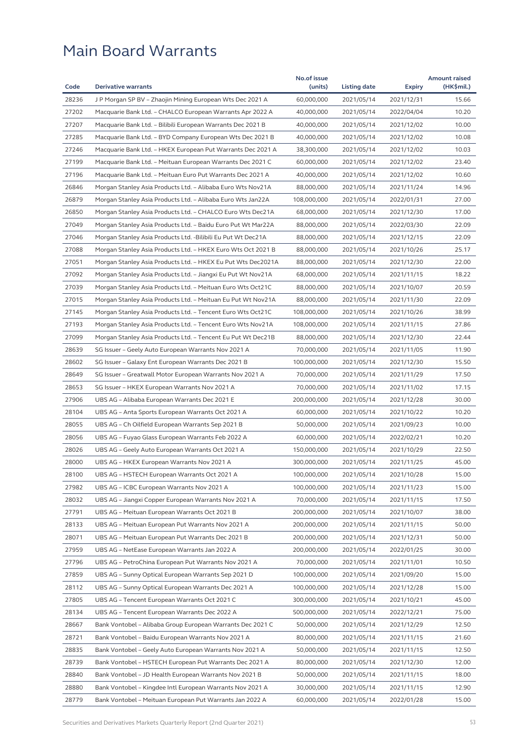# Main Board Warrants

| Code | Derivative warrants | No.of issue (units) | Listing date | Expiry | Amount raised (HK$mil.) |
|---|---|---|---|---|---|
| 28236 | J P Morgan SP BV – Zhaojin Mining European Wts Dec 2021 A | 60,000,000 | 2021/05/14 | 2021/12/31 | 15.66 |
| 27202 | Macquarie Bank Ltd. – CHALCO European Warrants Apr 2022 A | 40,000,000 | 2021/05/14 | 2022/04/04 | 10.20 |
| 27207 | Macquarie Bank Ltd. – Bilibili European Warrants Dec 2021 B | 40,000,000 | 2021/05/14 | 2021/12/02 | 10.00 |
| 27285 | Macquarie Bank Ltd. – BYD Company European Wts Dec 2021 B | 40,000,000 | 2021/05/14 | 2021/12/02 | 10.08 |
| 27246 | Macquarie Bank Ltd. – HKEX European Put Warrants Dec 2021 A | 38,300,000 | 2021/05/14 | 2021/12/02 | 10.03 |
| 27199 | Macquarie Bank Ltd. – Meituan European Warrants Dec 2021 C | 60,000,000 | 2021/05/14 | 2021/12/02 | 23.40 |
| 27196 | Macquarie Bank Ltd. – Meituan Euro Put Warrants Dec 2021 A | 40,000,000 | 2021/05/14 | 2021/12/02 | 10.60 |
| 26846 | Morgan Stanley Asia Products Ltd. – Alibaba Euro Wts Nov21A | 88,000,000 | 2021/05/14 | 2021/11/24 | 14.96 |
| 26879 | Morgan Stanley Asia Products Ltd. – Alibaba Euro Wts Jan22A | 108,000,000 | 2021/05/14 | 2022/01/31 | 27.00 |
| 26850 | Morgan Stanley Asia Products Ltd. – CHALCO Euro Wts Dec21A | 68,000,000 | 2021/05/14 | 2021/12/30 | 17.00 |
| 27049 | Morgan Stanley Asia Products Ltd. – Baidu Euro Put Wt Mar22A | 88,000,000 | 2021/05/14 | 2022/03/30 | 22.09 |
| 27046 | Morgan Stanley Asia Products Ltd. -Bilibili Eu Put Wt Dec21A | 88,000,000 | 2021/05/14 | 2021/12/15 | 22.09 |
| 27088 | Morgan Stanley Asia Products Ltd. – HKEX Euro Wts Oct 2021 B | 88,000,000 | 2021/05/14 | 2021/10/26 | 25.17 |
| 27051 | Morgan Stanley Asia Products Ltd. – HKEX Eu Put Wts Dec2021A | 88,000,000 | 2021/05/14 | 2021/12/30 | 22.00 |
| 27092 | Morgan Stanley Asia Products Ltd. – Jiangxi Eu Put Wt Nov21A | 68,000,000 | 2021/05/14 | 2021/11/15 | 18.22 |
| 27039 | Morgan Stanley Asia Products Ltd. – Meituan Euro Wts Oct21C | 88,000,000 | 2021/05/14 | 2021/10/07 | 20.59 |
| 27015 | Morgan Stanley Asia Products Ltd. – Meituan Eu Put Wt Nov21A | 88,000,000 | 2021/05/14 | 2021/11/30 | 22.09 |
| 27145 | Morgan Stanley Asia Products Ltd. – Tencent Euro Wts Oct21C | 108,000,000 | 2021/05/14 | 2021/10/26 | 38.99 |
| 27193 | Morgan Stanley Asia Products Ltd. – Tencent Euro Wts Nov21A | 108,000,000 | 2021/05/14 | 2021/11/15 | 27.86 |
| 27099 | Morgan Stanley Asia Products Ltd. – Tencent Eu Put Wt Dec21B | 88,000,000 | 2021/05/14 | 2021/12/30 | 22.44 |
| 28639 | SG Issuer – Geely Auto European Warrants Nov 2021 A | 70,000,000 | 2021/05/14 | 2021/11/05 | 11.90 |
| 28602 | SG Issuer – Galaxy Ent European Warrants Dec 2021 B | 100,000,000 | 2021/05/14 | 2021/12/30 | 15.50 |
| 28649 | SG Issuer – Greatwall Motor European Warrants Nov 2021 A | 70,000,000 | 2021/05/14 | 2021/11/29 | 17.50 |
| 28653 | SG Issuer – HKEX European Warrants Nov 2021 A | 70,000,000 | 2021/05/14 | 2021/11/02 | 17.15 |
| 27906 | UBS AG – Alibaba European Warrants Dec 2021 E | 200,000,000 | 2021/05/14 | 2021/12/28 | 30.00 |
| 28104 | UBS AG – Anta Sports European Warrants Oct 2021 A | 60,000,000 | 2021/05/14 | 2021/10/22 | 10.20 |
| 28055 | UBS AG – Ch Oilfield European Warrants Sep 2021 B | 50,000,000 | 2021/05/14 | 2021/09/23 | 10.00 |
| 28056 | UBS AG – Fuyao Glass European Warrants Feb 2022 A | 60,000,000 | 2021/05/14 | 2022/02/21 | 10.20 |
| 28026 | UBS AG – Geely Auto European Warrants Oct 2021 A | 150,000,000 | 2021/05/14 | 2021/10/29 | 22.50 |
| 28000 | UBS AG – HKEX European Warrants Nov 2021 A | 300,000,000 | 2021/05/14 | 2021/11/25 | 45.00 |
| 28100 | UBS AG – HSTECH European Warrants Oct 2021 A | 100,000,000 | 2021/05/14 | 2021/10/28 | 15.00 |
| 27982 | UBS AG – ICBC European Warrants Nov 2021 A | 100,000,000 | 2021/05/14 | 2021/11/23 | 15.00 |
| 28032 | UBS AG – Jiangxi Copper European Warrants Nov 2021 A | 70,000,000 | 2021/05/14 | 2021/11/15 | 17.50 |
| 27791 | UBS AG – Meituan European Warrants Oct 2021 B | 200,000,000 | 2021/05/14 | 2021/10/07 | 38.00 |
| 28133 | UBS AG – Meituan European Put Warrants Nov 2021 A | 200,000,000 | 2021/05/14 | 2021/11/15 | 50.00 |
| 28071 | UBS AG – Meituan European Put Warrants Dec 2021 B | 200,000,000 | 2021/05/14 | 2021/12/31 | 50.00 |
| 27959 | UBS AG – NetEase European Warrants Jan 2022 A | 200,000,000 | 2021/05/14 | 2022/01/25 | 30.00 |
| 27796 | UBS AG – PetroChina European Put Warrants Nov 2021 A | 70,000,000 | 2021/05/14 | 2021/11/01 | 10.50 |
| 27859 | UBS AG – Sunny Optical European Warrants Sep 2021 D | 100,000,000 | 2021/05/14 | 2021/09/20 | 15.00 |
| 28112 | UBS AG – Sunny Optical European Warrants Dec 2021 A | 100,000,000 | 2021/05/14 | 2021/12/28 | 15.00 |
| 27805 | UBS AG – Tencent European Warrants Oct 2021 C | 300,000,000 | 2021/05/14 | 2021/10/21 | 45.00 |
| 28134 | UBS AG – Tencent European Warrants Dec 2022 A | 500,000,000 | 2021/05/14 | 2022/12/21 | 75.00 |
| 28667 | Bank Vontobel – Alibaba Group European Warrants Dec 2021 C | 50,000,000 | 2021/05/14 | 2021/12/29 | 12.50 |
| 28721 | Bank Vontobel – Baidu European Warrants Nov 2021 A | 80,000,000 | 2021/05/14 | 2021/11/15 | 21.60 |
| 28835 | Bank Vontobel – Geely Auto European Warrants Nov 2021 A | 50,000,000 | 2021/05/14 | 2021/11/15 | 12.50 |
| 28739 | Bank Vontobel – HSTECH European Put Warrants Dec 2021 A | 80,000,000 | 2021/05/14 | 2021/12/30 | 12.00 |
| 28840 | Bank Vontobel – JD Health European Warrants Nov 2021 B | 50,000,000 | 2021/05/14 | 2021/11/15 | 18.00 |
| 28880 | Bank Vontobel – Kingdee Intl European Warrants Nov 2021 A | 30,000,000 | 2021/05/14 | 2021/11/15 | 12.90 |
| 28779 | Bank Vontobel – Meituan European Put Warrants Jan 2022 A | 60,000,000 | 2021/05/14 | 2022/01/28 | 15.00 |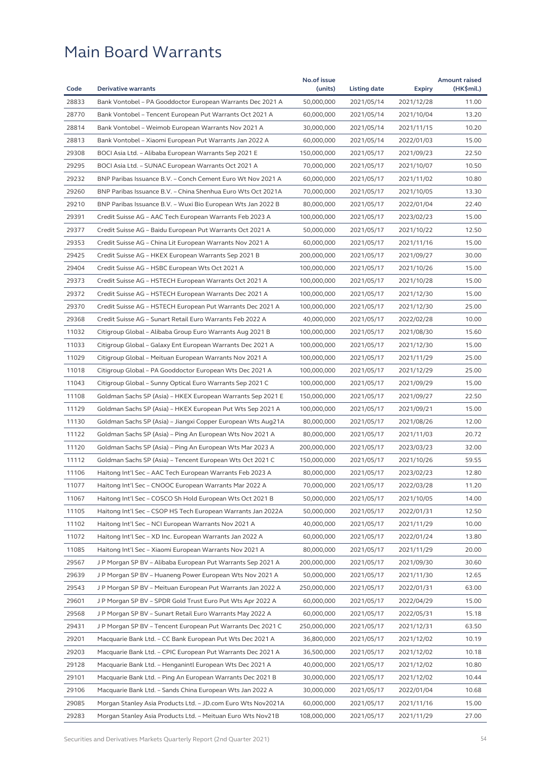# Main Board Warrants

| Code | Derivative warrants | No.of issue (units) | Listing date | Expiry | Amount raised (HK$mil.) |
|---|---|---|---|---|---|
| 28833 | Bank Vontobel – PA Gooddoctor European Warrants Dec 2021 A | 50,000,000 | 2021/05/14 | 2021/12/28 | 11.00 |
| 28770 | Bank Vontobel – Tencent European Put Warrants Oct 2021 A | 60,000,000 | 2021/05/14 | 2021/10/04 | 13.20 |
| 28814 | Bank Vontobel – Weimob European Warrants Nov 2021 A | 30,000,000 | 2021/05/14 | 2021/11/15 | 10.20 |
| 28813 | Bank Vontobel – Xiaomi European Put Warrants Jan 2022 A | 60,000,000 | 2021/05/14 | 2022/01/03 | 15.00 |
| 29308 | BOCI Asia Ltd. – Alibaba European Warrants Sep 2021 E | 150,000,000 | 2021/05/17 | 2021/09/23 | 22.50 |
| 29295 | BOCI Asia Ltd. – SUNAC European Warrants Oct 2021 A | 70,000,000 | 2021/05/17 | 2021/10/07 | 10.50 |
| 29232 | BNP Paribas Issuance B.V. – Conch Cement Euro Wt Nov 2021 A | 60,000,000 | 2021/05/17 | 2021/11/02 | 10.80 |
| 29260 | BNP Paribas Issuance B.V. – China Shenhua Euro Wts Oct 2021A | 70,000,000 | 2021/05/17 | 2021/10/05 | 13.30 |
| 29210 | BNP Paribas Issuance B.V. – Wuxi Bio European Wts Jan 2022 B | 80,000,000 | 2021/05/17 | 2022/01/04 | 22.40 |
| 29391 | Credit Suisse AG – AAC Tech European Warrants Feb 2023 A | 100,000,000 | 2021/05/17 | 2023/02/23 | 15.00 |
| 29377 | Credit Suisse AG – Baidu European Put Warrants Oct 2021 A | 50,000,000 | 2021/05/17 | 2021/10/22 | 12.50 |
| 29353 | Credit Suisse AG – China Lit European Warrants Nov 2021 A | 60,000,000 | 2021/05/17 | 2021/11/16 | 15.00 |
| 29425 | Credit Suisse AG – HKEX European Warrants Sep 2021 B | 200,000,000 | 2021/05/17 | 2021/09/27 | 30.00 |
| 29404 | Credit Suisse AG – HSBC European Wts Oct 2021 A | 100,000,000 | 2021/05/17 | 2021/10/26 | 15.00 |
| 29373 | Credit Suisse AG – HSTECH European Warrants Oct 2021 A | 100,000,000 | 2021/05/17 | 2021/10/28 | 15.00 |
| 29372 | Credit Suisse AG – HSTECH European Warrants Dec 2021 A | 100,000,000 | 2021/05/17 | 2021/12/30 | 15.00 |
| 29370 | Credit Suisse AG – HSTECH European Put Warrants Dec 2021 A | 100,000,000 | 2021/05/17 | 2021/12/30 | 25.00 |
| 29368 | Credit Suisse AG – Sunart Retail Euro Warrants Feb 2022 A | 40,000,000 | 2021/05/17 | 2022/02/28 | 10.00 |
| 11032 | Citigroup Global – Alibaba Group Euro Warrants Aug 2021 B | 100,000,000 | 2021/05/17 | 2021/08/30 | 15.60 |
| 11033 | Citigroup Global – Galaxy Ent European Warrants Dec 2021 A | 100,000,000 | 2021/05/17 | 2021/12/30 | 15.00 |
| 11029 | Citigroup Global – Meituan European Warrants Nov 2021 A | 100,000,000 | 2021/05/17 | 2021/11/29 | 25.00 |
| 11018 | Citigroup Global – PA Gooddoctor European Wts Dec 2021 A | 100,000,000 | 2021/05/17 | 2021/12/29 | 25.00 |
| 11043 | Citigroup Global – Sunny Optical Euro Warrants Sep 2021 C | 100,000,000 | 2021/05/17 | 2021/09/29 | 15.00 |
| 11108 | Goldman Sachs SP (Asia) – HKEX European Warrants Sep 2021 E | 150,000,000 | 2021/05/17 | 2021/09/27 | 22.50 |
| 11129 | Goldman Sachs SP (Asia) – HKEX European Put Wts Sep 2021 A | 100,000,000 | 2021/05/17 | 2021/09/21 | 15.00 |
| 11130 | Goldman Sachs SP (Asia) – Jiangxi Copper European Wts Aug21A | 80,000,000 | 2021/05/17 | 2021/08/26 | 12.00 |
| 11122 | Goldman Sachs SP (Asia) – Ping An European Wts Nov 2021 A | 80,000,000 | 2021/05/17 | 2021/11/03 | 20.72 |
| 11120 | Goldman Sachs SP (Asia) – Ping An European Wts Mar 2023 A | 200,000,000 | 2021/05/17 | 2023/03/23 | 32.00 |
| 11112 | Goldman Sachs SP (Asia) – Tencent European Wts Oct 2021 C | 150,000,000 | 2021/05/17 | 2021/10/26 | 59.55 |
| 11106 | Haitong Int'l Sec – AAC Tech European Warrants Feb 2023 A | 80,000,000 | 2021/05/17 | 2023/02/23 | 12.80 |
| 11077 | Haitong Int'l Sec – CNOOC European Warrants Mar 2022 A | 70,000,000 | 2021/05/17 | 2022/03/28 | 11.20 |
| 11067 | Haitong Int'l Sec – COSCO Sh Hold European Wts Oct 2021 B | 50,000,000 | 2021/05/17 | 2021/10/05 | 14.00 |
| 11105 | Haitong Int'l Sec – CSOP HS Tech European Warrants Jan 2022A | 50,000,000 | 2021/05/17 | 2022/01/31 | 12.50 |
| 11102 | Haitong Int'l Sec – NCI European Warrants Nov 2021 A | 40,000,000 | 2021/05/17 | 2021/11/29 | 10.00 |
| 11072 | Haitong Int'l Sec – XD Inc. European Warrants Jan 2022 A | 60,000,000 | 2021/05/17 | 2022/01/24 | 13.80 |
| 11085 | Haitong Int'l Sec – Xiaomi European Warrants Nov 2021 A | 80,000,000 | 2021/05/17 | 2021/11/29 | 20.00 |
| 29567 | J P Morgan SP BV – Alibaba European Put Warrants Sep 2021 A | 200,000,000 | 2021/05/17 | 2021/09/30 | 30.60 |
| 29639 | J P Morgan SP BV – Huaneng Power European Wts Nov 2021 A | 50,000,000 | 2021/05/17 | 2021/11/30 | 12.65 |
| 29543 | J P Morgan SP BV – Meituan European Put Warrants Jan 2022 A | 250,000,000 | 2021/05/17 | 2022/01/31 | 63.00 |
| 29601 | J P Morgan SP BV – SPDR Gold Trust Euro Put Wts Apr 2022 A | 60,000,000 | 2021/05/17 | 2022/04/29 | 15.00 |
| 29568 | J P Morgan SP BV – Sunart Retail Euro Warrants May 2022 A | 60,000,000 | 2021/05/17 | 2022/05/31 | 15.18 |
| 29431 | J P Morgan SP BV – Tencent European Put Warrants Dec 2021 C | 250,000,000 | 2021/05/17 | 2021/12/31 | 63.50 |
| 29201 | Macquarie Bank Ltd. – CC Bank European Put Wts Dec 2021 A | 36,800,000 | 2021/05/17 | 2021/12/02 | 10.19 |
| 29203 | Macquarie Bank Ltd. – CPIC European Put Warrants Dec 2021 A | 36,500,000 | 2021/05/17 | 2021/12/02 | 10.18 |
| 29128 | Macquarie Bank Ltd. – Henganintl European Wts Dec 2021 A | 40,000,000 | 2021/05/17 | 2021/12/02 | 10.80 |
| 29101 | Macquarie Bank Ltd. – Ping An European Warrants Dec 2021 B | 30,000,000 | 2021/05/17 | 2021/12/02 | 10.44 |
| 29106 | Macquarie Bank Ltd. – Sands China European Wts Jan 2022 A | 30,000,000 | 2021/05/17 | 2022/01/04 | 10.68 |
| 29085 | Morgan Stanley Asia Products Ltd. – JD.com Euro Wts Nov2021A | 60,000,000 | 2021/05/17 | 2021/11/16 | 15.00 |
| 29283 | Morgan Stanley Asia Products Ltd. – Meituan Euro Wts Nov21B | 108,000,000 | 2021/05/17 | 2021/11/29 | 27.00 |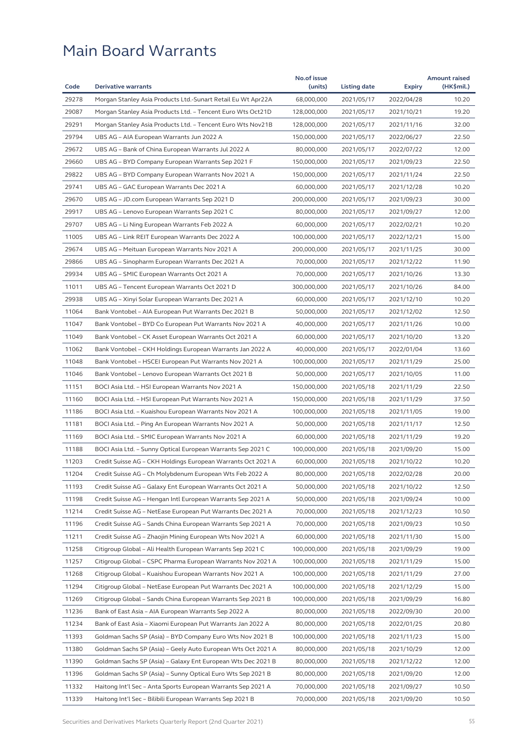# Main Board Warrants

| Code | Derivative warrants | No.of issue (units) | Listing date | Expiry | Amount raised (HK$mil.) |
|---|---|---|---|---|---|
| 29278 | Morgan Stanley Asia Products Ltd.-Sunart Retail Eu Wt Apr22A | 68,000,000 | 2021/05/17 | 2022/04/28 | 10.20 |
| 29087 | Morgan Stanley Asia Products Ltd. – Tencent Euro Wts Oct21D | 128,000,000 | 2021/05/17 | 2021/10/21 | 19.20 |
| 29291 | Morgan Stanley Asia Products Ltd. – Tencent Euro Wts Nov21B | 128,000,000 | 2021/05/17 | 2021/11/16 | 32.00 |
| 29794 | UBS AG – AIA European Warrants Jun 2022 A | 150,000,000 | 2021/05/17 | 2022/06/27 | 22.50 |
| 29672 | UBS AG – Bank of China European Warrants Jul 2022 A | 80,000,000 | 2021/05/17 | 2022/07/22 | 12.00 |
| 29660 | UBS AG – BYD Company European Warrants Sep 2021 F | 150,000,000 | 2021/05/17 | 2021/09/23 | 22.50 |
| 29822 | UBS AG – BYD Company European Warrants Nov 2021 A | 150,000,000 | 2021/05/17 | 2021/11/24 | 22.50 |
| 29741 | UBS AG – GAC European Warrants Dec 2021 A | 60,000,000 | 2021/05/17 | 2021/12/28 | 10.20 |
| 29670 | UBS AG – JD.com European Warrants Sep 2021 D | 200,000,000 | 2021/05/17 | 2021/09/23 | 30.00 |
| 29917 | UBS AG – Lenovo European Warrants Sep 2021 C | 80,000,000 | 2021/05/17 | 2021/09/27 | 12.00 |
| 29707 | UBS AG – Li Ning European Warrants Feb 2022 A | 60,000,000 | 2021/05/17 | 2022/02/21 | 10.20 |
| 11005 | UBS AG – Link REIT European Warrants Dec 2022 A | 100,000,000 | 2021/05/17 | 2022/12/21 | 15.00 |
| 29674 | UBS AG – Meituan European Warrants Nov 2021 A | 200,000,000 | 2021/05/17 | 2021/11/25 | 30.00 |
| 29866 | UBS AG – Sinopharm European Warrants Dec 2021 A | 70,000,000 | 2021/05/17 | 2021/12/22 | 11.90 |
| 29934 | UBS AG – SMIC European Warrants Oct 2021 A | 70,000,000 | 2021/05/17 | 2021/10/26 | 13.30 |
| 11011 | UBS AG – Tencent European Warrants Oct 2021 D | 300,000,000 | 2021/05/17 | 2021/10/26 | 84.00 |
| 29938 | UBS AG – Xinyi Solar European Warrants Dec 2021 A | 60,000,000 | 2021/05/17 | 2021/12/10 | 10.20 |
| 11064 | Bank Vontobel – AIA European Put Warrants Dec 2021 B | 50,000,000 | 2021/05/17 | 2021/12/02 | 12.50 |
| 11047 | Bank Vontobel – BYD Co European Put Warrants Nov 2021 A | 40,000,000 | 2021/05/17 | 2021/11/26 | 10.00 |
| 11049 | Bank Vontobel – CK Asset European Warrants Oct 2021 A | 60,000,000 | 2021/05/17 | 2021/10/20 | 13.20 |
| 11062 | Bank Vontobel – CKH Holdings European Warrants Jan 2022 A | 40,000,000 | 2021/05/17 | 2022/01/04 | 13.60 |
| 11048 | Bank Vontobel – HSCEI European Put Warrants Nov 2021 A | 100,000,000 | 2021/05/17 | 2021/11/29 | 25.00 |
| 11046 | Bank Vontobel – Lenovo European Warrants Oct 2021 B | 50,000,000 | 2021/05/17 | 2021/10/05 | 11.00 |
| 11151 | BOCI Asia Ltd. – HSI European Warrants Nov 2021 A | 150,000,000 | 2021/05/18 | 2021/11/29 | 22.50 |
| 11160 | BOCI Asia Ltd. – HSI European Put Warrants Nov 2021 A | 150,000,000 | 2021/05/18 | 2021/11/29 | 37.50 |
| 11186 | BOCI Asia Ltd. – Kuaishou European Warrants Nov 2021 A | 100,000,000 | 2021/05/18 | 2021/11/05 | 19.00 |
| 11181 | BOCI Asia Ltd. – Ping An European Warrants Nov 2021 A | 50,000,000 | 2021/05/18 | 2021/11/17 | 12.50 |
| 11169 | BOCI Asia Ltd. – SMIC European Warrants Nov 2021 A | 60,000,000 | 2021/05/18 | 2021/11/29 | 19.20 |
| 11188 | BOCI Asia Ltd. – Sunny Optical European Warrants Sep 2021 C | 100,000,000 | 2021/05/18 | 2021/09/20 | 15.00 |
| 11203 | Credit Suisse AG – CKH Holdings European Warrants Oct 2021 A | 60,000,000 | 2021/05/18 | 2021/10/22 | 10.20 |
| 11204 | Credit Suisse AG – Ch Molybdenum European Wts Feb 2022 A | 80,000,000 | 2021/05/18 | 2022/02/28 | 20.00 |
| 11193 | Credit Suisse AG – Galaxy Ent European Warrants Oct 2021 A | 50,000,000 | 2021/05/18 | 2021/10/22 | 12.50 |
| 11198 | Credit Suisse AG – Hengan Intl European Warrants Sep 2021 A | 50,000,000 | 2021/05/18 | 2021/09/24 | 10.00 |
| 11214 | Credit Suisse AG – NetEase European Put Warrants Dec 2021 A | 70,000,000 | 2021/05/18 | 2021/12/23 | 10.50 |
| 11196 | Credit Suisse AG – Sands China European Warrants Sep 2021 A | 70,000,000 | 2021/05/18 | 2021/09/23 | 10.50 |
| 11211 | Credit Suisse AG – Zhaojin Mining European Wts Nov 2021 A | 60,000,000 | 2021/05/18 | 2021/11/30 | 15.00 |
| 11258 | Citigroup Global – Ali Health European Warrants Sep 2021 C | 100,000,000 | 2021/05/18 | 2021/09/29 | 19.00 |
| 11257 | Citigroup Global – CSPC Pharma European Warrants Nov 2021 A | 100,000,000 | 2021/05/18 | 2021/11/29 | 15.00 |
| 11268 | Citigroup Global – Kuaishou European Warrants Nov 2021 A | 100,000,000 | 2021/05/18 | 2021/11/29 | 27.00 |
| 11294 | Citigroup Global – NetEase European Put Warrants Dec 2021 A | 100,000,000 | 2021/05/18 | 2021/12/29 | 15.00 |
| 11269 | Citigroup Global – Sands China European Warrants Sep 2021 B | 100,000,000 | 2021/05/18 | 2021/09/29 | 16.80 |
| 11236 | Bank of East Asia – AIA European Warrants Sep 2022 A | 80,000,000 | 2021/05/18 | 2022/09/30 | 20.00 |
| 11234 | Bank of East Asia – Xiaomi European Put Warrants Jan 2022 A | 80,000,000 | 2021/05/18 | 2022/01/25 | 20.80 |
| 11393 | Goldman Sachs SP (Asia) – BYD Company Euro Wts Nov 2021 B | 100,000,000 | 2021/05/18 | 2021/11/23 | 15.00 |
| 11380 | Goldman Sachs SP (Asia) – Geely Auto European Wts Oct 2021 A | 80,000,000 | 2021/05/18 | 2021/10/29 | 12.00 |
| 11390 | Goldman Sachs SP (Asia) – Galaxy Ent European Wts Dec 2021 B | 80,000,000 | 2021/05/18 | 2021/12/22 | 12.00 |
| 11396 | Goldman Sachs SP (Asia) – Sunny Optical Euro Wts Sep 2021 B | 80,000,000 | 2021/05/18 | 2021/09/20 | 12.00 |
| 11332 | Haitong Int'l Sec – Anta Sports European Warrants Sep 2021 A | 70,000,000 | 2021/05/18 | 2021/09/27 | 10.50 |
| 11339 | Haitong Int'l Sec – Bilibili European Warrants Sep 2021 B | 70,000,000 | 2021/05/18 | 2021/09/20 | 10.50 |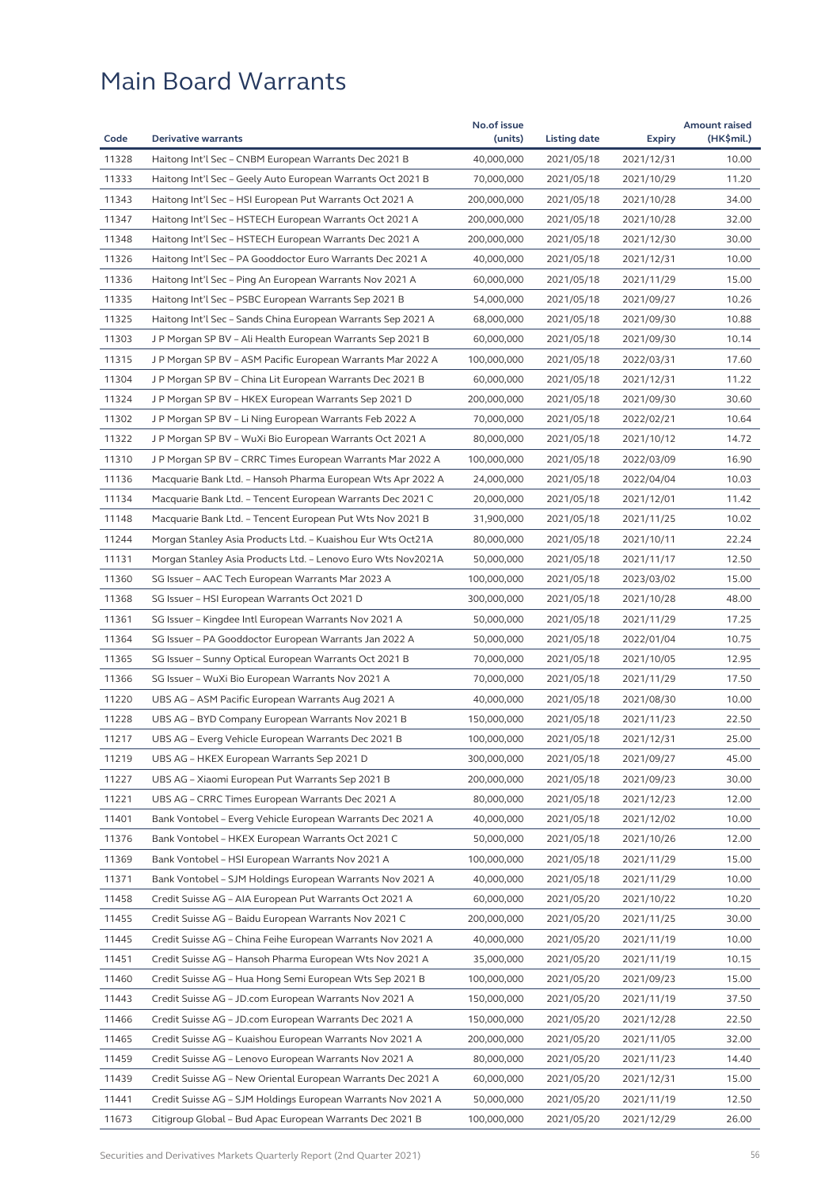# Main Board Warrants

| Code | Derivative warrants | No.of issue (units) | Listing date | Expiry | Amount raised (HK$mil.) |
|---|---|---|---|---|---|
| 11328 | Haitong Int'l Sec – CNBM European Warrants Dec 2021 B | 40,000,000 | 2021/05/18 | 2021/12/31 | 10.00 |
| 11333 | Haitong Int'l Sec – Geely Auto European Warrants Oct 2021 B | 70,000,000 | 2021/05/18 | 2021/10/29 | 11.20 |
| 11343 | Haitong Int'l Sec – HSI European Put Warrants Oct 2021 A | 200,000,000 | 2021/05/18 | 2021/10/28 | 34.00 |
| 11347 | Haitong Int'l Sec – HSTECH European Warrants Oct 2021 A | 200,000,000 | 2021/05/18 | 2021/10/28 | 32.00 |
| 11348 | Haitong Int'l Sec – HSTECH European Warrants Dec 2021 A | 200,000,000 | 2021/05/18 | 2021/12/30 | 30.00 |
| 11326 | Haitong Int'l Sec – PA Gooddoctor Euro Warrants Dec 2021 A | 40,000,000 | 2021/05/18 | 2021/12/31 | 10.00 |
| 11336 | Haitong Int'l Sec – Ping An European Warrants Nov 2021 A | 60,000,000 | 2021/05/18 | 2021/11/29 | 15.00 |
| 11335 | Haitong Int'l Sec – PSBC European Warrants Sep 2021 B | 54,000,000 | 2021/05/18 | 2021/09/27 | 10.26 |
| 11325 | Haitong Int'l Sec – Sands China European Warrants Sep 2021 A | 68,000,000 | 2021/05/18 | 2021/09/30 | 10.88 |
| 11303 | J P Morgan SP BV – Ali Health European Warrants Sep 2021 B | 60,000,000 | 2021/05/18 | 2021/09/30 | 10.14 |
| 11315 | J P Morgan SP BV – ASM Pacific European Warrants Mar 2022 A | 100,000,000 | 2021/05/18 | 2022/03/31 | 17.60 |
| 11304 | J P Morgan SP BV – China Lit European Warrants Dec 2021 B | 60,000,000 | 2021/05/18 | 2021/12/31 | 11.22 |
| 11324 | J P Morgan SP BV – HKEX European Warrants Sep 2021 D | 200,000,000 | 2021/05/18 | 2021/09/30 | 30.60 |
| 11302 | J P Morgan SP BV – Li Ning European Warrants Feb 2022 A | 70,000,000 | 2021/05/18 | 2022/02/21 | 10.64 |
| 11322 | J P Morgan SP BV – WuXi Bio European Warrants Oct 2021 A | 80,000,000 | 2021/05/18 | 2021/10/12 | 14.72 |
| 11310 | J P Morgan SP BV – CRRC Times European Warrants Mar 2022 A | 100,000,000 | 2021/05/18 | 2022/03/09 | 16.90 |
| 11136 | Macquarie Bank Ltd. – Hansoh Pharma European Wts Apr 2022 A | 24,000,000 | 2021/05/18 | 2022/04/04 | 10.03 |
| 11134 | Macquarie Bank Ltd. – Tencent European Warrants Dec 2021 C | 20,000,000 | 2021/05/18 | 2021/12/01 | 11.42 |
| 11148 | Macquarie Bank Ltd. – Tencent European Put Wts Nov 2021 B | 31,900,000 | 2021/05/18 | 2021/11/25 | 10.02 |
| 11244 | Morgan Stanley Asia Products Ltd. – Kuaishou Eur Wts Oct21A | 80,000,000 | 2021/05/18 | 2021/10/11 | 22.24 |
| 11131 | Morgan Stanley Asia Products Ltd. – Lenovo Euro Wts Nov2021A | 50,000,000 | 2021/05/18 | 2021/11/17 | 12.50 |
| 11360 | SG Issuer – AAC Tech European Warrants Mar 2023 A | 100,000,000 | 2021/05/18 | 2023/03/02 | 15.00 |
| 11368 | SG Issuer – HSI European Warrants Oct 2021 D | 300,000,000 | 2021/05/18 | 2021/10/28 | 48.00 |
| 11361 | SG Issuer – Kingdee Intl European Warrants Nov 2021 A | 50,000,000 | 2021/05/18 | 2021/11/29 | 17.25 |
| 11364 | SG Issuer – PA Gooddoctor European Warrants Jan 2022 A | 50,000,000 | 2021/05/18 | 2022/01/04 | 10.75 |
| 11365 | SG Issuer – Sunny Optical European Warrants Oct 2021 B | 70,000,000 | 2021/05/18 | 2021/10/05 | 12.95 |
| 11366 | SG Issuer – WuXi Bio European Warrants Nov 2021 A | 70,000,000 | 2021/05/18 | 2021/11/29 | 17.50 |
| 11220 | UBS AG – ASM Pacific European Warrants Aug 2021 A | 40,000,000 | 2021/05/18 | 2021/08/30 | 10.00 |
| 11228 | UBS AG – BYD Company European Warrants Nov 2021 B | 150,000,000 | 2021/05/18 | 2021/11/23 | 22.50 |
| 11217 | UBS AG – Everg Vehicle European Warrants Dec 2021 B | 100,000,000 | 2021/05/18 | 2021/12/31 | 25.00 |
| 11219 | UBS AG – HKEX European Warrants Sep 2021 D | 300,000,000 | 2021/05/18 | 2021/09/27 | 45.00 |
| 11227 | UBS AG – Xiaomi European Put Warrants Sep 2021 B | 200,000,000 | 2021/05/18 | 2021/09/23 | 30.00 |
| 11221 | UBS AG – CRRC Times European Warrants Dec 2021 A | 80,000,000 | 2021/05/18 | 2021/12/23 | 12.00 |
| 11401 | Bank Vontobel – Everg Vehicle European Warrants Dec 2021 A | 40,000,000 | 2021/05/18 | 2021/12/02 | 10.00 |
| 11376 | Bank Vontobel – HKEX European Warrants Oct 2021 C | 50,000,000 | 2021/05/18 | 2021/10/26 | 12.00 |
| 11369 | Bank Vontobel – HSI European Warrants Nov 2021 A | 100,000,000 | 2021/05/18 | 2021/11/29 | 15.00 |
| 11371 | Bank Vontobel – SJM Holdings European Warrants Nov 2021 A | 40,000,000 | 2021/05/18 | 2021/11/29 | 10.00 |
| 11458 | Credit Suisse AG – AIA European Put Warrants Oct 2021 A | 60,000,000 | 2021/05/20 | 2021/10/22 | 10.20 |
| 11455 | Credit Suisse AG – Baidu European Warrants Nov 2021 C | 200,000,000 | 2021/05/20 | 2021/11/25 | 30.00 |
| 11445 | Credit Suisse AG – China Feihe European Warrants Nov 2021 A | 40,000,000 | 2021/05/20 | 2021/11/19 | 10.00 |
| 11451 | Credit Suisse AG – Hansoh Pharma European Wts Nov 2021 A | 35,000,000 | 2021/05/20 | 2021/11/19 | 10.15 |
| 11460 | Credit Suisse AG – Hua Hong Semi European Wts Sep 2021 B | 100,000,000 | 2021/05/20 | 2021/09/23 | 15.00 |
| 11443 | Credit Suisse AG – JD.com European Warrants Nov 2021 A | 150,000,000 | 2021/05/20 | 2021/11/19 | 37.50 |
| 11466 | Credit Suisse AG – JD.com European Warrants Dec 2021 A | 150,000,000 | 2021/05/20 | 2021/12/28 | 22.50 |
| 11465 | Credit Suisse AG – Kuaishou European Warrants Nov 2021 A | 200,000,000 | 2021/05/20 | 2021/11/05 | 32.00 |
| 11459 | Credit Suisse AG – Lenovo European Warrants Nov 2021 A | 80,000,000 | 2021/05/20 | 2021/11/23 | 14.40 |
| 11439 | Credit Suisse AG – New Oriental European Warrants Dec 2021 A | 60,000,000 | 2021/05/20 | 2021/12/31 | 15.00 |
| 11441 | Credit Suisse AG – SJM Holdings European Warrants Nov 2021 A | 50,000,000 | 2021/05/20 | 2021/11/19 | 12.50 |
| 11673 | Citigroup Global – Bud Apac European Warrants Dec 2021 B | 100,000,000 | 2021/05/20 | 2021/12/29 | 26.00 |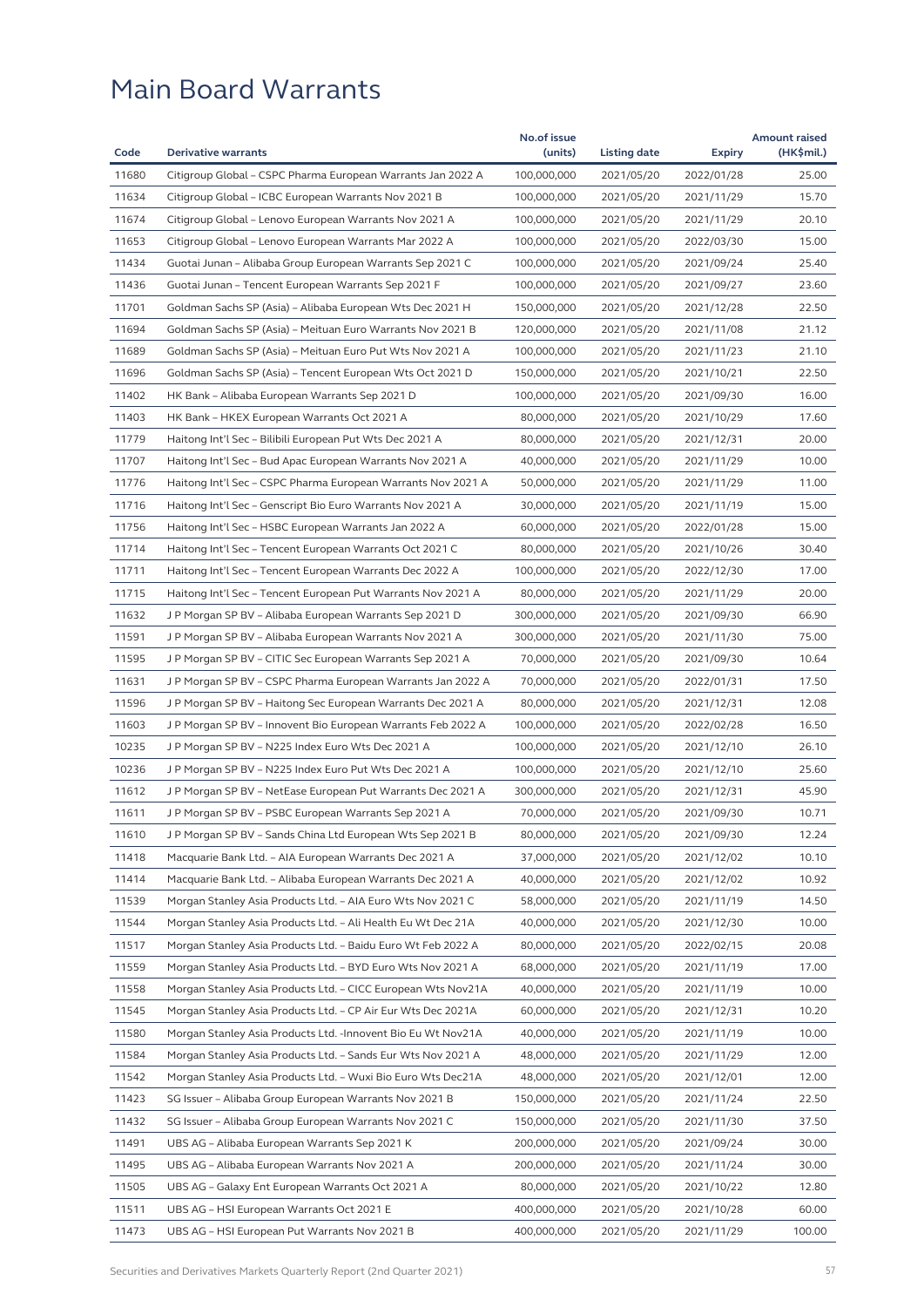# Main Board Warrants

| Code | Derivative warrants | No.of issue (units) | Listing date | Expiry | Amount raised (HK$mil.) |
|---|---|---|---|---|---|
| 11680 | Citigroup Global – CSPC Pharma European Warrants Jan 2022 A | 100,000,000 | 2021/05/20 | 2022/01/28 | 25.00 |
| 11634 | Citigroup Global – ICBC European Warrants Nov 2021 B | 100,000,000 | 2021/05/20 | 2021/11/29 | 15.70 |
| 11674 | Citigroup Global – Lenovo European Warrants Nov 2021 A | 100,000,000 | 2021/05/20 | 2021/11/29 | 20.10 |
| 11653 | Citigroup Global – Lenovo European Warrants Mar 2022 A | 100,000,000 | 2021/05/20 | 2022/03/30 | 15.00 |
| 11434 | Guotai Junan – Alibaba Group European Warrants Sep 2021 C | 100,000,000 | 2021/05/20 | 2021/09/24 | 25.40 |
| 11436 | Guotai Junan – Tencent European Warrants Sep 2021 F | 100,000,000 | 2021/05/20 | 2021/09/27 | 23.60 |
| 11701 | Goldman Sachs SP (Asia) – Alibaba European Wts Dec 2021 H | 150,000,000 | 2021/05/20 | 2021/12/28 | 22.50 |
| 11694 | Goldman Sachs SP (Asia) – Meituan Euro Warrants Nov 2021 B | 120,000,000 | 2021/05/20 | 2021/11/08 | 21.12 |
| 11689 | Goldman Sachs SP (Asia) – Meituan Euro Put Wts Nov 2021 A | 100,000,000 | 2021/05/20 | 2021/11/23 | 21.10 |
| 11696 | Goldman Sachs SP (Asia) – Tencent European Wts Oct 2021 D | 150,000,000 | 2021/05/20 | 2021/10/21 | 22.50 |
| 11402 | HK Bank – Alibaba European Warrants Sep 2021 D | 100,000,000 | 2021/05/20 | 2021/09/30 | 16.00 |
| 11403 | HK Bank – HKEX European Warrants Oct 2021 A | 80,000,000 | 2021/05/20 | 2021/10/29 | 17.60 |
| 11779 | Haitong Int'l Sec – Bilibili European Put Wts Dec 2021 A | 80,000,000 | 2021/05/20 | 2021/12/31 | 20.00 |
| 11707 | Haitong Int'l Sec – Bud Apac European Warrants Nov 2021 A | 40,000,000 | 2021/05/20 | 2021/11/29 | 10.00 |
| 11776 | Haitong Int'l Sec – CSPC Pharma European Warrants Nov 2021 A | 50,000,000 | 2021/05/20 | 2021/11/29 | 11.00 |
| 11716 | Haitong Int'l Sec – Genscript Bio Euro Warrants Nov 2021 A | 30,000,000 | 2021/05/20 | 2021/11/19 | 15.00 |
| 11756 | Haitong Int'l Sec – HSBC European Warrants Jan 2022 A | 60,000,000 | 2021/05/20 | 2022/01/28 | 15.00 |
| 11714 | Haitong Int'l Sec – Tencent European Warrants Oct 2021 C | 80,000,000 | 2021/05/20 | 2021/10/26 | 30.40 |
| 11711 | Haitong Int'l Sec – Tencent European Warrants Dec 2022 A | 100,000,000 | 2021/05/20 | 2022/12/30 | 17.00 |
| 11715 | Haitong Int'l Sec – Tencent European Put Warrants Nov 2021 A | 80,000,000 | 2021/05/20 | 2021/11/29 | 20.00 |
| 11632 | J P Morgan SP BV – Alibaba European Warrants Sep 2021 D | 300,000,000 | 2021/05/20 | 2021/09/30 | 66.90 |
| 11591 | J P Morgan SP BV – Alibaba European Warrants Nov 2021 A | 300,000,000 | 2021/05/20 | 2021/11/30 | 75.00 |
| 11595 | J P Morgan SP BV – CITIC Sec European Warrants Sep 2021 A | 70,000,000 | 2021/05/20 | 2021/09/30 | 10.64 |
| 11631 | J P Morgan SP BV – CSPC Pharma European Warrants Jan 2022 A | 70,000,000 | 2021/05/20 | 2022/01/31 | 17.50 |
| 11596 | J P Morgan SP BV – Haitong Sec European Warrants Dec 2021 A | 80,000,000 | 2021/05/20 | 2021/12/31 | 12.08 |
| 11603 | J P Morgan SP BV – Innovent Bio European Warrants Feb 2022 A | 100,000,000 | 2021/05/20 | 2022/02/28 | 16.50 |
| 10235 | J P Morgan SP BV – N225 Index Euro Wts Dec 2021 A | 100,000,000 | 2021/05/20 | 2021/12/10 | 26.10 |
| 10236 | J P Morgan SP BV – N225 Index Euro Put Wts Dec 2021 A | 100,000,000 | 2021/05/20 | 2021/12/10 | 25.60 |
| 11612 | J P Morgan SP BV – NetEase European Put Warrants Dec 2021 A | 300,000,000 | 2021/05/20 | 2021/12/31 | 45.90 |
| 11611 | J P Morgan SP BV – PSBC European Warrants Sep 2021 A | 70,000,000 | 2021/05/20 | 2021/09/30 | 10.71 |
| 11610 | J P Morgan SP BV – Sands China Ltd European Wts Sep 2021 B | 80,000,000 | 2021/05/20 | 2021/09/30 | 12.24 |
| 11418 | Macquarie Bank Ltd. – AIA European Warrants Dec 2021 A | 37,000,000 | 2021/05/20 | 2021/12/02 | 10.10 |
| 11414 | Macquarie Bank Ltd. – Alibaba European Warrants Dec 2021 A | 40,000,000 | 2021/05/20 | 2021/12/02 | 10.92 |
| 11539 | Morgan Stanley Asia Products Ltd. – AIA Euro Wts Nov 2021 C | 58,000,000 | 2021/05/20 | 2021/11/19 | 14.50 |
| 11544 | Morgan Stanley Asia Products Ltd. – Ali Health Eu Wt Dec 21A | 40,000,000 | 2021/05/20 | 2021/12/30 | 10.00 |
| 11517 | Morgan Stanley Asia Products Ltd. – Baidu Euro Wt Feb 2022 A | 80,000,000 | 2021/05/20 | 2022/02/15 | 20.08 |
| 11559 | Morgan Stanley Asia Products Ltd. – BYD Euro Wts Nov 2021 A | 68,000,000 | 2021/05/20 | 2021/11/19 | 17.00 |
| 11558 | Morgan Stanley Asia Products Ltd. – CICC European Wts Nov21A | 40,000,000 | 2021/05/20 | 2021/11/19 | 10.00 |
| 11545 | Morgan Stanley Asia Products Ltd. – CP Air Eur Wts Dec 2021A | 60,000,000 | 2021/05/20 | 2021/12/31 | 10.20 |
| 11580 | Morgan Stanley Asia Products Ltd. -Innovent Bio Eu Wt Nov21A | 40,000,000 | 2021/05/20 | 2021/11/19 | 10.00 |
| 11584 | Morgan Stanley Asia Products Ltd. – Sands Eur Wts Nov 2021 A | 48,000,000 | 2021/05/20 | 2021/11/29 | 12.00 |
| 11542 | Morgan Stanley Asia Products Ltd. – Wuxi Bio Euro Wts Dec21A | 48,000,000 | 2021/05/20 | 2021/12/01 | 12.00 |
| 11423 | SG Issuer – Alibaba Group European Warrants Nov 2021 B | 150,000,000 | 2021/05/20 | 2021/11/24 | 22.50 |
| 11432 | SG Issuer – Alibaba Group European Warrants Nov 2021 C | 150,000,000 | 2021/05/20 | 2021/11/30 | 37.50 |
| 11491 | UBS AG – Alibaba European Warrants Sep 2021 K | 200,000,000 | 2021/05/20 | 2021/09/24 | 30.00 |
| 11495 | UBS AG – Alibaba European Warrants Nov 2021 A | 200,000,000 | 2021/05/20 | 2021/11/24 | 30.00 |
| 11505 | UBS AG – Galaxy Ent European Warrants Oct 2021 A | 80,000,000 | 2021/05/20 | 2021/10/22 | 12.80 |
| 11511 | UBS AG – HSI European Warrants Oct 2021 E | 400,000,000 | 2021/05/20 | 2021/10/28 | 60.00 |
| 11473 | UBS AG – HSI European Put Warrants Nov 2021 B | 400,000,000 | 2021/05/20 | 2021/11/29 | 100.00 |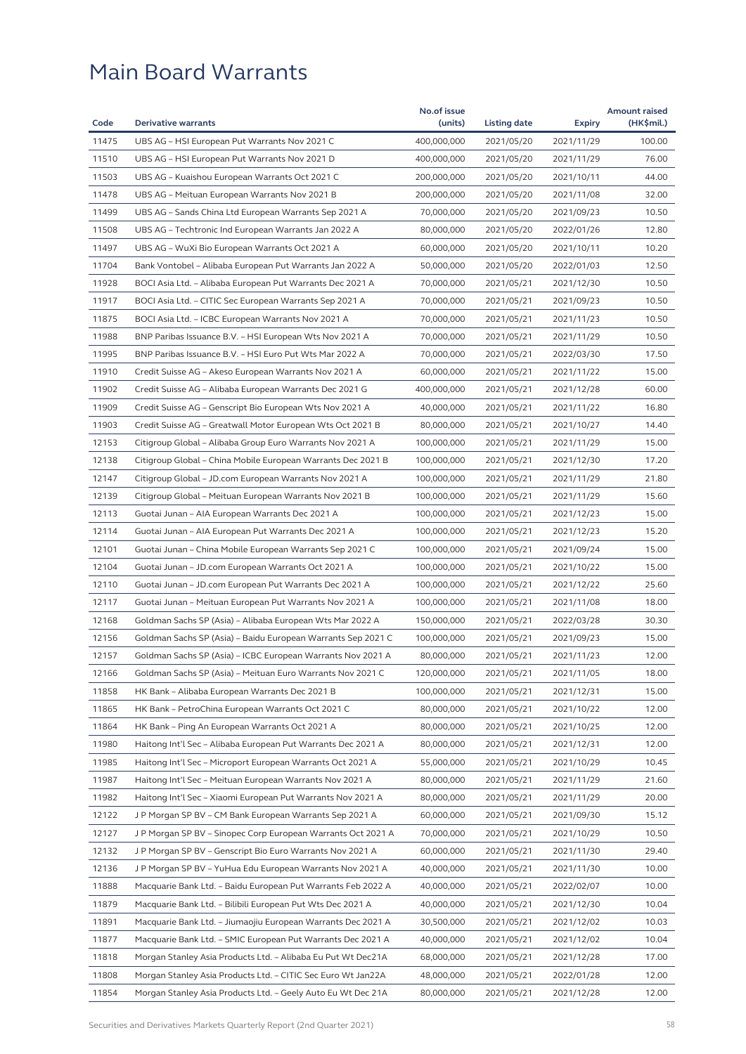# Main Board Warrants

| Code | Derivative warrants | No.of issue (units) | Listing date | Expiry | Amount raised (HK$mil.) |
|---|---|---|---|---|---|
| 11475 | UBS AG – HSI European Put Warrants Nov 2021 C | 400,000,000 | 2021/05/20 | 2021/11/29 | 100.00 |
| 11510 | UBS AG – HSI European Put Warrants Nov 2021 D | 400,000,000 | 2021/05/20 | 2021/11/29 | 76.00 |
| 11503 | UBS AG – Kuaishou European Warrants Oct 2021 C | 200,000,000 | 2021/05/20 | 2021/10/11 | 44.00 |
| 11478 | UBS AG – Meituan European Warrants Nov 2021 B | 200,000,000 | 2021/05/20 | 2021/11/08 | 32.00 |
| 11499 | UBS AG – Sands China Ltd European Warrants Sep 2021 A | 70,000,000 | 2021/05/20 | 2021/09/23 | 10.50 |
| 11508 | UBS AG – Techtronic Ind European Warrants Jan 2022 A | 80,000,000 | 2021/05/20 | 2022/01/26 | 12.80 |
| 11497 | UBS AG – WuXi Bio European Warrants Oct 2021 A | 60,000,000 | 2021/05/20 | 2021/10/11 | 10.20 |
| 11704 | Bank Vontobel – Alibaba European Put Warrants Jan 2022 A | 50,000,000 | 2021/05/20 | 2022/01/03 | 12.50 |
| 11928 | BOCI Asia Ltd. – Alibaba European Put Warrants Dec 2021 A | 70,000,000 | 2021/05/21 | 2021/12/30 | 10.50 |
| 11917 | BOCI Asia Ltd. – CITIC Sec European Warrants Sep 2021 A | 70,000,000 | 2021/05/21 | 2021/09/23 | 10.50 |
| 11875 | BOCI Asia Ltd. – ICBC European Warrants Nov 2021 A | 70,000,000 | 2021/05/21 | 2021/11/23 | 10.50 |
| 11988 | BNP Paribas Issuance B.V. – HSI European Wts Nov 2021 A | 70,000,000 | 2021/05/21 | 2021/11/29 | 10.50 |
| 11995 | BNP Paribas Issuance B.V. – HSI Euro Put Wts Mar 2022 A | 70,000,000 | 2021/05/21 | 2022/03/30 | 17.50 |
| 11910 | Credit Suisse AG – Akeso European Warrants Nov 2021 A | 60,000,000 | 2021/05/21 | 2021/11/22 | 15.00 |
| 11902 | Credit Suisse AG – Alibaba European Warrants Dec 2021 G | 400,000,000 | 2021/05/21 | 2021/12/28 | 60.00 |
| 11909 | Credit Suisse AG – Genscript Bio European Wts Nov 2021 A | 40,000,000 | 2021/05/21 | 2021/11/22 | 16.80 |
| 11903 | Credit Suisse AG – Greatwall Motor European Wts Oct 2021 B | 80,000,000 | 2021/05/21 | 2021/10/27 | 14.40 |
| 12153 | Citigroup Global – Alibaba Group Euro Warrants Nov 2021 A | 100,000,000 | 2021/05/21 | 2021/11/29 | 15.00 |
| 12138 | Citigroup Global – China Mobile European Warrants Dec 2021 B | 100,000,000 | 2021/05/21 | 2021/12/30 | 17.20 |
| 12147 | Citigroup Global – JD.com European Warrants Nov 2021 A | 100,000,000 | 2021/05/21 | 2021/11/29 | 21.80 |
| 12139 | Citigroup Global – Meituan European Warrants Nov 2021 B | 100,000,000 | 2021/05/21 | 2021/11/29 | 15.60 |
| 12113 | Guotai Junan – AIA European Warrants Dec 2021 A | 100,000,000 | 2021/05/21 | 2021/12/23 | 15.00 |
| 12114 | Guotai Junan – AIA European Put Warrants Dec 2021 A | 100,000,000 | 2021/05/21 | 2021/12/23 | 15.20 |
| 12101 | Guotai Junan – China Mobile European Warrants Sep 2021 C | 100,000,000 | 2021/05/21 | 2021/09/24 | 15.00 |
| 12104 | Guotai Junan – JD.com European Warrants Oct 2021 A | 100,000,000 | 2021/05/21 | 2021/10/22 | 15.00 |
| 12110 | Guotai Junan – JD.com European Put Warrants Dec 2021 A | 100,000,000 | 2021/05/21 | 2021/12/22 | 25.60 |
| 12117 | Guotai Junan – Meituan European Put Warrants Nov 2021 A | 100,000,000 | 2021/05/21 | 2021/11/08 | 18.00 |
| 12168 | Goldman Sachs SP (Asia) – Alibaba European Wts Mar 2022 A | 150,000,000 | 2021/05/21 | 2022/03/28 | 30.30 |
| 12156 | Goldman Sachs SP (Asia) – Baidu European Warrants Sep 2021 C | 100,000,000 | 2021/05/21 | 2021/09/23 | 15.00 |
| 12157 | Goldman Sachs SP (Asia) – ICBC European Warrants Nov 2021 A | 80,000,000 | 2021/05/21 | 2021/11/23 | 12.00 |
| 12166 | Goldman Sachs SP (Asia) – Meituan Euro Warrants Nov 2021 C | 120,000,000 | 2021/05/21 | 2021/11/05 | 18.00 |
| 11858 | HK Bank – Alibaba European Warrants Dec 2021 B | 100,000,000 | 2021/05/21 | 2021/12/31 | 15.00 |
| 11865 | HK Bank – PetroChina European Warrants Oct 2021 C | 80,000,000 | 2021/05/21 | 2021/10/22 | 12.00 |
| 11864 | HK Bank – Ping An European Warrants Oct 2021 A | 80,000,000 | 2021/05/21 | 2021/10/25 | 12.00 |
| 11980 | Haitong Int'l Sec – Alibaba European Put Warrants Dec 2021 A | 80,000,000 | 2021/05/21 | 2021/12/31 | 12.00 |
| 11985 | Haitong Int'l Sec – Microport European Warrants Oct 2021 A | 55,000,000 | 2021/05/21 | 2021/10/29 | 10.45 |
| 11987 | Haitong Int'l Sec – Meituan European Warrants Nov 2021 A | 80,000,000 | 2021/05/21 | 2021/11/29 | 21.60 |
| 11982 | Haitong Int'l Sec – Xiaomi European Put Warrants Nov 2021 A | 80,000,000 | 2021/05/21 | 2021/11/29 | 20.00 |
| 12122 | J P Morgan SP BV – CM Bank European Warrants Sep 2021 A | 60,000,000 | 2021/05/21 | 2021/09/30 | 15.12 |
| 12127 | J P Morgan SP BV – Sinopec Corp European Warrants Oct 2021 A | 70,000,000 | 2021/05/21 | 2021/10/29 | 10.50 |
| 12132 | J P Morgan SP BV – Genscript Bio Euro Warrants Nov 2021 A | 60,000,000 | 2021/05/21 | 2021/11/30 | 29.40 |
| 12136 | J P Morgan SP BV – YuHua Edu European Warrants Nov 2021 A | 40,000,000 | 2021/05/21 | 2021/11/30 | 10.00 |
| 11888 | Macquarie Bank Ltd. – Baidu European Put Warrants Feb 2022 A | 40,000,000 | 2021/05/21 | 2022/02/07 | 10.00 |
| 11879 | Macquarie Bank Ltd. – Bilibili European Put Wts Dec 2021 A | 40,000,000 | 2021/05/21 | 2021/12/30 | 10.04 |
| 11891 | Macquarie Bank Ltd. – Jiumaojiu European Warrants Dec 2021 A | 30,500,000 | 2021/05/21 | 2021/12/02 | 10.03 |
| 11877 | Macquarie Bank Ltd. – SMIC European Put Warrants Dec 2021 A | 40,000,000 | 2021/05/21 | 2021/12/02 | 10.04 |
| 11818 | Morgan Stanley Asia Products Ltd. – Alibaba Eu Put Wt Dec21A | 68,000,000 | 2021/05/21 | 2021/12/28 | 17.00 |
| 11808 | Morgan Stanley Asia Products Ltd. – CITIC Sec Euro Wt Jan22A | 48,000,000 | 2021/05/21 | 2022/01/28 | 12.00 |
| 11854 | Morgan Stanley Asia Products Ltd. – Geely Auto Eu Wt Dec 21A | 80,000,000 | 2021/05/21 | 2021/12/28 | 12.00 |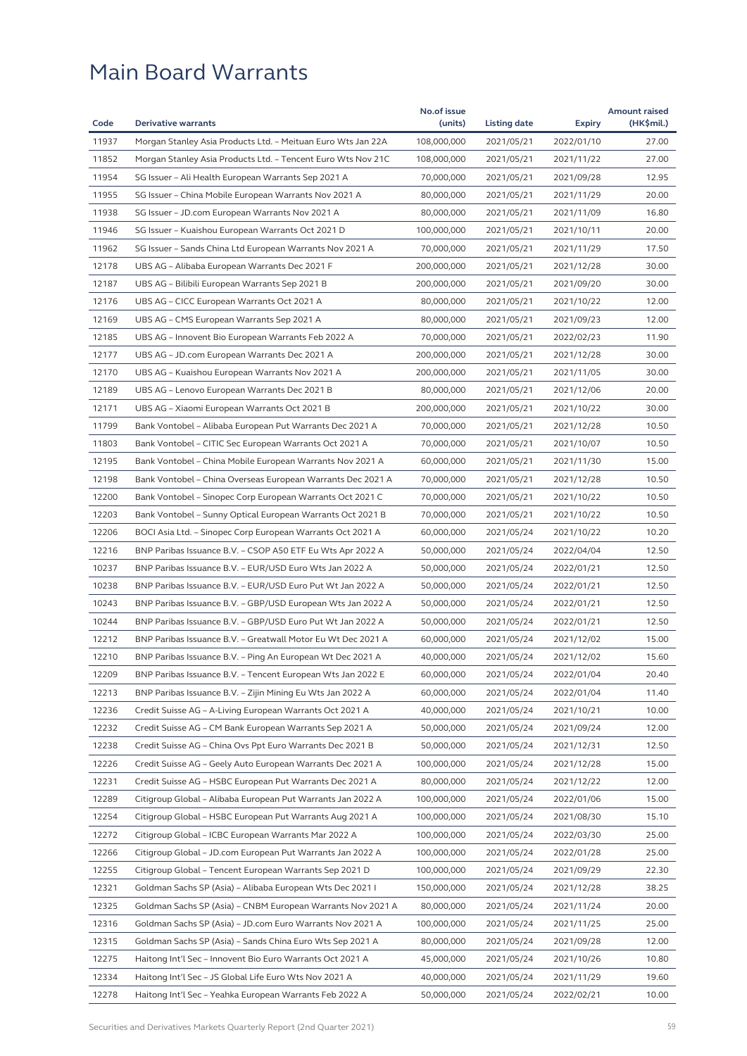# Main Board Warrants

| Code | Derivative warrants | No.of issue (units) | Listing date | Expiry | Amount raised (HK$mil.) |
|---|---|---|---|---|---|
| 11937 | Morgan Stanley Asia Products Ltd. – Meituan Euro Wts Jan 22A | 108,000,000 | 2021/05/21 | 2022/01/10 | 27.00 |
| 11852 | Morgan Stanley Asia Products Ltd. – Tencent Euro Wts Nov 21C | 108,000,000 | 2021/05/21 | 2021/11/22 | 27.00 |
| 11954 | SG Issuer – Ali Health European Warrants Sep 2021 A | 70,000,000 | 2021/05/21 | 2021/09/28 | 12.95 |
| 11955 | SG Issuer – China Mobile European Warrants Nov 2021 A | 80,000,000 | 2021/05/21 | 2021/11/29 | 20.00 |
| 11938 | SG Issuer – JD.com European Warrants Nov 2021 A | 80,000,000 | 2021/05/21 | 2021/11/09 | 16.80 |
| 11946 | SG Issuer – Kuaishou European Warrants Oct 2021 D | 100,000,000 | 2021/05/21 | 2021/10/11 | 20.00 |
| 11962 | SG Issuer – Sands China Ltd European Warrants Nov 2021 A | 70,000,000 | 2021/05/21 | 2021/11/29 | 17.50 |
| 12178 | UBS AG – Alibaba European Warrants Dec 2021 F | 200,000,000 | 2021/05/21 | 2021/12/28 | 30.00 |
| 12187 | UBS AG – Bilibili European Warrants Sep 2021 B | 200,000,000 | 2021/05/21 | 2021/09/20 | 30.00 |
| 12176 | UBS AG – CICC European Warrants Oct 2021 A | 80,000,000 | 2021/05/21 | 2021/10/22 | 12.00 |
| 12169 | UBS AG – CMS European Warrants Sep 2021 A | 80,000,000 | 2021/05/21 | 2021/09/23 | 12.00 |
| 12185 | UBS AG – Innovent Bio European Warrants Feb 2022 A | 70,000,000 | 2021/05/21 | 2022/02/23 | 11.90 |
| 12177 | UBS AG – JD.com European Warrants Dec 2021 A | 200,000,000 | 2021/05/21 | 2021/12/28 | 30.00 |
| 12170 | UBS AG – Kuaishou European Warrants Nov 2021 A | 200,000,000 | 2021/05/21 | 2021/11/05 | 30.00 |
| 12189 | UBS AG – Lenovo European Warrants Dec 2021 B | 80,000,000 | 2021/05/21 | 2021/12/06 | 20.00 |
| 12171 | UBS AG – Xiaomi European Warrants Oct 2021 B | 200,000,000 | 2021/05/21 | 2021/10/22 | 30.00 |
| 11799 | Bank Vontobel – Alibaba European Put Warrants Dec 2021 A | 70,000,000 | 2021/05/21 | 2021/12/28 | 10.50 |
| 11803 | Bank Vontobel – CITIC Sec European Warrants Oct 2021 A | 70,000,000 | 2021/05/21 | 2021/10/07 | 10.50 |
| 12195 | Bank Vontobel – China Mobile European Warrants Nov 2021 A | 60,000,000 | 2021/05/21 | 2021/11/30 | 15.00 |
| 12198 | Bank Vontobel – China Overseas European Warrants Dec 2021 A | 70,000,000 | 2021/05/21 | 2021/12/28 | 10.50 |
| 12200 | Bank Vontobel – Sinopec Corp European Warrants Oct 2021 C | 70,000,000 | 2021/05/21 | 2021/10/22 | 10.50 |
| 12203 | Bank Vontobel – Sunny Optical European Warrants Oct 2021 B | 70,000,000 | 2021/05/21 | 2021/10/22 | 10.50 |
| 12206 | BOCI Asia Ltd. – Sinopec Corp European Warrants Oct 2021 A | 60,000,000 | 2021/05/24 | 2021/10/22 | 10.20 |
| 12216 | BNP Paribas Issuance B.V. – CSOP A50 ETF Eu Wts Apr 2022 A | 50,000,000 | 2021/05/24 | 2022/04/04 | 12.50 |
| 10237 | BNP Paribas Issuance B.V. – EUR/USD Euro Wts Jan 2022 A | 50,000,000 | 2021/05/24 | 2022/01/21 | 12.50 |
| 10238 | BNP Paribas Issuance B.V. – EUR/USD Euro Put Wt Jan 2022 A | 50,000,000 | 2021/05/24 | 2022/01/21 | 12.50 |
| 10243 | BNP Paribas Issuance B.V. – GBP/USD European Wts Jan 2022 A | 50,000,000 | 2021/05/24 | 2022/01/21 | 12.50 |
| 10244 | BNP Paribas Issuance B.V. – GBP/USD Euro Put Wt Jan 2022 A | 50,000,000 | 2021/05/24 | 2022/01/21 | 12.50 |
| 12212 | BNP Paribas Issuance B.V. – Greatwall Motor Eu Wt Dec 2021 A | 60,000,000 | 2021/05/24 | 2021/12/02 | 15.00 |
| 12210 | BNP Paribas Issuance B.V. – Ping An European Wt Dec 2021 A | 40,000,000 | 2021/05/24 | 2021/12/02 | 15.60 |
| 12209 | BNP Paribas Issuance B.V. – Tencent European Wts Jan 2022 E | 60,000,000 | 2021/05/24 | 2022/01/04 | 20.40 |
| 12213 | BNP Paribas Issuance B.V. – Zijin Mining Eu Wts Jan 2022 A | 60,000,000 | 2021/05/24 | 2022/01/04 | 11.40 |
| 12236 | Credit Suisse AG – A-Living European Warrants Oct 2021 A | 40,000,000 | 2021/05/24 | 2021/10/21 | 10.00 |
| 12232 | Credit Suisse AG – CM Bank European Warrants Sep 2021 A | 50,000,000 | 2021/05/24 | 2021/09/24 | 12.00 |
| 12238 | Credit Suisse AG – China Ovs Ppt Euro Warrants Dec 2021 B | 50,000,000 | 2021/05/24 | 2021/12/31 | 12.50 |
| 12226 | Credit Suisse AG – Geely Auto European Warrants Dec 2021 A | 100,000,000 | 2021/05/24 | 2021/12/28 | 15.00 |
| 12231 | Credit Suisse AG – HSBC European Put Warrants Dec 2021 A | 80,000,000 | 2021/05/24 | 2021/12/22 | 12.00 |
| 12289 | Citigroup Global – Alibaba European Put Warrants Jan 2022 A | 100,000,000 | 2021/05/24 | 2022/01/06 | 15.00 |
| 12254 | Citigroup Global – HSBC European Put Warrants Aug 2021 A | 100,000,000 | 2021/05/24 | 2021/08/30 | 15.10 |
| 12272 | Citigroup Global – ICBC European Warrants Mar 2022 A | 100,000,000 | 2021/05/24 | 2022/03/30 | 25.00 |
| 12266 | Citigroup Global – JD.com European Put Warrants Jan 2022 A | 100,000,000 | 2021/05/24 | 2022/01/28 | 25.00 |
| 12255 | Citigroup Global – Tencent European Warrants Sep 2021 D | 100,000,000 | 2021/05/24 | 2021/09/29 | 22.30 |
| 12321 | Goldman Sachs SP (Asia) – Alibaba European Wts Dec 2021 I | 150,000,000 | 2021/05/24 | 2021/12/28 | 38.25 |
| 12325 | Goldman Sachs SP (Asia) – CNBM European Warrants Nov 2021 A | 80,000,000 | 2021/05/24 | 2021/11/24 | 20.00 |
| 12316 | Goldman Sachs SP (Asia) – JD.com Euro Warrants Nov 2021 A | 100,000,000 | 2021/05/24 | 2021/11/25 | 25.00 |
| 12315 | Goldman Sachs SP (Asia) – Sands China Euro Wts Sep 2021 A | 80,000,000 | 2021/05/24 | 2021/09/28 | 12.00 |
| 12275 | Haitong Int'l Sec – Innovent Bio Euro Warrants Oct 2021 A | 45,000,000 | 2021/05/24 | 2021/10/26 | 10.80 |
| 12334 | Haitong Int'l Sec – JS Global Life Euro Wts Nov 2021 A | 40,000,000 | 2021/05/24 | 2021/11/29 | 19.60 |
| 12278 | Haitong Int'l Sec – Yeahka European Warrants Feb 2022 A | 50,000,000 | 2021/05/24 | 2022/02/21 | 10.00 |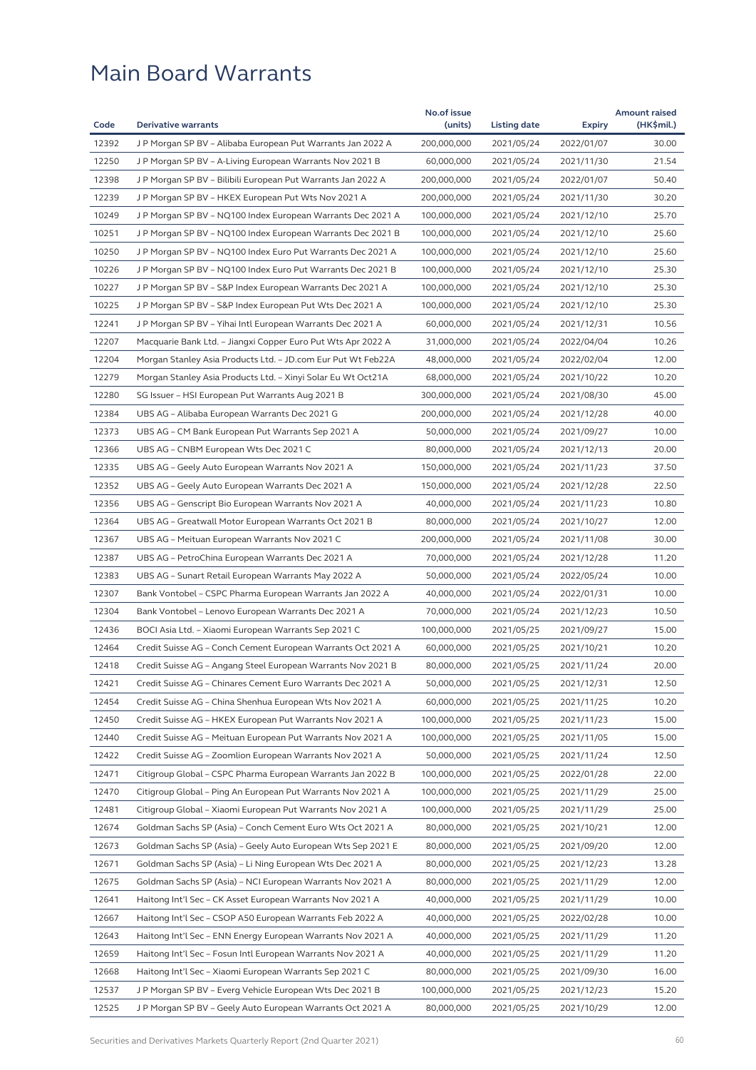# Main Board Warrants

| Code | Derivative warrants | No.of issue (units) | Listing date | Expiry | Amount raised (HK$mil.) |
|---|---|---|---|---|---|
| 12392 | J P Morgan SP BV – Alibaba European Put Warrants Jan 2022 A | 200,000,000 | 2021/05/24 | 2022/01/07 | 30.00 |
| 12250 | J P Morgan SP BV – A-Living European Warrants Nov 2021 B | 60,000,000 | 2021/05/24 | 2021/11/30 | 21.54 |
| 12398 | J P Morgan SP BV – Bilibili European Put Warrants Jan 2022 A | 200,000,000 | 2021/05/24 | 2022/01/07 | 50.40 |
| 12239 | J P Morgan SP BV – HKEX European Put Wts Nov 2021 A | 200,000,000 | 2021/05/24 | 2021/11/30 | 30.20 |
| 10249 | J P Morgan SP BV – NQ100 Index European Warrants Dec 2021 A | 100,000,000 | 2021/05/24 | 2021/12/10 | 25.70 |
| 10251 | J P Morgan SP BV – NQ100 Index European Warrants Dec 2021 B | 100,000,000 | 2021/05/24 | 2021/12/10 | 25.60 |
| 10250 | J P Morgan SP BV – NQ100 Index Euro Put Warrants Dec 2021 A | 100,000,000 | 2021/05/24 | 2021/12/10 | 25.60 |
| 10226 | J P Morgan SP BV – NQ100 Index Euro Put Warrants Dec 2021 B | 100,000,000 | 2021/05/24 | 2021/12/10 | 25.30 |
| 10227 | J P Morgan SP BV – S&P Index European Warrants Dec 2021 A | 100,000,000 | 2021/05/24 | 2021/12/10 | 25.30 |
| 10225 | J P Morgan SP BV – S&P Index European Put Wts Dec 2021 A | 100,000,000 | 2021/05/24 | 2021/12/10 | 25.30 |
| 12241 | J P Morgan SP BV – Yihai Intl European Warrants Dec 2021 A | 60,000,000 | 2021/05/24 | 2021/12/31 | 10.56 |
| 12207 | Macquarie Bank Ltd. – Jiangxi Copper Euro Put Wts Apr 2022 A | 31,000,000 | 2021/05/24 | 2022/04/04 | 10.26 |
| 12204 | Morgan Stanley Asia Products Ltd. – JD.com Eur Put Wt Feb22A | 48,000,000 | 2021/05/24 | 2022/02/04 | 12.00 |
| 12279 | Morgan Stanley Asia Products Ltd. – Xinyi Solar Eu Wt Oct21A | 68,000,000 | 2021/05/24 | 2021/10/22 | 10.20 |
| 12280 | SG Issuer – HSI European Put Warrants Aug 2021 B | 300,000,000 | 2021/05/24 | 2021/08/30 | 45.00 |
| 12384 | UBS AG – Alibaba European Warrants Dec 2021 G | 200,000,000 | 2021/05/24 | 2021/12/28 | 40.00 |
| 12373 | UBS AG – CM Bank European Put Warrants Sep 2021 A | 50,000,000 | 2021/05/24 | 2021/09/27 | 10.00 |
| 12366 | UBS AG – CNBM European Wts Dec 2021 C | 80,000,000 | 2021/05/24 | 2021/12/13 | 20.00 |
| 12335 | UBS AG – Geely Auto European Warrants Nov 2021 A | 150,000,000 | 2021/05/24 | 2021/11/23 | 37.50 |
| 12352 | UBS AG – Geely Auto European Warrants Dec 2021 A | 150,000,000 | 2021/05/24 | 2021/12/28 | 22.50 |
| 12356 | UBS AG – Genscript Bio European Warrants Nov 2021 A | 40,000,000 | 2021/05/24 | 2021/11/23 | 10.80 |
| 12364 | UBS AG – Greatwall Motor European Warrants Oct 2021 B | 80,000,000 | 2021/05/24 | 2021/10/27 | 12.00 |
| 12367 | UBS AG – Meituan European Warrants Nov 2021 C | 200,000,000 | 2021/05/24 | 2021/11/08 | 30.00 |
| 12387 | UBS AG – PetroChina European Warrants Dec 2021 A | 70,000,000 | 2021/05/24 | 2021/12/28 | 11.20 |
| 12383 | UBS AG – Sunart Retail European Warrants May 2022 A | 50,000,000 | 2021/05/24 | 2022/05/24 | 10.00 |
| 12307 | Bank Vontobel – CSPC Pharma European Warrants Jan 2022 A | 40,000,000 | 2021/05/24 | 2022/01/31 | 10.00 |
| 12304 | Bank Vontobel – Lenovo European Warrants Dec 2021 A | 70,000,000 | 2021/05/24 | 2021/12/23 | 10.50 |
| 12436 | BOCI Asia Ltd. – Xiaomi European Warrants Sep 2021 C | 100,000,000 | 2021/05/25 | 2021/09/27 | 15.00 |
| 12464 | Credit Suisse AG – Conch Cement European Warrants Oct 2021 A | 60,000,000 | 2021/05/25 | 2021/10/21 | 10.20 |
| 12418 | Credit Suisse AG – Angang Steel European Warrants Nov 2021 B | 80,000,000 | 2021/05/25 | 2021/11/24 | 20.00 |
| 12421 | Credit Suisse AG – Chinares Cement Euro Warrants Dec 2021 A | 50,000,000 | 2021/05/25 | 2021/12/31 | 12.50 |
| 12454 | Credit Suisse AG – China Shenhua European Wts Nov 2021 A | 60,000,000 | 2021/05/25 | 2021/11/25 | 10.20 |
| 12450 | Credit Suisse AG – HKEX European Put Warrants Nov 2021 A | 100,000,000 | 2021/05/25 | 2021/11/23 | 15.00 |
| 12440 | Credit Suisse AG – Meituan European Put Warrants Nov 2021 A | 100,000,000 | 2021/05/25 | 2021/11/05 | 15.00 |
| 12422 | Credit Suisse AG – Zoomlion European Warrants Nov 2021 A | 50,000,000 | 2021/05/25 | 2021/11/24 | 12.50 |
| 12471 | Citigroup Global – CSPC Pharma European Warrants Jan 2022 B | 100,000,000 | 2021/05/25 | 2022/01/28 | 22.00 |
| 12470 | Citigroup Global – Ping An European Put Warrants Nov 2021 A | 100,000,000 | 2021/05/25 | 2021/11/29 | 25.00 |
| 12481 | Citigroup Global – Xiaomi European Put Warrants Nov 2021 A | 100,000,000 | 2021/05/25 | 2021/11/29 | 25.00 |
| 12674 | Goldman Sachs SP (Asia) – Conch Cement Euro Wts Oct 2021 A | 80,000,000 | 2021/05/25 | 2021/10/21 | 12.00 |
| 12673 | Goldman Sachs SP (Asia) – Geely Auto European Wts Sep 2021 E | 80,000,000 | 2021/05/25 | 2021/09/20 | 12.00 |
| 12671 | Goldman Sachs SP (Asia) – Li Ning European Wts Dec 2021 A | 80,000,000 | 2021/05/25 | 2021/12/23 | 13.28 |
| 12675 | Goldman Sachs SP (Asia) – NCI European Warrants Nov 2021 A | 80,000,000 | 2021/05/25 | 2021/11/29 | 12.00 |
| 12641 | Haitong Int'l Sec – CK Asset European Warrants Nov 2021 A | 40,000,000 | 2021/05/25 | 2021/11/29 | 10.00 |
| 12667 | Haitong Int'l Sec – CSOP A50 European Warrants Feb 2022 A | 40,000,000 | 2021/05/25 | 2022/02/28 | 10.00 |
| 12643 | Haitong Int'l Sec – ENN Energy European Warrants Nov 2021 A | 40,000,000 | 2021/05/25 | 2021/11/29 | 11.20 |
| 12659 | Haitong Int'l Sec – Fosun Intl European Warrants Nov 2021 A | 40,000,000 | 2021/05/25 | 2021/11/29 | 11.20 |
| 12668 | Haitong Int'l Sec – Xiaomi European Warrants Sep 2021 C | 80,000,000 | 2021/05/25 | 2021/09/30 | 16.00 |
| 12537 | J P Morgan SP BV – Everg Vehicle European Wts Dec 2021 B | 100,000,000 | 2021/05/25 | 2021/12/23 | 15.20 |
| 12525 | J P Morgan SP BV – Geely Auto European Warrants Oct 2021 A | 80,000,000 | 2021/05/25 | 2021/10/29 | 12.00 |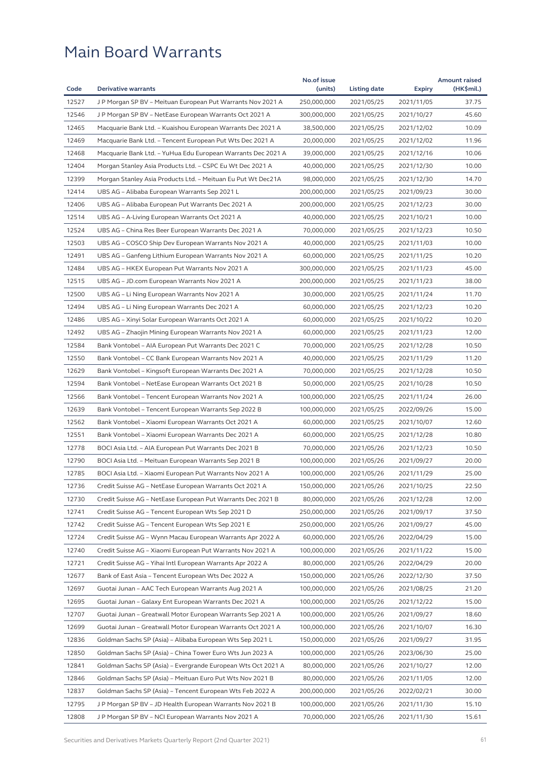# Main Board Warrants

| Code | Derivative warrants | No.of issue (units) | Listing date | Expiry | Amount raised (HK$mil.) |
|---|---|---|---|---|---|
| 12527 | J P Morgan SP BV – Meituan European Put Warrants Nov 2021 A | 250,000,000 | 2021/05/25 | 2021/11/05 | 37.75 |
| 12546 | J P Morgan SP BV – NetEase European Warrants Oct 2021 A | 300,000,000 | 2021/05/25 | 2021/10/27 | 45.60 |
| 12465 | Macquarie Bank Ltd. – Kuaishou European Warrants Dec 2021 A | 38,500,000 | 2021/05/25 | 2021/12/02 | 10.09 |
| 12469 | Macquarie Bank Ltd. – Tencent European Put Wts Dec 2021 A | 20,000,000 | 2021/05/25 | 2021/12/02 | 11.96 |
| 12468 | Macquarie Bank Ltd. – YuHua Edu European Warrants Dec 2021 A | 39,000,000 | 2021/05/25 | 2021/12/16 | 10.06 |
| 12404 | Morgan Stanley Asia Products Ltd. – CSPC Eu Wt Dec 2021 A | 40,000,000 | 2021/05/25 | 2021/12/30 | 10.00 |
| 12399 | Morgan Stanley Asia Products Ltd. – Meituan Eu Put Wt Dec21A | 98,000,000 | 2021/05/25 | 2021/12/30 | 14.70 |
| 12414 | UBS AG – Alibaba European Warrants Sep 2021 L | 200,000,000 | 2021/05/25 | 2021/09/23 | 30.00 |
| 12406 | UBS AG – Alibaba European Put Warrants Dec 2021 A | 200,000,000 | 2021/05/25 | 2021/12/23 | 30.00 |
| 12514 | UBS AG – A-Living European Warrants Oct 2021 A | 40,000,000 | 2021/05/25 | 2021/10/21 | 10.00 |
| 12524 | UBS AG – China Res Beer European Warrants Dec 2021 A | 70,000,000 | 2021/05/25 | 2021/12/23 | 10.50 |
| 12503 | UBS AG – COSCO Ship Dev European Warrants Nov 2021 A | 40,000,000 | 2021/05/25 | 2021/11/03 | 10.00 |
| 12491 | UBS AG – Ganfeng Lithium European Warrants Nov 2021 A | 60,000,000 | 2021/05/25 | 2021/11/25 | 10.20 |
| 12484 | UBS AG – HKEX European Put Warrants Nov 2021 A | 300,000,000 | 2021/05/25 | 2021/11/23 | 45.00 |
| 12515 | UBS AG – JD.com European Warrants Nov 2021 A | 200,000,000 | 2021/05/25 | 2021/11/23 | 38.00 |
| 12500 | UBS AG – Li Ning European Warrants Nov 2021 A | 30,000,000 | 2021/05/25 | 2021/11/24 | 11.70 |
| 12494 | UBS AG – Li Ning European Warrants Dec 2021 A | 60,000,000 | 2021/05/25 | 2021/12/23 | 10.20 |
| 12486 | UBS AG – Xinyi Solar European Warrants Oct 2021 A | 60,000,000 | 2021/05/25 | 2021/10/22 | 10.20 |
| 12492 | UBS AG – Zhaojin Mining European Warrants Nov 2021 A | 60,000,000 | 2021/05/25 | 2021/11/23 | 12.00 |
| 12584 | Bank Vontobel – AIA European Put Warrants Dec 2021 C | 70,000,000 | 2021/05/25 | 2021/12/28 | 10.50 |
| 12550 | Bank Vontobel – CC Bank European Warrants Nov 2021 A | 40,000,000 | 2021/05/25 | 2021/11/29 | 11.20 |
| 12629 | Bank Vontobel – Kingsoft European Warrants Dec 2021 A | 70,000,000 | 2021/05/25 | 2021/12/28 | 10.50 |
| 12594 | Bank Vontobel – NetEase European Warrants Oct 2021 B | 50,000,000 | 2021/05/25 | 2021/10/28 | 10.50 |
| 12566 | Bank Vontobel – Tencent European Warrants Nov 2021 A | 100,000,000 | 2021/05/25 | 2021/11/24 | 26.00 |
| 12639 | Bank Vontobel – Tencent European Warrants Sep 2022 B | 100,000,000 | 2021/05/25 | 2022/09/26 | 15.00 |
| 12562 | Bank Vontobel – Xiaomi European Warrants Oct 2021 A | 60,000,000 | 2021/05/25 | 2021/10/07 | 12.60 |
| 12551 | Bank Vontobel – Xiaomi European Warrants Dec 2021 A | 60,000,000 | 2021/05/25 | 2021/12/28 | 10.80 |
| 12778 | BOCI Asia Ltd. – AIA European Put Warrants Dec 2021 B | 70,000,000 | 2021/05/26 | 2021/12/23 | 10.50 |
| 12790 | BOCI Asia Ltd. – Meituan European Warrants Sep 2021 B | 100,000,000 | 2021/05/26 | 2021/09/27 | 20.00 |
| 12785 | BOCI Asia Ltd. – Xiaomi European Put Warrants Nov 2021 A | 100,000,000 | 2021/05/26 | 2021/11/29 | 25.00 |
| 12736 | Credit Suisse AG – NetEase European Warrants Oct 2021 A | 150,000,000 | 2021/05/26 | 2021/10/25 | 22.50 |
| 12730 | Credit Suisse AG – NetEase European Put Warrants Dec 2021 B | 80,000,000 | 2021/05/26 | 2021/12/28 | 12.00 |
| 12741 | Credit Suisse AG – Tencent European Wts Sep 2021 D | 250,000,000 | 2021/05/26 | 2021/09/17 | 37.50 |
| 12742 | Credit Suisse AG – Tencent European Wts Sep 2021 E | 250,000,000 | 2021/05/26 | 2021/09/27 | 45.00 |
| 12724 | Credit Suisse AG – Wynn Macau European Warrants Apr 2022 A | 60,000,000 | 2021/05/26 | 2022/04/29 | 15.00 |
| 12740 | Credit Suisse AG – Xiaomi European Put Warrants Nov 2021 A | 100,000,000 | 2021/05/26 | 2021/11/22 | 15.00 |
| 12721 | Credit Suisse AG – Yihai Intl European Warrants Apr 2022 A | 80,000,000 | 2021/05/26 | 2022/04/29 | 20.00 |
| 12677 | Bank of East Asia – Tencent European Wts Dec 2022 A | 150,000,000 | 2021/05/26 | 2022/12/30 | 37.50 |
| 12697 | Guotai Junan – AAC Tech European Warrants Aug 2021 A | 100,000,000 | 2021/05/26 | 2021/08/25 | 21.20 |
| 12695 | Guotai Junan – Galaxy Ent European Warrants Dec 2021 A | 100,000,000 | 2021/05/26 | 2021/12/22 | 15.00 |
| 12707 | Guotai Junan – Greatwall Motor European Warrants Sep 2021 A | 100,000,000 | 2021/05/26 | 2021/09/27 | 18.60 |
| 12699 | Guotai Junan – Greatwall Motor European Warrants Oct 2021 A | 100,000,000 | 2021/05/26 | 2021/10/07 | 16.30 |
| 12836 | Goldman Sachs SP (Asia) – Alibaba European Wts Sep 2021 L | 150,000,000 | 2021/05/26 | 2021/09/27 | 31.95 |
| 12850 | Goldman Sachs SP (Asia) – China Tower Euro Wts Jun 2023 A | 100,000,000 | 2021/05/26 | 2023/06/30 | 25.00 |
| 12841 | Goldman Sachs SP (Asia) – Evergrande European Wts Oct 2021 A | 80,000,000 | 2021/05/26 | 2021/10/27 | 12.00 |
| 12846 | Goldman Sachs SP (Asia) – Meituan Euro Put Wts Nov 2021 B | 80,000,000 | 2021/05/26 | 2021/11/05 | 12.00 |
| 12837 | Goldman Sachs SP (Asia) – Tencent European Wts Feb 2022 A | 200,000,000 | 2021/05/26 | 2022/02/21 | 30.00 |
| 12795 | J P Morgan SP BV – JD Health European Warrants Nov 2021 B | 100,000,000 | 2021/05/26 | 2021/11/30 | 15.10 |
| 12808 | J P Morgan SP BV – NCI European Warrants Nov 2021 A | 70,000,000 | 2021/05/26 | 2021/11/30 | 15.61 |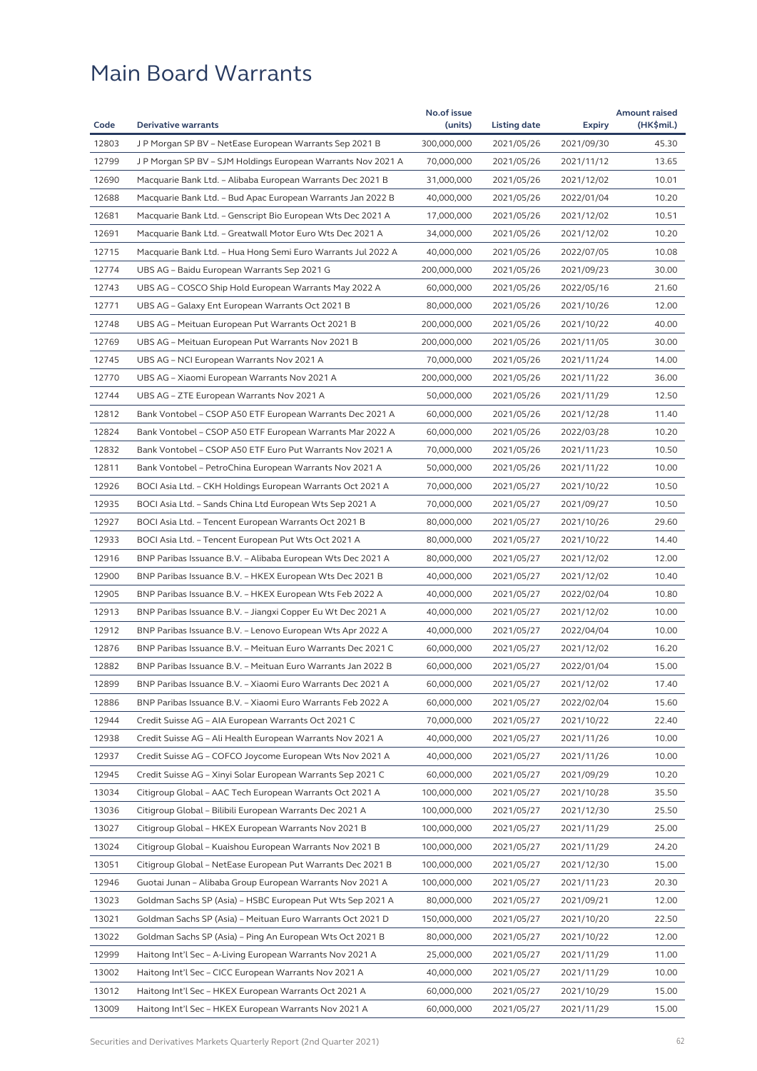# Main Board Warrants

| Code | Derivative warrants | No.of issue (units) | Listing date | Expiry | Amount raised (HK$mil.) |
|---|---|---|---|---|---|
| 12803 | J P Morgan SP BV – NetEase European Warrants Sep 2021 B | 300,000,000 | 2021/05/26 | 2021/09/30 | 45.30 |
| 12799 | J P Morgan SP BV – SJM Holdings European Warrants Nov 2021 A | 70,000,000 | 2021/05/26 | 2021/11/12 | 13.65 |
| 12690 | Macquarie Bank Ltd. – Alibaba European Warrants Dec 2021 B | 31,000,000 | 2021/05/26 | 2021/12/02 | 10.01 |
| 12688 | Macquarie Bank Ltd. – Bud Apac European Warrants Jan 2022 B | 40,000,000 | 2021/05/26 | 2022/01/04 | 10.20 |
| 12681 | Macquarie Bank Ltd. – Genscript Bio European Wts Dec 2021 A | 17,000,000 | 2021/05/26 | 2021/12/02 | 10.51 |
| 12691 | Macquarie Bank Ltd. – Greatwall Motor Euro Wts Dec 2021 A | 34,000,000 | 2021/05/26 | 2021/12/02 | 10.20 |
| 12715 | Macquarie Bank Ltd. – Hua Hong Semi Euro Warrants Jul 2022 A | 40,000,000 | 2021/05/26 | 2022/07/05 | 10.08 |
| 12774 | UBS AG – Baidu European Warrants Sep 2021 G | 200,000,000 | 2021/05/26 | 2021/09/23 | 30.00 |
| 12743 | UBS AG – COSCO Ship Hold European Warrants May 2022 A | 60,000,000 | 2021/05/26 | 2022/05/16 | 21.60 |
| 12771 | UBS AG – Galaxy Ent European Warrants Oct 2021 B | 80,000,000 | 2021/05/26 | 2021/10/26 | 12.00 |
| 12748 | UBS AG – Meituan European Put Warrants Oct 2021 B | 200,000,000 | 2021/05/26 | 2021/10/22 | 40.00 |
| 12769 | UBS AG – Meituan European Put Warrants Nov 2021 B | 200,000,000 | 2021/05/26 | 2021/11/05 | 30.00 |
| 12745 | UBS AG – NCI European Warrants Nov 2021 A | 70,000,000 | 2021/05/26 | 2021/11/24 | 14.00 |
| 12770 | UBS AG – Xiaomi European Warrants Nov 2021 A | 200,000,000 | 2021/05/26 | 2021/11/22 | 36.00 |
| 12744 | UBS AG – ZTE European Warrants Nov 2021 A | 50,000,000 | 2021/05/26 | 2021/11/29 | 12.50 |
| 12812 | Bank Vontobel – CSOP A50 ETF European Warrants Dec 2021 A | 60,000,000 | 2021/05/26 | 2021/12/28 | 11.40 |
| 12824 | Bank Vontobel – CSOP A50 ETF European Warrants Mar 2022 A | 60,000,000 | 2021/05/26 | 2022/03/28 | 10.20 |
| 12832 | Bank Vontobel – CSOP A50 ETF Euro Put Warrants Nov 2021 A | 70,000,000 | 2021/05/26 | 2021/11/23 | 10.50 |
| 12811 | Bank Vontobel – PetroChina European Warrants Nov 2021 A | 50,000,000 | 2021/05/26 | 2021/11/22 | 10.00 |
| 12926 | BOCI Asia Ltd. – CKH Holdings European Warrants Oct 2021 A | 70,000,000 | 2021/05/27 | 2021/10/22 | 10.50 |
| 12935 | BOCI Asia Ltd. – Sands China Ltd European Wts Sep 2021 A | 70,000,000 | 2021/05/27 | 2021/09/27 | 10.50 |
| 12927 | BOCI Asia Ltd. – Tencent European Warrants Oct 2021 B | 80,000,000 | 2021/05/27 | 2021/10/26 | 29.60 |
| 12933 | BOCI Asia Ltd. – Tencent European Put Wts Oct 2021 A | 80,000,000 | 2021/05/27 | 2021/10/22 | 14.40 |
| 12916 | BNP Paribas Issuance B.V. – Alibaba European Wts Dec 2021 A | 80,000,000 | 2021/05/27 | 2021/12/02 | 12.00 |
| 12900 | BNP Paribas Issuance B.V. – HKEX European Wts Dec 2021 B | 40,000,000 | 2021/05/27 | 2021/12/02 | 10.40 |
| 12905 | BNP Paribas Issuance B.V. – HKEX European Wts Feb 2022 A | 40,000,000 | 2021/05/27 | 2022/02/04 | 10.80 |
| 12913 | BNP Paribas Issuance B.V. – Jiangxi Copper Eu Wt Dec 2021 A | 40,000,000 | 2021/05/27 | 2021/12/02 | 10.00 |
| 12912 | BNP Paribas Issuance B.V. – Lenovo European Wts Apr 2022 A | 40,000,000 | 2021/05/27 | 2022/04/04 | 10.00 |
| 12876 | BNP Paribas Issuance B.V. – Meituan Euro Warrants Dec 2021 C | 60,000,000 | 2021/05/27 | 2021/12/02 | 16.20 |
| 12882 | BNP Paribas Issuance B.V. – Meituan Euro Warrants Jan 2022 B | 60,000,000 | 2021/05/27 | 2022/01/04 | 15.00 |
| 12899 | BNP Paribas Issuance B.V. – Xiaomi Euro Warrants Dec 2021 A | 60,000,000 | 2021/05/27 | 2021/12/02 | 17.40 |
| 12886 | BNP Paribas Issuance B.V. – Xiaomi Euro Warrants Feb 2022 A | 60,000,000 | 2021/05/27 | 2022/02/04 | 15.60 |
| 12944 | Credit Suisse AG – AIA European Warrants Oct 2021 C | 70,000,000 | 2021/05/27 | 2021/10/22 | 22.40 |
| 12938 | Credit Suisse AG – Ali Health European Warrants Nov 2021 A | 40,000,000 | 2021/05/27 | 2021/11/26 | 10.00 |
| 12937 | Credit Suisse AG – COFCO Joycome European Wts Nov 2021 A | 40,000,000 | 2021/05/27 | 2021/11/26 | 10.00 |
| 12945 | Credit Suisse AG – Xinyi Solar European Warrants Sep 2021 C | 60,000,000 | 2021/05/27 | 2021/09/29 | 10.20 |
| 13034 | Citigroup Global – AAC Tech European Warrants Oct 2021 A | 100,000,000 | 2021/05/27 | 2021/10/28 | 35.50 |
| 13036 | Citigroup Global – Bilibili European Warrants Dec 2021 A | 100,000,000 | 2021/05/27 | 2021/12/30 | 25.50 |
| 13027 | Citigroup Global – HKEX European Warrants Nov 2021 B | 100,000,000 | 2021/05/27 | 2021/11/29 | 25.00 |
| 13024 | Citigroup Global – Kuaishou European Warrants Nov 2021 B | 100,000,000 | 2021/05/27 | 2021/11/29 | 24.20 |
| 13051 | Citigroup Global – NetEase European Put Warrants Dec 2021 B | 100,000,000 | 2021/05/27 | 2021/12/30 | 15.00 |
| 12946 | Guotai Junan – Alibaba Group European Warrants Nov 2021 A | 100,000,000 | 2021/05/27 | 2021/11/23 | 20.30 |
| 13023 | Goldman Sachs SP (Asia) – HSBC European Put Wts Sep 2021 A | 80,000,000 | 2021/05/27 | 2021/09/21 | 12.00 |
| 13021 | Goldman Sachs SP (Asia) – Meituan Euro Warrants Oct 2021 D | 150,000,000 | 2021/05/27 | 2021/10/20 | 22.50 |
| 13022 | Goldman Sachs SP (Asia) – Ping An European Wts Oct 2021 B | 80,000,000 | 2021/05/27 | 2021/10/22 | 12.00 |
| 12999 | Haitong Int'l Sec – A-Living European Warrants Nov 2021 A | 25,000,000 | 2021/05/27 | 2021/11/29 | 11.00 |
| 13002 | Haitong Int'l Sec – CICC European Warrants Nov 2021 A | 40,000,000 | 2021/05/27 | 2021/11/29 | 10.00 |
| 13012 | Haitong Int'l Sec – HKEX European Warrants Oct 2021 A | 60,000,000 | 2021/05/27 | 2021/10/29 | 15.00 |
| 13009 | Haitong Int'l Sec – HKEX European Warrants Nov 2021 A | 60,000,000 | 2021/05/27 | 2021/11/29 | 15.00 |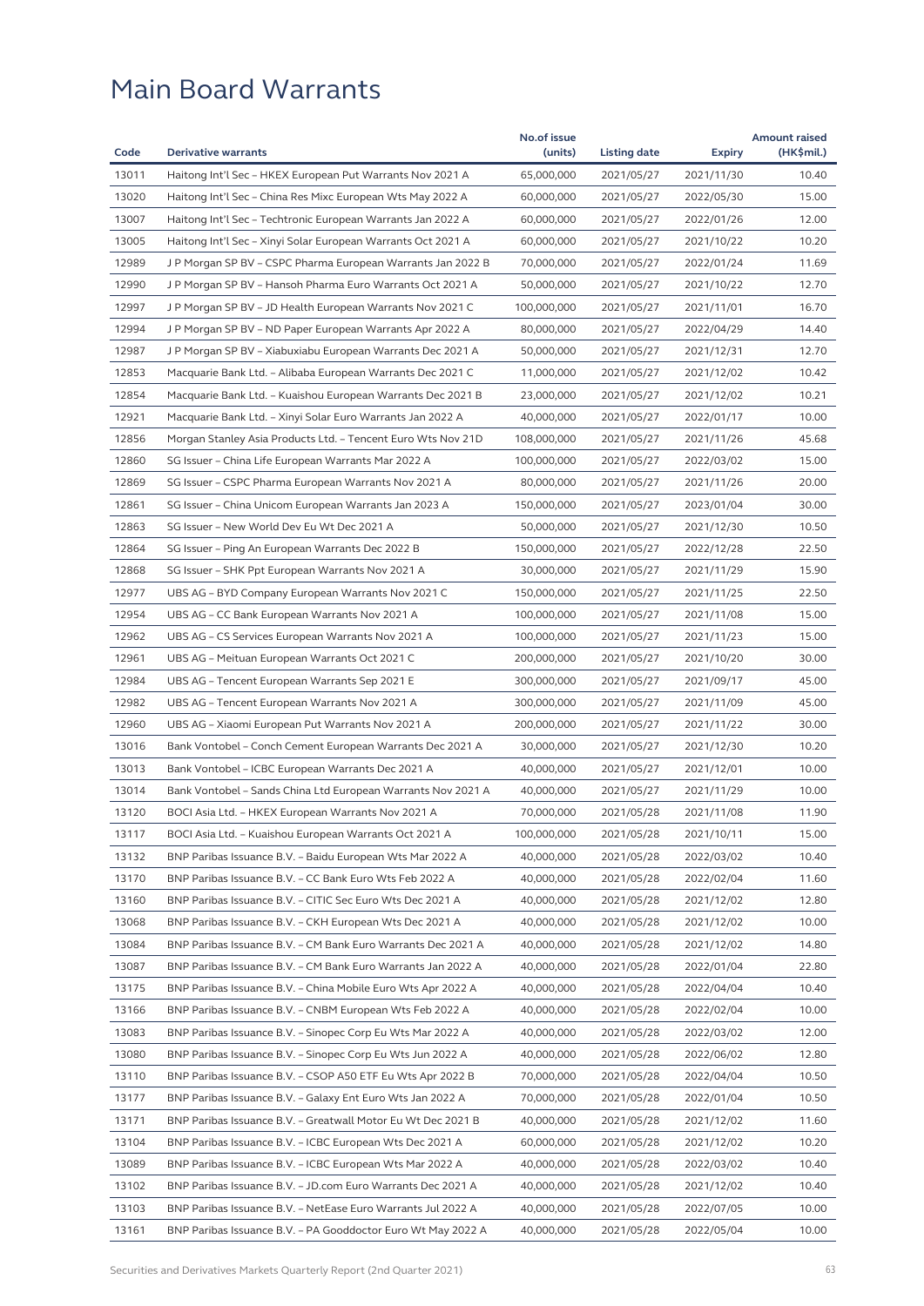# Main Board Warrants

| Code | Derivative warrants | No.of issue (units) | Listing date | Expiry | Amount raised (HK$mil.) |
|---|---|---|---|---|---|
| 13011 | Haitong Int'l Sec – HKEX European Put Warrants Nov 2021 A | 65,000,000 | 2021/05/27 | 2021/11/30 | 10.40 |
| 13020 | Haitong Int'l Sec – China Res Mixc European Wts May 2022 A | 60,000,000 | 2021/05/27 | 2022/05/30 | 15.00 |
| 13007 | Haitong Int'l Sec – Techtronic European Warrants Jan 2022 A | 60,000,000 | 2021/05/27 | 2022/01/26 | 12.00 |
| 13005 | Haitong Int'l Sec – Xinyi Solar European Warrants Oct 2021 A | 60,000,000 | 2021/05/27 | 2021/10/22 | 10.20 |
| 12989 | J P Morgan SP BV – CSPC Pharma European Warrants Jan 2022 B | 70,000,000 | 2021/05/27 | 2022/01/24 | 11.69 |
| 12990 | J P Morgan SP BV – Hansoh Pharma Euro Warrants Oct 2021 A | 50,000,000 | 2021/05/27 | 2021/10/22 | 12.70 |
| 12997 | J P Morgan SP BV – JD Health European Warrants Nov 2021 C | 100,000,000 | 2021/05/27 | 2021/11/01 | 16.70 |
| 12994 | J P Morgan SP BV – ND Paper European Warrants Apr 2022 A | 80,000,000 | 2021/05/27 | 2022/04/29 | 14.40 |
| 12987 | J P Morgan SP BV – Xiabuxiabu European Warrants Dec 2021 A | 50,000,000 | 2021/05/27 | 2021/12/31 | 12.70 |
| 12853 | Macquarie Bank Ltd. – Alibaba European Warrants Dec 2021 C | 11,000,000 | 2021/05/27 | 2021/12/02 | 10.42 |
| 12854 | Macquarie Bank Ltd. – Kuaishou European Warrants Dec 2021 B | 23,000,000 | 2021/05/27 | 2021/12/02 | 10.21 |
| 12921 | Macquarie Bank Ltd. – Xinyi Solar Euro Warrants Jan 2022 A | 40,000,000 | 2021/05/27 | 2022/01/17 | 10.00 |
| 12856 | Morgan Stanley Asia Products Ltd. – Tencent Euro Wts Nov 21D | 108,000,000 | 2021/05/27 | 2021/11/26 | 45.68 |
| 12860 | SG Issuer – China Life European Warrants Mar 2022 A | 100,000,000 | 2021/05/27 | 2022/03/02 | 15.00 |
| 12869 | SG Issuer – CSPC Pharma European Warrants Nov 2021 A | 80,000,000 | 2021/05/27 | 2021/11/26 | 20.00 |
| 12861 | SG Issuer – China Unicom European Warrants Jan 2023 A | 150,000,000 | 2021/05/27 | 2023/01/04 | 30.00 |
| 12863 | SG Issuer – New World Dev Eu Wt Dec 2021 A | 50,000,000 | 2021/05/27 | 2021/12/30 | 10.50 |
| 12864 | SG Issuer – Ping An European Warrants Dec 2022 B | 150,000,000 | 2021/05/27 | 2022/12/28 | 22.50 |
| 12868 | SG Issuer – SHK Ppt European Warrants Nov 2021 A | 30,000,000 | 2021/05/27 | 2021/11/29 | 15.90 |
| 12977 | UBS AG – BYD Company European Warrants Nov 2021 C | 150,000,000 | 2021/05/27 | 2021/11/25 | 22.50 |
| 12954 | UBS AG – CC Bank European Warrants Nov 2021 A | 100,000,000 | 2021/05/27 | 2021/11/08 | 15.00 |
| 12962 | UBS AG – CS Services European Warrants Nov 2021 A | 100,000,000 | 2021/05/27 | 2021/11/23 | 15.00 |
| 12961 | UBS AG – Meituan European Warrants Oct 2021 C | 200,000,000 | 2021/05/27 | 2021/10/20 | 30.00 |
| 12984 | UBS AG – Tencent European Warrants Sep 2021 E | 300,000,000 | 2021/05/27 | 2021/09/17 | 45.00 |
| 12982 | UBS AG – Tencent European Warrants Nov 2021 A | 300,000,000 | 2021/05/27 | 2021/11/09 | 45.00 |
| 12960 | UBS AG – Xiaomi European Put Warrants Nov 2021 A | 200,000,000 | 2021/05/27 | 2021/11/22 | 30.00 |
| 13016 | Bank Vontobel – Conch Cement European Warrants Dec 2021 A | 30,000,000 | 2021/05/27 | 2021/12/30 | 10.20 |
| 13013 | Bank Vontobel – ICBC European Warrants Dec 2021 A | 40,000,000 | 2021/05/27 | 2021/12/01 | 10.00 |
| 13014 | Bank Vontobel – Sands China Ltd European Warrants Nov 2021 A | 40,000,000 | 2021/05/27 | 2021/11/29 | 10.00 |
| 13120 | BOCI Asia Ltd. – HKEX European Warrants Nov 2021 A | 70,000,000 | 2021/05/28 | 2021/11/08 | 11.90 |
| 13117 | BOCI Asia Ltd. – Kuaishou European Warrants Oct 2021 A | 100,000,000 | 2021/05/28 | 2021/10/11 | 15.00 |
| 13132 | BNP Paribas Issuance B.V. – Baidu European Wts Mar 2022 A | 40,000,000 | 2021/05/28 | 2022/03/02 | 10.40 |
| 13170 | BNP Paribas Issuance B.V. – CC Bank Euro Wts Feb 2022 A | 40,000,000 | 2021/05/28 | 2022/02/04 | 11.60 |
| 13160 | BNP Paribas Issuance B.V. – CITIC Sec Euro Wts Dec 2021 A | 40,000,000 | 2021/05/28 | 2021/12/02 | 12.80 |
| 13068 | BNP Paribas Issuance B.V. – CKH European Wts Dec 2021 A | 40,000,000 | 2021/05/28 | 2021/12/02 | 10.00 |
| 13084 | BNP Paribas Issuance B.V. – CM Bank Euro Warrants Dec 2021 A | 40,000,000 | 2021/05/28 | 2021/12/02 | 14.80 |
| 13087 | BNP Paribas Issuance B.V. – CM Bank Euro Warrants Jan 2022 A | 40,000,000 | 2021/05/28 | 2022/01/04 | 22.80 |
| 13175 | BNP Paribas Issuance B.V. – China Mobile Euro Wts Apr 2022 A | 40,000,000 | 2021/05/28 | 2022/04/04 | 10.40 |
| 13166 | BNP Paribas Issuance B.V. – CNBM European Wts Feb 2022 A | 40,000,000 | 2021/05/28 | 2022/02/04 | 10.00 |
| 13083 | BNP Paribas Issuance B.V. – Sinopec Corp Eu Wts Mar 2022 A | 40,000,000 | 2021/05/28 | 2022/03/02 | 12.00 |
| 13080 | BNP Paribas Issuance B.V. – Sinopec Corp Eu Wts Jun 2022 A | 40,000,000 | 2021/05/28 | 2022/06/02 | 12.80 |
| 13110 | BNP Paribas Issuance B.V. – CSOP A50 ETF Eu Wts Apr 2022 B | 70,000,000 | 2021/05/28 | 2022/04/04 | 10.50 |
| 13177 | BNP Paribas Issuance B.V. – Galaxy Ent Euro Wts Jan 2022 A | 70,000,000 | 2021/05/28 | 2022/01/04 | 10.50 |
| 13171 | BNP Paribas Issuance B.V. – Greatwall Motor Eu Wt Dec 2021 B | 40,000,000 | 2021/05/28 | 2021/12/02 | 11.60 |
| 13104 | BNP Paribas Issuance B.V. – ICBC European Wts Dec 2021 A | 60,000,000 | 2021/05/28 | 2021/12/02 | 10.20 |
| 13089 | BNP Paribas Issuance B.V. – ICBC European Wts Mar 2022 A | 40,000,000 | 2021/05/28 | 2022/03/02 | 10.40 |
| 13102 | BNP Paribas Issuance B.V. – JD.com Euro Warrants Dec 2021 A | 40,000,000 | 2021/05/28 | 2021/12/02 | 10.40 |
| 13103 | BNP Paribas Issuance B.V. – NetEase Euro Warrants Jul 2022 A | 40,000,000 | 2021/05/28 | 2022/07/05 | 10.00 |
| 13161 | BNP Paribas Issuance B.V. – PA Gooddoctor Euro Wt May 2022 A | 40,000,000 | 2021/05/28 | 2022/05/04 | 10.00 |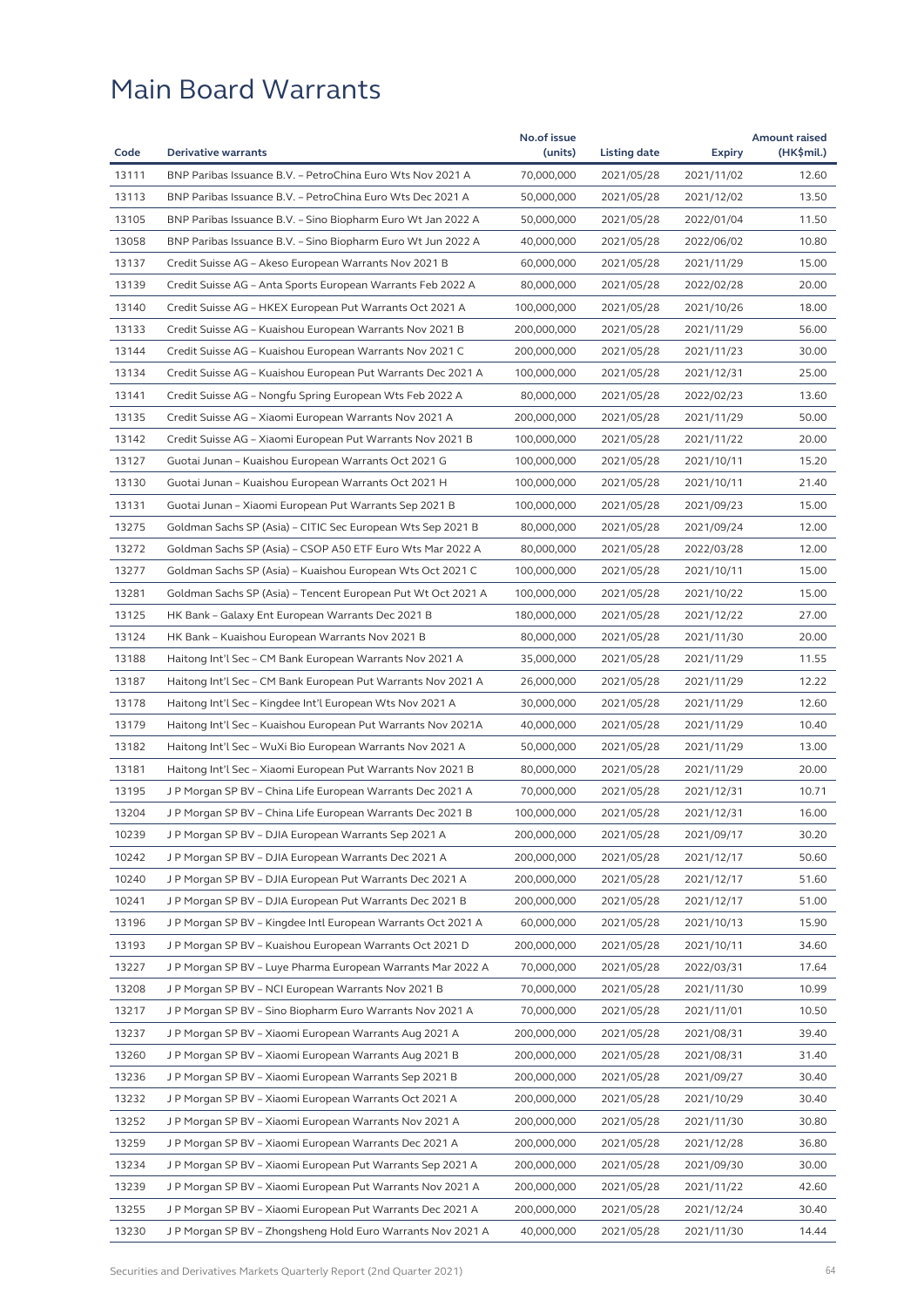# Main Board Warrants

| Code | Derivative warrants | No.of issue (units) | Listing date | Expiry | Amount raised (HK$mil.) |
|---|---|---|---|---|---|
| 13111 | BNP Paribas Issuance B.V. – PetroChina Euro Wts Nov 2021 A | 70,000,000 | 2021/05/28 | 2021/11/02 | 12.60 |
| 13113 | BNP Paribas Issuance B.V. – PetroChina Euro Wts Dec 2021 A | 50,000,000 | 2021/05/28 | 2021/12/02 | 13.50 |
| 13105 | BNP Paribas Issuance B.V. – Sino Biopharm Euro Wt Jan 2022 A | 50,000,000 | 2021/05/28 | 2022/01/04 | 11.50 |
| 13058 | BNP Paribas Issuance B.V. – Sino Biopharm Euro Wt Jun 2022 A | 40,000,000 | 2021/05/28 | 2022/06/02 | 10.80 |
| 13137 | Credit Suisse AG – Akeso European Warrants Nov 2021 B | 60,000,000 | 2021/05/28 | 2021/11/29 | 15.00 |
| 13139 | Credit Suisse AG – Anta Sports European Warrants Feb 2022 A | 80,000,000 | 2021/05/28 | 2022/02/28 | 20.00 |
| 13140 | Credit Suisse AG – HKEX European Put Warrants Oct 2021 A | 100,000,000 | 2021/05/28 | 2021/10/26 | 18.00 |
| 13133 | Credit Suisse AG – Kuaishou European Warrants Nov 2021 B | 200,000,000 | 2021/05/28 | 2021/11/29 | 56.00 |
| 13144 | Credit Suisse AG – Kuaishou European Warrants Nov 2021 C | 200,000,000 | 2021/05/28 | 2021/11/23 | 30.00 |
| 13134 | Credit Suisse AG – Kuaishou European Put Warrants Dec 2021 A | 100,000,000 | 2021/05/28 | 2021/12/31 | 25.00 |
| 13141 | Credit Suisse AG – Nongfu Spring European Wts Feb 2022 A | 80,000,000 | 2021/05/28 | 2022/02/23 | 13.60 |
| 13135 | Credit Suisse AG – Xiaomi European Warrants Nov 2021 A | 200,000,000 | 2021/05/28 | 2021/11/29 | 50.00 |
| 13142 | Credit Suisse AG – Xiaomi European Put Warrants Nov 2021 B | 100,000,000 | 2021/05/28 | 2021/11/22 | 20.00 |
| 13127 | Guotai Junan – Kuaishou European Warrants Oct 2021 G | 100,000,000 | 2021/05/28 | 2021/10/11 | 15.20 |
| 13130 | Guotai Junan – Kuaishou European Warrants Oct 2021 H | 100,000,000 | 2021/05/28 | 2021/10/11 | 21.40 |
| 13131 | Guotai Junan – Xiaomi European Put Warrants Sep 2021 B | 100,000,000 | 2021/05/28 | 2021/09/23 | 15.00 |
| 13275 | Goldman Sachs SP (Asia) – CITIC Sec European Wts Sep 2021 B | 80,000,000 | 2021/05/28 | 2021/09/24 | 12.00 |
| 13272 | Goldman Sachs SP (Asia) – CSOP A50 ETF Euro Wts Mar 2022 A | 80,000,000 | 2021/05/28 | 2022/03/28 | 12.00 |
| 13277 | Goldman Sachs SP (Asia) – Kuaishou European Wts Oct 2021 C | 100,000,000 | 2021/05/28 | 2021/10/11 | 15.00 |
| 13281 | Goldman Sachs SP (Asia) – Tencent European Put Wt Oct 2021 A | 100,000,000 | 2021/05/28 | 2021/10/22 | 15.00 |
| 13125 | HK Bank – Galaxy Ent European Warrants Dec 2021 B | 180,000,000 | 2021/05/28 | 2021/12/22 | 27.00 |
| 13124 | HK Bank – Kuaishou European Warrants Nov 2021 B | 80,000,000 | 2021/05/28 | 2021/11/30 | 20.00 |
| 13188 | Haitong Int'l Sec – CM Bank European Warrants Nov 2021 A | 35,000,000 | 2021/05/28 | 2021/11/29 | 11.55 |
| 13187 | Haitong Int'l Sec – CM Bank European Put Warrants Nov 2021 A | 26,000,000 | 2021/05/28 | 2021/11/29 | 12.22 |
| 13178 | Haitong Int'l Sec – Kingdee Int'l European Wts Nov 2021 A | 30,000,000 | 2021/05/28 | 2021/11/29 | 12.60 |
| 13179 | Haitong Int'l Sec – Kuaishou European Put Warrants Nov 2021A | 40,000,000 | 2021/05/28 | 2021/11/29 | 10.40 |
| 13182 | Haitong Int'l Sec – WuXi Bio European Warrants Nov 2021 A | 50,000,000 | 2021/05/28 | 2021/11/29 | 13.00 |
| 13181 | Haitong Int'l Sec – Xiaomi European Put Warrants Nov 2021 B | 80,000,000 | 2021/05/28 | 2021/11/29 | 20.00 |
| 13195 | J P Morgan SP BV – China Life European Warrants Dec 2021 A | 70,000,000 | 2021/05/28 | 2021/12/31 | 10.71 |
| 13204 | J P Morgan SP BV – China Life European Warrants Dec 2021 B | 100,000,000 | 2021/05/28 | 2021/12/31 | 16.00 |
| 10239 | J P Morgan SP BV – DJIA European Warrants Sep 2021 A | 200,000,000 | 2021/05/28 | 2021/09/17 | 30.20 |
| 10242 | J P Morgan SP BV – DJIA European Warrants Dec 2021 A | 200,000,000 | 2021/05/28 | 2021/12/17 | 50.60 |
| 10240 | J P Morgan SP BV – DJIA European Put Warrants Dec 2021 A | 200,000,000 | 2021/05/28 | 2021/12/17 | 51.60 |
| 10241 | J P Morgan SP BV – DJIA European Put Warrants Dec 2021 B | 200,000,000 | 2021/05/28 | 2021/12/17 | 51.00 |
| 13196 | J P Morgan SP BV – Kingdee Intl European Warrants Oct 2021 A | 60,000,000 | 2021/05/28 | 2021/10/13 | 15.90 |
| 13193 | J P Morgan SP BV – Kuaishou European Warrants Oct 2021 D | 200,000,000 | 2021/05/28 | 2021/10/11 | 34.60 |
| 13227 | J P Morgan SP BV – Luye Pharma European Warrants Mar 2022 A | 70,000,000 | 2021/05/28 | 2022/03/31 | 17.64 |
| 13208 | J P Morgan SP BV – NCI European Warrants Nov 2021 B | 70,000,000 | 2021/05/28 | 2021/11/30 | 10.99 |
| 13217 | J P Morgan SP BV – Sino Biopharm Euro Warrants Nov 2021 A | 70,000,000 | 2021/05/28 | 2021/11/01 | 10.50 |
| 13237 | J P Morgan SP BV – Xiaomi European Warrants Aug 2021 A | 200,000,000 | 2021/05/28 | 2021/08/31 | 39.40 |
| 13260 | J P Morgan SP BV – Xiaomi European Warrants Aug 2021 B | 200,000,000 | 2021/05/28 | 2021/08/31 | 31.40 |
| 13236 | J P Morgan SP BV – Xiaomi European Warrants Sep 2021 B | 200,000,000 | 2021/05/28 | 2021/09/27 | 30.40 |
| 13232 | J P Morgan SP BV – Xiaomi European Warrants Oct 2021 A | 200,000,000 | 2021/05/28 | 2021/10/29 | 30.40 |
| 13252 | J P Morgan SP BV – Xiaomi European Warrants Nov 2021 A | 200,000,000 | 2021/05/28 | 2021/11/30 | 30.80 |
| 13259 | J P Morgan SP BV – Xiaomi European Warrants Dec 2021 A | 200,000,000 | 2021/05/28 | 2021/12/28 | 36.80 |
| 13234 | J P Morgan SP BV – Xiaomi European Put Warrants Sep 2021 A | 200,000,000 | 2021/05/28 | 2021/09/30 | 30.00 |
| 13239 | J P Morgan SP BV – Xiaomi European Put Warrants Nov 2021 A | 200,000,000 | 2021/05/28 | 2021/11/22 | 42.60 |
| 13255 | J P Morgan SP BV – Xiaomi European Put Warrants Dec 2021 A | 200,000,000 | 2021/05/28 | 2021/12/24 | 30.40 |
| 13230 | J P Morgan SP BV – Zhongsheng Hold Euro Warrants Nov 2021 A | 40,000,000 | 2021/05/28 | 2021/11/30 | 14.44 |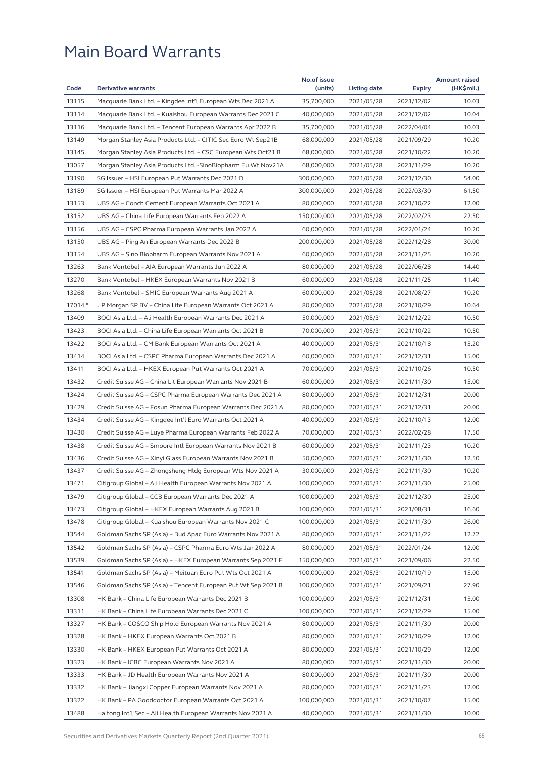# Main Board Warrants

| Code | Derivative warrants | No.of issue (units) | Listing date | Expiry | Amount raised (HK$mil.) |
|---|---|---|---|---|---|
| 13115 | Macquarie Bank Ltd. – Kingdee Int'l European Wts Dec 2021 A | 35,700,000 | 2021/05/28 | 2021/12/02 | 10.03 |
| 13114 | Macquarie Bank Ltd. – Kuaishou European Warrants Dec 2021 C | 40,000,000 | 2021/05/28 | 2021/12/02 | 10.04 |
| 13116 | Macquarie Bank Ltd. – Tencent European Warrants Apr 2022 B | 35,700,000 | 2021/05/28 | 2022/04/04 | 10.03 |
| 13149 | Morgan Stanley Asia Products Ltd. – CITIC Sec Euro Wt Sep21B | 68,000,000 | 2021/05/28 | 2021/09/29 | 10.20 |
| 13145 | Morgan Stanley Asia Products Ltd. – CSC European Wts Oct21 B | 68,000,000 | 2021/05/28 | 2021/10/22 | 10.20 |
| 13057 | Morgan Stanley Asia Products Ltd. -SinoBiopharm Eu Wt Nov21A | 68,000,000 | 2021/05/28 | 2021/11/29 | 10.20 |
| 13190 | SG Issuer – HSI European Put Warrants Dec 2021 D | 300,000,000 | 2021/05/28 | 2021/12/30 | 54.00 |
| 13189 | SG Issuer – HSI European Put Warrants Mar 2022 A | 300,000,000 | 2021/05/28 | 2022/03/30 | 61.50 |
| 13153 | UBS AG – Conch Cement European Warrants Oct 2021 A | 80,000,000 | 2021/05/28 | 2021/10/22 | 12.00 |
| 13152 | UBS AG – China Life European Warrants Feb 2022 A | 150,000,000 | 2021/05/28 | 2022/02/23 | 22.50 |
| 13156 | UBS AG – CSPC Pharma European Warrants Jan 2022 A | 60,000,000 | 2021/05/28 | 2022/01/24 | 10.20 |
| 13150 | UBS AG – Ping An European Warrants Dec 2022 B | 200,000,000 | 2021/05/28 | 2022/12/28 | 30.00 |
| 13154 | UBS AG – Sino Biopharm European Warrants Nov 2021 A | 60,000,000 | 2021/05/28 | 2021/11/25 | 10.20 |
| 13263 | Bank Vontobel – AIA European Warrants Jun 2022 A | 80,000,000 | 2021/05/28 | 2022/06/28 | 14.40 |
| 13270 | Bank Vontobel – HKEX European Warrants Nov 2021 B | 60,000,000 | 2021/05/28 | 2021/11/25 | 11.40 |
| 13268 | Bank Vontobel – SMIC European Warrants Aug 2021 A | 60,000,000 | 2021/05/28 | 2021/08/27 | 10.20 |
| 17014 # | J P Morgan SP BV – China Life European Warrants Oct 2021 A | 80,000,000 | 2021/05/28 | 2021/10/29 | 10.64 |
| 13409 | BOCI Asia Ltd. – Ali Health European Warrants Dec 2021 A | 50,000,000 | 2021/05/31 | 2021/12/22 | 10.50 |
| 13423 | BOCI Asia Ltd. – China Life European Warrants Oct 2021 B | 70,000,000 | 2021/05/31 | 2021/10/22 | 10.50 |
| 13422 | BOCI Asia Ltd. – CM Bank European Warrants Oct 2021 A | 40,000,000 | 2021/05/31 | 2021/10/18 | 15.20 |
| 13414 | BOCI Asia Ltd. – CSPC Pharma European Warrants Dec 2021 A | 60,000,000 | 2021/05/31 | 2021/12/31 | 15.00 |
| 13411 | BOCI Asia Ltd. – HKEX European Put Warrants Oct 2021 A | 70,000,000 | 2021/05/31 | 2021/10/26 | 10.50 |
| 13432 | Credit Suisse AG – China Lit European Warrants Nov 2021 B | 60,000,000 | 2021/05/31 | 2021/11/30 | 15.00 |
| 13424 | Credit Suisse AG – CSPC Pharma European Warrants Dec 2021 A | 80,000,000 | 2021/05/31 | 2021/12/31 | 20.00 |
| 13429 | Credit Suisse AG – Fosun Pharma European Warrants Dec 2021 A | 80,000,000 | 2021/05/31 | 2021/12/31 | 20.00 |
| 13434 | Credit Suisse AG – Kingdee Int'l Euro Warrants Oct 2021 A | 40,000,000 | 2021/05/31 | 2021/10/13 | 12.00 |
| 13430 | Credit Suisse AG – Luye Pharma European Warrants Feb 2022 A | 70,000,000 | 2021/05/31 | 2022/02/28 | 17.50 |
| 13438 | Credit Suisse AG – Smoore Intl European Warrants Nov 2021 B | 60,000,000 | 2021/05/31 | 2021/11/23 | 10.20 |
| 13436 | Credit Suisse AG – Xinyi Glass European Warrants Nov 2021 B | 50,000,000 | 2021/05/31 | 2021/11/30 | 12.50 |
| 13437 | Credit Suisse AG – Zhongsheng Hldg European Wts Nov 2021 A | 30,000,000 | 2021/05/31 | 2021/11/30 | 10.20 |
| 13471 | Citigroup Global – Ali Health European Warrants Nov 2021 A | 100,000,000 | 2021/05/31 | 2021/11/30 | 25.00 |
| 13479 | Citigroup Global – CCB European Warrants Dec 2021 A | 100,000,000 | 2021/05/31 | 2021/12/30 | 25.00 |
| 13473 | Citigroup Global – HKEX European Warrants Aug 2021 B | 100,000,000 | 2021/05/31 | 2021/08/31 | 16.60 |
| 13478 | Citigroup Global – Kuaishou European Warrants Nov 2021 C | 100,000,000 | 2021/05/31 | 2021/11/30 | 26.00 |
| 13544 | Goldman Sachs SP (Asia) – Bud Apac Euro Warrants Nov 2021 A | 80,000,000 | 2021/05/31 | 2021/11/22 | 12.72 |
| 13542 | Goldman Sachs SP (Asia) – CSPC Pharma Euro Wts Jan 2022 A | 80,000,000 | 2021/05/31 | 2022/01/24 | 12.00 |
| 13539 | Goldman Sachs SP (Asia) – HKEX European Warrants Sep 2021 F | 150,000,000 | 2021/05/31 | 2021/09/06 | 22.50 |
| 13541 | Goldman Sachs SP (Asia) – Meituan Euro Put Wts Oct 2021 A | 100,000,000 | 2021/05/31 | 2021/10/19 | 15.00 |
| 13546 | Goldman Sachs SP (Asia) – Tencent European Put Wt Sep 2021 B | 100,000,000 | 2021/05/31 | 2021/09/21 | 27.90 |
| 13308 | HK Bank – China Life European Warrants Dec 2021 B | 100,000,000 | 2021/05/31 | 2021/12/31 | 15.00 |
| 13311 | HK Bank – China Life European Warrants Dec 2021 C | 100,000,000 | 2021/05/31 | 2021/12/29 | 15.00 |
| 13327 | HK Bank – COSCO Ship Hold European Warrants Nov 2021 A | 80,000,000 | 2021/05/31 | 2021/11/30 | 20.00 |
| 13328 | HK Bank – HKEX European Warrants Oct 2021 B | 80,000,000 | 2021/05/31 | 2021/10/29 | 12.00 |
| 13330 | HK Bank – HKEX European Put Warrants Oct 2021 A | 80,000,000 | 2021/05/31 | 2021/10/29 | 12.00 |
| 13323 | HK Bank – ICBC European Warrants Nov 2021 A | 80,000,000 | 2021/05/31 | 2021/11/30 | 20.00 |
| 13333 | HK Bank – JD Health European Warrants Nov 2021 A | 80,000,000 | 2021/05/31 | 2021/11/30 | 20.00 |
| 13332 | HK Bank – Jiangxi Copper European Warrants Nov 2021 A | 80,000,000 | 2021/05/31 | 2021/11/23 | 12.00 |
| 13322 | HK Bank – PA Gooddoctor European Warrants Oct 2021 A | 100,000,000 | 2021/05/31 | 2021/10/07 | 15.00 |
| 13488 | Haitong Int'l Sec – Ali Health European Warrants Nov 2021 A | 40,000,000 | 2021/05/31 | 2021/11/30 | 10.00 |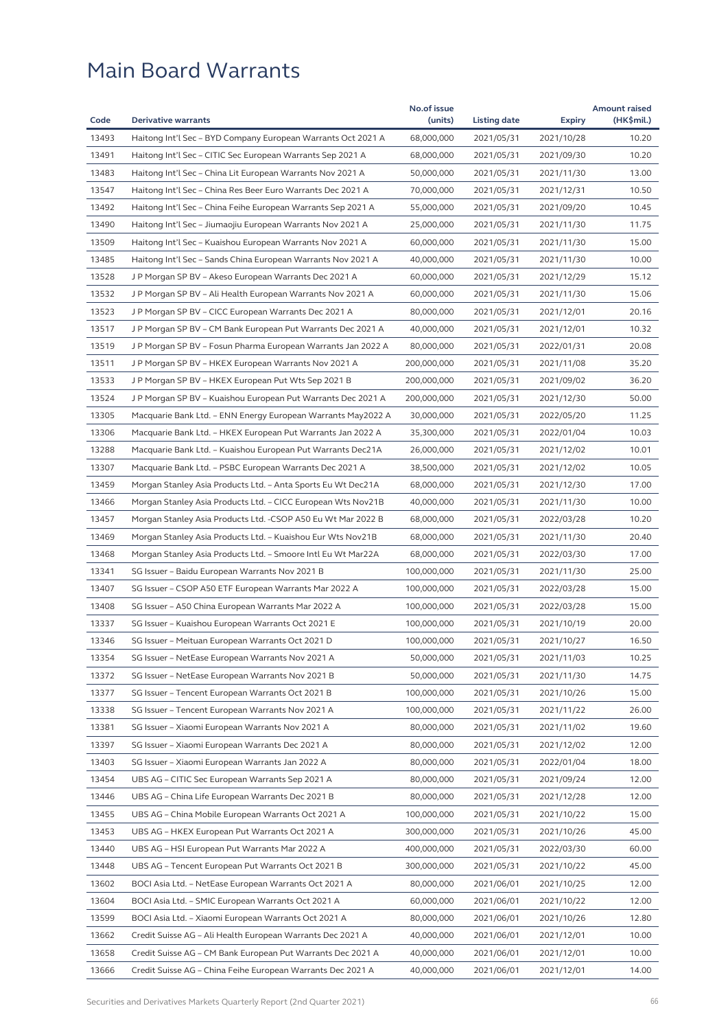# Main Board Warrants

| Code | Derivative warrants | No.of issue (units) | Listing date | Expiry | Amount raised (HK$mil.) |
|---|---|---|---|---|---|
| 13493 | Haitong Int'l Sec – BYD Company European Warrants Oct 2021 A | 68,000,000 | 2021/05/31 | 2021/10/28 | 10.20 |
| 13491 | Haitong Int'l Sec – CITIC Sec European Warrants Sep 2021 A | 68,000,000 | 2021/05/31 | 2021/09/30 | 10.20 |
| 13483 | Haitong Int'l Sec – China Lit European Warrants Nov 2021 A | 50,000,000 | 2021/05/31 | 2021/11/30 | 13.00 |
| 13547 | Haitong Int'l Sec – China Res Beer Euro Warrants Dec 2021 A | 70,000,000 | 2021/05/31 | 2021/12/31 | 10.50 |
| 13492 | Haitong Int'l Sec – China Feihe European Warrants Sep 2021 A | 55,000,000 | 2021/05/31 | 2021/09/20 | 10.45 |
| 13490 | Haitong Int'l Sec – Jiumaojiu European Warrants Nov 2021 A | 25,000,000 | 2021/05/31 | 2021/11/30 | 11.75 |
| 13509 | Haitong Int'l Sec – Kuaishou European Warrants Nov 2021 A | 60,000,000 | 2021/05/31 | 2021/11/30 | 15.00 |
| 13485 | Haitong Int'l Sec – Sands China European Warrants Nov 2021 A | 40,000,000 | 2021/05/31 | 2021/11/30 | 10.00 |
| 13528 | J P Morgan SP BV – Akeso European Warrants Dec 2021 A | 60,000,000 | 2021/05/31 | 2021/12/29 | 15.12 |
| 13532 | J P Morgan SP BV – Ali Health European Warrants Nov 2021 A | 60,000,000 | 2021/05/31 | 2021/11/30 | 15.06 |
| 13523 | J P Morgan SP BV – CICC European Warrants Dec 2021 A | 80,000,000 | 2021/05/31 | 2021/12/01 | 20.16 |
| 13517 | J P Morgan SP BV – CM Bank European Put Warrants Dec 2021 A | 40,000,000 | 2021/05/31 | 2021/12/01 | 10.32 |
| 13519 | J P Morgan SP BV – Fosun Pharma European Warrants Jan 2022 A | 80,000,000 | 2021/05/31 | 2022/01/31 | 20.08 |
| 13511 | J P Morgan SP BV – HKEX European Warrants Nov 2021 A | 200,000,000 | 2021/05/31 | 2021/11/08 | 35.20 |
| 13533 | J P Morgan SP BV – HKEX European Put Wts Sep 2021 B | 200,000,000 | 2021/05/31 | 2021/09/02 | 36.20 |
| 13524 | J P Morgan SP BV – Kuaishou European Put Warrants Dec 2021 A | 200,000,000 | 2021/05/31 | 2021/12/30 | 50.00 |
| 13305 | Macquarie Bank Ltd. – ENN Energy European Warrants May2022 A | 30,000,000 | 2021/05/31 | 2022/05/20 | 11.25 |
| 13306 | Macquarie Bank Ltd. – HKEX European Put Warrants Jan 2022 A | 35,300,000 | 2021/05/31 | 2022/01/04 | 10.03 |
| 13288 | Macquarie Bank Ltd. – Kuaishou European Put Warrants Dec21A | 26,000,000 | 2021/05/31 | 2021/12/02 | 10.01 |
| 13307 | Macquarie Bank Ltd. – PSBC European Warrants Dec 2021 A | 38,500,000 | 2021/05/31 | 2021/12/02 | 10.05 |
| 13459 | Morgan Stanley Asia Products Ltd. – Anta Sports Eu Wt Dec21A | 68,000,000 | 2021/05/31 | 2021/12/30 | 17.00 |
| 13466 | Morgan Stanley Asia Products Ltd. – CICC European Wts Nov21B | 40,000,000 | 2021/05/31 | 2021/11/30 | 10.00 |
| 13457 | Morgan Stanley Asia Products Ltd. -CSOP A50 Eu Wt Mar 2022 B | 68,000,000 | 2021/05/31 | 2022/03/28 | 10.20 |
| 13469 | Morgan Stanley Asia Products Ltd. – Kuaishou Eur Wts Nov21B | 68,000,000 | 2021/05/31 | 2021/11/30 | 20.40 |
| 13468 | Morgan Stanley Asia Products Ltd. – Smoore Intl Eu Wt Mar22A | 68,000,000 | 2021/05/31 | 2022/03/30 | 17.00 |
| 13341 | SG Issuer – Baidu European Warrants Nov 2021 B | 100,000,000 | 2021/05/31 | 2021/11/30 | 25.00 |
| 13407 | SG Issuer – CSOP A50 ETF European Warrants Mar 2022 A | 100,000,000 | 2021/05/31 | 2022/03/28 | 15.00 |
| 13408 | SG Issuer – A50 China European Warrants Mar 2022 A | 100,000,000 | 2021/05/31 | 2022/03/28 | 15.00 |
| 13337 | SG Issuer – Kuaishou European Warrants Oct 2021 E | 100,000,000 | 2021/05/31 | 2021/10/19 | 20.00 |
| 13346 | SG Issuer – Meituan European Warrants Oct 2021 D | 100,000,000 | 2021/05/31 | 2021/10/27 | 16.50 |
| 13354 | SG Issuer – NetEase European Warrants Nov 2021 A | 50,000,000 | 2021/05/31 | 2021/11/03 | 10.25 |
| 13372 | SG Issuer – NetEase European Warrants Nov 2021 B | 50,000,000 | 2021/05/31 | 2021/11/30 | 14.75 |
| 13377 | SG Issuer – Tencent European Warrants Oct 2021 B | 100,000,000 | 2021/05/31 | 2021/10/26 | 15.00 |
| 13338 | SG Issuer – Tencent European Warrants Nov 2021 A | 100,000,000 | 2021/05/31 | 2021/11/22 | 26.00 |
| 13381 | SG Issuer – Xiaomi European Warrants Nov 2021 A | 80,000,000 | 2021/05/31 | 2021/11/02 | 19.60 |
| 13397 | SG Issuer – Xiaomi European Warrants Dec 2021 A | 80,000,000 | 2021/05/31 | 2021/12/02 | 12.00 |
| 13403 | SG Issuer – Xiaomi European Warrants Jan 2022 A | 80,000,000 | 2021/05/31 | 2022/01/04 | 18.00 |
| 13454 | UBS AG – CITIC Sec European Warrants Sep 2021 A | 80,000,000 | 2021/05/31 | 2021/09/24 | 12.00 |
| 13446 | UBS AG – China Life European Warrants Dec 2021 B | 80,000,000 | 2021/05/31 | 2021/12/28 | 12.00 |
| 13455 | UBS AG – China Mobile European Warrants Oct 2021 A | 100,000,000 | 2021/05/31 | 2021/10/22 | 15.00 |
| 13453 | UBS AG – HKEX European Put Warrants Oct 2021 A | 300,000,000 | 2021/05/31 | 2021/10/26 | 45.00 |
| 13440 | UBS AG – HSI European Put Warrants Mar 2022 A | 400,000,000 | 2021/05/31 | 2022/03/30 | 60.00 |
| 13448 | UBS AG – Tencent European Put Warrants Oct 2021 B | 300,000,000 | 2021/05/31 | 2021/10/22 | 45.00 |
| 13602 | BOCI Asia Ltd. – NetEase European Warrants Oct 2021 A | 80,000,000 | 2021/06/01 | 2021/10/25 | 12.00 |
| 13604 | BOCI Asia Ltd. – SMIC European Warrants Oct 2021 A | 60,000,000 | 2021/06/01 | 2021/10/22 | 12.00 |
| 13599 | BOCI Asia Ltd. – Xiaomi European Warrants Oct 2021 A | 80,000,000 | 2021/06/01 | 2021/10/26 | 12.80 |
| 13662 | Credit Suisse AG – Ali Health European Warrants Dec 2021 A | 40,000,000 | 2021/06/01 | 2021/12/01 | 10.00 |
| 13658 | Credit Suisse AG – CM Bank European Put Warrants Dec 2021 A | 40,000,000 | 2021/06/01 | 2021/12/01 | 10.00 |
| 13666 | Credit Suisse AG – China Feihe European Warrants Dec 2021 A | 40,000,000 | 2021/06/01 | 2021/12/01 | 14.00 |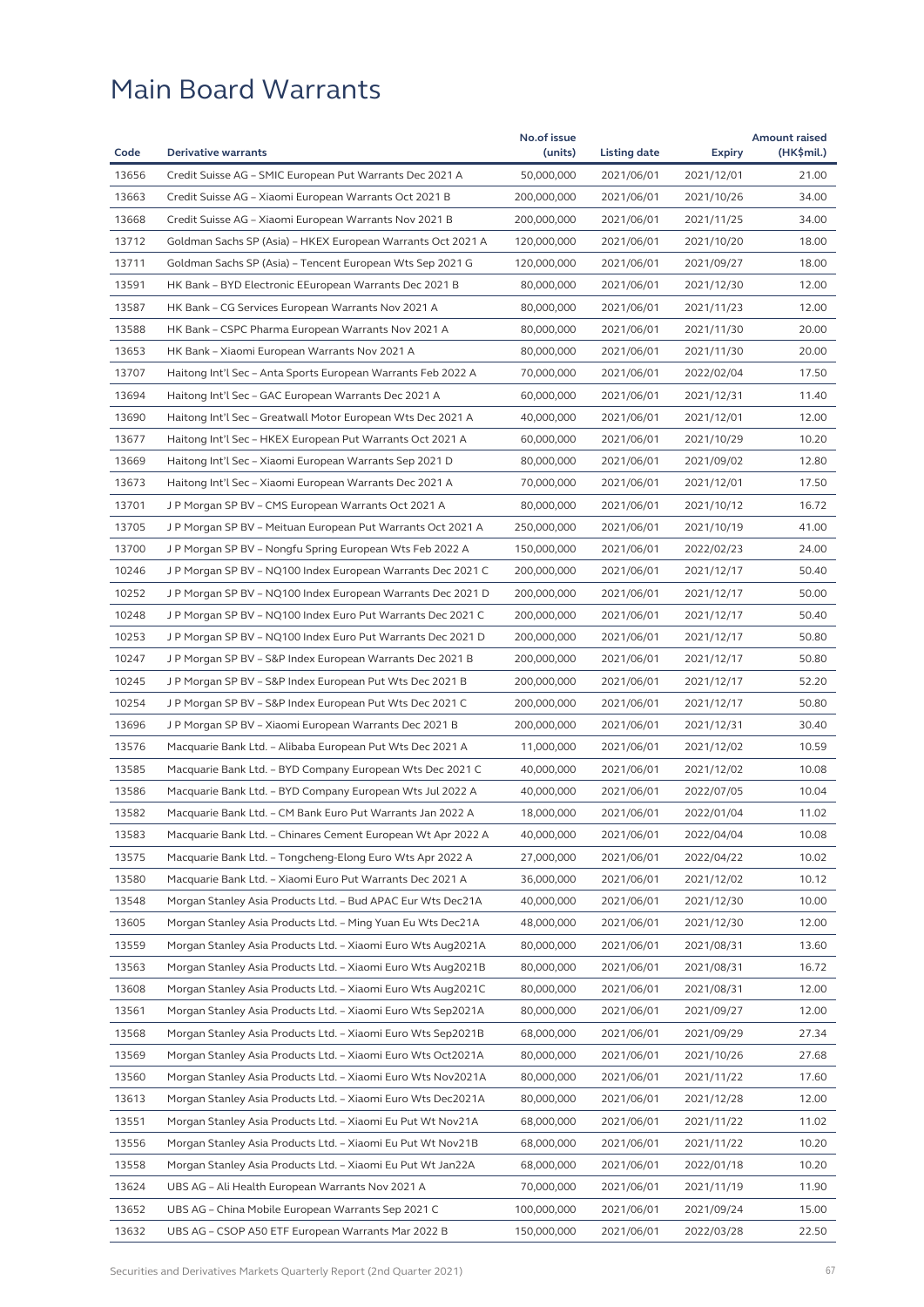# Main Board Warrants

| Code | Derivative warrants | No.of issue (units) | Listing date | Expiry | Amount raised (HK$mil.) |
|---|---|---|---|---|---|
| 13656 | Credit Suisse AG – SMIC European Put Warrants Dec 2021 A | 50,000,000 | 2021/06/01 | 2021/12/01 | 21.00 |
| 13663 | Credit Suisse AG – Xiaomi European Warrants Oct 2021 B | 200,000,000 | 2021/06/01 | 2021/10/26 | 34.00 |
| 13668 | Credit Suisse AG – Xiaomi European Warrants Nov 2021 B | 200,000,000 | 2021/06/01 | 2021/11/25 | 34.00 |
| 13712 | Goldman Sachs SP (Asia) – HKEX European Warrants Oct 2021 A | 120,000,000 | 2021/06/01 | 2021/10/20 | 18.00 |
| 13711 | Goldman Sachs SP (Asia) – Tencent European Wts Sep 2021 G | 120,000,000 | 2021/06/01 | 2021/09/27 | 18.00 |
| 13591 | HK Bank – BYD Electronic EEuropean Warrants Dec 2021 B | 80,000,000 | 2021/06/01 | 2021/12/30 | 12.00 |
| 13587 | HK Bank – CG Services European Warrants Nov 2021 A | 80,000,000 | 2021/06/01 | 2021/11/23 | 12.00 |
| 13588 | HK Bank – CSPC Pharma European Warrants Nov 2021 A | 80,000,000 | 2021/06/01 | 2021/11/30 | 20.00 |
| 13653 | HK Bank – Xiaomi European Warrants Nov 2021 A | 80,000,000 | 2021/06/01 | 2021/11/30 | 20.00 |
| 13707 | Haitong Int'l Sec – Anta Sports European Warrants Feb 2022 A | 70,000,000 | 2021/06/01 | 2022/02/04 | 17.50 |
| 13694 | Haitong Int'l Sec – GAC European Warrants Dec 2021 A | 60,000,000 | 2021/06/01 | 2021/12/31 | 11.40 |
| 13690 | Haitong Int'l Sec – Greatwall Motor European Wts Dec 2021 A | 40,000,000 | 2021/06/01 | 2021/12/01 | 12.00 |
| 13677 | Haitong Int'l Sec – HKEX European Put Warrants Oct 2021 A | 60,000,000 | 2021/06/01 | 2021/10/29 | 10.20 |
| 13669 | Haitong Int'l Sec – Xiaomi European Warrants Sep 2021 D | 80,000,000 | 2021/06/01 | 2021/09/02 | 12.80 |
| 13673 | Haitong Int'l Sec – Xiaomi European Warrants Dec 2021 A | 70,000,000 | 2021/06/01 | 2021/12/01 | 17.50 |
| 13701 | J P Morgan SP BV – CMS European Warrants Oct 2021 A | 80,000,000 | 2021/06/01 | 2021/10/12 | 16.72 |
| 13705 | J P Morgan SP BV – Meituan European Put Warrants Oct 2021 A | 250,000,000 | 2021/06/01 | 2021/10/19 | 41.00 |
| 13700 | J P Morgan SP BV – Nongfu Spring European Wts Feb 2022 A | 150,000,000 | 2021/06/01 | 2022/02/23 | 24.00 |
| 10246 | J P Morgan SP BV – NQ100 Index European Warrants Dec 2021 C | 200,000,000 | 2021/06/01 | 2021/12/17 | 50.40 |
| 10252 | J P Morgan SP BV – NQ100 Index European Warrants Dec 2021 D | 200,000,000 | 2021/06/01 | 2021/12/17 | 50.00 |
| 10248 | J P Morgan SP BV – NQ100 Index Euro Put Warrants Dec 2021 C | 200,000,000 | 2021/06/01 | 2021/12/17 | 50.40 |
| 10253 | J P Morgan SP BV – NQ100 Index Euro Put Warrants Dec 2021 D | 200,000,000 | 2021/06/01 | 2021/12/17 | 50.80 |
| 10247 | J P Morgan SP BV – S&P Index European Warrants Dec 2021 B | 200,000,000 | 2021/06/01 | 2021/12/17 | 50.80 |
| 10245 | J P Morgan SP BV – S&P Index European Put Wts Dec 2021 B | 200,000,000 | 2021/06/01 | 2021/12/17 | 52.20 |
| 10254 | J P Morgan SP BV – S&P Index European Put Wts Dec 2021 C | 200,000,000 | 2021/06/01 | 2021/12/17 | 50.80 |
| 13696 | J P Morgan SP BV – Xiaomi European Warrants Dec 2021 B | 200,000,000 | 2021/06/01 | 2021/12/31 | 30.40 |
| 13576 | Macquarie Bank Ltd. – Alibaba European Put Wts Dec 2021 A | 11,000,000 | 2021/06/01 | 2021/12/02 | 10.59 |
| 13585 | Macquarie Bank Ltd. – BYD Company European Wts Dec 2021 C | 40,000,000 | 2021/06/01 | 2021/12/02 | 10.08 |
| 13586 | Macquarie Bank Ltd. – BYD Company European Wts Jul 2022 A | 40,000,000 | 2021/06/01 | 2022/07/05 | 10.04 |
| 13582 | Macquarie Bank Ltd. – CM Bank Euro Put Warrants Jan 2022 A | 18,000,000 | 2021/06/01 | 2022/01/04 | 11.02 |
| 13583 | Macquarie Bank Ltd. – Chinares Cement European Wt Apr 2022 A | 40,000,000 | 2021/06/01 | 2022/04/04 | 10.08 |
| 13575 | Macquarie Bank Ltd. – Tongcheng-Elong Euro Wts Apr 2022 A | 27,000,000 | 2021/06/01 | 2022/04/22 | 10.02 |
| 13580 | Macquarie Bank Ltd. – Xiaomi Euro Put Warrants Dec 2021 A | 36,000,000 | 2021/06/01 | 2021/12/02 | 10.12 |
| 13548 | Morgan Stanley Asia Products Ltd. – Bud APAC Eur Wts Dec21A | 40,000,000 | 2021/06/01 | 2021/12/30 | 10.00 |
| 13605 | Morgan Stanley Asia Products Ltd. – Ming Yuan Eu Wts Dec21A | 48,000,000 | 2021/06/01 | 2021/12/30 | 12.00 |
| 13559 | Morgan Stanley Asia Products Ltd. – Xiaomi Euro Wts Aug2021A | 80,000,000 | 2021/06/01 | 2021/08/31 | 13.60 |
| 13563 | Morgan Stanley Asia Products Ltd. – Xiaomi Euro Wts Aug2021B | 80,000,000 | 2021/06/01 | 2021/08/31 | 16.72 |
| 13608 | Morgan Stanley Asia Products Ltd. – Xiaomi Euro Wts Aug2021C | 80,000,000 | 2021/06/01 | 2021/08/31 | 12.00 |
| 13561 | Morgan Stanley Asia Products Ltd. – Xiaomi Euro Wts Sep2021A | 80,000,000 | 2021/06/01 | 2021/09/27 | 12.00 |
| 13568 | Morgan Stanley Asia Products Ltd. – Xiaomi Euro Wts Sep2021B | 68,000,000 | 2021/06/01 | 2021/09/29 | 27.34 |
| 13569 | Morgan Stanley Asia Products Ltd. – Xiaomi Euro Wts Oct2021A | 80,000,000 | 2021/06/01 | 2021/10/26 | 27.68 |
| 13560 | Morgan Stanley Asia Products Ltd. – Xiaomi Euro Wts Nov2021A | 80,000,000 | 2021/06/01 | 2021/11/22 | 17.60 |
| 13613 | Morgan Stanley Asia Products Ltd. – Xiaomi Euro Wts Dec2021A | 80,000,000 | 2021/06/01 | 2021/12/28 | 12.00 |
| 13551 | Morgan Stanley Asia Products Ltd. – Xiaomi Eu Put Wt Nov21A | 68,000,000 | 2021/06/01 | 2021/11/22 | 11.02 |
| 13556 | Morgan Stanley Asia Products Ltd. – Xiaomi Eu Put Wt Nov21B | 68,000,000 | 2021/06/01 | 2021/11/22 | 10.20 |
| 13558 | Morgan Stanley Asia Products Ltd. – Xiaomi Eu Put Wt Jan22A | 68,000,000 | 2021/06/01 | 2022/01/18 | 10.20 |
| 13624 | UBS AG – Ali Health European Warrants Nov 2021 A | 70,000,000 | 2021/06/01 | 2021/11/19 | 11.90 |
| 13652 | UBS AG – China Mobile European Warrants Sep 2021 C | 100,000,000 | 2021/06/01 | 2021/09/24 | 15.00 |
| 13632 | UBS AG – CSOP A50 ETF European Warrants Mar 2022 B | 150,000,000 | 2021/06/01 | 2022/03/28 | 22.50 |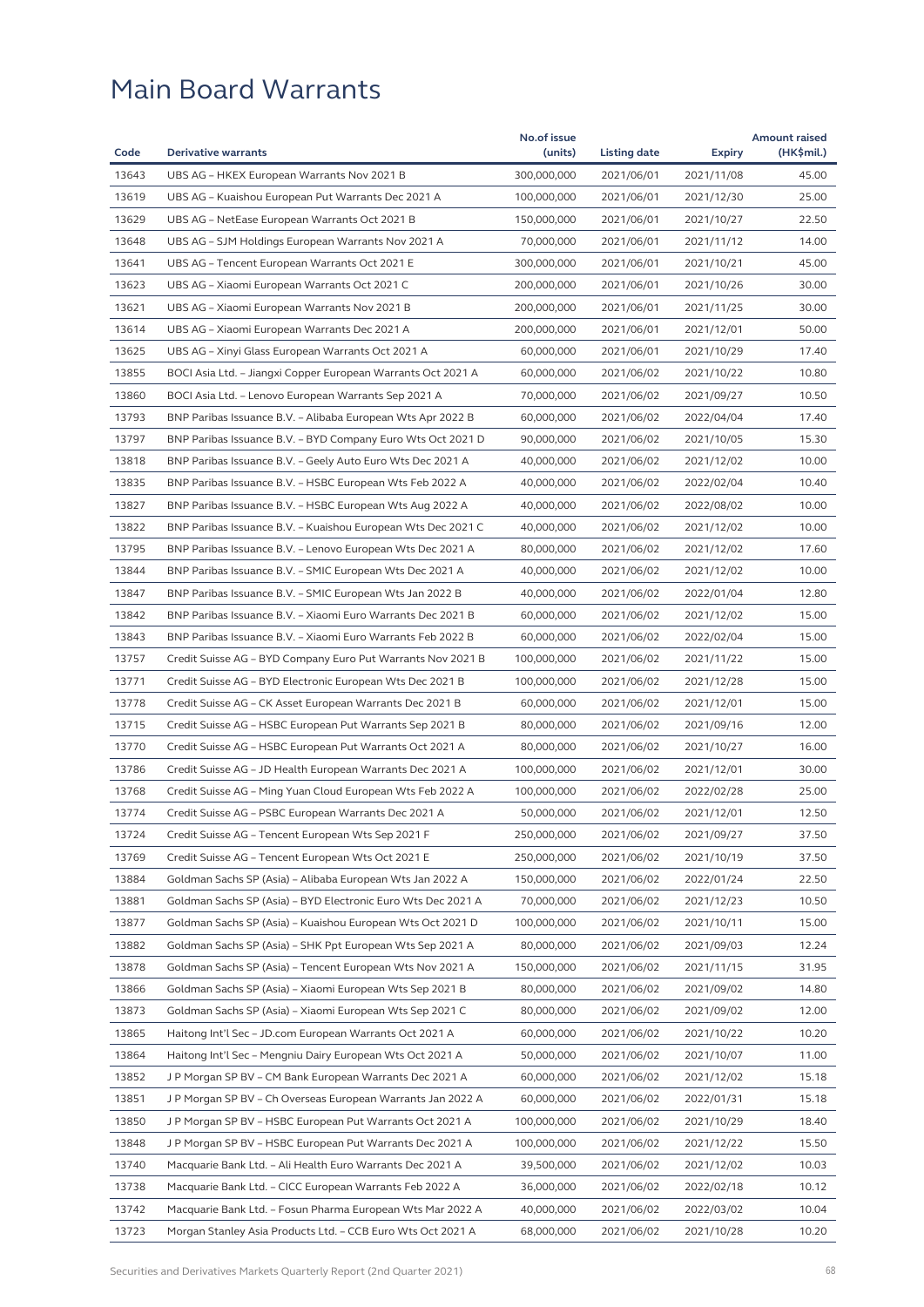# Main Board Warrants

| Code | Derivative warrants | No.of issue (units) | Listing date | Expiry | Amount raised (HK$mil.) |
|---|---|---|---|---|---|
| 13643 | UBS AG – HKEX European Warrants Nov 2021 B | 300,000,000 | 2021/06/01 | 2021/11/08 | 45.00 |
| 13619 | UBS AG – Kuaishou European Put Warrants Dec 2021 A | 100,000,000 | 2021/06/01 | 2021/12/30 | 25.00 |
| 13629 | UBS AG – NetEase European Warrants Oct 2021 B | 150,000,000 | 2021/06/01 | 2021/10/27 | 22.50 |
| 13648 | UBS AG – SJM Holdings European Warrants Nov 2021 A | 70,000,000 | 2021/06/01 | 2021/11/12 | 14.00 |
| 13641 | UBS AG – Tencent European Warrants Oct 2021 E | 300,000,000 | 2021/06/01 | 2021/10/21 | 45.00 |
| 13623 | UBS AG – Xiaomi European Warrants Oct 2021 C | 200,000,000 | 2021/06/01 | 2021/10/26 | 30.00 |
| 13621 | UBS AG – Xiaomi European Warrants Nov 2021 B | 200,000,000 | 2021/06/01 | 2021/11/25 | 30.00 |
| 13614 | UBS AG – Xiaomi European Warrants Dec 2021 A | 200,000,000 | 2021/06/01 | 2021/12/01 | 50.00 |
| 13625 | UBS AG – Xinyi Glass European Warrants Oct 2021 A | 60,000,000 | 2021/06/01 | 2021/10/29 | 17.40 |
| 13855 | BOCI Asia Ltd. – Jiangxi Copper European Warrants Oct 2021 A | 60,000,000 | 2021/06/02 | 2021/10/22 | 10.80 |
| 13860 | BOCI Asia Ltd. – Lenovo European Warrants Sep 2021 A | 70,000,000 | 2021/06/02 | 2021/09/27 | 10.50 |
| 13793 | BNP Paribas Issuance B.V. – Alibaba European Wts Apr 2022 B | 60,000,000 | 2021/06/02 | 2022/04/04 | 17.40 |
| 13797 | BNP Paribas Issuance B.V. – BYD Company Euro Wts Oct 2021 D | 90,000,000 | 2021/06/02 | 2021/10/05 | 15.30 |
| 13818 | BNP Paribas Issuance B.V. – Geely Auto Euro Wts Dec 2021 A | 40,000,000 | 2021/06/02 | 2021/12/02 | 10.00 |
| 13835 | BNP Paribas Issuance B.V. – HSBC European Wts Feb 2022 A | 40,000,000 | 2021/06/02 | 2022/02/04 | 10.40 |
| 13827 | BNP Paribas Issuance B.V. – HSBC European Wts Aug 2022 A | 40,000,000 | 2021/06/02 | 2022/08/02 | 10.00 |
| 13822 | BNP Paribas Issuance B.V. – Kuaishou European Wts Dec 2021 C | 40,000,000 | 2021/06/02 | 2021/12/02 | 10.00 |
| 13795 | BNP Paribas Issuance B.V. – Lenovo European Wts Dec 2021 A | 80,000,000 | 2021/06/02 | 2021/12/02 | 17.60 |
| 13844 | BNP Paribas Issuance B.V. – SMIC European Wts Dec 2021 A | 40,000,000 | 2021/06/02 | 2021/12/02 | 10.00 |
| 13847 | BNP Paribas Issuance B.V. – SMIC European Wts Jan 2022 B | 40,000,000 | 2021/06/02 | 2022/01/04 | 12.80 |
| 13842 | BNP Paribas Issuance B.V. – Xiaomi Euro Warrants Dec 2021 B | 60,000,000 | 2021/06/02 | 2021/12/02 | 15.00 |
| 13843 | BNP Paribas Issuance B.V. – Xiaomi Euro Warrants Feb 2022 B | 60,000,000 | 2021/06/02 | 2022/02/04 | 15.00 |
| 13757 | Credit Suisse AG – BYD Company Euro Put Warrants Nov 2021 B | 100,000,000 | 2021/06/02 | 2021/11/22 | 15.00 |
| 13771 | Credit Suisse AG – BYD Electronic European Wts Dec 2021 B | 100,000,000 | 2021/06/02 | 2021/12/28 | 15.00 |
| 13778 | Credit Suisse AG – CK Asset European Warrants Dec 2021 B | 60,000,000 | 2021/06/02 | 2021/12/01 | 15.00 |
| 13715 | Credit Suisse AG – HSBC European Put Warrants Sep 2021 B | 80,000,000 | 2021/06/02 | 2021/09/16 | 12.00 |
| 13770 | Credit Suisse AG – HSBC European Put Warrants Oct 2021 A | 80,000,000 | 2021/06/02 | 2021/10/27 | 16.00 |
| 13786 | Credit Suisse AG – JD Health European Warrants Dec 2021 A | 100,000,000 | 2021/06/02 | 2021/12/01 | 30.00 |
| 13768 | Credit Suisse AG – Ming Yuan Cloud European Wts Feb 2022 A | 100,000,000 | 2021/06/02 | 2022/02/28 | 25.00 |
| 13774 | Credit Suisse AG – PSBC European Warrants Dec 2021 A | 50,000,000 | 2021/06/02 | 2021/12/01 | 12.50 |
| 13724 | Credit Suisse AG – Tencent European Wts Sep 2021 F | 250,000,000 | 2021/06/02 | 2021/09/27 | 37.50 |
| 13769 | Credit Suisse AG – Tencent European Wts Oct 2021 E | 250,000,000 | 2021/06/02 | 2021/10/19 | 37.50 |
| 13884 | Goldman Sachs SP (Asia) – Alibaba European Wts Jan 2022 A | 150,000,000 | 2021/06/02 | 2022/01/24 | 22.50 |
| 13881 | Goldman Sachs SP (Asia) – BYD Electronic Euro Wts Dec 2021 A | 70,000,000 | 2021/06/02 | 2021/12/23 | 10.50 |
| 13877 | Goldman Sachs SP (Asia) – Kuaishou European Wts Oct 2021 D | 100,000,000 | 2021/06/02 | 2021/10/11 | 15.00 |
| 13882 | Goldman Sachs SP (Asia) – SHK Ppt European Wts Sep 2021 A | 80,000,000 | 2021/06/02 | 2021/09/03 | 12.24 |
| 13878 | Goldman Sachs SP (Asia) – Tencent European Wts Nov 2021 A | 150,000,000 | 2021/06/02 | 2021/11/15 | 31.95 |
| 13866 | Goldman Sachs SP (Asia) – Xiaomi European Wts Sep 2021 B | 80,000,000 | 2021/06/02 | 2021/09/02 | 14.80 |
| 13873 | Goldman Sachs SP (Asia) – Xiaomi European Wts Sep 2021 C | 80,000,000 | 2021/06/02 | 2021/09/02 | 12.00 |
| 13865 | Haitong Int'l Sec – JD.com European Warrants Oct 2021 A | 60,000,000 | 2021/06/02 | 2021/10/22 | 10.20 |
| 13864 | Haitong Int'l Sec – Mengniu Dairy European Wts Oct 2021 A | 50,000,000 | 2021/06/02 | 2021/10/07 | 11.00 |
| 13852 | J P Morgan SP BV – CM Bank European Warrants Dec 2021 A | 60,000,000 | 2021/06/02 | 2021/12/02 | 15.18 |
| 13851 | J P Morgan SP BV – Ch Overseas European Warrants Jan 2022 A | 60,000,000 | 2021/06/02 | 2022/01/31 | 15.18 |
| 13850 | J P Morgan SP BV – HSBC European Put Warrants Oct 2021 A | 100,000,000 | 2021/06/02 | 2021/10/29 | 18.40 |
| 13848 | J P Morgan SP BV – HSBC European Put Warrants Dec 2021 A | 100,000,000 | 2021/06/02 | 2021/12/22 | 15.50 |
| 13740 | Macquarie Bank Ltd. – Ali Health Euro Warrants Dec 2021 A | 39,500,000 | 2021/06/02 | 2021/12/02 | 10.03 |
| 13738 | Macquarie Bank Ltd. – CICC European Warrants Feb 2022 A | 36,000,000 | 2021/06/02 | 2022/02/18 | 10.12 |
| 13742 | Macquarie Bank Ltd. – Fosun Pharma European Wts Mar 2022 A | 40,000,000 | 2021/06/02 | 2022/03/02 | 10.04 |
| 13723 | Morgan Stanley Asia Products Ltd. – CCB Euro Wts Oct 2021 A | 68,000,000 | 2021/06/02 | 2021/10/28 | 10.20 |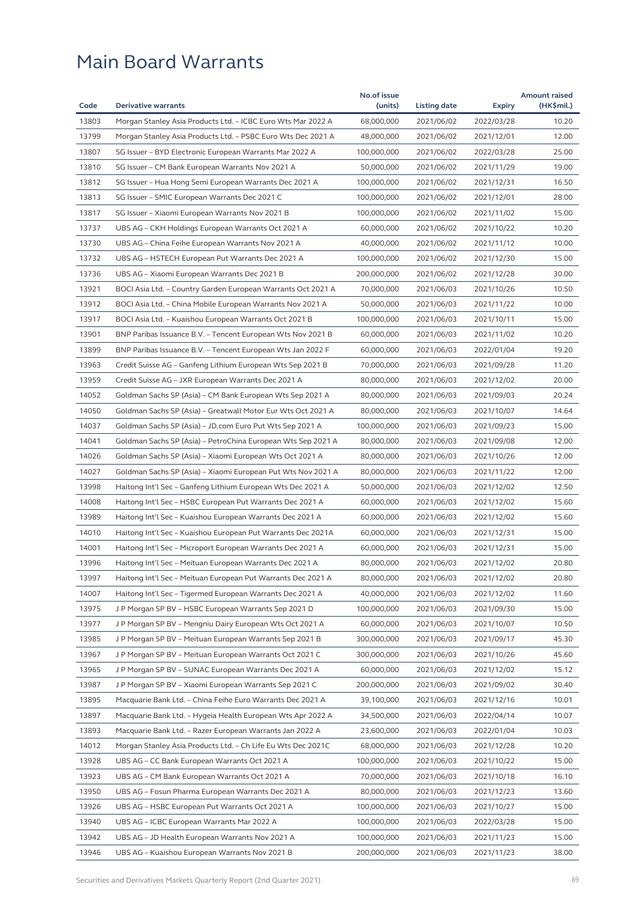# Main Board Warrants

| Code | Derivative warrants | No.of issue (units) | Listing date | Expiry | Amount raised (HK$mil.) |
|---|---|---|---|---|---|
| 13803 | Morgan Stanley Asia Products Ltd. – ICBC Euro Wts Mar 2022 A | 68,000,000 | 2021/06/02 | 2022/03/28 | 10.20 |
| 13799 | Morgan Stanley Asia Products Ltd. – PSBC Euro Wts Dec 2021 A | 48,000,000 | 2021/06/02 | 2021/12/01 | 12.00 |
| 13807 | SG Issuer – BYD Electronic European Warrants Mar 2022 A | 100,000,000 | 2021/06/02 | 2022/03/28 | 25.00 |
| 13810 | SG Issuer – CM Bank European Warrants Nov 2021 A | 50,000,000 | 2021/06/02 | 2021/11/29 | 19.00 |
| 13812 | SG Issuer – Hua Hong Semi European Warrants Dec 2021 A | 100,000,000 | 2021/06/02 | 2021/12/31 | 16.50 |
| 13813 | SG Issuer – SMIC European Warrants Dec 2021 C | 100,000,000 | 2021/06/02 | 2021/12/01 | 28.00 |
| 13817 | SG Issuer – Xiaomi European Warrants Nov 2021 B | 100,000,000 | 2021/06/02 | 2021/11/02 | 15.00 |
| 13737 | UBS AG – CKH Holdings European Warrants Oct 2021 A | 60,000,000 | 2021/06/02 | 2021/10/22 | 10.20 |
| 13730 | UBS AG – China Feihe European Warrants Nov 2021 A | 40,000,000 | 2021/06/02 | 2021/11/12 | 10.00 |
| 13732 | UBS AG – HSTECH European Put Warrants Dec 2021 A | 100,000,000 | 2021/06/02 | 2021/12/30 | 15.00 |
| 13736 | UBS AG – Xiaomi European Warrants Dec 2021 B | 200,000,000 | 2021/06/02 | 2021/12/28 | 30.00 |
| 13921 | BOCI Asia Ltd. – Country Garden European Warrants Oct 2021 A | 70,000,000 | 2021/06/03 | 2021/10/26 | 10.50 |
| 13912 | BOCI Asia Ltd. – China Mobile European Warrants Nov 2021 A | 50,000,000 | 2021/06/03 | 2021/11/22 | 10.00 |
| 13917 | BOCI Asia Ltd. – Kuaishou European Warrants Oct 2021 B | 100,000,000 | 2021/06/03 | 2021/10/11 | 15.00 |
| 13901 | BNP Paribas Issuance B.V. – Tencent European Wts Nov 2021 B | 60,000,000 | 2021/06/03 | 2021/11/02 | 10.20 |
| 13899 | BNP Paribas Issuance B.V. – Tencent European Wts Jan 2022 F | 60,000,000 | 2021/06/03 | 2022/01/04 | 19.20 |
| 13963 | Credit Suisse AG – Ganfeng Lithium European Wts Sep 2021 B | 70,000,000 | 2021/06/03 | 2021/09/28 | 11.20 |
| 13959 | Credit Suisse AG – JXR European Warrants Dec 2021 A | 80,000,000 | 2021/06/03 | 2021/12/02 | 20.00 |
| 14052 | Goldman Sachs SP (Asia) – CM Bank European Wts Sep 2021 A | 80,000,000 | 2021/06/03 | 2021/09/03 | 20.24 |
| 14050 | Goldman Sachs SP (Asia) – Greatwall Motor Eur Wts Oct 2021 A | 80,000,000 | 2021/06/03 | 2021/10/07 | 14.64 |
| 14037 | Goldman Sachs SP (Asia) – JD.com Euro Put Wts Sep 2021 A | 100,000,000 | 2021/06/03 | 2021/09/23 | 15.00 |
| 14041 | Goldman Sachs SP (Asia) – PetroChina European Wts Sep 2021 A | 80,000,000 | 2021/06/03 | 2021/09/08 | 12.00 |
| 14026 | Goldman Sachs SP (Asia) – Xiaomi European Wts Oct 2021 A | 80,000,000 | 2021/06/03 | 2021/10/26 | 12.00 |
| 14027 | Goldman Sachs SP (Asia) – Xiaomi European Put Wts Nov 2021 A | 80,000,000 | 2021/06/03 | 2021/11/22 | 12.00 |
| 13998 | Haitong Int'l Sec – Ganfeng Lithium European Wts Dec 2021 A | 50,000,000 | 2021/06/03 | 2021/12/02 | 12.50 |
| 14008 | Haitong Int'l Sec – HSBC European Put Warrants Dec 2021 A | 60,000,000 | 2021/06/03 | 2021/12/02 | 15.60 |
| 13989 | Haitong Int'l Sec – Kuaishou European Warrants Dec 2021 A | 60,000,000 | 2021/06/03 | 2021/12/02 | 15.60 |
| 14010 | Haitong Int'l Sec – Kuaishou European Put Warrants Dec 2021A | 60,000,000 | 2021/06/03 | 2021/12/31 | 15.00 |
| 14001 | Haitong Int'l Sec – Microport European Warrants Dec 2021 A | 60,000,000 | 2021/06/03 | 2021/12/31 | 15.00 |
| 13996 | Haitong Int'l Sec – Meituan European Warrants Dec 2021 A | 80,000,000 | 2021/06/03 | 2021/12/02 | 20.80 |
| 13997 | Haitong Int'l Sec – Meituan European Put Warrants Dec 2021 A | 80,000,000 | 2021/06/03 | 2021/12/02 | 20.80 |
| 14007 | Haitong Int'l Sec – Tigermed European Warrants Dec 2021 A | 40,000,000 | 2021/06/03 | 2021/12/02 | 11.60 |
| 13975 | J P Morgan SP BV – HSBC European Warrants Sep 2021 D | 100,000,000 | 2021/06/03 | 2021/09/30 | 15.00 |
| 13977 | J P Morgan SP BV – Mengniu Dairy European Wts Oct 2021 A | 60,000,000 | 2021/06/03 | 2021/10/07 | 10.50 |
| 13985 | J P Morgan SP BV – Meituan European Warrants Sep 2021 B | 300,000,000 | 2021/06/03 | 2021/09/17 | 45.30 |
| 13967 | J P Morgan SP BV – Meituan European Warrants Oct 2021 C | 300,000,000 | 2021/06/03 | 2021/10/26 | 45.60 |
| 13965 | J P Morgan SP BV – SUNAC European Warrants Dec 2021 A | 60,000,000 | 2021/06/03 | 2021/12/02 | 15.12 |
| 13987 | J P Morgan SP BV – Xiaomi European Warrants Sep 2021 C | 200,000,000 | 2021/06/03 | 2021/09/02 | 30.40 |
| 13895 | Macquarie Bank Ltd. – China Feihe Euro Warrants Dec 2021 A | 39,100,000 | 2021/06/03 | 2021/12/16 | 10.01 |
| 13897 | Macquarie Bank Ltd. – Hygeia Health European Wts Apr 2022 A | 34,500,000 | 2021/06/03 | 2022/04/14 | 10.07 |
| 13893 | Macquarie Bank Ltd. – Razer European Warrants Jan 2022 A | 23,600,000 | 2021/06/03 | 2022/01/04 | 10.03 |
| 14012 | Morgan Stanley Asia Products Ltd. – Ch Life Eu Wts Dec 2021C | 68,000,000 | 2021/06/03 | 2021/12/28 | 10.20 |
| 13928 | UBS AG – CC Bank European Warrants Oct 2021 A | 100,000,000 | 2021/06/03 | 2021/10/22 | 15.00 |
| 13923 | UBS AG – CM Bank European Warrants Oct 2021 A | 70,000,000 | 2021/06/03 | 2021/10/18 | 16.10 |
| 13950 | UBS AG – Fosun Pharma European Warrants Dec 2021 A | 80,000,000 | 2021/06/03 | 2021/12/23 | 13.60 |
| 13926 | UBS AG – HSBC European Put Warrants Oct 2021 A | 100,000,000 | 2021/06/03 | 2021/10/27 | 15.00 |
| 13940 | UBS AG – ICBC European Warrants Mar 2022 A | 100,000,000 | 2021/06/03 | 2022/03/28 | 15.00 |
| 13942 | UBS AG – JD Health European Warrants Nov 2021 A | 100,000,000 | 2021/06/03 | 2021/11/23 | 15.00 |
| 13946 | UBS AG – Kuaishou European Warrants Nov 2021 B | 200,000,000 | 2021/06/03 | 2021/11/23 | 38.00 |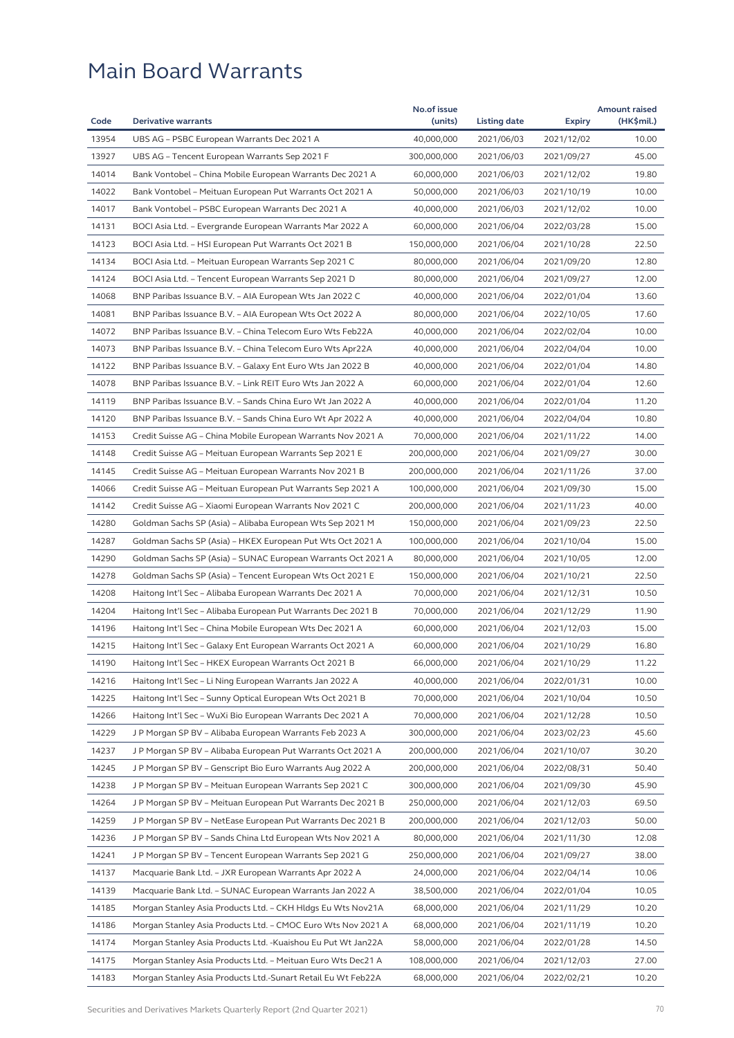# Main Board Warrants

| Code | Derivative warrants | No.of issue (units) | Listing date | Expiry | Amount raised (HK$mil.) |
|---|---|---|---|---|---|
| 13954 | UBS AG – PSBC European Warrants Dec 2021 A | 40,000,000 | 2021/06/03 | 2021/12/02 | 10.00 |
| 13927 | UBS AG – Tencent European Warrants Sep 2021 F | 300,000,000 | 2021/06/03 | 2021/09/27 | 45.00 |
| 14014 | Bank Vontobel – China Mobile European Warrants Dec 2021 A | 60,000,000 | 2021/06/03 | 2021/12/02 | 19.80 |
| 14022 | Bank Vontobel – Meituan European Put Warrants Oct 2021 A | 50,000,000 | 2021/06/03 | 2021/10/19 | 10.00 |
| 14017 | Bank Vontobel – PSBC European Warrants Dec 2021 A | 40,000,000 | 2021/06/03 | 2021/12/02 | 10.00 |
| 14131 | BOCI Asia Ltd. – Evergrande European Warrants Mar 2022 A | 60,000,000 | 2021/06/04 | 2022/03/28 | 15.00 |
| 14123 | BOCI Asia Ltd. – HSI European Put Warrants Oct 2021 B | 150,000,000 | 2021/06/04 | 2021/10/28 | 22.50 |
| 14134 | BOCI Asia Ltd. – Meituan European Warrants Sep 2021 C | 80,000,000 | 2021/06/04 | 2021/09/20 | 12.80 |
| 14124 | BOCI Asia Ltd. – Tencent European Warrants Sep 2021 D | 80,000,000 | 2021/06/04 | 2021/09/27 | 12.00 |
| 14068 | BNP Paribas Issuance B.V. – AIA European Wts Jan 2022 C | 40,000,000 | 2021/06/04 | 2022/01/04 | 13.60 |
| 14081 | BNP Paribas Issuance B.V. – AIA European Wts Oct 2022 A | 80,000,000 | 2021/06/04 | 2022/10/05 | 17.60 |
| 14072 | BNP Paribas Issuance B.V. – China Telecom Euro Wts Feb22A | 40,000,000 | 2021/06/04 | 2022/02/04 | 10.00 |
| 14073 | BNP Paribas Issuance B.V. – China Telecom Euro Wts Apr22A | 40,000,000 | 2021/06/04 | 2022/04/04 | 10.00 |
| 14122 | BNP Paribas Issuance B.V. – Galaxy Ent Euro Wts Jan 2022 B | 40,000,000 | 2021/06/04 | 2022/01/04 | 14.80 |
| 14078 | BNP Paribas Issuance B.V. – Link REIT Euro Wts Jan 2022 A | 60,000,000 | 2021/06/04 | 2022/01/04 | 12.60 |
| 14119 | BNP Paribas Issuance B.V. – Sands China Euro Wt Jan 2022 A | 40,000,000 | 2021/06/04 | 2022/01/04 | 11.20 |
| 14120 | BNP Paribas Issuance B.V. – Sands China Euro Wt Apr 2022 A | 40,000,000 | 2021/06/04 | 2022/04/04 | 10.80 |
| 14153 | Credit Suisse AG – China Mobile European Warrants Nov 2021 A | 70,000,000 | 2021/06/04 | 2021/11/22 | 14.00 |
| 14148 | Credit Suisse AG – Meituan European Warrants Sep 2021 E | 200,000,000 | 2021/06/04 | 2021/09/27 | 30.00 |
| 14145 | Credit Suisse AG – Meituan European Warrants Nov 2021 B | 200,000,000 | 2021/06/04 | 2021/11/26 | 37.00 |
| 14066 | Credit Suisse AG – Meituan European Put Warrants Sep 2021 A | 100,000,000 | 2021/06/04 | 2021/09/30 | 15.00 |
| 14142 | Credit Suisse AG – Xiaomi European Warrants Nov 2021 C | 200,000,000 | 2021/06/04 | 2021/11/23 | 40.00 |
| 14280 | Goldman Sachs SP (Asia) – Alibaba European Wts Sep 2021 M | 150,000,000 | 2021/06/04 | 2021/09/23 | 22.50 |
| 14287 | Goldman Sachs SP (Asia) – HKEX European Put Wts Oct 2021 A | 100,000,000 | 2021/06/04 | 2021/10/04 | 15.00 |
| 14290 | Goldman Sachs SP (Asia) – SUNAC European Warrants Oct 2021 A | 80,000,000 | 2021/06/04 | 2021/10/05 | 12.00 |
| 14278 | Goldman Sachs SP (Asia) – Tencent European Wts Oct 2021 E | 150,000,000 | 2021/06/04 | 2021/10/21 | 22.50 |
| 14208 | Haitong Int'l Sec – Alibaba European Warrants Dec 2021 A | 70,000,000 | 2021/06/04 | 2021/12/31 | 10.50 |
| 14204 | Haitong Int'l Sec – Alibaba European Put Warrants Dec 2021 B | 70,000,000 | 2021/06/04 | 2021/12/29 | 11.90 |
| 14196 | Haitong Int'l Sec – China Mobile European Wts Dec 2021 A | 60,000,000 | 2021/06/04 | 2021/12/03 | 15.00 |
| 14215 | Haitong Int'l Sec – Galaxy Ent European Warrants Oct 2021 A | 60,000,000 | 2021/06/04 | 2021/10/29 | 16.80 |
| 14190 | Haitong Int'l Sec – HKEX European Warrants Oct 2021 B | 66,000,000 | 2021/06/04 | 2021/10/29 | 11.22 |
| 14216 | Haitong Int'l Sec – Li Ning European Warrants Jan 2022 A | 40,000,000 | 2021/06/04 | 2022/01/31 | 10.00 |
| 14225 | Haitong Int'l Sec – Sunny Optical European Wts Oct 2021 B | 70,000,000 | 2021/06/04 | 2021/10/04 | 10.50 |
| 14266 | Haitong Int'l Sec – WuXi Bio European Warrants Dec 2021 A | 70,000,000 | 2021/06/04 | 2021/12/28 | 10.50 |
| 14229 | J P Morgan SP BV – Alibaba European Warrants Feb 2023 A | 300,000,000 | 2021/06/04 | 2023/02/23 | 45.60 |
| 14237 | J P Morgan SP BV – Alibaba European Put Warrants Oct 2021 A | 200,000,000 | 2021/06/04 | 2021/10/07 | 30.20 |
| 14245 | J P Morgan SP BV – Genscript Bio Euro Warrants Aug 2022 A | 200,000,000 | 2021/06/04 | 2022/08/31 | 50.40 |
| 14238 | J P Morgan SP BV – Meituan European Warrants Sep 2021 C | 300,000,000 | 2021/06/04 | 2021/09/30 | 45.90 |
| 14264 | J P Morgan SP BV – Meituan European Put Warrants Dec 2021 B | 250,000,000 | 2021/06/04 | 2021/12/03 | 69.50 |
| 14259 | J P Morgan SP BV – NetEase European Put Warrants Dec 2021 B | 200,000,000 | 2021/06/04 | 2021/12/03 | 50.00 |
| 14236 | J P Morgan SP BV – Sands China Ltd European Wts Nov 2021 A | 80,000,000 | 2021/06/04 | 2021/11/30 | 12.08 |
| 14241 | J P Morgan SP BV – Tencent European Warrants Sep 2021 G | 250,000,000 | 2021/06/04 | 2021/09/27 | 38.00 |
| 14137 | Macquarie Bank Ltd. – JXR European Warrants Apr 2022 A | 24,000,000 | 2021/06/04 | 2022/04/14 | 10.06 |
| 14139 | Macquarie Bank Ltd. – SUNAC European Warrants Jan 2022 A | 38,500,000 | 2021/06/04 | 2022/01/04 | 10.05 |
| 14185 | Morgan Stanley Asia Products Ltd. – CKH Hldgs Eu Wts Nov21A | 68,000,000 | 2021/06/04 | 2021/11/29 | 10.20 |
| 14186 | Morgan Stanley Asia Products Ltd. – CMOC Euro Wts Nov 2021 A | 68,000,000 | 2021/06/04 | 2021/11/19 | 10.20 |
| 14174 | Morgan Stanley Asia Products Ltd. -Kuaishou Eu Put Wt Jan22A | 58,000,000 | 2021/06/04 | 2022/01/28 | 14.50 |
| 14175 | Morgan Stanley Asia Products Ltd. – Meituan Euro Wts Dec21 A | 108,000,000 | 2021/06/04 | 2021/12/03 | 27.00 |
| 14183 | Morgan Stanley Asia Products Ltd.-Sunart Retail Eu Wt Feb22A | 68,000,000 | 2021/06/04 | 2022/02/21 | 10.20 |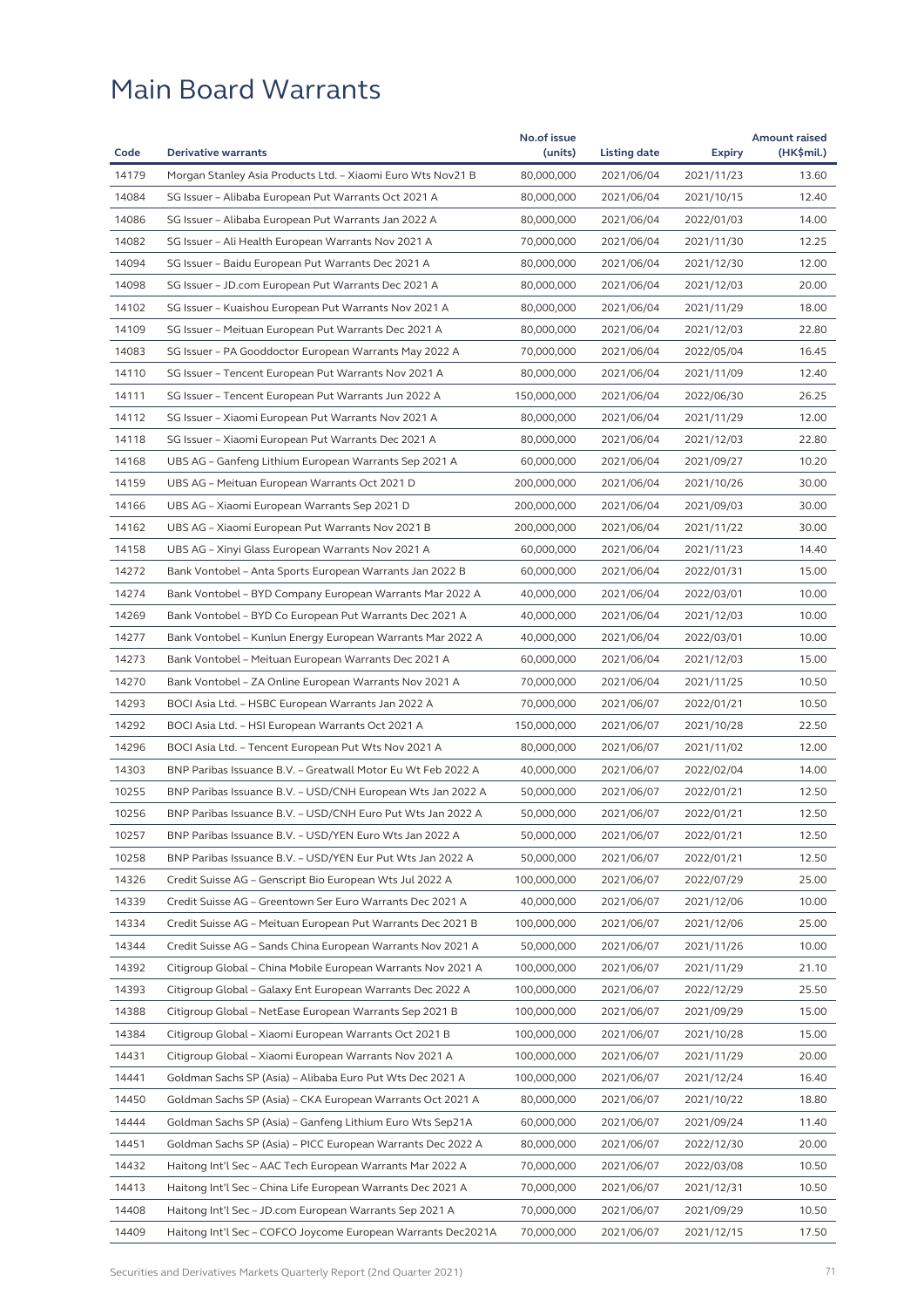# Main Board Warrants

| Code | Derivative warrants | No.of issue (units) | Listing date | Expiry | Amount raised (HK$mil.) |
|---|---|---|---|---|---|
| 14179 | Morgan Stanley Asia Products Ltd. – Xiaomi Euro Wts Nov21 B | 80,000,000 | 2021/06/04 | 2021/11/23 | 13.60 |
| 14084 | SG Issuer – Alibaba European Put Warrants Oct 2021 A | 80,000,000 | 2021/06/04 | 2021/10/15 | 12.40 |
| 14086 | SG Issuer – Alibaba European Put Warrants Jan 2022 A | 80,000,000 | 2021/06/04 | 2022/01/03 | 14.00 |
| 14082 | SG Issuer – Ali Health European Warrants Nov 2021 A | 70,000,000 | 2021/06/04 | 2021/11/30 | 12.25 |
| 14094 | SG Issuer – Baidu European Put Warrants Dec 2021 A | 80,000,000 | 2021/06/04 | 2021/12/30 | 12.00 |
| 14098 | SG Issuer – JD.com European Put Warrants Dec 2021 A | 80,000,000 | 2021/06/04 | 2021/12/03 | 20.00 |
| 14102 | SG Issuer – Kuaishou European Put Warrants Nov 2021 A | 80,000,000 | 2021/06/04 | 2021/11/29 | 18.00 |
| 14109 | SG Issuer – Meituan European Put Warrants Dec 2021 A | 80,000,000 | 2021/06/04 | 2021/12/03 | 22.80 |
| 14083 | SG Issuer – PA Gooddoctor European Warrants May 2022 A | 70,000,000 | 2021/06/04 | 2022/05/04 | 16.45 |
| 14110 | SG Issuer – Tencent European Put Warrants Nov 2021 A | 80,000,000 | 2021/06/04 | 2021/11/09 | 12.40 |
| 14111 | SG Issuer – Tencent European Put Warrants Jun 2022 A | 150,000,000 | 2021/06/04 | 2022/06/30 | 26.25 |
| 14112 | SG Issuer – Xiaomi European Put Warrants Nov 2021 A | 80,000,000 | 2021/06/04 | 2021/11/29 | 12.00 |
| 14118 | SG Issuer – Xiaomi European Put Warrants Dec 2021 A | 80,000,000 | 2021/06/04 | 2021/12/03 | 22.80 |
| 14168 | UBS AG – Ganfeng Lithium European Warrants Sep 2021 A | 60,000,000 | 2021/06/04 | 2021/09/27 | 10.20 |
| 14159 | UBS AG – Meituan European Warrants Oct 2021 D | 200,000,000 | 2021/06/04 | 2021/10/26 | 30.00 |
| 14166 | UBS AG – Xiaomi European Warrants Sep 2021 D | 200,000,000 | 2021/06/04 | 2021/09/03 | 30.00 |
| 14162 | UBS AG – Xiaomi European Put Warrants Nov 2021 B | 200,000,000 | 2021/06/04 | 2021/11/22 | 30.00 |
| 14158 | UBS AG – Xinyi Glass European Warrants Nov 2021 A | 60,000,000 | 2021/06/04 | 2021/11/23 | 14.40 |
| 14272 | Bank Vontobel – Anta Sports European Warrants Jan 2022 B | 60,000,000 | 2021/06/04 | 2022/01/31 | 15.00 |
| 14274 | Bank Vontobel – BYD Company European Warrants Mar 2022 A | 40,000,000 | 2021/06/04 | 2022/03/01 | 10.00 |
| 14269 | Bank Vontobel – BYD Co European Put Warrants Dec 2021 A | 40,000,000 | 2021/06/04 | 2021/12/03 | 10.00 |
| 14277 | Bank Vontobel – Kunlun Energy European Warrants Mar 2022 A | 40,000,000 | 2021/06/04 | 2022/03/01 | 10.00 |
| 14273 | Bank Vontobel – Meituan European Warrants Dec 2021 A | 60,000,000 | 2021/06/04 | 2021/12/03 | 15.00 |
| 14270 | Bank Vontobel – ZA Online European Warrants Nov 2021 A | 70,000,000 | 2021/06/04 | 2021/11/25 | 10.50 |
| 14293 | BOCI Asia Ltd. – HSBC European Warrants Jan 2022 A | 70,000,000 | 2021/06/07 | 2022/01/21 | 10.50 |
| 14292 | BOCI Asia Ltd. – HSI European Warrants Oct 2021 A | 150,000,000 | 2021/06/07 | 2021/10/28 | 22.50 |
| 14296 | BOCI Asia Ltd. – Tencent European Put Wts Nov 2021 A | 80,000,000 | 2021/06/07 | 2021/11/02 | 12.00 |
| 14303 | BNP Paribas Issuance B.V. – Greatwall Motor Eu Wt Feb 2022 A | 40,000,000 | 2021/06/07 | 2022/02/04 | 14.00 |
| 10255 | BNP Paribas Issuance B.V. – USD/CNH European Wts Jan 2022 A | 50,000,000 | 2021/06/07 | 2022/01/21 | 12.50 |
| 10256 | BNP Paribas Issuance B.V. – USD/CNH Euro Put Wts Jan 2022 A | 50,000,000 | 2021/06/07 | 2022/01/21 | 12.50 |
| 10257 | BNP Paribas Issuance B.V. – USD/YEN Euro Wts Jan 2022 A | 50,000,000 | 2021/06/07 | 2022/01/21 | 12.50 |
| 10258 | BNP Paribas Issuance B.V. – USD/YEN Eur Put Wts Jan 2022 A | 50,000,000 | 2021/06/07 | 2022/01/21 | 12.50 |
| 14326 | Credit Suisse AG – Genscript Bio European Wts Jul 2022 A | 100,000,000 | 2021/06/07 | 2022/07/29 | 25.00 |
| 14339 | Credit Suisse AG – Greentown Ser Euro Warrants Dec 2021 A | 40,000,000 | 2021/06/07 | 2021/12/06 | 10.00 |
| 14334 | Credit Suisse AG – Meituan European Put Warrants Dec 2021 B | 100,000,000 | 2021/06/07 | 2021/12/06 | 25.00 |
| 14344 | Credit Suisse AG – Sands China European Warrants Nov 2021 A | 50,000,000 | 2021/06/07 | 2021/11/26 | 10.00 |
| 14392 | Citigroup Global – China Mobile European Warrants Nov 2021 A | 100,000,000 | 2021/06/07 | 2021/11/29 | 21.10 |
| 14393 | Citigroup Global – Galaxy Ent European Warrants Dec 2022 A | 100,000,000 | 2021/06/07 | 2022/12/29 | 25.50 |
| 14388 | Citigroup Global – NetEase European Warrants Sep 2021 B | 100,000,000 | 2021/06/07 | 2021/09/29 | 15.00 |
| 14384 | Citigroup Global – Xiaomi European Warrants Oct 2021 B | 100,000,000 | 2021/06/07 | 2021/10/28 | 15.00 |
| 14431 | Citigroup Global – Xiaomi European Warrants Nov 2021 A | 100,000,000 | 2021/06/07 | 2021/11/29 | 20.00 |
| 14441 | Goldman Sachs SP (Asia) – Alibaba Euro Put Wts Dec 2021 A | 100,000,000 | 2021/06/07 | 2021/12/24 | 16.40 |
| 14450 | Goldman Sachs SP (Asia) – CKA European Warrants Oct 2021 A | 80,000,000 | 2021/06/07 | 2021/10/22 | 18.80 |
| 14444 | Goldman Sachs SP (Asia) – Ganfeng Lithium Euro Wts Sep21A | 60,000,000 | 2021/06/07 | 2021/09/24 | 11.40 |
| 14451 | Goldman Sachs SP (Asia) – PICC European Warrants Dec 2022 A | 80,000,000 | 2021/06/07 | 2022/12/30 | 20.00 |
| 14432 | Haitong Int'l Sec – AAC Tech European Warrants Mar 2022 A | 70,000,000 | 2021/06/07 | 2022/03/08 | 10.50 |
| 14413 | Haitong Int'l Sec – China Life European Warrants Dec 2021 A | 70,000,000 | 2021/06/07 | 2021/12/31 | 10.50 |
| 14408 | Haitong Int'l Sec – JD.com European Warrants Sep 2021 A | 70,000,000 | 2021/06/07 | 2021/09/29 | 10.50 |
| 14409 | Haitong Int'l Sec – COFCO Joycome European Warrants Dec2021A | 70,000,000 | 2021/06/07 | 2021/12/15 | 17.50 |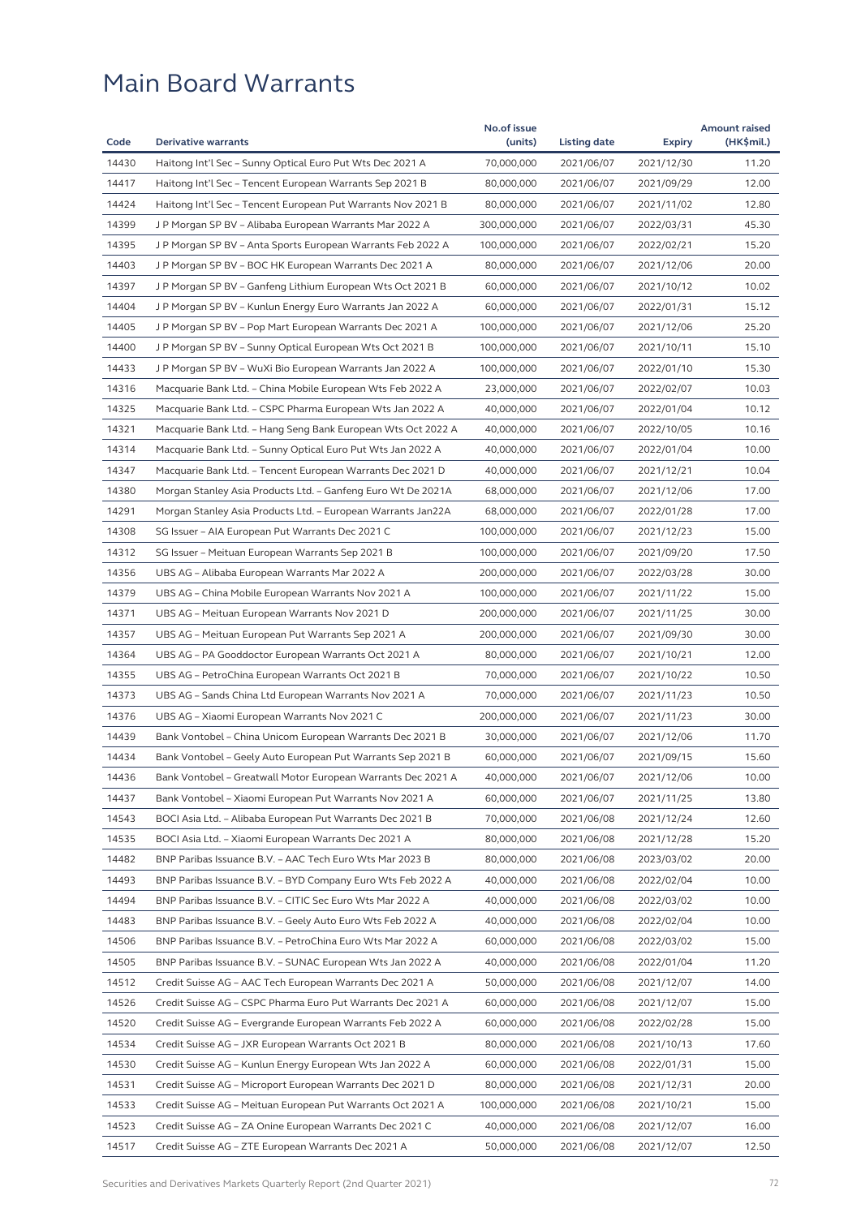# Main Board Warrants

| Code | Derivative warrants | No.of issue (units) | Listing date | Expiry | Amount raised (HK$mil.) |
|---|---|---|---|---|---|
| 14430 | Haitong Int'l Sec – Sunny Optical Euro Put Wts Dec 2021 A | 70,000,000 | 2021/06/07 | 2021/12/30 | 11.20 |
| 14417 | Haitong Int'l Sec – Tencent European Warrants Sep 2021 B | 80,000,000 | 2021/06/07 | 2021/09/29 | 12.00 |
| 14424 | Haitong Int'l Sec – Tencent European Put Warrants Nov 2021 B | 80,000,000 | 2021/06/07 | 2021/11/02 | 12.80 |
| 14399 | J P Morgan SP BV – Alibaba European Warrants Mar 2022 A | 300,000,000 | 2021/06/07 | 2022/03/31 | 45.30 |
| 14395 | J P Morgan SP BV – Anta Sports European Warrants Feb 2022 A | 100,000,000 | 2021/06/07 | 2022/02/21 | 15.20 |
| 14403 | J P Morgan SP BV – BOC HK European Warrants Dec 2021 A | 80,000,000 | 2021/06/07 | 2021/12/06 | 20.00 |
| 14397 | J P Morgan SP BV – Ganfeng Lithium European Wts Oct 2021 B | 60,000,000 | 2021/06/07 | 2021/10/12 | 10.02 |
| 14404 | J P Morgan SP BV – Kunlun Energy Euro Warrants Jan 2022 A | 60,000,000 | 2021/06/07 | 2022/01/31 | 15.12 |
| 14405 | J P Morgan SP BV – Pop Mart European Warrants Dec 2021 A | 100,000,000 | 2021/06/07 | 2021/12/06 | 25.20 |
| 14400 | J P Morgan SP BV – Sunny Optical European Wts Oct 2021 B | 100,000,000 | 2021/06/07 | 2021/10/11 | 15.10 |
| 14433 | J P Morgan SP BV – WuXi Bio European Warrants Jan 2022 A | 100,000,000 | 2021/06/07 | 2022/01/10 | 15.30 |
| 14316 | Macquarie Bank Ltd. – China Mobile European Wts Feb 2022 A | 23,000,000 | 2021/06/07 | 2022/02/07 | 10.03 |
| 14325 | Macquarie Bank Ltd. – CSPC Pharma European Wts Jan 2022 A | 40,000,000 | 2021/06/07 | 2022/01/04 | 10.12 |
| 14321 | Macquarie Bank Ltd. – Hang Seng Bank European Wts Oct 2022 A | 40,000,000 | 2021/06/07 | 2022/10/05 | 10.16 |
| 14314 | Macquarie Bank Ltd. – Sunny Optical Euro Put Wts Jan 2022 A | 40,000,000 | 2021/06/07 | 2022/01/04 | 10.00 |
| 14347 | Macquarie Bank Ltd. – Tencent European Warrants Dec 2021 D | 40,000,000 | 2021/06/07 | 2021/12/21 | 10.04 |
| 14380 | Morgan Stanley Asia Products Ltd. – Ganfeng Euro Wt De 2021A | 68,000,000 | 2021/06/07 | 2021/12/06 | 17.00 |
| 14291 | Morgan Stanley Asia Products Ltd. – European Warrants Jan22A | 68,000,000 | 2021/06/07 | 2022/01/28 | 17.00 |
| 14308 | SG Issuer – AIA European Put Warrants Dec 2021 C | 100,000,000 | 2021/06/07 | 2021/12/23 | 15.00 |
| 14312 | SG Issuer – Meituan European Warrants Sep 2021 B | 100,000,000 | 2021/06/07 | 2021/09/20 | 17.50 |
| 14356 | UBS AG – Alibaba European Warrants Mar 2022 A | 200,000,000 | 2021/06/07 | 2022/03/28 | 30.00 |
| 14379 | UBS AG – China Mobile European Warrants Nov 2021 A | 100,000,000 | 2021/06/07 | 2021/11/22 | 15.00 |
| 14371 | UBS AG – Meituan European Warrants Nov 2021 D | 200,000,000 | 2021/06/07 | 2021/11/25 | 30.00 |
| 14357 | UBS AG – Meituan European Put Warrants Sep 2021 A | 200,000,000 | 2021/06/07 | 2021/09/30 | 30.00 |
| 14364 | UBS AG – PA Gooddoctor European Warrants Oct 2021 A | 80,000,000 | 2021/06/07 | 2021/10/21 | 12.00 |
| 14355 | UBS AG – PetroChina European Warrants Oct 2021 B | 70,000,000 | 2021/06/07 | 2021/10/22 | 10.50 |
| 14373 | UBS AG – Sands China Ltd European Warrants Nov 2021 A | 70,000,000 | 2021/06/07 | 2021/11/23 | 10.50 |
| 14376 | UBS AG – Xiaomi European Warrants Nov 2021 C | 200,000,000 | 2021/06/07 | 2021/11/23 | 30.00 |
| 14439 | Bank Vontobel – China Unicom European Warrants Dec 2021 B | 30,000,000 | 2021/06/07 | 2021/12/06 | 11.70 |
| 14434 | Bank Vontobel – Geely Auto European Put Warrants Sep 2021 B | 60,000,000 | 2021/06/07 | 2021/09/15 | 15.60 |
| 14436 | Bank Vontobel – Greatwall Motor European Warrants Dec 2021 A | 40,000,000 | 2021/06/07 | 2021/12/06 | 10.00 |
| 14437 | Bank Vontobel – Xiaomi European Put Warrants Nov 2021 A | 60,000,000 | 2021/06/07 | 2021/11/25 | 13.80 |
| 14543 | BOCI Asia Ltd. – Alibaba European Put Warrants Dec 2021 B | 70,000,000 | 2021/06/08 | 2021/12/24 | 12.60 |
| 14535 | BOCI Asia Ltd. – Xiaomi European Warrants Dec 2021 A | 80,000,000 | 2021/06/08 | 2021/12/28 | 15.20 |
| 14482 | BNP Paribas Issuance B.V. – AAC Tech Euro Wts Mar 2023 B | 80,000,000 | 2021/06/08 | 2023/03/02 | 20.00 |
| 14493 | BNP Paribas Issuance B.V. – BYD Company Euro Wts Feb 2022 A | 40,000,000 | 2021/06/08 | 2022/02/04 | 10.00 |
| 14494 | BNP Paribas Issuance B.V. – CITIC Sec Euro Wts Mar 2022 A | 40,000,000 | 2021/06/08 | 2022/03/02 | 10.00 |
| 14483 | BNP Paribas Issuance B.V. – Geely Auto Euro Wts Feb 2022 A | 40,000,000 | 2021/06/08 | 2022/02/04 | 10.00 |
| 14506 | BNP Paribas Issuance B.V. – PetroChina Euro Wts Mar 2022 A | 60,000,000 | 2021/06/08 | 2022/03/02 | 15.00 |
| 14505 | BNP Paribas Issuance B.V. – SUNAC European Wts Jan 2022 A | 40,000,000 | 2021/06/08 | 2022/01/04 | 11.20 |
| 14512 | Credit Suisse AG – AAC Tech European Warrants Dec 2021 A | 50,000,000 | 2021/06/08 | 2021/12/07 | 14.00 |
| 14526 | Credit Suisse AG – CSPC Pharma Euro Put Warrants Dec 2021 A | 60,000,000 | 2021/06/08 | 2021/12/07 | 15.00 |
| 14520 | Credit Suisse AG – Evergrande European Warrants Feb 2022 A | 60,000,000 | 2021/06/08 | 2022/02/28 | 15.00 |
| 14534 | Credit Suisse AG – JXR European Warrants Oct 2021 B | 80,000,000 | 2021/06/08 | 2021/10/13 | 17.60 |
| 14530 | Credit Suisse AG – Kunlun Energy European Wts Jan 2022 A | 60,000,000 | 2021/06/08 | 2022/01/31 | 15.00 |
| 14531 | Credit Suisse AG – Microport European Warrants Dec 2021 D | 80,000,000 | 2021/06/08 | 2021/12/31 | 20.00 |
| 14533 | Credit Suisse AG – Meituan European Put Warrants Oct 2021 A | 100,000,000 | 2021/06/08 | 2021/10/21 | 15.00 |
| 14523 | Credit Suisse AG – ZA Onine European Warrants Dec 2021 C | 40,000,000 | 2021/06/08 | 2021/12/07 | 16.00 |
| 14517 | Credit Suisse AG – ZTE European Warrants Dec 2021 A | 50,000,000 | 2021/06/08 | 2021/12/07 | 12.50 |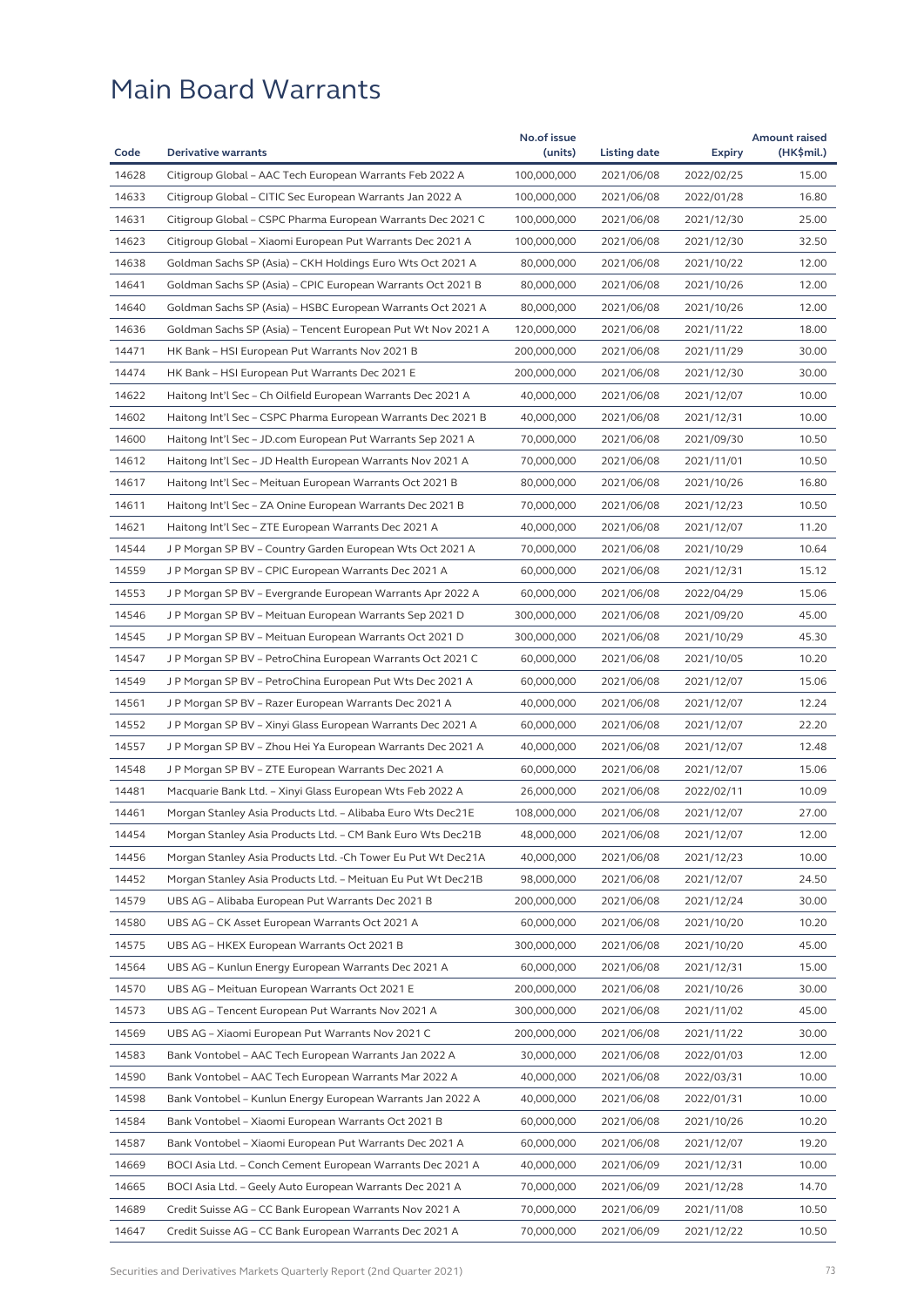# Main Board Warrants

| Code | Derivative warrants | No.of issue (units) | Listing date | Expiry | Amount raised (HK$mil.) |
|---|---|---|---|---|---|
| 14628 | Citigroup Global – AAC Tech European Warrants Feb 2022 A | 100,000,000 | 2021/06/08 | 2022/02/25 | 15.00 |
| 14633 | Citigroup Global – CITIC Sec European Warrants Jan 2022 A | 100,000,000 | 2021/06/08 | 2022/01/28 | 16.80 |
| 14631 | Citigroup Global – CSPC Pharma European Warrants Dec 2021 C | 100,000,000 | 2021/06/08 | 2021/12/30 | 25.00 |
| 14623 | Citigroup Global – Xiaomi European Put Warrants Dec 2021 A | 100,000,000 | 2021/06/08 | 2021/12/30 | 32.50 |
| 14638 | Goldman Sachs SP (Asia) – CKH Holdings Euro Wts Oct 2021 A | 80,000,000 | 2021/06/08 | 2021/10/22 | 12.00 |
| 14641 | Goldman Sachs SP (Asia) – CPIC European Warrants Oct 2021 B | 80,000,000 | 2021/06/08 | 2021/10/26 | 12.00 |
| 14640 | Goldman Sachs SP (Asia) – HSBC European Warrants Oct 2021 A | 80,000,000 | 2021/06/08 | 2021/10/26 | 12.00 |
| 14636 | Goldman Sachs SP (Asia) – Tencent European Put Wt Nov 2021 A | 120,000,000 | 2021/06/08 | 2021/11/22 | 18.00 |
| 14471 | HK Bank – HSI European Put Warrants Nov 2021 B | 200,000,000 | 2021/06/08 | 2021/11/29 | 30.00 |
| 14474 | HK Bank – HSI European Put Warrants Dec 2021 E | 200,000,000 | 2021/06/08 | 2021/12/30 | 30.00 |
| 14622 | Haitong Int'l Sec – Ch Oilfield European Warrants Dec 2021 A | 40,000,000 | 2021/06/08 | 2021/12/07 | 10.00 |
| 14602 | Haitong Int'l Sec – CSPC Pharma European Warrants Dec 2021 B | 40,000,000 | 2021/06/08 | 2021/12/31 | 10.00 |
| 14600 | Haitong Int'l Sec – JD.com European Put Warrants Sep 2021 A | 70,000,000 | 2021/06/08 | 2021/09/30 | 10.50 |
| 14612 | Haitong Int'l Sec – JD Health European Warrants Nov 2021 A | 70,000,000 | 2021/06/08 | 2021/11/01 | 10.50 |
| 14617 | Haitong Int'l Sec – Meituan European Warrants Oct 2021 B | 80,000,000 | 2021/06/08 | 2021/10/26 | 16.80 |
| 14611 | Haitong Int'l Sec – ZA Onine European Warrants Dec 2021 B | 70,000,000 | 2021/06/08 | 2021/12/23 | 10.50 |
| 14621 | Haitong Int'l Sec – ZTE European Warrants Dec 2021 A | 40,000,000 | 2021/06/08 | 2021/12/07 | 11.20 |
| 14544 | J P Morgan SP BV – Country Garden European Wts Oct 2021 A | 70,000,000 | 2021/06/08 | 2021/10/29 | 10.64 |
| 14559 | J P Morgan SP BV – CPIC European Warrants Dec 2021 A | 60,000,000 | 2021/06/08 | 2021/12/31 | 15.12 |
| 14553 | J P Morgan SP BV – Evergrande European Warrants Apr 2022 A | 60,000,000 | 2021/06/08 | 2022/04/29 | 15.06 |
| 14546 | J P Morgan SP BV – Meituan European Warrants Sep 2021 D | 300,000,000 | 2021/06/08 | 2021/09/20 | 45.00 |
| 14545 | J P Morgan SP BV – Meituan European Warrants Oct 2021 D | 300,000,000 | 2021/06/08 | 2021/10/29 | 45.30 |
| 14547 | J P Morgan SP BV – PetroChina European Warrants Oct 2021 C | 60,000,000 | 2021/06/08 | 2021/10/05 | 10.20 |
| 14549 | J P Morgan SP BV – PetroChina European Put Wts Dec 2021 A | 60,000,000 | 2021/06/08 | 2021/12/07 | 15.06 |
| 14561 | J P Morgan SP BV – Razer European Warrants Dec 2021 A | 40,000,000 | 2021/06/08 | 2021/12/07 | 12.24 |
| 14552 | J P Morgan SP BV – Xinyi Glass European Warrants Dec 2021 A | 60,000,000 | 2021/06/08 | 2021/12/07 | 22.20 |
| 14557 | J P Morgan SP BV – Zhou Hei Ya European Warrants Dec 2021 A | 40,000,000 | 2021/06/08 | 2021/12/07 | 12.48 |
| 14548 | J P Morgan SP BV – ZTE European Warrants Dec 2021 A | 60,000,000 | 2021/06/08 | 2021/12/07 | 15.06 |
| 14481 | Macquarie Bank Ltd. – Xinyi Glass European Wts Feb 2022 A | 26,000,000 | 2021/06/08 | 2022/02/11 | 10.09 |
| 14461 | Morgan Stanley Asia Products Ltd. – Alibaba Euro Wts Dec21E | 108,000,000 | 2021/06/08 | 2021/12/07 | 27.00 |
| 14454 | Morgan Stanley Asia Products Ltd. – CM Bank Euro Wts Dec21B | 48,000,000 | 2021/06/08 | 2021/12/07 | 12.00 |
| 14456 | Morgan Stanley Asia Products Ltd. -Ch Tower Eu Put Wt Dec21A | 40,000,000 | 2021/06/08 | 2021/12/23 | 10.00 |
| 14452 | Morgan Stanley Asia Products Ltd. – Meituan Eu Put Wt Dec21B | 98,000,000 | 2021/06/08 | 2021/12/07 | 24.50 |
| 14579 | UBS AG – Alibaba European Put Warrants Dec 2021 B | 200,000,000 | 2021/06/08 | 2021/12/24 | 30.00 |
| 14580 | UBS AG – CK Asset European Warrants Oct 2021 A | 60,000,000 | 2021/06/08 | 2021/10/20 | 10.20 |
| 14575 | UBS AG – HKEX European Warrants Oct 2021 B | 300,000,000 | 2021/06/08 | 2021/10/20 | 45.00 |
| 14564 | UBS AG – Kunlun Energy European Warrants Dec 2021 A | 60,000,000 | 2021/06/08 | 2021/12/31 | 15.00 |
| 14570 | UBS AG – Meituan European Warrants Oct 2021 E | 200,000,000 | 2021/06/08 | 2021/10/26 | 30.00 |
| 14573 | UBS AG – Tencent European Put Warrants Nov 2021 A | 300,000,000 | 2021/06/08 | 2021/11/02 | 45.00 |
| 14569 | UBS AG – Xiaomi European Put Warrants Nov 2021 C | 200,000,000 | 2021/06/08 | 2021/11/22 | 30.00 |
| 14583 | Bank Vontobel – AAC Tech European Warrants Jan 2022 A | 30,000,000 | 2021/06/08 | 2022/01/03 | 12.00 |
| 14590 | Bank Vontobel – AAC Tech European Warrants Mar 2022 A | 40,000,000 | 2021/06/08 | 2022/03/31 | 10.00 |
| 14598 | Bank Vontobel – Kunlun Energy European Warrants Jan 2022 A | 40,000,000 | 2021/06/08 | 2022/01/31 | 10.00 |
| 14584 | Bank Vontobel – Xiaomi European Warrants Oct 2021 B | 60,000,000 | 2021/06/08 | 2021/10/26 | 10.20 |
| 14587 | Bank Vontobel – Xiaomi European Put Warrants Dec 2021 A | 60,000,000 | 2021/06/08 | 2021/12/07 | 19.20 |
| 14669 | BOCI Asia Ltd. – Conch Cement European Warrants Dec 2021 A | 40,000,000 | 2021/06/09 | 2021/12/31 | 10.00 |
| 14665 | BOCI Asia Ltd. – Geely Auto European Warrants Dec 2021 A | 70,000,000 | 2021/06/09 | 2021/12/28 | 14.70 |
| 14689 | Credit Suisse AG – CC Bank European Warrants Nov 2021 A | 70,000,000 | 2021/06/09 | 2021/11/08 | 10.50 |
| 14647 | Credit Suisse AG – CC Bank European Warrants Dec 2021 A | 70,000,000 | 2021/06/09 | 2021/12/22 | 10.50 |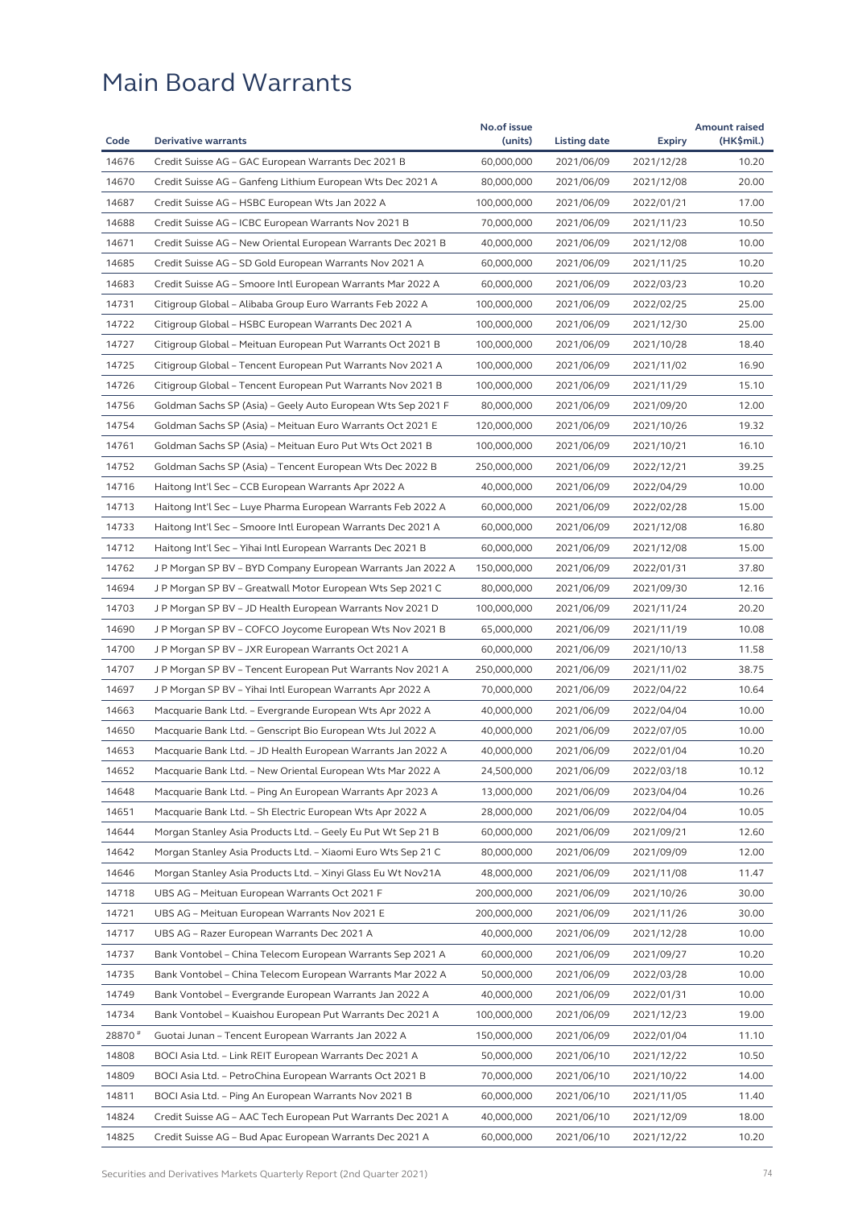# Main Board Warrants

| Code | Derivative warrants | No.of issue (units) | Listing date | Expiry | Amount raised (HK$mil.) |
|---|---|---|---|---|---|
| 14676 | Credit Suisse AG – GAC European Warrants Dec 2021 B | 60,000,000 | 2021/06/09 | 2021/12/28 | 10.20 |
| 14670 | Credit Suisse AG – Ganfeng Lithium European Wts Dec 2021 A | 80,000,000 | 2021/06/09 | 2021/12/08 | 20.00 |
| 14687 | Credit Suisse AG – HSBC European Wts Jan 2022 A | 100,000,000 | 2021/06/09 | 2022/01/21 | 17.00 |
| 14688 | Credit Suisse AG – ICBC European Warrants Nov 2021 B | 70,000,000 | 2021/06/09 | 2021/11/23 | 10.50 |
| 14671 | Credit Suisse AG – New Oriental European Warrants Dec 2021 B | 40,000,000 | 2021/06/09 | 2021/12/08 | 10.00 |
| 14685 | Credit Suisse AG – SD Gold European Warrants Nov 2021 A | 60,000,000 | 2021/06/09 | 2021/11/25 | 10.20 |
| 14683 | Credit Suisse AG – Smoore Intl European Warrants Mar 2022 A | 60,000,000 | 2021/06/09 | 2022/03/23 | 10.20 |
| 14731 | Citigroup Global – Alibaba Group Euro Warrants Feb 2022 A | 100,000,000 | 2021/06/09 | 2022/02/25 | 25.00 |
| 14722 | Citigroup Global – HSBC European Warrants Dec 2021 A | 100,000,000 | 2021/06/09 | 2021/12/30 | 25.00 |
| 14727 | Citigroup Global – Meituan European Put Warrants Oct 2021 B | 100,000,000 | 2021/06/09 | 2021/10/28 | 18.40 |
| 14725 | Citigroup Global – Tencent European Put Warrants Nov 2021 A | 100,000,000 | 2021/06/09 | 2021/11/02 | 16.90 |
| 14726 | Citigroup Global – Tencent European Put Warrants Nov 2021 B | 100,000,000 | 2021/06/09 | 2021/11/29 | 15.10 |
| 14756 | Goldman Sachs SP (Asia) – Geely Auto European Wts Sep 2021 F | 80,000,000 | 2021/06/09 | 2021/09/20 | 12.00 |
| 14754 | Goldman Sachs SP (Asia) – Meituan Euro Warrants Oct 2021 E | 120,000,000 | 2021/06/09 | 2021/10/26 | 19.32 |
| 14761 | Goldman Sachs SP (Asia) – Meituan Euro Put Wts Oct 2021 B | 100,000,000 | 2021/06/09 | 2021/10/21 | 16.10 |
| 14752 | Goldman Sachs SP (Asia) – Tencent European Wts Dec 2022 B | 250,000,000 | 2021/06/09 | 2022/12/21 | 39.25 |
| 14716 | Haitong Int'l Sec – CCB European Warrants Apr 2022 A | 40,000,000 | 2021/06/09 | 2022/04/29 | 10.00 |
| 14713 | Haitong Int'l Sec – Luye Pharma European Warrants Feb 2022 A | 60,000,000 | 2021/06/09 | 2022/02/28 | 15.00 |
| 14733 | Haitong Int'l Sec – Smoore Intl European Warrants Dec 2021 A | 60,000,000 | 2021/06/09 | 2021/12/08 | 16.80 |
| 14712 | Haitong Int'l Sec – Yihai Intl European Warrants Dec 2021 B | 60,000,000 | 2021/06/09 | 2021/12/08 | 15.00 |
| 14762 | J P Morgan SP BV – BYD Company European Warrants Jan 2022 A | 150,000,000 | 2021/06/09 | 2022/01/31 | 37.80 |
| 14694 | J P Morgan SP BV – Greatwall Motor European Wts Sep 2021 C | 80,000,000 | 2021/06/09 | 2021/09/30 | 12.16 |
| 14703 | J P Morgan SP BV – JD Health European Warrants Nov 2021 D | 100,000,000 | 2021/06/09 | 2021/11/24 | 20.20 |
| 14690 | J P Morgan SP BV – COFCO Joycome European Wts Nov 2021 B | 65,000,000 | 2021/06/09 | 2021/11/19 | 10.08 |
| 14700 | J P Morgan SP BV – JXR European Warrants Oct 2021 A | 60,000,000 | 2021/06/09 | 2021/10/13 | 11.58 |
| 14707 | J P Morgan SP BV – Tencent European Put Warrants Nov 2021 A | 250,000,000 | 2021/06/09 | 2021/11/02 | 38.75 |
| 14697 | J P Morgan SP BV – Yihai Intl European Warrants Apr 2022 A | 70,000,000 | 2021/06/09 | 2022/04/22 | 10.64 |
| 14663 | Macquarie Bank Ltd. – Evergrande European Wts Apr 2022 A | 40,000,000 | 2021/06/09 | 2022/04/04 | 10.00 |
| 14650 | Macquarie Bank Ltd. – Genscript Bio European Wts Jul 2022 A | 40,000,000 | 2021/06/09 | 2022/07/05 | 10.00 |
| 14653 | Macquarie Bank Ltd. – JD Health European Warrants Jan 2022 A | 40,000,000 | 2021/06/09 | 2022/01/04 | 10.20 |
| 14652 | Macquarie Bank Ltd. – New Oriental European Wts Mar 2022 A | 24,500,000 | 2021/06/09 | 2022/03/18 | 10.12 |
| 14648 | Macquarie Bank Ltd. – Ping An European Warrants Apr 2023 A | 13,000,000 | 2021/06/09 | 2023/04/04 | 10.26 |
| 14651 | Macquarie Bank Ltd. – Sh Electric European Wts Apr 2022 A | 28,000,000 | 2021/06/09 | 2022/04/04 | 10.05 |
| 14644 | Morgan Stanley Asia Products Ltd. – Geely Eu Put Wt Sep 21 B | 60,000,000 | 2021/06/09 | 2021/09/21 | 12.60 |
| 14642 | Morgan Stanley Asia Products Ltd. – Xiaomi Euro Wts Sep 21 C | 80,000,000 | 2021/06/09 | 2021/09/09 | 12.00 |
| 14646 | Morgan Stanley Asia Products Ltd. – Xinyi Glass Eu Wt Nov21A | 48,000,000 | 2021/06/09 | 2021/11/08 | 11.47 |
| 14718 | UBS AG – Meituan European Warrants Oct 2021 F | 200,000,000 | 2021/06/09 | 2021/10/26 | 30.00 |
| 14721 | UBS AG – Meituan European Warrants Nov 2021 E | 200,000,000 | 2021/06/09 | 2021/11/26 | 30.00 |
| 14717 | UBS AG – Razer European Warrants Dec 2021 A | 40,000,000 | 2021/06/09 | 2021/12/28 | 10.00 |
| 14737 | Bank Vontobel – China Telecom European Warrants Sep 2021 A | 60,000,000 | 2021/06/09 | 2021/09/27 | 10.20 |
| 14735 | Bank Vontobel – China Telecom European Warrants Mar 2022 A | 50,000,000 | 2021/06/09 | 2022/03/28 | 10.00 |
| 14749 | Bank Vontobel – Evergrande European Warrants Jan 2022 A | 40,000,000 | 2021/06/09 | 2022/01/31 | 10.00 |
| 14734 | Bank Vontobel – Kuaishou European Put Warrants Dec 2021 A | 100,000,000 | 2021/06/09 | 2021/12/23 | 19.00 |
| 28870 # | Guotai Junan – Tencent European Warrants Jan 2022 A | 150,000,000 | 2021/06/09 | 2022/01/04 | 11.10 |
| 14808 | BOCI Asia Ltd. – Link REIT European Warrants Dec 2021 A | 50,000,000 | 2021/06/10 | 2021/12/22 | 10.50 |
| 14809 | BOCI Asia Ltd. – PetroChina European Warrants Oct 2021 B | 70,000,000 | 2021/06/10 | 2021/10/22 | 14.00 |
| 14811 | BOCI Asia Ltd. – Ping An European Warrants Nov 2021 B | 60,000,000 | 2021/06/10 | 2021/11/05 | 11.40 |
| 14824 | Credit Suisse AG – AAC Tech European Put Warrants Dec 2021 A | 40,000,000 | 2021/06/10 | 2021/12/09 | 18.00 |
| 14825 | Credit Suisse AG – Bud Apac European Warrants Dec 2021 A | 60,000,000 | 2021/06/10 | 2021/12/22 | 10.20 |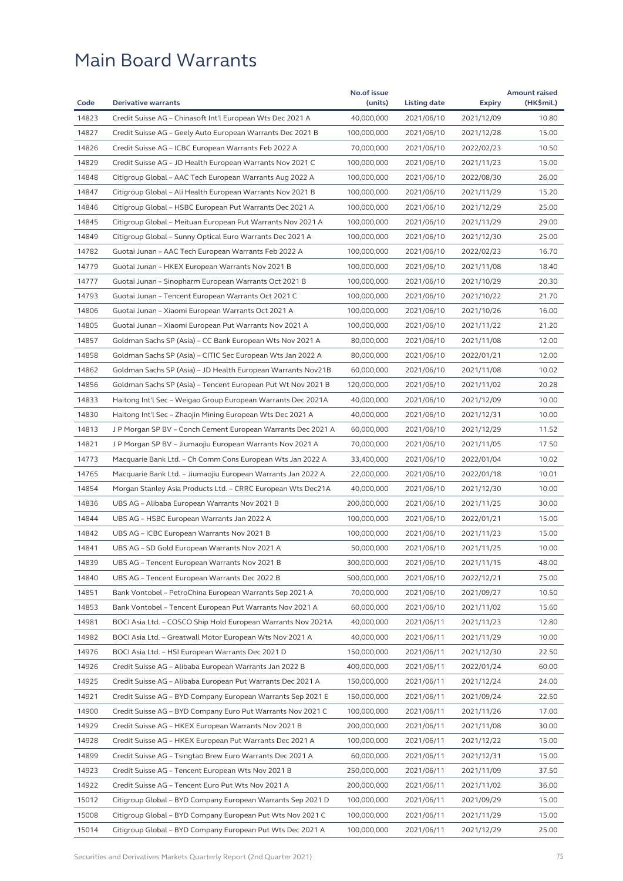# Main Board Warrants

| Code | Derivative warrants | No.of issue (units) | Listing date | Expiry | Amount raised (HK$mil.) |
|---|---|---|---|---|---|
| 14823 | Credit Suisse AG – Chinasoft Int'l European Wts Dec 2021 A | 40,000,000 | 2021/06/10 | 2021/12/09 | 10.80 |
| 14827 | Credit Suisse AG – Geely Auto European Warrants Dec 2021 B | 100,000,000 | 2021/06/10 | 2021/12/28 | 15.00 |
| 14826 | Credit Suisse AG – ICBC European Warrants Feb 2022 A | 70,000,000 | 2021/06/10 | 2022/02/23 | 10.50 |
| 14829 | Credit Suisse AG – JD Health European Warrants Nov 2021 C | 100,000,000 | 2021/06/10 | 2021/11/23 | 15.00 |
| 14848 | Citigroup Global – AAC Tech European Warrants Aug 2022 A | 100,000,000 | 2021/06/10 | 2022/08/30 | 26.00 |
| 14847 | Citigroup Global – Ali Health European Warrants Nov 2021 B | 100,000,000 | 2021/06/10 | 2021/11/29 | 15.20 |
| 14846 | Citigroup Global – HSBC European Put Warrants Dec 2021 A | 100,000,000 | 2021/06/10 | 2021/12/29 | 25.00 |
| 14845 | Citigroup Global – Meituan European Put Warrants Nov 2021 A | 100,000,000 | 2021/06/10 | 2021/11/29 | 29.00 |
| 14849 | Citigroup Global – Sunny Optical Euro Warrants Dec 2021 A | 100,000,000 | 2021/06/10 | 2021/12/30 | 25.00 |
| 14782 | Guotai Junan – AAC Tech European Warrants Feb 2022 A | 100,000,000 | 2021/06/10 | 2022/02/23 | 16.70 |
| 14779 | Guotai Junan – HKEX European Warrants Nov 2021 B | 100,000,000 | 2021/06/10 | 2021/11/08 | 18.40 |
| 14777 | Guotai Junan – Sinopharm European Warrants Oct 2021 B | 100,000,000 | 2021/06/10 | 2021/10/29 | 20.30 |
| 14793 | Guotai Junan – Tencent European Warrants Oct 2021 C | 100,000,000 | 2021/06/10 | 2021/10/22 | 21.70 |
| 14806 | Guotai Junan – Xiaomi European Warrants Oct 2021 A | 100,000,000 | 2021/06/10 | 2021/10/26 | 16.00 |
| 14805 | Guotai Junan – Xiaomi European Put Warrants Nov 2021 A | 100,000,000 | 2021/06/10 | 2021/11/22 | 21.20 |
| 14857 | Goldman Sachs SP (Asia) – CC Bank European Wts Nov 2021 A | 80,000,000 | 2021/06/10 | 2021/11/08 | 12.00 |
| 14858 | Goldman Sachs SP (Asia) – CITIC Sec European Wts Jan 2022 A | 80,000,000 | 2021/06/10 | 2022/01/21 | 12.00 |
| 14862 | Goldman Sachs SP (Asia) – JD Health European Warrants Nov21B | 60,000,000 | 2021/06/10 | 2021/11/08 | 10.02 |
| 14856 | Goldman Sachs SP (Asia) – Tencent European Put Wt Nov 2021 B | 120,000,000 | 2021/06/10 | 2021/11/02 | 20.28 |
| 14833 | Haitong Int'l Sec – Weigao Group European Warrants Dec 2021A | 40,000,000 | 2021/06/10 | 2021/12/09 | 10.00 |
| 14830 | Haitong Int'l Sec – Zhaojin Mining European Wts Dec 2021 A | 40,000,000 | 2021/06/10 | 2021/12/31 | 10.00 |
| 14813 | J P Morgan SP BV – Conch Cement European Warrants Dec 2021 A | 60,000,000 | 2021/06/10 | 2021/12/29 | 11.52 |
| 14821 | J P Morgan SP BV – Jiumaojiu European Warrants Nov 2021 A | 70,000,000 | 2021/06/10 | 2021/11/05 | 17.50 |
| 14773 | Macquarie Bank Ltd. – Ch Comm Cons European Wts Jan 2022 A | 33,400,000 | 2021/06/10 | 2022/01/04 | 10.02 |
| 14765 | Macquarie Bank Ltd. – Jiumaojiu European Warrants Jan 2022 A | 22,000,000 | 2021/06/10 | 2022/01/18 | 10.01 |
| 14854 | Morgan Stanley Asia Products Ltd. – CRRC European Wts Dec21A | 40,000,000 | 2021/06/10 | 2021/12/30 | 10.00 |
| 14836 | UBS AG – Alibaba European Warrants Nov 2021 B | 200,000,000 | 2021/06/10 | 2021/11/25 | 30.00 |
| 14844 | UBS AG – HSBC European Warrants Jan 2022 A | 100,000,000 | 2021/06/10 | 2022/01/21 | 15.00 |
| 14842 | UBS AG – ICBC European Warrants Nov 2021 B | 100,000,000 | 2021/06/10 | 2021/11/23 | 15.00 |
| 14841 | UBS AG – SD Gold European Warrants Nov 2021 A | 50,000,000 | 2021/06/10 | 2021/11/25 | 10.00 |
| 14839 | UBS AG – Tencent European Warrants Nov 2021 B | 300,000,000 | 2021/06/10 | 2021/11/15 | 48.00 |
| 14840 | UBS AG – Tencent European Warrants Dec 2022 B | 500,000,000 | 2021/06/10 | 2022/12/21 | 75.00 |
| 14851 | Bank Vontobel – PetroChina European Warrants Sep 2021 A | 70,000,000 | 2021/06/10 | 2021/09/27 | 10.50 |
| 14853 | Bank Vontobel – Tencent European Put Warrants Nov 2021 A | 60,000,000 | 2021/06/10 | 2021/11/02 | 15.60 |
| 14981 | BOCI Asia Ltd. – COSCO Ship Hold European Warrants Nov 2021A | 40,000,000 | 2021/06/11 | 2021/11/23 | 12.80 |
| 14982 | BOCI Asia Ltd. – Greatwall Motor European Wts Nov 2021 A | 40,000,000 | 2021/06/11 | 2021/11/29 | 10.00 |
| 14976 | BOCI Asia Ltd. – HSI European Warrants Dec 2021 D | 150,000,000 | 2021/06/11 | 2021/12/30 | 22.50 |
| 14926 | Credit Suisse AG – Alibaba European Warrants Jan 2022 B | 400,000,000 | 2021/06/11 | 2022/01/24 | 60.00 |
| 14925 | Credit Suisse AG – Alibaba European Put Warrants Dec 2021 A | 150,000,000 | 2021/06/11 | 2021/12/24 | 24.00 |
| 14921 | Credit Suisse AG – BYD Company European Warrants Sep 2021 E | 150,000,000 | 2021/06/11 | 2021/09/24 | 22.50 |
| 14900 | Credit Suisse AG – BYD Company Euro Put Warrants Nov 2021 C | 100,000,000 | 2021/06/11 | 2021/11/26 | 17.00 |
| 14929 | Credit Suisse AG – HKEX European Warrants Nov 2021 B | 200,000,000 | 2021/06/11 | 2021/11/08 | 30.00 |
| 14928 | Credit Suisse AG – HKEX European Put Warrants Dec 2021 A | 100,000,000 | 2021/06/11 | 2021/12/22 | 15.00 |
| 14899 | Credit Suisse AG – Tsingtao Brew Euro Warrants Dec 2021 A | 60,000,000 | 2021/06/11 | 2021/12/31 | 15.00 |
| 14923 | Credit Suisse AG – Tencent European Wts Nov 2021 B | 250,000,000 | 2021/06/11 | 2021/11/09 | 37.50 |
| 14922 | Credit Suisse AG – Tencent Euro Put Wts Nov 2021 A | 200,000,000 | 2021/06/11 | 2021/11/02 | 36.00 |
| 15012 | Citigroup Global – BYD Company European Warrants Sep 2021 D | 100,000,000 | 2021/06/11 | 2021/09/29 | 15.00 |
| 15008 | Citigroup Global – BYD Company European Put Wts Nov 2021 C | 100,000,000 | 2021/06/11 | 2021/11/29 | 15.00 |
| 15014 | Citigroup Global – BYD Company European Put Wts Dec 2021 A | 100,000,000 | 2021/06/11 | 2021/12/29 | 25.00 |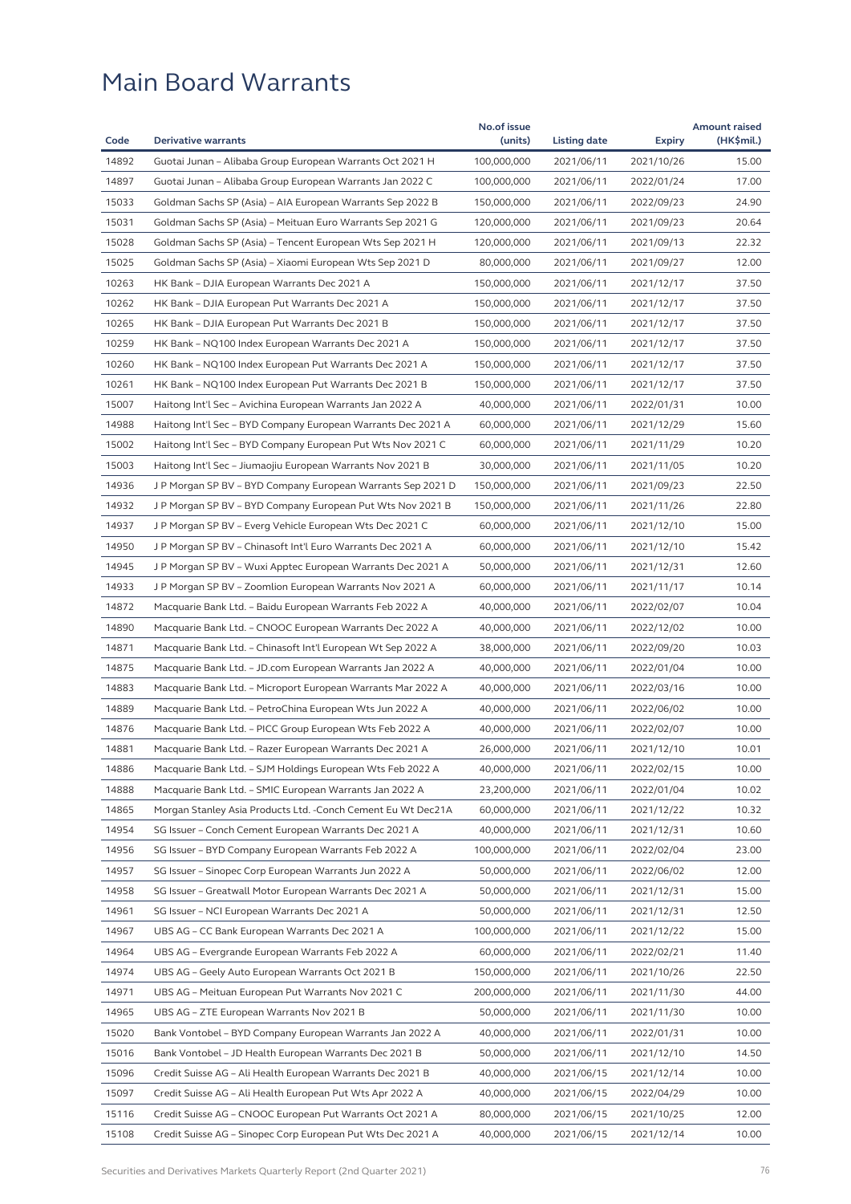# Main Board Warrants

| Code | Derivative warrants | No.of issue (units) | Listing date | Expiry | Amount raised (HK$mil.) |
|---|---|---|---|---|---|
| 14892 | Guotai Junan – Alibaba Group European Warrants Oct 2021 H | 100,000,000 | 2021/06/11 | 2021/10/26 | 15.00 |
| 14897 | Guotai Junan – Alibaba Group European Warrants Jan 2022 C | 100,000,000 | 2021/06/11 | 2022/01/24 | 17.00 |
| 15033 | Goldman Sachs SP (Asia) – AIA European Warrants Sep 2022 B | 150,000,000 | 2021/06/11 | 2022/09/23 | 24.90 |
| 15031 | Goldman Sachs SP (Asia) – Meituan Euro Warrants Sep 2021 G | 120,000,000 | 2021/06/11 | 2021/09/23 | 20.64 |
| 15028 | Goldman Sachs SP (Asia) – Tencent European Wts Sep 2021 H | 120,000,000 | 2021/06/11 | 2021/09/13 | 22.32 |
| 15025 | Goldman Sachs SP (Asia) – Xiaomi European Wts Sep 2021 D | 80,000,000 | 2021/06/11 | 2021/09/27 | 12.00 |
| 10263 | HK Bank – DJIA European Warrants Dec 2021 A | 150,000,000 | 2021/06/11 | 2021/12/17 | 37.50 |
| 10262 | HK Bank – DJIA European Put Warrants Dec 2021 A | 150,000,000 | 2021/06/11 | 2021/12/17 | 37.50 |
| 10265 | HK Bank – DJIA European Put Warrants Dec 2021 B | 150,000,000 | 2021/06/11 | 2021/12/17 | 37.50 |
| 10259 | HK Bank – NQ100 Index European Warrants Dec 2021 A | 150,000,000 | 2021/06/11 | 2021/12/17 | 37.50 |
| 10260 | HK Bank – NQ100 Index European Put Warrants Dec 2021 A | 150,000,000 | 2021/06/11 | 2021/12/17 | 37.50 |
| 10261 | HK Bank – NQ100 Index European Put Warrants Dec 2021 B | 150,000,000 | 2021/06/11 | 2021/12/17 | 37.50 |
| 15007 | Haitong Int'l Sec – Avichina European Warrants Jan 2022 A | 40,000,000 | 2021/06/11 | 2022/01/31 | 10.00 |
| 14988 | Haitong Int'l Sec – BYD Company European Warrants Dec 2021 A | 60,000,000 | 2021/06/11 | 2021/12/29 | 15.60 |
| 15002 | Haitong Int'l Sec – BYD Company European Put Wts Nov 2021 C | 60,000,000 | 2021/06/11 | 2021/11/29 | 10.20 |
| 15003 | Haitong Int'l Sec – Jiumaojiu European Warrants Nov 2021 B | 30,000,000 | 2021/06/11 | 2021/11/05 | 10.20 |
| 14936 | J P Morgan SP BV – BYD Company European Warrants Sep 2021 D | 150,000,000 | 2021/06/11 | 2021/09/23 | 22.50 |
| 14932 | J P Morgan SP BV – BYD Company European Put Wts Nov 2021 B | 150,000,000 | 2021/06/11 | 2021/11/26 | 22.80 |
| 14937 | J P Morgan SP BV – Everg Vehicle European Wts Dec 2021 C | 60,000,000 | 2021/06/11 | 2021/12/10 | 15.00 |
| 14950 | J P Morgan SP BV – Chinasoft Int'l Euro Warrants Dec 2021 A | 60,000,000 | 2021/06/11 | 2021/12/10 | 15.42 |
| 14945 | J P Morgan SP BV – Wuxi Apptec European Warrants Dec 2021 A | 50,000,000 | 2021/06/11 | 2021/12/31 | 12.60 |
| 14933 | J P Morgan SP BV – Zoomlion European Warrants Nov 2021 A | 60,000,000 | 2021/06/11 | 2021/11/17 | 10.14 |
| 14872 | Macquarie Bank Ltd. – Baidu European Warrants Feb 2022 A | 40,000,000 | 2021/06/11 | 2022/02/07 | 10.04 |
| 14890 | Macquarie Bank Ltd. – CNOOC European Warrants Dec 2022 A | 40,000,000 | 2021/06/11 | 2022/12/02 | 10.00 |
| 14871 | Macquarie Bank Ltd. – Chinasoft Int'l European Wt Sep 2022 A | 38,000,000 | 2021/06/11 | 2022/09/20 | 10.03 |
| 14875 | Macquarie Bank Ltd. – JD.com European Warrants Jan 2022 A | 40,000,000 | 2021/06/11 | 2022/01/04 | 10.00 |
| 14883 | Macquarie Bank Ltd. – Microport European Warrants Mar 2022 A | 40,000,000 | 2021/06/11 | 2022/03/16 | 10.00 |
| 14889 | Macquarie Bank Ltd. – PetroChina European Wts Jun 2022 A | 40,000,000 | 2021/06/11 | 2022/06/02 | 10.00 |
| 14876 | Macquarie Bank Ltd. – PICC Group European Wts Feb 2022 A | 40,000,000 | 2021/06/11 | 2022/02/07 | 10.00 |
| 14881 | Macquarie Bank Ltd. – Razer European Warrants Dec 2021 A | 26,000,000 | 2021/06/11 | 2021/12/10 | 10.01 |
| 14886 | Macquarie Bank Ltd. – SJM Holdings European Wts Feb 2022 A | 40,000,000 | 2021/06/11 | 2022/02/15 | 10.00 |
| 14888 | Macquarie Bank Ltd. – SMIC European Warrants Jan 2022 A | 23,200,000 | 2021/06/11 | 2022/01/04 | 10.02 |
| 14865 | Morgan Stanley Asia Products Ltd. -Conch Cement Eu Wt Dec21A | 60,000,000 | 2021/06/11 | 2021/12/22 | 10.32 |
| 14954 | SG Issuer – Conch Cement European Warrants Dec 2021 A | 40,000,000 | 2021/06/11 | 2021/12/31 | 10.60 |
| 14956 | SG Issuer – BYD Company European Warrants Feb 2022 A | 100,000,000 | 2021/06/11 | 2022/02/04 | 23.00 |
| 14957 | SG Issuer – Sinopec Corp European Warrants Jun 2022 A | 50,000,000 | 2021/06/11 | 2022/06/02 | 12.00 |
| 14958 | SG Issuer – Greatwall Motor European Warrants Dec 2021 A | 50,000,000 | 2021/06/11 | 2021/12/31 | 15.00 |
| 14961 | SG Issuer – NCI European Warrants Dec 2021 A | 50,000,000 | 2021/06/11 | 2021/12/31 | 12.50 |
| 14967 | UBS AG – CC Bank European Warrants Dec 2021 A | 100,000,000 | 2021/06/11 | 2021/12/22 | 15.00 |
| 14964 | UBS AG – Evergrande European Warrants Feb 2022 A | 60,000,000 | 2021/06/11 | 2022/02/21 | 11.40 |
| 14974 | UBS AG – Geely Auto European Warrants Oct 2021 B | 150,000,000 | 2021/06/11 | 2021/10/26 | 22.50 |
| 14971 | UBS AG – Meituan European Put Warrants Nov 2021 C | 200,000,000 | 2021/06/11 | 2021/11/30 | 44.00 |
| 14965 | UBS AG – ZTE European Warrants Nov 2021 B | 50,000,000 | 2021/06/11 | 2021/11/30 | 10.00 |
| 15020 | Bank Vontobel – BYD Company European Warrants Jan 2022 A | 40,000,000 | 2021/06/11 | 2022/01/31 | 10.00 |
| 15016 | Bank Vontobel – JD Health European Warrants Dec 2021 B | 50,000,000 | 2021/06/11 | 2021/12/10 | 14.50 |
| 15096 | Credit Suisse AG – Ali Health European Warrants Dec 2021 B | 40,000,000 | 2021/06/15 | 2021/12/14 | 10.00 |
| 15097 | Credit Suisse AG – Ali Health European Put Wts Apr 2022 A | 40,000,000 | 2021/06/15 | 2022/04/29 | 10.00 |
| 15116 | Credit Suisse AG – CNOOC European Put Warrants Oct 2021 A | 80,000,000 | 2021/06/15 | 2021/10/25 | 12.00 |
| 15108 | Credit Suisse AG – Sinopec Corp European Put Wts Dec 2021 A | 40,000,000 | 2021/06/15 | 2021/12/14 | 10.00 |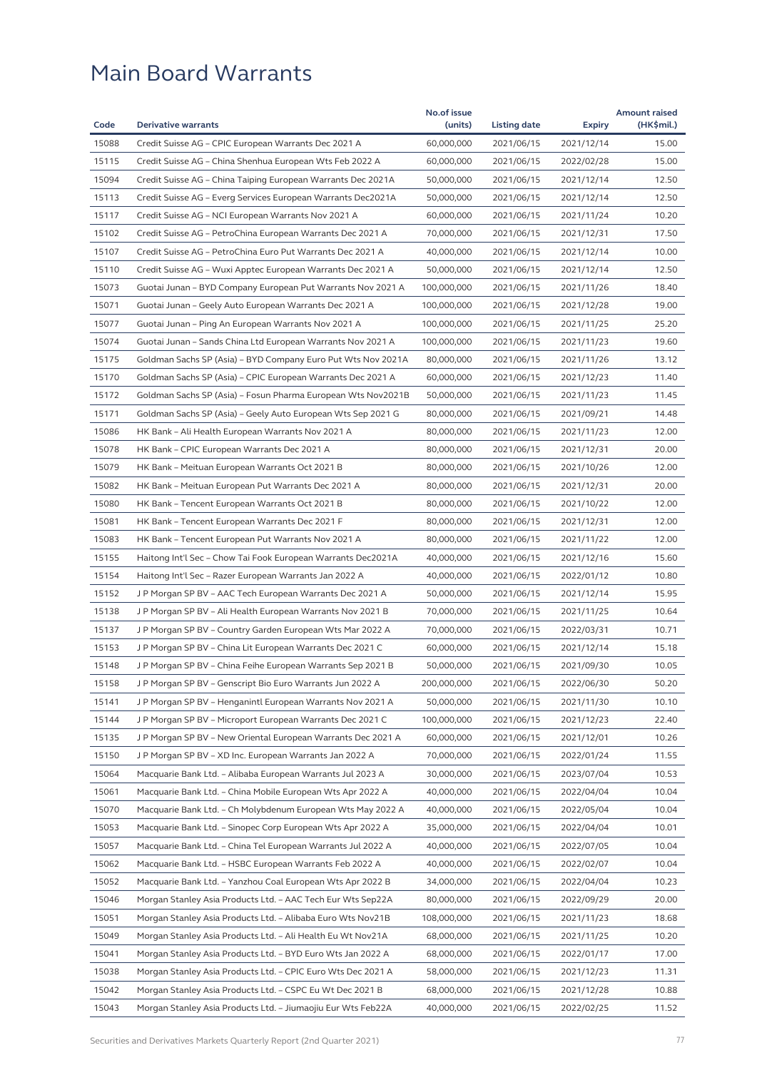# Main Board Warrants

| Code | Derivative warrants | No.of issue (units) | Listing date | Expiry | Amount raised (HK$mil.) |
|---|---|---|---|---|---|
| 15088 | Credit Suisse AG – CPIC European Warrants Dec 2021 A | 60,000,000 | 2021/06/15 | 2021/12/14 | 15.00 |
| 15115 | Credit Suisse AG – China Shenhua European Wts Feb 2022 A | 60,000,000 | 2021/06/15 | 2022/02/28 | 15.00 |
| 15094 | Credit Suisse AG – China Taiping European Warrants Dec 2021A | 50,000,000 | 2021/06/15 | 2021/12/14 | 12.50 |
| 15113 | Credit Suisse AG – Everg Services European Warrants Dec2021A | 50,000,000 | 2021/06/15 | 2021/12/14 | 12.50 |
| 15117 | Credit Suisse AG – NCI European Warrants Nov 2021 A | 60,000,000 | 2021/06/15 | 2021/11/24 | 10.20 |
| 15102 | Credit Suisse AG – PetroChina European Warrants Dec 2021 A | 70,000,000 | 2021/06/15 | 2021/12/31 | 17.50 |
| 15107 | Credit Suisse AG – PetroChina Euro Put Warrants Dec 2021 A | 40,000,000 | 2021/06/15 | 2021/12/14 | 10.00 |
| 15110 | Credit Suisse AG – Wuxi Apptec European Warrants Dec 2021 A | 50,000,000 | 2021/06/15 | 2021/12/14 | 12.50 |
| 15073 | Guotai Junan – BYD Company European Put Warrants Nov 2021 A | 100,000,000 | 2021/06/15 | 2021/11/26 | 18.40 |
| 15071 | Guotai Junan – Geely Auto European Warrants Dec 2021 A | 100,000,000 | 2021/06/15 | 2021/12/28 | 19.00 |
| 15077 | Guotai Junan – Ping An European Warrants Nov 2021 A | 100,000,000 | 2021/06/15 | 2021/11/25 | 25.20 |
| 15074 | Guotai Junan – Sands China Ltd European Warrants Nov 2021 A | 100,000,000 | 2021/06/15 | 2021/11/23 | 19.60 |
| 15175 | Goldman Sachs SP (Asia) – BYD Company Euro Put Wts Nov 2021A | 80,000,000 | 2021/06/15 | 2021/11/26 | 13.12 |
| 15170 | Goldman Sachs SP (Asia) – CPIC European Warrants Dec 2021 A | 60,000,000 | 2021/06/15 | 2021/12/23 | 11.40 |
| 15172 | Goldman Sachs SP (Asia) – Fosun Pharma European Wts Nov2021B | 50,000,000 | 2021/06/15 | 2021/11/23 | 11.45 |
| 15171 | Goldman Sachs SP (Asia) – Geely Auto European Wts Sep 2021 G | 80,000,000 | 2021/06/15 | 2021/09/21 | 14.48 |
| 15086 | HK Bank – Ali Health European Warrants Nov 2021 A | 80,000,000 | 2021/06/15 | 2021/11/23 | 12.00 |
| 15078 | HK Bank – CPIC European Warrants Dec 2021 A | 80,000,000 | 2021/06/15 | 2021/12/31 | 20.00 |
| 15079 | HK Bank – Meituan European Warrants Oct 2021 B | 80,000,000 | 2021/06/15 | 2021/10/26 | 12.00 |
| 15082 | HK Bank – Meituan European Put Warrants Dec 2021 A | 80,000,000 | 2021/06/15 | 2021/12/31 | 20.00 |
| 15080 | HK Bank – Tencent European Warrants Oct 2021 B | 80,000,000 | 2021/06/15 | 2021/10/22 | 12.00 |
| 15081 | HK Bank – Tencent European Warrants Dec 2021 F | 80,000,000 | 2021/06/15 | 2021/12/31 | 12.00 |
| 15083 | HK Bank – Tencent European Put Warrants Nov 2021 A | 80,000,000 | 2021/06/15 | 2021/11/22 | 12.00 |
| 15155 | Haitong Int'l Sec – Chow Tai Fook European Warrants Dec2021A | 40,000,000 | 2021/06/15 | 2021/12/16 | 15.60 |
| 15154 | Haitong Int'l Sec – Razer European Warrants Jan 2022 A | 40,000,000 | 2021/06/15 | 2022/01/12 | 10.80 |
| 15152 | J P Morgan SP BV – AAC Tech European Warrants Dec 2021 A | 50,000,000 | 2021/06/15 | 2021/12/14 | 15.95 |
| 15138 | J P Morgan SP BV – Ali Health European Warrants Nov 2021 B | 70,000,000 | 2021/06/15 | 2021/11/25 | 10.64 |
| 15137 | J P Morgan SP BV – Country Garden European Wts Mar 2022 A | 70,000,000 | 2021/06/15 | 2022/03/31 | 10.71 |
| 15153 | J P Morgan SP BV – China Lit European Warrants Dec 2021 C | 60,000,000 | 2021/06/15 | 2021/12/14 | 15.18 |
| 15148 | J P Morgan SP BV – China Feihe European Warrants Sep 2021 B | 50,000,000 | 2021/06/15 | 2021/09/30 | 10.05 |
| 15158 | J P Morgan SP BV – Genscript Bio Euro Warrants Jun 2022 A | 200,000,000 | 2021/06/15 | 2022/06/30 | 50.20 |
| 15141 | J P Morgan SP BV – Henganintl European Warrants Nov 2021 A | 50,000,000 | 2021/06/15 | 2021/11/30 | 10.10 |
| 15144 | J P Morgan SP BV – Microport European Warrants Dec 2021 C | 100,000,000 | 2021/06/15 | 2021/12/23 | 22.40 |
| 15135 | J P Morgan SP BV – New Oriental European Warrants Dec 2021 A | 60,000,000 | 2021/06/15 | 2021/12/01 | 10.26 |
| 15150 | J P Morgan SP BV – XD Inc. European Warrants Jan 2022 A | 70,000,000 | 2021/06/15 | 2022/01/24 | 11.55 |
| 15064 | Macquarie Bank Ltd. – Alibaba European Warrants Jul 2023 A | 30,000,000 | 2021/06/15 | 2023/07/04 | 10.53 |
| 15061 | Macquarie Bank Ltd. – China Mobile European Wts Apr 2022 A | 40,000,000 | 2021/06/15 | 2022/04/04 | 10.04 |
| 15070 | Macquarie Bank Ltd. – Ch Molybdenum European Wts May 2022 A | 40,000,000 | 2021/06/15 | 2022/05/04 | 10.04 |
| 15053 | Macquarie Bank Ltd. – Sinopec Corp European Wts Apr 2022 A | 35,000,000 | 2021/06/15 | 2022/04/04 | 10.01 |
| 15057 | Macquarie Bank Ltd. – China Tel European Warrants Jul 2022 A | 40,000,000 | 2021/06/15 | 2022/07/05 | 10.04 |
| 15062 | Macquarie Bank Ltd. – HSBC European Warrants Feb 2022 A | 40,000,000 | 2021/06/15 | 2022/02/07 | 10.04 |
| 15052 | Macquarie Bank Ltd. – Yanzhou Coal European Wts Apr 2022 B | 34,000,000 | 2021/06/15 | 2022/04/04 | 10.23 |
| 15046 | Morgan Stanley Asia Products Ltd. – AAC Tech Eur Wts Sep22A | 80,000,000 | 2021/06/15 | 2022/09/29 | 20.00 |
| 15051 | Morgan Stanley Asia Products Ltd. – Alibaba Euro Wts Nov21B | 108,000,000 | 2021/06/15 | 2021/11/23 | 18.68 |
| 15049 | Morgan Stanley Asia Products Ltd. – Ali Health Eu Wt Nov21A | 68,000,000 | 2021/06/15 | 2021/11/25 | 10.20 |
| 15041 | Morgan Stanley Asia Products Ltd. – BYD Euro Wts Jan 2022 A | 68,000,000 | 2021/06/15 | 2022/01/17 | 17.00 |
| 15038 | Morgan Stanley Asia Products Ltd. – CPIC Euro Wts Dec 2021 A | 58,000,000 | 2021/06/15 | 2021/12/23 | 11.31 |
| 15042 | Morgan Stanley Asia Products Ltd. – CSPC Eu Wt Dec 2021 B | 68,000,000 | 2021/06/15 | 2021/12/28 | 10.88 |
| 15043 | Morgan Stanley Asia Products Ltd. – Jiumaojiu Eur Wts Feb22A | 40,000,000 | 2021/06/15 | 2022/02/25 | 11.52 |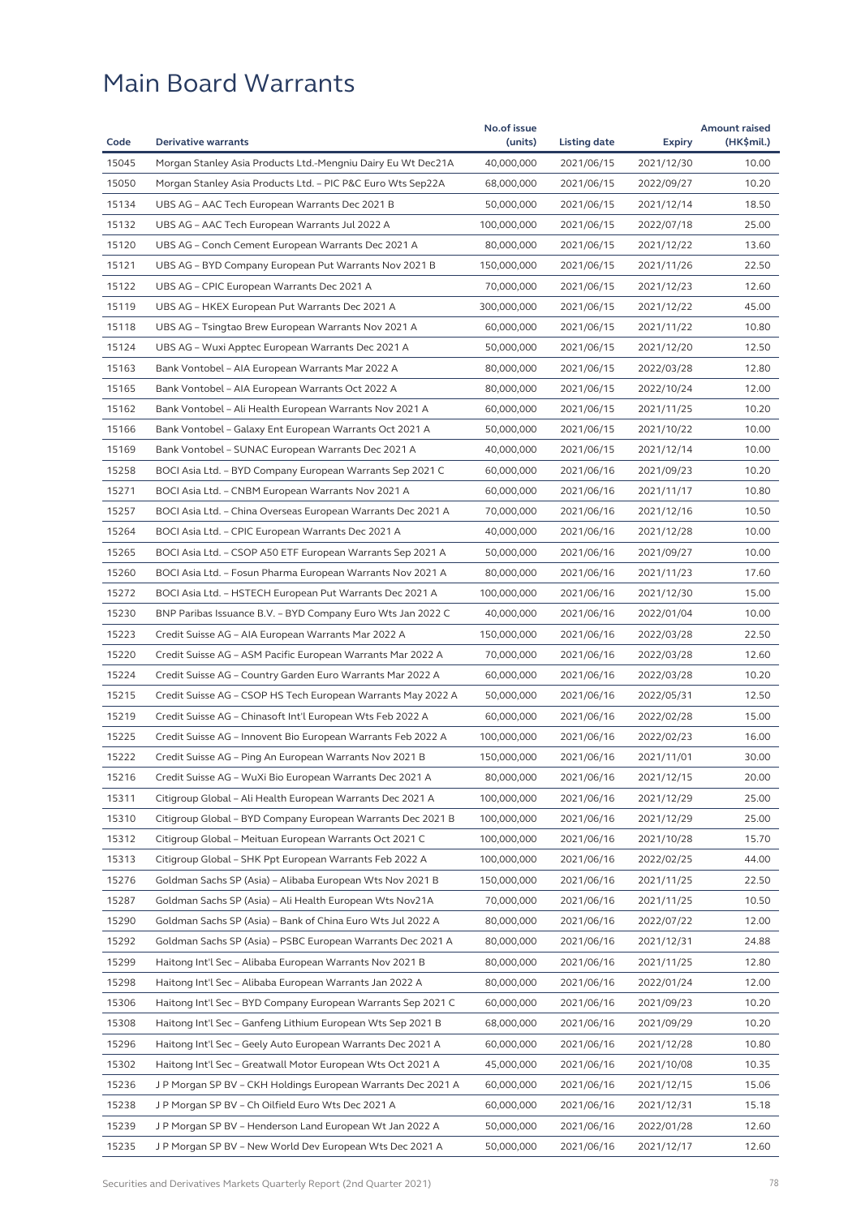# Main Board Warrants

| Code | Derivative warrants | No.of issue (units) | Listing date | Expiry | Amount raised (HK$mil.) |
|---|---|---|---|---|---|
| 15045 | Morgan Stanley Asia Products Ltd.-Mengniu Dairy Eu Wt Dec21A | 40,000,000 | 2021/06/15 | 2021/12/30 | 10.00 |
| 15050 | Morgan Stanley Asia Products Ltd. – PIC P&C Euro Wts Sep22A | 68,000,000 | 2021/06/15 | 2022/09/27 | 10.20 |
| 15134 | UBS AG – AAC Tech European Warrants Dec 2021 B | 50,000,000 | 2021/06/15 | 2021/12/14 | 18.50 |
| 15132 | UBS AG – AAC Tech European Warrants Jul 2022 A | 100,000,000 | 2021/06/15 | 2022/07/18 | 25.00 |
| 15120 | UBS AG – Conch Cement European Warrants Dec 2021 A | 80,000,000 | 2021/06/15 | 2021/12/22 | 13.60 |
| 15121 | UBS AG – BYD Company European Put Warrants Nov 2021 B | 150,000,000 | 2021/06/15 | 2021/11/26 | 22.50 |
| 15122 | UBS AG – CPIC European Warrants Dec 2021 A | 70,000,000 | 2021/06/15 | 2021/12/23 | 12.60 |
| 15119 | UBS AG – HKEX European Put Warrants Dec 2021 A | 300,000,000 | 2021/06/15 | 2021/12/22 | 45.00 |
| 15118 | UBS AG – Tsingtao Brew European Warrants Nov 2021 A | 60,000,000 | 2021/06/15 | 2021/11/22 | 10.80 |
| 15124 | UBS AG – Wuxi Apptec European Warrants Dec 2021 A | 50,000,000 | 2021/06/15 | 2021/12/20 | 12.50 |
| 15163 | Bank Vontobel – AIA European Warrants Mar 2022 A | 80,000,000 | 2021/06/15 | 2022/03/28 | 12.80 |
| 15165 | Bank Vontobel – AIA European Warrants Oct 2022 A | 80,000,000 | 2021/06/15 | 2022/10/24 | 12.00 |
| 15162 | Bank Vontobel – Ali Health European Warrants Nov 2021 A | 60,000,000 | 2021/06/15 | 2021/11/25 | 10.20 |
| 15166 | Bank Vontobel – Galaxy Ent European Warrants Oct 2021 A | 50,000,000 | 2021/06/15 | 2021/10/22 | 10.00 |
| 15169 | Bank Vontobel – SUNAC European Warrants Dec 2021 A | 40,000,000 | 2021/06/15 | 2021/12/14 | 10.00 |
| 15258 | BOCI Asia Ltd. – BYD Company European Warrants Sep 2021 C | 60,000,000 | 2021/06/16 | 2021/09/23 | 10.20 |
| 15271 | BOCI Asia Ltd. – CNBM European Warrants Nov 2021 A | 60,000,000 | 2021/06/16 | 2021/11/17 | 10.80 |
| 15257 | BOCI Asia Ltd. – China Overseas European Warrants Dec 2021 A | 70,000,000 | 2021/06/16 | 2021/12/16 | 10.50 |
| 15264 | BOCI Asia Ltd. – CPIC European Warrants Dec 2021 A | 40,000,000 | 2021/06/16 | 2021/12/28 | 10.00 |
| 15265 | BOCI Asia Ltd. – CSOP A50 ETF European Warrants Sep 2021 A | 50,000,000 | 2021/06/16 | 2021/09/27 | 10.00 |
| 15260 | BOCI Asia Ltd. – Fosun Pharma European Warrants Nov 2021 A | 80,000,000 | 2021/06/16 | 2021/11/23 | 17.60 |
| 15272 | BOCI Asia Ltd. – HSTECH European Put Warrants Dec 2021 A | 100,000,000 | 2021/06/16 | 2021/12/30 | 15.00 |
| 15230 | BNP Paribas Issuance B.V. – BYD Company Euro Wts Jan 2022 C | 40,000,000 | 2021/06/16 | 2022/01/04 | 10.00 |
| 15223 | Credit Suisse AG – AIA European Warrants Mar 2022 A | 150,000,000 | 2021/06/16 | 2022/03/28 | 22.50 |
| 15220 | Credit Suisse AG – ASM Pacific European Warrants Mar 2022 A | 70,000,000 | 2021/06/16 | 2022/03/28 | 12.60 |
| 15224 | Credit Suisse AG – Country Garden Euro Warrants Mar 2022 A | 60,000,000 | 2021/06/16 | 2022/03/28 | 10.20 |
| 15215 | Credit Suisse AG – CSOP HS Tech European Warrants May 2022 A | 50,000,000 | 2021/06/16 | 2022/05/31 | 12.50 |
| 15219 | Credit Suisse AG – Chinasoft Int'l European Wts Feb 2022 A | 60,000,000 | 2021/06/16 | 2022/02/28 | 15.00 |
| 15225 | Credit Suisse AG – Innovent Bio European Warrants Feb 2022 A | 100,000,000 | 2021/06/16 | 2022/02/23 | 16.00 |
| 15222 | Credit Suisse AG – Ping An European Warrants Nov 2021 B | 150,000,000 | 2021/06/16 | 2021/11/01 | 30.00 |
| 15216 | Credit Suisse AG – WuXi Bio European Warrants Dec 2021 A | 80,000,000 | 2021/06/16 | 2021/12/15 | 20.00 |
| 15311 | Citigroup Global – Ali Health European Warrants Dec 2021 A | 100,000,000 | 2021/06/16 | 2021/12/29 | 25.00 |
| 15310 | Citigroup Global – BYD Company European Warrants Dec 2021 B | 100,000,000 | 2021/06/16 | 2021/12/29 | 25.00 |
| 15312 | Citigroup Global – Meituan European Warrants Oct 2021 C | 100,000,000 | 2021/06/16 | 2021/10/28 | 15.70 |
| 15313 | Citigroup Global – SHK Ppt European Warrants Feb 2022 A | 100,000,000 | 2021/06/16 | 2022/02/25 | 44.00 |
| 15276 | Goldman Sachs SP (Asia) – Alibaba European Wts Nov 2021 B | 150,000,000 | 2021/06/16 | 2021/11/25 | 22.50 |
| 15287 | Goldman Sachs SP (Asia) – Ali Health European Wts Nov21A | 70,000,000 | 2021/06/16 | 2021/11/25 | 10.50 |
| 15290 | Goldman Sachs SP (Asia) – Bank of China Euro Wts Jul 2022 A | 80,000,000 | 2021/06/16 | 2022/07/22 | 12.00 |
| 15292 | Goldman Sachs SP (Asia) – PSBC European Warrants Dec 2021 A | 80,000,000 | 2021/06/16 | 2021/12/31 | 24.88 |
| 15299 | Haitong Int'l Sec – Alibaba European Warrants Nov 2021 B | 80,000,000 | 2021/06/16 | 2021/11/25 | 12.80 |
| 15298 | Haitong Int'l Sec – Alibaba European Warrants Jan 2022 A | 80,000,000 | 2021/06/16 | 2022/01/24 | 12.00 |
| 15306 | Haitong Int'l Sec – BYD Company European Warrants Sep 2021 C | 60,000,000 | 2021/06/16 | 2021/09/23 | 10.20 |
| 15308 | Haitong Int'l Sec – Ganfeng Lithium European Wts Sep 2021 B | 68,000,000 | 2021/06/16 | 2021/09/29 | 10.20 |
| 15296 | Haitong Int'l Sec – Geely Auto European Warrants Dec 2021 A | 60,000,000 | 2021/06/16 | 2021/12/28 | 10.80 |
| 15302 | Haitong Int'l Sec – Greatwall Motor European Wts Oct 2021 A | 45,000,000 | 2021/06/16 | 2021/10/08 | 10.35 |
| 15236 | J P Morgan SP BV – CKH Holdings European Warrants Dec 2021 A | 60,000,000 | 2021/06/16 | 2021/12/15 | 15.06 |
| 15238 | J P Morgan SP BV – Ch Oilfield Euro Wts Dec 2021 A | 60,000,000 | 2021/06/16 | 2021/12/31 | 15.18 |
| 15239 | J P Morgan SP BV – Henderson Land European Wt Jan 2022 A | 50,000,000 | 2021/06/16 | 2022/01/28 | 12.60 |
| 15235 | J P Morgan SP BV – New World Dev European Wts Dec 2021 A | 50,000,000 | 2021/06/16 | 2021/12/17 | 12.60 |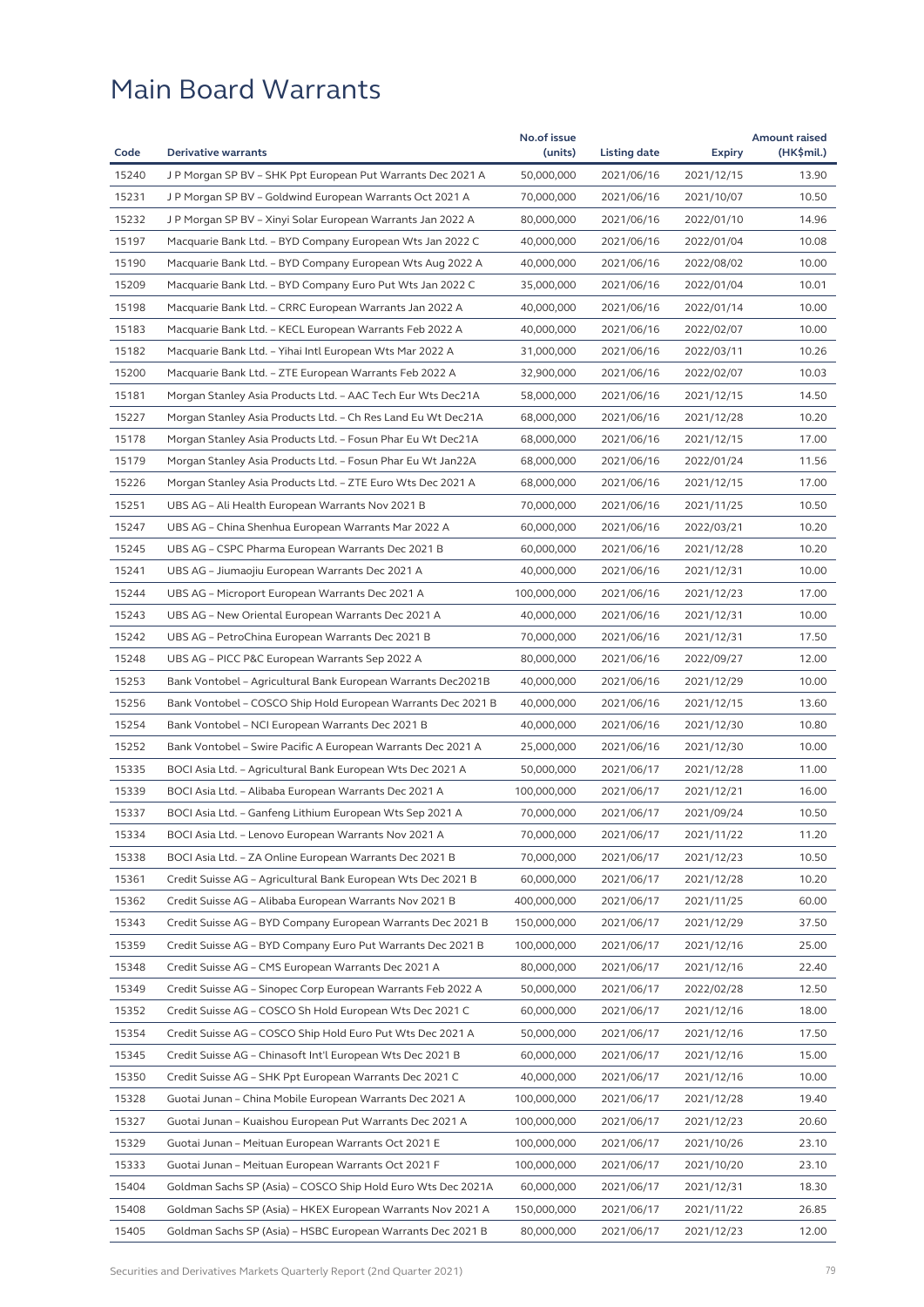# Main Board Warrants

| Code | Derivative warrants | No.of issue (units) | Listing date | Expiry | Amount raised (HK$mil.) |
|---|---|---|---|---|---|
| 15240 | J P Morgan SP BV – SHK Ppt European Put Warrants Dec 2021 A | 50,000,000 | 2021/06/16 | 2021/12/15 | 13.90 |
| 15231 | J P Morgan SP BV – Goldwind European Warrants Oct 2021 A | 70,000,000 | 2021/06/16 | 2021/10/07 | 10.50 |
| 15232 | J P Morgan SP BV – Xinyi Solar European Warrants Jan 2022 A | 80,000,000 | 2021/06/16 | 2022/01/10 | 14.96 |
| 15197 | Macquarie Bank Ltd. – BYD Company European Wts Jan 2022 C | 40,000,000 | 2021/06/16 | 2022/01/04 | 10.08 |
| 15190 | Macquarie Bank Ltd. – BYD Company European Wts Aug 2022 A | 40,000,000 | 2021/06/16 | 2022/08/02 | 10.00 |
| 15209 | Macquarie Bank Ltd. – BYD Company Euro Put Wts Jan 2022 C | 35,000,000 | 2021/06/16 | 2022/01/04 | 10.01 |
| 15198 | Macquarie Bank Ltd. – CRRC European Warrants Jan 2022 A | 40,000,000 | 2021/06/16 | 2022/01/14 | 10.00 |
| 15183 | Macquarie Bank Ltd. – KECL European Warrants Feb 2022 A | 40,000,000 | 2021/06/16 | 2022/02/07 | 10.00 |
| 15182 | Macquarie Bank Ltd. – Yihai Intl European Wts Mar 2022 A | 31,000,000 | 2021/06/16 | 2022/03/11 | 10.26 |
| 15200 | Macquarie Bank Ltd. – ZTE European Warrants Feb 2022 A | 32,900,000 | 2021/06/16 | 2022/02/07 | 10.03 |
| 15181 | Morgan Stanley Asia Products Ltd. – AAC Tech Eur Wts Dec21A | 58,000,000 | 2021/06/16 | 2021/12/15 | 14.50 |
| 15227 | Morgan Stanley Asia Products Ltd. – Ch Res Land Eu Wt Dec21A | 68,000,000 | 2021/06/16 | 2021/12/28 | 10.20 |
| 15178 | Morgan Stanley Asia Products Ltd. – Fosun Phar Eu Wt Dec21A | 68,000,000 | 2021/06/16 | 2021/12/15 | 17.00 |
| 15179 | Morgan Stanley Asia Products Ltd. – Fosun Phar Eu Wt Jan22A | 68,000,000 | 2021/06/16 | 2022/01/24 | 11.56 |
| 15226 | Morgan Stanley Asia Products Ltd. – ZTE Euro Wts Dec 2021 A | 68,000,000 | 2021/06/16 | 2021/12/15 | 17.00 |
| 15251 | UBS AG – Ali Health European Warrants Nov 2021 B | 70,000,000 | 2021/06/16 | 2021/11/25 | 10.50 |
| 15247 | UBS AG – China Shenhua European Warrants Mar 2022 A | 60,000,000 | 2021/06/16 | 2022/03/21 | 10.20 |
| 15245 | UBS AG – CSPC Pharma European Warrants Dec 2021 B | 60,000,000 | 2021/06/16 | 2021/12/28 | 10.20 |
| 15241 | UBS AG – Jiumaojiu European Warrants Dec 2021 A | 40,000,000 | 2021/06/16 | 2021/12/31 | 10.00 |
| 15244 | UBS AG – Microport European Warrants Dec 2021 A | 100,000,000 | 2021/06/16 | 2021/12/23 | 17.00 |
| 15243 | UBS AG – New Oriental European Warrants Dec 2021 A | 40,000,000 | 2021/06/16 | 2021/12/31 | 10.00 |
| 15242 | UBS AG – PetroChina European Warrants Dec 2021 B | 70,000,000 | 2021/06/16 | 2021/12/31 | 17.50 |
| 15248 | UBS AG – PICC P&C European Warrants Sep 2022 A | 80,000,000 | 2021/06/16 | 2022/09/27 | 12.00 |
| 15253 | Bank Vontobel – Agricultural Bank European Warrants Dec2021B | 40,000,000 | 2021/06/16 | 2021/12/29 | 10.00 |
| 15256 | Bank Vontobel – COSCO Ship Hold European Warrants Dec 2021 B | 40,000,000 | 2021/06/16 | 2021/12/15 | 13.60 |
| 15254 | Bank Vontobel – NCI European Warrants Dec 2021 B | 40,000,000 | 2021/06/16 | 2021/12/30 | 10.80 |
| 15252 | Bank Vontobel – Swire Pacific A European Warrants Dec 2021 A | 25,000,000 | 2021/06/16 | 2021/12/30 | 10.00 |
| 15335 | BOCI Asia Ltd. – Agricultural Bank European Wts Dec 2021 A | 50,000,000 | 2021/06/17 | 2021/12/28 | 11.00 |
| 15339 | BOCI Asia Ltd. – Alibaba European Warrants Dec 2021 A | 100,000,000 | 2021/06/17 | 2021/12/21 | 16.00 |
| 15337 | BOCI Asia Ltd. – Ganfeng Lithium European Wts Sep 2021 A | 70,000,000 | 2021/06/17 | 2021/09/24 | 10.50 |
| 15334 | BOCI Asia Ltd. – Lenovo European Warrants Nov 2021 A | 70,000,000 | 2021/06/17 | 2021/11/22 | 11.20 |
| 15338 | BOCI Asia Ltd. – ZA Online European Warrants Dec 2021 B | 70,000,000 | 2021/06/17 | 2021/12/23 | 10.50 |
| 15361 | Credit Suisse AG – Agricultural Bank European Wts Dec 2021 B | 60,000,000 | 2021/06/17 | 2021/12/28 | 10.20 |
| 15362 | Credit Suisse AG – Alibaba European Warrants Nov 2021 B | 400,000,000 | 2021/06/17 | 2021/11/25 | 60.00 |
| 15343 | Credit Suisse AG – BYD Company European Warrants Dec 2021 B | 150,000,000 | 2021/06/17 | 2021/12/29 | 37.50 |
| 15359 | Credit Suisse AG – BYD Company Euro Put Warrants Dec 2021 B | 100,000,000 | 2021/06/17 | 2021/12/16 | 25.00 |
| 15348 | Credit Suisse AG – CMS European Warrants Dec 2021 A | 80,000,000 | 2021/06/17 | 2021/12/16 | 22.40 |
| 15349 | Credit Suisse AG – Sinopec Corp European Warrants Feb 2022 A | 50,000,000 | 2021/06/17 | 2022/02/28 | 12.50 |
| 15352 | Credit Suisse AG – COSCO Sh Hold European Wts Dec 2021 C | 60,000,000 | 2021/06/17 | 2021/12/16 | 18.00 |
| 15354 | Credit Suisse AG – COSCO Ship Hold Euro Put Wts Dec 2021 A | 50,000,000 | 2021/06/17 | 2021/12/16 | 17.50 |
| 15345 | Credit Suisse AG – Chinasoft Int'l European Wts Dec 2021 B | 60,000,000 | 2021/06/17 | 2021/12/16 | 15.00 |
| 15350 | Credit Suisse AG – SHK Ppt European Warrants Dec 2021 C | 40,000,000 | 2021/06/17 | 2021/12/16 | 10.00 |
| 15328 | Guotai Junan – China Mobile European Warrants Dec 2021 A | 100,000,000 | 2021/06/17 | 2021/12/28 | 19.40 |
| 15327 | Guotai Junan – Kuaishou European Put Warrants Dec 2021 A | 100,000,000 | 2021/06/17 | 2021/12/23 | 20.60 |
| 15329 | Guotai Junan – Meituan European Warrants Oct 2021 E | 100,000,000 | 2021/06/17 | 2021/10/26 | 23.10 |
| 15333 | Guotai Junan – Meituan European Warrants Oct 2021 F | 100,000,000 | 2021/06/17 | 2021/10/20 | 23.10 |
| 15404 | Goldman Sachs SP (Asia) – COSCO Ship Hold Euro Wts Dec 2021A | 60,000,000 | 2021/06/17 | 2021/12/31 | 18.30 |
| 15408 | Goldman Sachs SP (Asia) – HKEX European Warrants Nov 2021 A | 150,000,000 | 2021/06/17 | 2021/11/22 | 26.85 |
| 15405 | Goldman Sachs SP (Asia) – HSBC European Warrants Dec 2021 B | 80,000,000 | 2021/06/17 | 2021/12/23 | 12.00 |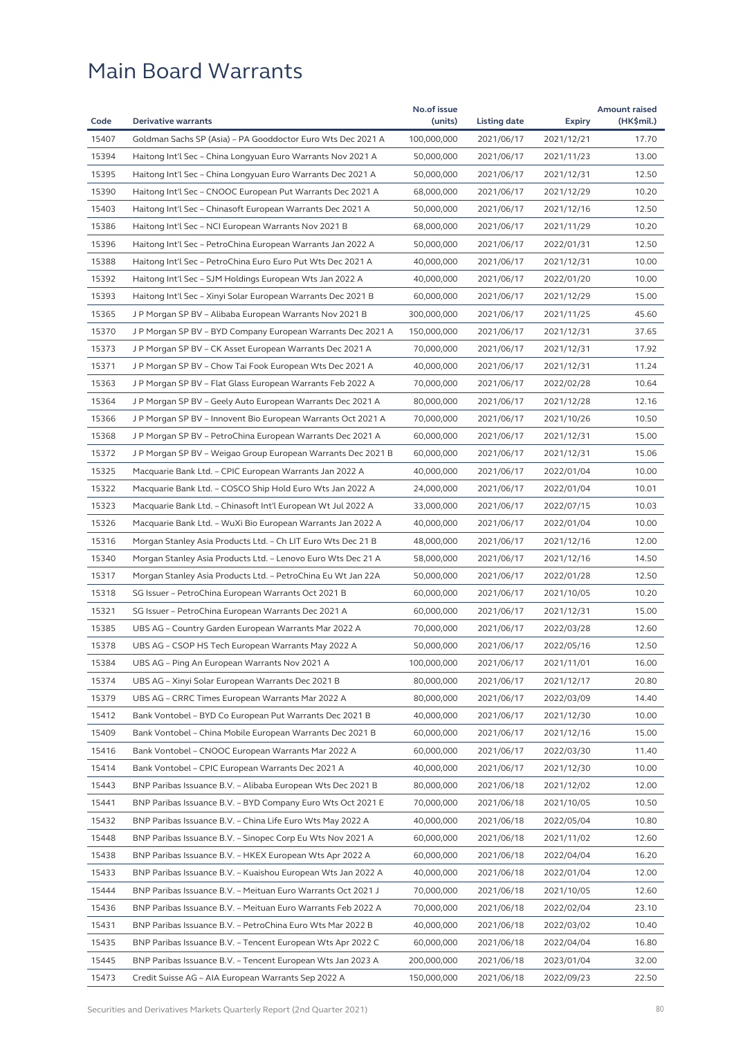# Main Board Warrants

| Code | Derivative warrants | No.of issue (units) | Listing date | Expiry | Amount raised (HK$mil.) |
|---|---|---|---|---|---|
| 15407 | Goldman Sachs SP (Asia) – PA Gooddoctor Euro Wts Dec 2021 A | 100,000,000 | 2021/06/17 | 2021/12/21 | 17.70 |
| 15394 | Haitong Int'l Sec – China Longyuan Euro Warrants Nov 2021 A | 50,000,000 | 2021/06/17 | 2021/11/23 | 13.00 |
| 15395 | Haitong Int'l Sec – China Longyuan Euro Warrants Dec 2021 A | 50,000,000 | 2021/06/17 | 2021/12/31 | 12.50 |
| 15390 | Haitong Int'l Sec – CNOOC European Put Warrants Dec 2021 A | 68,000,000 | 2021/06/17 | 2021/12/29 | 10.20 |
| 15403 | Haitong Int'l Sec – Chinasoft European Warrants Dec 2021 A | 50,000,000 | 2021/06/17 | 2021/12/16 | 12.50 |
| 15386 | Haitong Int'l Sec – NCI European Warrants Nov 2021 B | 68,000,000 | 2021/06/17 | 2021/11/29 | 10.20 |
| 15396 | Haitong Int'l Sec – PetroChina European Warrants Jan 2022 A | 50,000,000 | 2021/06/17 | 2022/01/31 | 12.50 |
| 15388 | Haitong Int'l Sec – PetroChina Euro Euro Put Wts Dec 2021 A | 40,000,000 | 2021/06/17 | 2021/12/31 | 10.00 |
| 15392 | Haitong Int'l Sec – SJM Holdings European Wts Jan 2022 A | 40,000,000 | 2021/06/17 | 2022/01/20 | 10.00 |
| 15393 | Haitong Int'l Sec – Xinyi Solar European Warrants Dec 2021 B | 60,000,000 | 2021/06/17 | 2021/12/29 | 15.00 |
| 15365 | J P Morgan SP BV – Alibaba European Warrants Nov 2021 B | 300,000,000 | 2021/06/17 | 2021/11/25 | 45.60 |
| 15370 | J P Morgan SP BV – BYD Company European Warrants Dec 2021 A | 150,000,000 | 2021/06/17 | 2021/12/31 | 37.65 |
| 15373 | J P Morgan SP BV – CK Asset European Warrants Dec 2021 A | 70,000,000 | 2021/06/17 | 2021/12/31 | 17.92 |
| 15371 | J P Morgan SP BV – Chow Tai Fook European Wts Dec 2021 A | 40,000,000 | 2021/06/17 | 2021/12/31 | 11.24 |
| 15363 | J P Morgan SP BV – Flat Glass European Warrants Feb 2022 A | 70,000,000 | 2021/06/17 | 2022/02/28 | 10.64 |
| 15364 | J P Morgan SP BV – Geely Auto European Warrants Dec 2021 A | 80,000,000 | 2021/06/17 | 2021/12/28 | 12.16 |
| 15366 | J P Morgan SP BV – Innovent Bio European Warrants Oct 2021 A | 70,000,000 | 2021/06/17 | 2021/10/26 | 10.50 |
| 15368 | J P Morgan SP BV – PetroChina European Warrants Dec 2021 A | 60,000,000 | 2021/06/17 | 2021/12/31 | 15.00 |
| 15372 | J P Morgan SP BV – Weigao Group European Warrants Dec 2021 B | 60,000,000 | 2021/06/17 | 2021/12/31 | 15.06 |
| 15325 | Macquarie Bank Ltd. – CPIC European Warrants Jan 2022 A | 40,000,000 | 2021/06/17 | 2022/01/04 | 10.00 |
| 15322 | Macquarie Bank Ltd. – COSCO Ship Hold Euro Wts Jan 2022 A | 24,000,000 | 2021/06/17 | 2022/01/04 | 10.01 |
| 15323 | Macquarie Bank Ltd. – Chinasoft Int'l European Wt Jul 2022 A | 33,000,000 | 2021/06/17 | 2022/07/15 | 10.03 |
| 15326 | Macquarie Bank Ltd. – WuXi Bio European Warrants Jan 2022 A | 40,000,000 | 2021/06/17 | 2022/01/04 | 10.00 |
| 15316 | Morgan Stanley Asia Products Ltd. – Ch LIT Euro Wts Dec 21 B | 48,000,000 | 2021/06/17 | 2021/12/16 | 12.00 |
| 15340 | Morgan Stanley Asia Products Ltd. – Lenovo Euro Wts Dec 21 A | 58,000,000 | 2021/06/17 | 2021/12/16 | 14.50 |
| 15317 | Morgan Stanley Asia Products Ltd. – PetroChina Eu Wt Jan 22A | 50,000,000 | 2021/06/17 | 2022/01/28 | 12.50 |
| 15318 | SG Issuer – PetroChina European Warrants Oct 2021 B | 60,000,000 | 2021/06/17 | 2021/10/05 | 10.20 |
| 15321 | SG Issuer – PetroChina European Warrants Dec 2021 A | 60,000,000 | 2021/06/17 | 2021/12/31 | 15.00 |
| 15385 | UBS AG – Country Garden European Warrants Mar 2022 A | 70,000,000 | 2021/06/17 | 2022/03/28 | 12.60 |
| 15378 | UBS AG – CSOP HS Tech European Warrants May 2022 A | 50,000,000 | 2021/06/17 | 2022/05/16 | 12.50 |
| 15384 | UBS AG – Ping An European Warrants Nov 2021 A | 100,000,000 | 2021/06/17 | 2021/11/01 | 16.00 |
| 15374 | UBS AG – Xinyi Solar European Warrants Dec 2021 B | 80,000,000 | 2021/06/17 | 2021/12/17 | 20.80 |
| 15379 | UBS AG – CRRC Times European Warrants Mar 2022 A | 80,000,000 | 2021/06/17 | 2022/03/09 | 14.40 |
| 15412 | Bank Vontobel – BYD Co European Put Warrants Dec 2021 B | 40,000,000 | 2021/06/17 | 2021/12/30 | 10.00 |
| 15409 | Bank Vontobel – China Mobile European Warrants Dec 2021 B | 60,000,000 | 2021/06/17 | 2021/12/16 | 15.00 |
| 15416 | Bank Vontobel – CNOOC European Warrants Mar 2022 A | 60,000,000 | 2021/06/17 | 2022/03/30 | 11.40 |
| 15414 | Bank Vontobel – CPIC European Warrants Dec 2021 A | 40,000,000 | 2021/06/17 | 2021/12/30 | 10.00 |
| 15443 | BNP Paribas Issuance B.V. – Alibaba European Wts Dec 2021 B | 80,000,000 | 2021/06/18 | 2021/12/02 | 12.00 |
| 15441 | BNP Paribas Issuance B.V. – BYD Company Euro Wts Oct 2021 E | 70,000,000 | 2021/06/18 | 2021/10/05 | 10.50 |
| 15432 | BNP Paribas Issuance B.V. – China Life Euro Wts May 2022 A | 40,000,000 | 2021/06/18 | 2022/05/04 | 10.80 |
| 15448 | BNP Paribas Issuance B.V. – Sinopec Corp Eu Wts Nov 2021 A | 60,000,000 | 2021/06/18 | 2021/11/02 | 12.60 |
| 15438 | BNP Paribas Issuance B.V. – HKEX European Wts Apr 2022 A | 60,000,000 | 2021/06/18 | 2022/04/04 | 16.20 |
| 15433 | BNP Paribas Issuance B.V. – Kuaishou European Wts Jan 2022 A | 40,000,000 | 2021/06/18 | 2022/01/04 | 12.00 |
| 15444 | BNP Paribas Issuance B.V. – Meituan Euro Warrants Oct 2021 J | 70,000,000 | 2021/06/18 | 2021/10/05 | 12.60 |
| 15436 | BNP Paribas Issuance B.V. – Meituan Euro Warrants Feb 2022 A | 70,000,000 | 2021/06/18 | 2022/02/04 | 23.10 |
| 15431 | BNP Paribas Issuance B.V. – PetroChina Euro Wts Mar 2022 B | 40,000,000 | 2021/06/18 | 2022/03/02 | 10.40 |
| 15435 | BNP Paribas Issuance B.V. – Tencent European Wts Apr 2022 C | 60,000,000 | 2021/06/18 | 2022/04/04 | 16.80 |
| 15445 | BNP Paribas Issuance B.V. – Tencent European Wts Jan 2023 A | 200,000,000 | 2021/06/18 | 2023/01/04 | 32.00 |
| 15473 | Credit Suisse AG – AIA European Warrants Sep 2022 A | 150,000,000 | 2021/06/18 | 2022/09/23 | 22.50 |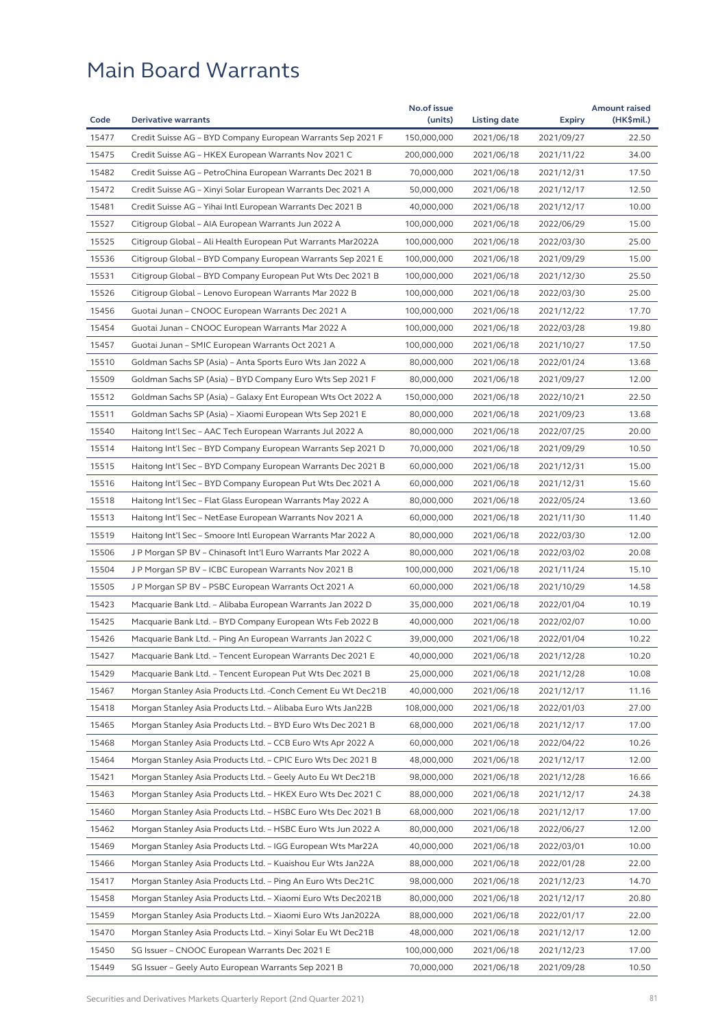# Main Board Warrants

| Code | Derivative warrants | No.of issue (units) | Listing date | Expiry | Amount raised (HK$mil.) |
|---|---|---|---|---|---|
| 15477 | Credit Suisse AG – BYD Company European Warrants Sep 2021 F | 150,000,000 | 2021/06/18 | 2021/09/27 | 22.50 |
| 15475 | Credit Suisse AG – HKEX European Warrants Nov 2021 C | 200,000,000 | 2021/06/18 | 2021/11/22 | 34.00 |
| 15482 | Credit Suisse AG – PetroChina European Warrants Dec 2021 B | 70,000,000 | 2021/06/18 | 2021/12/31 | 17.50 |
| 15472 | Credit Suisse AG – Xinyi Solar European Warrants Dec 2021 A | 50,000,000 | 2021/06/18 | 2021/12/17 | 12.50 |
| 15481 | Credit Suisse AG – Yihai Intl European Warrants Dec 2021 B | 40,000,000 | 2021/06/18 | 2021/12/17 | 10.00 |
| 15527 | Citigroup Global – AIA European Warrants Jun 2022 A | 100,000,000 | 2021/06/18 | 2022/06/29 | 15.00 |
| 15525 | Citigroup Global – Ali Health European Put Warrants Mar2022A | 100,000,000 | 2021/06/18 | 2022/03/30 | 25.00 |
| 15536 | Citigroup Global – BYD Company European Warrants Sep 2021 E | 100,000,000 | 2021/06/18 | 2021/09/29 | 15.00 |
| 15531 | Citigroup Global – BYD Company European Put Wts Dec 2021 B | 100,000,000 | 2021/06/18 | 2021/12/30 | 25.50 |
| 15526 | Citigroup Global – Lenovo European Warrants Mar 2022 B | 100,000,000 | 2021/06/18 | 2022/03/30 | 25.00 |
| 15456 | Guotai Junan – CNOOC European Warrants Dec 2021 A | 100,000,000 | 2021/06/18 | 2021/12/22 | 17.70 |
| 15454 | Guotai Junan – CNOOC European Warrants Mar 2022 A | 100,000,000 | 2021/06/18 | 2022/03/28 | 19.80 |
| 15457 | Guotai Junan – SMIC European Warrants Oct 2021 A | 100,000,000 | 2021/06/18 | 2021/10/27 | 17.50 |
| 15510 | Goldman Sachs SP (Asia) – Anta Sports Euro Wts Jan 2022 A | 80,000,000 | 2021/06/18 | 2022/01/24 | 13.68 |
| 15509 | Goldman Sachs SP (Asia) – BYD Company Euro Wts Sep 2021 F | 80,000,000 | 2021/06/18 | 2021/09/27 | 12.00 |
| 15512 | Goldman Sachs SP (Asia) – Galaxy Ent European Wts Oct 2022 A | 150,000,000 | 2021/06/18 | 2022/10/21 | 22.50 |
| 15511 | Goldman Sachs SP (Asia) – Xiaomi European Wts Sep 2021 E | 80,000,000 | 2021/06/18 | 2021/09/23 | 13.68 |
| 15540 | Haitong Int'l Sec – AAC Tech European Warrants Jul 2022 A | 80,000,000 | 2021/06/18 | 2022/07/25 | 20.00 |
| 15514 | Haitong Int'l Sec – BYD Company European Warrants Sep 2021 D | 70,000,000 | 2021/06/18 | 2021/09/29 | 10.50 |
| 15515 | Haitong Int'l Sec – BYD Company European Warrants Dec 2021 B | 60,000,000 | 2021/06/18 | 2021/12/31 | 15.00 |
| 15516 | Haitong Int'l Sec – BYD Company European Put Wts Dec 2021 A | 60,000,000 | 2021/06/18 | 2021/12/31 | 15.60 |
| 15518 | Haitong Int'l Sec – Flat Glass European Warrants May 2022 A | 80,000,000 | 2021/06/18 | 2022/05/24 | 13.60 |
| 15513 | Haitong Int'l Sec – NetEase European Warrants Nov 2021 A | 60,000,000 | 2021/06/18 | 2021/11/30 | 11.40 |
| 15519 | Haitong Int'l Sec – Smoore Intl European Warrants Mar 2022 A | 80,000,000 | 2021/06/18 | 2022/03/30 | 12.00 |
| 15506 | J P Morgan SP BV – Chinasoft Int'l Euro Warrants Mar 2022 A | 80,000,000 | 2021/06/18 | 2022/03/02 | 20.08 |
| 15504 | J P Morgan SP BV – ICBC European Warrants Nov 2021 B | 100,000,000 | 2021/06/18 | 2021/11/24 | 15.10 |
| 15505 | J P Morgan SP BV – PSBC European Warrants Oct 2021 A | 60,000,000 | 2021/06/18 | 2021/10/29 | 14.58 |
| 15423 | Macquarie Bank Ltd. – Alibaba European Warrants Jan 2022 D | 35,000,000 | 2021/06/18 | 2022/01/04 | 10.19 |
| 15425 | Macquarie Bank Ltd. – BYD Company European Wts Feb 2022 B | 40,000,000 | 2021/06/18 | 2022/02/07 | 10.00 |
| 15426 | Macquarie Bank Ltd. – Ping An European Warrants Jan 2022 C | 39,000,000 | 2021/06/18 | 2022/01/04 | 10.22 |
| 15427 | Macquarie Bank Ltd. – Tencent European Warrants Dec 2021 E | 40,000,000 | 2021/06/18 | 2021/12/28 | 10.20 |
| 15429 | Macquarie Bank Ltd. – Tencent European Put Wts Dec 2021 B | 25,000,000 | 2021/06/18 | 2021/12/28 | 10.08 |
| 15467 | Morgan Stanley Asia Products Ltd. -Conch Cement Eu Wt Dec21B | 40,000,000 | 2021/06/18 | 2021/12/17 | 11.16 |
| 15418 | Morgan Stanley Asia Products Ltd. – Alibaba Euro Wts Jan22B | 108,000,000 | 2021/06/18 | 2022/01/03 | 27.00 |
| 15465 | Morgan Stanley Asia Products Ltd. – BYD Euro Wts Dec 2021 B | 68,000,000 | 2021/06/18 | 2021/12/17 | 17.00 |
| 15468 | Morgan Stanley Asia Products Ltd. – CCB Euro Wts Apr 2022 A | 60,000,000 | 2021/06/18 | 2022/04/22 | 10.26 |
| 15464 | Morgan Stanley Asia Products Ltd. – CPIC Euro Wts Dec 2021 B | 48,000,000 | 2021/06/18 | 2021/12/17 | 12.00 |
| 15421 | Morgan Stanley Asia Products Ltd. – Geely Auto Eu Wt Dec21B | 98,000,000 | 2021/06/18 | 2021/12/28 | 16.66 |
| 15463 | Morgan Stanley Asia Products Ltd. – HKEX Euro Wts Dec 2021 C | 88,000,000 | 2021/06/18 | 2021/12/17 | 24.38 |
| 15460 | Morgan Stanley Asia Products Ltd. – HSBC Euro Wts Dec 2021 B | 68,000,000 | 2021/06/18 | 2021/12/17 | 17.00 |
| 15462 | Morgan Stanley Asia Products Ltd. – HSBC Euro Wts Jun 2022 A | 80,000,000 | 2021/06/18 | 2022/06/27 | 12.00 |
| 15469 | Morgan Stanley Asia Products Ltd. – IGG European Wts Mar22A | 40,000,000 | 2021/06/18 | 2022/03/01 | 10.00 |
| 15466 | Morgan Stanley Asia Products Ltd. – Kuaishou Eur Wts Jan22A | 88,000,000 | 2021/06/18 | 2022/01/28 | 22.00 |
| 15417 | Morgan Stanley Asia Products Ltd. – Ping An Euro Wts Dec21C | 98,000,000 | 2021/06/18 | 2021/12/23 | 14.70 |
| 15458 | Morgan Stanley Asia Products Ltd. – Xiaomi Euro Wts Dec2021B | 80,000,000 | 2021/06/18 | 2021/12/17 | 20.80 |
| 15459 | Morgan Stanley Asia Products Ltd. – Xiaomi Euro Wts Jan2022A | 88,000,000 | 2021/06/18 | 2022/01/17 | 22.00 |
| 15470 | Morgan Stanley Asia Products Ltd. – Xinyi Solar Eu Wt Dec21B | 48,000,000 | 2021/06/18 | 2021/12/17 | 12.00 |
| 15450 | SG Issuer – CNOOC European Warrants Dec 2021 E | 100,000,000 | 2021/06/18 | 2021/12/23 | 17.00 |
| 15449 | SG Issuer – Geely Auto European Warrants Sep 2021 B | 70,000,000 | 2021/06/18 | 2021/09/28 | 10.50 |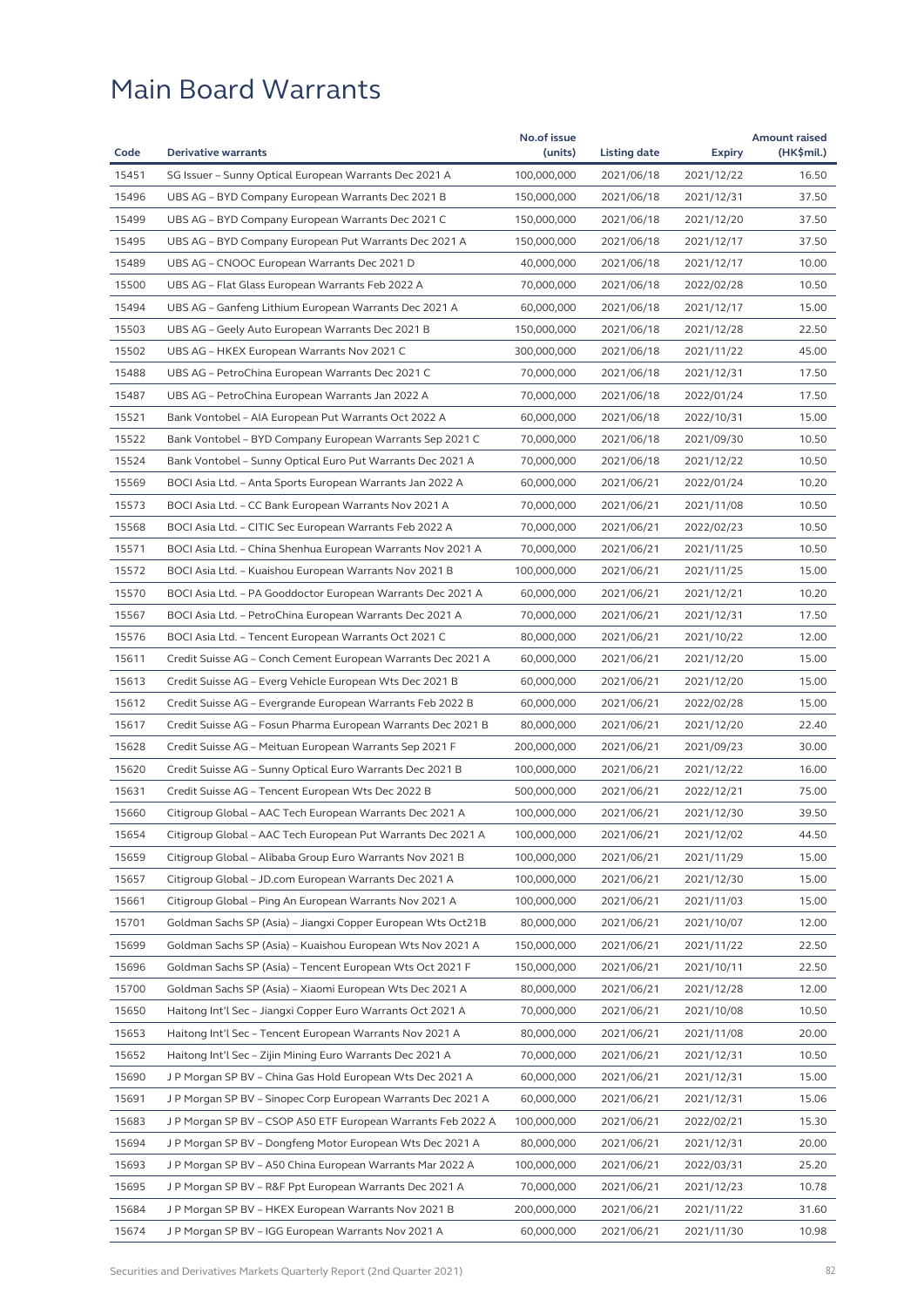# Main Board Warrants

| Code | Derivative warrants | No.of issue (units) | Listing date | Expiry | Amount raised (HK$mil.) |
|---|---|---|---|---|---|
| 15451 | SG Issuer – Sunny Optical European Warrants Dec 2021 A | 100,000,000 | 2021/06/18 | 2021/12/22 | 16.50 |
| 15496 | UBS AG – BYD Company European Warrants Dec 2021 B | 150,000,000 | 2021/06/18 | 2021/12/31 | 37.50 |
| 15499 | UBS AG – BYD Company European Warrants Dec 2021 C | 150,000,000 | 2021/06/18 | 2021/12/20 | 37.50 |
| 15495 | UBS AG – BYD Company European Put Warrants Dec 2021 A | 150,000,000 | 2021/06/18 | 2021/12/17 | 37.50 |
| 15489 | UBS AG – CNOOC European Warrants Dec 2021 D | 40,000,000 | 2021/06/18 | 2021/12/17 | 10.00 |
| 15500 | UBS AG – Flat Glass European Warrants Feb 2022 A | 70,000,000 | 2021/06/18 | 2022/02/28 | 10.50 |
| 15494 | UBS AG – Ganfeng Lithium European Warrants Dec 2021 A | 60,000,000 | 2021/06/18 | 2021/12/17 | 15.00 |
| 15503 | UBS AG – Geely Auto European Warrants Dec 2021 B | 150,000,000 | 2021/06/18 | 2021/12/28 | 22.50 |
| 15502 | UBS AG – HKEX European Warrants Nov 2021 C | 300,000,000 | 2021/06/18 | 2021/11/22 | 45.00 |
| 15488 | UBS AG – PetroChina European Warrants Dec 2021 C | 70,000,000 | 2021/06/18 | 2021/12/31 | 17.50 |
| 15487 | UBS AG – PetroChina European Warrants Jan 2022 A | 70,000,000 | 2021/06/18 | 2022/01/24 | 17.50 |
| 15521 | Bank Vontobel – AIA European Put Warrants Oct 2022 A | 60,000,000 | 2021/06/18 | 2022/10/31 | 15.00 |
| 15522 | Bank Vontobel – BYD Company European Warrants Sep 2021 C | 70,000,000 | 2021/06/18 | 2021/09/30 | 10.50 |
| 15524 | Bank Vontobel – Sunny Optical Euro Put Warrants Dec 2021 A | 70,000,000 | 2021/06/18 | 2021/12/22 | 10.50 |
| 15569 | BOCI Asia Ltd. – Anta Sports European Warrants Jan 2022 A | 60,000,000 | 2021/06/21 | 2022/01/24 | 10.20 |
| 15573 | BOCI Asia Ltd. – CC Bank European Warrants Nov 2021 A | 70,000,000 | 2021/06/21 | 2021/11/08 | 10.50 |
| 15568 | BOCI Asia Ltd. – CITIC Sec European Warrants Feb 2022 A | 70,000,000 | 2021/06/21 | 2022/02/23 | 10.50 |
| 15571 | BOCI Asia Ltd. – China Shenhua European Warrants Nov 2021 A | 70,000,000 | 2021/06/21 | 2021/11/25 | 10.50 |
| 15572 | BOCI Asia Ltd. – Kuaishou European Warrants Nov 2021 B | 100,000,000 | 2021/06/21 | 2021/11/25 | 15.00 |
| 15570 | BOCI Asia Ltd. – PA Gooddoctor European Warrants Dec 2021 A | 60,000,000 | 2021/06/21 | 2021/12/21 | 10.20 |
| 15567 | BOCI Asia Ltd. – PetroChina European Warrants Dec 2021 A | 70,000,000 | 2021/06/21 | 2021/12/31 | 17.50 |
| 15576 | BOCI Asia Ltd. – Tencent European Warrants Oct 2021 C | 80,000,000 | 2021/06/21 | 2021/10/22 | 12.00 |
| 15611 | Credit Suisse AG – Conch Cement European Warrants Dec 2021 A | 60,000,000 | 2021/06/21 | 2021/12/20 | 15.00 |
| 15613 | Credit Suisse AG – Everg Vehicle European Wts Dec 2021 B | 60,000,000 | 2021/06/21 | 2021/12/20 | 15.00 |
| 15612 | Credit Suisse AG – Evergrande European Warrants Feb 2022 B | 60,000,000 | 2021/06/21 | 2022/02/28 | 15.00 |
| 15617 | Credit Suisse AG – Fosun Pharma European Warrants Dec 2021 B | 80,000,000 | 2021/06/21 | 2021/12/20 | 22.40 |
| 15628 | Credit Suisse AG – Meituan European Warrants Sep 2021 F | 200,000,000 | 2021/06/21 | 2021/09/23 | 30.00 |
| 15620 | Credit Suisse AG – Sunny Optical Euro Warrants Dec 2021 B | 100,000,000 | 2021/06/21 | 2021/12/22 | 16.00 |
| 15631 | Credit Suisse AG – Tencent European Wts Dec 2022 B | 500,000,000 | 2021/06/21 | 2022/12/21 | 75.00 |
| 15660 | Citigroup Global – AAC Tech European Warrants Dec 2021 A | 100,000,000 | 2021/06/21 | 2021/12/30 | 39.50 |
| 15654 | Citigroup Global – AAC Tech European Put Warrants Dec 2021 A | 100,000,000 | 2021/06/21 | 2021/12/02 | 44.50 |
| 15659 | Citigroup Global – Alibaba Group Euro Warrants Nov 2021 B | 100,000,000 | 2021/06/21 | 2021/11/29 | 15.00 |
| 15657 | Citigroup Global – JD.com European Warrants Dec 2021 A | 100,000,000 | 2021/06/21 | 2021/12/30 | 15.00 |
| 15661 | Citigroup Global – Ping An European Warrants Nov 2021 A | 100,000,000 | 2021/06/21 | 2021/11/03 | 15.00 |
| 15701 | Goldman Sachs SP (Asia) – Jiangxi Copper European Wts Oct21B | 80,000,000 | 2021/06/21 | 2021/10/07 | 12.00 |
| 15699 | Goldman Sachs SP (Asia) – Kuaishou European Wts Nov 2021 A | 150,000,000 | 2021/06/21 | 2021/11/22 | 22.50 |
| 15696 | Goldman Sachs SP (Asia) – Tencent European Wts Oct 2021 F | 150,000,000 | 2021/06/21 | 2021/10/11 | 22.50 |
| 15700 | Goldman Sachs SP (Asia) – Xiaomi European Wts Dec 2021 A | 80,000,000 | 2021/06/21 | 2021/12/28 | 12.00 |
| 15650 | Haitong Int'l Sec – Jiangxi Copper Euro Warrants Oct 2021 A | 70,000,000 | 2021/06/21 | 2021/10/08 | 10.50 |
| 15653 | Haitong Int'l Sec – Tencent European Warrants Nov 2021 A | 80,000,000 | 2021/06/21 | 2021/11/08 | 20.00 |
| 15652 | Haitong Int'l Sec – Zijin Mining Euro Warrants Dec 2021 A | 70,000,000 | 2021/06/21 | 2021/12/31 | 10.50 |
| 15690 | J P Morgan SP BV – China Gas Hold European Wts Dec 2021 A | 60,000,000 | 2021/06/21 | 2021/12/31 | 15.00 |
| 15691 | J P Morgan SP BV – Sinopec Corp European Warrants Dec 2021 A | 60,000,000 | 2021/06/21 | 2021/12/31 | 15.06 |
| 15683 | J P Morgan SP BV – CSOP A50 ETF European Warrants Feb 2022 A | 100,000,000 | 2021/06/21 | 2022/02/21 | 15.30 |
| 15694 | J P Morgan SP BV – Dongfeng Motor European Wts Dec 2021 A | 80,000,000 | 2021/06/21 | 2021/12/31 | 20.00 |
| 15693 | J P Morgan SP BV – A50 China European Warrants Mar 2022 A | 100,000,000 | 2021/06/21 | 2022/03/31 | 25.20 |
| 15695 | J P Morgan SP BV – R&F Ppt European Warrants Dec 2021 A | 70,000,000 | 2021/06/21 | 2021/12/23 | 10.78 |
| 15684 | J P Morgan SP BV – HKEX European Warrants Nov 2021 B | 200,000,000 | 2021/06/21 | 2021/11/22 | 31.60 |
| 15674 | J P Morgan SP BV – IGG European Warrants Nov 2021 A | 60,000,000 | 2021/06/21 | 2021/11/30 | 10.98 |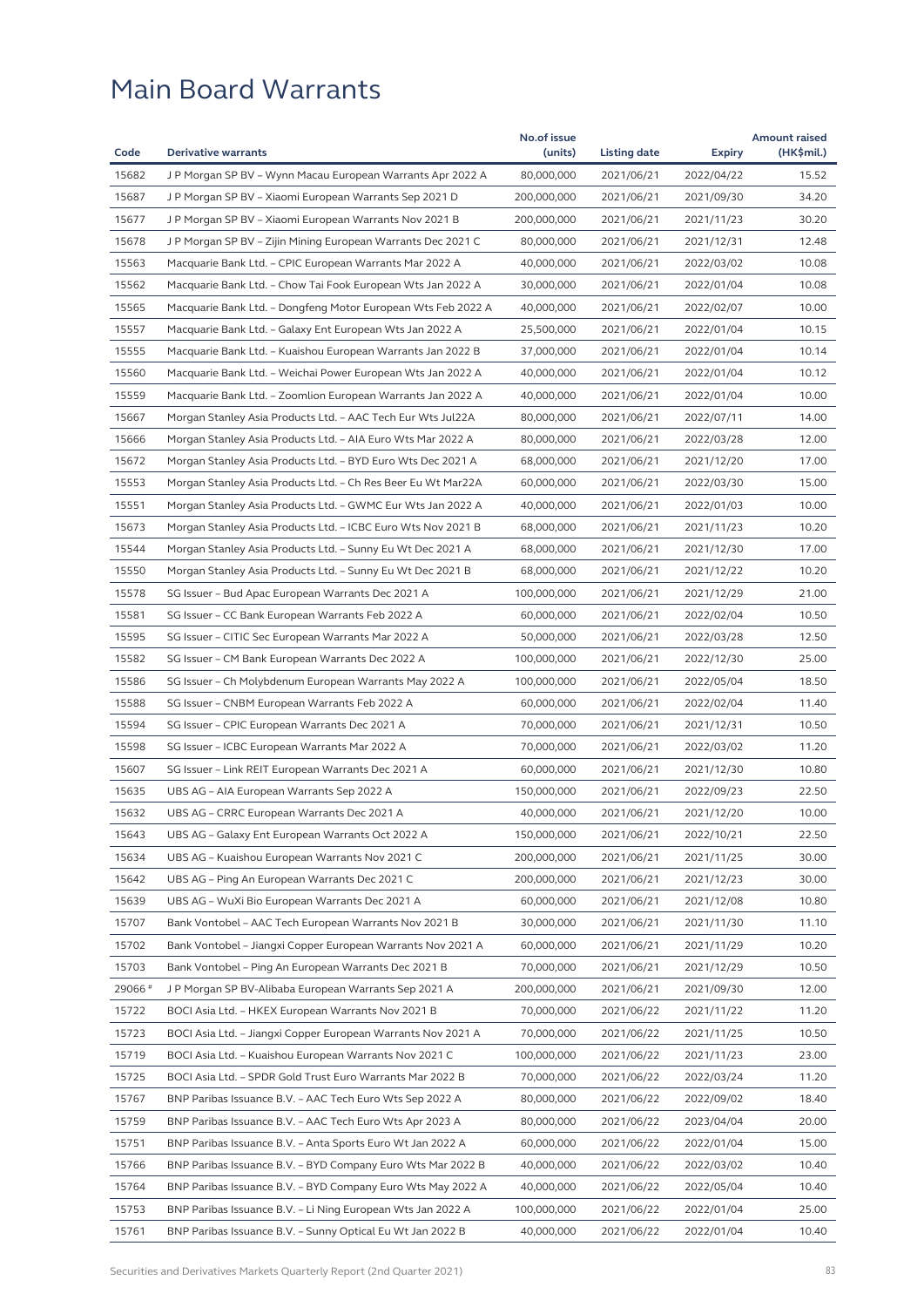# Main Board Warrants

| Code | Derivative warrants | No.of issue (units) | Listing date | Expiry | Amount raised (HK$mil.) |
|---|---|---|---|---|---|
| 15682 | J P Morgan SP BV – Wynn Macau European Warrants Apr 2022 A | 80,000,000 | 2021/06/21 | 2022/04/22 | 15.52 |
| 15687 | J P Morgan SP BV – Xiaomi European Warrants Sep 2021 D | 200,000,000 | 2021/06/21 | 2021/09/30 | 34.20 |
| 15677 | J P Morgan SP BV – Xiaomi European Warrants Nov 2021 B | 200,000,000 | 2021/06/21 | 2021/11/23 | 30.20 |
| 15678 | J P Morgan SP BV – Zijin Mining European Warrants Dec 2021 C | 80,000,000 | 2021/06/21 | 2021/12/31 | 12.48 |
| 15563 | Macquarie Bank Ltd. – CPIC European Warrants Mar 2022 A | 40,000,000 | 2021/06/21 | 2022/03/02 | 10.08 |
| 15562 | Macquarie Bank Ltd. – Chow Tai Fook European Wts Jan 2022 A | 30,000,000 | 2021/06/21 | 2022/01/04 | 10.08 |
| 15565 | Macquarie Bank Ltd. – Dongfeng Motor European Wts Feb 2022 A | 40,000,000 | 2021/06/21 | 2022/02/07 | 10.00 |
| 15557 | Macquarie Bank Ltd. – Galaxy Ent European Wts Jan 2022 A | 25,500,000 | 2021/06/21 | 2022/01/04 | 10.15 |
| 15555 | Macquarie Bank Ltd. – Kuaishou European Warrants Jan 2022 B | 37,000,000 | 2021/06/21 | 2022/01/04 | 10.14 |
| 15560 | Macquarie Bank Ltd. – Weichai Power European Wts Jan 2022 A | 40,000,000 | 2021/06/21 | 2022/01/04 | 10.12 |
| 15559 | Macquarie Bank Ltd. – Zoomlion European Warrants Jan 2022 A | 40,000,000 | 2021/06/21 | 2022/01/04 | 10.00 |
| 15667 | Morgan Stanley Asia Products Ltd. – AAC Tech Eur Wts Jul22A | 80,000,000 | 2021/06/21 | 2022/07/11 | 14.00 |
| 15666 | Morgan Stanley Asia Products Ltd. – AIA Euro Wts Mar 2022 A | 80,000,000 | 2021/06/21 | 2022/03/28 | 12.00 |
| 15672 | Morgan Stanley Asia Products Ltd. – BYD Euro Wts Dec 2021 A | 68,000,000 | 2021/06/21 | 2021/12/20 | 17.00 |
| 15553 | Morgan Stanley Asia Products Ltd. – Ch Res Beer Eu Wt Mar22A | 60,000,000 | 2021/06/21 | 2022/03/30 | 15.00 |
| 15551 | Morgan Stanley Asia Products Ltd. – GWMC Eur Wts Jan 2022 A | 40,000,000 | 2021/06/21 | 2022/01/03 | 10.00 |
| 15673 | Morgan Stanley Asia Products Ltd. – ICBC Euro Wts Nov 2021 B | 68,000,000 | 2021/06/21 | 2021/11/23 | 10.20 |
| 15544 | Morgan Stanley Asia Products Ltd. – Sunny Eu Wt Dec 2021 A | 68,000,000 | 2021/06/21 | 2021/12/30 | 17.00 |
| 15550 | Morgan Stanley Asia Products Ltd. – Sunny Eu Wt Dec 2021 B | 68,000,000 | 2021/06/21 | 2021/12/22 | 10.20 |
| 15578 | SG Issuer – Bud Apac European Warrants Dec 2021 A | 100,000,000 | 2021/06/21 | 2021/12/29 | 21.00 |
| 15581 | SG Issuer – CC Bank European Warrants Feb 2022 A | 60,000,000 | 2021/06/21 | 2022/02/04 | 10.50 |
| 15595 | SG Issuer – CITIC Sec European Warrants Mar 2022 A | 50,000,000 | 2021/06/21 | 2022/03/28 | 12.50 |
| 15582 | SG Issuer – CM Bank European Warrants Dec 2022 A | 100,000,000 | 2021/06/21 | 2022/12/30 | 25.00 |
| 15586 | SG Issuer – Ch Molybdenum European Warrants May 2022 A | 100,000,000 | 2021/06/21 | 2022/05/04 | 18.50 |
| 15588 | SG Issuer – CNBM European Warrants Feb 2022 A | 60,000,000 | 2021/06/21 | 2022/02/04 | 11.40 |
| 15594 | SG Issuer – CPIC European Warrants Dec 2021 A | 70,000,000 | 2021/06/21 | 2021/12/31 | 10.50 |
| 15598 | SG Issuer – ICBC European Warrants Mar 2022 A | 70,000,000 | 2021/06/21 | 2022/03/02 | 11.20 |
| 15607 | SG Issuer – Link REIT European Warrants Dec 2021 A | 60,000,000 | 2021/06/21 | 2021/12/30 | 10.80 |
| 15635 | UBS AG – AIA European Warrants Sep 2022 A | 150,000,000 | 2021/06/21 | 2022/09/23 | 22.50 |
| 15632 | UBS AG – CRRC European Warrants Dec 2021 A | 40,000,000 | 2021/06/21 | 2021/12/20 | 10.00 |
| 15643 | UBS AG – Galaxy Ent European Warrants Oct 2022 A | 150,000,000 | 2021/06/21 | 2022/10/21 | 22.50 |
| 15634 | UBS AG – Kuaishou European Warrants Nov 2021 C | 200,000,000 | 2021/06/21 | 2021/11/25 | 30.00 |
| 15642 | UBS AG – Ping An European Warrants Dec 2021 C | 200,000,000 | 2021/06/21 | 2021/12/23 | 30.00 |
| 15639 | UBS AG – WuXi Bio European Warrants Dec 2021 A | 60,000,000 | 2021/06/21 | 2021/12/08 | 10.80 |
| 15707 | Bank Vontobel – AAC Tech European Warrants Nov 2021 B | 30,000,000 | 2021/06/21 | 2021/11/30 | 11.10 |
| 15702 | Bank Vontobel – Jiangxi Copper European Warrants Nov 2021 A | 60,000,000 | 2021/06/21 | 2021/11/29 | 10.20 |
| 15703 | Bank Vontobel – Ping An European Warrants Dec 2021 B | 70,000,000 | 2021/06/21 | 2021/12/29 | 10.50 |
| 29066 # | J P Morgan SP BV-Alibaba European Warrants Sep 2021 A | 200,000,000 | 2021/06/21 | 2021/09/30 | 12.00 |
| 15722 | BOCI Asia Ltd. – HKEX European Warrants Nov 2021 B | 70,000,000 | 2021/06/22 | 2021/11/22 | 11.20 |
| 15723 | BOCI Asia Ltd. – Jiangxi Copper European Warrants Nov 2021 A | 70,000,000 | 2021/06/22 | 2021/11/25 | 10.50 |
| 15719 | BOCI Asia Ltd. – Kuaishou European Warrants Nov 2021 C | 100,000,000 | 2021/06/22 | 2021/11/23 | 23.00 |
| 15725 | BOCI Asia Ltd. – SPDR Gold Trust Euro Warrants Mar 2022 B | 70,000,000 | 2021/06/22 | 2022/03/24 | 11.20 |
| 15767 | BNP Paribas Issuance B.V. – AAC Tech Euro Wts Sep 2022 A | 80,000,000 | 2021/06/22 | 2022/09/02 | 18.40 |
| 15759 | BNP Paribas Issuance B.V. – AAC Tech Euro Wts Apr 2023 A | 80,000,000 | 2021/06/22 | 2023/04/04 | 20.00 |
| 15751 | BNP Paribas Issuance B.V. – Anta Sports Euro Wt Jan 2022 A | 60,000,000 | 2021/06/22 | 2022/01/04 | 15.00 |
| 15766 | BNP Paribas Issuance B.V. – BYD Company Euro Wts Mar 2022 B | 40,000,000 | 2021/06/22 | 2022/03/02 | 10.40 |
| 15764 | BNP Paribas Issuance B.V. – BYD Company Euro Wts May 2022 A | 40,000,000 | 2021/06/22 | 2022/05/04 | 10.40 |
| 15753 | BNP Paribas Issuance B.V. – Li Ning European Wts Jan 2022 A | 100,000,000 | 2021/06/22 | 2022/01/04 | 25.00 |
| 15761 | BNP Paribas Issuance B.V. – Sunny Optical Eu Wt Jan 2022 B | 40,000,000 | 2021/06/22 | 2022/01/04 | 10.40 |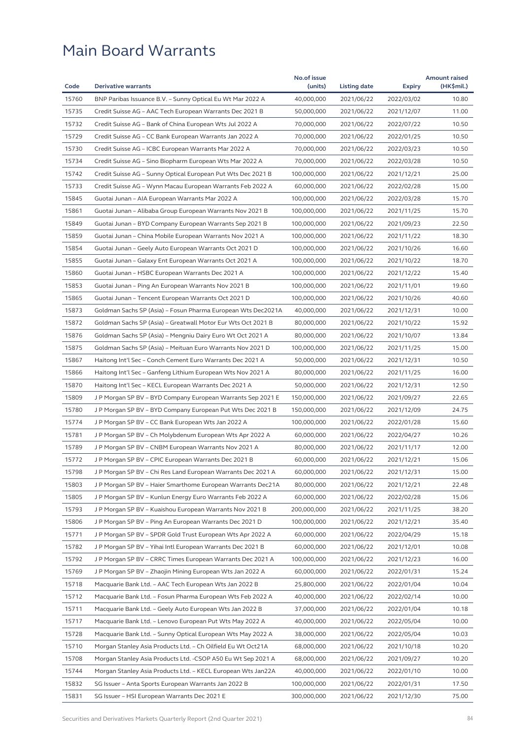# Main Board Warrants

| Code | Derivative warrants | No.of issue (units) | Listing date | Expiry | Amount raised (HK$mil.) |
|---|---|---|---|---|---|
| 15760 | BNP Paribas Issuance B.V. – Sunny Optical Eu Wt Mar 2022 A | 40,000,000 | 2021/06/22 | 2022/03/02 | 10.80 |
| 15735 | Credit Suisse AG – AAC Tech European Warrants Dec 2021 B | 50,000,000 | 2021/06/22 | 2021/12/07 | 11.00 |
| 15732 | Credit Suisse AG – Bank of China European Wts Jul 2022 A | 70,000,000 | 2021/06/22 | 2022/07/22 | 10.50 |
| 15729 | Credit Suisse AG – CC Bank European Warrants Jan 2022 A | 70,000,000 | 2021/06/22 | 2022/01/25 | 10.50 |
| 15730 | Credit Suisse AG – ICBC European Warrants Mar 2022 A | 70,000,000 | 2021/06/22 | 2022/03/23 | 10.50 |
| 15734 | Credit Suisse AG – Sino Biopharm European Wts Mar 2022 A | 70,000,000 | 2021/06/22 | 2022/03/28 | 10.50 |
| 15742 | Credit Suisse AG – Sunny Optical European Put Wts Dec 2021 B | 100,000,000 | 2021/06/22 | 2021/12/21 | 25.00 |
| 15733 | Credit Suisse AG – Wynn Macau European Warrants Feb 2022 A | 60,000,000 | 2021/06/22 | 2022/02/28 | 15.00 |
| 15845 | Guotai Junan – AIA European Warrants Mar 2022 A | 100,000,000 | 2021/06/22 | 2022/03/28 | 15.70 |
| 15861 | Guotai Junan – Alibaba Group European Warrants Nov 2021 B | 100,000,000 | 2021/06/22 | 2021/11/25 | 15.70 |
| 15849 | Guotai Junan – BYD Company European Warrants Sep 2021 B | 100,000,000 | 2021/06/22 | 2021/09/23 | 22.50 |
| 15859 | Guotai Junan – China Mobile European Warrants Nov 2021 A | 100,000,000 | 2021/06/22 | 2021/11/22 | 18.30 |
| 15854 | Guotai Junan – Geely Auto European Warrants Oct 2021 D | 100,000,000 | 2021/06/22 | 2021/10/26 | 16.60 |
| 15855 | Guotai Junan – Galaxy Ent European Warrants Oct 2021 A | 100,000,000 | 2021/06/22 | 2021/10/22 | 18.70 |
| 15860 | Guotai Junan – HSBC European Warrants Dec 2021 A | 100,000,000 | 2021/06/22 | 2021/12/22 | 15.40 |
| 15853 | Guotai Junan – Ping An European Warrants Nov 2021 B | 100,000,000 | 2021/06/22 | 2021/11/01 | 19.60 |
| 15865 | Guotai Junan – Tencent European Warrants Oct 2021 D | 100,000,000 | 2021/06/22 | 2021/10/26 | 40.60 |
| 15873 | Goldman Sachs SP (Asia) – Fosun Pharma European Wts Dec2021A | 40,000,000 | 2021/06/22 | 2021/12/31 | 10.00 |
| 15872 | Goldman Sachs SP (Asia) – Greatwall Motor Eur Wts Oct 2021 B | 80,000,000 | 2021/06/22 | 2021/10/22 | 15.92 |
| 15876 | Goldman Sachs SP (Asia) – Mengniu Dairy Euro Wt Oct 2021 A | 80,000,000 | 2021/06/22 | 2021/10/07 | 13.84 |
| 15875 | Goldman Sachs SP (Asia) – Meituan Euro Warrants Nov 2021 D | 100,000,000 | 2021/06/22 | 2021/11/25 | 15.00 |
| 15867 | Haitong Int'l Sec – Conch Cement Euro Warrants Dec 2021 A | 50,000,000 | 2021/06/22 | 2021/12/31 | 10.50 |
| 15866 | Haitong Int'l Sec – Ganfeng Lithium European Wts Nov 2021 A | 80,000,000 | 2021/06/22 | 2021/11/25 | 16.00 |
| 15870 | Haitong Int'l Sec – KECL European Warrants Dec 2021 A | 50,000,000 | 2021/06/22 | 2021/12/31 | 12.50 |
| 15809 | J P Morgan SP BV – BYD Company European Warrants Sep 2021 E | 150,000,000 | 2021/06/22 | 2021/09/27 | 22.65 |
| 15780 | J P Morgan SP BV – BYD Company European Put Wts Dec 2021 B | 150,000,000 | 2021/06/22 | 2021/12/09 | 24.75 |
| 15774 | J P Morgan SP BV – CC Bank European Wts Jan 2022 A | 100,000,000 | 2021/06/22 | 2022/01/28 | 15.60 |
| 15781 | J P Morgan SP BV – Ch Molybdenum European Wts Apr 2022 A | 60,000,000 | 2021/06/22 | 2022/04/27 | 10.26 |
| 15789 | J P Morgan SP BV – CNBM European Warrants Nov 2021 A | 80,000,000 | 2021/06/22 | 2021/11/17 | 12.00 |
| 15772 | J P Morgan SP BV – CPIC European Warrants Dec 2021 B | 60,000,000 | 2021/06/22 | 2021/12/21 | 15.06 |
| 15798 | J P Morgan SP BV – Chi Res Land European Warrants Dec 2021 A | 60,000,000 | 2021/06/22 | 2021/12/31 | 15.00 |
| 15803 | J P Morgan SP BV – Haier Smarthome European Warrants Dec21A | 80,000,000 | 2021/06/22 | 2021/12/21 | 22.48 |
| 15805 | J P Morgan SP BV – Kunlun Energy Euro Warrants Feb 2022 A | 60,000,000 | 2021/06/22 | 2022/02/28 | 15.06 |
| 15793 | J P Morgan SP BV – Kuaishou European Warrants Nov 2021 B | 200,000,000 | 2021/06/22 | 2021/11/25 | 38.20 |
| 15806 | J P Morgan SP BV – Ping An European Warrants Dec 2021 D | 100,000,000 | 2021/06/22 | 2021/12/21 | 35.40 |
| 15771 | J P Morgan SP BV – SPDR Gold Trust European Wts Apr 2022 A | 60,000,000 | 2021/06/22 | 2022/04/29 | 15.18 |
| 15782 | J P Morgan SP BV – Yihai Intl European Warrants Dec 2021 B | 60,000,000 | 2021/06/22 | 2021/12/01 | 10.08 |
| 15792 | J P Morgan SP BV – CRRC Times European Warrants Dec 2021 A | 100,000,000 | 2021/06/22 | 2021/12/23 | 16.00 |
| 15769 | J P Morgan SP BV – Zhaojin Mining European Wts Jan 2022 A | 60,000,000 | 2021/06/22 | 2022/01/31 | 15.24 |
| 15718 | Macquarie Bank Ltd. – AAC Tech European Wts Jan 2022 B | 25,800,000 | 2021/06/22 | 2022/01/04 | 10.04 |
| 15712 | Macquarie Bank Ltd. – Fosun Pharma European Wts Feb 2022 A | 40,000,000 | 2021/06/22 | 2022/02/14 | 10.00 |
| 15711 | Macquarie Bank Ltd. – Geely Auto European Wts Jan 2022 B | 37,000,000 | 2021/06/22 | 2022/01/04 | 10.18 |
| 15717 | Macquarie Bank Ltd. – Lenovo European Put Wts May 2022 A | 40,000,000 | 2021/06/22 | 2022/05/04 | 10.00 |
| 15728 | Macquarie Bank Ltd. – Sunny Optical European Wts May 2022 A | 38,000,000 | 2021/06/22 | 2022/05/04 | 10.03 |
| 15710 | Morgan Stanley Asia Products Ltd. – Ch Oilfield Eu Wt Oct21A | 68,000,000 | 2021/06/22 | 2021/10/18 | 10.20 |
| 15708 | Morgan Stanley Asia Products Ltd. -CSOP A50 Eu Wt Sep 2021 A | 68,000,000 | 2021/06/22 | 2021/09/27 | 10.20 |
| 15744 | Morgan Stanley Asia Products Ltd. – KECL European Wts Jan22A | 40,000,000 | 2021/06/22 | 2022/01/10 | 10.00 |
| 15832 | SG Issuer – Anta Sports European Warrants Jan 2022 B | 100,000,000 | 2021/06/22 | 2022/01/31 | 17.50 |
| 15831 | SG Issuer – HSI European Warrants Dec 2021 E | 300,000,000 | 2021/06/22 | 2021/12/30 | 75.00 |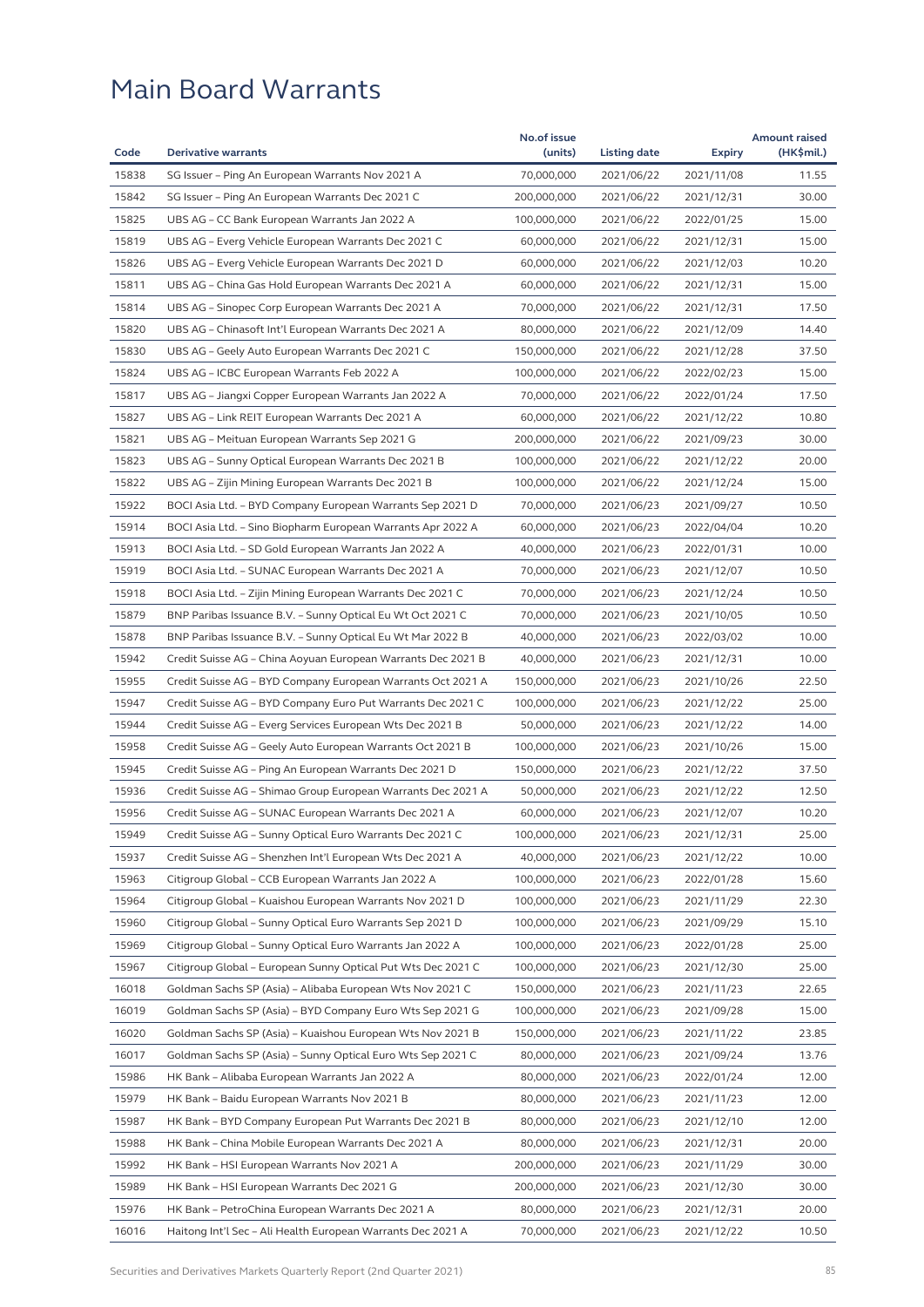# Main Board Warrants

| Code | Derivative warrants | No.of issue (units) | Listing date | Expiry | Amount raised (HK$mil.) |
|---|---|---|---|---|---|
| 15838 | SG Issuer – Ping An European Warrants Nov 2021 A | 70,000,000 | 2021/06/22 | 2021/11/08 | 11.55 |
| 15842 | SG Issuer – Ping An European Warrants Dec 2021 C | 200,000,000 | 2021/06/22 | 2021/12/31 | 30.00 |
| 15825 | UBS AG – CC Bank European Warrants Jan 2022 A | 100,000,000 | 2021/06/22 | 2022/01/25 | 15.00 |
| 15819 | UBS AG – Everg Vehicle European Warrants Dec 2021 C | 60,000,000 | 2021/06/22 | 2021/12/31 | 15.00 |
| 15826 | UBS AG – Everg Vehicle European Warrants Dec 2021 D | 60,000,000 | 2021/06/22 | 2021/12/03 | 10.20 |
| 15811 | UBS AG – China Gas Hold European Warrants Dec 2021 A | 60,000,000 | 2021/06/22 | 2021/12/31 | 15.00 |
| 15814 | UBS AG – Sinopec Corp European Warrants Dec 2021 A | 70,000,000 | 2021/06/22 | 2021/12/31 | 17.50 |
| 15820 | UBS AG – Chinasoft Int'l European Warrants Dec 2021 A | 80,000,000 | 2021/06/22 | 2021/12/09 | 14.40 |
| 15830 | UBS AG – Geely Auto European Warrants Dec 2021 C | 150,000,000 | 2021/06/22 | 2021/12/28 | 37.50 |
| 15824 | UBS AG – ICBC European Warrants Feb 2022 A | 100,000,000 | 2021/06/22 | 2022/02/23 | 15.00 |
| 15817 | UBS AG – Jiangxi Copper European Warrants Jan 2022 A | 70,000,000 | 2021/06/22 | 2022/01/24 | 17.50 |
| 15827 | UBS AG – Link REIT European Warrants Dec 2021 A | 60,000,000 | 2021/06/22 | 2021/12/22 | 10.80 |
| 15821 | UBS AG – Meituan European Warrants Sep 2021 G | 200,000,000 | 2021/06/22 | 2021/09/23 | 30.00 |
| 15823 | UBS AG – Sunny Optical European Warrants Dec 2021 B | 100,000,000 | 2021/06/22 | 2021/12/22 | 20.00 |
| 15822 | UBS AG – Zijin Mining European Warrants Dec 2021 B | 100,000,000 | 2021/06/22 | 2021/12/24 | 15.00 |
| 15922 | BOCI Asia Ltd. – BYD Company European Warrants Sep 2021 D | 70,000,000 | 2021/06/23 | 2021/09/27 | 10.50 |
| 15914 | BOCI Asia Ltd. – Sino Biopharm European Warrants Apr 2022 A | 60,000,000 | 2021/06/23 | 2022/04/04 | 10.20 |
| 15913 | BOCI Asia Ltd. – SD Gold European Warrants Jan 2022 A | 40,000,000 | 2021/06/23 | 2022/01/31 | 10.00 |
| 15919 | BOCI Asia Ltd. – SUNAC European Warrants Dec 2021 A | 70,000,000 | 2021/06/23 | 2021/12/07 | 10.50 |
| 15918 | BOCI Asia Ltd. – Zijin Mining European Warrants Dec 2021 C | 70,000,000 | 2021/06/23 | 2021/12/24 | 10.50 |
| 15879 | BNP Paribas Issuance B.V. – Sunny Optical Eu Wt Oct 2021 C | 70,000,000 | 2021/06/23 | 2021/10/05 | 10.50 |
| 15878 | BNP Paribas Issuance B.V. – Sunny Optical Eu Wt Mar 2022 B | 40,000,000 | 2021/06/23 | 2022/03/02 | 10.00 |
| 15942 | Credit Suisse AG – China Aoyuan European Warrants Dec 2021 B | 40,000,000 | 2021/06/23 | 2021/12/31 | 10.00 |
| 15955 | Credit Suisse AG – BYD Company European Warrants Oct 2021 A | 150,000,000 | 2021/06/23 | 2021/10/26 | 22.50 |
| 15947 | Credit Suisse AG – BYD Company Euro Put Warrants Dec 2021 C | 100,000,000 | 2021/06/23 | 2021/12/22 | 25.00 |
| 15944 | Credit Suisse AG – Everg Services European Wts Dec 2021 B | 50,000,000 | 2021/06/23 | 2021/12/22 | 14.00 |
| 15958 | Credit Suisse AG – Geely Auto European Warrants Oct 2021 B | 100,000,000 | 2021/06/23 | 2021/10/26 | 15.00 |
| 15945 | Credit Suisse AG – Ping An European Warrants Dec 2021 D | 150,000,000 | 2021/06/23 | 2021/12/22 | 37.50 |
| 15936 | Credit Suisse AG – Shimao Group European Warrants Dec 2021 A | 50,000,000 | 2021/06/23 | 2021/12/22 | 12.50 |
| 15956 | Credit Suisse AG – SUNAC European Warrants Dec 2021 A | 60,000,000 | 2021/06/23 | 2021/12/07 | 10.20 |
| 15949 | Credit Suisse AG – Sunny Optical Euro Warrants Dec 2021 C | 100,000,000 | 2021/06/23 | 2021/12/31 | 25.00 |
| 15937 | Credit Suisse AG – Shenzhen Int'l European Wts Dec 2021 A | 40,000,000 | 2021/06/23 | 2021/12/22 | 10.00 |
| 15963 | Citigroup Global – CCB European Warrants Jan 2022 A | 100,000,000 | 2021/06/23 | 2022/01/28 | 15.60 |
| 15964 | Citigroup Global – Kuaishou European Warrants Nov 2021 D | 100,000,000 | 2021/06/23 | 2021/11/29 | 22.30 |
| 15960 | Citigroup Global – Sunny Optical Euro Warrants Sep 2021 D | 100,000,000 | 2021/06/23 | 2021/09/29 | 15.10 |
| 15969 | Citigroup Global – Sunny Optical Euro Warrants Jan 2022 A | 100,000,000 | 2021/06/23 | 2022/01/28 | 25.00 |
| 15967 | Citigroup Global – European Sunny Optical Put Wts Dec 2021 C | 100,000,000 | 2021/06/23 | 2021/12/30 | 25.00 |
| 16018 | Goldman Sachs SP (Asia) – Alibaba European Wts Nov 2021 C | 150,000,000 | 2021/06/23 | 2021/11/23 | 22.65 |
| 16019 | Goldman Sachs SP (Asia) – BYD Company Euro Wts Sep 2021 G | 100,000,000 | 2021/06/23 | 2021/09/28 | 15.00 |
| 16020 | Goldman Sachs SP (Asia) – Kuaishou European Wts Nov 2021 B | 150,000,000 | 2021/06/23 | 2021/11/22 | 23.85 |
| 16017 | Goldman Sachs SP (Asia) – Sunny Optical Euro Wts Sep 2021 C | 80,000,000 | 2021/06/23 | 2021/09/24 | 13.76 |
| 15986 | HK Bank – Alibaba European Warrants Jan 2022 A | 80,000,000 | 2021/06/23 | 2022/01/24 | 12.00 |
| 15979 | HK Bank – Baidu European Warrants Nov 2021 B | 80,000,000 | 2021/06/23 | 2021/11/23 | 12.00 |
| 15987 | HK Bank – BYD Company European Put Warrants Dec 2021 B | 80,000,000 | 2021/06/23 | 2021/12/10 | 12.00 |
| 15988 | HK Bank – China Mobile European Warrants Dec 2021 A | 80,000,000 | 2021/06/23 | 2021/12/31 | 20.00 |
| 15992 | HK Bank – HSI European Warrants Nov 2021 A | 200,000,000 | 2021/06/23 | 2021/11/29 | 30.00 |
| 15989 | HK Bank – HSI European Warrants Dec 2021 G | 200,000,000 | 2021/06/23 | 2021/12/30 | 30.00 |
| 15976 | HK Bank – PetroChina European Warrants Dec 2021 A | 80,000,000 | 2021/06/23 | 2021/12/31 | 20.00 |
| 16016 | Haitong Int'l Sec – Ali Health European Warrants Dec 2021 A | 70,000,000 | 2021/06/23 | 2021/12/22 | 10.50 |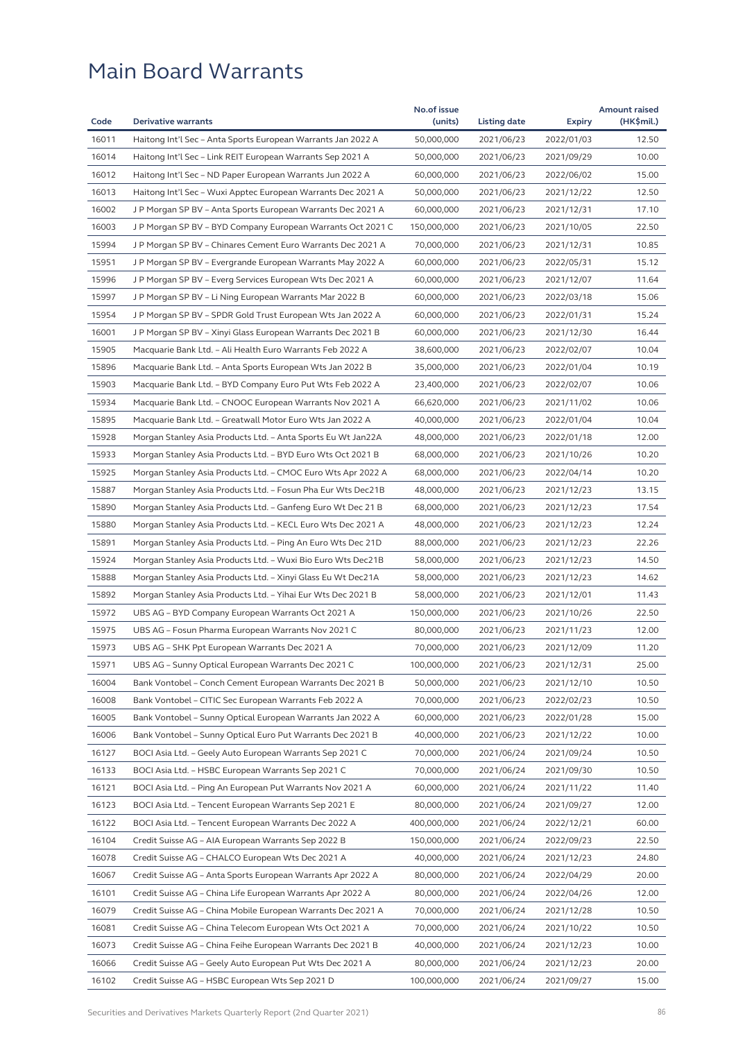# Main Board Warrants

| Code | Derivative warrants | No.of issue (units) | Listing date | Expiry | Amount raised (HK$mil.) |
|---|---|---|---|---|---|
| 16011 | Haitong Int'l Sec – Anta Sports European Warrants Jan 2022 A | 50,000,000 | 2021/06/23 | 2022/01/03 | 12.50 |
| 16014 | Haitong Int'l Sec – Link REIT European Warrants Sep 2021 A | 50,000,000 | 2021/06/23 | 2021/09/29 | 10.00 |
| 16012 | Haitong Int'l Sec – ND Paper European Warrants Jun 2022 A | 60,000,000 | 2021/06/23 | 2022/06/02 | 15.00 |
| 16013 | Haitong Int'l Sec – Wuxi Apptec European Warrants Dec 2021 A | 50,000,000 | 2021/06/23 | 2021/12/22 | 12.50 |
| 16002 | J P Morgan SP BV – Anta Sports European Warrants Dec 2021 A | 60,000,000 | 2021/06/23 | 2021/12/31 | 17.10 |
| 16003 | J P Morgan SP BV – BYD Company European Warrants Oct 2021 C | 150,000,000 | 2021/06/23 | 2021/10/05 | 22.50 |
| 15994 | J P Morgan SP BV – Chinares Cement Euro Warrants Dec 2021 A | 70,000,000 | 2021/06/23 | 2021/12/31 | 10.85 |
| 15951 | J P Morgan SP BV – Evergrande European Warrants May 2022 A | 60,000,000 | 2021/06/23 | 2022/05/31 | 15.12 |
| 15996 | J P Morgan SP BV – Everg Services European Wts Dec 2021 A | 60,000,000 | 2021/06/23 | 2021/12/07 | 11.64 |
| 15997 | J P Morgan SP BV – Li Ning European Warrants Mar 2022 B | 60,000,000 | 2021/06/23 | 2022/03/18 | 15.06 |
| 15954 | J P Morgan SP BV – SPDR Gold Trust European Wts Jan 2022 A | 60,000,000 | 2021/06/23 | 2022/01/31 | 15.24 |
| 16001 | J P Morgan SP BV – Xinyi Glass European Warrants Dec 2021 B | 60,000,000 | 2021/06/23 | 2021/12/30 | 16.44 |
| 15905 | Macquarie Bank Ltd. – Ali Health Euro Warrants Feb 2022 A | 38,600,000 | 2021/06/23 | 2022/02/07 | 10.04 |
| 15896 | Macquarie Bank Ltd. – Anta Sports European Wts Jan 2022 B | 35,000,000 | 2021/06/23 | 2022/01/04 | 10.19 |
| 15903 | Macquarie Bank Ltd. – BYD Company Euro Put Wts Feb 2022 A | 23,400,000 | 2021/06/23 | 2022/02/07 | 10.06 |
| 15934 | Macquarie Bank Ltd. – CNOOC European Warrants Nov 2021 A | 66,620,000 | 2021/06/23 | 2021/11/02 | 10.06 |
| 15895 | Macquarie Bank Ltd. – Greatwall Motor Euro Wts Jan 2022 A | 40,000,000 | 2021/06/23 | 2022/01/04 | 10.04 |
| 15928 | Morgan Stanley Asia Products Ltd. – Anta Sports Eu Wt Jan22A | 48,000,000 | 2021/06/23 | 2022/01/18 | 12.00 |
| 15933 | Morgan Stanley Asia Products Ltd. – BYD Euro Wts Oct 2021 B | 68,000,000 | 2021/06/23 | 2021/10/26 | 10.20 |
| 15925 | Morgan Stanley Asia Products Ltd. – CMOC Euro Wts Apr 2022 A | 68,000,000 | 2021/06/23 | 2022/04/14 | 10.20 |
| 15887 | Morgan Stanley Asia Products Ltd. – Fosun Pha Eur Wts Dec21B | 48,000,000 | 2021/06/23 | 2021/12/23 | 13.15 |
| 15890 | Morgan Stanley Asia Products Ltd. – Ganfeng Euro Wt Dec 21 B | 68,000,000 | 2021/06/23 | 2021/12/23 | 17.54 |
| 15880 | Morgan Stanley Asia Products Ltd. – KECL Euro Wts Dec 2021 A | 48,000,000 | 2021/06/23 | 2021/12/23 | 12.24 |
| 15891 | Morgan Stanley Asia Products Ltd. – Ping An Euro Wts Dec 21D | 88,000,000 | 2021/06/23 | 2021/12/23 | 22.26 |
| 15924 | Morgan Stanley Asia Products Ltd. – Wuxi Bio Euro Wts Dec21B | 58,000,000 | 2021/06/23 | 2021/12/23 | 14.50 |
| 15888 | Morgan Stanley Asia Products Ltd. – Xinyi Glass Eu Wt Dec21A | 58,000,000 | 2021/06/23 | 2021/12/23 | 14.62 |
| 15892 | Morgan Stanley Asia Products Ltd. – Yihai Eur Wts Dec 2021 B | 58,000,000 | 2021/06/23 | 2021/12/01 | 11.43 |
| 15972 | UBS AG – BYD Company European Warrants Oct 2021 A | 150,000,000 | 2021/06/23 | 2021/10/26 | 22.50 |
| 15975 | UBS AG – Fosun Pharma European Warrants Nov 2021 C | 80,000,000 | 2021/06/23 | 2021/11/23 | 12.00 |
| 15973 | UBS AG – SHK Ppt European Warrants Dec 2021 A | 70,000,000 | 2021/06/23 | 2021/12/09 | 11.20 |
| 15971 | UBS AG – Sunny Optical European Warrants Dec 2021 C | 100,000,000 | 2021/06/23 | 2021/12/31 | 25.00 |
| 16004 | Bank Vontobel – Conch Cement European Warrants Dec 2021 B | 50,000,000 | 2021/06/23 | 2021/12/10 | 10.50 |
| 16008 | Bank Vontobel – CITIC Sec European Warrants Feb 2022 A | 70,000,000 | 2021/06/23 | 2022/02/23 | 10.50 |
| 16005 | Bank Vontobel – Sunny Optical European Warrants Jan 2022 A | 60,000,000 | 2021/06/23 | 2022/01/28 | 15.00 |
| 16006 | Bank Vontobel – Sunny Optical Euro Put Warrants Dec 2021 B | 40,000,000 | 2021/06/23 | 2021/12/22 | 10.00 |
| 16127 | BOCI Asia Ltd. – Geely Auto European Warrants Sep 2021 C | 70,000,000 | 2021/06/24 | 2021/09/24 | 10.50 |
| 16133 | BOCI Asia Ltd. – HSBC European Warrants Sep 2021 C | 70,000,000 | 2021/06/24 | 2021/09/30 | 10.50 |
| 16121 | BOCI Asia Ltd. – Ping An European Put Warrants Nov 2021 A | 60,000,000 | 2021/06/24 | 2021/11/22 | 11.40 |
| 16123 | BOCI Asia Ltd. – Tencent European Warrants Sep 2021 E | 80,000,000 | 2021/06/24 | 2021/09/27 | 12.00 |
| 16122 | BOCI Asia Ltd. – Tencent European Warrants Dec 2022 A | 400,000,000 | 2021/06/24 | 2022/12/21 | 60.00 |
| 16104 | Credit Suisse AG – AIA European Warrants Sep 2022 B | 150,000,000 | 2021/06/24 | 2022/09/23 | 22.50 |
| 16078 | Credit Suisse AG – CHALCO European Wts Dec 2021 A | 40,000,000 | 2021/06/24 | 2021/12/23 | 24.80 |
| 16067 | Credit Suisse AG – Anta Sports European Warrants Apr 2022 A | 80,000,000 | 2021/06/24 | 2022/04/29 | 20.00 |
| 16101 | Credit Suisse AG – China Life European Warrants Apr 2022 A | 80,000,000 | 2021/06/24 | 2022/04/26 | 12.00 |
| 16079 | Credit Suisse AG – China Mobile European Warrants Dec 2021 A | 70,000,000 | 2021/06/24 | 2021/12/28 | 10.50 |
| 16081 | Credit Suisse AG – China Telecom European Wts Oct 2021 A | 70,000,000 | 2021/06/24 | 2021/10/22 | 10.50 |
| 16073 | Credit Suisse AG – China Feihe European Warrants Dec 2021 B | 40,000,000 | 2021/06/24 | 2021/12/23 | 10.00 |
| 16066 | Credit Suisse AG – Geely Auto European Put Wts Dec 2021 A | 80,000,000 | 2021/06/24 | 2021/12/23 | 20.00 |
| 16102 | Credit Suisse AG – HSBC European Wts Sep 2021 D | 100,000,000 | 2021/06/24 | 2021/09/27 | 15.00 |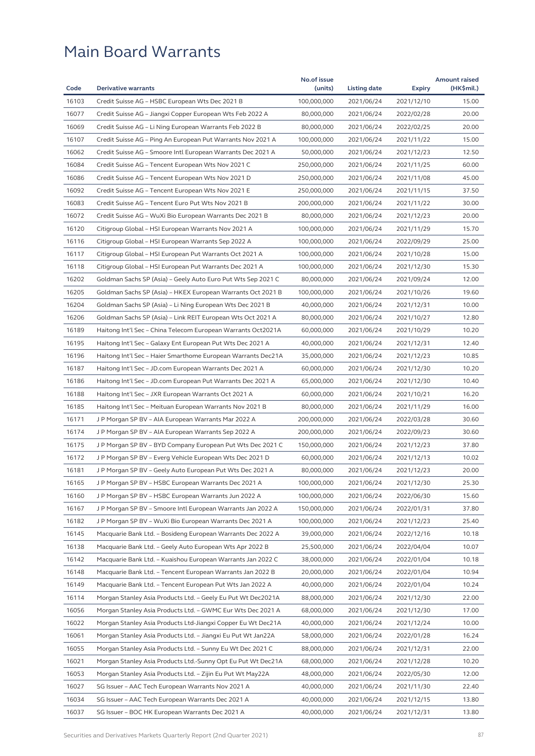# Main Board Warrants

| Code | Derivative warrants | No.of issue (units) | Listing date | Expiry | Amount raised (HK$mil.) |
|---|---|---|---|---|---|
| 16103 | Credit Suisse AG – HSBC European Wts Dec 2021 B | 100,000,000 | 2021/06/24 | 2021/12/10 | 15.00 |
| 16077 | Credit Suisse AG – Jiangxi Copper European Wts Feb 2022 A | 80,000,000 | 2021/06/24 | 2022/02/28 | 20.00 |
| 16069 | Credit Suisse AG – Li Ning European Warrants Feb 2022 B | 80,000,000 | 2021/06/24 | 2022/02/25 | 20.00 |
| 16107 | Credit Suisse AG – Ping An European Put Warrants Nov 2021 A | 100,000,000 | 2021/06/24 | 2021/11/22 | 15.00 |
| 16062 | Credit Suisse AG – Smoore Intl European Warrants Dec 2021 A | 50,000,000 | 2021/06/24 | 2021/12/23 | 12.50 |
| 16084 | Credit Suisse AG – Tencent European Wts Nov 2021 C | 250,000,000 | 2021/06/24 | 2021/11/25 | 60.00 |
| 16086 | Credit Suisse AG – Tencent European Wts Nov 2021 D | 250,000,000 | 2021/06/24 | 2021/11/08 | 45.00 |
| 16092 | Credit Suisse AG – Tencent European Wts Nov 2021 E | 250,000,000 | 2021/06/24 | 2021/11/15 | 37.50 |
| 16083 | Credit Suisse AG – Tencent Euro Put Wts Nov 2021 B | 200,000,000 | 2021/06/24 | 2021/11/22 | 30.00 |
| 16072 | Credit Suisse AG – WuXi Bio European Warrants Dec 2021 B | 80,000,000 | 2021/06/24 | 2021/12/23 | 20.00 |
| 16120 | Citigroup Global – HSI European Warrants Nov 2021 A | 100,000,000 | 2021/06/24 | 2021/11/29 | 15.70 |
| 16116 | Citigroup Global – HSI European Warrants Sep 2022 A | 100,000,000 | 2021/06/24 | 2022/09/29 | 25.00 |
| 16117 | Citigroup Global – HSI European Put Warrants Oct 2021 A | 100,000,000 | 2021/06/24 | 2021/10/28 | 15.00 |
| 16118 | Citigroup Global – HSI European Put Warrants Dec 2021 A | 100,000,000 | 2021/06/24 | 2021/12/30 | 15.30 |
| 16202 | Goldman Sachs SP (Asia) – Geely Auto Euro Put Wts Sep 2021 C | 80,000,000 | 2021/06/24 | 2021/09/24 | 12.00 |
| 16205 | Goldman Sachs SP (Asia) – HKEX European Warrants Oct 2021 B | 100,000,000 | 2021/06/24 | 2021/10/26 | 19.60 |
| 16204 | Goldman Sachs SP (Asia) – Li Ning European Wts Dec 2021 B | 40,000,000 | 2021/06/24 | 2021/12/31 | 10.00 |
| 16206 | Goldman Sachs SP (Asia) – Link REIT European Wts Oct 2021 A | 80,000,000 | 2021/06/24 | 2021/10/27 | 12.80 |
| 16189 | Haitong Int'l Sec – China Telecom European Warrants Oct2021A | 60,000,000 | 2021/06/24 | 2021/10/29 | 10.20 |
| 16195 | Haitong Int'l Sec – Galaxy Ent European Put Wts Dec 2021 A | 40,000,000 | 2021/06/24 | 2021/12/31 | 12.40 |
| 16196 | Haitong Int'l Sec – Haier Smarthome European Warrants Dec21A | 35,000,000 | 2021/06/24 | 2021/12/23 | 10.85 |
| 16187 | Haitong Int'l Sec – JD.com European Warrants Dec 2021 A | 60,000,000 | 2021/06/24 | 2021/12/30 | 10.20 |
| 16186 | Haitong Int'l Sec – JD.com European Put Warrants Dec 2021 A | 65,000,000 | 2021/06/24 | 2021/12/30 | 10.40 |
| 16188 | Haitong Int'l Sec – JXR European Warrants Oct 2021 A | 60,000,000 | 2021/06/24 | 2021/10/21 | 16.20 |
| 16185 | Haitong Int'l Sec – Meituan European Warrants Nov 2021 B | 80,000,000 | 2021/06/24 | 2021/11/29 | 16.00 |
| 16171 | J P Morgan SP BV – AIA European Warrants Mar 2022 A | 200,000,000 | 2021/06/24 | 2022/03/28 | 30.60 |
| 16174 | J P Morgan SP BV – AIA European Warrants Sep 2022 A | 200,000,000 | 2021/06/24 | 2022/09/23 | 30.60 |
| 16175 | J P Morgan SP BV – BYD Company European Put Wts Dec 2021 C | 150,000,000 | 2021/06/24 | 2021/12/23 | 37.80 |
| 16172 | J P Morgan SP BV – Everg Vehicle European Wts Dec 2021 D | 60,000,000 | 2021/06/24 | 2021/12/13 | 10.02 |
| 16181 | J P Morgan SP BV – Geely Auto European Put Wts Dec 2021 A | 80,000,000 | 2021/06/24 | 2021/12/23 | 20.00 |
| 16165 | J P Morgan SP BV – HSBC European Warrants Dec 2021 A | 100,000,000 | 2021/06/24 | 2021/12/30 | 25.30 |
| 16160 | J P Morgan SP BV – HSBC European Warrants Jun 2022 A | 100,000,000 | 2021/06/24 | 2022/06/30 | 15.60 |
| 16167 | J P Morgan SP BV – Smoore Intl European Warrants Jan 2022 A | 150,000,000 | 2021/06/24 | 2022/01/31 | 37.80 |
| 16182 | J P Morgan SP BV – WuXi Bio European Warrants Dec 2021 A | 100,000,000 | 2021/06/24 | 2021/12/23 | 25.40 |
| 16145 | Macquarie Bank Ltd. – Bosideng European Warrants Dec 2022 A | 39,000,000 | 2021/06/24 | 2022/12/16 | 10.18 |
| 16138 | Macquarie Bank Ltd. – Geely Auto European Wts Apr 2022 B | 25,500,000 | 2021/06/24 | 2022/04/04 | 10.07 |
| 16142 | Macquarie Bank Ltd. – Kuaishou European Warrants Jan 2022 C | 38,000,000 | 2021/06/24 | 2022/01/04 | 10.18 |
| 16148 | Macquarie Bank Ltd. – Tencent European Warrants Jan 2022 B | 20,000,000 | 2021/06/24 | 2022/01/04 | 10.94 |
| 16149 | Macquarie Bank Ltd. – Tencent European Put Wts Jan 2022 A | 40,000,000 | 2021/06/24 | 2022/01/04 | 10.24 |
| 16114 | Morgan Stanley Asia Products Ltd. – Geely Eu Put Wt Dec2021A | 88,000,000 | 2021/06/24 | 2021/12/30 | 22.00 |
| 16056 | Morgan Stanley Asia Products Ltd. – GWMC Eur Wts Dec 2021 A | 68,000,000 | 2021/06/24 | 2021/12/30 | 17.00 |
| 16022 | Morgan Stanley Asia Products Ltd-Jiangxi Copper Eu Wt Dec21A | 40,000,000 | 2021/06/24 | 2021/12/24 | 10.00 |
| 16061 | Morgan Stanley Asia Products Ltd. – Jiangxi Eu Put Wt Jan22A | 58,000,000 | 2021/06/24 | 2022/01/28 | 16.24 |
| 16055 | Morgan Stanley Asia Products Ltd. – Sunny Eu Wt Dec 2021 C | 88,000,000 | 2021/06/24 | 2021/12/31 | 22.00 |
| 16021 | Morgan Stanley Asia Products Ltd.-Sunny Opt Eu Put Wt Dec21A | 68,000,000 | 2021/06/24 | 2021/12/28 | 10.20 |
| 16053 | Morgan Stanley Asia Products Ltd. – Zijin Eu Put Wt May22A | 48,000,000 | 2021/06/24 | 2022/05/30 | 12.00 |
| 16027 | SG Issuer – AAC Tech European Warrants Nov 2021 A | 40,000,000 | 2021/06/24 | 2021/11/30 | 22.40 |
| 16034 | SG Issuer – AAC Tech European Warrants Dec 2021 A | 40,000,000 | 2021/06/24 | 2021/12/15 | 13.80 |
| 16037 | SG Issuer – BOC HK European Warrants Dec 2021 A | 40,000,000 | 2021/06/24 | 2021/12/31 | 13.80 |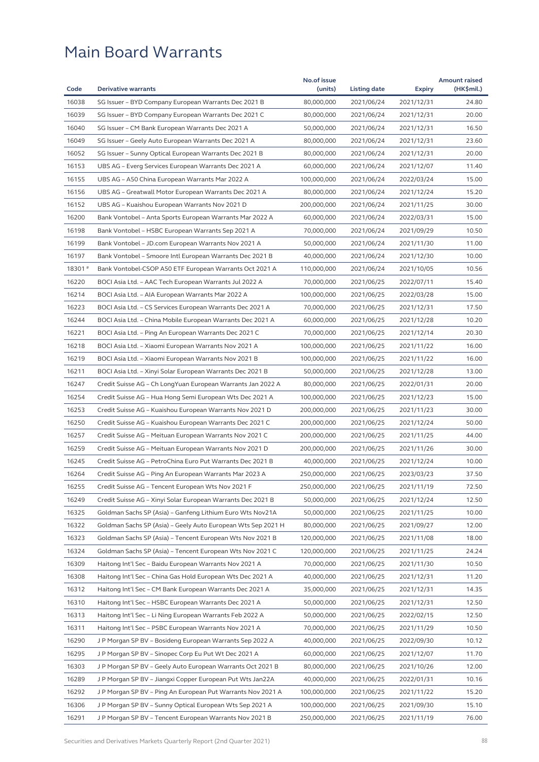# Main Board Warrants

| Code | Derivative warrants | No.of issue (units) | Listing date | Expiry | Amount raised (HK$mil.) |
|---|---|---|---|---|---|
| 16038 | SG Issuer – BYD Company European Warrants Dec 2021 B | 80,000,000 | 2021/06/24 | 2021/12/31 | 24.80 |
| 16039 | SG Issuer – BYD Company European Warrants Dec 2021 C | 80,000,000 | 2021/06/24 | 2021/12/31 | 20.00 |
| 16040 | SG Issuer – CM Bank European Warrants Dec 2021 A | 50,000,000 | 2021/06/24 | 2021/12/31 | 16.50 |
| 16049 | SG Issuer – Geely Auto European Warrants Dec 2021 A | 80,000,000 | 2021/06/24 | 2021/12/31 | 23.60 |
| 16052 | SG Issuer – Sunny Optical European Warrants Dec 2021 B | 80,000,000 | 2021/06/24 | 2021/12/31 | 20.00 |
| 16153 | UBS AG – Everg Services European Warrants Dec 2021 A | 60,000,000 | 2021/06/24 | 2021/12/07 | 11.40 |
| 16155 | UBS AG – A50 China European Warrants Mar 2022 A | 100,000,000 | 2021/06/24 | 2022/03/24 | 15.00 |
| 16156 | UBS AG – Greatwall Motor European Warrants Dec 2021 A | 80,000,000 | 2021/06/24 | 2021/12/24 | 15.20 |
| 16152 | UBS AG – Kuaishou European Warrants Nov 2021 D | 200,000,000 | 2021/06/24 | 2021/11/25 | 30.00 |
| 16200 | Bank Vontobel – Anta Sports European Warrants Mar 2022 A | 60,000,000 | 2021/06/24 | 2022/03/31 | 15.00 |
| 16198 | Bank Vontobel – HSBC European Warrants Sep 2021 A | 70,000,000 | 2021/06/24 | 2021/09/29 | 10.50 |
| 16199 | Bank Vontobel – JD.com European Warrants Nov 2021 A | 50,000,000 | 2021/06/24 | 2021/11/30 | 11.00 |
| 16197 | Bank Vontobel – Smoore Intl European Warrants Dec 2021 B | 40,000,000 | 2021/06/24 | 2021/12/30 | 10.00 |
| 18301 # | Bank Vontobel-CSOP A50 ETF European Warrants Oct 2021 A | 110,000,000 | 2021/06/24 | 2021/10/05 | 10.56 |
| 16220 | BOCI Asia Ltd. – AAC Tech European Warrants Jul 2022 A | 70,000,000 | 2021/06/25 | 2022/07/11 | 15.40 |
| 16214 | BOCI Asia Ltd. – AIA European Warrants Mar 2022 A | 100,000,000 | 2021/06/25 | 2022/03/28 | 15.00 |
| 16223 | BOCI Asia Ltd. – CS Services European Warrants Dec 2021 A | 70,000,000 | 2021/06/25 | 2021/12/31 | 17.50 |
| 16244 | BOCI Asia Ltd. – China Mobile European Warrants Dec 2021 A | 60,000,000 | 2021/06/25 | 2021/12/28 | 10.20 |
| 16221 | BOCI Asia Ltd. – Ping An European Warrants Dec 2021 C | 70,000,000 | 2021/06/25 | 2021/12/14 | 20.30 |
| 16218 | BOCI Asia Ltd. – Xiaomi European Warrants Nov 2021 A | 100,000,000 | 2021/06/25 | 2021/11/22 | 16.00 |
| 16219 | BOCI Asia Ltd. – Xiaomi European Warrants Nov 2021 B | 100,000,000 | 2021/06/25 | 2021/11/22 | 16.00 |
| 16211 | BOCI Asia Ltd. – Xinyi Solar European Warrants Dec 2021 B | 50,000,000 | 2021/06/25 | 2021/12/28 | 13.00 |
| 16247 | Credit Suisse AG – Ch LongYuan European Warrants Jan 2022 A | 80,000,000 | 2021/06/25 | 2022/01/31 | 20.00 |
| 16254 | Credit Suisse AG – Hua Hong Semi European Wts Dec 2021 A | 100,000,000 | 2021/06/25 | 2021/12/23 | 15.00 |
| 16253 | Credit Suisse AG – Kuaishou European Warrants Nov 2021 D | 200,000,000 | 2021/06/25 | 2021/11/23 | 30.00 |
| 16250 | Credit Suisse AG – Kuaishou European Warrants Dec 2021 C | 200,000,000 | 2021/06/25 | 2021/12/24 | 50.00 |
| 16257 | Credit Suisse AG – Meituan European Warrants Nov 2021 C | 200,000,000 | 2021/06/25 | 2021/11/25 | 44.00 |
| 16259 | Credit Suisse AG – Meituan European Warrants Nov 2021 D | 200,000,000 | 2021/06/25 | 2021/11/26 | 30.00 |
| 16245 | Credit Suisse AG – PetroChina Euro Put Warrants Dec 2021 B | 40,000,000 | 2021/06/25 | 2021/12/24 | 10.00 |
| 16264 | Credit Suisse AG – Ping An European Warrants Mar 2023 A | 250,000,000 | 2021/06/25 | 2023/03/23 | 37.50 |
| 16255 | Credit Suisse AG – Tencent European Wts Nov 2021 F | 250,000,000 | 2021/06/25 | 2021/11/19 | 72.50 |
| 16249 | Credit Suisse AG – Xinyi Solar European Warrants Dec 2021 B | 50,000,000 | 2021/06/25 | 2021/12/24 | 12.50 |
| 16325 | Goldman Sachs SP (Asia) – Ganfeng Lithium Euro Wts Nov21A | 50,000,000 | 2021/06/25 | 2021/11/25 | 10.00 |
| 16322 | Goldman Sachs SP (Asia) – Geely Auto European Wts Sep 2021 H | 80,000,000 | 2021/06/25 | 2021/09/27 | 12.00 |
| 16323 | Goldman Sachs SP (Asia) – Tencent European Wts Nov 2021 B | 120,000,000 | 2021/06/25 | 2021/11/08 | 18.00 |
| 16324 | Goldman Sachs SP (Asia) – Tencent European Wts Nov 2021 C | 120,000,000 | 2021/06/25 | 2021/11/25 | 24.24 |
| 16309 | Haitong Int'l Sec – Baidu European Warrants Nov 2021 A | 70,000,000 | 2021/06/25 | 2021/11/30 | 10.50 |
| 16308 | Haitong Int'l Sec – China Gas Hold European Wts Dec 2021 A | 40,000,000 | 2021/06/25 | 2021/12/31 | 11.20 |
| 16312 | Haitong Int'l Sec – CM Bank European Warrants Dec 2021 A | 35,000,000 | 2021/06/25 | 2021/12/31 | 14.35 |
| 16310 | Haitong Int'l Sec – HSBC European Warrants Dec 2021 A | 50,000,000 | 2021/06/25 | 2021/12/31 | 12.50 |
| 16313 | Haitong Int'l Sec – Li Ning European Warrants Feb 2022 A | 50,000,000 | 2021/06/25 | 2022/02/15 | 12.50 |
| 16311 | Haitong Int'l Sec – PSBC European Warrants Nov 2021 A | 70,000,000 | 2021/06/25 | 2021/11/29 | 10.50 |
| 16290 | J P Morgan SP BV – Bosideng European Warrants Sep 2022 A | 40,000,000 | 2021/06/25 | 2022/09/30 | 10.12 |
| 16295 | J P Morgan SP BV – Sinopec Corp Eu Put Wt Dec 2021 A | 60,000,000 | 2021/06/25 | 2021/12/07 | 11.70 |
| 16303 | J P Morgan SP BV – Geely Auto European Warrants Oct 2021 B | 80,000,000 | 2021/06/25 | 2021/10/26 | 12.00 |
| 16289 | J P Morgan SP BV – Jiangxi Copper European Put Wts Jan22A | 40,000,000 | 2021/06/25 | 2022/01/31 | 10.16 |
| 16292 | J P Morgan SP BV – Ping An European Put Warrants Nov 2021 A | 100,000,000 | 2021/06/25 | 2021/11/22 | 15.20 |
| 16306 | J P Morgan SP BV – Sunny Optical European Wts Sep 2021 A | 100,000,000 | 2021/06/25 | 2021/09/30 | 15.10 |
| 16291 | J P Morgan SP BV – Tencent European Warrants Nov 2021 B | 250,000,000 | 2021/06/25 | 2021/11/19 | 76.00 |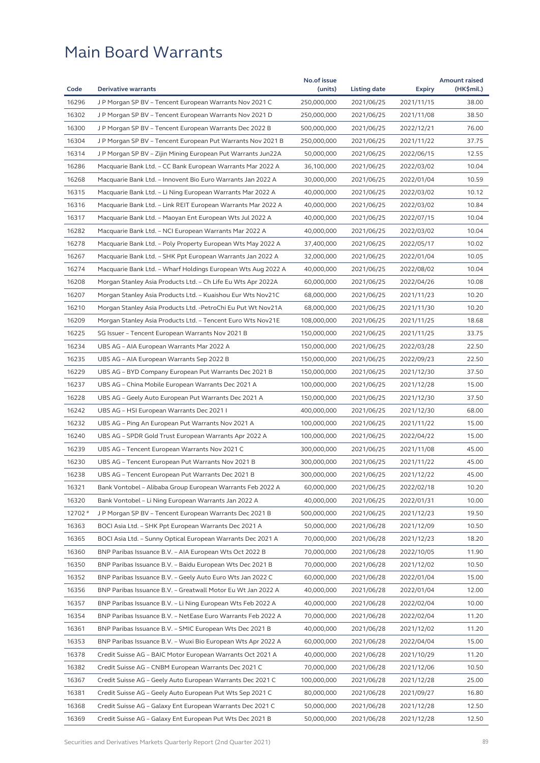# Main Board Warrants

| Code | Derivative warrants | No.of issue (units) | Listing date | Expiry | Amount raised (HK$mil.) |
|---|---|---|---|---|---|
| 16296 | J P Morgan SP BV – Tencent European Warrants Nov 2021 C | 250,000,000 | 2021/06/25 | 2021/11/15 | 38.00 |
| 16302 | J P Morgan SP BV – Tencent European Warrants Nov 2021 D | 250,000,000 | 2021/06/25 | 2021/11/08 | 38.50 |
| 16300 | J P Morgan SP BV – Tencent European Warrants Dec 2022 B | 500,000,000 | 2021/06/25 | 2022/12/21 | 76.00 |
| 16304 | J P Morgan SP BV – Tencent European Put Warrants Nov 2021 B | 250,000,000 | 2021/06/25 | 2021/11/22 | 37.75 |
| 16314 | J P Morgan SP BV – Zijin Mining European Put Warrants Jun22A | 50,000,000 | 2021/06/25 | 2022/06/15 | 12.55 |
| 16286 | Macquarie Bank Ltd. – CC Bank European Warrants Mar 2022 A | 36,100,000 | 2021/06/25 | 2022/03/02 | 10.04 |
| 16268 | Macquarie Bank Ltd. – Innovent Bio Euro Warrants Jan 2022 A | 30,000,000 | 2021/06/25 | 2022/01/04 | 10.59 |
| 16315 | Macquarie Bank Ltd. – Li Ning European Warrants Mar 2022 A | 40,000,000 | 2021/06/25 | 2022/03/02 | 10.12 |
| 16316 | Macquarie Bank Ltd. – Link REIT European Warrants Mar 2022 A | 40,000,000 | 2021/06/25 | 2022/03/02 | 10.84 |
| 16317 | Macquarie Bank Ltd. – Maoyan Ent European Wts Jul 2022 A | 40,000,000 | 2021/06/25 | 2022/07/15 | 10.04 |
| 16282 | Macquarie Bank Ltd. – NCI European Warrants Mar 2022 A | 40,000,000 | 2021/06/25 | 2022/03/02 | 10.04 |
| 16278 | Macquarie Bank Ltd. – Poly Property European Wts May 2022 A | 37,400,000 | 2021/06/25 | 2022/05/17 | 10.02 |
| 16267 | Macquarie Bank Ltd. – SHK Ppt European Warrants Jan 2022 A | 32,000,000 | 2021/06/25 | 2022/01/04 | 10.05 |
| 16274 | Macquarie Bank Ltd. – Wharf Holdings European Wts Aug 2022 A | 40,000,000 | 2021/06/25 | 2022/08/02 | 10.04 |
| 16208 | Morgan Stanley Asia Products Ltd. – Ch Life Eu Wts Apr 2022A | 60,000,000 | 2021/06/25 | 2022/04/26 | 10.08 |
| 16207 | Morgan Stanley Asia Products Ltd. – Kuaishou Eur Wts Nov21C | 68,000,000 | 2021/06/25 | 2021/11/23 | 10.20 |
| 16210 | Morgan Stanley Asia Products Ltd. -PetroChi Eu Put Wt Nov21A | 68,000,000 | 2021/06/25 | 2021/11/30 | 10.20 |
| 16209 | Morgan Stanley Asia Products Ltd. – Tencent Euro Wts Nov21E | 108,000,000 | 2021/06/25 | 2021/11/25 | 18.68 |
| 16225 | SG Issuer – Tencent European Warrants Nov 2021 B | 150,000,000 | 2021/06/25 | 2021/11/25 | 33.75 |
| 16234 | UBS AG – AIA European Warrants Mar 2022 A | 150,000,000 | 2021/06/25 | 2022/03/28 | 22.50 |
| 16235 | UBS AG – AIA European Warrants Sep 2022 B | 150,000,000 | 2021/06/25 | 2022/09/23 | 22.50 |
| 16229 | UBS AG – BYD Company European Put Warrants Dec 2021 B | 150,000,000 | 2021/06/25 | 2021/12/30 | 37.50 |
| 16237 | UBS AG – China Mobile European Warrants Dec 2021 A | 100,000,000 | 2021/06/25 | 2021/12/28 | 15.00 |
| 16228 | UBS AG – Geely Auto European Put Warrants Dec 2021 A | 150,000,000 | 2021/06/25 | 2021/12/30 | 37.50 |
| 16242 | UBS AG – HSI European Warrants Dec 2021 I | 400,000,000 | 2021/06/25 | 2021/12/30 | 68.00 |
| 16232 | UBS AG – Ping An European Put Warrants Nov 2021 A | 100,000,000 | 2021/06/25 | 2021/11/22 | 15.00 |
| 16240 | UBS AG – SPDR Gold Trust European Warrants Apr 2022 A | 100,000,000 | 2021/06/25 | 2022/04/22 | 15.00 |
| 16239 | UBS AG – Tencent European Warrants Nov 2021 C | 300,000,000 | 2021/06/25 | 2021/11/08 | 45.00 |
| 16230 | UBS AG – Tencent European Put Warrants Nov 2021 B | 300,000,000 | 2021/06/25 | 2021/11/22 | 45.00 |
| 16238 | UBS AG – Tencent European Put Warrants Dec 2021 B | 300,000,000 | 2021/06/25 | 2021/12/22 | 45.00 |
| 16321 | Bank Vontobel – Alibaba Group European Warrants Feb 2022 A | 60,000,000 | 2021/06/25 | 2022/02/18 | 10.20 |
| 16320 | Bank Vontobel – Li Ning European Warrants Jan 2022 A | 40,000,000 | 2021/06/25 | 2022/01/31 | 10.00 |
| 12702 # | J P Morgan SP BV – Tencent European Warrants Dec 2021 B | 500,000,000 | 2021/06/25 | 2021/12/23 | 19.50 |
| 16363 | BOCI Asia Ltd. – SHK Ppt European Warrants Dec 2021 A | 50,000,000 | 2021/06/28 | 2021/12/09 | 10.50 |
| 16365 | BOCI Asia Ltd. – Sunny Optical European Warrants Dec 2021 A | 70,000,000 | 2021/06/28 | 2021/12/23 | 18.20 |
| 16360 | BNP Paribas Issuance B.V. – AIA European Wts Oct 2022 B | 70,000,000 | 2021/06/28 | 2022/10/05 | 11.90 |
| 16350 | BNP Paribas Issuance B.V. – Baidu European Wts Dec 2021 B | 70,000,000 | 2021/06/28 | 2021/12/02 | 10.50 |
| 16352 | BNP Paribas Issuance B.V. – Geely Auto Euro Wts Jan 2022 C | 60,000,000 | 2021/06/28 | 2022/01/04 | 15.00 |
| 16356 | BNP Paribas Issuance B.V. – Greatwall Motor Eu Wt Jan 2022 A | 40,000,000 | 2021/06/28 | 2022/01/04 | 12.00 |
| 16357 | BNP Paribas Issuance B.V. – Li Ning European Wts Feb 2022 A | 40,000,000 | 2021/06/28 | 2022/02/04 | 10.00 |
| 16354 | BNP Paribas Issuance B.V. – NetEase Euro Warrants Feb 2022 A | 70,000,000 | 2021/06/28 | 2022/02/04 | 11.20 |
| 16361 | BNP Paribas Issuance B.V. – SMIC European Wts Dec 2021 B | 40,000,000 | 2021/06/28 | 2021/12/02 | 11.20 |
| 16353 | BNP Paribas Issuance B.V. – Wuxi Bio European Wts Apr 2022 A | 60,000,000 | 2021/06/28 | 2022/04/04 | 15.00 |
| 16378 | Credit Suisse AG – BAIC Motor European Warrants Oct 2021 A | 40,000,000 | 2021/06/28 | 2021/10/29 | 11.20 |
| 16382 | Credit Suisse AG – CNBM European Warrants Dec 2021 C | 70,000,000 | 2021/06/28 | 2021/12/06 | 10.50 |
| 16367 | Credit Suisse AG – Geely Auto European Warrants Dec 2021 C | 100,000,000 | 2021/06/28 | 2021/12/28 | 25.00 |
| 16381 | Credit Suisse AG – Geely Auto European Put Wts Sep 2021 C | 80,000,000 | 2021/06/28 | 2021/09/27 | 16.80 |
| 16368 | Credit Suisse AG – Galaxy Ent European Warrants Dec 2021 C | 50,000,000 | 2021/06/28 | 2021/12/28 | 12.50 |
| 16369 | Credit Suisse AG – Galaxy Ent European Put Wts Dec 2021 B | 50,000,000 | 2021/06/28 | 2021/12/28 | 12.50 |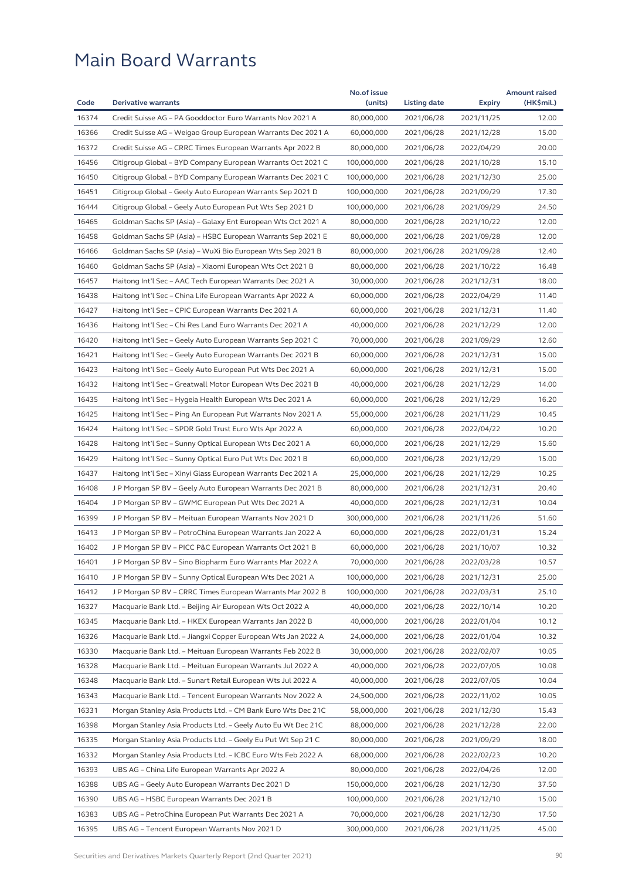# Main Board Warrants

| Code | Derivative warrants | No.of issue (units) | Listing date | Expiry | Amount raised (HK$mil.) |
|---|---|---|---|---|---|
| 16374 | Credit Suisse AG – PA Gooddoctor Euro Warrants Nov 2021 A | 80,000,000 | 2021/06/28 | 2021/11/25 | 12.00 |
| 16366 | Credit Suisse AG – Weigao Group European Warrants Dec 2021 A | 60,000,000 | 2021/06/28 | 2021/12/28 | 15.00 |
| 16372 | Credit Suisse AG – CRRC Times European Warrants Apr 2022 B | 80,000,000 | 2021/06/28 | 2022/04/29 | 20.00 |
| 16456 | Citigroup Global – BYD Company European Warrants Oct 2021 C | 100,000,000 | 2021/06/28 | 2021/10/28 | 15.10 |
| 16450 | Citigroup Global – BYD Company European Warrants Dec 2021 C | 100,000,000 | 2021/06/28 | 2021/12/30 | 25.00 |
| 16451 | Citigroup Global – Geely Auto European Warrants Sep 2021 D | 100,000,000 | 2021/06/28 | 2021/09/29 | 17.30 |
| 16444 | Citigroup Global – Geely Auto European Put Wts Sep 2021 D | 100,000,000 | 2021/06/28 | 2021/09/29 | 24.50 |
| 16465 | Goldman Sachs SP (Asia) – Galaxy Ent European Wts Oct 2021 A | 80,000,000 | 2021/06/28 | 2021/10/22 | 12.00 |
| 16458 | Goldman Sachs SP (Asia) – HSBC European Warrants Sep 2021 E | 80,000,000 | 2021/06/28 | 2021/09/28 | 12.00 |
| 16466 | Goldman Sachs SP (Asia) – WuXi Bio European Wts Sep 2021 B | 80,000,000 | 2021/06/28 | 2021/09/28 | 12.40 |
| 16460 | Goldman Sachs SP (Asia) – Xiaomi European Wts Oct 2021 B | 80,000,000 | 2021/06/28 | 2021/10/22 | 16.48 |
| 16457 | Haitong Int'l Sec – AAC Tech European Warrants Dec 2021 A | 30,000,000 | 2021/06/28 | 2021/12/31 | 18.00 |
| 16438 | Haitong Int'l Sec – China Life European Warrants Apr 2022 A | 60,000,000 | 2021/06/28 | 2022/04/29 | 11.40 |
| 16427 | Haitong Int'l Sec – CPIC European Warrants Dec 2021 A | 60,000,000 | 2021/06/28 | 2021/12/31 | 11.40 |
| 16436 | Haitong Int'l Sec – Chi Res Land Euro Warrants Dec 2021 A | 40,000,000 | 2021/06/28 | 2021/12/29 | 12.00 |
| 16420 | Haitong Int'l Sec – Geely Auto European Warrants Sep 2021 C | 70,000,000 | 2021/06/28 | 2021/09/29 | 12.60 |
| 16421 | Haitong Int'l Sec – Geely Auto European Warrants Dec 2021 B | 60,000,000 | 2021/06/28 | 2021/12/31 | 15.00 |
| 16423 | Haitong Int'l Sec – Geely Auto European Put Wts Dec 2021 A | 60,000,000 | 2021/06/28 | 2021/12/31 | 15.00 |
| 16432 | Haitong Int'l Sec – Greatwall Motor European Wts Dec 2021 B | 40,000,000 | 2021/06/28 | 2021/12/29 | 14.00 |
| 16435 | Haitong Int'l Sec – Hygeia Health European Wts Dec 2021 A | 60,000,000 | 2021/06/28 | 2021/12/29 | 16.20 |
| 16425 | Haitong Int'l Sec – Ping An European Put Warrants Nov 2021 A | 55,000,000 | 2021/06/28 | 2021/11/29 | 10.45 |
| 16424 | Haitong Int'l Sec – SPDR Gold Trust Euro Wts Apr 2022 A | 60,000,000 | 2021/06/28 | 2022/04/22 | 10.20 |
| 16428 | Haitong Int'l Sec – Sunny Optical European Wts Dec 2021 A | 60,000,000 | 2021/06/28 | 2021/12/29 | 15.60 |
| 16429 | Haitong Int'l Sec – Sunny Optical Euro Put Wts Dec 2021 B | 60,000,000 | 2021/06/28 | 2021/12/29 | 15.00 |
| 16437 | Haitong Int'l Sec – Xinyi Glass European Warrants Dec 2021 A | 25,000,000 | 2021/06/28 | 2021/12/29 | 10.25 |
| 16408 | J P Morgan SP BV – Geely Auto European Warrants Dec 2021 B | 80,000,000 | 2021/06/28 | 2021/12/31 | 20.40 |
| 16404 | J P Morgan SP BV – GWMC European Put Wts Dec 2021 A | 40,000,000 | 2021/06/28 | 2021/12/31 | 10.04 |
| 16399 | J P Morgan SP BV – Meituan European Warrants Nov 2021 D | 300,000,000 | 2021/06/28 | 2021/11/26 | 51.60 |
| 16413 | J P Morgan SP BV – PetroChina European Warrants Jan 2022 A | 60,000,000 | 2021/06/28 | 2022/01/31 | 15.24 |
| 16402 | J P Morgan SP BV – PICC P&C European Warrants Oct 2021 B | 60,000,000 | 2021/06/28 | 2021/10/07 | 10.32 |
| 16401 | J P Morgan SP BV – Sino Biopharm Euro Warrants Mar 2022 A | 70,000,000 | 2021/06/28 | 2022/03/28 | 10.57 |
| 16410 | J P Morgan SP BV – Sunny Optical European Wts Dec 2021 A | 100,000,000 | 2021/06/28 | 2021/12/31 | 25.00 |
| 16412 | J P Morgan SP BV – CRRC Times European Warrants Mar 2022 B | 100,000,000 | 2021/06/28 | 2022/03/31 | 25.10 |
| 16327 | Macquarie Bank Ltd. – Beijing Air European Wts Oct 2022 A | 40,000,000 | 2021/06/28 | 2022/10/14 | 10.20 |
| 16345 | Macquarie Bank Ltd. – HKEX European Warrants Jan 2022 B | 40,000,000 | 2021/06/28 | 2022/01/04 | 10.12 |
| 16326 | Macquarie Bank Ltd. – Jiangxi Copper European Wts Jan 2022 A | 24,000,000 | 2021/06/28 | 2022/01/04 | 10.32 |
| 16330 | Macquarie Bank Ltd. – Meituan European Warrants Feb 2022 B | 30,000,000 | 2021/06/28 | 2022/02/07 | 10.05 |
| 16328 | Macquarie Bank Ltd. – Meituan European Warrants Jul 2022 A | 40,000,000 | 2021/06/28 | 2022/07/05 | 10.08 |
| 16348 | Macquarie Bank Ltd. – Sunart Retail European Wts Jul 2022 A | 40,000,000 | 2021/06/28 | 2022/07/05 | 10.04 |
| 16343 | Macquarie Bank Ltd. – Tencent European Warrants Nov 2022 A | 24,500,000 | 2021/06/28 | 2022/11/02 | 10.05 |
| 16331 | Morgan Stanley Asia Products Ltd. – CM Bank Euro Wts Dec 21C | 58,000,000 | 2021/06/28 | 2021/12/30 | 15.43 |
| 16398 | Morgan Stanley Asia Products Ltd. – Geely Auto Eu Wt Dec 21C | 88,000,000 | 2021/06/28 | 2021/12/28 | 22.00 |
| 16335 | Morgan Stanley Asia Products Ltd. – Geely Eu Put Wt Sep 21 C | 80,000,000 | 2021/06/28 | 2021/09/29 | 18.00 |
| 16332 | Morgan Stanley Asia Products Ltd. – ICBC Euro Wts Feb 2022 A | 68,000,000 | 2021/06/28 | 2022/02/23 | 10.20 |
| 16393 | UBS AG – China Life European Warrants Apr 2022 A | 80,000,000 | 2021/06/28 | 2022/04/26 | 12.00 |
| 16388 | UBS AG – Geely Auto European Warrants Dec 2021 D | 150,000,000 | 2021/06/28 | 2021/12/30 | 37.50 |
| 16390 | UBS AG – HSBC European Warrants Dec 2021 B | 100,000,000 | 2021/06/28 | 2021/12/10 | 15.00 |
| 16383 | UBS AG – PetroChina European Put Warrants Dec 2021 A | 70,000,000 | 2021/06/28 | 2021/12/30 | 17.50 |
| 16395 | UBS AG – Tencent European Warrants Nov 2021 D | 300,000,000 | 2021/06/28 | 2021/11/25 | 45.00 |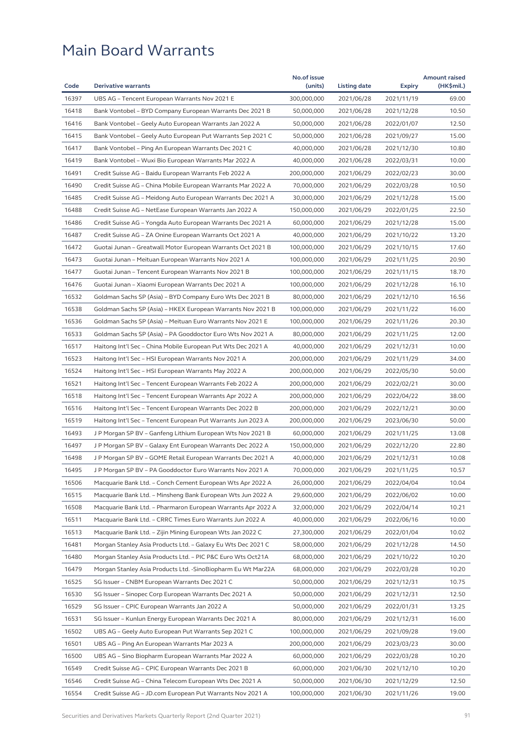# Main Board Warrants

| Code | Derivative warrants | No.of issue (units) | Listing date | Expiry | Amount raised (HK$mil.) |
|---|---|---|---|---|---|
| 16397 | UBS AG – Tencent European Warrants Nov 2021 E | 300,000,000 | 2021/06/28 | 2021/11/19 | 69.00 |
| 16418 | Bank Vontobel – BYD Company European Warrants Dec 2021 B | 50,000,000 | 2021/06/28 | 2021/12/28 | 10.50 |
| 16416 | Bank Vontobel – Geely Auto European Warrants Jan 2022 A | 50,000,000 | 2021/06/28 | 2022/01/07 | 12.50 |
| 16415 | Bank Vontobel – Geely Auto European Put Warrants Sep 2021 C | 50,000,000 | 2021/06/28 | 2021/09/27 | 15.00 |
| 16417 | Bank Vontobel – Ping An European Warrants Dec 2021 C | 40,000,000 | 2021/06/28 | 2021/12/30 | 10.80 |
| 16419 | Bank Vontobel – Wuxi Bio European Warrants Mar 2022 A | 40,000,000 | 2021/06/28 | 2022/03/31 | 10.00 |
| 16491 | Credit Suisse AG – Baidu European Warrants Feb 2022 A | 200,000,000 | 2021/06/29 | 2022/02/23 | 30.00 |
| 16490 | Credit Suisse AG – China Mobile European Warrants Mar 2022 A | 70,000,000 | 2021/06/29 | 2022/03/28 | 10.50 |
| 16485 | Credit Suisse AG – Meidong Auto European Warrants Dec 2021 A | 30,000,000 | 2021/06/29 | 2021/12/28 | 15.00 |
| 16488 | Credit Suisse AG – NetEase European Warrants Jan 2022 A | 150,000,000 | 2021/06/29 | 2022/01/25 | 22.50 |
| 16486 | Credit Suisse AG – Yongda Auto European Warrants Dec 2021 A | 60,000,000 | 2021/06/29 | 2021/12/28 | 15.00 |
| 16487 | Credit Suisse AG – ZA Onine European Warrants Oct 2021 A | 40,000,000 | 2021/06/29 | 2021/10/22 | 13.20 |
| 16472 | Guotai Junan – Greatwall Motor European Warrants Oct 2021 B | 100,000,000 | 2021/06/29 | 2021/10/15 | 17.60 |
| 16473 | Guotai Junan – Meituan European Warrants Nov 2021 A | 100,000,000 | 2021/06/29 | 2021/11/25 | 20.90 |
| 16477 | Guotai Junan – Tencent European Warrants Nov 2021 B | 100,000,000 | 2021/06/29 | 2021/11/15 | 18.70 |
| 16476 | Guotai Junan – Xiaomi European Warrants Dec 2021 A | 100,000,000 | 2021/06/29 | 2021/12/28 | 16.10 |
| 16532 | Goldman Sachs SP (Asia) – BYD Company Euro Wts Dec 2021 B | 80,000,000 | 2021/06/29 | 2021/12/10 | 16.56 |
| 16538 | Goldman Sachs SP (Asia) – HKEX European Warrants Nov 2021 B | 100,000,000 | 2021/06/29 | 2021/11/22 | 16.00 |
| 16536 | Goldman Sachs SP (Asia) – Meituan Euro Warrants Nov 2021 E | 100,000,000 | 2021/06/29 | 2021/11/26 | 20.30 |
| 16533 | Goldman Sachs SP (Asia) – PA Gooddoctor Euro Wts Nov 2021 A | 80,000,000 | 2021/06/29 | 2021/11/25 | 12.00 |
| 16517 | Haitong Int'l Sec – China Mobile European Put Wts Dec 2021 A | 40,000,000 | 2021/06/29 | 2021/12/31 | 10.00 |
| 16523 | Haitong Int'l Sec – HSI European Warrants Nov 2021 A | 200,000,000 | 2021/06/29 | 2021/11/29 | 34.00 |
| 16524 | Haitong Int'l Sec – HSI European Warrants May 2022 A | 200,000,000 | 2021/06/29 | 2022/05/30 | 50.00 |
| 16521 | Haitong Int'l Sec – Tencent European Warrants Feb 2022 A | 200,000,000 | 2021/06/29 | 2022/02/21 | 30.00 |
| 16518 | Haitong Int'l Sec – Tencent European Warrants Apr 2022 A | 200,000,000 | 2021/06/29 | 2022/04/22 | 38.00 |
| 16516 | Haitong Int'l Sec – Tencent European Warrants Dec 2022 B | 200,000,000 | 2021/06/29 | 2022/12/21 | 30.00 |
| 16519 | Haitong Int'l Sec – Tencent European Put Warrants Jun 2023 A | 200,000,000 | 2021/06/29 | 2023/06/30 | 50.00 |
| 16493 | J P Morgan SP BV – Ganfeng Lithium European Wts Nov 2021 B | 60,000,000 | 2021/06/29 | 2021/11/25 | 13.08 |
| 16497 | J P Morgan SP BV – Galaxy Ent European Warrants Dec 2022 A | 150,000,000 | 2021/06/29 | 2022/12/20 | 22.80 |
| 16498 | J P Morgan SP BV – GOME Retail European Warrants Dec 2021 A | 40,000,000 | 2021/06/29 | 2021/12/31 | 10.08 |
| 16495 | J P Morgan SP BV – PA Gooddoctor Euro Warrants Nov 2021 A | 70,000,000 | 2021/06/29 | 2021/11/25 | 10.57 |
| 16506 | Macquarie Bank Ltd. – Conch Cement European Wts Apr 2022 A | 26,000,000 | 2021/06/29 | 2022/04/04 | 10.04 |
| 16515 | Macquarie Bank Ltd. – Minsheng Bank European Wts Jun 2022 A | 29,600,000 | 2021/06/29 | 2022/06/02 | 10.00 |
| 16508 | Macquarie Bank Ltd. – Pharmaron European Warrants Apr 2022 A | 32,000,000 | 2021/06/29 | 2022/04/14 | 10.21 |
| 16511 | Macquarie Bank Ltd. – CRRC Times Euro Warrants Jun 2022 A | 40,000,000 | 2021/06/29 | 2022/06/16 | 10.00 |
| 16513 | Macquarie Bank Ltd. – Zijin Mining European Wts Jan 2022 C | 27,300,000 | 2021/06/29 | 2022/01/04 | 10.02 |
| 16481 | Morgan Stanley Asia Products Ltd. – Galaxy Eu Wts Dec 2021 C | 58,000,000 | 2021/06/29 | 2021/12/28 | 14.50 |
| 16480 | Morgan Stanley Asia Products Ltd. – PIC P&C Euro Wts Oct21A | 68,000,000 | 2021/06/29 | 2021/10/22 | 10.20 |
| 16479 | Morgan Stanley Asia Products Ltd. -SinoBiopharm Eu Wt Mar22A | 68,000,000 | 2021/06/29 | 2022/03/28 | 10.20 |
| 16525 | SG Issuer – CNBM European Warrants Dec 2021 C | 50,000,000 | 2021/06/29 | 2021/12/31 | 10.75 |
| 16530 | SG Issuer – Sinopec Corp European Warrants Dec 2021 A | 50,000,000 | 2021/06/29 | 2021/12/31 | 12.50 |
| 16529 | SG Issuer – CPIC European Warrants Jan 2022 A | 50,000,000 | 2021/06/29 | 2022/01/31 | 13.25 |
| 16531 | SG Issuer – Kunlun Energy European Warrants Dec 2021 A | 80,000,000 | 2021/06/29 | 2021/12/31 | 16.00 |
| 16502 | UBS AG – Geely Auto European Put Warrants Sep 2021 C | 100,000,000 | 2021/06/29 | 2021/09/28 | 19.00 |
| 16501 | UBS AG – Ping An European Warrants Mar 2023 A | 200,000,000 | 2021/06/29 | 2023/03/23 | 30.00 |
| 16500 | UBS AG – Sino Biopharm European Warrants Mar 2022 A | 60,000,000 | 2021/06/29 | 2022/03/28 | 10.20 |
| 16549 | Credit Suisse AG – CPIC European Warrants Dec 2021 B | 60,000,000 | 2021/06/30 | 2021/12/10 | 10.20 |
| 16546 | Credit Suisse AG – China Telecom European Wts Dec 2021 A | 50,000,000 | 2021/06/30 | 2021/12/29 | 12.50 |
| 16554 | Credit Suisse AG – JD.com European Put Warrants Nov 2021 A | 100,000,000 | 2021/06/30 | 2021/11/26 | 19.00 |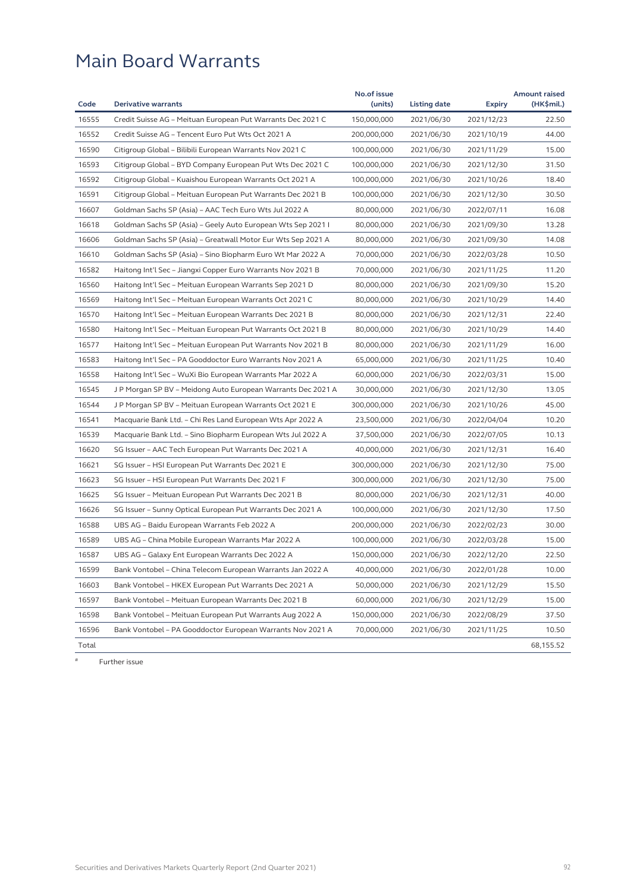# Main Board Warrants

| Code | Derivative warrants | No.of issue (units) | Listing date | Expiry | Amount raised (HK$mil.) |
|---|---|---|---|---|---|
| 16555 | Credit Suisse AG – Meituan European Put Warrants Dec 2021 C | 150,000,000 | 2021/06/30 | 2021/12/23 | 22.50 |
| 16552 | Credit Suisse AG – Tencent Euro Put Wts Oct 2021 A | 200,000,000 | 2021/06/30 | 2021/10/19 | 44.00 |
| 16590 | Citigroup Global – Bilibili European Warrants Nov 2021 C | 100,000,000 | 2021/06/30 | 2021/11/29 | 15.00 |
| 16593 | Citigroup Global – BYD Company European Put Wts Dec 2021 C | 100,000,000 | 2021/06/30 | 2021/12/30 | 31.50 |
| 16592 | Citigroup Global – Kuaishou European Warrants Oct 2021 A | 100,000,000 | 2021/06/30 | 2021/10/26 | 18.40 |
| 16591 | Citigroup Global – Meituan European Put Warrants Dec 2021 B | 100,000,000 | 2021/06/30 | 2021/12/30 | 30.50 |
| 16607 | Goldman Sachs SP (Asia) – AAC Tech Euro Wts Jul 2022 A | 80,000,000 | 2021/06/30 | 2022/07/11 | 16.08 |
| 16618 | Goldman Sachs SP (Asia) – Geely Auto European Wts Sep 2021 I | 80,000,000 | 2021/06/30 | 2021/09/30 | 13.28 |
| 16606 | Goldman Sachs SP (Asia) – Greatwall Motor Eur Wts Sep 2021 A | 80,000,000 | 2021/06/30 | 2021/09/30 | 14.08 |
| 16610 | Goldman Sachs SP (Asia) – Sino Biopharm Euro Wt Mar 2022 A | 70,000,000 | 2021/06/30 | 2022/03/28 | 10.50 |
| 16582 | Haitong Int'l Sec – Jiangxi Copper Euro Warrants Nov 2021 B | 70,000,000 | 2021/06/30 | 2021/11/25 | 11.20 |
| 16560 | Haitong Int'l Sec – Meituan European Warrants Sep 2021 D | 80,000,000 | 2021/06/30 | 2021/09/30 | 15.20 |
| 16569 | Haitong Int'l Sec – Meituan European Warrants Oct 2021 C | 80,000,000 | 2021/06/30 | 2021/10/29 | 14.40 |
| 16570 | Haitong Int'l Sec – Meituan European Warrants Dec 2021 B | 80,000,000 | 2021/06/30 | 2021/12/31 | 22.40 |
| 16580 | Haitong Int'l Sec – Meituan European Put Warrants Oct 2021 B | 80,000,000 | 2021/06/30 | 2021/10/29 | 14.40 |
| 16577 | Haitong Int'l Sec – Meituan European Put Warrants Nov 2021 B | 80,000,000 | 2021/06/30 | 2021/11/29 | 16.00 |
| 16583 | Haitong Int'l Sec – PA Gooddoctor Euro Warrants Nov 2021 A | 65,000,000 | 2021/06/30 | 2021/11/25 | 10.40 |
| 16558 | Haitong Int'l Sec – WuXi Bio European Warrants Mar 2022 A | 60,000,000 | 2021/06/30 | 2022/03/31 | 15.00 |
| 16545 | J P Morgan SP BV – Meidong Auto European Warrants Dec 2021 A | 30,000,000 | 2021/06/30 | 2021/12/30 | 13.05 |
| 16544 | J P Morgan SP BV – Meituan European Warrants Oct 2021 E | 300,000,000 | 2021/06/30 | 2021/10/26 | 45.00 |
| 16541 | Macquarie Bank Ltd. – Chi Res Land European Wts Apr 2022 A | 23,500,000 | 2021/06/30 | 2022/04/04 | 10.20 |
| 16539 | Macquarie Bank Ltd. – Sino Biopharm European Wts Jul 2022 A | 37,500,000 | 2021/06/30 | 2022/07/05 | 10.13 |
| 16620 | SG Issuer – AAC Tech European Put Warrants Dec 2021 A | 40,000,000 | 2021/06/30 | 2021/12/31 | 16.40 |
| 16621 | SG Issuer – HSI European Put Warrants Dec 2021 E | 300,000,000 | 2021/06/30 | 2021/12/30 | 75.00 |
| 16623 | SG Issuer – HSI European Put Warrants Dec 2021 F | 300,000,000 | 2021/06/30 | 2021/12/30 | 75.00 |
| 16625 | SG Issuer – Meituan European Put Warrants Dec 2021 B | 80,000,000 | 2021/06/30 | 2021/12/31 | 40.00 |
| 16626 | SG Issuer – Sunny Optical European Put Warrants Dec 2021 A | 100,000,000 | 2021/06/30 | 2021/12/30 | 17.50 |
| 16588 | UBS AG – Baidu European Warrants Feb 2022 A | 200,000,000 | 2021/06/30 | 2022/02/23 | 30.00 |
| 16589 | UBS AG – China Mobile European Warrants Mar 2022 A | 100,000,000 | 2021/06/30 | 2022/03/28 | 15.00 |
| 16587 | UBS AG – Galaxy Ent European Warrants Dec 2022 A | 150,000,000 | 2021/06/30 | 2022/12/20 | 22.50 |
| 16599 | Bank Vontobel – China Telecom European Warrants Jan 2022 A | 40,000,000 | 2021/06/30 | 2022/01/28 | 10.00 |
| 16603 | Bank Vontobel – HKEX European Put Warrants Dec 2021 A | 50,000,000 | 2021/06/30 | 2021/12/29 | 15.50 |
| 16597 | Bank Vontobel – Meituan European Warrants Dec 2021 B | 60,000,000 | 2021/06/30 | 2021/12/29 | 15.00 |
| 16598 | Bank Vontobel – Meituan European Put Warrants Aug 2022 A | 150,000,000 | 2021/06/30 | 2022/08/29 | 37.50 |
| 16596 | Bank Vontobel – PA Gooddoctor European Warrants Nov 2021 A | 70,000,000 | 2021/06/30 | 2021/11/25 | 10.50 |
| Total | | | | | 68,155.52 |

# Further issue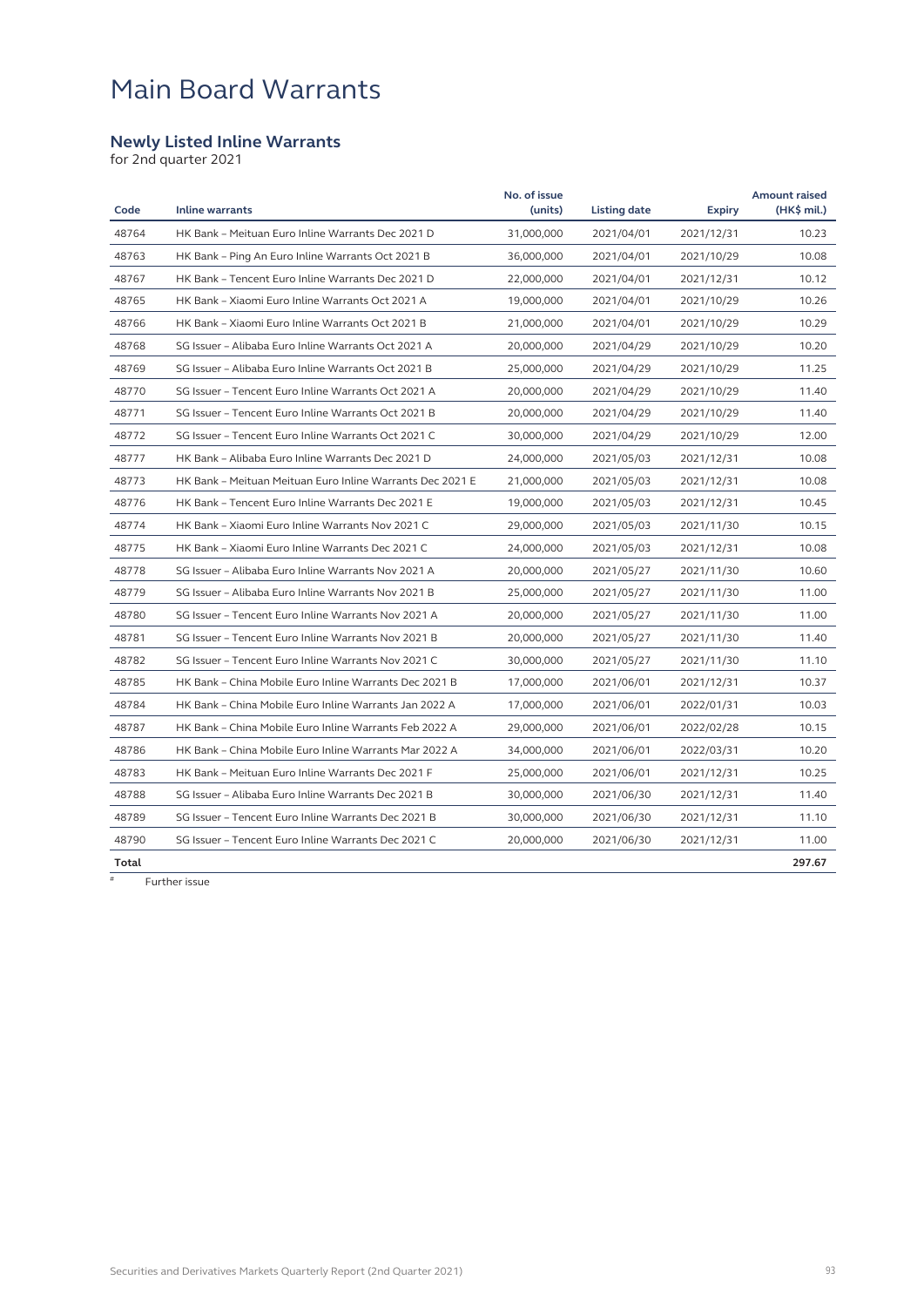# Main Board Warrants

## Newly Listed Inline Warrants

for 2nd quarter 2021

| Code | Inline warrants | No. of issue (units) | Listing date | Expiry | Amount raised (HK$ mil.) |
|---|---|---|---|---|---|
| 48764 | HK Bank – Meituan Euro Inline Warrants Dec 2021 D | 31,000,000 | 2021/04/01 | 2021/12/31 | 10.23 |
| 48763 | HK Bank – Ping An Euro Inline Warrants Oct 2021 B | 36,000,000 | 2021/04/01 | 2021/10/29 | 10.08 |
| 48767 | HK Bank – Tencent Euro Inline Warrants Dec 2021 D | 22,000,000 | 2021/04/01 | 2021/12/31 | 10.12 |
| 48765 | HK Bank – Xiaomi Euro Inline Warrants Oct 2021 A | 19,000,000 | 2021/04/01 | 2021/10/29 | 10.26 |
| 48766 | HK Bank – Xiaomi Euro Inline Warrants Oct 2021 B | 21,000,000 | 2021/04/01 | 2021/10/29 | 10.29 |
| 48768 | SG Issuer – Alibaba Euro Inline Warrants Oct 2021 A | 20,000,000 | 2021/04/29 | 2021/10/29 | 10.20 |
| 48769 | SG Issuer – Alibaba Euro Inline Warrants Oct 2021 B | 25,000,000 | 2021/04/29 | 2021/10/29 | 11.25 |
| 48770 | SG Issuer – Tencent Euro Inline Warrants Oct 2021 A | 20,000,000 | 2021/04/29 | 2021/10/29 | 11.40 |
| 48771 | SG Issuer – Tencent Euro Inline Warrants Oct 2021 B | 20,000,000 | 2021/04/29 | 2021/10/29 | 11.40 |
| 48772 | SG Issuer – Tencent Euro Inline Warrants Oct 2021 C | 30,000,000 | 2021/04/29 | 2021/10/29 | 12.00 |
| 48777 | HK Bank – Alibaba Euro Inline Warrants Dec 2021 D | 24,000,000 | 2021/05/03 | 2021/12/31 | 10.08 |
| 48773 | HK Bank – Meituan Meituan Euro Inline Warrants Dec 2021 E | 21,000,000 | 2021/05/03 | 2021/12/31 | 10.08 |
| 48776 | HK Bank – Tencent Euro Inline Warrants Dec 2021 E | 19,000,000 | 2021/05/03 | 2021/12/31 | 10.45 |
| 48774 | HK Bank – Xiaomi Euro Inline Warrants Nov 2021 C | 29,000,000 | 2021/05/03 | 2021/11/30 | 10.15 |
| 48775 | HK Bank – Xiaomi Euro Inline Warrants Dec 2021 C | 24,000,000 | 2021/05/03 | 2021/12/31 | 10.08 |
| 48778 | SG Issuer – Alibaba Euro Inline Warrants Nov 2021 A | 20,000,000 | 2021/05/27 | 2021/11/30 | 10.60 |
| 48779 | SG Issuer – Alibaba Euro Inline Warrants Nov 2021 B | 25,000,000 | 2021/05/27 | 2021/11/30 | 11.00 |
| 48780 | SG Issuer – Tencent Euro Inline Warrants Nov 2021 A | 20,000,000 | 2021/05/27 | 2021/11/30 | 11.00 |
| 48781 | SG Issuer – Tencent Euro Inline Warrants Nov 2021 B | 20,000,000 | 2021/05/27 | 2021/11/30 | 11.40 |
| 48782 | SG Issuer – Tencent Euro Inline Warrants Nov 2021 C | 30,000,000 | 2021/05/27 | 2021/11/30 | 11.10 |
| 48785 | HK Bank – China Mobile Euro Inline Warrants Dec 2021 B | 17,000,000 | 2021/06/01 | 2021/12/31 | 10.37 |
| 48784 | HK Bank – China Mobile Euro Inline Warrants Jan 2022 A | 17,000,000 | 2021/06/01 | 2022/01/31 | 10.03 |
| 48787 | HK Bank – China Mobile Euro Inline Warrants Feb 2022 A | 29,000,000 | 2021/06/01 | 2022/02/28 | 10.15 |
| 48786 | HK Bank – China Mobile Euro Inline Warrants Mar 2022 A | 34,000,000 | 2021/06/01 | 2022/03/31 | 10.20 |
| 48783 | HK Bank – Meituan Euro Inline Warrants Dec 2021 F | 25,000,000 | 2021/06/01 | 2021/12/31 | 10.25 |
| 48788 | SG Issuer – Alibaba Euro Inline Warrants Dec 2021 B | 30,000,000 | 2021/06/30 | 2021/12/31 | 11.40 |
| 48789 | SG Issuer – Tencent Euro Inline Warrants Dec 2021 B | 30,000,000 | 2021/06/30 | 2021/12/31 | 11.10 |
| 48790 | SG Issuer – Tencent Euro Inline Warrants Dec 2021 C | 20,000,000 | 2021/06/30 | 2021/12/31 | 11.00 |
| **Total** | | | | | **297.67** |

# Further issue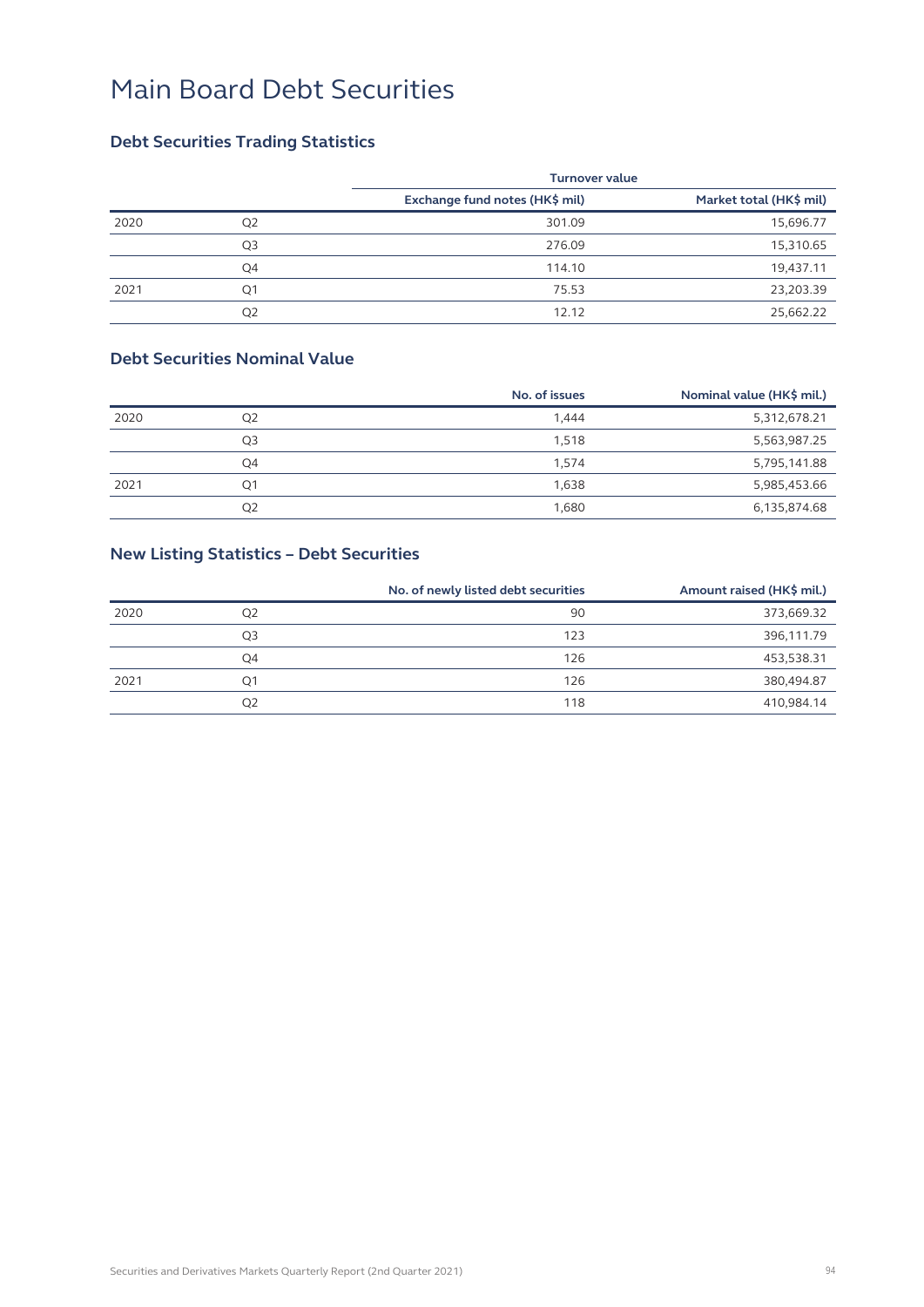# Main Board Debt Securities

## Debt Securities Trading Statistics

| | | Turnover value | |
|---|---|---|---|
| | | Exchange fund notes (HK$ mil) | Market total (HK$ mil) |
| 2020 | Q2 | 301.09 | 15,696.77 |
| | Q3 | 276.09 | 15,310.65 |
| | Q4 | 114.10 | 19,437.11 |
| 2021 | Q1 | 75.53 | 23,203.39 |
| | Q2 | 12.12 | 25,662.22 |

## Debt Securities Nominal Value

| | | No. of issues | Nominal value (HK$ mil.) |
|---|---|---|---|
| 2020 | Q2 | 1,444 | 5,312,678.21 |
| | Q3 | 1,518 | 5,563,987.25 |
| | Q4 | 1,574 | 5,795,141.88 |
| 2021 | Q1 | 1,638 | 5,985,453.66 |
| | Q2 | 1,680 | 6,135,874.68 |

## New Listing Statistics – Debt Securities

| | | No. of newly listed debt securities | Amount raised (HK$ mil.) |
|---|---|---|---|
| 2020 | Q2 | 90 | 373,669.32 |
| | Q3 | 123 | 396,111.79 |
| | Q4 | 126 | 453,538.31 |
| 2021 | Q1 | 126 | 380,494.87 |
| | Q2 | 118 | 410,984.14 |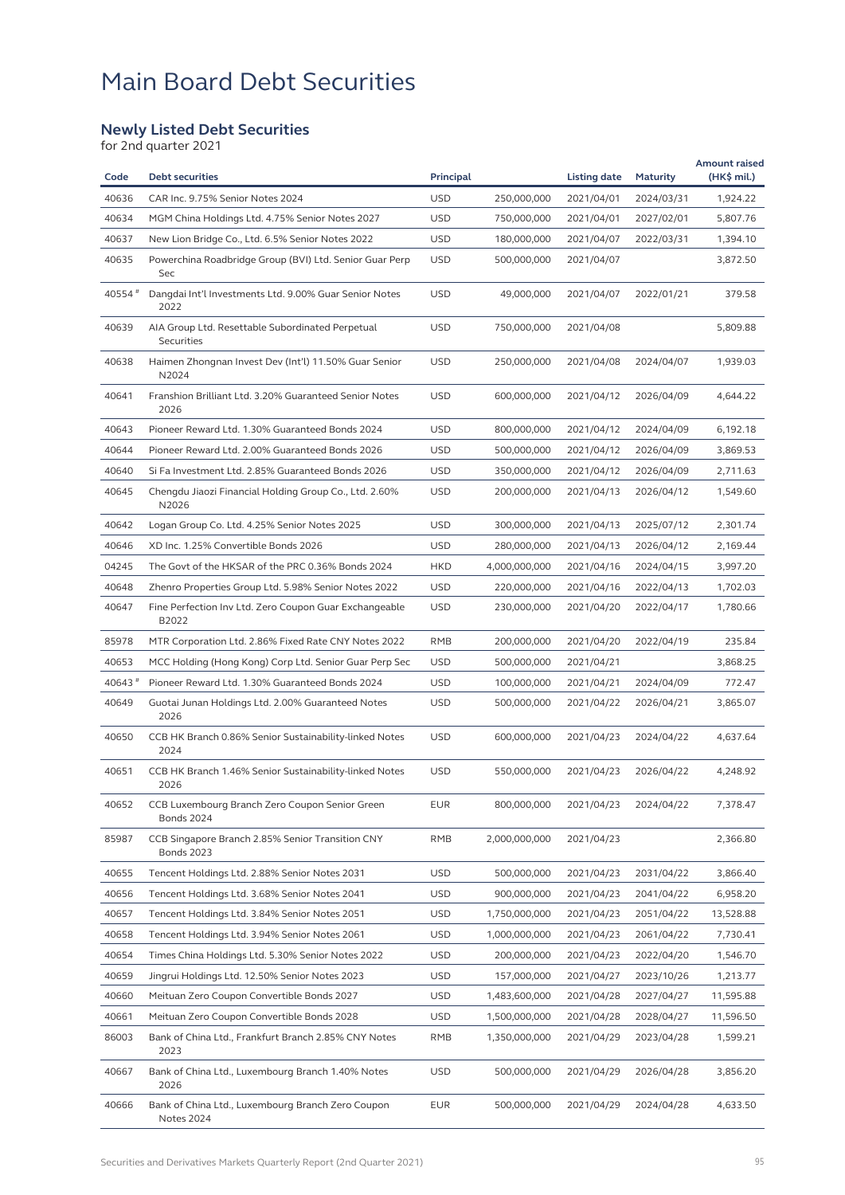# Main Board Debt Securities

## Newly Listed Debt Securities

for 2nd quarter 2021

| Code | Debt securities | Principal | | Listing date | Maturity | Amount raised (HK$ mil.) |
|---|---|---|---|---|---|---|
| 40636 | CAR Inc. 9.75% Senior Notes 2024 | USD | 250,000,000 | 2021/04/01 | 2024/03/31 | 1,924.22 |
| 40634 | MGM China Holdings Ltd. 4.75% Senior Notes 2027 | USD | 750,000,000 | 2021/04/01 | 2027/02/01 | 5,807.76 |
| 40637 | New Lion Bridge Co., Ltd. 6.5% Senior Notes 2022 | USD | 180,000,000 | 2021/04/07 | 2022/03/31 | 1,394.10 |
| 40635 | Powerchina Roadbridge Group (BVI) Ltd. Senior Guar Perp Sec | USD | 500,000,000 | 2021/04/07 | | 3,872.50 |
| 40554 # | Dangdai Int'l Investments Ltd. 9.00% Guar Senior Notes 2022 | USD | 49,000,000 | 2021/04/07 | 2022/01/21 | 379.58 |
| 40639 | AIA Group Ltd. Resettable Subordinated Perpetual Securities | USD | 750,000,000 | 2021/04/08 | | 5,809.88 |
| 40638 | Haimen Zhongnan Invest Dev (Int'l) 11.50% Guar Senior N2024 | USD | 250,000,000 | 2021/04/08 | 2024/04/07 | 1,939.03 |
| 40641 | Franshion Brilliant Ltd. 3.20% Guaranteed Senior Notes 2026 | USD | 600,000,000 | 2021/04/12 | 2026/04/09 | 4,644.22 |
| 40643 | Pioneer Reward Ltd. 1.30% Guaranteed Bonds 2024 | USD | 800,000,000 | 2021/04/12 | 2024/04/09 | 6,192.18 |
| 40644 | Pioneer Reward Ltd. 2.00% Guaranteed Bonds 2026 | USD | 500,000,000 | 2021/04/12 | 2026/04/09 | 3,869.53 |
| 40640 | Si Fa Investment Ltd. 2.85% Guaranteed Bonds 2026 | USD | 350,000,000 | 2021/04/12 | 2026/04/09 | 2,711.63 |
| 40645 | Chengdu Jiaozi Financial Holding Group Co., Ltd. 2.60% N2026 | USD | 200,000,000 | 2021/04/13 | 2026/04/12 | 1,549.60 |
| 40642 | Logan Group Co. Ltd. 4.25% Senior Notes 2025 | USD | 300,000,000 | 2021/04/13 | 2025/07/12 | 2,301.74 |
| 40646 | XD Inc. 1.25% Convertible Bonds 2026 | USD | 280,000,000 | 2021/04/13 | 2026/04/12 | 2,169.44 |
| 04245 | The Govt of the HKSAR of the PRC 0.36% Bonds 2024 | HKD | 4,000,000,000 | 2021/04/16 | 2024/04/15 | 3,997.20 |
| 40648 | Zhenro Properties Group Ltd. 5.98% Senior Notes 2022 | USD | 220,000,000 | 2021/04/16 | 2022/04/13 | 1,702.03 |
| 40647 | Fine Perfection Inv Ltd. Zero Coupon Guar Exchangeable B2022 | USD | 230,000,000 | 2021/04/20 | 2022/04/17 | 1,780.66 |
| 85978 | MTR Corporation Ltd. 2.86% Fixed Rate CNY Notes 2022 | RMB | 200,000,000 | 2021/04/20 | 2022/04/19 | 235.84 |
| 40653 | MCC Holding (Hong Kong) Corp Ltd. Senior Guar Perp Sec | USD | 500,000,000 | 2021/04/21 | | 3,868.25 |
| 40643 # | Pioneer Reward Ltd. 1.30% Guaranteed Bonds 2024 | USD | 100,000,000 | 2021/04/21 | 2024/04/09 | 772.47 |
| 40649 | Guotai Junan Holdings Ltd. 2.00% Guaranteed Notes 2026 | USD | 500,000,000 | 2021/04/22 | 2026/04/21 | 3,865.07 |
| 40650 | CCB HK Branch 0.86% Senior Sustainability-linked Notes 2024 | USD | 600,000,000 | 2021/04/23 | 2024/04/22 | 4,637.64 |
| 40651 | CCB HK Branch 1.46% Senior Sustainability-linked Notes 2026 | USD | 550,000,000 | 2021/04/23 | 2026/04/22 | 4,248.92 |
| 40652 | CCB Luxembourg Branch Zero Coupon Senior Green Bonds 2024 | EUR | 800,000,000 | 2021/04/23 | 2024/04/22 | 7,378.47 |
| 85987 | CCB Singapore Branch 2.85% Senior Transition CNY Bonds 2023 | RMB | 2,000,000,000 | 2021/04/23 | | 2,366.80 |
| 40655 | Tencent Holdings Ltd. 2.88% Senior Notes 2031 | USD | 500,000,000 | 2021/04/23 | 2031/04/22 | 3,866.40 |
| 40656 | Tencent Holdings Ltd. 3.68% Senior Notes 2041 | USD | 900,000,000 | 2021/04/23 | 2041/04/22 | 6,958.20 |
| 40657 | Tencent Holdings Ltd. 3.84% Senior Notes 2051 | USD | 1,750,000,000 | 2021/04/23 | 2051/04/22 | 13,528.88 |
| 40658 | Tencent Holdings Ltd. 3.94% Senior Notes 2061 | USD | 1,000,000,000 | 2021/04/23 | 2061/04/22 | 7,730.41 |
| 40654 | Times China Holdings Ltd. 5.30% Senior Notes 2022 | USD | 200,000,000 | 2021/04/23 | 2022/04/20 | 1,546.70 |
| 40659 | Jingrui Holdings Ltd. 12.50% Senior Notes 2023 | USD | 157,000,000 | 2021/04/27 | 2023/10/26 | 1,213.77 |
| 40660 | Meituan Zero Coupon Convertible Bonds 2027 | USD | 1,483,600,000 | 2021/04/28 | 2027/04/27 | 11,595.88 |
| 40661 | Meituan Zero Coupon Convertible Bonds 2028 | USD | 1,500,000,000 | 2021/04/28 | 2028/04/27 | 11,596.50 |
| 86003 | Bank of China Ltd., Frankfurt Branch 2.85% CNY Notes 2023 | RMB | 1,350,000,000 | 2021/04/29 | 2023/04/28 | 1,599.21 |
| 40667 | Bank of China Ltd., Luxembourg Branch 1.40% Notes 2026 | USD | 500,000,000 | 2021/04/29 | 2026/04/28 | 3,856.20 |
| 40666 | Bank of China Ltd., Luxembourg Branch Zero Coupon Notes 2024 | EUR | 500,000,000 | 2021/04/29 | 2024/04/28 | 4,633.50 |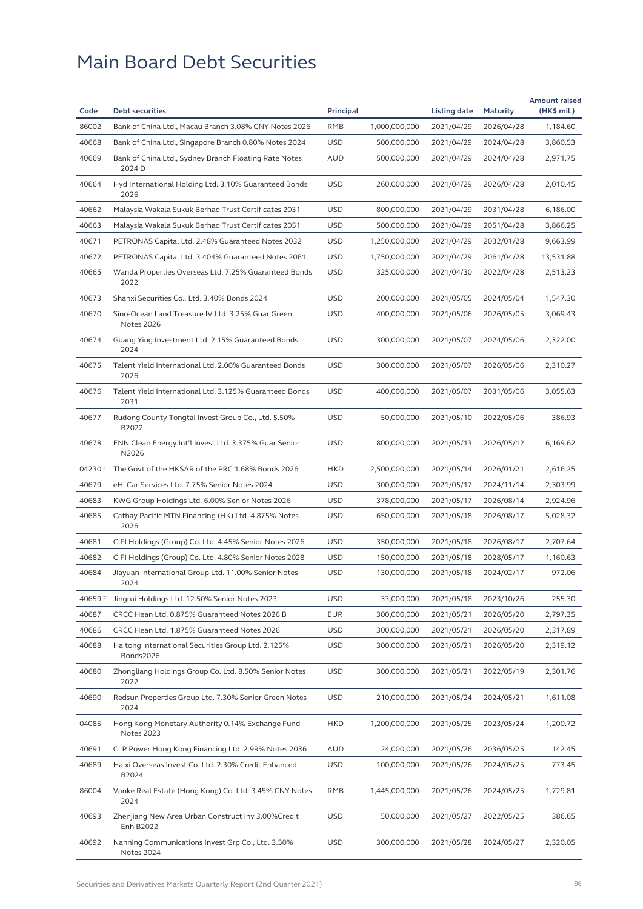# Main Board Debt Securities

| Code | Debt securities | Principal | | Listing date | Maturity | Amount raised (HK$ mil.) |
|---|---|---|---|---|---|---|
| 86002 | Bank of China Ltd., Macau Branch 3.08% CNY Notes 2026 | RMB | 1,000,000,000 | 2021/04/29 | 2026/04/28 | 1,184.60 |
| 40668 | Bank of China Ltd., Singapore Branch 0.80% Notes 2024 | USD | 500,000,000 | 2021/04/29 | 2024/04/28 | 3,860.53 |
| 40669 | Bank of China Ltd., Sydney Branch Floating Rate Notes 2024 D | AUD | 500,000,000 | 2021/04/29 | 2024/04/28 | 2,971.75 |
| 40664 | Hyd International Holding Ltd. 3.10% Guaranteed Bonds 2026 | USD | 260,000,000 | 2021/04/29 | 2026/04/28 | 2,010.45 |
| 40662 | Malaysia Wakala Sukuk Berhad Trust Certificates 2031 | USD | 800,000,000 | 2021/04/29 | 2031/04/28 | 6,186.00 |
| 40663 | Malaysia Wakala Sukuk Berhad Trust Certificates 2051 | USD | 500,000,000 | 2021/04/29 | 2051/04/28 | 3,866.25 |
| 40671 | PETRONAS Capital Ltd. 2.48% Guaranteed Notes 2032 | USD | 1,250,000,000 | 2021/04/29 | 2032/01/28 | 9,663.99 |
| 40672 | PETRONAS Capital Ltd. 3.404% Guaranteed Notes 2061 | USD | 1,750,000,000 | 2021/04/29 | 2061/04/28 | 13,531.88 |
| 40665 | Wanda Properties Overseas Ltd. 7.25% Guaranteed Bonds 2022 | USD | 325,000,000 | 2021/04/30 | 2022/04/28 | 2,513.23 |
| 40673 | Shanxi Securities Co., Ltd. 3.40% Bonds 2024 | USD | 200,000,000 | 2021/05/05 | 2024/05/04 | 1,547.30 |
| 40670 | Sino-Ocean Land Treasure IV Ltd. 3.25% Guar Green Notes 2026 | USD | 400,000,000 | 2021/05/06 | 2026/05/05 | 3,069.43 |
| 40674 | Guang Ying Investment Ltd. 2.15% Guaranteed Bonds 2024 | USD | 300,000,000 | 2021/05/07 | 2024/05/06 | 2,322.00 |
| 40675 | Talent Yield International Ltd. 2.00% Guaranteed Bonds 2026 | USD | 300,000,000 | 2021/05/07 | 2026/05/06 | 2,310.27 |
| 40676 | Talent Yield International Ltd. 3.125% Guaranteed Bonds 2031 | USD | 400,000,000 | 2021/05/07 | 2031/05/06 | 3,055.63 |
| 40677 | Rudong County Tongtai Invest Group Co., Ltd. 5.50% B2022 | USD | 50,000,000 | 2021/05/10 | 2022/05/06 | 386.93 |
| 40678 | ENN Clean Energy Int'l Invest Ltd. 3.375% Guar Senior N2026 | USD | 800,000,000 | 2021/05/13 | 2026/05/12 | 6,169.62 |
| 04230 # | The Govt of the HKSAR of the PRC 1.68% Bonds 2026 | HKD | 2,500,000,000 | 2021/05/14 | 2026/01/21 | 2,616.25 |
| 40679 | eHi Car Services Ltd. 7.75% Senior Notes 2024 | USD | 300,000,000 | 2021/05/17 | 2024/11/14 | 2,303.99 |
| 40683 | KWG Group Holdings Ltd. 6.00% Senior Notes 2026 | USD | 378,000,000 | 2021/05/17 | 2026/08/14 | 2,924.96 |
| 40685 | Cathay Pacific MTN Financing (HK) Ltd. 4.875% Notes 2026 | USD | 650,000,000 | 2021/05/18 | 2026/08/17 | 5,028.32 |
| 40681 | CIFI Holdings (Group) Co. Ltd. 4.45% Senior Notes 2026 | USD | 350,000,000 | 2021/05/18 | 2026/08/17 | 2,707.64 |
| 40682 | CIFI Holdings (Group) Co. Ltd. 4.80% Senior Notes 2028 | USD | 150,000,000 | 2021/05/18 | 2028/05/17 | 1,160.63 |
| 40684 | Jiayuan International Group Ltd. 11.00% Senior Notes 2024 | USD | 130,000,000 | 2021/05/18 | 2024/02/17 | 972.06 |
| 40659 # | Jingrui Holdings Ltd. 12.50% Senior Notes 2023 | USD | 33,000,000 | 2021/05/18 | 2023/10/26 | 255.30 |
| 40687 | CRCC Hean Ltd. 0.875% Guaranteed Notes 2026 B | EUR | 300,000,000 | 2021/05/21 | 2026/05/20 | 2,797.35 |
| 40686 | CRCC Hean Ltd. 1.875% Guaranteed Notes 2026 | USD | 300,000,000 | 2021/05/21 | 2026/05/20 | 2,317.89 |
| 40688 | Haitong International Securities Group Ltd. 2.125% Bonds2026 | USD | 300,000,000 | 2021/05/21 | 2026/05/20 | 2,319.12 |
| 40680 | Zhongliang Holdings Group Co. Ltd. 8.50% Senior Notes 2022 | USD | 300,000,000 | 2021/05/21 | 2022/05/19 | 2,301.76 |
| 40690 | Redsun Properties Group Ltd. 7.30% Senior Green Notes 2024 | USD | 210,000,000 | 2021/05/24 | 2024/05/21 | 1,611.08 |
| 04085 | Hong Kong Monetary Authority 0.14% Exchange Fund Notes 2023 | HKD | 1,200,000,000 | 2021/05/25 | 2023/05/24 | 1,200.72 |
| 40691 | CLP Power Hong Kong Financing Ltd. 2.99% Notes 2036 | AUD | 24,000,000 | 2021/05/26 | 2036/05/25 | 142.45 |
| 40689 | Haixi Overseas Invest Co. Ltd. 2.30% Credit Enhanced B2024 | USD | 100,000,000 | 2021/05/26 | 2024/05/25 | 773.45 |
| 86004 | Vanke Real Estate (Hong Kong) Co. Ltd. 3.45% CNY Notes 2024 | RMB | 1,445,000,000 | 2021/05/26 | 2024/05/25 | 1,729.81 |
| 40693 | Zhenjiang New Area Urban Construct Inv 3.00%Credit Enh B2022 | USD | 50,000,000 | 2021/05/27 | 2022/05/25 | 386.65 |
| 40692 | Nanning Communications Invest Grp Co., Ltd. 3.50% Notes 2024 | USD | 300,000,000 | 2021/05/28 | 2024/05/27 | 2,320.05 |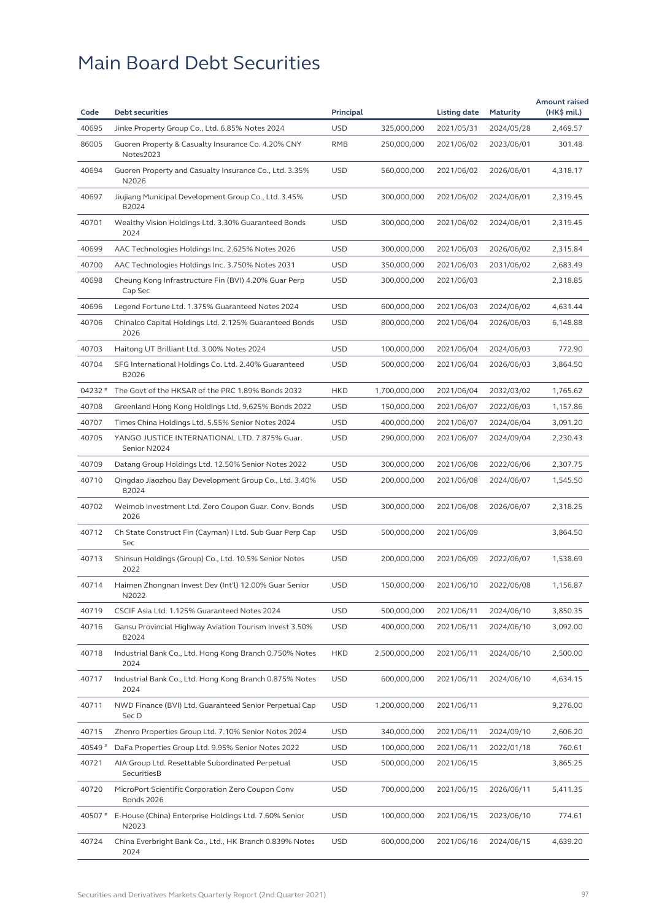# Main Board Debt Securities

| Code | Debt securities | Principal | | Listing date | Maturity | Amount raised (HK$ mil.) |
|---|---|---|---|---|---|---|
| 40695 | Jinke Property Group Co., Ltd. 6.85% Notes 2024 | USD | 325,000,000 | 2021/05/31 | 2024/05/28 | 2,469.57 |
| 86005 | Guoren Property & Casualty Insurance Co. 4.20% CNY Notes2023 | RMB | 250,000,000 | 2021/06/02 | 2023/06/01 | 301.48 |
| 40694 | Guoren Property and Casualty Insurance Co., Ltd. 3.35% N2026 | USD | 560,000,000 | 2021/06/02 | 2026/06/01 | 4,318.17 |
| 40697 | Jiujiang Municipal Development Group Co., Ltd. 3.45% B2024 | USD | 300,000,000 | 2021/06/02 | 2024/06/01 | 2,319.45 |
| 40701 | Wealthy Vision Holdings Ltd. 3.30% Guaranteed Bonds 2024 | USD | 300,000,000 | 2021/06/02 | 2024/06/01 | 2,319.45 |
| 40699 | AAC Technologies Holdings Inc. 2.625% Notes 2026 | USD | 300,000,000 | 2021/06/03 | 2026/06/02 | 2,315.84 |
| 40700 | AAC Technologies Holdings Inc. 3.750% Notes 2031 | USD | 350,000,000 | 2021/06/03 | 2031/06/02 | 2,683.49 |
| 40698 | Cheung Kong Infrastructure Fin (BVI) 4.20% Guar Perp Cap Sec | USD | 300,000,000 | 2021/06/03 | | 2,318.85 |
| 40696 | Legend Fortune Ltd. 1.375% Guaranteed Notes 2024 | USD | 600,000,000 | 2021/06/03 | 2024/06/02 | 4,631.44 |
| 40706 | Chinalco Capital Holdings Ltd. 2.125% Guaranteed Bonds 2026 | USD | 800,000,000 | 2021/06/04 | 2026/06/03 | 6,148.88 |
| 40703 | Haitong UT Brilliant Ltd. 3.00% Notes 2024 | USD | 100,000,000 | 2021/06/04 | 2024/06/03 | 772.90 |
| 40704 | SFG International Holdings Co. Ltd. 2.40% Guaranteed B2026 | USD | 500,000,000 | 2021/06/04 | 2026/06/03 | 3,864.50 |
| 04232 # | The Govt of the HKSAR of the PRC 1.89% Bonds 2032 | HKD | 1,700,000,000 | 2021/06/04 | 2032/03/02 | 1,765.62 |
| 40708 | Greenland Hong Kong Holdings Ltd. 9.625% Bonds 2022 | USD | 150,000,000 | 2021/06/07 | 2022/06/03 | 1,157.86 |
| 40707 | Times China Holdings Ltd. 5.55% Senior Notes 2024 | USD | 400,000,000 | 2021/06/07 | 2024/06/04 | 3,091.20 |
| 40705 | YANGO JUSTICE INTERNATIONAL LTD. 7.875% Guar. Senior N2024 | USD | 290,000,000 | 2021/06/07 | 2024/09/04 | 2,230.43 |
| 40709 | Datang Group Holdings Ltd. 12.50% Senior Notes 2022 | USD | 300,000,000 | 2021/06/08 | 2022/06/06 | 2,307.75 |
| 40710 | Qingdao Jiaozhou Bay Development Group Co., Ltd. 3.40% B2024 | USD | 200,000,000 | 2021/06/08 | 2024/06/07 | 1,545.50 |
| 40702 | Weimob Investment Ltd. Zero Coupon Guar. Conv. Bonds 2026 | USD | 300,000,000 | 2021/06/08 | 2026/06/07 | 2,318.25 |
| 40712 | Ch State Construct Fin (Cayman) I Ltd. Sub Guar Perp Cap Sec | USD | 500,000,000 | 2021/06/09 | | 3,864.50 |
| 40713 | Shinsun Holdings (Group) Co., Ltd. 10.5% Senior Notes 2022 | USD | 200,000,000 | 2021/06/09 | 2022/06/07 | 1,538.69 |
| 40714 | Haimen Zhongnan Invest Dev (Int'l) 12.00% Guar Senior N2022 | USD | 150,000,000 | 2021/06/10 | 2022/06/08 | 1,156.87 |
| 40719 | CSCIF Asia Ltd. 1.125% Guaranteed Notes 2024 | USD | 500,000,000 | 2021/06/11 | 2024/06/10 | 3,850.35 |
| 40716 | Gansu Provincial Highway Aviation Tourism Invest 3.50% B2024 | USD | 400,000,000 | 2021/06/11 | 2024/06/10 | 3,092.00 |
| 40718 | Industrial Bank Co., Ltd. Hong Kong Branch 0.750% Notes 2024 | HKD | 2,500,000,000 | 2021/06/11 | 2024/06/10 | 2,500.00 |
| 40717 | Industrial Bank Co., Ltd. Hong Kong Branch 0.875% Notes 2024 | USD | 600,000,000 | 2021/06/11 | 2024/06/10 | 4,634.15 |
| 40711 | NWD Finance (BVI) Ltd. Guaranteed Senior Perpetual Cap Sec D | USD | 1,200,000,000 | 2021/06/11 | | 9,276.00 |
| 40715 | Zhenro Properties Group Ltd. 7.10% Senior Notes 2024 | USD | 340,000,000 | 2021/06/11 | 2024/09/10 | 2,606.20 |
| 40549 # | DaFa Properties Group Ltd. 9.95% Senior Notes 2022 | USD | 100,000,000 | 2021/06/11 | 2022/01/18 | 760.61 |
| 40721 | AIA Group Ltd. Resettable Subordinated Perpetual SecuritiesB | USD | 500,000,000 | 2021/06/15 | | 3,865.25 |
| 40720 | MicroPort Scientific Corporation Zero Coupon Conv Bonds 2026 | USD | 700,000,000 | 2021/06/15 | 2026/06/11 | 5,411.35 |
| 40507 # | E-House (China) Enterprise Holdings Ltd. 7.60% Senior N2023 | USD | 100,000,000 | 2021/06/15 | 2023/06/10 | 774.61 |
| 40724 | China Everbright Bank Co., Ltd., HK Branch 0.839% Notes 2024 | USD | 600,000,000 | 2021/06/16 | 2024/06/15 | 4,639.20 |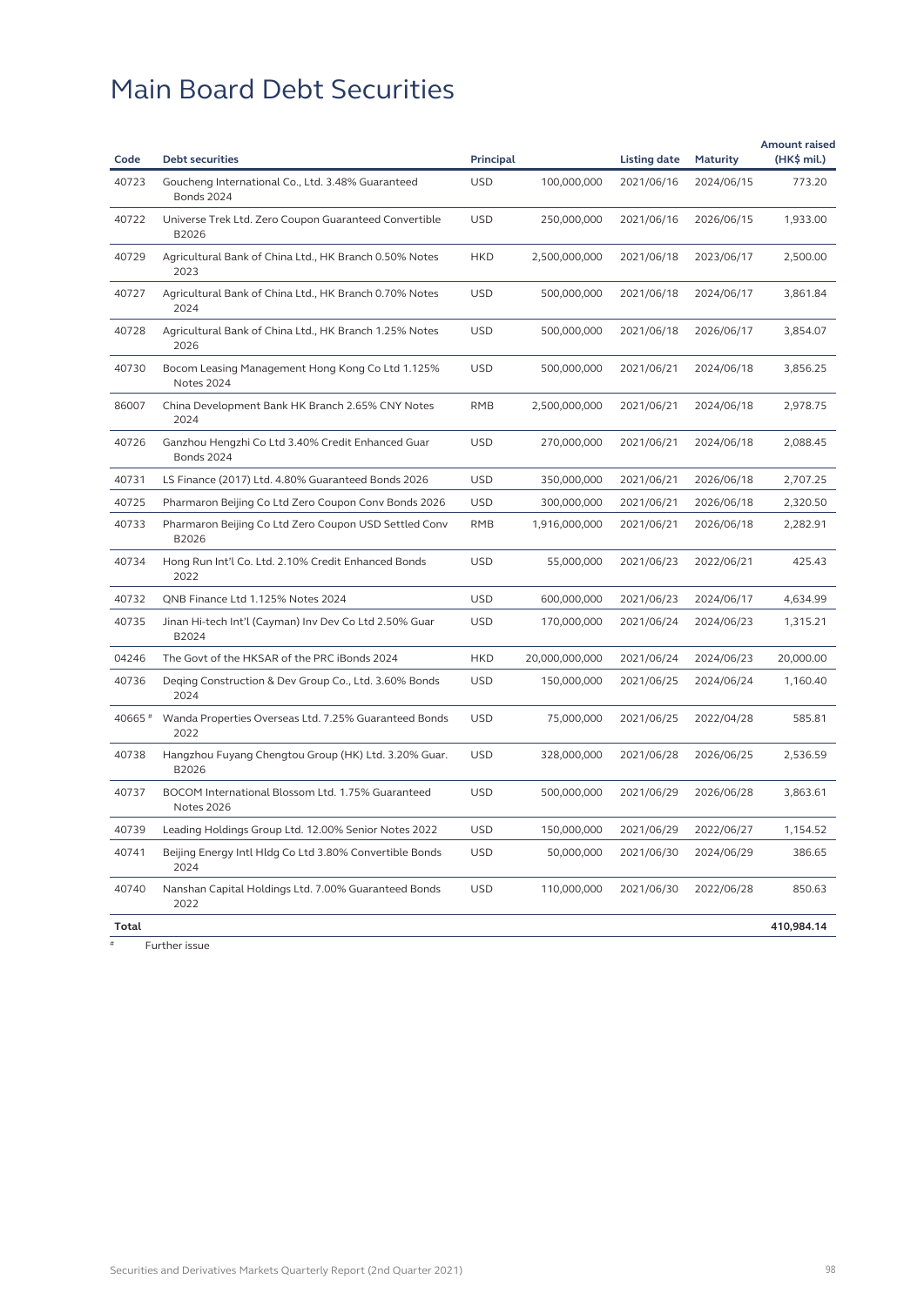# Main Board Debt Securities

| Code | Debt securities | Principal | | Listing date | Maturity | Amount raised (HK$ mil.) |
|---|---|---|---|---|---|---|
| 40723 | Goucheng International Co., Ltd. 3.48% Guaranteed Bonds 2024 | USD | 100,000,000 | 2021/06/16 | 2024/06/15 | 773.20 |
| 40722 | Universe Trek Ltd. Zero Coupon Guaranteed Convertible B2026 | USD | 250,000,000 | 2021/06/16 | 2026/06/15 | 1,933.00 |
| 40729 | Agricultural Bank of China Ltd., HK Branch 0.50% Notes 2023 | HKD | 2,500,000,000 | 2021/06/18 | 2023/06/17 | 2,500.00 |
| 40727 | Agricultural Bank of China Ltd., HK Branch 0.70% Notes 2024 | USD | 500,000,000 | 2021/06/18 | 2024/06/17 | 3,861.84 |
| 40728 | Agricultural Bank of China Ltd., HK Branch 1.25% Notes 2026 | USD | 500,000,000 | 2021/06/18 | 2026/06/17 | 3,854.07 |
| 40730 | Bocom Leasing Management Hong Kong Co Ltd 1.125% Notes 2024 | USD | 500,000,000 | 2021/06/21 | 2024/06/18 | 3,856.25 |
| 86007 | China Development Bank HK Branch 2.65% CNY Notes 2024 | RMB | 2,500,000,000 | 2021/06/21 | 2024/06/18 | 2,978.75 |
| 40726 | Ganzhou Hengzhi Co Ltd 3.40% Credit Enhanced Guar Bonds 2024 | USD | 270,000,000 | 2021/06/21 | 2024/06/18 | 2,088.45 |
| 40731 | LS Finance (2017) Ltd. 4.80% Guaranteed Bonds 2026 | USD | 350,000,000 | 2021/06/21 | 2026/06/18 | 2,707.25 |
| 40725 | Pharmaron Beijing Co Ltd Zero Coupon Conv Bonds 2026 | USD | 300,000,000 | 2021/06/21 | 2026/06/18 | 2,320.50 |
| 40733 | Pharmaron Beijing Co Ltd Zero Coupon USD Settled Conv B2026 | RMB | 1,916,000,000 | 2021/06/21 | 2026/06/18 | 2,282.91 |
| 40734 | Hong Run Int'l Co. Ltd. 2.10% Credit Enhanced Bonds 2022 | USD | 55,000,000 | 2021/06/23 | 2022/06/21 | 425.43 |
| 40732 | QNB Finance Ltd 1.125% Notes 2024 | USD | 600,000,000 | 2021/06/23 | 2024/06/17 | 4,634.99 |
| 40735 | Jinan Hi-tech Int'l (Cayman) Inv Dev Co Ltd 2.50% Guar B2024 | USD | 170,000,000 | 2021/06/24 | 2024/06/23 | 1,315.21 |
| 04246 | The Govt of the HKSAR of the PRC iBonds 2024 | HKD | 20,000,000,000 | 2021/06/24 | 2024/06/23 | 20,000.00 |
| 40736 | Deqing Construction & Dev Group Co., Ltd. 3.60% Bonds 2024 | USD | 150,000,000 | 2021/06/25 | 2024/06/24 | 1,160.40 |
| 40665 # | Wanda Properties Overseas Ltd. 7.25% Guaranteed Bonds 2022 | USD | 75,000,000 | 2021/06/25 | 2022/04/28 | 585.81 |
| 40738 | Hangzhou Fuyang Chengtou Group (HK) Ltd. 3.20% Guar. B2026 | USD | 328,000,000 | 2021/06/28 | 2026/06/25 | 2,536.59 |
| 40737 | BOCOM International Blossom Ltd. 1.75% Guaranteed Notes 2026 | USD | 500,000,000 | 2021/06/29 | 2026/06/28 | 3,863.61 |
| 40739 | Leading Holdings Group Ltd. 12.00% Senior Notes 2022 | USD | 150,000,000 | 2021/06/29 | 2022/06/27 | 1,154.52 |
| 40741 | Beijing Energy Intl Hldg Co Ltd 3.80% Convertible Bonds 2024 | USD | 50,000,000 | 2021/06/30 | 2024/06/29 | 386.65 |
| 40740 | Nanshan Capital Holdings Ltd. 7.00% Guaranteed Bonds 2022 | USD | 110,000,000 | 2021/06/30 | 2022/06/28 | 850.63 |
| **Total** | | | | | | **410,984.14** |

# Further issue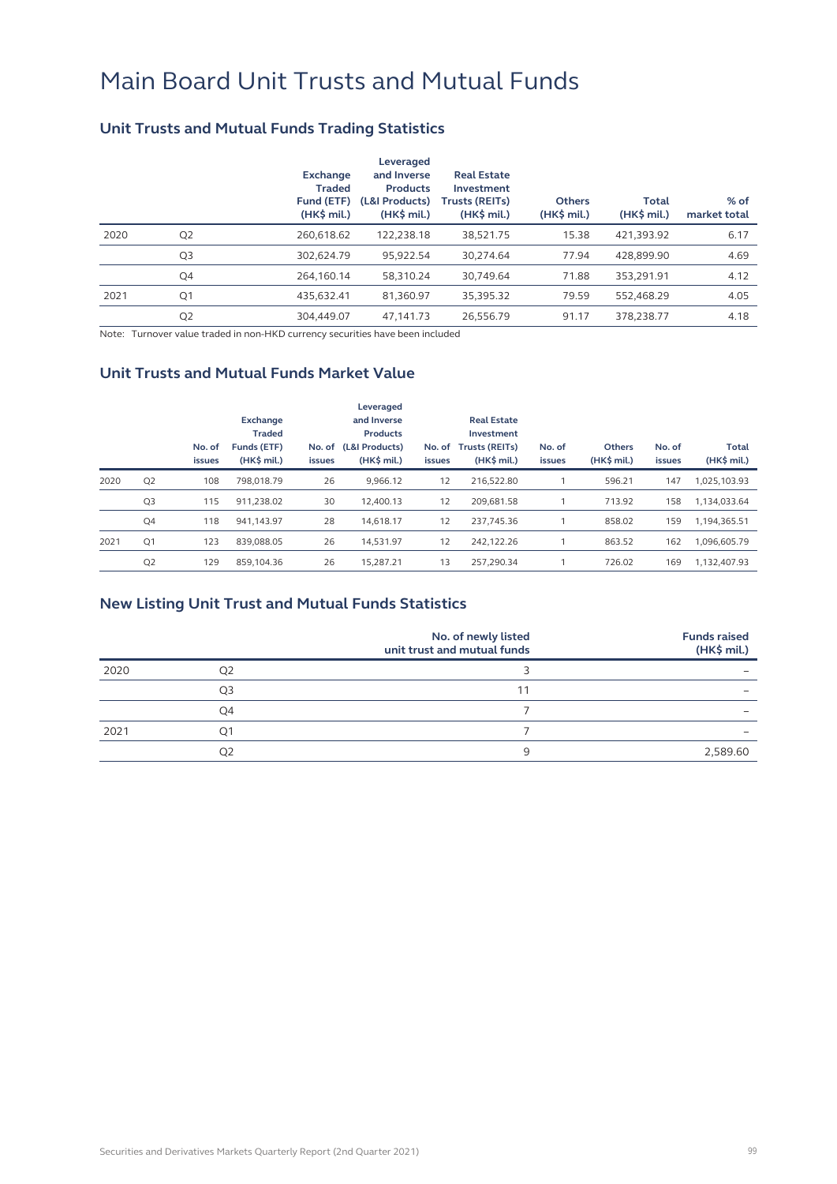# Main Board Unit Trusts and Mutual Funds

## Unit Trusts and Mutual Funds Trading Statistics

| | | Exchange Traded Fund (ETF) (HK$ mil.) | Leveraged and Inverse Products (L&I Products) (HK$ mil.) | Real Estate Investment Trusts (REITs) (HK$ mil.) | Others (HK$ mil.) | Total (HK$ mil.) | % of market total |
|---|---|---|---|---|---|---|---|
| 2020 | Q2 | 260,618.62 | 122,238.18 | 38,521.75 | 15.38 | 421,393.92 | 6.17 |
| | Q3 | 302,624.79 | 95,922.54 | 30,274.64 | 77.94 | 428,899.90 | 4.69 |
| | Q4 | 264,160.14 | 58,310.24 | 30,749.64 | 71.88 | 353,291.91 | 4.12 |
| 2021 | Q1 | 435,632.41 | 81,360.97 | 35,395.32 | 79.59 | 552,468.29 | 4.05 |
| | Q2 | 304,449.07 | 47,141.73 | 26,556.79 | 91.17 | 378,238.77 | 4.18 |

Note: Turnover value traded in non-HKD currency securities have been included

## Unit Trusts and Mutual Funds Market Value

| | | No. of issues | Exchange Traded Funds (ETF) (HK$ mil.) | No. of issues | Leveraged and Inverse Products (L&I Products) (HK$ mil.) | No. of issues | Real Estate Investment Trusts (REITs) (HK$ mil.) | No. of issues | Others (HK$ mil.) | No. of issues | Total (HK$ mil.) |
|---|---|---|---|---|---|---|---|---|---|---|---|
| 2020 | Q2 | 108 | 798,018.79 | 26 | 9,966.12 | 12 | 216,522.80 | 1 | 596.21 | 147 | 1,025,103.93 |
| | Q3 | 115 | 911,238.02 | 30 | 12,400.13 | 12 | 209,681.58 | 1 | 713.92 | 158 | 1,134,033.64 |
| | Q4 | 118 | 941,143.97 | 28 | 14,618.17 | 12 | 237,745.36 | 1 | 858.02 | 159 | 1,194,365.51 |
| 2021 | Q1 | 123 | 839,088.05 | 26 | 14,531.97 | 12 | 242,122.26 | 1 | 863.52 | 162 | 1,096,605.79 |
| | Q2 | 129 | 859,104.36 | 26 | 15,287.21 | 13 | 257,290.34 | 1 | 726.02 | 169 | 1,132,407.93 |

## New Listing Unit Trust and Mutual Funds Statistics

| | | No. of newly listed unit trust and mutual funds | Funds raised (HK$ mil.) |
|---|---|---|---|
| 2020 | Q2 | 3 | – |
| | Q3 | 11 | – |
| | Q4 | 7 | – |
| 2021 | Q1 | 7 | – |
| | Q2 | 9 | 2,589.60 |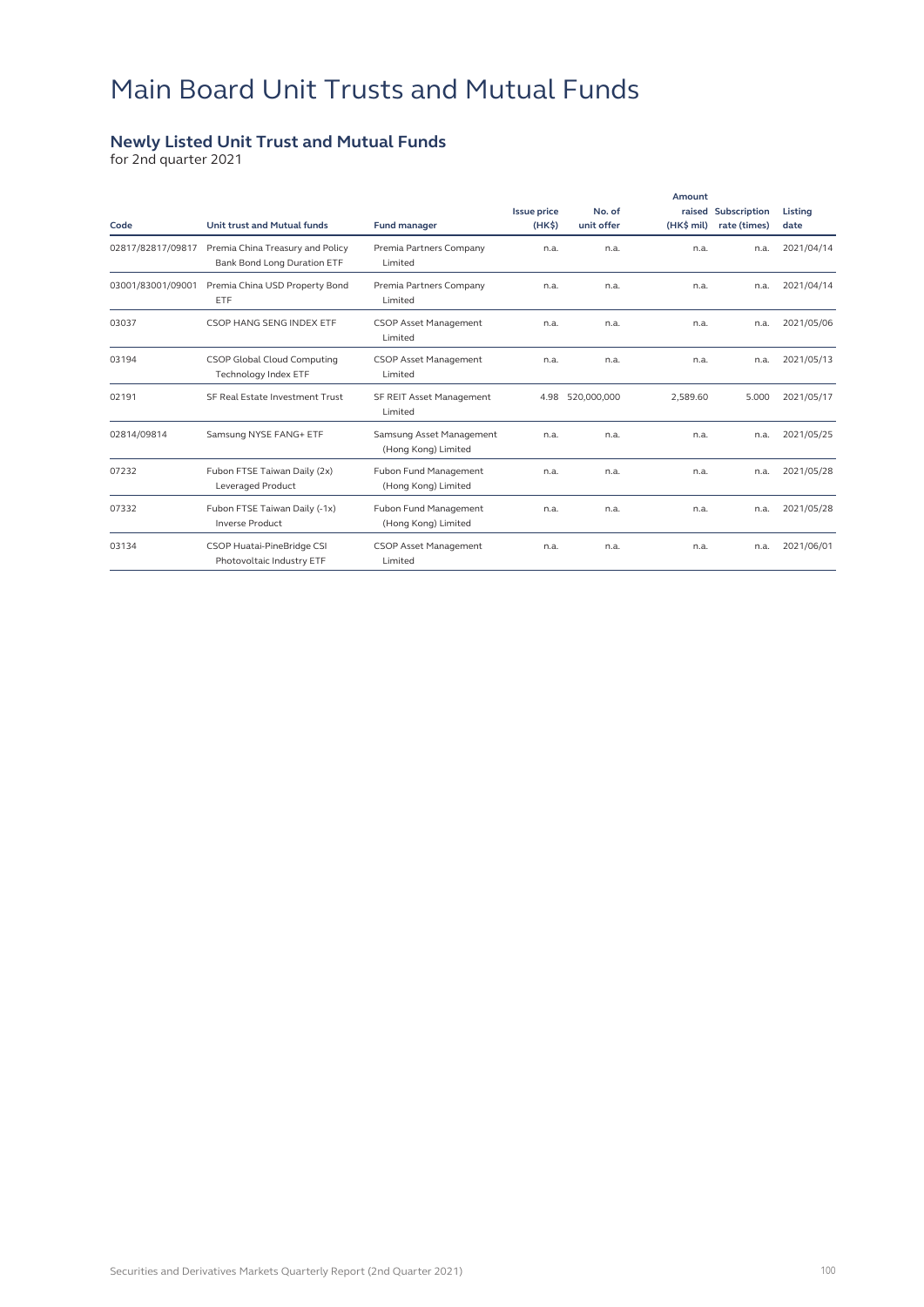# Main Board Unit Trusts and Mutual Funds

## Newly Listed Unit Trust and Mutual Funds

for 2nd quarter 2021

| Code | Unit trust and Mutual funds | Fund manager | Issue price (HK$) | No. of unit offer | Amount raised (HK$ mil) | Subscription rate (times) | Listing date |
|---|---|---|---|---|---|---|---|
| 02817/82817/09817 | Premia China Treasury and Policy Bank Bond Long Duration ETF | Premia Partners Company Limited | n.a. | n.a. | n.a. | n.a. | 2021/04/14 |
| 03001/83001/09001 | Premia China USD Property Bond ETF | Premia Partners Company Limited | n.a. | n.a. | n.a. | n.a. | 2021/04/14 |
| 03037 | CSOP HANG SENG INDEX ETF | CSOP Asset Management Limited | n.a. | n.a. | n.a. | n.a. | 2021/05/06 |
| 03194 | CSOP Global Cloud Computing Technology Index ETF | CSOP Asset Management Limited | n.a. | n.a. | n.a. | n.a. | 2021/05/13 |
| 02191 | SF Real Estate Investment Trust | SF REIT Asset Management Limited | 4.98 | 520,000,000 | 2,589.60 | 5.000 | 2021/05/17 |
| 02814/09814 | Samsung NYSE FANG+ ETF | Samsung Asset Management (Hong Kong) Limited | n.a. | n.a. | n.a. | n.a. | 2021/05/25 |
| 07232 | Fubon FTSE Taiwan Daily (2x) Leveraged Product | Fubon Fund Management (Hong Kong) Limited | n.a. | n.a. | n.a. | n.a. | 2021/05/28 |
| 07332 | Fubon FTSE Taiwan Daily (-1x) Inverse Product | Fubon Fund Management (Hong Kong) Limited | n.a. | n.a. | n.a. | n.a. | 2021/05/28 |
| 03134 | CSOP Huatai-PineBridge CSI Photovoltaic Industry ETF | CSOP Asset Management Limited | n.a. | n.a. | n.a. | n.a. | 2021/06/01 |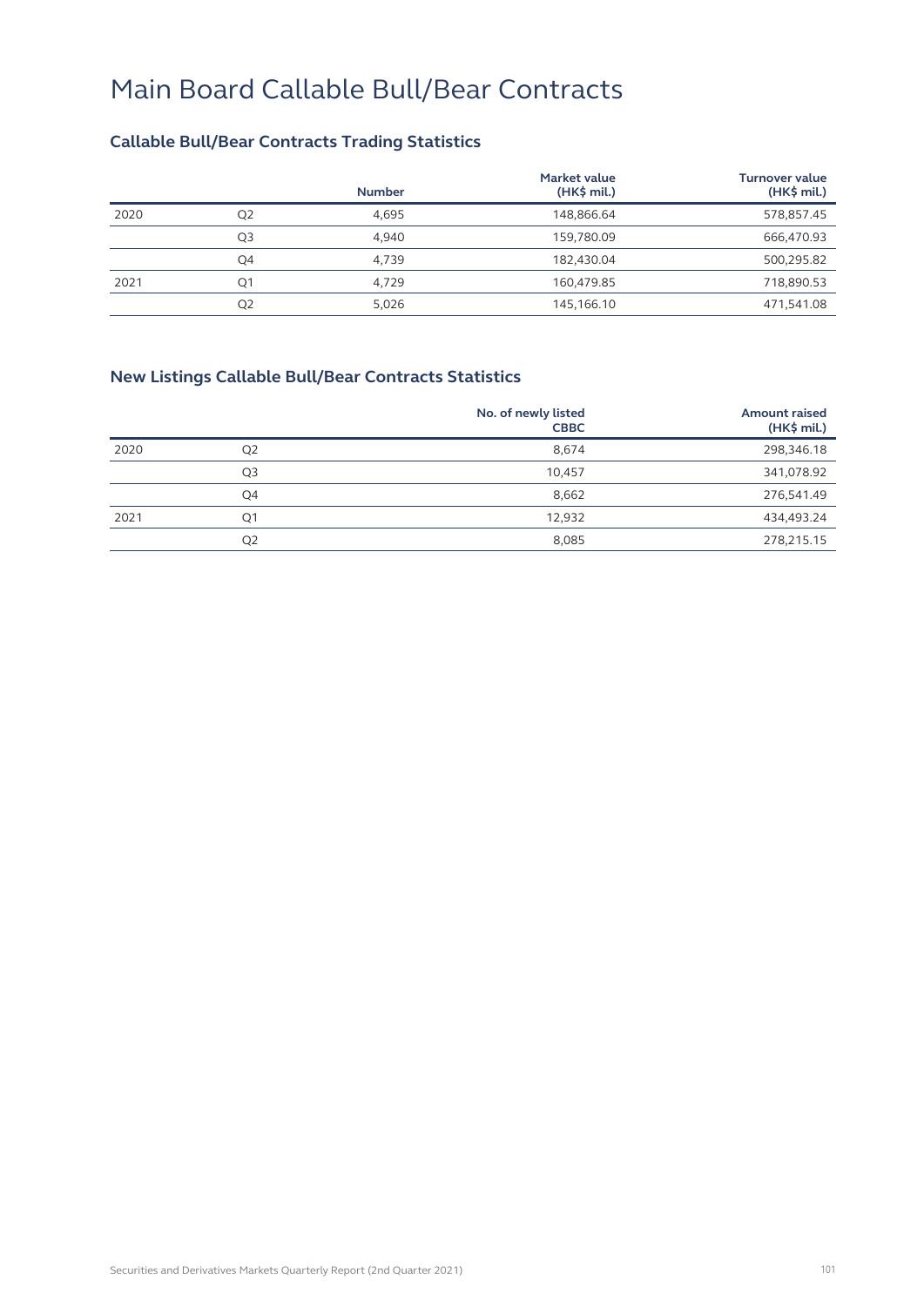# Main Board Callable Bull/Bear Contracts

## Callable Bull/Bear Contracts Trading Statistics

| | | Number | Market value (HK$ mil.) | Turnover value (HK$ mil.) |
|---|---|---|---|---|
| 2020 | Q2 | 4,695 | 148,866.64 | 578,857.45 |
| | Q3 | 4,940 | 159,780.09 | 666,470.93 |
| | Q4 | 4,739 | 182,430.04 | 500,295.82 |
| 2021 | Q1 | 4,729 | 160,479.85 | 718,890.53 |
| | Q2 | 5,026 | 145,166.10 | 471,541.08 |

## New Listings Callable Bull/Bear Contracts Statistics

| | | No. of newly listed CBBC | Amount raised (HK$ mil.) |
|---|---|---|---|
| 2020 | Q2 | 8,674 | 298,346.18 |
| | Q3 | 10,457 | 341,078.92 |
| | Q4 | 8,662 | 276,541.49 |
| 2021 | Q1 | 12,932 | 434,493.24 |
| | Q2 | 8,085 | 278,215.15 |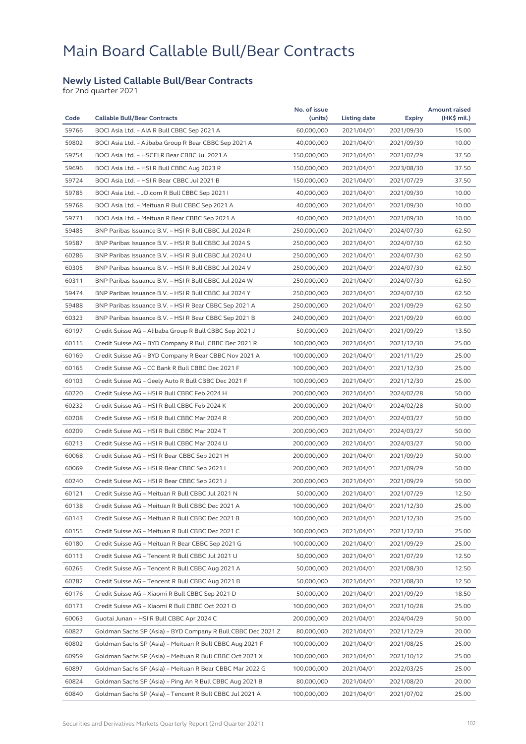# Main Board Callable Bull/Bear Contracts

## Newly Listed Callable Bull/Bear Contracts

for 2nd quarter 2021

| Code | Callable Bull/Bear Contracts | No. of issue (units) | Listing date | Expiry | Amount raised (HK$ mil.) |
|---|---|---|---|---|---|
| 59766 | BOCI Asia Ltd. – AIA R Bull CBBC Sep 2021 A | 60,000,000 | 2021/04/01 | 2021/09/30 | 15.00 |
| 59802 | BOCI Asia Ltd. – Alibaba Group R Bear CBBC Sep 2021 A | 40,000,000 | 2021/04/01 | 2021/09/30 | 10.00 |
| 59754 | BOCI Asia Ltd. – HSCEI R Bear CBBC Jul 2021 A | 150,000,000 | 2021/04/01 | 2021/07/29 | 37.50 |
| 59696 | BOCI Asia Ltd. – HSI R Bull CBBC Aug 2023 R | 150,000,000 | 2021/04/01 | 2023/08/30 | 37.50 |
| 59724 | BOCI Asia Ltd. – HSI R Bear CBBC Jul 2021 B | 150,000,000 | 2021/04/01 | 2021/07/29 | 37.50 |
| 59785 | BOCI Asia Ltd. – JD.com R Bull CBBC Sep 2021 I | 40,000,000 | 2021/04/01 | 2021/09/30 | 10.00 |
| 59768 | BOCI Asia Ltd. – Meituan R Bull CBBC Sep 2021 A | 40,000,000 | 2021/04/01 | 2021/09/30 | 10.00 |
| 59771 | BOCI Asia Ltd. – Meituan R Bear CBBC Sep 2021 A | 40,000,000 | 2021/04/01 | 2021/09/30 | 10.00 |
| 59485 | BNP Paribas Issuance B.V. – HSI R Bull CBBC Jul 2024 R | 250,000,000 | 2021/04/01 | 2024/07/30 | 62.50 |
| 59587 | BNP Paribas Issuance B.V. – HSI R Bull CBBC Jul 2024 S | 250,000,000 | 2021/04/01 | 2024/07/30 | 62.50 |
| 60286 | BNP Paribas Issuance B.V. – HSI R Bull CBBC Jul 2024 U | 250,000,000 | 2021/04/01 | 2024/07/30 | 62.50 |
| 60305 | BNP Paribas Issuance B.V. – HSI R Bull CBBC Jul 2024 V | 250,000,000 | 2021/04/01 | 2024/07/30 | 62.50 |
| 60311 | BNP Paribas Issuance B.V. – HSI R Bull CBBC Jul 2024 W | 250,000,000 | 2021/04/01 | 2024/07/30 | 62.50 |
| 59474 | BNP Paribas Issuance B.V. – HSI R Bull CBBC Jul 2024 Y | 250,000,000 | 2021/04/01 | 2024/07/30 | 62.50 |
| 59488 | BNP Paribas Issuance B.V. – HSI R Bear CBBC Sep 2021 A | 250,000,000 | 2021/04/01 | 2021/09/29 | 62.50 |
| 60323 | BNP Paribas Issuance B.V. – HSI R Bear CBBC Sep 2021 B | 240,000,000 | 2021/04/01 | 2021/09/29 | 60.00 |
| 60197 | Credit Suisse AG – Alibaba Group R Bull CBBC Sep 2021 J | 50,000,000 | 2021/04/01 | 2021/09/29 | 13.50 |
| 60115 | Credit Suisse AG – BYD Company R Bull CBBC Dec 2021 R | 100,000,000 | 2021/04/01 | 2021/12/30 | 25.00 |
| 60169 | Credit Suisse AG – BYD Company R Bear CBBC Nov 2021 A | 100,000,000 | 2021/04/01 | 2021/11/29 | 25.00 |
| 60165 | Credit Suisse AG – CC Bank R Bull CBBC Dec 2021 F | 100,000,000 | 2021/04/01 | 2021/12/30 | 25.00 |
| 60103 | Credit Suisse AG – Geely Auto R Bull CBBC Dec 2021 F | 100,000,000 | 2021/04/01 | 2021/12/30 | 25.00 |
| 60220 | Credit Suisse AG – HSI R Bull CBBC Feb 2024 H | 200,000,000 | 2021/04/01 | 2024/02/28 | 50.00 |
| 60232 | Credit Suisse AG – HSI R Bull CBBC Feb 2024 K | 200,000,000 | 2021/04/01 | 2024/02/28 | 50.00 |
| 60208 | Credit Suisse AG – HSI R Bull CBBC Mar 2024 R | 200,000,000 | 2021/04/01 | 2024/03/27 | 50.00 |
| 60209 | Credit Suisse AG – HSI R Bull CBBC Mar 2024 T | 200,000,000 | 2021/04/01 | 2024/03/27 | 50.00 |
| 60213 | Credit Suisse AG – HSI R Bull CBBC Mar 2024 U | 200,000,000 | 2021/04/01 | 2024/03/27 | 50.00 |
| 60068 | Credit Suisse AG – HSI R Bear CBBC Sep 2021 H | 200,000,000 | 2021/04/01 | 2021/09/29 | 50.00 |
| 60069 | Credit Suisse AG – HSI R Bear CBBC Sep 2021 I | 200,000,000 | 2021/04/01 | 2021/09/29 | 50.00 |
| 60240 | Credit Suisse AG – HSI R Bear CBBC Sep 2021 J | 200,000,000 | 2021/04/01 | 2021/09/29 | 50.00 |
| 60121 | Credit Suisse AG – Meituan R Bull CBBC Jul 2021 N | 50,000,000 | 2021/04/01 | 2021/07/29 | 12.50 |
| 60138 | Credit Suisse AG – Meituan R Bull CBBC Dec 2021 A | 100,000,000 | 2021/04/01 | 2021/12/30 | 25.00 |
| 60143 | Credit Suisse AG – Meituan R Bull CBBC Dec 2021 B | 100,000,000 | 2021/04/01 | 2021/12/30 | 25.00 |
| 60155 | Credit Suisse AG – Meituan R Bull CBBC Dec 2021 C | 100,000,000 | 2021/04/01 | 2021/12/30 | 25.00 |
| 60180 | Credit Suisse AG – Meituan R Bear CBBC Sep 2021 G | 100,000,000 | 2021/04/01 | 2021/09/29 | 25.00 |
| 60113 | Credit Suisse AG – Tencent R Bull CBBC Jul 2021 U | 50,000,000 | 2021/04/01 | 2021/07/29 | 12.50 |
| 60265 | Credit Suisse AG – Tencent R Bull CBBC Aug 2021 A | 50,000,000 | 2021/04/01 | 2021/08/30 | 12.50 |
| 60282 | Credit Suisse AG – Tencent R Bull CBBC Aug 2021 B | 50,000,000 | 2021/04/01 | 2021/08/30 | 12.50 |
| 60176 | Credit Suisse AG – Xiaomi R Bull CBBC Sep 2021 D | 50,000,000 | 2021/04/01 | 2021/09/29 | 18.50 |
| 60173 | Credit Suisse AG – Xiaomi R Bull CBBC Oct 2021 O | 100,000,000 | 2021/04/01 | 2021/10/28 | 25.00 |
| 60063 | Guotai Junan – HSI R Bull CBBC Apr 2024 C | 200,000,000 | 2021/04/01 | 2024/04/29 | 50.00 |
| 60827 | Goldman Sachs SP (Asia) – BYD Company R Bull CBBC Dec 2021 Z | 80,000,000 | 2021/04/01 | 2021/12/29 | 20.00 |
| 60802 | Goldman Sachs SP (Asia) – Meituan R Bull CBBC Aug 2021 F | 100,000,000 | 2021/04/01 | 2021/08/25 | 25.00 |
| 60959 | Goldman Sachs SP (Asia) – Meituan R Bull CBBC Oct 2021 X | 100,000,000 | 2021/04/01 | 2021/10/12 | 25.00 |
| 60897 | Goldman Sachs SP (Asia) – Meituan R Bear CBBC Mar 2022 G | 100,000,000 | 2021/04/01 | 2022/03/25 | 25.00 |
| 60824 | Goldman Sachs SP (Asia) – Ping An R Bull CBBC Aug 2021 B | 80,000,000 | 2021/04/01 | 2021/08/20 | 20.00 |
| 60840 | Goldman Sachs SP (Asia) – Tencent R Bull CBBC Jul 2021 A | 100,000,000 | 2021/04/01 | 2021/07/02 | 25.00 |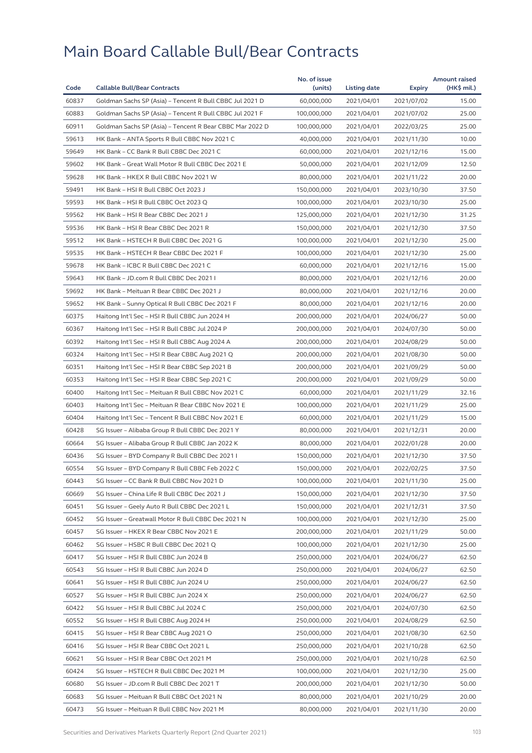# Main Board Callable Bull/Bear Contracts

| Code | Callable Bull/Bear Contracts | No. of issue (units) | Listing date | Expiry | Amount raised (HK$ mil.) |
|---|---|---|---|---|---|
| 60837 | Goldman Sachs SP (Asia) – Tencent R Bull CBBC Jul 2021 D | 60,000,000 | 2021/04/01 | 2021/07/02 | 15.00 |
| 60883 | Goldman Sachs SP (Asia) – Tencent R Bull CBBC Jul 2021 F | 100,000,000 | 2021/04/01 | 2021/07/02 | 25.00 |
| 60911 | Goldman Sachs SP (Asia) – Tencent R Bear CBBC Mar 2022 D | 100,000,000 | 2021/04/01 | 2022/03/25 | 25.00 |
| 59613 | HK Bank – ANTA Sports R Bull CBBC Nov 2021 C | 40,000,000 | 2021/04/01 | 2021/11/30 | 10.00 |
| 59649 | HK Bank – CC Bank R Bull CBBC Dec 2021 C | 60,000,000 | 2021/04/01 | 2021/12/16 | 15.00 |
| 59602 | HK Bank – Great Wall Motor R Bull CBBC Dec 2021 E | 50,000,000 | 2021/04/01 | 2021/12/09 | 12.50 |
| 59628 | HK Bank – HKEX R Bull CBBC Nov 2021 W | 80,000,000 | 2021/04/01 | 2021/11/22 | 20.00 |
| 59491 | HK Bank – HSI R Bull CBBC Oct 2023 J | 150,000,000 | 2021/04/01 | 2023/10/30 | 37.50 |
| 59593 | HK Bank – HSI R Bull CBBC Oct 2023 Q | 100,000,000 | 2021/04/01 | 2023/10/30 | 25.00 |
| 59562 | HK Bank – HSI R Bear CBBC Dec 2021 J | 125,000,000 | 2021/04/01 | 2021/12/30 | 31.25 |
| 59536 | HK Bank – HSI R Bear CBBC Dec 2021 R | 150,000,000 | 2021/04/01 | 2021/12/30 | 37.50 |
| 59512 | HK Bank – HSTECH R Bull CBBC Dec 2021 G | 100,000,000 | 2021/04/01 | 2021/12/30 | 25.00 |
| 59535 | HK Bank – HSTECH R Bear CBBC Dec 2021 F | 100,000,000 | 2021/04/01 | 2021/12/30 | 25.00 |
| 59678 | HK Bank – ICBC R Bull CBBC Dec 2021 C | 60,000,000 | 2021/04/01 | 2021/12/16 | 15.00 |
| 59643 | HK Bank – JD.com R Bull CBBC Dec 2021 I | 80,000,000 | 2021/04/01 | 2021/12/16 | 20.00 |
| 59692 | HK Bank – Meituan R Bear CBBC Dec 2021 J | 80,000,000 | 2021/04/01 | 2021/12/16 | 20.00 |
| 59652 | HK Bank – Sunny Optical R Bull CBBC Dec 2021 F | 80,000,000 | 2021/04/01 | 2021/12/16 | 20.00 |
| 60375 | Haitong Int'l Sec – HSI R Bull CBBC Jun 2024 H | 200,000,000 | 2021/04/01 | 2024/06/27 | 50.00 |
| 60367 | Haitong Int'l Sec – HSI R Bull CBBC Jul 2024 P | 200,000,000 | 2021/04/01 | 2024/07/30 | 50.00 |
| 60392 | Haitong Int'l Sec – HSI R Bull CBBC Aug 2024 A | 200,000,000 | 2021/04/01 | 2024/08/29 | 50.00 |
| 60324 | Haitong Int'l Sec – HSI R Bear CBBC Aug 2021 Q | 200,000,000 | 2021/04/01 | 2021/08/30 | 50.00 |
| 60351 | Haitong Int'l Sec – HSI R Bear CBBC Sep 2021 B | 200,000,000 | 2021/04/01 | 2021/09/29 | 50.00 |
| 60353 | Haitong Int'l Sec – HSI R Bear CBBC Sep 2021 C | 200,000,000 | 2021/04/01 | 2021/09/29 | 50.00 |
| 60400 | Haitong Int'l Sec – Meituan R Bull CBBC Nov 2021 C | 60,000,000 | 2021/04/01 | 2021/11/29 | 32.16 |
| 60403 | Haitong Int'l Sec – Meituan R Bear CBBC Nov 2021 E | 100,000,000 | 2021/04/01 | 2021/11/29 | 25.00 |
| 60404 | Haitong Int'l Sec – Tencent R Bull CBBC Nov 2021 E | 60,000,000 | 2021/04/01 | 2021/11/29 | 15.00 |
| 60428 | SG Issuer – Alibaba Group R Bull CBBC Dec 2021 Y | 80,000,000 | 2021/04/01 | 2021/12/31 | 20.00 |
| 60664 | SG Issuer – Alibaba Group R Bull CBBC Jan 2022 K | 80,000,000 | 2021/04/01 | 2022/01/28 | 20.00 |
| 60436 | SG Issuer – BYD Company R Bull CBBC Dec 2021 I | 150,000,000 | 2021/04/01 | 2021/12/30 | 37.50 |
| 60554 | SG Issuer – BYD Company R Bull CBBC Feb 2022 C | 150,000,000 | 2021/04/01 | 2022/02/25 | 37.50 |
| 60443 | SG Issuer – CC Bank R Bull CBBC Nov 2021 D | 100,000,000 | 2021/04/01 | 2021/11/30 | 25.00 |
| 60669 | SG Issuer – China Life R Bull CBBC Dec 2021 J | 150,000,000 | 2021/04/01 | 2021/12/30 | 37.50 |
| 60451 | SG Issuer – Geely Auto R Bull CBBC Dec 2021 L | 150,000,000 | 2021/04/01 | 2021/12/31 | 37.50 |
| 60452 | SG Issuer – Greatwall Motor R Bull CBBC Dec 2021 N | 100,000,000 | 2021/04/01 | 2021/12/30 | 25.00 |
| 60457 | SG Issuer – HKEX R Bear CBBC Nov 2021 E | 200,000,000 | 2021/04/01 | 2021/11/29 | 50.00 |
| 60462 | SG Issuer – HSBC R Bull CBBC Dec 2021 Q | 100,000,000 | 2021/04/01 | 2021/12/30 | 25.00 |
| 60417 | SG Issuer – HSI R Bull CBBC Jun 2024 B | 250,000,000 | 2021/04/01 | 2024/06/27 | 62.50 |
| 60543 | SG Issuer – HSI R Bull CBBC Jun 2024 D | 250,000,000 | 2021/04/01 | 2024/06/27 | 62.50 |
| 60641 | SG Issuer – HSI R Bull CBBC Jun 2024 U | 250,000,000 | 2021/04/01 | 2024/06/27 | 62.50 |
| 60527 | SG Issuer – HSI R Bull CBBC Jun 2024 X | 250,000,000 | 2021/04/01 | 2024/06/27 | 62.50 |
| 60422 | SG Issuer – HSI R Bull CBBC Jul 2024 C | 250,000,000 | 2021/04/01 | 2024/07/30 | 62.50 |
| 60552 | SG Issuer – HSI R Bull CBBC Aug 2024 H | 250,000,000 | 2021/04/01 | 2024/08/29 | 62.50 |
| 60415 | SG Issuer – HSI R Bear CBBC Aug 2021 O | 250,000,000 | 2021/04/01 | 2021/08/30 | 62.50 |
| 60416 | SG Issuer – HSI R Bear CBBC Oct 2021 L | 250,000,000 | 2021/04/01 | 2021/10/28 | 62.50 |
| 60621 | SG Issuer – HSI R Bear CBBC Oct 2021 M | 250,000,000 | 2021/04/01 | 2021/10/28 | 62.50 |
| 60424 | SG Issuer – HSTECH R Bull CBBC Dec 2021 M | 100,000,000 | 2021/04/01 | 2021/12/30 | 25.00 |
| 60680 | SG Issuer – JD.com R Bull CBBC Dec 2021 T | 200,000,000 | 2021/04/01 | 2021/12/30 | 50.00 |
| 60683 | SG Issuer – Meituan R Bull CBBC Oct 2021 N | 80,000,000 | 2021/04/01 | 2021/10/29 | 20.00 |
| 60473 | SG Issuer – Meituan R Bull CBBC Nov 2021 M | 80,000,000 | 2021/04/01 | 2021/11/30 | 20.00 |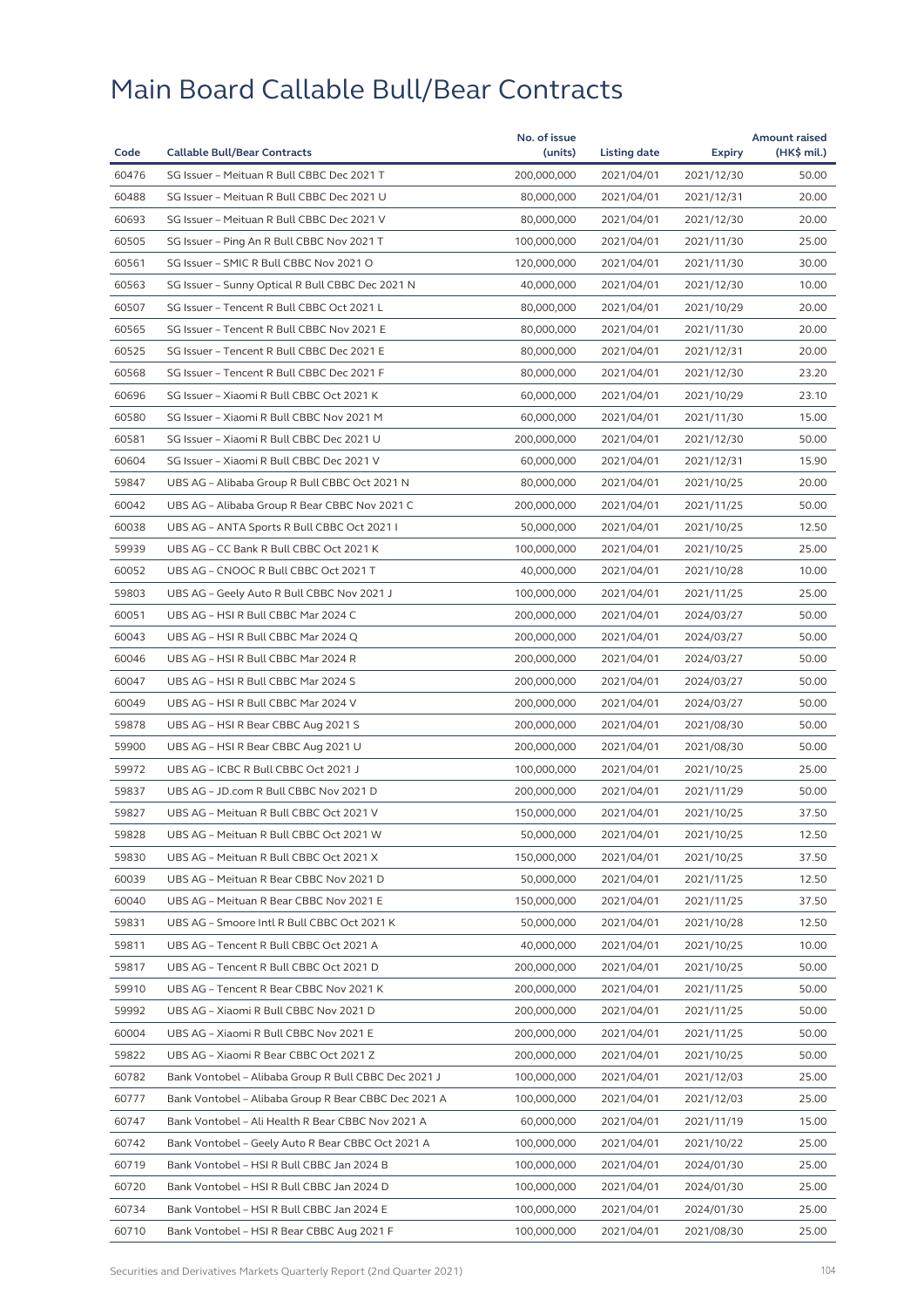# Main Board Callable Bull/Bear Contracts

| Code | Callable Bull/Bear Contracts | No. of issue (units) | Listing date | Expiry | Amount raised (HK$ mil.) |
|---|---|---|---|---|---|
| 60476 | SG Issuer – Meituan R Bull CBBC Dec 2021 T | 200,000,000 | 2021/04/01 | 2021/12/30 | 50.00 |
| 60488 | SG Issuer – Meituan R Bull CBBC Dec 2021 U | 80,000,000 | 2021/04/01 | 2021/12/31 | 20.00 |
| 60693 | SG Issuer – Meituan R Bull CBBC Dec 2021 V | 80,000,000 | 2021/04/01 | 2021/12/30 | 20.00 |
| 60505 | SG Issuer – Ping An R Bull CBBC Nov 2021 T | 100,000,000 | 2021/04/01 | 2021/11/30 | 25.00 |
| 60561 | SG Issuer – SMIC R Bull CBBC Nov 2021 O | 120,000,000 | 2021/04/01 | 2021/11/30 | 30.00 |
| 60563 | SG Issuer – Sunny Optical R Bull CBBC Dec 2021 N | 40,000,000 | 2021/04/01 | 2021/12/30 | 10.00 |
| 60507 | SG Issuer – Tencent R Bull CBBC Oct 2021 L | 80,000,000 | 2021/04/01 | 2021/10/29 | 20.00 |
| 60565 | SG Issuer – Tencent R Bull CBBC Nov 2021 E | 80,000,000 | 2021/04/01 | 2021/11/30 | 20.00 |
| 60525 | SG Issuer – Tencent R Bull CBBC Dec 2021 E | 80,000,000 | 2021/04/01 | 2021/12/31 | 20.00 |
| 60568 | SG Issuer – Tencent R Bull CBBC Dec 2021 F | 80,000,000 | 2021/04/01 | 2021/12/30 | 23.20 |
| 60696 | SG Issuer – Xiaomi R Bull CBBC Oct 2021 K | 60,000,000 | 2021/04/01 | 2021/10/29 | 23.10 |
| 60580 | SG Issuer – Xiaomi R Bull CBBC Nov 2021 M | 60,000,000 | 2021/04/01 | 2021/11/30 | 15.00 |
| 60581 | SG Issuer – Xiaomi R Bull CBBC Dec 2021 U | 200,000,000 | 2021/04/01 | 2021/12/30 | 50.00 |
| 60604 | SG Issuer – Xiaomi R Bull CBBC Dec 2021 V | 60,000,000 | 2021/04/01 | 2021/12/31 | 15.90 |
| 59847 | UBS AG – Alibaba Group R Bull CBBC Oct 2021 N | 80,000,000 | 2021/04/01 | 2021/10/25 | 20.00 |
| 60042 | UBS AG – Alibaba Group R Bear CBBC Nov 2021 C | 200,000,000 | 2021/04/01 | 2021/11/25 | 50.00 |
| 60038 | UBS AG – ANTA Sports R Bull CBBC Oct 2021 I | 50,000,000 | 2021/04/01 | 2021/10/25 | 12.50 |
| 59939 | UBS AG – CC Bank R Bull CBBC Oct 2021 K | 100,000,000 | 2021/04/01 | 2021/10/25 | 25.00 |
| 60052 | UBS AG – CNOOC R Bull CBBC Oct 2021 T | 40,000,000 | 2021/04/01 | 2021/10/28 | 10.00 |
| 59803 | UBS AG – Geely Auto R Bull CBBC Nov 2021 J | 100,000,000 | 2021/04/01 | 2021/11/25 | 25.00 |
| 60051 | UBS AG – HSI R Bull CBBC Mar 2024 C | 200,000,000 | 2021/04/01 | 2024/03/27 | 50.00 |
| 60043 | UBS AG – HSI R Bull CBBC Mar 2024 Q | 200,000,000 | 2021/04/01 | 2024/03/27 | 50.00 |
| 60046 | UBS AG – HSI R Bull CBBC Mar 2024 R | 200,000,000 | 2021/04/01 | 2024/03/27 | 50.00 |
| 60047 | UBS AG – HSI R Bull CBBC Mar 2024 S | 200,000,000 | 2021/04/01 | 2024/03/27 | 50.00 |
| 60049 | UBS AG – HSI R Bull CBBC Mar 2024 V | 200,000,000 | 2021/04/01 | 2024/03/27 | 50.00 |
| 59878 | UBS AG – HSI R Bear CBBC Aug 2021 S | 200,000,000 | 2021/04/01 | 2021/08/30 | 50.00 |
| 59900 | UBS AG – HSI R Bear CBBC Aug 2021 U | 200,000,000 | 2021/04/01 | 2021/08/30 | 50.00 |
| 59972 | UBS AG – ICBC R Bull CBBC Oct 2021 J | 100,000,000 | 2021/04/01 | 2021/10/25 | 25.00 |
| 59837 | UBS AG – JD.com R Bull CBBC Nov 2021 D | 200,000,000 | 2021/04/01 | 2021/11/29 | 50.00 |
| 59827 | UBS AG – Meituan R Bull CBBC Oct 2021 V | 150,000,000 | 2021/04/01 | 2021/10/25 | 37.50 |
| 59828 | UBS AG – Meituan R Bull CBBC Oct 2021 W | 50,000,000 | 2021/04/01 | 2021/10/25 | 12.50 |
| 59830 | UBS AG – Meituan R Bull CBBC Oct 2021 X | 150,000,000 | 2021/04/01 | 2021/10/25 | 37.50 |
| 60039 | UBS AG – Meituan R Bear CBBC Nov 2021 D | 50,000,000 | 2021/04/01 | 2021/11/25 | 12.50 |
| 60040 | UBS AG – Meituan R Bear CBBC Nov 2021 E | 150,000,000 | 2021/04/01 | 2021/11/25 | 37.50 |
| 59831 | UBS AG – Smoore Intl R Bull CBBC Oct 2021 K | 50,000,000 | 2021/04/01 | 2021/10/28 | 12.50 |
| 59811 | UBS AG – Tencent R Bull CBBC Oct 2021 A | 40,000,000 | 2021/04/01 | 2021/10/25 | 10.00 |
| 59817 | UBS AG – Tencent R Bull CBBC Oct 2021 D | 200,000,000 | 2021/04/01 | 2021/10/25 | 50.00 |
| 59910 | UBS AG – Tencent R Bear CBBC Nov 2021 K | 200,000,000 | 2021/04/01 | 2021/11/25 | 50.00 |
| 59992 | UBS AG – Xiaomi R Bull CBBC Nov 2021 D | 200,000,000 | 2021/04/01 | 2021/11/25 | 50.00 |
| 60004 | UBS AG – Xiaomi R Bull CBBC Nov 2021 E | 200,000,000 | 2021/04/01 | 2021/11/25 | 50.00 |
| 59822 | UBS AG – Xiaomi R Bear CBBC Oct 2021 Z | 200,000,000 | 2021/04/01 | 2021/10/25 | 50.00 |
| 60782 | Bank Vontobel – Alibaba Group R Bull CBBC Dec 2021 J | 100,000,000 | 2021/04/01 | 2021/12/03 | 25.00 |
| 60777 | Bank Vontobel – Alibaba Group R Bear CBBC Dec 2021 A | 100,000,000 | 2021/04/01 | 2021/12/03 | 25.00 |
| 60747 | Bank Vontobel – Ali Health R Bear CBBC Nov 2021 A | 60,000,000 | 2021/04/01 | 2021/11/19 | 15.00 |
| 60742 | Bank Vontobel – Geely Auto R Bear CBBC Oct 2021 A | 100,000,000 | 2021/04/01 | 2021/10/22 | 25.00 |
| 60719 | Bank Vontobel – HSI R Bull CBBC Jan 2024 B | 100,000,000 | 2021/04/01 | 2024/01/30 | 25.00 |
| 60720 | Bank Vontobel – HSI R Bull CBBC Jan 2024 D | 100,000,000 | 2021/04/01 | 2024/01/30 | 25.00 |
| 60734 | Bank Vontobel – HSI R Bull CBBC Jan 2024 E | 100,000,000 | 2021/04/01 | 2024/01/30 | 25.00 |
| 60710 | Bank Vontobel – HSI R Bear CBBC Aug 2021 F | 100,000,000 | 2021/04/01 | 2021/08/30 | 25.00 |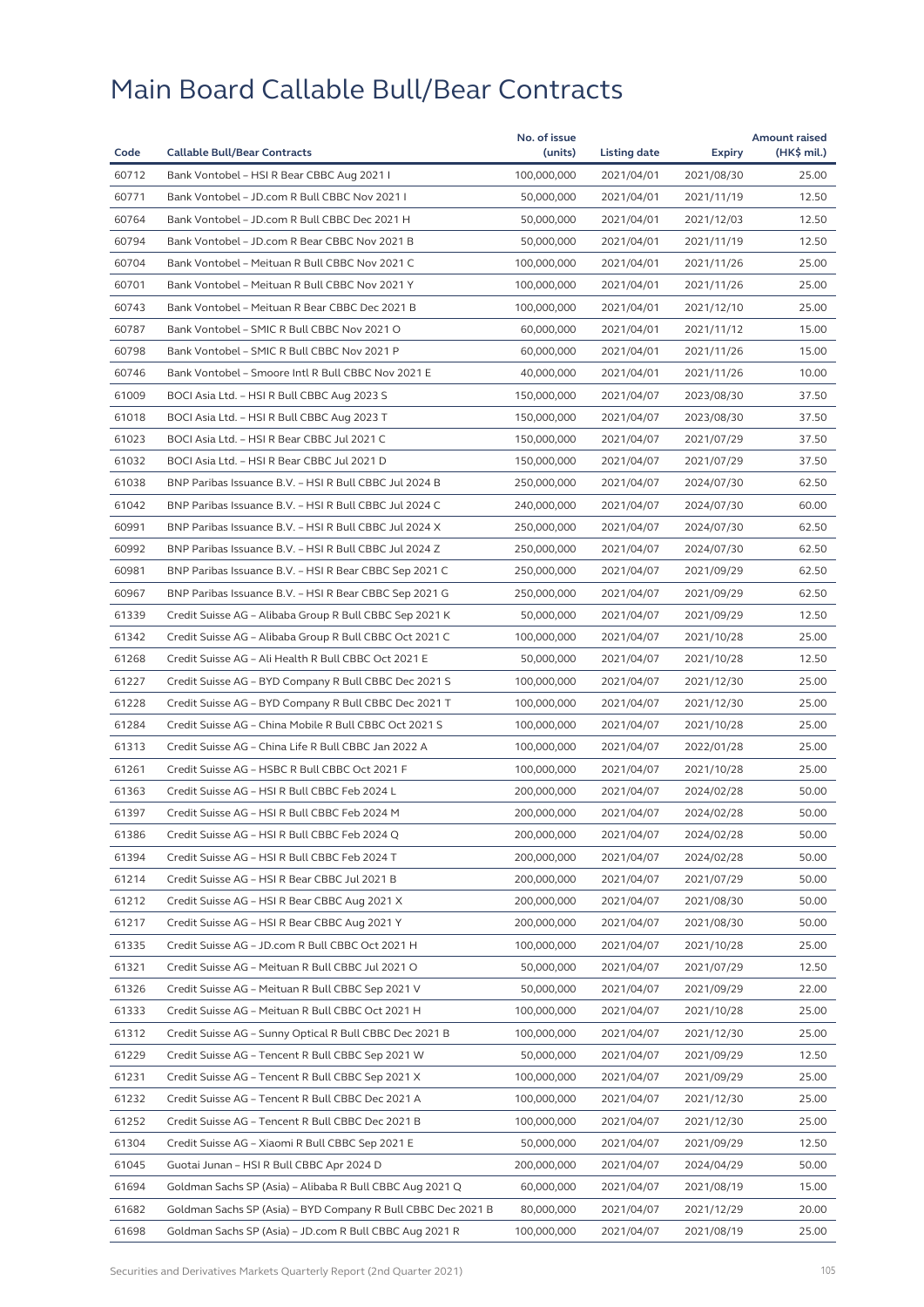# Main Board Callable Bull/Bear Contracts

| Code | Callable Bull/Bear Contracts | No. of issue (units) | Listing date | Expiry | Amount raised (HK$ mil.) |
|---|---|---|---|---|---|
| 60712 | Bank Vontobel – HSI R Bear CBBC Aug 2021 I | 100,000,000 | 2021/04/01 | 2021/08/30 | 25.00 |
| 60771 | Bank Vontobel – JD.com R Bull CBBC Nov 2021 I | 50,000,000 | 2021/04/01 | 2021/11/19 | 12.50 |
| 60764 | Bank Vontobel – JD.com R Bull CBBC Dec 2021 H | 50,000,000 | 2021/04/01 | 2021/12/03 | 12.50 |
| 60794 | Bank Vontobel – JD.com R Bear CBBC Nov 2021 B | 50,000,000 | 2021/04/01 | 2021/11/19 | 12.50 |
| 60704 | Bank Vontobel – Meituan R Bull CBBC Nov 2021 C | 100,000,000 | 2021/04/01 | 2021/11/26 | 25.00 |
| 60701 | Bank Vontobel – Meituan R Bull CBBC Nov 2021 Y | 100,000,000 | 2021/04/01 | 2021/11/26 | 25.00 |
| 60743 | Bank Vontobel – Meituan R Bear CBBC Dec 2021 B | 100,000,000 | 2021/04/01 | 2021/12/10 | 25.00 |
| 60787 | Bank Vontobel – SMIC R Bull CBBC Nov 2021 O | 60,000,000 | 2021/04/01 | 2021/11/12 | 15.00 |
| 60798 | Bank Vontobel – SMIC R Bull CBBC Nov 2021 P | 60,000,000 | 2021/04/01 | 2021/11/26 | 15.00 |
| 60746 | Bank Vontobel – Smoore Intl R Bull CBBC Nov 2021 E | 40,000,000 | 2021/04/01 | 2021/11/26 | 10.00 |
| 61009 | BOCI Asia Ltd. – HSI R Bull CBBC Aug 2023 S | 150,000,000 | 2021/04/07 | 2023/08/30 | 37.50 |
| 61018 | BOCI Asia Ltd. – HSI R Bull CBBC Aug 2023 T | 150,000,000 | 2021/04/07 | 2023/08/30 | 37.50 |
| 61023 | BOCI Asia Ltd. – HSI R Bear CBBC Jul 2021 C | 150,000,000 | 2021/04/07 | 2021/07/29 | 37.50 |
| 61032 | BOCI Asia Ltd. – HSI R Bear CBBC Jul 2021 D | 150,000,000 | 2021/04/07 | 2021/07/29 | 37.50 |
| 61038 | BNP Paribas Issuance B.V. – HSI R Bull CBBC Jul 2024 B | 250,000,000 | 2021/04/07 | 2024/07/30 | 62.50 |
| 61042 | BNP Paribas Issuance B.V. – HSI R Bull CBBC Jul 2024 C | 240,000,000 | 2021/04/07 | 2024/07/30 | 60.00 |
| 60991 | BNP Paribas Issuance B.V. – HSI R Bull CBBC Jul 2024 X | 250,000,000 | 2021/04/07 | 2024/07/30 | 62.50 |
| 60992 | BNP Paribas Issuance B.V. – HSI R Bull CBBC Jul 2024 Z | 250,000,000 | 2021/04/07 | 2024/07/30 | 62.50 |
| 60981 | BNP Paribas Issuance B.V. – HSI R Bear CBBC Sep 2021 C | 250,000,000 | 2021/04/07 | 2021/09/29 | 62.50 |
| 60967 | BNP Paribas Issuance B.V. – HSI R Bear CBBC Sep 2021 G | 250,000,000 | 2021/04/07 | 2021/09/29 | 62.50 |
| 61339 | Credit Suisse AG – Alibaba Group R Bull CBBC Sep 2021 K | 50,000,000 | 2021/04/07 | 2021/09/29 | 12.50 |
| 61342 | Credit Suisse AG – Alibaba Group R Bull CBBC Oct 2021 C | 100,000,000 | 2021/04/07 | 2021/10/28 | 25.00 |
| 61268 | Credit Suisse AG – Ali Health R Bull CBBC Oct 2021 E | 50,000,000 | 2021/04/07 | 2021/10/28 | 12.50 |
| 61227 | Credit Suisse AG – BYD Company R Bull CBBC Dec 2021 S | 100,000,000 | 2021/04/07 | 2021/12/30 | 25.00 |
| 61228 | Credit Suisse AG – BYD Company R Bull CBBC Dec 2021 T | 100,000,000 | 2021/04/07 | 2021/12/30 | 25.00 |
| 61284 | Credit Suisse AG – China Mobile R Bull CBBC Oct 2021 S | 100,000,000 | 2021/04/07 | 2021/10/28 | 25.00 |
| 61313 | Credit Suisse AG – China Life R Bull CBBC Jan 2022 A | 100,000,000 | 2021/04/07 | 2022/01/28 | 25.00 |
| 61261 | Credit Suisse AG – HSBC R Bull CBBC Oct 2021 F | 100,000,000 | 2021/04/07 | 2021/10/28 | 25.00 |
| 61363 | Credit Suisse AG – HSI R Bull CBBC Feb 2024 L | 200,000,000 | 2021/04/07 | 2024/02/28 | 50.00 |
| 61397 | Credit Suisse AG – HSI R Bull CBBC Feb 2024 M | 200,000,000 | 2021/04/07 | 2024/02/28 | 50.00 |
| 61386 | Credit Suisse AG – HSI R Bull CBBC Feb 2024 Q | 200,000,000 | 2021/04/07 | 2024/02/28 | 50.00 |
| 61394 | Credit Suisse AG – HSI R Bull CBBC Feb 2024 T | 200,000,000 | 2021/04/07 | 2024/02/28 | 50.00 |
| 61214 | Credit Suisse AG – HSI R Bear CBBC Jul 2021 B | 200,000,000 | 2021/04/07 | 2021/07/29 | 50.00 |
| 61212 | Credit Suisse AG – HSI R Bear CBBC Aug 2021 X | 200,000,000 | 2021/04/07 | 2021/08/30 | 50.00 |
| 61217 | Credit Suisse AG – HSI R Bear CBBC Aug 2021 Y | 200,000,000 | 2021/04/07 | 2021/08/30 | 50.00 |
| 61335 | Credit Suisse AG – JD.com R Bull CBBC Oct 2021 H | 100,000,000 | 2021/04/07 | 2021/10/28 | 25.00 |
| 61321 | Credit Suisse AG – Meituan R Bull CBBC Jul 2021 O | 50,000,000 | 2021/04/07 | 2021/07/29 | 12.50 |
| 61326 | Credit Suisse AG – Meituan R Bull CBBC Sep 2021 V | 50,000,000 | 2021/04/07 | 2021/09/29 | 22.00 |
| 61333 | Credit Suisse AG – Meituan R Bull CBBC Oct 2021 H | 100,000,000 | 2021/04/07 | 2021/10/28 | 25.00 |
| 61312 | Credit Suisse AG – Sunny Optical R Bull CBBC Dec 2021 B | 100,000,000 | 2021/04/07 | 2021/12/30 | 25.00 |
| 61229 | Credit Suisse AG – Tencent R Bull CBBC Sep 2021 W | 50,000,000 | 2021/04/07 | 2021/09/29 | 12.50 |
| 61231 | Credit Suisse AG – Tencent R Bull CBBC Sep 2021 X | 100,000,000 | 2021/04/07 | 2021/09/29 | 25.00 |
| 61232 | Credit Suisse AG – Tencent R Bull CBBC Dec 2021 A | 100,000,000 | 2021/04/07 | 2021/12/30 | 25.00 |
| 61252 | Credit Suisse AG – Tencent R Bull CBBC Dec 2021 B | 100,000,000 | 2021/04/07 | 2021/12/30 | 25.00 |
| 61304 | Credit Suisse AG – Xiaomi R Bull CBBC Sep 2021 E | 50,000,000 | 2021/04/07 | 2021/09/29 | 12.50 |
| 61045 | Guotai Junan – HSI R Bull CBBC Apr 2024 D | 200,000,000 | 2021/04/07 | 2024/04/29 | 50.00 |
| 61694 | Goldman Sachs SP (Asia) – Alibaba R Bull CBBC Aug 2021 Q | 60,000,000 | 2021/04/07 | 2021/08/19 | 15.00 |
| 61682 | Goldman Sachs SP (Asia) – BYD Company R Bull CBBC Dec 2021 B | 80,000,000 | 2021/04/07 | 2021/12/29 | 20.00 |
| 61698 | Goldman Sachs SP (Asia) – JD.com R Bull CBBC Aug 2021 R | 100,000,000 | 2021/04/07 | 2021/08/19 | 25.00 |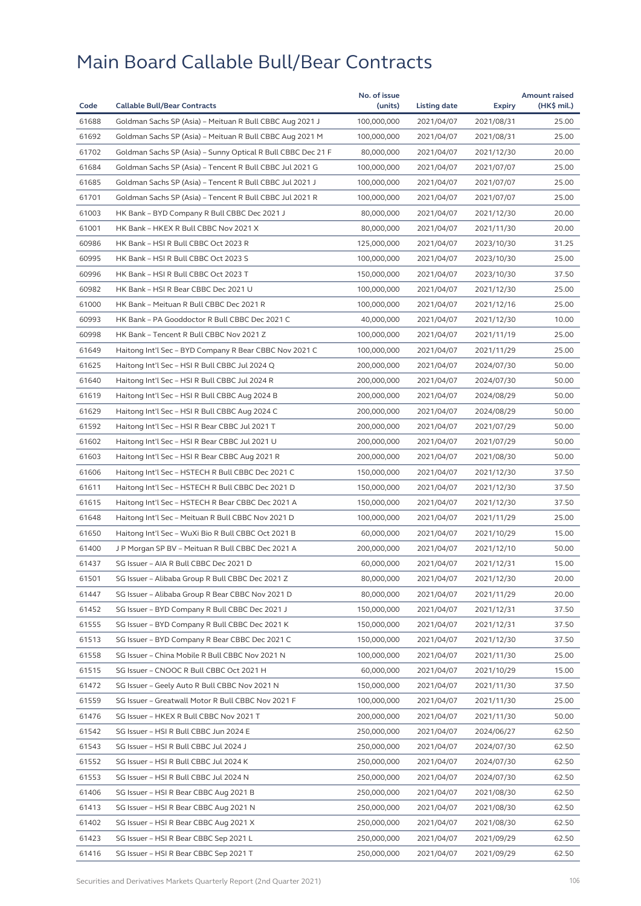# Main Board Callable Bull/Bear Contracts

| Code | Callable Bull/Bear Contracts | No. of issue (units) | Listing date | Expiry | Amount raised (HK$ mil.) |
|---|---|---|---|---|---|
| 61688 | Goldman Sachs SP (Asia) – Meituan R Bull CBBC Aug 2021 J | 100,000,000 | 2021/04/07 | 2021/08/31 | 25.00 |
| 61692 | Goldman Sachs SP (Asia) – Meituan R Bull CBBC Aug 2021 M | 100,000,000 | 2021/04/07 | 2021/08/31 | 25.00 |
| 61702 | Goldman Sachs SP (Asia) – Sunny Optical R Bull CBBC Dec 21 F | 80,000,000 | 2021/04/07 | 2021/12/30 | 20.00 |
| 61684 | Goldman Sachs SP (Asia) – Tencent R Bull CBBC Jul 2021 G | 100,000,000 | 2021/04/07 | 2021/07/07 | 25.00 |
| 61685 | Goldman Sachs SP (Asia) – Tencent R Bull CBBC Jul 2021 J | 100,000,000 | 2021/04/07 | 2021/07/07 | 25.00 |
| 61701 | Goldman Sachs SP (Asia) – Tencent R Bull CBBC Jul 2021 R | 100,000,000 | 2021/04/07 | 2021/07/07 | 25.00 |
| 61003 | HK Bank – BYD Company R Bull CBBC Dec 2021 J | 80,000,000 | 2021/04/07 | 2021/12/30 | 20.00 |
| 61001 | HK Bank – HKEX R Bull CBBC Nov 2021 X | 80,000,000 | 2021/04/07 | 2021/11/30 | 20.00 |
| 60986 | HK Bank – HSI R Bull CBBC Oct 2023 R | 125,000,000 | 2021/04/07 | 2023/10/30 | 31.25 |
| 60995 | HK Bank – HSI R Bull CBBC Oct 2023 S | 100,000,000 | 2021/04/07 | 2023/10/30 | 25.00 |
| 60996 | HK Bank – HSI R Bull CBBC Oct 2023 T | 150,000,000 | 2021/04/07 | 2023/10/30 | 37.50 |
| 60982 | HK Bank – HSI R Bear CBBC Dec 2021 U | 100,000,000 | 2021/04/07 | 2021/12/30 | 25.00 |
| 61000 | HK Bank – Meituan R Bull CBBC Dec 2021 R | 100,000,000 | 2021/04/07 | 2021/12/16 | 25.00 |
| 60993 | HK Bank – PA Gooddoctor R Bull CBBC Dec 2021 C | 40,000,000 | 2021/04/07 | 2021/12/30 | 10.00 |
| 60998 | HK Bank – Tencent R Bull CBBC Nov 2021 Z | 100,000,000 | 2021/04/07 | 2021/11/19 | 25.00 |
| 61649 | Haitong Int'l Sec – BYD Company R Bear CBBC Nov 2021 C | 100,000,000 | 2021/04/07 | 2021/11/29 | 25.00 |
| 61625 | Haitong Int'l Sec – HSI R Bull CBBC Jul 2024 Q | 200,000,000 | 2021/04/07 | 2024/07/30 | 50.00 |
| 61640 | Haitong Int'l Sec – HSI R Bull CBBC Jul 2024 R | 200,000,000 | 2021/04/07 | 2024/07/30 | 50.00 |
| 61619 | Haitong Int'l Sec – HSI R Bull CBBC Aug 2024 B | 200,000,000 | 2021/04/07 | 2024/08/29 | 50.00 |
| 61629 | Haitong Int'l Sec – HSI R Bull CBBC Aug 2024 C | 200,000,000 | 2021/04/07 | 2024/08/29 | 50.00 |
| 61592 | Haitong Int'l Sec – HSI R Bear CBBC Jul 2021 T | 200,000,000 | 2021/04/07 | 2021/07/29 | 50.00 |
| 61602 | Haitong Int'l Sec – HSI R Bear CBBC Jul 2021 U | 200,000,000 | 2021/04/07 | 2021/07/29 | 50.00 |
| 61603 | Haitong Int'l Sec – HSI R Bear CBBC Aug 2021 R | 200,000,000 | 2021/04/07 | 2021/08/30 | 50.00 |
| 61606 | Haitong Int'l Sec – HSTECH R Bull CBBC Dec 2021 C | 150,000,000 | 2021/04/07 | 2021/12/30 | 37.50 |
| 61611 | Haitong Int'l Sec – HSTECH R Bull CBBC Dec 2021 D | 150,000,000 | 2021/04/07 | 2021/12/30 | 37.50 |
| 61615 | Haitong Int'l Sec – HSTECH R Bear CBBC Dec 2021 A | 150,000,000 | 2021/04/07 | 2021/12/30 | 37.50 |
| 61648 | Haitong Int'l Sec – Meituan R Bull CBBC Nov 2021 D | 100,000,000 | 2021/04/07 | 2021/11/29 | 25.00 |
| 61650 | Haitong Int'l Sec – WuXi Bio R Bull CBBC Oct 2021 B | 60,000,000 | 2021/04/07 | 2021/10/29 | 15.00 |
| 61400 | J P Morgan SP BV – Meituan R Bull CBBC Dec 2021 A | 200,000,000 | 2021/04/07 | 2021/12/10 | 50.00 |
| 61437 | SG Issuer – AIA R Bull CBBC Dec 2021 D | 60,000,000 | 2021/04/07 | 2021/12/31 | 15.00 |
| 61501 | SG Issuer – Alibaba Group R Bull CBBC Dec 2021 Z | 80,000,000 | 2021/04/07 | 2021/12/30 | 20.00 |
| 61447 | SG Issuer – Alibaba Group R Bear CBBC Nov 2021 D | 80,000,000 | 2021/04/07 | 2021/11/29 | 20.00 |
| 61452 | SG Issuer – BYD Company R Bull CBBC Dec 2021 J | 150,000,000 | 2021/04/07 | 2021/12/31 | 37.50 |
| 61555 | SG Issuer – BYD Company R Bull CBBC Dec 2021 K | 150,000,000 | 2021/04/07 | 2021/12/31 | 37.50 |
| 61513 | SG Issuer – BYD Company R Bear CBBC Dec 2021 C | 150,000,000 | 2021/04/07 | 2021/12/30 | 37.50 |
| 61558 | SG Issuer – China Mobile R Bull CBBC Nov 2021 N | 100,000,000 | 2021/04/07 | 2021/11/30 | 25.00 |
| 61515 | SG Issuer – CNOOC R Bull CBBC Oct 2021 H | 60,000,000 | 2021/04/07 | 2021/10/29 | 15.00 |
| 61472 | SG Issuer – Geely Auto R Bull CBBC Nov 2021 N | 150,000,000 | 2021/04/07 | 2021/11/30 | 37.50 |
| 61559 | SG Issuer – Greatwall Motor R Bull CBBC Nov 2021 F | 100,000,000 | 2021/04/07 | 2021/11/30 | 25.00 |
| 61476 | SG Issuer – HKEX R Bull CBBC Nov 2021 T | 200,000,000 | 2021/04/07 | 2021/11/30 | 50.00 |
| 61542 | SG Issuer – HSI R Bull CBBC Jun 2024 E | 250,000,000 | 2021/04/07 | 2024/06/27 | 62.50 |
| 61543 | SG Issuer – HSI R Bull CBBC Jul 2024 J | 250,000,000 | 2021/04/07 | 2024/07/30 | 62.50 |
| 61552 | SG Issuer – HSI R Bull CBBC Jul 2024 K | 250,000,000 | 2021/04/07 | 2024/07/30 | 62.50 |
| 61553 | SG Issuer – HSI R Bull CBBC Jul 2024 N | 250,000,000 | 2021/04/07 | 2024/07/30 | 62.50 |
| 61406 | SG Issuer – HSI R Bear CBBC Aug 2021 B | 250,000,000 | 2021/04/07 | 2021/08/30 | 62.50 |
| 61413 | SG Issuer – HSI R Bear CBBC Aug 2021 N | 250,000,000 | 2021/04/07 | 2021/08/30 | 62.50 |
| 61402 | SG Issuer – HSI R Bear CBBC Aug 2021 X | 250,000,000 | 2021/04/07 | 2021/08/30 | 62.50 |
| 61423 | SG Issuer – HSI R Bear CBBC Sep 2021 L | 250,000,000 | 2021/04/07 | 2021/09/29 | 62.50 |
| 61416 | SG Issuer – HSI R Bear CBBC Sep 2021 T | 250,000,000 | 2021/04/07 | 2021/09/29 | 62.50 |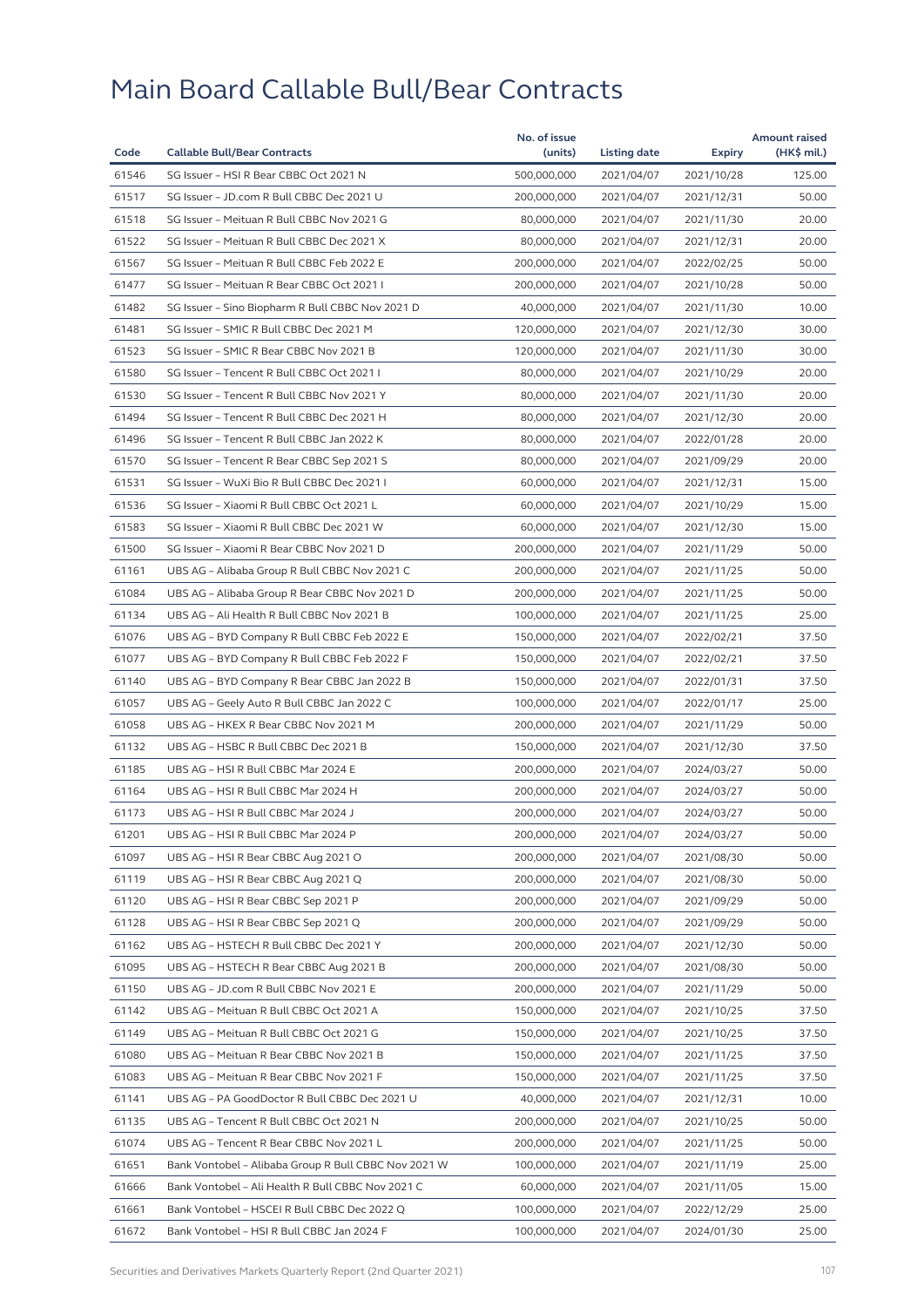# Main Board Callable Bull/Bear Contracts

| Code | Callable Bull/Bear Contracts | No. of issue (units) | Listing date | Expiry | Amount raised (HK$ mil.) |
|---|---|---|---|---|---|
| 61546 | SG Issuer – HSI R Bear CBBC Oct 2021 N | 500,000,000 | 2021/04/07 | 2021/10/28 | 125.00 |
| 61517 | SG Issuer – JD.com R Bull CBBC Dec 2021 U | 200,000,000 | 2021/04/07 | 2021/12/31 | 50.00 |
| 61518 | SG Issuer – Meituan R Bull CBBC Nov 2021 G | 80,000,000 | 2021/04/07 | 2021/11/30 | 20.00 |
| 61522 | SG Issuer – Meituan R Bull CBBC Dec 2021 X | 80,000,000 | 2021/04/07 | 2021/12/31 | 20.00 |
| 61567 | SG Issuer – Meituan R Bull CBBC Feb 2022 E | 200,000,000 | 2021/04/07 | 2022/02/25 | 50.00 |
| 61477 | SG Issuer – Meituan R Bear CBBC Oct 2021 I | 200,000,000 | 2021/04/07 | 2021/10/28 | 50.00 |
| 61482 | SG Issuer – Sino Biopharm R Bull CBBC Nov 2021 D | 40,000,000 | 2021/04/07 | 2021/11/30 | 10.00 |
| 61481 | SG Issuer – SMIC R Bull CBBC Dec 2021 M | 120,000,000 | 2021/04/07 | 2021/12/30 | 30.00 |
| 61523 | SG Issuer – SMIC R Bear CBBC Nov 2021 B | 120,000,000 | 2021/04/07 | 2021/11/30 | 30.00 |
| 61580 | SG Issuer – Tencent R Bull CBBC Oct 2021 I | 80,000,000 | 2021/04/07 | 2021/10/29 | 20.00 |
| 61530 | SG Issuer – Tencent R Bull CBBC Nov 2021 Y | 80,000,000 | 2021/04/07 | 2021/11/30 | 20.00 |
| 61494 | SG Issuer – Tencent R Bull CBBC Dec 2021 H | 80,000,000 | 2021/04/07 | 2021/12/30 | 20.00 |
| 61496 | SG Issuer – Tencent R Bull CBBC Jan 2022 K | 80,000,000 | 2021/04/07 | 2022/01/28 | 20.00 |
| 61570 | SG Issuer – Tencent R Bear CBBC Sep 2021 S | 80,000,000 | 2021/04/07 | 2021/09/29 | 20.00 |
| 61531 | SG Issuer – WuXi Bio R Bull CBBC Dec 2021 I | 60,000,000 | 2021/04/07 | 2021/12/31 | 15.00 |
| 61536 | SG Issuer – Xiaomi R Bull CBBC Oct 2021 L | 60,000,000 | 2021/04/07 | 2021/10/29 | 15.00 |
| 61583 | SG Issuer – Xiaomi R Bull CBBC Dec 2021 W | 60,000,000 | 2021/04/07 | 2021/12/30 | 15.00 |
| 61500 | SG Issuer – Xiaomi R Bear CBBC Nov 2021 D | 200,000,000 | 2021/04/07 | 2021/11/29 | 50.00 |
| 61161 | UBS AG – Alibaba Group R Bull CBBC Nov 2021 C | 200,000,000 | 2021/04/07 | 2021/11/25 | 50.00 |
| 61084 | UBS AG – Alibaba Group R Bear CBBC Nov 2021 D | 200,000,000 | 2021/04/07 | 2021/11/25 | 50.00 |
| 61134 | UBS AG – Ali Health R Bull CBBC Nov 2021 B | 100,000,000 | 2021/04/07 | 2021/11/25 | 25.00 |
| 61076 | UBS AG – BYD Company R Bull CBBC Feb 2022 E | 150,000,000 | 2021/04/07 | 2022/02/21 | 37.50 |
| 61077 | UBS AG – BYD Company R Bull CBBC Feb 2022 F | 150,000,000 | 2021/04/07 | 2022/02/21 | 37.50 |
| 61140 | UBS AG – BYD Company R Bear CBBC Jan 2022 B | 150,000,000 | 2021/04/07 | 2022/01/31 | 37.50 |
| 61057 | UBS AG – Geely Auto R Bull CBBC Jan 2022 C | 100,000,000 | 2021/04/07 | 2022/01/17 | 25.00 |
| 61058 | UBS AG – HKEX R Bear CBBC Nov 2021 M | 200,000,000 | 2021/04/07 | 2021/11/29 | 50.00 |
| 61132 | UBS AG – HSBC R Bull CBBC Dec 2021 B | 150,000,000 | 2021/04/07 | 2021/12/30 | 37.50 |
| 61185 | UBS AG – HSI R Bull CBBC Mar 2024 E | 200,000,000 | 2021/04/07 | 2024/03/27 | 50.00 |
| 61164 | UBS AG – HSI R Bull CBBC Mar 2024 H | 200,000,000 | 2021/04/07 | 2024/03/27 | 50.00 |
| 61173 | UBS AG – HSI R Bull CBBC Mar 2024 J | 200,000,000 | 2021/04/07 | 2024/03/27 | 50.00 |
| 61201 | UBS AG – HSI R Bull CBBC Mar 2024 P | 200,000,000 | 2021/04/07 | 2024/03/27 | 50.00 |
| 61097 | UBS AG – HSI R Bear CBBC Aug 2021 O | 200,000,000 | 2021/04/07 | 2021/08/30 | 50.00 |
| 61119 | UBS AG – HSI R Bear CBBC Aug 2021 Q | 200,000,000 | 2021/04/07 | 2021/08/30 | 50.00 |
| 61120 | UBS AG – HSI R Bear CBBC Sep 2021 P | 200,000,000 | 2021/04/07 | 2021/09/29 | 50.00 |
| 61128 | UBS AG – HSI R Bear CBBC Sep 2021 Q | 200,000,000 | 2021/04/07 | 2021/09/29 | 50.00 |
| 61162 | UBS AG – HSTECH R Bull CBBC Dec 2021 Y | 200,000,000 | 2021/04/07 | 2021/12/30 | 50.00 |
| 61095 | UBS AG – HSTECH R Bear CBBC Aug 2021 B | 200,000,000 | 2021/04/07 | 2021/08/30 | 50.00 |
| 61150 | UBS AG – JD.com R Bull CBBC Nov 2021 E | 200,000,000 | 2021/04/07 | 2021/11/29 | 50.00 |
| 61142 | UBS AG – Meituan R Bull CBBC Oct 2021 A | 150,000,000 | 2021/04/07 | 2021/10/25 | 37.50 |
| 61149 | UBS AG – Meituan R Bull CBBC Oct 2021 G | 150,000,000 | 2021/04/07 | 2021/10/25 | 37.50 |
| 61080 | UBS AG – Meituan R Bear CBBC Nov 2021 B | 150,000,000 | 2021/04/07 | 2021/11/25 | 37.50 |
| 61083 | UBS AG – Meituan R Bear CBBC Nov 2021 F | 150,000,000 | 2021/04/07 | 2021/11/25 | 37.50 |
| 61141 | UBS AG – PA GoodDoctor R Bull CBBC Dec 2021 U | 40,000,000 | 2021/04/07 | 2021/12/31 | 10.00 |
| 61135 | UBS AG – Tencent R Bull CBBC Oct 2021 N | 200,000,000 | 2021/04/07 | 2021/10/25 | 50.00 |
| 61074 | UBS AG – Tencent R Bear CBBC Nov 2021 L | 200,000,000 | 2021/04/07 | 2021/11/25 | 50.00 |
| 61651 | Bank Vontobel – Alibaba Group R Bull CBBC Nov 2021 W | 100,000,000 | 2021/04/07 | 2021/11/19 | 25.00 |
| 61666 | Bank Vontobel – Ali Health R Bull CBBC Nov 2021 C | 60,000,000 | 2021/04/07 | 2021/11/05 | 15.00 |
| 61661 | Bank Vontobel – HSCEI R Bull CBBC Dec 2022 Q | 100,000,000 | 2021/04/07 | 2022/12/29 | 25.00 |
| 61672 | Bank Vontobel – HSI R Bull CBBC Jan 2024 F | 100,000,000 | 2021/04/07 | 2024/01/30 | 25.00 |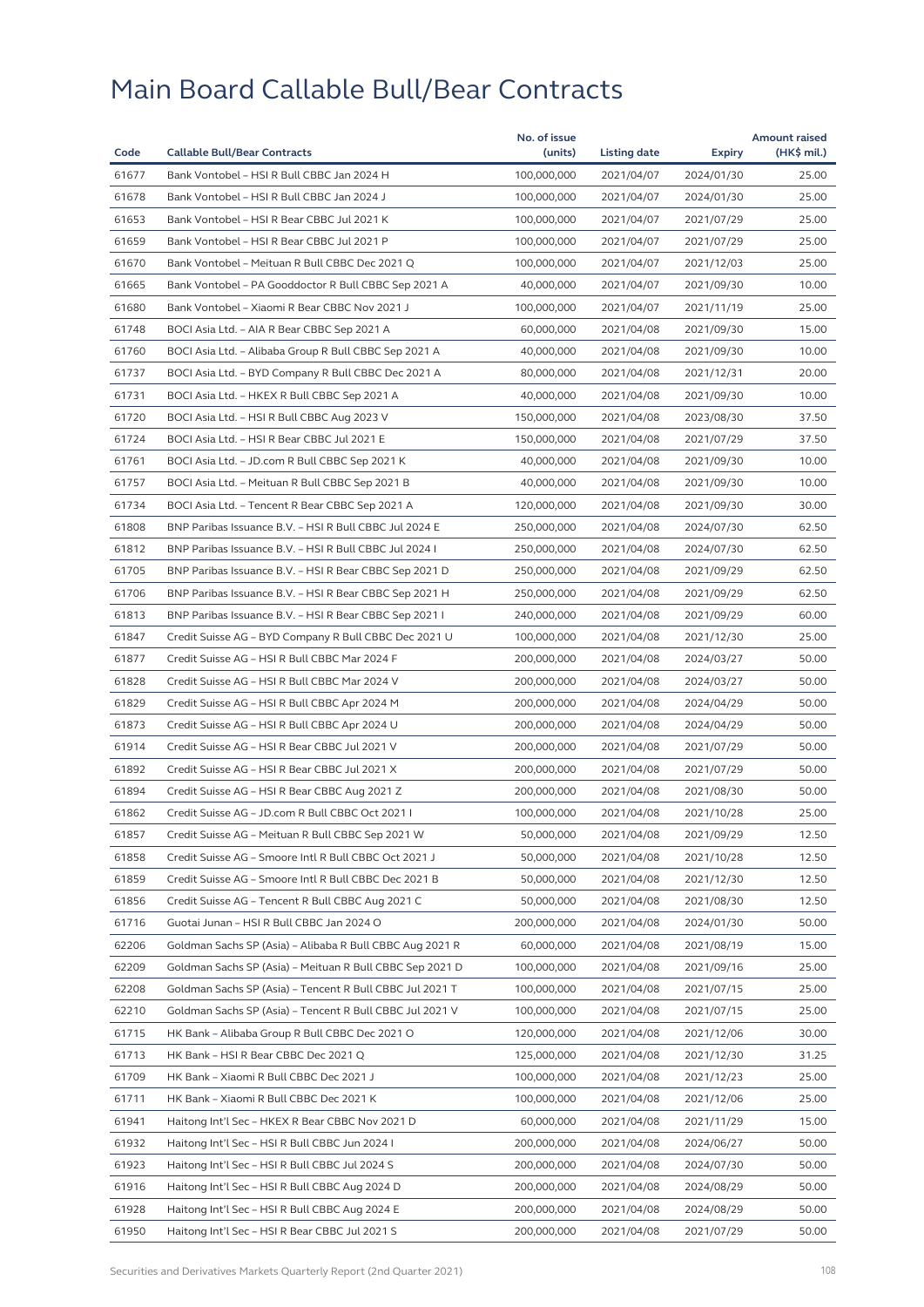# Main Board Callable Bull/Bear Contracts

| Code | Callable Bull/Bear Contracts | No. of issue (units) | Listing date | Expiry | Amount raised (HK$ mil.) |
|---|---|---|---|---|---|
| 61677 | Bank Vontobel – HSI R Bull CBBC Jan 2024 H | 100,000,000 | 2021/04/07 | 2024/01/30 | 25.00 |
| 61678 | Bank Vontobel – HSI R Bull CBBC Jan 2024 J | 100,000,000 | 2021/04/07 | 2024/01/30 | 25.00 |
| 61653 | Bank Vontobel – HSI R Bear CBBC Jul 2021 K | 100,000,000 | 2021/04/07 | 2021/07/29 | 25.00 |
| 61659 | Bank Vontobel – HSI R Bear CBBC Jul 2021 P | 100,000,000 | 2021/04/07 | 2021/07/29 | 25.00 |
| 61670 | Bank Vontobel – Meituan R Bull CBBC Dec 2021 Q | 100,000,000 | 2021/04/07 | 2021/12/03 | 25.00 |
| 61665 | Bank Vontobel – PA Gooddoctor R Bull CBBC Sep 2021 A | 40,000,000 | 2021/04/07 | 2021/09/30 | 10.00 |
| 61680 | Bank Vontobel – Xiaomi R Bear CBBC Nov 2021 J | 100,000,000 | 2021/04/07 | 2021/11/19 | 25.00 |
| 61748 | BOCI Asia Ltd. – AIA R Bear CBBC Sep 2021 A | 60,000,000 | 2021/04/08 | 2021/09/30 | 15.00 |
| 61760 | BOCI Asia Ltd. – Alibaba Group R Bull CBBC Sep 2021 A | 40,000,000 | 2021/04/08 | 2021/09/30 | 10.00 |
| 61737 | BOCI Asia Ltd. – BYD Company R Bull CBBC Dec 2021 A | 80,000,000 | 2021/04/08 | 2021/12/31 | 20.00 |
| 61731 | BOCI Asia Ltd. – HKEX R Bull CBBC Sep 2021 A | 40,000,000 | 2021/04/08 | 2021/09/30 | 10.00 |
| 61720 | BOCI Asia Ltd. – HSI R Bull CBBC Aug 2023 V | 150,000,000 | 2021/04/08 | 2023/08/30 | 37.50 |
| 61724 | BOCI Asia Ltd. – HSI R Bear CBBC Jul 2021 E | 150,000,000 | 2021/04/08 | 2021/07/29 | 37.50 |
| 61761 | BOCI Asia Ltd. – JD.com R Bull CBBC Sep 2021 K | 40,000,000 | 2021/04/08 | 2021/09/30 | 10.00 |
| 61757 | BOCI Asia Ltd. – Meituan R Bull CBBC Sep 2021 B | 40,000,000 | 2021/04/08 | 2021/09/30 | 10.00 |
| 61734 | BOCI Asia Ltd. – Tencent R Bear CBBC Sep 2021 A | 120,000,000 | 2021/04/08 | 2021/09/30 | 30.00 |
| 61808 | BNP Paribas Issuance B.V. – HSI R Bull CBBC Jul 2024 E | 250,000,000 | 2021/04/08 | 2024/07/30 | 62.50 |
| 61812 | BNP Paribas Issuance B.V. – HSI R Bull CBBC Jul 2024 I | 250,000,000 | 2021/04/08 | 2024/07/30 | 62.50 |
| 61705 | BNP Paribas Issuance B.V. – HSI R Bear CBBC Sep 2021 D | 250,000,000 | 2021/04/08 | 2021/09/29 | 62.50 |
| 61706 | BNP Paribas Issuance B.V. – HSI R Bear CBBC Sep 2021 H | 250,000,000 | 2021/04/08 | 2021/09/29 | 62.50 |
| 61813 | BNP Paribas Issuance B.V. – HSI R Bear CBBC Sep 2021 I | 240,000,000 | 2021/04/08 | 2021/09/29 | 60.00 |
| 61847 | Credit Suisse AG – BYD Company R Bull CBBC Dec 2021 U | 100,000,000 | 2021/04/08 | 2021/12/30 | 25.00 |
| 61877 | Credit Suisse AG – HSI R Bull CBBC Mar 2024 F | 200,000,000 | 2021/04/08 | 2024/03/27 | 50.00 |
| 61828 | Credit Suisse AG – HSI R Bull CBBC Mar 2024 V | 200,000,000 | 2021/04/08 | 2024/03/27 | 50.00 |
| 61829 | Credit Suisse AG – HSI R Bull CBBC Apr 2024 M | 200,000,000 | 2021/04/08 | 2024/04/29 | 50.00 |
| 61873 | Credit Suisse AG – HSI R Bull CBBC Apr 2024 U | 200,000,000 | 2021/04/08 | 2024/04/29 | 50.00 |
| 61914 | Credit Suisse AG – HSI R Bear CBBC Jul 2021 V | 200,000,000 | 2021/04/08 | 2021/07/29 | 50.00 |
| 61892 | Credit Suisse AG – HSI R Bear CBBC Jul 2021 X | 200,000,000 | 2021/04/08 | 2021/07/29 | 50.00 |
| 61894 | Credit Suisse AG – HSI R Bear CBBC Aug 2021 Z | 200,000,000 | 2021/04/08 | 2021/08/30 | 50.00 |
| 61862 | Credit Suisse AG – JD.com R Bull CBBC Oct 2021 I | 100,000,000 | 2021/04/08 | 2021/10/28 | 25.00 |
| 61857 | Credit Suisse AG – Meituan R Bull CBBC Sep 2021 W | 50,000,000 | 2021/04/08 | 2021/09/29 | 12.50 |
| 61858 | Credit Suisse AG – Smoore Intl R Bull CBBC Oct 2021 J | 50,000,000 | 2021/04/08 | 2021/10/28 | 12.50 |
| 61859 | Credit Suisse AG – Smoore Intl R Bull CBBC Dec 2021 B | 50,000,000 | 2021/04/08 | 2021/12/30 | 12.50 |
| 61856 | Credit Suisse AG – Tencent R Bull CBBC Aug 2021 C | 50,000,000 | 2021/04/08 | 2021/08/30 | 12.50 |
| 61716 | Guotai Junan – HSI R Bull CBBC Jan 2024 O | 200,000,000 | 2021/04/08 | 2024/01/30 | 50.00 |
| 62206 | Goldman Sachs SP (Asia) – Alibaba R Bull CBBC Aug 2021 R | 60,000,000 | 2021/04/08 | 2021/08/19 | 15.00 |
| 62209 | Goldman Sachs SP (Asia) – Meituan R Bull CBBC Sep 2021 D | 100,000,000 | 2021/04/08 | 2021/09/16 | 25.00 |
| 62208 | Goldman Sachs SP (Asia) – Tencent R Bull CBBC Jul 2021 T | 100,000,000 | 2021/04/08 | 2021/07/15 | 25.00 |
| 62210 | Goldman Sachs SP (Asia) – Tencent R Bull CBBC Jul 2021 V | 100,000,000 | 2021/04/08 | 2021/07/15 | 25.00 |
| 61715 | HK Bank – Alibaba Group R Bull CBBC Dec 2021 O | 120,000,000 | 2021/04/08 | 2021/12/06 | 30.00 |
| 61713 | HK Bank – HSI R Bear CBBC Dec 2021 Q | 125,000,000 | 2021/04/08 | 2021/12/30 | 31.25 |
| 61709 | HK Bank – Xiaomi R Bull CBBC Dec 2021 J | 100,000,000 | 2021/04/08 | 2021/12/23 | 25.00 |
| 61711 | HK Bank – Xiaomi R Bull CBBC Dec 2021 K | 100,000,000 | 2021/04/08 | 2021/12/06 | 25.00 |
| 61941 | Haitong Int'l Sec – HKEX R Bear CBBC Nov 2021 D | 60,000,000 | 2021/04/08 | 2021/11/29 | 15.00 |
| 61932 | Haitong Int'l Sec – HSI R Bull CBBC Jun 2024 I | 200,000,000 | 2021/04/08 | 2024/06/27 | 50.00 |
| 61923 | Haitong Int'l Sec – HSI R Bull CBBC Jul 2024 S | 200,000,000 | 2021/04/08 | 2024/07/30 | 50.00 |
| 61916 | Haitong Int'l Sec – HSI R Bull CBBC Aug 2024 D | 200,000,000 | 2021/04/08 | 2024/08/29 | 50.00 |
| 61928 | Haitong Int'l Sec – HSI R Bull CBBC Aug 2024 E | 200,000,000 | 2021/04/08 | 2024/08/29 | 50.00 |
| 61950 | Haitong Int'l Sec – HSI R Bear CBBC Jul 2021 S | 200,000,000 | 2021/04/08 | 2021/07/29 | 50.00 |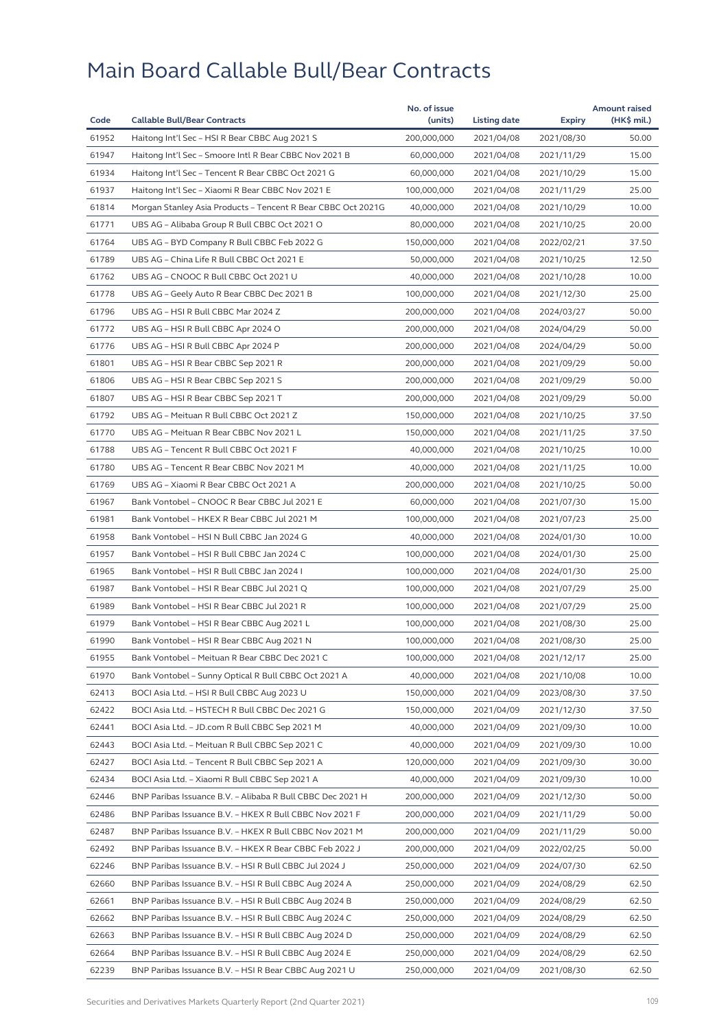# Main Board Callable Bull/Bear Contracts

| Code | Callable Bull/Bear Contracts | No. of issue (units) | Listing date | Expiry | Amount raised (HK$ mil.) |
|---|---|---|---|---|---|
| 61952 | Haitong Int'l Sec – HSI R Bear CBBC Aug 2021 S | 200,000,000 | 2021/04/08 | 2021/08/30 | 50.00 |
| 61947 | Haitong Int'l Sec – Smoore Intl R Bear CBBC Nov 2021 B | 60,000,000 | 2021/04/08 | 2021/11/29 | 15.00 |
| 61934 | Haitong Int'l Sec – Tencent R Bear CBBC Oct 2021 G | 60,000,000 | 2021/04/08 | 2021/10/29 | 15.00 |
| 61937 | Haitong Int'l Sec – Xiaomi R Bear CBBC Nov 2021 E | 100,000,000 | 2021/04/08 | 2021/11/29 | 25.00 |
| 61814 | Morgan Stanley Asia Products – Tencent R Bear CBBC Oct 2021G | 40,000,000 | 2021/04/08 | 2021/10/29 | 10.00 |
| 61771 | UBS AG – Alibaba Group R Bull CBBC Oct 2021 O | 80,000,000 | 2021/04/08 | 2021/10/25 | 20.00 |
| 61764 | UBS AG – BYD Company R Bull CBBC Feb 2022 G | 150,000,000 | 2021/04/08 | 2022/02/21 | 37.50 |
| 61789 | UBS AG – China Life R Bull CBBC Oct 2021 E | 50,000,000 | 2021/04/08 | 2021/10/25 | 12.50 |
| 61762 | UBS AG – CNOOC R Bull CBBC Oct 2021 U | 40,000,000 | 2021/04/08 | 2021/10/28 | 10.00 |
| 61778 | UBS AG – Geely Auto R Bear CBBC Dec 2021 B | 100,000,000 | 2021/04/08 | 2021/12/30 | 25.00 |
| 61796 | UBS AG – HSI R Bull CBBC Mar 2024 Z | 200,000,000 | 2021/04/08 | 2024/03/27 | 50.00 |
| 61772 | UBS AG – HSI R Bull CBBC Apr 2024 O | 200,000,000 | 2021/04/08 | 2024/04/29 | 50.00 |
| 61776 | UBS AG – HSI R Bull CBBC Apr 2024 P | 200,000,000 | 2021/04/08 | 2024/04/29 | 50.00 |
| 61801 | UBS AG – HSI R Bear CBBC Sep 2021 R | 200,000,000 | 2021/04/08 | 2021/09/29 | 50.00 |
| 61806 | UBS AG – HSI R Bear CBBC Sep 2021 S | 200,000,000 | 2021/04/08 | 2021/09/29 | 50.00 |
| 61807 | UBS AG – HSI R Bear CBBC Sep 2021 T | 200,000,000 | 2021/04/08 | 2021/09/29 | 50.00 |
| 61792 | UBS AG – Meituan R Bull CBBC Oct 2021 Z | 150,000,000 | 2021/04/08 | 2021/10/25 | 37.50 |
| 61770 | UBS AG – Meituan R Bear CBBC Nov 2021 L | 150,000,000 | 2021/04/08 | 2021/11/25 | 37.50 |
| 61788 | UBS AG – Tencent R Bull CBBC Oct 2021 F | 40,000,000 | 2021/04/08 | 2021/10/25 | 10.00 |
| 61780 | UBS AG – Tencent R Bear CBBC Nov 2021 M | 40,000,000 | 2021/04/08 | 2021/11/25 | 10.00 |
| 61769 | UBS AG – Xiaomi R Bear CBBC Oct 2021 A | 200,000,000 | 2021/04/08 | 2021/10/25 | 50.00 |
| 61967 | Bank Vontobel – CNOOC R Bear CBBC Jul 2021 E | 60,000,000 | 2021/04/08 | 2021/07/30 | 15.00 |
| 61981 | Bank Vontobel – HKEX R Bear CBBC Jul 2021 M | 100,000,000 | 2021/04/08 | 2021/07/23 | 25.00 |
| 61958 | Bank Vontobel – HSI N Bull CBBC Jan 2024 G | 40,000,000 | 2021/04/08 | 2024/01/30 | 10.00 |
| 61957 | Bank Vontobel – HSI R Bull CBBC Jan 2024 C | 100,000,000 | 2021/04/08 | 2024/01/30 | 25.00 |
| 61965 | Bank Vontobel – HSI R Bull CBBC Jan 2024 I | 100,000,000 | 2021/04/08 | 2024/01/30 | 25.00 |
| 61987 | Bank Vontobel – HSI R Bear CBBC Jul 2021 Q | 100,000,000 | 2021/04/08 | 2021/07/29 | 25.00 |
| 61989 | Bank Vontobel – HSI R Bear CBBC Jul 2021 R | 100,000,000 | 2021/04/08 | 2021/07/29 | 25.00 |
| 61979 | Bank Vontobel – HSI R Bear CBBC Aug 2021 L | 100,000,000 | 2021/04/08 | 2021/08/30 | 25.00 |
| 61990 | Bank Vontobel – HSI R Bear CBBC Aug 2021 N | 100,000,000 | 2021/04/08 | 2021/08/30 | 25.00 |
| 61955 | Bank Vontobel – Meituan R Bear CBBC Dec 2021 C | 100,000,000 | 2021/04/08 | 2021/12/17 | 25.00 |
| 61970 | Bank Vontobel – Sunny Optical R Bull CBBC Oct 2021 A | 40,000,000 | 2021/04/08 | 2021/10/08 | 10.00 |
| 62413 | BOCI Asia Ltd. – HSI R Bull CBBC Aug 2023 U | 150,000,000 | 2021/04/09 | 2023/08/30 | 37.50 |
| 62422 | BOCI Asia Ltd. – HSTECH R Bull CBBC Dec 2021 G | 150,000,000 | 2021/04/09 | 2021/12/30 | 37.50 |
| 62441 | BOCI Asia Ltd. – JD.com R Bull CBBC Sep 2021 M | 40,000,000 | 2021/04/09 | 2021/09/30 | 10.00 |
| 62443 | BOCI Asia Ltd. – Meituan R Bull CBBC Sep 2021 C | 40,000,000 | 2021/04/09 | 2021/09/30 | 10.00 |
| 62427 | BOCI Asia Ltd. – Tencent R Bull CBBC Sep 2021 A | 120,000,000 | 2021/04/09 | 2021/09/30 | 30.00 |
| 62434 | BOCI Asia Ltd. – Xiaomi R Bull CBBC Sep 2021 A | 40,000,000 | 2021/04/09 | 2021/09/30 | 10.00 |
| 62446 | BNP Paribas Issuance B.V. – Alibaba R Bull CBBC Dec 2021 H | 200,000,000 | 2021/04/09 | 2021/12/30 | 50.00 |
| 62486 | BNP Paribas Issuance B.V. – HKEX R Bull CBBC Nov 2021 F | 200,000,000 | 2021/04/09 | 2021/11/29 | 50.00 |
| 62487 | BNP Paribas Issuance B.V. – HKEX R Bull CBBC Nov 2021 M | 200,000,000 | 2021/04/09 | 2021/11/29 | 50.00 |
| 62492 | BNP Paribas Issuance B.V. – HKEX R Bear CBBC Feb 2022 J | 200,000,000 | 2021/04/09 | 2022/02/25 | 50.00 |
| 62246 | BNP Paribas Issuance B.V. – HSI R Bull CBBC Jul 2024 J | 250,000,000 | 2021/04/09 | 2024/07/30 | 62.50 |
| 62660 | BNP Paribas Issuance B.V. – HSI R Bull CBBC Aug 2024 A | 250,000,000 | 2021/04/09 | 2024/08/29 | 62.50 |
| 62661 | BNP Paribas Issuance B.V. – HSI R Bull CBBC Aug 2024 B | 250,000,000 | 2021/04/09 | 2024/08/29 | 62.50 |
| 62662 | BNP Paribas Issuance B.V. – HSI R Bull CBBC Aug 2024 C | 250,000,000 | 2021/04/09 | 2024/08/29 | 62.50 |
| 62663 | BNP Paribas Issuance B.V. – HSI R Bull CBBC Aug 2024 D | 250,000,000 | 2021/04/09 | 2024/08/29 | 62.50 |
| 62664 | BNP Paribas Issuance B.V. – HSI R Bull CBBC Aug 2024 E | 250,000,000 | 2021/04/09 | 2024/08/29 | 62.50 |
| 62239 | BNP Paribas Issuance B.V. – HSI R Bear CBBC Aug 2021 U | 250,000,000 | 2021/04/09 | 2021/08/30 | 62.50 |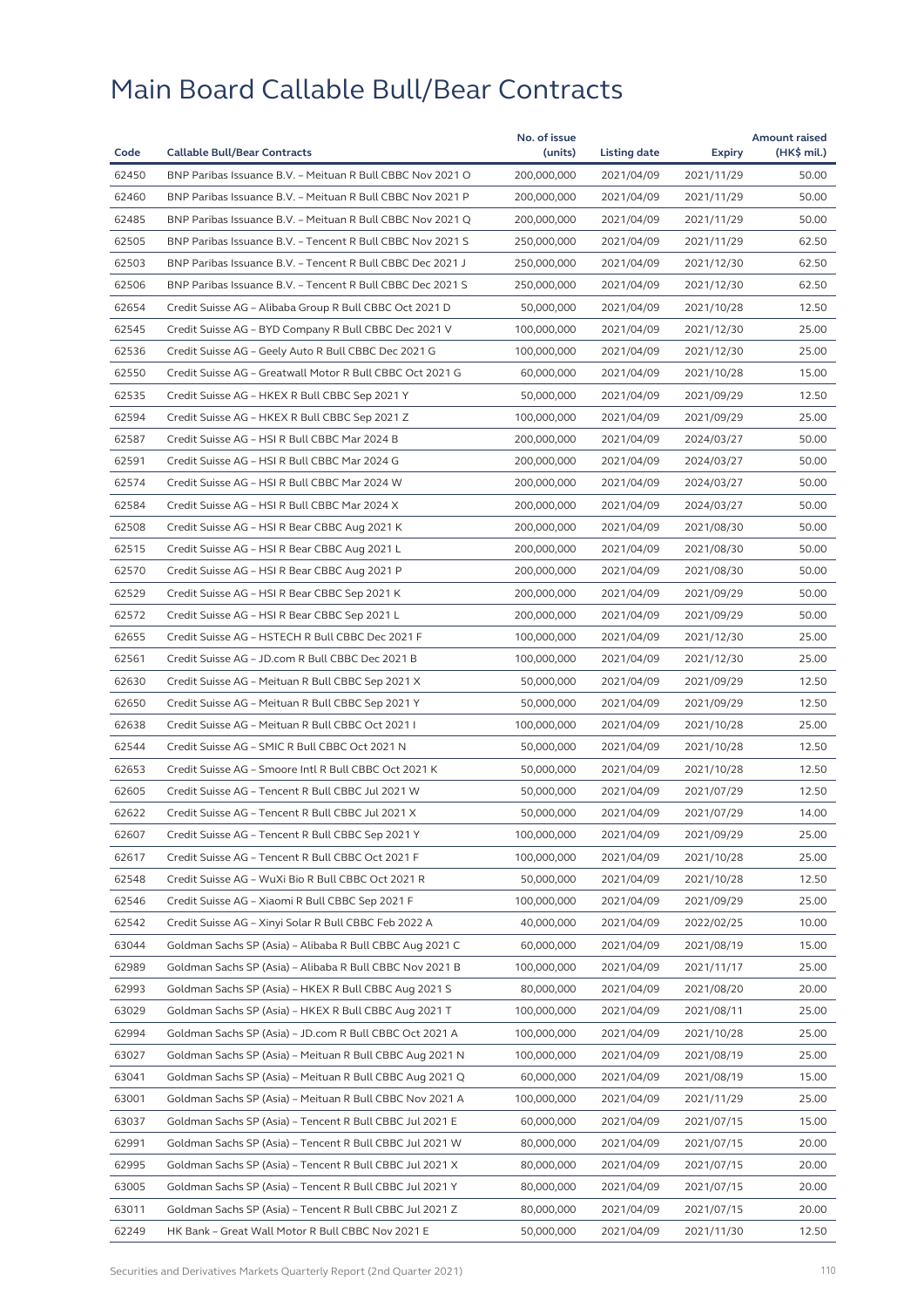# Main Board Callable Bull/Bear Contracts

| Code | Callable Bull/Bear Contracts | No. of issue (units) | Listing date | Expiry | Amount raised (HK$ mil.) |
|---|---|---|---|---|---|
| 62450 | BNP Paribas Issuance B.V. – Meituan R Bull CBBC Nov 2021 O | 200,000,000 | 2021/04/09 | 2021/11/29 | 50.00 |
| 62460 | BNP Paribas Issuance B.V. – Meituan R Bull CBBC Nov 2021 P | 200,000,000 | 2021/04/09 | 2021/11/29 | 50.00 |
| 62485 | BNP Paribas Issuance B.V. – Meituan R Bull CBBC Nov 2021 Q | 200,000,000 | 2021/04/09 | 2021/11/29 | 50.00 |
| 62505 | BNP Paribas Issuance B.V. – Tencent R Bull CBBC Nov 2021 S | 250,000,000 | 2021/04/09 | 2021/11/29 | 62.50 |
| 62503 | BNP Paribas Issuance B.V. – Tencent R Bull CBBC Dec 2021 J | 250,000,000 | 2021/04/09 | 2021/12/30 | 62.50 |
| 62506 | BNP Paribas Issuance B.V. – Tencent R Bull CBBC Dec 2021 S | 250,000,000 | 2021/04/09 | 2021/12/30 | 62.50 |
| 62654 | Credit Suisse AG – Alibaba Group R Bull CBBC Oct 2021 D | 50,000,000 | 2021/04/09 | 2021/10/28 | 12.50 |
| 62545 | Credit Suisse AG – BYD Company R Bull CBBC Dec 2021 V | 100,000,000 | 2021/04/09 | 2021/12/30 | 25.00 |
| 62536 | Credit Suisse AG – Geely Auto R Bull CBBC Dec 2021 G | 100,000,000 | 2021/04/09 | 2021/12/30 | 25.00 |
| 62550 | Credit Suisse AG – Greatwall Motor R Bull CBBC Oct 2021 G | 60,000,000 | 2021/04/09 | 2021/10/28 | 15.00 |
| 62535 | Credit Suisse AG – HKEX R Bull CBBC Sep 2021 Y | 50,000,000 | 2021/04/09 | 2021/09/29 | 12.50 |
| 62594 | Credit Suisse AG – HKEX R Bull CBBC Sep 2021 Z | 100,000,000 | 2021/04/09 | 2021/09/29 | 25.00 |
| 62587 | Credit Suisse AG – HSI R Bull CBBC Mar 2024 B | 200,000,000 | 2021/04/09 | 2024/03/27 | 50.00 |
| 62591 | Credit Suisse AG – HSI R Bull CBBC Mar 2024 G | 200,000,000 | 2021/04/09 | 2024/03/27 | 50.00 |
| 62574 | Credit Suisse AG – HSI R Bull CBBC Mar 2024 W | 200,000,000 | 2021/04/09 | 2024/03/27 | 50.00 |
| 62584 | Credit Suisse AG – HSI R Bull CBBC Mar 2024 X | 200,000,000 | 2021/04/09 | 2024/03/27 | 50.00 |
| 62508 | Credit Suisse AG – HSI R Bear CBBC Aug 2021 K | 200,000,000 | 2021/04/09 | 2021/08/30 | 50.00 |
| 62515 | Credit Suisse AG – HSI R Bear CBBC Aug 2021 L | 200,000,000 | 2021/04/09 | 2021/08/30 | 50.00 |
| 62570 | Credit Suisse AG – HSI R Bear CBBC Aug 2021 P | 200,000,000 | 2021/04/09 | 2021/08/30 | 50.00 |
| 62529 | Credit Suisse AG – HSI R Bear CBBC Sep 2021 K | 200,000,000 | 2021/04/09 | 2021/09/29 | 50.00 |
| 62572 | Credit Suisse AG – HSI R Bear CBBC Sep 2021 L | 200,000,000 | 2021/04/09 | 2021/09/29 | 50.00 |
| 62655 | Credit Suisse AG – HSTECH R Bull CBBC Dec 2021 F | 100,000,000 | 2021/04/09 | 2021/12/30 | 25.00 |
| 62561 | Credit Suisse AG – JD.com R Bull CBBC Dec 2021 B | 100,000,000 | 2021/04/09 | 2021/12/30 | 25.00 |
| 62630 | Credit Suisse AG – Meituan R Bull CBBC Sep 2021 X | 50,000,000 | 2021/04/09 | 2021/09/29 | 12.50 |
| 62650 | Credit Suisse AG – Meituan R Bull CBBC Sep 2021 Y | 50,000,000 | 2021/04/09 | 2021/09/29 | 12.50 |
| 62638 | Credit Suisse AG – Meituan R Bull CBBC Oct 2021 I | 100,000,000 | 2021/04/09 | 2021/10/28 | 25.00 |
| 62544 | Credit Suisse AG – SMIC R Bull CBBC Oct 2021 N | 50,000,000 | 2021/04/09 | 2021/10/28 | 12.50 |
| 62653 | Credit Suisse AG – Smoore Intl R Bull CBBC Oct 2021 K | 50,000,000 | 2021/04/09 | 2021/10/28 | 12.50 |
| 62605 | Credit Suisse AG – Tencent R Bull CBBC Jul 2021 W | 50,000,000 | 2021/04/09 | 2021/07/29 | 12.50 |
| 62622 | Credit Suisse AG – Tencent R Bull CBBC Jul 2021 X | 50,000,000 | 2021/04/09 | 2021/07/29 | 14.00 |
| 62607 | Credit Suisse AG – Tencent R Bull CBBC Sep 2021 Y | 100,000,000 | 2021/04/09 | 2021/09/29 | 25.00 |
| 62617 | Credit Suisse AG – Tencent R Bull CBBC Oct 2021 F | 100,000,000 | 2021/04/09 | 2021/10/28 | 25.00 |
| 62548 | Credit Suisse AG – WuXi Bio R Bull CBBC Oct 2021 R | 50,000,000 | 2021/04/09 | 2021/10/28 | 12.50 |
| 62546 | Credit Suisse AG – Xiaomi R Bull CBBC Sep 2021 F | 100,000,000 | 2021/04/09 | 2021/09/29 | 25.00 |
| 62542 | Credit Suisse AG – Xinyi Solar R Bull CBBC Feb 2022 A | 40,000,000 | 2021/04/09 | 2022/02/25 | 10.00 |
| 63044 | Goldman Sachs SP (Asia) – Alibaba R Bull CBBC Aug 2021 C | 60,000,000 | 2021/04/09 | 2021/08/19 | 15.00 |
| 62989 | Goldman Sachs SP (Asia) – Alibaba R Bull CBBC Nov 2021 B | 100,000,000 | 2021/04/09 | 2021/11/17 | 25.00 |
| 62993 | Goldman Sachs SP (Asia) – HKEX R Bull CBBC Aug 2021 S | 80,000,000 | 2021/04/09 | 2021/08/20 | 20.00 |
| 63029 | Goldman Sachs SP (Asia) – HKEX R Bull CBBC Aug 2021 T | 100,000,000 | 2021/04/09 | 2021/08/11 | 25.00 |
| 62994 | Goldman Sachs SP (Asia) – JD.com R Bull CBBC Oct 2021 A | 100,000,000 | 2021/04/09 | 2021/10/28 | 25.00 |
| 63027 | Goldman Sachs SP (Asia) – Meituan R Bull CBBC Aug 2021 N | 100,000,000 | 2021/04/09 | 2021/08/19 | 25.00 |
| 63041 | Goldman Sachs SP (Asia) – Meituan R Bull CBBC Aug 2021 Q | 60,000,000 | 2021/04/09 | 2021/08/19 | 15.00 |
| 63001 | Goldman Sachs SP (Asia) – Meituan R Bull CBBC Nov 2021 A | 100,000,000 | 2021/04/09 | 2021/11/29 | 25.00 |
| 63037 | Goldman Sachs SP (Asia) – Tencent R Bull CBBC Jul 2021 E | 60,000,000 | 2021/04/09 | 2021/07/15 | 15.00 |
| 62991 | Goldman Sachs SP (Asia) – Tencent R Bull CBBC Jul 2021 W | 80,000,000 | 2021/04/09 | 2021/07/15 | 20.00 |
| 62995 | Goldman Sachs SP (Asia) – Tencent R Bull CBBC Jul 2021 X | 80,000,000 | 2021/04/09 | 2021/07/15 | 20.00 |
| 63005 | Goldman Sachs SP (Asia) – Tencent R Bull CBBC Jul 2021 Y | 80,000,000 | 2021/04/09 | 2021/07/15 | 20.00 |
| 63011 | Goldman Sachs SP (Asia) – Tencent R Bull CBBC Jul 2021 Z | 80,000,000 | 2021/04/09 | 2021/07/15 | 20.00 |
| 62249 | HK Bank – Great Wall Motor R Bull CBBC Nov 2021 E | 50,000,000 | 2021/04/09 | 2021/11/30 | 12.50 |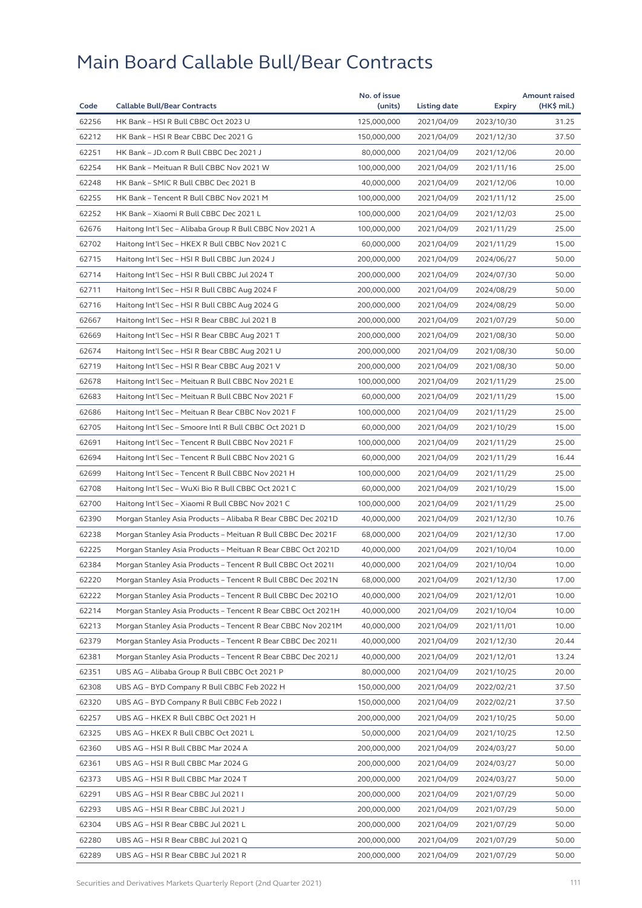# Main Board Callable Bull/Bear Contracts

| Code | Callable Bull/Bear Contracts | No. of issue (units) | Listing date | Expiry | Amount raised (HK$ mil.) |
|---|---|---|---|---|---|
| 62256 | HK Bank – HSI R Bull CBBC Oct 2023 U | 125,000,000 | 2021/04/09 | 2023/10/30 | 31.25 |
| 62212 | HK Bank – HSI R Bear CBBC Dec 2021 G | 150,000,000 | 2021/04/09 | 2021/12/30 | 37.50 |
| 62251 | HK Bank – JD.com R Bull CBBC Dec 2021 J | 80,000,000 | 2021/04/09 | 2021/12/06 | 20.00 |
| 62254 | HK Bank – Meituan R Bull CBBC Nov 2021 W | 100,000,000 | 2021/04/09 | 2021/11/16 | 25.00 |
| 62248 | HK Bank – SMIC R Bull CBBC Dec 2021 B | 40,000,000 | 2021/04/09 | 2021/12/06 | 10.00 |
| 62255 | HK Bank – Tencent R Bull CBBC Nov 2021 M | 100,000,000 | 2021/04/09 | 2021/11/12 | 25.00 |
| 62252 | HK Bank – Xiaomi R Bull CBBC Dec 2021 L | 100,000,000 | 2021/04/09 | 2021/12/03 | 25.00 |
| 62676 | Haitong Int'l Sec – Alibaba Group R Bull CBBC Nov 2021 A | 100,000,000 | 2021/04/09 | 2021/11/29 | 25.00 |
| 62702 | Haitong Int'l Sec – HKEX R Bull CBBC Nov 2021 C | 60,000,000 | 2021/04/09 | 2021/11/29 | 15.00 |
| 62715 | Haitong Int'l Sec – HSI R Bull CBBC Jun 2024 J | 200,000,000 | 2021/04/09 | 2024/06/27 | 50.00 |
| 62714 | Haitong Int'l Sec – HSI R Bull CBBC Jul 2024 T | 200,000,000 | 2021/04/09 | 2024/07/30 | 50.00 |
| 62711 | Haitong Int'l Sec – HSI R Bull CBBC Aug 2024 F | 200,000,000 | 2021/04/09 | 2024/08/29 | 50.00 |
| 62716 | Haitong Int'l Sec – HSI R Bull CBBC Aug 2024 G | 200,000,000 | 2021/04/09 | 2024/08/29 | 50.00 |
| 62667 | Haitong Int'l Sec – HSI R Bear CBBC Jul 2021 B | 200,000,000 | 2021/04/09 | 2021/07/29 | 50.00 |
| 62669 | Haitong Int'l Sec – HSI R Bear CBBC Aug 2021 T | 200,000,000 | 2021/04/09 | 2021/08/30 | 50.00 |
| 62674 | Haitong Int'l Sec – HSI R Bear CBBC Aug 2021 U | 200,000,000 | 2021/04/09 | 2021/08/30 | 50.00 |
| 62719 | Haitong Int'l Sec – HSI R Bear CBBC Aug 2021 V | 200,000,000 | 2021/04/09 | 2021/08/30 | 50.00 |
| 62678 | Haitong Int'l Sec – Meituan R Bull CBBC Nov 2021 E | 100,000,000 | 2021/04/09 | 2021/11/29 | 25.00 |
| 62683 | Haitong Int'l Sec – Meituan R Bull CBBC Nov 2021 F | 60,000,000 | 2021/04/09 | 2021/11/29 | 15.00 |
| 62686 | Haitong Int'l Sec – Meituan R Bear CBBC Nov 2021 F | 100,000,000 | 2021/04/09 | 2021/11/29 | 25.00 |
| 62705 | Haitong Int'l Sec – Smoore Intl R Bull CBBC Oct 2021 D | 60,000,000 | 2021/04/09 | 2021/10/29 | 15.00 |
| 62691 | Haitong Int'l Sec – Tencent R Bull CBBC Nov 2021 F | 100,000,000 | 2021/04/09 | 2021/11/29 | 25.00 |
| 62694 | Haitong Int'l Sec – Tencent R Bull CBBC Nov 2021 G | 60,000,000 | 2021/04/09 | 2021/11/29 | 16.44 |
| 62699 | Haitong Int'l Sec – Tencent R Bull CBBC Nov 2021 H | 100,000,000 | 2021/04/09 | 2021/11/29 | 25.00 |
| 62708 | Haitong Int'l Sec – WuXi Bio R Bull CBBC Oct 2021 C | 60,000,000 | 2021/04/09 | 2021/10/29 | 15.00 |
| 62700 | Haitong Int'l Sec – Xiaomi R Bull CBBC Nov 2021 C | 100,000,000 | 2021/04/09 | 2021/11/29 | 25.00 |
| 62390 | Morgan Stanley Asia Products – Alibaba R Bear CBBC Dec 2021D | 40,000,000 | 2021/04/09 | 2021/12/30 | 10.76 |
| 62238 | Morgan Stanley Asia Products – Meituan R Bull CBBC Dec 2021F | 68,000,000 | 2021/04/09 | 2021/12/30 | 17.00 |
| 62225 | Morgan Stanley Asia Products – Meituan R Bear CBBC Oct 2021D | 40,000,000 | 2021/04/09 | 2021/10/04 | 10.00 |
| 62384 | Morgan Stanley Asia Products – Tencent R Bull CBBC Oct 2021I | 40,000,000 | 2021/04/09 | 2021/10/04 | 10.00 |
| 62220 | Morgan Stanley Asia Products – Tencent R Bull CBBC Dec 2021N | 68,000,000 | 2021/04/09 | 2021/12/30 | 17.00 |
| 62222 | Morgan Stanley Asia Products – Tencent R Bull CBBC Dec 2021O | 40,000,000 | 2021/04/09 | 2021/12/01 | 10.00 |
| 62214 | Morgan Stanley Asia Products – Tencent R Bear CBBC Oct 2021H | 40,000,000 | 2021/04/09 | 2021/10/04 | 10.00 |
| 62213 | Morgan Stanley Asia Products – Tencent R Bear CBBC Nov 2021M | 40,000,000 | 2021/04/09 | 2021/11/01 | 10.00 |
| 62379 | Morgan Stanley Asia Products – Tencent R Bear CBBC Dec 2021I | 40,000,000 | 2021/04/09 | 2021/12/30 | 20.44 |
| 62381 | Morgan Stanley Asia Products – Tencent R Bear CBBC Dec 2021J | 40,000,000 | 2021/04/09 | 2021/12/01 | 13.24 |
| 62351 | UBS AG – Alibaba Group R Bull CBBC Oct 2021 P | 80,000,000 | 2021/04/09 | 2021/10/25 | 20.00 |
| 62308 | UBS AG – BYD Company R Bull CBBC Feb 2022 H | 150,000,000 | 2021/04/09 | 2022/02/21 | 37.50 |
| 62320 | UBS AG – BYD Company R Bull CBBC Feb 2022 I | 150,000,000 | 2021/04/09 | 2022/02/21 | 37.50 |
| 62257 | UBS AG – HKEX R Bull CBBC Oct 2021 H | 200,000,000 | 2021/04/09 | 2021/10/25 | 50.00 |
| 62325 | UBS AG – HKEX R Bull CBBC Oct 2021 L | 50,000,000 | 2021/04/09 | 2021/10/25 | 12.50 |
| 62360 | UBS AG – HSI R Bull CBBC Mar 2024 A | 200,000,000 | 2021/04/09 | 2024/03/27 | 50.00 |
| 62361 | UBS AG – HSI R Bull CBBC Mar 2024 G | 200,000,000 | 2021/04/09 | 2024/03/27 | 50.00 |
| 62373 | UBS AG – HSI R Bull CBBC Mar 2024 T | 200,000,000 | 2021/04/09 | 2024/03/27 | 50.00 |
| 62291 | UBS AG – HSI R Bear CBBC Jul 2021 I | 200,000,000 | 2021/04/09 | 2021/07/29 | 50.00 |
| 62293 | UBS AG – HSI R Bear CBBC Jul 2021 J | 200,000,000 | 2021/04/09 | 2021/07/29 | 50.00 |
| 62304 | UBS AG – HSI R Bear CBBC Jul 2021 L | 200,000,000 | 2021/04/09 | 2021/07/29 | 50.00 |
| 62280 | UBS AG – HSI R Bear CBBC Jul 2021 Q | 200,000,000 | 2021/04/09 | 2021/07/29 | 50.00 |
| 62289 | UBS AG – HSI R Bear CBBC Jul 2021 R | 200,000,000 | 2021/04/09 | 2021/07/29 | 50.00 |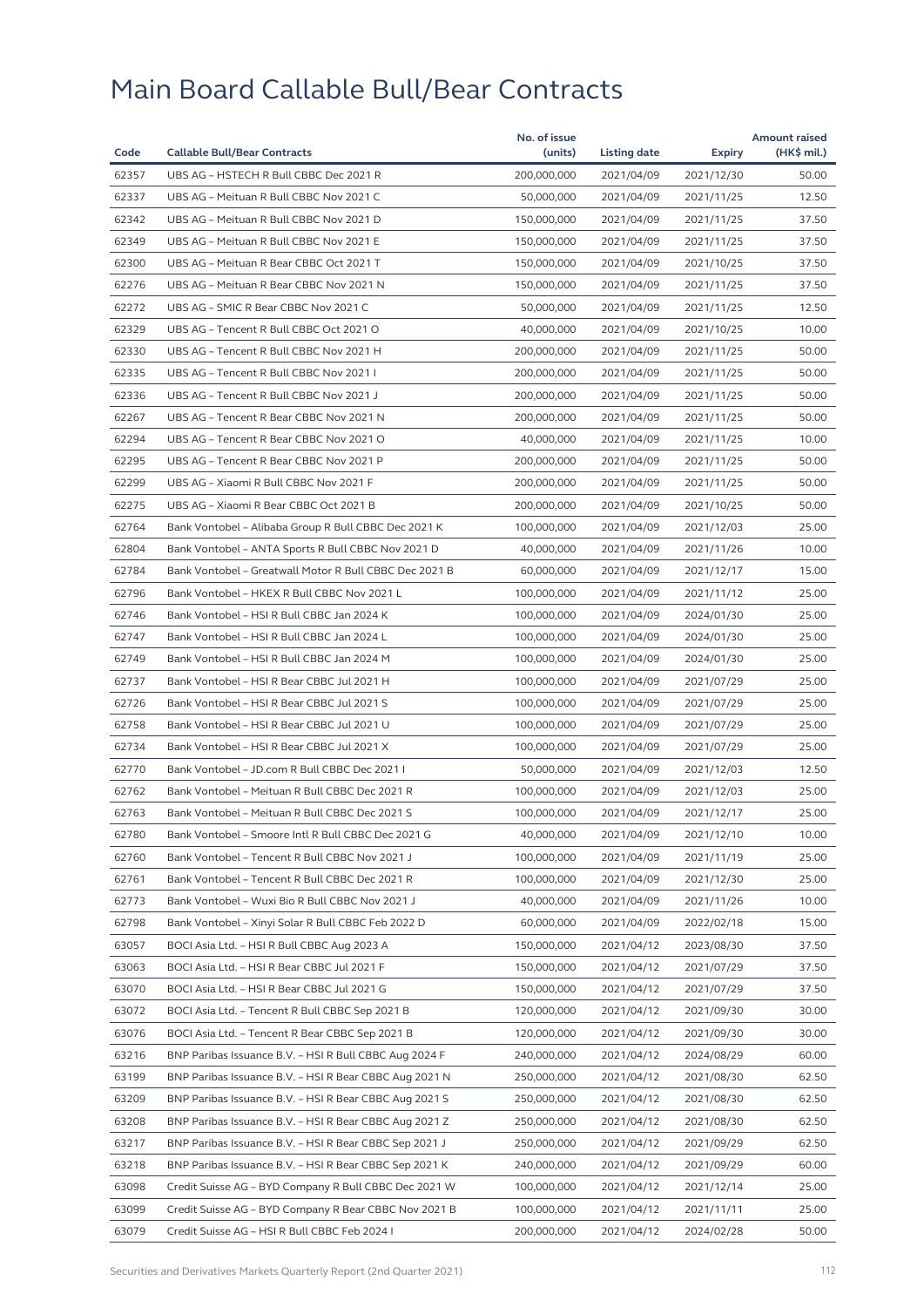# Main Board Callable Bull/Bear Contracts

| Code | Callable Bull/Bear Contracts | No. of issue (units) | Listing date | Expiry | Amount raised (HK$ mil.) |
|---|---|---|---|---|---|
| 62357 | UBS AG – HSTECH R Bull CBBC Dec 2021 R | 200,000,000 | 2021/04/09 | 2021/12/30 | 50.00 |
| 62337 | UBS AG – Meituan R Bull CBBC Nov 2021 C | 50,000,000 | 2021/04/09 | 2021/11/25 | 12.50 |
| 62342 | UBS AG – Meituan R Bull CBBC Nov 2021 D | 150,000,000 | 2021/04/09 | 2021/11/25 | 37.50 |
| 62349 | UBS AG – Meituan R Bull CBBC Nov 2021 E | 150,000,000 | 2021/04/09 | 2021/11/25 | 37.50 |
| 62300 | UBS AG – Meituan R Bear CBBC Oct 2021 T | 150,000,000 | 2021/04/09 | 2021/10/25 | 37.50 |
| 62276 | UBS AG – Meituan R Bear CBBC Nov 2021 N | 150,000,000 | 2021/04/09 | 2021/11/25 | 37.50 |
| 62272 | UBS AG – SMIC R Bear CBBC Nov 2021 C | 50,000,000 | 2021/04/09 | 2021/11/25 | 12.50 |
| 62329 | UBS AG – Tencent R Bull CBBC Oct 2021 O | 40,000,000 | 2021/04/09 | 2021/10/25 | 10.00 |
| 62330 | UBS AG – Tencent R Bull CBBC Nov 2021 H | 200,000,000 | 2021/04/09 | 2021/11/25 | 50.00 |
| 62335 | UBS AG – Tencent R Bull CBBC Nov 2021 I | 200,000,000 | 2021/04/09 | 2021/11/25 | 50.00 |
| 62336 | UBS AG – Tencent R Bull CBBC Nov 2021 J | 200,000,000 | 2021/04/09 | 2021/11/25 | 50.00 |
| 62267 | UBS AG – Tencent R Bear CBBC Nov 2021 N | 200,000,000 | 2021/04/09 | 2021/11/25 | 50.00 |
| 62294 | UBS AG – Tencent R Bear CBBC Nov 2021 O | 40,000,000 | 2021/04/09 | 2021/11/25 | 10.00 |
| 62295 | UBS AG – Tencent R Bear CBBC Nov 2021 P | 200,000,000 | 2021/04/09 | 2021/11/25 | 50.00 |
| 62299 | UBS AG – Xiaomi R Bull CBBC Nov 2021 F | 200,000,000 | 2021/04/09 | 2021/11/25 | 50.00 |
| 62275 | UBS AG – Xiaomi R Bear CBBC Oct 2021 B | 200,000,000 | 2021/04/09 | 2021/10/25 | 50.00 |
| 62764 | Bank Vontobel – Alibaba Group R Bull CBBC Dec 2021 K | 100,000,000 | 2021/04/09 | 2021/12/03 | 25.00 |
| 62804 | Bank Vontobel – ANTA Sports R Bull CBBC Nov 2021 D | 40,000,000 | 2021/04/09 | 2021/11/26 | 10.00 |
| 62784 | Bank Vontobel – Greatwall Motor R Bull CBBC Dec 2021 B | 60,000,000 | 2021/04/09 | 2021/12/17 | 15.00 |
| 62796 | Bank Vontobel – HKEX R Bull CBBC Nov 2021 L | 100,000,000 | 2021/04/09 | 2021/11/12 | 25.00 |
| 62746 | Bank Vontobel – HSI R Bull CBBC Jan 2024 K | 100,000,000 | 2021/04/09 | 2024/01/30 | 25.00 |
| 62747 | Bank Vontobel – HSI R Bull CBBC Jan 2024 L | 100,000,000 | 2021/04/09 | 2024/01/30 | 25.00 |
| 62749 | Bank Vontobel – HSI R Bull CBBC Jan 2024 M | 100,000,000 | 2021/04/09 | 2024/01/30 | 25.00 |
| 62737 | Bank Vontobel – HSI R Bear CBBC Jul 2021 H | 100,000,000 | 2021/04/09 | 2021/07/29 | 25.00 |
| 62726 | Bank Vontobel – HSI R Bear CBBC Jul 2021 S | 100,000,000 | 2021/04/09 | 2021/07/29 | 25.00 |
| 62758 | Bank Vontobel – HSI R Bear CBBC Jul 2021 U | 100,000,000 | 2021/04/09 | 2021/07/29 | 25.00 |
| 62734 | Bank Vontobel – HSI R Bear CBBC Jul 2021 X | 100,000,000 | 2021/04/09 | 2021/07/29 | 25.00 |
| 62770 | Bank Vontobel – JD.com R Bull CBBC Dec 2021 I | 50,000,000 | 2021/04/09 | 2021/12/03 | 12.50 |
| 62762 | Bank Vontobel – Meituan R Bull CBBC Dec 2021 R | 100,000,000 | 2021/04/09 | 2021/12/03 | 25.00 |
| 62763 | Bank Vontobel – Meituan R Bull CBBC Dec 2021 S | 100,000,000 | 2021/04/09 | 2021/12/17 | 25.00 |
| 62780 | Bank Vontobel – Smoore Intl R Bull CBBC Dec 2021 G | 40,000,000 | 2021/04/09 | 2021/12/10 | 10.00 |
| 62760 | Bank Vontobel – Tencent R Bull CBBC Nov 2021 J | 100,000,000 | 2021/04/09 | 2021/11/19 | 25.00 |
| 62761 | Bank Vontobel – Tencent R Bull CBBC Dec 2021 R | 100,000,000 | 2021/04/09 | 2021/12/30 | 25.00 |
| 62773 | Bank Vontobel – Wuxi Bio R Bull CBBC Nov 2021 J | 40,000,000 | 2021/04/09 | 2021/11/26 | 10.00 |
| 62798 | Bank Vontobel – Xinyi Solar R Bull CBBC Feb 2022 D | 60,000,000 | 2021/04/09 | 2022/02/18 | 15.00 |
| 63057 | BOCI Asia Ltd. – HSI R Bull CBBC Aug 2023 A | 150,000,000 | 2021/04/12 | 2023/08/30 | 37.50 |
| 63063 | BOCI Asia Ltd. – HSI R Bear CBBC Jul 2021 F | 150,000,000 | 2021/04/12 | 2021/07/29 | 37.50 |
| 63070 | BOCI Asia Ltd. – HSI R Bear CBBC Jul 2021 G | 150,000,000 | 2021/04/12 | 2021/07/29 | 37.50 |
| 63072 | BOCI Asia Ltd. – Tencent R Bull CBBC Sep 2021 B | 120,000,000 | 2021/04/12 | 2021/09/30 | 30.00 |
| 63076 | BOCI Asia Ltd. – Tencent R Bear CBBC Sep 2021 B | 120,000,000 | 2021/04/12 | 2021/09/30 | 30.00 |
| 63216 | BNP Paribas Issuance B.V. – HSI R Bull CBBC Aug 2024 F | 240,000,000 | 2021/04/12 | 2024/08/29 | 60.00 |
| 63199 | BNP Paribas Issuance B.V. – HSI R Bear CBBC Aug 2021 N | 250,000,000 | 2021/04/12 | 2021/08/30 | 62.50 |
| 63209 | BNP Paribas Issuance B.V. – HSI R Bear CBBC Aug 2021 S | 250,000,000 | 2021/04/12 | 2021/08/30 | 62.50 |
| 63208 | BNP Paribas Issuance B.V. – HSI R Bear CBBC Aug 2021 Z | 250,000,000 | 2021/04/12 | 2021/08/30 | 62.50 |
| 63217 | BNP Paribas Issuance B.V. – HSI R Bear CBBC Sep 2021 J | 250,000,000 | 2021/04/12 | 2021/09/29 | 62.50 |
| 63218 | BNP Paribas Issuance B.V. – HSI R Bear CBBC Sep 2021 K | 240,000,000 | 2021/04/12 | 2021/09/29 | 60.00 |
| 63098 | Credit Suisse AG – BYD Company R Bull CBBC Dec 2021 W | 100,000,000 | 2021/04/12 | 2021/12/14 | 25.00 |
| 63099 | Credit Suisse AG – BYD Company R Bear CBBC Nov 2021 B | 100,000,000 | 2021/04/12 | 2021/11/11 | 25.00 |
| 63079 | Credit Suisse AG – HSI R Bull CBBC Feb 2024 I | 200,000,000 | 2021/04/12 | 2024/02/28 | 50.00 |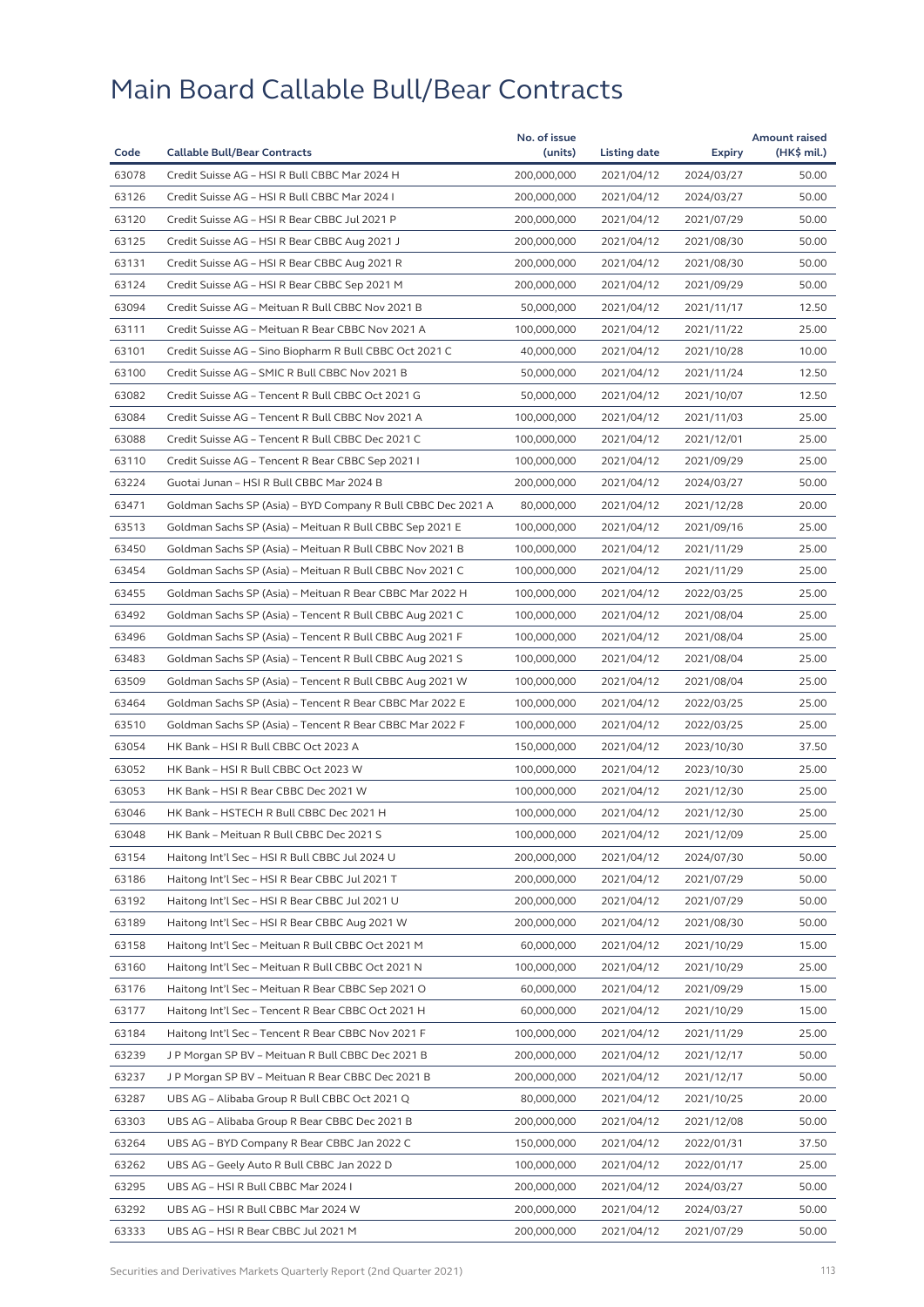# Main Board Callable Bull/Bear Contracts

| Code | Callable Bull/Bear Contracts | No. of issue (units) | Listing date | Expiry | Amount raised (HK$ mil.) |
|---|---|---|---|---|---|
| 63078 | Credit Suisse AG – HSI R Bull CBBC Mar 2024 H | 200,000,000 | 2021/04/12 | 2024/03/27 | 50.00 |
| 63126 | Credit Suisse AG – HSI R Bull CBBC Mar 2024 I | 200,000,000 | 2021/04/12 | 2024/03/27 | 50.00 |
| 63120 | Credit Suisse AG – HSI R Bear CBBC Jul 2021 P | 200,000,000 | 2021/04/12 | 2021/07/29 | 50.00 |
| 63125 | Credit Suisse AG – HSI R Bear CBBC Aug 2021 J | 200,000,000 | 2021/04/12 | 2021/08/30 | 50.00 |
| 63131 | Credit Suisse AG – HSI R Bear CBBC Aug 2021 R | 200,000,000 | 2021/04/12 | 2021/08/30 | 50.00 |
| 63124 | Credit Suisse AG – HSI R Bear CBBC Sep 2021 M | 200,000,000 | 2021/04/12 | 2021/09/29 | 50.00 |
| 63094 | Credit Suisse AG – Meituan R Bull CBBC Nov 2021 B | 50,000,000 | 2021/04/12 | 2021/11/17 | 12.50 |
| 63111 | Credit Suisse AG – Meituan R Bear CBBC Nov 2021 A | 100,000,000 | 2021/04/12 | 2021/11/22 | 25.00 |
| 63101 | Credit Suisse AG – Sino Biopharm R Bull CBBC Oct 2021 C | 40,000,000 | 2021/04/12 | 2021/10/28 | 10.00 |
| 63100 | Credit Suisse AG – SMIC R Bull CBBC Nov 2021 B | 50,000,000 | 2021/04/12 | 2021/11/24 | 12.50 |
| 63082 | Credit Suisse AG – Tencent R Bull CBBC Oct 2021 G | 50,000,000 | 2021/04/12 | 2021/10/07 | 12.50 |
| 63084 | Credit Suisse AG – Tencent R Bull CBBC Nov 2021 A | 100,000,000 | 2021/04/12 | 2021/11/03 | 25.00 |
| 63088 | Credit Suisse AG – Tencent R Bull CBBC Dec 2021 C | 100,000,000 | 2021/04/12 | 2021/12/01 | 25.00 |
| 63110 | Credit Suisse AG – Tencent R Bear CBBC Sep 2021 I | 100,000,000 | 2021/04/12 | 2021/09/29 | 25.00 |
| 63224 | Guotai Junan – HSI R Bull CBBC Mar 2024 B | 200,000,000 | 2021/04/12 | 2024/03/27 | 50.00 |
| 63471 | Goldman Sachs SP (Asia) – BYD Company R Bull CBBC Dec 2021 A | 80,000,000 | 2021/04/12 | 2021/12/28 | 20.00 |
| 63513 | Goldman Sachs SP (Asia) – Meituan R Bull CBBC Sep 2021 E | 100,000,000 | 2021/04/12 | 2021/09/16 | 25.00 |
| 63450 | Goldman Sachs SP (Asia) – Meituan R Bull CBBC Nov 2021 B | 100,000,000 | 2021/04/12 | 2021/11/29 | 25.00 |
| 63454 | Goldman Sachs SP (Asia) – Meituan R Bull CBBC Nov 2021 C | 100,000,000 | 2021/04/12 | 2021/11/29 | 25.00 |
| 63455 | Goldman Sachs SP (Asia) – Meituan R Bear CBBC Mar 2022 H | 100,000,000 | 2021/04/12 | 2022/03/25 | 25.00 |
| 63492 | Goldman Sachs SP (Asia) – Tencent R Bull CBBC Aug 2021 C | 100,000,000 | 2021/04/12 | 2021/08/04 | 25.00 |
| 63496 | Goldman Sachs SP (Asia) – Tencent R Bull CBBC Aug 2021 F | 100,000,000 | 2021/04/12 | 2021/08/04 | 25.00 |
| 63483 | Goldman Sachs SP (Asia) – Tencent R Bull CBBC Aug 2021 S | 100,000,000 | 2021/04/12 | 2021/08/04 | 25.00 |
| 63509 | Goldman Sachs SP (Asia) – Tencent R Bull CBBC Aug 2021 W | 100,000,000 | 2021/04/12 | 2021/08/04 | 25.00 |
| 63464 | Goldman Sachs SP (Asia) – Tencent R Bear CBBC Mar 2022 E | 100,000,000 | 2021/04/12 | 2022/03/25 | 25.00 |
| 63510 | Goldman Sachs SP (Asia) – Tencent R Bear CBBC Mar 2022 F | 100,000,000 | 2021/04/12 | 2022/03/25 | 25.00 |
| 63054 | HK Bank – HSI R Bull CBBC Oct 2023 A | 150,000,000 | 2021/04/12 | 2023/10/30 | 37.50 |
| 63052 | HK Bank – HSI R Bull CBBC Oct 2023 W | 100,000,000 | 2021/04/12 | 2023/10/30 | 25.00 |
| 63053 | HK Bank – HSI R Bear CBBC Dec 2021 W | 100,000,000 | 2021/04/12 | 2021/12/30 | 25.00 |
| 63046 | HK Bank – HSTECH R Bull CBBC Dec 2021 H | 100,000,000 | 2021/04/12 | 2021/12/30 | 25.00 |
| 63048 | HK Bank – Meituan R Bull CBBC Dec 2021 S | 100,000,000 | 2021/04/12 | 2021/12/09 | 25.00 |
| 63154 | Haitong Int'l Sec – HSI R Bull CBBC Jul 2024 U | 200,000,000 | 2021/04/12 | 2024/07/30 | 50.00 |
| 63186 | Haitong Int'l Sec – HSI R Bear CBBC Jul 2021 T | 200,000,000 | 2021/04/12 | 2021/07/29 | 50.00 |
| 63192 | Haitong Int'l Sec – HSI R Bear CBBC Jul 2021 U | 200,000,000 | 2021/04/12 | 2021/07/29 | 50.00 |
| 63189 | Haitong Int'l Sec – HSI R Bear CBBC Aug 2021 W | 200,000,000 | 2021/04/12 | 2021/08/30 | 50.00 |
| 63158 | Haitong Int'l Sec – Meituan R Bull CBBC Oct 2021 M | 60,000,000 | 2021/04/12 | 2021/10/29 | 15.00 |
| 63160 | Haitong Int'l Sec – Meituan R Bull CBBC Oct 2021 N | 100,000,000 | 2021/04/12 | 2021/10/29 | 25.00 |
| 63176 | Haitong Int'l Sec – Meituan R Bear CBBC Sep 2021 O | 60,000,000 | 2021/04/12 | 2021/09/29 | 15.00 |
| 63177 | Haitong Int'l Sec – Tencent R Bear CBBC Oct 2021 H | 60,000,000 | 2021/04/12 | 2021/10/29 | 15.00 |
| 63184 | Haitong Int'l Sec – Tencent R Bear CBBC Nov 2021 F | 100,000,000 | 2021/04/12 | 2021/11/29 | 25.00 |
| 63239 | J P Morgan SP BV – Meituan R Bull CBBC Dec 2021 B | 200,000,000 | 2021/04/12 | 2021/12/17 | 50.00 |
| 63237 | J P Morgan SP BV – Meituan R Bear CBBC Dec 2021 B | 200,000,000 | 2021/04/12 | 2021/12/17 | 50.00 |
| 63287 | UBS AG – Alibaba Group R Bull CBBC Oct 2021 Q | 80,000,000 | 2021/04/12 | 2021/10/25 | 20.00 |
| 63303 | UBS AG – Alibaba Group R Bear CBBC Dec 2021 B | 200,000,000 | 2021/04/12 | 2021/12/08 | 50.00 |
| 63264 | UBS AG – BYD Company R Bear CBBC Jan 2022 C | 150,000,000 | 2021/04/12 | 2022/01/31 | 37.50 |
| 63262 | UBS AG – Geely Auto R Bull CBBC Jan 2022 D | 100,000,000 | 2021/04/12 | 2022/01/17 | 25.00 |
| 63295 | UBS AG – HSI R Bull CBBC Mar 2024 I | 200,000,000 | 2021/04/12 | 2024/03/27 | 50.00 |
| 63292 | UBS AG – HSI R Bull CBBC Mar 2024 W | 200,000,000 | 2021/04/12 | 2024/03/27 | 50.00 |
| 63333 | UBS AG – HSI R Bear CBBC Jul 2021 M | 200,000,000 | 2021/04/12 | 2021/07/29 | 50.00 |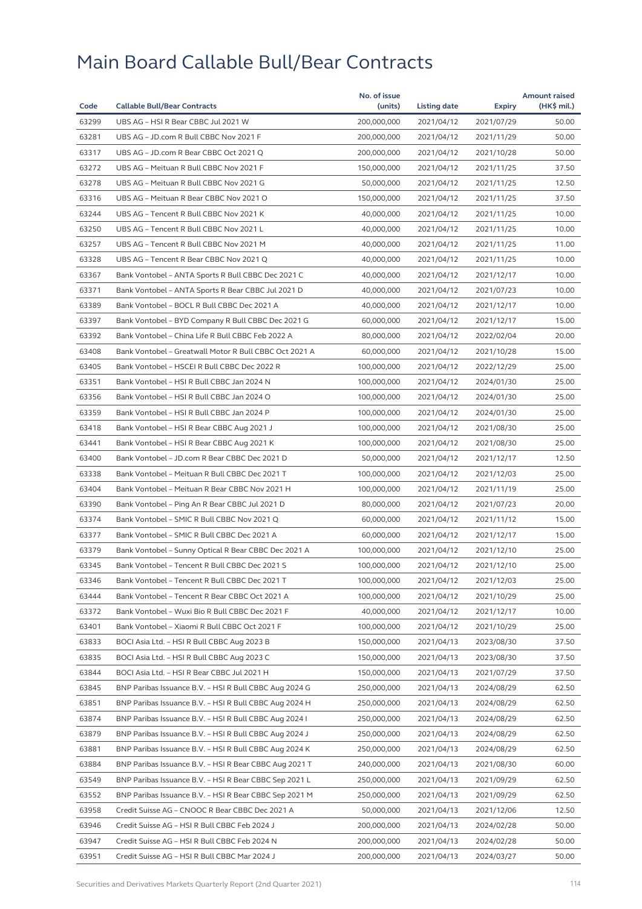# Main Board Callable Bull/Bear Contracts

| Code | Callable Bull/Bear Contracts | No. of issue (units) | Listing date | Expiry | Amount raised (HK$ mil.) |
|---|---|---|---|---|---|
| 63299 | UBS AG – HSI R Bear CBBC Jul 2021 W | 200,000,000 | 2021/04/12 | 2021/07/29 | 50.00 |
| 63281 | UBS AG – JD.com R Bull CBBC Nov 2021 F | 200,000,000 | 2021/04/12 | 2021/11/29 | 50.00 |
| 63317 | UBS AG – JD.com R Bear CBBC Oct 2021 Q | 200,000,000 | 2021/04/12 | 2021/10/28 | 50.00 |
| 63272 | UBS AG – Meituan R Bull CBBC Nov 2021 F | 150,000,000 | 2021/04/12 | 2021/11/25 | 37.50 |
| 63278 | UBS AG – Meituan R Bull CBBC Nov 2021 G | 50,000,000 | 2021/04/12 | 2021/11/25 | 12.50 |
| 63316 | UBS AG – Meituan R Bear CBBC Nov 2021 O | 150,000,000 | 2021/04/12 | 2021/11/25 | 37.50 |
| 63244 | UBS AG – Tencent R Bull CBBC Nov 2021 K | 40,000,000 | 2021/04/12 | 2021/11/25 | 10.00 |
| 63250 | UBS AG – Tencent R Bull CBBC Nov 2021 L | 40,000,000 | 2021/04/12 | 2021/11/25 | 10.00 |
| 63257 | UBS AG – Tencent R Bull CBBC Nov 2021 M | 40,000,000 | 2021/04/12 | 2021/11/25 | 11.00 |
| 63328 | UBS AG – Tencent R Bear CBBC Nov 2021 Q | 40,000,000 | 2021/04/12 | 2021/11/25 | 10.00 |
| 63367 | Bank Vontobel – ANTA Sports R Bull CBBC Dec 2021 C | 40,000,000 | 2021/04/12 | 2021/12/17 | 10.00 |
| 63371 | Bank Vontobel – ANTA Sports R Bear CBBC Jul 2021 D | 40,000,000 | 2021/04/12 | 2021/07/23 | 10.00 |
| 63389 | Bank Vontobel – BOCL R Bull CBBC Dec 2021 A | 40,000,000 | 2021/04/12 | 2021/12/17 | 10.00 |
| 63397 | Bank Vontobel – BYD Company R Bull CBBC Dec 2021 G | 60,000,000 | 2021/04/12 | 2021/12/17 | 15.00 |
| 63392 | Bank Vontobel – China Life R Bull CBBC Feb 2022 A | 80,000,000 | 2021/04/12 | 2022/02/04 | 20.00 |
| 63408 | Bank Vontobel – Greatwall Motor R Bull CBBC Oct 2021 A | 60,000,000 | 2021/04/12 | 2021/10/28 | 15.00 |
| 63405 | Bank Vontobel – HSCEI R Bull CBBC Dec 2022 R | 100,000,000 | 2021/04/12 | 2022/12/29 | 25.00 |
| 63351 | Bank Vontobel – HSI R Bull CBBC Jan 2024 N | 100,000,000 | 2021/04/12 | 2024/01/30 | 25.00 |
| 63356 | Bank Vontobel – HSI R Bull CBBC Jan 2024 O | 100,000,000 | 2021/04/12 | 2024/01/30 | 25.00 |
| 63359 | Bank Vontobel – HSI R Bull CBBC Jan 2024 P | 100,000,000 | 2021/04/12 | 2024/01/30 | 25.00 |
| 63418 | Bank Vontobel – HSI R Bear CBBC Aug 2021 J | 100,000,000 | 2021/04/12 | 2021/08/30 | 25.00 |
| 63441 | Bank Vontobel – HSI R Bear CBBC Aug 2021 K | 100,000,000 | 2021/04/12 | 2021/08/30 | 25.00 |
| 63400 | Bank Vontobel – JD.com R Bear CBBC Dec 2021 D | 50,000,000 | 2021/04/12 | 2021/12/17 | 12.50 |
| 63338 | Bank Vontobel – Meituan R Bull CBBC Dec 2021 T | 100,000,000 | 2021/04/12 | 2021/12/03 | 25.00 |
| 63404 | Bank Vontobel – Meituan R Bear CBBC Nov 2021 H | 100,000,000 | 2021/04/12 | 2021/11/19 | 25.00 |
| 63390 | Bank Vontobel – Ping An R Bear CBBC Jul 2021 D | 80,000,000 | 2021/04/12 | 2021/07/23 | 20.00 |
| 63374 | Bank Vontobel – SMIC R Bull CBBC Nov 2021 Q | 60,000,000 | 2021/04/12 | 2021/11/12 | 15.00 |
| 63377 | Bank Vontobel – SMIC R Bull CBBC Dec 2021 A | 60,000,000 | 2021/04/12 | 2021/12/17 | 15.00 |
| 63379 | Bank Vontobel – Sunny Optical R Bear CBBC Dec 2021 A | 100,000,000 | 2021/04/12 | 2021/12/10 | 25.00 |
| 63345 | Bank Vontobel – Tencent R Bull CBBC Dec 2021 S | 100,000,000 | 2021/04/12 | 2021/12/10 | 25.00 |
| 63346 | Bank Vontobel – Tencent R Bull CBBC Dec 2021 T | 100,000,000 | 2021/04/12 | 2021/12/03 | 25.00 |
| 63444 | Bank Vontobel – Tencent R Bear CBBC Oct 2021 A | 100,000,000 | 2021/04/12 | 2021/10/29 | 25.00 |
| 63372 | Bank Vontobel – Wuxi Bio R Bull CBBC Dec 2021 F | 40,000,000 | 2021/04/12 | 2021/12/17 | 10.00 |
| 63401 | Bank Vontobel – Xiaomi R Bull CBBC Oct 2021 F | 100,000,000 | 2021/04/12 | 2021/10/29 | 25.00 |
| 63833 | BOCI Asia Ltd. – HSI R Bull CBBC Aug 2023 B | 150,000,000 | 2021/04/13 | 2023/08/30 | 37.50 |
| 63835 | BOCI Asia Ltd. – HSI R Bull CBBC Aug 2023 C | 150,000,000 | 2021/04/13 | 2023/08/30 | 37.50 |
| 63844 | BOCI Asia Ltd. – HSI R Bear CBBC Jul 2021 H | 150,000,000 | 2021/04/13 | 2021/07/29 | 37.50 |
| 63845 | BNP Paribas Issuance B.V. – HSI R Bull CBBC Aug 2024 G | 250,000,000 | 2021/04/13 | 2024/08/29 | 62.50 |
| 63851 | BNP Paribas Issuance B.V. – HSI R Bull CBBC Aug 2024 H | 250,000,000 | 2021/04/13 | 2024/08/29 | 62.50 |
| 63874 | BNP Paribas Issuance B.V. – HSI R Bull CBBC Aug 2024 I | 250,000,000 | 2021/04/13 | 2024/08/29 | 62.50 |
| 63879 | BNP Paribas Issuance B.V. – HSI R Bull CBBC Aug 2024 J | 250,000,000 | 2021/04/13 | 2024/08/29 | 62.50 |
| 63881 | BNP Paribas Issuance B.V. – HSI R Bull CBBC Aug 2024 K | 250,000,000 | 2021/04/13 | 2024/08/29 | 62.50 |
| 63884 | BNP Paribas Issuance B.V. – HSI R Bear CBBC Aug 2021 T | 240,000,000 | 2021/04/13 | 2021/08/30 | 60.00 |
| 63549 | BNP Paribas Issuance B.V. – HSI R Bear CBBC Sep 2021 L | 250,000,000 | 2021/04/13 | 2021/09/29 | 62.50 |
| 63552 | BNP Paribas Issuance B.V. – HSI R Bear CBBC Sep 2021 M | 250,000,000 | 2021/04/13 | 2021/09/29 | 62.50 |
| 63958 | Credit Suisse AG – CNOOC R Bear CBBC Dec 2021 A | 50,000,000 | 2021/04/13 | 2021/12/06 | 12.50 |
| 63946 | Credit Suisse AG – HSI R Bull CBBC Feb 2024 J | 200,000,000 | 2021/04/13 | 2024/02/28 | 50.00 |
| 63947 | Credit Suisse AG – HSI R Bull CBBC Feb 2024 N | 200,000,000 | 2021/04/13 | 2024/02/28 | 50.00 |
| 63951 | Credit Suisse AG – HSI R Bull CBBC Mar 2024 J | 200,000,000 | 2021/04/13 | 2024/03/27 | 50.00 |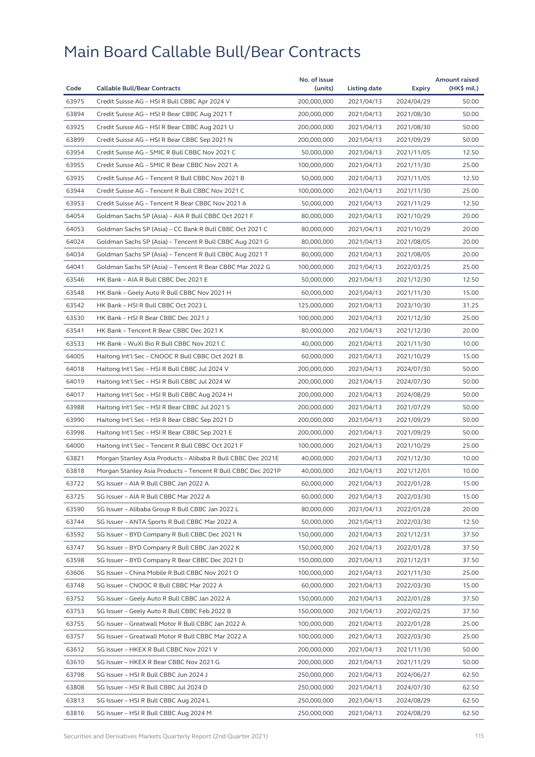# Main Board Callable Bull/Bear Contracts

| Code | Callable Bull/Bear Contracts | No. of issue (units) | Listing date | Expiry | Amount raised (HK$ mil.) |
|---|---|---|---|---|---|
| 63975 | Credit Suisse AG – HSI R Bull CBBC Apr 2024 V | 200,000,000 | 2021/04/13 | 2024/04/29 | 50.00 |
| 63894 | Credit Suisse AG – HSI R Bear CBBC Aug 2021 T | 200,000,000 | 2021/04/13 | 2021/08/30 | 50.00 |
| 63925 | Credit Suisse AG – HSI R Bear CBBC Aug 2021 U | 200,000,000 | 2021/04/13 | 2021/08/30 | 50.00 |
| 63899 | Credit Suisse AG – HSI R Bear CBBC Sep 2021 N | 200,000,000 | 2021/04/13 | 2021/09/29 | 50.00 |
| 63954 | Credit Suisse AG – SMIC R Bull CBBC Nov 2021 C | 50,000,000 | 2021/04/13 | 2021/11/05 | 12.50 |
| 63955 | Credit Suisse AG – SMIC R Bear CBBC Nov 2021 A | 100,000,000 | 2021/04/13 | 2021/11/30 | 25.00 |
| 63935 | Credit Suisse AG – Tencent R Bull CBBC Nov 2021 B | 50,000,000 | 2021/04/13 | 2021/11/05 | 12.50 |
| 63944 | Credit Suisse AG – Tencent R Bull CBBC Nov 2021 C | 100,000,000 | 2021/04/13 | 2021/11/30 | 25.00 |
| 63953 | Credit Suisse AG – Tencent R Bear CBBC Nov 2021 A | 50,000,000 | 2021/04/13 | 2021/11/29 | 12.50 |
| 64054 | Goldman Sachs SP (Asia) – AIA R Bull CBBC Oct 2021 F | 80,000,000 | 2021/04/13 | 2021/10/29 | 20.00 |
| 64053 | Goldman Sachs SP (Asia) – CC Bank R Bull CBBC Oct 2021 C | 80,000,000 | 2021/04/13 | 2021/10/29 | 20.00 |
| 64024 | Goldman Sachs SP (Asia) – Tencent R Bull CBBC Aug 2021 G | 80,000,000 | 2021/04/13 | 2021/08/05 | 20.00 |
| 64034 | Goldman Sachs SP (Asia) – Tencent R Bull CBBC Aug 2021 T | 80,000,000 | 2021/04/13 | 2021/08/05 | 20.00 |
| 64041 | Goldman Sachs SP (Asia) – Tencent R Bear CBBC Mar 2022 G | 100,000,000 | 2021/04/13 | 2022/03/25 | 25.00 |
| 63546 | HK Bank – AIA R Bull CBBC Dec 2021 E | 50,000,000 | 2021/04/13 | 2021/12/30 | 12.50 |
| 63548 | HK Bank – Geely Auto R Bull CBBC Nov 2021 H | 60,000,000 | 2021/04/13 | 2021/11/30 | 15.00 |
| 63542 | HK Bank – HSI R Bull CBBC Oct 2023 L | 125,000,000 | 2021/04/13 | 2023/10/30 | 31.25 |
| 63530 | HK Bank – HSI R Bear CBBC Dec 2021 J | 100,000,000 | 2021/04/13 | 2021/12/30 | 25.00 |
| 63541 | HK Bank – Tencent R Bear CBBC Dec 2021 K | 80,000,000 | 2021/04/13 | 2021/12/30 | 20.00 |
| 63533 | HK Bank – WuXi Bio R Bull CBBC Nov 2021 C | 40,000,000 | 2021/04/13 | 2021/11/30 | 10.00 |
| 64005 | Haitong Int'l Sec – CNOOC R Bull CBBC Oct 2021 B | 60,000,000 | 2021/04/13 | 2021/10/29 | 15.00 |
| 64018 | Haitong Int'l Sec – HSI R Bull CBBC Jul 2024 V | 200,000,000 | 2021/04/13 | 2024/07/30 | 50.00 |
| 64019 | Haitong Int'l Sec – HSI R Bull CBBC Jul 2024 W | 200,000,000 | 2021/04/13 | 2024/07/30 | 50.00 |
| 64017 | Haitong Int'l Sec – HSI R Bull CBBC Aug 2024 H | 200,000,000 | 2021/04/13 | 2024/08/29 | 50.00 |
| 63988 | Haitong Int'l Sec – HSI R Bear CBBC Jul 2021 S | 200,000,000 | 2021/04/13 | 2021/07/29 | 50.00 |
| 63990 | Haitong Int'l Sec – HSI R Bear CBBC Sep 2021 D | 200,000,000 | 2021/04/13 | 2021/09/29 | 50.00 |
| 63998 | Haitong Int'l Sec – HSI R Bear CBBC Sep 2021 E | 200,000,000 | 2021/04/13 | 2021/09/29 | 50.00 |
| 64000 | Haitong Int'l Sec – Tencent R Bull CBBC Oct 2021 F | 100,000,000 | 2021/04/13 | 2021/10/29 | 25.00 |
| 63821 | Morgan Stanley Asia Products – Alibaba R Bull CBBC Dec 2021E | 40,000,000 | 2021/04/13 | 2021/12/30 | 10.00 |
| 63818 | Morgan Stanley Asia Products – Tencent R Bull CBBC Dec 2021P | 40,000,000 | 2021/04/13 | 2021/12/01 | 10.00 |
| 63722 | SG Issuer – AIA R Bull CBBC Jan 2022 A | 60,000,000 | 2021/04/13 | 2022/01/28 | 15.00 |
| 63725 | SG Issuer – AIA R Bull CBBC Mar 2022 A | 60,000,000 | 2021/04/13 | 2022/03/30 | 15.00 |
| 63590 | SG Issuer – Alibaba Group R Bull CBBC Jan 2022 L | 80,000,000 | 2021/04/13 | 2022/01/28 | 20.00 |
| 63744 | SG Issuer – ANTA Sports R Bull CBBC Mar 2022 A | 50,000,000 | 2021/04/13 | 2022/03/30 | 12.50 |
| 63592 | SG Issuer – BYD Company R Bull CBBC Dec 2021 N | 150,000,000 | 2021/04/13 | 2021/12/31 | 37.50 |
| 63747 | SG Issuer – BYD Company R Bull CBBC Jan 2022 K | 150,000,000 | 2021/04/13 | 2022/01/28 | 37.50 |
| 63598 | SG Issuer – BYD Company R Bear CBBC Dec 2021 D | 150,000,000 | 2021/04/13 | 2021/12/31 | 37.50 |
| 63606 | SG Issuer – China Mobile R Bull CBBC Nov 2021 O | 100,000,000 | 2021/04/13 | 2021/11/30 | 25.00 |
| 63748 | SG Issuer – CNOOC R Bull CBBC Mar 2022 A | 60,000,000 | 2021/04/13 | 2022/03/30 | 15.00 |
| 63752 | SG Issuer – Geely Auto R Bull CBBC Jan 2022 A | 150,000,000 | 2021/04/13 | 2022/01/28 | 37.50 |
| 63753 | SG Issuer – Geely Auto R Bull CBBC Feb 2022 B | 150,000,000 | 2021/04/13 | 2022/02/25 | 37.50 |
| 63755 | SG Issuer – Greatwall Motor R Bull CBBC Jan 2022 A | 100,000,000 | 2021/04/13 | 2022/01/28 | 25.00 |
| 63757 | SG Issuer – Greatwall Motor R Bull CBBC Mar 2022 A | 100,000,000 | 2021/04/13 | 2022/03/30 | 25.00 |
| 63612 | SG Issuer – HKEX R Bull CBBC Nov 2021 V | 200,000,000 | 2021/04/13 | 2021/11/30 | 50.00 |
| 63610 | SG Issuer – HKEX R Bear CBBC Nov 2021 G | 200,000,000 | 2021/04/13 | 2021/11/29 | 50.00 |
| 63798 | SG Issuer – HSI R Bull CBBC Jun 2024 J | 250,000,000 | 2021/04/13 | 2024/06/27 | 62.50 |
| 63808 | SG Issuer – HSI R Bull CBBC Jul 2024 D | 250,000,000 | 2021/04/13 | 2024/07/30 | 62.50 |
| 63813 | SG Issuer – HSI R Bull CBBC Aug 2024 L | 250,000,000 | 2021/04/13 | 2024/08/29 | 62.50 |
| 63816 | SG Issuer – HSI R Bull CBBC Aug 2024 M | 250,000,000 | 2021/04/13 | 2024/08/29 | 62.50 |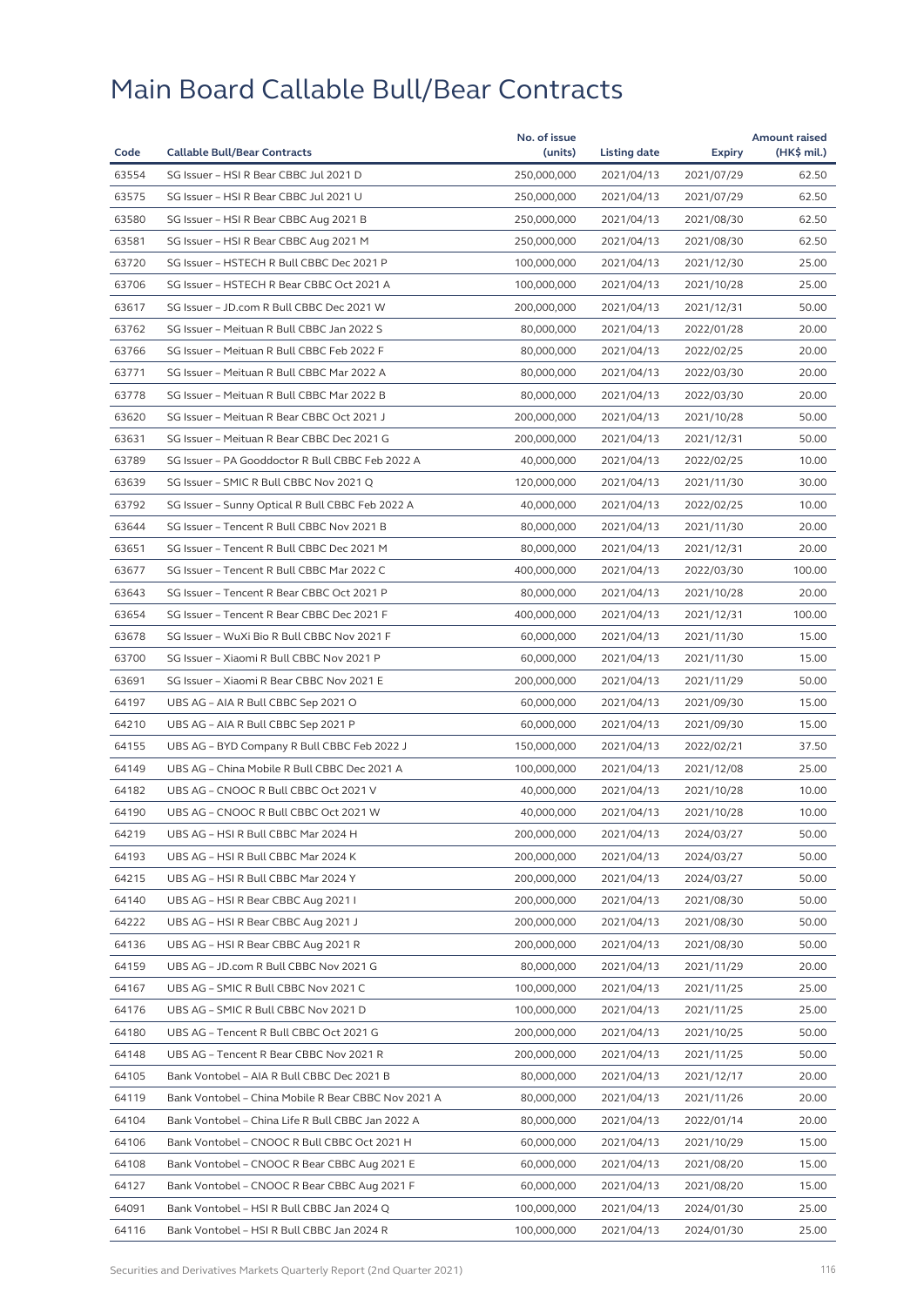# Main Board Callable Bull/Bear Contracts

| Code | Callable Bull/Bear Contracts | No. of issue (units) | Listing date | Expiry | Amount raised (HK$ mil.) |
|---|---|---|---|---|---|
| 63554 | SG Issuer – HSI R Bear CBBC Jul 2021 D | 250,000,000 | 2021/04/13 | 2021/07/29 | 62.50 |
| 63575 | SG Issuer – HSI R Bear CBBC Jul 2021 U | 250,000,000 | 2021/04/13 | 2021/07/29 | 62.50 |
| 63580 | SG Issuer – HSI R Bear CBBC Aug 2021 B | 250,000,000 | 2021/04/13 | 2021/08/30 | 62.50 |
| 63581 | SG Issuer – HSI R Bear CBBC Aug 2021 M | 250,000,000 | 2021/04/13 | 2021/08/30 | 62.50 |
| 63720 | SG Issuer – HSTECH R Bull CBBC Dec 2021 P | 100,000,000 | 2021/04/13 | 2021/12/30 | 25.00 |
| 63706 | SG Issuer – HSTECH R Bear CBBC Oct 2021 A | 100,000,000 | 2021/04/13 | 2021/10/28 | 25.00 |
| 63617 | SG Issuer – JD.com R Bull CBBC Dec 2021 W | 200,000,000 | 2021/04/13 | 2021/12/31 | 50.00 |
| 63762 | SG Issuer – Meituan R Bull CBBC Jan 2022 S | 80,000,000 | 2021/04/13 | 2022/01/28 | 20.00 |
| 63766 | SG Issuer – Meituan R Bull CBBC Feb 2022 F | 80,000,000 | 2021/04/13 | 2022/02/25 | 20.00 |
| 63771 | SG Issuer – Meituan R Bull CBBC Mar 2022 A | 80,000,000 | 2021/04/13 | 2022/03/30 | 20.00 |
| 63778 | SG Issuer – Meituan R Bull CBBC Mar 2022 B | 80,000,000 | 2021/04/13 | 2022/03/30 | 20.00 |
| 63620 | SG Issuer – Meituan R Bear CBBC Oct 2021 J | 200,000,000 | 2021/04/13 | 2021/10/28 | 50.00 |
| 63631 | SG Issuer – Meituan R Bear CBBC Dec 2021 G | 200,000,000 | 2021/04/13 | 2021/12/31 | 50.00 |
| 63789 | SG Issuer – PA Gooddoctor R Bull CBBC Feb 2022 A | 40,000,000 | 2021/04/13 | 2022/02/25 | 10.00 |
| 63639 | SG Issuer – SMIC R Bull CBBC Nov 2021 Q | 120,000,000 | 2021/04/13 | 2021/11/30 | 30.00 |
| 63792 | SG Issuer – Sunny Optical R Bull CBBC Feb 2022 A | 40,000,000 | 2021/04/13 | 2022/02/25 | 10.00 |
| 63644 | SG Issuer – Tencent R Bull CBBC Nov 2021 B | 80,000,000 | 2021/04/13 | 2021/11/30 | 20.00 |
| 63651 | SG Issuer – Tencent R Bull CBBC Dec 2021 M | 80,000,000 | 2021/04/13 | 2021/12/31 | 20.00 |
| 63677 | SG Issuer – Tencent R Bull CBBC Mar 2022 C | 400,000,000 | 2021/04/13 | 2022/03/30 | 100.00 |
| 63643 | SG Issuer – Tencent R Bear CBBC Oct 2021 P | 80,000,000 | 2021/04/13 | 2021/10/28 | 20.00 |
| 63654 | SG Issuer – Tencent R Bear CBBC Dec 2021 F | 400,000,000 | 2021/04/13 | 2021/12/31 | 100.00 |
| 63678 | SG Issuer – WuXi Bio R Bull CBBC Nov 2021 F | 60,000,000 | 2021/04/13 | 2021/11/30 | 15.00 |
| 63700 | SG Issuer – Xiaomi R Bull CBBC Nov 2021 P | 60,000,000 | 2021/04/13 | 2021/11/30 | 15.00 |
| 63691 | SG Issuer – Xiaomi R Bear CBBC Nov 2021 E | 200,000,000 | 2021/04/13 | 2021/11/29 | 50.00 |
| 64197 | UBS AG – AIA R Bull CBBC Sep 2021 O | 60,000,000 | 2021/04/13 | 2021/09/30 | 15.00 |
| 64210 | UBS AG – AIA R Bull CBBC Sep 2021 P | 60,000,000 | 2021/04/13 | 2021/09/30 | 15.00 |
| 64155 | UBS AG – BYD Company R Bull CBBC Feb 2022 J | 150,000,000 | 2021/04/13 | 2022/02/21 | 37.50 |
| 64149 | UBS AG – China Mobile R Bull CBBC Dec 2021 A | 100,000,000 | 2021/04/13 | 2021/12/08 | 25.00 |
| 64182 | UBS AG – CNOOC R Bull CBBC Oct 2021 V | 40,000,000 | 2021/04/13 | 2021/10/28 | 10.00 |
| 64190 | UBS AG – CNOOC R Bull CBBC Oct 2021 W | 40,000,000 | 2021/04/13 | 2021/10/28 | 10.00 |
| 64219 | UBS AG – HSI R Bull CBBC Mar 2024 H | 200,000,000 | 2021/04/13 | 2024/03/27 | 50.00 |
| 64193 | UBS AG – HSI R Bull CBBC Mar 2024 K | 200,000,000 | 2021/04/13 | 2024/03/27 | 50.00 |
| 64215 | UBS AG – HSI R Bull CBBC Mar 2024 Y | 200,000,000 | 2021/04/13 | 2024/03/27 | 50.00 |
| 64140 | UBS AG – HSI R Bear CBBC Aug 2021 I | 200,000,000 | 2021/04/13 | 2021/08/30 | 50.00 |
| 64222 | UBS AG – HSI R Bear CBBC Aug 2021 J | 200,000,000 | 2021/04/13 | 2021/08/30 | 50.00 |
| 64136 | UBS AG – HSI R Bear CBBC Aug 2021 R | 200,000,000 | 2021/04/13 | 2021/08/30 | 50.00 |
| 64159 | UBS AG – JD.com R Bull CBBC Nov 2021 G | 80,000,000 | 2021/04/13 | 2021/11/29 | 20.00 |
| 64167 | UBS AG – SMIC R Bull CBBC Nov 2021 C | 100,000,000 | 2021/04/13 | 2021/11/25 | 25.00 |
| 64176 | UBS AG – SMIC R Bull CBBC Nov 2021 D | 100,000,000 | 2021/04/13 | 2021/11/25 | 25.00 |
| 64180 | UBS AG – Tencent R Bull CBBC Oct 2021 G | 200,000,000 | 2021/04/13 | 2021/10/25 | 50.00 |
| 64148 | UBS AG – Tencent R Bear CBBC Nov 2021 R | 200,000,000 | 2021/04/13 | 2021/11/25 | 50.00 |
| 64105 | Bank Vontobel – AIA R Bull CBBC Dec 2021 B | 80,000,000 | 2021/04/13 | 2021/12/17 | 20.00 |
| 64119 | Bank Vontobel – China Mobile R Bear CBBC Nov 2021 A | 80,000,000 | 2021/04/13 | 2021/11/26 | 20.00 |
| 64104 | Bank Vontobel – China Life R Bull CBBC Jan 2022 A | 80,000,000 | 2021/04/13 | 2022/01/14 | 20.00 |
| 64106 | Bank Vontobel – CNOOC R Bull CBBC Oct 2021 H | 60,000,000 | 2021/04/13 | 2021/10/29 | 15.00 |
| 64108 | Bank Vontobel – CNOOC R Bear CBBC Aug 2021 E | 60,000,000 | 2021/04/13 | 2021/08/20 | 15.00 |
| 64127 | Bank Vontobel – CNOOC R Bear CBBC Aug 2021 F | 60,000,000 | 2021/04/13 | 2021/08/20 | 15.00 |
| 64091 | Bank Vontobel – HSI R Bull CBBC Jan 2024 Q | 100,000,000 | 2021/04/13 | 2024/01/30 | 25.00 |
| 64116 | Bank Vontobel – HSI R Bull CBBC Jan 2024 R | 100,000,000 | 2021/04/13 | 2024/01/30 | 25.00 |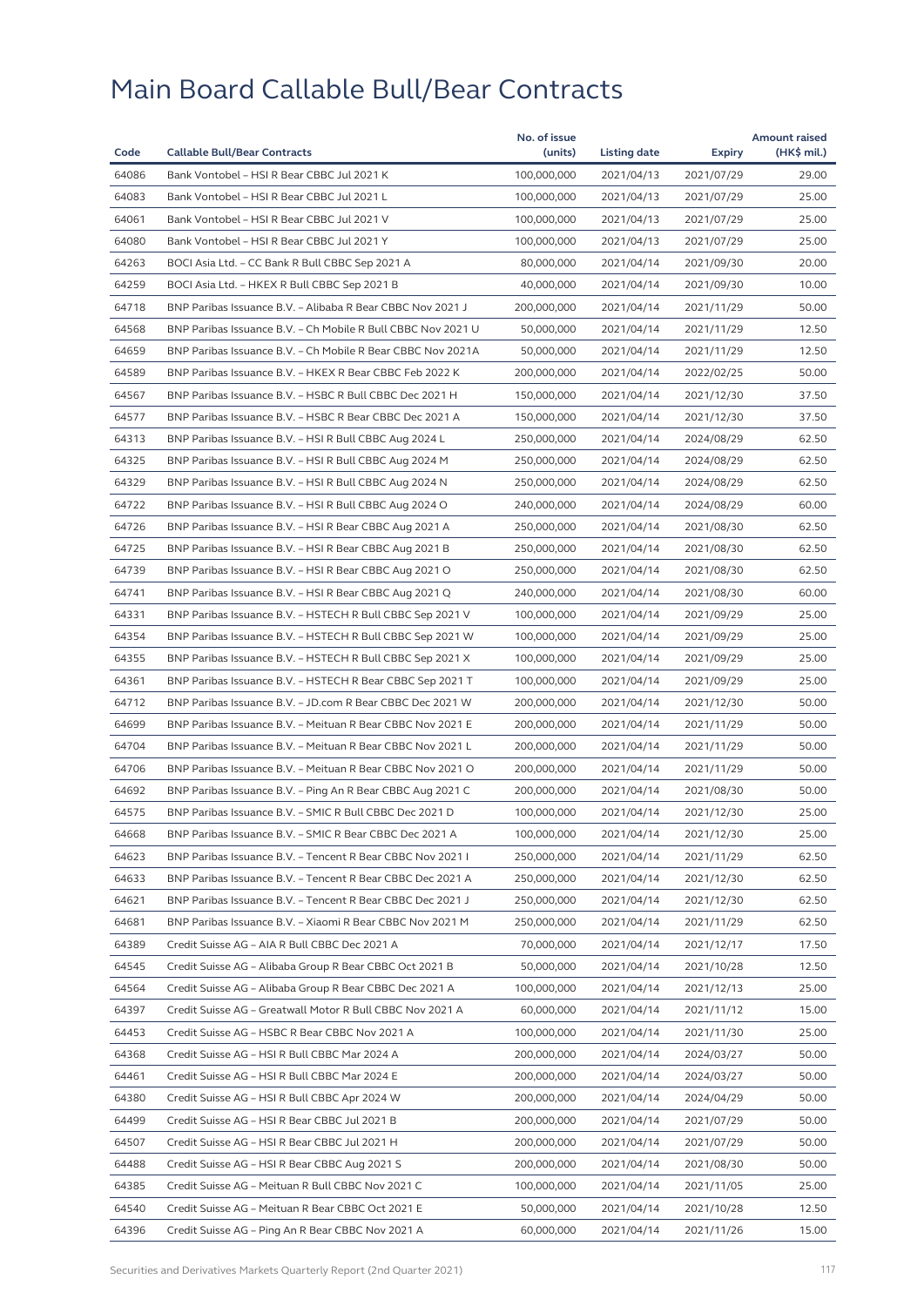# Main Board Callable Bull/Bear Contracts

| Code | Callable Bull/Bear Contracts | No. of issue (units) | Listing date | Expiry | Amount raised (HK$ mil.) |
|---|---|---|---|---|---|
| 64086 | Bank Vontobel – HSI R Bear CBBC Jul 2021 K | 100,000,000 | 2021/04/13 | 2021/07/29 | 29.00 |
| 64083 | Bank Vontobel – HSI R Bear CBBC Jul 2021 L | 100,000,000 | 2021/04/13 | 2021/07/29 | 25.00 |
| 64061 | Bank Vontobel – HSI R Bear CBBC Jul 2021 V | 100,000,000 | 2021/04/13 | 2021/07/29 | 25.00 |
| 64080 | Bank Vontobel – HSI R Bear CBBC Jul 2021 Y | 100,000,000 | 2021/04/13 | 2021/07/29 | 25.00 |
| 64263 | BOCI Asia Ltd. – CC Bank R Bull CBBC Sep 2021 A | 80,000,000 | 2021/04/14 | 2021/09/30 | 20.00 |
| 64259 | BOCI Asia Ltd. – HKEX R Bull CBBC Sep 2021 B | 40,000,000 | 2021/04/14 | 2021/09/30 | 10.00 |
| 64718 | BNP Paribas Issuance B.V. – Alibaba R Bear CBBC Nov 2021 J | 200,000,000 | 2021/04/14 | 2021/11/29 | 50.00 |
| 64568 | BNP Paribas Issuance B.V. – Ch Mobile R Bull CBBC Nov 2021 U | 50,000,000 | 2021/04/14 | 2021/11/29 | 12.50 |
| 64659 | BNP Paribas Issuance B.V. – Ch Mobile R Bear CBBC Nov 2021A | 50,000,000 | 2021/04/14 | 2021/11/29 | 12.50 |
| 64589 | BNP Paribas Issuance B.V. – HKEX R Bear CBBC Feb 2022 K | 200,000,000 | 2021/04/14 | 2022/02/25 | 50.00 |
| 64567 | BNP Paribas Issuance B.V. – HSBC R Bull CBBC Dec 2021 H | 150,000,000 | 2021/04/14 | 2021/12/30 | 37.50 |
| 64577 | BNP Paribas Issuance B.V. – HSBC R Bear CBBC Dec 2021 A | 150,000,000 | 2021/04/14 | 2021/12/30 | 37.50 |
| 64313 | BNP Paribas Issuance B.V. – HSI R Bull CBBC Aug 2024 L | 250,000,000 | 2021/04/14 | 2024/08/29 | 62.50 |
| 64325 | BNP Paribas Issuance B.V. – HSI R Bull CBBC Aug 2024 M | 250,000,000 | 2021/04/14 | 2024/08/29 | 62.50 |
| 64329 | BNP Paribas Issuance B.V. – HSI R Bull CBBC Aug 2024 N | 250,000,000 | 2021/04/14 | 2024/08/29 | 62.50 |
| 64722 | BNP Paribas Issuance B.V. – HSI R Bull CBBC Aug 2024 O | 240,000,000 | 2021/04/14 | 2024/08/29 | 60.00 |
| 64726 | BNP Paribas Issuance B.V. – HSI R Bear CBBC Aug 2021 A | 250,000,000 | 2021/04/14 | 2021/08/30 | 62.50 |
| 64725 | BNP Paribas Issuance B.V. – HSI R Bear CBBC Aug 2021 B | 250,000,000 | 2021/04/14 | 2021/08/30 | 62.50 |
| 64739 | BNP Paribas Issuance B.V. – HSI R Bear CBBC Aug 2021 O | 250,000,000 | 2021/04/14 | 2021/08/30 | 62.50 |
| 64741 | BNP Paribas Issuance B.V. – HSI R Bear CBBC Aug 2021 Q | 240,000,000 | 2021/04/14 | 2021/08/30 | 60.00 |
| 64331 | BNP Paribas Issuance B.V. – HSTECH R Bull CBBC Sep 2021 V | 100,000,000 | 2021/04/14 | 2021/09/29 | 25.00 |
| 64354 | BNP Paribas Issuance B.V. – HSTECH R Bull CBBC Sep 2021 W | 100,000,000 | 2021/04/14 | 2021/09/29 | 25.00 |
| 64355 | BNP Paribas Issuance B.V. – HSTECH R Bull CBBC Sep 2021 X | 100,000,000 | 2021/04/14 | 2021/09/29 | 25.00 |
| 64361 | BNP Paribas Issuance B.V. – HSTECH R Bear CBBC Sep 2021 T | 100,000,000 | 2021/04/14 | 2021/09/29 | 25.00 |
| 64712 | BNP Paribas Issuance B.V. – JD.com R Bear CBBC Dec 2021 W | 200,000,000 | 2021/04/14 | 2021/12/30 | 50.00 |
| 64699 | BNP Paribas Issuance B.V. – Meituan R Bear CBBC Nov 2021 E | 200,000,000 | 2021/04/14 | 2021/11/29 | 50.00 |
| 64704 | BNP Paribas Issuance B.V. – Meituan R Bear CBBC Nov 2021 L | 200,000,000 | 2021/04/14 | 2021/11/29 | 50.00 |
| 64706 | BNP Paribas Issuance B.V. – Meituan R Bear CBBC Nov 2021 O | 200,000,000 | 2021/04/14 | 2021/11/29 | 50.00 |
| 64692 | BNP Paribas Issuance B.V. – Ping An R Bear CBBC Aug 2021 C | 200,000,000 | 2021/04/14 | 2021/08/30 | 50.00 |
| 64575 | BNP Paribas Issuance B.V. – SMIC R Bull CBBC Dec 2021 D | 100,000,000 | 2021/04/14 | 2021/12/30 | 25.00 |
| 64668 | BNP Paribas Issuance B.V. – SMIC R Bear CBBC Dec 2021 A | 100,000,000 | 2021/04/14 | 2021/12/30 | 25.00 |
| 64623 | BNP Paribas Issuance B.V. – Tencent R Bear CBBC Nov 2021 I | 250,000,000 | 2021/04/14 | 2021/11/29 | 62.50 |
| 64633 | BNP Paribas Issuance B.V. – Tencent R Bear CBBC Dec 2021 A | 250,000,000 | 2021/04/14 | 2021/12/30 | 62.50 |
| 64621 | BNP Paribas Issuance B.V. – Tencent R Bear CBBC Dec 2021 J | 250,000,000 | 2021/04/14 | 2021/12/30 | 62.50 |
| 64681 | BNP Paribas Issuance B.V. – Xiaomi R Bear CBBC Nov 2021 M | 250,000,000 | 2021/04/14 | 2021/11/29 | 62.50 |
| 64389 | Credit Suisse AG – AIA R Bull CBBC Dec 2021 A | 70,000,000 | 2021/04/14 | 2021/12/17 | 17.50 |
| 64545 | Credit Suisse AG – Alibaba Group R Bear CBBC Oct 2021 B | 50,000,000 | 2021/04/14 | 2021/10/28 | 12.50 |
| 64564 | Credit Suisse AG – Alibaba Group R Bear CBBC Dec 2021 A | 100,000,000 | 2021/04/14 | 2021/12/13 | 25.00 |
| 64397 | Credit Suisse AG – Greatwall Motor R Bull CBBC Nov 2021 A | 60,000,000 | 2021/04/14 | 2021/11/12 | 15.00 |
| 64453 | Credit Suisse AG – HSBC R Bear CBBC Nov 2021 A | 100,000,000 | 2021/04/14 | 2021/11/30 | 25.00 |
| 64368 | Credit Suisse AG – HSI R Bull CBBC Mar 2024 A | 200,000,000 | 2021/04/14 | 2024/03/27 | 50.00 |
| 64461 | Credit Suisse AG – HSI R Bull CBBC Mar 2024 E | 200,000,000 | 2021/04/14 | 2024/03/27 | 50.00 |
| 64380 | Credit Suisse AG – HSI R Bull CBBC Apr 2024 W | 200,000,000 | 2021/04/14 | 2024/04/29 | 50.00 |
| 64499 | Credit Suisse AG – HSI R Bear CBBC Jul 2021 B | 200,000,000 | 2021/04/14 | 2021/07/29 | 50.00 |
| 64507 | Credit Suisse AG – HSI R Bear CBBC Jul 2021 H | 200,000,000 | 2021/04/14 | 2021/07/29 | 50.00 |
| 64488 | Credit Suisse AG – HSI R Bear CBBC Aug 2021 S | 200,000,000 | 2021/04/14 | 2021/08/30 | 50.00 |
| 64385 | Credit Suisse AG – Meituan R Bull CBBC Nov 2021 C | 100,000,000 | 2021/04/14 | 2021/11/05 | 25.00 |
| 64540 | Credit Suisse AG – Meituan R Bear CBBC Oct 2021 E | 50,000,000 | 2021/04/14 | 2021/10/28 | 12.50 |
| 64396 | Credit Suisse AG – Ping An R Bear CBBC Nov 2021 A | 60,000,000 | 2021/04/14 | 2021/11/26 | 15.00 |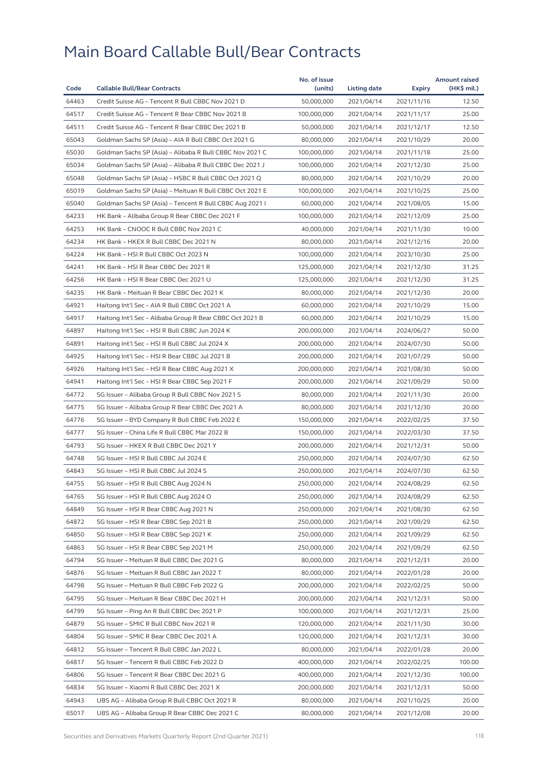# Main Board Callable Bull/Bear Contracts

| Code | Callable Bull/Bear Contracts | No. of issue (units) | Listing date | Expiry | Amount raised (HK$ mil.) |
|---|---|---|---|---|---|
| 64463 | Credit Suisse AG – Tencent R Bull CBBC Nov 2021 D | 50,000,000 | 2021/04/14 | 2021/11/16 | 12.50 |
| 64517 | Credit Suisse AG – Tencent R Bear CBBC Nov 2021 B | 100,000,000 | 2021/04/14 | 2021/11/17 | 25.00 |
| 64511 | Credit Suisse AG – Tencent R Bear CBBC Dec 2021 B | 50,000,000 | 2021/04/14 | 2021/12/17 | 12.50 |
| 65043 | Goldman Sachs SP (Asia) – AIA R Bull CBBC Oct 2021 G | 80,000,000 | 2021/04/14 | 2021/10/29 | 20.00 |
| 65030 | Goldman Sachs SP (Asia) – Alibaba R Bull CBBC Nov 2021 C | 100,000,000 | 2021/04/14 | 2021/11/18 | 25.00 |
| 65034 | Goldman Sachs SP (Asia) – Alibaba R Bull CBBC Dec 2021 J | 100,000,000 | 2021/04/14 | 2021/12/30 | 25.00 |
| 65048 | Goldman Sachs SP (Asia) – HSBC R Bull CBBC Oct 2021 Q | 80,000,000 | 2021/04/14 | 2021/10/29 | 20.00 |
| 65019 | Goldman Sachs SP (Asia) – Meituan R Bull CBBC Oct 2021 E | 100,000,000 | 2021/04/14 | 2021/10/25 | 25.00 |
| 65040 | Goldman Sachs SP (Asia) – Tencent R Bull CBBC Aug 2021 I | 60,000,000 | 2021/04/14 | 2021/08/05 | 15.00 |
| 64233 | HK Bank – Alibaba Group R Bear CBBC Dec 2021 F | 100,000,000 | 2021/04/14 | 2021/12/09 | 25.00 |
| 64253 | HK Bank – CNOOC R Bull CBBC Nov 2021 C | 40,000,000 | 2021/04/14 | 2021/11/30 | 10.00 |
| 64234 | HK Bank – HKEX R Bull CBBC Dec 2021 N | 80,000,000 | 2021/04/14 | 2021/12/16 | 20.00 |
| 64224 | HK Bank – HSI R Bull CBBC Oct 2023 N | 100,000,000 | 2021/04/14 | 2023/10/30 | 25.00 |
| 64241 | HK Bank – HSI R Bear CBBC Dec 2021 R | 125,000,000 | 2021/04/14 | 2021/12/30 | 31.25 |
| 64256 | HK Bank – HSI R Bear CBBC Dec 2021 U | 125,000,000 | 2021/04/14 | 2021/12/30 | 31.25 |
| 64235 | HK Bank – Meituan R Bear CBBC Dec 2021 K | 80,000,000 | 2021/04/14 | 2021/12/30 | 20.00 |
| 64921 | Haitong Int'l Sec – AIA R Bull CBBC Oct 2021 A | 60,000,000 | 2021/04/14 | 2021/10/29 | 15.00 |
| 64917 | Haitong Int'l Sec – Alibaba Group R Bear CBBC Oct 2021 B | 60,000,000 | 2021/04/14 | 2021/10/29 | 15.00 |
| 64897 | Haitong Int'l Sec – HSI R Bull CBBC Jun 2024 K | 200,000,000 | 2021/04/14 | 2024/06/27 | 50.00 |
| 64891 | Haitong Int'l Sec – HSI R Bull CBBC Jul 2024 X | 200,000,000 | 2021/04/14 | 2024/07/30 | 50.00 |
| 64925 | Haitong Int'l Sec – HSI R Bear CBBC Jul 2021 B | 200,000,000 | 2021/04/14 | 2021/07/29 | 50.00 |
| 64926 | Haitong Int'l Sec – HSI R Bear CBBC Aug 2021 X | 200,000,000 | 2021/04/14 | 2021/08/30 | 50.00 |
| 64941 | Haitong Int'l Sec – HSI R Bear CBBC Sep 2021 F | 200,000,000 | 2021/04/14 | 2021/09/29 | 50.00 |
| 64772 | SG Issuer – Alibaba Group R Bull CBBC Nov 2021 S | 80,000,000 | 2021/04/14 | 2021/11/30 | 20.00 |
| 64775 | SG Issuer – Alibaba Group R Bear CBBC Dec 2021 A | 80,000,000 | 2021/04/14 | 2021/12/30 | 20.00 |
| 64776 | SG Issuer – BYD Company R Bull CBBC Feb 2022 E | 150,000,000 | 2021/04/14 | 2022/02/25 | 37.50 |
| 64777 | SG Issuer – China Life R Bull CBBC Mar 2022 B | 150,000,000 | 2021/04/14 | 2022/03/30 | 37.50 |
| 64793 | SG Issuer – HKEX R Bull CBBC Dec 2021 Y | 200,000,000 | 2021/04/14 | 2021/12/31 | 50.00 |
| 64748 | SG Issuer – HSI R Bull CBBC Jul 2024 E | 250,000,000 | 2021/04/14 | 2024/07/30 | 62.50 |
| 64843 | SG Issuer – HSI R Bull CBBC Jul 2024 S | 250,000,000 | 2021/04/14 | 2024/07/30 | 62.50 |
| 64755 | SG Issuer – HSI R Bull CBBC Aug 2024 N | 250,000,000 | 2021/04/14 | 2024/08/29 | 62.50 |
| 64765 | SG Issuer – HSI R Bull CBBC Aug 2024 O | 250,000,000 | 2021/04/14 | 2024/08/29 | 62.50 |
| 64849 | SG Issuer – HSI R Bear CBBC Aug 2021 N | 250,000,000 | 2021/04/14 | 2021/08/30 | 62.50 |
| 64872 | SG Issuer – HSI R Bear CBBC Sep 2021 B | 250,000,000 | 2021/04/14 | 2021/09/29 | 62.50 |
| 64850 | SG Issuer – HSI R Bear CBBC Sep 2021 K | 250,000,000 | 2021/04/14 | 2021/09/29 | 62.50 |
| 64863 | SG Issuer – HSI R Bear CBBC Sep 2021 M | 250,000,000 | 2021/04/14 | 2021/09/29 | 62.50 |
| 64794 | SG Issuer – Meituan R Bull CBBC Dec 2021 G | 80,000,000 | 2021/04/14 | 2021/12/31 | 20.00 |
| 64876 | SG Issuer – Meituan R Bull CBBC Jan 2022 T | 80,000,000 | 2021/04/14 | 2022/01/28 | 20.00 |
| 64798 | SG Issuer – Meituan R Bull CBBC Feb 2022 G | 200,000,000 | 2021/04/14 | 2022/02/25 | 50.00 |
| 64795 | SG Issuer – Meituan R Bear CBBC Dec 2021 H | 200,000,000 | 2021/04/14 | 2021/12/31 | 50.00 |
| 64799 | SG Issuer – Ping An R Bull CBBC Dec 2021 P | 100,000,000 | 2021/04/14 | 2021/12/31 | 25.00 |
| 64879 | SG Issuer – SMIC R Bull CBBC Nov 2021 R | 120,000,000 | 2021/04/14 | 2021/11/30 | 30.00 |
| 64804 | SG Issuer – SMIC R Bear CBBC Dec 2021 A | 120,000,000 | 2021/04/14 | 2021/12/31 | 30.00 |
| 64812 | SG Issuer – Tencent R Bull CBBC Jan 2022 L | 80,000,000 | 2021/04/14 | 2022/01/28 | 20.00 |
| 64817 | SG Issuer – Tencent R Bull CBBC Feb 2022 D | 400,000,000 | 2021/04/14 | 2022/02/25 | 100.00 |
| 64806 | SG Issuer – Tencent R Bear CBBC Dec 2021 G | 400,000,000 | 2021/04/14 | 2021/12/30 | 100.00 |
| 64834 | SG Issuer – Xiaomi R Bull CBBC Dec 2021 X | 200,000,000 | 2021/04/14 | 2021/12/31 | 50.00 |
| 64943 | UBS AG – Alibaba Group R Bull CBBC Oct 2021 R | 80,000,000 | 2021/04/14 | 2021/10/25 | 20.00 |
| 65017 | UBS AG – Alibaba Group R Bear CBBC Dec 2021 C | 80,000,000 | 2021/04/14 | 2021/12/08 | 20.00 |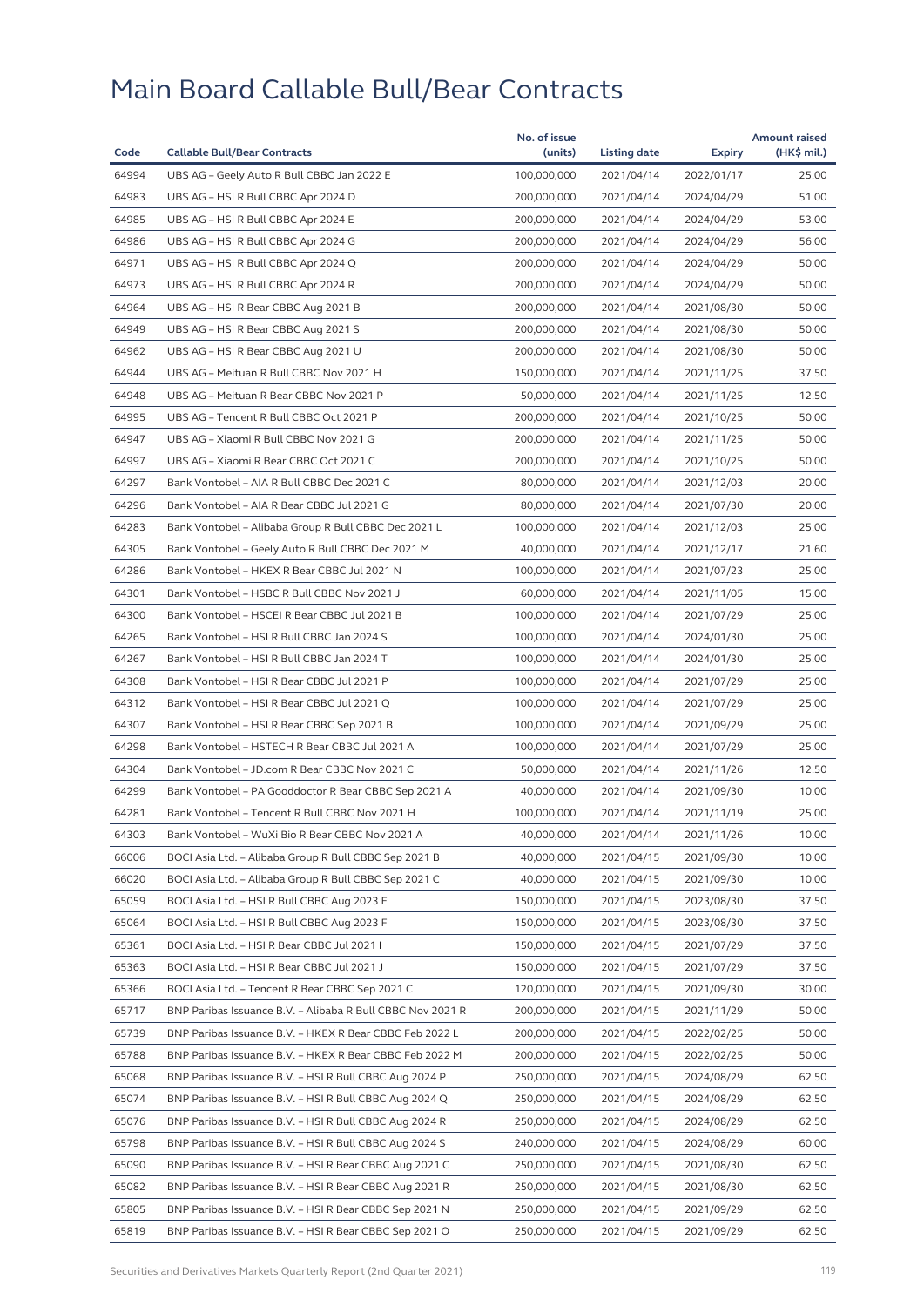# Main Board Callable Bull/Bear Contracts

| Code | Callable Bull/Bear Contracts | No. of issue (units) | Listing date | Expiry | Amount raised (HK$ mil.) |
|---|---|---|---|---|---|
| 64994 | UBS AG – Geely Auto R Bull CBBC Jan 2022 E | 100,000,000 | 2021/04/14 | 2022/01/17 | 25.00 |
| 64983 | UBS AG – HSI R Bull CBBC Apr 2024 D | 200,000,000 | 2021/04/14 | 2024/04/29 | 51.00 |
| 64985 | UBS AG – HSI R Bull CBBC Apr 2024 E | 200,000,000 | 2021/04/14 | 2024/04/29 | 53.00 |
| 64986 | UBS AG – HSI R Bull CBBC Apr 2024 G | 200,000,000 | 2021/04/14 | 2024/04/29 | 56.00 |
| 64971 | UBS AG – HSI R Bull CBBC Apr 2024 Q | 200,000,000 | 2021/04/14 | 2024/04/29 | 50.00 |
| 64973 | UBS AG – HSI R Bull CBBC Apr 2024 R | 200,000,000 | 2021/04/14 | 2024/04/29 | 50.00 |
| 64964 | UBS AG – HSI R Bear CBBC Aug 2021 B | 200,000,000 | 2021/04/14 | 2021/08/30 | 50.00 |
| 64949 | UBS AG – HSI R Bear CBBC Aug 2021 S | 200,000,000 | 2021/04/14 | 2021/08/30 | 50.00 |
| 64962 | UBS AG – HSI R Bear CBBC Aug 2021 U | 200,000,000 | 2021/04/14 | 2021/08/30 | 50.00 |
| 64944 | UBS AG – Meituan R Bull CBBC Nov 2021 H | 150,000,000 | 2021/04/14 | 2021/11/25 | 37.50 |
| 64948 | UBS AG – Meituan R Bear CBBC Nov 2021 P | 50,000,000 | 2021/04/14 | 2021/11/25 | 12.50 |
| 64995 | UBS AG – Tencent R Bull CBBC Oct 2021 P | 200,000,000 | 2021/04/14 | 2021/10/25 | 50.00 |
| 64947 | UBS AG – Xiaomi R Bull CBBC Nov 2021 G | 200,000,000 | 2021/04/14 | 2021/11/25 | 50.00 |
| 64997 | UBS AG – Xiaomi R Bear CBBC Oct 2021 C | 200,000,000 | 2021/04/14 | 2021/10/25 | 50.00 |
| 64297 | Bank Vontobel – AIA R Bull CBBC Dec 2021 C | 80,000,000 | 2021/04/14 | 2021/12/03 | 20.00 |
| 64296 | Bank Vontobel – AIA R Bear CBBC Jul 2021 G | 80,000,000 | 2021/04/14 | 2021/07/30 | 20.00 |
| 64283 | Bank Vontobel – Alibaba Group R Bull CBBC Dec 2021 L | 100,000,000 | 2021/04/14 | 2021/12/03 | 25.00 |
| 64305 | Bank Vontobel – Geely Auto R Bull CBBC Dec 2021 M | 40,000,000 | 2021/04/14 | 2021/12/17 | 21.60 |
| 64286 | Bank Vontobel – HKEX R Bear CBBC Jul 2021 N | 100,000,000 | 2021/04/14 | 2021/07/23 | 25.00 |
| 64301 | Bank Vontobel – HSBC R Bull CBBC Nov 2021 J | 60,000,000 | 2021/04/14 | 2021/11/05 | 15.00 |
| 64300 | Bank Vontobel – HSCEI R Bear CBBC Jul 2021 B | 100,000,000 | 2021/04/14 | 2021/07/29 | 25.00 |
| 64265 | Bank Vontobel – HSI R Bull CBBC Jan 2024 S | 100,000,000 | 2021/04/14 | 2024/01/30 | 25.00 |
| 64267 | Bank Vontobel – HSI R Bull CBBC Jan 2024 T | 100,000,000 | 2021/04/14 | 2024/01/30 | 25.00 |
| 64308 | Bank Vontobel – HSI R Bear CBBC Jul 2021 P | 100,000,000 | 2021/04/14 | 2021/07/29 | 25.00 |
| 64312 | Bank Vontobel – HSI R Bear CBBC Jul 2021 Q | 100,000,000 | 2021/04/14 | 2021/07/29 | 25.00 |
| 64307 | Bank Vontobel – HSI R Bear CBBC Sep 2021 B | 100,000,000 | 2021/04/14 | 2021/09/29 | 25.00 |
| 64298 | Bank Vontobel – HSTECH R Bear CBBC Jul 2021 A | 100,000,000 | 2021/04/14 | 2021/07/29 | 25.00 |
| 64304 | Bank Vontobel – JD.com R Bear CBBC Nov 2021 C | 50,000,000 | 2021/04/14 | 2021/11/26 | 12.50 |
| 64299 | Bank Vontobel – PA Gooddoctor R Bear CBBC Sep 2021 A | 40,000,000 | 2021/04/14 | 2021/09/30 | 10.00 |
| 64281 | Bank Vontobel – Tencent R Bull CBBC Nov 2021 H | 100,000,000 | 2021/04/14 | 2021/11/19 | 25.00 |
| 64303 | Bank Vontobel – WuXi Bio R Bear CBBC Nov 2021 A | 40,000,000 | 2021/04/14 | 2021/11/26 | 10.00 |
| 66006 | BOCI Asia Ltd. – Alibaba Group R Bull CBBC Sep 2021 B | 40,000,000 | 2021/04/15 | 2021/09/30 | 10.00 |
| 66020 | BOCI Asia Ltd. – Alibaba Group R Bull CBBC Sep 2021 C | 40,000,000 | 2021/04/15 | 2021/09/30 | 10.00 |
| 65059 | BOCI Asia Ltd. – HSI R Bull CBBC Aug 2023 E | 150,000,000 | 2021/04/15 | 2023/08/30 | 37.50 |
| 65064 | BOCI Asia Ltd. – HSI R Bull CBBC Aug 2023 F | 150,000,000 | 2021/04/15 | 2023/08/30 | 37.50 |
| 65361 | BOCI Asia Ltd. – HSI R Bear CBBC Jul 2021 I | 150,000,000 | 2021/04/15 | 2021/07/29 | 37.50 |
| 65363 | BOCI Asia Ltd. – HSI R Bear CBBC Jul 2021 J | 150,000,000 | 2021/04/15 | 2021/07/29 | 37.50 |
| 65366 | BOCI Asia Ltd. – Tencent R Bear CBBC Sep 2021 C | 120,000,000 | 2021/04/15 | 2021/09/30 | 30.00 |
| 65717 | BNP Paribas Issuance B.V. – Alibaba R Bull CBBC Nov 2021 R | 200,000,000 | 2021/04/15 | 2021/11/29 | 50.00 |
| 65739 | BNP Paribas Issuance B.V. – HKEX R Bear CBBC Feb 2022 L | 200,000,000 | 2021/04/15 | 2022/02/25 | 50.00 |
| 65788 | BNP Paribas Issuance B.V. – HKEX R Bear CBBC Feb 2022 M | 200,000,000 | 2021/04/15 | 2022/02/25 | 50.00 |
| 65068 | BNP Paribas Issuance B.V. – HSI R Bull CBBC Aug 2024 P | 250,000,000 | 2021/04/15 | 2024/08/29 | 62.50 |
| 65074 | BNP Paribas Issuance B.V. – HSI R Bull CBBC Aug 2024 Q | 250,000,000 | 2021/04/15 | 2024/08/29 | 62.50 |
| 65076 | BNP Paribas Issuance B.V. – HSI R Bull CBBC Aug 2024 R | 250,000,000 | 2021/04/15 | 2024/08/29 | 62.50 |
| 65798 | BNP Paribas Issuance B.V. – HSI R Bull CBBC Aug 2024 S | 240,000,000 | 2021/04/15 | 2024/08/29 | 60.00 |
| 65090 | BNP Paribas Issuance B.V. – HSI R Bear CBBC Aug 2021 C | 250,000,000 | 2021/04/15 | 2021/08/30 | 62.50 |
| 65082 | BNP Paribas Issuance B.V. – HSI R Bear CBBC Aug 2021 R | 250,000,000 | 2021/04/15 | 2021/08/30 | 62.50 |
| 65805 | BNP Paribas Issuance B.V. – HSI R Bear CBBC Sep 2021 N | 250,000,000 | 2021/04/15 | 2021/09/29 | 62.50 |
| 65819 | BNP Paribas Issuance B.V. – HSI R Bear CBBC Sep 2021 O | 250,000,000 | 2021/04/15 | 2021/09/29 | 62.50 |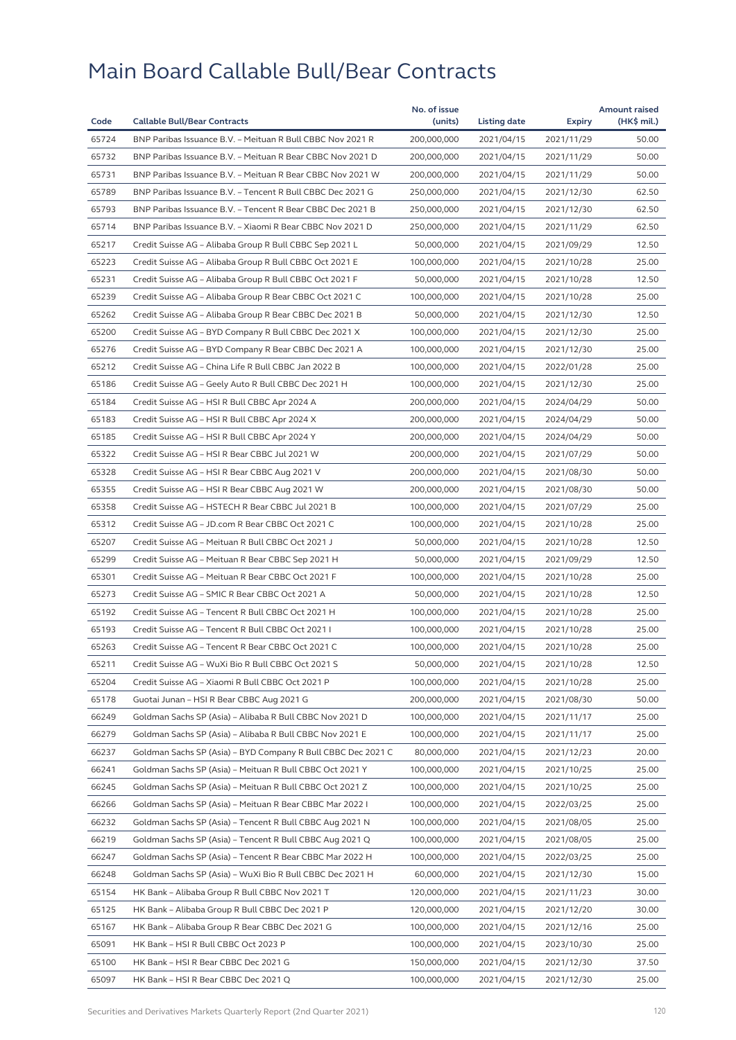# Main Board Callable Bull/Bear Contracts

| Code | Callable Bull/Bear Contracts | No. of issue (units) | Listing date | Expiry | Amount raised (HK$ mil.) |
|---|---|---|---|---|---|
| 65724 | BNP Paribas Issuance B.V. – Meituan R Bull CBBC Nov 2021 R | 200,000,000 | 2021/04/15 | 2021/11/29 | 50.00 |
| 65732 | BNP Paribas Issuance B.V. – Meituan R Bear CBBC Nov 2021 D | 200,000,000 | 2021/04/15 | 2021/11/29 | 50.00 |
| 65731 | BNP Paribas Issuance B.V. – Meituan R Bear CBBC Nov 2021 W | 200,000,000 | 2021/04/15 | 2021/11/29 | 50.00 |
| 65789 | BNP Paribas Issuance B.V. – Tencent R Bull CBBC Dec 2021 G | 250,000,000 | 2021/04/15 | 2021/12/30 | 62.50 |
| 65793 | BNP Paribas Issuance B.V. – Tencent R Bear CBBC Dec 2021 B | 250,000,000 | 2021/04/15 | 2021/12/30 | 62.50 |
| 65714 | BNP Paribas Issuance B.V. – Xiaomi R Bear CBBC Nov 2021 D | 250,000,000 | 2021/04/15 | 2021/11/29 | 62.50 |
| 65217 | Credit Suisse AG – Alibaba Group R Bull CBBC Sep 2021 L | 50,000,000 | 2021/04/15 | 2021/09/29 | 12.50 |
| 65223 | Credit Suisse AG – Alibaba Group R Bull CBBC Oct 2021 E | 100,000,000 | 2021/04/15 | 2021/10/28 | 25.00 |
| 65231 | Credit Suisse AG – Alibaba Group R Bull CBBC Oct 2021 F | 50,000,000 | 2021/04/15 | 2021/10/28 | 12.50 |
| 65239 | Credit Suisse AG – Alibaba Group R Bear CBBC Oct 2021 C | 100,000,000 | 2021/04/15 | 2021/10/28 | 25.00 |
| 65262 | Credit Suisse AG – Alibaba Group R Bear CBBC Dec 2021 B | 50,000,000 | 2021/04/15 | 2021/12/30 | 12.50 |
| 65200 | Credit Suisse AG – BYD Company R Bull CBBC Dec 2021 X | 100,000,000 | 2021/04/15 | 2021/12/30 | 25.00 |
| 65276 | Credit Suisse AG – BYD Company R Bear CBBC Dec 2021 A | 100,000,000 | 2021/04/15 | 2021/12/30 | 25.00 |
| 65212 | Credit Suisse AG – China Life R Bull CBBC Jan 2022 B | 100,000,000 | 2021/04/15 | 2022/01/28 | 25.00 |
| 65186 | Credit Suisse AG – Geely Auto R Bull CBBC Dec 2021 H | 100,000,000 | 2021/04/15 | 2021/12/30 | 25.00 |
| 65184 | Credit Suisse AG – HSI R Bull CBBC Apr 2024 A | 200,000,000 | 2021/04/15 | 2024/04/29 | 50.00 |
| 65183 | Credit Suisse AG – HSI R Bull CBBC Apr 2024 X | 200,000,000 | 2021/04/15 | 2024/04/29 | 50.00 |
| 65185 | Credit Suisse AG – HSI R Bull CBBC Apr 2024 Y | 200,000,000 | 2021/04/15 | 2024/04/29 | 50.00 |
| 65322 | Credit Suisse AG – HSI R Bear CBBC Jul 2021 W | 200,000,000 | 2021/04/15 | 2021/07/29 | 50.00 |
| 65328 | Credit Suisse AG – HSI R Bear CBBC Aug 2021 V | 200,000,000 | 2021/04/15 | 2021/08/30 | 50.00 |
| 65355 | Credit Suisse AG – HSI R Bear CBBC Aug 2021 W | 200,000,000 | 2021/04/15 | 2021/08/30 | 50.00 |
| 65358 | Credit Suisse AG – HSTECH R Bear CBBC Jul 2021 B | 100,000,000 | 2021/04/15 | 2021/07/29 | 25.00 |
| 65312 | Credit Suisse AG – JD.com R Bear CBBC Oct 2021 C | 100,000,000 | 2021/04/15 | 2021/10/28 | 25.00 |
| 65207 | Credit Suisse AG – Meituan R Bull CBBC Oct 2021 J | 50,000,000 | 2021/04/15 | 2021/10/28 | 12.50 |
| 65299 | Credit Suisse AG – Meituan R Bear CBBC Sep 2021 H | 50,000,000 | 2021/04/15 | 2021/09/29 | 12.50 |
| 65301 | Credit Suisse AG – Meituan R Bear CBBC Oct 2021 F | 100,000,000 | 2021/04/15 | 2021/10/28 | 25.00 |
| 65273 | Credit Suisse AG – SMIC R Bear CBBC Oct 2021 A | 50,000,000 | 2021/04/15 | 2021/10/28 | 12.50 |
| 65192 | Credit Suisse AG – Tencent R Bull CBBC Oct 2021 H | 100,000,000 | 2021/04/15 | 2021/10/28 | 25.00 |
| 65193 | Credit Suisse AG – Tencent R Bull CBBC Oct 2021 I | 100,000,000 | 2021/04/15 | 2021/10/28 | 25.00 |
| 65263 | Credit Suisse AG – Tencent R Bear CBBC Oct 2021 C | 100,000,000 | 2021/04/15 | 2021/10/28 | 25.00 |
| 65211 | Credit Suisse AG – WuXi Bio R Bull CBBC Oct 2021 S | 50,000,000 | 2021/04/15 | 2021/10/28 | 12.50 |
| 65204 | Credit Suisse AG – Xiaomi R Bull CBBC Oct 2021 P | 100,000,000 | 2021/04/15 | 2021/10/28 | 25.00 |
| 65178 | Guotai Junan – HSI R Bear CBBC Aug 2021 G | 200,000,000 | 2021/04/15 | 2021/08/30 | 50.00 |
| 66249 | Goldman Sachs SP (Asia) – Alibaba R Bull CBBC Nov 2021 D | 100,000,000 | 2021/04/15 | 2021/11/17 | 25.00 |
| 66279 | Goldman Sachs SP (Asia) – Alibaba R Bull CBBC Nov 2021 E | 100,000,000 | 2021/04/15 | 2021/11/17 | 25.00 |
| 66237 | Goldman Sachs SP (Asia) – BYD Company R Bull CBBC Dec 2021 C | 80,000,000 | 2021/04/15 | 2021/12/23 | 20.00 |
| 66241 | Goldman Sachs SP (Asia) – Meituan R Bull CBBC Oct 2021 Y | 100,000,000 | 2021/04/15 | 2021/10/25 | 25.00 |
| 66245 | Goldman Sachs SP (Asia) – Meituan R Bull CBBC Oct 2021 Z | 100,000,000 | 2021/04/15 | 2021/10/25 | 25.00 |
| 66266 | Goldman Sachs SP (Asia) – Meituan R Bear CBBC Mar 2022 I | 100,000,000 | 2021/04/15 | 2022/03/25 | 25.00 |
| 66232 | Goldman Sachs SP (Asia) – Tencent R Bull CBBC Aug 2021 N | 100,000,000 | 2021/04/15 | 2021/08/05 | 25.00 |
| 66219 | Goldman Sachs SP (Asia) – Tencent R Bull CBBC Aug 2021 Q | 100,000,000 | 2021/04/15 | 2021/08/05 | 25.00 |
| 66247 | Goldman Sachs SP (Asia) – Tencent R Bear CBBC Mar 2022 H | 100,000,000 | 2021/04/15 | 2022/03/25 | 25.00 |
| 66248 | Goldman Sachs SP (Asia) – WuXi Bio R Bull CBBC Dec 2021 H | 60,000,000 | 2021/04/15 | 2021/12/30 | 15.00 |
| 65154 | HK Bank – Alibaba Group R Bull CBBC Nov 2021 T | 120,000,000 | 2021/04/15 | 2021/11/23 | 30.00 |
| 65125 | HK Bank – Alibaba Group R Bull CBBC Dec 2021 P | 120,000,000 | 2021/04/15 | 2021/12/20 | 30.00 |
| 65167 | HK Bank – Alibaba Group R Bear CBBC Dec 2021 G | 100,000,000 | 2021/04/15 | 2021/12/16 | 25.00 |
| 65091 | HK Bank – HSI R Bull CBBC Oct 2023 P | 100,000,000 | 2021/04/15 | 2023/10/30 | 25.00 |
| 65100 | HK Bank – HSI R Bear CBBC Dec 2021 G | 150,000,000 | 2021/04/15 | 2021/12/30 | 37.50 |
| 65097 | HK Bank – HSI R Bear CBBC Dec 2021 Q | 100,000,000 | 2021/04/15 | 2021/12/30 | 25.00 |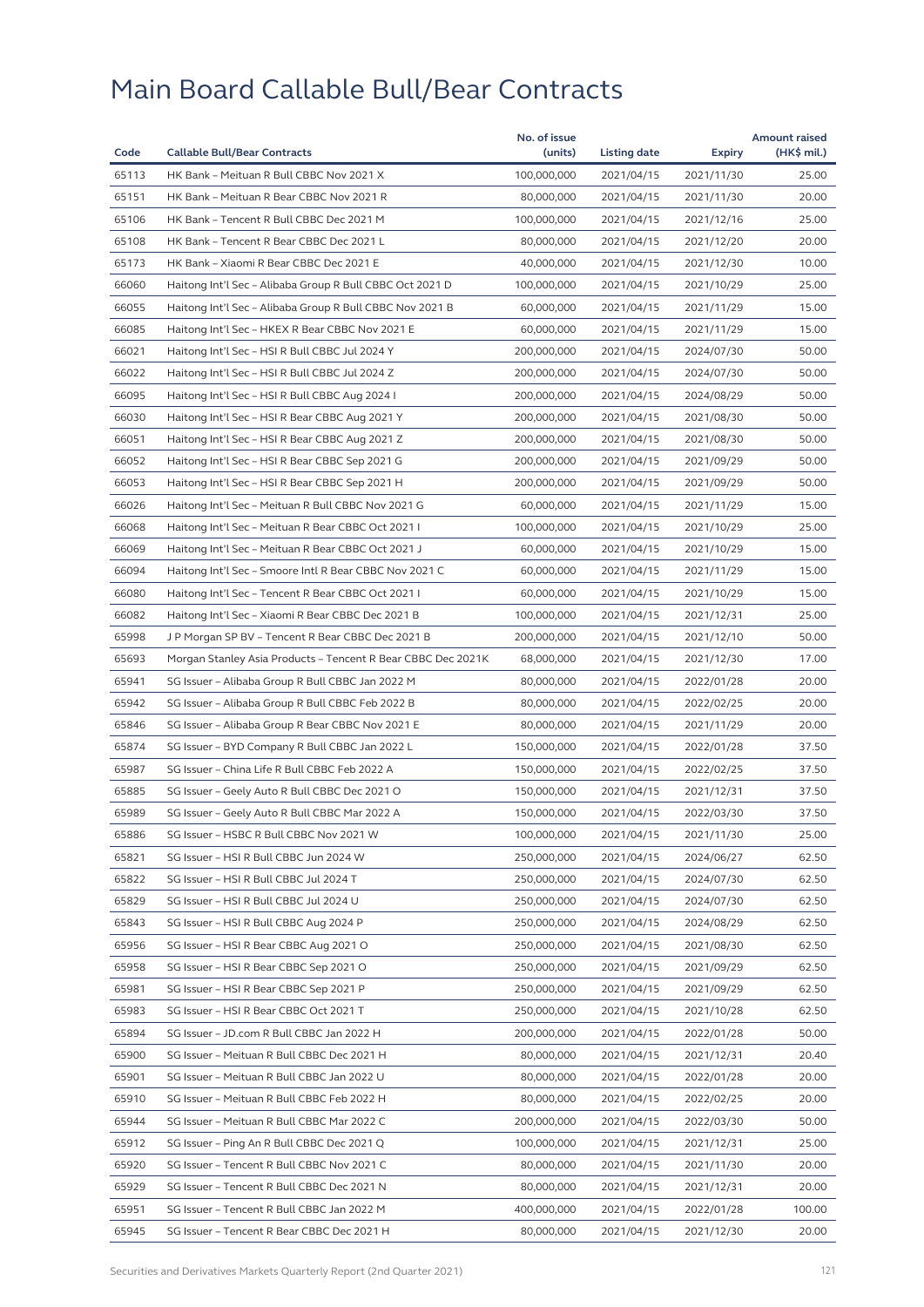# Main Board Callable Bull/Bear Contracts

| Code | Callable Bull/Bear Contracts | No. of issue (units) | Listing date | Expiry | Amount raised (HK$ mil.) |
|---|---|---|---|---|---|
| 65113 | HK Bank – Meituan R Bull CBBC Nov 2021 X | 100,000,000 | 2021/04/15 | 2021/11/30 | 25.00 |
| 65151 | HK Bank – Meituan R Bear CBBC Nov 2021 R | 80,000,000 | 2021/04/15 | 2021/11/30 | 20.00 |
| 65106 | HK Bank – Tencent R Bull CBBC Dec 2021 M | 100,000,000 | 2021/04/15 | 2021/12/16 | 25.00 |
| 65108 | HK Bank – Tencent R Bear CBBC Dec 2021 L | 80,000,000 | 2021/04/15 | 2021/12/20 | 20.00 |
| 65173 | HK Bank – Xiaomi R Bear CBBC Dec 2021 E | 40,000,000 | 2021/04/15 | 2021/12/30 | 10.00 |
| 66060 | Haitong Int'l Sec – Alibaba Group R Bull CBBC Oct 2021 D | 100,000,000 | 2021/04/15 | 2021/10/29 | 25.00 |
| 66055 | Haitong Int'l Sec – Alibaba Group R Bull CBBC Nov 2021 B | 60,000,000 | 2021/04/15 | 2021/11/29 | 15.00 |
| 66085 | Haitong Int'l Sec – HKEX R Bear CBBC Nov 2021 E | 60,000,000 | 2021/04/15 | 2021/11/29 | 15.00 |
| 66021 | Haitong Int'l Sec – HSI R Bull CBBC Jul 2024 Y | 200,000,000 | 2021/04/15 | 2024/07/30 | 50.00 |
| 66022 | Haitong Int'l Sec – HSI R Bull CBBC Jul 2024 Z | 200,000,000 | 2021/04/15 | 2024/07/30 | 50.00 |
| 66095 | Haitong Int'l Sec – HSI R Bull CBBC Aug 2024 I | 200,000,000 | 2021/04/15 | 2024/08/29 | 50.00 |
| 66030 | Haitong Int'l Sec – HSI R Bear CBBC Aug 2021 Y | 200,000,000 | 2021/04/15 | 2021/08/30 | 50.00 |
| 66051 | Haitong Int'l Sec – HSI R Bear CBBC Aug 2021 Z | 200,000,000 | 2021/04/15 | 2021/08/30 | 50.00 |
| 66052 | Haitong Int'l Sec – HSI R Bear CBBC Sep 2021 G | 200,000,000 | 2021/04/15 | 2021/09/29 | 50.00 |
| 66053 | Haitong Int'l Sec – HSI R Bear CBBC Sep 2021 H | 200,000,000 | 2021/04/15 | 2021/09/29 | 50.00 |
| 66026 | Haitong Int'l Sec – Meituan R Bull CBBC Nov 2021 G | 60,000,000 | 2021/04/15 | 2021/11/29 | 15.00 |
| 66068 | Haitong Int'l Sec – Meituan R Bear CBBC Oct 2021 I | 100,000,000 | 2021/04/15 | 2021/10/29 | 25.00 |
| 66069 | Haitong Int'l Sec – Meituan R Bear CBBC Oct 2021 J | 60,000,000 | 2021/04/15 | 2021/10/29 | 15.00 |
| 66094 | Haitong Int'l Sec – Smoore Intl R Bear CBBC Nov 2021 C | 60,000,000 | 2021/04/15 | 2021/11/29 | 15.00 |
| 66080 | Haitong Int'l Sec – Tencent R Bear CBBC Oct 2021 I | 60,000,000 | 2021/04/15 | 2021/10/29 | 15.00 |
| 66082 | Haitong Int'l Sec – Xiaomi R Bear CBBC Dec 2021 B | 100,000,000 | 2021/04/15 | 2021/12/31 | 25.00 |
| 65998 | J P Morgan SP BV – Tencent R Bear CBBC Dec 2021 B | 200,000,000 | 2021/04/15 | 2021/12/10 | 50.00 |
| 65693 | Morgan Stanley Asia Products – Tencent R Bear CBBC Dec 2021K | 68,000,000 | 2021/04/15 | 2021/12/30 | 17.00 |
| 65941 | SG Issuer – Alibaba Group R Bull CBBC Jan 2022 M | 80,000,000 | 2021/04/15 | 2022/01/28 | 20.00 |
| 65942 | SG Issuer – Alibaba Group R Bull CBBC Feb 2022 B | 80,000,000 | 2021/04/15 | 2022/02/25 | 20.00 |
| 65846 | SG Issuer – Alibaba Group R Bear CBBC Nov 2021 E | 80,000,000 | 2021/04/15 | 2021/11/29 | 20.00 |
| 65874 | SG Issuer – BYD Company R Bull CBBC Jan 2022 L | 150,000,000 | 2021/04/15 | 2022/01/28 | 37.50 |
| 65987 | SG Issuer – China Life R Bull CBBC Feb 2022 A | 150,000,000 | 2021/04/15 | 2022/02/25 | 37.50 |
| 65885 | SG Issuer – Geely Auto R Bull CBBC Dec 2021 O | 150,000,000 | 2021/04/15 | 2021/12/31 | 37.50 |
| 65989 | SG Issuer – Geely Auto R Bull CBBC Mar 2022 A | 150,000,000 | 2021/04/15 | 2022/03/30 | 37.50 |
| 65886 | SG Issuer – HSBC R Bull CBBC Nov 2021 W | 100,000,000 | 2021/04/15 | 2021/11/30 | 25.00 |
| 65821 | SG Issuer – HSI R Bull CBBC Jun 2024 W | 250,000,000 | 2021/04/15 | 2024/06/27 | 62.50 |
| 65822 | SG Issuer – HSI R Bull CBBC Jul 2024 T | 250,000,000 | 2021/04/15 | 2024/07/30 | 62.50 |
| 65829 | SG Issuer – HSI R Bull CBBC Jul 2024 U | 250,000,000 | 2021/04/15 | 2024/07/30 | 62.50 |
| 65843 | SG Issuer – HSI R Bull CBBC Aug 2024 P | 250,000,000 | 2021/04/15 | 2024/08/29 | 62.50 |
| 65956 | SG Issuer – HSI R Bear CBBC Aug 2021 O | 250,000,000 | 2021/04/15 | 2021/08/30 | 62.50 |
| 65958 | SG Issuer – HSI R Bear CBBC Sep 2021 O | 250,000,000 | 2021/04/15 | 2021/09/29 | 62.50 |
| 65981 | SG Issuer – HSI R Bear CBBC Sep 2021 P | 250,000,000 | 2021/04/15 | 2021/09/29 | 62.50 |
| 65983 | SG Issuer – HSI R Bear CBBC Oct 2021 T | 250,000,000 | 2021/04/15 | 2021/10/28 | 62.50 |
| 65894 | SG Issuer – JD.com R Bull CBBC Jan 2022 H | 200,000,000 | 2021/04/15 | 2022/01/28 | 50.00 |
| 65900 | SG Issuer – Meituan R Bull CBBC Dec 2021 H | 80,000,000 | 2021/04/15 | 2021/12/31 | 20.40 |
| 65901 | SG Issuer – Meituan R Bull CBBC Jan 2022 U | 80,000,000 | 2021/04/15 | 2022/01/28 | 20.00 |
| 65910 | SG Issuer – Meituan R Bull CBBC Feb 2022 H | 80,000,000 | 2021/04/15 | 2022/02/25 | 20.00 |
| 65944 | SG Issuer – Meituan R Bull CBBC Mar 2022 C | 200,000,000 | 2021/04/15 | 2022/03/30 | 50.00 |
| 65912 | SG Issuer – Ping An R Bull CBBC Dec 2021 Q | 100,000,000 | 2021/04/15 | 2021/12/31 | 25.00 |
| 65920 | SG Issuer – Tencent R Bull CBBC Nov 2021 C | 80,000,000 | 2021/04/15 | 2021/11/30 | 20.00 |
| 65929 | SG Issuer – Tencent R Bull CBBC Dec 2021 N | 80,000,000 | 2021/04/15 | 2021/12/31 | 20.00 |
| 65951 | SG Issuer – Tencent R Bull CBBC Jan 2022 M | 400,000,000 | 2021/04/15 | 2022/01/28 | 100.00 |
| 65945 | SG Issuer – Tencent R Bear CBBC Dec 2021 H | 80,000,000 | 2021/04/15 | 2021/12/30 | 20.00 |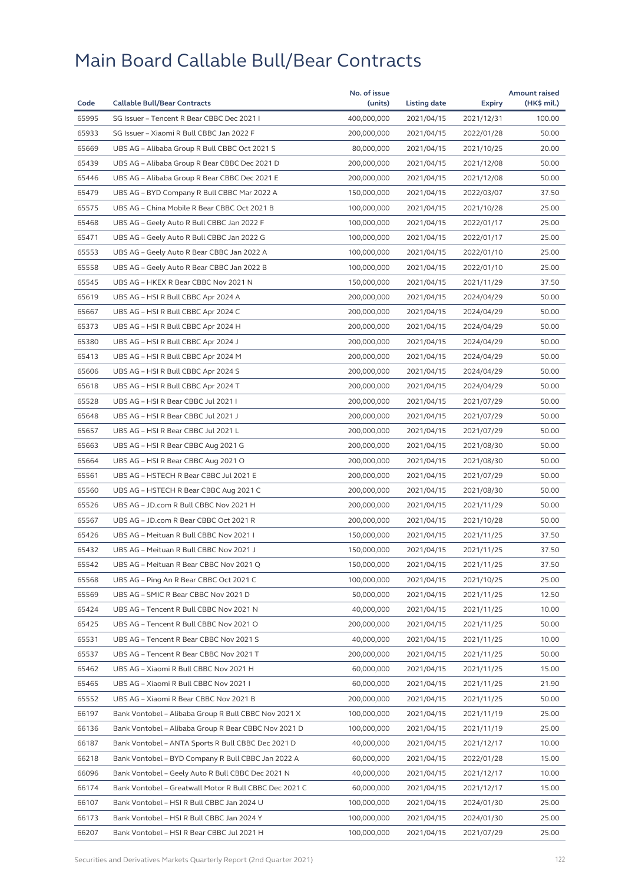# Main Board Callable Bull/Bear Contracts

| Code | Callable Bull/Bear Contracts | No. of issue (units) | Listing date | Expiry | Amount raised (HK$ mil.) |
|---|---|---|---|---|---|
| 65995 | SG Issuer – Tencent R Bear CBBC Dec 2021 I | 400,000,000 | 2021/04/15 | 2021/12/31 | 100.00 |
| 65933 | SG Issuer – Xiaomi R Bull CBBC Jan 2022 F | 200,000,000 | 2021/04/15 | 2022/01/28 | 50.00 |
| 65669 | UBS AG – Alibaba Group R Bull CBBC Oct 2021 S | 80,000,000 | 2021/04/15 | 2021/10/25 | 20.00 |
| 65439 | UBS AG – Alibaba Group R Bear CBBC Dec 2021 D | 200,000,000 | 2021/04/15 | 2021/12/08 | 50.00 |
| 65446 | UBS AG – Alibaba Group R Bear CBBC Dec 2021 E | 200,000,000 | 2021/04/15 | 2021/12/08 | 50.00 |
| 65479 | UBS AG – BYD Company R Bull CBBC Mar 2022 A | 150,000,000 | 2021/04/15 | 2022/03/07 | 37.50 |
| 65575 | UBS AG – China Mobile R Bear CBBC Oct 2021 B | 100,000,000 | 2021/04/15 | 2021/10/28 | 25.00 |
| 65468 | UBS AG – Geely Auto R Bull CBBC Jan 2022 F | 100,000,000 | 2021/04/15 | 2022/01/17 | 25.00 |
| 65471 | UBS AG – Geely Auto R Bull CBBC Jan 2022 G | 100,000,000 | 2021/04/15 | 2022/01/17 | 25.00 |
| 65553 | UBS AG – Geely Auto R Bear CBBC Jan 2022 A | 100,000,000 | 2021/04/15 | 2022/01/10 | 25.00 |
| 65558 | UBS AG – Geely Auto R Bear CBBC Jan 2022 B | 100,000,000 | 2021/04/15 | 2022/01/10 | 25.00 |
| 65545 | UBS AG – HKEX R Bear CBBC Nov 2021 N | 150,000,000 | 2021/04/15 | 2021/11/29 | 37.50 |
| 65619 | UBS AG – HSI R Bull CBBC Apr 2024 A | 200,000,000 | 2021/04/15 | 2024/04/29 | 50.00 |
| 65667 | UBS AG – HSI R Bull CBBC Apr 2024 C | 200,000,000 | 2021/04/15 | 2024/04/29 | 50.00 |
| 65373 | UBS AG – HSI R Bull CBBC Apr 2024 H | 200,000,000 | 2021/04/15 | 2024/04/29 | 50.00 |
| 65380 | UBS AG – HSI R Bull CBBC Apr 2024 J | 200,000,000 | 2021/04/15 | 2024/04/29 | 50.00 |
| 65413 | UBS AG – HSI R Bull CBBC Apr 2024 M | 200,000,000 | 2021/04/15 | 2024/04/29 | 50.00 |
| 65606 | UBS AG – HSI R Bull CBBC Apr 2024 S | 200,000,000 | 2021/04/15 | 2024/04/29 | 50.00 |
| 65618 | UBS AG – HSI R Bull CBBC Apr 2024 T | 200,000,000 | 2021/04/15 | 2024/04/29 | 50.00 |
| 65528 | UBS AG – HSI R Bear CBBC Jul 2021 I | 200,000,000 | 2021/04/15 | 2021/07/29 | 50.00 |
| 65648 | UBS AG – HSI R Bear CBBC Jul 2021 J | 200,000,000 | 2021/04/15 | 2021/07/29 | 50.00 |
| 65657 | UBS AG – HSI R Bear CBBC Jul 2021 L | 200,000,000 | 2021/04/15 | 2021/07/29 | 50.00 |
| 65663 | UBS AG – HSI R Bear CBBC Aug 2021 G | 200,000,000 | 2021/04/15 | 2021/08/30 | 50.00 |
| 65664 | UBS AG – HSI R Bear CBBC Aug 2021 O | 200,000,000 | 2021/04/15 | 2021/08/30 | 50.00 |
| 65561 | UBS AG – HSTECH R Bear CBBC Jul 2021 E | 200,000,000 | 2021/04/15 | 2021/07/29 | 50.00 |
| 65560 | UBS AG – HSTECH R Bear CBBC Aug 2021 C | 200,000,000 | 2021/04/15 | 2021/08/30 | 50.00 |
| 65526 | UBS AG – JD.com R Bull CBBC Nov 2021 H | 200,000,000 | 2021/04/15 | 2021/11/29 | 50.00 |
| 65567 | UBS AG – JD.com R Bear CBBC Oct 2021 R | 200,000,000 | 2021/04/15 | 2021/10/28 | 50.00 |
| 65426 | UBS AG – Meituan R Bull CBBC Nov 2021 I | 150,000,000 | 2021/04/15 | 2021/11/25 | 37.50 |
| 65432 | UBS AG – Meituan R Bull CBBC Nov 2021 J | 150,000,000 | 2021/04/15 | 2021/11/25 | 37.50 |
| 65542 | UBS AG – Meituan R Bear CBBC Nov 2021 Q | 150,000,000 | 2021/04/15 | 2021/11/25 | 37.50 |
| 65568 | UBS AG – Ping An R Bear CBBC Oct 2021 C | 100,000,000 | 2021/04/15 | 2021/10/25 | 25.00 |
| 65569 | UBS AG – SMIC R Bear CBBC Nov 2021 D | 50,000,000 | 2021/04/15 | 2021/11/25 | 12.50 |
| 65424 | UBS AG – Tencent R Bull CBBC Nov 2021 N | 40,000,000 | 2021/04/15 | 2021/11/25 | 10.00 |
| 65425 | UBS AG – Tencent R Bull CBBC Nov 2021 O | 200,000,000 | 2021/04/15 | 2021/11/25 | 50.00 |
| 65531 | UBS AG – Tencent R Bear CBBC Nov 2021 S | 40,000,000 | 2021/04/15 | 2021/11/25 | 10.00 |
| 65537 | UBS AG – Tencent R Bear CBBC Nov 2021 T | 200,000,000 | 2021/04/15 | 2021/11/25 | 50.00 |
| 65462 | UBS AG – Xiaomi R Bull CBBC Nov 2021 H | 60,000,000 | 2021/04/15 | 2021/11/25 | 15.00 |
| 65465 | UBS AG – Xiaomi R Bull CBBC Nov 2021 I | 60,000,000 | 2021/04/15 | 2021/11/25 | 21.90 |
| 65552 | UBS AG – Xiaomi R Bear CBBC Nov 2021 B | 200,000,000 | 2021/04/15 | 2021/11/25 | 50.00 |
| 66197 | Bank Vontobel – Alibaba Group R Bull CBBC Nov 2021 X | 100,000,000 | 2021/04/15 | 2021/11/19 | 25.00 |
| 66136 | Bank Vontobel – Alibaba Group R Bear CBBC Nov 2021 D | 100,000,000 | 2021/04/15 | 2021/11/19 | 25.00 |
| 66187 | Bank Vontobel – ANTA Sports R Bull CBBC Dec 2021 D | 40,000,000 | 2021/04/15 | 2021/12/17 | 10.00 |
| 66218 | Bank Vontobel – BYD Company R Bull CBBC Jan 2022 A | 60,000,000 | 2021/04/15 | 2022/01/28 | 15.00 |
| 66096 | Bank Vontobel – Geely Auto R Bull CBBC Dec 2021 N | 40,000,000 | 2021/04/15 | 2021/12/17 | 10.00 |
| 66174 | Bank Vontobel – Greatwall Motor R Bull CBBC Dec 2021 C | 60,000,000 | 2021/04/15 | 2021/12/17 | 15.00 |
| 66107 | Bank Vontobel – HSI R Bull CBBC Jan 2024 U | 100,000,000 | 2021/04/15 | 2024/01/30 | 25.00 |
| 66173 | Bank Vontobel – HSI R Bull CBBC Jan 2024 Y | 100,000,000 | 2021/04/15 | 2024/01/30 | 25.00 |
| 66207 | Bank Vontobel – HSI R Bear CBBC Jul 2021 H | 100,000,000 | 2021/04/15 | 2021/07/29 | 25.00 |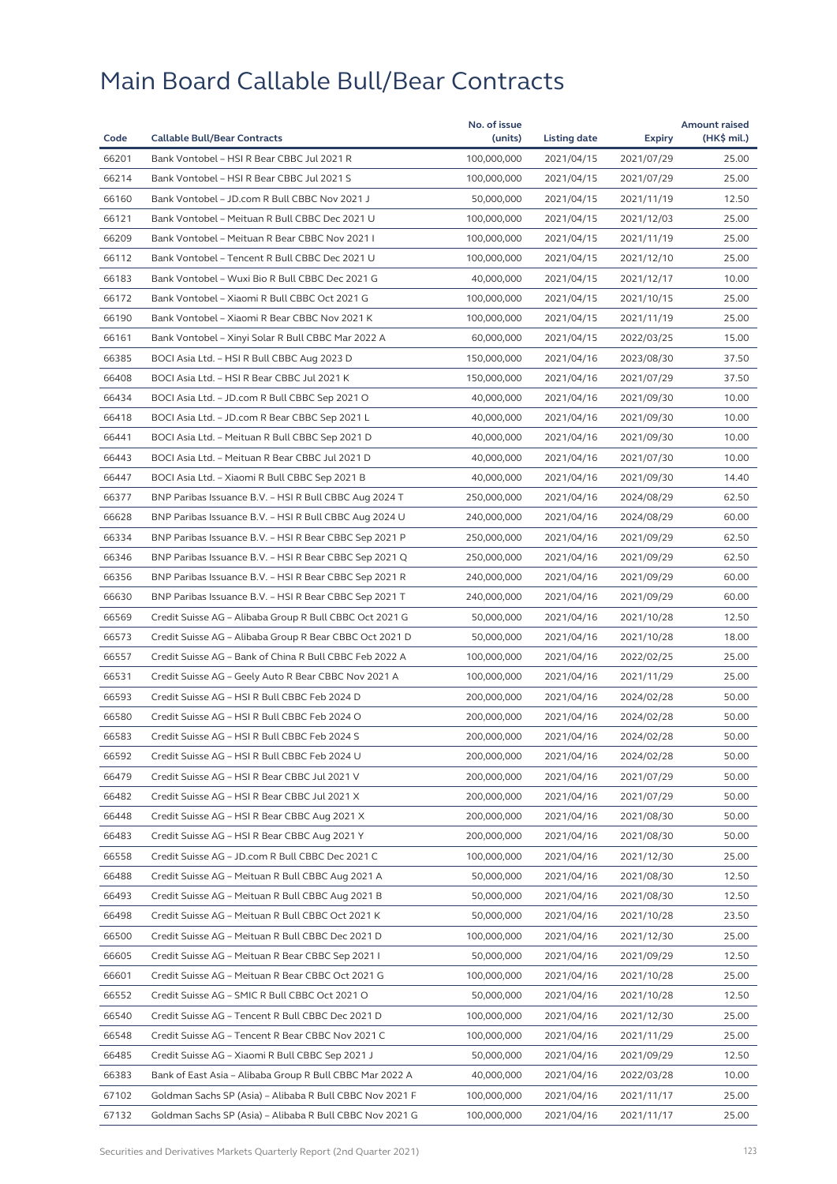# Main Board Callable Bull/Bear Contracts

| Code | Callable Bull/Bear Contracts | No. of issue (units) | Listing date | Expiry | Amount raised (HK$ mil.) |
|---|---|---|---|---|---|
| 66201 | Bank Vontobel – HSI R Bear CBBC Jul 2021 R | 100,000,000 | 2021/04/15 | 2021/07/29 | 25.00 |
| 66214 | Bank Vontobel – HSI R Bear CBBC Jul 2021 S | 100,000,000 | 2021/04/15 | 2021/07/29 | 25.00 |
| 66160 | Bank Vontobel – JD.com R Bull CBBC Nov 2021 J | 50,000,000 | 2021/04/15 | 2021/11/19 | 12.50 |
| 66121 | Bank Vontobel – Meituan R Bull CBBC Dec 2021 U | 100,000,000 | 2021/04/15 | 2021/12/03 | 25.00 |
| 66209 | Bank Vontobel – Meituan R Bear CBBC Nov 2021 I | 100,000,000 | 2021/04/15 | 2021/11/19 | 25.00 |
| 66112 | Bank Vontobel – Tencent R Bull CBBC Dec 2021 U | 100,000,000 | 2021/04/15 | 2021/12/10 | 25.00 |
| 66183 | Bank Vontobel – Wuxi Bio R Bull CBBC Dec 2021 G | 40,000,000 | 2021/04/15 | 2021/12/17 | 10.00 |
| 66172 | Bank Vontobel – Xiaomi R Bull CBBC Oct 2021 G | 100,000,000 | 2021/04/15 | 2021/10/15 | 25.00 |
| 66190 | Bank Vontobel – Xiaomi R Bear CBBC Nov 2021 K | 100,000,000 | 2021/04/15 | 2021/11/19 | 25.00 |
| 66161 | Bank Vontobel – Xinyi Solar R Bull CBBC Mar 2022 A | 60,000,000 | 2021/04/15 | 2022/03/25 | 15.00 |
| 66385 | BOCI Asia Ltd. – HSI R Bull CBBC Aug 2023 D | 150,000,000 | 2021/04/16 | 2023/08/30 | 37.50 |
| 66408 | BOCI Asia Ltd. – HSI R Bear CBBC Jul 2021 K | 150,000,000 | 2021/04/16 | 2021/07/29 | 37.50 |
| 66434 | BOCI Asia Ltd. – JD.com R Bull CBBC Sep 2021 O | 40,000,000 | 2021/04/16 | 2021/09/30 | 10.00 |
| 66418 | BOCI Asia Ltd. – JD.com R Bear CBBC Sep 2021 L | 40,000,000 | 2021/04/16 | 2021/09/30 | 10.00 |
| 66441 | BOCI Asia Ltd. – Meituan R Bull CBBC Sep 2021 D | 40,000,000 | 2021/04/16 | 2021/09/30 | 10.00 |
| 66443 | BOCI Asia Ltd. – Meituan R Bear CBBC Jul 2021 D | 40,000,000 | 2021/04/16 | 2021/07/30 | 10.00 |
| 66447 | BOCI Asia Ltd. – Xiaomi R Bull CBBC Sep 2021 B | 40,000,000 | 2021/04/16 | 2021/09/30 | 14.40 |
| 66377 | BNP Paribas Issuance B.V. – HSI R Bull CBBC Aug 2024 T | 250,000,000 | 2021/04/16 | 2024/08/29 | 62.50 |
| 66628 | BNP Paribas Issuance B.V. – HSI R Bull CBBC Aug 2024 U | 240,000,000 | 2021/04/16 | 2024/08/29 | 60.00 |
| 66334 | BNP Paribas Issuance B.V. – HSI R Bear CBBC Sep 2021 P | 250,000,000 | 2021/04/16 | 2021/09/29 | 62.50 |
| 66346 | BNP Paribas Issuance B.V. – HSI R Bear CBBC Sep 2021 Q | 250,000,000 | 2021/04/16 | 2021/09/29 | 62.50 |
| 66356 | BNP Paribas Issuance B.V. – HSI R Bear CBBC Sep 2021 R | 240,000,000 | 2021/04/16 | 2021/09/29 | 60.00 |
| 66630 | BNP Paribas Issuance B.V. – HSI R Bear CBBC Sep 2021 T | 240,000,000 | 2021/04/16 | 2021/09/29 | 60.00 |
| 66569 | Credit Suisse AG – Alibaba Group R Bull CBBC Oct 2021 G | 50,000,000 | 2021/04/16 | 2021/10/28 | 12.50 |
| 66573 | Credit Suisse AG – Alibaba Group R Bear CBBC Oct 2021 D | 50,000,000 | 2021/04/16 | 2021/10/28 | 18.00 |
| 66557 | Credit Suisse AG – Bank of China R Bull CBBC Feb 2022 A | 100,000,000 | 2021/04/16 | 2022/02/25 | 25.00 |
| 66531 | Credit Suisse AG – Geely Auto R Bear CBBC Nov 2021 A | 100,000,000 | 2021/04/16 | 2021/11/29 | 25.00 |
| 66593 | Credit Suisse AG – HSI R Bull CBBC Feb 2024 D | 200,000,000 | 2021/04/16 | 2024/02/28 | 50.00 |
| 66580 | Credit Suisse AG – HSI R Bull CBBC Feb 2024 O | 200,000,000 | 2021/04/16 | 2024/02/28 | 50.00 |
| 66583 | Credit Suisse AG – HSI R Bull CBBC Feb 2024 S | 200,000,000 | 2021/04/16 | 2024/02/28 | 50.00 |
| 66592 | Credit Suisse AG – HSI R Bull CBBC Feb 2024 U | 200,000,000 | 2021/04/16 | 2024/02/28 | 50.00 |
| 66479 | Credit Suisse AG – HSI R Bear CBBC Jul 2021 V | 200,000,000 | 2021/04/16 | 2021/07/29 | 50.00 |
| 66482 | Credit Suisse AG – HSI R Bear CBBC Jul 2021 X | 200,000,000 | 2021/04/16 | 2021/07/29 | 50.00 |
| 66448 | Credit Suisse AG – HSI R Bear CBBC Aug 2021 X | 200,000,000 | 2021/04/16 | 2021/08/30 | 50.00 |
| 66483 | Credit Suisse AG – HSI R Bear CBBC Aug 2021 Y | 200,000,000 | 2021/04/16 | 2021/08/30 | 50.00 |
| 66558 | Credit Suisse AG – JD.com R Bull CBBC Dec 2021 C | 100,000,000 | 2021/04/16 | 2021/12/30 | 25.00 |
| 66488 | Credit Suisse AG – Meituan R Bull CBBC Aug 2021 A | 50,000,000 | 2021/04/16 | 2021/08/30 | 12.50 |
| 66493 | Credit Suisse AG – Meituan R Bull CBBC Aug 2021 B | 50,000,000 | 2021/04/16 | 2021/08/30 | 12.50 |
| 66498 | Credit Suisse AG – Meituan R Bull CBBC Oct 2021 K | 50,000,000 | 2021/04/16 | 2021/10/28 | 23.50 |
| 66500 | Credit Suisse AG – Meituan R Bull CBBC Dec 2021 D | 100,000,000 | 2021/04/16 | 2021/12/30 | 25.00 |
| 66605 | Credit Suisse AG – Meituan R Bear CBBC Sep 2021 I | 50,000,000 | 2021/04/16 | 2021/09/29 | 12.50 |
| 66601 | Credit Suisse AG – Meituan R Bear CBBC Oct 2021 G | 100,000,000 | 2021/04/16 | 2021/10/28 | 25.00 |
| 66552 | Credit Suisse AG – SMIC R Bull CBBC Oct 2021 O | 50,000,000 | 2021/04/16 | 2021/10/28 | 12.50 |
| 66540 | Credit Suisse AG – Tencent R Bull CBBC Dec 2021 D | 100,000,000 | 2021/04/16 | 2021/12/30 | 25.00 |
| 66548 | Credit Suisse AG – Tencent R Bear CBBC Nov 2021 C | 100,000,000 | 2021/04/16 | 2021/11/29 | 25.00 |
| 66485 | Credit Suisse AG – Xiaomi R Bull CBBC Sep 2021 J | 50,000,000 | 2021/04/16 | 2021/09/29 | 12.50 |
| 66383 | Bank of East Asia – Alibaba Group R Bull CBBC Mar 2022 A | 40,000,000 | 2021/04/16 | 2022/03/28 | 10.00 |
| 67102 | Goldman Sachs SP (Asia) – Alibaba R Bull CBBC Nov 2021 F | 100,000,000 | 2021/04/16 | 2021/11/17 | 25.00 |
| 67132 | Goldman Sachs SP (Asia) – Alibaba R Bull CBBC Nov 2021 G | 100,000,000 | 2021/04/16 | 2021/11/17 | 25.00 |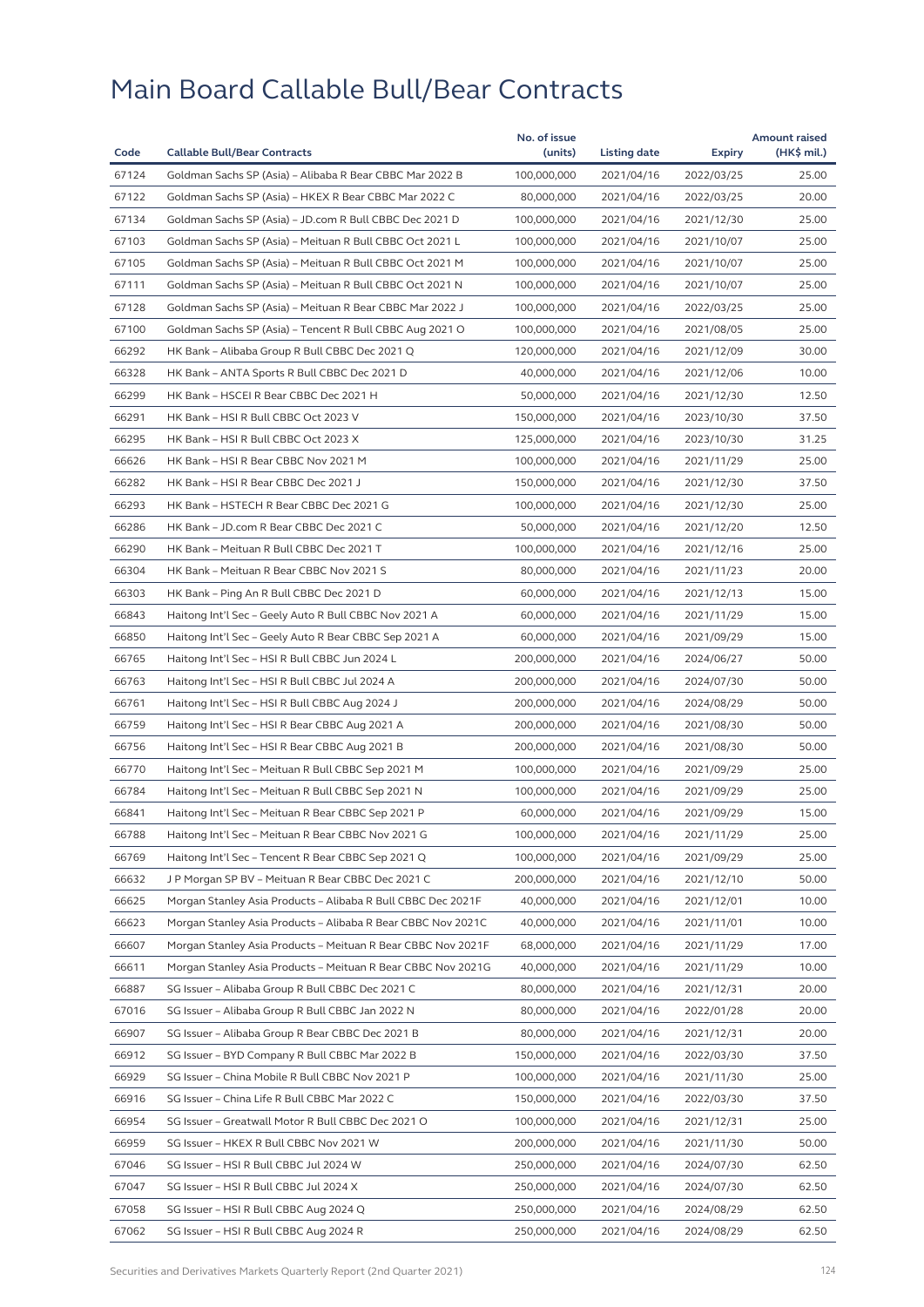# Main Board Callable Bull/Bear Contracts

| Code | Callable Bull/Bear Contracts | No. of issue (units) | Listing date | Expiry | Amount raised (HK$ mil.) |
|---|---|---|---|---|---|
| 67124 | Goldman Sachs SP (Asia) – Alibaba R Bear CBBC Mar 2022 B | 100,000,000 | 2021/04/16 | 2022/03/25 | 25.00 |
| 67122 | Goldman Sachs SP (Asia) – HKEX R Bear CBBC Mar 2022 C | 80,000,000 | 2021/04/16 | 2022/03/25 | 20.00 |
| 67134 | Goldman Sachs SP (Asia) – JD.com R Bull CBBC Dec 2021 D | 100,000,000 | 2021/04/16 | 2021/12/30 | 25.00 |
| 67103 | Goldman Sachs SP (Asia) – Meituan R Bull CBBC Oct 2021 L | 100,000,000 | 2021/04/16 | 2021/10/07 | 25.00 |
| 67105 | Goldman Sachs SP (Asia) – Meituan R Bull CBBC Oct 2021 M | 100,000,000 | 2021/04/16 | 2021/10/07 | 25.00 |
| 67111 | Goldman Sachs SP (Asia) – Meituan R Bull CBBC Oct 2021 N | 100,000,000 | 2021/04/16 | 2021/10/07 | 25.00 |
| 67128 | Goldman Sachs SP (Asia) – Meituan R Bear CBBC Mar 2022 J | 100,000,000 | 2021/04/16 | 2022/03/25 | 25.00 |
| 67100 | Goldman Sachs SP (Asia) – Tencent R Bull CBBC Aug 2021 O | 100,000,000 | 2021/04/16 | 2021/08/05 | 25.00 |
| 66292 | HK Bank – Alibaba Group R Bull CBBC Dec 2021 Q | 120,000,000 | 2021/04/16 | 2021/12/09 | 30.00 |
| 66328 | HK Bank – ANTA Sports R Bull CBBC Dec 2021 D | 40,000,000 | 2021/04/16 | 2021/12/06 | 10.00 |
| 66299 | HK Bank – HSCEI R Bear CBBC Dec 2021 H | 50,000,000 | 2021/04/16 | 2021/12/30 | 12.50 |
| 66291 | HK Bank – HSI R Bull CBBC Oct 2023 V | 150,000,000 | 2021/04/16 | 2023/10/30 | 37.50 |
| 66295 | HK Bank – HSI R Bull CBBC Oct 2023 X | 125,000,000 | 2021/04/16 | 2023/10/30 | 31.25 |
| 66626 | HK Bank – HSI R Bear CBBC Nov 2021 M | 100,000,000 | 2021/04/16 | 2021/11/29 | 25.00 |
| 66282 | HK Bank – HSI R Bear CBBC Dec 2021 J | 150,000,000 | 2021/04/16 | 2021/12/30 | 37.50 |
| 66293 | HK Bank – HSTECH R Bear CBBC Dec 2021 G | 100,000,000 | 2021/04/16 | 2021/12/30 | 25.00 |
| 66286 | HK Bank – JD.com R Bear CBBC Dec 2021 C | 50,000,000 | 2021/04/16 | 2021/12/20 | 12.50 |
| 66290 | HK Bank – Meituan R Bull CBBC Dec 2021 T | 100,000,000 | 2021/04/16 | 2021/12/16 | 25.00 |
| 66304 | HK Bank – Meituan R Bear CBBC Nov 2021 S | 80,000,000 | 2021/04/16 | 2021/11/23 | 20.00 |
| 66303 | HK Bank – Ping An R Bull CBBC Dec 2021 D | 60,000,000 | 2021/04/16 | 2021/12/13 | 15.00 |
| 66843 | Haitong Int'l Sec – Geely Auto R Bull CBBC Nov 2021 A | 60,000,000 | 2021/04/16 | 2021/11/29 | 15.00 |
| 66850 | Haitong Int'l Sec – Geely Auto R Bear CBBC Sep 2021 A | 60,000,000 | 2021/04/16 | 2021/09/29 | 15.00 |
| 66765 | Haitong Int'l Sec – HSI R Bull CBBC Jun 2024 L | 200,000,000 | 2021/04/16 | 2024/06/27 | 50.00 |
| 66763 | Haitong Int'l Sec – HSI R Bull CBBC Jul 2024 A | 200,000,000 | 2021/04/16 | 2024/07/30 | 50.00 |
| 66761 | Haitong Int'l Sec – HSI R Bull CBBC Aug 2024 J | 200,000,000 | 2021/04/16 | 2024/08/29 | 50.00 |
| 66759 | Haitong Int'l Sec – HSI R Bear CBBC Aug 2021 A | 200,000,000 | 2021/04/16 | 2021/08/30 | 50.00 |
| 66756 | Haitong Int'l Sec – HSI R Bear CBBC Aug 2021 B | 200,000,000 | 2021/04/16 | 2021/08/30 | 50.00 |
| 66770 | Haitong Int'l Sec – Meituan R Bull CBBC Sep 2021 M | 100,000,000 | 2021/04/16 | 2021/09/29 | 25.00 |
| 66784 | Haitong Int'l Sec – Meituan R Bull CBBC Sep 2021 N | 100,000,000 | 2021/04/16 | 2021/09/29 | 25.00 |
| 66841 | Haitong Int'l Sec – Meituan R Bear CBBC Sep 2021 P | 60,000,000 | 2021/04/16 | 2021/09/29 | 15.00 |
| 66788 | Haitong Int'l Sec – Meituan R Bear CBBC Nov 2021 G | 100,000,000 | 2021/04/16 | 2021/11/29 | 25.00 |
| 66769 | Haitong Int'l Sec – Tencent R Bear CBBC Sep 2021 Q | 100,000,000 | 2021/04/16 | 2021/09/29 | 25.00 |
| 66632 | J P Morgan SP BV – Meituan R Bear CBBC Dec 2021 C | 200,000,000 | 2021/04/16 | 2021/12/10 | 50.00 |
| 66625 | Morgan Stanley Asia Products – Alibaba R Bull CBBC Dec 2021F | 40,000,000 | 2021/04/16 | 2021/12/01 | 10.00 |
| 66623 | Morgan Stanley Asia Products – Alibaba R Bear CBBC Nov 2021C | 40,000,000 | 2021/04/16 | 2021/11/01 | 10.00 |
| 66607 | Morgan Stanley Asia Products – Meituan R Bear CBBC Nov 2021F | 68,000,000 | 2021/04/16 | 2021/11/29 | 17.00 |
| 66611 | Morgan Stanley Asia Products – Meituan R Bear CBBC Nov 2021G | 40,000,000 | 2021/04/16 | 2021/11/29 | 10.00 |
| 66887 | SG Issuer – Alibaba Group R Bull CBBC Dec 2021 C | 80,000,000 | 2021/04/16 | 2021/12/31 | 20.00 |
| 67016 | SG Issuer – Alibaba Group R Bull CBBC Jan 2022 N | 80,000,000 | 2021/04/16 | 2022/01/28 | 20.00 |
| 66907 | SG Issuer – Alibaba Group R Bear CBBC Dec 2021 B | 80,000,000 | 2021/04/16 | 2021/12/31 | 20.00 |
| 66912 | SG Issuer – BYD Company R Bull CBBC Mar 2022 B | 150,000,000 | 2021/04/16 | 2022/03/30 | 37.50 |
| 66929 | SG Issuer – China Mobile R Bull CBBC Nov 2021 P | 100,000,000 | 2021/04/16 | 2021/11/30 | 25.00 |
| 66916 | SG Issuer – China Life R Bull CBBC Mar 2022 C | 150,000,000 | 2021/04/16 | 2022/03/30 | 37.50 |
| 66954 | SG Issuer – Greatwall Motor R Bull CBBC Dec 2021 O | 100,000,000 | 2021/04/16 | 2021/12/31 | 25.00 |
| 66959 | SG Issuer – HKEX R Bull CBBC Nov 2021 W | 200,000,000 | 2021/04/16 | 2021/11/30 | 50.00 |
| 67046 | SG Issuer – HSI R Bull CBBC Jul 2024 W | 250,000,000 | 2021/04/16 | 2024/07/30 | 62.50 |
| 67047 | SG Issuer – HSI R Bull CBBC Jul 2024 X | 250,000,000 | 2021/04/16 | 2024/07/30 | 62.50 |
| 67058 | SG Issuer – HSI R Bull CBBC Aug 2024 Q | 250,000,000 | 2021/04/16 | 2024/08/29 | 62.50 |
| 67062 | SG Issuer – HSI R Bull CBBC Aug 2024 R | 250,000,000 | 2021/04/16 | 2024/08/29 | 62.50 |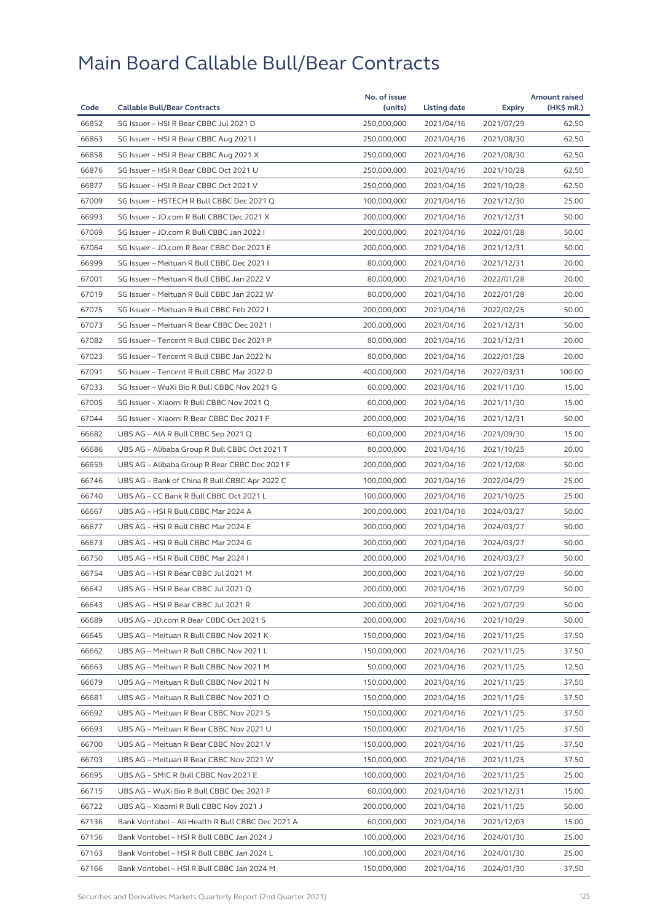# Main Board Callable Bull/Bear Contracts

| Code | Callable Bull/Bear Contracts | No. of issue (units) | Listing date | Expiry | Amount raised (HK$ mil.) |
|---|---|---|---|---|---|
| 66852 | SG Issuer – HSI R Bear CBBC Jul 2021 D | 250,000,000 | 2021/04/16 | 2021/07/29 | 62.50 |
| 66863 | SG Issuer – HSI R Bear CBBC Aug 2021 I | 250,000,000 | 2021/04/16 | 2021/08/30 | 62.50 |
| 66858 | SG Issuer – HSI R Bear CBBC Aug 2021 X | 250,000,000 | 2021/04/16 | 2021/08/30 | 62.50 |
| 66876 | SG Issuer – HSI R Bear CBBC Oct 2021 U | 250,000,000 | 2021/04/16 | 2021/10/28 | 62.50 |
| 66877 | SG Issuer – HSI R Bear CBBC Oct 2021 V | 250,000,000 | 2021/04/16 | 2021/10/28 | 62.50 |
| 67009 | SG Issuer – HSTECH R Bull CBBC Dec 2021 Q | 100,000,000 | 2021/04/16 | 2021/12/30 | 25.00 |
| 66993 | SG Issuer – JD.com R Bull CBBC Dec 2021 X | 200,000,000 | 2021/04/16 | 2021/12/31 | 50.00 |
| 67069 | SG Issuer – JD.com R Bull CBBC Jan 2022 I | 200,000,000 | 2021/04/16 | 2022/01/28 | 50.00 |
| 67064 | SG Issuer – JD.com R Bear CBBC Dec 2021 E | 200,000,000 | 2021/04/16 | 2021/12/31 | 50.00 |
| 66999 | SG Issuer – Meituan R Bull CBBC Dec 2021 I | 80,000,000 | 2021/04/16 | 2021/12/31 | 20.00 |
| 67001 | SG Issuer – Meituan R Bull CBBC Jan 2022 V | 80,000,000 | 2021/04/16 | 2022/01/28 | 20.00 |
| 67019 | SG Issuer – Meituan R Bull CBBC Jan 2022 W | 80,000,000 | 2021/04/16 | 2022/01/28 | 20.00 |
| 67075 | SG Issuer – Meituan R Bull CBBC Feb 2022 I | 200,000,000 | 2021/04/16 | 2022/02/25 | 50.00 |
| 67073 | SG Issuer – Meituan R Bear CBBC Dec 2021 I | 200,000,000 | 2021/04/16 | 2021/12/31 | 50.00 |
| 67082 | SG Issuer – Tencent R Bull CBBC Dec 2021 P | 80,000,000 | 2021/04/16 | 2021/12/31 | 20.00 |
| 67023 | SG Issuer – Tencent R Bull CBBC Jan 2022 N | 80,000,000 | 2021/04/16 | 2022/01/28 | 20.00 |
| 67091 | SG Issuer – Tencent R Bull CBBC Mar 2022 D | 400,000,000 | 2021/04/16 | 2022/03/31 | 100.00 |
| 67033 | SG Issuer – WuXi Bio R Bull CBBC Nov 2021 G | 60,000,000 | 2021/04/16 | 2021/11/30 | 15.00 |
| 67005 | SG Issuer – Xiaomi R Bull CBBC Nov 2021 Q | 60,000,000 | 2021/04/16 | 2021/11/30 | 15.00 |
| 67044 | SG Issuer – Xiaomi R Bear CBBC Dec 2021 F | 200,000,000 | 2021/04/16 | 2021/12/31 | 50.00 |
| 66682 | UBS AG – AIA R Bull CBBC Sep 2021 Q | 60,000,000 | 2021/04/16 | 2021/09/30 | 15.00 |
| 66686 | UBS AG – Alibaba Group R Bull CBBC Oct 2021 T | 80,000,000 | 2021/04/16 | 2021/10/25 | 20.00 |
| 66659 | UBS AG – Alibaba Group R Bear CBBC Dec 2021 F | 200,000,000 | 2021/04/16 | 2021/12/08 | 50.00 |
| 66746 | UBS AG – Bank of China R Bull CBBC Apr 2022 C | 100,000,000 | 2021/04/16 | 2022/04/29 | 25.00 |
| 66740 | UBS AG – CC Bank R Bull CBBC Oct 2021 L | 100,000,000 | 2021/04/16 | 2021/10/25 | 25.00 |
| 66667 | UBS AG – HSI R Bull CBBC Mar 2024 A | 200,000,000 | 2021/04/16 | 2024/03/27 | 50.00 |
| 66677 | UBS AG – HSI R Bull CBBC Mar 2024 E | 200,000,000 | 2021/04/16 | 2024/03/27 | 50.00 |
| 66673 | UBS AG – HSI R Bull CBBC Mar 2024 G | 200,000,000 | 2021/04/16 | 2024/03/27 | 50.00 |
| 66750 | UBS AG – HSI R Bull CBBC Mar 2024 I | 200,000,000 | 2021/04/16 | 2024/03/27 | 50.00 |
| 66754 | UBS AG – HSI R Bear CBBC Jul 2021 M | 200,000,000 | 2021/04/16 | 2021/07/29 | 50.00 |
| 66642 | UBS AG – HSI R Bear CBBC Jul 2021 Q | 200,000,000 | 2021/04/16 | 2021/07/29 | 50.00 |
| 66643 | UBS AG – HSI R Bear CBBC Jul 2021 R | 200,000,000 | 2021/04/16 | 2021/07/29 | 50.00 |
| 66689 | UBS AG – JD.com R Bear CBBC Oct 2021 S | 200,000,000 | 2021/04/16 | 2021/10/29 | 50.00 |
| 66645 | UBS AG – Meituan R Bull CBBC Nov 2021 K | 150,000,000 | 2021/04/16 | 2021/11/25 | 37.50 |
| 66662 | UBS AG – Meituan R Bull CBBC Nov 2021 L | 150,000,000 | 2021/04/16 | 2021/11/25 | 37.50 |
| 66663 | UBS AG – Meituan R Bull CBBC Nov 2021 M | 50,000,000 | 2021/04/16 | 2021/11/25 | 12.50 |
| 66679 | UBS AG – Meituan R Bull CBBC Nov 2021 N | 150,000,000 | 2021/04/16 | 2021/11/25 | 37.50 |
| 66681 | UBS AG – Meituan R Bull CBBC Nov 2021 O | 150,000,000 | 2021/04/16 | 2021/11/25 | 37.50 |
| 66692 | UBS AG – Meituan R Bear CBBC Nov 2021 S | 150,000,000 | 2021/04/16 | 2021/11/25 | 37.50 |
| 66693 | UBS AG – Meituan R Bear CBBC Nov 2021 U | 150,000,000 | 2021/04/16 | 2021/11/25 | 37.50 |
| 66700 | UBS AG – Meituan R Bear CBBC Nov 2021 V | 150,000,000 | 2021/04/16 | 2021/11/25 | 37.50 |
| 66703 | UBS AG – Meituan R Bear CBBC Nov 2021 W | 150,000,000 | 2021/04/16 | 2021/11/25 | 37.50 |
| 66695 | UBS AG – SMIC R Bull CBBC Nov 2021 E | 100,000,000 | 2021/04/16 | 2021/11/25 | 25.00 |
| 66715 | UBS AG – WuXi Bio R Bull CBBC Dec 2021 F | 60,000,000 | 2021/04/16 | 2021/12/31 | 15.00 |
| 66722 | UBS AG – Xiaomi R Bull CBBC Nov 2021 J | 200,000,000 | 2021/04/16 | 2021/11/25 | 50.00 |
| 67136 | Bank Vontobel – Ali Health R Bull CBBC Dec 2021 A | 60,000,000 | 2021/04/16 | 2021/12/03 | 15.00 |
| 67156 | Bank Vontobel – HSI R Bull CBBC Jan 2024 J | 100,000,000 | 2021/04/16 | 2024/01/30 | 25.00 |
| 67163 | Bank Vontobel – HSI R Bull CBBC Jan 2024 L | 100,000,000 | 2021/04/16 | 2024/01/30 | 25.00 |
| 67166 | Bank Vontobel – HSI R Bull CBBC Jan 2024 M | 150,000,000 | 2021/04/16 | 2024/01/30 | 37.50 |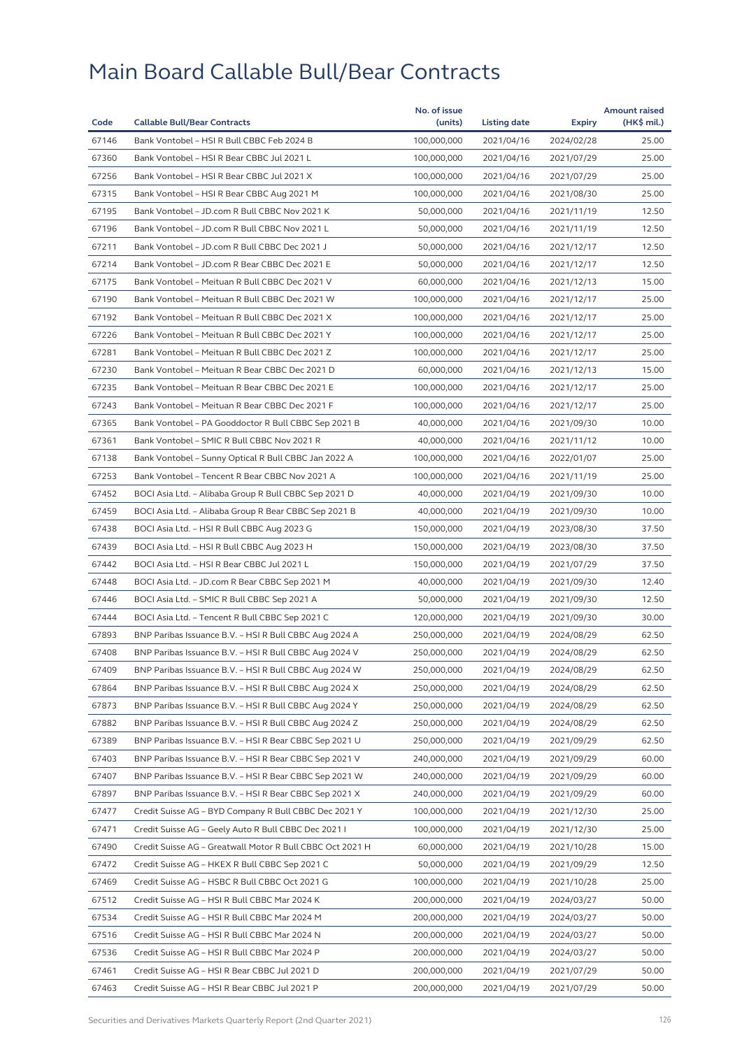# Main Board Callable Bull/Bear Contracts

| Code | Callable Bull/Bear Contracts | No. of issue (units) | Listing date | Expiry | Amount raised (HK$ mil.) |
|---|---|---|---|---|---|
| 67146 | Bank Vontobel – HSI R Bull CBBC Feb 2024 B | 100,000,000 | 2021/04/16 | 2024/02/28 | 25.00 |
| 67360 | Bank Vontobel – HSI R Bear CBBC Jul 2021 L | 100,000,000 | 2021/04/16 | 2021/07/29 | 25.00 |
| 67256 | Bank Vontobel – HSI R Bear CBBC Jul 2021 X | 100,000,000 | 2021/04/16 | 2021/07/29 | 25.00 |
| 67315 | Bank Vontobel – HSI R Bear CBBC Aug 2021 M | 100,000,000 | 2021/04/16 | 2021/08/30 | 25.00 |
| 67195 | Bank Vontobel – JD.com R Bull CBBC Nov 2021 K | 50,000,000 | 2021/04/16 | 2021/11/19 | 12.50 |
| 67196 | Bank Vontobel – JD.com R Bull CBBC Nov 2021 L | 50,000,000 | 2021/04/16 | 2021/11/19 | 12.50 |
| 67211 | Bank Vontobel – JD.com R Bull CBBC Dec 2021 J | 50,000,000 | 2021/04/16 | 2021/12/17 | 12.50 |
| 67214 | Bank Vontobel – JD.com R Bear CBBC Dec 2021 E | 50,000,000 | 2021/04/16 | 2021/12/17 | 12.50 |
| 67175 | Bank Vontobel – Meituan R Bull CBBC Dec 2021 V | 60,000,000 | 2021/04/16 | 2021/12/13 | 15.00 |
| 67190 | Bank Vontobel – Meituan R Bull CBBC Dec 2021 W | 100,000,000 | 2021/04/16 | 2021/12/17 | 25.00 |
| 67192 | Bank Vontobel – Meituan R Bull CBBC Dec 2021 X | 100,000,000 | 2021/04/16 | 2021/12/17 | 25.00 |
| 67226 | Bank Vontobel – Meituan R Bull CBBC Dec 2021 Y | 100,000,000 | 2021/04/16 | 2021/12/17 | 25.00 |
| 67281 | Bank Vontobel – Meituan R Bull CBBC Dec 2021 Z | 100,000,000 | 2021/04/16 | 2021/12/17 | 25.00 |
| 67230 | Bank Vontobel – Meituan R Bear CBBC Dec 2021 D | 60,000,000 | 2021/04/16 | 2021/12/13 | 15.00 |
| 67235 | Bank Vontobel – Meituan R Bear CBBC Dec 2021 E | 100,000,000 | 2021/04/16 | 2021/12/17 | 25.00 |
| 67243 | Bank Vontobel – Meituan R Bear CBBC Dec 2021 F | 100,000,000 | 2021/04/16 | 2021/12/17 | 25.00 |
| 67365 | Bank Vontobel – PA Gooddoctor R Bull CBBC Sep 2021 B | 40,000,000 | 2021/04/16 | 2021/09/30 | 10.00 |
| 67361 | Bank Vontobel – SMIC R Bull CBBC Nov 2021 R | 40,000,000 | 2021/04/16 | 2021/11/12 | 10.00 |
| 67138 | Bank Vontobel – Sunny Optical R Bull CBBC Jan 2022 A | 100,000,000 | 2021/04/16 | 2022/01/07 | 25.00 |
| 67253 | Bank Vontobel – Tencent R Bear CBBC Nov 2021 A | 100,000,000 | 2021/04/16 | 2021/11/19 | 25.00 |
| 67452 | BOCI Asia Ltd. – Alibaba Group R Bull CBBC Sep 2021 D | 40,000,000 | 2021/04/19 | 2021/09/30 | 10.00 |
| 67459 | BOCI Asia Ltd. – Alibaba Group R Bear CBBC Sep 2021 B | 40,000,000 | 2021/04/19 | 2021/09/30 | 10.00 |
| 67438 | BOCI Asia Ltd. – HSI R Bull CBBC Aug 2023 G | 150,000,000 | 2021/04/19 | 2023/08/30 | 37.50 |
| 67439 | BOCI Asia Ltd. – HSI R Bull CBBC Aug 2023 H | 150,000,000 | 2021/04/19 | 2023/08/30 | 37.50 |
| 67442 | BOCI Asia Ltd. – HSI R Bear CBBC Jul 2021 L | 150,000,000 | 2021/04/19 | 2021/07/29 | 37.50 |
| 67448 | BOCI Asia Ltd. – JD.com R Bear CBBC Sep 2021 M | 40,000,000 | 2021/04/19 | 2021/09/30 | 12.40 |
| 67446 | BOCI Asia Ltd. – SMIC R Bull CBBC Sep 2021 A | 50,000,000 | 2021/04/19 | 2021/09/30 | 12.50 |
| 67444 | BOCI Asia Ltd. – Tencent R Bull CBBC Sep 2021 C | 120,000,000 | 2021/04/19 | 2021/09/30 | 30.00 |
| 67893 | BNP Paribas Issuance B.V. – HSI R Bull CBBC Aug 2024 A | 250,000,000 | 2021/04/19 | 2024/08/29 | 62.50 |
| 67408 | BNP Paribas Issuance B.V. – HSI R Bull CBBC Aug 2024 V | 250,000,000 | 2021/04/19 | 2024/08/29 | 62.50 |
| 67409 | BNP Paribas Issuance B.V. – HSI R Bull CBBC Aug 2024 W | 250,000,000 | 2021/04/19 | 2024/08/29 | 62.50 |
| 67864 | BNP Paribas Issuance B.V. – HSI R Bull CBBC Aug 2024 X | 250,000,000 | 2021/04/19 | 2024/08/29 | 62.50 |
| 67873 | BNP Paribas Issuance B.V. – HSI R Bull CBBC Aug 2024 Y | 250,000,000 | 2021/04/19 | 2024/08/29 | 62.50 |
| 67882 | BNP Paribas Issuance B.V. – HSI R Bull CBBC Aug 2024 Z | 250,000,000 | 2021/04/19 | 2024/08/29 | 62.50 |
| 67389 | BNP Paribas Issuance B.V. – HSI R Bear CBBC Sep 2021 U | 250,000,000 | 2021/04/19 | 2021/09/29 | 62.50 |
| 67403 | BNP Paribas Issuance B.V. – HSI R Bear CBBC Sep 2021 V | 240,000,000 | 2021/04/19 | 2021/09/29 | 60.00 |
| 67407 | BNP Paribas Issuance B.V. – HSI R Bear CBBC Sep 2021 W | 240,000,000 | 2021/04/19 | 2021/09/29 | 60.00 |
| 67897 | BNP Paribas Issuance B.V. – HSI R Bear CBBC Sep 2021 X | 240,000,000 | 2021/04/19 | 2021/09/29 | 60.00 |
| 67477 | Credit Suisse AG – BYD Company R Bull CBBC Dec 2021 Y | 100,000,000 | 2021/04/19 | 2021/12/30 | 25.00 |
| 67471 | Credit Suisse AG – Geely Auto R Bull CBBC Dec 2021 I | 100,000,000 | 2021/04/19 | 2021/12/30 | 25.00 |
| 67490 | Credit Suisse AG – Greatwall Motor R Bull CBBC Oct 2021 H | 60,000,000 | 2021/04/19 | 2021/10/28 | 15.00 |
| 67472 | Credit Suisse AG – HKEX R Bull CBBC Sep 2021 C | 50,000,000 | 2021/04/19 | 2021/09/29 | 12.50 |
| 67469 | Credit Suisse AG – HSBC R Bull CBBC Oct 2021 G | 100,000,000 | 2021/04/19 | 2021/10/28 | 25.00 |
| 67512 | Credit Suisse AG – HSI R Bull CBBC Mar 2024 K | 200,000,000 | 2021/04/19 | 2024/03/27 | 50.00 |
| 67534 | Credit Suisse AG – HSI R Bull CBBC Mar 2024 M | 200,000,000 | 2021/04/19 | 2024/03/27 | 50.00 |
| 67516 | Credit Suisse AG – HSI R Bull CBBC Mar 2024 N | 200,000,000 | 2021/04/19 | 2024/03/27 | 50.00 |
| 67536 | Credit Suisse AG – HSI R Bull CBBC Mar 2024 P | 200,000,000 | 2021/04/19 | 2024/03/27 | 50.00 |
| 67461 | Credit Suisse AG – HSI R Bear CBBC Jul 2021 D | 200,000,000 | 2021/04/19 | 2021/07/29 | 50.00 |
| 67463 | Credit Suisse AG – HSI R Bear CBBC Jul 2021 P | 200,000,000 | 2021/04/19 | 2021/07/29 | 50.00 |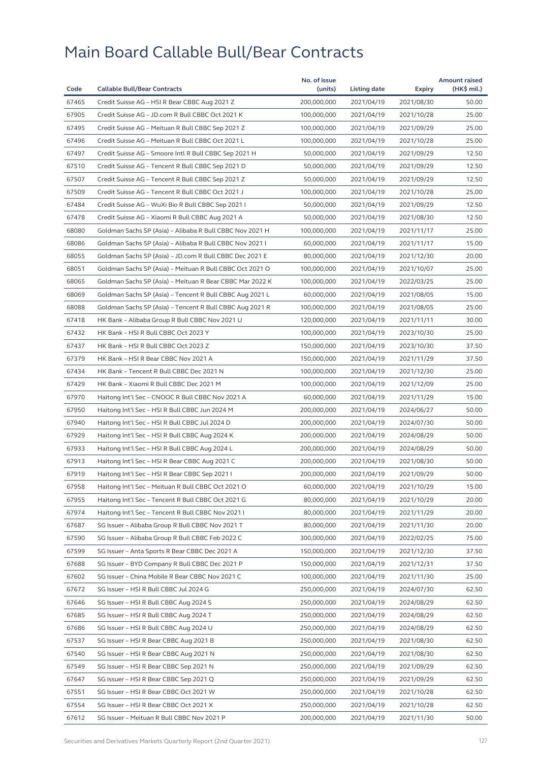# Main Board Callable Bull/Bear Contracts

| Code | Callable Bull/Bear Contracts | No. of issue (units) | Listing date | Expiry | Amount raised (HK$ mil.) |
|---|---|---|---|---|---|
| 67465 | Credit Suisse AG – HSI R Bear CBBC Aug 2021 Z | 200,000,000 | 2021/04/19 | 2021/08/30 | 50.00 |
| 67905 | Credit Suisse AG – JD.com R Bull CBBC Oct 2021 K | 100,000,000 | 2021/04/19 | 2021/10/28 | 25.00 |
| 67495 | Credit Suisse AG – Meituan R Bull CBBC Sep 2021 Z | 100,000,000 | 2021/04/19 | 2021/09/29 | 25.00 |
| 67496 | Credit Suisse AG – Meituan R Bull CBBC Oct 2021 L | 100,000,000 | 2021/04/19 | 2021/10/28 | 25.00 |
| 67497 | Credit Suisse AG – Smoore Intl R Bull CBBC Sep 2021 H | 50,000,000 | 2021/04/19 | 2021/09/29 | 12.50 |
| 67510 | Credit Suisse AG – Tencent R Bull CBBC Sep 2021 D | 50,000,000 | 2021/04/19 | 2021/09/29 | 12.50 |
| 67507 | Credit Suisse AG – Tencent R Bull CBBC Sep 2021 Z | 50,000,000 | 2021/04/19 | 2021/09/29 | 12.50 |
| 67509 | Credit Suisse AG – Tencent R Bull CBBC Oct 2021 J | 100,000,000 | 2021/04/19 | 2021/10/28 | 25.00 |
| 67484 | Credit Suisse AG – WuXi Bio R Bull CBBC Sep 2021 I | 50,000,000 | 2021/04/19 | 2021/09/29 | 12.50 |
| 67478 | Credit Suisse AG – Xiaomi R Bull CBBC Aug 2021 A | 50,000,000 | 2021/04/19 | 2021/08/30 | 12.50 |
| 68080 | Goldman Sachs SP (Asia) – Alibaba R Bull CBBC Nov 2021 H | 100,000,000 | 2021/04/19 | 2021/11/17 | 25.00 |
| 68086 | Goldman Sachs SP (Asia) – Alibaba R Bull CBBC Nov 2021 I | 60,000,000 | 2021/04/19 | 2021/11/17 | 15.00 |
| 68055 | Goldman Sachs SP (Asia) – JD.com R Bull CBBC Dec 2021 E | 80,000,000 | 2021/04/19 | 2021/12/30 | 20.00 |
| 68051 | Goldman Sachs SP (Asia) – Meituan R Bull CBBC Oct 2021 O | 100,000,000 | 2021/04/19 | 2021/10/07 | 25.00 |
| 68065 | Goldman Sachs SP (Asia) – Meituan R Bear CBBC Mar 2022 K | 100,000,000 | 2021/04/19 | 2022/03/25 | 25.00 |
| 68069 | Goldman Sachs SP (Asia) – Tencent R Bull CBBC Aug 2021 L | 60,000,000 | 2021/04/19 | 2021/08/05 | 15.00 |
| 68088 | Goldman Sachs SP (Asia) – Tencent R Bull CBBC Aug 2021 R | 100,000,000 | 2021/04/19 | 2021/08/05 | 25.00 |
| 67418 | HK Bank – Alibaba Group R Bull CBBC Nov 2021 U | 120,000,000 | 2021/04/19 | 2021/11/11 | 30.00 |
| 67432 | HK Bank – HSI R Bull CBBC Oct 2023 Y | 100,000,000 | 2021/04/19 | 2023/10/30 | 25.00 |
| 67437 | HK Bank – HSI R Bull CBBC Oct 2023 Z | 150,000,000 | 2021/04/19 | 2023/10/30 | 37.50 |
| 67379 | HK Bank – HSI R Bear CBBC Nov 2021 A | 150,000,000 | 2021/04/19 | 2021/11/29 | 37.50 |
| 67434 | HK Bank – Tencent R Bull CBBC Dec 2021 N | 100,000,000 | 2021/04/19 | 2021/12/30 | 25.00 |
| 67429 | HK Bank – Xiaomi R Bull CBBC Dec 2021 M | 100,000,000 | 2021/04/19 | 2021/12/09 | 25.00 |
| 67970 | Haitong Int'l Sec – CNOOC R Bull CBBC Nov 2021 A | 60,000,000 | 2021/04/19 | 2021/11/29 | 15.00 |
| 67950 | Haitong Int'l Sec – HSI R Bull CBBC Jun 2024 M | 200,000,000 | 2021/04/19 | 2024/06/27 | 50.00 |
| 67940 | Haitong Int'l Sec – HSI R Bull CBBC Jul 2024 D | 200,000,000 | 2021/04/19 | 2024/07/30 | 50.00 |
| 67929 | Haitong Int'l Sec – HSI R Bull CBBC Aug 2024 K | 200,000,000 | 2021/04/19 | 2024/08/29 | 50.00 |
| 67933 | Haitong Int'l Sec – HSI R Bull CBBC Aug 2024 L | 200,000,000 | 2021/04/19 | 2024/08/29 | 50.00 |
| 67913 | Haitong Int'l Sec – HSI R Bear CBBC Aug 2021 C | 200,000,000 | 2021/04/19 | 2021/08/30 | 50.00 |
| 67919 | Haitong Int'l Sec – HSI R Bear CBBC Sep 2021 I | 200,000,000 | 2021/04/19 | 2021/09/29 | 50.00 |
| 67958 | Haitong Int'l Sec – Meituan R Bull CBBC Oct 2021 O | 60,000,000 | 2021/04/19 | 2021/10/29 | 15.00 |
| 67955 | Haitong Int'l Sec – Tencent R Bull CBBC Oct 2021 G | 80,000,000 | 2021/04/19 | 2021/10/29 | 20.00 |
| 67974 | Haitong Int'l Sec – Tencent R Bull CBBC Nov 2021 I | 80,000,000 | 2021/04/19 | 2021/11/29 | 20.00 |
| 67687 | SG Issuer – Alibaba Group R Bull CBBC Nov 2021 T | 80,000,000 | 2021/04/19 | 2021/11/30 | 20.00 |
| 67590 | SG Issuer – Alibaba Group R Bull CBBC Feb 2022 C | 300,000,000 | 2021/04/19 | 2022/02/25 | 75.00 |
| 67599 | SG Issuer – Anta Sports R Bear CBBC Dec 2021 A | 150,000,000 | 2021/04/19 | 2021/12/30 | 37.50 |
| 67688 | SG Issuer – BYD Company R Bull CBBC Dec 2021 P | 150,000,000 | 2021/04/19 | 2021/12/31 | 37.50 |
| 67602 | SG Issuer – China Mobile R Bear CBBC Nov 2021 C | 100,000,000 | 2021/04/19 | 2021/11/30 | 25.00 |
| 67672 | SG Issuer – HSI R Bull CBBC Jul 2024 G | 250,000,000 | 2021/04/19 | 2024/07/30 | 62.50 |
| 67646 | SG Issuer – HSI R Bull CBBC Aug 2024 S | 250,000,000 | 2021/04/19 | 2024/08/29 | 62.50 |
| 67685 | SG Issuer – HSI R Bull CBBC Aug 2024 T | 250,000,000 | 2021/04/19 | 2024/08/29 | 62.50 |
| 67686 | SG Issuer – HSI R Bull CBBC Aug 2024 U | 250,000,000 | 2021/04/19 | 2024/08/29 | 62.50 |
| 67537 | SG Issuer – HSI R Bear CBBC Aug 2021 B | 250,000,000 | 2021/04/19 | 2021/08/30 | 62.50 |
| 67540 | SG Issuer – HSI R Bear CBBC Aug 2021 N | 250,000,000 | 2021/04/19 | 2021/08/30 | 62.50 |
| 67549 | SG Issuer – HSI R Bear CBBC Sep 2021 N | 250,000,000 | 2021/04/19 | 2021/09/29 | 62.50 |
| 67647 | SG Issuer – HSI R Bear CBBC Sep 2021 Q | 250,000,000 | 2021/04/19 | 2021/09/29 | 62.50 |
| 67551 | SG Issuer – HSI R Bear CBBC Oct 2021 W | 250,000,000 | 2021/04/19 | 2021/10/28 | 62.50 |
| 67554 | SG Issuer – HSI R Bear CBBC Oct 2021 X | 250,000,000 | 2021/04/19 | 2021/10/28 | 62.50 |
| 67612 | SG Issuer – Meituan R Bull CBBC Nov 2021 P | 200,000,000 | 2021/04/19 | 2021/11/30 | 50.00 |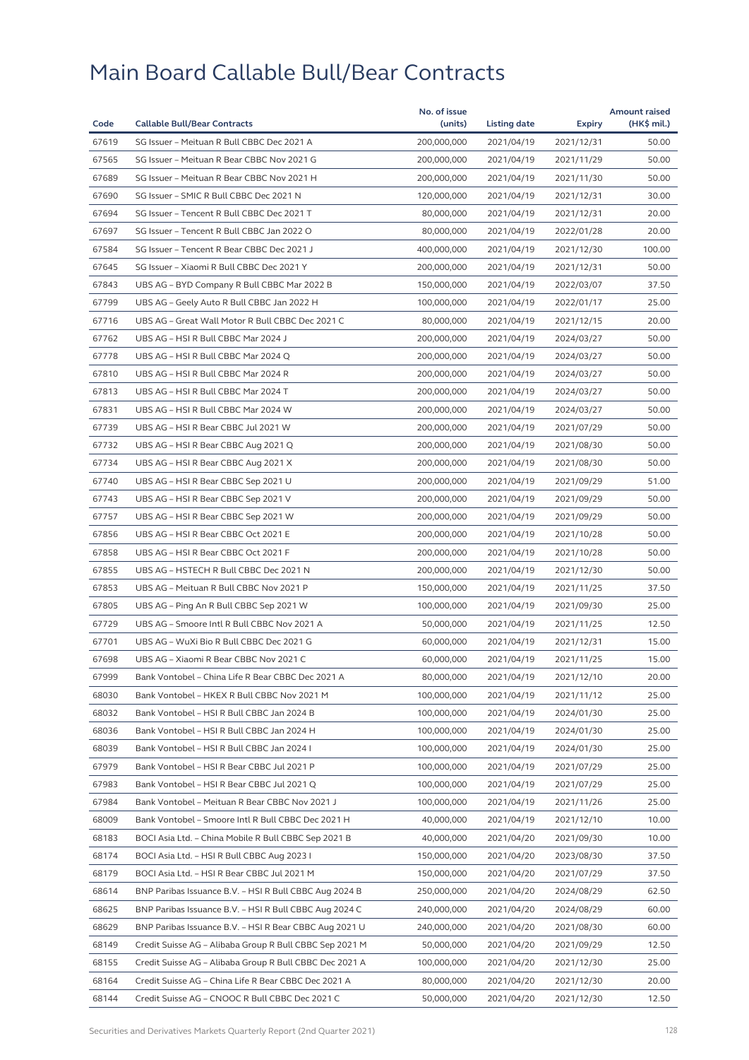# Main Board Callable Bull/Bear Contracts

| Code | Callable Bull/Bear Contracts | No. of issue (units) | Listing date | Expiry | Amount raised (HK$ mil.) |
|---|---|---|---|---|---|
| 67619 | SG Issuer – Meituan R Bull CBBC Dec 2021 A | 200,000,000 | 2021/04/19 | 2021/12/31 | 50.00 |
| 67565 | SG Issuer – Meituan R Bear CBBC Nov 2021 G | 200,000,000 | 2021/04/19 | 2021/11/29 | 50.00 |
| 67689 | SG Issuer – Meituan R Bear CBBC Nov 2021 H | 200,000,000 | 2021/04/19 | 2021/11/30 | 50.00 |
| 67690 | SG Issuer – SMIC R Bull CBBC Dec 2021 N | 120,000,000 | 2021/04/19 | 2021/12/31 | 30.00 |
| 67694 | SG Issuer – Tencent R Bull CBBC Dec 2021 T | 80,000,000 | 2021/04/19 | 2021/12/31 | 20.00 |
| 67697 | SG Issuer – Tencent R Bull CBBC Jan 2022 O | 80,000,000 | 2021/04/19 | 2022/01/28 | 20.00 |
| 67584 | SG Issuer – Tencent R Bear CBBC Dec 2021 J | 400,000,000 | 2021/04/19 | 2021/12/30 | 100.00 |
| 67645 | SG Issuer – Xiaomi R Bull CBBC Dec 2021 Y | 200,000,000 | 2021/04/19 | 2021/12/31 | 50.00 |
| 67843 | UBS AG – BYD Company R Bull CBBC Mar 2022 B | 150,000,000 | 2021/04/19 | 2022/03/07 | 37.50 |
| 67799 | UBS AG – Geely Auto R Bull CBBC Jan 2022 H | 100,000,000 | 2021/04/19 | 2022/01/17 | 25.00 |
| 67716 | UBS AG – Great Wall Motor R Bull CBBC Dec 2021 C | 80,000,000 | 2021/04/19 | 2021/12/15 | 20.00 |
| 67762 | UBS AG – HSI R Bull CBBC Mar 2024 J | 200,000,000 | 2021/04/19 | 2024/03/27 | 50.00 |
| 67778 | UBS AG – HSI R Bull CBBC Mar 2024 Q | 200,000,000 | 2021/04/19 | 2024/03/27 | 50.00 |
| 67810 | UBS AG – HSI R Bull CBBC Mar 2024 R | 200,000,000 | 2021/04/19 | 2024/03/27 | 50.00 |
| 67813 | UBS AG – HSI R Bull CBBC Mar 2024 T | 200,000,000 | 2021/04/19 | 2024/03/27 | 50.00 |
| 67831 | UBS AG – HSI R Bull CBBC Mar 2024 W | 200,000,000 | 2021/04/19 | 2024/03/27 | 50.00 |
| 67739 | UBS AG – HSI R Bear CBBC Jul 2021 W | 200,000,000 | 2021/04/19 | 2021/07/29 | 50.00 |
| 67732 | UBS AG – HSI R Bear CBBC Aug 2021 Q | 200,000,000 | 2021/04/19 | 2021/08/30 | 50.00 |
| 67734 | UBS AG – HSI R Bear CBBC Aug 2021 X | 200,000,000 | 2021/04/19 | 2021/08/30 | 50.00 |
| 67740 | UBS AG – HSI R Bear CBBC Sep 2021 U | 200,000,000 | 2021/04/19 | 2021/09/29 | 51.00 |
| 67743 | UBS AG – HSI R Bear CBBC Sep 2021 V | 200,000,000 | 2021/04/19 | 2021/09/29 | 50.00 |
| 67757 | UBS AG – HSI R Bear CBBC Sep 2021 W | 200,000,000 | 2021/04/19 | 2021/09/29 | 50.00 |
| 67856 | UBS AG – HSI R Bear CBBC Oct 2021 E | 200,000,000 | 2021/04/19 | 2021/10/28 | 50.00 |
| 67858 | UBS AG – HSI R Bear CBBC Oct 2021 F | 200,000,000 | 2021/04/19 | 2021/10/28 | 50.00 |
| 67855 | UBS AG – HSTECH R Bull CBBC Dec 2021 N | 200,000,000 | 2021/04/19 | 2021/12/30 | 50.00 |
| 67853 | UBS AG – Meituan R Bull CBBC Nov 2021 P | 150,000,000 | 2021/04/19 | 2021/11/25 | 37.50 |
| 67805 | UBS AG – Ping An R Bull CBBC Sep 2021 W | 100,000,000 | 2021/04/19 | 2021/09/30 | 25.00 |
| 67729 | UBS AG – Smoore Intl R Bull CBBC Nov 2021 A | 50,000,000 | 2021/04/19 | 2021/11/25 | 12.50 |
| 67701 | UBS AG – WuXi Bio R Bull CBBC Dec 2021 G | 60,000,000 | 2021/04/19 | 2021/12/31 | 15.00 |
| 67698 | UBS AG – Xiaomi R Bear CBBC Nov 2021 C | 60,000,000 | 2021/04/19 | 2021/11/25 | 15.00 |
| 67999 | Bank Vontobel – China Life R Bear CBBC Dec 2021 A | 80,000,000 | 2021/04/19 | 2021/12/10 | 20.00 |
| 68030 | Bank Vontobel – HKEX R Bull CBBC Nov 2021 M | 100,000,000 | 2021/04/19 | 2021/11/12 | 25.00 |
| 68032 | Bank Vontobel – HSI R Bull CBBC Jan 2024 B | 100,000,000 | 2021/04/19 | 2024/01/30 | 25.00 |
| 68036 | Bank Vontobel – HSI R Bull CBBC Jan 2024 H | 100,000,000 | 2021/04/19 | 2024/01/30 | 25.00 |
| 68039 | Bank Vontobel – HSI R Bull CBBC Jan 2024 I | 100,000,000 | 2021/04/19 | 2024/01/30 | 25.00 |
| 67979 | Bank Vontobel – HSI R Bear CBBC Jul 2021 P | 100,000,000 | 2021/04/19 | 2021/07/29 | 25.00 |
| 67983 | Bank Vontobel – HSI R Bear CBBC Jul 2021 Q | 100,000,000 | 2021/04/19 | 2021/07/29 | 25.00 |
| 67984 | Bank Vontobel – Meituan R Bear CBBC Nov 2021 J | 100,000,000 | 2021/04/19 | 2021/11/26 | 25.00 |
| 68009 | Bank Vontobel – Smoore Intl R Bull CBBC Dec 2021 H | 40,000,000 | 2021/04/19 | 2021/12/10 | 10.00 |
| 68183 | BOCI Asia Ltd. – China Mobile R Bull CBBC Sep 2021 B | 40,000,000 | 2021/04/20 | 2021/09/30 | 10.00 |
| 68174 | BOCI Asia Ltd. – HSI R Bull CBBC Aug 2023 I | 150,000,000 | 2021/04/20 | 2023/08/30 | 37.50 |
| 68179 | BOCI Asia Ltd. – HSI R Bear CBBC Jul 2021 M | 150,000,000 | 2021/04/20 | 2021/07/29 | 37.50 |
| 68614 | BNP Paribas Issuance B.V. – HSI R Bull CBBC Aug 2024 B | 250,000,000 | 2021/04/20 | 2024/08/29 | 62.50 |
| 68625 | BNP Paribas Issuance B.V. – HSI R Bull CBBC Aug 2024 C | 240,000,000 | 2021/04/20 | 2024/08/29 | 60.00 |
| 68629 | BNP Paribas Issuance B.V. – HSI R Bear CBBC Aug 2021 U | 240,000,000 | 2021/04/20 | 2021/08/30 | 60.00 |
| 68149 | Credit Suisse AG – Alibaba Group R Bull CBBC Sep 2021 M | 50,000,000 | 2021/04/20 | 2021/09/29 | 12.50 |
| 68155 | Credit Suisse AG – Alibaba Group R Bull CBBC Dec 2021 A | 100,000,000 | 2021/04/20 | 2021/12/30 | 25.00 |
| 68164 | Credit Suisse AG – China Life R Bear CBBC Dec 2021 A | 80,000,000 | 2021/04/20 | 2021/12/30 | 20.00 |
| 68144 | Credit Suisse AG – CNOOC R Bull CBBC Dec 2021 C | 50,000,000 | 2021/04/20 | 2021/12/30 | 12.50 |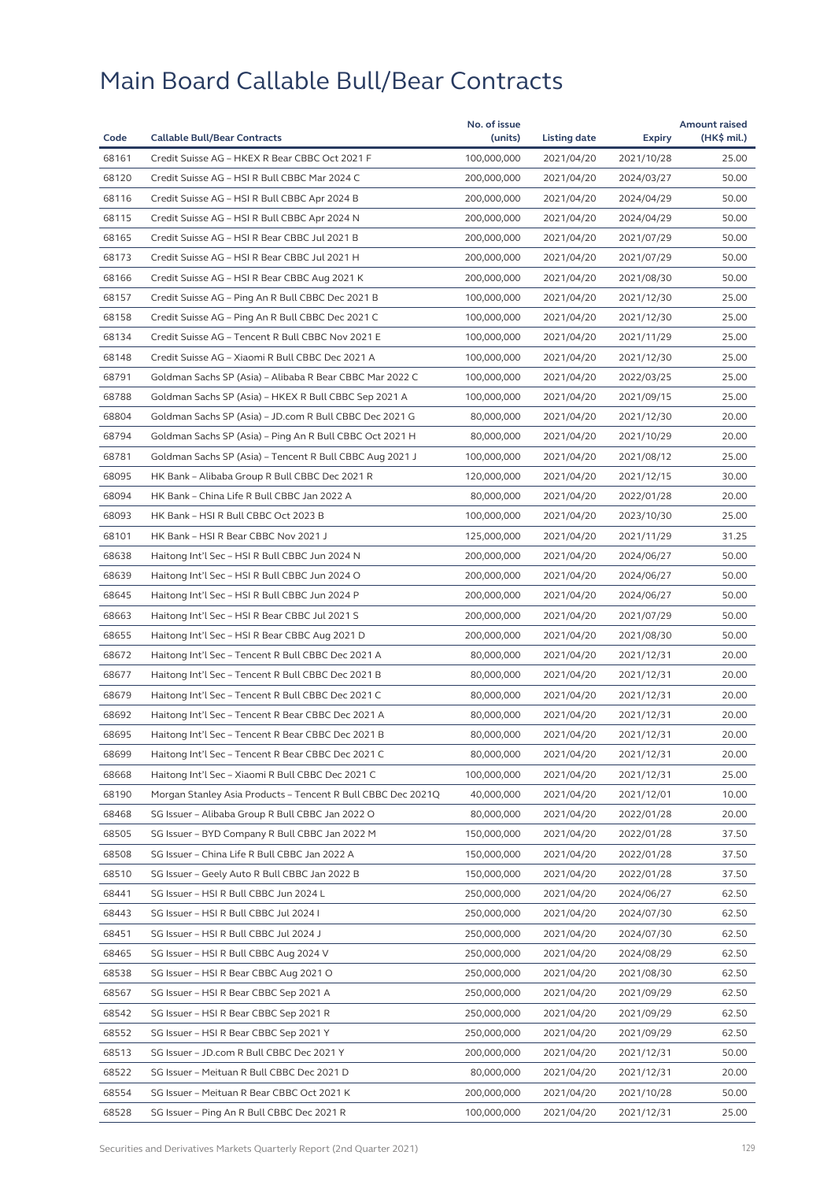# Main Board Callable Bull/Bear Contracts

| Code | Callable Bull/Bear Contracts | No. of issue (units) | Listing date | Expiry | Amount raised (HK$ mil.) |
|---|---|---|---|---|---|
| 68161 | Credit Suisse AG – HKEX R Bear CBBC Oct 2021 F | 100,000,000 | 2021/04/20 | 2021/10/28 | 25.00 |
| 68120 | Credit Suisse AG – HSI R Bull CBBC Mar 2024 C | 200,000,000 | 2021/04/20 | 2024/03/27 | 50.00 |
| 68116 | Credit Suisse AG – HSI R Bull CBBC Apr 2024 B | 200,000,000 | 2021/04/20 | 2024/04/29 | 50.00 |
| 68115 | Credit Suisse AG – HSI R Bull CBBC Apr 2024 N | 200,000,000 | 2021/04/20 | 2024/04/29 | 50.00 |
| 68165 | Credit Suisse AG – HSI R Bear CBBC Jul 2021 B | 200,000,000 | 2021/04/20 | 2021/07/29 | 50.00 |
| 68173 | Credit Suisse AG – HSI R Bear CBBC Jul 2021 H | 200,000,000 | 2021/04/20 | 2021/07/29 | 50.00 |
| 68166 | Credit Suisse AG – HSI R Bear CBBC Aug 2021 K | 200,000,000 | 2021/04/20 | 2021/08/30 | 50.00 |
| 68157 | Credit Suisse AG – Ping An R Bull CBBC Dec 2021 B | 100,000,000 | 2021/04/20 | 2021/12/30 | 25.00 |
| 68158 | Credit Suisse AG – Ping An R Bull CBBC Dec 2021 C | 100,000,000 | 2021/04/20 | 2021/12/30 | 25.00 |
| 68134 | Credit Suisse AG – Tencent R Bull CBBC Nov 2021 E | 100,000,000 | 2021/04/20 | 2021/11/29 | 25.00 |
| 68148 | Credit Suisse AG – Xiaomi R Bull CBBC Dec 2021 A | 100,000,000 | 2021/04/20 | 2021/12/30 | 25.00 |
| 68791 | Goldman Sachs SP (Asia) – Alibaba R Bear CBBC Mar 2022 C | 100,000,000 | 2021/04/20 | 2022/03/25 | 25.00 |
| 68788 | Goldman Sachs SP (Asia) – HKEX R Bull CBBC Sep 2021 A | 100,000,000 | 2021/04/20 | 2021/09/15 | 25.00 |
| 68804 | Goldman Sachs SP (Asia) – JD.com R Bull CBBC Dec 2021 G | 80,000,000 | 2021/04/20 | 2021/12/30 | 20.00 |
| 68794 | Goldman Sachs SP (Asia) – Ping An R Bull CBBC Oct 2021 H | 80,000,000 | 2021/04/20 | 2021/10/29 | 20.00 |
| 68781 | Goldman Sachs SP (Asia) – Tencent R Bull CBBC Aug 2021 J | 100,000,000 | 2021/04/20 | 2021/08/12 | 25.00 |
| 68095 | HK Bank – Alibaba Group R Bull CBBC Dec 2021 R | 120,000,000 | 2021/04/20 | 2021/12/15 | 30.00 |
| 68094 | HK Bank – China Life R Bull CBBC Jan 2022 A | 80,000,000 | 2021/04/20 | 2022/01/28 | 20.00 |
| 68093 | HK Bank – HSI R Bull CBBC Oct 2023 B | 100,000,000 | 2021/04/20 | 2023/10/30 | 25.00 |
| 68101 | HK Bank – HSI R Bear CBBC Nov 2021 J | 125,000,000 | 2021/04/20 | 2021/11/29 | 31.25 |
| 68638 | Haitong Int'l Sec – HSI R Bull CBBC Jun 2024 N | 200,000,000 | 2021/04/20 | 2024/06/27 | 50.00 |
| 68639 | Haitong Int'l Sec – HSI R Bull CBBC Jun 2024 O | 200,000,000 | 2021/04/20 | 2024/06/27 | 50.00 |
| 68645 | Haitong Int'l Sec – HSI R Bull CBBC Jun 2024 P | 200,000,000 | 2021/04/20 | 2024/06/27 | 50.00 |
| 68663 | Haitong Int'l Sec – HSI R Bear CBBC Jul 2021 S | 200,000,000 | 2021/04/20 | 2021/07/29 | 50.00 |
| 68655 | Haitong Int'l Sec – HSI R Bear CBBC Aug 2021 D | 200,000,000 | 2021/04/20 | 2021/08/30 | 50.00 |
| 68672 | Haitong Int'l Sec – Tencent R Bull CBBC Dec 2021 A | 80,000,000 | 2021/04/20 | 2021/12/31 | 20.00 |
| 68677 | Haitong Int'l Sec – Tencent R Bull CBBC Dec 2021 B | 80,000,000 | 2021/04/20 | 2021/12/31 | 20.00 |
| 68679 | Haitong Int'l Sec – Tencent R Bull CBBC Dec 2021 C | 80,000,000 | 2021/04/20 | 2021/12/31 | 20.00 |
| 68692 | Haitong Int'l Sec – Tencent R Bear CBBC Dec 2021 A | 80,000,000 | 2021/04/20 | 2021/12/31 | 20.00 |
| 68695 | Haitong Int'l Sec – Tencent R Bear CBBC Dec 2021 B | 80,000,000 | 2021/04/20 | 2021/12/31 | 20.00 |
| 68699 | Haitong Int'l Sec – Tencent R Bear CBBC Dec 2021 C | 80,000,000 | 2021/04/20 | 2021/12/31 | 20.00 |
| 68668 | Haitong Int'l Sec – Xiaomi R Bull CBBC Dec 2021 C | 100,000,000 | 2021/04/20 | 2021/12/31 | 25.00 |
| 68190 | Morgan Stanley Asia Products – Tencent R Bull CBBC Dec 2021Q | 40,000,000 | 2021/04/20 | 2021/12/01 | 10.00 |
| 68468 | SG Issuer – Alibaba Group R Bull CBBC Jan 2022 O | 80,000,000 | 2021/04/20 | 2022/01/28 | 20.00 |
| 68505 | SG Issuer – BYD Company R Bull CBBC Jan 2022 M | 150,000,000 | 2021/04/20 | 2022/01/28 | 37.50 |
| 68508 | SG Issuer – China Life R Bull CBBC Jan 2022 A | 150,000,000 | 2021/04/20 | 2022/01/28 | 37.50 |
| 68510 | SG Issuer – Geely Auto R Bull CBBC Jan 2022 B | 150,000,000 | 2021/04/20 | 2022/01/28 | 37.50 |
| 68441 | SG Issuer – HSI R Bull CBBC Jun 2024 L | 250,000,000 | 2021/04/20 | 2024/06/27 | 62.50 |
| 68443 | SG Issuer – HSI R Bull CBBC Jul 2024 I | 250,000,000 | 2021/04/20 | 2024/07/30 | 62.50 |
| 68451 | SG Issuer – HSI R Bull CBBC Jul 2024 J | 250,000,000 | 2021/04/20 | 2024/07/30 | 62.50 |
| 68465 | SG Issuer – HSI R Bull CBBC Aug 2024 V | 250,000,000 | 2021/04/20 | 2024/08/29 | 62.50 |
| 68538 | SG Issuer – HSI R Bear CBBC Aug 2021 O | 250,000,000 | 2021/04/20 | 2021/08/30 | 62.50 |
| 68567 | SG Issuer – HSI R Bear CBBC Sep 2021 A | 250,000,000 | 2021/04/20 | 2021/09/29 | 62.50 |
| 68542 | SG Issuer – HSI R Bear CBBC Sep 2021 R | 250,000,000 | 2021/04/20 | 2021/09/29 | 62.50 |
| 68552 | SG Issuer – HSI R Bear CBBC Sep 2021 Y | 250,000,000 | 2021/04/20 | 2021/09/29 | 62.50 |
| 68513 | SG Issuer – JD.com R Bull CBBC Dec 2021 Y | 200,000,000 | 2021/04/20 | 2021/12/31 | 50.00 |
| 68522 | SG Issuer – Meituan R Bull CBBC Dec 2021 D | 80,000,000 | 2021/04/20 | 2021/12/31 | 20.00 |
| 68554 | SG Issuer – Meituan R Bear CBBC Oct 2021 K | 200,000,000 | 2021/04/20 | 2021/10/28 | 50.00 |
| 68528 | SG Issuer – Ping An R Bull CBBC Dec 2021 R | 100,000,000 | 2021/04/20 | 2021/12/31 | 25.00 |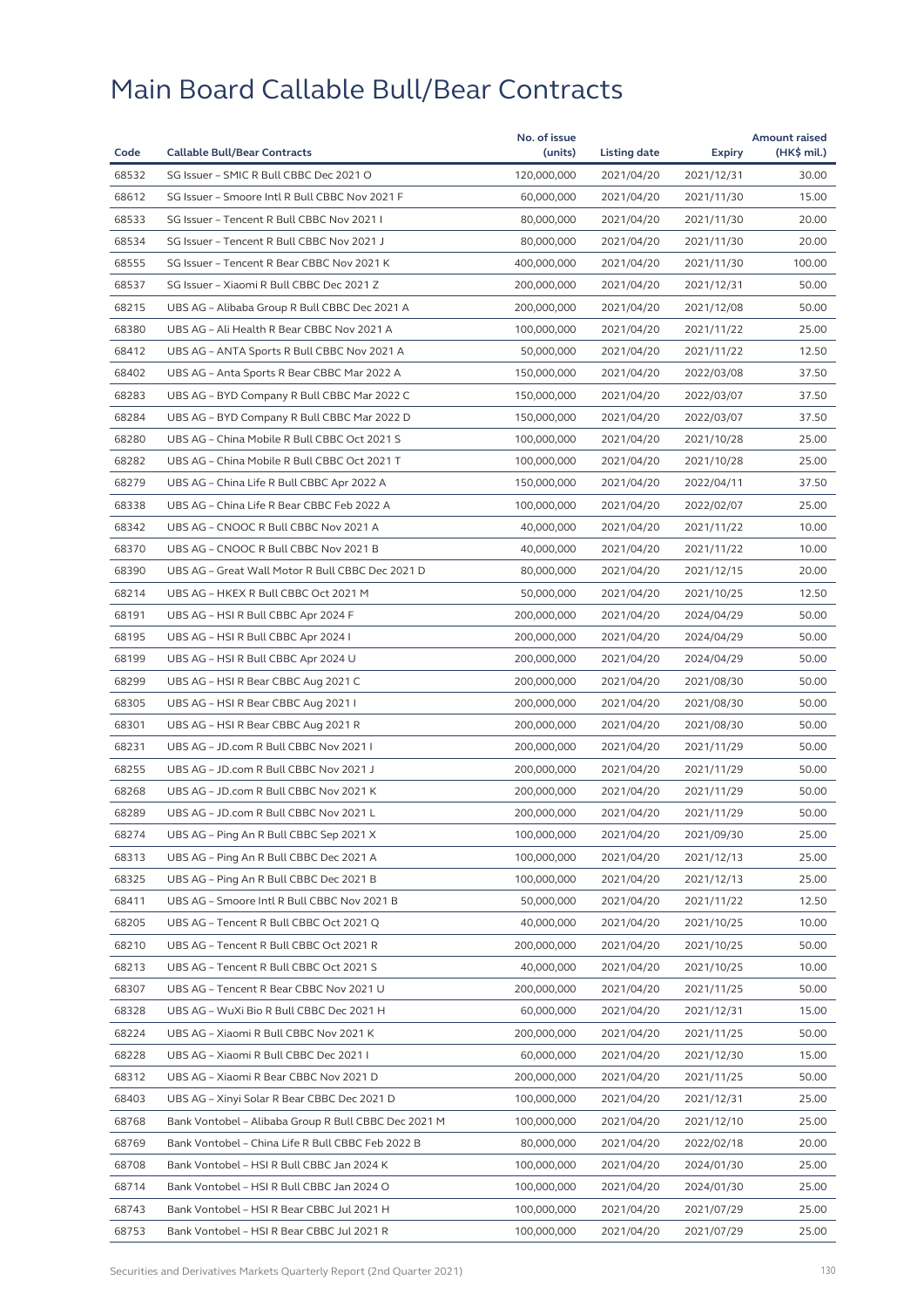# Main Board Callable Bull/Bear Contracts

| Code | Callable Bull/Bear Contracts | No. of issue (units) | Listing date | Expiry | Amount raised (HK$ mil.) |
|---|---|---|---|---|---|
| 68532 | SG Issuer – SMIC R Bull CBBC Dec 2021 O | 120,000,000 | 2021/04/20 | 2021/12/31 | 30.00 |
| 68612 | SG Issuer – Smoore Intl R Bull CBBC Nov 2021 F | 60,000,000 | 2021/04/20 | 2021/11/30 | 15.00 |
| 68533 | SG Issuer – Tencent R Bull CBBC Nov 2021 I | 80,000,000 | 2021/04/20 | 2021/11/30 | 20.00 |
| 68534 | SG Issuer – Tencent R Bull CBBC Nov 2021 J | 80,000,000 | 2021/04/20 | 2021/11/30 | 20.00 |
| 68555 | SG Issuer – Tencent R Bear CBBC Nov 2021 K | 400,000,000 | 2021/04/20 | 2021/11/30 | 100.00 |
| 68537 | SG Issuer – Xiaomi R Bull CBBC Dec 2021 Z | 200,000,000 | 2021/04/20 | 2021/12/31 | 50.00 |
| 68215 | UBS AG – Alibaba Group R Bull CBBC Dec 2021 A | 200,000,000 | 2021/04/20 | 2021/12/08 | 50.00 |
| 68380 | UBS AG – Ali Health R Bear CBBC Nov 2021 A | 100,000,000 | 2021/04/20 | 2021/11/22 | 25.00 |
| 68412 | UBS AG – ANTA Sports R Bull CBBC Nov 2021 A | 50,000,000 | 2021/04/20 | 2021/11/22 | 12.50 |
| 68402 | UBS AG – Anta Sports R Bear CBBC Mar 2022 A | 150,000,000 | 2021/04/20 | 2022/03/08 | 37.50 |
| 68283 | UBS AG – BYD Company R Bull CBBC Mar 2022 C | 150,000,000 | 2021/04/20 | 2022/03/07 | 37.50 |
| 68284 | UBS AG – BYD Company R Bull CBBC Mar 2022 D | 150,000,000 | 2021/04/20 | 2022/03/07 | 37.50 |
| 68280 | UBS AG – China Mobile R Bull CBBC Oct 2021 S | 100,000,000 | 2021/04/20 | 2021/10/28 | 25.00 |
| 68282 | UBS AG – China Mobile R Bull CBBC Oct 2021 T | 100,000,000 | 2021/04/20 | 2021/10/28 | 25.00 |
| 68279 | UBS AG – China Life R Bull CBBC Apr 2022 A | 150,000,000 | 2021/04/20 | 2022/04/11 | 37.50 |
| 68338 | UBS AG – China Life R Bear CBBC Feb 2022 A | 100,000,000 | 2021/04/20 | 2022/02/07 | 25.00 |
| 68342 | UBS AG – CNOOC R Bull CBBC Nov 2021 A | 40,000,000 | 2021/04/20 | 2021/11/22 | 10.00 |
| 68370 | UBS AG – CNOOC R Bull CBBC Nov 2021 B | 40,000,000 | 2021/04/20 | 2021/11/22 | 10.00 |
| 68390 | UBS AG – Great Wall Motor R Bull CBBC Dec 2021 D | 80,000,000 | 2021/04/20 | 2021/12/15 | 20.00 |
| 68214 | UBS AG – HKEX R Bull CBBC Oct 2021 M | 50,000,000 | 2021/04/20 | 2021/10/25 | 12.50 |
| 68191 | UBS AG – HSI R Bull CBBC Apr 2024 F | 200,000,000 | 2021/04/20 | 2024/04/29 | 50.00 |
| 68195 | UBS AG – HSI R Bull CBBC Apr 2024 I | 200,000,000 | 2021/04/20 | 2024/04/29 | 50.00 |
| 68199 | UBS AG – HSI R Bull CBBC Apr 2024 U | 200,000,000 | 2021/04/20 | 2024/04/29 | 50.00 |
| 68299 | UBS AG – HSI R Bear CBBC Aug 2021 C | 200,000,000 | 2021/04/20 | 2021/08/30 | 50.00 |
| 68305 | UBS AG – HSI R Bear CBBC Aug 2021 I | 200,000,000 | 2021/04/20 | 2021/08/30 | 50.00 |
| 68301 | UBS AG – HSI R Bear CBBC Aug 2021 R | 200,000,000 | 2021/04/20 | 2021/08/30 | 50.00 |
| 68231 | UBS AG – JD.com R Bull CBBC Nov 2021 I | 200,000,000 | 2021/04/20 | 2021/11/29 | 50.00 |
| 68255 | UBS AG – JD.com R Bull CBBC Nov 2021 J | 200,000,000 | 2021/04/20 | 2021/11/29 | 50.00 |
| 68268 | UBS AG – JD.com R Bull CBBC Nov 2021 K | 200,000,000 | 2021/04/20 | 2021/11/29 | 50.00 |
| 68289 | UBS AG – JD.com R Bull CBBC Nov 2021 L | 200,000,000 | 2021/04/20 | 2021/11/29 | 50.00 |
| 68274 | UBS AG – Ping An R Bull CBBC Sep 2021 X | 100,000,000 | 2021/04/20 | 2021/09/30 | 25.00 |
| 68313 | UBS AG – Ping An R Bull CBBC Dec 2021 A | 100,000,000 | 2021/04/20 | 2021/12/13 | 25.00 |
| 68325 | UBS AG – Ping An R Bull CBBC Dec 2021 B | 100,000,000 | 2021/04/20 | 2021/12/13 | 25.00 |
| 68411 | UBS AG – Smoore Intl R Bull CBBC Nov 2021 B | 50,000,000 | 2021/04/20 | 2021/11/22 | 12.50 |
| 68205 | UBS AG – Tencent R Bull CBBC Oct 2021 Q | 40,000,000 | 2021/04/20 | 2021/10/25 | 10.00 |
| 68210 | UBS AG – Tencent R Bull CBBC Oct 2021 R | 200,000,000 | 2021/04/20 | 2021/10/25 | 50.00 |
| 68213 | UBS AG – Tencent R Bull CBBC Oct 2021 S | 40,000,000 | 2021/04/20 | 2021/10/25 | 10.00 |
| 68307 | UBS AG – Tencent R Bear CBBC Nov 2021 U | 200,000,000 | 2021/04/20 | 2021/11/25 | 50.00 |
| 68328 | UBS AG – WuXi Bio R Bull CBBC Dec 2021 H | 60,000,000 | 2021/04/20 | 2021/12/31 | 15.00 |
| 68224 | UBS AG – Xiaomi R Bull CBBC Nov 2021 K | 200,000,000 | 2021/04/20 | 2021/11/25 | 50.00 |
| 68228 | UBS AG – Xiaomi R Bull CBBC Dec 2021 I | 60,000,000 | 2021/04/20 | 2021/12/30 | 15.00 |
| 68312 | UBS AG – Xiaomi R Bear CBBC Nov 2021 D | 200,000,000 | 2021/04/20 | 2021/11/25 | 50.00 |
| 68403 | UBS AG – Xinyi Solar R Bear CBBC Dec 2021 D | 100,000,000 | 2021/04/20 | 2021/12/31 | 25.00 |
| 68768 | Bank Vontobel – Alibaba Group R Bull CBBC Dec 2021 M | 100,000,000 | 2021/04/20 | 2021/12/10 | 25.00 |
| 68769 | Bank Vontobel – China Life R Bull CBBC Feb 2022 B | 80,000,000 | 2021/04/20 | 2022/02/18 | 20.00 |
| 68708 | Bank Vontobel – HSI R Bull CBBC Jan 2024 K | 100,000,000 | 2021/04/20 | 2024/01/30 | 25.00 |
| 68714 | Bank Vontobel – HSI R Bull CBBC Jan 2024 O | 100,000,000 | 2021/04/20 | 2024/01/30 | 25.00 |
| 68743 | Bank Vontobel – HSI R Bear CBBC Jul 2021 H | 100,000,000 | 2021/04/20 | 2021/07/29 | 25.00 |
| 68753 | Bank Vontobel – HSI R Bear CBBC Jul 2021 R | 100,000,000 | 2021/04/20 | 2021/07/29 | 25.00 |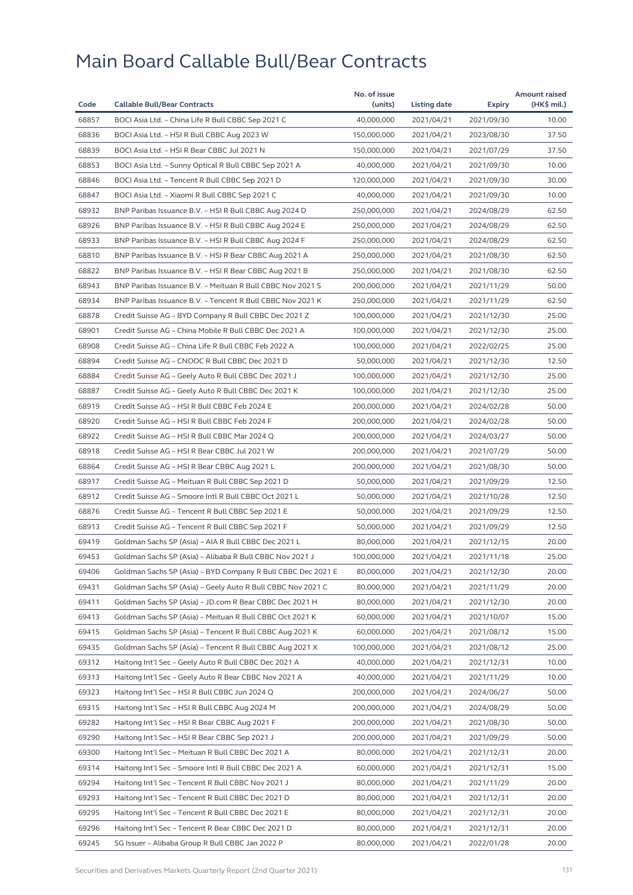# Main Board Callable Bull/Bear Contracts

| Code | Callable Bull/Bear Contracts | No. of issue (units) | Listing date | Expiry | Amount raised (HK$ mil.) |
|---|---|---|---|---|---|
| 68857 | BOCI Asia Ltd. – China Life R Bull CBBC Sep 2021 C | 40,000,000 | 2021/04/21 | 2021/09/30 | 10.00 |
| 68836 | BOCI Asia Ltd. – HSI R Bull CBBC Aug 2023 W | 150,000,000 | 2021/04/21 | 2023/08/30 | 37.50 |
| 68839 | BOCI Asia Ltd. – HSI R Bear CBBC Jul 2021 N | 150,000,000 | 2021/04/21 | 2021/07/29 | 37.50 |
| 68853 | BOCI Asia Ltd. – Sunny Optical R Bull CBBC Sep 2021 A | 40,000,000 | 2021/04/21 | 2021/09/30 | 10.00 |
| 68846 | BOCI Asia Ltd. – Tencent R Bull CBBC Sep 2021 D | 120,000,000 | 2021/04/21 | 2021/09/30 | 30.00 |
| 68847 | BOCI Asia Ltd. – Xiaomi R Bull CBBC Sep 2021 C | 40,000,000 | 2021/04/21 | 2021/09/30 | 10.00 |
| 68932 | BNP Paribas Issuance B.V. – HSI R Bull CBBC Aug 2024 D | 250,000,000 | 2021/04/21 | 2024/08/29 | 62.50 |
| 68926 | BNP Paribas Issuance B.V. – HSI R Bull CBBC Aug 2024 E | 250,000,000 | 2021/04/21 | 2024/08/29 | 62.50 |
| 68933 | BNP Paribas Issuance B.V. – HSI R Bull CBBC Aug 2024 F | 250,000,000 | 2021/04/21 | 2024/08/29 | 62.50 |
| 68810 | BNP Paribas Issuance B.V. – HSI R Bear CBBC Aug 2021 A | 250,000,000 | 2021/04/21 | 2021/08/30 | 62.50 |
| 68822 | BNP Paribas Issuance B.V. – HSI R Bear CBBC Aug 2021 B | 250,000,000 | 2021/04/21 | 2021/08/30 | 62.50 |
| 68943 | BNP Paribas Issuance B.V. – Meituan R Bull CBBC Nov 2021 S | 200,000,000 | 2021/04/21 | 2021/11/29 | 50.00 |
| 68934 | BNP Paribas Issuance B.V. – Tencent R Bull CBBC Nov 2021 K | 250,000,000 | 2021/04/21 | 2021/11/29 | 62.50 |
| 68878 | Credit Suisse AG – BYD Company R Bull CBBC Dec 2021 Z | 100,000,000 | 2021/04/21 | 2021/12/30 | 25.00 |
| 68901 | Credit Suisse AG – China Mobile R Bull CBBC Dec 2021 A | 100,000,000 | 2021/04/21 | 2021/12/30 | 25.00 |
| 68908 | Credit Suisse AG – China Life R Bull CBBC Feb 2022 A | 100,000,000 | 2021/04/21 | 2022/02/25 | 25.00 |
| 68894 | Credit Suisse AG – CNOOC R Bull CBBC Dec 2021 D | 50,000,000 | 2021/04/21 | 2021/12/30 | 12.50 |
| 68884 | Credit Suisse AG – Geely Auto R Bull CBBC Dec 2021 J | 100,000,000 | 2021/04/21 | 2021/12/30 | 25.00 |
| 68887 | Credit Suisse AG – Geely Auto R Bull CBBC Dec 2021 K | 100,000,000 | 2021/04/21 | 2021/12/30 | 25.00 |
| 68919 | Credit Suisse AG – HSI R Bull CBBC Feb 2024 E | 200,000,000 | 2021/04/21 | 2024/02/28 | 50.00 |
| 68920 | Credit Suisse AG – HSI R Bull CBBC Feb 2024 F | 200,000,000 | 2021/04/21 | 2024/02/28 | 50.00 |
| 68922 | Credit Suisse AG – HSI R Bull CBBC Mar 2024 Q | 200,000,000 | 2021/04/21 | 2024/03/27 | 50.00 |
| 68918 | Credit Suisse AG – HSI R Bear CBBC Jul 2021 W | 200,000,000 | 2021/04/21 | 2021/07/29 | 50.00 |
| 68864 | Credit Suisse AG – HSI R Bear CBBC Aug 2021 L | 200,000,000 | 2021/04/21 | 2021/08/30 | 50.00 |
| 68917 | Credit Suisse AG – Meituan R Bull CBBC Sep 2021 D | 50,000,000 | 2021/04/21 | 2021/09/29 | 12.50 |
| 68912 | Credit Suisse AG – Smoore Intl R Bull CBBC Oct 2021 L | 50,000,000 | 2021/04/21 | 2021/10/28 | 12.50 |
| 68876 | Credit Suisse AG – Tencent R Bull CBBC Sep 2021 E | 50,000,000 | 2021/04/21 | 2021/09/29 | 12.50 |
| 68913 | Credit Suisse AG – Tencent R Bull CBBC Sep 2021 F | 50,000,000 | 2021/04/21 | 2021/09/29 | 12.50 |
| 69419 | Goldman Sachs SP (Asia) – AIA R Bull CBBC Dec 2021 L | 80,000,000 | 2021/04/21 | 2021/12/15 | 20.00 |
| 69453 | Goldman Sachs SP (Asia) – Alibaba R Bull CBBC Nov 2021 J | 100,000,000 | 2021/04/21 | 2021/11/18 | 25.00 |
| 69406 | Goldman Sachs SP (Asia) – BYD Company R Bull CBBC Dec 2021 E | 80,000,000 | 2021/04/21 | 2021/12/30 | 20.00 |
| 69431 | Goldman Sachs SP (Asia) – Geely Auto R Bull CBBC Nov 2021 C | 80,000,000 | 2021/04/21 | 2021/11/29 | 20.00 |
| 69411 | Goldman Sachs SP (Asia) – JD.com R Bear CBBC Dec 2021 H | 80,000,000 | 2021/04/21 | 2021/12/30 | 20.00 |
| 69413 | Goldman Sachs SP (Asia) – Meituan R Bull CBBC Oct 2021 K | 60,000,000 | 2021/04/21 | 2021/10/07 | 15.00 |
| 69415 | Goldman Sachs SP (Asia) – Tencent R Bull CBBC Aug 2021 K | 60,000,000 | 2021/04/21 | 2021/08/12 | 15.00 |
| 69435 | Goldman Sachs SP (Asia) – Tencent R Bull CBBC Aug 2021 X | 100,000,000 | 2021/04/21 | 2021/08/12 | 25.00 |
| 69312 | Haitong Int'l Sec – Geely Auto R Bull CBBC Dec 2021 A | 40,000,000 | 2021/04/21 | 2021/12/31 | 10.00 |
| 69313 | Haitong Int'l Sec – Geely Auto R Bear CBBC Nov 2021 A | 40,000,000 | 2021/04/21 | 2021/11/29 | 10.00 |
| 69323 | Haitong Int'l Sec – HSI R Bull CBBC Jun 2024 Q | 200,000,000 | 2021/04/21 | 2024/06/27 | 50.00 |
| 69315 | Haitong Int'l Sec – HSI R Bull CBBC Aug 2024 M | 200,000,000 | 2021/04/21 | 2024/08/29 | 50.00 |
| 69282 | Haitong Int'l Sec – HSI R Bear CBBC Aug 2021 F | 200,000,000 | 2021/04/21 | 2021/08/30 | 50.00 |
| 69290 | Haitong Int'l Sec – HSI R Bear CBBC Sep 2021 J | 200,000,000 | 2021/04/21 | 2021/09/29 | 50.00 |
| 69300 | Haitong Int'l Sec – Meituan R Bull CBBC Dec 2021 A | 80,000,000 | 2021/04/21 | 2021/12/31 | 20.00 |
| 69314 | Haitong Int'l Sec – Smoore Intl R Bull CBBC Dec 2021 A | 60,000,000 | 2021/04/21 | 2021/12/31 | 15.00 |
| 69294 | Haitong Int'l Sec – Tencent R Bull CBBC Nov 2021 J | 80,000,000 | 2021/04/21 | 2021/11/29 | 20.00 |
| 69293 | Haitong Int'l Sec – Tencent R Bull CBBC Dec 2021 D | 80,000,000 | 2021/04/21 | 2021/12/31 | 20.00 |
| 69295 | Haitong Int'l Sec – Tencent R Bull CBBC Dec 2021 E | 80,000,000 | 2021/04/21 | 2021/12/31 | 20.00 |
| 69296 | Haitong Int'l Sec – Tencent R Bear CBBC Dec 2021 D | 80,000,000 | 2021/04/21 | 2021/12/31 | 20.00 |
| 69245 | SG Issuer – Alibaba Group R Bull CBBC Jan 2022 P | 80,000,000 | 2021/04/21 | 2022/01/28 | 20.00 |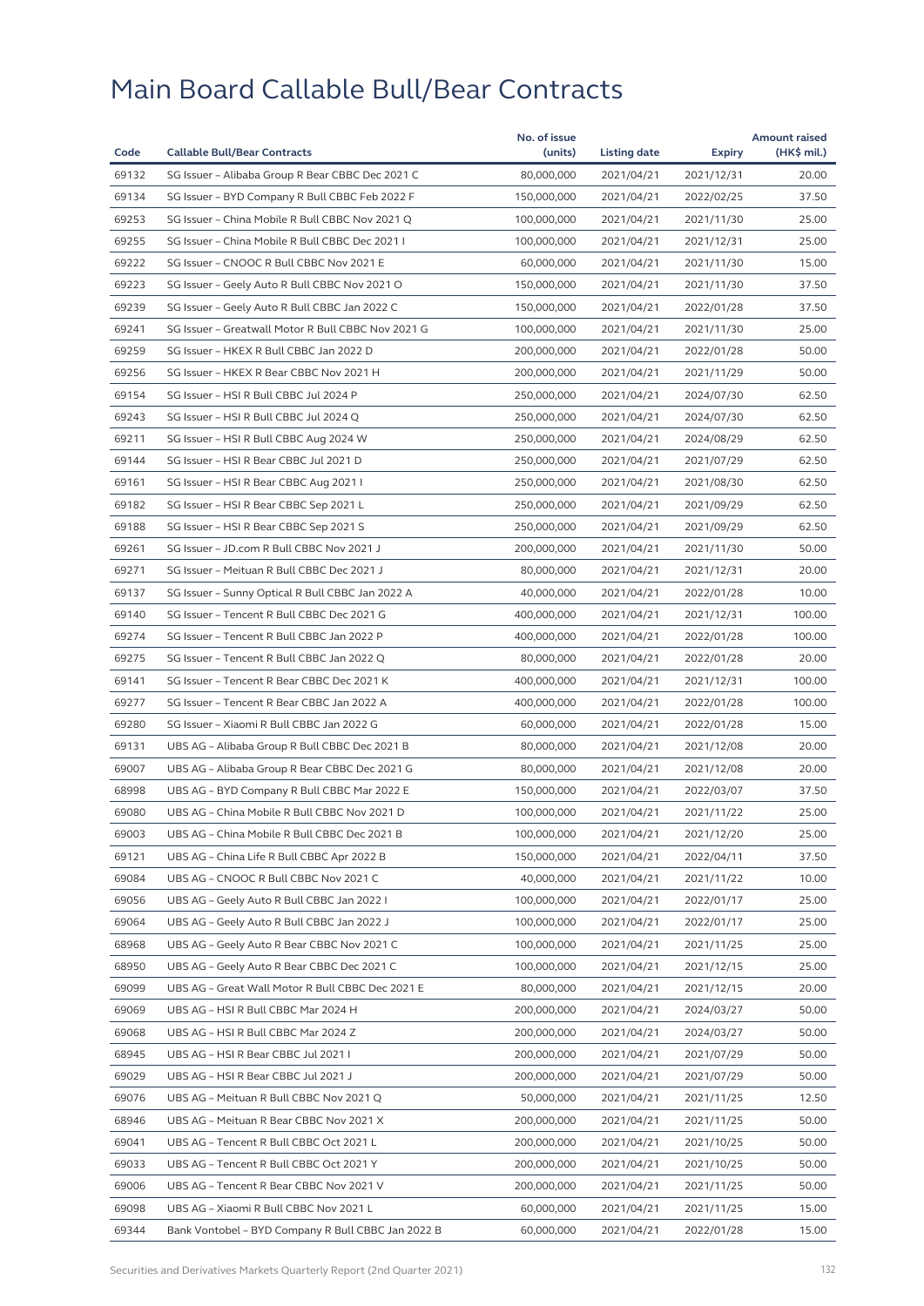# Main Board Callable Bull/Bear Contracts

| Code | Callable Bull/Bear Contracts | No. of issue (units) | Listing date | Expiry | Amount raised (HK$ mil.) |
|---|---|---|---|---|---|
| 69132 | SG Issuer – Alibaba Group R Bear CBBC Dec 2021 C | 80,000,000 | 2021/04/21 | 2021/12/31 | 20.00 |
| 69134 | SG Issuer – BYD Company R Bull CBBC Feb 2022 F | 150,000,000 | 2021/04/21 | 2022/02/25 | 37.50 |
| 69253 | SG Issuer – China Mobile R Bull CBBC Nov 2021 Q | 100,000,000 | 2021/04/21 | 2021/11/30 | 25.00 |
| 69255 | SG Issuer – China Mobile R Bull CBBC Dec 2021 I | 100,000,000 | 2021/04/21 | 2021/12/31 | 25.00 |
| 69222 | SG Issuer – CNOOC R Bull CBBC Nov 2021 E | 60,000,000 | 2021/04/21 | 2021/11/30 | 15.00 |
| 69223 | SG Issuer – Geely Auto R Bull CBBC Nov 2021 O | 150,000,000 | 2021/04/21 | 2021/11/30 | 37.50 |
| 69239 | SG Issuer – Geely Auto R Bull CBBC Jan 2022 C | 150,000,000 | 2021/04/21 | 2022/01/28 | 37.50 |
| 69241 | SG Issuer – Greatwall Motor R Bull CBBC Nov 2021 G | 100,000,000 | 2021/04/21 | 2021/11/30 | 25.00 |
| 69259 | SG Issuer – HKEX R Bull CBBC Jan 2022 D | 200,000,000 | 2021/04/21 | 2022/01/28 | 50.00 |
| 69256 | SG Issuer – HKEX R Bear CBBC Nov 2021 H | 200,000,000 | 2021/04/21 | 2021/11/29 | 50.00 |
| 69154 | SG Issuer – HSI R Bull CBBC Jul 2024 P | 250,000,000 | 2021/04/21 | 2024/07/30 | 62.50 |
| 69243 | SG Issuer – HSI R Bull CBBC Jul 2024 Q | 250,000,000 | 2021/04/21 | 2024/07/30 | 62.50 |
| 69211 | SG Issuer – HSI R Bull CBBC Aug 2024 W | 250,000,000 | 2021/04/21 | 2024/08/29 | 62.50 |
| 69144 | SG Issuer – HSI R Bear CBBC Jul 2021 D | 250,000,000 | 2021/04/21 | 2021/07/29 | 62.50 |
| 69161 | SG Issuer – HSI R Bear CBBC Aug 2021 I | 250,000,000 | 2021/04/21 | 2021/08/30 | 62.50 |
| 69182 | SG Issuer – HSI R Bear CBBC Sep 2021 L | 250,000,000 | 2021/04/21 | 2021/09/29 | 62.50 |
| 69188 | SG Issuer – HSI R Bear CBBC Sep 2021 S | 250,000,000 | 2021/04/21 | 2021/09/29 | 62.50 |
| 69261 | SG Issuer – JD.com R Bull CBBC Nov 2021 J | 200,000,000 | 2021/04/21 | 2021/11/30 | 50.00 |
| 69271 | SG Issuer – Meituan R Bull CBBC Dec 2021 J | 80,000,000 | 2021/04/21 | 2021/12/31 | 20.00 |
| 69137 | SG Issuer – Sunny Optical R Bull CBBC Jan 2022 A | 40,000,000 | 2021/04/21 | 2022/01/28 | 10.00 |
| 69140 | SG Issuer – Tencent R Bull CBBC Dec 2021 G | 400,000,000 | 2021/04/21 | 2021/12/31 | 100.00 |
| 69274 | SG Issuer – Tencent R Bull CBBC Jan 2022 P | 400,000,000 | 2021/04/21 | 2022/01/28 | 100.00 |
| 69275 | SG Issuer – Tencent R Bull CBBC Jan 2022 Q | 80,000,000 | 2021/04/21 | 2022/01/28 | 20.00 |
| 69141 | SG Issuer – Tencent R Bear CBBC Dec 2021 K | 400,000,000 | 2021/04/21 | 2021/12/31 | 100.00 |
| 69277 | SG Issuer – Tencent R Bear CBBC Jan 2022 A | 400,000,000 | 2021/04/21 | 2022/01/28 | 100.00 |
| 69280 | SG Issuer – Xiaomi R Bull CBBC Jan 2022 G | 60,000,000 | 2021/04/21 | 2022/01/28 | 15.00 |
| 69131 | UBS AG – Alibaba Group R Bull CBBC Dec 2021 B | 80,000,000 | 2021/04/21 | 2021/12/08 | 20.00 |
| 69007 | UBS AG – Alibaba Group R Bear CBBC Dec 2021 G | 80,000,000 | 2021/04/21 | 2021/12/08 | 20.00 |
| 68998 | UBS AG – BYD Company R Bull CBBC Mar 2022 E | 150,000,000 | 2021/04/21 | 2022/03/07 | 37.50 |
| 69080 | UBS AG – China Mobile R Bull CBBC Nov 2021 D | 100,000,000 | 2021/04/21 | 2021/11/22 | 25.00 |
| 69003 | UBS AG – China Mobile R Bull CBBC Dec 2021 B | 100,000,000 | 2021/04/21 | 2021/12/20 | 25.00 |
| 69121 | UBS AG – China Life R Bull CBBC Apr 2022 B | 150,000,000 | 2021/04/21 | 2022/04/11 | 37.50 |
| 69084 | UBS AG – CNOOC R Bull CBBC Nov 2021 C | 40,000,000 | 2021/04/21 | 2021/11/22 | 10.00 |
| 69056 | UBS AG – Geely Auto R Bull CBBC Jan 2022 I | 100,000,000 | 2021/04/21 | 2022/01/17 | 25.00 |
| 69064 | UBS AG – Geely Auto R Bull CBBC Jan 2022 J | 100,000,000 | 2021/04/21 | 2022/01/17 | 25.00 |
| 68968 | UBS AG – Geely Auto R Bear CBBC Nov 2021 C | 100,000,000 | 2021/04/21 | 2021/11/25 | 25.00 |
| 68950 | UBS AG – Geely Auto R Bear CBBC Dec 2021 C | 100,000,000 | 2021/04/21 | 2021/12/15 | 25.00 |
| 69099 | UBS AG – Great Wall Motor R Bull CBBC Dec 2021 E | 80,000,000 | 2021/04/21 | 2021/12/15 | 20.00 |
| 69069 | UBS AG – HSI R Bull CBBC Mar 2024 H | 200,000,000 | 2021/04/21 | 2024/03/27 | 50.00 |
| 69068 | UBS AG – HSI R Bull CBBC Mar 2024 Z | 200,000,000 | 2021/04/21 | 2024/03/27 | 50.00 |
| 68945 | UBS AG – HSI R Bear CBBC Jul 2021 I | 200,000,000 | 2021/04/21 | 2021/07/29 | 50.00 |
| 69029 | UBS AG – HSI R Bear CBBC Jul 2021 J | 200,000,000 | 2021/04/21 | 2021/07/29 | 50.00 |
| 69076 | UBS AG – Meituan R Bull CBBC Nov 2021 Q | 50,000,000 | 2021/04/21 | 2021/11/25 | 12.50 |
| 68946 | UBS AG – Meituan R Bear CBBC Nov 2021 X | 200,000,000 | 2021/04/21 | 2021/11/25 | 50.00 |
| 69041 | UBS AG – Tencent R Bull CBBC Oct 2021 L | 200,000,000 | 2021/04/21 | 2021/10/25 | 50.00 |
| 69033 | UBS AG – Tencent R Bull CBBC Oct 2021 Y | 200,000,000 | 2021/04/21 | 2021/10/25 | 50.00 |
| 69006 | UBS AG – Tencent R Bear CBBC Nov 2021 V | 200,000,000 | 2021/04/21 | 2021/11/25 | 50.00 |
| 69098 | UBS AG – Xiaomi R Bull CBBC Nov 2021 L | 60,000,000 | 2021/04/21 | 2021/11/25 | 15.00 |
| 69344 | Bank Vontobel – BYD Company R Bull CBBC Jan 2022 B | 60,000,000 | 2021/04/21 | 2022/01/28 | 15.00 |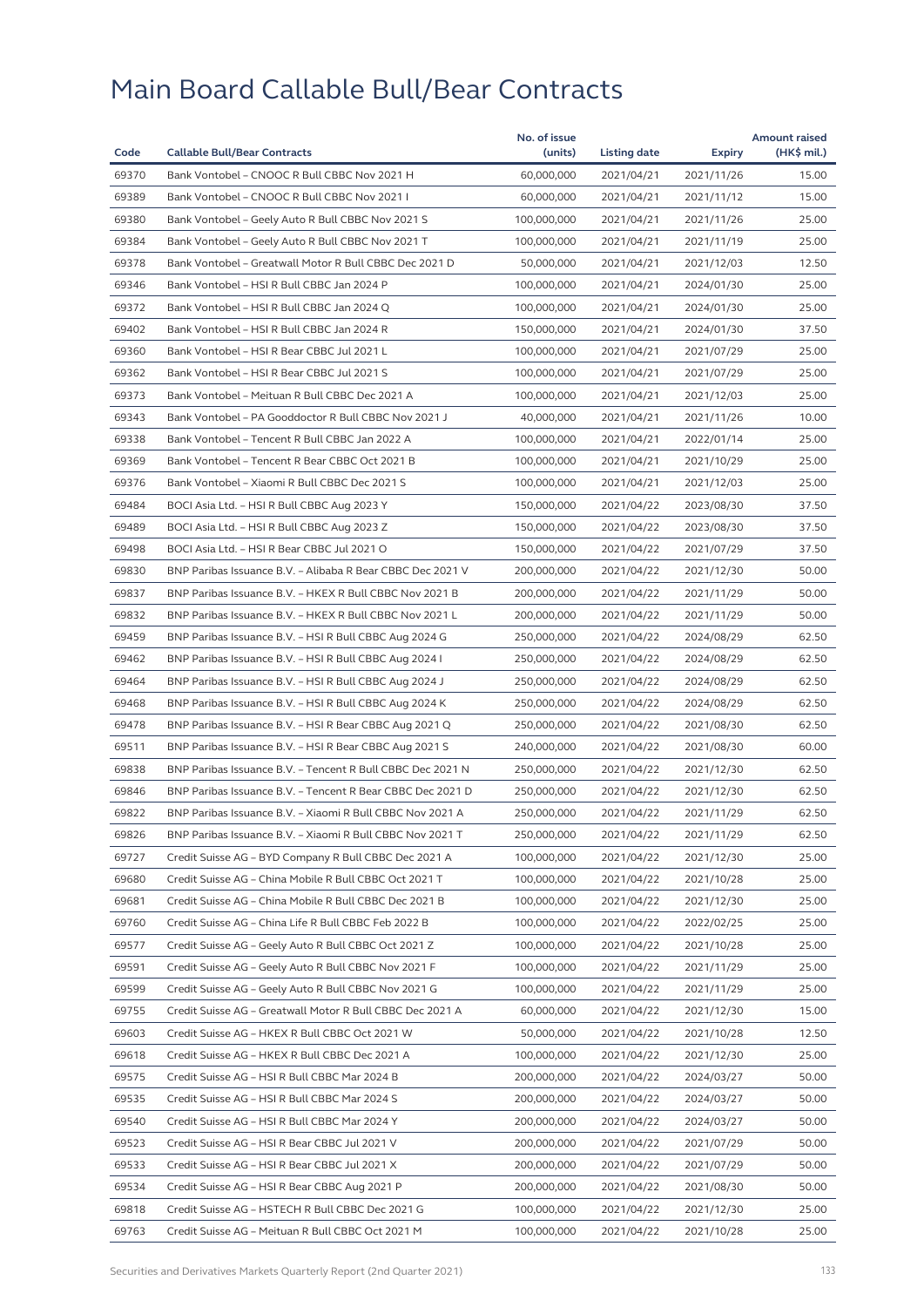# Main Board Callable Bull/Bear Contracts

| Code | Callable Bull/Bear Contracts | No. of issue (units) | Listing date | Expiry | Amount raised (HK$ mil.) |
|---|---|---|---|---|---|
| 69370 | Bank Vontobel – CNOOC R Bull CBBC Nov 2021 H | 60,000,000 | 2021/04/21 | 2021/11/26 | 15.00 |
| 69389 | Bank Vontobel – CNOOC R Bull CBBC Nov 2021 I | 60,000,000 | 2021/04/21 | 2021/11/12 | 15.00 |
| 69380 | Bank Vontobel – Geely Auto R Bull CBBC Nov 2021 S | 100,000,000 | 2021/04/21 | 2021/11/26 | 25.00 |
| 69384 | Bank Vontobel – Geely Auto R Bull CBBC Nov 2021 T | 100,000,000 | 2021/04/21 | 2021/11/19 | 25.00 |
| 69378 | Bank Vontobel – Greatwall Motor R Bull CBBC Dec 2021 D | 50,000,000 | 2021/04/21 | 2021/12/03 | 12.50 |
| 69346 | Bank Vontobel – HSI R Bull CBBC Jan 2024 P | 100,000,000 | 2021/04/21 | 2024/01/30 | 25.00 |
| 69372 | Bank Vontobel – HSI R Bull CBBC Jan 2024 Q | 100,000,000 | 2021/04/21 | 2024/01/30 | 25.00 |
| 69402 | Bank Vontobel – HSI R Bull CBBC Jan 2024 R | 150,000,000 | 2021/04/21 | 2024/01/30 | 37.50 |
| 69360 | Bank Vontobel – HSI R Bear CBBC Jul 2021 L | 100,000,000 | 2021/04/21 | 2021/07/29 | 25.00 |
| 69362 | Bank Vontobel – HSI R Bear CBBC Jul 2021 S | 100,000,000 | 2021/04/21 | 2021/07/29 | 25.00 |
| 69373 | Bank Vontobel – Meituan R Bull CBBC Dec 2021 A | 100,000,000 | 2021/04/21 | 2021/12/03 | 25.00 |
| 69343 | Bank Vontobel – PA Gooddoctor R Bull CBBC Nov 2021 J | 40,000,000 | 2021/04/21 | 2021/11/26 | 10.00 |
| 69338 | Bank Vontobel – Tencent R Bull CBBC Jan 2022 A | 100,000,000 | 2021/04/21 | 2022/01/14 | 25.00 |
| 69369 | Bank Vontobel – Tencent R Bear CBBC Oct 2021 B | 100,000,000 | 2021/04/21 | 2021/10/29 | 25.00 |
| 69376 | Bank Vontobel – Xiaomi R Bull CBBC Dec 2021 S | 100,000,000 | 2021/04/21 | 2021/12/03 | 25.00 |
| 69484 | BOCI Asia Ltd. – HSI R Bull CBBC Aug 2023 Y | 150,000,000 | 2021/04/22 | 2023/08/30 | 37.50 |
| 69489 | BOCI Asia Ltd. – HSI R Bull CBBC Aug 2023 Z | 150,000,000 | 2021/04/22 | 2023/08/30 | 37.50 |
| 69498 | BOCI Asia Ltd. – HSI R Bear CBBC Jul 2021 O | 150,000,000 | 2021/04/22 | 2021/07/29 | 37.50 |
| 69830 | BNP Paribas Issuance B.V. – Alibaba R Bear CBBC Dec 2021 V | 200,000,000 | 2021/04/22 | 2021/12/30 | 50.00 |
| 69837 | BNP Paribas Issuance B.V. – HKEX R Bull CBBC Nov 2021 B | 200,000,000 | 2021/04/22 | 2021/11/29 | 50.00 |
| 69832 | BNP Paribas Issuance B.V. – HKEX R Bull CBBC Nov 2021 L | 200,000,000 | 2021/04/22 | 2021/11/29 | 50.00 |
| 69459 | BNP Paribas Issuance B.V. – HSI R Bull CBBC Aug 2024 G | 250,000,000 | 2021/04/22 | 2024/08/29 | 62.50 |
| 69462 | BNP Paribas Issuance B.V. – HSI R Bull CBBC Aug 2024 I | 250,000,000 | 2021/04/22 | 2024/08/29 | 62.50 |
| 69464 | BNP Paribas Issuance B.V. – HSI R Bull CBBC Aug 2024 J | 250,000,000 | 2021/04/22 | 2024/08/29 | 62.50 |
| 69468 | BNP Paribas Issuance B.V. – HSI R Bull CBBC Aug 2024 K | 250,000,000 | 2021/04/22 | 2024/08/29 | 62.50 |
| 69478 | BNP Paribas Issuance B.V. – HSI R Bear CBBC Aug 2021 Q | 250,000,000 | 2021/04/22 | 2021/08/30 | 62.50 |
| 69511 | BNP Paribas Issuance B.V. – HSI R Bear CBBC Aug 2021 S | 240,000,000 | 2021/04/22 | 2021/08/30 | 60.00 |
| 69838 | BNP Paribas Issuance B.V. – Tencent R Bull CBBC Dec 2021 N | 250,000,000 | 2021/04/22 | 2021/12/30 | 62.50 |
| 69846 | BNP Paribas Issuance B.V. – Tencent R Bear CBBC Dec 2021 D | 250,000,000 | 2021/04/22 | 2021/12/30 | 62.50 |
| 69822 | BNP Paribas Issuance B.V. – Xiaomi R Bull CBBC Nov 2021 A | 250,000,000 | 2021/04/22 | 2021/11/29 | 62.50 |
| 69826 | BNP Paribas Issuance B.V. – Xiaomi R Bull CBBC Nov 2021 T | 250,000,000 | 2021/04/22 | 2021/11/29 | 62.50 |
| 69727 | Credit Suisse AG – BYD Company R Bull CBBC Dec 2021 A | 100,000,000 | 2021/04/22 | 2021/12/30 | 25.00 |
| 69680 | Credit Suisse AG – China Mobile R Bull CBBC Oct 2021 T | 100,000,000 | 2021/04/22 | 2021/10/28 | 25.00 |
| 69681 | Credit Suisse AG – China Mobile R Bull CBBC Dec 2021 B | 100,000,000 | 2021/04/22 | 2021/12/30 | 25.00 |
| 69760 | Credit Suisse AG – China Life R Bull CBBC Feb 2022 B | 100,000,000 | 2021/04/22 | 2022/02/25 | 25.00 |
| 69577 | Credit Suisse AG – Geely Auto R Bull CBBC Oct 2021 Z | 100,000,000 | 2021/04/22 | 2021/10/28 | 25.00 |
| 69591 | Credit Suisse AG – Geely Auto R Bull CBBC Nov 2021 F | 100,000,000 | 2021/04/22 | 2021/11/29 | 25.00 |
| 69599 | Credit Suisse AG – Geely Auto R Bull CBBC Nov 2021 G | 100,000,000 | 2021/04/22 | 2021/11/29 | 25.00 |
| 69755 | Credit Suisse AG – Greatwall Motor R Bull CBBC Dec 2021 A | 60,000,000 | 2021/04/22 | 2021/12/30 | 15.00 |
| 69603 | Credit Suisse AG – HKEX R Bull CBBC Oct 2021 W | 50,000,000 | 2021/04/22 | 2021/10/28 | 12.50 |
| 69618 | Credit Suisse AG – HKEX R Bull CBBC Dec 2021 A | 100,000,000 | 2021/04/22 | 2021/12/30 | 25.00 |
| 69575 | Credit Suisse AG – HSI R Bull CBBC Mar 2024 B | 200,000,000 | 2021/04/22 | 2024/03/27 | 50.00 |
| 69535 | Credit Suisse AG – HSI R Bull CBBC Mar 2024 S | 200,000,000 | 2021/04/22 | 2024/03/27 | 50.00 |
| 69540 | Credit Suisse AG – HSI R Bull CBBC Mar 2024 Y | 200,000,000 | 2021/04/22 | 2024/03/27 | 50.00 |
| 69523 | Credit Suisse AG – HSI R Bear CBBC Jul 2021 V | 200,000,000 | 2021/04/22 | 2021/07/29 | 50.00 |
| 69533 | Credit Suisse AG – HSI R Bear CBBC Jul 2021 X | 200,000,000 | 2021/04/22 | 2021/07/29 | 50.00 |
| 69534 | Credit Suisse AG – HSI R Bear CBBC Aug 2021 P | 200,000,000 | 2021/04/22 | 2021/08/30 | 50.00 |
| 69818 | Credit Suisse AG – HSTECH R Bull CBBC Dec 2021 G | 100,000,000 | 2021/04/22 | 2021/12/30 | 25.00 |
| 69763 | Credit Suisse AG – Meituan R Bull CBBC Oct 2021 M | 100,000,000 | 2021/04/22 | 2021/10/28 | 25.00 |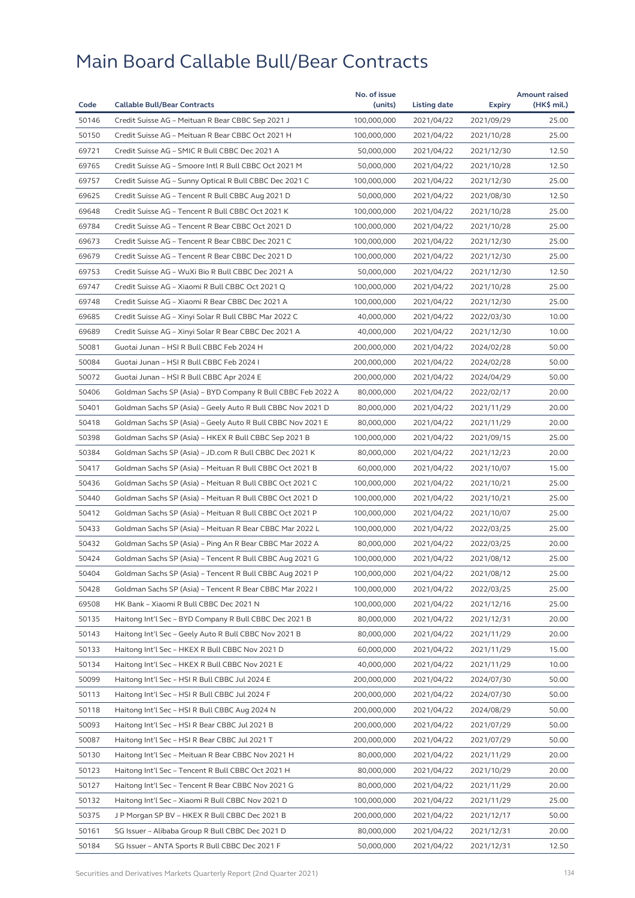# Main Board Callable Bull/Bear Contracts

| Code | Callable Bull/Bear Contracts | No. of issue (units) | Listing date | Expiry | Amount raised (HK$ mil.) |
|---|---|---|---|---|---|
| 50146 | Credit Suisse AG – Meituan R Bear CBBC Sep 2021 J | 100,000,000 | 2021/04/22 | 2021/09/29 | 25.00 |
| 50150 | Credit Suisse AG – Meituan R Bear CBBC Oct 2021 H | 100,000,000 | 2021/04/22 | 2021/10/28 | 25.00 |
| 69721 | Credit Suisse AG – SMIC R Bull CBBC Dec 2021 A | 50,000,000 | 2021/04/22 | 2021/12/30 | 12.50 |
| 69765 | Credit Suisse AG – Smoore Intl R Bull CBBC Oct 2021 M | 50,000,000 | 2021/04/22 | 2021/10/28 | 12.50 |
| 69757 | Credit Suisse AG – Sunny Optical R Bull CBBC Dec 2021 C | 100,000,000 | 2021/04/22 | 2021/12/30 | 25.00 |
| 69625 | Credit Suisse AG – Tencent R Bull CBBC Aug 2021 D | 50,000,000 | 2021/04/22 | 2021/08/30 | 12.50 |
| 69648 | Credit Suisse AG – Tencent R Bull CBBC Oct 2021 K | 100,000,000 | 2021/04/22 | 2021/10/28 | 25.00 |
| 69784 | Credit Suisse AG – Tencent R Bear CBBC Oct 2021 D | 100,000,000 | 2021/04/22 | 2021/10/28 | 25.00 |
| 69673 | Credit Suisse AG – Tencent R Bear CBBC Dec 2021 C | 100,000,000 | 2021/04/22 | 2021/12/30 | 25.00 |
| 69679 | Credit Suisse AG – Tencent R Bear CBBC Dec 2021 D | 100,000,000 | 2021/04/22 | 2021/12/30 | 25.00 |
| 69753 | Credit Suisse AG – WuXi Bio R Bull CBBC Dec 2021 A | 50,000,000 | 2021/04/22 | 2021/12/30 | 12.50 |
| 69747 | Credit Suisse AG – Xiaomi R Bull CBBC Oct 2021 Q | 100,000,000 | 2021/04/22 | 2021/10/28 | 25.00 |
| 69748 | Credit Suisse AG – Xiaomi R Bear CBBC Dec 2021 A | 100,000,000 | 2021/04/22 | 2021/12/30 | 25.00 |
| 69685 | Credit Suisse AG – Xinyi Solar R Bull CBBC Mar 2022 C | 40,000,000 | 2021/04/22 | 2022/03/30 | 10.00 |
| 69689 | Credit Suisse AG – Xinyi Solar R Bear CBBC Dec 2021 A | 40,000,000 | 2021/04/22 | 2021/12/30 | 10.00 |
| 50081 | Guotai Junan – HSI R Bull CBBC Feb 2024 H | 200,000,000 | 2021/04/22 | 2024/02/28 | 50.00 |
| 50084 | Guotai Junan – HSI R Bull CBBC Feb 2024 I | 200,000,000 | 2021/04/22 | 2024/02/28 | 50.00 |
| 50072 | Guotai Junan – HSI R Bull CBBC Apr 2024 E | 200,000,000 | 2021/04/22 | 2024/04/29 | 50.00 |
| 50406 | Goldman Sachs SP (Asia) – BYD Company R Bull CBBC Feb 2022 A | 80,000,000 | 2021/04/22 | 2022/02/17 | 20.00 |
| 50401 | Goldman Sachs SP (Asia) – Geely Auto R Bull CBBC Nov 2021 D | 80,000,000 | 2021/04/22 | 2021/11/29 | 20.00 |
| 50418 | Goldman Sachs SP (Asia) – Geely Auto R Bull CBBC Nov 2021 E | 80,000,000 | 2021/04/22 | 2021/11/29 | 20.00 |
| 50398 | Goldman Sachs SP (Asia) – HKEX R Bull CBBC Sep 2021 B | 100,000,000 | 2021/04/22 | 2021/09/15 | 25.00 |
| 50384 | Goldman Sachs SP (Asia) – JD.com R Bull CBBC Dec 2021 K | 80,000,000 | 2021/04/22 | 2021/12/23 | 20.00 |
| 50417 | Goldman Sachs SP (Asia) – Meituan R Bull CBBC Oct 2021 B | 60,000,000 | 2021/04/22 | 2021/10/07 | 15.00 |
| 50436 | Goldman Sachs SP (Asia) – Meituan R Bull CBBC Oct 2021 C | 100,000,000 | 2021/04/22 | 2021/10/21 | 25.00 |
| 50440 | Goldman Sachs SP (Asia) – Meituan R Bull CBBC Oct 2021 D | 100,000,000 | 2021/04/22 | 2021/10/21 | 25.00 |
| 50412 | Goldman Sachs SP (Asia) – Meituan R Bull CBBC Oct 2021 P | 100,000,000 | 2021/04/22 | 2021/10/07 | 25.00 |
| 50433 | Goldman Sachs SP (Asia) – Meituan R Bear CBBC Mar 2022 L | 100,000,000 | 2021/04/22 | 2022/03/25 | 25.00 |
| 50432 | Goldman Sachs SP (Asia) – Ping An R Bear CBBC Mar 2022 A | 80,000,000 | 2021/04/22 | 2022/03/25 | 20.00 |
| 50424 | Goldman Sachs SP (Asia) – Tencent R Bull CBBC Aug 2021 G | 100,000,000 | 2021/04/22 | 2021/08/12 | 25.00 |
| 50404 | Goldman Sachs SP (Asia) – Tencent R Bull CBBC Aug 2021 P | 100,000,000 | 2021/04/22 | 2021/08/12 | 25.00 |
| 50428 | Goldman Sachs SP (Asia) – Tencent R Bear CBBC Mar 2022 I | 100,000,000 | 2021/04/22 | 2022/03/25 | 25.00 |
| 69508 | HK Bank – Xiaomi R Bull CBBC Dec 2021 N | 100,000,000 | 2021/04/22 | 2021/12/16 | 25.00 |
| 50135 | Haitong Int'l Sec – BYD Company R Bull CBBC Dec 2021 B | 80,000,000 | 2021/04/22 | 2021/12/31 | 20.00 |
| 50143 | Haitong Int'l Sec – Geely Auto R Bull CBBC Nov 2021 B | 80,000,000 | 2021/04/22 | 2021/11/29 | 20.00 |
| 50133 | Haitong Int'l Sec – HKEX R Bull CBBC Nov 2021 D | 60,000,000 | 2021/04/22 | 2021/11/29 | 15.00 |
| 50134 | Haitong Int'l Sec – HKEX R Bull CBBC Nov 2021 E | 40,000,000 | 2021/04/22 | 2021/11/29 | 10.00 |
| 50099 | Haitong Int'l Sec – HSI R Bull CBBC Jul 2024 E | 200,000,000 | 2021/04/22 | 2024/07/30 | 50.00 |
| 50113 | Haitong Int'l Sec – HSI R Bull CBBC Jul 2024 F | 200,000,000 | 2021/04/22 | 2024/07/30 | 50.00 |
| 50118 | Haitong Int'l Sec – HSI R Bull CBBC Aug 2024 N | 200,000,000 | 2021/04/22 | 2024/08/29 | 50.00 |
| 50093 | Haitong Int'l Sec – HSI R Bear CBBC Jul 2021 B | 200,000,000 | 2021/04/22 | 2021/07/29 | 50.00 |
| 50087 | Haitong Int'l Sec – HSI R Bear CBBC Jul 2021 T | 200,000,000 | 2021/04/22 | 2021/07/29 | 50.00 |
| 50130 | Haitong Int'l Sec – Meituan R Bear CBBC Nov 2021 H | 80,000,000 | 2021/04/22 | 2021/11/29 | 20.00 |
| 50123 | Haitong Int'l Sec – Tencent R Bull CBBC Oct 2021 H | 80,000,000 | 2021/04/22 | 2021/10/29 | 20.00 |
| 50127 | Haitong Int'l Sec – Tencent R Bear CBBC Nov 2021 G | 80,000,000 | 2021/04/22 | 2021/11/29 | 20.00 |
| 50132 | Haitong Int'l Sec – Xiaomi R Bull CBBC Nov 2021 D | 100,000,000 | 2021/04/22 | 2021/11/29 | 25.00 |
| 50375 | J P Morgan SP BV – HKEX R Bull CBBC Dec 2021 B | 200,000,000 | 2021/04/22 | 2021/12/17 | 50.00 |
| 50161 | SG Issuer – Alibaba Group R Bull CBBC Dec 2021 D | 80,000,000 | 2021/04/22 | 2021/12/31 | 20.00 |
| 50184 | SG Issuer – ANTA Sports R Bull CBBC Dec 2021 F | 50,000,000 | 2021/04/22 | 2021/12/31 | 12.50 |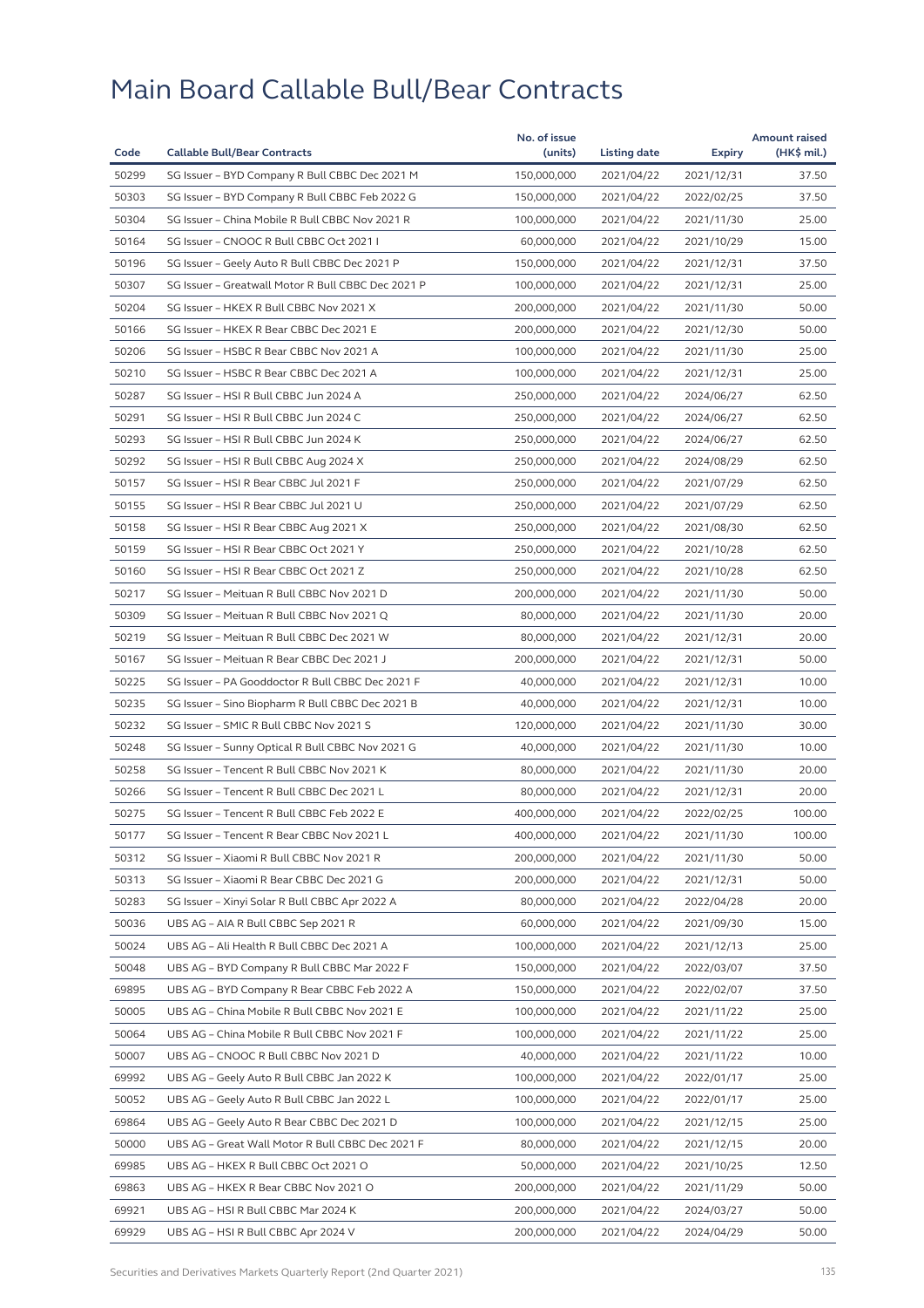# Main Board Callable Bull/Bear Contracts

| Code | Callable Bull/Bear Contracts | No. of issue (units) | Listing date | Expiry | Amount raised (HK$ mil.) |
|---|---|---|---|---|---|
| 50299 | SG Issuer – BYD Company R Bull CBBC Dec 2021 M | 150,000,000 | 2021/04/22 | 2021/12/31 | 37.50 |
| 50303 | SG Issuer – BYD Company R Bull CBBC Feb 2022 G | 150,000,000 | 2021/04/22 | 2022/02/25 | 37.50 |
| 50304 | SG Issuer – China Mobile R Bull CBBC Nov 2021 R | 100,000,000 | 2021/04/22 | 2021/11/30 | 25.00 |
| 50164 | SG Issuer – CNOOC R Bull CBBC Oct 2021 I | 60,000,000 | 2021/04/22 | 2021/10/29 | 15.00 |
| 50196 | SG Issuer – Geely Auto R Bull CBBC Dec 2021 P | 150,000,000 | 2021/04/22 | 2021/12/31 | 37.50 |
| 50307 | SG Issuer – Greatwall Motor R Bull CBBC Dec 2021 P | 100,000,000 | 2021/04/22 | 2021/12/31 | 25.00 |
| 50204 | SG Issuer – HKEX R Bull CBBC Nov 2021 X | 200,000,000 | 2021/04/22 | 2021/11/30 | 50.00 |
| 50166 | SG Issuer – HKEX R Bear CBBC Dec 2021 E | 200,000,000 | 2021/04/22 | 2021/12/30 | 50.00 |
| 50206 | SG Issuer – HSBC R Bear CBBC Nov 2021 A | 100,000,000 | 2021/04/22 | 2021/11/30 | 25.00 |
| 50210 | SG Issuer – HSBC R Bear CBBC Dec 2021 A | 100,000,000 | 2021/04/22 | 2021/12/31 | 25.00 |
| 50287 | SG Issuer – HSI R Bull CBBC Jun 2024 A | 250,000,000 | 2021/04/22 | 2024/06/27 | 62.50 |
| 50291 | SG Issuer – HSI R Bull CBBC Jun 2024 C | 250,000,000 | 2021/04/22 | 2024/06/27 | 62.50 |
| 50293 | SG Issuer – HSI R Bull CBBC Jun 2024 K | 250,000,000 | 2021/04/22 | 2024/06/27 | 62.50 |
| 50292 | SG Issuer – HSI R Bull CBBC Aug 2024 X | 250,000,000 | 2021/04/22 | 2024/08/29 | 62.50 |
| 50157 | SG Issuer – HSI R Bear CBBC Jul 2021 F | 250,000,000 | 2021/04/22 | 2021/07/29 | 62.50 |
| 50155 | SG Issuer – HSI R Bear CBBC Jul 2021 U | 250,000,000 | 2021/04/22 | 2021/07/29 | 62.50 |
| 50158 | SG Issuer – HSI R Bear CBBC Aug 2021 X | 250,000,000 | 2021/04/22 | 2021/08/30 | 62.50 |
| 50159 | SG Issuer – HSI R Bear CBBC Oct 2021 Y | 250,000,000 | 2021/04/22 | 2021/10/28 | 62.50 |
| 50160 | SG Issuer – HSI R Bear CBBC Oct 2021 Z | 250,000,000 | 2021/04/22 | 2021/10/28 | 62.50 |
| 50217 | SG Issuer – Meituan R Bull CBBC Nov 2021 D | 200,000,000 | 2021/04/22 | 2021/11/30 | 50.00 |
| 50309 | SG Issuer – Meituan R Bull CBBC Nov 2021 Q | 80,000,000 | 2021/04/22 | 2021/11/30 | 20.00 |
| 50219 | SG Issuer – Meituan R Bull CBBC Dec 2021 W | 80,000,000 | 2021/04/22 | 2021/12/31 | 20.00 |
| 50167 | SG Issuer – Meituan R Bear CBBC Dec 2021 J | 200,000,000 | 2021/04/22 | 2021/12/31 | 50.00 |
| 50225 | SG Issuer – PA Gooddoctor R Bull CBBC Dec 2021 F | 40,000,000 | 2021/04/22 | 2021/12/31 | 10.00 |
| 50235 | SG Issuer – Sino Biopharm R Bull CBBC Dec 2021 B | 40,000,000 | 2021/04/22 | 2021/12/31 | 10.00 |
| 50232 | SG Issuer – SMIC R Bull CBBC Nov 2021 S | 120,000,000 | 2021/04/22 | 2021/11/30 | 30.00 |
| 50248 | SG Issuer – Sunny Optical R Bull CBBC Nov 2021 G | 40,000,000 | 2021/04/22 | 2021/11/30 | 10.00 |
| 50258 | SG Issuer – Tencent R Bull CBBC Nov 2021 K | 80,000,000 | 2021/04/22 | 2021/11/30 | 20.00 |
| 50266 | SG Issuer – Tencent R Bull CBBC Dec 2021 L | 80,000,000 | 2021/04/22 | 2021/12/31 | 20.00 |
| 50275 | SG Issuer – Tencent R Bull CBBC Feb 2022 E | 400,000,000 | 2021/04/22 | 2022/02/25 | 100.00 |
| 50177 | SG Issuer – Tencent R Bear CBBC Nov 2021 L | 400,000,000 | 2021/04/22 | 2021/11/30 | 100.00 |
| 50312 | SG Issuer – Xiaomi R Bull CBBC Nov 2021 R | 200,000,000 | 2021/04/22 | 2021/11/30 | 50.00 |
| 50313 | SG Issuer – Xiaomi R Bear CBBC Dec 2021 G | 200,000,000 | 2021/04/22 | 2021/12/31 | 50.00 |
| 50283 | SG Issuer – Xinyi Solar R Bull CBBC Apr 2022 A | 80,000,000 | 2021/04/22 | 2022/04/28 | 20.00 |
| 50036 | UBS AG – AIA R Bull CBBC Sep 2021 R | 60,000,000 | 2021/04/22 | 2021/09/30 | 15.00 |
| 50024 | UBS AG – Ali Health R Bull CBBC Dec 2021 A | 100,000,000 | 2021/04/22 | 2021/12/13 | 25.00 |
| 50048 | UBS AG – BYD Company R Bull CBBC Mar 2022 F | 150,000,000 | 2021/04/22 | 2022/03/07 | 37.50 |
| 69895 | UBS AG – BYD Company R Bear CBBC Feb 2022 A | 150,000,000 | 2021/04/22 | 2022/02/07 | 37.50 |
| 50005 | UBS AG – China Mobile R Bull CBBC Nov 2021 E | 100,000,000 | 2021/04/22 | 2021/11/22 | 25.00 |
| 50064 | UBS AG – China Mobile R Bull CBBC Nov 2021 F | 100,000,000 | 2021/04/22 | 2021/11/22 | 25.00 |
| 50007 | UBS AG – CNOOC R Bull CBBC Nov 2021 D | 40,000,000 | 2021/04/22 | 2021/11/22 | 10.00 |
| 69992 | UBS AG – Geely Auto R Bull CBBC Jan 2022 K | 100,000,000 | 2021/04/22 | 2022/01/17 | 25.00 |
| 50052 | UBS AG – Geely Auto R Bull CBBC Jan 2022 L | 100,000,000 | 2021/04/22 | 2022/01/17 | 25.00 |
| 69864 | UBS AG – Geely Auto R Bear CBBC Dec 2021 D | 100,000,000 | 2021/04/22 | 2021/12/15 | 25.00 |
| 50000 | UBS AG – Great Wall Motor R Bull CBBC Dec 2021 F | 80,000,000 | 2021/04/22 | 2021/12/15 | 20.00 |
| 69985 | UBS AG – HKEX R Bull CBBC Oct 2021 O | 50,000,000 | 2021/04/22 | 2021/10/25 | 12.50 |
| 69863 | UBS AG – HKEX R Bear CBBC Nov 2021 O | 200,000,000 | 2021/04/22 | 2021/11/29 | 50.00 |
| 69921 | UBS AG – HSI R Bull CBBC Mar 2024 K | 200,000,000 | 2021/04/22 | 2024/03/27 | 50.00 |
| 69929 | UBS AG – HSI R Bull CBBC Apr 2024 V | 200,000,000 | 2021/04/22 | 2024/04/29 | 50.00 |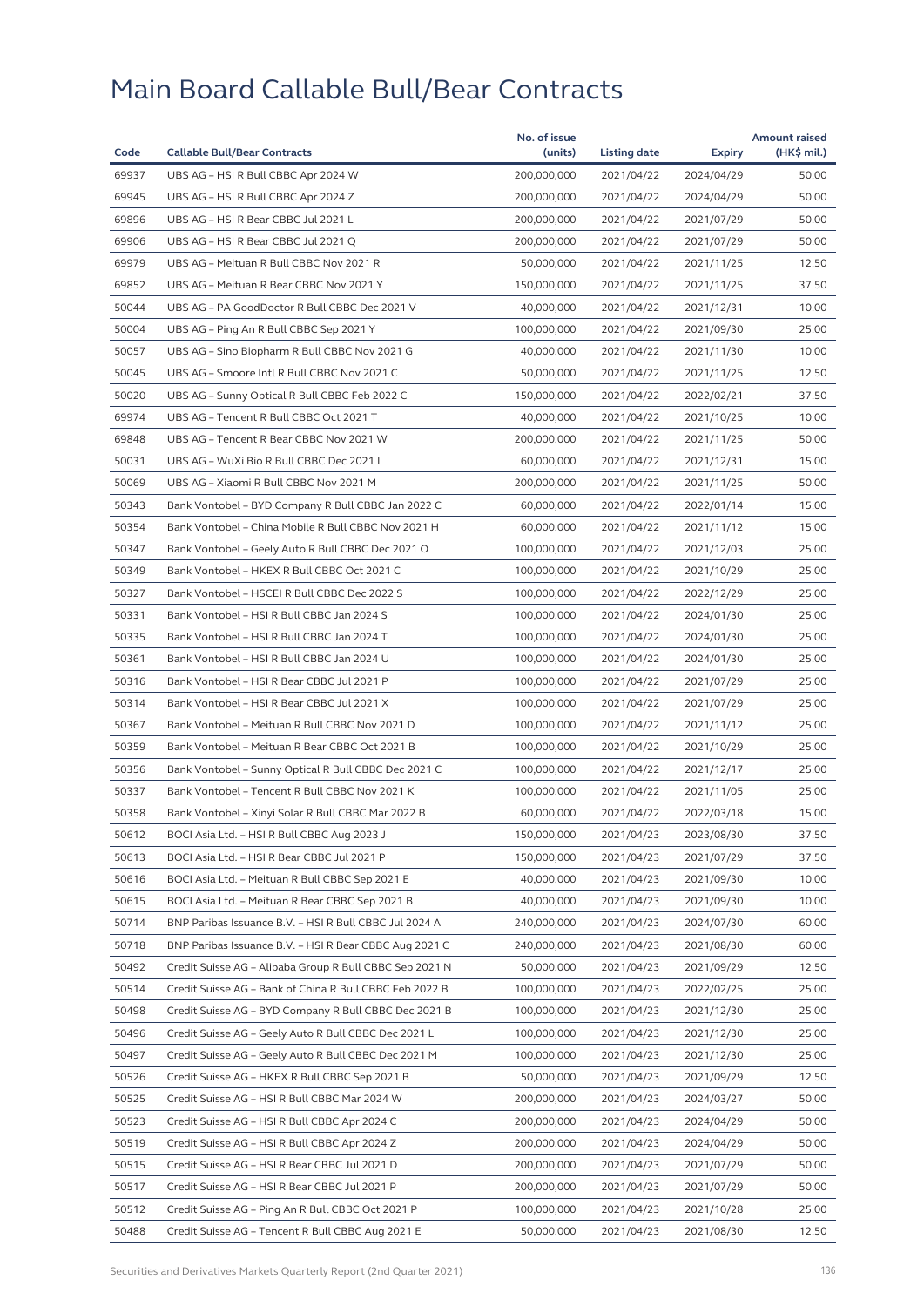# Main Board Callable Bull/Bear Contracts

| Code | Callable Bull/Bear Contracts | No. of issue (units) | Listing date | Expiry | Amount raised (HK$ mil.) |
|---|---|---|---|---|---|
| 69937 | UBS AG – HSI R Bull CBBC Apr 2024 W | 200,000,000 | 2021/04/22 | 2024/04/29 | 50.00 |
| 69945 | UBS AG – HSI R Bull CBBC Apr 2024 Z | 200,000,000 | 2021/04/22 | 2024/04/29 | 50.00 |
| 69896 | UBS AG – HSI R Bear CBBC Jul 2021 L | 200,000,000 | 2021/04/22 | 2021/07/29 | 50.00 |
| 69906 | UBS AG – HSI R Bear CBBC Jul 2021 Q | 200,000,000 | 2021/04/22 | 2021/07/29 | 50.00 |
| 69979 | UBS AG – Meituan R Bull CBBC Nov 2021 R | 50,000,000 | 2021/04/22 | 2021/11/25 | 12.50 |
| 69852 | UBS AG – Meituan R Bear CBBC Nov 2021 Y | 150,000,000 | 2021/04/22 | 2021/11/25 | 37.50 |
| 50044 | UBS AG – PA GoodDoctor R Bull CBBC Dec 2021 V | 40,000,000 | 2021/04/22 | 2021/12/31 | 10.00 |
| 50004 | UBS AG – Ping An R Bull CBBC Sep 2021 Y | 100,000,000 | 2021/04/22 | 2021/09/30 | 25.00 |
| 50057 | UBS AG – Sino Biopharm R Bull CBBC Nov 2021 G | 40,000,000 | 2021/04/22 | 2021/11/30 | 10.00 |
| 50045 | UBS AG – Smoore Intl R Bull CBBC Nov 2021 C | 50,000,000 | 2021/04/22 | 2021/11/25 | 12.50 |
| 50020 | UBS AG – Sunny Optical R Bull CBBC Feb 2022 C | 150,000,000 | 2021/04/22 | 2022/02/21 | 37.50 |
| 69974 | UBS AG – Tencent R Bull CBBC Oct 2021 T | 40,000,000 | 2021/04/22 | 2021/10/25 | 10.00 |
| 69848 | UBS AG – Tencent R Bear CBBC Nov 2021 W | 200,000,000 | 2021/04/22 | 2021/11/25 | 50.00 |
| 50031 | UBS AG – WuXi Bio R Bull CBBC Dec 2021 I | 60,000,000 | 2021/04/22 | 2021/12/31 | 15.00 |
| 50069 | UBS AG – Xiaomi R Bull CBBC Nov 2021 M | 200,000,000 | 2021/04/22 | 2021/11/25 | 50.00 |
| 50343 | Bank Vontobel – BYD Company R Bull CBBC Jan 2022 C | 60,000,000 | 2021/04/22 | 2022/01/14 | 15.00 |
| 50354 | Bank Vontobel – China Mobile R Bull CBBC Nov 2021 H | 60,000,000 | 2021/04/22 | 2021/11/12 | 15.00 |
| 50347 | Bank Vontobel – Geely Auto R Bull CBBC Dec 2021 O | 100,000,000 | 2021/04/22 | 2021/12/03 | 25.00 |
| 50349 | Bank Vontobel – HKEX R Bull CBBC Oct 2021 C | 100,000,000 | 2021/04/22 | 2021/10/29 | 25.00 |
| 50327 | Bank Vontobel – HSCEI R Bull CBBC Dec 2022 S | 100,000,000 | 2021/04/22 | 2022/12/29 | 25.00 |
| 50331 | Bank Vontobel – HSI R Bull CBBC Jan 2024 S | 100,000,000 | 2021/04/22 | 2024/01/30 | 25.00 |
| 50335 | Bank Vontobel – HSI R Bull CBBC Jan 2024 T | 100,000,000 | 2021/04/22 | 2024/01/30 | 25.00 |
| 50361 | Bank Vontobel – HSI R Bull CBBC Jan 2024 U | 100,000,000 | 2021/04/22 | 2024/01/30 | 25.00 |
| 50316 | Bank Vontobel – HSI R Bear CBBC Jul 2021 P | 100,000,000 | 2021/04/22 | 2021/07/29 | 25.00 |
| 50314 | Bank Vontobel – HSI R Bear CBBC Jul 2021 X | 100,000,000 | 2021/04/22 | 2021/07/29 | 25.00 |
| 50367 | Bank Vontobel – Meituan R Bull CBBC Nov 2021 D | 100,000,000 | 2021/04/22 | 2021/11/12 | 25.00 |
| 50359 | Bank Vontobel – Meituan R Bear CBBC Oct 2021 B | 100,000,000 | 2021/04/22 | 2021/10/29 | 25.00 |
| 50356 | Bank Vontobel – Sunny Optical R Bull CBBC Dec 2021 C | 100,000,000 | 2021/04/22 | 2021/12/17 | 25.00 |
| 50337 | Bank Vontobel – Tencent R Bull CBBC Nov 2021 K | 100,000,000 | 2021/04/22 | 2021/11/05 | 25.00 |
| 50358 | Bank Vontobel – Xinyi Solar R Bull CBBC Mar 2022 B | 60,000,000 | 2021/04/22 | 2022/03/18 | 15.00 |
| 50612 | BOCI Asia Ltd. – HSI R Bull CBBC Aug 2023 J | 150,000,000 | 2021/04/23 | 2023/08/30 | 37.50 |
| 50613 | BOCI Asia Ltd. – HSI R Bear CBBC Jul 2021 P | 150,000,000 | 2021/04/23 | 2021/07/29 | 37.50 |
| 50616 | BOCI Asia Ltd. – Meituan R Bull CBBC Sep 2021 E | 40,000,000 | 2021/04/23 | 2021/09/30 | 10.00 |
| 50615 | BOCI Asia Ltd. – Meituan R Bear CBBC Sep 2021 B | 40,000,000 | 2021/04/23 | 2021/09/30 | 10.00 |
| 50714 | BNP Paribas Issuance B.V. – HSI R Bull CBBC Jul 2024 A | 240,000,000 | 2021/04/23 | 2024/07/30 | 60.00 |
| 50718 | BNP Paribas Issuance B.V. – HSI R Bear CBBC Aug 2021 C | 240,000,000 | 2021/04/23 | 2021/08/30 | 60.00 |
| 50492 | Credit Suisse AG – Alibaba Group R Bull CBBC Sep 2021 N | 50,000,000 | 2021/04/23 | 2021/09/29 | 12.50 |
| 50514 | Credit Suisse AG – Bank of China R Bull CBBC Feb 2022 B | 100,000,000 | 2021/04/23 | 2022/02/25 | 25.00 |
| 50498 | Credit Suisse AG – BYD Company R Bull CBBC Dec 2021 B | 100,000,000 | 2021/04/23 | 2021/12/30 | 25.00 |
| 50496 | Credit Suisse AG – Geely Auto R Bull CBBC Dec 2021 L | 100,000,000 | 2021/04/23 | 2021/12/30 | 25.00 |
| 50497 | Credit Suisse AG – Geely Auto R Bull CBBC Dec 2021 M | 100,000,000 | 2021/04/23 | 2021/12/30 | 25.00 |
| 50526 | Credit Suisse AG – HKEX R Bull CBBC Sep 2021 B | 50,000,000 | 2021/04/23 | 2021/09/29 | 12.50 |
| 50525 | Credit Suisse AG – HSI R Bull CBBC Mar 2024 W | 200,000,000 | 2021/04/23 | 2024/03/27 | 50.00 |
| 50523 | Credit Suisse AG – HSI R Bull CBBC Apr 2024 C | 200,000,000 | 2021/04/23 | 2024/04/29 | 50.00 |
| 50519 | Credit Suisse AG – HSI R Bull CBBC Apr 2024 Z | 200,000,000 | 2021/04/23 | 2024/04/29 | 50.00 |
| 50515 | Credit Suisse AG – HSI R Bear CBBC Jul 2021 D | 200,000,000 | 2021/04/23 | 2021/07/29 | 50.00 |
| 50517 | Credit Suisse AG – HSI R Bear CBBC Jul 2021 P | 200,000,000 | 2021/04/23 | 2021/07/29 | 50.00 |
| 50512 | Credit Suisse AG – Ping An R Bull CBBC Oct 2021 P | 100,000,000 | 2021/04/23 | 2021/10/28 | 25.00 |
| 50488 | Credit Suisse AG – Tencent R Bull CBBC Aug 2021 E | 50,000,000 | 2021/04/23 | 2021/08/30 | 12.50 |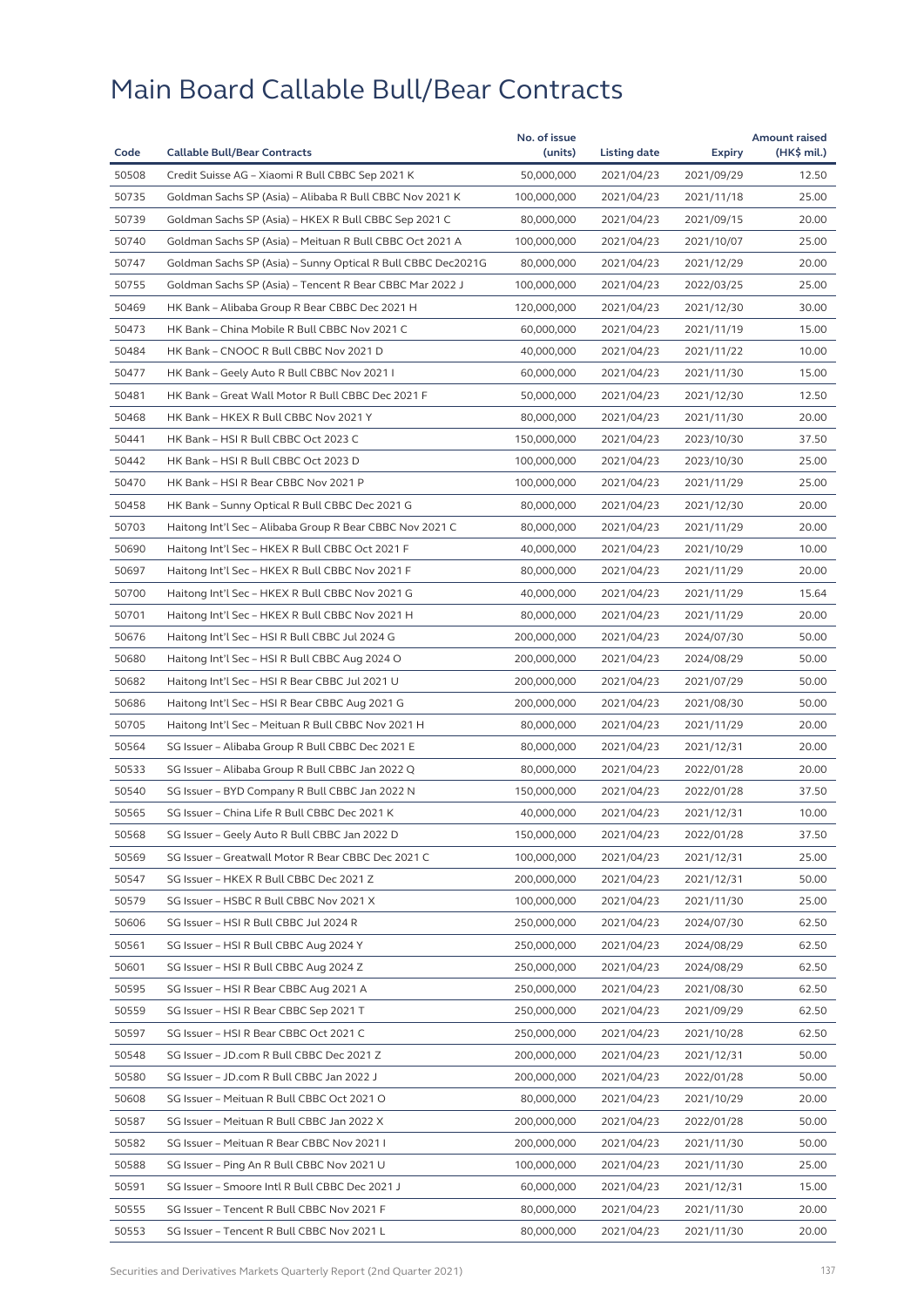# Main Board Callable Bull/Bear Contracts

| Code | Callable Bull/Bear Contracts | No. of issue (units) | Listing date | Expiry | Amount raised (HK$ mil.) |
|---|---|---|---|---|---|
| 50508 | Credit Suisse AG – Xiaomi R Bull CBBC Sep 2021 K | 50,000,000 | 2021/04/23 | 2021/09/29 | 12.50 |
| 50735 | Goldman Sachs SP (Asia) – Alibaba R Bull CBBC Nov 2021 K | 100,000,000 | 2021/04/23 | 2021/11/18 | 25.00 |
| 50739 | Goldman Sachs SP (Asia) – HKEX R Bull CBBC Sep 2021 C | 80,000,000 | 2021/04/23 | 2021/09/15 | 20.00 |
| 50740 | Goldman Sachs SP (Asia) – Meituan R Bull CBBC Oct 2021 A | 100,000,000 | 2021/04/23 | 2021/10/07 | 25.00 |
| 50747 | Goldman Sachs SP (Asia) – Sunny Optical R Bull CBBC Dec2021G | 80,000,000 | 2021/04/23 | 2021/12/29 | 20.00 |
| 50755 | Goldman Sachs SP (Asia) – Tencent R Bear CBBC Mar 2022 J | 100,000,000 | 2021/04/23 | 2022/03/25 | 25.00 |
| 50469 | HK Bank – Alibaba Group R Bear CBBC Dec 2021 H | 120,000,000 | 2021/04/23 | 2021/12/30 | 30.00 |
| 50473 | HK Bank – China Mobile R Bull CBBC Nov 2021 C | 60,000,000 | 2021/04/23 | 2021/11/19 | 15.00 |
| 50484 | HK Bank – CNOOC R Bull CBBC Nov 2021 D | 40,000,000 | 2021/04/23 | 2021/11/22 | 10.00 |
| 50477 | HK Bank – Geely Auto R Bull CBBC Nov 2021 I | 60,000,000 | 2021/04/23 | 2021/11/30 | 15.00 |
| 50481 | HK Bank – Great Wall Motor R Bull CBBC Dec 2021 F | 50,000,000 | 2021/04/23 | 2021/12/30 | 12.50 |
| 50468 | HK Bank – HKEX R Bull CBBC Nov 2021 Y | 80,000,000 | 2021/04/23 | 2021/11/30 | 20.00 |
| 50441 | HK Bank – HSI R Bull CBBC Oct 2023 C | 150,000,000 | 2021/04/23 | 2023/10/30 | 37.50 |
| 50442 | HK Bank – HSI R Bull CBBC Oct 2023 D | 100,000,000 | 2021/04/23 | 2023/10/30 | 25.00 |
| 50470 | HK Bank – HSI R Bear CBBC Nov 2021 P | 100,000,000 | 2021/04/23 | 2021/11/29 | 25.00 |
| 50458 | HK Bank – Sunny Optical R Bull CBBC Dec 2021 G | 80,000,000 | 2021/04/23 | 2021/12/30 | 20.00 |
| 50703 | Haitong Int'l Sec – Alibaba Group R Bear CBBC Nov 2021 C | 80,000,000 | 2021/04/23 | 2021/11/29 | 20.00 |
| 50690 | Haitong Int'l Sec – HKEX R Bull CBBC Oct 2021 F | 40,000,000 | 2021/04/23 | 2021/10/29 | 10.00 |
| 50697 | Haitong Int'l Sec – HKEX R Bull CBBC Nov 2021 F | 80,000,000 | 2021/04/23 | 2021/11/29 | 20.00 |
| 50700 | Haitong Int'l Sec – HKEX R Bull CBBC Nov 2021 G | 40,000,000 | 2021/04/23 | 2021/11/29 | 15.64 |
| 50701 | Haitong Int'l Sec – HKEX R Bull CBBC Nov 2021 H | 80,000,000 | 2021/04/23 | 2021/11/29 | 20.00 |
| 50676 | Haitong Int'l Sec – HSI R Bull CBBC Jul 2024 G | 200,000,000 | 2021/04/23 | 2024/07/30 | 50.00 |
| 50680 | Haitong Int'l Sec – HSI R Bull CBBC Aug 2024 O | 200,000,000 | 2021/04/23 | 2024/08/29 | 50.00 |
| 50682 | Haitong Int'l Sec – HSI R Bear CBBC Jul 2021 U | 200,000,000 | 2021/04/23 | 2021/07/29 | 50.00 |
| 50686 | Haitong Int'l Sec – HSI R Bear CBBC Aug 2021 G | 200,000,000 | 2021/04/23 | 2021/08/30 | 50.00 |
| 50705 | Haitong Int'l Sec – Meituan R Bull CBBC Nov 2021 H | 80,000,000 | 2021/04/23 | 2021/11/29 | 20.00 |
| 50564 | SG Issuer – Alibaba Group R Bull CBBC Dec 2021 E | 80,000,000 | 2021/04/23 | 2021/12/31 | 20.00 |
| 50533 | SG Issuer – Alibaba Group R Bull CBBC Jan 2022 Q | 80,000,000 | 2021/04/23 | 2022/01/28 | 20.00 |
| 50540 | SG Issuer – BYD Company R Bull CBBC Jan 2022 N | 150,000,000 | 2021/04/23 | 2022/01/28 | 37.50 |
| 50565 | SG Issuer – China Life R Bull CBBC Dec 2021 K | 40,000,000 | 2021/04/23 | 2021/12/31 | 10.00 |
| 50568 | SG Issuer – Geely Auto R Bull CBBC Jan 2022 D | 150,000,000 | 2021/04/23 | 2022/01/28 | 37.50 |
| 50569 | SG Issuer – Greatwall Motor R Bear CBBC Dec 2021 C | 100,000,000 | 2021/04/23 | 2021/12/31 | 25.00 |
| 50547 | SG Issuer – HKEX R Bull CBBC Dec 2021 Z | 200,000,000 | 2021/04/23 | 2021/12/31 | 50.00 |
| 50579 | SG Issuer – HSBC R Bull CBBC Nov 2021 X | 100,000,000 | 2021/04/23 | 2021/11/30 | 25.00 |
| 50606 | SG Issuer – HSI R Bull CBBC Jul 2024 R | 250,000,000 | 2021/04/23 | 2024/07/30 | 62.50 |
| 50561 | SG Issuer – HSI R Bull CBBC Aug 2024 Y | 250,000,000 | 2021/04/23 | 2024/08/29 | 62.50 |
| 50601 | SG Issuer – HSI R Bull CBBC Aug 2024 Z | 250,000,000 | 2021/04/23 | 2024/08/29 | 62.50 |
| 50595 | SG Issuer – HSI R Bear CBBC Aug 2021 A | 250,000,000 | 2021/04/23 | 2021/08/30 | 62.50 |
| 50559 | SG Issuer – HSI R Bear CBBC Sep 2021 T | 250,000,000 | 2021/04/23 | 2021/09/29 | 62.50 |
| 50597 | SG Issuer – HSI R Bear CBBC Oct 2021 C | 250,000,000 | 2021/04/23 | 2021/10/28 | 62.50 |
| 50548 | SG Issuer – JD.com R Bull CBBC Dec 2021 Z | 200,000,000 | 2021/04/23 | 2021/12/31 | 50.00 |
| 50580 | SG Issuer – JD.com R Bull CBBC Jan 2022 J | 200,000,000 | 2021/04/23 | 2022/01/28 | 50.00 |
| 50608 | SG Issuer – Meituan R Bull CBBC Oct 2021 O | 80,000,000 | 2021/04/23 | 2021/10/29 | 20.00 |
| 50587 | SG Issuer – Meituan R Bull CBBC Jan 2022 X | 200,000,000 | 2021/04/23 | 2022/01/28 | 50.00 |
| 50582 | SG Issuer – Meituan R Bear CBBC Nov 2021 I | 200,000,000 | 2021/04/23 | 2021/11/30 | 50.00 |
| 50588 | SG Issuer – Ping An R Bull CBBC Nov 2021 U | 100,000,000 | 2021/04/23 | 2021/11/30 | 25.00 |
| 50591 | SG Issuer – Smoore Intl R Bull CBBC Dec 2021 J | 60,000,000 | 2021/04/23 | 2021/12/31 | 15.00 |
| 50555 | SG Issuer – Tencent R Bull CBBC Nov 2021 F | 80,000,000 | 2021/04/23 | 2021/11/30 | 20.00 |
| 50553 | SG Issuer – Tencent R Bull CBBC Nov 2021 L | 80,000,000 | 2021/04/23 | 2021/11/30 | 20.00 |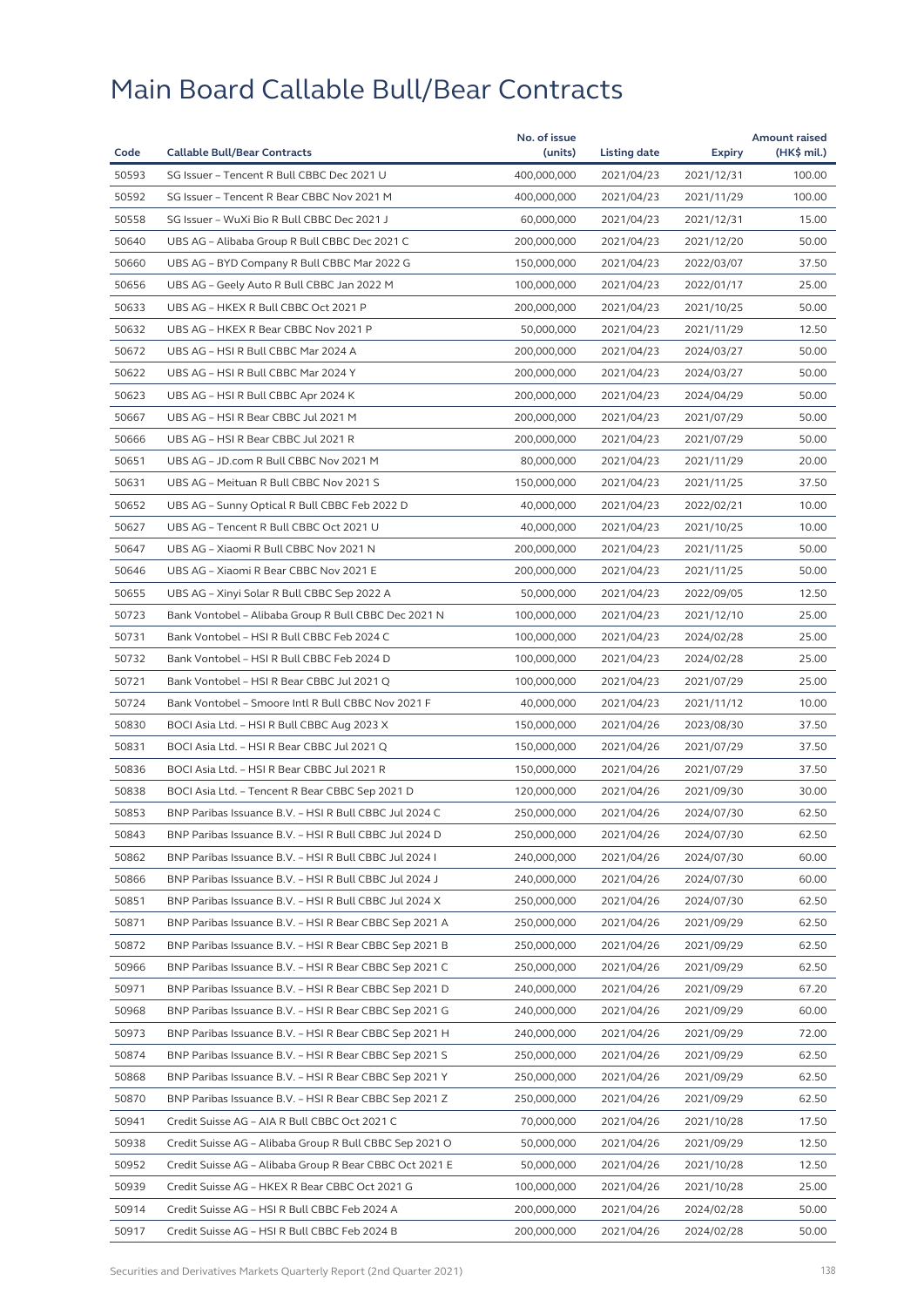# Main Board Callable Bull/Bear Contracts

| Code | Callable Bull/Bear Contracts | No. of issue (units) | Listing date | Expiry | Amount raised (HK$ mil.) |
|---|---|---|---|---|---|
| 50593 | SG Issuer – Tencent R Bull CBBC Dec 2021 U | 400,000,000 | 2021/04/23 | 2021/12/31 | 100.00 |
| 50592 | SG Issuer – Tencent R Bear CBBC Nov 2021 M | 400,000,000 | 2021/04/23 | 2021/11/29 | 100.00 |
| 50558 | SG Issuer – WuXi Bio R Bull CBBC Dec 2021 J | 60,000,000 | 2021/04/23 | 2021/12/31 | 15.00 |
| 50640 | UBS AG – Alibaba Group R Bull CBBC Dec 2021 C | 200,000,000 | 2021/04/23 | 2021/12/20 | 50.00 |
| 50660 | UBS AG – BYD Company R Bull CBBC Mar 2022 G | 150,000,000 | 2021/04/23 | 2022/03/07 | 37.50 |
| 50656 | UBS AG – Geely Auto R Bull CBBC Jan 2022 M | 100,000,000 | 2021/04/23 | 2022/01/17 | 25.00 |
| 50633 | UBS AG – HKEX R Bull CBBC Oct 2021 P | 200,000,000 | 2021/04/23 | 2021/10/25 | 50.00 |
| 50632 | UBS AG – HKEX R Bear CBBC Nov 2021 P | 50,000,000 | 2021/04/23 | 2021/11/29 | 12.50 |
| 50672 | UBS AG – HSI R Bull CBBC Mar 2024 A | 200,000,000 | 2021/04/23 | 2024/03/27 | 50.00 |
| 50622 | UBS AG – HSI R Bull CBBC Mar 2024 Y | 200,000,000 | 2021/04/23 | 2024/03/27 | 50.00 |
| 50623 | UBS AG – HSI R Bull CBBC Apr 2024 K | 200,000,000 | 2021/04/23 | 2024/04/29 | 50.00 |
| 50667 | UBS AG – HSI R Bear CBBC Jul 2021 M | 200,000,000 | 2021/04/23 | 2021/07/29 | 50.00 |
| 50666 | UBS AG – HSI R Bear CBBC Jul 2021 R | 200,000,000 | 2021/04/23 | 2021/07/29 | 50.00 |
| 50651 | UBS AG – JD.com R Bull CBBC Nov 2021 M | 80,000,000 | 2021/04/23 | 2021/11/29 | 20.00 |
| 50631 | UBS AG – Meituan R Bull CBBC Nov 2021 S | 150,000,000 | 2021/04/23 | 2021/11/25 | 37.50 |
| 50652 | UBS AG – Sunny Optical R Bull CBBC Feb 2022 D | 40,000,000 | 2021/04/23 | 2022/02/21 | 10.00 |
| 50627 | UBS AG – Tencent R Bull CBBC Oct 2021 U | 40,000,000 | 2021/04/23 | 2021/10/25 | 10.00 |
| 50647 | UBS AG – Xiaomi R Bull CBBC Nov 2021 N | 200,000,000 | 2021/04/23 | 2021/11/25 | 50.00 |
| 50646 | UBS AG – Xiaomi R Bear CBBC Nov 2021 E | 200,000,000 | 2021/04/23 | 2021/11/25 | 50.00 |
| 50655 | UBS AG – Xinyi Solar R Bull CBBC Sep 2022 A | 50,000,000 | 2021/04/23 | 2022/09/05 | 12.50 |
| 50723 | Bank Vontobel – Alibaba Group R Bull CBBC Dec 2021 N | 100,000,000 | 2021/04/23 | 2021/12/10 | 25.00 |
| 50731 | Bank Vontobel – HSI R Bull CBBC Feb 2024 C | 100,000,000 | 2021/04/23 | 2024/02/28 | 25.00 |
| 50732 | Bank Vontobel – HSI R Bull CBBC Feb 2024 D | 100,000,000 | 2021/04/23 | 2024/02/28 | 25.00 |
| 50721 | Bank Vontobel – HSI R Bear CBBC Jul 2021 Q | 100,000,000 | 2021/04/23 | 2021/07/29 | 25.00 |
| 50724 | Bank Vontobel – Smoore Intl R Bull CBBC Nov 2021 F | 40,000,000 | 2021/04/23 | 2021/11/12 | 10.00 |
| 50830 | BOCI Asia Ltd. – HSI R Bull CBBC Aug 2023 X | 150,000,000 | 2021/04/26 | 2023/08/30 | 37.50 |
| 50831 | BOCI Asia Ltd. – HSI R Bear CBBC Jul 2021 Q | 150,000,000 | 2021/04/26 | 2021/07/29 | 37.50 |
| 50836 | BOCI Asia Ltd. – HSI R Bear CBBC Jul 2021 R | 150,000,000 | 2021/04/26 | 2021/07/29 | 37.50 |
| 50838 | BOCI Asia Ltd. – Tencent R Bear CBBC Sep 2021 D | 120,000,000 | 2021/04/26 | 2021/09/30 | 30.00 |
| 50853 | BNP Paribas Issuance B.V. – HSI R Bull CBBC Jul 2024 C | 250,000,000 | 2021/04/26 | 2024/07/30 | 62.50 |
| 50843 | BNP Paribas Issuance B.V. – HSI R Bull CBBC Jul 2024 D | 250,000,000 | 2021/04/26 | 2024/07/30 | 62.50 |
| 50862 | BNP Paribas Issuance B.V. – HSI R Bull CBBC Jul 2024 I | 240,000,000 | 2021/04/26 | 2024/07/30 | 60.00 |
| 50866 | BNP Paribas Issuance B.V. – HSI R Bull CBBC Jul 2024 J | 240,000,000 | 2021/04/26 | 2024/07/30 | 60.00 |
| 50851 | BNP Paribas Issuance B.V. – HSI R Bull CBBC Jul 2024 X | 250,000,000 | 2021/04/26 | 2024/07/30 | 62.50 |
| 50871 | BNP Paribas Issuance B.V. – HSI R Bear CBBC Sep 2021 A | 250,000,000 | 2021/04/26 | 2021/09/29 | 62.50 |
| 50872 | BNP Paribas Issuance B.V. – HSI R Bear CBBC Sep 2021 B | 250,000,000 | 2021/04/26 | 2021/09/29 | 62.50 |
| 50966 | BNP Paribas Issuance B.V. – HSI R Bear CBBC Sep 2021 C | 250,000,000 | 2021/04/26 | 2021/09/29 | 62.50 |
| 50971 | BNP Paribas Issuance B.V. – HSI R Bear CBBC Sep 2021 D | 240,000,000 | 2021/04/26 | 2021/09/29 | 67.20 |
| 50968 | BNP Paribas Issuance B.V. – HSI R Bear CBBC Sep 2021 G | 240,000,000 | 2021/04/26 | 2021/09/29 | 60.00 |
| 50973 | BNP Paribas Issuance B.V. – HSI R Bear CBBC Sep 2021 H | 240,000,000 | 2021/04/26 | 2021/09/29 | 72.00 |
| 50874 | BNP Paribas Issuance B.V. – HSI R Bear CBBC Sep 2021 S | 250,000,000 | 2021/04/26 | 2021/09/29 | 62.50 |
| 50868 | BNP Paribas Issuance B.V. – HSI R Bear CBBC Sep 2021 Y | 250,000,000 | 2021/04/26 | 2021/09/29 | 62.50 |
| 50870 | BNP Paribas Issuance B.V. – HSI R Bear CBBC Sep 2021 Z | 250,000,000 | 2021/04/26 | 2021/09/29 | 62.50 |
| 50941 | Credit Suisse AG – AIA R Bull CBBC Oct 2021 C | 70,000,000 | 2021/04/26 | 2021/10/28 | 17.50 |
| 50938 | Credit Suisse AG – Alibaba Group R Bull CBBC Sep 2021 O | 50,000,000 | 2021/04/26 | 2021/09/29 | 12.50 |
| 50952 | Credit Suisse AG – Alibaba Group R Bear CBBC Oct 2021 E | 50,000,000 | 2021/04/26 | 2021/10/28 | 12.50 |
| 50939 | Credit Suisse AG – HKEX R Bear CBBC Oct 2021 G | 100,000,000 | 2021/04/26 | 2021/10/28 | 25.00 |
| 50914 | Credit Suisse AG – HSI R Bull CBBC Feb 2024 A | 200,000,000 | 2021/04/26 | 2024/02/28 | 50.00 |
| 50917 | Credit Suisse AG – HSI R Bull CBBC Feb 2024 B | 200,000,000 | 2021/04/26 | 2024/02/28 | 50.00 |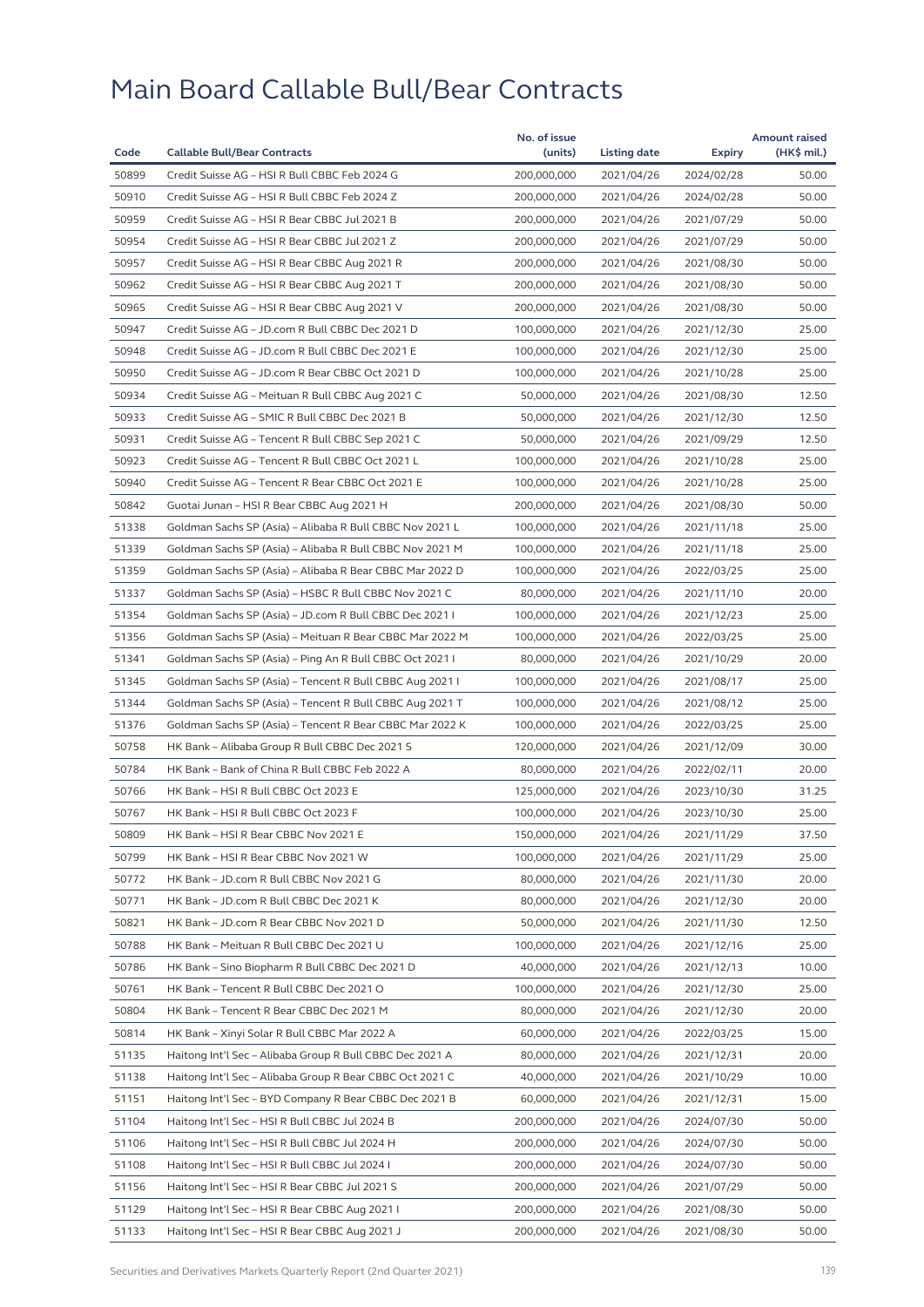# Main Board Callable Bull/Bear Contracts

| Code | Callable Bull/Bear Contracts | No. of issue (units) | Listing date | Expiry | Amount raised (HK$ mil.) |
|---|---|---|---|---|---|
| 50899 | Credit Suisse AG – HSI R Bull CBBC Feb 2024 G | 200,000,000 | 2021/04/26 | 2024/02/28 | 50.00 |
| 50910 | Credit Suisse AG – HSI R Bull CBBC Feb 2024 Z | 200,000,000 | 2021/04/26 | 2024/02/28 | 50.00 |
| 50959 | Credit Suisse AG – HSI R Bear CBBC Jul 2021 B | 200,000,000 | 2021/04/26 | 2021/07/29 | 50.00 |
| 50954 | Credit Suisse AG – HSI R Bear CBBC Jul 2021 Z | 200,000,000 | 2021/04/26 | 2021/07/29 | 50.00 |
| 50957 | Credit Suisse AG – HSI R Bear CBBC Aug 2021 R | 200,000,000 | 2021/04/26 | 2021/08/30 | 50.00 |
| 50962 | Credit Suisse AG – HSI R Bear CBBC Aug 2021 T | 200,000,000 | 2021/04/26 | 2021/08/30 | 50.00 |
| 50965 | Credit Suisse AG – HSI R Bear CBBC Aug 2021 V | 200,000,000 | 2021/04/26 | 2021/08/30 | 50.00 |
| 50947 | Credit Suisse AG – JD.com R Bull CBBC Dec 2021 D | 100,000,000 | 2021/04/26 | 2021/12/30 | 25.00 |
| 50948 | Credit Suisse AG – JD.com R Bull CBBC Dec 2021 E | 100,000,000 | 2021/04/26 | 2021/12/30 | 25.00 |
| 50950 | Credit Suisse AG – JD.com R Bear CBBC Oct 2021 D | 100,000,000 | 2021/04/26 | 2021/10/28 | 25.00 |
| 50934 | Credit Suisse AG – Meituan R Bull CBBC Aug 2021 C | 50,000,000 | 2021/04/26 | 2021/08/30 | 12.50 |
| 50933 | Credit Suisse AG – SMIC R Bull CBBC Dec 2021 B | 50,000,000 | 2021/04/26 | 2021/12/30 | 12.50 |
| 50931 | Credit Suisse AG – Tencent R Bull CBBC Sep 2021 C | 50,000,000 | 2021/04/26 | 2021/09/29 | 12.50 |
| 50923 | Credit Suisse AG – Tencent R Bull CBBC Oct 2021 L | 100,000,000 | 2021/04/26 | 2021/10/28 | 25.00 |
| 50940 | Credit Suisse AG – Tencent R Bear CBBC Oct 2021 E | 100,000,000 | 2021/04/26 | 2021/10/28 | 25.00 |
| 50842 | Guotai Junan – HSI R Bear CBBC Aug 2021 H | 200,000,000 | 2021/04/26 | 2021/08/30 | 50.00 |
| 51338 | Goldman Sachs SP (Asia) – Alibaba R Bull CBBC Nov 2021 L | 100,000,000 | 2021/04/26 | 2021/11/18 | 25.00 |
| 51339 | Goldman Sachs SP (Asia) – Alibaba R Bull CBBC Nov 2021 M | 100,000,000 | 2021/04/26 | 2021/11/18 | 25.00 |
| 51359 | Goldman Sachs SP (Asia) – Alibaba R Bear CBBC Mar 2022 D | 100,000,000 | 2021/04/26 | 2022/03/25 | 25.00 |
| 51337 | Goldman Sachs SP (Asia) – HSBC R Bull CBBC Nov 2021 C | 80,000,000 | 2021/04/26 | 2021/11/10 | 20.00 |
| 51354 | Goldman Sachs SP (Asia) – JD.com R Bull CBBC Dec 2021 I | 100,000,000 | 2021/04/26 | 2021/12/23 | 25.00 |
| 51356 | Goldman Sachs SP (Asia) – Meituan R Bear CBBC Mar 2022 M | 100,000,000 | 2021/04/26 | 2022/03/25 | 25.00 |
| 51341 | Goldman Sachs SP (Asia) – Ping An R Bull CBBC Oct 2021 I | 80,000,000 | 2021/04/26 | 2021/10/29 | 20.00 |
| 51345 | Goldman Sachs SP (Asia) – Tencent R Bull CBBC Aug 2021 I | 100,000,000 | 2021/04/26 | 2021/08/17 | 25.00 |
| 51344 | Goldman Sachs SP (Asia) – Tencent R Bull CBBC Aug 2021 T | 100,000,000 | 2021/04/26 | 2021/08/12 | 25.00 |
| 51376 | Goldman Sachs SP (Asia) – Tencent R Bear CBBC Mar 2022 K | 100,000,000 | 2021/04/26 | 2022/03/25 | 25.00 |
| 50758 | HK Bank – Alibaba Group R Bull CBBC Dec 2021 S | 120,000,000 | 2021/04/26 | 2021/12/09 | 30.00 |
| 50784 | HK Bank – Bank of China R Bull CBBC Feb 2022 A | 80,000,000 | 2021/04/26 | 2022/02/11 | 20.00 |
| 50766 | HK Bank – HSI R Bull CBBC Oct 2023 E | 125,000,000 | 2021/04/26 | 2023/10/30 | 31.25 |
| 50767 | HK Bank – HSI R Bull CBBC Oct 2023 F | 100,000,000 | 2021/04/26 | 2023/10/30 | 25.00 |
| 50809 | HK Bank – HSI R Bear CBBC Nov 2021 E | 150,000,000 | 2021/04/26 | 2021/11/29 | 37.50 |
| 50799 | HK Bank – HSI R Bear CBBC Nov 2021 W | 100,000,000 | 2021/04/26 | 2021/11/29 | 25.00 |
| 50772 | HK Bank – JD.com R Bull CBBC Nov 2021 G | 80,000,000 | 2021/04/26 | 2021/11/30 | 20.00 |
| 50771 | HK Bank – JD.com R Bull CBBC Dec 2021 K | 80,000,000 | 2021/04/26 | 2021/12/30 | 20.00 |
| 50821 | HK Bank – JD.com R Bear CBBC Nov 2021 D | 50,000,000 | 2021/04/26 | 2021/11/30 | 12.50 |
| 50788 | HK Bank – Meituan R Bull CBBC Dec 2021 U | 100,000,000 | 2021/04/26 | 2021/12/16 | 25.00 |
| 50786 | HK Bank – Sino Biopharm R Bull CBBC Dec 2021 D | 40,000,000 | 2021/04/26 | 2021/12/13 | 10.00 |
| 50761 | HK Bank – Tencent R Bull CBBC Dec 2021 O | 100,000,000 | 2021/04/26 | 2021/12/30 | 25.00 |
| 50804 | HK Bank – Tencent R Bear CBBC Dec 2021 M | 80,000,000 | 2021/04/26 | 2021/12/30 | 20.00 |
| 50814 | HK Bank – Xinyi Solar R Bull CBBC Mar 2022 A | 60,000,000 | 2021/04/26 | 2022/03/25 | 15.00 |
| 51135 | Haitong Int'l Sec – Alibaba Group R Bull CBBC Dec 2021 A | 80,000,000 | 2021/04/26 | 2021/12/31 | 20.00 |
| 51138 | Haitong Int'l Sec – Alibaba Group R Bear CBBC Oct 2021 C | 40,000,000 | 2021/04/26 | 2021/10/29 | 10.00 |
| 51151 | Haitong Int'l Sec – BYD Company R Bear CBBC Dec 2021 B | 60,000,000 | 2021/04/26 | 2021/12/31 | 15.00 |
| 51104 | Haitong Int'l Sec – HSI R Bull CBBC Jul 2024 B | 200,000,000 | 2021/04/26 | 2024/07/30 | 50.00 |
| 51106 | Haitong Int'l Sec – HSI R Bull CBBC Jul 2024 H | 200,000,000 | 2021/04/26 | 2024/07/30 | 50.00 |
| 51108 | Haitong Int'l Sec – HSI R Bull CBBC Jul 2024 I | 200,000,000 | 2021/04/26 | 2024/07/30 | 50.00 |
| 51156 | Haitong Int'l Sec – HSI R Bear CBBC Jul 2021 S | 200,000,000 | 2021/04/26 | 2021/07/29 | 50.00 |
| 51129 | Haitong Int'l Sec – HSI R Bear CBBC Aug 2021 I | 200,000,000 | 2021/04/26 | 2021/08/30 | 50.00 |
| 51133 | Haitong Int'l Sec – HSI R Bear CBBC Aug 2021 J | 200,000,000 | 2021/04/26 | 2021/08/30 | 50.00 |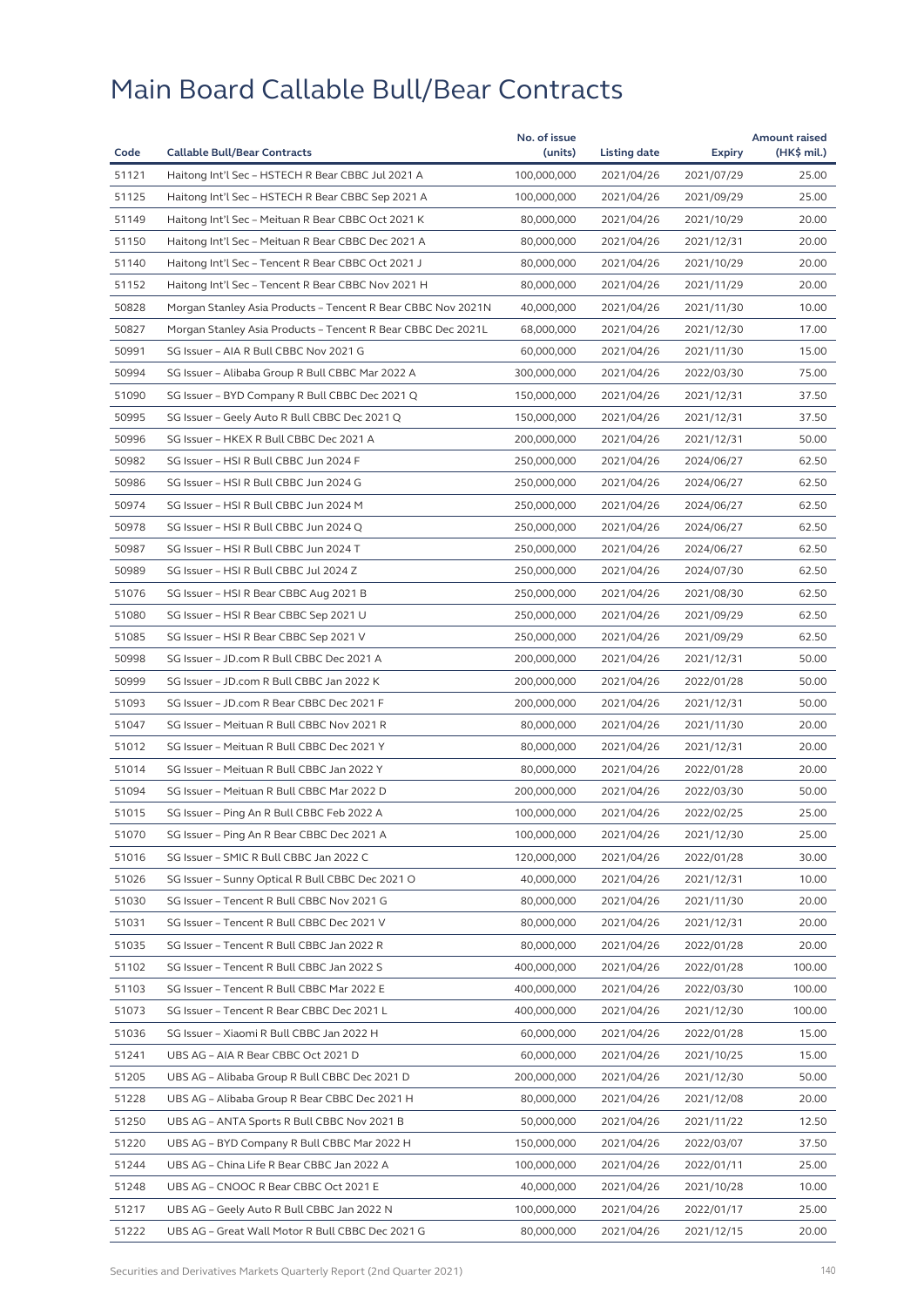# Main Board Callable Bull/Bear Contracts

| Code | Callable Bull/Bear Contracts | No. of issue (units) | Listing date | Expiry | Amount raised (HK$ mil.) |
|---|---|---|---|---|---|
| 51121 | Haitong Int'l Sec – HSTECH R Bear CBBC Jul 2021 A | 100,000,000 | 2021/04/26 | 2021/07/29 | 25.00 |
| 51125 | Haitong Int'l Sec – HSTECH R Bear CBBC Sep 2021 A | 100,000,000 | 2021/04/26 | 2021/09/29 | 25.00 |
| 51149 | Haitong Int'l Sec – Meituan R Bear CBBC Oct 2021 K | 80,000,000 | 2021/04/26 | 2021/10/29 | 20.00 |
| 51150 | Haitong Int'l Sec – Meituan R Bear CBBC Dec 2021 A | 80,000,000 | 2021/04/26 | 2021/12/31 | 20.00 |
| 51140 | Haitong Int'l Sec – Tencent R Bear CBBC Oct 2021 J | 80,000,000 | 2021/04/26 | 2021/10/29 | 20.00 |
| 51152 | Haitong Int'l Sec – Tencent R Bear CBBC Nov 2021 H | 80,000,000 | 2021/04/26 | 2021/11/29 | 20.00 |
| 50828 | Morgan Stanley Asia Products – Tencent R Bear CBBC Nov 2021N | 40,000,000 | 2021/04/26 | 2021/11/30 | 10.00 |
| 50827 | Morgan Stanley Asia Products – Tencent R Bear CBBC Dec 2021L | 68,000,000 | 2021/04/26 | 2021/12/30 | 17.00 |
| 50991 | SG Issuer – AIA R Bull CBBC Nov 2021 G | 60,000,000 | 2021/04/26 | 2021/11/30 | 15.00 |
| 50994 | SG Issuer – Alibaba Group R Bull CBBC Mar 2022 A | 300,000,000 | 2021/04/26 | 2022/03/30 | 75.00 |
| 51090 | SG Issuer – BYD Company R Bull CBBC Dec 2021 Q | 150,000,000 | 2021/04/26 | 2021/12/31 | 37.50 |
| 50995 | SG Issuer – Geely Auto R Bull CBBC Dec 2021 Q | 150,000,000 | 2021/04/26 | 2021/12/31 | 37.50 |
| 50996 | SG Issuer – HKEX R Bull CBBC Dec 2021 A | 200,000,000 | 2021/04/26 | 2021/12/31 | 50.00 |
| 50982 | SG Issuer – HSI R Bull CBBC Jun 2024 F | 250,000,000 | 2021/04/26 | 2024/06/27 | 62.50 |
| 50986 | SG Issuer – HSI R Bull CBBC Jun 2024 G | 250,000,000 | 2021/04/26 | 2024/06/27 | 62.50 |
| 50974 | SG Issuer – HSI R Bull CBBC Jun 2024 M | 250,000,000 | 2021/04/26 | 2024/06/27 | 62.50 |
| 50978 | SG Issuer – HSI R Bull CBBC Jun 2024 Q | 250,000,000 | 2021/04/26 | 2024/06/27 | 62.50 |
| 50987 | SG Issuer – HSI R Bull CBBC Jun 2024 T | 250,000,000 | 2021/04/26 | 2024/06/27 | 62.50 |
| 50989 | SG Issuer – HSI R Bull CBBC Jul 2024 Z | 250,000,000 | 2021/04/26 | 2024/07/30 | 62.50 |
| 51076 | SG Issuer – HSI R Bear CBBC Aug 2021 B | 250,000,000 | 2021/04/26 | 2021/08/30 | 62.50 |
| 51080 | SG Issuer – HSI R Bear CBBC Sep 2021 U | 250,000,000 | 2021/04/26 | 2021/09/29 | 62.50 |
| 51085 | SG Issuer – HSI R Bear CBBC Sep 2021 V | 250,000,000 | 2021/04/26 | 2021/09/29 | 62.50 |
| 50998 | SG Issuer – JD.com R Bull CBBC Dec 2021 A | 200,000,000 | 2021/04/26 | 2021/12/31 | 50.00 |
| 50999 | SG Issuer – JD.com R Bull CBBC Jan 2022 K | 200,000,000 | 2021/04/26 | 2022/01/28 | 50.00 |
| 51093 | SG Issuer – JD.com R Bear CBBC Dec 2021 F | 200,000,000 | 2021/04/26 | 2021/12/31 | 50.00 |
| 51047 | SG Issuer – Meituan R Bull CBBC Nov 2021 R | 80,000,000 | 2021/04/26 | 2021/11/30 | 20.00 |
| 51012 | SG Issuer – Meituan R Bull CBBC Dec 2021 Y | 80,000,000 | 2021/04/26 | 2021/12/31 | 20.00 |
| 51014 | SG Issuer – Meituan R Bull CBBC Jan 2022 Y | 80,000,000 | 2021/04/26 | 2022/01/28 | 20.00 |
| 51094 | SG Issuer – Meituan R Bull CBBC Mar 2022 D | 200,000,000 | 2021/04/26 | 2022/03/30 | 50.00 |
| 51015 | SG Issuer – Ping An R Bull CBBC Feb 2022 A | 100,000,000 | 2021/04/26 | 2022/02/25 | 25.00 |
| 51070 | SG Issuer – Ping An R Bear CBBC Dec 2021 A | 100,000,000 | 2021/04/26 | 2021/12/30 | 25.00 |
| 51016 | SG Issuer – SMIC R Bull CBBC Jan 2022 C | 120,000,000 | 2021/04/26 | 2022/01/28 | 30.00 |
| 51026 | SG Issuer – Sunny Optical R Bull CBBC Dec 2021 O | 40,000,000 | 2021/04/26 | 2021/12/31 | 10.00 |
| 51030 | SG Issuer – Tencent R Bull CBBC Nov 2021 G | 80,000,000 | 2021/04/26 | 2021/11/30 | 20.00 |
| 51031 | SG Issuer – Tencent R Bull CBBC Dec 2021 V | 80,000,000 | 2021/04/26 | 2021/12/31 | 20.00 |
| 51035 | SG Issuer – Tencent R Bull CBBC Jan 2022 R | 80,000,000 | 2021/04/26 | 2022/01/28 | 20.00 |
| 51102 | SG Issuer – Tencent R Bull CBBC Jan 2022 S | 400,000,000 | 2021/04/26 | 2022/01/28 | 100.00 |
| 51103 | SG Issuer – Tencent R Bull CBBC Mar 2022 E | 400,000,000 | 2021/04/26 | 2022/03/30 | 100.00 |
| 51073 | SG Issuer – Tencent R Bear CBBC Dec 2021 L | 400,000,000 | 2021/04/26 | 2021/12/30 | 100.00 |
| 51036 | SG Issuer – Xiaomi R Bull CBBC Jan 2022 H | 60,000,000 | 2021/04/26 | 2022/01/28 | 15.00 |
| 51241 | UBS AG – AIA R Bear CBBC Oct 2021 D | 60,000,000 | 2021/04/26 | 2021/10/25 | 15.00 |
| 51205 | UBS AG – Alibaba Group R Bull CBBC Dec 2021 D | 200,000,000 | 2021/04/26 | 2021/12/30 | 50.00 |
| 51228 | UBS AG – Alibaba Group R Bear CBBC Dec 2021 H | 80,000,000 | 2021/04/26 | 2021/12/08 | 20.00 |
| 51250 | UBS AG – ANTA Sports R Bull CBBC Nov 2021 B | 50,000,000 | 2021/04/26 | 2021/11/22 | 12.50 |
| 51220 | UBS AG – BYD Company R Bull CBBC Mar 2022 H | 150,000,000 | 2021/04/26 | 2022/03/07 | 37.50 |
| 51244 | UBS AG – China Life R Bear CBBC Jan 2022 A | 100,000,000 | 2021/04/26 | 2022/01/11 | 25.00 |
| 51248 | UBS AG – CNOOC R Bear CBBC Oct 2021 E | 40,000,000 | 2021/04/26 | 2021/10/28 | 10.00 |
| 51217 | UBS AG – Geely Auto R Bull CBBC Jan 2022 N | 100,000,000 | 2021/04/26 | 2022/01/17 | 25.00 |
| 51222 | UBS AG – Great Wall Motor R Bull CBBC Dec 2021 G | 80,000,000 | 2021/04/26 | 2021/12/15 | 20.00 |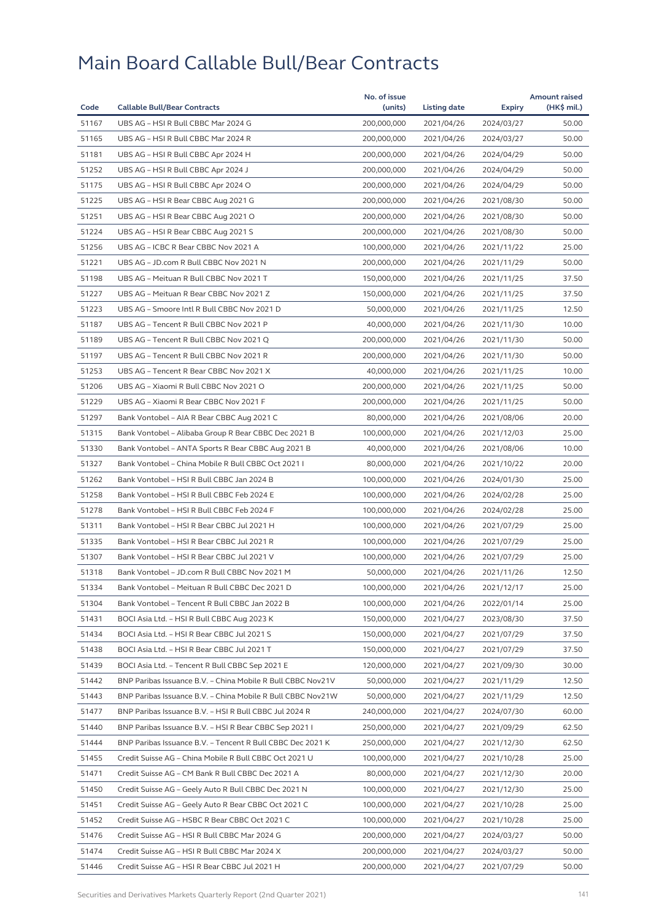# Main Board Callable Bull/Bear Contracts

| Code | Callable Bull/Bear Contracts | No. of issue (units) | Listing date | Expiry | Amount raised (HK$ mil.) |
|---|---|---|---|---|---|
| 51167 | UBS AG – HSI R Bull CBBC Mar 2024 G | 200,000,000 | 2021/04/26 | 2024/03/27 | 50.00 |
| 51165 | UBS AG – HSI R Bull CBBC Mar 2024 R | 200,000,000 | 2021/04/26 | 2024/03/27 | 50.00 |
| 51181 | UBS AG – HSI R Bull CBBC Apr 2024 H | 200,000,000 | 2021/04/26 | 2024/04/29 | 50.00 |
| 51252 | UBS AG – HSI R Bull CBBC Apr 2024 J | 200,000,000 | 2021/04/26 | 2024/04/29 | 50.00 |
| 51175 | UBS AG – HSI R Bull CBBC Apr 2024 O | 200,000,000 | 2021/04/26 | 2024/04/29 | 50.00 |
| 51225 | UBS AG – HSI R Bear CBBC Aug 2021 G | 200,000,000 | 2021/04/26 | 2021/08/30 | 50.00 |
| 51251 | UBS AG – HSI R Bear CBBC Aug 2021 O | 200,000,000 | 2021/04/26 | 2021/08/30 | 50.00 |
| 51224 | UBS AG – HSI R Bear CBBC Aug 2021 S | 200,000,000 | 2021/04/26 | 2021/08/30 | 50.00 |
| 51256 | UBS AG – ICBC R Bear CBBC Nov 2021 A | 100,000,000 | 2021/04/26 | 2021/11/22 | 25.00 |
| 51221 | UBS AG – JD.com R Bull CBBC Nov 2021 N | 200,000,000 | 2021/04/26 | 2021/11/29 | 50.00 |
| 51198 | UBS AG – Meituan R Bull CBBC Nov 2021 T | 150,000,000 | 2021/04/26 | 2021/11/25 | 37.50 |
| 51227 | UBS AG – Meituan R Bear CBBC Nov 2021 Z | 150,000,000 | 2021/04/26 | 2021/11/25 | 37.50 |
| 51223 | UBS AG – Smoore Intl R Bull CBBC Nov 2021 D | 50,000,000 | 2021/04/26 | 2021/11/25 | 12.50 |
| 51187 | UBS AG – Tencent R Bull CBBC Nov 2021 P | 40,000,000 | 2021/04/26 | 2021/11/30 | 10.00 |
| 51189 | UBS AG – Tencent R Bull CBBC Nov 2021 Q | 200,000,000 | 2021/04/26 | 2021/11/30 | 50.00 |
| 51197 | UBS AG – Tencent R Bull CBBC Nov 2021 R | 200,000,000 | 2021/04/26 | 2021/11/30 | 50.00 |
| 51253 | UBS AG – Tencent R Bear CBBC Nov 2021 X | 40,000,000 | 2021/04/26 | 2021/11/25 | 10.00 |
| 51206 | UBS AG – Xiaomi R Bull CBBC Nov 2021 O | 200,000,000 | 2021/04/26 | 2021/11/25 | 50.00 |
| 51229 | UBS AG – Xiaomi R Bear CBBC Nov 2021 F | 200,000,000 | 2021/04/26 | 2021/11/25 | 50.00 |
| 51297 | Bank Vontobel – AIA R Bear CBBC Aug 2021 C | 80,000,000 | 2021/04/26 | 2021/08/06 | 20.00 |
| 51315 | Bank Vontobel – Alibaba Group R Bear CBBC Dec 2021 B | 100,000,000 | 2021/04/26 | 2021/12/03 | 25.00 |
| 51330 | Bank Vontobel – ANTA Sports R Bear CBBC Aug 2021 B | 40,000,000 | 2021/04/26 | 2021/08/06 | 10.00 |
| 51327 | Bank Vontobel – China Mobile R Bull CBBC Oct 2021 I | 80,000,000 | 2021/04/26 | 2021/10/22 | 20.00 |
| 51262 | Bank Vontobel – HSI R Bull CBBC Jan 2024 B | 100,000,000 | 2021/04/26 | 2024/01/30 | 25.00 |
| 51258 | Bank Vontobel – HSI R Bull CBBC Feb 2024 E | 100,000,000 | 2021/04/26 | 2024/02/28 | 25.00 |
| 51278 | Bank Vontobel – HSI R Bull CBBC Feb 2024 F | 100,000,000 | 2021/04/26 | 2024/02/28 | 25.00 |
| 51311 | Bank Vontobel – HSI R Bear CBBC Jul 2021 H | 100,000,000 | 2021/04/26 | 2021/07/29 | 25.00 |
| 51335 | Bank Vontobel – HSI R Bear CBBC Jul 2021 R | 100,000,000 | 2021/04/26 | 2021/07/29 | 25.00 |
| 51307 | Bank Vontobel – HSI R Bear CBBC Jul 2021 V | 100,000,000 | 2021/04/26 | 2021/07/29 | 25.00 |
| 51318 | Bank Vontobel – JD.com R Bull CBBC Nov 2021 M | 50,000,000 | 2021/04/26 | 2021/11/26 | 12.50 |
| 51334 | Bank Vontobel – Meituan R Bull CBBC Dec 2021 D | 100,000,000 | 2021/04/26 | 2021/12/17 | 25.00 |
| 51304 | Bank Vontobel – Tencent R Bull CBBC Jan 2022 B | 100,000,000 | 2021/04/26 | 2022/01/14 | 25.00 |
| 51431 | BOCI Asia Ltd. – HSI R Bull CBBC Aug 2023 K | 150,000,000 | 2021/04/27 | 2023/08/30 | 37.50 |
| 51434 | BOCI Asia Ltd. – HSI R Bear CBBC Jul 2021 S | 150,000,000 | 2021/04/27 | 2021/07/29 | 37.50 |
| 51438 | BOCI Asia Ltd. – HSI R Bear CBBC Jul 2021 T | 150,000,000 | 2021/04/27 | 2021/07/29 | 37.50 |
| 51439 | BOCI Asia Ltd. – Tencent R Bull CBBC Sep 2021 E | 120,000,000 | 2021/04/27 | 2021/09/30 | 30.00 |
| 51442 | BNP Paribas Issuance B.V. – China Mobile R Bull CBBC Nov21V | 50,000,000 | 2021/04/27 | 2021/11/29 | 12.50 |
| 51443 | BNP Paribas Issuance B.V. – China Mobile R Bull CBBC Nov21W | 50,000,000 | 2021/04/27 | 2021/11/29 | 12.50 |
| 51477 | BNP Paribas Issuance B.V. – HSI R Bull CBBC Jul 2024 R | 240,000,000 | 2021/04/27 | 2024/07/30 | 60.00 |
| 51440 | BNP Paribas Issuance B.V. – HSI R Bear CBBC Sep 2021 I | 250,000,000 | 2021/04/27 | 2021/09/29 | 62.50 |
| 51444 | BNP Paribas Issuance B.V. – Tencent R Bull CBBC Dec 2021 K | 250,000,000 | 2021/04/27 | 2021/12/30 | 62.50 |
| 51455 | Credit Suisse AG – China Mobile R Bull CBBC Oct 2021 U | 100,000,000 | 2021/04/27 | 2021/10/28 | 25.00 |
| 51471 | Credit Suisse AG – CM Bank R Bull CBBC Dec 2021 A | 80,000,000 | 2021/04/27 | 2021/12/30 | 20.00 |
| 51450 | Credit Suisse AG – Geely Auto R Bull CBBC Dec 2021 N | 100,000,000 | 2021/04/27 | 2021/12/30 | 25.00 |
| 51451 | Credit Suisse AG – Geely Auto R Bear CBBC Oct 2021 C | 100,000,000 | 2021/04/27 | 2021/10/28 | 25.00 |
| 51452 | Credit Suisse AG – HSBC R Bear CBBC Oct 2021 C | 100,000,000 | 2021/04/27 | 2021/10/28 | 25.00 |
| 51476 | Credit Suisse AG – HSI R Bull CBBC Mar 2024 G | 200,000,000 | 2021/04/27 | 2024/03/27 | 50.00 |
| 51474 | Credit Suisse AG – HSI R Bull CBBC Mar 2024 X | 200,000,000 | 2021/04/27 | 2024/03/27 | 50.00 |
| 51446 | Credit Suisse AG – HSI R Bear CBBC Jul 2021 H | 200,000,000 | 2021/04/27 | 2021/07/29 | 50.00 |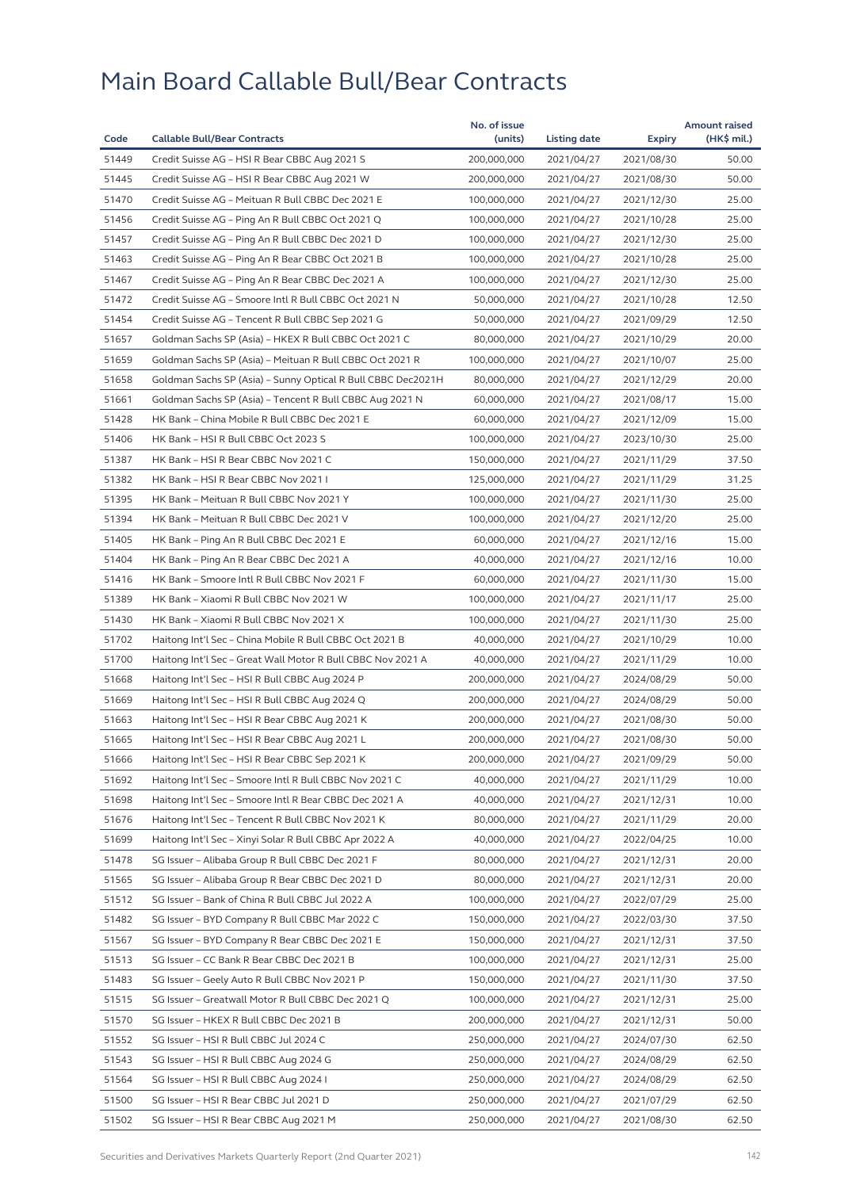# Main Board Callable Bull/Bear Contracts

| Code | Callable Bull/Bear Contracts | No. of issue (units) | Listing date | Expiry | Amount raised (HK$ mil.) |
|---|---|---|---|---|---|
| 51449 | Credit Suisse AG – HSI R Bear CBBC Aug 2021 S | 200,000,000 | 2021/04/27 | 2021/08/30 | 50.00 |
| 51445 | Credit Suisse AG – HSI R Bear CBBC Aug 2021 W | 200,000,000 | 2021/04/27 | 2021/08/30 | 50.00 |
| 51470 | Credit Suisse AG – Meituan R Bull CBBC Dec 2021 E | 100,000,000 | 2021/04/27 | 2021/12/30 | 25.00 |
| 51456 | Credit Suisse AG – Ping An R Bull CBBC Oct 2021 Q | 100,000,000 | 2021/04/27 | 2021/10/28 | 25.00 |
| 51457 | Credit Suisse AG – Ping An R Bull CBBC Dec 2021 D | 100,000,000 | 2021/04/27 | 2021/12/30 | 25.00 |
| 51463 | Credit Suisse AG – Ping An R Bear CBBC Oct 2021 B | 100,000,000 | 2021/04/27 | 2021/10/28 | 25.00 |
| 51467 | Credit Suisse AG – Ping An R Bear CBBC Dec 2021 A | 100,000,000 | 2021/04/27 | 2021/12/30 | 25.00 |
| 51472 | Credit Suisse AG – Smoore Intl R Bull CBBC Oct 2021 N | 50,000,000 | 2021/04/27 | 2021/10/28 | 12.50 |
| 51454 | Credit Suisse AG – Tencent R Bull CBBC Sep 2021 G | 50,000,000 | 2021/04/27 | 2021/09/29 | 12.50 |
| 51657 | Goldman Sachs SP (Asia) – HKEX R Bull CBBC Oct 2021 C | 80,000,000 | 2021/04/27 | 2021/10/29 | 20.00 |
| 51659 | Goldman Sachs SP (Asia) – Meituan R Bull CBBC Oct 2021 R | 100,000,000 | 2021/04/27 | 2021/10/07 | 25.00 |
| 51658 | Goldman Sachs SP (Asia) – Sunny Optical R Bull CBBC Dec2021H | 80,000,000 | 2021/04/27 | 2021/12/29 | 20.00 |
| 51661 | Goldman Sachs SP (Asia) – Tencent R Bull CBBC Aug 2021 N | 60,000,000 | 2021/04/27 | 2021/08/17 | 15.00 |
| 51428 | HK Bank – China Mobile R Bull CBBC Dec 2021 E | 60,000,000 | 2021/04/27 | 2021/12/09 | 15.00 |
| 51406 | HK Bank – HSI R Bull CBBC Oct 2023 S | 100,000,000 | 2021/04/27 | 2023/10/30 | 25.00 |
| 51387 | HK Bank – HSI R Bear CBBC Nov 2021 C | 150,000,000 | 2021/04/27 | 2021/11/29 | 37.50 |
| 51382 | HK Bank – HSI R Bear CBBC Nov 2021 I | 125,000,000 | 2021/04/27 | 2021/11/29 | 31.25 |
| 51395 | HK Bank – Meituan R Bull CBBC Nov 2021 Y | 100,000,000 | 2021/04/27 | 2021/11/30 | 25.00 |
| 51394 | HK Bank – Meituan R Bull CBBC Dec 2021 V | 100,000,000 | 2021/04/27 | 2021/12/20 | 25.00 |
| 51405 | HK Bank – Ping An R Bull CBBC Dec 2021 E | 60,000,000 | 2021/04/27 | 2021/12/16 | 15.00 |
| 51404 | HK Bank – Ping An R Bear CBBC Dec 2021 A | 40,000,000 | 2021/04/27 | 2021/12/16 | 10.00 |
| 51416 | HK Bank – Smoore Intl R Bull CBBC Nov 2021 F | 60,000,000 | 2021/04/27 | 2021/11/30 | 15.00 |
| 51389 | HK Bank – Xiaomi R Bull CBBC Nov 2021 W | 100,000,000 | 2021/04/27 | 2021/11/17 | 25.00 |
| 51430 | HK Bank – Xiaomi R Bull CBBC Nov 2021 X | 100,000,000 | 2021/04/27 | 2021/11/30 | 25.00 |
| 51702 | Haitong Int'l Sec – China Mobile R Bull CBBC Oct 2021 B | 40,000,000 | 2021/04/27 | 2021/10/29 | 10.00 |
| 51700 | Haitong Int'l Sec – Great Wall Motor R Bull CBBC Nov 2021 A | 40,000,000 | 2021/04/27 | 2021/11/29 | 10.00 |
| 51668 | Haitong Int'l Sec – HSI R Bull CBBC Aug 2024 P | 200,000,000 | 2021/04/27 | 2024/08/29 | 50.00 |
| 51669 | Haitong Int'l Sec – HSI R Bull CBBC Aug 2024 Q | 200,000,000 | 2021/04/27 | 2024/08/29 | 50.00 |
| 51663 | Haitong Int'l Sec – HSI R Bear CBBC Aug 2021 K | 200,000,000 | 2021/04/27 | 2021/08/30 | 50.00 |
| 51665 | Haitong Int'l Sec – HSI R Bear CBBC Aug 2021 L | 200,000,000 | 2021/04/27 | 2021/08/30 | 50.00 |
| 51666 | Haitong Int'l Sec – HSI R Bear CBBC Sep 2021 K | 200,000,000 | 2021/04/27 | 2021/09/29 | 50.00 |
| 51692 | Haitong Int'l Sec – Smoore Intl R Bull CBBC Nov 2021 C | 40,000,000 | 2021/04/27 | 2021/11/29 | 10.00 |
| 51698 | Haitong Int'l Sec – Smoore Intl R Bear CBBC Dec 2021 A | 40,000,000 | 2021/04/27 | 2021/12/31 | 10.00 |
| 51676 | Haitong Int'l Sec – Tencent R Bull CBBC Nov 2021 K | 80,000,000 | 2021/04/27 | 2021/11/29 | 20.00 |
| 51699 | Haitong Int'l Sec – Xinyi Solar R Bull CBBC Apr 2022 A | 40,000,000 | 2021/04/27 | 2022/04/25 | 10.00 |
| 51478 | SG Issuer – Alibaba Group R Bull CBBC Dec 2021 F | 80,000,000 | 2021/04/27 | 2021/12/31 | 20.00 |
| 51565 | SG Issuer – Alibaba Group R Bear CBBC Dec 2021 D | 80,000,000 | 2021/04/27 | 2021/12/31 | 20.00 |
| 51512 | SG Issuer – Bank of China R Bull CBBC Jul 2022 A | 100,000,000 | 2021/04/27 | 2022/07/29 | 25.00 |
| 51482 | SG Issuer – BYD Company R Bull CBBC Mar 2022 C | 150,000,000 | 2021/04/27 | 2022/03/30 | 37.50 |
| 51567 | SG Issuer – BYD Company R Bear CBBC Dec 2021 E | 150,000,000 | 2021/04/27 | 2021/12/31 | 37.50 |
| 51513 | SG Issuer – CC Bank R Bear CBBC Dec 2021 B | 100,000,000 | 2021/04/27 | 2021/12/31 | 25.00 |
| 51483 | SG Issuer – Geely Auto R Bull CBBC Nov 2021 P | 150,000,000 | 2021/04/27 | 2021/11/30 | 37.50 |
| 51515 | SG Issuer – Greatwall Motor R Bull CBBC Dec 2021 Q | 100,000,000 | 2021/04/27 | 2021/12/31 | 25.00 |
| 51570 | SG Issuer – HKEX R Bull CBBC Dec 2021 B | 200,000,000 | 2021/04/27 | 2021/12/31 | 50.00 |
| 51552 | SG Issuer – HSI R Bull CBBC Jul 2024 C | 250,000,000 | 2021/04/27 | 2024/07/30 | 62.50 |
| 51543 | SG Issuer – HSI R Bull CBBC Aug 2024 G | 250,000,000 | 2021/04/27 | 2024/08/29 | 62.50 |
| 51564 | SG Issuer – HSI R Bull CBBC Aug 2024 I | 250,000,000 | 2021/04/27 | 2024/08/29 | 62.50 |
| 51500 | SG Issuer – HSI R Bear CBBC Jul 2021 D | 250,000,000 | 2021/04/27 | 2021/07/29 | 62.50 |
| 51502 | SG Issuer – HSI R Bear CBBC Aug 2021 M | 250,000,000 | 2021/04/27 | 2021/08/30 | 62.50 |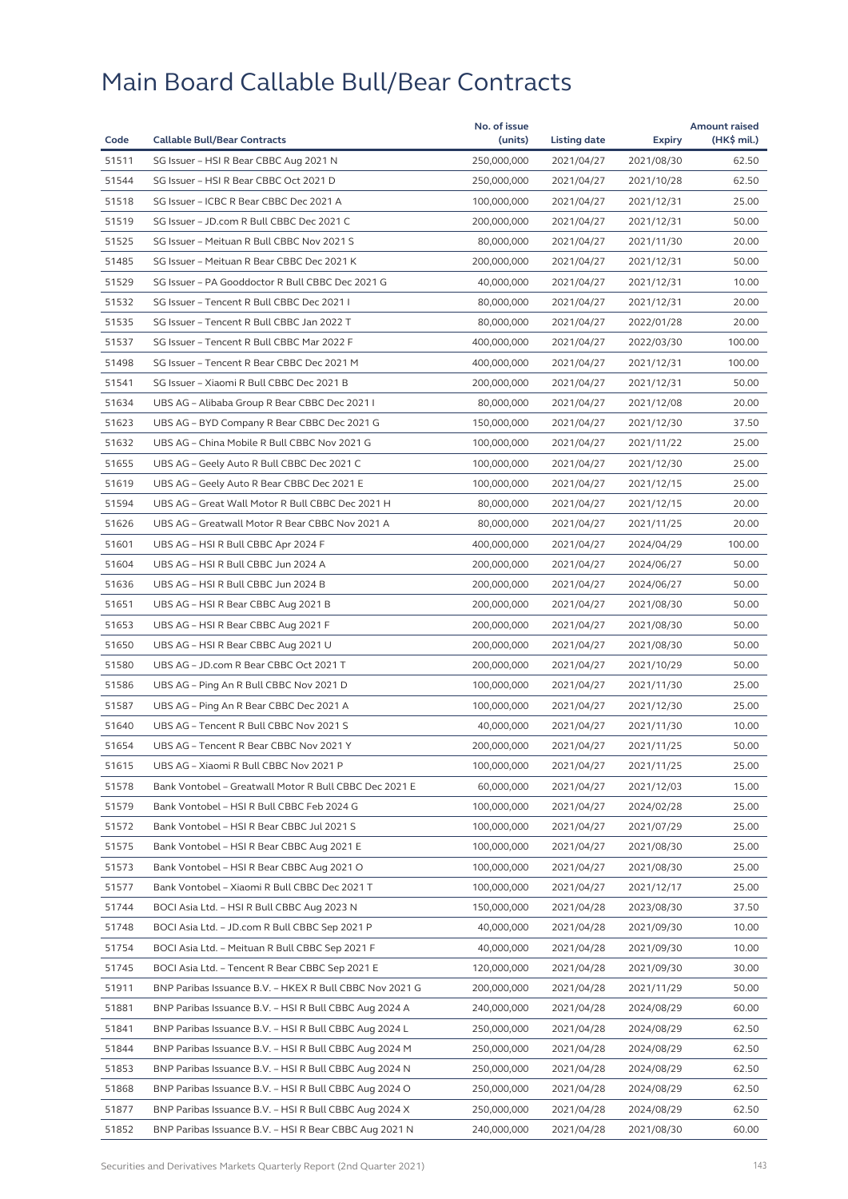# Main Board Callable Bull/Bear Contracts

| Code | Callable Bull/Bear Contracts | No. of issue (units) | Listing date | Expiry | Amount raised (HK$ mil.) |
|---|---|---|---|---|---|
| 51511 | SG Issuer – HSI R Bear CBBC Aug 2021 N | 250,000,000 | 2021/04/27 | 2021/08/30 | 62.50 |
| 51544 | SG Issuer – HSI R Bear CBBC Oct 2021 D | 250,000,000 | 2021/04/27 | 2021/10/28 | 62.50 |
| 51518 | SG Issuer – ICBC R Bear CBBC Dec 2021 A | 100,000,000 | 2021/04/27 | 2021/12/31 | 25.00 |
| 51519 | SG Issuer – JD.com R Bull CBBC Dec 2021 C | 200,000,000 | 2021/04/27 | 2021/12/31 | 50.00 |
| 51525 | SG Issuer – Meituan R Bull CBBC Nov 2021 S | 80,000,000 | 2021/04/27 | 2021/11/30 | 20.00 |
| 51485 | SG Issuer – Meituan R Bear CBBC Dec 2021 K | 200,000,000 | 2021/04/27 | 2021/12/31 | 50.00 |
| 51529 | SG Issuer – PA Gooddoctor R Bull CBBC Dec 2021 G | 40,000,000 | 2021/04/27 | 2021/12/31 | 10.00 |
| 51532 | SG Issuer – Tencent R Bull CBBC Dec 2021 I | 80,000,000 | 2021/04/27 | 2021/12/31 | 20.00 |
| 51535 | SG Issuer – Tencent R Bull CBBC Jan 2022 T | 80,000,000 | 2021/04/27 | 2022/01/28 | 20.00 |
| 51537 | SG Issuer – Tencent R Bull CBBC Mar 2022 F | 400,000,000 | 2021/04/27 | 2022/03/30 | 100.00 |
| 51498 | SG Issuer – Tencent R Bear CBBC Dec 2021 M | 400,000,000 | 2021/04/27 | 2021/12/31 | 100.00 |
| 51541 | SG Issuer – Xiaomi R Bull CBBC Dec 2021 B | 200,000,000 | 2021/04/27 | 2021/12/31 | 50.00 |
| 51634 | UBS AG – Alibaba Group R Bear CBBC Dec 2021 I | 80,000,000 | 2021/04/27 | 2021/12/08 | 20.00 |
| 51623 | UBS AG – BYD Company R Bear CBBC Dec 2021 G | 150,000,000 | 2021/04/27 | 2021/12/30 | 37.50 |
| 51632 | UBS AG – China Mobile R Bull CBBC Nov 2021 G | 100,000,000 | 2021/04/27 | 2021/11/22 | 25.00 |
| 51655 | UBS AG – Geely Auto R Bull CBBC Dec 2021 C | 100,000,000 | 2021/04/27 | 2021/12/30 | 25.00 |
| 51619 | UBS AG – Geely Auto R Bear CBBC Dec 2021 E | 100,000,000 | 2021/04/27 | 2021/12/15 | 25.00 |
| 51594 | UBS AG – Great Wall Motor R Bull CBBC Dec 2021 H | 80,000,000 | 2021/04/27 | 2021/12/15 | 20.00 |
| 51626 | UBS AG – Greatwall Motor R Bear CBBC Nov 2021 A | 80,000,000 | 2021/04/27 | 2021/11/25 | 20.00 |
| 51601 | UBS AG – HSI R Bull CBBC Apr 2024 F | 400,000,000 | 2021/04/27 | 2024/04/29 | 100.00 |
| 51604 | UBS AG – HSI R Bull CBBC Jun 2024 A | 200,000,000 | 2021/04/27 | 2024/06/27 | 50.00 |
| 51636 | UBS AG – HSI R Bull CBBC Jun 2024 B | 200,000,000 | 2021/04/27 | 2024/06/27 | 50.00 |
| 51651 | UBS AG – HSI R Bear CBBC Aug 2021 B | 200,000,000 | 2021/04/27 | 2021/08/30 | 50.00 |
| 51653 | UBS AG – HSI R Bear CBBC Aug 2021 F | 200,000,000 | 2021/04/27 | 2021/08/30 | 50.00 |
| 51650 | UBS AG – HSI R Bear CBBC Aug 2021 U | 200,000,000 | 2021/04/27 | 2021/08/30 | 50.00 |
| 51580 | UBS AG – JD.com R Bear CBBC Oct 2021 T | 200,000,000 | 2021/04/27 | 2021/10/29 | 50.00 |
| 51586 | UBS AG – Ping An R Bull CBBC Nov 2021 D | 100,000,000 | 2021/04/27 | 2021/11/30 | 25.00 |
| 51587 | UBS AG – Ping An R Bear CBBC Dec 2021 A | 100,000,000 | 2021/04/27 | 2021/12/30 | 25.00 |
| 51640 | UBS AG – Tencent R Bull CBBC Nov 2021 S | 40,000,000 | 2021/04/27 | 2021/11/30 | 10.00 |
| 51654 | UBS AG – Tencent R Bear CBBC Nov 2021 Y | 200,000,000 | 2021/04/27 | 2021/11/25 | 50.00 |
| 51615 | UBS AG – Xiaomi R Bull CBBC Nov 2021 P | 100,000,000 | 2021/04/27 | 2021/11/25 | 25.00 |
| 51578 | Bank Vontobel – Greatwall Motor R Bull CBBC Dec 2021 E | 60,000,000 | 2021/04/27 | 2021/12/03 | 15.00 |
| 51579 | Bank Vontobel – HSI R Bull CBBC Feb 2024 G | 100,000,000 | 2021/04/27 | 2024/02/28 | 25.00 |
| 51572 | Bank Vontobel – HSI R Bear CBBC Jul 2021 S | 100,000,000 | 2021/04/27 | 2021/07/29 | 25.00 |
| 51575 | Bank Vontobel – HSI R Bear CBBC Aug 2021 E | 100,000,000 | 2021/04/27 | 2021/08/30 | 25.00 |
| 51573 | Bank Vontobel – HSI R Bear CBBC Aug 2021 O | 100,000,000 | 2021/04/27 | 2021/08/30 | 25.00 |
| 51577 | Bank Vontobel – Xiaomi R Bull CBBC Dec 2021 T | 100,000,000 | 2021/04/27 | 2021/12/17 | 25.00 |
| 51744 | BOCI Asia Ltd. – HSI R Bull CBBC Aug 2023 N | 150,000,000 | 2021/04/28 | 2023/08/30 | 37.50 |
| 51748 | BOCI Asia Ltd. – JD.com R Bull CBBC Sep 2021 P | 40,000,000 | 2021/04/28 | 2021/09/30 | 10.00 |
| 51754 | BOCI Asia Ltd. – Meituan R Bull CBBC Sep 2021 F | 40,000,000 | 2021/04/28 | 2021/09/30 | 10.00 |
| 51745 | BOCI Asia Ltd. – Tencent R Bear CBBC Sep 2021 E | 120,000,000 | 2021/04/28 | 2021/09/30 | 30.00 |
| 51911 | BNP Paribas Issuance B.V. – HKEX R Bull CBBC Nov 2021 G | 200,000,000 | 2021/04/28 | 2021/11/29 | 50.00 |
| 51881 | BNP Paribas Issuance B.V. – HSI R Bull CBBC Aug 2024 A | 240,000,000 | 2021/04/28 | 2024/08/29 | 60.00 |
| 51841 | BNP Paribas Issuance B.V. – HSI R Bull CBBC Aug 2024 L | 250,000,000 | 2021/04/28 | 2024/08/29 | 62.50 |
| 51844 | BNP Paribas Issuance B.V. – HSI R Bull CBBC Aug 2024 M | 250,000,000 | 2021/04/28 | 2024/08/29 | 62.50 |
| 51853 | BNP Paribas Issuance B.V. – HSI R Bull CBBC Aug 2024 N | 250,000,000 | 2021/04/28 | 2024/08/29 | 62.50 |
| 51868 | BNP Paribas Issuance B.V. – HSI R Bull CBBC Aug 2024 O | 250,000,000 | 2021/04/28 | 2024/08/29 | 62.50 |
| 51877 | BNP Paribas Issuance B.V. – HSI R Bull CBBC Aug 2024 X | 250,000,000 | 2021/04/28 | 2024/08/29 | 62.50 |
| 51852 | BNP Paribas Issuance B.V. – HSI R Bear CBBC Aug 2021 N | 240,000,000 | 2021/04/28 | 2021/08/30 | 60.00 |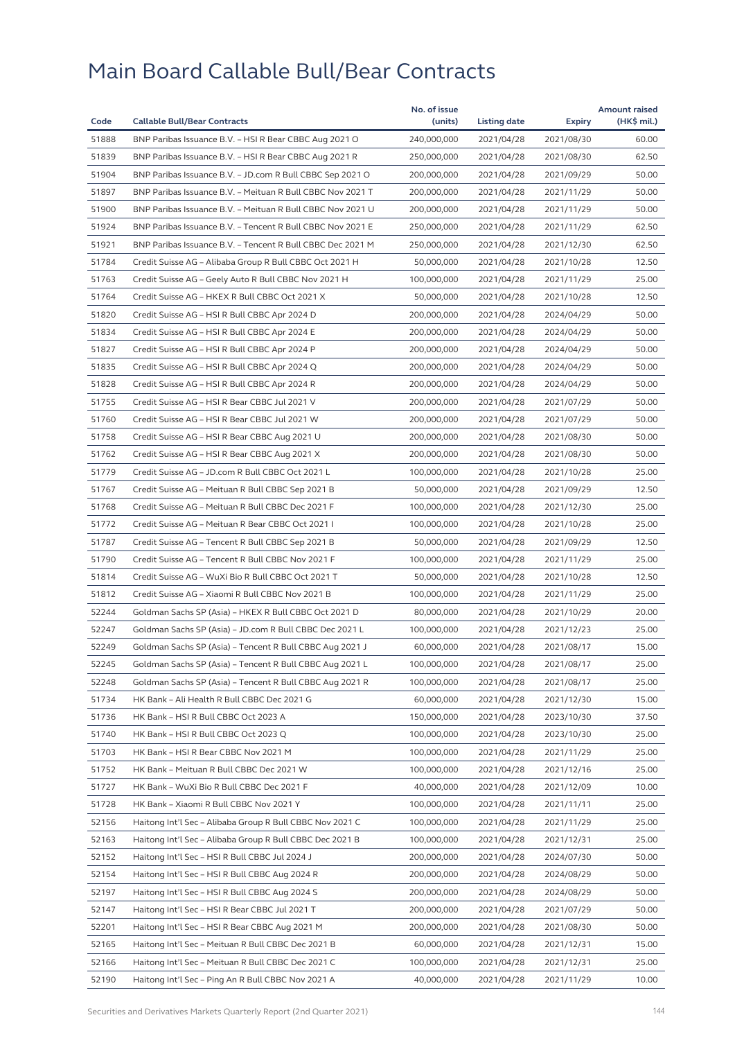# Main Board Callable Bull/Bear Contracts

| Code | Callable Bull/Bear Contracts | No. of issue (units) | Listing date | Expiry | Amount raised (HK$ mil.) |
|---|---|---|---|---|---|
| 51888 | BNP Paribas Issuance B.V. – HSI R Bear CBBC Aug 2021 O | 240,000,000 | 2021/04/28 | 2021/08/30 | 60.00 |
| 51839 | BNP Paribas Issuance B.V. – HSI R Bear CBBC Aug 2021 R | 250,000,000 | 2021/04/28 | 2021/08/30 | 62.50 |
| 51904 | BNP Paribas Issuance B.V. – JD.com R Bull CBBC Sep 2021 O | 200,000,000 | 2021/04/28 | 2021/09/29 | 50.00 |
| 51897 | BNP Paribas Issuance B.V. – Meituan R Bull CBBC Nov 2021 T | 200,000,000 | 2021/04/28 | 2021/11/29 | 50.00 |
| 51900 | BNP Paribas Issuance B.V. – Meituan R Bull CBBC Nov 2021 U | 200,000,000 | 2021/04/28 | 2021/11/29 | 50.00 |
| 51924 | BNP Paribas Issuance B.V. – Tencent R Bull CBBC Nov 2021 E | 250,000,000 | 2021/04/28 | 2021/11/29 | 62.50 |
| 51921 | BNP Paribas Issuance B.V. – Tencent R Bull CBBC Dec 2021 M | 250,000,000 | 2021/04/28 | 2021/12/30 | 62.50 |
| 51784 | Credit Suisse AG – Alibaba Group R Bull CBBC Oct 2021 H | 50,000,000 | 2021/04/28 | 2021/10/28 | 12.50 |
| 51763 | Credit Suisse AG – Geely Auto R Bull CBBC Nov 2021 H | 100,000,000 | 2021/04/28 | 2021/11/29 | 25.00 |
| 51764 | Credit Suisse AG – HKEX R Bull CBBC Oct 2021 X | 50,000,000 | 2021/04/28 | 2021/10/28 | 12.50 |
| 51820 | Credit Suisse AG – HSI R Bull CBBC Apr 2024 D | 200,000,000 | 2021/04/28 | 2024/04/29 | 50.00 |
| 51834 | Credit Suisse AG – HSI R Bull CBBC Apr 2024 E | 200,000,000 | 2021/04/28 | 2024/04/29 | 50.00 |
| 51827 | Credit Suisse AG – HSI R Bull CBBC Apr 2024 P | 200,000,000 | 2021/04/28 | 2024/04/29 | 50.00 |
| 51835 | Credit Suisse AG – HSI R Bull CBBC Apr 2024 Q | 200,000,000 | 2021/04/28 | 2024/04/29 | 50.00 |
| 51828 | Credit Suisse AG – HSI R Bull CBBC Apr 2024 R | 200,000,000 | 2021/04/28 | 2024/04/29 | 50.00 |
| 51755 | Credit Suisse AG – HSI R Bear CBBC Jul 2021 V | 200,000,000 | 2021/04/28 | 2021/07/29 | 50.00 |
| 51760 | Credit Suisse AG – HSI R Bear CBBC Jul 2021 W | 200,000,000 | 2021/04/28 | 2021/07/29 | 50.00 |
| 51758 | Credit Suisse AG – HSI R Bear CBBC Aug 2021 U | 200,000,000 | 2021/04/28 | 2021/08/30 | 50.00 |
| 51762 | Credit Suisse AG – HSI R Bear CBBC Aug 2021 X | 200,000,000 | 2021/04/28 | 2021/08/30 | 50.00 |
| 51779 | Credit Suisse AG – JD.com R Bull CBBC Oct 2021 L | 100,000,000 | 2021/04/28 | 2021/10/28 | 25.00 |
| 51767 | Credit Suisse AG – Meituan R Bull CBBC Sep 2021 B | 50,000,000 | 2021/04/28 | 2021/09/29 | 12.50 |
| 51768 | Credit Suisse AG – Meituan R Bull CBBC Dec 2021 F | 100,000,000 | 2021/04/28 | 2021/12/30 | 25.00 |
| 51772 | Credit Suisse AG – Meituan R Bear CBBC Oct 2021 I | 100,000,000 | 2021/04/28 | 2021/10/28 | 25.00 |
| 51787 | Credit Suisse AG – Tencent R Bull CBBC Sep 2021 B | 50,000,000 | 2021/04/28 | 2021/09/29 | 12.50 |
| 51790 | Credit Suisse AG – Tencent R Bull CBBC Nov 2021 F | 100,000,000 | 2021/04/28 | 2021/11/29 | 25.00 |
| 51814 | Credit Suisse AG – WuXi Bio R Bull CBBC Oct 2021 T | 50,000,000 | 2021/04/28 | 2021/10/28 | 12.50 |
| 51812 | Credit Suisse AG – Xiaomi R Bull CBBC Nov 2021 B | 100,000,000 | 2021/04/28 | 2021/11/29 | 25.00 |
| 52244 | Goldman Sachs SP (Asia) – HKEX R Bull CBBC Oct 2021 D | 80,000,000 | 2021/04/28 | 2021/10/29 | 20.00 |
| 52247 | Goldman Sachs SP (Asia) – JD.com R Bull CBBC Dec 2021 L | 100,000,000 | 2021/04/28 | 2021/12/23 | 25.00 |
| 52249 | Goldman Sachs SP (Asia) – Tencent R Bull CBBC Aug 2021 J | 60,000,000 | 2021/04/28 | 2021/08/17 | 15.00 |
| 52245 | Goldman Sachs SP (Asia) – Tencent R Bull CBBC Aug 2021 L | 100,000,000 | 2021/04/28 | 2021/08/17 | 25.00 |
| 52248 | Goldman Sachs SP (Asia) – Tencent R Bull CBBC Aug 2021 R | 100,000,000 | 2021/04/28 | 2021/08/17 | 25.00 |
| 51734 | HK Bank – Ali Health R Bull CBBC Dec 2021 G | 60,000,000 | 2021/04/28 | 2021/12/30 | 15.00 |
| 51736 | HK Bank – HSI R Bull CBBC Oct 2023 A | 150,000,000 | 2021/04/28 | 2023/10/30 | 37.50 |
| 51740 | HK Bank – HSI R Bull CBBC Oct 2023 Q | 100,000,000 | 2021/04/28 | 2023/10/30 | 25.00 |
| 51703 | HK Bank – HSI R Bear CBBC Nov 2021 M | 100,000,000 | 2021/04/28 | 2021/11/29 | 25.00 |
| 51752 | HK Bank – Meituan R Bull CBBC Dec 2021 W | 100,000,000 | 2021/04/28 | 2021/12/16 | 25.00 |
| 51727 | HK Bank – WuXi Bio R Bull CBBC Dec 2021 F | 40,000,000 | 2021/04/28 | 2021/12/09 | 10.00 |
| 51728 | HK Bank – Xiaomi R Bull CBBC Nov 2021 Y | 100,000,000 | 2021/04/28 | 2021/11/11 | 25.00 |
| 52156 | Haitong Int'l Sec – Alibaba Group R Bull CBBC Nov 2021 C | 100,000,000 | 2021/04/28 | 2021/11/29 | 25.00 |
| 52163 | Haitong Int'l Sec – Alibaba Group R Bull CBBC Dec 2021 B | 100,000,000 | 2021/04/28 | 2021/12/31 | 25.00 |
| 52152 | Haitong Int'l Sec – HSI R Bull CBBC Jul 2024 J | 200,000,000 | 2021/04/28 | 2024/07/30 | 50.00 |
| 52154 | Haitong Int'l Sec – HSI R Bull CBBC Aug 2024 R | 200,000,000 | 2021/04/28 | 2024/08/29 | 50.00 |
| 52197 | Haitong Int'l Sec – HSI R Bull CBBC Aug 2024 S | 200,000,000 | 2021/04/28 | 2024/08/29 | 50.00 |
| 52147 | Haitong Int'l Sec – HSI R Bear CBBC Jul 2021 T | 200,000,000 | 2021/04/28 | 2021/07/29 | 50.00 |
| 52201 | Haitong Int'l Sec – HSI R Bear CBBC Aug 2021 M | 200,000,000 | 2021/04/28 | 2021/08/30 | 50.00 |
| 52165 | Haitong Int'l Sec – Meituan R Bull CBBC Dec 2021 B | 60,000,000 | 2021/04/28 | 2021/12/31 | 15.00 |
| 52166 | Haitong Int'l Sec – Meituan R Bull CBBC Dec 2021 C | 100,000,000 | 2021/04/28 | 2021/12/31 | 25.00 |
| 52190 | Haitong Int'l Sec – Ping An R Bull CBBC Nov 2021 A | 40,000,000 | 2021/04/28 | 2021/11/29 | 10.00 |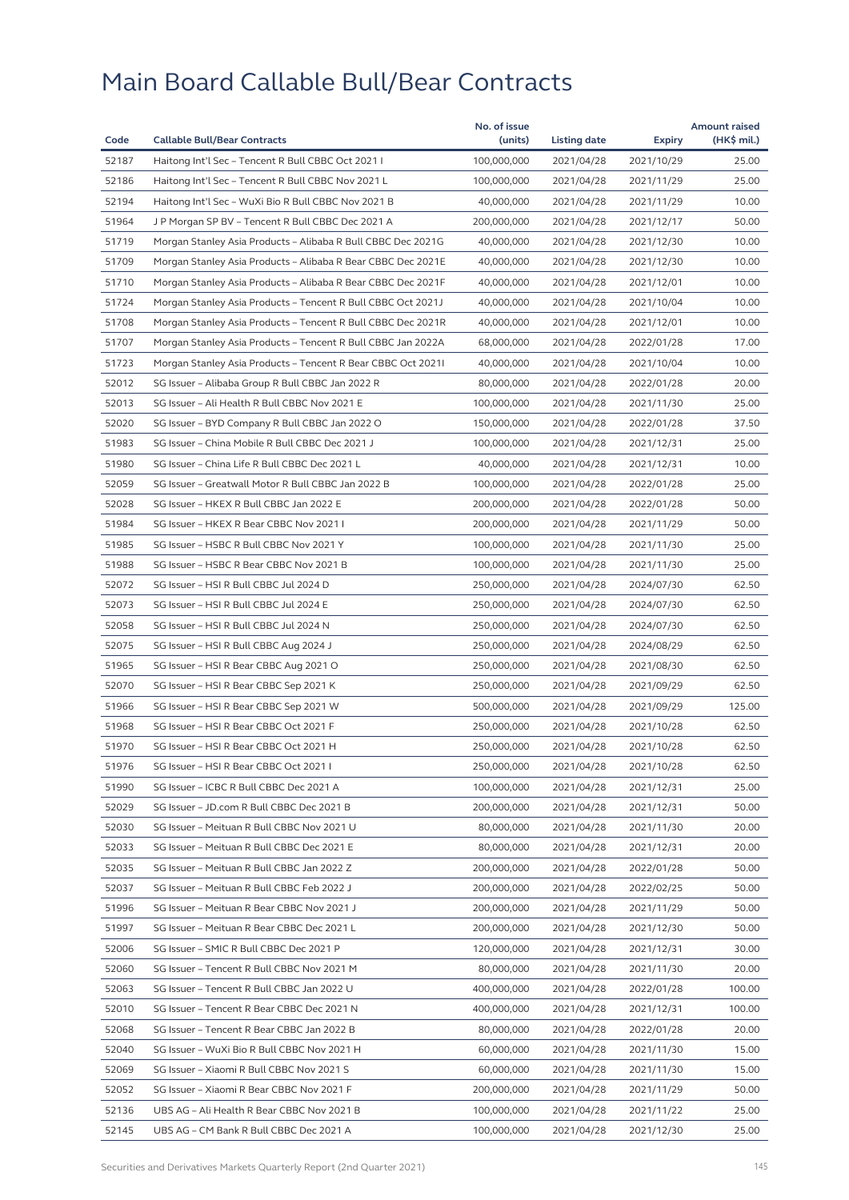# Main Board Callable Bull/Bear Contracts

| Code | Callable Bull/Bear Contracts | No. of issue (units) | Listing date | Expiry | Amount raised (HK$ mil.) |
|---|---|---|---|---|---|
| 52187 | Haitong Int'l Sec – Tencent R Bull CBBC Oct 2021 I | 100,000,000 | 2021/04/28 | 2021/10/29 | 25.00 |
| 52186 | Haitong Int'l Sec – Tencent R Bull CBBC Nov 2021 L | 100,000,000 | 2021/04/28 | 2021/11/29 | 25.00 |
| 52194 | Haitong Int'l Sec – WuXi Bio R Bull CBBC Nov 2021 B | 40,000,000 | 2021/04/28 | 2021/11/29 | 10.00 |
| 51964 | J P Morgan SP BV – Tencent R Bull CBBC Dec 2021 A | 200,000,000 | 2021/04/28 | 2021/12/17 | 50.00 |
| 51719 | Morgan Stanley Asia Products – Alibaba R Bull CBBC Dec 2021G | 40,000,000 | 2021/04/28 | 2021/12/30 | 10.00 |
| 51709 | Morgan Stanley Asia Products – Alibaba R Bear CBBC Dec 2021E | 40,000,000 | 2021/04/28 | 2021/12/30 | 10.00 |
| 51710 | Morgan Stanley Asia Products – Alibaba R Bear CBBC Dec 2021F | 40,000,000 | 2021/04/28 | 2021/12/01 | 10.00 |
| 51724 | Morgan Stanley Asia Products – Tencent R Bull CBBC Oct 2021J | 40,000,000 | 2021/04/28 | 2021/10/04 | 10.00 |
| 51708 | Morgan Stanley Asia Products – Tencent R Bull CBBC Dec 2021R | 40,000,000 | 2021/04/28 | 2021/12/01 | 10.00 |
| 51707 | Morgan Stanley Asia Products – Tencent R Bull CBBC Jan 2022A | 68,000,000 | 2021/04/28 | 2022/01/28 | 17.00 |
| 51723 | Morgan Stanley Asia Products – Tencent R Bear CBBC Oct 2021I | 40,000,000 | 2021/04/28 | 2021/10/04 | 10.00 |
| 52012 | SG Issuer – Alibaba Group R Bull CBBC Jan 2022 R | 80,000,000 | 2021/04/28 | 2022/01/28 | 20.00 |
| 52013 | SG Issuer – Ali Health R Bull CBBC Nov 2021 E | 100,000,000 | 2021/04/28 | 2021/11/30 | 25.00 |
| 52020 | SG Issuer – BYD Company R Bull CBBC Jan 2022 O | 150,000,000 | 2021/04/28 | 2022/01/28 | 37.50 |
| 51983 | SG Issuer – China Mobile R Bull CBBC Dec 2021 J | 100,000,000 | 2021/04/28 | 2021/12/31 | 25.00 |
| 51980 | SG Issuer – China Life R Bull CBBC Dec 2021 L | 40,000,000 | 2021/04/28 | 2021/12/31 | 10.00 |
| 52059 | SG Issuer – Greatwall Motor R Bull CBBC Jan 2022 B | 100,000,000 | 2021/04/28 | 2022/01/28 | 25.00 |
| 52028 | SG Issuer – HKEX R Bull CBBC Jan 2022 E | 200,000,000 | 2021/04/28 | 2022/01/28 | 50.00 |
| 51984 | SG Issuer – HKEX R Bear CBBC Nov 2021 I | 200,000,000 | 2021/04/28 | 2021/11/29 | 50.00 |
| 51985 | SG Issuer – HSBC R Bull CBBC Nov 2021 Y | 100,000,000 | 2021/04/28 | 2021/11/30 | 25.00 |
| 51988 | SG Issuer – HSBC R Bear CBBC Nov 2021 B | 100,000,000 | 2021/04/28 | 2021/11/30 | 25.00 |
| 52072 | SG Issuer – HSI R Bull CBBC Jul 2024 D | 250,000,000 | 2021/04/28 | 2024/07/30 | 62.50 |
| 52073 | SG Issuer – HSI R Bull CBBC Jul 2024 E | 250,000,000 | 2021/04/28 | 2024/07/30 | 62.50 |
| 52058 | SG Issuer – HSI R Bull CBBC Jul 2024 N | 250,000,000 | 2021/04/28 | 2024/07/30 | 62.50 |
| 52075 | SG Issuer – HSI R Bull CBBC Aug 2024 J | 250,000,000 | 2021/04/28 | 2024/08/29 | 62.50 |
| 51965 | SG Issuer – HSI R Bear CBBC Aug 2021 O | 250,000,000 | 2021/04/28 | 2021/08/30 | 62.50 |
| 52070 | SG Issuer – HSI R Bear CBBC Sep 2021 K | 250,000,000 | 2021/04/28 | 2021/09/29 | 62.50 |
| 51966 | SG Issuer – HSI R Bear CBBC Sep 2021 W | 500,000,000 | 2021/04/28 | 2021/09/29 | 125.00 |
| 51968 | SG Issuer – HSI R Bear CBBC Oct 2021 F | 250,000,000 | 2021/04/28 | 2021/10/28 | 62.50 |
| 51970 | SG Issuer – HSI R Bear CBBC Oct 2021 H | 250,000,000 | 2021/04/28 | 2021/10/28 | 62.50 |
| 51976 | SG Issuer – HSI R Bear CBBC Oct 2021 I | 250,000,000 | 2021/04/28 | 2021/10/28 | 62.50 |
| 51990 | SG Issuer – ICBC R Bull CBBC Dec 2021 A | 100,000,000 | 2021/04/28 | 2021/12/31 | 25.00 |
| 52029 | SG Issuer – JD.com R Bull CBBC Dec 2021 B | 200,000,000 | 2021/04/28 | 2021/12/31 | 50.00 |
| 52030 | SG Issuer – Meituan R Bull CBBC Nov 2021 U | 80,000,000 | 2021/04/28 | 2021/11/30 | 20.00 |
| 52033 | SG Issuer – Meituan R Bull CBBC Dec 2021 E | 80,000,000 | 2021/04/28 | 2021/12/31 | 20.00 |
| 52035 | SG Issuer – Meituan R Bull CBBC Jan 2022 Z | 200,000,000 | 2021/04/28 | 2022/01/28 | 50.00 |
| 52037 | SG Issuer – Meituan R Bull CBBC Feb 2022 J | 200,000,000 | 2021/04/28 | 2022/02/25 | 50.00 |
| 51996 | SG Issuer – Meituan R Bear CBBC Nov 2021 J | 200,000,000 | 2021/04/28 | 2021/11/29 | 50.00 |
| 51997 | SG Issuer – Meituan R Bear CBBC Dec 2021 L | 200,000,000 | 2021/04/28 | 2021/12/30 | 50.00 |
| 52006 | SG Issuer – SMIC R Bull CBBC Dec 2021 P | 120,000,000 | 2021/04/28 | 2021/12/31 | 30.00 |
| 52060 | SG Issuer – Tencent R Bull CBBC Nov 2021 M | 80,000,000 | 2021/04/28 | 2021/11/30 | 20.00 |
| 52063 | SG Issuer – Tencent R Bull CBBC Jan 2022 U | 400,000,000 | 2021/04/28 | 2022/01/28 | 100.00 |
| 52010 | SG Issuer – Tencent R Bear CBBC Dec 2021 N | 400,000,000 | 2021/04/28 | 2021/12/31 | 100.00 |
| 52068 | SG Issuer – Tencent R Bear CBBC Jan 2022 B | 80,000,000 | 2021/04/28 | 2022/01/28 | 20.00 |
| 52040 | SG Issuer – WuXi Bio R Bull CBBC Nov 2021 H | 60,000,000 | 2021/04/28 | 2021/11/30 | 15.00 |
| 52069 | SG Issuer – Xiaomi R Bull CBBC Nov 2021 S | 60,000,000 | 2021/04/28 | 2021/11/30 | 15.00 |
| 52052 | SG Issuer – Xiaomi R Bear CBBC Nov 2021 F | 200,000,000 | 2021/04/28 | 2021/11/29 | 50.00 |
| 52136 | UBS AG – Ali Health R Bear CBBC Nov 2021 B | 100,000,000 | 2021/04/28 | 2021/11/22 | 25.00 |
| 52145 | UBS AG – CM Bank R Bull CBBC Dec 2021 A | 100,000,000 | 2021/04/28 | 2021/12/30 | 25.00 |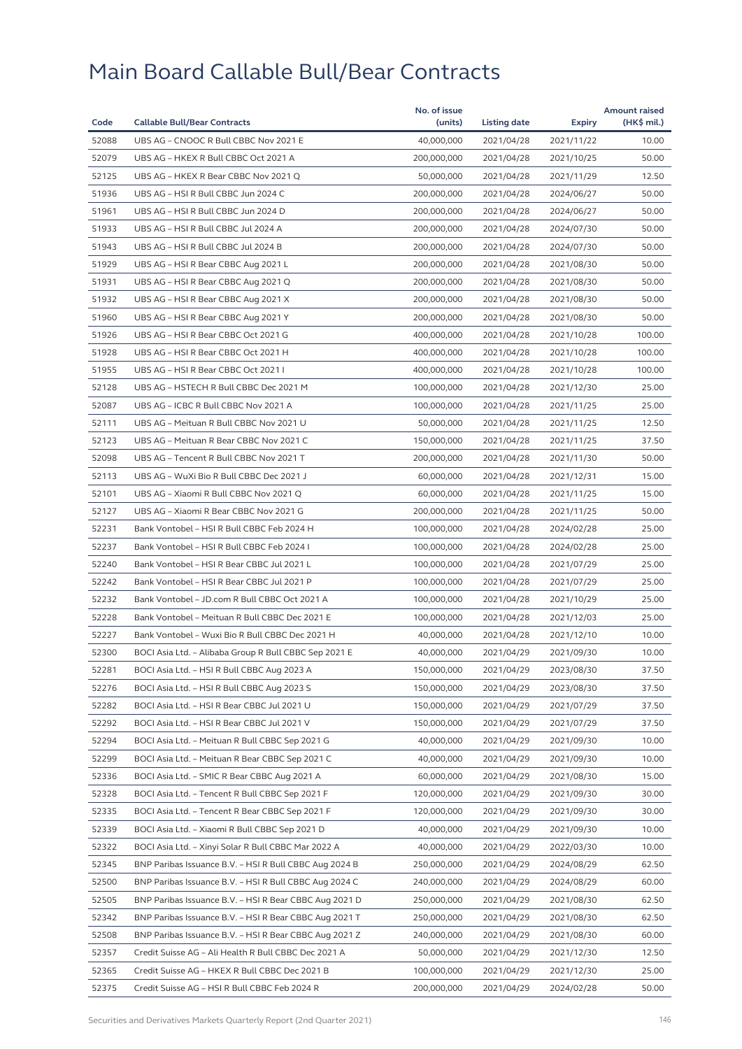# Main Board Callable Bull/Bear Contracts

| Code | Callable Bull/Bear Contracts | No. of issue (units) | Listing date | Expiry | Amount raised (HK$ mil.) |
|---|---|---|---|---|---|
| 52088 | UBS AG – CNOOC R Bull CBBC Nov 2021 E | 40,000,000 | 2021/04/28 | 2021/11/22 | 10.00 |
| 52079 | UBS AG – HKEX R Bull CBBC Oct 2021 A | 200,000,000 | 2021/04/28 | 2021/10/25 | 50.00 |
| 52125 | UBS AG – HKEX R Bear CBBC Nov 2021 Q | 50,000,000 | 2021/04/28 | 2021/11/29 | 12.50 |
| 51936 | UBS AG – HSI R Bull CBBC Jun 2024 C | 200,000,000 | 2021/04/28 | 2024/06/27 | 50.00 |
| 51961 | UBS AG – HSI R Bull CBBC Jun 2024 D | 200,000,000 | 2021/04/28 | 2024/06/27 | 50.00 |
| 51933 | UBS AG – HSI R Bull CBBC Jul 2024 A | 200,000,000 | 2021/04/28 | 2024/07/30 | 50.00 |
| 51943 | UBS AG – HSI R Bull CBBC Jul 2024 B | 200,000,000 | 2021/04/28 | 2024/07/30 | 50.00 |
| 51929 | UBS AG – HSI R Bear CBBC Aug 2021 L | 200,000,000 | 2021/04/28 | 2021/08/30 | 50.00 |
| 51931 | UBS AG – HSI R Bear CBBC Aug 2021 Q | 200,000,000 | 2021/04/28 | 2021/08/30 | 50.00 |
| 51932 | UBS AG – HSI R Bear CBBC Aug 2021 X | 200,000,000 | 2021/04/28 | 2021/08/30 | 50.00 |
| 51960 | UBS AG – HSI R Bear CBBC Aug 2021 Y | 200,000,000 | 2021/04/28 | 2021/08/30 | 50.00 |
| 51926 | UBS AG – HSI R Bear CBBC Oct 2021 G | 400,000,000 | 2021/04/28 | 2021/10/28 | 100.00 |
| 51928 | UBS AG – HSI R Bear CBBC Oct 2021 H | 400,000,000 | 2021/04/28 | 2021/10/28 | 100.00 |
| 51955 | UBS AG – HSI R Bear CBBC Oct 2021 I | 400,000,000 | 2021/04/28 | 2021/10/28 | 100.00 |
| 52128 | UBS AG – HSTECH R Bull CBBC Dec 2021 M | 100,000,000 | 2021/04/28 | 2021/12/30 | 25.00 |
| 52087 | UBS AG – ICBC R Bull CBBC Nov 2021 A | 100,000,000 | 2021/04/28 | 2021/11/25 | 25.00 |
| 52111 | UBS AG – Meituan R Bull CBBC Nov 2021 U | 50,000,000 | 2021/04/28 | 2021/11/25 | 12.50 |
| 52123 | UBS AG – Meituan R Bear CBBC Nov 2021 C | 150,000,000 | 2021/04/28 | 2021/11/25 | 37.50 |
| 52098 | UBS AG – Tencent R Bull CBBC Nov 2021 T | 200,000,000 | 2021/04/28 | 2021/11/30 | 50.00 |
| 52113 | UBS AG – WuXi Bio R Bull CBBC Dec 2021 J | 60,000,000 | 2021/04/28 | 2021/12/31 | 15.00 |
| 52101 | UBS AG – Xiaomi R Bull CBBC Nov 2021 Q | 60,000,000 | 2021/04/28 | 2021/11/25 | 15.00 |
| 52127 | UBS AG – Xiaomi R Bear CBBC Nov 2021 G | 200,000,000 | 2021/04/28 | 2021/11/25 | 50.00 |
| 52231 | Bank Vontobel – HSI R Bull CBBC Feb 2024 H | 100,000,000 | 2021/04/28 | 2024/02/28 | 25.00 |
| 52237 | Bank Vontobel – HSI R Bull CBBC Feb 2024 I | 100,000,000 | 2021/04/28 | 2024/02/28 | 25.00 |
| 52240 | Bank Vontobel – HSI R Bear CBBC Jul 2021 L | 100,000,000 | 2021/04/28 | 2021/07/29 | 25.00 |
| 52242 | Bank Vontobel – HSI R Bear CBBC Jul 2021 P | 100,000,000 | 2021/04/28 | 2021/07/29 | 25.00 |
| 52232 | Bank Vontobel – JD.com R Bull CBBC Oct 2021 A | 100,000,000 | 2021/04/28 | 2021/10/29 | 25.00 |
| 52228 | Bank Vontobel – Meituan R Bull CBBC Dec 2021 E | 100,000,000 | 2021/04/28 | 2021/12/03 | 25.00 |
| 52227 | Bank Vontobel – Wuxi Bio R Bull CBBC Dec 2021 H | 40,000,000 | 2021/04/28 | 2021/12/10 | 10.00 |
| 52300 | BOCI Asia Ltd. – Alibaba Group R Bull CBBC Sep 2021 E | 40,000,000 | 2021/04/29 | 2021/09/30 | 10.00 |
| 52281 | BOCI Asia Ltd. – HSI R Bull CBBC Aug 2023 A | 150,000,000 | 2021/04/29 | 2023/08/30 | 37.50 |
| 52276 | BOCI Asia Ltd. – HSI R Bull CBBC Aug 2023 S | 150,000,000 | 2021/04/29 | 2023/08/30 | 37.50 |
| 52282 | BOCI Asia Ltd. – HSI R Bear CBBC Jul 2021 U | 150,000,000 | 2021/04/29 | 2021/07/29 | 37.50 |
| 52292 | BOCI Asia Ltd. – HSI R Bear CBBC Jul 2021 V | 150,000,000 | 2021/04/29 | 2021/07/29 | 37.50 |
| 52294 | BOCI Asia Ltd. – Meituan R Bull CBBC Sep 2021 G | 40,000,000 | 2021/04/29 | 2021/09/30 | 10.00 |
| 52299 | BOCI Asia Ltd. – Meituan R Bear CBBC Sep 2021 C | 40,000,000 | 2021/04/29 | 2021/09/30 | 10.00 |
| 52336 | BOCI Asia Ltd. – SMIC R Bear CBBC Aug 2021 A | 60,000,000 | 2021/04/29 | 2021/08/30 | 15.00 |
| 52328 | BOCI Asia Ltd. – Tencent R Bull CBBC Sep 2021 F | 120,000,000 | 2021/04/29 | 2021/09/30 | 30.00 |
| 52335 | BOCI Asia Ltd. – Tencent R Bear CBBC Sep 2021 F | 120,000,000 | 2021/04/29 | 2021/09/30 | 30.00 |
| 52339 | BOCI Asia Ltd. – Xiaomi R Bull CBBC Sep 2021 D | 40,000,000 | 2021/04/29 | 2021/09/30 | 10.00 |
| 52322 | BOCI Asia Ltd. – Xinyi Solar R Bull CBBC Mar 2022 A | 40,000,000 | 2021/04/29 | 2022/03/30 | 10.00 |
| 52345 | BNP Paribas Issuance B.V. – HSI R Bull CBBC Aug 2024 B | 250,000,000 | 2021/04/29 | 2024/08/29 | 62.50 |
| 52500 | BNP Paribas Issuance B.V. – HSI R Bull CBBC Aug 2024 C | 240,000,000 | 2021/04/29 | 2024/08/29 | 60.00 |
| 52505 | BNP Paribas Issuance B.V. – HSI R Bear CBBC Aug 2021 D | 250,000,000 | 2021/04/29 | 2021/08/30 | 62.50 |
| 52342 | BNP Paribas Issuance B.V. – HSI R Bear CBBC Aug 2021 T | 250,000,000 | 2021/04/29 | 2021/08/30 | 62.50 |
| 52508 | BNP Paribas Issuance B.V. – HSI R Bear CBBC Aug 2021 Z | 240,000,000 | 2021/04/29 | 2021/08/30 | 60.00 |
| 52357 | Credit Suisse AG – Ali Health R Bull CBBC Dec 2021 A | 50,000,000 | 2021/04/29 | 2021/12/30 | 12.50 |
| 52365 | Credit Suisse AG – HKEX R Bull CBBC Dec 2021 B | 100,000,000 | 2021/04/29 | 2021/12/30 | 25.00 |
| 52375 | Credit Suisse AG – HSI R Bull CBBC Feb 2024 R | 200,000,000 | 2021/04/29 | 2024/02/28 | 50.00 |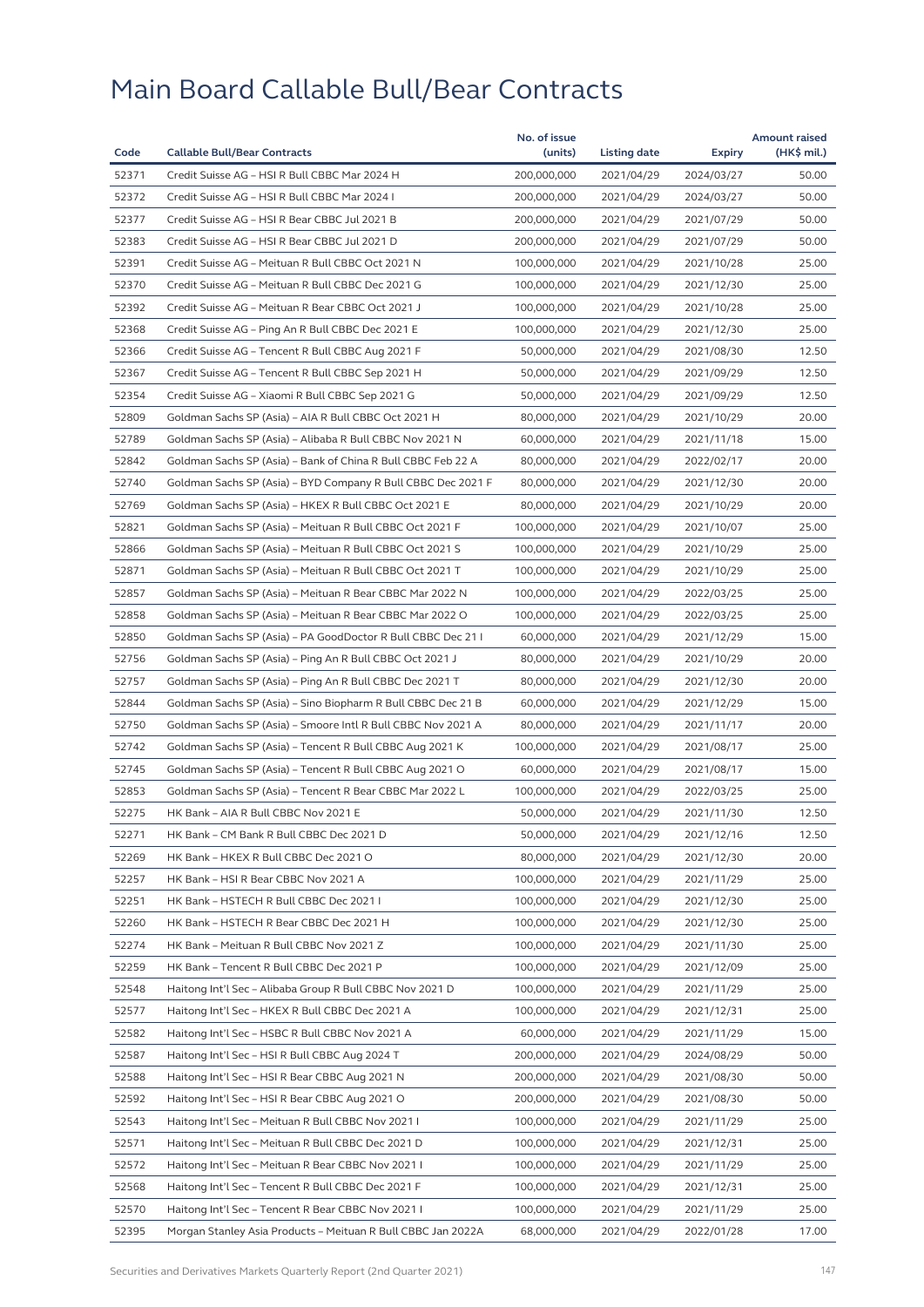# Main Board Callable Bull/Bear Contracts

| Code | Callable Bull/Bear Contracts | No. of issue (units) | Listing date | Expiry | Amount raised (HK$ mil.) |
|---|---|---|---|---|---|
| 52371 | Credit Suisse AG – HSI R Bull CBBC Mar 2024 H | 200,000,000 | 2021/04/29 | 2024/03/27 | 50.00 |
| 52372 | Credit Suisse AG – HSI R Bull CBBC Mar 2024 I | 200,000,000 | 2021/04/29 | 2024/03/27 | 50.00 |
| 52377 | Credit Suisse AG – HSI R Bear CBBC Jul 2021 B | 200,000,000 | 2021/04/29 | 2021/07/29 | 50.00 |
| 52383 | Credit Suisse AG – HSI R Bear CBBC Jul 2021 D | 200,000,000 | 2021/04/29 | 2021/07/29 | 50.00 |
| 52391 | Credit Suisse AG – Meituan R Bull CBBC Oct 2021 N | 100,000,000 | 2021/04/29 | 2021/10/28 | 25.00 |
| 52370 | Credit Suisse AG – Meituan R Bull CBBC Dec 2021 G | 100,000,000 | 2021/04/29 | 2021/12/30 | 25.00 |
| 52392 | Credit Suisse AG – Meituan R Bear CBBC Oct 2021 J | 100,000,000 | 2021/04/29 | 2021/10/28 | 25.00 |
| 52368 | Credit Suisse AG – Ping An R Bull CBBC Dec 2021 E | 100,000,000 | 2021/04/29 | 2021/12/30 | 25.00 |
| 52366 | Credit Suisse AG – Tencent R Bull CBBC Aug 2021 F | 50,000,000 | 2021/04/29 | 2021/08/30 | 12.50 |
| 52367 | Credit Suisse AG – Tencent R Bull CBBC Sep 2021 H | 50,000,000 | 2021/04/29 | 2021/09/29 | 12.50 |
| 52354 | Credit Suisse AG – Xiaomi R Bull CBBC Sep 2021 G | 50,000,000 | 2021/04/29 | 2021/09/29 | 12.50 |
| 52809 | Goldman Sachs SP (Asia) – AIA R Bull CBBC Oct 2021 H | 80,000,000 | 2021/04/29 | 2021/10/29 | 20.00 |
| 52789 | Goldman Sachs SP (Asia) – Alibaba R Bull CBBC Nov 2021 N | 60,000,000 | 2021/04/29 | 2021/11/18 | 15.00 |
| 52842 | Goldman Sachs SP (Asia) – Bank of China R Bull CBBC Feb 22 A | 80,000,000 | 2021/04/29 | 2022/02/17 | 20.00 |
| 52740 | Goldman Sachs SP (Asia) – BYD Company R Bull CBBC Dec 2021 F | 80,000,000 | 2021/04/29 | 2021/12/30 | 20.00 |
| 52769 | Goldman Sachs SP (Asia) – HKEX R Bull CBBC Oct 2021 E | 80,000,000 | 2021/04/29 | 2021/10/29 | 20.00 |
| 52821 | Goldman Sachs SP (Asia) – Meituan R Bull CBBC Oct 2021 F | 100,000,000 | 2021/04/29 | 2021/10/07 | 25.00 |
| 52866 | Goldman Sachs SP (Asia) – Meituan R Bull CBBC Oct 2021 S | 100,000,000 | 2021/04/29 | 2021/10/29 | 25.00 |
| 52871 | Goldman Sachs SP (Asia) – Meituan R Bull CBBC Oct 2021 T | 100,000,000 | 2021/04/29 | 2021/10/29 | 25.00 |
| 52857 | Goldman Sachs SP (Asia) – Meituan R Bear CBBC Mar 2022 N | 100,000,000 | 2021/04/29 | 2022/03/25 | 25.00 |
| 52858 | Goldman Sachs SP (Asia) – Meituan R Bear CBBC Mar 2022 O | 100,000,000 | 2021/04/29 | 2022/03/25 | 25.00 |
| 52850 | Goldman Sachs SP (Asia) – PA GoodDoctor R Bull CBBC Dec 21 I | 60,000,000 | 2021/04/29 | 2021/12/29 | 15.00 |
| 52756 | Goldman Sachs SP (Asia) – Ping An R Bull CBBC Oct 2021 J | 80,000,000 | 2021/04/29 | 2021/10/29 | 20.00 |
| 52757 | Goldman Sachs SP (Asia) – Ping An R Bull CBBC Dec 2021 T | 80,000,000 | 2021/04/29 | 2021/12/30 | 20.00 |
| 52844 | Goldman Sachs SP (Asia) – Sino Biopharm R Bull CBBC Dec 21 B | 60,000,000 | 2021/04/29 | 2021/12/29 | 15.00 |
| 52750 | Goldman Sachs SP (Asia) – Smoore Intl R Bull CBBC Nov 2021 A | 80,000,000 | 2021/04/29 | 2021/11/17 | 20.00 |
| 52742 | Goldman Sachs SP (Asia) – Tencent R Bull CBBC Aug 2021 K | 100,000,000 | 2021/04/29 | 2021/08/17 | 25.00 |
| 52745 | Goldman Sachs SP (Asia) – Tencent R Bull CBBC Aug 2021 O | 60,000,000 | 2021/04/29 | 2021/08/17 | 15.00 |
| 52853 | Goldman Sachs SP (Asia) – Tencent R Bear CBBC Mar 2022 L | 100,000,000 | 2021/04/29 | 2022/03/25 | 25.00 |
| 52275 | HK Bank – AIA R Bull CBBC Nov 2021 E | 50,000,000 | 2021/04/29 | 2021/11/30 | 12.50 |
| 52271 | HK Bank – CM Bank R Bull CBBC Dec 2021 D | 50,000,000 | 2021/04/29 | 2021/12/16 | 12.50 |
| 52269 | HK Bank – HKEX R Bull CBBC Dec 2021 O | 80,000,000 | 2021/04/29 | 2021/12/30 | 20.00 |
| 52257 | HK Bank – HSI R Bear CBBC Nov 2021 A | 100,000,000 | 2021/04/29 | 2021/11/29 | 25.00 |
| 52251 | HK Bank – HSTECH R Bull CBBC Dec 2021 I | 100,000,000 | 2021/04/29 | 2021/12/30 | 25.00 |
| 52260 | HK Bank – HSTECH R Bear CBBC Dec 2021 H | 100,000,000 | 2021/04/29 | 2021/12/30 | 25.00 |
| 52274 | HK Bank – Meituan R Bull CBBC Nov 2021 Z | 100,000,000 | 2021/04/29 | 2021/11/30 | 25.00 |
| 52259 | HK Bank – Tencent R Bull CBBC Dec 2021 P | 100,000,000 | 2021/04/29 | 2021/12/09 | 25.00 |
| 52548 | Haitong Int'l Sec – Alibaba Group R Bull CBBC Nov 2021 D | 100,000,000 | 2021/04/29 | 2021/11/29 | 25.00 |
| 52577 | Haitong Int'l Sec – HKEX R Bull CBBC Dec 2021 A | 100,000,000 | 2021/04/29 | 2021/12/31 | 25.00 |
| 52582 | Haitong Int'l Sec – HSBC R Bull CBBC Nov 2021 A | 60,000,000 | 2021/04/29 | 2021/11/29 | 15.00 |
| 52587 | Haitong Int'l Sec – HSI R Bull CBBC Aug 2024 T | 200,000,000 | 2021/04/29 | 2024/08/29 | 50.00 |
| 52588 | Haitong Int'l Sec – HSI R Bear CBBC Aug 2021 N | 200,000,000 | 2021/04/29 | 2021/08/30 | 50.00 |
| 52592 | Haitong Int'l Sec – HSI R Bear CBBC Aug 2021 O | 200,000,000 | 2021/04/29 | 2021/08/30 | 50.00 |
| 52543 | Haitong Int'l Sec – Meituan R Bull CBBC Nov 2021 I | 100,000,000 | 2021/04/29 | 2021/11/29 | 25.00 |
| 52571 | Haitong Int'l Sec – Meituan R Bull CBBC Dec 2021 D | 100,000,000 | 2021/04/29 | 2021/12/31 | 25.00 |
| 52572 | Haitong Int'l Sec – Meituan R Bear CBBC Nov 2021 I | 100,000,000 | 2021/04/29 | 2021/11/29 | 25.00 |
| 52568 | Haitong Int'l Sec – Tencent R Bull CBBC Dec 2021 F | 100,000,000 | 2021/04/29 | 2021/12/31 | 25.00 |
| 52570 | Haitong Int'l Sec – Tencent R Bear CBBC Nov 2021 I | 100,000,000 | 2021/04/29 | 2021/11/29 | 25.00 |
| 52395 | Morgan Stanley Asia Products – Meituan R Bull CBBC Jan 2022A | 68,000,000 | 2021/04/29 | 2022/01/28 | 17.00 |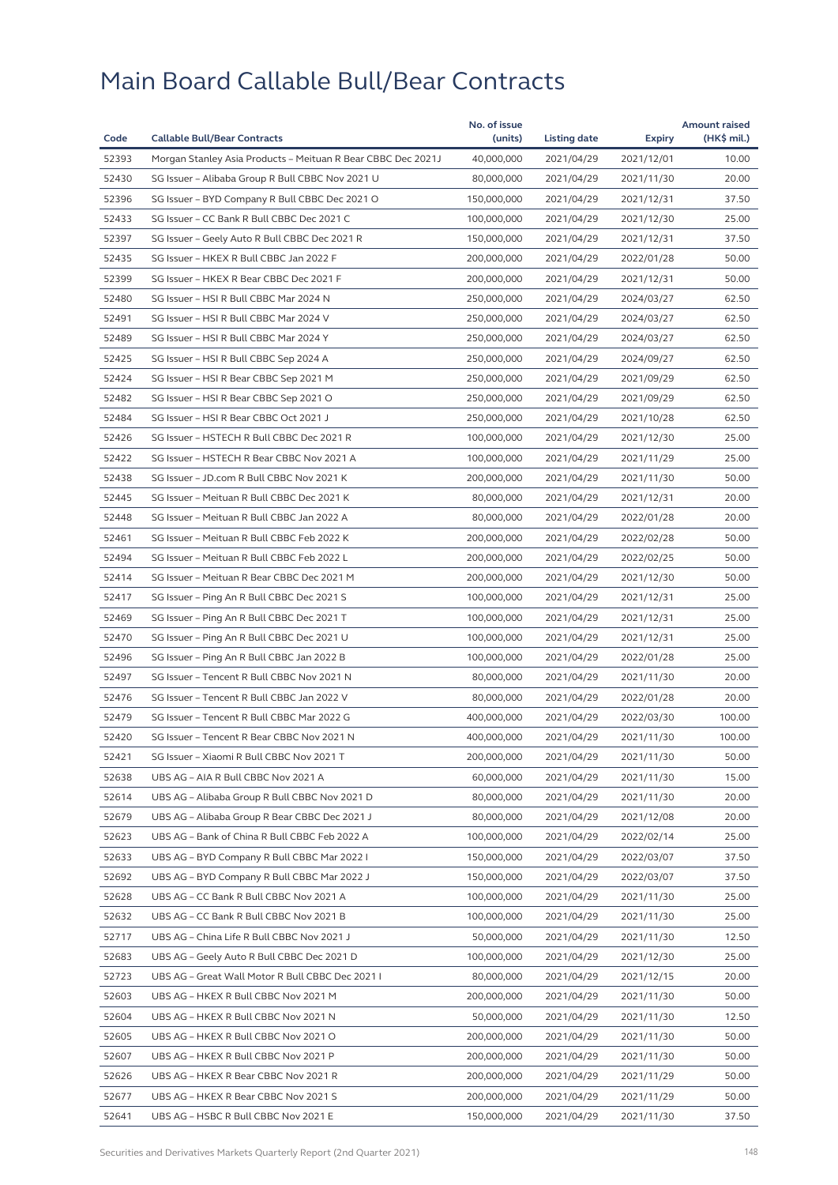# Main Board Callable Bull/Bear Contracts

| Code | Callable Bull/Bear Contracts | No. of issue (units) | Listing date | Expiry | Amount raised (HK$ mil.) |
|---|---|---|---|---|---|
| 52393 | Morgan Stanley Asia Products – Meituan R Bear CBBC Dec 2021J | 40,000,000 | 2021/04/29 | 2021/12/01 | 10.00 |
| 52430 | SG Issuer – Alibaba Group R Bull CBBC Nov 2021 U | 80,000,000 | 2021/04/29 | 2021/11/30 | 20.00 |
| 52396 | SG Issuer – BYD Company R Bull CBBC Dec 2021 O | 150,000,000 | 2021/04/29 | 2021/12/31 | 37.50 |
| 52433 | SG Issuer – CC Bank R Bull CBBC Dec 2021 C | 100,000,000 | 2021/04/29 | 2021/12/30 | 25.00 |
| 52397 | SG Issuer – Geely Auto R Bull CBBC Dec 2021 R | 150,000,000 | 2021/04/29 | 2021/12/31 | 37.50 |
| 52435 | SG Issuer – HKEX R Bull CBBC Jan 2022 F | 200,000,000 | 2021/04/29 | 2022/01/28 | 50.00 |
| 52399 | SG Issuer – HKEX R Bear CBBC Dec 2021 F | 200,000,000 | 2021/04/29 | 2021/12/31 | 50.00 |
| 52480 | SG Issuer – HSI R Bull CBBC Mar 2024 N | 250,000,000 | 2021/04/29 | 2024/03/27 | 62.50 |
| 52491 | SG Issuer – HSI R Bull CBBC Mar 2024 V | 250,000,000 | 2021/04/29 | 2024/03/27 | 62.50 |
| 52489 | SG Issuer – HSI R Bull CBBC Mar 2024 Y | 250,000,000 | 2021/04/29 | 2024/03/27 | 62.50 |
| 52425 | SG Issuer – HSI R Bull CBBC Sep 2024 A | 250,000,000 | 2021/04/29 | 2024/09/27 | 62.50 |
| 52424 | SG Issuer – HSI R Bear CBBC Sep 2021 M | 250,000,000 | 2021/04/29 | 2021/09/29 | 62.50 |
| 52482 | SG Issuer – HSI R Bear CBBC Sep 2021 O | 250,000,000 | 2021/04/29 | 2021/09/29 | 62.50 |
| 52484 | SG Issuer – HSI R Bear CBBC Oct 2021 J | 250,000,000 | 2021/04/29 | 2021/10/28 | 62.50 |
| 52426 | SG Issuer – HSTECH R Bull CBBC Dec 2021 R | 100,000,000 | 2021/04/29 | 2021/12/30 | 25.00 |
| 52422 | SG Issuer – HSTECH R Bear CBBC Nov 2021 A | 100,000,000 | 2021/04/29 | 2021/11/29 | 25.00 |
| 52438 | SG Issuer – JD.com R Bull CBBC Nov 2021 K | 200,000,000 | 2021/04/29 | 2021/11/30 | 50.00 |
| 52445 | SG Issuer – Meituan R Bull CBBC Dec 2021 K | 80,000,000 | 2021/04/29 | 2021/12/31 | 20.00 |
| 52448 | SG Issuer – Meituan R Bull CBBC Jan 2022 A | 80,000,000 | 2021/04/29 | 2022/01/28 | 20.00 |
| 52461 | SG Issuer – Meituan R Bull CBBC Feb 2022 K | 200,000,000 | 2021/04/29 | 2022/02/28 | 50.00 |
| 52494 | SG Issuer – Meituan R Bull CBBC Feb 2022 L | 200,000,000 | 2021/04/29 | 2022/02/25 | 50.00 |
| 52414 | SG Issuer – Meituan R Bear CBBC Dec 2021 M | 200,000,000 | 2021/04/29 | 2021/12/30 | 50.00 |
| 52417 | SG Issuer – Ping An R Bull CBBC Dec 2021 S | 100,000,000 | 2021/04/29 | 2021/12/31 | 25.00 |
| 52469 | SG Issuer – Ping An R Bull CBBC Dec 2021 T | 100,000,000 | 2021/04/29 | 2021/12/31 | 25.00 |
| 52470 | SG Issuer – Ping An R Bull CBBC Dec 2021 U | 100,000,000 | 2021/04/29 | 2021/12/31 | 25.00 |
| 52496 | SG Issuer – Ping An R Bull CBBC Jan 2022 B | 100,000,000 | 2021/04/29 | 2022/01/28 | 25.00 |
| 52497 | SG Issuer – Tencent R Bull CBBC Nov 2021 N | 80,000,000 | 2021/04/29 | 2021/11/30 | 20.00 |
| 52476 | SG Issuer – Tencent R Bull CBBC Jan 2022 V | 80,000,000 | 2021/04/29 | 2022/01/28 | 20.00 |
| 52479 | SG Issuer – Tencent R Bull CBBC Mar 2022 G | 400,000,000 | 2021/04/29 | 2022/03/30 | 100.00 |
| 52420 | SG Issuer – Tencent R Bear CBBC Nov 2021 N | 400,000,000 | 2021/04/29 | 2021/11/30 | 100.00 |
| 52421 | SG Issuer – Xiaomi R Bull CBBC Nov 2021 T | 200,000,000 | 2021/04/29 | 2021/11/30 | 50.00 |
| 52638 | UBS AG – AIA R Bull CBBC Nov 2021 A | 60,000,000 | 2021/04/29 | 2021/11/30 | 15.00 |
| 52614 | UBS AG – Alibaba Group R Bull CBBC Nov 2021 D | 80,000,000 | 2021/04/29 | 2021/11/30 | 20.00 |
| 52679 | UBS AG – Alibaba Group R Bear CBBC Dec 2021 J | 80,000,000 | 2021/04/29 | 2021/12/08 | 20.00 |
| 52623 | UBS AG – Bank of China R Bull CBBC Feb 2022 A | 100,000,000 | 2021/04/29 | 2022/02/14 | 25.00 |
| 52633 | UBS AG – BYD Company R Bull CBBC Mar 2022 I | 150,000,000 | 2021/04/29 | 2022/03/07 | 37.50 |
| 52692 | UBS AG – BYD Company R Bull CBBC Mar 2022 J | 150,000,000 | 2021/04/29 | 2022/03/07 | 37.50 |
| 52628 | UBS AG – CC Bank R Bull CBBC Nov 2021 A | 100,000,000 | 2021/04/29 | 2021/11/30 | 25.00 |
| 52632 | UBS AG – CC Bank R Bull CBBC Nov 2021 B | 100,000,000 | 2021/04/29 | 2021/11/30 | 25.00 |
| 52717 | UBS AG – China Life R Bull CBBC Nov 2021 J | 50,000,000 | 2021/04/29 | 2021/11/30 | 12.50 |
| 52683 | UBS AG – Geely Auto R Bull CBBC Dec 2021 D | 100,000,000 | 2021/04/29 | 2021/12/30 | 25.00 |
| 52723 | UBS AG – Great Wall Motor R Bull CBBC Dec 2021 I | 80,000,000 | 2021/04/29 | 2021/12/15 | 20.00 |
| 52603 | UBS AG – HKEX R Bull CBBC Nov 2021 M | 200,000,000 | 2021/04/29 | 2021/11/30 | 50.00 |
| 52604 | UBS AG – HKEX R Bull CBBC Nov 2021 N | 50,000,000 | 2021/04/29 | 2021/11/30 | 12.50 |
| 52605 | UBS AG – HKEX R Bull CBBC Nov 2021 O | 200,000,000 | 2021/04/29 | 2021/11/30 | 50.00 |
| 52607 | UBS AG – HKEX R Bull CBBC Nov 2021 P | 200,000,000 | 2021/04/29 | 2021/11/30 | 50.00 |
| 52626 | UBS AG – HKEX R Bear CBBC Nov 2021 R | 200,000,000 | 2021/04/29 | 2021/11/29 | 50.00 |
| 52677 | UBS AG – HKEX R Bear CBBC Nov 2021 S | 200,000,000 | 2021/04/29 | 2021/11/29 | 50.00 |
| 52641 | UBS AG – HSBC R Bull CBBC Nov 2021 E | 150,000,000 | 2021/04/29 | 2021/11/30 | 37.50 |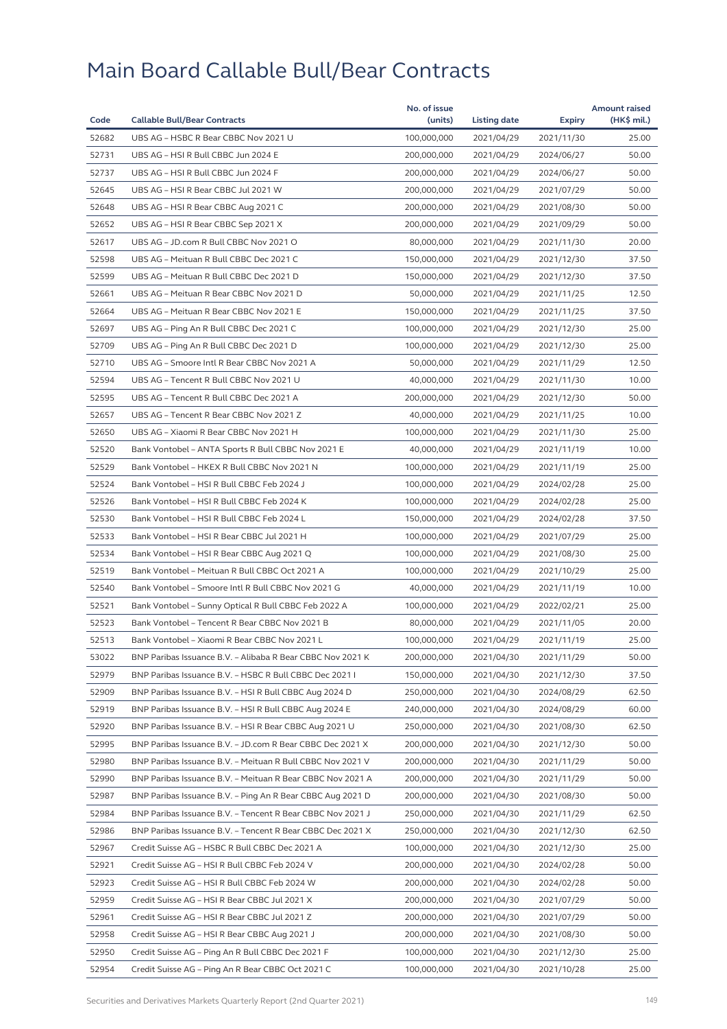# Main Board Callable Bull/Bear Contracts

| Code | Callable Bull/Bear Contracts | No. of issue (units) | Listing date | Expiry | Amount raised (HK$ mil.) |
|---|---|---|---|---|---|
| 52682 | UBS AG – HSBC R Bear CBBC Nov 2021 U | 100,000,000 | 2021/04/29 | 2021/11/30 | 25.00 |
| 52731 | UBS AG – HSI R Bull CBBC Jun 2024 E | 200,000,000 | 2021/04/29 | 2024/06/27 | 50.00 |
| 52737 | UBS AG – HSI R Bull CBBC Jun 2024 F | 200,000,000 | 2021/04/29 | 2024/06/27 | 50.00 |
| 52645 | UBS AG – HSI R Bear CBBC Jul 2021 W | 200,000,000 | 2021/04/29 | 2021/07/29 | 50.00 |
| 52648 | UBS AG – HSI R Bear CBBC Aug 2021 C | 200,000,000 | 2021/04/29 | 2021/08/30 | 50.00 |
| 52652 | UBS AG – HSI R Bear CBBC Sep 2021 X | 200,000,000 | 2021/04/29 | 2021/09/29 | 50.00 |
| 52617 | UBS AG – JD.com R Bull CBBC Nov 2021 O | 80,000,000 | 2021/04/29 | 2021/11/30 | 20.00 |
| 52598 | UBS AG – Meituan R Bull CBBC Dec 2021 C | 150,000,000 | 2021/04/29 | 2021/12/30 | 37.50 |
| 52599 | UBS AG – Meituan R Bull CBBC Dec 2021 D | 150,000,000 | 2021/04/29 | 2021/12/30 | 37.50 |
| 52661 | UBS AG – Meituan R Bear CBBC Nov 2021 D | 50,000,000 | 2021/04/29 | 2021/11/25 | 12.50 |
| 52664 | UBS AG – Meituan R Bear CBBC Nov 2021 E | 150,000,000 | 2021/04/29 | 2021/11/25 | 37.50 |
| 52697 | UBS AG – Ping An R Bull CBBC Dec 2021 C | 100,000,000 | 2021/04/29 | 2021/12/30 | 25.00 |
| 52709 | UBS AG – Ping An R Bull CBBC Dec 2021 D | 100,000,000 | 2021/04/29 | 2021/12/30 | 25.00 |
| 52710 | UBS AG – Smoore Intl R Bear CBBC Nov 2021 A | 50,000,000 | 2021/04/29 | 2021/11/29 | 12.50 |
| 52594 | UBS AG – Tencent R Bull CBBC Nov 2021 U | 40,000,000 | 2021/04/29 | 2021/11/30 | 10.00 |
| 52595 | UBS AG – Tencent R Bull CBBC Dec 2021 A | 200,000,000 | 2021/04/29 | 2021/12/30 | 50.00 |
| 52657 | UBS AG – Tencent R Bear CBBC Nov 2021 Z | 40,000,000 | 2021/04/29 | 2021/11/25 | 10.00 |
| 52650 | UBS AG – Xiaomi R Bear CBBC Nov 2021 H | 100,000,000 | 2021/04/29 | 2021/11/30 | 25.00 |
| 52520 | Bank Vontobel – ANTA Sports R Bull CBBC Nov 2021 E | 40,000,000 | 2021/04/29 | 2021/11/19 | 10.00 |
| 52529 | Bank Vontobel – HKEX R Bull CBBC Nov 2021 N | 100,000,000 | 2021/04/29 | 2021/11/19 | 25.00 |
| 52524 | Bank Vontobel – HSI R Bull CBBC Feb 2024 J | 100,000,000 | 2021/04/29 | 2024/02/28 | 25.00 |
| 52526 | Bank Vontobel – HSI R Bull CBBC Feb 2024 K | 100,000,000 | 2021/04/29 | 2024/02/28 | 25.00 |
| 52530 | Bank Vontobel – HSI R Bull CBBC Feb 2024 L | 150,000,000 | 2021/04/29 | 2024/02/28 | 37.50 |
| 52533 | Bank Vontobel – HSI R Bear CBBC Jul 2021 H | 100,000,000 | 2021/04/29 | 2021/07/29 | 25.00 |
| 52534 | Bank Vontobel – HSI R Bear CBBC Aug 2021 Q | 100,000,000 | 2021/04/29 | 2021/08/30 | 25.00 |
| 52519 | Bank Vontobel – Meituan R Bull CBBC Oct 2021 A | 100,000,000 | 2021/04/29 | 2021/10/29 | 25.00 |
| 52540 | Bank Vontobel – Smoore Intl R Bull CBBC Nov 2021 G | 40,000,000 | 2021/04/29 | 2021/11/19 | 10.00 |
| 52521 | Bank Vontobel – Sunny Optical R Bull CBBC Feb 2022 A | 100,000,000 | 2021/04/29 | 2022/02/21 | 25.00 |
| 52523 | Bank Vontobel – Tencent R Bear CBBC Nov 2021 B | 80,000,000 | 2021/04/29 | 2021/11/05 | 20.00 |
| 52513 | Bank Vontobel – Xiaomi R Bear CBBC Nov 2021 L | 100,000,000 | 2021/04/29 | 2021/11/19 | 25.00 |
| 53022 | BNP Paribas Issuance B.V. – Alibaba R Bear CBBC Nov 2021 K | 200,000,000 | 2021/04/30 | 2021/11/29 | 50.00 |
| 52979 | BNP Paribas Issuance B.V. – HSBC R Bull CBBC Dec 2021 I | 150,000,000 | 2021/04/30 | 2021/12/30 | 37.50 |
| 52909 | BNP Paribas Issuance B.V. – HSI R Bull CBBC Aug 2024 D | 250,000,000 | 2021/04/30 | 2024/08/29 | 62.50 |
| 52919 | BNP Paribas Issuance B.V. – HSI R Bull CBBC Aug 2024 E | 240,000,000 | 2021/04/30 | 2024/08/29 | 60.00 |
| 52920 | BNP Paribas Issuance B.V. – HSI R Bear CBBC Aug 2021 U | 250,000,000 | 2021/04/30 | 2021/08/30 | 62.50 |
| 52995 | BNP Paribas Issuance B.V. – JD.com R Bear CBBC Dec 2021 X | 200,000,000 | 2021/04/30 | 2021/12/30 | 50.00 |
| 52980 | BNP Paribas Issuance B.V. – Meituan R Bull CBBC Nov 2021 V | 200,000,000 | 2021/04/30 | 2021/11/29 | 50.00 |
| 52990 | BNP Paribas Issuance B.V. – Meituan R Bear CBBC Nov 2021 A | 200,000,000 | 2021/04/30 | 2021/11/29 | 50.00 |
| 52987 | BNP Paribas Issuance B.V. – Ping An R Bear CBBC Aug 2021 D | 200,000,000 | 2021/04/30 | 2021/08/30 | 50.00 |
| 52984 | BNP Paribas Issuance B.V. – Tencent R Bear CBBC Nov 2021 J | 250,000,000 | 2021/04/30 | 2021/11/29 | 62.50 |
| 52986 | BNP Paribas Issuance B.V. – Tencent R Bear CBBC Dec 2021 X | 250,000,000 | 2021/04/30 | 2021/12/30 | 62.50 |
| 52967 | Credit Suisse AG – HSBC R Bull CBBC Dec 2021 A | 100,000,000 | 2021/04/30 | 2021/12/30 | 25.00 |
| 52921 | Credit Suisse AG – HSI R Bull CBBC Feb 2024 V | 200,000,000 | 2021/04/30 | 2024/02/28 | 50.00 |
| 52923 | Credit Suisse AG – HSI R Bull CBBC Feb 2024 W | 200,000,000 | 2021/04/30 | 2024/02/28 | 50.00 |
| 52959 | Credit Suisse AG – HSI R Bear CBBC Jul 2021 X | 200,000,000 | 2021/04/30 | 2021/07/29 | 50.00 |
| 52961 | Credit Suisse AG – HSI R Bear CBBC Jul 2021 Z | 200,000,000 | 2021/04/30 | 2021/07/29 | 50.00 |
| 52958 | Credit Suisse AG – HSI R Bear CBBC Aug 2021 J | 200,000,000 | 2021/04/30 | 2021/08/30 | 50.00 |
| 52950 | Credit Suisse AG – Ping An R Bull CBBC Dec 2021 F | 100,000,000 | 2021/04/30 | 2021/12/30 | 25.00 |
| 52954 | Credit Suisse AG – Ping An R Bear CBBC Oct 2021 C | 100,000,000 | 2021/04/30 | 2021/10/28 | 25.00 |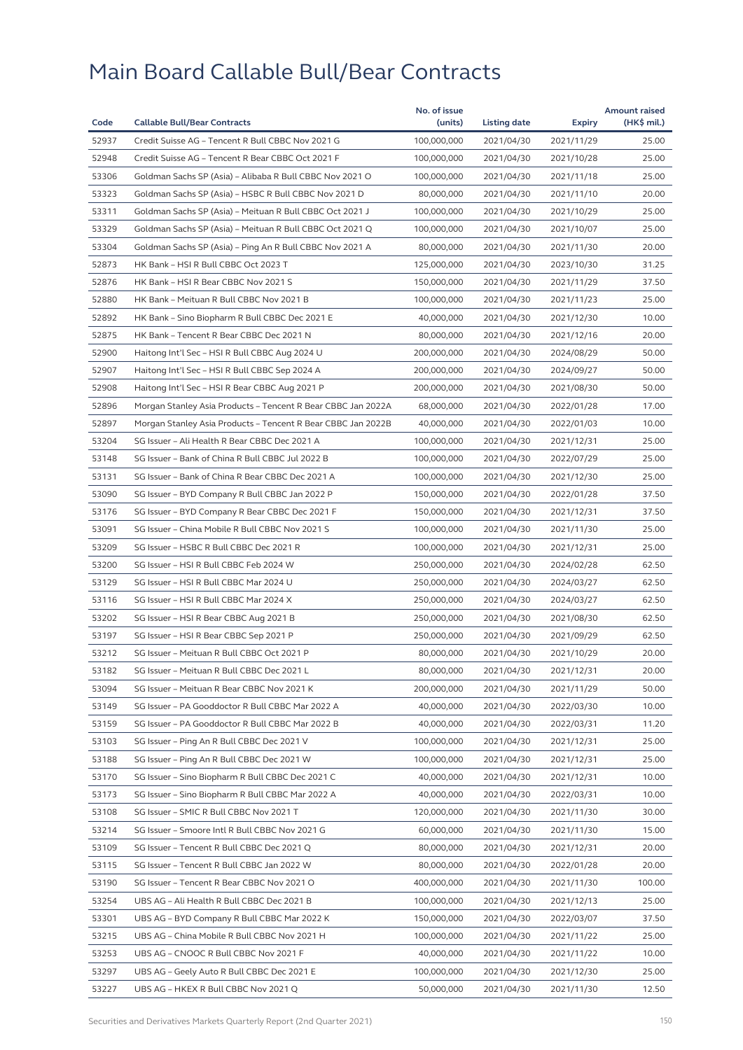# Main Board Callable Bull/Bear Contracts

| Code | Callable Bull/Bear Contracts | No. of issue (units) | Listing date | Expiry | Amount raised (HK$ mil.) |
|---|---|---|---|---|---|
| 52937 | Credit Suisse AG – Tencent R Bull CBBC Nov 2021 G | 100,000,000 | 2021/04/30 | 2021/11/29 | 25.00 |
| 52948 | Credit Suisse AG – Tencent R Bear CBBC Oct 2021 F | 100,000,000 | 2021/04/30 | 2021/10/28 | 25.00 |
| 53306 | Goldman Sachs SP (Asia) – Alibaba R Bull CBBC Nov 2021 O | 100,000,000 | 2021/04/30 | 2021/11/18 | 25.00 |
| 53323 | Goldman Sachs SP (Asia) – HSBC R Bull CBBC Nov 2021 D | 80,000,000 | 2021/04/30 | 2021/11/10 | 20.00 |
| 53311 | Goldman Sachs SP (Asia) – Meituan R Bull CBBC Oct 2021 J | 100,000,000 | 2021/04/30 | 2021/10/29 | 25.00 |
| 53329 | Goldman Sachs SP (Asia) – Meituan R Bull CBBC Oct 2021 Q | 100,000,000 | 2021/04/30 | 2021/10/07 | 25.00 |
| 53304 | Goldman Sachs SP (Asia) – Ping An R Bull CBBC Nov 2021 A | 80,000,000 | 2021/04/30 | 2021/11/30 | 20.00 |
| 52873 | HK Bank – HSI R Bull CBBC Oct 2023 T | 125,000,000 | 2021/04/30 | 2023/10/30 | 31.25 |
| 52876 | HK Bank – HSI R Bear CBBC Nov 2021 S | 150,000,000 | 2021/04/30 | 2021/11/29 | 37.50 |
| 52880 | HK Bank – Meituan R Bull CBBC Nov 2021 B | 100,000,000 | 2021/04/30 | 2021/11/23 | 25.00 |
| 52892 | HK Bank – Sino Biopharm R Bull CBBC Dec 2021 E | 40,000,000 | 2021/04/30 | 2021/12/30 | 10.00 |
| 52875 | HK Bank – Tencent R Bear CBBC Dec 2021 N | 80,000,000 | 2021/04/30 | 2021/12/16 | 20.00 |
| 52900 | Haitong Int'l Sec – HSI R Bull CBBC Aug 2024 U | 200,000,000 | 2021/04/30 | 2024/08/29 | 50.00 |
| 52907 | Haitong Int'l Sec – HSI R Bull CBBC Sep 2024 A | 200,000,000 | 2021/04/30 | 2024/09/27 | 50.00 |
| 52908 | Haitong Int'l Sec – HSI R Bear CBBC Aug 2021 P | 200,000,000 | 2021/04/30 | 2021/08/30 | 50.00 |
| 52896 | Morgan Stanley Asia Products – Tencent R Bear CBBC Jan 2022A | 68,000,000 | 2021/04/30 | 2022/01/28 | 17.00 |
| 52897 | Morgan Stanley Asia Products – Tencent R Bear CBBC Jan 2022B | 40,000,000 | 2021/04/30 | 2022/01/03 | 10.00 |
| 53204 | SG Issuer – Ali Health R Bear CBBC Dec 2021 A | 100,000,000 | 2021/04/30 | 2021/12/31 | 25.00 |
| 53148 | SG Issuer – Bank of China R Bull CBBC Jul 2022 B | 100,000,000 | 2021/04/30 | 2022/07/29 | 25.00 |
| 53131 | SG Issuer – Bank of China R Bear CBBC Dec 2021 A | 100,000,000 | 2021/04/30 | 2021/12/30 | 25.00 |
| 53090 | SG Issuer – BYD Company R Bull CBBC Jan 2022 P | 150,000,000 | 2021/04/30 | 2022/01/28 | 37.50 |
| 53176 | SG Issuer – BYD Company R Bear CBBC Dec 2021 F | 150,000,000 | 2021/04/30 | 2021/12/31 | 37.50 |
| 53091 | SG Issuer – China Mobile R Bull CBBC Nov 2021 S | 100,000,000 | 2021/04/30 | 2021/11/30 | 25.00 |
| 53209 | SG Issuer – HSBC R Bull CBBC Dec 2021 R | 100,000,000 | 2021/04/30 | 2021/12/31 | 25.00 |
| 53200 | SG Issuer – HSI R Bull CBBC Feb 2024 W | 250,000,000 | 2021/04/30 | 2024/02/28 | 62.50 |
| 53129 | SG Issuer – HSI R Bull CBBC Mar 2024 U | 250,000,000 | 2021/04/30 | 2024/03/27 | 62.50 |
| 53116 | SG Issuer – HSI R Bull CBBC Mar 2024 X | 250,000,000 | 2021/04/30 | 2024/03/27 | 62.50 |
| 53202 | SG Issuer – HSI R Bear CBBC Aug 2021 B | 250,000,000 | 2021/04/30 | 2021/08/30 | 62.50 |
| 53197 | SG Issuer – HSI R Bear CBBC Sep 2021 P | 250,000,000 | 2021/04/30 | 2021/09/29 | 62.50 |
| 53212 | SG Issuer – Meituan R Bull CBBC Oct 2021 P | 80,000,000 | 2021/04/30 | 2021/10/29 | 20.00 |
| 53182 | SG Issuer – Meituan R Bull CBBC Dec 2021 L | 80,000,000 | 2021/04/30 | 2021/12/31 | 20.00 |
| 53094 | SG Issuer – Meituan R Bear CBBC Nov 2021 K | 200,000,000 | 2021/04/30 | 2021/11/29 | 50.00 |
| 53149 | SG Issuer – PA Gooddoctor R Bull CBBC Mar 2022 A | 40,000,000 | 2021/04/30 | 2022/03/30 | 10.00 |
| 53159 | SG Issuer – PA Gooddoctor R Bull CBBC Mar 2022 B | 40,000,000 | 2021/04/30 | 2022/03/31 | 11.20 |
| 53103 | SG Issuer – Ping An R Bull CBBC Dec 2021 V | 100,000,000 | 2021/04/30 | 2021/12/31 | 25.00 |
| 53188 | SG Issuer – Ping An R Bull CBBC Dec 2021 W | 100,000,000 | 2021/04/30 | 2021/12/31 | 25.00 |
| 53170 | SG Issuer – Sino Biopharm R Bull CBBC Dec 2021 C | 40,000,000 | 2021/04/30 | 2021/12/31 | 10.00 |
| 53173 | SG Issuer – Sino Biopharm R Bull CBBC Mar 2022 A | 40,000,000 | 2021/04/30 | 2022/03/31 | 10.00 |
| 53108 | SG Issuer – SMIC R Bull CBBC Nov 2021 T | 120,000,000 | 2021/04/30 | 2021/11/30 | 30.00 |
| 53214 | SG Issuer – Smoore Intl R Bull CBBC Nov 2021 G | 60,000,000 | 2021/04/30 | 2021/11/30 | 15.00 |
| 53109 | SG Issuer – Tencent R Bull CBBC Dec 2021 Q | 80,000,000 | 2021/04/30 | 2021/12/31 | 20.00 |
| 53115 | SG Issuer – Tencent R Bull CBBC Jan 2022 W | 80,000,000 | 2021/04/30 | 2022/01/28 | 20.00 |
| 53190 | SG Issuer – Tencent R Bear CBBC Nov 2021 O | 400,000,000 | 2021/04/30 | 2021/11/30 | 100.00 |
| 53254 | UBS AG – Ali Health R Bull CBBC Dec 2021 B | 100,000,000 | 2021/04/30 | 2021/12/13 | 25.00 |
| 53301 | UBS AG – BYD Company R Bull CBBC Mar 2022 K | 150,000,000 | 2021/04/30 | 2022/03/07 | 37.50 |
| 53215 | UBS AG – China Mobile R Bull CBBC Nov 2021 H | 100,000,000 | 2021/04/30 | 2021/11/22 | 25.00 |
| 53253 | UBS AG – CNOOC R Bull CBBC Nov 2021 F | 40,000,000 | 2021/04/30 | 2021/11/22 | 10.00 |
| 53297 | UBS AG – Geely Auto R Bull CBBC Dec 2021 E | 100,000,000 | 2021/04/30 | 2021/12/30 | 25.00 |
| 53227 | UBS AG – HKEX R Bull CBBC Nov 2021 Q | 50,000,000 | 2021/04/30 | 2021/11/30 | 12.50 |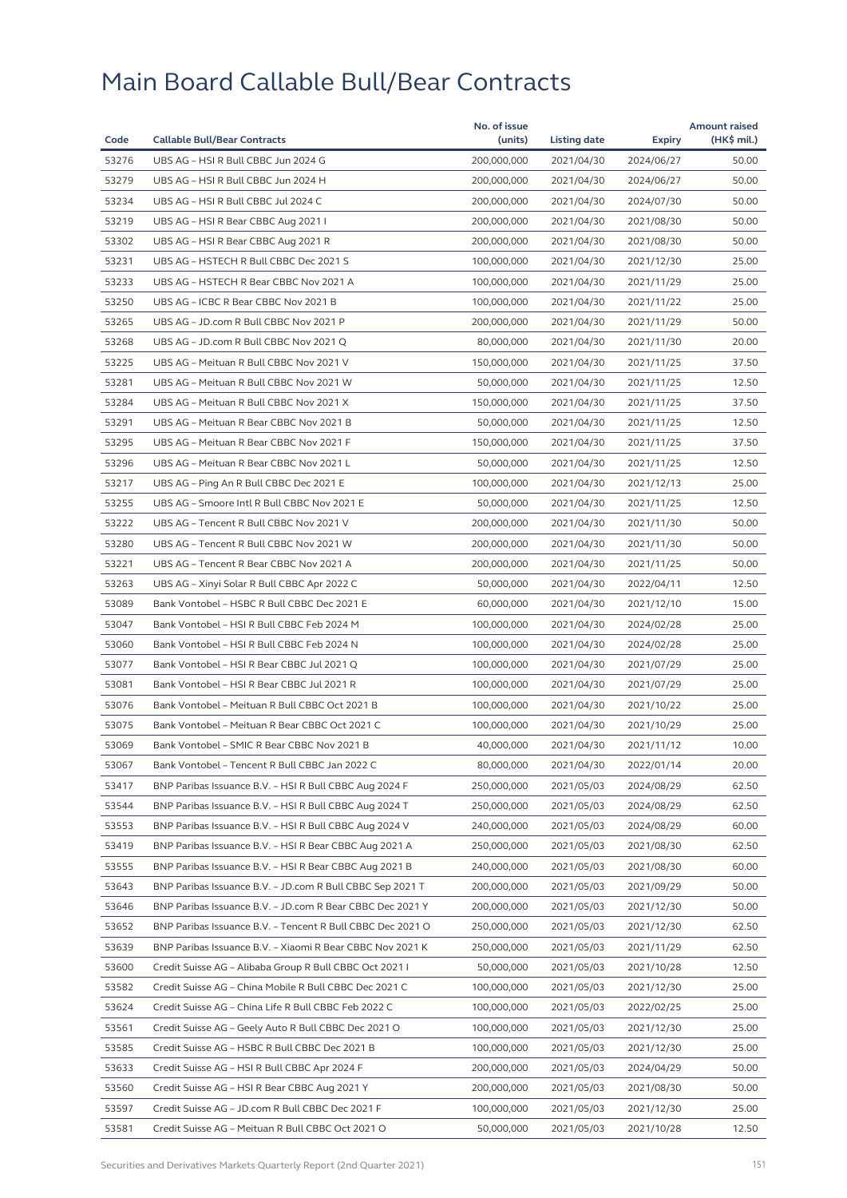# Main Board Callable Bull/Bear Contracts

| Code | Callable Bull/Bear Contracts | No. of issue (units) | Listing date | Expiry | Amount raised (HK$ mil.) |
|---|---|---|---|---|---|
| 53276 | UBS AG – HSI R Bull CBBC Jun 2024 G | 200,000,000 | 2021/04/30 | 2024/06/27 | 50.00 |
| 53279 | UBS AG – HSI R Bull CBBC Jun 2024 H | 200,000,000 | 2021/04/30 | 2024/06/27 | 50.00 |
| 53234 | UBS AG – HSI R Bull CBBC Jul 2024 C | 200,000,000 | 2021/04/30 | 2024/07/30 | 50.00 |
| 53219 | UBS AG – HSI R Bear CBBC Aug 2021 I | 200,000,000 | 2021/04/30 | 2021/08/30 | 50.00 |
| 53302 | UBS AG – HSI R Bear CBBC Aug 2021 R | 200,000,000 | 2021/04/30 | 2021/08/30 | 50.00 |
| 53231 | UBS AG – HSTECH R Bull CBBC Dec 2021 S | 100,000,000 | 2021/04/30 | 2021/12/30 | 25.00 |
| 53233 | UBS AG – HSTECH R Bear CBBC Nov 2021 A | 100,000,000 | 2021/04/30 | 2021/11/29 | 25.00 |
| 53250 | UBS AG – ICBC R Bear CBBC Nov 2021 B | 100,000,000 | 2021/04/30 | 2021/11/22 | 25.00 |
| 53265 | UBS AG – JD.com R Bull CBBC Nov 2021 P | 200,000,000 | 2021/04/30 | 2021/11/29 | 50.00 |
| 53268 | UBS AG – JD.com R Bull CBBC Nov 2021 Q | 80,000,000 | 2021/04/30 | 2021/11/30 | 20.00 |
| 53225 | UBS AG – Meituan R Bull CBBC Nov 2021 V | 150,000,000 | 2021/04/30 | 2021/11/25 | 37.50 |
| 53281 | UBS AG – Meituan R Bull CBBC Nov 2021 W | 50,000,000 | 2021/04/30 | 2021/11/25 | 12.50 |
| 53284 | UBS AG – Meituan R Bull CBBC Nov 2021 X | 150,000,000 | 2021/04/30 | 2021/11/25 | 37.50 |
| 53291 | UBS AG – Meituan R Bear CBBC Nov 2021 B | 50,000,000 | 2021/04/30 | 2021/11/25 | 12.50 |
| 53295 | UBS AG – Meituan R Bear CBBC Nov 2021 F | 150,000,000 | 2021/04/30 | 2021/11/25 | 37.50 |
| 53296 | UBS AG – Meituan R Bear CBBC Nov 2021 L | 50,000,000 | 2021/04/30 | 2021/11/25 | 12.50 |
| 53217 | UBS AG – Ping An R Bull CBBC Dec 2021 E | 100,000,000 | 2021/04/30 | 2021/12/13 | 25.00 |
| 53255 | UBS AG – Smoore Intl R Bull CBBC Nov 2021 E | 50,000,000 | 2021/04/30 | 2021/11/25 | 12.50 |
| 53222 | UBS AG – Tencent R Bull CBBC Nov 2021 V | 200,000,000 | 2021/04/30 | 2021/11/30 | 50.00 |
| 53280 | UBS AG – Tencent R Bull CBBC Nov 2021 W | 200,000,000 | 2021/04/30 | 2021/11/30 | 50.00 |
| 53221 | UBS AG – Tencent R Bear CBBC Nov 2021 A | 200,000,000 | 2021/04/30 | 2021/11/25 | 50.00 |
| 53263 | UBS AG – Xinyi Solar R Bull CBBC Apr 2022 C | 50,000,000 | 2021/04/30 | 2022/04/11 | 12.50 |
| 53089 | Bank Vontobel – HSBC R Bull CBBC Dec 2021 E | 60,000,000 | 2021/04/30 | 2021/12/10 | 15.00 |
| 53047 | Bank Vontobel – HSI R Bull CBBC Feb 2024 M | 100,000,000 | 2021/04/30 | 2024/02/28 | 25.00 |
| 53060 | Bank Vontobel – HSI R Bull CBBC Feb 2024 N | 100,000,000 | 2021/04/30 | 2024/02/28 | 25.00 |
| 53077 | Bank Vontobel – HSI R Bear CBBC Jul 2021 Q | 100,000,000 | 2021/04/30 | 2021/07/29 | 25.00 |
| 53081 | Bank Vontobel – HSI R Bear CBBC Jul 2021 R | 100,000,000 | 2021/04/30 | 2021/07/29 | 25.00 |
| 53076 | Bank Vontobel – Meituan R Bull CBBC Oct 2021 B | 100,000,000 | 2021/04/30 | 2021/10/22 | 25.00 |
| 53075 | Bank Vontobel – Meituan R Bear CBBC Oct 2021 C | 100,000,000 | 2021/04/30 | 2021/10/29 | 25.00 |
| 53069 | Bank Vontobel – SMIC R Bear CBBC Nov 2021 B | 40,000,000 | 2021/04/30 | 2021/11/12 | 10.00 |
| 53067 | Bank Vontobel – Tencent R Bull CBBC Jan 2022 C | 80,000,000 | 2021/04/30 | 2022/01/14 | 20.00 |
| 53417 | BNP Paribas Issuance B.V. – HSI R Bull CBBC Aug 2024 F | 250,000,000 | 2021/05/03 | 2024/08/29 | 62.50 |
| 53544 | BNP Paribas Issuance B.V. – HSI R Bull CBBC Aug 2024 T | 250,000,000 | 2021/05/03 | 2024/08/29 | 62.50 |
| 53553 | BNP Paribas Issuance B.V. – HSI R Bull CBBC Aug 2024 V | 240,000,000 | 2021/05/03 | 2024/08/29 | 60.00 |
| 53419 | BNP Paribas Issuance B.V. – HSI R Bear CBBC Aug 2021 A | 250,000,000 | 2021/05/03 | 2021/08/30 | 62.50 |
| 53555 | BNP Paribas Issuance B.V. – HSI R Bear CBBC Aug 2021 B | 240,000,000 | 2021/05/03 | 2021/08/30 | 60.00 |
| 53643 | BNP Paribas Issuance B.V. – JD.com R Bull CBBC Sep 2021 T | 200,000,000 | 2021/05/03 | 2021/09/29 | 50.00 |
| 53646 | BNP Paribas Issuance B.V. – JD.com R Bear CBBC Dec 2021 Y | 200,000,000 | 2021/05/03 | 2021/12/30 | 50.00 |
| 53652 | BNP Paribas Issuance B.V. – Tencent R Bull CBBC Dec 2021 O | 250,000,000 | 2021/05/03 | 2021/12/30 | 62.50 |
| 53639 | BNP Paribas Issuance B.V. – Xiaomi R Bear CBBC Nov 2021 K | 250,000,000 | 2021/05/03 | 2021/11/29 | 62.50 |
| 53600 | Credit Suisse AG – Alibaba Group R Bull CBBC Oct 2021 I | 50,000,000 | 2021/05/03 | 2021/10/28 | 12.50 |
| 53582 | Credit Suisse AG – China Mobile R Bull CBBC Dec 2021 C | 100,000,000 | 2021/05/03 | 2021/12/30 | 25.00 |
| 53624 | Credit Suisse AG – China Life R Bull CBBC Feb 2022 C | 100,000,000 | 2021/05/03 | 2022/02/25 | 25.00 |
| 53561 | Credit Suisse AG – Geely Auto R Bull CBBC Dec 2021 O | 100,000,000 | 2021/05/03 | 2021/12/30 | 25.00 |
| 53585 | Credit Suisse AG – HSBC R Bull CBBC Dec 2021 B | 100,000,000 | 2021/05/03 | 2021/12/30 | 25.00 |
| 53633 | Credit Suisse AG – HSI R Bull CBBC Apr 2024 F | 200,000,000 | 2021/05/03 | 2024/04/29 | 50.00 |
| 53560 | Credit Suisse AG – HSI R Bear CBBC Aug 2021 Y | 200,000,000 | 2021/05/03 | 2021/08/30 | 50.00 |
| 53597 | Credit Suisse AG – JD.com R Bull CBBC Dec 2021 F | 100,000,000 | 2021/05/03 | 2021/12/30 | 25.00 |
| 53581 | Credit Suisse AG – Meituan R Bull CBBC Oct 2021 O | 50,000,000 | 2021/05/03 | 2021/10/28 | 12.50 |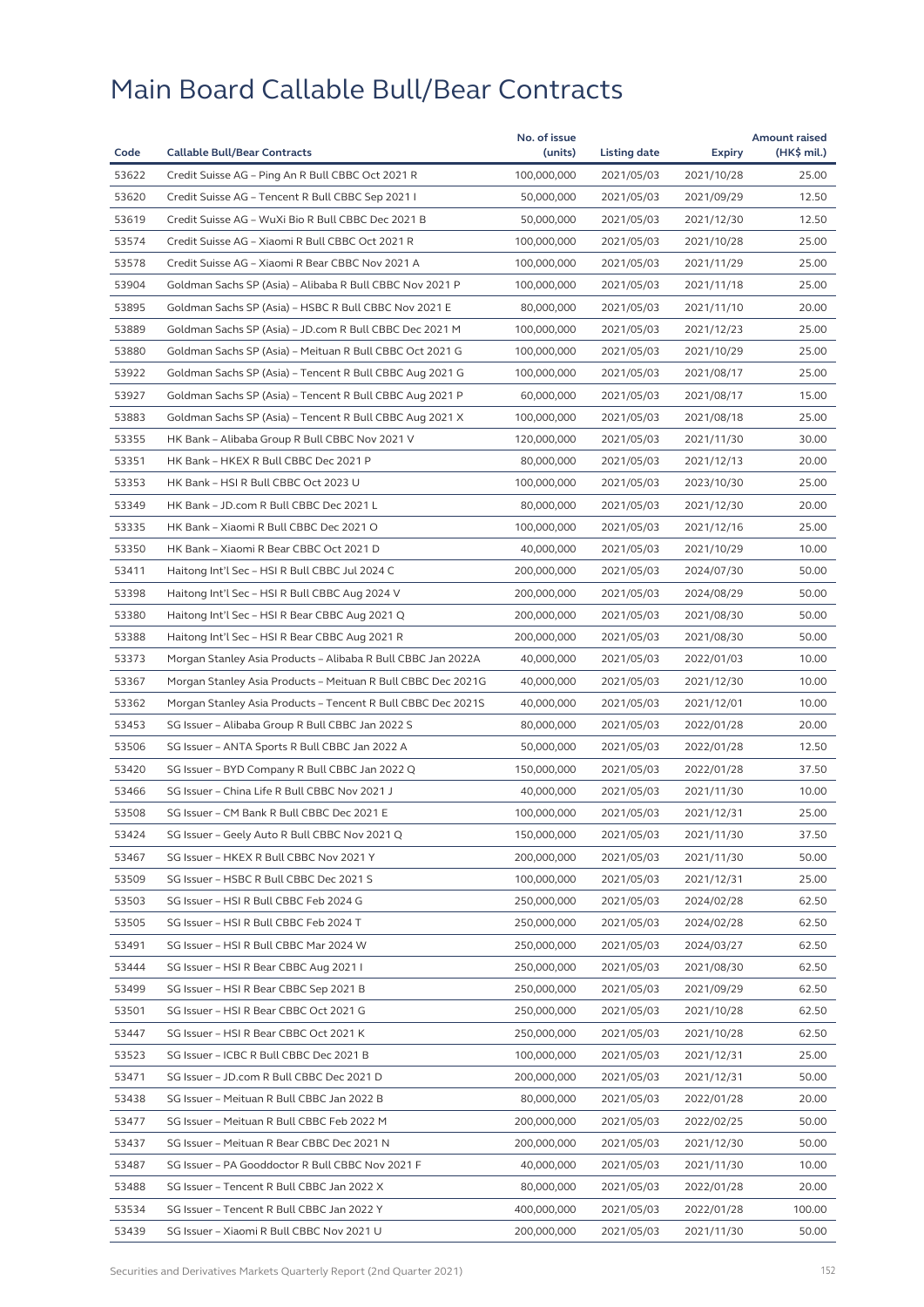# Main Board Callable Bull/Bear Contracts

| Code | Callable Bull/Bear Contracts | No. of issue (units) | Listing date | Expiry | Amount raised (HK$ mil.) |
|---|---|---|---|---|---|
| 53622 | Credit Suisse AG – Ping An R Bull CBBC Oct 2021 R | 100,000,000 | 2021/05/03 | 2021/10/28 | 25.00 |
| 53620 | Credit Suisse AG – Tencent R Bull CBBC Sep 2021 I | 50,000,000 | 2021/05/03 | 2021/09/29 | 12.50 |
| 53619 | Credit Suisse AG – WuXi Bio R Bull CBBC Dec 2021 B | 50,000,000 | 2021/05/03 | 2021/12/30 | 12.50 |
| 53574 | Credit Suisse AG – Xiaomi R Bull CBBC Oct 2021 R | 100,000,000 | 2021/05/03 | 2021/10/28 | 25.00 |
| 53578 | Credit Suisse AG – Xiaomi R Bear CBBC Nov 2021 A | 100,000,000 | 2021/05/03 | 2021/11/29 | 25.00 |
| 53904 | Goldman Sachs SP (Asia) – Alibaba R Bull CBBC Nov 2021 P | 100,000,000 | 2021/05/03 | 2021/11/18 | 25.00 |
| 53895 | Goldman Sachs SP (Asia) – HSBC R Bull CBBC Nov 2021 E | 80,000,000 | 2021/05/03 | 2021/11/10 | 20.00 |
| 53889 | Goldman Sachs SP (Asia) – JD.com R Bull CBBC Dec 2021 M | 100,000,000 | 2021/05/03 | 2021/12/23 | 25.00 |
| 53880 | Goldman Sachs SP (Asia) – Meituan R Bull CBBC Oct 2021 G | 100,000,000 | 2021/05/03 | 2021/10/29 | 25.00 |
| 53922 | Goldman Sachs SP (Asia) – Tencent R Bull CBBC Aug 2021 G | 100,000,000 | 2021/05/03 | 2021/08/17 | 25.00 |
| 53927 | Goldman Sachs SP (Asia) – Tencent R Bull CBBC Aug 2021 P | 60,000,000 | 2021/05/03 | 2021/08/17 | 15.00 |
| 53883 | Goldman Sachs SP (Asia) – Tencent R Bull CBBC Aug 2021 X | 100,000,000 | 2021/05/03 | 2021/08/18 | 25.00 |
| 53355 | HK Bank – Alibaba Group R Bull CBBC Nov 2021 V | 120,000,000 | 2021/05/03 | 2021/11/30 | 30.00 |
| 53351 | HK Bank – HKEX R Bull CBBC Dec 2021 P | 80,000,000 | 2021/05/03 | 2021/12/13 | 20.00 |
| 53353 | HK Bank – HSI R Bull CBBC Oct 2023 U | 100,000,000 | 2021/05/03 | 2023/10/30 | 25.00 |
| 53349 | HK Bank – JD.com R Bull CBBC Dec 2021 L | 80,000,000 | 2021/05/03 | 2021/12/30 | 20.00 |
| 53335 | HK Bank – Xiaomi R Bull CBBC Dec 2021 O | 100,000,000 | 2021/05/03 | 2021/12/16 | 25.00 |
| 53350 | HK Bank – Xiaomi R Bear CBBC Oct 2021 D | 40,000,000 | 2021/05/03 | 2021/10/29 | 10.00 |
| 53411 | Haitong Int'l Sec – HSI R Bull CBBC Jul 2024 C | 200,000,000 | 2021/05/03 | 2024/07/30 | 50.00 |
| 53398 | Haitong Int'l Sec – HSI R Bull CBBC Aug 2024 V | 200,000,000 | 2021/05/03 | 2024/08/29 | 50.00 |
| 53380 | Haitong Int'l Sec – HSI R Bear CBBC Aug 2021 Q | 200,000,000 | 2021/05/03 | 2021/08/30 | 50.00 |
| 53388 | Haitong Int'l Sec – HSI R Bear CBBC Aug 2021 R | 200,000,000 | 2021/05/03 | 2021/08/30 | 50.00 |
| 53373 | Morgan Stanley Asia Products – Alibaba R Bull CBBC Jan 2022A | 40,000,000 | 2021/05/03 | 2022/01/03 | 10.00 |
| 53367 | Morgan Stanley Asia Products – Meituan R Bull CBBC Dec 2021G | 40,000,000 | 2021/05/03 | 2021/12/30 | 10.00 |
| 53362 | Morgan Stanley Asia Products – Tencent R Bull CBBC Dec 2021S | 40,000,000 | 2021/05/03 | 2021/12/01 | 10.00 |
| 53453 | SG Issuer – Alibaba Group R Bull CBBC Jan 2022 S | 80,000,000 | 2021/05/03 | 2022/01/28 | 20.00 |
| 53506 | SG Issuer – ANTA Sports R Bull CBBC Jan 2022 A | 50,000,000 | 2021/05/03 | 2022/01/28 | 12.50 |
| 53420 | SG Issuer – BYD Company R Bull CBBC Jan 2022 Q | 150,000,000 | 2021/05/03 | 2022/01/28 | 37.50 |
| 53466 | SG Issuer – China Life R Bull CBBC Nov 2021 J | 40,000,000 | 2021/05/03 | 2021/11/30 | 10.00 |
| 53508 | SG Issuer – CM Bank R Bull CBBC Dec 2021 E | 100,000,000 | 2021/05/03 | 2021/12/31 | 25.00 |
| 53424 | SG Issuer – Geely Auto R Bull CBBC Nov 2021 Q | 150,000,000 | 2021/05/03 | 2021/11/30 | 37.50 |
| 53467 | SG Issuer – HKEX R Bull CBBC Nov 2021 Y | 200,000,000 | 2021/05/03 | 2021/11/30 | 50.00 |
| 53509 | SG Issuer – HSBC R Bull CBBC Dec 2021 S | 100,000,000 | 2021/05/03 | 2021/12/31 | 25.00 |
| 53503 | SG Issuer – HSI R Bull CBBC Feb 2024 G | 250,000,000 | 2021/05/03 | 2024/02/28 | 62.50 |
| 53505 | SG Issuer – HSI R Bull CBBC Feb 2024 T | 250,000,000 | 2021/05/03 | 2024/02/28 | 62.50 |
| 53491 | SG Issuer – HSI R Bull CBBC Mar 2024 W | 250,000,000 | 2021/05/03 | 2024/03/27 | 62.50 |
| 53444 | SG Issuer – HSI R Bear CBBC Aug 2021 I | 250,000,000 | 2021/05/03 | 2021/08/30 | 62.50 |
| 53499 | SG Issuer – HSI R Bear CBBC Sep 2021 B | 250,000,000 | 2021/05/03 | 2021/09/29 | 62.50 |
| 53501 | SG Issuer – HSI R Bear CBBC Oct 2021 G | 250,000,000 | 2021/05/03 | 2021/10/28 | 62.50 |
| 53447 | SG Issuer – HSI R Bear CBBC Oct 2021 K | 250,000,000 | 2021/05/03 | 2021/10/28 | 62.50 |
| 53523 | SG Issuer – ICBC R Bull CBBC Dec 2021 B | 100,000,000 | 2021/05/03 | 2021/12/31 | 25.00 |
| 53471 | SG Issuer – JD.com R Bull CBBC Dec 2021 D | 200,000,000 | 2021/05/03 | 2021/12/31 | 50.00 |
| 53438 | SG Issuer – Meituan R Bull CBBC Jan 2022 B | 80,000,000 | 2021/05/03 | 2022/01/28 | 20.00 |
| 53477 | SG Issuer – Meituan R Bull CBBC Feb 2022 M | 200,000,000 | 2021/05/03 | 2022/02/25 | 50.00 |
| 53437 | SG Issuer – Meituan R Bear CBBC Dec 2021 N | 200,000,000 | 2021/05/03 | 2021/12/30 | 50.00 |
| 53487 | SG Issuer – PA Gooddoctor R Bull CBBC Nov 2021 F | 40,000,000 | 2021/05/03 | 2021/11/30 | 10.00 |
| 53488 | SG Issuer – Tencent R Bull CBBC Jan 2022 X | 80,000,000 | 2021/05/03 | 2022/01/28 | 20.00 |
| 53534 | SG Issuer – Tencent R Bull CBBC Jan 2022 Y | 400,000,000 | 2021/05/03 | 2022/01/28 | 100.00 |
| 53439 | SG Issuer – Xiaomi R Bull CBBC Nov 2021 U | 200,000,000 | 2021/05/03 | 2021/11/30 | 50.00 |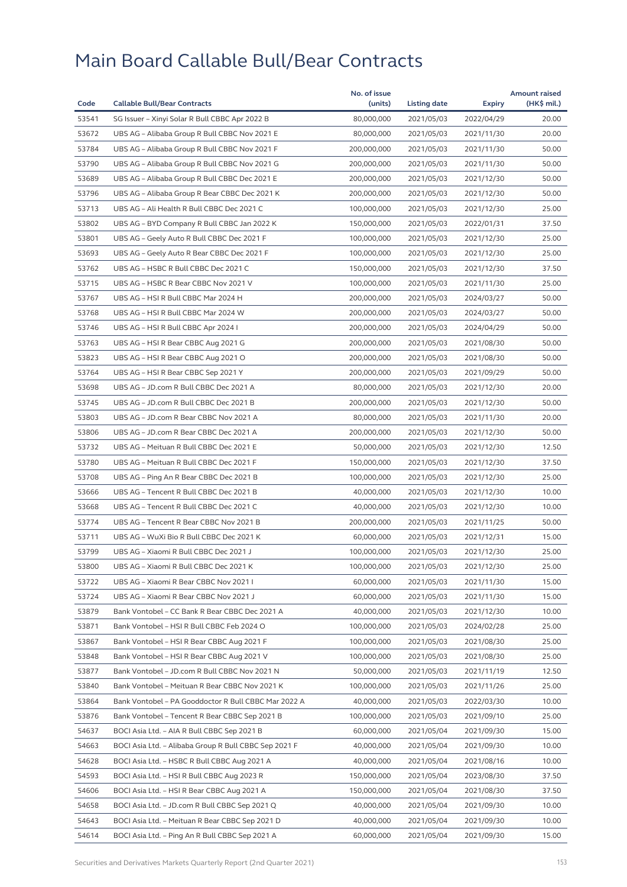# Main Board Callable Bull/Bear Contracts

| Code | Callable Bull/Bear Contracts | No. of issue (units) | Listing date | Expiry | Amount raised (HK$ mil.) |
|---|---|---|---|---|---|
| 53541 | SG Issuer – Xinyi Solar R Bull CBBC Apr 2022 B | 80,000,000 | 2021/05/03 | 2022/04/29 | 20.00 |
| 53672 | UBS AG – Alibaba Group R Bull CBBC Nov 2021 E | 80,000,000 | 2021/05/03 | 2021/11/30 | 20.00 |
| 53784 | UBS AG – Alibaba Group R Bull CBBC Nov 2021 F | 200,000,000 | 2021/05/03 | 2021/11/30 | 50.00 |
| 53790 | UBS AG – Alibaba Group R Bull CBBC Nov 2021 G | 200,000,000 | 2021/05/03 | 2021/11/30 | 50.00 |
| 53689 | UBS AG – Alibaba Group R Bull CBBC Dec 2021 E | 200,000,000 | 2021/05/03 | 2021/12/30 | 50.00 |
| 53796 | UBS AG – Alibaba Group R Bear CBBC Dec 2021 K | 200,000,000 | 2021/05/03 | 2021/12/30 | 50.00 |
| 53713 | UBS AG – Ali Health R Bull CBBC Dec 2021 C | 100,000,000 | 2021/05/03 | 2021/12/30 | 25.00 |
| 53802 | UBS AG – BYD Company R Bull CBBC Jan 2022 K | 150,000,000 | 2021/05/03 | 2022/01/31 | 37.50 |
| 53801 | UBS AG – Geely Auto R Bull CBBC Dec 2021 F | 100,000,000 | 2021/05/03 | 2021/12/30 | 25.00 |
| 53693 | UBS AG – Geely Auto R Bear CBBC Dec 2021 F | 100,000,000 | 2021/05/03 | 2021/12/30 | 25.00 |
| 53762 | UBS AG – HSBC R Bull CBBC Dec 2021 C | 150,000,000 | 2021/05/03 | 2021/12/30 | 37.50 |
| 53715 | UBS AG – HSBC R Bear CBBC Nov 2021 V | 100,000,000 | 2021/05/03 | 2021/11/30 | 25.00 |
| 53767 | UBS AG – HSI R Bull CBBC Mar 2024 H | 200,000,000 | 2021/05/03 | 2024/03/27 | 50.00 |
| 53768 | UBS AG – HSI R Bull CBBC Mar 2024 W | 200,000,000 | 2021/05/03 | 2024/03/27 | 50.00 |
| 53746 | UBS AG – HSI R Bull CBBC Apr 2024 I | 200,000,000 | 2021/05/03 | 2024/04/29 | 50.00 |
| 53763 | UBS AG – HSI R Bear CBBC Aug 2021 G | 200,000,000 | 2021/05/03 | 2021/08/30 | 50.00 |
| 53823 | UBS AG – HSI R Bear CBBC Aug 2021 O | 200,000,000 | 2021/05/03 | 2021/08/30 | 50.00 |
| 53764 | UBS AG – HSI R Bear CBBC Sep 2021 Y | 200,000,000 | 2021/05/03 | 2021/09/29 | 50.00 |
| 53698 | UBS AG – JD.com R Bull CBBC Dec 2021 A | 80,000,000 | 2021/05/03 | 2021/12/30 | 20.00 |
| 53745 | UBS AG – JD.com R Bull CBBC Dec 2021 B | 200,000,000 | 2021/05/03 | 2021/12/30 | 50.00 |
| 53803 | UBS AG – JD.com R Bear CBBC Nov 2021 A | 80,000,000 | 2021/05/03 | 2021/11/30 | 20.00 |
| 53806 | UBS AG – JD.com R Bear CBBC Dec 2021 A | 200,000,000 | 2021/05/03 | 2021/12/30 | 50.00 |
| 53732 | UBS AG – Meituan R Bull CBBC Dec 2021 E | 50,000,000 | 2021/05/03 | 2021/12/30 | 12.50 |
| 53780 | UBS AG – Meituan R Bull CBBC Dec 2021 F | 150,000,000 | 2021/05/03 | 2021/12/30 | 37.50 |
| 53708 | UBS AG – Ping An R Bear CBBC Dec 2021 B | 100,000,000 | 2021/05/03 | 2021/12/30 | 25.00 |
| 53666 | UBS AG – Tencent R Bull CBBC Dec 2021 B | 40,000,000 | 2021/05/03 | 2021/12/30 | 10.00 |
| 53668 | UBS AG – Tencent R Bull CBBC Dec 2021 C | 40,000,000 | 2021/05/03 | 2021/12/30 | 10.00 |
| 53774 | UBS AG – Tencent R Bear CBBC Nov 2021 B | 200,000,000 | 2021/05/03 | 2021/11/25 | 50.00 |
| 53711 | UBS AG – WuXi Bio R Bull CBBC Dec 2021 K | 60,000,000 | 2021/05/03 | 2021/12/31 | 15.00 |
| 53799 | UBS AG – Xiaomi R Bull CBBC Dec 2021 J | 100,000,000 | 2021/05/03 | 2021/12/30 | 25.00 |
| 53800 | UBS AG – Xiaomi R Bull CBBC Dec 2021 K | 100,000,000 | 2021/05/03 | 2021/12/30 | 25.00 |
| 53722 | UBS AG – Xiaomi R Bear CBBC Nov 2021 I | 60,000,000 | 2021/05/03 | 2021/11/30 | 15.00 |
| 53724 | UBS AG – Xiaomi R Bear CBBC Nov 2021 J | 60,000,000 | 2021/05/03 | 2021/11/30 | 15.00 |
| 53879 | Bank Vontobel – CC Bank R Bear CBBC Dec 2021 A | 40,000,000 | 2021/05/03 | 2021/12/30 | 10.00 |
| 53871 | Bank Vontobel – HSI R Bull CBBC Feb 2024 O | 100,000,000 | 2021/05/03 | 2024/02/28 | 25.00 |
| 53867 | Bank Vontobel – HSI R Bear CBBC Aug 2021 F | 100,000,000 | 2021/05/03 | 2021/08/30 | 25.00 |
| 53848 | Bank Vontobel – HSI R Bear CBBC Aug 2021 V | 100,000,000 | 2021/05/03 | 2021/08/30 | 25.00 |
| 53877 | Bank Vontobel – JD.com R Bull CBBC Nov 2021 N | 50,000,000 | 2021/05/03 | 2021/11/19 | 12.50 |
| 53840 | Bank Vontobel – Meituan R Bear CBBC Nov 2021 K | 100,000,000 | 2021/05/03 | 2021/11/26 | 25.00 |
| 53864 | Bank Vontobel – PA Gooddoctor R Bull CBBC Mar 2022 A | 40,000,000 | 2021/05/03 | 2022/03/30 | 10.00 |
| 53876 | Bank Vontobel – Tencent R Bear CBBC Sep 2021 B | 100,000,000 | 2021/05/03 | 2021/09/10 | 25.00 |
| 54637 | BOCI Asia Ltd. – AIA R Bull CBBC Sep 2021 B | 60,000,000 | 2021/05/04 | 2021/09/30 | 15.00 |
| 54663 | BOCI Asia Ltd. – Alibaba Group R Bull CBBC Sep 2021 F | 40,000,000 | 2021/05/04 | 2021/09/30 | 10.00 |
| 54628 | BOCI Asia Ltd. – HSBC R Bull CBBC Aug 2021 A | 40,000,000 | 2021/05/04 | 2021/08/16 | 10.00 |
| 54593 | BOCI Asia Ltd. – HSI R Bull CBBC Aug 2023 R | 150,000,000 | 2021/05/04 | 2023/08/30 | 37.50 |
| 54606 | BOCI Asia Ltd. – HSI R Bear CBBC Aug 2021 A | 150,000,000 | 2021/05/04 | 2021/08/30 | 37.50 |
| 54658 | BOCI Asia Ltd. – JD.com R Bull CBBC Sep 2021 Q | 40,000,000 | 2021/05/04 | 2021/09/30 | 10.00 |
| 54643 | BOCI Asia Ltd. – Meituan R Bear CBBC Sep 2021 D | 40,000,000 | 2021/05/04 | 2021/09/30 | 10.00 |
| 54614 | BOCI Asia Ltd. – Ping An R Bull CBBC Sep 2021 A | 60,000,000 | 2021/05/04 | 2021/09/30 | 15.00 |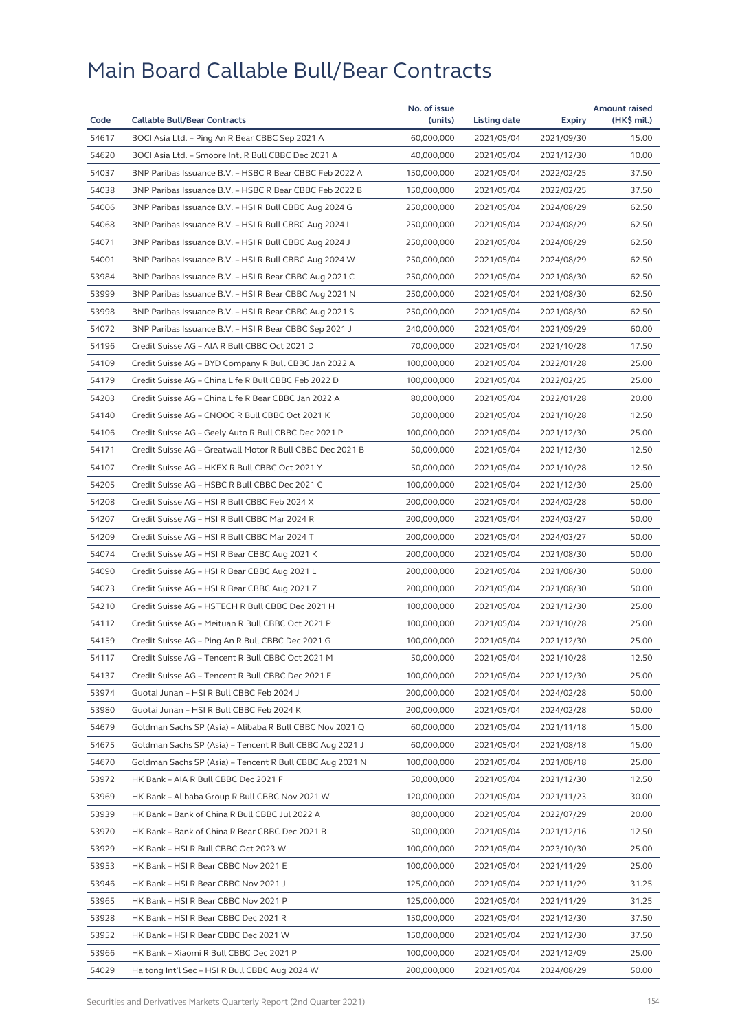# Main Board Callable Bull/Bear Contracts

| Code | Callable Bull/Bear Contracts | No. of issue (units) | Listing date | Expiry | Amount raised (HK$ mil.) |
|---|---|---|---|---|---|
| 54617 | BOCI Asia Ltd. – Ping An R Bear CBBC Sep 2021 A | 60,000,000 | 2021/05/04 | 2021/09/30 | 15.00 |
| 54620 | BOCI Asia Ltd. – Smoore Intl R Bull CBBC Dec 2021 A | 40,000,000 | 2021/05/04 | 2021/12/30 | 10.00 |
| 54037 | BNP Paribas Issuance B.V. – HSBC R Bear CBBC Feb 2022 A | 150,000,000 | 2021/05/04 | 2022/02/25 | 37.50 |
| 54038 | BNP Paribas Issuance B.V. – HSBC R Bear CBBC Feb 2022 B | 150,000,000 | 2021/05/04 | 2022/02/25 | 37.50 |
| 54006 | BNP Paribas Issuance B.V. – HSI R Bull CBBC Aug 2024 G | 250,000,000 | 2021/05/04 | 2024/08/29 | 62.50 |
| 54068 | BNP Paribas Issuance B.V. – HSI R Bull CBBC Aug 2024 I | 250,000,000 | 2021/05/04 | 2024/08/29 | 62.50 |
| 54071 | BNP Paribas Issuance B.V. – HSI R Bull CBBC Aug 2024 J | 250,000,000 | 2021/05/04 | 2024/08/29 | 62.50 |
| 54001 | BNP Paribas Issuance B.V. – HSI R Bull CBBC Aug 2024 W | 250,000,000 | 2021/05/04 | 2024/08/29 | 62.50 |
| 53984 | BNP Paribas Issuance B.V. – HSI R Bear CBBC Aug 2021 C | 250,000,000 | 2021/05/04 | 2021/08/30 | 62.50 |
| 53999 | BNP Paribas Issuance B.V. – HSI R Bear CBBC Aug 2021 N | 250,000,000 | 2021/05/04 | 2021/08/30 | 62.50 |
| 53998 | BNP Paribas Issuance B.V. – HSI R Bear CBBC Aug 2021 S | 250,000,000 | 2021/05/04 | 2021/08/30 | 62.50 |
| 54072 | BNP Paribas Issuance B.V. – HSI R Bear CBBC Sep 2021 J | 240,000,000 | 2021/05/04 | 2021/09/29 | 60.00 |
| 54196 | Credit Suisse AG – AIA R Bull CBBC Oct 2021 D | 70,000,000 | 2021/05/04 | 2021/10/28 | 17.50 |
| 54109 | Credit Suisse AG – BYD Company R Bull CBBC Jan 2022 A | 100,000,000 | 2021/05/04 | 2022/01/28 | 25.00 |
| 54179 | Credit Suisse AG – China Life R Bull CBBC Feb 2022 D | 100,000,000 | 2021/05/04 | 2022/02/25 | 25.00 |
| 54203 | Credit Suisse AG – China Life R Bear CBBC Jan 2022 A | 80,000,000 | 2021/05/04 | 2022/01/28 | 20.00 |
| 54140 | Credit Suisse AG – CNOOC R Bull CBBC Oct 2021 K | 50,000,000 | 2021/05/04 | 2021/10/28 | 12.50 |
| 54106 | Credit Suisse AG – Geely Auto R Bull CBBC Dec 2021 P | 100,000,000 | 2021/05/04 | 2021/12/30 | 25.00 |
| 54171 | Credit Suisse AG – Greatwall Motor R Bull CBBC Dec 2021 B | 50,000,000 | 2021/05/04 | 2021/12/30 | 12.50 |
| 54107 | Credit Suisse AG – HKEX R Bull CBBC Oct 2021 Y | 50,000,000 | 2021/05/04 | 2021/10/28 | 12.50 |
| 54205 | Credit Suisse AG – HSBC R Bull CBBC Dec 2021 C | 100,000,000 | 2021/05/04 | 2021/12/30 | 25.00 |
| 54208 | Credit Suisse AG – HSI R Bull CBBC Feb 2024 X | 200,000,000 | 2021/05/04 | 2024/02/28 | 50.00 |
| 54207 | Credit Suisse AG – HSI R Bull CBBC Mar 2024 R | 200,000,000 | 2021/05/04 | 2024/03/27 | 50.00 |
| 54209 | Credit Suisse AG – HSI R Bull CBBC Mar 2024 T | 200,000,000 | 2021/05/04 | 2024/03/27 | 50.00 |
| 54074 | Credit Suisse AG – HSI R Bear CBBC Aug 2021 K | 200,000,000 | 2021/05/04 | 2021/08/30 | 50.00 |
| 54090 | Credit Suisse AG – HSI R Bear CBBC Aug 2021 L | 200,000,000 | 2021/05/04 | 2021/08/30 | 50.00 |
| 54073 | Credit Suisse AG – HSI R Bear CBBC Aug 2021 Z | 200,000,000 | 2021/05/04 | 2021/08/30 | 50.00 |
| 54210 | Credit Suisse AG – HSTECH R Bull CBBC Dec 2021 H | 100,000,000 | 2021/05/04 | 2021/12/30 | 25.00 |
| 54112 | Credit Suisse AG – Meituan R Bull CBBC Oct 2021 P | 100,000,000 | 2021/05/04 | 2021/10/28 | 25.00 |
| 54159 | Credit Suisse AG – Ping An R Bull CBBC Dec 2021 G | 100,000,000 | 2021/05/04 | 2021/12/30 | 25.00 |
| 54117 | Credit Suisse AG – Tencent R Bull CBBC Oct 2021 M | 50,000,000 | 2021/05/04 | 2021/10/28 | 12.50 |
| 54137 | Credit Suisse AG – Tencent R Bull CBBC Dec 2021 E | 100,000,000 | 2021/05/04 | 2021/12/30 | 25.00 |
| 53974 | Guotai Junan – HSI R Bull CBBC Feb 2024 J | 200,000,000 | 2021/05/04 | 2024/02/28 | 50.00 |
| 53980 | Guotai Junan – HSI R Bull CBBC Feb 2024 K | 200,000,000 | 2021/05/04 | 2024/02/28 | 50.00 |
| 54679 | Goldman Sachs SP (Asia) – Alibaba R Bull CBBC Nov 2021 Q | 60,000,000 | 2021/05/04 | 2021/11/18 | 15.00 |
| 54675 | Goldman Sachs SP (Asia) – Tencent R Bull CBBC Aug 2021 J | 60,000,000 | 2021/05/04 | 2021/08/18 | 15.00 |
| 54670 | Goldman Sachs SP (Asia) – Tencent R Bull CBBC Aug 2021 N | 100,000,000 | 2021/05/04 | 2021/08/18 | 25.00 |
| 53972 | HK Bank – AIA R Bull CBBC Dec 2021 F | 50,000,000 | 2021/05/04 | 2021/12/30 | 12.50 |
| 53969 | HK Bank – Alibaba Group R Bull CBBC Nov 2021 W | 120,000,000 | 2021/05/04 | 2021/11/23 | 30.00 |
| 53939 | HK Bank – Bank of China R Bull CBBC Jul 2022 A | 80,000,000 | 2021/05/04 | 2022/07/29 | 20.00 |
| 53970 | HK Bank – Bank of China R Bear CBBC Dec 2021 B | 50,000,000 | 2021/05/04 | 2021/12/16 | 12.50 |
| 53929 | HK Bank – HSI R Bull CBBC Oct 2023 W | 100,000,000 | 2021/05/04 | 2023/10/30 | 25.00 |
| 53953 | HK Bank – HSI R Bear CBBC Nov 2021 E | 100,000,000 | 2021/05/04 | 2021/11/29 | 25.00 |
| 53946 | HK Bank – HSI R Bear CBBC Nov 2021 J | 125,000,000 | 2021/05/04 | 2021/11/29 | 31.25 |
| 53965 | HK Bank – HSI R Bear CBBC Nov 2021 P | 125,000,000 | 2021/05/04 | 2021/11/29 | 31.25 |
| 53928 | HK Bank – HSI R Bear CBBC Dec 2021 R | 150,000,000 | 2021/05/04 | 2021/12/30 | 37.50 |
| 53952 | HK Bank – HSI R Bear CBBC Dec 2021 W | 150,000,000 | 2021/05/04 | 2021/12/30 | 37.50 |
| 53966 | HK Bank – Xiaomi R Bull CBBC Dec 2021 P | 100,000,000 | 2021/05/04 | 2021/12/09 | 25.00 |
| 54029 | Haitong Int'l Sec – HSI R Bull CBBC Aug 2024 W | 200,000,000 | 2021/05/04 | 2024/08/29 | 50.00 |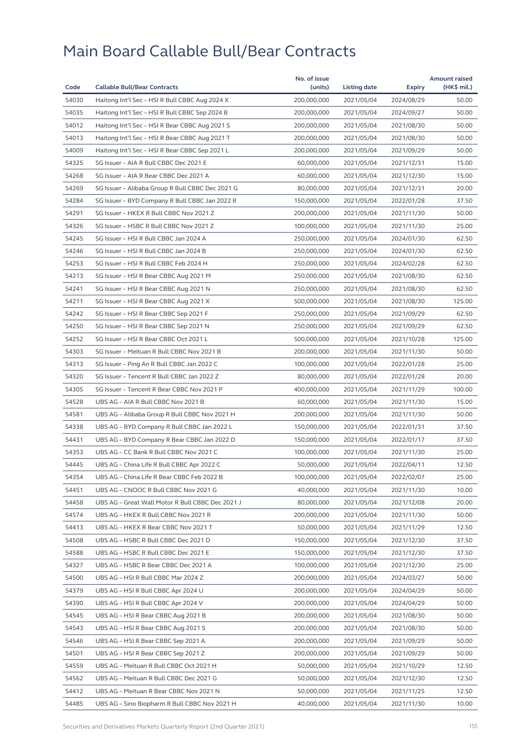# Main Board Callable Bull/Bear Contracts

| Code | Callable Bull/Bear Contracts | No. of issue (units) | Listing date | Expiry | Amount raised (HK$ mil.) |
|---|---|---|---|---|---|
| 54030 | Haitong Int'l Sec – HSI R Bull CBBC Aug 2024 X | 200,000,000 | 2021/05/04 | 2024/08/29 | 50.00 |
| 54035 | Haitong Int'l Sec – HSI R Bull CBBC Sep 2024 B | 200,000,000 | 2021/05/04 | 2024/09/27 | 50.00 |
| 54012 | Haitong Int'l Sec – HSI R Bear CBBC Aug 2021 S | 200,000,000 | 2021/05/04 | 2021/08/30 | 50.00 |
| 54013 | Haitong Int'l Sec – HSI R Bear CBBC Aug 2021 T | 200,000,000 | 2021/05/04 | 2021/08/30 | 50.00 |
| 54009 | Haitong Int'l Sec – HSI R Bear CBBC Sep 2021 L | 200,000,000 | 2021/05/04 | 2021/09/29 | 50.00 |
| 54325 | SG Issuer – AIA R Bull CBBC Dec 2021 E | 60,000,000 | 2021/05/04 | 2021/12/31 | 15.00 |
| 54268 | SG Issuer – AIA R Bear CBBC Dec 2021 A | 60,000,000 | 2021/05/04 | 2021/12/30 | 15.00 |
| 54269 | SG Issuer – Alibaba Group R Bull CBBC Dec 2021 G | 80,000,000 | 2021/05/04 | 2021/12/31 | 20.00 |
| 54284 | SG Issuer – BYD Company R Bull CBBC Jan 2022 R | 150,000,000 | 2021/05/04 | 2022/01/28 | 37.50 |
| 54291 | SG Issuer – HKEX R Bull CBBC Nov 2021 Z | 200,000,000 | 2021/05/04 | 2021/11/30 | 50.00 |
| 54326 | SG Issuer – HSBC R Bull CBBC Nov 2021 Z | 100,000,000 | 2021/05/04 | 2021/11/30 | 25.00 |
| 54245 | SG Issuer – HSI R Bull CBBC Jan 2024 A | 250,000,000 | 2021/05/04 | 2024/01/30 | 62.50 |
| 54246 | SG Issuer – HSI R Bull CBBC Jan 2024 B | 250,000,000 | 2021/05/04 | 2024/01/30 | 62.50 |
| 54253 | SG Issuer – HSI R Bull CBBC Feb 2024 H | 250,000,000 | 2021/05/04 | 2024/02/28 | 62.50 |
| 54213 | SG Issuer – HSI R Bear CBBC Aug 2021 M | 250,000,000 | 2021/05/04 | 2021/08/30 | 62.50 |
| 54241 | SG Issuer – HSI R Bear CBBC Aug 2021 N | 250,000,000 | 2021/05/04 | 2021/08/30 | 62.50 |
| 54211 | SG Issuer – HSI R Bear CBBC Aug 2021 X | 500,000,000 | 2021/05/04 | 2021/08/30 | 125.00 |
| 54242 | SG Issuer – HSI R Bear CBBC Sep 2021 F | 250,000,000 | 2021/05/04 | 2021/09/29 | 62.50 |
| 54250 | SG Issuer – HSI R Bear CBBC Sep 2021 N | 250,000,000 | 2021/05/04 | 2021/09/29 | 62.50 |
| 54252 | SG Issuer – HSI R Bear CBBC Oct 2021 L | 500,000,000 | 2021/05/04 | 2021/10/28 | 125.00 |
| 54303 | SG Issuer – Meituan R Bull CBBC Nov 2021 B | 200,000,000 | 2021/05/04 | 2021/11/30 | 50.00 |
| 54313 | SG Issuer – Ping An R Bull CBBC Jan 2022 C | 100,000,000 | 2021/05/04 | 2022/01/28 | 25.00 |
| 54320 | SG Issuer – Tencent R Bull CBBC Jan 2022 Z | 80,000,000 | 2021/05/04 | 2022/01/28 | 20.00 |
| 54305 | SG Issuer – Tencent R Bear CBBC Nov 2021 P | 400,000,000 | 2021/05/04 | 2021/11/29 | 100.00 |
| 54528 | UBS AG – AIA R Bull CBBC Nov 2021 B | 60,000,000 | 2021/05/04 | 2021/11/30 | 15.00 |
| 54581 | UBS AG – Alibaba Group R Bull CBBC Nov 2021 H | 200,000,000 | 2021/05/04 | 2021/11/30 | 50.00 |
| 54338 | UBS AG – BYD Company R Bull CBBC Jan 2022 L | 150,000,000 | 2021/05/04 | 2022/01/31 | 37.50 |
| 54431 | UBS AG – BYD Company R Bear CBBC Jan 2022 D | 150,000,000 | 2021/05/04 | 2022/01/17 | 37.50 |
| 54353 | UBS AG – CC Bank R Bull CBBC Nov 2021 C | 100,000,000 | 2021/05/04 | 2021/11/30 | 25.00 |
| 54445 | UBS AG – China Life R Bull CBBC Apr 2022 C | 50,000,000 | 2021/05/04 | 2022/04/11 | 12.50 |
| 54354 | UBS AG – China Life R Bear CBBC Feb 2022 B | 100,000,000 | 2021/05/04 | 2022/02/07 | 25.00 |
| 54451 | UBS AG – CNOOC R Bull CBBC Nov 2021 G | 40,000,000 | 2021/05/04 | 2021/11/30 | 10.00 |
| 54458 | UBS AG – Great Wall Motor R Bull CBBC Dec 2021 J | 80,000,000 | 2021/05/04 | 2021/12/08 | 20.00 |
| 54574 | UBS AG – HKEX R Bull CBBC Nov 2021 R | 200,000,000 | 2021/05/04 | 2021/11/30 | 50.00 |
| 54413 | UBS AG – HKEX R Bear CBBC Nov 2021 T | 50,000,000 | 2021/05/04 | 2021/11/29 | 12.50 |
| 54508 | UBS AG – HSBC R Bull CBBC Dec 2021 D | 150,000,000 | 2021/05/04 | 2021/12/30 | 37.50 |
| 54588 | UBS AG – HSBC R Bull CBBC Dec 2021 E | 150,000,000 | 2021/05/04 | 2021/12/30 | 37.50 |
| 54327 | UBS AG – HSBC R Bear CBBC Dec 2021 A | 100,000,000 | 2021/05/04 | 2021/12/30 | 25.00 |
| 54500 | UBS AG – HSI R Bull CBBC Mar 2024 Z | 200,000,000 | 2021/05/04 | 2024/03/27 | 50.00 |
| 54379 | UBS AG – HSI R Bull CBBC Apr 2024 U | 200,000,000 | 2021/05/04 | 2024/04/29 | 50.00 |
| 54390 | UBS AG – HSI R Bull CBBC Apr 2024 V | 200,000,000 | 2021/05/04 | 2024/04/29 | 50.00 |
| 54545 | UBS AG – HSI R Bear CBBC Aug 2021 B | 200,000,000 | 2021/05/04 | 2021/08/30 | 50.00 |
| 54543 | UBS AG – HSI R Bear CBBC Aug 2021 S | 200,000,000 | 2021/05/04 | 2021/08/30 | 50.00 |
| 54546 | UBS AG – HSI R Bear CBBC Sep 2021 A | 200,000,000 | 2021/05/04 | 2021/09/29 | 50.00 |
| 54501 | UBS AG – HSI R Bear CBBC Sep 2021 Z | 200,000,000 | 2021/05/04 | 2021/09/29 | 50.00 |
| 54559 | UBS AG – Meituan R Bull CBBC Oct 2021 H | 50,000,000 | 2021/05/04 | 2021/10/29 | 12.50 |
| 54562 | UBS AG – Meituan R Bull CBBC Dec 2021 G | 50,000,000 | 2021/05/04 | 2021/12/30 | 12.50 |
| 54412 | UBS AG – Meituan R Bear CBBC Nov 2021 N | 50,000,000 | 2021/05/04 | 2021/11/25 | 12.50 |
| 54485 | UBS AG – Sino Biopharm R Bull CBBC Nov 2021 H | 40,000,000 | 2021/05/04 | 2021/11/30 | 10.00 |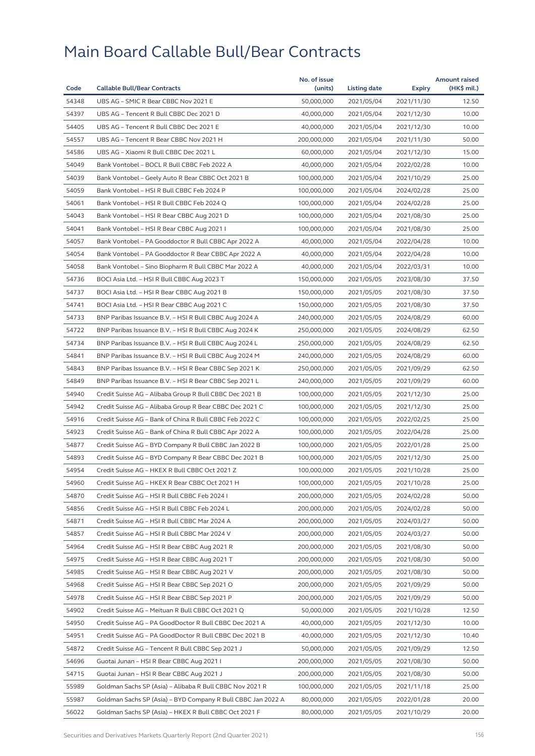# Main Board Callable Bull/Bear Contracts

| Code | Callable Bull/Bear Contracts | No. of issue (units) | Listing date | Expiry | Amount raised (HK$ mil.) |
|---|---|---|---|---|---|
| 54348 | UBS AG – SMIC R Bear CBBC Nov 2021 E | 50,000,000 | 2021/05/04 | 2021/11/30 | 12.50 |
| 54397 | UBS AG – Tencent R Bull CBBC Dec 2021 D | 40,000,000 | 2021/05/04 | 2021/12/30 | 10.00 |
| 54405 | UBS AG – Tencent R Bull CBBC Dec 2021 E | 40,000,000 | 2021/05/04 | 2021/12/30 | 10.00 |
| 54557 | UBS AG – Tencent R Bear CBBC Nov 2021 H | 200,000,000 | 2021/05/04 | 2021/11/30 | 50.00 |
| 54586 | UBS AG – Xiaomi R Bull CBBC Dec 2021 L | 60,000,000 | 2021/05/04 | 2021/12/30 | 15.00 |
| 54049 | Bank Vontobel – BOCL R Bull CBBC Feb 2022 A | 40,000,000 | 2021/05/04 | 2022/02/28 | 10.00 |
| 54039 | Bank Vontobel – Geely Auto R Bear CBBC Oct 2021 B | 100,000,000 | 2021/05/04 | 2021/10/29 | 25.00 |
| 54059 | Bank Vontobel – HSI R Bull CBBC Feb 2024 P | 100,000,000 | 2021/05/04 | 2024/02/28 | 25.00 |
| 54061 | Bank Vontobel – HSI R Bull CBBC Feb 2024 Q | 100,000,000 | 2021/05/04 | 2024/02/28 | 25.00 |
| 54043 | Bank Vontobel – HSI R Bear CBBC Aug 2021 D | 100,000,000 | 2021/05/04 | 2021/08/30 | 25.00 |
| 54041 | Bank Vontobel – HSI R Bear CBBC Aug 2021 I | 100,000,000 | 2021/05/04 | 2021/08/30 | 25.00 |
| 54057 | Bank Vontobel – PA Gooddoctor R Bull CBBC Apr 2022 A | 40,000,000 | 2021/05/04 | 2022/04/28 | 10.00 |
| 54054 | Bank Vontobel – PA Gooddoctor R Bear CBBC Apr 2022 A | 40,000,000 | 2021/05/04 | 2022/04/28 | 10.00 |
| 54058 | Bank Vontobel – Sino Biopharm R Bull CBBC Mar 2022 A | 40,000,000 | 2021/05/04 | 2022/03/31 | 10.00 |
| 54736 | BOCI Asia Ltd. – HSI R Bull CBBC Aug 2023 T | 150,000,000 | 2021/05/05 | 2023/08/30 | 37.50 |
| 54737 | BOCI Asia Ltd. – HSI R Bear CBBC Aug 2021 B | 150,000,000 | 2021/05/05 | 2021/08/30 | 37.50 |
| 54741 | BOCI Asia Ltd. – HSI R Bear CBBC Aug 2021 C | 150,000,000 | 2021/05/05 | 2021/08/30 | 37.50 |
| 54733 | BNP Paribas Issuance B.V. – HSI R Bull CBBC Aug 2024 A | 240,000,000 | 2021/05/05 | 2024/08/29 | 60.00 |
| 54722 | BNP Paribas Issuance B.V. – HSI R Bull CBBC Aug 2024 K | 250,000,000 | 2021/05/05 | 2024/08/29 | 62.50 |
| 54734 | BNP Paribas Issuance B.V. – HSI R Bull CBBC Aug 2024 L | 250,000,000 | 2021/05/05 | 2024/08/29 | 62.50 |
| 54841 | BNP Paribas Issuance B.V. – HSI R Bull CBBC Aug 2024 M | 240,000,000 | 2021/05/05 | 2024/08/29 | 60.00 |
| 54843 | BNP Paribas Issuance B.V. – HSI R Bear CBBC Sep 2021 K | 250,000,000 | 2021/05/05 | 2021/09/29 | 62.50 |
| 54849 | BNP Paribas Issuance B.V. – HSI R Bear CBBC Sep 2021 L | 240,000,000 | 2021/05/05 | 2021/09/29 | 60.00 |
| 54940 | Credit Suisse AG – Alibaba Group R Bull CBBC Dec 2021 B | 100,000,000 | 2021/05/05 | 2021/12/30 | 25.00 |
| 54942 | Credit Suisse AG – Alibaba Group R Bear CBBC Dec 2021 C | 100,000,000 | 2021/05/05 | 2021/12/30 | 25.00 |
| 54916 | Credit Suisse AG – Bank of China R Bull CBBC Feb 2022 C | 100,000,000 | 2021/05/05 | 2022/02/25 | 25.00 |
| 54923 | Credit Suisse AG – Bank of China R Bull CBBC Apr 2022 A | 100,000,000 | 2021/05/05 | 2022/04/28 | 25.00 |
| 54877 | Credit Suisse AG – BYD Company R Bull CBBC Jan 2022 B | 100,000,000 | 2021/05/05 | 2022/01/28 | 25.00 |
| 54893 | Credit Suisse AG – BYD Company R Bear CBBC Dec 2021 B | 100,000,000 | 2021/05/05 | 2021/12/30 | 25.00 |
| 54954 | Credit Suisse AG – HKEX R Bull CBBC Oct 2021 Z | 100,000,000 | 2021/05/05 | 2021/10/28 | 25.00 |
| 54960 | Credit Suisse AG – HKEX R Bear CBBC Oct 2021 H | 100,000,000 | 2021/05/05 | 2021/10/28 | 25.00 |
| 54870 | Credit Suisse AG – HSI R Bull CBBC Feb 2024 I | 200,000,000 | 2021/05/05 | 2024/02/28 | 50.00 |
| 54856 | Credit Suisse AG – HSI R Bull CBBC Feb 2024 L | 200,000,000 | 2021/05/05 | 2024/02/28 | 50.00 |
| 54871 | Credit Suisse AG – HSI R Bull CBBC Mar 2024 A | 200,000,000 | 2021/05/05 | 2024/03/27 | 50.00 |
| 54857 | Credit Suisse AG – HSI R Bull CBBC Mar 2024 V | 200,000,000 | 2021/05/05 | 2024/03/27 | 50.00 |
| 54964 | Credit Suisse AG – HSI R Bear CBBC Aug 2021 R | 200,000,000 | 2021/05/05 | 2021/08/30 | 50.00 |
| 54975 | Credit Suisse AG – HSI R Bear CBBC Aug 2021 T | 200,000,000 | 2021/05/05 | 2021/08/30 | 50.00 |
| 54985 | Credit Suisse AG – HSI R Bear CBBC Aug 2021 V | 200,000,000 | 2021/05/05 | 2021/08/30 | 50.00 |
| 54968 | Credit Suisse AG – HSI R Bear CBBC Sep 2021 O | 200,000,000 | 2021/05/05 | 2021/09/29 | 50.00 |
| 54978 | Credit Suisse AG – HSI R Bear CBBC Sep 2021 P | 200,000,000 | 2021/05/05 | 2021/09/29 | 50.00 |
| 54902 | Credit Suisse AG – Meituan R Bull CBBC Oct 2021 Q | 50,000,000 | 2021/05/05 | 2021/10/28 | 12.50 |
| 54950 | Credit Suisse AG – PA GoodDoctor R Bull CBBC Dec 2021 A | 40,000,000 | 2021/05/05 | 2021/12/30 | 10.00 |
| 54951 | Credit Suisse AG – PA GoodDoctor R Bull CBBC Dec 2021 B | 40,000,000 | 2021/05/05 | 2021/12/30 | 10.40 |
| 54872 | Credit Suisse AG – Tencent R Bull CBBC Sep 2021 J | 50,000,000 | 2021/05/05 | 2021/09/29 | 12.50 |
| 54696 | Guotai Junan – HSI R Bear CBBC Aug 2021 I | 200,000,000 | 2021/05/05 | 2021/08/30 | 50.00 |
| 54715 | Guotai Junan – HSI R Bear CBBC Aug 2021 J | 200,000,000 | 2021/05/05 | 2021/08/30 | 50.00 |
| 55989 | Goldman Sachs SP (Asia) – Alibaba R Bull CBBC Nov 2021 R | 100,000,000 | 2021/05/05 | 2021/11/18 | 25.00 |
| 55987 | Goldman Sachs SP (Asia) – BYD Company R Bull CBBC Jan 2022 A | 80,000,000 | 2021/05/05 | 2022/01/28 | 20.00 |
| 56022 | Goldman Sachs SP (Asia) – HKEX R Bull CBBC Oct 2021 F | 80,000,000 | 2021/05/05 | 2021/10/29 | 20.00 |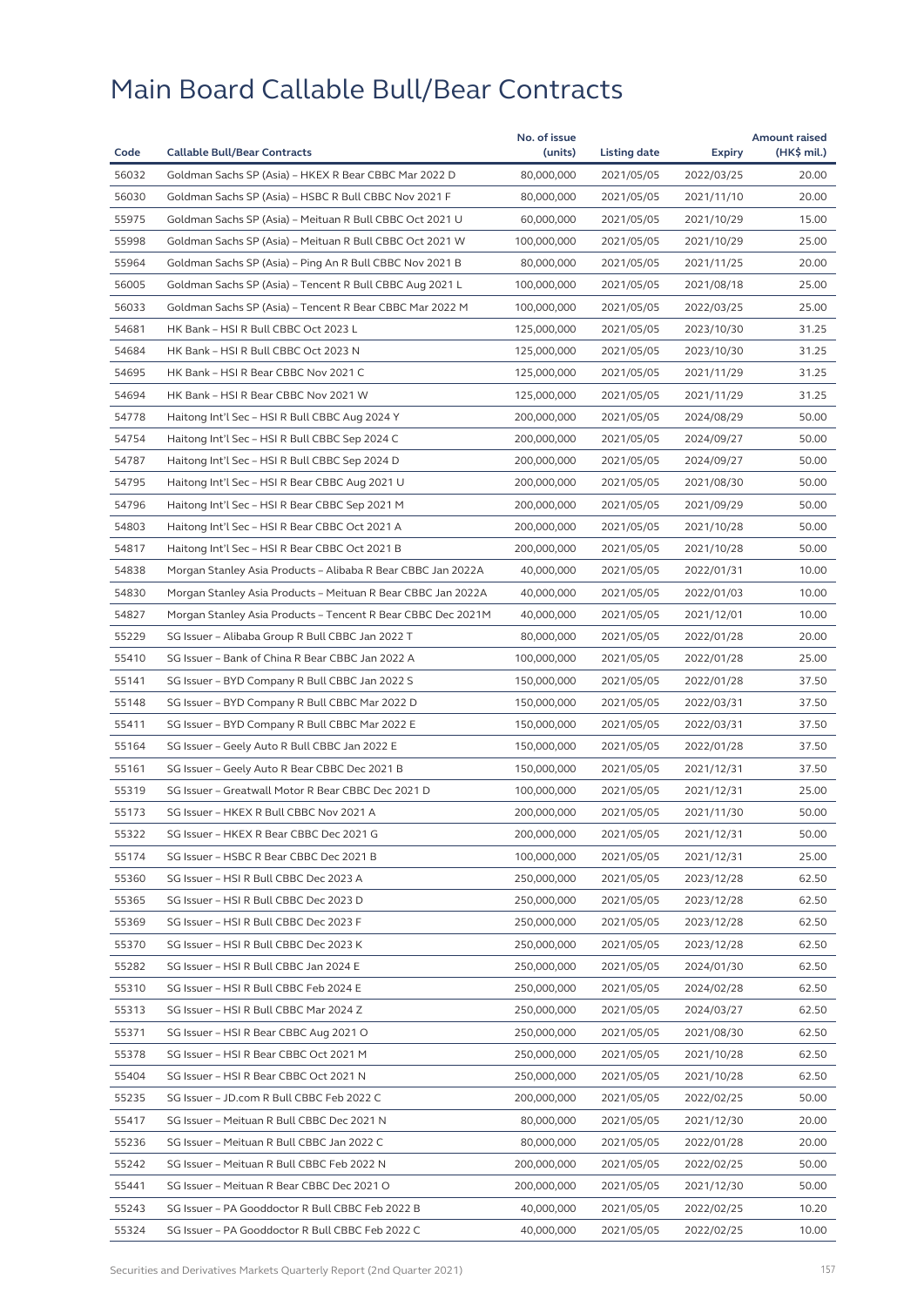# Main Board Callable Bull/Bear Contracts

| Code | Callable Bull/Bear Contracts | No. of issue (units) | Listing date | Expiry | Amount raised (HK$ mil.) |
|---|---|---|---|---|---|
| 56032 | Goldman Sachs SP (Asia) – HKEX R Bear CBBC Mar 2022 D | 80,000,000 | 2021/05/05 | 2022/03/25 | 20.00 |
| 56030 | Goldman Sachs SP (Asia) – HSBC R Bull CBBC Nov 2021 F | 80,000,000 | 2021/05/05 | 2021/11/10 | 20.00 |
| 55975 | Goldman Sachs SP (Asia) – Meituan R Bull CBBC Oct 2021 U | 60,000,000 | 2021/05/05 | 2021/10/29 | 15.00 |
| 55998 | Goldman Sachs SP (Asia) – Meituan R Bull CBBC Oct 2021 W | 100,000,000 | 2021/05/05 | 2021/10/29 | 25.00 |
| 55964 | Goldman Sachs SP (Asia) – Ping An R Bull CBBC Nov 2021 B | 80,000,000 | 2021/05/05 | 2021/11/25 | 20.00 |
| 56005 | Goldman Sachs SP (Asia) – Tencent R Bull CBBC Aug 2021 L | 100,000,000 | 2021/05/05 | 2021/08/18 | 25.00 |
| 56033 | Goldman Sachs SP (Asia) – Tencent R Bear CBBC Mar 2022 M | 100,000,000 | 2021/05/05 | 2022/03/25 | 25.00 |
| 54681 | HK Bank – HSI R Bull CBBC Oct 2023 L | 125,000,000 | 2021/05/05 | 2023/10/30 | 31.25 |
| 54684 | HK Bank – HSI R Bull CBBC Oct 2023 N | 125,000,000 | 2021/05/05 | 2023/10/30 | 31.25 |
| 54695 | HK Bank – HSI R Bear CBBC Nov 2021 C | 125,000,000 | 2021/05/05 | 2021/11/29 | 31.25 |
| 54694 | HK Bank – HSI R Bear CBBC Nov 2021 W | 125,000,000 | 2021/05/05 | 2021/11/29 | 31.25 |
| 54778 | Haitong Int'l Sec – HSI R Bull CBBC Aug 2024 Y | 200,000,000 | 2021/05/05 | 2024/08/29 | 50.00 |
| 54754 | Haitong Int'l Sec – HSI R Bull CBBC Sep 2024 C | 200,000,000 | 2021/05/05 | 2024/09/27 | 50.00 |
| 54787 | Haitong Int'l Sec – HSI R Bull CBBC Sep 2024 D | 200,000,000 | 2021/05/05 | 2024/09/27 | 50.00 |
| 54795 | Haitong Int'l Sec – HSI R Bear CBBC Aug 2021 U | 200,000,000 | 2021/05/05 | 2021/08/30 | 50.00 |
| 54796 | Haitong Int'l Sec – HSI R Bear CBBC Sep 2021 M | 200,000,000 | 2021/05/05 | 2021/09/29 | 50.00 |
| 54803 | Haitong Int'l Sec – HSI R Bear CBBC Oct 2021 A | 200,000,000 | 2021/05/05 | 2021/10/28 | 50.00 |
| 54817 | Haitong Int'l Sec – HSI R Bear CBBC Oct 2021 B | 200,000,000 | 2021/05/05 | 2021/10/28 | 50.00 |
| 54838 | Morgan Stanley Asia Products – Alibaba R Bear CBBC Jan 2022A | 40,000,000 | 2021/05/05 | 2022/01/31 | 10.00 |
| 54830 | Morgan Stanley Asia Products – Meituan R Bear CBBC Jan 2022A | 40,000,000 | 2021/05/05 | 2022/01/03 | 10.00 |
| 54827 | Morgan Stanley Asia Products – Tencent R Bear CBBC Dec 2021M | 40,000,000 | 2021/05/05 | 2021/12/01 | 10.00 |
| 55229 | SG Issuer – Alibaba Group R Bull CBBC Jan 2022 T | 80,000,000 | 2021/05/05 | 2022/01/28 | 20.00 |
| 55410 | SG Issuer – Bank of China R Bear CBBC Jan 2022 A | 100,000,000 | 2021/05/05 | 2022/01/28 | 25.00 |
| 55141 | SG Issuer – BYD Company R Bull CBBC Jan 2022 S | 150,000,000 | 2021/05/05 | 2022/01/28 | 37.50 |
| 55148 | SG Issuer – BYD Company R Bull CBBC Mar 2022 D | 150,000,000 | 2021/05/05 | 2022/03/31 | 37.50 |
| 55411 | SG Issuer – BYD Company R Bull CBBC Mar 2022 E | 150,000,000 | 2021/05/05 | 2022/03/31 | 37.50 |
| 55164 | SG Issuer – Geely Auto R Bull CBBC Jan 2022 E | 150,000,000 | 2021/05/05 | 2022/01/28 | 37.50 |
| 55161 | SG Issuer – Geely Auto R Bear CBBC Dec 2021 B | 150,000,000 | 2021/05/05 | 2021/12/31 | 37.50 |
| 55319 | SG Issuer – Greatwall Motor R Bear CBBC Dec 2021 D | 100,000,000 | 2021/05/05 | 2021/12/31 | 25.00 |
| 55173 | SG Issuer – HKEX R Bull CBBC Nov 2021 A | 200,000,000 | 2021/05/05 | 2021/11/30 | 50.00 |
| 55322 | SG Issuer – HKEX R Bear CBBC Dec 2021 G | 200,000,000 | 2021/05/05 | 2021/12/31 | 50.00 |
| 55174 | SG Issuer – HSBC R Bear CBBC Dec 2021 B | 100,000,000 | 2021/05/05 | 2021/12/31 | 25.00 |
| 55360 | SG Issuer – HSI R Bull CBBC Dec 2023 A | 250,000,000 | 2021/05/05 | 2023/12/28 | 62.50 |
| 55365 | SG Issuer – HSI R Bull CBBC Dec 2023 D | 250,000,000 | 2021/05/05 | 2023/12/28 | 62.50 |
| 55369 | SG Issuer – HSI R Bull CBBC Dec 2023 F | 250,000,000 | 2021/05/05 | 2023/12/28 | 62.50 |
| 55370 | SG Issuer – HSI R Bull CBBC Dec 2023 K | 250,000,000 | 2021/05/05 | 2023/12/28 | 62.50 |
| 55282 | SG Issuer – HSI R Bull CBBC Jan 2024 E | 250,000,000 | 2021/05/05 | 2024/01/30 | 62.50 |
| 55310 | SG Issuer – HSI R Bull CBBC Feb 2024 E | 250,000,000 | 2021/05/05 | 2024/02/28 | 62.50 |
| 55313 | SG Issuer – HSI R Bull CBBC Mar 2024 Z | 250,000,000 | 2021/05/05 | 2024/03/27 | 62.50 |
| 55371 | SG Issuer – HSI R Bear CBBC Aug 2021 O | 250,000,000 | 2021/05/05 | 2021/08/30 | 62.50 |
| 55378 | SG Issuer – HSI R Bear CBBC Oct 2021 M | 250,000,000 | 2021/05/05 | 2021/10/28 | 62.50 |
| 55404 | SG Issuer – HSI R Bear CBBC Oct 2021 N | 250,000,000 | 2021/05/05 | 2021/10/28 | 62.50 |
| 55235 | SG Issuer – JD.com R Bull CBBC Feb 2022 C | 200,000,000 | 2021/05/05 | 2022/02/25 | 50.00 |
| 55417 | SG Issuer – Meituan R Bull CBBC Dec 2021 N | 80,000,000 | 2021/05/05 | 2021/12/30 | 20.00 |
| 55236 | SG Issuer – Meituan R Bull CBBC Jan 2022 C | 80,000,000 | 2021/05/05 | 2022/01/28 | 20.00 |
| 55242 | SG Issuer – Meituan R Bull CBBC Feb 2022 N | 200,000,000 | 2021/05/05 | 2022/02/25 | 50.00 |
| 55441 | SG Issuer – Meituan R Bear CBBC Dec 2021 O | 200,000,000 | 2021/05/05 | 2021/12/30 | 50.00 |
| 55243 | SG Issuer – PA Gooddoctor R Bull CBBC Feb 2022 B | 40,000,000 | 2021/05/05 | 2022/02/25 | 10.20 |
| 55324 | SG Issuer – PA Gooddoctor R Bull CBBC Feb 2022 C | 40,000,000 | 2021/05/05 | 2022/02/25 | 10.00 |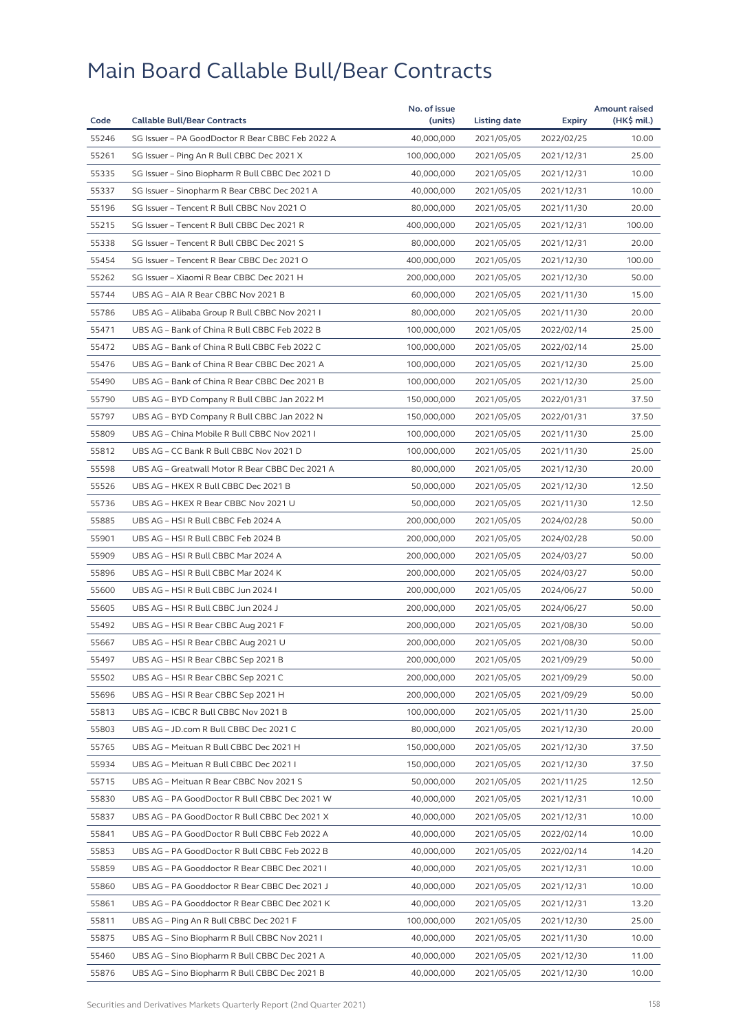# Main Board Callable Bull/Bear Contracts

| Code | Callable Bull/Bear Contracts | No. of issue (units) | Listing date | Expiry | Amount raised (HK$ mil.) |
|---|---|---|---|---|---|
| 55246 | SG Issuer – PA GoodDoctor R Bear CBBC Feb 2022 A | 40,000,000 | 2021/05/05 | 2022/02/25 | 10.00 |
| 55261 | SG Issuer – Ping An R Bull CBBC Dec 2021 X | 100,000,000 | 2021/05/05 | 2021/12/31 | 25.00 |
| 55335 | SG Issuer – Sino Biopharm R Bull CBBC Dec 2021 D | 40,000,000 | 2021/05/05 | 2021/12/31 | 10.00 |
| 55337 | SG Issuer – Sinopharm R Bear CBBC Dec 2021 A | 40,000,000 | 2021/05/05 | 2021/12/31 | 10.00 |
| 55196 | SG Issuer – Tencent R Bull CBBC Nov 2021 O | 80,000,000 | 2021/05/05 | 2021/11/30 | 20.00 |
| 55215 | SG Issuer – Tencent R Bull CBBC Dec 2021 R | 400,000,000 | 2021/05/05 | 2021/12/31 | 100.00 |
| 55338 | SG Issuer – Tencent R Bull CBBC Dec 2021 S | 80,000,000 | 2021/05/05 | 2021/12/31 | 20.00 |
| 55454 | SG Issuer – Tencent R Bear CBBC Dec 2021 O | 400,000,000 | 2021/05/05 | 2021/12/30 | 100.00 |
| 55262 | SG Issuer – Xiaomi R Bear CBBC Dec 2021 H | 200,000,000 | 2021/05/05 | 2021/12/30 | 50.00 |
| 55744 | UBS AG – AIA R Bear CBBC Nov 2021 B | 60,000,000 | 2021/05/05 | 2021/11/30 | 15.00 |
| 55786 | UBS AG – Alibaba Group R Bull CBBC Nov 2021 I | 80,000,000 | 2021/05/05 | 2021/11/30 | 20.00 |
| 55471 | UBS AG – Bank of China R Bull CBBC Feb 2022 B | 100,000,000 | 2021/05/05 | 2022/02/14 | 25.00 |
| 55472 | UBS AG – Bank of China R Bull CBBC Feb 2022 C | 100,000,000 | 2021/05/05 | 2022/02/14 | 25.00 |
| 55476 | UBS AG – Bank of China R Bear CBBC Dec 2021 A | 100,000,000 | 2021/05/05 | 2021/12/30 | 25.00 |
| 55490 | UBS AG – Bank of China R Bear CBBC Dec 2021 B | 100,000,000 | 2021/05/05 | 2021/12/30 | 25.00 |
| 55790 | UBS AG – BYD Company R Bull CBBC Jan 2022 M | 150,000,000 | 2021/05/05 | 2022/01/31 | 37.50 |
| 55797 | UBS AG – BYD Company R Bull CBBC Jan 2022 N | 150,000,000 | 2021/05/05 | 2022/01/31 | 37.50 |
| 55809 | UBS AG – China Mobile R Bull CBBC Nov 2021 I | 100,000,000 | 2021/05/05 | 2021/11/30 | 25.00 |
| 55812 | UBS AG – CC Bank R Bull CBBC Nov 2021 D | 100,000,000 | 2021/05/05 | 2021/11/30 | 25.00 |
| 55598 | UBS AG – Greatwall Motor R Bear CBBC Dec 2021 A | 80,000,000 | 2021/05/05 | 2021/12/30 | 20.00 |
| 55526 | UBS AG – HKEX R Bull CBBC Dec 2021 B | 50,000,000 | 2021/05/05 | 2021/12/30 | 12.50 |
| 55736 | UBS AG – HKEX R Bear CBBC Nov 2021 U | 50,000,000 | 2021/05/05 | 2021/11/30 | 12.50 |
| 55885 | UBS AG – HSI R Bull CBBC Feb 2024 A | 200,000,000 | 2021/05/05 | 2024/02/28 | 50.00 |
| 55901 | UBS AG – HSI R Bull CBBC Feb 2024 B | 200,000,000 | 2021/05/05 | 2024/02/28 | 50.00 |
| 55909 | UBS AG – HSI R Bull CBBC Mar 2024 A | 200,000,000 | 2021/05/05 | 2024/03/27 | 50.00 |
| 55896 | UBS AG – HSI R Bull CBBC Mar 2024 K | 200,000,000 | 2021/05/05 | 2024/03/27 | 50.00 |
| 55600 | UBS AG – HSI R Bull CBBC Jun 2024 I | 200,000,000 | 2021/05/05 | 2024/06/27 | 50.00 |
| 55605 | UBS AG – HSI R Bull CBBC Jun 2024 J | 200,000,000 | 2021/05/05 | 2024/06/27 | 50.00 |
| 55492 | UBS AG – HSI R Bear CBBC Aug 2021 F | 200,000,000 | 2021/05/05 | 2021/08/30 | 50.00 |
| 55667 | UBS AG – HSI R Bear CBBC Aug 2021 U | 200,000,000 | 2021/05/05 | 2021/08/30 | 50.00 |
| 55497 | UBS AG – HSI R Bear CBBC Sep 2021 B | 200,000,000 | 2021/05/05 | 2021/09/29 | 50.00 |
| 55502 | UBS AG – HSI R Bear CBBC Sep 2021 C | 200,000,000 | 2021/05/05 | 2021/09/29 | 50.00 |
| 55696 | UBS AG – HSI R Bear CBBC Sep 2021 H | 200,000,000 | 2021/05/05 | 2021/09/29 | 50.00 |
| 55813 | UBS AG – ICBC R Bull CBBC Nov 2021 B | 100,000,000 | 2021/05/05 | 2021/11/30 | 25.00 |
| 55803 | UBS AG – JD.com R Bull CBBC Dec 2021 C | 80,000,000 | 2021/05/05 | 2021/12/30 | 20.00 |
| 55765 | UBS AG – Meituan R Bull CBBC Dec 2021 H | 150,000,000 | 2021/05/05 | 2021/12/30 | 37.50 |
| 55934 | UBS AG – Meituan R Bull CBBC Dec 2021 I | 150,000,000 | 2021/05/05 | 2021/12/30 | 37.50 |
| 55715 | UBS AG – Meituan R Bear CBBC Nov 2021 S | 50,000,000 | 2021/05/05 | 2021/11/25 | 12.50 |
| 55830 | UBS AG – PA GoodDoctor R Bull CBBC Dec 2021 W | 40,000,000 | 2021/05/05 | 2021/12/31 | 10.00 |
| 55837 | UBS AG – PA GoodDoctor R Bull CBBC Dec 2021 X | 40,000,000 | 2021/05/05 | 2021/12/31 | 10.00 |
| 55841 | UBS AG – PA GoodDoctor R Bull CBBC Feb 2022 A | 40,000,000 | 2021/05/05 | 2022/02/14 | 10.00 |
| 55853 | UBS AG – PA GoodDoctor R Bull CBBC Feb 2022 B | 40,000,000 | 2021/05/05 | 2022/02/14 | 14.20 |
| 55859 | UBS AG – PA Gooddoctor R Bear CBBC Dec 2021 I | 40,000,000 | 2021/05/05 | 2021/12/31 | 10.00 |
| 55860 | UBS AG – PA Gooddoctor R Bear CBBC Dec 2021 J | 40,000,000 | 2021/05/05 | 2021/12/31 | 10.00 |
| 55861 | UBS AG – PA Gooddoctor R Bear CBBC Dec 2021 K | 40,000,000 | 2021/05/05 | 2021/12/31 | 13.20 |
| 55811 | UBS AG – Ping An R Bull CBBC Dec 2021 F | 100,000,000 | 2021/05/05 | 2021/12/30 | 25.00 |
| 55875 | UBS AG – Sino Biopharm R Bull CBBC Nov 2021 I | 40,000,000 | 2021/05/05 | 2021/11/30 | 10.00 |
| 55460 | UBS AG – Sino Biopharm R Bull CBBC Dec 2021 A | 40,000,000 | 2021/05/05 | 2021/12/30 | 11.00 |
| 55876 | UBS AG – Sino Biopharm R Bull CBBC Dec 2021 B | 40,000,000 | 2021/05/05 | 2021/12/30 | 10.00 |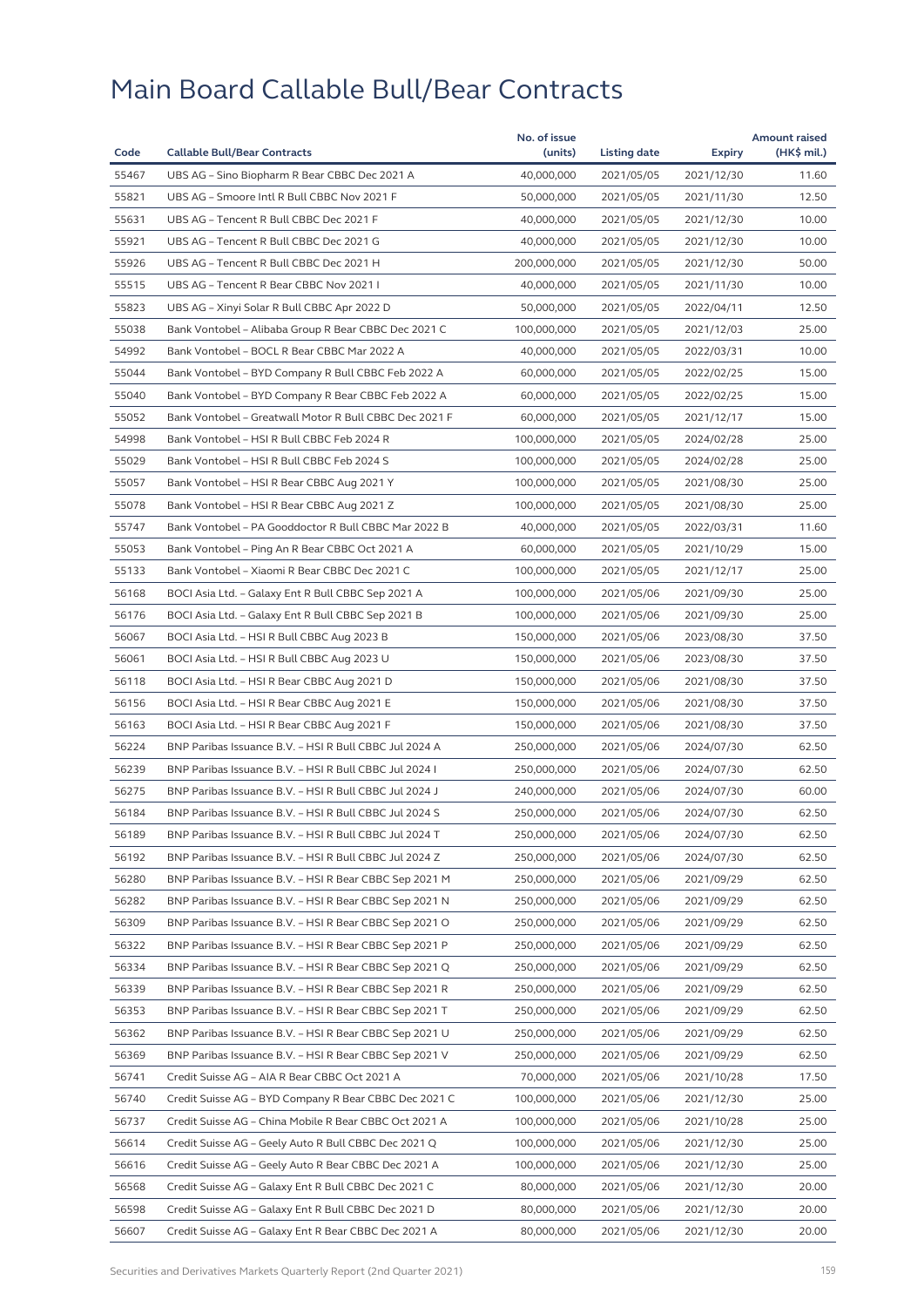# Main Board Callable Bull/Bear Contracts

| Code | Callable Bull/Bear Contracts | No. of issue (units) | Listing date | Expiry | Amount raised (HK$ mil.) |
|---|---|---|---|---|---|
| 55467 | UBS AG – Sino Biopharm R Bear CBBC Dec 2021 A | 40,000,000 | 2021/05/05 | 2021/12/30 | 11.60 |
| 55821 | UBS AG – Smoore Intl R Bull CBBC Nov 2021 F | 50,000,000 | 2021/05/05 | 2021/11/30 | 12.50 |
| 55631 | UBS AG – Tencent R Bull CBBC Dec 2021 F | 40,000,000 | 2021/05/05 | 2021/12/30 | 10.00 |
| 55921 | UBS AG – Tencent R Bull CBBC Dec 2021 G | 40,000,000 | 2021/05/05 | 2021/12/30 | 10.00 |
| 55926 | UBS AG – Tencent R Bull CBBC Dec 2021 H | 200,000,000 | 2021/05/05 | 2021/12/30 | 50.00 |
| 55515 | UBS AG – Tencent R Bear CBBC Nov 2021 I | 40,000,000 | 2021/05/05 | 2021/11/30 | 10.00 |
| 55823 | UBS AG – Xinyi Solar R Bull CBBC Apr 2022 D | 50,000,000 | 2021/05/05 | 2022/04/11 | 12.50 |
| 55038 | Bank Vontobel – Alibaba Group R Bear CBBC Dec 2021 C | 100,000,000 | 2021/05/05 | 2021/12/03 | 25.00 |
| 54992 | Bank Vontobel – BOCL R Bear CBBC Mar 2022 A | 40,000,000 | 2021/05/05 | 2022/03/31 | 10.00 |
| 55044 | Bank Vontobel – BYD Company R Bull CBBC Feb 2022 A | 60,000,000 | 2021/05/05 | 2022/02/25 | 15.00 |
| 55040 | Bank Vontobel – BYD Company R Bear CBBC Feb 2022 A | 60,000,000 | 2021/05/05 | 2022/02/25 | 15.00 |
| 55052 | Bank Vontobel – Greatwall Motor R Bull CBBC Dec 2021 F | 60,000,000 | 2021/05/05 | 2021/12/17 | 15.00 |
| 54998 | Bank Vontobel – HSI R Bull CBBC Feb 2024 R | 100,000,000 | 2021/05/05 | 2024/02/28 | 25.00 |
| 55029 | Bank Vontobel – HSI R Bull CBBC Feb 2024 S | 100,000,000 | 2021/05/05 | 2024/02/28 | 25.00 |
| 55057 | Bank Vontobel – HSI R Bear CBBC Aug 2021 Y | 100,000,000 | 2021/05/05 | 2021/08/30 | 25.00 |
| 55078 | Bank Vontobel – HSI R Bear CBBC Aug 2021 Z | 100,000,000 | 2021/05/05 | 2021/08/30 | 25.00 |
| 55747 | Bank Vontobel – PA Gooddoctor R Bull CBBC Mar 2022 B | 40,000,000 | 2021/05/05 | 2022/03/31 | 11.60 |
| 55053 | Bank Vontobel – Ping An R Bear CBBC Oct 2021 A | 60,000,000 | 2021/05/05 | 2021/10/29 | 15.00 |
| 55133 | Bank Vontobel – Xiaomi R Bear CBBC Dec 2021 C | 100,000,000 | 2021/05/05 | 2021/12/17 | 25.00 |
| 56168 | BOCI Asia Ltd. – Galaxy Ent R Bull CBBC Sep 2021 A | 100,000,000 | 2021/05/06 | 2021/09/30 | 25.00 |
| 56176 | BOCI Asia Ltd. – Galaxy Ent R Bull CBBC Sep 2021 B | 100,000,000 | 2021/05/06 | 2021/09/30 | 25.00 |
| 56067 | BOCI Asia Ltd. – HSI R Bull CBBC Aug 2023 B | 150,000,000 | 2021/05/06 | 2023/08/30 | 37.50 |
| 56061 | BOCI Asia Ltd. – HSI R Bull CBBC Aug 2023 U | 150,000,000 | 2021/05/06 | 2023/08/30 | 37.50 |
| 56118 | BOCI Asia Ltd. – HSI R Bear CBBC Aug 2021 D | 150,000,000 | 2021/05/06 | 2021/08/30 | 37.50 |
| 56156 | BOCI Asia Ltd. – HSI R Bear CBBC Aug 2021 E | 150,000,000 | 2021/05/06 | 2021/08/30 | 37.50 |
| 56163 | BOCI Asia Ltd. – HSI R Bear CBBC Aug 2021 F | 150,000,000 | 2021/05/06 | 2021/08/30 | 37.50 |
| 56224 | BNP Paribas Issuance B.V. – HSI R Bull CBBC Jul 2024 A | 250,000,000 | 2021/05/06 | 2024/07/30 | 62.50 |
| 56239 | BNP Paribas Issuance B.V. – HSI R Bull CBBC Jul 2024 I | 250,000,000 | 2021/05/06 | 2024/07/30 | 62.50 |
| 56275 | BNP Paribas Issuance B.V. – HSI R Bull CBBC Jul 2024 J | 240,000,000 | 2021/05/06 | 2024/07/30 | 60.00 |
| 56184 | BNP Paribas Issuance B.V. – HSI R Bull CBBC Jul 2024 S | 250,000,000 | 2021/05/06 | 2024/07/30 | 62.50 |
| 56189 | BNP Paribas Issuance B.V. – HSI R Bull CBBC Jul 2024 T | 250,000,000 | 2021/05/06 | 2024/07/30 | 62.50 |
| 56192 | BNP Paribas Issuance B.V. – HSI R Bull CBBC Jul 2024 Z | 250,000,000 | 2021/05/06 | 2024/07/30 | 62.50 |
| 56280 | BNP Paribas Issuance B.V. – HSI R Bear CBBC Sep 2021 M | 250,000,000 | 2021/05/06 | 2021/09/29 | 62.50 |
| 56282 | BNP Paribas Issuance B.V. – HSI R Bear CBBC Sep 2021 N | 250,000,000 | 2021/05/06 | 2021/09/29 | 62.50 |
| 56309 | BNP Paribas Issuance B.V. – HSI R Bear CBBC Sep 2021 O | 250,000,000 | 2021/05/06 | 2021/09/29 | 62.50 |
| 56322 | BNP Paribas Issuance B.V. – HSI R Bear CBBC Sep 2021 P | 250,000,000 | 2021/05/06 | 2021/09/29 | 62.50 |
| 56334 | BNP Paribas Issuance B.V. – HSI R Bear CBBC Sep 2021 Q | 250,000,000 | 2021/05/06 | 2021/09/29 | 62.50 |
| 56339 | BNP Paribas Issuance B.V. – HSI R Bear CBBC Sep 2021 R | 250,000,000 | 2021/05/06 | 2021/09/29 | 62.50 |
| 56353 | BNP Paribas Issuance B.V. – HSI R Bear CBBC Sep 2021 T | 250,000,000 | 2021/05/06 | 2021/09/29 | 62.50 |
| 56362 | BNP Paribas Issuance B.V. – HSI R Bear CBBC Sep 2021 U | 250,000,000 | 2021/05/06 | 2021/09/29 | 62.50 |
| 56369 | BNP Paribas Issuance B.V. – HSI R Bear CBBC Sep 2021 V | 250,000,000 | 2021/05/06 | 2021/09/29 | 62.50 |
| 56741 | Credit Suisse AG – AIA R Bear CBBC Oct 2021 A | 70,000,000 | 2021/05/06 | 2021/10/28 | 17.50 |
| 56740 | Credit Suisse AG – BYD Company R Bear CBBC Dec 2021 C | 100,000,000 | 2021/05/06 | 2021/12/30 | 25.00 |
| 56737 | Credit Suisse AG – China Mobile R Bear CBBC Oct 2021 A | 100,000,000 | 2021/05/06 | 2021/10/28 | 25.00 |
| 56614 | Credit Suisse AG – Geely Auto R Bull CBBC Dec 2021 Q | 100,000,000 | 2021/05/06 | 2021/12/30 | 25.00 |
| 56616 | Credit Suisse AG – Geely Auto R Bear CBBC Dec 2021 A | 100,000,000 | 2021/05/06 | 2021/12/30 | 25.00 |
| 56568 | Credit Suisse AG – Galaxy Ent R Bull CBBC Dec 2021 C | 80,000,000 | 2021/05/06 | 2021/12/30 | 20.00 |
| 56598 | Credit Suisse AG – Galaxy Ent R Bull CBBC Dec 2021 D | 80,000,000 | 2021/05/06 | 2021/12/30 | 20.00 |
| 56607 | Credit Suisse AG – Galaxy Ent R Bear CBBC Dec 2021 A | 80,000,000 | 2021/05/06 | 2021/12/30 | 20.00 |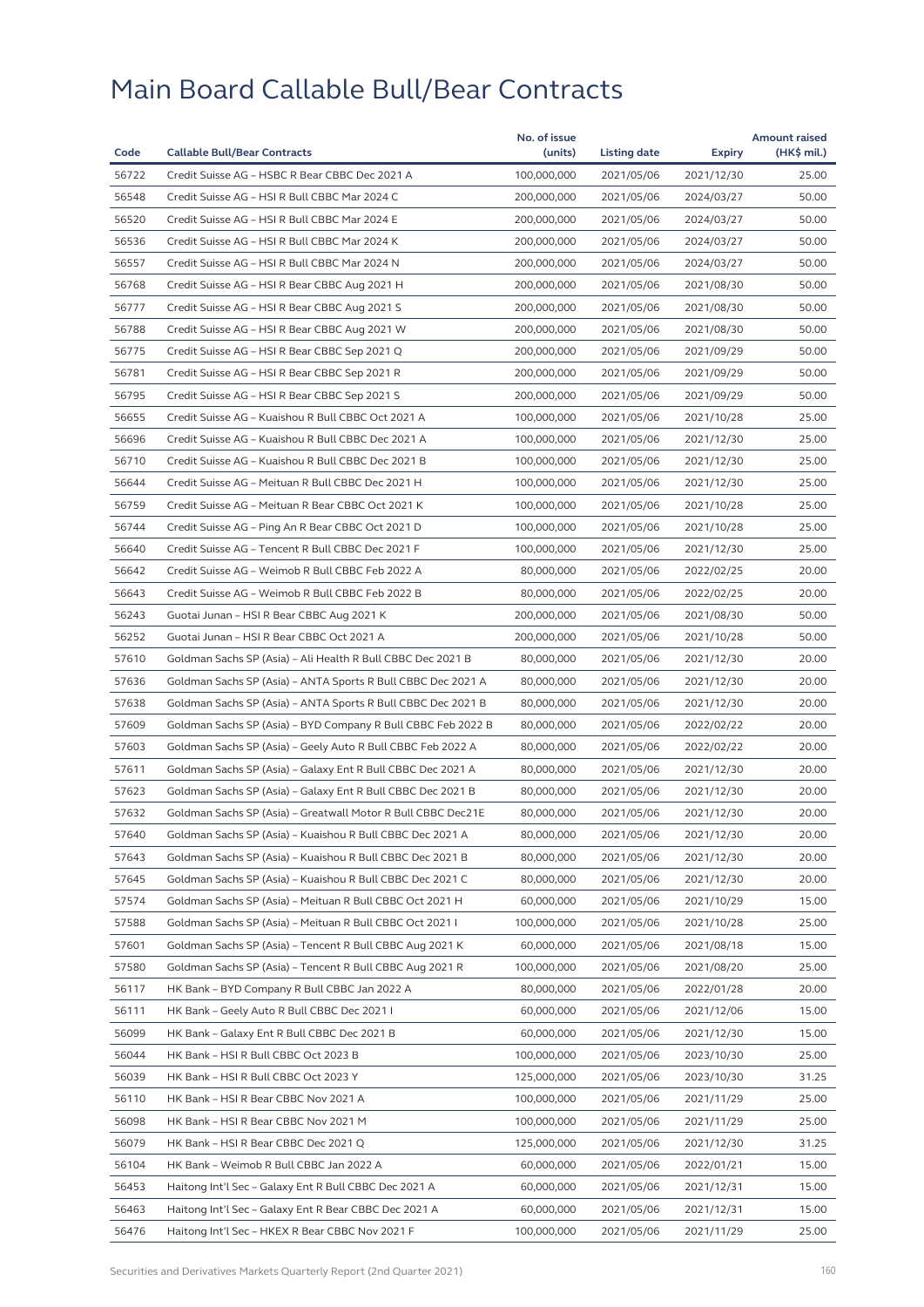# Main Board Callable Bull/Bear Contracts

| Code | Callable Bull/Bear Contracts | No. of issue (units) | Listing date | Expiry | Amount raised (HK$ mil.) |
|---|---|---|---|---|---|
| 56722 | Credit Suisse AG – HSBC R Bear CBBC Dec 2021 A | 100,000,000 | 2021/05/06 | 2021/12/30 | 25.00 |
| 56548 | Credit Suisse AG – HSI R Bull CBBC Mar 2024 C | 200,000,000 | 2021/05/06 | 2024/03/27 | 50.00 |
| 56520 | Credit Suisse AG – HSI R Bull CBBC Mar 2024 E | 200,000,000 | 2021/05/06 | 2024/03/27 | 50.00 |
| 56536 | Credit Suisse AG – HSI R Bull CBBC Mar 2024 K | 200,000,000 | 2021/05/06 | 2024/03/27 | 50.00 |
| 56557 | Credit Suisse AG – HSI R Bull CBBC Mar 2024 N | 200,000,000 | 2021/05/06 | 2024/03/27 | 50.00 |
| 56768 | Credit Suisse AG – HSI R Bear CBBC Aug 2021 H | 200,000,000 | 2021/05/06 | 2021/08/30 | 50.00 |
| 56777 | Credit Suisse AG – HSI R Bear CBBC Aug 2021 S | 200,000,000 | 2021/05/06 | 2021/08/30 | 50.00 |
| 56788 | Credit Suisse AG – HSI R Bear CBBC Aug 2021 W | 200,000,000 | 2021/05/06 | 2021/08/30 | 50.00 |
| 56775 | Credit Suisse AG – HSI R Bear CBBC Sep 2021 Q | 200,000,000 | 2021/05/06 | 2021/09/29 | 50.00 |
| 56781 | Credit Suisse AG – HSI R Bear CBBC Sep 2021 R | 200,000,000 | 2021/05/06 | 2021/09/29 | 50.00 |
| 56795 | Credit Suisse AG – HSI R Bear CBBC Sep 2021 S | 200,000,000 | 2021/05/06 | 2021/09/29 | 50.00 |
| 56655 | Credit Suisse AG – Kuaishou R Bull CBBC Oct 2021 A | 100,000,000 | 2021/05/06 | 2021/10/28 | 25.00 |
| 56696 | Credit Suisse AG – Kuaishou R Bull CBBC Dec 2021 A | 100,000,000 | 2021/05/06 | 2021/12/30 | 25.00 |
| 56710 | Credit Suisse AG – Kuaishou R Bull CBBC Dec 2021 B | 100,000,000 | 2021/05/06 | 2021/12/30 | 25.00 |
| 56644 | Credit Suisse AG – Meituan R Bull CBBC Dec 2021 H | 100,000,000 | 2021/05/06 | 2021/12/30 | 25.00 |
| 56759 | Credit Suisse AG – Meituan R Bear CBBC Oct 2021 K | 100,000,000 | 2021/05/06 | 2021/10/28 | 25.00 |
| 56744 | Credit Suisse AG – Ping An R Bear CBBC Oct 2021 D | 100,000,000 | 2021/05/06 | 2021/10/28 | 25.00 |
| 56640 | Credit Suisse AG – Tencent R Bull CBBC Dec 2021 F | 100,000,000 | 2021/05/06 | 2021/12/30 | 25.00 |
| 56642 | Credit Suisse AG – Weimob R Bull CBBC Feb 2022 A | 80,000,000 | 2021/05/06 | 2022/02/25 | 20.00 |
| 56643 | Credit Suisse AG – Weimob R Bull CBBC Feb 2022 B | 80,000,000 | 2021/05/06 | 2022/02/25 | 20.00 |
| 56243 | Guotai Junan – HSI R Bear CBBC Aug 2021 K | 200,000,000 | 2021/05/06 | 2021/08/30 | 50.00 |
| 56252 | Guotai Junan – HSI R Bear CBBC Oct 2021 A | 200,000,000 | 2021/05/06 | 2021/10/28 | 50.00 |
| 57610 | Goldman Sachs SP (Asia) – Ali Health R Bull CBBC Dec 2021 B | 80,000,000 | 2021/05/06 | 2021/12/30 | 20.00 |
| 57636 | Goldman Sachs SP (Asia) – ANTA Sports R Bull CBBC Dec 2021 A | 80,000,000 | 2021/05/06 | 2021/12/30 | 20.00 |
| 57638 | Goldman Sachs SP (Asia) – ANTA Sports R Bull CBBC Dec 2021 B | 80,000,000 | 2021/05/06 | 2021/12/30 | 20.00 |
| 57609 | Goldman Sachs SP (Asia) – BYD Company R Bull CBBC Feb 2022 B | 80,000,000 | 2021/05/06 | 2022/02/22 | 20.00 |
| 57603 | Goldman Sachs SP (Asia) – Geely Auto R Bull CBBC Feb 2022 A | 80,000,000 | 2021/05/06 | 2022/02/22 | 20.00 |
| 57611 | Goldman Sachs SP (Asia) – Galaxy Ent R Bull CBBC Dec 2021 A | 80,000,000 | 2021/05/06 | 2021/12/30 | 20.00 |
| 57623 | Goldman Sachs SP (Asia) – Galaxy Ent R Bull CBBC Dec 2021 B | 80,000,000 | 2021/05/06 | 2021/12/30 | 20.00 |
| 57632 | Goldman Sachs SP (Asia) – Greatwall Motor R Bull CBBC Dec21E | 80,000,000 | 2021/05/06 | 2021/12/30 | 20.00 |
| 57640 | Goldman Sachs SP (Asia) – Kuaishou R Bull CBBC Dec 2021 A | 80,000,000 | 2021/05/06 | 2021/12/30 | 20.00 |
| 57643 | Goldman Sachs SP (Asia) – Kuaishou R Bull CBBC Dec 2021 B | 80,000,000 | 2021/05/06 | 2021/12/30 | 20.00 |
| 57645 | Goldman Sachs SP (Asia) – Kuaishou R Bull CBBC Dec 2021 C | 80,000,000 | 2021/05/06 | 2021/12/30 | 20.00 |
| 57574 | Goldman Sachs SP (Asia) – Meituan R Bull CBBC Oct 2021 H | 60,000,000 | 2021/05/06 | 2021/10/29 | 15.00 |
| 57588 | Goldman Sachs SP (Asia) – Meituan R Bull CBBC Oct 2021 I | 100,000,000 | 2021/05/06 | 2021/10/28 | 25.00 |
| 57601 | Goldman Sachs SP (Asia) – Tencent R Bull CBBC Aug 2021 K | 60,000,000 | 2021/05/06 | 2021/08/18 | 15.00 |
| 57580 | Goldman Sachs SP (Asia) – Tencent R Bull CBBC Aug 2021 R | 100,000,000 | 2021/05/06 | 2021/08/20 | 25.00 |
| 56117 | HK Bank – BYD Company R Bull CBBC Jan 2022 A | 80,000,000 | 2021/05/06 | 2022/01/28 | 20.00 |
| 56111 | HK Bank – Geely Auto R Bull CBBC Dec 2021 I | 60,000,000 | 2021/05/06 | 2021/12/06 | 15.00 |
| 56099 | HK Bank – Galaxy Ent R Bull CBBC Dec 2021 B | 60,000,000 | 2021/05/06 | 2021/12/30 | 15.00 |
| 56044 | HK Bank – HSI R Bull CBBC Oct 2023 B | 100,000,000 | 2021/05/06 | 2023/10/30 | 25.00 |
| 56039 | HK Bank – HSI R Bull CBBC Oct 2023 Y | 125,000,000 | 2021/05/06 | 2023/10/30 | 31.25 |
| 56110 | HK Bank – HSI R Bear CBBC Nov 2021 A | 100,000,000 | 2021/05/06 | 2021/11/29 | 25.00 |
| 56098 | HK Bank – HSI R Bear CBBC Nov 2021 M | 100,000,000 | 2021/05/06 | 2021/11/29 | 25.00 |
| 56079 | HK Bank – HSI R Bear CBBC Dec 2021 Q | 125,000,000 | 2021/05/06 | 2021/12/30 | 31.25 |
| 56104 | HK Bank – Weimob R Bull CBBC Jan 2022 A | 60,000,000 | 2021/05/06 | 2022/01/21 | 15.00 |
| 56453 | Haitong Int'l Sec – Galaxy Ent R Bull CBBC Dec 2021 A | 60,000,000 | 2021/05/06 | 2021/12/31 | 15.00 |
| 56463 | Haitong Int'l Sec – Galaxy Ent R Bear CBBC Dec 2021 A | 60,000,000 | 2021/05/06 | 2021/12/31 | 15.00 |
| 56476 | Haitong Int'l Sec – HKEX R Bear CBBC Nov 2021 F | 100,000,000 | 2021/05/06 | 2021/11/29 | 25.00 |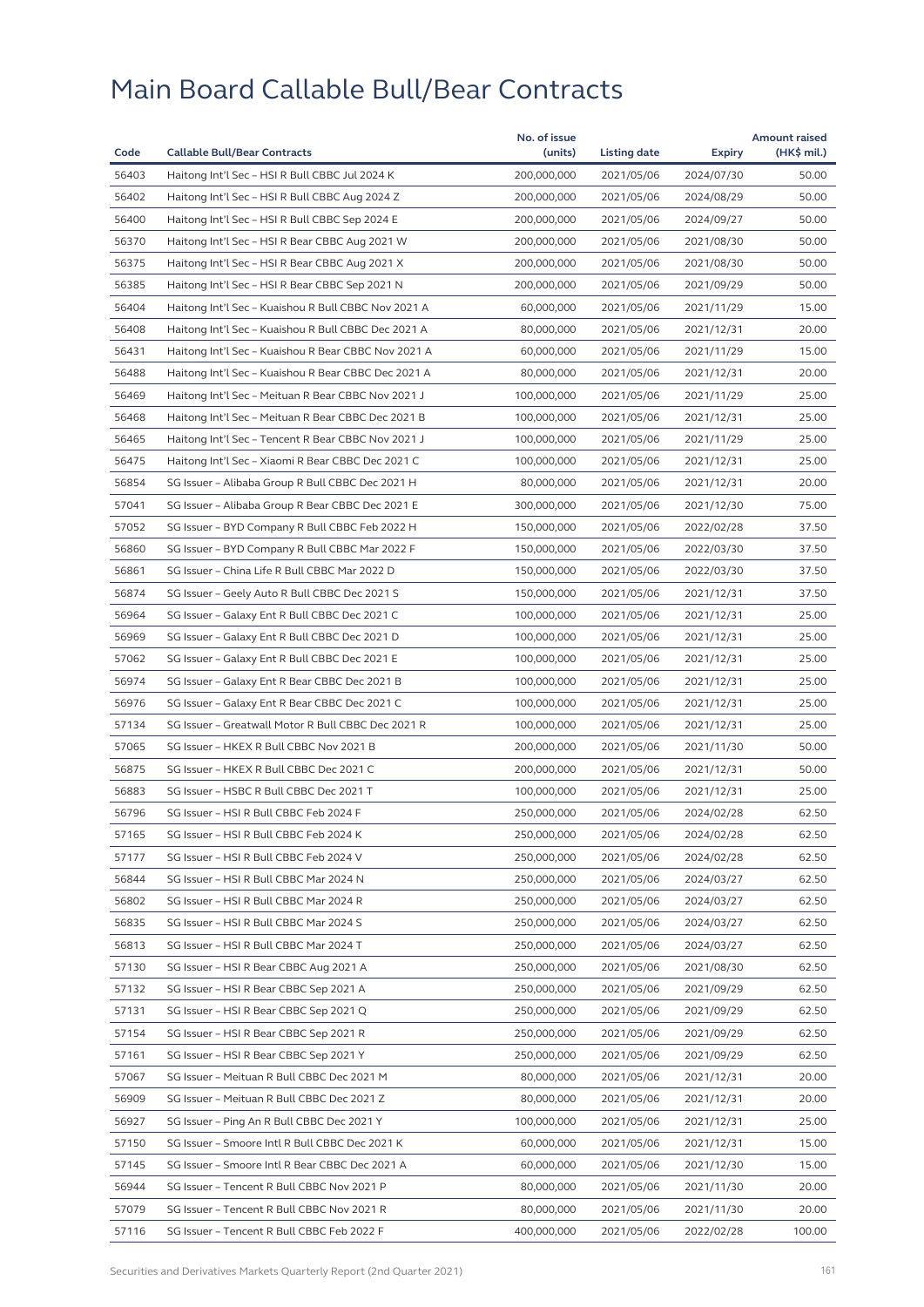# Main Board Callable Bull/Bear Contracts

| Code | Callable Bull/Bear Contracts | No. of issue (units) | Listing date | Expiry | Amount raised (HK$ mil.) |
|---|---|---|---|---|---|
| 56403 | Haitong Int'l Sec – HSI R Bull CBBC Jul 2024 K | 200,000,000 | 2021/05/06 | 2024/07/30 | 50.00 |
| 56402 | Haitong Int'l Sec – HSI R Bull CBBC Aug 2024 Z | 200,000,000 | 2021/05/06 | 2024/08/29 | 50.00 |
| 56400 | Haitong Int'l Sec – HSI R Bull CBBC Sep 2024 E | 200,000,000 | 2021/05/06 | 2024/09/27 | 50.00 |
| 56370 | Haitong Int'l Sec – HSI R Bear CBBC Aug 2021 W | 200,000,000 | 2021/05/06 | 2021/08/30 | 50.00 |
| 56375 | Haitong Int'l Sec – HSI R Bear CBBC Aug 2021 X | 200,000,000 | 2021/05/06 | 2021/08/30 | 50.00 |
| 56385 | Haitong Int'l Sec – HSI R Bear CBBC Sep 2021 N | 200,000,000 | 2021/05/06 | 2021/09/29 | 50.00 |
| 56404 | Haitong Int'l Sec – Kuaishou R Bull CBBC Nov 2021 A | 60,000,000 | 2021/05/06 | 2021/11/29 | 15.00 |
| 56408 | Haitong Int'l Sec – Kuaishou R Bull CBBC Dec 2021 A | 80,000,000 | 2021/05/06 | 2021/12/31 | 20.00 |
| 56431 | Haitong Int'l Sec – Kuaishou R Bear CBBC Nov 2021 A | 60,000,000 | 2021/05/06 | 2021/11/29 | 15.00 |
| 56488 | Haitong Int'l Sec – Kuaishou R Bear CBBC Dec 2021 A | 80,000,000 | 2021/05/06 | 2021/12/31 | 20.00 |
| 56469 | Haitong Int'l Sec – Meituan R Bear CBBC Nov 2021 J | 100,000,000 | 2021/05/06 | 2021/11/29 | 25.00 |
| 56468 | Haitong Int'l Sec – Meituan R Bear CBBC Dec 2021 B | 100,000,000 | 2021/05/06 | 2021/12/31 | 25.00 |
| 56465 | Haitong Int'l Sec – Tencent R Bear CBBC Nov 2021 J | 100,000,000 | 2021/05/06 | 2021/11/29 | 25.00 |
| 56475 | Haitong Int'l Sec – Xiaomi R Bear CBBC Dec 2021 C | 100,000,000 | 2021/05/06 | 2021/12/31 | 25.00 |
| 56854 | SG Issuer – Alibaba Group R Bull CBBC Dec 2021 H | 80,000,000 | 2021/05/06 | 2021/12/31 | 20.00 |
| 57041 | SG Issuer – Alibaba Group R Bear CBBC Dec 2021 E | 300,000,000 | 2021/05/06 | 2021/12/30 | 75.00 |
| 57052 | SG Issuer – BYD Company R Bull CBBC Feb 2022 H | 150,000,000 | 2021/05/06 | 2022/02/28 | 37.50 |
| 56860 | SG Issuer – BYD Company R Bull CBBC Mar 2022 F | 150,000,000 | 2021/05/06 | 2022/03/30 | 37.50 |
| 56861 | SG Issuer – China Life R Bull CBBC Mar 2022 D | 150,000,000 | 2021/05/06 | 2022/03/30 | 37.50 |
| 56874 | SG Issuer – Geely Auto R Bull CBBC Dec 2021 S | 150,000,000 | 2021/05/06 | 2021/12/31 | 37.50 |
| 56964 | SG Issuer – Galaxy Ent R Bull CBBC Dec 2021 C | 100,000,000 | 2021/05/06 | 2021/12/31 | 25.00 |
| 56969 | SG Issuer – Galaxy Ent R Bull CBBC Dec 2021 D | 100,000,000 | 2021/05/06 | 2021/12/31 | 25.00 |
| 57062 | SG Issuer – Galaxy Ent R Bull CBBC Dec 2021 E | 100,000,000 | 2021/05/06 | 2021/12/31 | 25.00 |
| 56974 | SG Issuer – Galaxy Ent R Bear CBBC Dec 2021 B | 100,000,000 | 2021/05/06 | 2021/12/31 | 25.00 |
| 56976 | SG Issuer – Galaxy Ent R Bear CBBC Dec 2021 C | 100,000,000 | 2021/05/06 | 2021/12/31 | 25.00 |
| 57134 | SG Issuer – Greatwall Motor R Bull CBBC Dec 2021 R | 100,000,000 | 2021/05/06 | 2021/12/31 | 25.00 |
| 57065 | SG Issuer – HKEX R Bull CBBC Nov 2021 B | 200,000,000 | 2021/05/06 | 2021/11/30 | 50.00 |
| 56875 | SG Issuer – HKEX R Bull CBBC Dec 2021 C | 200,000,000 | 2021/05/06 | 2021/12/31 | 50.00 |
| 56883 | SG Issuer – HSBC R Bull CBBC Dec 2021 T | 100,000,000 | 2021/05/06 | 2021/12/31 | 25.00 |
| 56796 | SG Issuer – HSI R Bull CBBC Feb 2024 F | 250,000,000 | 2021/05/06 | 2024/02/28 | 62.50 |
| 57165 | SG Issuer – HSI R Bull CBBC Feb 2024 K | 250,000,000 | 2021/05/06 | 2024/02/28 | 62.50 |
| 57177 | SG Issuer – HSI R Bull CBBC Feb 2024 V | 250,000,000 | 2021/05/06 | 2024/02/28 | 62.50 |
| 56844 | SG Issuer – HSI R Bull CBBC Mar 2024 N | 250,000,000 | 2021/05/06 | 2024/03/27 | 62.50 |
| 56802 | SG Issuer – HSI R Bull CBBC Mar 2024 R | 250,000,000 | 2021/05/06 | 2024/03/27 | 62.50 |
| 56835 | SG Issuer – HSI R Bull CBBC Mar 2024 S | 250,000,000 | 2021/05/06 | 2024/03/27 | 62.50 |
| 56813 | SG Issuer – HSI R Bull CBBC Mar 2024 T | 250,000,000 | 2021/05/06 | 2024/03/27 | 62.50 |
| 57130 | SG Issuer – HSI R Bear CBBC Aug 2021 A | 250,000,000 | 2021/05/06 | 2021/08/30 | 62.50 |
| 57132 | SG Issuer – HSI R Bear CBBC Sep 2021 A | 250,000,000 | 2021/05/06 | 2021/09/29 | 62.50 |
| 57131 | SG Issuer – HSI R Bear CBBC Sep 2021 Q | 250,000,000 | 2021/05/06 | 2021/09/29 | 62.50 |
| 57154 | SG Issuer – HSI R Bear CBBC Sep 2021 R | 250,000,000 | 2021/05/06 | 2021/09/29 | 62.50 |
| 57161 | SG Issuer – HSI R Bear CBBC Sep 2021 Y | 250,000,000 | 2021/05/06 | 2021/09/29 | 62.50 |
| 57067 | SG Issuer – Meituan R Bull CBBC Dec 2021 M | 80,000,000 | 2021/05/06 | 2021/12/31 | 20.00 |
| 56909 | SG Issuer – Meituan R Bull CBBC Dec 2021 Z | 80,000,000 | 2021/05/06 | 2021/12/31 | 20.00 |
| 56927 | SG Issuer – Ping An R Bull CBBC Dec 2021 Y | 100,000,000 | 2021/05/06 | 2021/12/31 | 25.00 |
| 57150 | SG Issuer – Smoore Intl R Bull CBBC Dec 2021 K | 60,000,000 | 2021/05/06 | 2021/12/31 | 15.00 |
| 57145 | SG Issuer – Smoore Intl R Bear CBBC Dec 2021 A | 60,000,000 | 2021/05/06 | 2021/12/30 | 15.00 |
| 56944 | SG Issuer – Tencent R Bull CBBC Nov 2021 P | 80,000,000 | 2021/05/06 | 2021/11/30 | 20.00 |
| 57079 | SG Issuer – Tencent R Bull CBBC Nov 2021 R | 80,000,000 | 2021/05/06 | 2021/11/30 | 20.00 |
| 57116 | SG Issuer – Tencent R Bull CBBC Feb 2022 F | 400,000,000 | 2021/05/06 | 2022/02/28 | 100.00 |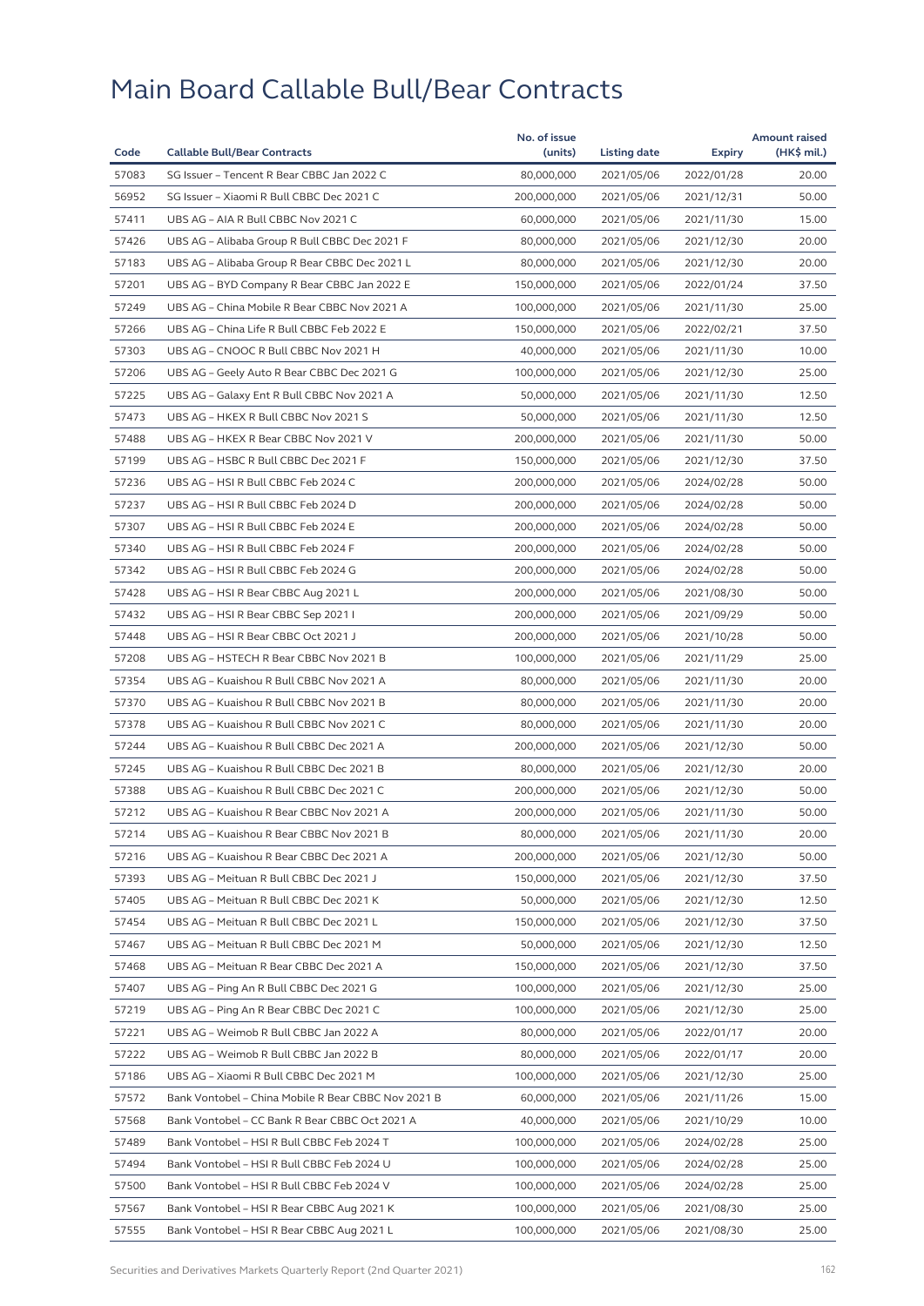# Main Board Callable Bull/Bear Contracts

| Code | Callable Bull/Bear Contracts | No. of issue (units) | Listing date | Expiry | Amount raised (HK$ mil.) |
|---|---|---|---|---|---|
| 57083 | SG Issuer – Tencent R Bear CBBC Jan 2022 C | 80,000,000 | 2021/05/06 | 2022/01/28 | 20.00 |
| 56952 | SG Issuer – Xiaomi R Bull CBBC Dec 2021 C | 200,000,000 | 2021/05/06 | 2021/12/31 | 50.00 |
| 57411 | UBS AG – AIA R Bull CBBC Nov 2021 C | 60,000,000 | 2021/05/06 | 2021/11/30 | 15.00 |
| 57426 | UBS AG – Alibaba Group R Bull CBBC Dec 2021 F | 80,000,000 | 2021/05/06 | 2021/12/30 | 20.00 |
| 57183 | UBS AG – Alibaba Group R Bear CBBC Dec 2021 L | 80,000,000 | 2021/05/06 | 2021/12/30 | 20.00 |
| 57201 | UBS AG – BYD Company R Bear CBBC Jan 2022 E | 150,000,000 | 2021/05/06 | 2022/01/24 | 37.50 |
| 57249 | UBS AG – China Mobile R Bear CBBC Nov 2021 A | 100,000,000 | 2021/05/06 | 2021/11/30 | 25.00 |
| 57266 | UBS AG – China Life R Bull CBBC Feb 2022 E | 150,000,000 | 2021/05/06 | 2022/02/21 | 37.50 |
| 57303 | UBS AG – CNOOC R Bull CBBC Nov 2021 H | 40,000,000 | 2021/05/06 | 2021/11/30 | 10.00 |
| 57206 | UBS AG – Geely Auto R Bear CBBC Dec 2021 G | 100,000,000 | 2021/05/06 | 2021/12/30 | 25.00 |
| 57225 | UBS AG – Galaxy Ent R Bull CBBC Nov 2021 A | 50,000,000 | 2021/05/06 | 2021/11/30 | 12.50 |
| 57473 | UBS AG – HKEX R Bull CBBC Nov 2021 S | 50,000,000 | 2021/05/06 | 2021/11/30 | 12.50 |
| 57488 | UBS AG – HKEX R Bear CBBC Nov 2021 V | 200,000,000 | 2021/05/06 | 2021/11/30 | 50.00 |
| 57199 | UBS AG – HSBC R Bull CBBC Dec 2021 F | 150,000,000 | 2021/05/06 | 2021/12/30 | 37.50 |
| 57236 | UBS AG – HSI R Bull CBBC Feb 2024 C | 200,000,000 | 2021/05/06 | 2024/02/28 | 50.00 |
| 57237 | UBS AG – HSI R Bull CBBC Feb 2024 D | 200,000,000 | 2021/05/06 | 2024/02/28 | 50.00 |
| 57307 | UBS AG – HSI R Bull CBBC Feb 2024 E | 200,000,000 | 2021/05/06 | 2024/02/28 | 50.00 |
| 57340 | UBS AG – HSI R Bull CBBC Feb 2024 F | 200,000,000 | 2021/05/06 | 2024/02/28 | 50.00 |
| 57342 | UBS AG – HSI R Bull CBBC Feb 2024 G | 200,000,000 | 2021/05/06 | 2024/02/28 | 50.00 |
| 57428 | UBS AG – HSI R Bear CBBC Aug 2021 L | 200,000,000 | 2021/05/06 | 2021/08/30 | 50.00 |
| 57432 | UBS AG – HSI R Bear CBBC Sep 2021 I | 200,000,000 | 2021/05/06 | 2021/09/29 | 50.00 |
| 57448 | UBS AG – HSI R Bear CBBC Oct 2021 J | 200,000,000 | 2021/05/06 | 2021/10/28 | 50.00 |
| 57208 | UBS AG – HSTECH R Bear CBBC Nov 2021 B | 100,000,000 | 2021/05/06 | 2021/11/29 | 25.00 |
| 57354 | UBS AG – Kuaishou R Bull CBBC Nov 2021 A | 80,000,000 | 2021/05/06 | 2021/11/30 | 20.00 |
| 57370 | UBS AG – Kuaishou R Bull CBBC Nov 2021 B | 80,000,000 | 2021/05/06 | 2021/11/30 | 20.00 |
| 57378 | UBS AG – Kuaishou R Bull CBBC Nov 2021 C | 80,000,000 | 2021/05/06 | 2021/11/30 | 20.00 |
| 57244 | UBS AG – Kuaishou R Bull CBBC Dec 2021 A | 200,000,000 | 2021/05/06 | 2021/12/30 | 50.00 |
| 57245 | UBS AG – Kuaishou R Bull CBBC Dec 2021 B | 80,000,000 | 2021/05/06 | 2021/12/30 | 20.00 |
| 57388 | UBS AG – Kuaishou R Bull CBBC Dec 2021 C | 200,000,000 | 2021/05/06 | 2021/12/30 | 50.00 |
| 57212 | UBS AG – Kuaishou R Bear CBBC Nov 2021 A | 200,000,000 | 2021/05/06 | 2021/11/30 | 50.00 |
| 57214 | UBS AG – Kuaishou R Bear CBBC Nov 2021 B | 80,000,000 | 2021/05/06 | 2021/11/30 | 20.00 |
| 57216 | UBS AG – Kuaishou R Bear CBBC Dec 2021 A | 200,000,000 | 2021/05/06 | 2021/12/30 | 50.00 |
| 57393 | UBS AG – Meituan R Bull CBBC Dec 2021 J | 150,000,000 | 2021/05/06 | 2021/12/30 | 37.50 |
| 57405 | UBS AG – Meituan R Bull CBBC Dec 2021 K | 50,000,000 | 2021/05/06 | 2021/12/30 | 12.50 |
| 57454 | UBS AG – Meituan R Bull CBBC Dec 2021 L | 150,000,000 | 2021/05/06 | 2021/12/30 | 37.50 |
| 57467 | UBS AG – Meituan R Bull CBBC Dec 2021 M | 50,000,000 | 2021/05/06 | 2021/12/30 | 12.50 |
| 57468 | UBS AG – Meituan R Bear CBBC Dec 2021 A | 150,000,000 | 2021/05/06 | 2021/12/30 | 37.50 |
| 57407 | UBS AG – Ping An R Bull CBBC Dec 2021 G | 100,000,000 | 2021/05/06 | 2021/12/30 | 25.00 |
| 57219 | UBS AG – Ping An R Bear CBBC Dec 2021 C | 100,000,000 | 2021/05/06 | 2021/12/30 | 25.00 |
| 57221 | UBS AG – Weimob R Bull CBBC Jan 2022 A | 80,000,000 | 2021/05/06 | 2022/01/17 | 20.00 |
| 57222 | UBS AG – Weimob R Bull CBBC Jan 2022 B | 80,000,000 | 2021/05/06 | 2022/01/17 | 20.00 |
| 57186 | UBS AG – Xiaomi R Bull CBBC Dec 2021 M | 100,000,000 | 2021/05/06 | 2021/12/30 | 25.00 |
| 57572 | Bank Vontobel – China Mobile R Bear CBBC Nov 2021 B | 60,000,000 | 2021/05/06 | 2021/11/26 | 15.00 |
| 57568 | Bank Vontobel – CC Bank R Bear CBBC Oct 2021 A | 40,000,000 | 2021/05/06 | 2021/10/29 | 10.00 |
| 57489 | Bank Vontobel – HSI R Bull CBBC Feb 2024 T | 100,000,000 | 2021/05/06 | 2024/02/28 | 25.00 |
| 57494 | Bank Vontobel – HSI R Bull CBBC Feb 2024 U | 100,000,000 | 2021/05/06 | 2024/02/28 | 25.00 |
| 57500 | Bank Vontobel – HSI R Bull CBBC Feb 2024 V | 100,000,000 | 2021/05/06 | 2024/02/28 | 25.00 |
| 57567 | Bank Vontobel – HSI R Bear CBBC Aug 2021 K | 100,000,000 | 2021/05/06 | 2021/08/30 | 25.00 |
| 57555 | Bank Vontobel – HSI R Bear CBBC Aug 2021 L | 100,000,000 | 2021/05/06 | 2021/08/30 | 25.00 |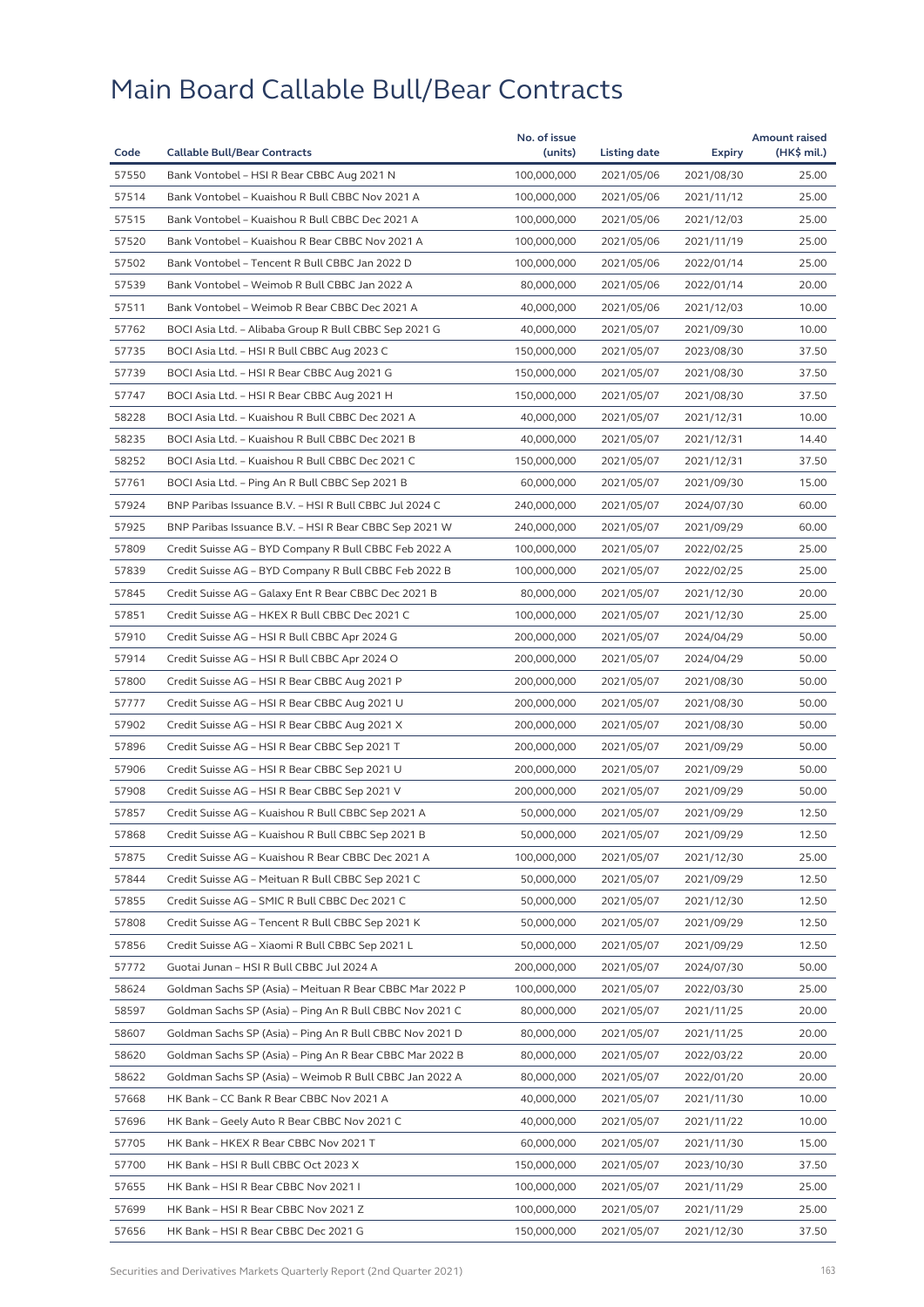# Main Board Callable Bull/Bear Contracts

| Code | Callable Bull/Bear Contracts | No. of issue (units) | Listing date | Expiry | Amount raised (HK$ mil.) |
|---|---|---|---|---|---|
| 57550 | Bank Vontobel – HSI R Bear CBBC Aug 2021 N | 100,000,000 | 2021/05/06 | 2021/08/30 | 25.00 |
| 57514 | Bank Vontobel – Kuaishou R Bull CBBC Nov 2021 A | 100,000,000 | 2021/05/06 | 2021/11/12 | 25.00 |
| 57515 | Bank Vontobel – Kuaishou R Bull CBBC Dec 2021 A | 100,000,000 | 2021/05/06 | 2021/12/03 | 25.00 |
| 57520 | Bank Vontobel – Kuaishou R Bear CBBC Nov 2021 A | 100,000,000 | 2021/05/06 | 2021/11/19 | 25.00 |
| 57502 | Bank Vontobel – Tencent R Bull CBBC Jan 2022 D | 100,000,000 | 2021/05/06 | 2022/01/14 | 25.00 |
| 57539 | Bank Vontobel – Weimob R Bull CBBC Jan 2022 A | 80,000,000 | 2021/05/06 | 2022/01/14 | 20.00 |
| 57511 | Bank Vontobel – Weimob R Bear CBBC Dec 2021 A | 40,000,000 | 2021/05/06 | 2021/12/03 | 10.00 |
| 57762 | BOCI Asia Ltd. – Alibaba Group R Bull CBBC Sep 2021 G | 40,000,000 | 2021/05/07 | 2021/09/30 | 10.00 |
| 57735 | BOCI Asia Ltd. – HSI R Bull CBBC Aug 2023 C | 150,000,000 | 2021/05/07 | 2023/08/30 | 37.50 |
| 57739 | BOCI Asia Ltd. – HSI R Bear CBBC Aug 2021 G | 150,000,000 | 2021/05/07 | 2021/08/30 | 37.50 |
| 57747 | BOCI Asia Ltd. – HSI R Bear CBBC Aug 2021 H | 150,000,000 | 2021/05/07 | 2021/08/30 | 37.50 |
| 58228 | BOCI Asia Ltd. – Kuaishou R Bull CBBC Dec 2021 A | 40,000,000 | 2021/05/07 | 2021/12/31 | 10.00 |
| 58235 | BOCI Asia Ltd. – Kuaishou R Bull CBBC Dec 2021 B | 40,000,000 | 2021/05/07 | 2021/12/31 | 14.40 |
| 58252 | BOCI Asia Ltd. – Kuaishou R Bull CBBC Dec 2021 C | 150,000,000 | 2021/05/07 | 2021/12/31 | 37.50 |
| 57761 | BOCI Asia Ltd. – Ping An R Bull CBBC Sep 2021 B | 60,000,000 | 2021/05/07 | 2021/09/30 | 15.00 |
| 57924 | BNP Paribas Issuance B.V. – HSI R Bull CBBC Jul 2024 C | 240,000,000 | 2021/05/07 | 2024/07/30 | 60.00 |
| 57925 | BNP Paribas Issuance B.V. – HSI R Bear CBBC Sep 2021 W | 240,000,000 | 2021/05/07 | 2021/09/29 | 60.00 |
| 57809 | Credit Suisse AG – BYD Company R Bull CBBC Feb 2022 A | 100,000,000 | 2021/05/07 | 2022/02/25 | 25.00 |
| 57839 | Credit Suisse AG – BYD Company R Bull CBBC Feb 2022 B | 100,000,000 | 2021/05/07 | 2022/02/25 | 25.00 |
| 57845 | Credit Suisse AG – Galaxy Ent R Bear CBBC Dec 2021 B | 80,000,000 | 2021/05/07 | 2021/12/30 | 20.00 |
| 57851 | Credit Suisse AG – HKEX R Bull CBBC Dec 2021 C | 100,000,000 | 2021/05/07 | 2021/12/30 | 25.00 |
| 57910 | Credit Suisse AG – HSI R Bull CBBC Apr 2024 G | 200,000,000 | 2021/05/07 | 2024/04/29 | 50.00 |
| 57914 | Credit Suisse AG – HSI R Bull CBBC Apr 2024 O | 200,000,000 | 2021/05/07 | 2024/04/29 | 50.00 |
| 57800 | Credit Suisse AG – HSI R Bear CBBC Aug 2021 P | 200,000,000 | 2021/05/07 | 2021/08/30 | 50.00 |
| 57777 | Credit Suisse AG – HSI R Bear CBBC Aug 2021 U | 200,000,000 | 2021/05/07 | 2021/08/30 | 50.00 |
| 57902 | Credit Suisse AG – HSI R Bear CBBC Aug 2021 X | 200,000,000 | 2021/05/07 | 2021/08/30 | 50.00 |
| 57896 | Credit Suisse AG – HSI R Bear CBBC Sep 2021 T | 200,000,000 | 2021/05/07 | 2021/09/29 | 50.00 |
| 57906 | Credit Suisse AG – HSI R Bear CBBC Sep 2021 U | 200,000,000 | 2021/05/07 | 2021/09/29 | 50.00 |
| 57908 | Credit Suisse AG – HSI R Bear CBBC Sep 2021 V | 200,000,000 | 2021/05/07 | 2021/09/29 | 50.00 |
| 57857 | Credit Suisse AG – Kuaishou R Bull CBBC Sep 2021 A | 50,000,000 | 2021/05/07 | 2021/09/29 | 12.50 |
| 57868 | Credit Suisse AG – Kuaishou R Bull CBBC Sep 2021 B | 50,000,000 | 2021/05/07 | 2021/09/29 | 12.50 |
| 57875 | Credit Suisse AG – Kuaishou R Bear CBBC Dec 2021 A | 100,000,000 | 2021/05/07 | 2021/12/30 | 25.00 |
| 57844 | Credit Suisse AG – Meituan R Bull CBBC Sep 2021 C | 50,000,000 | 2021/05/07 | 2021/09/29 | 12.50 |
| 57855 | Credit Suisse AG – SMIC R Bull CBBC Dec 2021 C | 50,000,000 | 2021/05/07 | 2021/12/30 | 12.50 |
| 57808 | Credit Suisse AG – Tencent R Bull CBBC Sep 2021 K | 50,000,000 | 2021/05/07 | 2021/09/29 | 12.50 |
| 57856 | Credit Suisse AG – Xiaomi R Bull CBBC Sep 2021 L | 50,000,000 | 2021/05/07 | 2021/09/29 | 12.50 |
| 57772 | Guotai Junan – HSI R Bull CBBC Jul 2024 A | 200,000,000 | 2021/05/07 | 2024/07/30 | 50.00 |
| 58624 | Goldman Sachs SP (Asia) – Meituan R Bear CBBC Mar 2022 P | 100,000,000 | 2021/05/07 | 2022/03/30 | 25.00 |
| 58597 | Goldman Sachs SP (Asia) – Ping An R Bull CBBC Nov 2021 C | 80,000,000 | 2021/05/07 | 2021/11/25 | 20.00 |
| 58607 | Goldman Sachs SP (Asia) – Ping An R Bull CBBC Nov 2021 D | 80,000,000 | 2021/05/07 | 2021/11/25 | 20.00 |
| 58620 | Goldman Sachs SP (Asia) – Ping An R Bear CBBC Mar 2022 B | 80,000,000 | 2021/05/07 | 2022/03/22 | 20.00 |
| 58622 | Goldman Sachs SP (Asia) – Weimob R Bull CBBC Jan 2022 A | 80,000,000 | 2021/05/07 | 2022/01/20 | 20.00 |
| 57668 | HK Bank – CC Bank R Bear CBBC Nov 2021 A | 40,000,000 | 2021/05/07 | 2021/11/30 | 10.00 |
| 57696 | HK Bank – Geely Auto R Bear CBBC Nov 2021 C | 40,000,000 | 2021/05/07 | 2021/11/22 | 10.00 |
| 57705 | HK Bank – HKEX R Bear CBBC Nov 2021 T | 60,000,000 | 2021/05/07 | 2021/11/30 | 15.00 |
| 57700 | HK Bank – HSI R Bull CBBC Oct 2023 X | 150,000,000 | 2021/05/07 | 2023/10/30 | 37.50 |
| 57655 | HK Bank – HSI R Bear CBBC Nov 2021 I | 100,000,000 | 2021/05/07 | 2021/11/29 | 25.00 |
| 57699 | HK Bank – HSI R Bear CBBC Nov 2021 Z | 100,000,000 | 2021/05/07 | 2021/11/29 | 25.00 |
| 57656 | HK Bank – HSI R Bear CBBC Dec 2021 G | 150,000,000 | 2021/05/07 | 2021/12/30 | 37.50 |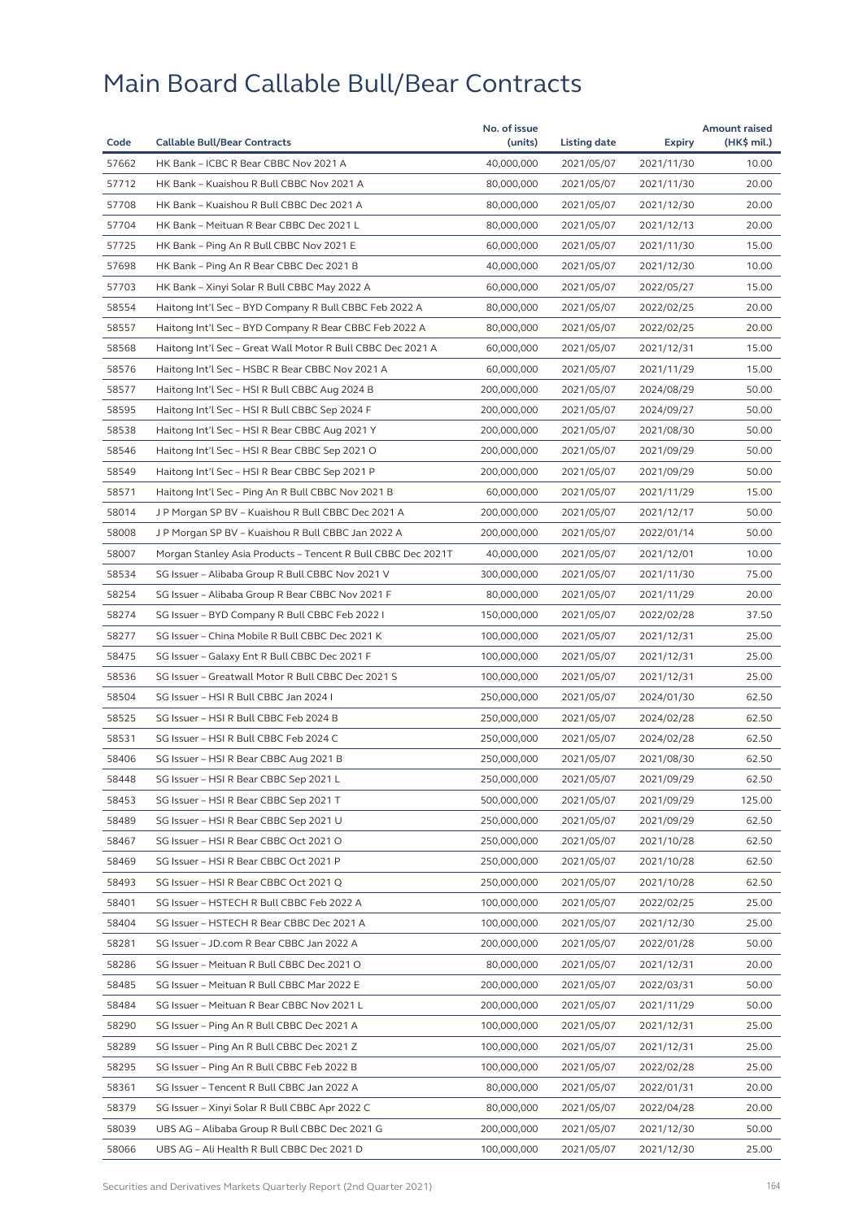# Main Board Callable Bull/Bear Contracts

| Code | Callable Bull/Bear Contracts | No. of issue (units) | Listing date | Expiry | Amount raised (HK$ mil.) |
|---|---|---|---|---|---|
| 57662 | HK Bank – ICBC R Bear CBBC Nov 2021 A | 40,000,000 | 2021/05/07 | 2021/11/30 | 10.00 |
| 57712 | HK Bank – Kuaishou R Bull CBBC Nov 2021 A | 80,000,000 | 2021/05/07 | 2021/11/30 | 20.00 |
| 57708 | HK Bank – Kuaishou R Bull CBBC Dec 2021 A | 80,000,000 | 2021/05/07 | 2021/12/30 | 20.00 |
| 57704 | HK Bank – Meituan R Bear CBBC Dec 2021 L | 80,000,000 | 2021/05/07 | 2021/12/13 | 20.00 |
| 57725 | HK Bank – Ping An R Bull CBBC Nov 2021 E | 60,000,000 | 2021/05/07 | 2021/11/30 | 15.00 |
| 57698 | HK Bank – Ping An R Bear CBBC Dec 2021 B | 40,000,000 | 2021/05/07 | 2021/12/30 | 10.00 |
| 57703 | HK Bank – Xinyi Solar R Bull CBBC May 2022 A | 60,000,000 | 2021/05/07 | 2022/05/27 | 15.00 |
| 58554 | Haitong Int'l Sec – BYD Company R Bull CBBC Feb 2022 A | 80,000,000 | 2021/05/07 | 2022/02/25 | 20.00 |
| 58557 | Haitong Int'l Sec – BYD Company R Bear CBBC Feb 2022 A | 80,000,000 | 2021/05/07 | 2022/02/25 | 20.00 |
| 58568 | Haitong Int'l Sec – Great Wall Motor R Bull CBBC Dec 2021 A | 60,000,000 | 2021/05/07 | 2021/12/31 | 15.00 |
| 58576 | Haitong Int'l Sec – HSBC R Bear CBBC Nov 2021 A | 60,000,000 | 2021/05/07 | 2021/11/29 | 15.00 |
| 58577 | Haitong Int'l Sec – HSI R Bull CBBC Aug 2024 B | 200,000,000 | 2021/05/07 | 2024/08/29 | 50.00 |
| 58595 | Haitong Int'l Sec – HSI R Bull CBBC Sep 2024 F | 200,000,000 | 2021/05/07 | 2024/09/27 | 50.00 |
| 58538 | Haitong Int'l Sec – HSI R Bear CBBC Aug 2021 Y | 200,000,000 | 2021/05/07 | 2021/08/30 | 50.00 |
| 58546 | Haitong Int'l Sec – HSI R Bear CBBC Sep 2021 O | 200,000,000 | 2021/05/07 | 2021/09/29 | 50.00 |
| 58549 | Haitong Int'l Sec – HSI R Bear CBBC Sep 2021 P | 200,000,000 | 2021/05/07 | 2021/09/29 | 50.00 |
| 58571 | Haitong Int'l Sec – Ping An R Bull CBBC Nov 2021 B | 60,000,000 | 2021/05/07 | 2021/11/29 | 15.00 |
| 58014 | J P Morgan SP BV – Kuaishou R Bull CBBC Dec 2021 A | 200,000,000 | 2021/05/07 | 2021/12/17 | 50.00 |
| 58008 | J P Morgan SP BV – Kuaishou R Bull CBBC Jan 2022 A | 200,000,000 | 2021/05/07 | 2022/01/14 | 50.00 |
| 58007 | Morgan Stanley Asia Products – Tencent R Bull CBBC Dec 2021T | 40,000,000 | 2021/05/07 | 2021/12/01 | 10.00 |
| 58534 | SG Issuer – Alibaba Group R Bull CBBC Nov 2021 V | 300,000,000 | 2021/05/07 | 2021/11/30 | 75.00 |
| 58254 | SG Issuer – Alibaba Group R Bear CBBC Nov 2021 F | 80,000,000 | 2021/05/07 | 2021/11/29 | 20.00 |
| 58274 | SG Issuer – BYD Company R Bull CBBC Feb 2022 I | 150,000,000 | 2021/05/07 | 2022/02/28 | 37.50 |
| 58277 | SG Issuer – China Mobile R Bull CBBC Dec 2021 K | 100,000,000 | 2021/05/07 | 2021/12/31 | 25.00 |
| 58475 | SG Issuer – Galaxy Ent R Bull CBBC Dec 2021 F | 100,000,000 | 2021/05/07 | 2021/12/31 | 25.00 |
| 58536 | SG Issuer – Greatwall Motor R Bull CBBC Dec 2021 S | 100,000,000 | 2021/05/07 | 2021/12/31 | 25.00 |
| 58504 | SG Issuer – HSI R Bull CBBC Jan 2024 I | 250,000,000 | 2021/05/07 | 2024/01/30 | 62.50 |
| 58525 | SG Issuer – HSI R Bull CBBC Feb 2024 B | 250,000,000 | 2021/05/07 | 2024/02/28 | 62.50 |
| 58531 | SG Issuer – HSI R Bull CBBC Feb 2024 C | 250,000,000 | 2021/05/07 | 2024/02/28 | 62.50 |
| 58406 | SG Issuer – HSI R Bear CBBC Aug 2021 B | 250,000,000 | 2021/05/07 | 2021/08/30 | 62.50 |
| 58448 | SG Issuer – HSI R Bear CBBC Sep 2021 L | 250,000,000 | 2021/05/07 | 2021/09/29 | 62.50 |
| 58453 | SG Issuer – HSI R Bear CBBC Sep 2021 T | 500,000,000 | 2021/05/07 | 2021/09/29 | 125.00 |
| 58489 | SG Issuer – HSI R Bear CBBC Sep 2021 U | 250,000,000 | 2021/05/07 | 2021/09/29 | 62.50 |
| 58467 | SG Issuer – HSI R Bear CBBC Oct 2021 O | 250,000,000 | 2021/05/07 | 2021/10/28 | 62.50 |
| 58469 | SG Issuer – HSI R Bear CBBC Oct 2021 P | 250,000,000 | 2021/05/07 | 2021/10/28 | 62.50 |
| 58493 | SG Issuer – HSI R Bear CBBC Oct 2021 Q | 250,000,000 | 2021/05/07 | 2021/10/28 | 62.50 |
| 58401 | SG Issuer – HSTECH R Bull CBBC Feb 2022 A | 100,000,000 | 2021/05/07 | 2022/02/25 | 25.00 |
| 58404 | SG Issuer – HSTECH R Bear CBBC Dec 2021 A | 100,000,000 | 2021/05/07 | 2021/12/30 | 25.00 |
| 58281 | SG Issuer – JD.com R Bear CBBC Jan 2022 A | 200,000,000 | 2021/05/07 | 2022/01/28 | 50.00 |
| 58286 | SG Issuer – Meituan R Bull CBBC Dec 2021 O | 80,000,000 | 2021/05/07 | 2021/12/31 | 20.00 |
| 58485 | SG Issuer – Meituan R Bull CBBC Mar 2022 E | 200,000,000 | 2021/05/07 | 2022/03/31 | 50.00 |
| 58484 | SG Issuer – Meituan R Bear CBBC Nov 2021 L | 200,000,000 | 2021/05/07 | 2021/11/29 | 50.00 |
| 58290 | SG Issuer – Ping An R Bull CBBC Dec 2021 A | 100,000,000 | 2021/05/07 | 2021/12/31 | 25.00 |
| 58289 | SG Issuer – Ping An R Bull CBBC Dec 2021 Z | 100,000,000 | 2021/05/07 | 2021/12/31 | 25.00 |
| 58295 | SG Issuer – Ping An R Bull CBBC Feb 2022 B | 100,000,000 | 2021/05/07 | 2022/02/28 | 25.00 |
| 58361 | SG Issuer – Tencent R Bull CBBC Jan 2022 A | 80,000,000 | 2021/05/07 | 2022/01/31 | 20.00 |
| 58379 | SG Issuer – Xinyi Solar R Bull CBBC Apr 2022 C | 80,000,000 | 2021/05/07 | 2022/04/28 | 20.00 |
| 58039 | UBS AG – Alibaba Group R Bull CBBC Dec 2021 G | 200,000,000 | 2021/05/07 | 2021/12/30 | 50.00 |
| 58066 | UBS AG – Ali Health R Bull CBBC Dec 2021 D | 100,000,000 | 2021/05/07 | 2021/12/30 | 25.00 |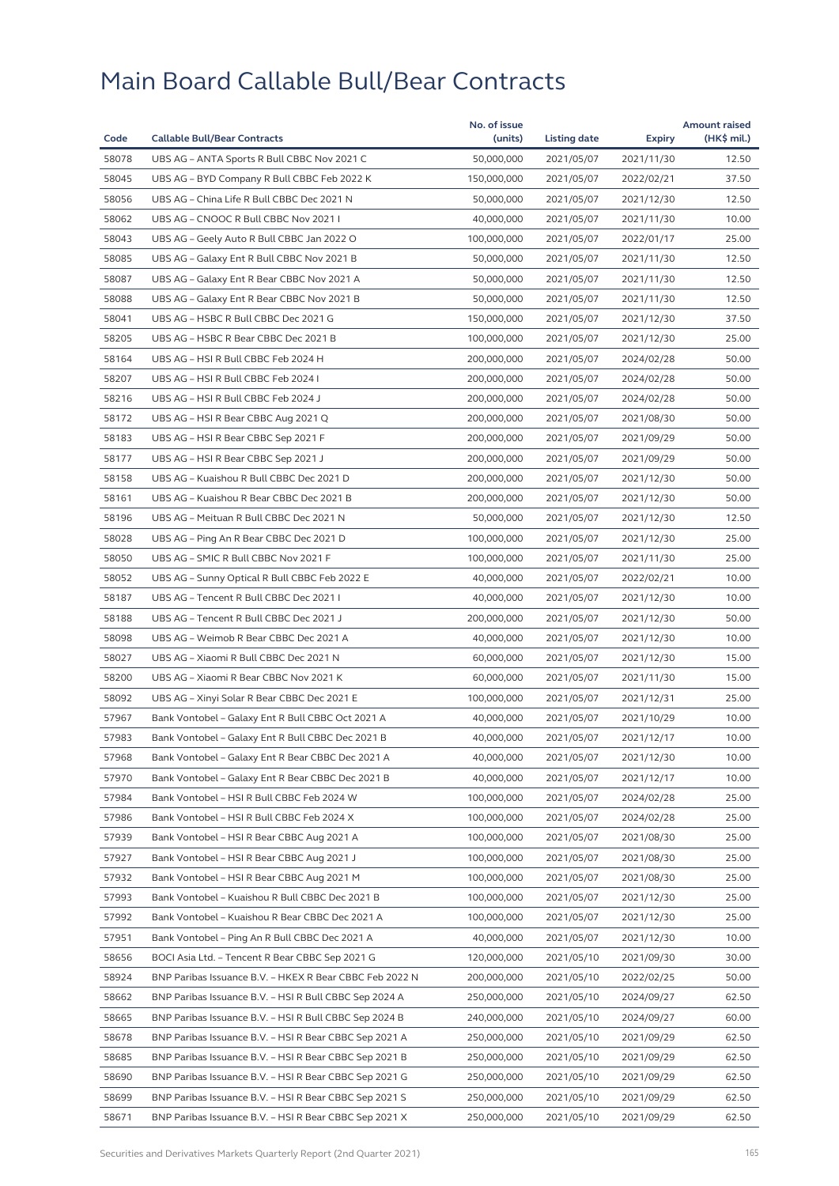# Main Board Callable Bull/Bear Contracts

| Code | Callable Bull/Bear Contracts | No. of issue (units) | Listing date | Expiry | Amount raised (HK$ mil.) |
|---|---|---|---|---|---|
| 58078 | UBS AG – ANTA Sports R Bull CBBC Nov 2021 C | 50,000,000 | 2021/05/07 | 2021/11/30 | 12.50 |
| 58045 | UBS AG – BYD Company R Bull CBBC Feb 2022 K | 150,000,000 | 2021/05/07 | 2022/02/21 | 37.50 |
| 58056 | UBS AG – China Life R Bull CBBC Dec 2021 N | 50,000,000 | 2021/05/07 | 2021/12/30 | 12.50 |
| 58062 | UBS AG – CNOOC R Bull CBBC Nov 2021 I | 40,000,000 | 2021/05/07 | 2021/11/30 | 10.00 |
| 58043 | UBS AG – Geely Auto R Bull CBBC Jan 2022 O | 100,000,000 | 2021/05/07 | 2022/01/17 | 25.00 |
| 58085 | UBS AG – Galaxy Ent R Bull CBBC Nov 2021 B | 50,000,000 | 2021/05/07 | 2021/11/30 | 12.50 |
| 58087 | UBS AG – Galaxy Ent R Bear CBBC Nov 2021 A | 50,000,000 | 2021/05/07 | 2021/11/30 | 12.50 |
| 58088 | UBS AG – Galaxy Ent R Bear CBBC Nov 2021 B | 50,000,000 | 2021/05/07 | 2021/11/30 | 12.50 |
| 58041 | UBS AG – HSBC R Bull CBBC Dec 2021 G | 150,000,000 | 2021/05/07 | 2021/12/30 | 37.50 |
| 58205 | UBS AG – HSBC R Bear CBBC Dec 2021 B | 100,000,000 | 2021/05/07 | 2021/12/30 | 25.00 |
| 58164 | UBS AG – HSI R Bull CBBC Feb 2024 H | 200,000,000 | 2021/05/07 | 2024/02/28 | 50.00 |
| 58207 | UBS AG – HSI R Bull CBBC Feb 2024 I | 200,000,000 | 2021/05/07 | 2024/02/28 | 50.00 |
| 58216 | UBS AG – HSI R Bull CBBC Feb 2024 J | 200,000,000 | 2021/05/07 | 2024/02/28 | 50.00 |
| 58172 | UBS AG – HSI R Bear CBBC Aug 2021 Q | 200,000,000 | 2021/05/07 | 2021/08/30 | 50.00 |
| 58183 | UBS AG – HSI R Bear CBBC Sep 2021 F | 200,000,000 | 2021/05/07 | 2021/09/29 | 50.00 |
| 58177 | UBS AG – HSI R Bear CBBC Sep 2021 J | 200,000,000 | 2021/05/07 | 2021/09/29 | 50.00 |
| 58158 | UBS AG – Kuaishou R Bull CBBC Dec 2021 D | 200,000,000 | 2021/05/07 | 2021/12/30 | 50.00 |
| 58161 | UBS AG – Kuaishou R Bear CBBC Dec 2021 B | 200,000,000 | 2021/05/07 | 2021/12/30 | 50.00 |
| 58196 | UBS AG – Meituan R Bull CBBC Dec 2021 N | 50,000,000 | 2021/05/07 | 2021/12/30 | 12.50 |
| 58028 | UBS AG – Ping An R Bear CBBC Dec 2021 D | 100,000,000 | 2021/05/07 | 2021/12/30 | 25.00 |
| 58050 | UBS AG – SMIC R Bull CBBC Nov 2021 F | 100,000,000 | 2021/05/07 | 2021/11/30 | 25.00 |
| 58052 | UBS AG – Sunny Optical R Bull CBBC Feb 2022 E | 40,000,000 | 2021/05/07 | 2022/02/21 | 10.00 |
| 58187 | UBS AG – Tencent R Bull CBBC Dec 2021 I | 40,000,000 | 2021/05/07 | 2021/12/30 | 10.00 |
| 58188 | UBS AG – Tencent R Bull CBBC Dec 2021 J | 200,000,000 | 2021/05/07 | 2021/12/30 | 50.00 |
| 58098 | UBS AG – Weimob R Bear CBBC Dec 2021 A | 40,000,000 | 2021/05/07 | 2021/12/30 | 10.00 |
| 58027 | UBS AG – Xiaomi R Bull CBBC Dec 2021 N | 60,000,000 | 2021/05/07 | 2021/12/30 | 15.00 |
| 58200 | UBS AG – Xiaomi R Bear CBBC Nov 2021 K | 60,000,000 | 2021/05/07 | 2021/11/30 | 15.00 |
| 58092 | UBS AG – Xinyi Solar R Bear CBBC Dec 2021 E | 100,000,000 | 2021/05/07 | 2021/12/31 | 25.00 |
| 57967 | Bank Vontobel – Galaxy Ent R Bull CBBC Oct 2021 A | 40,000,000 | 2021/05/07 | 2021/10/29 | 10.00 |
| 57983 | Bank Vontobel – Galaxy Ent R Bull CBBC Dec 2021 B | 40,000,000 | 2021/05/07 | 2021/12/17 | 10.00 |
| 57968 | Bank Vontobel – Galaxy Ent R Bear CBBC Dec 2021 A | 40,000,000 | 2021/05/07 | 2021/12/30 | 10.00 |
| 57970 | Bank Vontobel – Galaxy Ent R Bear CBBC Dec 2021 B | 40,000,000 | 2021/05/07 | 2021/12/17 | 10.00 |
| 57984 | Bank Vontobel – HSI R Bull CBBC Feb 2024 W | 100,000,000 | 2021/05/07 | 2024/02/28 | 25.00 |
| 57986 | Bank Vontobel – HSI R Bull CBBC Feb 2024 X | 100,000,000 | 2021/05/07 | 2024/02/28 | 25.00 |
| 57939 | Bank Vontobel – HSI R Bear CBBC Aug 2021 A | 100,000,000 | 2021/05/07 | 2021/08/30 | 25.00 |
| 57927 | Bank Vontobel – HSI R Bear CBBC Aug 2021 J | 100,000,000 | 2021/05/07 | 2021/08/30 | 25.00 |
| 57932 | Bank Vontobel – HSI R Bear CBBC Aug 2021 M | 100,000,000 | 2021/05/07 | 2021/08/30 | 25.00 |
| 57993 | Bank Vontobel – Kuaishou R Bull CBBC Dec 2021 B | 100,000,000 | 2021/05/07 | 2021/12/30 | 25.00 |
| 57992 | Bank Vontobel – Kuaishou R Bear CBBC Dec 2021 A | 100,000,000 | 2021/05/07 | 2021/12/30 | 25.00 |
| 57951 | Bank Vontobel – Ping An R Bull CBBC Dec 2021 A | 40,000,000 | 2021/05/07 | 2021/12/30 | 10.00 |
| 58656 | BOCI Asia Ltd. – Tencent R Bear CBBC Sep 2021 G | 120,000,000 | 2021/05/10 | 2021/09/30 | 30.00 |
| 58924 | BNP Paribas Issuance B.V. – HKEX R Bear CBBC Feb 2022 N | 200,000,000 | 2021/05/10 | 2022/02/25 | 50.00 |
| 58662 | BNP Paribas Issuance B.V. – HSI R Bull CBBC Sep 2024 A | 250,000,000 | 2021/05/10 | 2024/09/27 | 62.50 |
| 58665 | BNP Paribas Issuance B.V. – HSI R Bull CBBC Sep 2024 B | 240,000,000 | 2021/05/10 | 2024/09/27 | 60.00 |
| 58678 | BNP Paribas Issuance B.V. – HSI R Bear CBBC Sep 2021 A | 250,000,000 | 2021/05/10 | 2021/09/29 | 62.50 |
| 58685 | BNP Paribas Issuance B.V. – HSI R Bear CBBC Sep 2021 B | 250,000,000 | 2021/05/10 | 2021/09/29 | 62.50 |
| 58690 | BNP Paribas Issuance B.V. – HSI R Bear CBBC Sep 2021 G | 250,000,000 | 2021/05/10 | 2021/09/29 | 62.50 |
| 58699 | BNP Paribas Issuance B.V. – HSI R Bear CBBC Sep 2021 S | 250,000,000 | 2021/05/10 | 2021/09/29 | 62.50 |
| 58671 | BNP Paribas Issuance B.V. – HSI R Bear CBBC Sep 2021 X | 250,000,000 | 2021/05/10 | 2021/09/29 | 62.50 |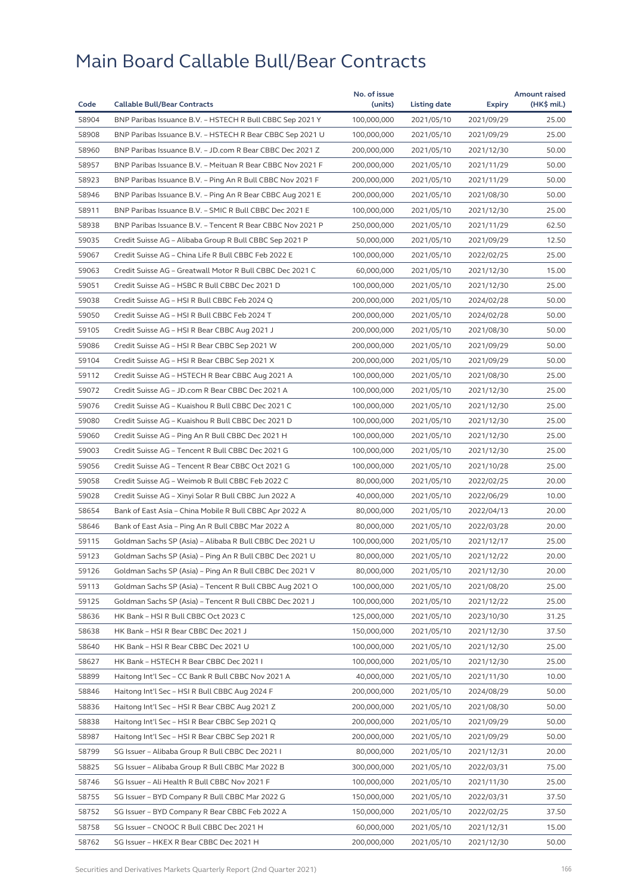# Main Board Callable Bull/Bear Contracts

| Code | Callable Bull/Bear Contracts | No. of issue (units) | Listing date | Expiry | Amount raised (HK$ mil.) |
|---|---|---|---|---|---|
| 58904 | BNP Paribas Issuance B.V. – HSTECH R Bull CBBC Sep 2021 Y | 100,000,000 | 2021/05/10 | 2021/09/29 | 25.00 |
| 58908 | BNP Paribas Issuance B.V. – HSTECH R Bear CBBC Sep 2021 U | 100,000,000 | 2021/05/10 | 2021/09/29 | 25.00 |
| 58960 | BNP Paribas Issuance B.V. – JD.com R Bear CBBC Dec 2021 Z | 200,000,000 | 2021/05/10 | 2021/12/30 | 50.00 |
| 58957 | BNP Paribas Issuance B.V. – Meituan R Bear CBBC Nov 2021 F | 200,000,000 | 2021/05/10 | 2021/11/29 | 50.00 |
| 58923 | BNP Paribas Issuance B.V. – Ping An R Bull CBBC Nov 2021 F | 200,000,000 | 2021/05/10 | 2021/11/29 | 50.00 |
| 58946 | BNP Paribas Issuance B.V. – Ping An R Bear CBBC Aug 2021 E | 200,000,000 | 2021/05/10 | 2021/08/30 | 50.00 |
| 58911 | BNP Paribas Issuance B.V. – SMIC R Bull CBBC Dec 2021 E | 100,000,000 | 2021/05/10 | 2021/12/30 | 25.00 |
| 58938 | BNP Paribas Issuance B.V. – Tencent R Bear CBBC Nov 2021 P | 250,000,000 | 2021/05/10 | 2021/11/29 | 62.50 |
| 59035 | Credit Suisse AG – Alibaba Group R Bull CBBC Sep 2021 P | 50,000,000 | 2021/05/10 | 2021/09/29 | 12.50 |
| 59067 | Credit Suisse AG – China Life R Bull CBBC Feb 2022 E | 100,000,000 | 2021/05/10 | 2022/02/25 | 25.00 |
| 59063 | Credit Suisse AG – Greatwall Motor R Bull CBBC Dec 2021 C | 60,000,000 | 2021/05/10 | 2021/12/30 | 15.00 |
| 59051 | Credit Suisse AG – HSBC R Bull CBBC Dec 2021 D | 100,000,000 | 2021/05/10 | 2021/12/30 | 25.00 |
| 59038 | Credit Suisse AG – HSI R Bull CBBC Feb 2024 Q | 200,000,000 | 2021/05/10 | 2024/02/28 | 50.00 |
| 59050 | Credit Suisse AG – HSI R Bull CBBC Feb 2024 T | 200,000,000 | 2021/05/10 | 2024/02/28 | 50.00 |
| 59105 | Credit Suisse AG – HSI R Bear CBBC Aug 2021 J | 200,000,000 | 2021/05/10 | 2021/08/30 | 50.00 |
| 59086 | Credit Suisse AG – HSI R Bear CBBC Sep 2021 W | 200,000,000 | 2021/05/10 | 2021/09/29 | 50.00 |
| 59104 | Credit Suisse AG – HSI R Bear CBBC Sep 2021 X | 200,000,000 | 2021/05/10 | 2021/09/29 | 50.00 |
| 59112 | Credit Suisse AG – HSTECH R Bear CBBC Aug 2021 A | 100,000,000 | 2021/05/10 | 2021/08/30 | 25.00 |
| 59072 | Credit Suisse AG – JD.com R Bear CBBC Dec 2021 A | 100,000,000 | 2021/05/10 | 2021/12/30 | 25.00 |
| 59076 | Credit Suisse AG – Kuaishou R Bull CBBC Dec 2021 C | 100,000,000 | 2021/05/10 | 2021/12/30 | 25.00 |
| 59080 | Credit Suisse AG – Kuaishou R Bull CBBC Dec 2021 D | 100,000,000 | 2021/05/10 | 2021/12/30 | 25.00 |
| 59060 | Credit Suisse AG – Ping An R Bull CBBC Dec 2021 H | 100,000,000 | 2021/05/10 | 2021/12/30 | 25.00 |
| 59003 | Credit Suisse AG – Tencent R Bull CBBC Dec 2021 G | 100,000,000 | 2021/05/10 | 2021/12/30 | 25.00 |
| 59056 | Credit Suisse AG – Tencent R Bear CBBC Oct 2021 G | 100,000,000 | 2021/05/10 | 2021/10/28 | 25.00 |
| 59058 | Credit Suisse AG – Weimob R Bull CBBC Feb 2022 C | 80,000,000 | 2021/05/10 | 2022/02/25 | 20.00 |
| 59028 | Credit Suisse AG – Xinyi Solar R Bull CBBC Jun 2022 A | 40,000,000 | 2021/05/10 | 2022/06/29 | 10.00 |
| 58654 | Bank of East Asia – China Mobile R Bull CBBC Apr 2022 A | 80,000,000 | 2021/05/10 | 2022/04/13 | 20.00 |
| 58646 | Bank of East Asia – Ping An R Bull CBBC Mar 2022 A | 80,000,000 | 2021/05/10 | 2022/03/28 | 20.00 |
| 59115 | Goldman Sachs SP (Asia) – Alibaba R Bull CBBC Dec 2021 U | 100,000,000 | 2021/05/10 | 2021/12/17 | 25.00 |
| 59123 | Goldman Sachs SP (Asia) – Ping An R Bull CBBC Dec 2021 U | 80,000,000 | 2021/05/10 | 2021/12/22 | 20.00 |
| 59126 | Goldman Sachs SP (Asia) – Ping An R Bull CBBC Dec 2021 V | 80,000,000 | 2021/05/10 | 2021/12/30 | 20.00 |
| 59113 | Goldman Sachs SP (Asia) – Tencent R Bull CBBC Aug 2021 O | 100,000,000 | 2021/05/10 | 2021/08/20 | 25.00 |
| 59125 | Goldman Sachs SP (Asia) – Tencent R Bull CBBC Dec 2021 J | 100,000,000 | 2021/05/10 | 2021/12/22 | 25.00 |
| 58636 | HK Bank – HSI R Bull CBBC Oct 2023 C | 125,000,000 | 2021/05/10 | 2023/10/30 | 31.25 |
| 58638 | HK Bank – HSI R Bear CBBC Dec 2021 J | 150,000,000 | 2021/05/10 | 2021/12/30 | 37.50 |
| 58640 | HK Bank – HSI R Bear CBBC Dec 2021 U | 100,000,000 | 2021/05/10 | 2021/12/30 | 25.00 |
| 58627 | HK Bank – HSTECH R Bear CBBC Dec 2021 I | 100,000,000 | 2021/05/10 | 2021/12/30 | 25.00 |
| 58899 | Haitong Int'l Sec – CC Bank R Bull CBBC Nov 2021 A | 40,000,000 | 2021/05/10 | 2021/11/30 | 10.00 |
| 58846 | Haitong Int'l Sec – HSI R Bull CBBC Aug 2024 F | 200,000,000 | 2021/05/10 | 2024/08/29 | 50.00 |
| 58836 | Haitong Int'l Sec – HSI R Bear CBBC Aug 2021 Z | 200,000,000 | 2021/05/10 | 2021/08/30 | 50.00 |
| 58838 | Haitong Int'l Sec – HSI R Bear CBBC Sep 2021 Q | 200,000,000 | 2021/05/10 | 2021/09/29 | 50.00 |
| 58987 | Haitong Int'l Sec – HSI R Bear CBBC Sep 2021 R | 200,000,000 | 2021/05/10 | 2021/09/29 | 50.00 |
| 58799 | SG Issuer – Alibaba Group R Bull CBBC Dec 2021 I | 80,000,000 | 2021/05/10 | 2021/12/31 | 20.00 |
| 58825 | SG Issuer – Alibaba Group R Bull CBBC Mar 2022 B | 300,000,000 | 2021/05/10 | 2022/03/31 | 75.00 |
| 58746 | SG Issuer – Ali Health R Bull CBBC Nov 2021 F | 100,000,000 | 2021/05/10 | 2021/11/30 | 25.00 |
| 58755 | SG Issuer – BYD Company R Bull CBBC Mar 2022 G | 150,000,000 | 2021/05/10 | 2022/03/31 | 37.50 |
| 58752 | SG Issuer – BYD Company R Bear CBBC Feb 2022 A | 150,000,000 | 2021/05/10 | 2022/02/25 | 37.50 |
| 58758 | SG Issuer – CNOOC R Bull CBBC Dec 2021 H | 60,000,000 | 2021/05/10 | 2021/12/31 | 15.00 |
| 58762 | SG Issuer – HKEX R Bear CBBC Dec 2021 H | 200,000,000 | 2021/05/10 | 2021/12/30 | 50.00 |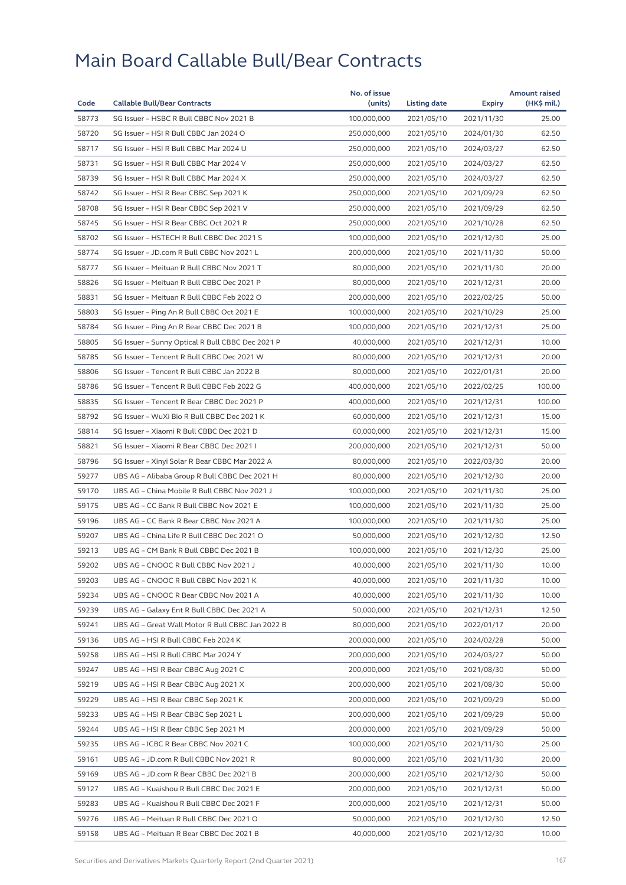# Main Board Callable Bull/Bear Contracts

| Code | Callable Bull/Bear Contracts | No. of issue (units) | Listing date | Expiry | Amount raised (HK$ mil.) |
|---|---|---|---|---|---|
| 58773 | SG Issuer – HSBC R Bull CBBC Nov 2021 B | 100,000,000 | 2021/05/10 | 2021/11/30 | 25.00 |
| 58720 | SG Issuer – HSI R Bull CBBC Jan 2024 O | 250,000,000 | 2021/05/10 | 2024/01/30 | 62.50 |
| 58717 | SG Issuer – HSI R Bull CBBC Mar 2024 U | 250,000,000 | 2021/05/10 | 2024/03/27 | 62.50 |
| 58731 | SG Issuer – HSI R Bull CBBC Mar 2024 V | 250,000,000 | 2021/05/10 | 2024/03/27 | 62.50 |
| 58739 | SG Issuer – HSI R Bull CBBC Mar 2024 X | 250,000,000 | 2021/05/10 | 2024/03/27 | 62.50 |
| 58742 | SG Issuer – HSI R Bear CBBC Sep 2021 K | 250,000,000 | 2021/05/10 | 2021/09/29 | 62.50 |
| 58708 | SG Issuer – HSI R Bear CBBC Sep 2021 V | 250,000,000 | 2021/05/10 | 2021/09/29 | 62.50 |
| 58745 | SG Issuer – HSI R Bear CBBC Oct 2021 R | 250,000,000 | 2021/05/10 | 2021/10/28 | 62.50 |
| 58702 | SG Issuer – HSTECH R Bull CBBC Dec 2021 S | 100,000,000 | 2021/05/10 | 2021/12/30 | 25.00 |
| 58774 | SG Issuer – JD.com R Bull CBBC Nov 2021 L | 200,000,000 | 2021/05/10 | 2021/11/30 | 50.00 |
| 58777 | SG Issuer – Meituan R Bull CBBC Nov 2021 T | 80,000,000 | 2021/05/10 | 2021/11/30 | 20.00 |
| 58826 | SG Issuer – Meituan R Bull CBBC Dec 2021 P | 80,000,000 | 2021/05/10 | 2021/12/31 | 20.00 |
| 58831 | SG Issuer – Meituan R Bull CBBC Feb 2022 O | 200,000,000 | 2021/05/10 | 2022/02/25 | 50.00 |
| 58803 | SG Issuer – Ping An R Bull CBBC Oct 2021 E | 100,000,000 | 2021/05/10 | 2021/10/29 | 25.00 |
| 58784 | SG Issuer – Ping An R Bear CBBC Dec 2021 B | 100,000,000 | 2021/05/10 | 2021/12/31 | 25.00 |
| 58805 | SG Issuer – Sunny Optical R Bull CBBC Dec 2021 P | 40,000,000 | 2021/05/10 | 2021/12/31 | 10.00 |
| 58785 | SG Issuer – Tencent R Bull CBBC Dec 2021 W | 80,000,000 | 2021/05/10 | 2021/12/31 | 20.00 |
| 58806 | SG Issuer – Tencent R Bull CBBC Jan 2022 B | 80,000,000 | 2021/05/10 | 2022/01/31 | 20.00 |
| 58786 | SG Issuer – Tencent R Bull CBBC Feb 2022 G | 400,000,000 | 2021/05/10 | 2022/02/25 | 100.00 |
| 58835 | SG Issuer – Tencent R Bear CBBC Dec 2021 P | 400,000,000 | 2021/05/10 | 2021/12/31 | 100.00 |
| 58792 | SG Issuer – WuXi Bio R Bull CBBC Dec 2021 K | 60,000,000 | 2021/05/10 | 2021/12/31 | 15.00 |
| 58814 | SG Issuer – Xiaomi R Bull CBBC Dec 2021 D | 60,000,000 | 2021/05/10 | 2021/12/31 | 15.00 |
| 58821 | SG Issuer – Xiaomi R Bear CBBC Dec 2021 I | 200,000,000 | 2021/05/10 | 2021/12/31 | 50.00 |
| 58796 | SG Issuer – Xinyi Solar R Bear CBBC Mar 2022 A | 80,000,000 | 2021/05/10 | 2022/03/30 | 20.00 |
| 59277 | UBS AG – Alibaba Group R Bull CBBC Dec 2021 H | 80,000,000 | 2021/05/10 | 2021/12/30 | 20.00 |
| 59170 | UBS AG – China Mobile R Bull CBBC Nov 2021 J | 100,000,000 | 2021/05/10 | 2021/11/30 | 25.00 |
| 59175 | UBS AG – CC Bank R Bull CBBC Nov 2021 E | 100,000,000 | 2021/05/10 | 2021/11/30 | 25.00 |
| 59196 | UBS AG – CC Bank R Bear CBBC Nov 2021 A | 100,000,000 | 2021/05/10 | 2021/11/30 | 25.00 |
| 59207 | UBS AG – China Life R Bull CBBC Dec 2021 O | 50,000,000 | 2021/05/10 | 2021/12/30 | 12.50 |
| 59213 | UBS AG – CM Bank R Bull CBBC Dec 2021 B | 100,000,000 | 2021/05/10 | 2021/12/30 | 25.00 |
| 59202 | UBS AG – CNOOC R Bull CBBC Nov 2021 J | 40,000,000 | 2021/05/10 | 2021/11/30 | 10.00 |
| 59203 | UBS AG – CNOOC R Bull CBBC Nov 2021 K | 40,000,000 | 2021/05/10 | 2021/11/30 | 10.00 |
| 59234 | UBS AG – CNOOC R Bear CBBC Nov 2021 A | 40,000,000 | 2021/05/10 | 2021/11/30 | 10.00 |
| 59239 | UBS AG – Galaxy Ent R Bull CBBC Dec 2021 A | 50,000,000 | 2021/05/10 | 2021/12/31 | 12.50 |
| 59241 | UBS AG – Great Wall Motor R Bull CBBC Jan 2022 B | 80,000,000 | 2021/05/10 | 2022/01/17 | 20.00 |
| 59136 | UBS AG – HSI R Bull CBBC Feb 2024 K | 200,000,000 | 2021/05/10 | 2024/02/28 | 50.00 |
| 59258 | UBS AG – HSI R Bull CBBC Mar 2024 Y | 200,000,000 | 2021/05/10 | 2024/03/27 | 50.00 |
| 59247 | UBS AG – HSI R Bear CBBC Aug 2021 C | 200,000,000 | 2021/05/10 | 2021/08/30 | 50.00 |
| 59219 | UBS AG – HSI R Bear CBBC Aug 2021 X | 200,000,000 | 2021/05/10 | 2021/08/30 | 50.00 |
| 59229 | UBS AG – HSI R Bear CBBC Sep 2021 K | 200,000,000 | 2021/05/10 | 2021/09/29 | 50.00 |
| 59233 | UBS AG – HSI R Bear CBBC Sep 2021 L | 200,000,000 | 2021/05/10 | 2021/09/29 | 50.00 |
| 59244 | UBS AG – HSI R Bear CBBC Sep 2021 M | 200,000,000 | 2021/05/10 | 2021/09/29 | 50.00 |
| 59235 | UBS AG – ICBC R Bear CBBC Nov 2021 C | 100,000,000 | 2021/05/10 | 2021/11/30 | 25.00 |
| 59161 | UBS AG – JD.com R Bull CBBC Nov 2021 R | 80,000,000 | 2021/05/10 | 2021/11/30 | 20.00 |
| 59169 | UBS AG – JD.com R Bear CBBC Dec 2021 B | 200,000,000 | 2021/05/10 | 2021/12/30 | 50.00 |
| 59127 | UBS AG – Kuaishou R Bull CBBC Dec 2021 E | 200,000,000 | 2021/05/10 | 2021/12/31 | 50.00 |
| 59283 | UBS AG – Kuaishou R Bull CBBC Dec 2021 F | 200,000,000 | 2021/05/10 | 2021/12/31 | 50.00 |
| 59276 | UBS AG – Meituan R Bull CBBC Dec 2021 O | 50,000,000 | 2021/05/10 | 2021/12/30 | 12.50 |
| 59158 | UBS AG – Meituan R Bear CBBC Dec 2021 B | 40,000,000 | 2021/05/10 | 2021/12/30 | 10.00 |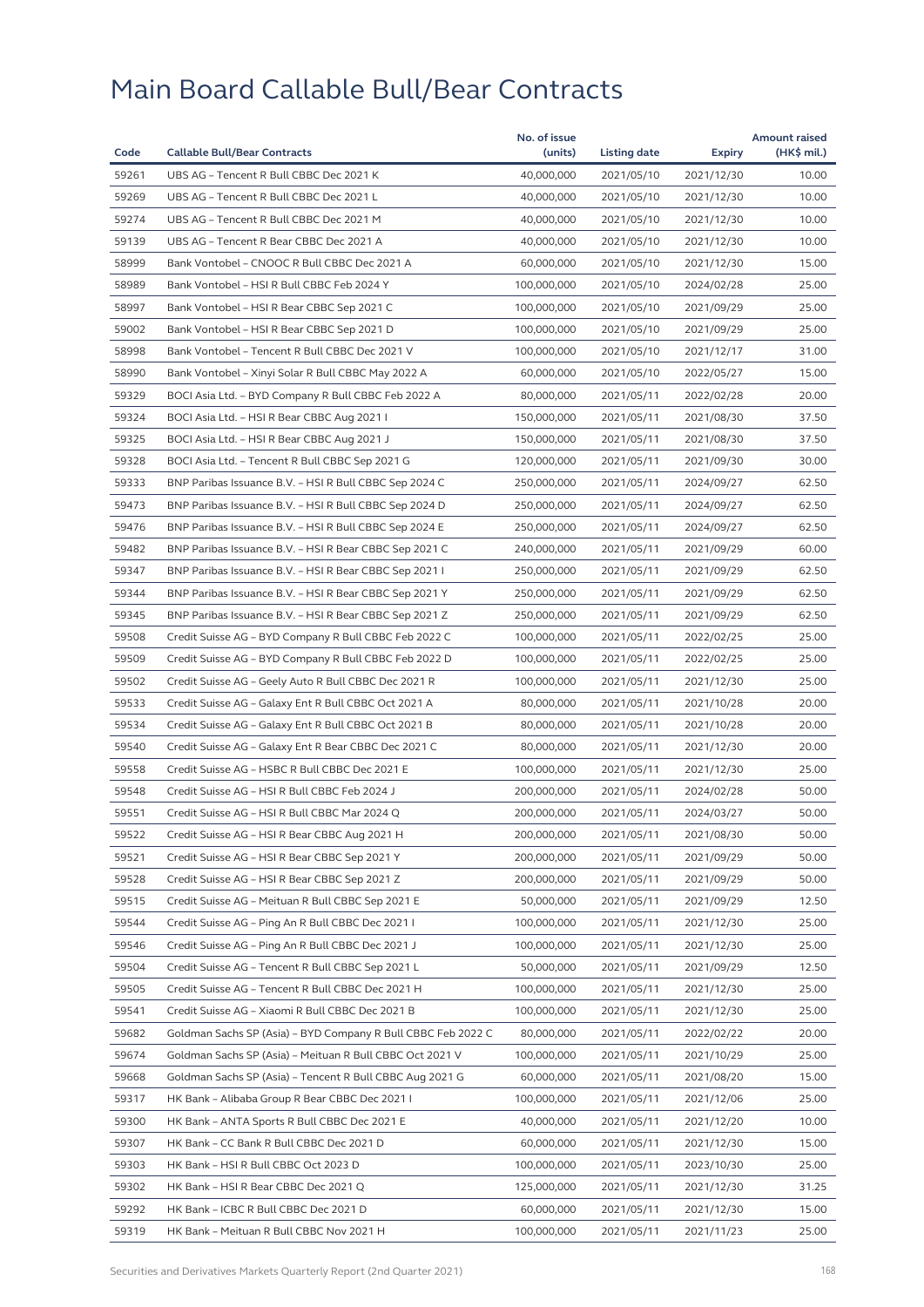# Main Board Callable Bull/Bear Contracts

| Code | Callable Bull/Bear Contracts | No. of issue (units) | Listing date | Expiry | Amount raised (HK$ mil.) |
|---|---|---|---|---|---|
| 59261 | UBS AG – Tencent R Bull CBBC Dec 2021 K | 40,000,000 | 2021/05/10 | 2021/12/30 | 10.00 |
| 59269 | UBS AG – Tencent R Bull CBBC Dec 2021 L | 40,000,000 | 2021/05/10 | 2021/12/30 | 10.00 |
| 59274 | UBS AG – Tencent R Bull CBBC Dec 2021 M | 40,000,000 | 2021/05/10 | 2021/12/30 | 10.00 |
| 59139 | UBS AG – Tencent R Bear CBBC Dec 2021 A | 40,000,000 | 2021/05/10 | 2021/12/30 | 10.00 |
| 58999 | Bank Vontobel – CNOOC R Bull CBBC Dec 2021 A | 60,000,000 | 2021/05/10 | 2021/12/30 | 15.00 |
| 58989 | Bank Vontobel – HSI R Bull CBBC Feb 2024 Y | 100,000,000 | 2021/05/10 | 2024/02/28 | 25.00 |
| 58997 | Bank Vontobel – HSI R Bear CBBC Sep 2021 C | 100,000,000 | 2021/05/10 | 2021/09/29 | 25.00 |
| 59002 | Bank Vontobel – HSI R Bear CBBC Sep 2021 D | 100,000,000 | 2021/05/10 | 2021/09/29 | 25.00 |
| 58998 | Bank Vontobel – Tencent R Bull CBBC Dec 2021 V | 100,000,000 | 2021/05/10 | 2021/12/17 | 31.00 |
| 58990 | Bank Vontobel – Xinyi Solar R Bull CBBC May 2022 A | 60,000,000 | 2021/05/10 | 2022/05/27 | 15.00 |
| 59329 | BOCI Asia Ltd. – BYD Company R Bull CBBC Feb 2022 A | 80,000,000 | 2021/05/11 | 2022/02/28 | 20.00 |
| 59324 | BOCI Asia Ltd. – HSI R Bear CBBC Aug 2021 I | 150,000,000 | 2021/05/11 | 2021/08/30 | 37.50 |
| 59325 | BOCI Asia Ltd. – HSI R Bear CBBC Aug 2021 J | 150,000,000 | 2021/05/11 | 2021/08/30 | 37.50 |
| 59328 | BOCI Asia Ltd. – Tencent R Bull CBBC Sep 2021 G | 120,000,000 | 2021/05/11 | 2021/09/30 | 30.00 |
| 59333 | BNP Paribas Issuance B.V. – HSI R Bull CBBC Sep 2024 C | 250,000,000 | 2021/05/11 | 2024/09/27 | 62.50 |
| 59473 | BNP Paribas Issuance B.V. – HSI R Bull CBBC Sep 2024 D | 250,000,000 | 2021/05/11 | 2024/09/27 | 62.50 |
| 59476 | BNP Paribas Issuance B.V. – HSI R Bull CBBC Sep 2024 E | 250,000,000 | 2021/05/11 | 2024/09/27 | 62.50 |
| 59482 | BNP Paribas Issuance B.V. – HSI R Bear CBBC Sep 2021 C | 240,000,000 | 2021/05/11 | 2021/09/29 | 60.00 |
| 59347 | BNP Paribas Issuance B.V. – HSI R Bear CBBC Sep 2021 I | 250,000,000 | 2021/05/11 | 2021/09/29 | 62.50 |
| 59344 | BNP Paribas Issuance B.V. – HSI R Bear CBBC Sep 2021 Y | 250,000,000 | 2021/05/11 | 2021/09/29 | 62.50 |
| 59345 | BNP Paribas Issuance B.V. – HSI R Bear CBBC Sep 2021 Z | 250,000,000 | 2021/05/11 | 2021/09/29 | 62.50 |
| 59508 | Credit Suisse AG – BYD Company R Bull CBBC Feb 2022 C | 100,000,000 | 2021/05/11 | 2022/02/25 | 25.00 |
| 59509 | Credit Suisse AG – BYD Company R Bull CBBC Feb 2022 D | 100,000,000 | 2021/05/11 | 2022/02/25 | 25.00 |
| 59502 | Credit Suisse AG – Geely Auto R Bull CBBC Dec 2021 R | 100,000,000 | 2021/05/11 | 2021/12/30 | 25.00 |
| 59533 | Credit Suisse AG – Galaxy Ent R Bull CBBC Oct 2021 A | 80,000,000 | 2021/05/11 | 2021/10/28 | 20.00 |
| 59534 | Credit Suisse AG – Galaxy Ent R Bull CBBC Oct 2021 B | 80,000,000 | 2021/05/11 | 2021/10/28 | 20.00 |
| 59540 | Credit Suisse AG – Galaxy Ent R Bear CBBC Dec 2021 C | 80,000,000 | 2021/05/11 | 2021/12/30 | 20.00 |
| 59558 | Credit Suisse AG – HSBC R Bull CBBC Dec 2021 E | 100,000,000 | 2021/05/11 | 2021/12/30 | 25.00 |
| 59548 | Credit Suisse AG – HSI R Bull CBBC Feb 2024 J | 200,000,000 | 2021/05/11 | 2024/02/28 | 50.00 |
| 59551 | Credit Suisse AG – HSI R Bull CBBC Mar 2024 Q | 200,000,000 | 2021/05/11 | 2024/03/27 | 50.00 |
| 59522 | Credit Suisse AG – HSI R Bear CBBC Aug 2021 H | 200,000,000 | 2021/05/11 | 2021/08/30 | 50.00 |
| 59521 | Credit Suisse AG – HSI R Bear CBBC Sep 2021 Y | 200,000,000 | 2021/05/11 | 2021/09/29 | 50.00 |
| 59528 | Credit Suisse AG – HSI R Bear CBBC Sep 2021 Z | 200,000,000 | 2021/05/11 | 2021/09/29 | 50.00 |
| 59515 | Credit Suisse AG – Meituan R Bull CBBC Sep 2021 E | 50,000,000 | 2021/05/11 | 2021/09/29 | 12.50 |
| 59544 | Credit Suisse AG – Ping An R Bull CBBC Dec 2021 I | 100,000,000 | 2021/05/11 | 2021/12/30 | 25.00 |
| 59546 | Credit Suisse AG – Ping An R Bull CBBC Dec 2021 J | 100,000,000 | 2021/05/11 | 2021/12/30 | 25.00 |
| 59504 | Credit Suisse AG – Tencent R Bull CBBC Sep 2021 L | 50,000,000 | 2021/05/11 | 2021/09/29 | 12.50 |
| 59505 | Credit Suisse AG – Tencent R Bull CBBC Dec 2021 H | 100,000,000 | 2021/05/11 | 2021/12/30 | 25.00 |
| 59541 | Credit Suisse AG – Xiaomi R Bull CBBC Dec 2021 B | 100,000,000 | 2021/05/11 | 2021/12/30 | 25.00 |
| 59682 | Goldman Sachs SP (Asia) – BYD Company R Bull CBBC Feb 2022 C | 80,000,000 | 2021/05/11 | 2022/02/22 | 20.00 |
| 59674 | Goldman Sachs SP (Asia) – Meituan R Bull CBBC Oct 2021 V | 100,000,000 | 2021/05/11 | 2021/10/29 | 25.00 |
| 59668 | Goldman Sachs SP (Asia) – Tencent R Bull CBBC Aug 2021 G | 60,000,000 | 2021/05/11 | 2021/08/20 | 15.00 |
| 59317 | HK Bank – Alibaba Group R Bear CBBC Dec 2021 I | 100,000,000 | 2021/05/11 | 2021/12/06 | 25.00 |
| 59300 | HK Bank – ANTA Sports R Bull CBBC Dec 2021 E | 40,000,000 | 2021/05/11 | 2021/12/20 | 10.00 |
| 59307 | HK Bank – CC Bank R Bull CBBC Dec 2021 D | 60,000,000 | 2021/05/11 | 2021/12/30 | 15.00 |
| 59303 | HK Bank – HSI R Bull CBBC Oct 2023 D | 100,000,000 | 2021/05/11 | 2023/10/30 | 25.00 |
| 59302 | HK Bank – HSI R Bear CBBC Dec 2021 Q | 125,000,000 | 2021/05/11 | 2021/12/30 | 31.25 |
| 59292 | HK Bank – ICBC R Bull CBBC Dec 2021 D | 60,000,000 | 2021/05/11 | 2021/12/30 | 15.00 |
| 59319 | HK Bank – Meituan R Bull CBBC Nov 2021 H | 100,000,000 | 2021/05/11 | 2021/11/23 | 25.00 |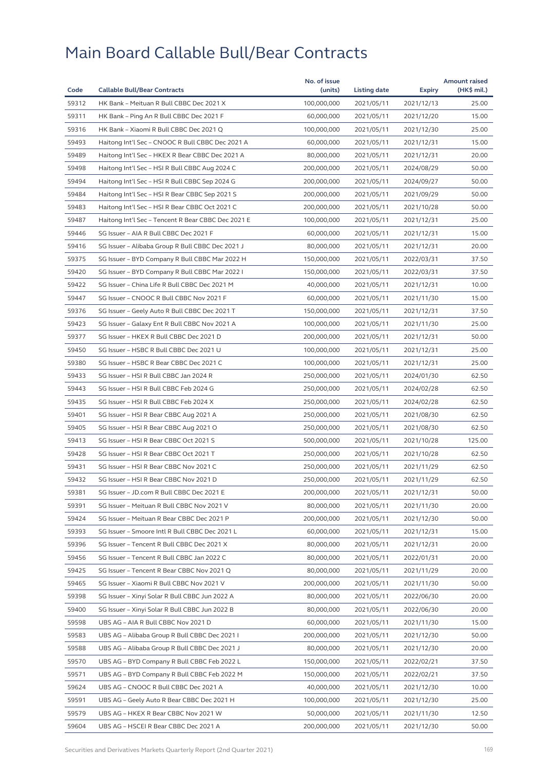# Main Board Callable Bull/Bear Contracts

| Code | Callable Bull/Bear Contracts | No. of issue (units) | Listing date | Expiry | Amount raised (HK$ mil.) |
|---|---|---|---|---|---|
| 59312 | HK Bank – Meituan R Bull CBBC Dec 2021 X | 100,000,000 | 2021/05/11 | 2021/12/13 | 25.00 |
| 59311 | HK Bank – Ping An R Bull CBBC Dec 2021 F | 60,000,000 | 2021/05/11 | 2021/12/20 | 15.00 |
| 59316 | HK Bank – Xiaomi R Bull CBBC Dec 2021 Q | 100,000,000 | 2021/05/11 | 2021/12/30 | 25.00 |
| 59493 | Haitong Int'l Sec – CNOOC R Bull CBBC Dec 2021 A | 60,000,000 | 2021/05/11 | 2021/12/31 | 15.00 |
| 59489 | Haitong Int'l Sec – HKEX R Bear CBBC Dec 2021 A | 80,000,000 | 2021/05/11 | 2021/12/31 | 20.00 |
| 59498 | Haitong Int'l Sec – HSI R Bull CBBC Aug 2024 C | 200,000,000 | 2021/05/11 | 2024/08/29 | 50.00 |
| 59494 | Haitong Int'l Sec – HSI R Bull CBBC Sep 2024 G | 200,000,000 | 2021/05/11 | 2024/09/27 | 50.00 |
| 59484 | Haitong Int'l Sec – HSI R Bear CBBC Sep 2021 S | 200,000,000 | 2021/05/11 | 2021/09/29 | 50.00 |
| 59483 | Haitong Int'l Sec – HSI R Bear CBBC Oct 2021 C | 200,000,000 | 2021/05/11 | 2021/10/28 | 50.00 |
| 59487 | Haitong Int'l Sec – Tencent R Bear CBBC Dec 2021 E | 100,000,000 | 2021/05/11 | 2021/12/31 | 25.00 |
| 59446 | SG Issuer – AIA R Bull CBBC Dec 2021 F | 60,000,000 | 2021/05/11 | 2021/12/31 | 15.00 |
| 59416 | SG Issuer – Alibaba Group R Bull CBBC Dec 2021 J | 80,000,000 | 2021/05/11 | 2021/12/31 | 20.00 |
| 59375 | SG Issuer – BYD Company R Bull CBBC Mar 2022 H | 150,000,000 | 2021/05/11 | 2022/03/31 | 37.50 |
| 59420 | SG Issuer – BYD Company R Bull CBBC Mar 2022 I | 150,000,000 | 2021/05/11 | 2022/03/31 | 37.50 |
| 59422 | SG Issuer – China Life R Bull CBBC Dec 2021 M | 40,000,000 | 2021/05/11 | 2021/12/31 | 10.00 |
| 59447 | SG Issuer – CNOOC R Bull CBBC Nov 2021 F | 60,000,000 | 2021/05/11 | 2021/11/30 | 15.00 |
| 59376 | SG Issuer – Geely Auto R Bull CBBC Dec 2021 T | 150,000,000 | 2021/05/11 | 2021/12/31 | 37.50 |
| 59423 | SG Issuer – Galaxy Ent R Bull CBBC Nov 2021 A | 100,000,000 | 2021/05/11 | 2021/11/30 | 25.00 |
| 59377 | SG Issuer – HKEX R Bull CBBC Dec 2021 D | 200,000,000 | 2021/05/11 | 2021/12/31 | 50.00 |
| 59450 | SG Issuer – HSBC R Bull CBBC Dec 2021 U | 100,000,000 | 2021/05/11 | 2021/12/31 | 25.00 |
| 59380 | SG Issuer – HSBC R Bear CBBC Dec 2021 C | 100,000,000 | 2021/05/11 | 2021/12/31 | 25.00 |
| 59433 | SG Issuer – HSI R Bull CBBC Jan 2024 R | 250,000,000 | 2021/05/11 | 2024/01/30 | 62.50 |
| 59443 | SG Issuer – HSI R Bull CBBC Feb 2024 G | 250,000,000 | 2021/05/11 | 2024/02/28 | 62.50 |
| 59435 | SG Issuer – HSI R Bull CBBC Feb 2024 X | 250,000,000 | 2021/05/11 | 2024/02/28 | 62.50 |
| 59401 | SG Issuer – HSI R Bear CBBC Aug 2021 A | 250,000,000 | 2021/05/11 | 2021/08/30 | 62.50 |
| 59405 | SG Issuer – HSI R Bear CBBC Aug 2021 O | 250,000,000 | 2021/05/11 | 2021/08/30 | 62.50 |
| 59413 | SG Issuer – HSI R Bear CBBC Oct 2021 S | 500,000,000 | 2021/05/11 | 2021/10/28 | 125.00 |
| 59428 | SG Issuer – HSI R Bear CBBC Oct 2021 T | 250,000,000 | 2021/05/11 | 2021/10/28 | 62.50 |
| 59431 | SG Issuer – HSI R Bear CBBC Nov 2021 C | 250,000,000 | 2021/05/11 | 2021/11/29 | 62.50 |
| 59432 | SG Issuer – HSI R Bear CBBC Nov 2021 D | 250,000,000 | 2021/05/11 | 2021/11/29 | 62.50 |
| 59381 | SG Issuer – JD.com R Bull CBBC Dec 2021 E | 200,000,000 | 2021/05/11 | 2021/12/31 | 50.00 |
| 59391 | SG Issuer – Meituan R Bull CBBC Nov 2021 V | 80,000,000 | 2021/05/11 | 2021/11/30 | 20.00 |
| 59424 | SG Issuer – Meituan R Bear CBBC Dec 2021 P | 200,000,000 | 2021/05/11 | 2021/12/30 | 50.00 |
| 59393 | SG Issuer – Smoore Intl R Bull CBBC Dec 2021 L | 60,000,000 | 2021/05/11 | 2021/12/31 | 15.00 |
| 59396 | SG Issuer – Tencent R Bull CBBC Dec 2021 X | 80,000,000 | 2021/05/11 | 2021/12/31 | 20.00 |
| 59456 | SG Issuer – Tencent R Bull CBBC Jan 2022 C | 80,000,000 | 2021/05/11 | 2022/01/31 | 20.00 |
| 59425 | SG Issuer – Tencent R Bear CBBC Nov 2021 Q | 80,000,000 | 2021/05/11 | 2021/11/29 | 20.00 |
| 59465 | SG Issuer – Xiaomi R Bull CBBC Nov 2021 V | 200,000,000 | 2021/05/11 | 2021/11/30 | 50.00 |
| 59398 | SG Issuer – Xinyi Solar R Bull CBBC Jun 2022 A | 80,000,000 | 2021/05/11 | 2022/06/30 | 20.00 |
| 59400 | SG Issuer – Xinyi Solar R Bull CBBC Jun 2022 B | 80,000,000 | 2021/05/11 | 2022/06/30 | 20.00 |
| 59598 | UBS AG – AIA R Bull CBBC Nov 2021 D | 60,000,000 | 2021/05/11 | 2021/11/30 | 15.00 |
| 59583 | UBS AG – Alibaba Group R Bull CBBC Dec 2021 I | 200,000,000 | 2021/05/11 | 2021/12/30 | 50.00 |
| 59588 | UBS AG – Alibaba Group R Bull CBBC Dec 2021 J | 80,000,000 | 2021/05/11 | 2021/12/30 | 20.00 |
| 59570 | UBS AG – BYD Company R Bull CBBC Feb 2022 L | 150,000,000 | 2021/05/11 | 2022/02/21 | 37.50 |
| 59571 | UBS AG – BYD Company R Bull CBBC Feb 2022 M | 150,000,000 | 2021/05/11 | 2022/02/21 | 37.50 |
| 59624 | UBS AG – CNOOC R Bull CBBC Dec 2021 A | 40,000,000 | 2021/05/11 | 2021/12/30 | 10.00 |
| 59591 | UBS AG – Geely Auto R Bear CBBC Dec 2021 H | 100,000,000 | 2021/05/11 | 2021/12/30 | 25.00 |
| 59579 | UBS AG – HKEX R Bear CBBC Nov 2021 W | 50,000,000 | 2021/05/11 | 2021/11/30 | 12.50 |
| 59604 | UBS AG – HSCEI R Bear CBBC Dec 2021 A | 200,000,000 | 2021/05/11 | 2021/12/30 | 50.00 |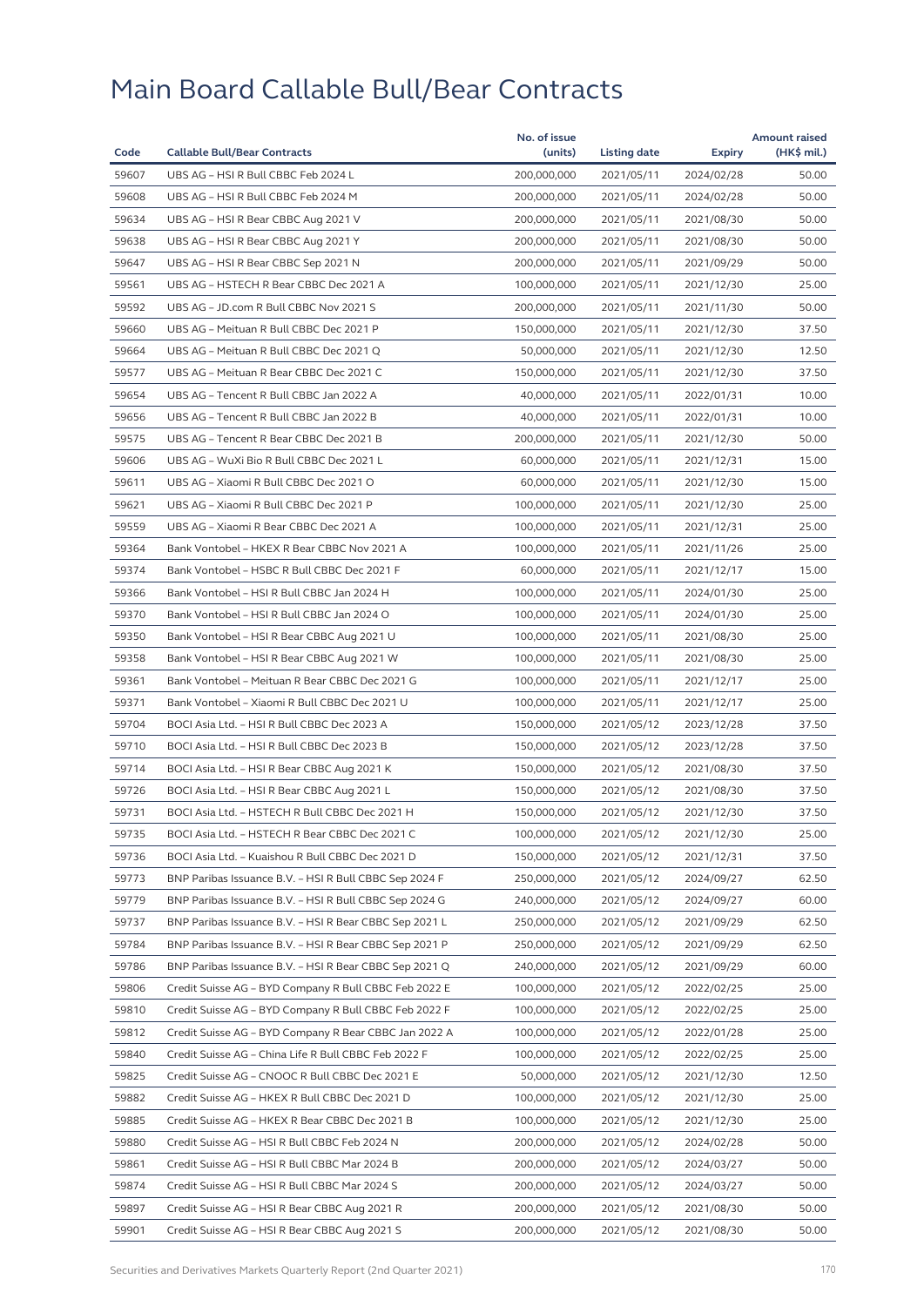# Main Board Callable Bull/Bear Contracts

| Code | Callable Bull/Bear Contracts | No. of issue (units) | Listing date | Expiry | Amount raised (HK$ mil.) |
|---|---|---|---|---|---|
| 59607 | UBS AG – HSI R Bull CBBC Feb 2024 L | 200,000,000 | 2021/05/11 | 2024/02/28 | 50.00 |
| 59608 | UBS AG – HSI R Bull CBBC Feb 2024 M | 200,000,000 | 2021/05/11 | 2024/02/28 | 50.00 |
| 59634 | UBS AG – HSI R Bear CBBC Aug 2021 V | 200,000,000 | 2021/05/11 | 2021/08/30 | 50.00 |
| 59638 | UBS AG – HSI R Bear CBBC Aug 2021 Y | 200,000,000 | 2021/05/11 | 2021/08/30 | 50.00 |
| 59647 | UBS AG – HSI R Bear CBBC Sep 2021 N | 200,000,000 | 2021/05/11 | 2021/09/29 | 50.00 |
| 59561 | UBS AG – HSTECH R Bear CBBC Dec 2021 A | 100,000,000 | 2021/05/11 | 2021/12/30 | 25.00 |
| 59592 | UBS AG – JD.com R Bull CBBC Nov 2021 S | 200,000,000 | 2021/05/11 | 2021/11/30 | 50.00 |
| 59660 | UBS AG – Meituan R Bull CBBC Dec 2021 P | 150,000,000 | 2021/05/11 | 2021/12/30 | 37.50 |
| 59664 | UBS AG – Meituan R Bull CBBC Dec 2021 Q | 50,000,000 | 2021/05/11 | 2021/12/30 | 12.50 |
| 59577 | UBS AG – Meituan R Bear CBBC Dec 2021 C | 150,000,000 | 2021/05/11 | 2021/12/30 | 37.50 |
| 59654 | UBS AG – Tencent R Bull CBBC Jan 2022 A | 40,000,000 | 2021/05/11 | 2022/01/31 | 10.00 |
| 59656 | UBS AG – Tencent R Bull CBBC Jan 2022 B | 40,000,000 | 2021/05/11 | 2022/01/31 | 10.00 |
| 59575 | UBS AG – Tencent R Bear CBBC Dec 2021 B | 200,000,000 | 2021/05/11 | 2021/12/30 | 50.00 |
| 59606 | UBS AG – WuXi Bio R Bull CBBC Dec 2021 L | 60,000,000 | 2021/05/11 | 2021/12/31 | 15.00 |
| 59611 | UBS AG – Xiaomi R Bull CBBC Dec 2021 O | 60,000,000 | 2021/05/11 | 2021/12/30 | 15.00 |
| 59621 | UBS AG – Xiaomi R Bull CBBC Dec 2021 P | 100,000,000 | 2021/05/11 | 2021/12/30 | 25.00 |
| 59559 | UBS AG – Xiaomi R Bear CBBC Dec 2021 A | 100,000,000 | 2021/05/11 | 2021/12/31 | 25.00 |
| 59364 | Bank Vontobel – HKEX R Bear CBBC Nov 2021 A | 100,000,000 | 2021/05/11 | 2021/11/26 | 25.00 |
| 59374 | Bank Vontobel – HSBC R Bull CBBC Dec 2021 F | 60,000,000 | 2021/05/11 | 2021/12/17 | 15.00 |
| 59366 | Bank Vontobel – HSI R Bull CBBC Jan 2024 H | 100,000,000 | 2021/05/11 | 2024/01/30 | 25.00 |
| 59370 | Bank Vontobel – HSI R Bull CBBC Jan 2024 O | 100,000,000 | 2021/05/11 | 2024/01/30 | 25.00 |
| 59350 | Bank Vontobel – HSI R Bear CBBC Aug 2021 U | 100,000,000 | 2021/05/11 | 2021/08/30 | 25.00 |
| 59358 | Bank Vontobel – HSI R Bear CBBC Aug 2021 W | 100,000,000 | 2021/05/11 | 2021/08/30 | 25.00 |
| 59361 | Bank Vontobel – Meituan R Bear CBBC Dec 2021 G | 100,000,000 | 2021/05/11 | 2021/12/17 | 25.00 |
| 59371 | Bank Vontobel – Xiaomi R Bull CBBC Dec 2021 U | 100,000,000 | 2021/05/11 | 2021/12/17 | 25.00 |
| 59704 | BOCI Asia Ltd. – HSI R Bull CBBC Dec 2023 A | 150,000,000 | 2021/05/12 | 2023/12/28 | 37.50 |
| 59710 | BOCI Asia Ltd. – HSI R Bull CBBC Dec 2023 B | 150,000,000 | 2021/05/12 | 2023/12/28 | 37.50 |
| 59714 | BOCI Asia Ltd. – HSI R Bear CBBC Aug 2021 K | 150,000,000 | 2021/05/12 | 2021/08/30 | 37.50 |
| 59726 | BOCI Asia Ltd. – HSI R Bear CBBC Aug 2021 L | 150,000,000 | 2021/05/12 | 2021/08/30 | 37.50 |
| 59731 | BOCI Asia Ltd. – HSTECH R Bull CBBC Dec 2021 H | 150,000,000 | 2021/05/12 | 2021/12/30 | 37.50 |
| 59735 | BOCI Asia Ltd. – HSTECH R Bear CBBC Dec 2021 C | 100,000,000 | 2021/05/12 | 2021/12/30 | 25.00 |
| 59736 | BOCI Asia Ltd. – Kuaishou R Bull CBBC Dec 2021 D | 150,000,000 | 2021/05/12 | 2021/12/31 | 37.50 |
| 59773 | BNP Paribas Issuance B.V. – HSI R Bull CBBC Sep 2024 F | 250,000,000 | 2021/05/12 | 2024/09/27 | 62.50 |
| 59779 | BNP Paribas Issuance B.V. – HSI R Bull CBBC Sep 2024 G | 240,000,000 | 2021/05/12 | 2024/09/27 | 60.00 |
| 59737 | BNP Paribas Issuance B.V. – HSI R Bear CBBC Sep 2021 L | 250,000,000 | 2021/05/12 | 2021/09/29 | 62.50 |
| 59784 | BNP Paribas Issuance B.V. – HSI R Bear CBBC Sep 2021 P | 250,000,000 | 2021/05/12 | 2021/09/29 | 62.50 |
| 59786 | BNP Paribas Issuance B.V. – HSI R Bear CBBC Sep 2021 Q | 240,000,000 | 2021/05/12 | 2021/09/29 | 60.00 |
| 59806 | Credit Suisse AG – BYD Company R Bull CBBC Feb 2022 E | 100,000,000 | 2021/05/12 | 2022/02/25 | 25.00 |
| 59810 | Credit Suisse AG – BYD Company R Bull CBBC Feb 2022 F | 100,000,000 | 2021/05/12 | 2022/02/25 | 25.00 |
| 59812 | Credit Suisse AG – BYD Company R Bear CBBC Jan 2022 A | 100,000,000 | 2021/05/12 | 2022/01/28 | 25.00 |
| 59840 | Credit Suisse AG – China Life R Bull CBBC Feb 2022 F | 100,000,000 | 2021/05/12 | 2022/02/25 | 25.00 |
| 59825 | Credit Suisse AG – CNOOC R Bull CBBC Dec 2021 E | 50,000,000 | 2021/05/12 | 2021/12/30 | 12.50 |
| 59882 | Credit Suisse AG – HKEX R Bull CBBC Dec 2021 D | 100,000,000 | 2021/05/12 | 2021/12/30 | 25.00 |
| 59885 | Credit Suisse AG – HKEX R Bear CBBC Dec 2021 B | 100,000,000 | 2021/05/12 | 2021/12/30 | 25.00 |
| 59880 | Credit Suisse AG – HSI R Bull CBBC Feb 2024 N | 200,000,000 | 2021/05/12 | 2024/02/28 | 50.00 |
| 59861 | Credit Suisse AG – HSI R Bull CBBC Mar 2024 B | 200,000,000 | 2021/05/12 | 2024/03/27 | 50.00 |
| 59874 | Credit Suisse AG – HSI R Bull CBBC Mar 2024 S | 200,000,000 | 2021/05/12 | 2024/03/27 | 50.00 |
| 59897 | Credit Suisse AG – HSI R Bear CBBC Aug 2021 R | 200,000,000 | 2021/05/12 | 2021/08/30 | 50.00 |
| 59901 | Credit Suisse AG – HSI R Bear CBBC Aug 2021 S | 200,000,000 | 2021/05/12 | 2021/08/30 | 50.00 |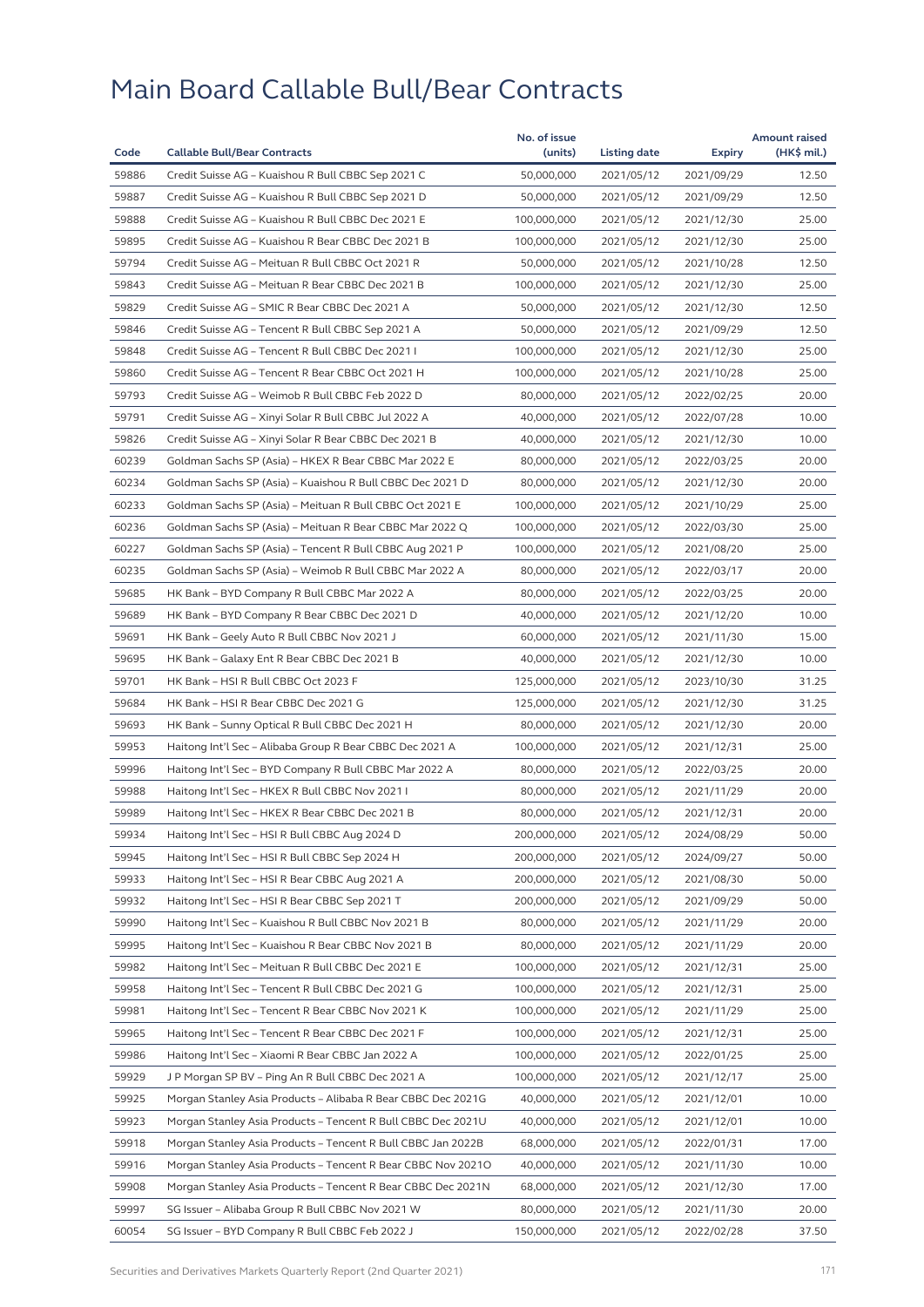# Main Board Callable Bull/Bear Contracts

| Code | Callable Bull/Bear Contracts | No. of issue (units) | Listing date | Expiry | Amount raised (HK$ mil.) |
|---|---|---|---|---|---|
| 59886 | Credit Suisse AG – Kuaishou R Bull CBBC Sep 2021 C | 50,000,000 | 2021/05/12 | 2021/09/29 | 12.50 |
| 59887 | Credit Suisse AG – Kuaishou R Bull CBBC Sep 2021 D | 50,000,000 | 2021/05/12 | 2021/09/29 | 12.50 |
| 59888 | Credit Suisse AG – Kuaishou R Bull CBBC Dec 2021 E | 100,000,000 | 2021/05/12 | 2021/12/30 | 25.00 |
| 59895 | Credit Suisse AG – Kuaishou R Bear CBBC Dec 2021 B | 100,000,000 | 2021/05/12 | 2021/12/30 | 25.00 |
| 59794 | Credit Suisse AG – Meituan R Bull CBBC Oct 2021 R | 50,000,000 | 2021/05/12 | 2021/10/28 | 12.50 |
| 59843 | Credit Suisse AG – Meituan R Bear CBBC Dec 2021 B | 100,000,000 | 2021/05/12 | 2021/12/30 | 25.00 |
| 59829 | Credit Suisse AG – SMIC R Bear CBBC Dec 2021 A | 50,000,000 | 2021/05/12 | 2021/12/30 | 12.50 |
| 59846 | Credit Suisse AG – Tencent R Bull CBBC Sep 2021 A | 50,000,000 | 2021/05/12 | 2021/09/29 | 12.50 |
| 59848 | Credit Suisse AG – Tencent R Bull CBBC Dec 2021 I | 100,000,000 | 2021/05/12 | 2021/12/30 | 25.00 |
| 59860 | Credit Suisse AG – Tencent R Bear CBBC Oct 2021 H | 100,000,000 | 2021/05/12 | 2021/10/28 | 25.00 |
| 59793 | Credit Suisse AG – Weimob R Bull CBBC Feb 2022 D | 80,000,000 | 2021/05/12 | 2022/02/25 | 20.00 |
| 59791 | Credit Suisse AG – Xinyi Solar R Bull CBBC Jul 2022 A | 40,000,000 | 2021/05/12 | 2022/07/28 | 10.00 |
| 59826 | Credit Suisse AG – Xinyi Solar R Bear CBBC Dec 2021 B | 40,000,000 | 2021/05/12 | 2021/12/30 | 10.00 |
| 60239 | Goldman Sachs SP (Asia) – HKEX R Bear CBBC Mar 2022 E | 80,000,000 | 2021/05/12 | 2022/03/25 | 20.00 |
| 60234 | Goldman Sachs SP (Asia) – Kuaishou R Bull CBBC Dec 2021 D | 80,000,000 | 2021/05/12 | 2021/12/30 | 20.00 |
| 60233 | Goldman Sachs SP (Asia) – Meituan R Bull CBBC Oct 2021 E | 100,000,000 | 2021/05/12 | 2021/10/29 | 25.00 |
| 60236 | Goldman Sachs SP (Asia) – Meituan R Bear CBBC Mar 2022 Q | 100,000,000 | 2021/05/12 | 2022/03/30 | 25.00 |
| 60227 | Goldman Sachs SP (Asia) – Tencent R Bull CBBC Aug 2021 P | 100,000,000 | 2021/05/12 | 2021/08/20 | 25.00 |
| 60235 | Goldman Sachs SP (Asia) – Weimob R Bull CBBC Mar 2022 A | 80,000,000 | 2021/05/12 | 2022/03/17 | 20.00 |
| 59685 | HK Bank – BYD Company R Bull CBBC Mar 2022 A | 80,000,000 | 2021/05/12 | 2022/03/25 | 20.00 |
| 59689 | HK Bank – BYD Company R Bear CBBC Dec 2021 D | 40,000,000 | 2021/05/12 | 2021/12/20 | 10.00 |
| 59691 | HK Bank – Geely Auto R Bull CBBC Nov 2021 J | 60,000,000 | 2021/05/12 | 2021/11/30 | 15.00 |
| 59695 | HK Bank – Galaxy Ent R Bear CBBC Dec 2021 B | 40,000,000 | 2021/05/12 | 2021/12/30 | 10.00 |
| 59701 | HK Bank – HSI R Bull CBBC Oct 2023 F | 125,000,000 | 2021/05/12 | 2023/10/30 | 31.25 |
| 59684 | HK Bank – HSI R Bear CBBC Dec 2021 G | 125,000,000 | 2021/05/12 | 2021/12/30 | 31.25 |
| 59693 | HK Bank – Sunny Optical R Bull CBBC Dec 2021 H | 80,000,000 | 2021/05/12 | 2021/12/30 | 20.00 |
| 59953 | Haitong Int'l Sec – Alibaba Group R Bear CBBC Dec 2021 A | 100,000,000 | 2021/05/12 | 2021/12/31 | 25.00 |
| 59996 | Haitong Int'l Sec – BYD Company R Bull CBBC Mar 2022 A | 80,000,000 | 2021/05/12 | 2022/03/25 | 20.00 |
| 59988 | Haitong Int'l Sec – HKEX R Bull CBBC Nov 2021 I | 80,000,000 | 2021/05/12 | 2021/11/29 | 20.00 |
| 59989 | Haitong Int'l Sec – HKEX R Bear CBBC Dec 2021 B | 80,000,000 | 2021/05/12 | 2021/12/31 | 20.00 |
| 59934 | Haitong Int'l Sec – HSI R Bull CBBC Aug 2024 D | 200,000,000 | 2021/05/12 | 2024/08/29 | 50.00 |
| 59945 | Haitong Int'l Sec – HSI R Bull CBBC Sep 2024 H | 200,000,000 | 2021/05/12 | 2024/09/27 | 50.00 |
| 59933 | Haitong Int'l Sec – HSI R Bear CBBC Aug 2021 A | 200,000,000 | 2021/05/12 | 2021/08/30 | 50.00 |
| 59932 | Haitong Int'l Sec – HSI R Bear CBBC Sep 2021 T | 200,000,000 | 2021/05/12 | 2021/09/29 | 50.00 |
| 59990 | Haitong Int'l Sec – Kuaishou R Bull CBBC Nov 2021 B | 80,000,000 | 2021/05/12 | 2021/11/29 | 20.00 |
| 59995 | Haitong Int'l Sec – Kuaishou R Bear CBBC Nov 2021 B | 80,000,000 | 2021/05/12 | 2021/11/29 | 20.00 |
| 59982 | Haitong Int'l Sec – Meituan R Bull CBBC Dec 2021 E | 100,000,000 | 2021/05/12 | 2021/12/31 | 25.00 |
| 59958 | Haitong Int'l Sec – Tencent R Bull CBBC Dec 2021 G | 100,000,000 | 2021/05/12 | 2021/12/31 | 25.00 |
| 59981 | Haitong Int'l Sec – Tencent R Bear CBBC Nov 2021 K | 100,000,000 | 2021/05/12 | 2021/11/29 | 25.00 |
| 59965 | Haitong Int'l Sec – Tencent R Bear CBBC Dec 2021 F | 100,000,000 | 2021/05/12 | 2021/12/31 | 25.00 |
| 59986 | Haitong Int'l Sec – Xiaomi R Bear CBBC Jan 2022 A | 100,000,000 | 2021/05/12 | 2022/01/25 | 25.00 |
| 59929 | J P Morgan SP BV – Ping An R Bull CBBC Dec 2021 A | 100,000,000 | 2021/05/12 | 2021/12/17 | 25.00 |
| 59925 | Morgan Stanley Asia Products – Alibaba R Bear CBBC Dec 2021G | 40,000,000 | 2021/05/12 | 2021/12/01 | 10.00 |
| 59923 | Morgan Stanley Asia Products – Tencent R Bull CBBC Dec 2021U | 40,000,000 | 2021/05/12 | 2021/12/01 | 10.00 |
| 59918 | Morgan Stanley Asia Products – Tencent R Bull CBBC Jan 2022B | 68,000,000 | 2021/05/12 | 2022/01/31 | 17.00 |
| 59916 | Morgan Stanley Asia Products – Tencent R Bear CBBC Nov 2021O | 40,000,000 | 2021/05/12 | 2021/11/30 | 10.00 |
| 59908 | Morgan Stanley Asia Products – Tencent R Bear CBBC Dec 2021N | 68,000,000 | 2021/05/12 | 2021/12/30 | 17.00 |
| 59997 | SG Issuer – Alibaba Group R Bull CBBC Nov 2021 W | 80,000,000 | 2021/05/12 | 2021/11/30 | 20.00 |
| 60054 | SG Issuer – BYD Company R Bull CBBC Feb 2022 J | 150,000,000 | 2021/05/12 | 2022/02/28 | 37.50 |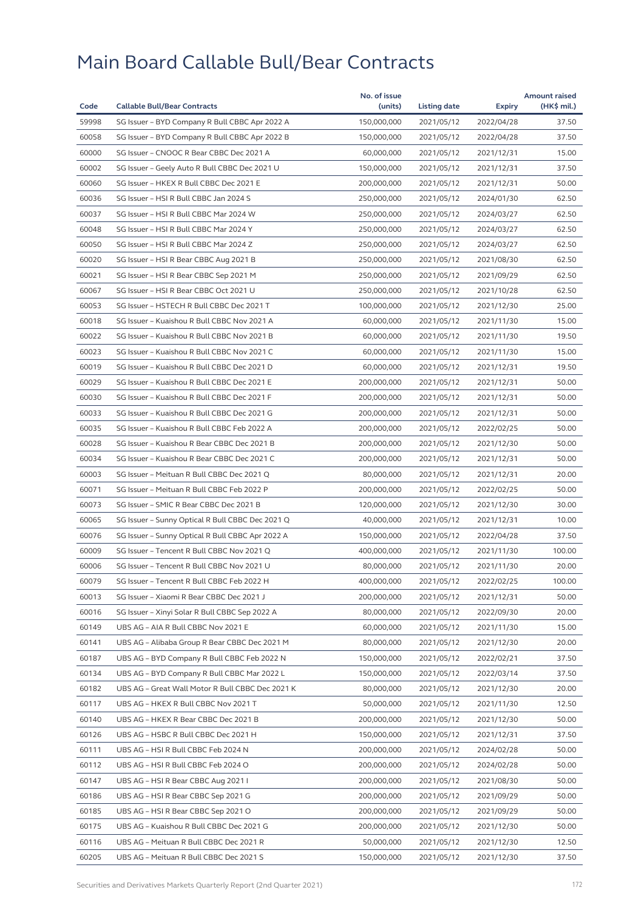# Main Board Callable Bull/Bear Contracts

| Code | Callable Bull/Bear Contracts | No. of issue (units) | Listing date | Expiry | Amount raised (HK$ mil.) |
|---|---|---|---|---|---|
| 59998 | SG Issuer – BYD Company R Bull CBBC Apr 2022 A | 150,000,000 | 2021/05/12 | 2022/04/28 | 37.50 |
| 60058 | SG Issuer – BYD Company R Bull CBBC Apr 2022 B | 150,000,000 | 2021/05/12 | 2022/04/28 | 37.50 |
| 60000 | SG Issuer – CNOOC R Bear CBBC Dec 2021 A | 60,000,000 | 2021/05/12 | 2021/12/31 | 15.00 |
| 60002 | SG Issuer – Geely Auto R Bull CBBC Dec 2021 U | 150,000,000 | 2021/05/12 | 2021/12/31 | 37.50 |
| 60060 | SG Issuer – HKEX R Bull CBBC Dec 2021 E | 200,000,000 | 2021/05/12 | 2021/12/31 | 50.00 |
| 60036 | SG Issuer – HSI R Bull CBBC Jan 2024 S | 250,000,000 | 2021/05/12 | 2024/01/30 | 62.50 |
| 60037 | SG Issuer – HSI R Bull CBBC Mar 2024 W | 250,000,000 | 2021/05/12 | 2024/03/27 | 62.50 |
| 60048 | SG Issuer – HSI R Bull CBBC Mar 2024 Y | 250,000,000 | 2021/05/12 | 2024/03/27 | 62.50 |
| 60050 | SG Issuer – HSI R Bull CBBC Mar 2024 Z | 250,000,000 | 2021/05/12 | 2024/03/27 | 62.50 |
| 60020 | SG Issuer – HSI R Bear CBBC Aug 2021 B | 250,000,000 | 2021/05/12 | 2021/08/30 | 62.50 |
| 60021 | SG Issuer – HSI R Bear CBBC Sep 2021 M | 250,000,000 | 2021/05/12 | 2021/09/29 | 62.50 |
| 60067 | SG Issuer – HSI R Bear CBBC Oct 2021 U | 250,000,000 | 2021/05/12 | 2021/10/28 | 62.50 |
| 60053 | SG Issuer – HSTECH R Bull CBBC Dec 2021 T | 100,000,000 | 2021/05/12 | 2021/12/30 | 25.00 |
| 60018 | SG Issuer – Kuaishou R Bull CBBC Nov 2021 A | 60,000,000 | 2021/05/12 | 2021/11/30 | 15.00 |
| 60022 | SG Issuer – Kuaishou R Bull CBBC Nov 2021 B | 60,000,000 | 2021/05/12 | 2021/11/30 | 19.50 |
| 60023 | SG Issuer – Kuaishou R Bull CBBC Nov 2021 C | 60,000,000 | 2021/05/12 | 2021/11/30 | 15.00 |
| 60019 | SG Issuer – Kuaishou R Bull CBBC Dec 2021 D | 60,000,000 | 2021/05/12 | 2021/12/31 | 19.50 |
| 60029 | SG Issuer – Kuaishou R Bull CBBC Dec 2021 E | 200,000,000 | 2021/05/12 | 2021/12/31 | 50.00 |
| 60030 | SG Issuer – Kuaishou R Bull CBBC Dec 2021 F | 200,000,000 | 2021/05/12 | 2021/12/31 | 50.00 |
| 60033 | SG Issuer – Kuaishou R Bull CBBC Dec 2021 G | 200,000,000 | 2021/05/12 | 2021/12/31 | 50.00 |
| 60035 | SG Issuer – Kuaishou R Bull CBBC Feb 2022 A | 200,000,000 | 2021/05/12 | 2022/02/25 | 50.00 |
| 60028 | SG Issuer – Kuaishou R Bear CBBC Dec 2021 B | 200,000,000 | 2021/05/12 | 2021/12/30 | 50.00 |
| 60034 | SG Issuer – Kuaishou R Bear CBBC Dec 2021 C | 200,000,000 | 2021/05/12 | 2021/12/31 | 50.00 |
| 60003 | SG Issuer – Meituan R Bull CBBC Dec 2021 Q | 80,000,000 | 2021/05/12 | 2021/12/31 | 20.00 |
| 60071 | SG Issuer – Meituan R Bull CBBC Feb 2022 P | 200,000,000 | 2021/05/12 | 2022/02/25 | 50.00 |
| 60073 | SG Issuer – SMIC R Bear CBBC Dec 2021 B | 120,000,000 | 2021/05/12 | 2021/12/30 | 30.00 |
| 60065 | SG Issuer – Sunny Optical R Bull CBBC Dec 2021 Q | 40,000,000 | 2021/05/12 | 2021/12/31 | 10.00 |
| 60076 | SG Issuer – Sunny Optical R Bull CBBC Apr 2022 A | 150,000,000 | 2021/05/12 | 2022/04/28 | 37.50 |
| 60009 | SG Issuer – Tencent R Bull CBBC Nov 2021 Q | 400,000,000 | 2021/05/12 | 2021/11/30 | 100.00 |
| 60006 | SG Issuer – Tencent R Bull CBBC Nov 2021 U | 80,000,000 | 2021/05/12 | 2021/11/30 | 20.00 |
| 60079 | SG Issuer – Tencent R Bull CBBC Feb 2022 H | 400,000,000 | 2021/05/12 | 2022/02/25 | 100.00 |
| 60013 | SG Issuer – Xiaomi R Bear CBBC Dec 2021 J | 200,000,000 | 2021/05/12 | 2021/12/31 | 50.00 |
| 60016 | SG Issuer – Xinyi Solar R Bull CBBC Sep 2022 A | 80,000,000 | 2021/05/12 | 2022/09/30 | 20.00 |
| 60149 | UBS AG – AIA R Bull CBBC Nov 2021 E | 60,000,000 | 2021/05/12 | 2021/11/30 | 15.00 |
| 60141 | UBS AG – Alibaba Group R Bear CBBC Dec 2021 M | 80,000,000 | 2021/05/12 | 2021/12/30 | 20.00 |
| 60187 | UBS AG – BYD Company R Bull CBBC Feb 2022 N | 150,000,000 | 2021/05/12 | 2022/02/21 | 37.50 |
| 60134 | UBS AG – BYD Company R Bull CBBC Mar 2022 L | 150,000,000 | 2021/05/12 | 2022/03/14 | 37.50 |
| 60182 | UBS AG – Great Wall Motor R Bull CBBC Dec 2021 K | 80,000,000 | 2021/05/12 | 2021/12/30 | 20.00 |
| 60117 | UBS AG – HKEX R Bull CBBC Nov 2021 T | 50,000,000 | 2021/05/12 | 2021/11/30 | 12.50 |
| 60140 | UBS AG – HKEX R Bear CBBC Dec 2021 B | 200,000,000 | 2021/05/12 | 2021/12/30 | 50.00 |
| 60126 | UBS AG – HSBC R Bull CBBC Dec 2021 H | 150,000,000 | 2021/05/12 | 2021/12/31 | 37.50 |
| 60111 | UBS AG – HSI R Bull CBBC Feb 2024 N | 200,000,000 | 2021/05/12 | 2024/02/28 | 50.00 |
| 60112 | UBS AG – HSI R Bull CBBC Feb 2024 O | 200,000,000 | 2021/05/12 | 2024/02/28 | 50.00 |
| 60147 | UBS AG – HSI R Bear CBBC Aug 2021 I | 200,000,000 | 2021/05/12 | 2021/08/30 | 50.00 |
| 60186 | UBS AG – HSI R Bear CBBC Sep 2021 G | 200,000,000 | 2021/05/12 | 2021/09/29 | 50.00 |
| 60185 | UBS AG – HSI R Bear CBBC Sep 2021 O | 200,000,000 | 2021/05/12 | 2021/09/29 | 50.00 |
| 60175 | UBS AG – Kuaishou R Bull CBBC Dec 2021 G | 200,000,000 | 2021/05/12 | 2021/12/30 | 50.00 |
| 60116 | UBS AG – Meituan R Bull CBBC Dec 2021 R | 50,000,000 | 2021/05/12 | 2021/12/30 | 12.50 |
| 60205 | UBS AG – Meituan R Bull CBBC Dec 2021 S | 150,000,000 | 2021/05/12 | 2021/12/30 | 37.50 |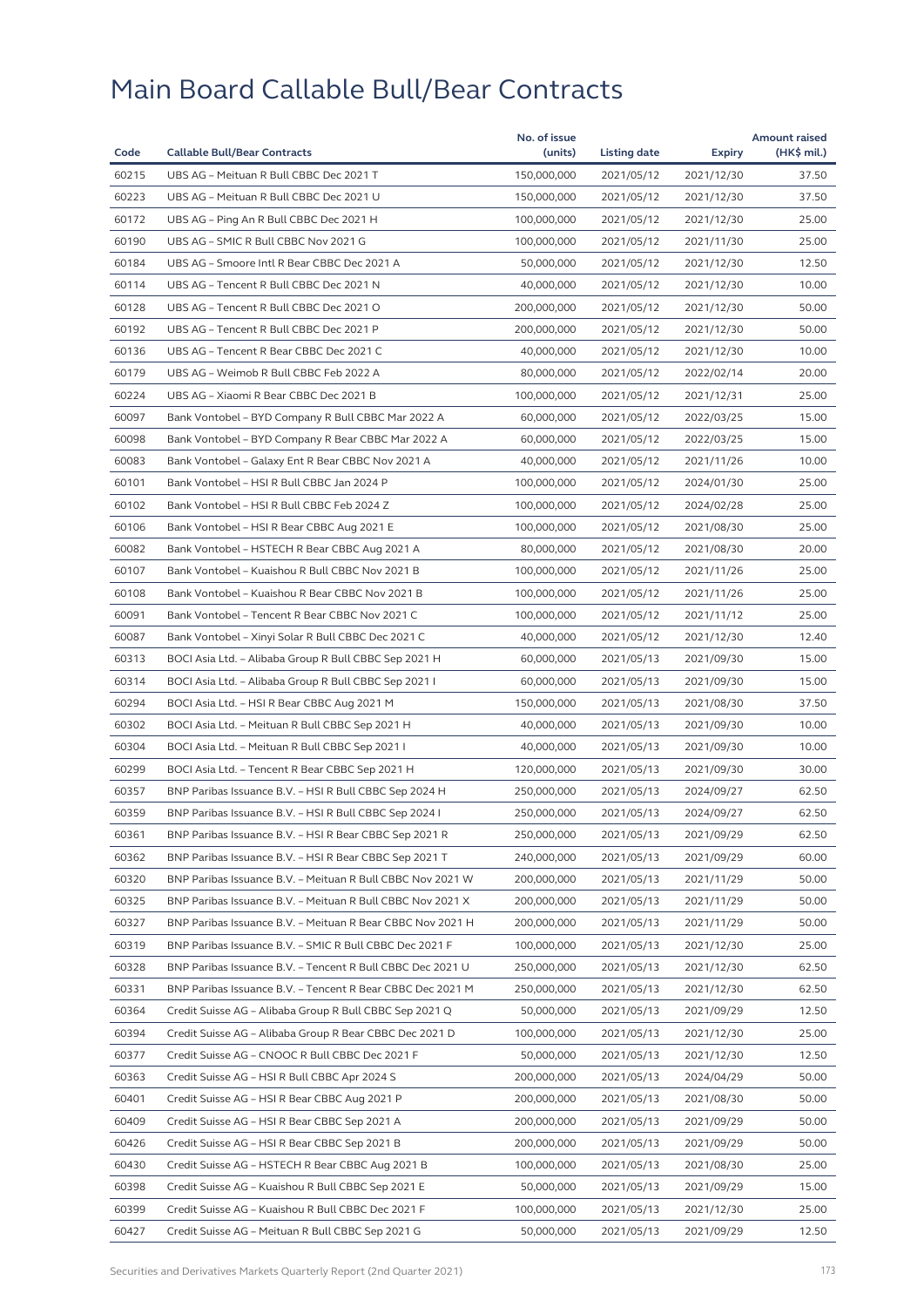# Main Board Callable Bull/Bear Contracts

| Code | Callable Bull/Bear Contracts | No. of issue (units) | Listing date | Expiry | Amount raised (HK$ mil.) |
|---|---|---|---|---|---|
| 60215 | UBS AG – Meituan R Bull CBBC Dec 2021 T | 150,000,000 | 2021/05/12 | 2021/12/30 | 37.50 |
| 60223 | UBS AG – Meituan R Bull CBBC Dec 2021 U | 150,000,000 | 2021/05/12 | 2021/12/30 | 37.50 |
| 60172 | UBS AG – Ping An R Bull CBBC Dec 2021 H | 100,000,000 | 2021/05/12 | 2021/12/30 | 25.00 |
| 60190 | UBS AG – SMIC R Bull CBBC Nov 2021 G | 100,000,000 | 2021/05/12 | 2021/11/30 | 25.00 |
| 60184 | UBS AG – Smoore Intl R Bear CBBC Dec 2021 A | 50,000,000 | 2021/05/12 | 2021/12/30 | 12.50 |
| 60114 | UBS AG – Tencent R Bull CBBC Dec 2021 N | 40,000,000 | 2021/05/12 | 2021/12/30 | 10.00 |
| 60128 | UBS AG – Tencent R Bull CBBC Dec 2021 O | 200,000,000 | 2021/05/12 | 2021/12/30 | 50.00 |
| 60192 | UBS AG – Tencent R Bull CBBC Dec 2021 P | 200,000,000 | 2021/05/12 | 2021/12/30 | 50.00 |
| 60136 | UBS AG – Tencent R Bear CBBC Dec 2021 C | 40,000,000 | 2021/05/12 | 2021/12/30 | 10.00 |
| 60179 | UBS AG – Weimob R Bull CBBC Feb 2022 A | 80,000,000 | 2021/05/12 | 2022/02/14 | 20.00 |
| 60224 | UBS AG – Xiaomi R Bear CBBC Dec 2021 B | 100,000,000 | 2021/05/12 | 2021/12/31 | 25.00 |
| 60097 | Bank Vontobel – BYD Company R Bull CBBC Mar 2022 A | 60,000,000 | 2021/05/12 | 2022/03/25 | 15.00 |
| 60098 | Bank Vontobel – BYD Company R Bear CBBC Mar 2022 A | 60,000,000 | 2021/05/12 | 2022/03/25 | 15.00 |
| 60083 | Bank Vontobel – Galaxy Ent R Bear CBBC Nov 2021 A | 40,000,000 | 2021/05/12 | 2021/11/26 | 10.00 |
| 60101 | Bank Vontobel – HSI R Bull CBBC Jan 2024 P | 100,000,000 | 2021/05/12 | 2024/01/30 | 25.00 |
| 60102 | Bank Vontobel – HSI R Bull CBBC Feb 2024 Z | 100,000,000 | 2021/05/12 | 2024/02/28 | 25.00 |
| 60106 | Bank Vontobel – HSI R Bear CBBC Aug 2021 E | 100,000,000 | 2021/05/12 | 2021/08/30 | 25.00 |
| 60082 | Bank Vontobel – HSTECH R Bear CBBC Aug 2021 A | 80,000,000 | 2021/05/12 | 2021/08/30 | 20.00 |
| 60107 | Bank Vontobel – Kuaishou R Bull CBBC Nov 2021 B | 100,000,000 | 2021/05/12 | 2021/11/26 | 25.00 |
| 60108 | Bank Vontobel – Kuaishou R Bear CBBC Nov 2021 B | 100,000,000 | 2021/05/12 | 2021/11/26 | 25.00 |
| 60091 | Bank Vontobel – Tencent R Bear CBBC Nov 2021 C | 100,000,000 | 2021/05/12 | 2021/11/12 | 25.00 |
| 60087 | Bank Vontobel – Xinyi Solar R Bull CBBC Dec 2021 C | 40,000,000 | 2021/05/12 | 2021/12/30 | 12.40 |
| 60313 | BOCI Asia Ltd. – Alibaba Group R Bull CBBC Sep 2021 H | 60,000,000 | 2021/05/13 | 2021/09/30 | 15.00 |
| 60314 | BOCI Asia Ltd. – Alibaba Group R Bull CBBC Sep 2021 I | 60,000,000 | 2021/05/13 | 2021/09/30 | 15.00 |
| 60294 | BOCI Asia Ltd. – HSI R Bear CBBC Aug 2021 M | 150,000,000 | 2021/05/13 | 2021/08/30 | 37.50 |
| 60302 | BOCI Asia Ltd. – Meituan R Bull CBBC Sep 2021 H | 40,000,000 | 2021/05/13 | 2021/09/30 | 10.00 |
| 60304 | BOCI Asia Ltd. – Meituan R Bull CBBC Sep 2021 I | 40,000,000 | 2021/05/13 | 2021/09/30 | 10.00 |
| 60299 | BOCI Asia Ltd. – Tencent R Bear CBBC Sep 2021 H | 120,000,000 | 2021/05/13 | 2021/09/30 | 30.00 |
| 60357 | BNP Paribas Issuance B.V. – HSI R Bull CBBC Sep 2024 H | 250,000,000 | 2021/05/13 | 2024/09/27 | 62.50 |
| 60359 | BNP Paribas Issuance B.V. – HSI R Bull CBBC Sep 2024 I | 250,000,000 | 2021/05/13 | 2024/09/27 | 62.50 |
| 60361 | BNP Paribas Issuance B.V. – HSI R Bear CBBC Sep 2021 R | 250,000,000 | 2021/05/13 | 2021/09/29 | 62.50 |
| 60362 | BNP Paribas Issuance B.V. – HSI R Bear CBBC Sep 2021 T | 240,000,000 | 2021/05/13 | 2021/09/29 | 60.00 |
| 60320 | BNP Paribas Issuance B.V. – Meituan R Bull CBBC Nov 2021 W | 200,000,000 | 2021/05/13 | 2021/11/29 | 50.00 |
| 60325 | BNP Paribas Issuance B.V. – Meituan R Bull CBBC Nov 2021 X | 200,000,000 | 2021/05/13 | 2021/11/29 | 50.00 |
| 60327 | BNP Paribas Issuance B.V. – Meituan R Bear CBBC Nov 2021 H | 200,000,000 | 2021/05/13 | 2021/11/29 | 50.00 |
| 60319 | BNP Paribas Issuance B.V. – SMIC R Bull CBBC Dec 2021 F | 100,000,000 | 2021/05/13 | 2021/12/30 | 25.00 |
| 60328 | BNP Paribas Issuance B.V. – Tencent R Bull CBBC Dec 2021 U | 250,000,000 | 2021/05/13 | 2021/12/30 | 62.50 |
| 60331 | BNP Paribas Issuance B.V. – Tencent R Bear CBBC Dec 2021 M | 250,000,000 | 2021/05/13 | 2021/12/30 | 62.50 |
| 60364 | Credit Suisse AG – Alibaba Group R Bull CBBC Sep 2021 Q | 50,000,000 | 2021/05/13 | 2021/09/29 | 12.50 |
| 60394 | Credit Suisse AG – Alibaba Group R Bear CBBC Dec 2021 D | 100,000,000 | 2021/05/13 | 2021/12/30 | 25.00 |
| 60377 | Credit Suisse AG – CNOOC R Bull CBBC Dec 2021 F | 50,000,000 | 2021/05/13 | 2021/12/30 | 12.50 |
| 60363 | Credit Suisse AG – HSI R Bull CBBC Apr 2024 S | 200,000,000 | 2021/05/13 | 2024/04/29 | 50.00 |
| 60401 | Credit Suisse AG – HSI R Bear CBBC Aug 2021 P | 200,000,000 | 2021/05/13 | 2021/08/30 | 50.00 |
| 60409 | Credit Suisse AG – HSI R Bear CBBC Sep 2021 A | 200,000,000 | 2021/05/13 | 2021/09/29 | 50.00 |
| 60426 | Credit Suisse AG – HSI R Bear CBBC Sep 2021 B | 200,000,000 | 2021/05/13 | 2021/09/29 | 50.00 |
| 60430 | Credit Suisse AG – HSTECH R Bear CBBC Aug 2021 B | 100,000,000 | 2021/05/13 | 2021/08/30 | 25.00 |
| 60398 | Credit Suisse AG – Kuaishou R Bull CBBC Sep 2021 E | 50,000,000 | 2021/05/13 | 2021/09/29 | 15.00 |
| 60399 | Credit Suisse AG – Kuaishou R Bull CBBC Dec 2021 F | 100,000,000 | 2021/05/13 | 2021/12/30 | 25.00 |
| 60427 | Credit Suisse AG – Meituan R Bull CBBC Sep 2021 G | 50,000,000 | 2021/05/13 | 2021/09/29 | 12.50 |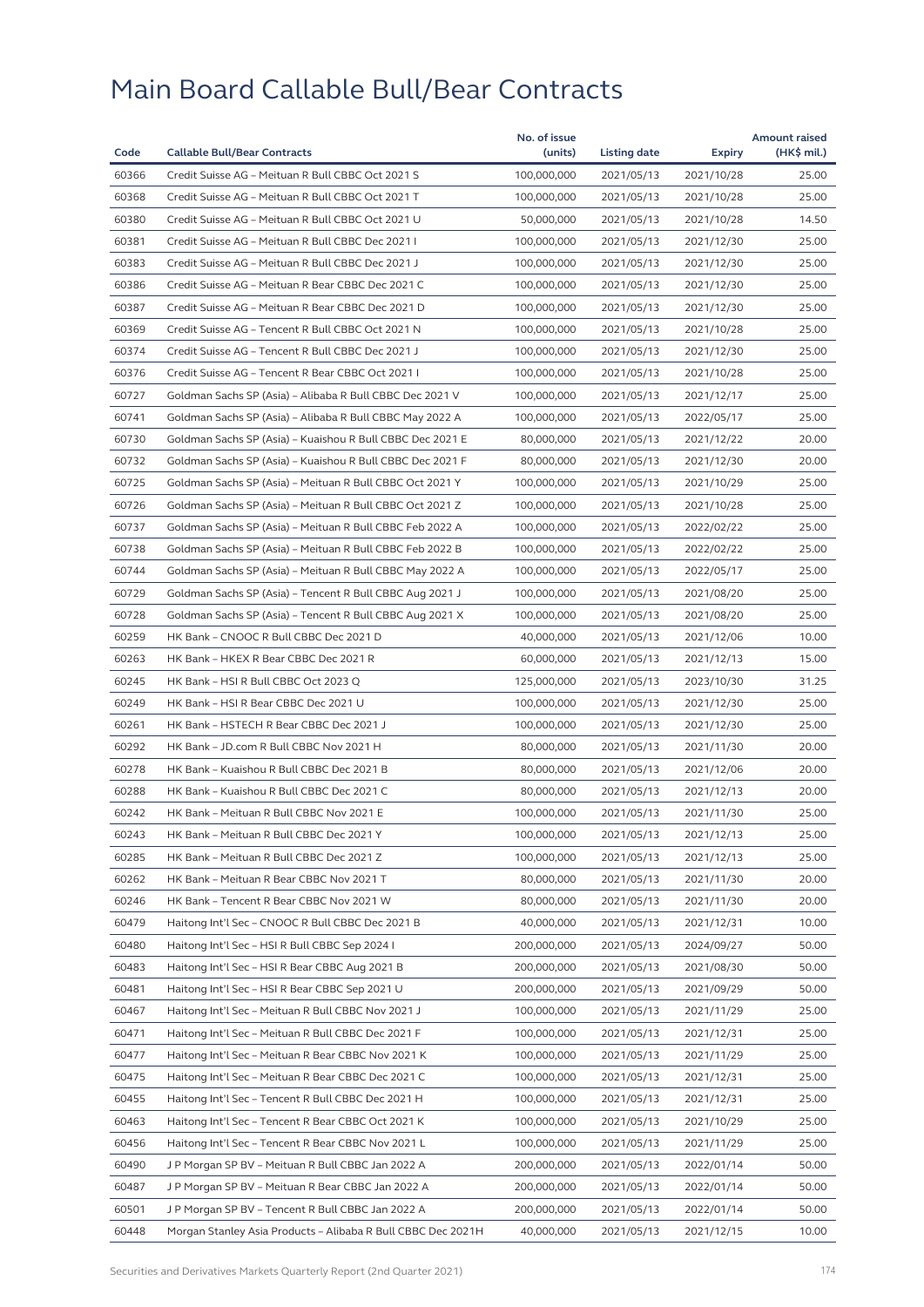# Main Board Callable Bull/Bear Contracts

| Code | Callable Bull/Bear Contracts | No. of issue (units) | Listing date | Expiry | Amount raised (HK$ mil.) |
|---|---|---|---|---|---|
| 60366 | Credit Suisse AG – Meituan R Bull CBBC Oct 2021 S | 100,000,000 | 2021/05/13 | 2021/10/28 | 25.00 |
| 60368 | Credit Suisse AG – Meituan R Bull CBBC Oct 2021 T | 100,000,000 | 2021/05/13 | 2021/10/28 | 25.00 |
| 60380 | Credit Suisse AG – Meituan R Bull CBBC Oct 2021 U | 50,000,000 | 2021/05/13 | 2021/10/28 | 14.50 |
| 60381 | Credit Suisse AG – Meituan R Bull CBBC Dec 2021 I | 100,000,000 | 2021/05/13 | 2021/12/30 | 25.00 |
| 60383 | Credit Suisse AG – Meituan R Bull CBBC Dec 2021 J | 100,000,000 | 2021/05/13 | 2021/12/30 | 25.00 |
| 60386 | Credit Suisse AG – Meituan R Bear CBBC Dec 2021 C | 100,000,000 | 2021/05/13 | 2021/12/30 | 25.00 |
| 60387 | Credit Suisse AG – Meituan R Bear CBBC Dec 2021 D | 100,000,000 | 2021/05/13 | 2021/12/30 | 25.00 |
| 60369 | Credit Suisse AG – Tencent R Bull CBBC Oct 2021 N | 100,000,000 | 2021/05/13 | 2021/10/28 | 25.00 |
| 60374 | Credit Suisse AG – Tencent R Bull CBBC Dec 2021 J | 100,000,000 | 2021/05/13 | 2021/12/30 | 25.00 |
| 60376 | Credit Suisse AG – Tencent R Bear CBBC Oct 2021 I | 100,000,000 | 2021/05/13 | 2021/10/28 | 25.00 |
| 60727 | Goldman Sachs SP (Asia) – Alibaba R Bull CBBC Dec 2021 V | 100,000,000 | 2021/05/13 | 2021/12/17 | 25.00 |
| 60741 | Goldman Sachs SP (Asia) – Alibaba R Bull CBBC May 2022 A | 100,000,000 | 2021/05/13 | 2022/05/17 | 25.00 |
| 60730 | Goldman Sachs SP (Asia) – Kuaishou R Bull CBBC Dec 2021 E | 80,000,000 | 2021/05/13 | 2021/12/22 | 20.00 |
| 60732 | Goldman Sachs SP (Asia) – Kuaishou R Bull CBBC Dec 2021 F | 80,000,000 | 2021/05/13 | 2021/12/30 | 20.00 |
| 60725 | Goldman Sachs SP (Asia) – Meituan R Bull CBBC Oct 2021 Y | 100,000,000 | 2021/05/13 | 2021/10/29 | 25.00 |
| 60726 | Goldman Sachs SP (Asia) – Meituan R Bull CBBC Oct 2021 Z | 100,000,000 | 2021/05/13 | 2021/10/28 | 25.00 |
| 60737 | Goldman Sachs SP (Asia) – Meituan R Bull CBBC Feb 2022 A | 100,000,000 | 2021/05/13 | 2022/02/22 | 25.00 |
| 60738 | Goldman Sachs SP (Asia) – Meituan R Bull CBBC Feb 2022 B | 100,000,000 | 2021/05/13 | 2022/02/22 | 25.00 |
| 60744 | Goldman Sachs SP (Asia) – Meituan R Bull CBBC May 2022 A | 100,000,000 | 2021/05/13 | 2022/05/17 | 25.00 |
| 60729 | Goldman Sachs SP (Asia) – Tencent R Bull CBBC Aug 2021 J | 100,000,000 | 2021/05/13 | 2021/08/20 | 25.00 |
| 60728 | Goldman Sachs SP (Asia) – Tencent R Bull CBBC Aug 2021 X | 100,000,000 | 2021/05/13 | 2021/08/20 | 25.00 |
| 60259 | HK Bank – CNOOC R Bull CBBC Dec 2021 D | 40,000,000 | 2021/05/13 | 2021/12/06 | 10.00 |
| 60263 | HK Bank – HKEX R Bear CBBC Dec 2021 R | 60,000,000 | 2021/05/13 | 2021/12/13 | 15.00 |
| 60245 | HK Bank – HSI R Bull CBBC Oct 2023 Q | 125,000,000 | 2021/05/13 | 2023/10/30 | 31.25 |
| 60249 | HK Bank – HSI R Bear CBBC Dec 2021 U | 100,000,000 | 2021/05/13 | 2021/12/30 | 25.00 |
| 60261 | HK Bank – HSTECH R Bear CBBC Dec 2021 J | 100,000,000 | 2021/05/13 | 2021/12/30 | 25.00 |
| 60292 | HK Bank – JD.com R Bull CBBC Nov 2021 H | 80,000,000 | 2021/05/13 | 2021/11/30 | 20.00 |
| 60278 | HK Bank – Kuaishou R Bull CBBC Dec 2021 B | 80,000,000 | 2021/05/13 | 2021/12/06 | 20.00 |
| 60288 | HK Bank – Kuaishou R Bull CBBC Dec 2021 C | 80,000,000 | 2021/05/13 | 2021/12/13 | 20.00 |
| 60242 | HK Bank – Meituan R Bull CBBC Nov 2021 E | 100,000,000 | 2021/05/13 | 2021/11/30 | 25.00 |
| 60243 | HK Bank – Meituan R Bull CBBC Dec 2021 Y | 100,000,000 | 2021/05/13 | 2021/12/13 | 25.00 |
| 60285 | HK Bank – Meituan R Bull CBBC Dec 2021 Z | 100,000,000 | 2021/05/13 | 2021/12/13 | 25.00 |
| 60262 | HK Bank – Meituan R Bear CBBC Nov 2021 T | 80,000,000 | 2021/05/13 | 2021/11/30 | 20.00 |
| 60246 | HK Bank – Tencent R Bear CBBC Nov 2021 W | 80,000,000 | 2021/05/13 | 2021/11/30 | 20.00 |
| 60479 | Haitong Int'l Sec – CNOOC R Bull CBBC Dec 2021 B | 40,000,000 | 2021/05/13 | 2021/12/31 | 10.00 |
| 60480 | Haitong Int'l Sec – HSI R Bull CBBC Sep 2024 I | 200,000,000 | 2021/05/13 | 2024/09/27 | 50.00 |
| 60483 | Haitong Int'l Sec – HSI R Bear CBBC Aug 2021 B | 200,000,000 | 2021/05/13 | 2021/08/30 | 50.00 |
| 60481 | Haitong Int'l Sec – HSI R Bear CBBC Sep 2021 U | 200,000,000 | 2021/05/13 | 2021/09/29 | 50.00 |
| 60467 | Haitong Int'l Sec – Meituan R Bull CBBC Nov 2021 J | 100,000,000 | 2021/05/13 | 2021/11/29 | 25.00 |
| 60471 | Haitong Int'l Sec – Meituan R Bull CBBC Dec 2021 F | 100,000,000 | 2021/05/13 | 2021/12/31 | 25.00 |
| 60477 | Haitong Int'l Sec – Meituan R Bear CBBC Nov 2021 K | 100,000,000 | 2021/05/13 | 2021/11/29 | 25.00 |
| 60475 | Haitong Int'l Sec – Meituan R Bear CBBC Dec 2021 C | 100,000,000 | 2021/05/13 | 2021/12/31 | 25.00 |
| 60455 | Haitong Int'l Sec – Tencent R Bull CBBC Dec 2021 H | 100,000,000 | 2021/05/13 | 2021/12/31 | 25.00 |
| 60463 | Haitong Int'l Sec – Tencent R Bear CBBC Oct 2021 K | 100,000,000 | 2021/05/13 | 2021/10/29 | 25.00 |
| 60456 | Haitong Int'l Sec – Tencent R Bear CBBC Nov 2021 L | 100,000,000 | 2021/05/13 | 2021/11/29 | 25.00 |
| 60490 | J P Morgan SP BV – Meituan R Bull CBBC Jan 2022 A | 200,000,000 | 2021/05/13 | 2022/01/14 | 50.00 |
| 60487 | J P Morgan SP BV – Meituan R Bear CBBC Jan 2022 A | 200,000,000 | 2021/05/13 | 2022/01/14 | 50.00 |
| 60501 | J P Morgan SP BV – Tencent R Bull CBBC Jan 2022 A | 200,000,000 | 2021/05/13 | 2022/01/14 | 50.00 |
| 60448 | Morgan Stanley Asia Products – Alibaba R Bull CBBC Dec 2021H | 40,000,000 | 2021/05/13 | 2021/12/15 | 10.00 |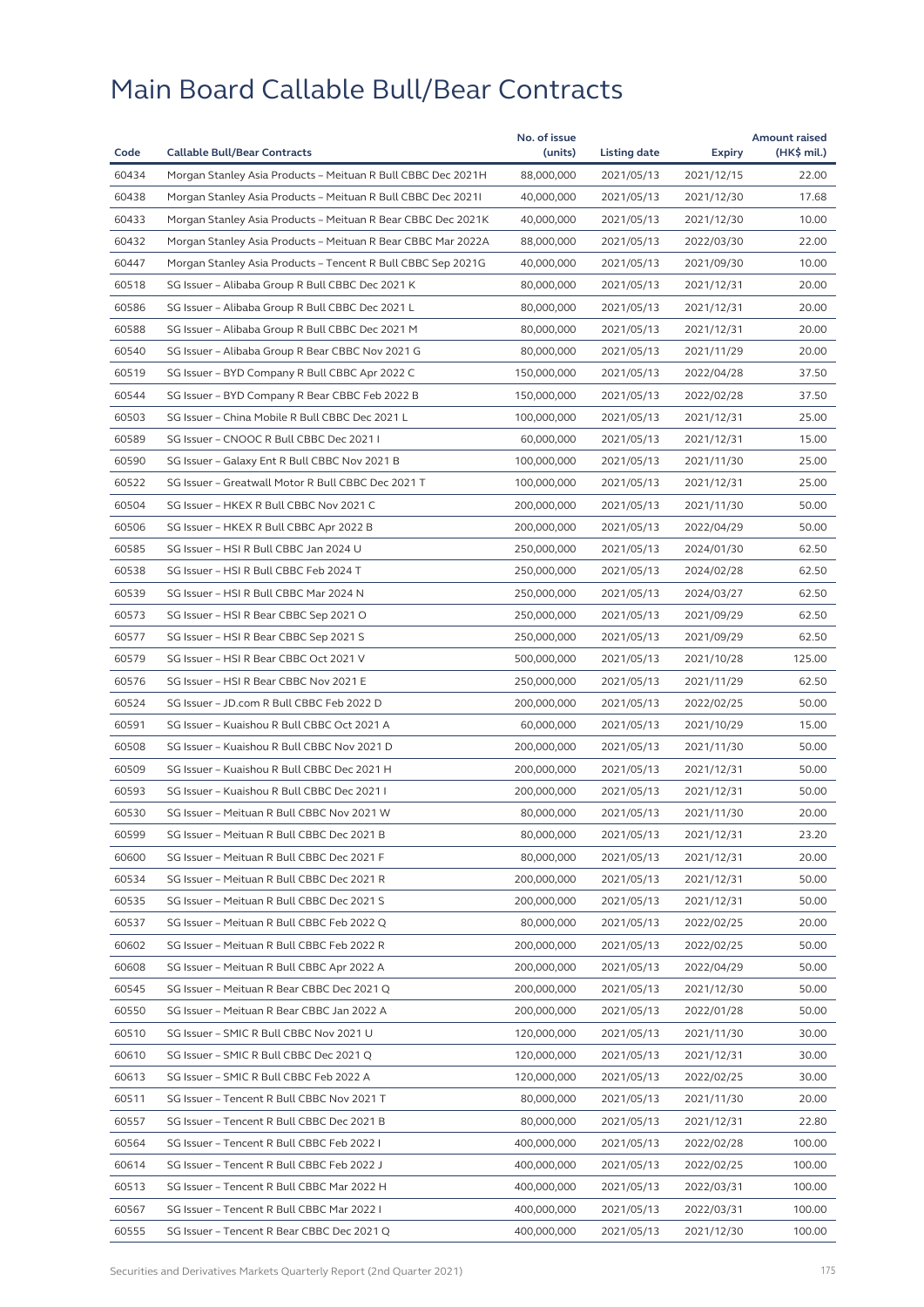# Main Board Callable Bull/Bear Contracts

| Code | Callable Bull/Bear Contracts | No. of issue (units) | Listing date | Expiry | Amount raised (HK$ mil.) |
|---|---|---|---|---|---|
| 60434 | Morgan Stanley Asia Products – Meituan R Bull CBBC Dec 2021H | 88,000,000 | 2021/05/13 | 2021/12/15 | 22.00 |
| 60438 | Morgan Stanley Asia Products – Meituan R Bull CBBC Dec 2021I | 40,000,000 | 2021/05/13 | 2021/12/30 | 17.68 |
| 60433 | Morgan Stanley Asia Products – Meituan R Bear CBBC Dec 2021K | 40,000,000 | 2021/05/13 | 2021/12/30 | 10.00 |
| 60432 | Morgan Stanley Asia Products – Meituan R Bear CBBC Mar 2022A | 88,000,000 | 2021/05/13 | 2022/03/30 | 22.00 |
| 60447 | Morgan Stanley Asia Products – Tencent R Bull CBBC Sep 2021G | 40,000,000 | 2021/05/13 | 2021/09/30 | 10.00 |
| 60518 | SG Issuer – Alibaba Group R Bull CBBC Dec 2021 K | 80,000,000 | 2021/05/13 | 2021/12/31 | 20.00 |
| 60586 | SG Issuer – Alibaba Group R Bull CBBC Dec 2021 L | 80,000,000 | 2021/05/13 | 2021/12/31 | 20.00 |
| 60588 | SG Issuer – Alibaba Group R Bull CBBC Dec 2021 M | 80,000,000 | 2021/05/13 | 2021/12/31 | 20.00 |
| 60540 | SG Issuer – Alibaba Group R Bear CBBC Nov 2021 G | 80,000,000 | 2021/05/13 | 2021/11/29 | 20.00 |
| 60519 | SG Issuer – BYD Company R Bull CBBC Apr 2022 C | 150,000,000 | 2021/05/13 | 2022/04/28 | 37.50 |
| 60544 | SG Issuer – BYD Company R Bear CBBC Feb 2022 B | 150,000,000 | 2021/05/13 | 2022/02/28 | 37.50 |
| 60503 | SG Issuer – China Mobile R Bull CBBC Dec 2021 L | 100,000,000 | 2021/05/13 | 2021/12/31 | 25.00 |
| 60589 | SG Issuer – CNOOC R Bull CBBC Dec 2021 I | 60,000,000 | 2021/05/13 | 2021/12/31 | 15.00 |
| 60590 | SG Issuer – Galaxy Ent R Bull CBBC Nov 2021 B | 100,000,000 | 2021/05/13 | 2021/11/30 | 25.00 |
| 60522 | SG Issuer – Greatwall Motor R Bull CBBC Dec 2021 T | 100,000,000 | 2021/05/13 | 2021/12/31 | 25.00 |
| 60504 | SG Issuer – HKEX R Bull CBBC Nov 2021 C | 200,000,000 | 2021/05/13 | 2021/11/30 | 50.00 |
| 60506 | SG Issuer – HKEX R Bull CBBC Apr 2022 B | 200,000,000 | 2021/05/13 | 2022/04/29 | 50.00 |
| 60585 | SG Issuer – HSI R Bull CBBC Jan 2024 U | 250,000,000 | 2021/05/13 | 2024/01/30 | 62.50 |
| 60538 | SG Issuer – HSI R Bull CBBC Feb 2024 T | 250,000,000 | 2021/05/13 | 2024/02/28 | 62.50 |
| 60539 | SG Issuer – HSI R Bull CBBC Mar 2024 N | 250,000,000 | 2021/05/13 | 2024/03/27 | 62.50 |
| 60573 | SG Issuer – HSI R Bear CBBC Sep 2021 O | 250,000,000 | 2021/05/13 | 2021/09/29 | 62.50 |
| 60577 | SG Issuer – HSI R Bear CBBC Sep 2021 S | 250,000,000 | 2021/05/13 | 2021/09/29 | 62.50 |
| 60579 | SG Issuer – HSI R Bear CBBC Oct 2021 V | 500,000,000 | 2021/05/13 | 2021/10/28 | 125.00 |
| 60576 | SG Issuer – HSI R Bear CBBC Nov 2021 E | 250,000,000 | 2021/05/13 | 2021/11/29 | 62.50 |
| 60524 | SG Issuer – JD.com R Bull CBBC Feb 2022 D | 200,000,000 | 2021/05/13 | 2022/02/25 | 50.00 |
| 60591 | SG Issuer – Kuaishou R Bull CBBC Oct 2021 A | 60,000,000 | 2021/05/13 | 2021/10/29 | 15.00 |
| 60508 | SG Issuer – Kuaishou R Bull CBBC Nov 2021 D | 200,000,000 | 2021/05/13 | 2021/11/30 | 50.00 |
| 60509 | SG Issuer – Kuaishou R Bull CBBC Dec 2021 H | 200,000,000 | 2021/05/13 | 2021/12/31 | 50.00 |
| 60593 | SG Issuer – Kuaishou R Bull CBBC Dec 2021 I | 200,000,000 | 2021/05/13 | 2021/12/31 | 50.00 |
| 60530 | SG Issuer – Meituan R Bull CBBC Nov 2021 W | 80,000,000 | 2021/05/13 | 2021/11/30 | 20.00 |
| 60599 | SG Issuer – Meituan R Bull CBBC Dec 2021 B | 80,000,000 | 2021/05/13 | 2021/12/31 | 23.20 |
| 60600 | SG Issuer – Meituan R Bull CBBC Dec 2021 F | 80,000,000 | 2021/05/13 | 2021/12/31 | 20.00 |
| 60534 | SG Issuer – Meituan R Bull CBBC Dec 2021 R | 200,000,000 | 2021/05/13 | 2021/12/31 | 50.00 |
| 60535 | SG Issuer – Meituan R Bull CBBC Dec 2021 S | 200,000,000 | 2021/05/13 | 2021/12/31 | 50.00 |
| 60537 | SG Issuer – Meituan R Bull CBBC Feb 2022 Q | 80,000,000 | 2021/05/13 | 2022/02/25 | 20.00 |
| 60602 | SG Issuer – Meituan R Bull CBBC Feb 2022 R | 200,000,000 | 2021/05/13 | 2022/02/25 | 50.00 |
| 60608 | SG Issuer – Meituan R Bull CBBC Apr 2022 A | 200,000,000 | 2021/05/13 | 2022/04/29 | 50.00 |
| 60545 | SG Issuer – Meituan R Bear CBBC Dec 2021 Q | 200,000,000 | 2021/05/13 | 2021/12/30 | 50.00 |
| 60550 | SG Issuer – Meituan R Bear CBBC Jan 2022 A | 200,000,000 | 2021/05/13 | 2022/01/28 | 50.00 |
| 60510 | SG Issuer – SMIC R Bull CBBC Nov 2021 U | 120,000,000 | 2021/05/13 | 2021/11/30 | 30.00 |
| 60610 | SG Issuer – SMIC R Bull CBBC Dec 2021 Q | 120,000,000 | 2021/05/13 | 2021/12/31 | 30.00 |
| 60613 | SG Issuer – SMIC R Bull CBBC Feb 2022 A | 120,000,000 | 2021/05/13 | 2022/02/25 | 30.00 |
| 60511 | SG Issuer – Tencent R Bull CBBC Nov 2021 T | 80,000,000 | 2021/05/13 | 2021/11/30 | 20.00 |
| 60557 | SG Issuer – Tencent R Bull CBBC Dec 2021 B | 80,000,000 | 2021/05/13 | 2021/12/31 | 22.80 |
| 60564 | SG Issuer – Tencent R Bull CBBC Feb 2022 I | 400,000,000 | 2021/05/13 | 2022/02/28 | 100.00 |
| 60614 | SG Issuer – Tencent R Bull CBBC Feb 2022 J | 400,000,000 | 2021/05/13 | 2022/02/25 | 100.00 |
| 60513 | SG Issuer – Tencent R Bull CBBC Mar 2022 H | 400,000,000 | 2021/05/13 | 2022/03/31 | 100.00 |
| 60567 | SG Issuer – Tencent R Bull CBBC Mar 2022 I | 400,000,000 | 2021/05/13 | 2022/03/31 | 100.00 |
| 60555 | SG Issuer – Tencent R Bear CBBC Dec 2021 Q | 400,000,000 | 2021/05/13 | 2021/12/30 | 100.00 |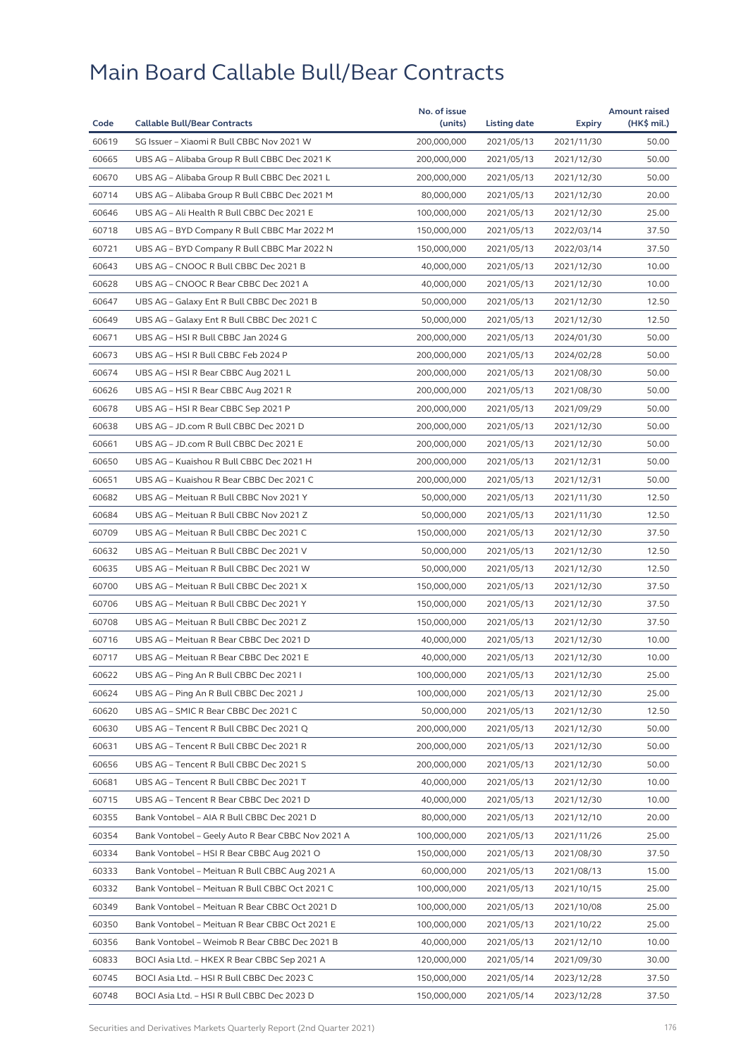# Main Board Callable Bull/Bear Contracts

| Code | Callable Bull/Bear Contracts | No. of issue (units) | Listing date | Expiry | Amount raised (HK$ mil.) |
|---|---|---|---|---|---|
| 60619 | SG Issuer – Xiaomi R Bull CBBC Nov 2021 W | 200,000,000 | 2021/05/13 | 2021/11/30 | 50.00 |
| 60665 | UBS AG – Alibaba Group R Bull CBBC Dec 2021 K | 200,000,000 | 2021/05/13 | 2021/12/30 | 50.00 |
| 60670 | UBS AG – Alibaba Group R Bull CBBC Dec 2021 L | 200,000,000 | 2021/05/13 | 2021/12/30 | 50.00 |
| 60714 | UBS AG – Alibaba Group R Bull CBBC Dec 2021 M | 80,000,000 | 2021/05/13 | 2021/12/30 | 20.00 |
| 60646 | UBS AG – Ali Health R Bull CBBC Dec 2021 E | 100,000,000 | 2021/05/13 | 2021/12/30 | 25.00 |
| 60718 | UBS AG – BYD Company R Bull CBBC Mar 2022 M | 150,000,000 | 2021/05/13 | 2022/03/14 | 37.50 |
| 60721 | UBS AG – BYD Company R Bull CBBC Mar 2022 N | 150,000,000 | 2021/05/13 | 2022/03/14 | 37.50 |
| 60643 | UBS AG – CNOOC R Bull CBBC Dec 2021 B | 40,000,000 | 2021/05/13 | 2021/12/30 | 10.00 |
| 60628 | UBS AG – CNOOC R Bear CBBC Dec 2021 A | 40,000,000 | 2021/05/13 | 2021/12/30 | 10.00 |
| 60647 | UBS AG – Galaxy Ent R Bull CBBC Dec 2021 B | 50,000,000 | 2021/05/13 | 2021/12/30 | 12.50 |
| 60649 | UBS AG – Galaxy Ent R Bull CBBC Dec 2021 C | 50,000,000 | 2021/05/13 | 2021/12/30 | 12.50 |
| 60671 | UBS AG – HSI R Bull CBBC Jan 2024 G | 200,000,000 | 2021/05/13 | 2024/01/30 | 50.00 |
| 60673 | UBS AG – HSI R Bull CBBC Feb 2024 P | 200,000,000 | 2021/05/13 | 2024/02/28 | 50.00 |
| 60674 | UBS AG – HSI R Bear CBBC Aug 2021 L | 200,000,000 | 2021/05/13 | 2021/08/30 | 50.00 |
| 60626 | UBS AG – HSI R Bear CBBC Aug 2021 R | 200,000,000 | 2021/05/13 | 2021/08/30 | 50.00 |
| 60678 | UBS AG – HSI R Bear CBBC Sep 2021 P | 200,000,000 | 2021/05/13 | 2021/09/29 | 50.00 |
| 60638 | UBS AG – JD.com R Bull CBBC Dec 2021 D | 200,000,000 | 2021/05/13 | 2021/12/30 | 50.00 |
| 60661 | UBS AG – JD.com R Bull CBBC Dec 2021 E | 200,000,000 | 2021/05/13 | 2021/12/30 | 50.00 |
| 60650 | UBS AG – Kuaishou R Bull CBBC Dec 2021 H | 200,000,000 | 2021/05/13 | 2021/12/31 | 50.00 |
| 60651 | UBS AG – Kuaishou R Bear CBBC Dec 2021 C | 200,000,000 | 2021/05/13 | 2021/12/31 | 50.00 |
| 60682 | UBS AG – Meituan R Bull CBBC Nov 2021 Y | 50,000,000 | 2021/05/13 | 2021/11/30 | 12.50 |
| 60684 | UBS AG – Meituan R Bull CBBC Nov 2021 Z | 50,000,000 | 2021/05/13 | 2021/11/30 | 12.50 |
| 60709 | UBS AG – Meituan R Bull CBBC Dec 2021 C | 150,000,000 | 2021/05/13 | 2021/12/30 | 37.50 |
| 60632 | UBS AG – Meituan R Bull CBBC Dec 2021 V | 50,000,000 | 2021/05/13 | 2021/12/30 | 12.50 |
| 60635 | UBS AG – Meituan R Bull CBBC Dec 2021 W | 50,000,000 | 2021/05/13 | 2021/12/30 | 12.50 |
| 60700 | UBS AG – Meituan R Bull CBBC Dec 2021 X | 150,000,000 | 2021/05/13 | 2021/12/30 | 37.50 |
| 60706 | UBS AG – Meituan R Bull CBBC Dec 2021 Y | 150,000,000 | 2021/05/13 | 2021/12/30 | 37.50 |
| 60708 | UBS AG – Meituan R Bull CBBC Dec 2021 Z | 150,000,000 | 2021/05/13 | 2021/12/30 | 37.50 |
| 60716 | UBS AG – Meituan R Bear CBBC Dec 2021 D | 40,000,000 | 2021/05/13 | 2021/12/30 | 10.00 |
| 60717 | UBS AG – Meituan R Bear CBBC Dec 2021 E | 40,000,000 | 2021/05/13 | 2021/12/30 | 10.00 |
| 60622 | UBS AG – Ping An R Bull CBBC Dec 2021 I | 100,000,000 | 2021/05/13 | 2021/12/30 | 25.00 |
| 60624 | UBS AG – Ping An R Bull CBBC Dec 2021 J | 100,000,000 | 2021/05/13 | 2021/12/30 | 25.00 |
| 60620 | UBS AG – SMIC R Bear CBBC Dec 2021 C | 50,000,000 | 2021/05/13 | 2021/12/30 | 12.50 |
| 60630 | UBS AG – Tencent R Bull CBBC Dec 2021 Q | 200,000,000 | 2021/05/13 | 2021/12/30 | 50.00 |
| 60631 | UBS AG – Tencent R Bull CBBC Dec 2021 R | 200,000,000 | 2021/05/13 | 2021/12/30 | 50.00 |
| 60656 | UBS AG – Tencent R Bull CBBC Dec 2021 S | 200,000,000 | 2021/05/13 | 2021/12/30 | 50.00 |
| 60681 | UBS AG – Tencent R Bull CBBC Dec 2021 T | 40,000,000 | 2021/05/13 | 2021/12/30 | 10.00 |
| 60715 | UBS AG – Tencent R Bear CBBC Dec 2021 D | 40,000,000 | 2021/05/13 | 2021/12/30 | 10.00 |
| 60355 | Bank Vontobel – AIA R Bull CBBC Dec 2021 D | 80,000,000 | 2021/05/13 | 2021/12/10 | 20.00 |
| 60354 | Bank Vontobel – Geely Auto R Bear CBBC Nov 2021 A | 100,000,000 | 2021/05/13 | 2021/11/26 | 25.00 |
| 60334 | Bank Vontobel – HSI R Bear CBBC Aug 2021 O | 150,000,000 | 2021/05/13 | 2021/08/30 | 37.50 |
| 60333 | Bank Vontobel – Meituan R Bull CBBC Aug 2021 A | 60,000,000 | 2021/05/13 | 2021/08/13 | 15.00 |
| 60332 | Bank Vontobel – Meituan R Bull CBBC Oct 2021 C | 100,000,000 | 2021/05/13 | 2021/10/15 | 25.00 |
| 60349 | Bank Vontobel – Meituan R Bear CBBC Oct 2021 D | 100,000,000 | 2021/05/13 | 2021/10/08 | 25.00 |
| 60350 | Bank Vontobel – Meituan R Bear CBBC Oct 2021 E | 100,000,000 | 2021/05/13 | 2021/10/22 | 25.00 |
| 60356 | Bank Vontobel – Weimob R Bear CBBC Dec 2021 B | 40,000,000 | 2021/05/13 | 2021/12/10 | 10.00 |
| 60833 | BOCI Asia Ltd. – HKEX R Bear CBBC Sep 2021 A | 120,000,000 | 2021/05/14 | 2021/09/30 | 30.00 |
| 60745 | BOCI Asia Ltd. – HSI R Bull CBBC Dec 2023 C | 150,000,000 | 2021/05/14 | 2023/12/28 | 37.50 |
| 60748 | BOCI Asia Ltd. – HSI R Bull CBBC Dec 2023 D | 150,000,000 | 2021/05/14 | 2023/12/28 | 37.50 |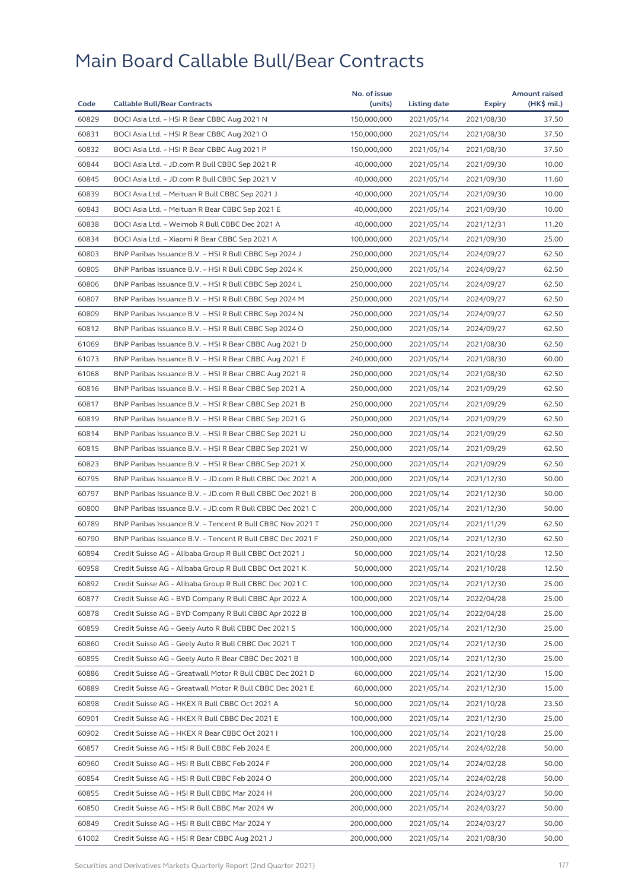# Main Board Callable Bull/Bear Contracts

| Code | Callable Bull/Bear Contracts | No. of issue (units) | Listing date | Expiry | Amount raised (HK$ mil.) |
|---|---|---|---|---|---|
| 60829 | BOCI Asia Ltd. – HSI R Bear CBBC Aug 2021 N | 150,000,000 | 2021/05/14 | 2021/08/30 | 37.50 |
| 60831 | BOCI Asia Ltd. – HSI R Bear CBBC Aug 2021 O | 150,000,000 | 2021/05/14 | 2021/08/30 | 37.50 |
| 60832 | BOCI Asia Ltd. – HSI R Bear CBBC Aug 2021 P | 150,000,000 | 2021/05/14 | 2021/08/30 | 37.50 |
| 60844 | BOCI Asia Ltd. – JD.com R Bull CBBC Sep 2021 R | 40,000,000 | 2021/05/14 | 2021/09/30 | 10.00 |
| 60845 | BOCI Asia Ltd. – JD.com R Bull CBBC Sep 2021 V | 40,000,000 | 2021/05/14 | 2021/09/30 | 11.60 |
| 60839 | BOCI Asia Ltd. – Meituan R Bull CBBC Sep 2021 J | 40,000,000 | 2021/05/14 | 2021/09/30 | 10.00 |
| 60843 | BOCI Asia Ltd. – Meituan R Bear CBBC Sep 2021 E | 40,000,000 | 2021/05/14 | 2021/09/30 | 10.00 |
| 60838 | BOCI Asia Ltd. – Weimob R Bull CBBC Dec 2021 A | 40,000,000 | 2021/05/14 | 2021/12/31 | 11.20 |
| 60834 | BOCI Asia Ltd. – Xiaomi R Bear CBBC Sep 2021 A | 100,000,000 | 2021/05/14 | 2021/09/30 | 25.00 |
| 60803 | BNP Paribas Issuance B.V. – HSI R Bull CBBC Sep 2024 J | 250,000,000 | 2021/05/14 | 2024/09/27 | 62.50 |
| 60805 | BNP Paribas Issuance B.V. – HSI R Bull CBBC Sep 2024 K | 250,000,000 | 2021/05/14 | 2024/09/27 | 62.50 |
| 60806 | BNP Paribas Issuance B.V. – HSI R Bull CBBC Sep 2024 L | 250,000,000 | 2021/05/14 | 2024/09/27 | 62.50 |
| 60807 | BNP Paribas Issuance B.V. – HSI R Bull CBBC Sep 2024 M | 250,000,000 | 2021/05/14 | 2024/09/27 | 62.50 |
| 60809 | BNP Paribas Issuance B.V. – HSI R Bull CBBC Sep 2024 N | 250,000,000 | 2021/05/14 | 2024/09/27 | 62.50 |
| 60812 | BNP Paribas Issuance B.V. – HSI R Bull CBBC Sep 2024 O | 250,000,000 | 2021/05/14 | 2024/09/27 | 62.50 |
| 61069 | BNP Paribas Issuance B.V. – HSI R Bear CBBC Aug 2021 D | 250,000,000 | 2021/05/14 | 2021/08/30 | 62.50 |
| 61073 | BNP Paribas Issuance B.V. – HSI R Bear CBBC Aug 2021 E | 240,000,000 | 2021/05/14 | 2021/08/30 | 60.00 |
| 61068 | BNP Paribas Issuance B.V. – HSI R Bear CBBC Aug 2021 R | 250,000,000 | 2021/05/14 | 2021/08/30 | 62.50 |
| 60816 | BNP Paribas Issuance B.V. – HSI R Bear CBBC Sep 2021 A | 250,000,000 | 2021/05/14 | 2021/09/29 | 62.50 |
| 60817 | BNP Paribas Issuance B.V. – HSI R Bear CBBC Sep 2021 B | 250,000,000 | 2021/05/14 | 2021/09/29 | 62.50 |
| 60819 | BNP Paribas Issuance B.V. – HSI R Bear CBBC Sep 2021 G | 250,000,000 | 2021/05/14 | 2021/09/29 | 62.50 |
| 60814 | BNP Paribas Issuance B.V. – HSI R Bear CBBC Sep 2021 U | 250,000,000 | 2021/05/14 | 2021/09/29 | 62.50 |
| 60815 | BNP Paribas Issuance B.V. – HSI R Bear CBBC Sep 2021 W | 250,000,000 | 2021/05/14 | 2021/09/29 | 62.50 |
| 60823 | BNP Paribas Issuance B.V. – HSI R Bear CBBC Sep 2021 X | 250,000,000 | 2021/05/14 | 2021/09/29 | 62.50 |
| 60795 | BNP Paribas Issuance B.V. – JD.com R Bull CBBC Dec 2021 A | 200,000,000 | 2021/05/14 | 2021/12/30 | 50.00 |
| 60797 | BNP Paribas Issuance B.V. – JD.com R Bull CBBC Dec 2021 B | 200,000,000 | 2021/05/14 | 2021/12/30 | 50.00 |
| 60800 | BNP Paribas Issuance B.V. – JD.com R Bull CBBC Dec 2021 C | 200,000,000 | 2021/05/14 | 2021/12/30 | 50.00 |
| 60789 | BNP Paribas Issuance B.V. – Tencent R Bull CBBC Nov 2021 T | 250,000,000 | 2021/05/14 | 2021/11/29 | 62.50 |
| 60790 | BNP Paribas Issuance B.V. – Tencent R Bull CBBC Dec 2021 F | 250,000,000 | 2021/05/14 | 2021/12/30 | 62.50 |
| 60894 | Credit Suisse AG – Alibaba Group R Bull CBBC Oct 2021 J | 50,000,000 | 2021/05/14 | 2021/10/28 | 12.50 |
| 60958 | Credit Suisse AG – Alibaba Group R Bull CBBC Oct 2021 K | 50,000,000 | 2021/05/14 | 2021/10/28 | 12.50 |
| 60892 | Credit Suisse AG – Alibaba Group R Bull CBBC Dec 2021 C | 100,000,000 | 2021/05/14 | 2021/12/30 | 25.00 |
| 60877 | Credit Suisse AG – BYD Company R Bull CBBC Apr 2022 A | 100,000,000 | 2021/05/14 | 2022/04/28 | 25.00 |
| 60878 | Credit Suisse AG – BYD Company R Bull CBBC Apr 2022 B | 100,000,000 | 2021/05/14 | 2022/04/28 | 25.00 |
| 60859 | Credit Suisse AG – Geely Auto R Bull CBBC Dec 2021 S | 100,000,000 | 2021/05/14 | 2021/12/30 | 25.00 |
| 60860 | Credit Suisse AG – Geely Auto R Bull CBBC Dec 2021 T | 100,000,000 | 2021/05/14 | 2021/12/30 | 25.00 |
| 60895 | Credit Suisse AG – Geely Auto R Bear CBBC Dec 2021 B | 100,000,000 | 2021/05/14 | 2021/12/30 | 25.00 |
| 60886 | Credit Suisse AG – Greatwall Motor R Bull CBBC Dec 2021 D | 60,000,000 | 2021/05/14 | 2021/12/30 | 15.00 |
| 60889 | Credit Suisse AG – Greatwall Motor R Bull CBBC Dec 2021 E | 60,000,000 | 2021/05/14 | 2021/12/30 | 15.00 |
| 60898 | Credit Suisse AG – HKEX R Bull CBBC Oct 2021 A | 50,000,000 | 2021/05/14 | 2021/10/28 | 23.50 |
| 60901 | Credit Suisse AG – HKEX R Bull CBBC Dec 2021 E | 100,000,000 | 2021/05/14 | 2021/12/30 | 25.00 |
| 60902 | Credit Suisse AG – HKEX R Bear CBBC Oct 2021 I | 100,000,000 | 2021/05/14 | 2021/10/28 | 25.00 |
| 60857 | Credit Suisse AG – HSI R Bull CBBC Feb 2024 E | 200,000,000 | 2021/05/14 | 2024/02/28 | 50.00 |
| 60960 | Credit Suisse AG – HSI R Bull CBBC Feb 2024 F | 200,000,000 | 2021/05/14 | 2024/02/28 | 50.00 |
| 60854 | Credit Suisse AG – HSI R Bull CBBC Feb 2024 O | 200,000,000 | 2021/05/14 | 2024/02/28 | 50.00 |
| 60855 | Credit Suisse AG – HSI R Bull CBBC Mar 2024 H | 200,000,000 | 2021/05/14 | 2024/03/27 | 50.00 |
| 60850 | Credit Suisse AG – HSI R Bull CBBC Mar 2024 W | 200,000,000 | 2021/05/14 | 2024/03/27 | 50.00 |
| 60849 | Credit Suisse AG – HSI R Bull CBBC Mar 2024 Y | 200,000,000 | 2021/05/14 | 2024/03/27 | 50.00 |
| 61002 | Credit Suisse AG – HSI R Bear CBBC Aug 2021 J | 200,000,000 | 2021/05/14 | 2021/08/30 | 50.00 |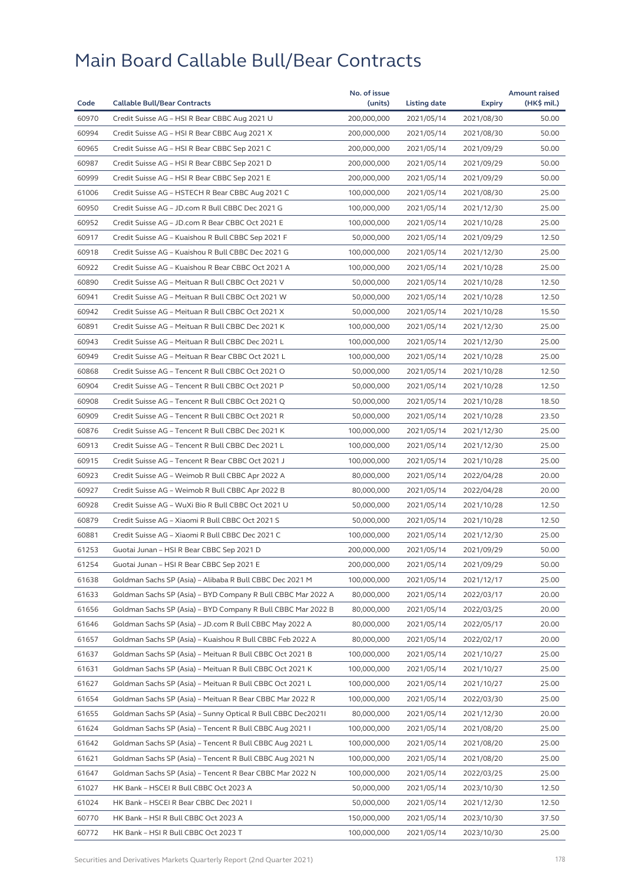# Main Board Callable Bull/Bear Contracts

| Code | Callable Bull/Bear Contracts | No. of issue (units) | Listing date | Expiry | Amount raised (HK$ mil.) |
|---|---|---|---|---|---|
| 60970 | Credit Suisse AG – HSI R Bear CBBC Aug 2021 U | 200,000,000 | 2021/05/14 | 2021/08/30 | 50.00 |
| 60994 | Credit Suisse AG – HSI R Bear CBBC Aug 2021 X | 200,000,000 | 2021/05/14 | 2021/08/30 | 50.00 |
| 60965 | Credit Suisse AG – HSI R Bear CBBC Sep 2021 C | 200,000,000 | 2021/05/14 | 2021/09/29 | 50.00 |
| 60987 | Credit Suisse AG – HSI R Bear CBBC Sep 2021 D | 200,000,000 | 2021/05/14 | 2021/09/29 | 50.00 |
| 60999 | Credit Suisse AG – HSI R Bear CBBC Sep 2021 E | 200,000,000 | 2021/05/14 | 2021/09/29 | 50.00 |
| 61006 | Credit Suisse AG – HSTECH R Bear CBBC Aug 2021 C | 100,000,000 | 2021/05/14 | 2021/08/30 | 25.00 |
| 60950 | Credit Suisse AG – JD.com R Bull CBBC Dec 2021 G | 100,000,000 | 2021/05/14 | 2021/12/30 | 25.00 |
| 60952 | Credit Suisse AG – JD.com R Bear CBBC Oct 2021 E | 100,000,000 | 2021/05/14 | 2021/10/28 | 25.00 |
| 60917 | Credit Suisse AG – Kuaishou R Bull CBBC Sep 2021 F | 50,000,000 | 2021/05/14 | 2021/09/29 | 12.50 |
| 60918 | Credit Suisse AG – Kuaishou R Bull CBBC Dec 2021 G | 100,000,000 | 2021/05/14 | 2021/12/30 | 25.00 |
| 60922 | Credit Suisse AG – Kuaishou R Bear CBBC Oct 2021 A | 100,000,000 | 2021/05/14 | 2021/10/28 | 25.00 |
| 60890 | Credit Suisse AG – Meituan R Bull CBBC Oct 2021 V | 50,000,000 | 2021/05/14 | 2021/10/28 | 12.50 |
| 60941 | Credit Suisse AG – Meituan R Bull CBBC Oct 2021 W | 50,000,000 | 2021/05/14 | 2021/10/28 | 12.50 |
| 60942 | Credit Suisse AG – Meituan R Bull CBBC Oct 2021 X | 50,000,000 | 2021/05/14 | 2021/10/28 | 15.50 |
| 60891 | Credit Suisse AG – Meituan R Bull CBBC Dec 2021 K | 100,000,000 | 2021/05/14 | 2021/12/30 | 25.00 |
| 60943 | Credit Suisse AG – Meituan R Bull CBBC Dec 2021 L | 100,000,000 | 2021/05/14 | 2021/12/30 | 25.00 |
| 60949 | Credit Suisse AG – Meituan R Bear CBBC Oct 2021 L | 100,000,000 | 2021/05/14 | 2021/10/28 | 25.00 |
| 60868 | Credit Suisse AG – Tencent R Bull CBBC Oct 2021 O | 50,000,000 | 2021/05/14 | 2021/10/28 | 12.50 |
| 60904 | Credit Suisse AG – Tencent R Bull CBBC Oct 2021 P | 50,000,000 | 2021/05/14 | 2021/10/28 | 12.50 |
| 60908 | Credit Suisse AG – Tencent R Bull CBBC Oct 2021 Q | 50,000,000 | 2021/05/14 | 2021/10/28 | 18.50 |
| 60909 | Credit Suisse AG – Tencent R Bull CBBC Oct 2021 R | 50,000,000 | 2021/05/14 | 2021/10/28 | 23.50 |
| 60876 | Credit Suisse AG – Tencent R Bull CBBC Dec 2021 K | 100,000,000 | 2021/05/14 | 2021/12/30 | 25.00 |
| 60913 | Credit Suisse AG – Tencent R Bull CBBC Dec 2021 L | 100,000,000 | 2021/05/14 | 2021/12/30 | 25.00 |
| 60915 | Credit Suisse AG – Tencent R Bear CBBC Oct 2021 J | 100,000,000 | 2021/05/14 | 2021/10/28 | 25.00 |
| 60923 | Credit Suisse AG – Weimob R Bull CBBC Apr 2022 A | 80,000,000 | 2021/05/14 | 2022/04/28 | 20.00 |
| 60927 | Credit Suisse AG – Weimob R Bull CBBC Apr 2022 B | 80,000,000 | 2021/05/14 | 2022/04/28 | 20.00 |
| 60928 | Credit Suisse AG – WuXi Bio R Bull CBBC Oct 2021 U | 50,000,000 | 2021/05/14 | 2021/10/28 | 12.50 |
| 60879 | Credit Suisse AG – Xiaomi R Bull CBBC Oct 2021 S | 50,000,000 | 2021/05/14 | 2021/10/28 | 12.50 |
| 60881 | Credit Suisse AG – Xiaomi R Bull CBBC Dec 2021 C | 100,000,000 | 2021/05/14 | 2021/12/30 | 25.00 |
| 61253 | Guotai Junan – HSI R Bear CBBC Sep 2021 D | 200,000,000 | 2021/05/14 | 2021/09/29 | 50.00 |
| 61254 | Guotai Junan – HSI R Bear CBBC Sep 2021 E | 200,000,000 | 2021/05/14 | 2021/09/29 | 50.00 |
| 61638 | Goldman Sachs SP (Asia) – Alibaba R Bull CBBC Dec 2021 M | 100,000,000 | 2021/05/14 | 2021/12/17 | 25.00 |
| 61633 | Goldman Sachs SP (Asia) – BYD Company R Bull CBBC Mar 2022 A | 80,000,000 | 2021/05/14 | 2022/03/17 | 20.00 |
| 61656 | Goldman Sachs SP (Asia) – BYD Company R Bull CBBC Mar 2022 B | 80,000,000 | 2021/05/14 | 2022/03/25 | 20.00 |
| 61646 | Goldman Sachs SP (Asia) – JD.com R Bull CBBC May 2022 A | 80,000,000 | 2021/05/14 | 2022/05/17 | 20.00 |
| 61657 | Goldman Sachs SP (Asia) – Kuaishou R Bull CBBC Feb 2022 A | 80,000,000 | 2021/05/14 | 2022/02/17 | 20.00 |
| 61637 | Goldman Sachs SP (Asia) – Meituan R Bull CBBC Oct 2021 B | 100,000,000 | 2021/05/14 | 2021/10/27 | 25.00 |
| 61631 | Goldman Sachs SP (Asia) – Meituan R Bull CBBC Oct 2021 K | 100,000,000 | 2021/05/14 | 2021/10/27 | 25.00 |
| 61627 | Goldman Sachs SP (Asia) – Meituan R Bull CBBC Oct 2021 L | 100,000,000 | 2021/05/14 | 2021/10/27 | 25.00 |
| 61654 | Goldman Sachs SP (Asia) – Meituan R Bear CBBC Mar 2022 R | 100,000,000 | 2021/05/14 | 2022/03/30 | 25.00 |
| 61655 | Goldman Sachs SP (Asia) – Sunny Optical R Bull CBBC Dec2021I | 80,000,000 | 2021/05/14 | 2021/12/30 | 20.00 |
| 61624 | Goldman Sachs SP (Asia) – Tencent R Bull CBBC Aug 2021 I | 100,000,000 | 2021/05/14 | 2021/08/20 | 25.00 |
| 61642 | Goldman Sachs SP (Asia) – Tencent R Bull CBBC Aug 2021 L | 100,000,000 | 2021/05/14 | 2021/08/20 | 25.00 |
| 61621 | Goldman Sachs SP (Asia) – Tencent R Bull CBBC Aug 2021 N | 100,000,000 | 2021/05/14 | 2021/08/20 | 25.00 |
| 61647 | Goldman Sachs SP (Asia) – Tencent R Bear CBBC Mar 2022 N | 100,000,000 | 2021/05/14 | 2022/03/25 | 25.00 |
| 61027 | HK Bank – HSCEI R Bull CBBC Oct 2023 A | 50,000,000 | 2021/05/14 | 2023/10/30 | 12.50 |
| 61024 | HK Bank – HSCEI R Bear CBBC Dec 2021 I | 50,000,000 | 2021/05/14 | 2021/12/30 | 12.50 |
| 60770 | HK Bank – HSI R Bull CBBC Oct 2023 A | 150,000,000 | 2021/05/14 | 2023/10/30 | 37.50 |
| 60772 | HK Bank – HSI R Bull CBBC Oct 2023 T | 100,000,000 | 2021/05/14 | 2023/10/30 | 25.00 |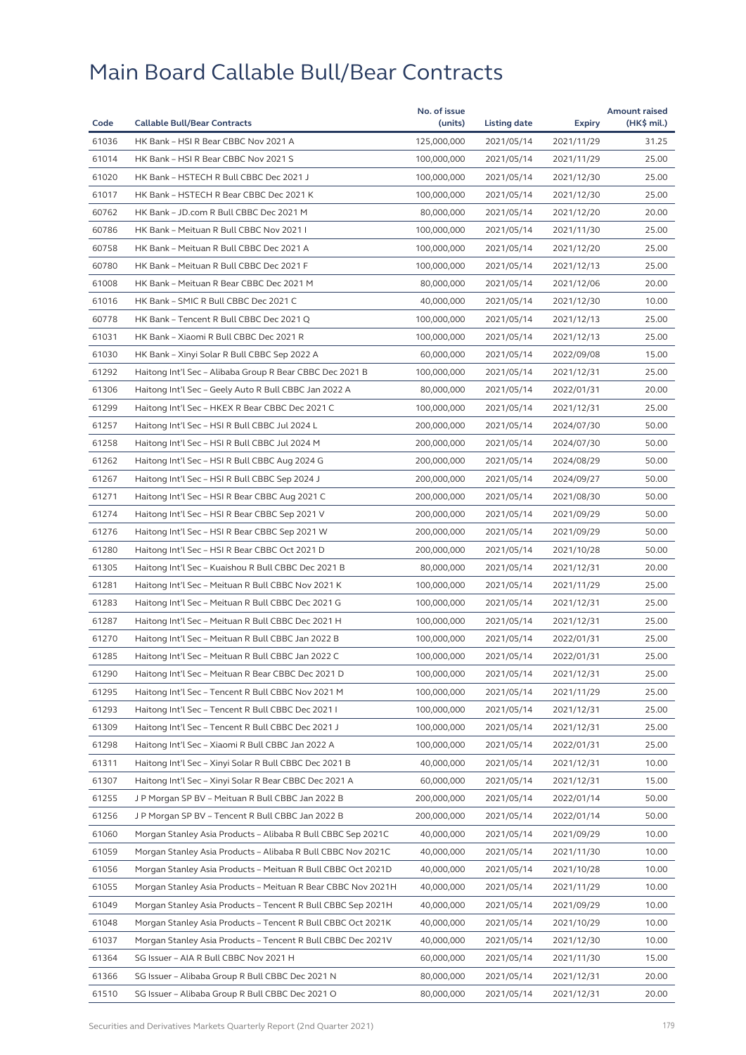# Main Board Callable Bull/Bear Contracts

| Code | Callable Bull/Bear Contracts | No. of issue (units) | Listing date | Expiry | Amount raised (HK$ mil.) |
|---|---|---|---|---|---|
| 61036 | HK Bank – HSI R Bear CBBC Nov 2021 A | 125,000,000 | 2021/05/14 | 2021/11/29 | 31.25 |
| 61014 | HK Bank – HSI R Bear CBBC Nov 2021 S | 100,000,000 | 2021/05/14 | 2021/11/29 | 25.00 |
| 61020 | HK Bank – HSTECH R Bull CBBC Dec 2021 J | 100,000,000 | 2021/05/14 | 2021/12/30 | 25.00 |
| 61017 | HK Bank – HSTECH R Bear CBBC Dec 2021 K | 100,000,000 | 2021/05/14 | 2021/12/30 | 25.00 |
| 60762 | HK Bank – JD.com R Bull CBBC Dec 2021 M | 80,000,000 | 2021/05/14 | 2021/12/20 | 20.00 |
| 60786 | HK Bank – Meituan R Bull CBBC Nov 2021 I | 100,000,000 | 2021/05/14 | 2021/11/30 | 25.00 |
| 60758 | HK Bank – Meituan R Bull CBBC Dec 2021 A | 100,000,000 | 2021/05/14 | 2021/12/20 | 25.00 |
| 60780 | HK Bank – Meituan R Bull CBBC Dec 2021 F | 100,000,000 | 2021/05/14 | 2021/12/13 | 25.00 |
| 61008 | HK Bank – Meituan R Bear CBBC Dec 2021 M | 80,000,000 | 2021/05/14 | 2021/12/06 | 20.00 |
| 61016 | HK Bank – SMIC R Bull CBBC Dec 2021 C | 40,000,000 | 2021/05/14 | 2021/12/30 | 10.00 |
| 60778 | HK Bank – Tencent R Bull CBBC Dec 2021 Q | 100,000,000 | 2021/05/14 | 2021/12/13 | 25.00 |
| 61031 | HK Bank – Xiaomi R Bull CBBC Dec 2021 R | 100,000,000 | 2021/05/14 | 2021/12/13 | 25.00 |
| 61030 | HK Bank – Xinyi Solar R Bull CBBC Sep 2022 A | 60,000,000 | 2021/05/14 | 2022/09/08 | 15.00 |
| 61292 | Haitong Int'l Sec – Alibaba Group R Bear CBBC Dec 2021 B | 100,000,000 | 2021/05/14 | 2021/12/31 | 25.00 |
| 61306 | Haitong Int'l Sec – Geely Auto R Bull CBBC Jan 2022 A | 80,000,000 | 2021/05/14 | 2022/01/31 | 20.00 |
| 61299 | Haitong Int'l Sec – HKEX R Bear CBBC Dec 2021 C | 100,000,000 | 2021/05/14 | 2021/12/31 | 25.00 |
| 61257 | Haitong Int'l Sec – HSI R Bull CBBC Jul 2024 L | 200,000,000 | 2021/05/14 | 2024/07/30 | 50.00 |
| 61258 | Haitong Int'l Sec – HSI R Bull CBBC Jul 2024 M | 200,000,000 | 2021/05/14 | 2024/07/30 | 50.00 |
| 61262 | Haitong Int'l Sec – HSI R Bull CBBC Aug 2024 G | 200,000,000 | 2021/05/14 | 2024/08/29 | 50.00 |
| 61267 | Haitong Int'l Sec – HSI R Bull CBBC Sep 2024 J | 200,000,000 | 2021/05/14 | 2024/09/27 | 50.00 |
| 61271 | Haitong Int'l Sec – HSI R Bear CBBC Aug 2021 C | 200,000,000 | 2021/05/14 | 2021/08/30 | 50.00 |
| 61274 | Haitong Int'l Sec – HSI R Bear CBBC Sep 2021 V | 200,000,000 | 2021/05/14 | 2021/09/29 | 50.00 |
| 61276 | Haitong Int'l Sec – HSI R Bear CBBC Sep 2021 W | 200,000,000 | 2021/05/14 | 2021/09/29 | 50.00 |
| 61280 | Haitong Int'l Sec – HSI R Bear CBBC Oct 2021 D | 200,000,000 | 2021/05/14 | 2021/10/28 | 50.00 |
| 61305 | Haitong Int'l Sec – Kuaishou R Bull CBBC Dec 2021 B | 80,000,000 | 2021/05/14 | 2021/12/31 | 20.00 |
| 61281 | Haitong Int'l Sec – Meituan R Bull CBBC Nov 2021 K | 100,000,000 | 2021/05/14 | 2021/11/29 | 25.00 |
| 61283 | Haitong Int'l Sec – Meituan R Bull CBBC Dec 2021 G | 100,000,000 | 2021/05/14 | 2021/12/31 | 25.00 |
| 61287 | Haitong Int'l Sec – Meituan R Bull CBBC Dec 2021 H | 100,000,000 | 2021/05/14 | 2021/12/31 | 25.00 |
| 61270 | Haitong Int'l Sec – Meituan R Bull CBBC Jan 2022 B | 100,000,000 | 2021/05/14 | 2022/01/31 | 25.00 |
| 61285 | Haitong Int'l Sec – Meituan R Bull CBBC Jan 2022 C | 100,000,000 | 2021/05/14 | 2022/01/31 | 25.00 |
| 61290 | Haitong Int'l Sec – Meituan R Bear CBBC Dec 2021 D | 100,000,000 | 2021/05/14 | 2021/12/31 | 25.00 |
| 61295 | Haitong Int'l Sec – Tencent R Bull CBBC Nov 2021 M | 100,000,000 | 2021/05/14 | 2021/11/29 | 25.00 |
| 61293 | Haitong Int'l Sec – Tencent R Bull CBBC Dec 2021 I | 100,000,000 | 2021/05/14 | 2021/12/31 | 25.00 |
| 61309 | Haitong Int'l Sec – Tencent R Bull CBBC Dec 2021 J | 100,000,000 | 2021/05/14 | 2021/12/31 | 25.00 |
| 61298 | Haitong Int'l Sec – Xiaomi R Bull CBBC Jan 2022 A | 100,000,000 | 2021/05/14 | 2022/01/31 | 25.00 |
| 61311 | Haitong Int'l Sec – Xinyi Solar R Bull CBBC Dec 2021 B | 40,000,000 | 2021/05/14 | 2021/12/31 | 10.00 |
| 61307 | Haitong Int'l Sec – Xinyi Solar R Bear CBBC Dec 2021 A | 60,000,000 | 2021/05/14 | 2021/12/31 | 15.00 |
| 61255 | J P Morgan SP BV – Meituan R Bull CBBC Jan 2022 B | 200,000,000 | 2021/05/14 | 2022/01/14 | 50.00 |
| 61256 | J P Morgan SP BV – Tencent R Bull CBBC Jan 2022 B | 200,000,000 | 2021/05/14 | 2022/01/14 | 50.00 |
| 61060 | Morgan Stanley Asia Products – Alibaba R Bull CBBC Sep 2021C | 40,000,000 | 2021/05/14 | 2021/09/29 | 10.00 |
| 61059 | Morgan Stanley Asia Products – Alibaba R Bull CBBC Nov 2021C | 40,000,000 | 2021/05/14 | 2021/11/30 | 10.00 |
| 61056 | Morgan Stanley Asia Products – Meituan R Bull CBBC Oct 2021D | 40,000,000 | 2021/05/14 | 2021/10/28 | 10.00 |
| 61055 | Morgan Stanley Asia Products – Meituan R Bear CBBC Nov 2021H | 40,000,000 | 2021/05/14 | 2021/11/29 | 10.00 |
| 61049 | Morgan Stanley Asia Products – Tencent R Bull CBBC Sep 2021H | 40,000,000 | 2021/05/14 | 2021/09/29 | 10.00 |
| 61048 | Morgan Stanley Asia Products – Tencent R Bull CBBC Oct 2021K | 40,000,000 | 2021/05/14 | 2021/10/29 | 10.00 |
| 61037 | Morgan Stanley Asia Products – Tencent R Bull CBBC Dec 2021V | 40,000,000 | 2021/05/14 | 2021/12/30 | 10.00 |
| 61364 | SG Issuer – AIA R Bull CBBC Nov 2021 H | 60,000,000 | 2021/05/14 | 2021/11/30 | 15.00 |
| 61366 | SG Issuer – Alibaba Group R Bull CBBC Dec 2021 N | 80,000,000 | 2021/05/14 | 2021/12/31 | 20.00 |
| 61510 | SG Issuer – Alibaba Group R Bull CBBC Dec 2021 O | 80,000,000 | 2021/05/14 | 2021/12/31 | 20.00 |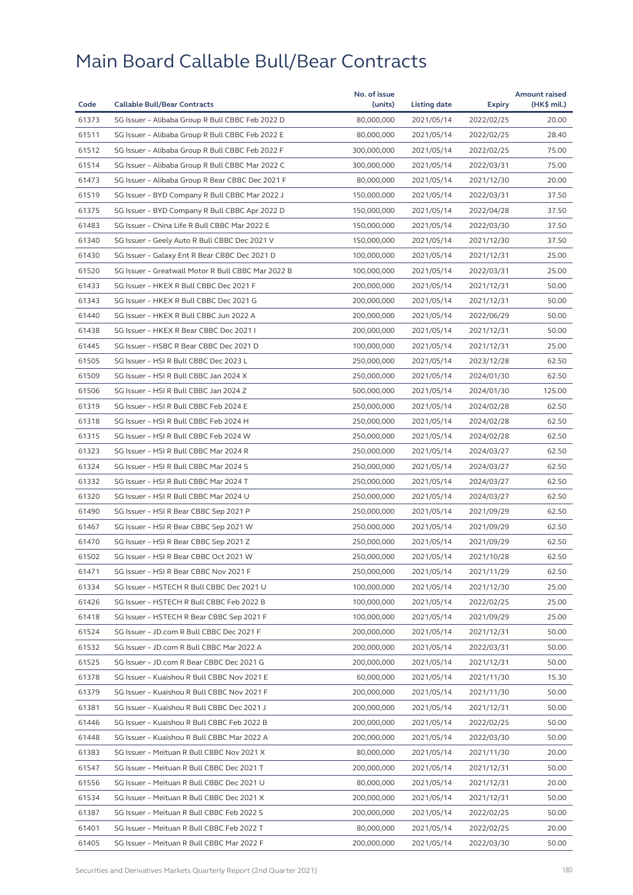# Main Board Callable Bull/Bear Contracts

| Code | Callable Bull/Bear Contracts | No. of issue (units) | Listing date | Expiry | Amount raised (HK$ mil.) |
|---|---|---|---|---|---|
| 61373 | SG Issuer – Alibaba Group R Bull CBBC Feb 2022 D | 80,000,000 | 2021/05/14 | 2022/02/25 | 20.00 |
| 61511 | SG Issuer – Alibaba Group R Bull CBBC Feb 2022 E | 80,000,000 | 2021/05/14 | 2022/02/25 | 28.40 |
| 61512 | SG Issuer – Alibaba Group R Bull CBBC Feb 2022 F | 300,000,000 | 2021/05/14 | 2022/02/25 | 75.00 |
| 61514 | SG Issuer – Alibaba Group R Bull CBBC Mar 2022 C | 300,000,000 | 2021/05/14 | 2022/03/31 | 75.00 |
| 61473 | SG Issuer – Alibaba Group R Bear CBBC Dec 2021 F | 80,000,000 | 2021/05/14 | 2021/12/30 | 20.00 |
| 61519 | SG Issuer – BYD Company R Bull CBBC Mar 2022 J | 150,000,000 | 2021/05/14 | 2022/03/31 | 37.50 |
| 61375 | SG Issuer – BYD Company R Bull CBBC Apr 2022 D | 150,000,000 | 2021/05/14 | 2022/04/28 | 37.50 |
| 61483 | SG Issuer – China Life R Bull CBBC Mar 2022 E | 150,000,000 | 2021/05/14 | 2022/03/30 | 37.50 |
| 61340 | SG Issuer – Geely Auto R Bull CBBC Dec 2021 V | 150,000,000 | 2021/05/14 | 2021/12/30 | 37.50 |
| 61430 | SG Issuer – Galaxy Ent R Bear CBBC Dec 2021 D | 100,000,000 | 2021/05/14 | 2021/12/31 | 25.00 |
| 61520 | SG Issuer – Greatwall Motor R Bull CBBC Mar 2022 B | 100,000,000 | 2021/05/14 | 2022/03/31 | 25.00 |
| 61433 | SG Issuer – HKEX R Bull CBBC Dec 2021 F | 200,000,000 | 2021/05/14 | 2021/12/31 | 50.00 |
| 61343 | SG Issuer – HKEX R Bull CBBC Dec 2021 G | 200,000,000 | 2021/05/14 | 2021/12/31 | 50.00 |
| 61440 | SG Issuer – HKEX R Bull CBBC Jun 2022 A | 200,000,000 | 2021/05/14 | 2022/06/29 | 50.00 |
| 61438 | SG Issuer – HKEX R Bear CBBC Dec 2021 I | 200,000,000 | 2021/05/14 | 2021/12/31 | 50.00 |
| 61445 | SG Issuer – HSBC R Bear CBBC Dec 2021 D | 100,000,000 | 2021/05/14 | 2021/12/31 | 25.00 |
| 61505 | SG Issuer – HSI R Bull CBBC Dec 2023 L | 250,000,000 | 2021/05/14 | 2023/12/28 | 62.50 |
| 61509 | SG Issuer – HSI R Bull CBBC Jan 2024 X | 250,000,000 | 2021/05/14 | 2024/01/30 | 62.50 |
| 61506 | SG Issuer – HSI R Bull CBBC Jan 2024 Z | 500,000,000 | 2021/05/14 | 2024/01/30 | 125.00 |
| 61319 | SG Issuer – HSI R Bull CBBC Feb 2024 E | 250,000,000 | 2021/05/14 | 2024/02/28 | 62.50 |
| 61318 | SG Issuer – HSI R Bull CBBC Feb 2024 H | 250,000,000 | 2021/05/14 | 2024/02/28 | 62.50 |
| 61315 | SG Issuer – HSI R Bull CBBC Feb 2024 W | 250,000,000 | 2021/05/14 | 2024/02/28 | 62.50 |
| 61323 | SG Issuer – HSI R Bull CBBC Mar 2024 R | 250,000,000 | 2021/05/14 | 2024/03/27 | 62.50 |
| 61324 | SG Issuer – HSI R Bull CBBC Mar 2024 S | 250,000,000 | 2021/05/14 | 2024/03/27 | 62.50 |
| 61332 | SG Issuer – HSI R Bull CBBC Mar 2024 T | 250,000,000 | 2021/05/14 | 2024/03/27 | 62.50 |
| 61320 | SG Issuer – HSI R Bull CBBC Mar 2024 U | 250,000,000 | 2021/05/14 | 2024/03/27 | 62.50 |
| 61490 | SG Issuer – HSI R Bear CBBC Sep 2021 P | 250,000,000 | 2021/05/14 | 2021/09/29 | 62.50 |
| 61467 | SG Issuer – HSI R Bear CBBC Sep 2021 W | 250,000,000 | 2021/05/14 | 2021/09/29 | 62.50 |
| 61470 | SG Issuer – HSI R Bear CBBC Sep 2021 Z | 250,000,000 | 2021/05/14 | 2021/09/29 | 62.50 |
| 61502 | SG Issuer – HSI R Bear CBBC Oct 2021 W | 250,000,000 | 2021/05/14 | 2021/10/28 | 62.50 |
| 61471 | SG Issuer – HSI R Bear CBBC Nov 2021 F | 250,000,000 | 2021/05/14 | 2021/11/29 | 62.50 |
| 61334 | SG Issuer – HSTECH R Bull CBBC Dec 2021 U | 100,000,000 | 2021/05/14 | 2021/12/30 | 25.00 |
| 61426 | SG Issuer – HSTECH R Bull CBBC Feb 2022 B | 100,000,000 | 2021/05/14 | 2022/02/25 | 25.00 |
| 61418 | SG Issuer – HSTECH R Bear CBBC Sep 2021 F | 100,000,000 | 2021/05/14 | 2021/09/29 | 25.00 |
| 61524 | SG Issuer – JD.com R Bull CBBC Dec 2021 F | 200,000,000 | 2021/05/14 | 2021/12/31 | 50.00 |
| 61532 | SG Issuer – JD.com R Bull CBBC Mar 2022 A | 200,000,000 | 2021/05/14 | 2022/03/31 | 50.00 |
| 61525 | SG Issuer – JD.com R Bear CBBC Dec 2021 G | 200,000,000 | 2021/05/14 | 2021/12/31 | 50.00 |
| 61378 | SG Issuer – Kuaishou R Bull CBBC Nov 2021 E | 60,000,000 | 2021/05/14 | 2021/11/30 | 15.30 |
| 61379 | SG Issuer – Kuaishou R Bull CBBC Nov 2021 F | 200,000,000 | 2021/05/14 | 2021/11/30 | 50.00 |
| 61381 | SG Issuer – Kuaishou R Bull CBBC Dec 2021 J | 200,000,000 | 2021/05/14 | 2021/12/31 | 50.00 |
| 61446 | SG Issuer – Kuaishou R Bull CBBC Feb 2022 B | 200,000,000 | 2021/05/14 | 2022/02/25 | 50.00 |
| 61448 | SG Issuer – Kuaishou R Bull CBBC Mar 2022 A | 200,000,000 | 2021/05/14 | 2022/03/30 | 50.00 |
| 61383 | SG Issuer – Meituan R Bull CBBC Nov 2021 X | 80,000,000 | 2021/05/14 | 2021/11/30 | 20.00 |
| 61547 | SG Issuer – Meituan R Bull CBBC Dec 2021 T | 200,000,000 | 2021/05/14 | 2021/12/31 | 50.00 |
| 61556 | SG Issuer – Meituan R Bull CBBC Dec 2021 U | 80,000,000 | 2021/05/14 | 2021/12/31 | 20.00 |
| 61534 | SG Issuer – Meituan R Bull CBBC Dec 2021 X | 200,000,000 | 2021/05/14 | 2021/12/31 | 50.00 |
| 61387 | SG Issuer – Meituan R Bull CBBC Feb 2022 S | 200,000,000 | 2021/05/14 | 2022/02/25 | 50.00 |
| 61401 | SG Issuer – Meituan R Bull CBBC Feb 2022 T | 80,000,000 | 2021/05/14 | 2022/02/25 | 20.00 |
| 61405 | SG Issuer – Meituan R Bull CBBC Mar 2022 F | 200,000,000 | 2021/05/14 | 2022/03/30 | 50.00 |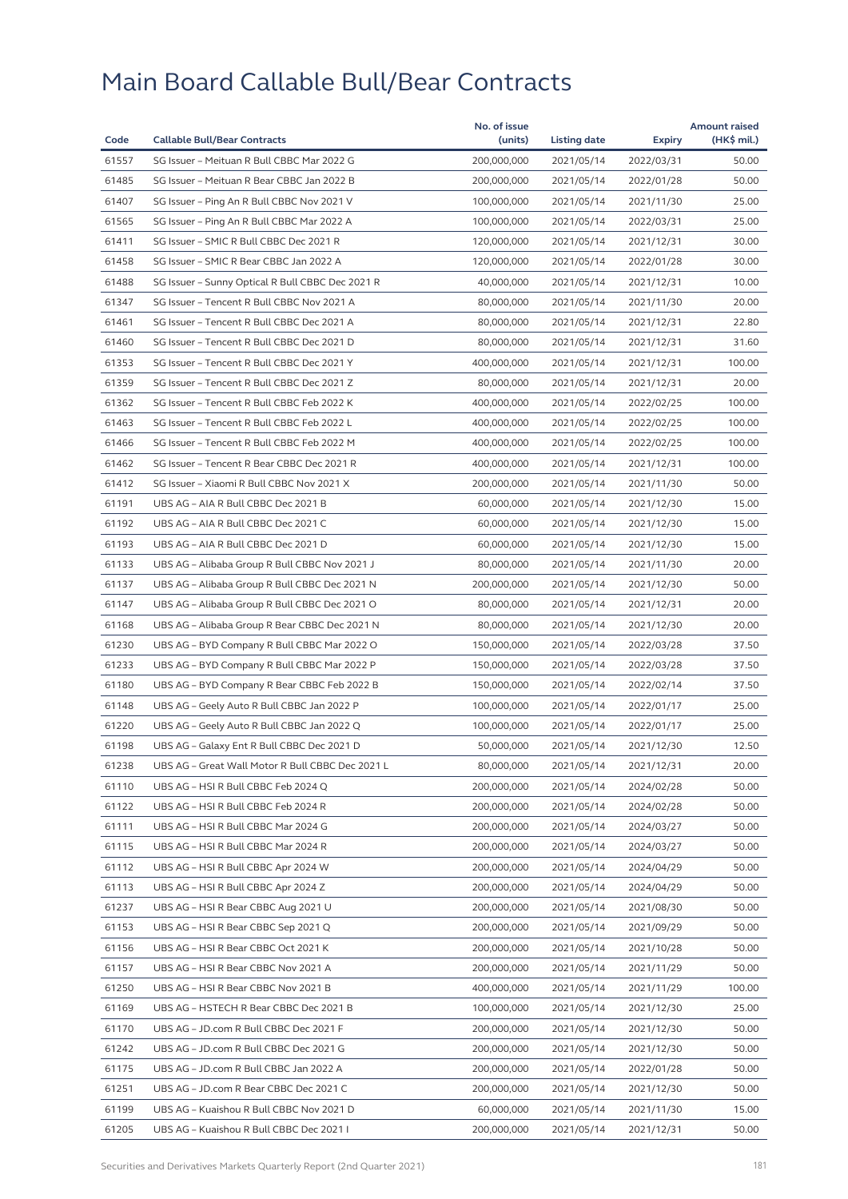# Main Board Callable Bull/Bear Contracts

| Code | Callable Bull/Bear Contracts | No. of issue (units) | Listing date | Expiry | Amount raised (HK$ mil.) |
|---|---|---|---|---|---|
| 61557 | SG Issuer – Meituan R Bull CBBC Mar 2022 G | 200,000,000 | 2021/05/14 | 2022/03/31 | 50.00 |
| 61485 | SG Issuer – Meituan R Bear CBBC Jan 2022 B | 200,000,000 | 2021/05/14 | 2022/01/28 | 50.00 |
| 61407 | SG Issuer – Ping An R Bull CBBC Nov 2021 V | 100,000,000 | 2021/05/14 | 2021/11/30 | 25.00 |
| 61565 | SG Issuer – Ping An R Bull CBBC Mar 2022 A | 100,000,000 | 2021/05/14 | 2022/03/31 | 25.00 |
| 61411 | SG Issuer – SMIC R Bull CBBC Dec 2021 R | 120,000,000 | 2021/05/14 | 2021/12/31 | 30.00 |
| 61458 | SG Issuer – SMIC R Bear CBBC Jan 2022 A | 120,000,000 | 2021/05/14 | 2022/01/28 | 30.00 |
| 61488 | SG Issuer – Sunny Optical R Bull CBBC Dec 2021 R | 40,000,000 | 2021/05/14 | 2021/12/31 | 10.00 |
| 61347 | SG Issuer – Tencent R Bull CBBC Nov 2021 A | 80,000,000 | 2021/05/14 | 2021/11/30 | 20.00 |
| 61461 | SG Issuer – Tencent R Bull CBBC Dec 2021 A | 80,000,000 | 2021/05/14 | 2021/12/31 | 22.80 |
| 61460 | SG Issuer – Tencent R Bull CBBC Dec 2021 D | 80,000,000 | 2021/05/14 | 2021/12/31 | 31.60 |
| 61353 | SG Issuer – Tencent R Bull CBBC Dec 2021 Y | 400,000,000 | 2021/05/14 | 2021/12/31 | 100.00 |
| 61359 | SG Issuer – Tencent R Bull CBBC Dec 2021 Z | 80,000,000 | 2021/05/14 | 2021/12/31 | 20.00 |
| 61362 | SG Issuer – Tencent R Bull CBBC Feb 2022 K | 400,000,000 | 2021/05/14 | 2022/02/25 | 100.00 |
| 61463 | SG Issuer – Tencent R Bull CBBC Feb 2022 L | 400,000,000 | 2021/05/14 | 2022/02/25 | 100.00 |
| 61466 | SG Issuer – Tencent R Bull CBBC Feb 2022 M | 400,000,000 | 2021/05/14 | 2022/02/25 | 100.00 |
| 61462 | SG Issuer – Tencent R Bear CBBC Dec 2021 R | 400,000,000 | 2021/05/14 | 2021/12/31 | 100.00 |
| 61412 | SG Issuer – Xiaomi R Bull CBBC Nov 2021 X | 200,000,000 | 2021/05/14 | 2021/11/30 | 50.00 |
| 61191 | UBS AG – AIA R Bull CBBC Dec 2021 B | 60,000,000 | 2021/05/14 | 2021/12/30 | 15.00 |
| 61192 | UBS AG – AIA R Bull CBBC Dec 2021 C | 60,000,000 | 2021/05/14 | 2021/12/30 | 15.00 |
| 61193 | UBS AG – AIA R Bull CBBC Dec 2021 D | 60,000,000 | 2021/05/14 | 2021/12/30 | 15.00 |
| 61133 | UBS AG – Alibaba Group R Bull CBBC Nov 2021 J | 80,000,000 | 2021/05/14 | 2021/11/30 | 20.00 |
| 61137 | UBS AG – Alibaba Group R Bull CBBC Dec 2021 N | 200,000,000 | 2021/05/14 | 2021/12/30 | 50.00 |
| 61147 | UBS AG – Alibaba Group R Bull CBBC Dec 2021 O | 80,000,000 | 2021/05/14 | 2021/12/31 | 20.00 |
| 61168 | UBS AG – Alibaba Group R Bear CBBC Dec 2021 N | 80,000,000 | 2021/05/14 | 2021/12/30 | 20.00 |
| 61230 | UBS AG – BYD Company R Bull CBBC Mar 2022 O | 150,000,000 | 2021/05/14 | 2022/03/28 | 37.50 |
| 61233 | UBS AG – BYD Company R Bull CBBC Mar 2022 P | 150,000,000 | 2021/05/14 | 2022/03/28 | 37.50 |
| 61180 | UBS AG – BYD Company R Bear CBBC Feb 2022 B | 150,000,000 | 2021/05/14 | 2022/02/14 | 37.50 |
| 61148 | UBS AG – Geely Auto R Bull CBBC Jan 2022 P | 100,000,000 | 2021/05/14 | 2022/01/17 | 25.00 |
| 61220 | UBS AG – Geely Auto R Bull CBBC Jan 2022 Q | 100,000,000 | 2021/05/14 | 2022/01/17 | 25.00 |
| 61198 | UBS AG – Galaxy Ent R Bull CBBC Dec 2021 D | 50,000,000 | 2021/05/14 | 2021/12/30 | 12.50 |
| 61238 | UBS AG – Great Wall Motor R Bull CBBC Dec 2021 L | 80,000,000 | 2021/05/14 | 2021/12/31 | 20.00 |
| 61110 | UBS AG – HSI R Bull CBBC Feb 2024 Q | 200,000,000 | 2021/05/14 | 2024/02/28 | 50.00 |
| 61122 | UBS AG – HSI R Bull CBBC Feb 2024 R | 200,000,000 | 2021/05/14 | 2024/02/28 | 50.00 |
| 61111 | UBS AG – HSI R Bull CBBC Mar 2024 G | 200,000,000 | 2021/05/14 | 2024/03/27 | 50.00 |
| 61115 | UBS AG – HSI R Bull CBBC Mar 2024 R | 200,000,000 | 2021/05/14 | 2024/03/27 | 50.00 |
| 61112 | UBS AG – HSI R Bull CBBC Apr 2024 W | 200,000,000 | 2021/05/14 | 2024/04/29 | 50.00 |
| 61113 | UBS AG – HSI R Bull CBBC Apr 2024 Z | 200,000,000 | 2021/05/14 | 2024/04/29 | 50.00 |
| 61237 | UBS AG – HSI R Bear CBBC Aug 2021 U | 200,000,000 | 2021/05/14 | 2021/08/30 | 50.00 |
| 61153 | UBS AG – HSI R Bear CBBC Sep 2021 Q | 200,000,000 | 2021/05/14 | 2021/09/29 | 50.00 |
| 61156 | UBS AG – HSI R Bear CBBC Oct 2021 K | 200,000,000 | 2021/05/14 | 2021/10/28 | 50.00 |
| 61157 | UBS AG – HSI R Bear CBBC Nov 2021 A | 200,000,000 | 2021/05/14 | 2021/11/29 | 50.00 |
| 61250 | UBS AG – HSI R Bear CBBC Nov 2021 B | 400,000,000 | 2021/05/14 | 2021/11/29 | 100.00 |
| 61169 | UBS AG – HSTECH R Bear CBBC Dec 2021 B | 100,000,000 | 2021/05/14 | 2021/12/30 | 25.00 |
| 61170 | UBS AG – JD.com R Bull CBBC Dec 2021 F | 200,000,000 | 2021/05/14 | 2021/12/30 | 50.00 |
| 61242 | UBS AG – JD.com R Bull CBBC Dec 2021 G | 200,000,000 | 2021/05/14 | 2021/12/30 | 50.00 |
| 61175 | UBS AG – JD.com R Bull CBBC Jan 2022 A | 200,000,000 | 2021/05/14 | 2022/01/28 | 50.00 |
| 61251 | UBS AG – JD.com R Bear CBBC Dec 2021 C | 200,000,000 | 2021/05/14 | 2021/12/30 | 50.00 |
| 61199 | UBS AG – Kuaishou R Bull CBBC Nov 2021 D | 60,000,000 | 2021/05/14 | 2021/11/30 | 15.00 |
| 61205 | UBS AG – Kuaishou R Bull CBBC Dec 2021 I | 200,000,000 | 2021/05/14 | 2021/12/31 | 50.00 |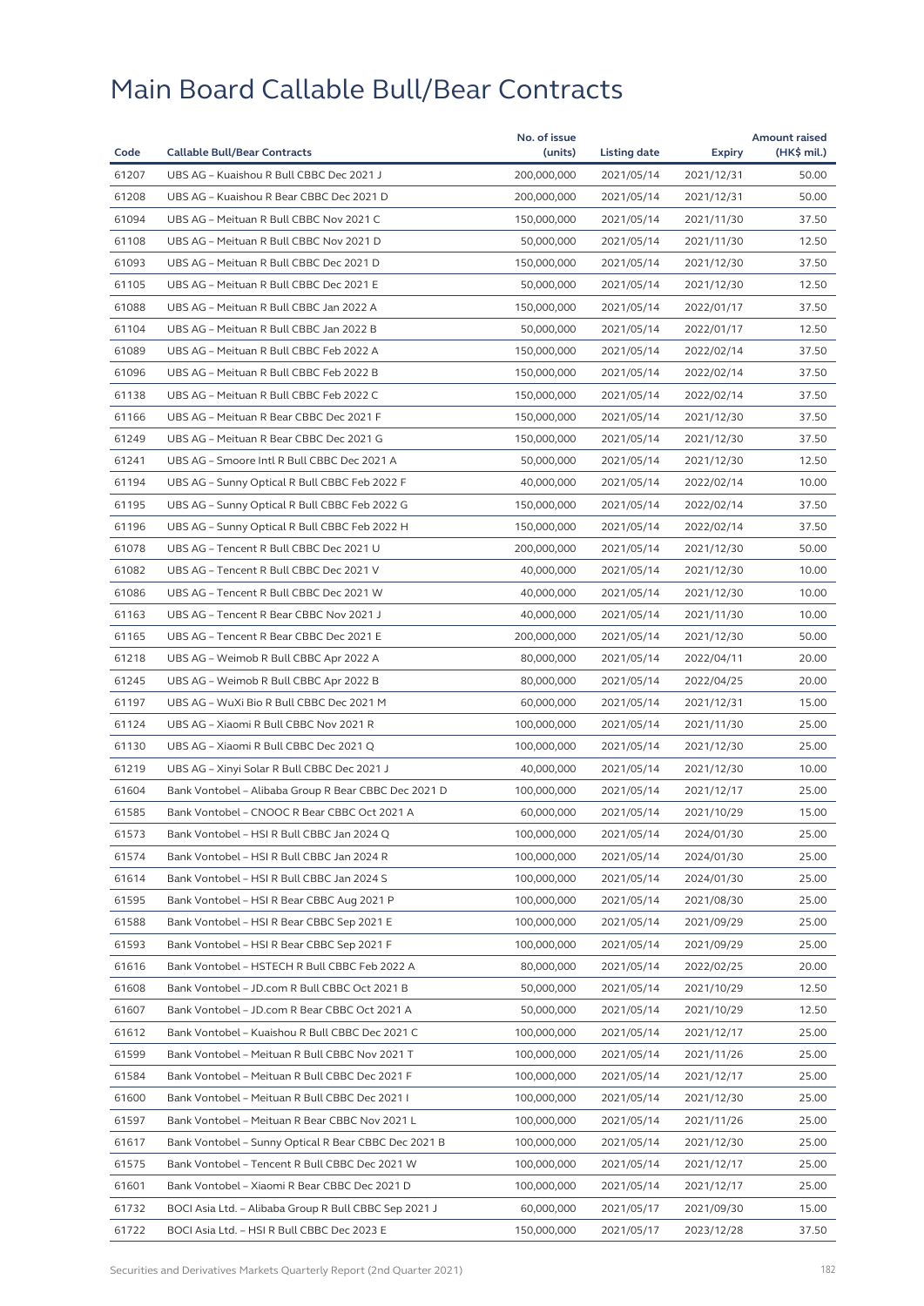# Main Board Callable Bull/Bear Contracts

| Code | Callable Bull/Bear Contracts | No. of issue (units) | Listing date | Expiry | Amount raised (HK$ mil.) |
|---|---|---|---|---|---|
| 61207 | UBS AG – Kuaishou R Bull CBBC Dec 2021 J | 200,000,000 | 2021/05/14 | 2021/12/31 | 50.00 |
| 61208 | UBS AG – Kuaishou R Bear CBBC Dec 2021 D | 200,000,000 | 2021/05/14 | 2021/12/31 | 50.00 |
| 61094 | UBS AG – Meituan R Bull CBBC Nov 2021 C | 150,000,000 | 2021/05/14 | 2021/11/30 | 37.50 |
| 61108 | UBS AG – Meituan R Bull CBBC Nov 2021 D | 50,000,000 | 2021/05/14 | 2021/11/30 | 12.50 |
| 61093 | UBS AG – Meituan R Bull CBBC Dec 2021 D | 150,000,000 | 2021/05/14 | 2021/12/30 | 37.50 |
| 61105 | UBS AG – Meituan R Bull CBBC Dec 2021 E | 50,000,000 | 2021/05/14 | 2021/12/30 | 12.50 |
| 61088 | UBS AG – Meituan R Bull CBBC Jan 2022 A | 150,000,000 | 2021/05/14 | 2022/01/17 | 37.50 |
| 61104 | UBS AG – Meituan R Bull CBBC Jan 2022 B | 50,000,000 | 2021/05/14 | 2022/01/17 | 12.50 |
| 61089 | UBS AG – Meituan R Bull CBBC Feb 2022 A | 150,000,000 | 2021/05/14 | 2022/02/14 | 37.50 |
| 61096 | UBS AG – Meituan R Bull CBBC Feb 2022 B | 150,000,000 | 2021/05/14 | 2022/02/14 | 37.50 |
| 61138 | UBS AG – Meituan R Bull CBBC Feb 2022 C | 150,000,000 | 2021/05/14 | 2022/02/14 | 37.50 |
| 61166 | UBS AG – Meituan R Bear CBBC Dec 2021 F | 150,000,000 | 2021/05/14 | 2021/12/30 | 37.50 |
| 61249 | UBS AG – Meituan R Bear CBBC Dec 2021 G | 150,000,000 | 2021/05/14 | 2021/12/30 | 37.50 |
| 61241 | UBS AG – Smoore Intl R Bull CBBC Dec 2021 A | 50,000,000 | 2021/05/14 | 2021/12/30 | 12.50 |
| 61194 | UBS AG – Sunny Optical R Bull CBBC Feb 2022 F | 40,000,000 | 2021/05/14 | 2022/02/14 | 10.00 |
| 61195 | UBS AG – Sunny Optical R Bull CBBC Feb 2022 G | 150,000,000 | 2021/05/14 | 2022/02/14 | 37.50 |
| 61196 | UBS AG – Sunny Optical R Bull CBBC Feb 2022 H | 150,000,000 | 2021/05/14 | 2022/02/14 | 37.50 |
| 61078 | UBS AG – Tencent R Bull CBBC Dec 2021 U | 200,000,000 | 2021/05/14 | 2021/12/30 | 50.00 |
| 61082 | UBS AG – Tencent R Bull CBBC Dec 2021 V | 40,000,000 | 2021/05/14 | 2021/12/30 | 10.00 |
| 61086 | UBS AG – Tencent R Bull CBBC Dec 2021 W | 40,000,000 | 2021/05/14 | 2021/12/30 | 10.00 |
| 61163 | UBS AG – Tencent R Bear CBBC Nov 2021 J | 40,000,000 | 2021/05/14 | 2021/11/30 | 10.00 |
| 61165 | UBS AG – Tencent R Bear CBBC Dec 2021 E | 200,000,000 | 2021/05/14 | 2021/12/30 | 50.00 |
| 61218 | UBS AG – Weimob R Bull CBBC Apr 2022 A | 80,000,000 | 2021/05/14 | 2022/04/11 | 20.00 |
| 61245 | UBS AG – Weimob R Bull CBBC Apr 2022 B | 80,000,000 | 2021/05/14 | 2022/04/25 | 20.00 |
| 61197 | UBS AG – WuXi Bio R Bull CBBC Dec 2021 M | 60,000,000 | 2021/05/14 | 2021/12/31 | 15.00 |
| 61124 | UBS AG – Xiaomi R Bull CBBC Nov 2021 R | 100,000,000 | 2021/05/14 | 2021/11/30 | 25.00 |
| 61130 | UBS AG – Xiaomi R Bull CBBC Dec 2021 Q | 100,000,000 | 2021/05/14 | 2021/12/30 | 25.00 |
| 61219 | UBS AG – Xinyi Solar R Bull CBBC Dec 2021 J | 40,000,000 | 2021/05/14 | 2021/12/30 | 10.00 |
| 61604 | Bank Vontobel – Alibaba Group R Bear CBBC Dec 2021 D | 100,000,000 | 2021/05/14 | 2021/12/17 | 25.00 |
| 61585 | Bank Vontobel – CNOOC R Bear CBBC Oct 2021 A | 60,000,000 | 2021/05/14 | 2021/10/29 | 15.00 |
| 61573 | Bank Vontobel – HSI R Bull CBBC Jan 2024 Q | 100,000,000 | 2021/05/14 | 2024/01/30 | 25.00 |
| 61574 | Bank Vontobel – HSI R Bull CBBC Jan 2024 R | 100,000,000 | 2021/05/14 | 2024/01/30 | 25.00 |
| 61614 | Bank Vontobel – HSI R Bull CBBC Jan 2024 S | 100,000,000 | 2021/05/14 | 2024/01/30 | 25.00 |
| 61595 | Bank Vontobel – HSI R Bear CBBC Aug 2021 P | 100,000,000 | 2021/05/14 | 2021/08/30 | 25.00 |
| 61588 | Bank Vontobel – HSI R Bear CBBC Sep 2021 E | 100,000,000 | 2021/05/14 | 2021/09/29 | 25.00 |
| 61593 | Bank Vontobel – HSI R Bear CBBC Sep 2021 F | 100,000,000 | 2021/05/14 | 2021/09/29 | 25.00 |
| 61616 | Bank Vontobel – HSTECH R Bull CBBC Feb 2022 A | 80,000,000 | 2021/05/14 | 2022/02/25 | 20.00 |
| 61608 | Bank Vontobel – JD.com R Bull CBBC Oct 2021 B | 50,000,000 | 2021/05/14 | 2021/10/29 | 12.50 |
| 61607 | Bank Vontobel – JD.com R Bear CBBC Oct 2021 A | 50,000,000 | 2021/05/14 | 2021/10/29 | 12.50 |
| 61612 | Bank Vontobel – Kuaishou R Bull CBBC Dec 2021 C | 100,000,000 | 2021/05/14 | 2021/12/17 | 25.00 |
| 61599 | Bank Vontobel – Meituan R Bull CBBC Nov 2021 T | 100,000,000 | 2021/05/14 | 2021/11/26 | 25.00 |
| 61584 | Bank Vontobel – Meituan R Bull CBBC Dec 2021 F | 100,000,000 | 2021/05/14 | 2021/12/17 | 25.00 |
| 61600 | Bank Vontobel – Meituan R Bull CBBC Dec 2021 I | 100,000,000 | 2021/05/14 | 2021/12/30 | 25.00 |
| 61597 | Bank Vontobel – Meituan R Bear CBBC Nov 2021 L | 100,000,000 | 2021/05/14 | 2021/11/26 | 25.00 |
| 61617 | Bank Vontobel – Sunny Optical R Bear CBBC Dec 2021 B | 100,000,000 | 2021/05/14 | 2021/12/30 | 25.00 |
| 61575 | Bank Vontobel – Tencent R Bull CBBC Dec 2021 W | 100,000,000 | 2021/05/14 | 2021/12/17 | 25.00 |
| 61601 | Bank Vontobel – Xiaomi R Bear CBBC Dec 2021 D | 100,000,000 | 2021/05/14 | 2021/12/17 | 25.00 |
| 61732 | BOCI Asia Ltd. – Alibaba Group R Bull CBBC Sep 2021 J | 60,000,000 | 2021/05/17 | 2021/09/30 | 15.00 |
| 61722 | BOCI Asia Ltd. – HSI R Bull CBBC Dec 2023 E | 150,000,000 | 2021/05/17 | 2023/12/28 | 37.50 |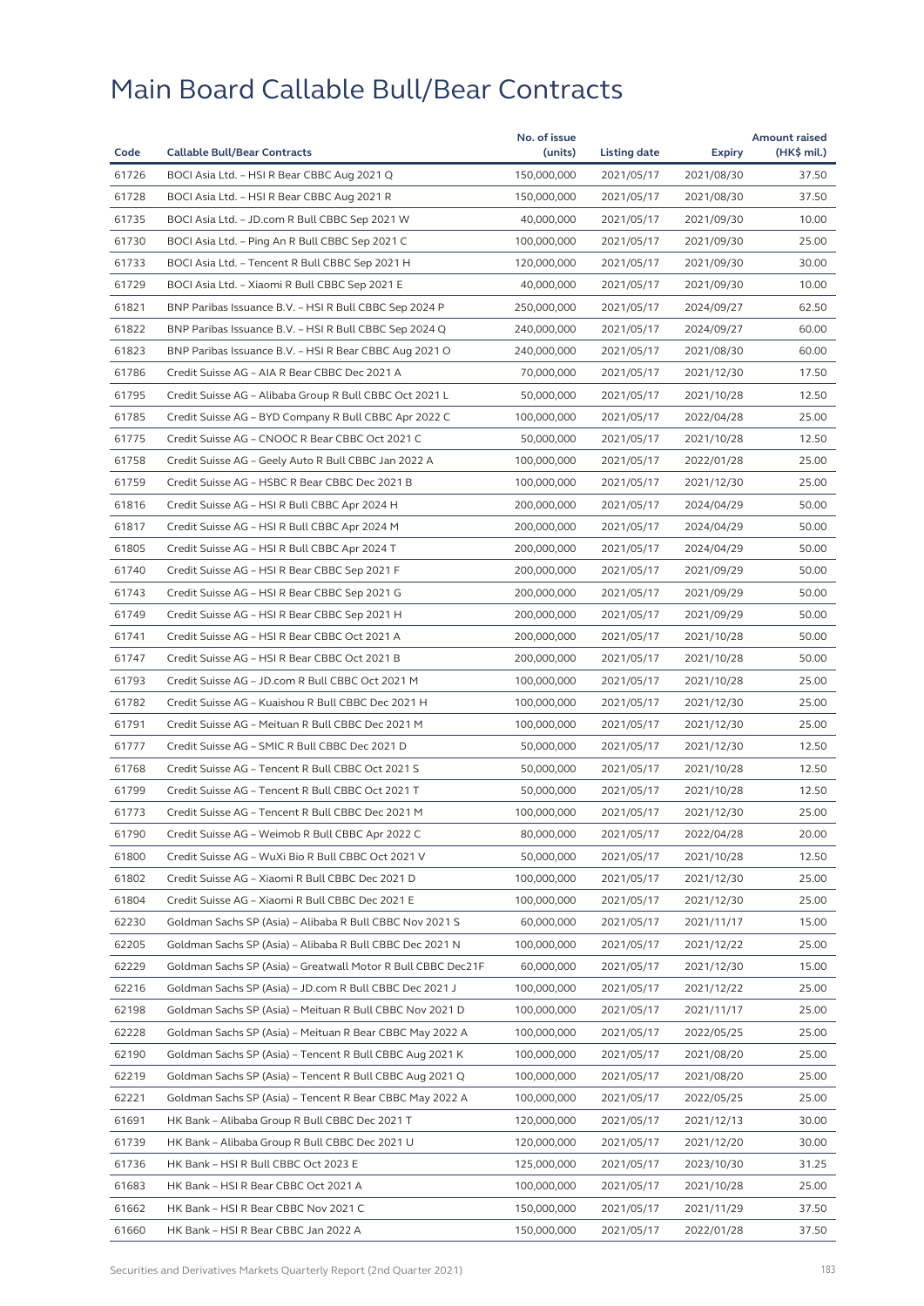# Main Board Callable Bull/Bear Contracts

| Code | Callable Bull/Bear Contracts | No. of issue (units) | Listing date | Expiry | Amount raised (HK$ mil.) |
|---|---|---|---|---|---|
| 61726 | BOCI Asia Ltd. – HSI R Bear CBBC Aug 2021 Q | 150,000,000 | 2021/05/17 | 2021/08/30 | 37.50 |
| 61728 | BOCI Asia Ltd. – HSI R Bear CBBC Aug 2021 R | 150,000,000 | 2021/05/17 | 2021/08/30 | 37.50 |
| 61735 | BOCI Asia Ltd. – JD.com R Bull CBBC Sep 2021 W | 40,000,000 | 2021/05/17 | 2021/09/30 | 10.00 |
| 61730 | BOCI Asia Ltd. – Ping An R Bull CBBC Sep 2021 C | 100,000,000 | 2021/05/17 | 2021/09/30 | 25.00 |
| 61733 | BOCI Asia Ltd. – Tencent R Bull CBBC Sep 2021 H | 120,000,000 | 2021/05/17 | 2021/09/30 | 30.00 |
| 61729 | BOCI Asia Ltd. – Xiaomi R Bull CBBC Sep 2021 E | 40,000,000 | 2021/05/17 | 2021/09/30 | 10.00 |
| 61821 | BNP Paribas Issuance B.V. – HSI R Bull CBBC Sep 2024 P | 250,000,000 | 2021/05/17 | 2024/09/27 | 62.50 |
| 61822 | BNP Paribas Issuance B.V. – HSI R Bull CBBC Sep 2024 Q | 240,000,000 | 2021/05/17 | 2024/09/27 | 60.00 |
| 61823 | BNP Paribas Issuance B.V. – HSI R Bear CBBC Aug 2021 O | 240,000,000 | 2021/05/17 | 2021/08/30 | 60.00 |
| 61786 | Credit Suisse AG – AIA R Bear CBBC Dec 2021 A | 70,000,000 | 2021/05/17 | 2021/12/30 | 17.50 |
| 61795 | Credit Suisse AG – Alibaba Group R Bull CBBC Oct 2021 L | 50,000,000 | 2021/05/17 | 2021/10/28 | 12.50 |
| 61785 | Credit Suisse AG – BYD Company R Bull CBBC Apr 2022 C | 100,000,000 | 2021/05/17 | 2022/04/28 | 25.00 |
| 61775 | Credit Suisse AG – CNOOC R Bear CBBC Oct 2021 C | 50,000,000 | 2021/05/17 | 2021/10/28 | 12.50 |
| 61758 | Credit Suisse AG – Geely Auto R Bull CBBC Jan 2022 A | 100,000,000 | 2021/05/17 | 2022/01/28 | 25.00 |
| 61759 | Credit Suisse AG – HSBC R Bear CBBC Dec 2021 B | 100,000,000 | 2021/05/17 | 2021/12/30 | 25.00 |
| 61816 | Credit Suisse AG – HSI R Bull CBBC Apr 2024 H | 200,000,000 | 2021/05/17 | 2024/04/29 | 50.00 |
| 61817 | Credit Suisse AG – HSI R Bull CBBC Apr 2024 M | 200,000,000 | 2021/05/17 | 2024/04/29 | 50.00 |
| 61805 | Credit Suisse AG – HSI R Bull CBBC Apr 2024 T | 200,000,000 | 2021/05/17 | 2024/04/29 | 50.00 |
| 61740 | Credit Suisse AG – HSI R Bear CBBC Sep 2021 F | 200,000,000 | 2021/05/17 | 2021/09/29 | 50.00 |
| 61743 | Credit Suisse AG – HSI R Bear CBBC Sep 2021 G | 200,000,000 | 2021/05/17 | 2021/09/29 | 50.00 |
| 61749 | Credit Suisse AG – HSI R Bear CBBC Sep 2021 H | 200,000,000 | 2021/05/17 | 2021/09/29 | 50.00 |
| 61741 | Credit Suisse AG – HSI R Bear CBBC Oct 2021 A | 200,000,000 | 2021/05/17 | 2021/10/28 | 50.00 |
| 61747 | Credit Suisse AG – HSI R Bear CBBC Oct 2021 B | 200,000,000 | 2021/05/17 | 2021/10/28 | 50.00 |
| 61793 | Credit Suisse AG – JD.com R Bull CBBC Oct 2021 M | 100,000,000 | 2021/05/17 | 2021/10/28 | 25.00 |
| 61782 | Credit Suisse AG – Kuaishou R Bull CBBC Dec 2021 H | 100,000,000 | 2021/05/17 | 2021/12/30 | 25.00 |
| 61791 | Credit Suisse AG – Meituan R Bull CBBC Dec 2021 M | 100,000,000 | 2021/05/17 | 2021/12/30 | 25.00 |
| 61777 | Credit Suisse AG – SMIC R Bull CBBC Dec 2021 D | 50,000,000 | 2021/05/17 | 2021/12/30 | 12.50 |
| 61768 | Credit Suisse AG – Tencent R Bull CBBC Oct 2021 S | 50,000,000 | 2021/05/17 | 2021/10/28 | 12.50 |
| 61799 | Credit Suisse AG – Tencent R Bull CBBC Oct 2021 T | 50,000,000 | 2021/05/17 | 2021/10/28 | 12.50 |
| 61773 | Credit Suisse AG – Tencent R Bull CBBC Dec 2021 M | 100,000,000 | 2021/05/17 | 2021/12/30 | 25.00 |
| 61790 | Credit Suisse AG – Weimob R Bull CBBC Apr 2022 C | 80,000,000 | 2021/05/17 | 2022/04/28 | 20.00 |
| 61800 | Credit Suisse AG – WuXi Bio R Bull CBBC Oct 2021 V | 50,000,000 | 2021/05/17 | 2021/10/28 | 12.50 |
| 61802 | Credit Suisse AG – Xiaomi R Bull CBBC Dec 2021 D | 100,000,000 | 2021/05/17 | 2021/12/30 | 25.00 |
| 61804 | Credit Suisse AG – Xiaomi R Bull CBBC Dec 2021 E | 100,000,000 | 2021/05/17 | 2021/12/30 | 25.00 |
| 62230 | Goldman Sachs SP (Asia) – Alibaba R Bull CBBC Nov 2021 S | 60,000,000 | 2021/05/17 | 2021/11/17 | 15.00 |
| 62205 | Goldman Sachs SP (Asia) – Alibaba R Bull CBBC Dec 2021 N | 100,000,000 | 2021/05/17 | 2021/12/22 | 25.00 |
| 62229 | Goldman Sachs SP (Asia) – Greatwall Motor R Bull CBBC Dec21F | 60,000,000 | 2021/05/17 | 2021/12/30 | 15.00 |
| 62216 | Goldman Sachs SP (Asia) – JD.com R Bull CBBC Dec 2021 J | 100,000,000 | 2021/05/17 | 2021/12/22 | 25.00 |
| 62198 | Goldman Sachs SP (Asia) – Meituan R Bull CBBC Nov 2021 D | 100,000,000 | 2021/05/17 | 2021/11/17 | 25.00 |
| 62228 | Goldman Sachs SP (Asia) – Meituan R Bear CBBC May 2022 A | 100,000,000 | 2021/05/17 | 2022/05/25 | 25.00 |
| 62190 | Goldman Sachs SP (Asia) – Tencent R Bull CBBC Aug 2021 K | 100,000,000 | 2021/05/17 | 2021/08/20 | 25.00 |
| 62219 | Goldman Sachs SP (Asia) – Tencent R Bull CBBC Aug 2021 Q | 100,000,000 | 2021/05/17 | 2021/08/20 | 25.00 |
| 62221 | Goldman Sachs SP (Asia) – Tencent R Bear CBBC May 2022 A | 100,000,000 | 2021/05/17 | 2022/05/25 | 25.00 |
| 61691 | HK Bank – Alibaba Group R Bull CBBC Dec 2021 T | 120,000,000 | 2021/05/17 | 2021/12/13 | 30.00 |
| 61739 | HK Bank – Alibaba Group R Bull CBBC Dec 2021 U | 120,000,000 | 2021/05/17 | 2021/12/20 | 30.00 |
| 61736 | HK Bank – HSI R Bull CBBC Oct 2023 E | 125,000,000 | 2021/05/17 | 2023/10/30 | 31.25 |
| 61683 | HK Bank – HSI R Bear CBBC Oct 2021 A | 100,000,000 | 2021/05/17 | 2021/10/28 | 25.00 |
| 61662 | HK Bank – HSI R Bear CBBC Nov 2021 C | 150,000,000 | 2021/05/17 | 2021/11/29 | 37.50 |
| 61660 | HK Bank – HSI R Bear CBBC Jan 2022 A | 150,000,000 | 2021/05/17 | 2022/01/28 | 37.50 |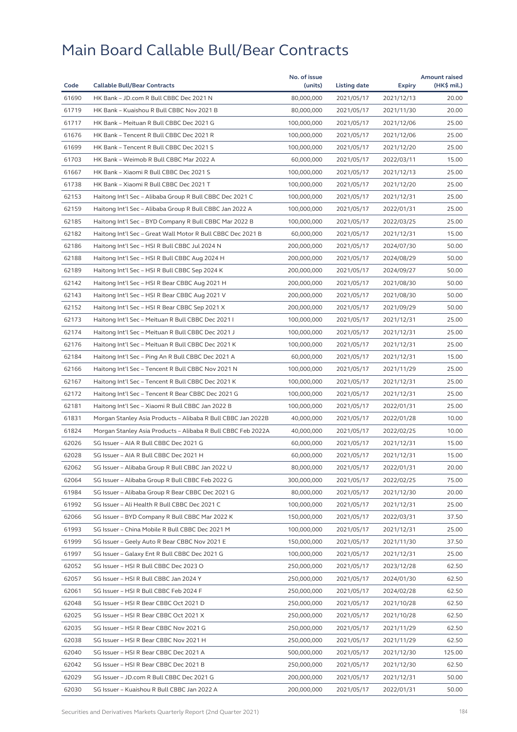# Main Board Callable Bull/Bear Contracts

| Code | Callable Bull/Bear Contracts | No. of issue (units) | Listing date | Expiry | Amount raised (HK$ mil.) |
|---|---|---|---|---|---|
| 61690 | HK Bank – JD.com R Bull CBBC Dec 2021 N | 80,000,000 | 2021/05/17 | 2021/12/13 | 20.00 |
| 61719 | HK Bank – Kuaishou R Bull CBBC Nov 2021 B | 80,000,000 | 2021/05/17 | 2021/11/30 | 20.00 |
| 61717 | HK Bank – Meituan R Bull CBBC Dec 2021 G | 100,000,000 | 2021/05/17 | 2021/12/06 | 25.00 |
| 61676 | HK Bank – Tencent R Bull CBBC Dec 2021 R | 100,000,000 | 2021/05/17 | 2021/12/06 | 25.00 |
| 61699 | HK Bank – Tencent R Bull CBBC Dec 2021 S | 100,000,000 | 2021/05/17 | 2021/12/20 | 25.00 |
| 61703 | HK Bank – Weimob R Bull CBBC Mar 2022 A | 60,000,000 | 2021/05/17 | 2022/03/11 | 15.00 |
| 61667 | HK Bank – Xiaomi R Bull CBBC Dec 2021 S | 100,000,000 | 2021/05/17 | 2021/12/13 | 25.00 |
| 61738 | HK Bank – Xiaomi R Bull CBBC Dec 2021 T | 100,000,000 | 2021/05/17 | 2021/12/20 | 25.00 |
| 62153 | Haitong Int'l Sec – Alibaba Group R Bull CBBC Dec 2021 C | 100,000,000 | 2021/05/17 | 2021/12/31 | 25.00 |
| 62159 | Haitong Int'l Sec – Alibaba Group R Bull CBBC Jan 2022 A | 100,000,000 | 2021/05/17 | 2022/01/31 | 25.00 |
| 62185 | Haitong Int'l Sec – BYD Company R Bull CBBC Mar 2022 B | 100,000,000 | 2021/05/17 | 2022/03/25 | 25.00 |
| 62182 | Haitong Int'l Sec – Great Wall Motor R Bull CBBC Dec 2021 B | 60,000,000 | 2021/05/17 | 2021/12/31 | 15.00 |
| 62186 | Haitong Int'l Sec – HSI R Bull CBBC Jul 2024 N | 200,000,000 | 2021/05/17 | 2024/07/30 | 50.00 |
| 62188 | Haitong Int'l Sec – HSI R Bull CBBC Aug 2024 H | 200,000,000 | 2021/05/17 | 2024/08/29 | 50.00 |
| 62189 | Haitong Int'l Sec – HSI R Bull CBBC Sep 2024 K | 200,000,000 | 2021/05/17 | 2024/09/27 | 50.00 |
| 62142 | Haitong Int'l Sec – HSI R Bear CBBC Aug 2021 H | 200,000,000 | 2021/05/17 | 2021/08/30 | 50.00 |
| 62143 | Haitong Int'l Sec – HSI R Bear CBBC Aug 2021 V | 200,000,000 | 2021/05/17 | 2021/08/30 | 50.00 |
| 62152 | Haitong Int'l Sec – HSI R Bear CBBC Sep 2021 X | 200,000,000 | 2021/05/17 | 2021/09/29 | 50.00 |
| 62173 | Haitong Int'l Sec – Meituan R Bull CBBC Dec 2021 I | 100,000,000 | 2021/05/17 | 2021/12/31 | 25.00 |
| 62174 | Haitong Int'l Sec – Meituan R Bull CBBC Dec 2021 J | 100,000,000 | 2021/05/17 | 2021/12/31 | 25.00 |
| 62176 | Haitong Int'l Sec – Meituan R Bull CBBC Dec 2021 K | 100,000,000 | 2021/05/17 | 2021/12/31 | 25.00 |
| 62184 | Haitong Int'l Sec – Ping An R Bull CBBC Dec 2021 A | 60,000,000 | 2021/05/17 | 2021/12/31 | 15.00 |
| 62166 | Haitong Int'l Sec – Tencent R Bull CBBC Nov 2021 N | 100,000,000 | 2021/05/17 | 2021/11/29 | 25.00 |
| 62167 | Haitong Int'l Sec – Tencent R Bull CBBC Dec 2021 K | 100,000,000 | 2021/05/17 | 2021/12/31 | 25.00 |
| 62172 | Haitong Int'l Sec – Tencent R Bear CBBC Dec 2021 G | 100,000,000 | 2021/05/17 | 2021/12/31 | 25.00 |
| 62181 | Haitong Int'l Sec – Xiaomi R Bull CBBC Jan 2022 B | 100,000,000 | 2021/05/17 | 2022/01/31 | 25.00 |
| 61831 | Morgan Stanley Asia Products – Alibaba R Bull CBBC Jan 2022B | 40,000,000 | 2021/05/17 | 2022/01/28 | 10.00 |
| 61824 | Morgan Stanley Asia Products – Alibaba R Bull CBBC Feb 2022A | 40,000,000 | 2021/05/17 | 2022/02/25 | 10.00 |
| 62026 | SG Issuer – AIA R Bull CBBC Dec 2021 G | 60,000,000 | 2021/05/17 | 2021/12/31 | 15.00 |
| 62028 | SG Issuer – AIA R Bull CBBC Dec 2021 H | 60,000,000 | 2021/05/17 | 2021/12/31 | 15.00 |
| 62062 | SG Issuer – Alibaba Group R Bull CBBC Jan 2022 U | 80,000,000 | 2021/05/17 | 2022/01/31 | 20.00 |
| 62064 | SG Issuer – Alibaba Group R Bull CBBC Feb 2022 G | 300,000,000 | 2021/05/17 | 2022/02/25 | 75.00 |
| 61984 | SG Issuer – Alibaba Group R Bear CBBC Dec 2021 G | 80,000,000 | 2021/05/17 | 2021/12/30 | 20.00 |
| 61992 | SG Issuer – Ali Health R Bull CBBC Dec 2021 C | 100,000,000 | 2021/05/17 | 2021/12/31 | 25.00 |
| 62066 | SG Issuer – BYD Company R Bull CBBC Mar 2022 K | 150,000,000 | 2021/05/17 | 2022/03/31 | 37.50 |
| 61993 | SG Issuer – China Mobile R Bull CBBC Dec 2021 M | 100,000,000 | 2021/05/17 | 2021/12/31 | 25.00 |
| 61999 | SG Issuer – Geely Auto R Bear CBBC Nov 2021 E | 150,000,000 | 2021/05/17 | 2021/11/30 | 37.50 |
| 61997 | SG Issuer – Galaxy Ent R Bull CBBC Dec 2021 G | 100,000,000 | 2021/05/17 | 2021/12/31 | 25.00 |
| 62052 | SG Issuer – HSI R Bull CBBC Dec 2023 O | 250,000,000 | 2021/05/17 | 2023/12/28 | 62.50 |
| 62057 | SG Issuer – HSI R Bull CBBC Jan 2024 Y | 250,000,000 | 2021/05/17 | 2024/01/30 | 62.50 |
| 62061 | SG Issuer – HSI R Bull CBBC Feb 2024 F | 250,000,000 | 2021/05/17 | 2024/02/28 | 62.50 |
| 62048 | SG Issuer – HSI R Bear CBBC Oct 2021 D | 250,000,000 | 2021/05/17 | 2021/10/28 | 62.50 |
| 62025 | SG Issuer – HSI R Bear CBBC Oct 2021 X | 250,000,000 | 2021/05/17 | 2021/10/28 | 62.50 |
| 62035 | SG Issuer – HSI R Bear CBBC Nov 2021 G | 250,000,000 | 2021/05/17 | 2021/11/29 | 62.50 |
| 62038 | SG Issuer – HSI R Bear CBBC Nov 2021 H | 250,000,000 | 2021/05/17 | 2021/11/29 | 62.50 |
| 62040 | SG Issuer – HSI R Bear CBBC Dec 2021 A | 500,000,000 | 2021/05/17 | 2021/12/30 | 125.00 |
| 62042 | SG Issuer – HSI R Bear CBBC Dec 2021 B | 250,000,000 | 2021/05/17 | 2021/12/30 | 62.50 |
| 62029 | SG Issuer – JD.com R Bull CBBC Dec 2021 G | 200,000,000 | 2021/05/17 | 2021/12/31 | 50.00 |
| 62030 | SG Issuer – Kuaishou R Bull CBBC Jan 2022 A | 200,000,000 | 2021/05/17 | 2022/01/31 | 50.00 |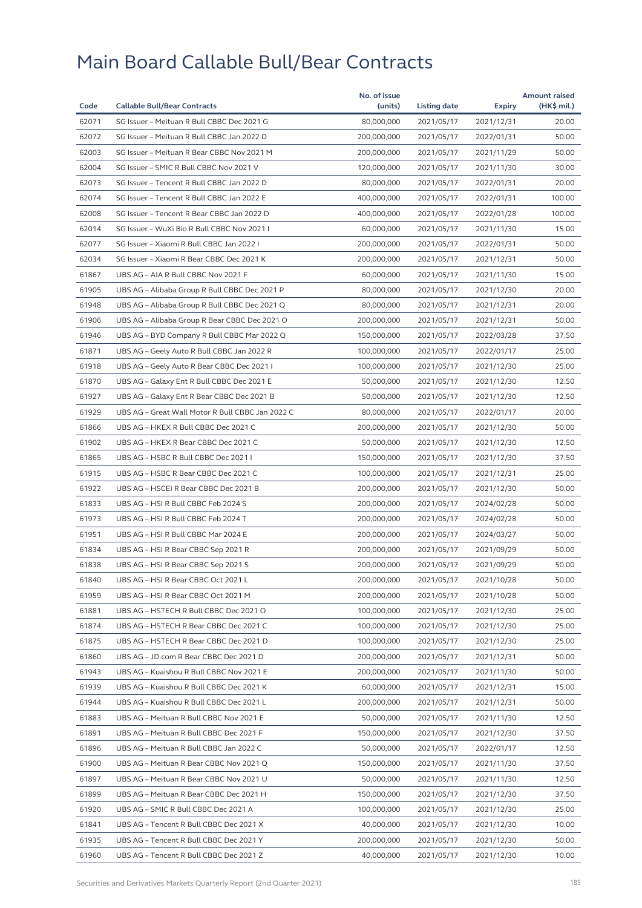# Main Board Callable Bull/Bear Contracts

| Code | Callable Bull/Bear Contracts | No. of issue (units) | Listing date | Expiry | Amount raised (HK$ mil.) |
|---|---|---|---|---|---|
| 62071 | SG Issuer – Meituan R Bull CBBC Dec 2021 G | 80,000,000 | 2021/05/17 | 2021/12/31 | 20.00 |
| 62072 | SG Issuer – Meituan R Bull CBBC Jan 2022 D | 200,000,000 | 2021/05/17 | 2022/01/31 | 50.00 |
| 62003 | SG Issuer – Meituan R Bear CBBC Nov 2021 M | 200,000,000 | 2021/05/17 | 2021/11/29 | 50.00 |
| 62004 | SG Issuer – SMIC R Bull CBBC Nov 2021 V | 120,000,000 | 2021/05/17 | 2021/11/30 | 30.00 |
| 62073 | SG Issuer – Tencent R Bull CBBC Jan 2022 D | 80,000,000 | 2021/05/17 | 2022/01/31 | 20.00 |
| 62074 | SG Issuer – Tencent R Bull CBBC Jan 2022 E | 400,000,000 | 2021/05/17 | 2022/01/31 | 100.00 |
| 62008 | SG Issuer – Tencent R Bear CBBC Jan 2022 D | 400,000,000 | 2021/05/17 | 2022/01/28 | 100.00 |
| 62014 | SG Issuer – WuXi Bio R Bull CBBC Nov 2021 I | 60,000,000 | 2021/05/17 | 2021/11/30 | 15.00 |
| 62077 | SG Issuer – Xiaomi R Bull CBBC Jan 2022 I | 200,000,000 | 2021/05/17 | 2022/01/31 | 50.00 |
| 62034 | SG Issuer – Xiaomi R Bear CBBC Dec 2021 K | 200,000,000 | 2021/05/17 | 2021/12/31 | 50.00 |
| 61867 | UBS AG – AIA R Bull CBBC Nov 2021 F | 60,000,000 | 2021/05/17 | 2021/11/30 | 15.00 |
| 61905 | UBS AG – Alibaba Group R Bull CBBC Dec 2021 P | 80,000,000 | 2021/05/17 | 2021/12/30 | 20.00 |
| 61948 | UBS AG – Alibaba Group R Bull CBBC Dec 2021 Q | 80,000,000 | 2021/05/17 | 2021/12/31 | 20.00 |
| 61906 | UBS AG – Alibaba Group R Bear CBBC Dec 2021 O | 200,000,000 | 2021/05/17 | 2021/12/31 | 50.00 |
| 61946 | UBS AG – BYD Company R Bull CBBC Mar 2022 Q | 150,000,000 | 2021/05/17 | 2022/03/28 | 37.50 |
| 61871 | UBS AG – Geely Auto R Bull CBBC Jan 2022 R | 100,000,000 | 2021/05/17 | 2022/01/17 | 25.00 |
| 61918 | UBS AG – Geely Auto R Bear CBBC Dec 2021 I | 100,000,000 | 2021/05/17 | 2021/12/30 | 25.00 |
| 61870 | UBS AG – Galaxy Ent R Bull CBBC Dec 2021 E | 50,000,000 | 2021/05/17 | 2021/12/30 | 12.50 |
| 61927 | UBS AG – Galaxy Ent R Bear CBBC Dec 2021 B | 50,000,000 | 2021/05/17 | 2021/12/30 | 12.50 |
| 61929 | UBS AG – Great Wall Motor R Bull CBBC Jan 2022 C | 80,000,000 | 2021/05/17 | 2022/01/17 | 20.00 |
| 61866 | UBS AG – HKEX R Bull CBBC Dec 2021 C | 200,000,000 | 2021/05/17 | 2021/12/30 | 50.00 |
| 61902 | UBS AG – HKEX R Bear CBBC Dec 2021 C | 50,000,000 | 2021/05/17 | 2021/12/30 | 12.50 |
| 61865 | UBS AG – HSBC R Bull CBBC Dec 2021 I | 150,000,000 | 2021/05/17 | 2021/12/30 | 37.50 |
| 61915 | UBS AG – HSBC R Bear CBBC Dec 2021 C | 100,000,000 | 2021/05/17 | 2021/12/31 | 25.00 |
| 61922 | UBS AG – HSCEI R Bear CBBC Dec 2021 B | 200,000,000 | 2021/05/17 | 2021/12/30 | 50.00 |
| 61833 | UBS AG – HSI R Bull CBBC Feb 2024 S | 200,000,000 | 2021/05/17 | 2024/02/28 | 50.00 |
| 61973 | UBS AG – HSI R Bull CBBC Feb 2024 T | 200,000,000 | 2021/05/17 | 2024/02/28 | 50.00 |
| 61951 | UBS AG – HSI R Bull CBBC Mar 2024 E | 200,000,000 | 2021/05/17 | 2024/03/27 | 50.00 |
| 61834 | UBS AG – HSI R Bear CBBC Sep 2021 R | 200,000,000 | 2021/05/17 | 2021/09/29 | 50.00 |
| 61838 | UBS AG – HSI R Bear CBBC Sep 2021 S | 200,000,000 | 2021/05/17 | 2021/09/29 | 50.00 |
| 61840 | UBS AG – HSI R Bear CBBC Oct 2021 L | 200,000,000 | 2021/05/17 | 2021/10/28 | 50.00 |
| 61959 | UBS AG – HSI R Bear CBBC Oct 2021 M | 200,000,000 | 2021/05/17 | 2021/10/28 | 50.00 |
| 61881 | UBS AG – HSTECH R Bull CBBC Dec 2021 O | 100,000,000 | 2021/05/17 | 2021/12/30 | 25.00 |
| 61874 | UBS AG – HSTECH R Bear CBBC Dec 2021 C | 100,000,000 | 2021/05/17 | 2021/12/30 | 25.00 |
| 61875 | UBS AG – HSTECH R Bear CBBC Dec 2021 D | 100,000,000 | 2021/05/17 | 2021/12/30 | 25.00 |
| 61860 | UBS AG – JD.com R Bear CBBC Dec 2021 D | 200,000,000 | 2021/05/17 | 2021/12/31 | 50.00 |
| 61943 | UBS AG – Kuaishou R Bull CBBC Nov 2021 E | 200,000,000 | 2021/05/17 | 2021/11/30 | 50.00 |
| 61939 | UBS AG – Kuaishou R Bull CBBC Dec 2021 K | 60,000,000 | 2021/05/17 | 2021/12/31 | 15.00 |
| 61944 | UBS AG – Kuaishou R Bull CBBC Dec 2021 L | 200,000,000 | 2021/05/17 | 2021/12/31 | 50.00 |
| 61883 | UBS AG – Meituan R Bull CBBC Nov 2021 E | 50,000,000 | 2021/05/17 | 2021/11/30 | 12.50 |
| 61891 | UBS AG – Meituan R Bull CBBC Dec 2021 F | 150,000,000 | 2021/05/17 | 2021/12/30 | 37.50 |
| 61896 | UBS AG – Meituan R Bull CBBC Jan 2022 C | 50,000,000 | 2021/05/17 | 2022/01/17 | 12.50 |
| 61900 | UBS AG – Meituan R Bear CBBC Nov 2021 Q | 150,000,000 | 2021/05/17 | 2021/11/30 | 37.50 |
| 61897 | UBS AG – Meituan R Bear CBBC Nov 2021 U | 50,000,000 | 2021/05/17 | 2021/11/30 | 12.50 |
| 61899 | UBS AG – Meituan R Bear CBBC Dec 2021 H | 150,000,000 | 2021/05/17 | 2021/12/30 | 37.50 |
| 61920 | UBS AG – SMIC R Bull CBBC Dec 2021 A | 100,000,000 | 2021/05/17 | 2021/12/30 | 25.00 |
| 61841 | UBS AG – Tencent R Bull CBBC Dec 2021 X | 40,000,000 | 2021/05/17 | 2021/12/30 | 10.00 |
| 61935 | UBS AG – Tencent R Bull CBBC Dec 2021 Y | 200,000,000 | 2021/05/17 | 2021/12/30 | 50.00 |
| 61960 | UBS AG – Tencent R Bull CBBC Dec 2021 Z | 40,000,000 | 2021/05/17 | 2021/12/30 | 10.00 |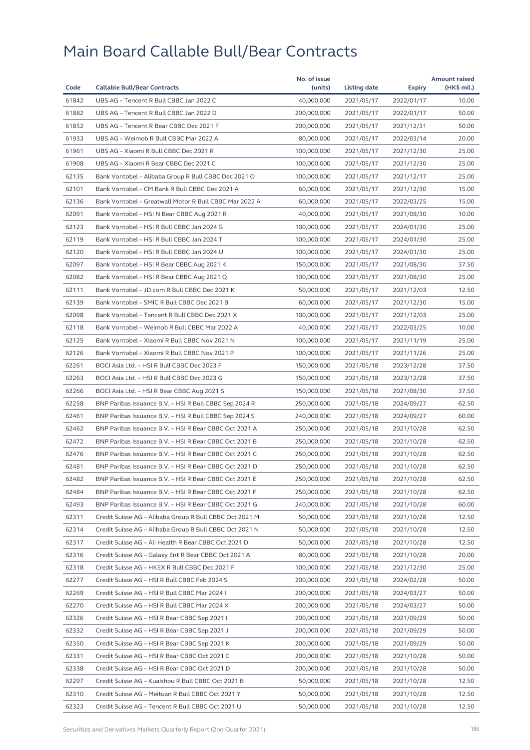# Main Board Callable Bull/Bear Contracts

| Code | Callable Bull/Bear Contracts | No. of issue (units) | Listing date | Expiry | Amount raised (HK$ mil.) |
|---|---|---|---|---|---|
| 61842 | UBS AG – Tencent R Bull CBBC Jan 2022 C | 40,000,000 | 2021/05/17 | 2022/01/17 | 10.00 |
| 61882 | UBS AG – Tencent R Bull CBBC Jan 2022 D | 200,000,000 | 2021/05/17 | 2022/01/17 | 50.00 |
| 61852 | UBS AG – Tencent R Bear CBBC Dec 2021 F | 200,000,000 | 2021/05/17 | 2021/12/31 | 50.00 |
| 61933 | UBS AG – Weimob R Bull CBBC Mar 2022 A | 80,000,000 | 2021/05/17 | 2022/03/14 | 20.00 |
| 61961 | UBS AG – Xiaomi R Bull CBBC Dec 2021 R | 100,000,000 | 2021/05/17 | 2021/12/30 | 25.00 |
| 61908 | UBS AG – Xiaomi R Bear CBBC Dec 2021 C | 100,000,000 | 2021/05/17 | 2021/12/30 | 25.00 |
| 62135 | Bank Vontobel – Alibaba Group R Bull CBBC Dec 2021 O | 100,000,000 | 2021/05/17 | 2021/12/17 | 25.00 |
| 62101 | Bank Vontobel – CM Bank R Bull CBBC Dec 2021 A | 60,000,000 | 2021/05/17 | 2021/12/30 | 15.00 |
| 62136 | Bank Vontobel – Greatwall Motor R Bull CBBC Mar 2022 A | 60,000,000 | 2021/05/17 | 2022/03/25 | 15.00 |
| 62091 | Bank Vontobel – HSI N Bear CBBC Aug 2021 R | 40,000,000 | 2021/05/17 | 2021/08/30 | 10.00 |
| 62123 | Bank Vontobel – HSI R Bull CBBC Jan 2024 G | 100,000,000 | 2021/05/17 | 2024/01/30 | 25.00 |
| 62119 | Bank Vontobel – HSI R Bull CBBC Jan 2024 T | 100,000,000 | 2021/05/17 | 2024/01/30 | 25.00 |
| 62120 | Bank Vontobel – HSI R Bull CBBC Jan 2024 U | 100,000,000 | 2021/05/17 | 2024/01/30 | 25.00 |
| 62097 | Bank Vontobel – HSI R Bear CBBC Aug 2021 K | 150,000,000 | 2021/05/17 | 2021/08/30 | 37.50 |
| 62082 | Bank Vontobel – HSI R Bear CBBC Aug 2021 Q | 100,000,000 | 2021/05/17 | 2021/08/30 | 25.00 |
| 62111 | Bank Vontobel – JD.com R Bull CBBC Dec 2021 K | 50,000,000 | 2021/05/17 | 2021/12/03 | 12.50 |
| 62139 | Bank Vontobel – SMIC R Bull CBBC Dec 2021 B | 60,000,000 | 2021/05/17 | 2021/12/30 | 15.00 |
| 62098 | Bank Vontobel – Tencent R Bull CBBC Dec 2021 X | 100,000,000 | 2021/05/17 | 2021/12/03 | 25.00 |
| 62118 | Bank Vontobel – Weimob R Bull CBBC Mar 2022 A | 40,000,000 | 2021/05/17 | 2022/03/25 | 10.00 |
| 62125 | Bank Vontobel – Xiaomi R Bull CBBC Nov 2021 N | 100,000,000 | 2021/05/17 | 2021/11/19 | 25.00 |
| 62126 | Bank Vontobel – Xiaomi R Bull CBBC Nov 2021 P | 100,000,000 | 2021/05/17 | 2021/11/26 | 25.00 |
| 62261 | BOCI Asia Ltd. – HSI R Bull CBBC Dec 2023 F | 150,000,000 | 2021/05/18 | 2023/12/28 | 37.50 |
| 62263 | BOCI Asia Ltd. – HSI R Bull CBBC Dec 2023 G | 150,000,000 | 2021/05/18 | 2023/12/28 | 37.50 |
| 62266 | BOCI Asia Ltd. – HSI R Bear CBBC Aug 2021 S | 150,000,000 | 2021/05/18 | 2021/08/30 | 37.50 |
| 62258 | BNP Paribas Issuance B.V. – HSI R Bull CBBC Sep 2024 R | 250,000,000 | 2021/05/18 | 2024/09/27 | 62.50 |
| 62461 | BNP Paribas Issuance B.V. – HSI R Bull CBBC Sep 2024 S | 240,000,000 | 2021/05/18 | 2024/09/27 | 60.00 |
| 62462 | BNP Paribas Issuance B.V. – HSI R Bear CBBC Oct 2021 A | 250,000,000 | 2021/05/18 | 2021/10/28 | 62.50 |
| 62472 | BNP Paribas Issuance B.V. – HSI R Bear CBBC Oct 2021 B | 250,000,000 | 2021/05/18 | 2021/10/28 | 62.50 |
| 62476 | BNP Paribas Issuance B.V. – HSI R Bear CBBC Oct 2021 C | 250,000,000 | 2021/05/18 | 2021/10/28 | 62.50 |
| 62481 | BNP Paribas Issuance B.V. – HSI R Bear CBBC Oct 2021 D | 250,000,000 | 2021/05/18 | 2021/10/28 | 62.50 |
| 62482 | BNP Paribas Issuance B.V. – HSI R Bear CBBC Oct 2021 E | 250,000,000 | 2021/05/18 | 2021/10/28 | 62.50 |
| 62484 | BNP Paribas Issuance B.V. – HSI R Bear CBBC Oct 2021 F | 250,000,000 | 2021/05/18 | 2021/10/28 | 62.50 |
| 62493 | BNP Paribas Issuance B.V. – HSI R Bear CBBC Oct 2021 G | 240,000,000 | 2021/05/18 | 2021/10/28 | 60.00 |
| 62311 | Credit Suisse AG – Alibaba Group R Bull CBBC Oct 2021 M | 50,000,000 | 2021/05/18 | 2021/10/28 | 12.50 |
| 62314 | Credit Suisse AG – Alibaba Group R Bull CBBC Oct 2021 N | 50,000,000 | 2021/05/18 | 2021/10/28 | 12.50 |
| 62317 | Credit Suisse AG – Ali Health R Bear CBBC Oct 2021 D | 50,000,000 | 2021/05/18 | 2021/10/28 | 12.50 |
| 62316 | Credit Suisse AG – Galaxy Ent R Bear CBBC Oct 2021 A | 80,000,000 | 2021/05/18 | 2021/10/28 | 20.00 |
| 62318 | Credit Suisse AG – HKEX R Bull CBBC Dec 2021 F | 100,000,000 | 2021/05/18 | 2021/12/30 | 25.00 |
| 62277 | Credit Suisse AG – HSI R Bull CBBC Feb 2024 S | 200,000,000 | 2021/05/18 | 2024/02/28 | 50.00 |
| 62269 | Credit Suisse AG – HSI R Bull CBBC Mar 2024 I | 200,000,000 | 2021/05/18 | 2024/03/27 | 50.00 |
| 62270 | Credit Suisse AG – HSI R Bull CBBC Mar 2024 X | 200,000,000 | 2021/05/18 | 2024/03/27 | 50.00 |
| 62326 | Credit Suisse AG – HSI R Bear CBBC Sep 2021 I | 200,000,000 | 2021/05/18 | 2021/09/29 | 50.00 |
| 62332 | Credit Suisse AG – HSI R Bear CBBC Sep 2021 J | 200,000,000 | 2021/05/18 | 2021/09/29 | 50.00 |
| 62350 | Credit Suisse AG – HSI R Bear CBBC Sep 2021 K | 200,000,000 | 2021/05/18 | 2021/09/29 | 50.00 |
| 62331 | Credit Suisse AG – HSI R Bear CBBC Oct 2021 C | 200,000,000 | 2021/05/18 | 2021/10/28 | 50.00 |
| 62338 | Credit Suisse AG – HSI R Bear CBBC Oct 2021 D | 200,000,000 | 2021/05/18 | 2021/10/28 | 50.00 |
| 62297 | Credit Suisse AG – Kuaishou R Bull CBBC Oct 2021 B | 50,000,000 | 2021/05/18 | 2021/10/28 | 12.50 |
| 62310 | Credit Suisse AG – Meituan R Bull CBBC Oct 2021 Y | 50,000,000 | 2021/05/18 | 2021/10/28 | 12.50 |
| 62323 | Credit Suisse AG – Tencent R Bull CBBC Oct 2021 U | 50,000,000 | 2021/05/18 | 2021/10/28 | 12.50 |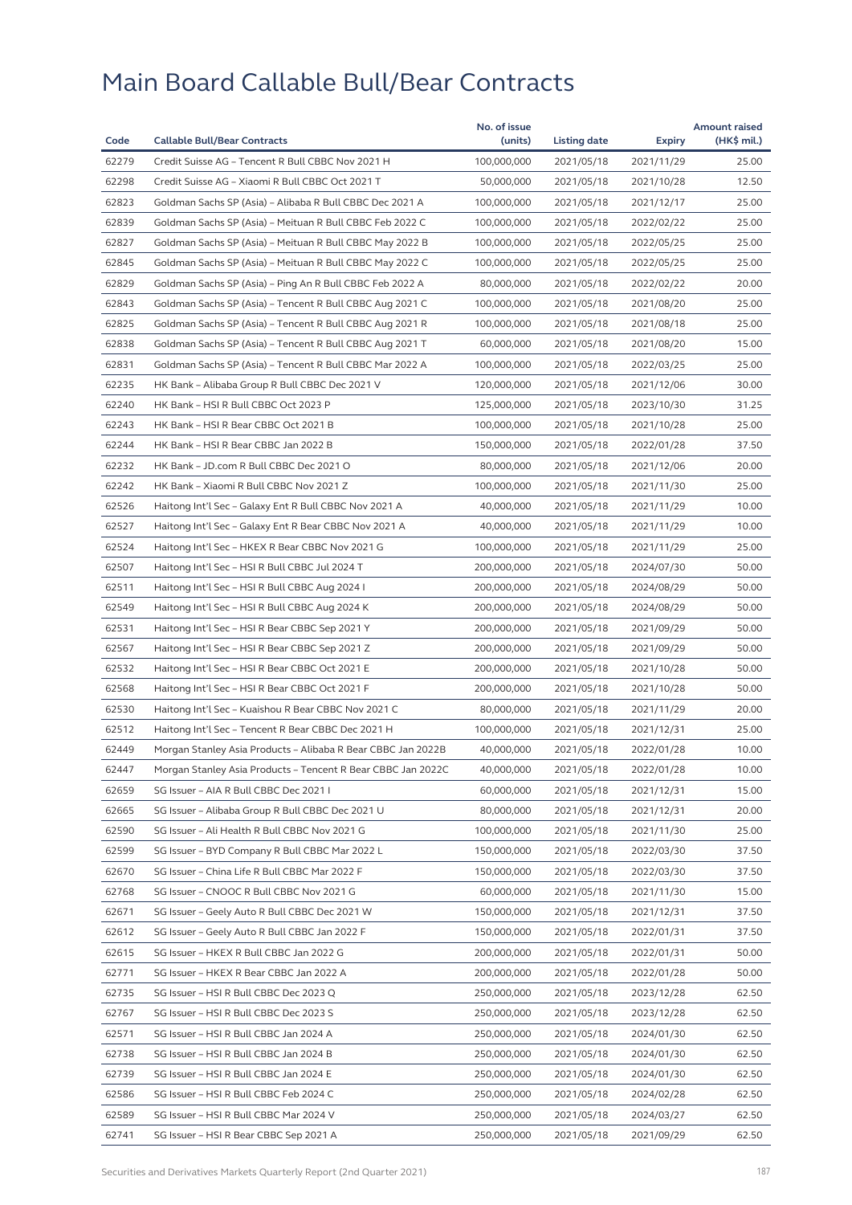# Main Board Callable Bull/Bear Contracts

| Code | Callable Bull/Bear Contracts | No. of issue (units) | Listing date | Expiry | Amount raised (HK$ mil.) |
|---|---|---|---|---|---|
| 62279 | Credit Suisse AG – Tencent R Bull CBBC Nov 2021 H | 100,000,000 | 2021/05/18 | 2021/11/29 | 25.00 |
| 62298 | Credit Suisse AG – Xiaomi R Bull CBBC Oct 2021 T | 50,000,000 | 2021/05/18 | 2021/10/28 | 12.50 |
| 62823 | Goldman Sachs SP (Asia) – Alibaba R Bull CBBC Dec 2021 A | 100,000,000 | 2021/05/18 | 2021/12/17 | 25.00 |
| 62839 | Goldman Sachs SP (Asia) – Meituan R Bull CBBC Feb 2022 C | 100,000,000 | 2021/05/18 | 2022/02/22 | 25.00 |
| 62827 | Goldman Sachs SP (Asia) – Meituan R Bull CBBC May 2022 B | 100,000,000 | 2021/05/18 | 2022/05/25 | 25.00 |
| 62845 | Goldman Sachs SP (Asia) – Meituan R Bull CBBC May 2022 C | 100,000,000 | 2021/05/18 | 2022/05/25 | 25.00 |
| 62829 | Goldman Sachs SP (Asia) – Ping An R Bull CBBC Feb 2022 A | 80,000,000 | 2021/05/18 | 2022/02/22 | 20.00 |
| 62843 | Goldman Sachs SP (Asia) – Tencent R Bull CBBC Aug 2021 C | 100,000,000 | 2021/05/18 | 2021/08/20 | 25.00 |
| 62825 | Goldman Sachs SP (Asia) – Tencent R Bull CBBC Aug 2021 R | 100,000,000 | 2021/05/18 | 2021/08/18 | 25.00 |
| 62838 | Goldman Sachs SP (Asia) – Tencent R Bull CBBC Aug 2021 T | 60,000,000 | 2021/05/18 | 2021/08/20 | 15.00 |
| 62831 | Goldman Sachs SP (Asia) – Tencent R Bull CBBC Mar 2022 A | 100,000,000 | 2021/05/18 | 2022/03/25 | 25.00 |
| 62235 | HK Bank – Alibaba Group R Bull CBBC Dec 2021 V | 120,000,000 | 2021/05/18 | 2021/12/06 | 30.00 |
| 62240 | HK Bank – HSI R Bull CBBC Oct 2023 P | 125,000,000 | 2021/05/18 | 2023/10/30 | 31.25 |
| 62243 | HK Bank – HSI R Bear CBBC Oct 2021 B | 100,000,000 | 2021/05/18 | 2021/10/28 | 25.00 |
| 62244 | HK Bank – HSI R Bear CBBC Jan 2022 B | 150,000,000 | 2021/05/18 | 2022/01/28 | 37.50 |
| 62232 | HK Bank – JD.com R Bull CBBC Dec 2021 O | 80,000,000 | 2021/05/18 | 2021/12/06 | 20.00 |
| 62242 | HK Bank – Xiaomi R Bull CBBC Nov 2021 Z | 100,000,000 | 2021/05/18 | 2021/11/30 | 25.00 |
| 62526 | Haitong Int'l Sec – Galaxy Ent R Bull CBBC Nov 2021 A | 40,000,000 | 2021/05/18 | 2021/11/29 | 10.00 |
| 62527 | Haitong Int'l Sec – Galaxy Ent R Bear CBBC Nov 2021 A | 40,000,000 | 2021/05/18 | 2021/11/29 | 10.00 |
| 62524 | Haitong Int'l Sec – HKEX R Bear CBBC Nov 2021 G | 100,000,000 | 2021/05/18 | 2021/11/29 | 25.00 |
| 62507 | Haitong Int'l Sec – HSI R Bull CBBC Jul 2024 T | 200,000,000 | 2021/05/18 | 2024/07/30 | 50.00 |
| 62511 | Haitong Int'l Sec – HSI R Bull CBBC Aug 2024 I | 200,000,000 | 2021/05/18 | 2024/08/29 | 50.00 |
| 62549 | Haitong Int'l Sec – HSI R Bull CBBC Aug 2024 K | 200,000,000 | 2021/05/18 | 2024/08/29 | 50.00 |
| 62531 | Haitong Int'l Sec – HSI R Bear CBBC Sep 2021 Y | 200,000,000 | 2021/05/18 | 2021/09/29 | 50.00 |
| 62567 | Haitong Int'l Sec – HSI R Bear CBBC Sep 2021 Z | 200,000,000 | 2021/05/18 | 2021/09/29 | 50.00 |
| 62532 | Haitong Int'l Sec – HSI R Bear CBBC Oct 2021 E | 200,000,000 | 2021/05/18 | 2021/10/28 | 50.00 |
| 62568 | Haitong Int'l Sec – HSI R Bear CBBC Oct 2021 F | 200,000,000 | 2021/05/18 | 2021/10/28 | 50.00 |
| 62530 | Haitong Int'l Sec – Kuaishou R Bear CBBC Nov 2021 C | 80,000,000 | 2021/05/18 | 2021/11/29 | 20.00 |
| 62512 | Haitong Int'l Sec – Tencent R Bear CBBC Dec 2021 H | 100,000,000 | 2021/05/18 | 2021/12/31 | 25.00 |
| 62449 | Morgan Stanley Asia Products – Alibaba R Bear CBBC Jan 2022B | 40,000,000 | 2021/05/18 | 2022/01/28 | 10.00 |
| 62447 | Morgan Stanley Asia Products – Tencent R Bear CBBC Jan 2022C | 40,000,000 | 2021/05/18 | 2022/01/28 | 10.00 |
| 62659 | SG Issuer – AIA R Bull CBBC Dec 2021 I | 60,000,000 | 2021/05/18 | 2021/12/31 | 15.00 |
| 62665 | SG Issuer – Alibaba Group R Bull CBBC Dec 2021 U | 80,000,000 | 2021/05/18 | 2021/12/31 | 20.00 |
| 62590 | SG Issuer – Ali Health R Bull CBBC Nov 2021 G | 100,000,000 | 2021/05/18 | 2021/11/30 | 25.00 |
| 62599 | SG Issuer – BYD Company R Bull CBBC Mar 2022 L | 150,000,000 | 2021/05/18 | 2022/03/30 | 37.50 |
| 62670 | SG Issuer – China Life R Bull CBBC Mar 2022 F | 150,000,000 | 2021/05/18 | 2022/03/30 | 37.50 |
| 62768 | SG Issuer – CNOOC R Bull CBBC Nov 2021 G | 60,000,000 | 2021/05/18 | 2021/11/30 | 15.00 |
| 62671 | SG Issuer – Geely Auto R Bull CBBC Dec 2021 W | 150,000,000 | 2021/05/18 | 2021/12/31 | 37.50 |
| 62612 | SG Issuer – Geely Auto R Bull CBBC Jan 2022 F | 150,000,000 | 2021/05/18 | 2022/01/31 | 37.50 |
| 62615 | SG Issuer – HKEX R Bull CBBC Jan 2022 G | 200,000,000 | 2021/05/18 | 2022/01/31 | 50.00 |
| 62771 | SG Issuer – HKEX R Bear CBBC Jan 2022 A | 200,000,000 | 2021/05/18 | 2022/01/28 | 50.00 |
| 62735 | SG Issuer – HSI R Bull CBBC Dec 2023 Q | 250,000,000 | 2021/05/18 | 2023/12/28 | 62.50 |
| 62767 | SG Issuer – HSI R Bull CBBC Dec 2023 S | 250,000,000 | 2021/05/18 | 2023/12/28 | 62.50 |
| 62571 | SG Issuer – HSI R Bull CBBC Jan 2024 A | 250,000,000 | 2021/05/18 | 2024/01/30 | 62.50 |
| 62738 | SG Issuer – HSI R Bull CBBC Jan 2024 B | 250,000,000 | 2021/05/18 | 2024/01/30 | 62.50 |
| 62739 | SG Issuer – HSI R Bull CBBC Jan 2024 E | 250,000,000 | 2021/05/18 | 2024/01/30 | 62.50 |
| 62586 | SG Issuer – HSI R Bull CBBC Feb 2024 C | 250,000,000 | 2021/05/18 | 2024/02/28 | 62.50 |
| 62589 | SG Issuer – HSI R Bull CBBC Mar 2024 V | 250,000,000 | 2021/05/18 | 2024/03/27 | 62.50 |
| 62741 | SG Issuer – HSI R Bear CBBC Sep 2021 A | 250,000,000 | 2021/05/18 | 2021/09/29 | 62.50 |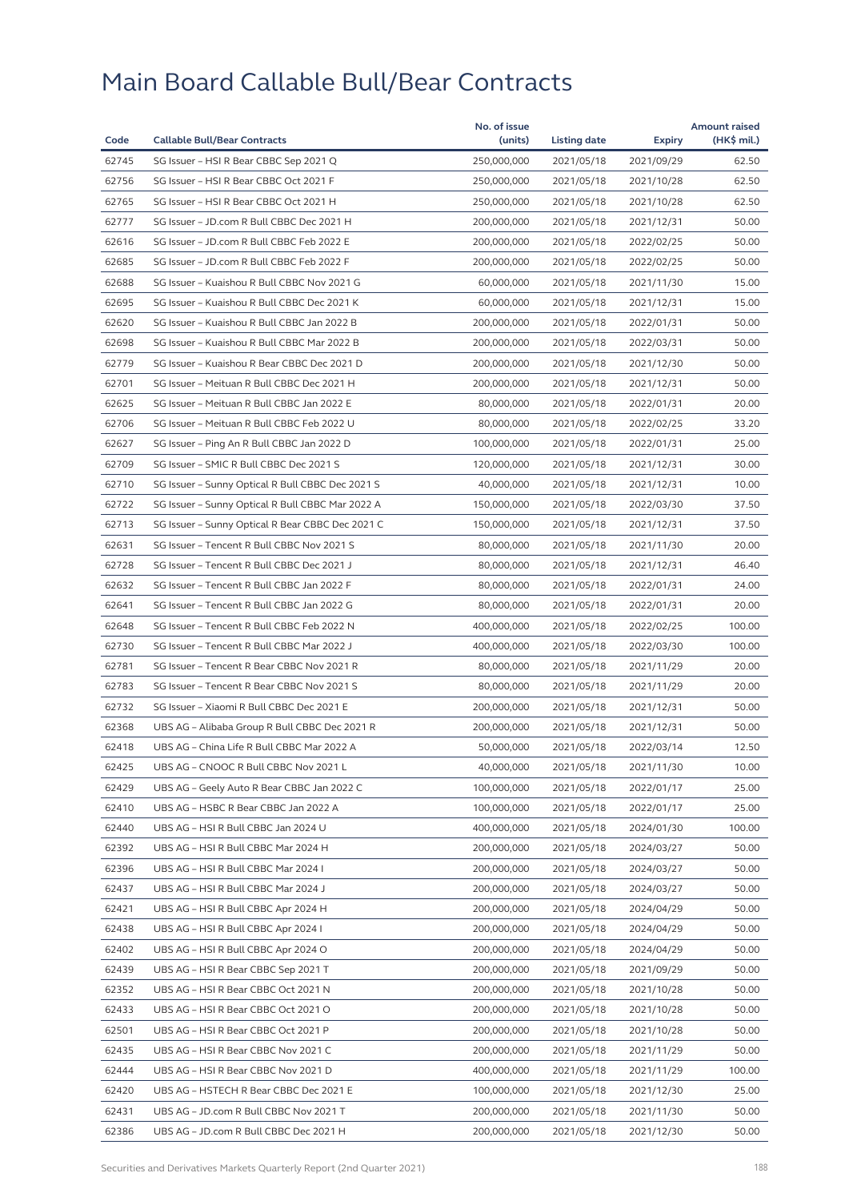# Main Board Callable Bull/Bear Contracts

| Code | Callable Bull/Bear Contracts | No. of issue (units) | Listing date | Expiry | Amount raised (HK$ mil.) |
|---|---|---|---|---|---|
| 62745 | SG Issuer – HSI R Bear CBBC Sep 2021 Q | 250,000,000 | 2021/05/18 | 2021/09/29 | 62.50 |
| 62756 | SG Issuer – HSI R Bear CBBC Oct 2021 F | 250,000,000 | 2021/05/18 | 2021/10/28 | 62.50 |
| 62765 | SG Issuer – HSI R Bear CBBC Oct 2021 H | 250,000,000 | 2021/05/18 | 2021/10/28 | 62.50 |
| 62777 | SG Issuer – JD.com R Bull CBBC Dec 2021 H | 200,000,000 | 2021/05/18 | 2021/12/31 | 50.00 |
| 62616 | SG Issuer – JD.com R Bull CBBC Feb 2022 E | 200,000,000 | 2021/05/18 | 2022/02/25 | 50.00 |
| 62685 | SG Issuer – JD.com R Bull CBBC Feb 2022 F | 200,000,000 | 2021/05/18 | 2022/02/25 | 50.00 |
| 62688 | SG Issuer – Kuaishou R Bull CBBC Nov 2021 G | 60,000,000 | 2021/05/18 | 2021/11/30 | 15.00 |
| 62695 | SG Issuer – Kuaishou R Bull CBBC Dec 2021 K | 60,000,000 | 2021/05/18 | 2021/12/31 | 15.00 |
| 62620 | SG Issuer – Kuaishou R Bull CBBC Jan 2022 B | 200,000,000 | 2021/05/18 | 2022/01/31 | 50.00 |
| 62698 | SG Issuer – Kuaishou R Bull CBBC Mar 2022 B | 200,000,000 | 2021/05/18 | 2022/03/31 | 50.00 |
| 62779 | SG Issuer – Kuaishou R Bear CBBC Dec 2021 D | 200,000,000 | 2021/05/18 | 2021/12/30 | 50.00 |
| 62701 | SG Issuer – Meituan R Bull CBBC Dec 2021 H | 200,000,000 | 2021/05/18 | 2021/12/31 | 50.00 |
| 62625 | SG Issuer – Meituan R Bull CBBC Jan 2022 E | 80,000,000 | 2021/05/18 | 2022/01/31 | 20.00 |
| 62706 | SG Issuer – Meituan R Bull CBBC Feb 2022 U | 80,000,000 | 2021/05/18 | 2022/02/25 | 33.20 |
| 62627 | SG Issuer – Ping An R Bull CBBC Jan 2022 D | 100,000,000 | 2021/05/18 | 2022/01/31 | 25.00 |
| 62709 | SG Issuer – SMIC R Bull CBBC Dec 2021 S | 120,000,000 | 2021/05/18 | 2021/12/31 | 30.00 |
| 62710 | SG Issuer – Sunny Optical R Bull CBBC Dec 2021 S | 40,000,000 | 2021/05/18 | 2021/12/31 | 10.00 |
| 62722 | SG Issuer – Sunny Optical R Bull CBBC Mar 2022 A | 150,000,000 | 2021/05/18 | 2022/03/30 | 37.50 |
| 62713 | SG Issuer – Sunny Optical R Bear CBBC Dec 2021 C | 150,000,000 | 2021/05/18 | 2021/12/31 | 37.50 |
| 62631 | SG Issuer – Tencent R Bull CBBC Nov 2021 S | 80,000,000 | 2021/05/18 | 2021/11/30 | 20.00 |
| 62728 | SG Issuer – Tencent R Bull CBBC Dec 2021 J | 80,000,000 | 2021/05/18 | 2021/12/31 | 46.40 |
| 62632 | SG Issuer – Tencent R Bull CBBC Jan 2022 F | 80,000,000 | 2021/05/18 | 2022/01/31 | 24.00 |
| 62641 | SG Issuer – Tencent R Bull CBBC Jan 2022 G | 80,000,000 | 2021/05/18 | 2022/01/31 | 20.00 |
| 62648 | SG Issuer – Tencent R Bull CBBC Feb 2022 N | 400,000,000 | 2021/05/18 | 2022/02/25 | 100.00 |
| 62730 | SG Issuer – Tencent R Bull CBBC Mar 2022 J | 400,000,000 | 2021/05/18 | 2022/03/30 | 100.00 |
| 62781 | SG Issuer – Tencent R Bear CBBC Nov 2021 R | 80,000,000 | 2021/05/18 | 2021/11/29 | 20.00 |
| 62783 | SG Issuer – Tencent R Bear CBBC Nov 2021 S | 80,000,000 | 2021/05/18 | 2021/11/29 | 20.00 |
| 62732 | SG Issuer – Xiaomi R Bull CBBC Dec 2021 E | 200,000,000 | 2021/05/18 | 2021/12/31 | 50.00 |
| 62368 | UBS AG – Alibaba Group R Bull CBBC Dec 2021 R | 200,000,000 | 2021/05/18 | 2021/12/31 | 50.00 |
| 62418 | UBS AG – China Life R Bull CBBC Mar 2022 A | 50,000,000 | 2021/05/18 | 2022/03/14 | 12.50 |
| 62425 | UBS AG – CNOOC R Bull CBBC Nov 2021 L | 40,000,000 | 2021/05/18 | 2021/11/30 | 10.00 |
| 62429 | UBS AG – Geely Auto R Bear CBBC Jan 2022 C | 100,000,000 | 2021/05/18 | 2022/01/17 | 25.00 |
| 62410 | UBS AG – HSBC R Bear CBBC Jan 2022 A | 100,000,000 | 2021/05/18 | 2022/01/17 | 25.00 |
| 62440 | UBS AG – HSI R Bull CBBC Jan 2024 U | 400,000,000 | 2021/05/18 | 2024/01/30 | 100.00 |
| 62392 | UBS AG – HSI R Bull CBBC Mar 2024 H | 200,000,000 | 2021/05/18 | 2024/03/27 | 50.00 |
| 62396 | UBS AG – HSI R Bull CBBC Mar 2024 I | 200,000,000 | 2021/05/18 | 2024/03/27 | 50.00 |
| 62437 | UBS AG – HSI R Bull CBBC Mar 2024 J | 200,000,000 | 2021/05/18 | 2024/03/27 | 50.00 |
| 62421 | UBS AG – HSI R Bull CBBC Apr 2024 H | 200,000,000 | 2021/05/18 | 2024/04/29 | 50.00 |
| 62438 | UBS AG – HSI R Bull CBBC Apr 2024 I | 200,000,000 | 2021/05/18 | 2024/04/29 | 50.00 |
| 62402 | UBS AG – HSI R Bull CBBC Apr 2024 O | 200,000,000 | 2021/05/18 | 2024/04/29 | 50.00 |
| 62439 | UBS AG – HSI R Bear CBBC Sep 2021 T | 200,000,000 | 2021/05/18 | 2021/09/29 | 50.00 |
| 62352 | UBS AG – HSI R Bear CBBC Oct 2021 N | 200,000,000 | 2021/05/18 | 2021/10/28 | 50.00 |
| 62433 | UBS AG – HSI R Bear CBBC Oct 2021 O | 200,000,000 | 2021/05/18 | 2021/10/28 | 50.00 |
| 62501 | UBS AG – HSI R Bear CBBC Oct 2021 P | 200,000,000 | 2021/05/18 | 2021/10/28 | 50.00 |
| 62435 | UBS AG – HSI R Bear CBBC Nov 2021 C | 200,000,000 | 2021/05/18 | 2021/11/29 | 50.00 |
| 62444 | UBS AG – HSI R Bear CBBC Nov 2021 D | 400,000,000 | 2021/05/18 | 2021/11/29 | 100.00 |
| 62420 | UBS AG – HSTECH R Bear CBBC Dec 2021 E | 100,000,000 | 2021/05/18 | 2021/12/30 | 25.00 |
| 62431 | UBS AG – JD.com R Bull CBBC Nov 2021 T | 200,000,000 | 2021/05/18 | 2021/11/30 | 50.00 |
| 62386 | UBS AG – JD.com R Bull CBBC Dec 2021 H | 200,000,000 | 2021/05/18 | 2021/12/30 | 50.00 |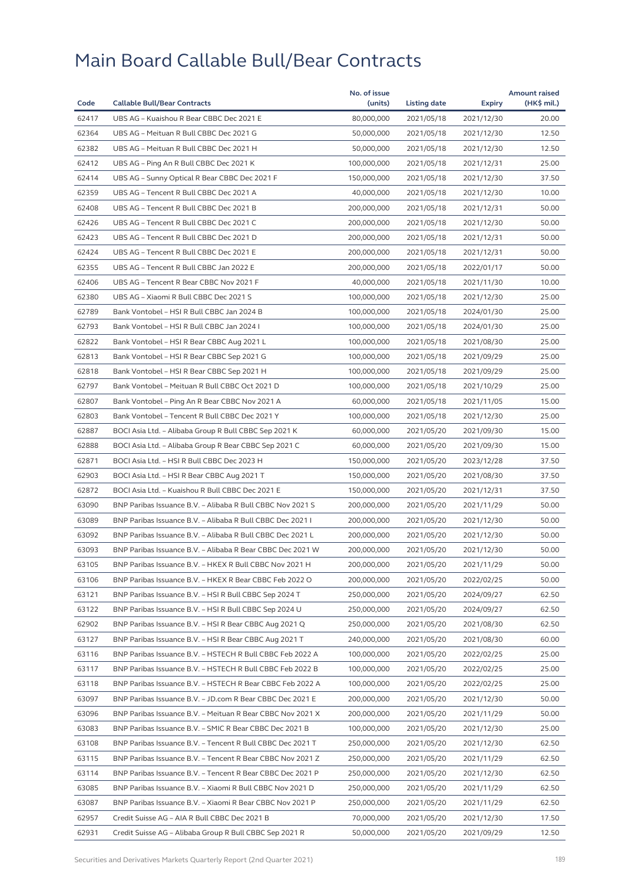# Main Board Callable Bull/Bear Contracts

| Code | Callable Bull/Bear Contracts | No. of issue (units) | Listing date | Expiry | Amount raised (HK$ mil.) |
|---|---|---|---|---|---|
| 62417 | UBS AG – Kuaishou R Bear CBBC Dec 2021 E | 80,000,000 | 2021/05/18 | 2021/12/30 | 20.00 |
| 62364 | UBS AG – Meituan R Bull CBBC Dec 2021 G | 50,000,000 | 2021/05/18 | 2021/12/30 | 12.50 |
| 62382 | UBS AG – Meituan R Bull CBBC Dec 2021 H | 50,000,000 | 2021/05/18 | 2021/12/30 | 12.50 |
| 62412 | UBS AG – Ping An R Bull CBBC Dec 2021 K | 100,000,000 | 2021/05/18 | 2021/12/31 | 25.00 |
| 62414 | UBS AG – Sunny Optical R Bear CBBC Dec 2021 F | 150,000,000 | 2021/05/18 | 2021/12/30 | 37.50 |
| 62359 | UBS AG – Tencent R Bull CBBC Dec 2021 A | 40,000,000 | 2021/05/18 | 2021/12/30 | 10.00 |
| 62408 | UBS AG – Tencent R Bull CBBC Dec 2021 B | 200,000,000 | 2021/05/18 | 2021/12/31 | 50.00 |
| 62426 | UBS AG – Tencent R Bull CBBC Dec 2021 C | 200,000,000 | 2021/05/18 | 2021/12/30 | 50.00 |
| 62423 | UBS AG – Tencent R Bull CBBC Dec 2021 D | 200,000,000 | 2021/05/18 | 2021/12/31 | 50.00 |
| 62424 | UBS AG – Tencent R Bull CBBC Dec 2021 E | 200,000,000 | 2021/05/18 | 2021/12/31 | 50.00 |
| 62355 | UBS AG – Tencent R Bull CBBC Jan 2022 E | 200,000,000 | 2021/05/18 | 2022/01/17 | 50.00 |
| 62406 | UBS AG – Tencent R Bear CBBC Nov 2021 F | 40,000,000 | 2021/05/18 | 2021/11/30 | 10.00 |
| 62380 | UBS AG – Xiaomi R Bull CBBC Dec 2021 S | 100,000,000 | 2021/05/18 | 2021/12/30 | 25.00 |
| 62789 | Bank Vontobel – HSI R Bull CBBC Jan 2024 B | 100,000,000 | 2021/05/18 | 2024/01/30 | 25.00 |
| 62793 | Bank Vontobel – HSI R Bull CBBC Jan 2024 I | 100,000,000 | 2021/05/18 | 2024/01/30 | 25.00 |
| 62822 | Bank Vontobel – HSI R Bear CBBC Aug 2021 L | 100,000,000 | 2021/05/18 | 2021/08/30 | 25.00 |
| 62813 | Bank Vontobel – HSI R Bear CBBC Sep 2021 G | 100,000,000 | 2021/05/18 | 2021/09/29 | 25.00 |
| 62818 | Bank Vontobel – HSI R Bear CBBC Sep 2021 H | 100,000,000 | 2021/05/18 | 2021/09/29 | 25.00 |
| 62797 | Bank Vontobel – Meituan R Bull CBBC Oct 2021 D | 100,000,000 | 2021/05/18 | 2021/10/29 | 25.00 |
| 62807 | Bank Vontobel – Ping An R Bear CBBC Nov 2021 A | 60,000,000 | 2021/05/18 | 2021/11/05 | 15.00 |
| 62803 | Bank Vontobel – Tencent R Bull CBBC Dec 2021 Y | 100,000,000 | 2021/05/18 | 2021/12/30 | 25.00 |
| 62887 | BOCI Asia Ltd. – Alibaba Group R Bull CBBC Sep 2021 K | 60,000,000 | 2021/05/20 | 2021/09/30 | 15.00 |
| 62888 | BOCI Asia Ltd. – Alibaba Group R Bear CBBC Sep 2021 C | 60,000,000 | 2021/05/20 | 2021/09/30 | 15.00 |
| 62871 | BOCI Asia Ltd. – HSI R Bull CBBC Dec 2023 H | 150,000,000 | 2021/05/20 | 2023/12/28 | 37.50 |
| 62903 | BOCI Asia Ltd. – HSI R Bear CBBC Aug 2021 T | 150,000,000 | 2021/05/20 | 2021/08/30 | 37.50 |
| 62872 | BOCI Asia Ltd. – Kuaishou R Bull CBBC Dec 2021 E | 150,000,000 | 2021/05/20 | 2021/12/31 | 37.50 |
| 63090 | BNP Paribas Issuance B.V. – Alibaba R Bull CBBC Nov 2021 S | 200,000,000 | 2021/05/20 | 2021/11/29 | 50.00 |
| 63089 | BNP Paribas Issuance B.V. – Alibaba R Bull CBBC Dec 2021 I | 200,000,000 | 2021/05/20 | 2021/12/30 | 50.00 |
| 63092 | BNP Paribas Issuance B.V. – Alibaba R Bull CBBC Dec 2021 L | 200,000,000 | 2021/05/20 | 2021/12/30 | 50.00 |
| 63093 | BNP Paribas Issuance B.V. – Alibaba R Bear CBBC Dec 2021 W | 200,000,000 | 2021/05/20 | 2021/12/30 | 50.00 |
| 63105 | BNP Paribas Issuance B.V. – HKEX R Bull CBBC Nov 2021 H | 200,000,000 | 2021/05/20 | 2021/11/29 | 50.00 |
| 63106 | BNP Paribas Issuance B.V. – HKEX R Bear CBBC Feb 2022 O | 200,000,000 | 2021/05/20 | 2022/02/25 | 50.00 |
| 63121 | BNP Paribas Issuance B.V. – HSI R Bull CBBC Sep 2024 T | 250,000,000 | 2021/05/20 | 2024/09/27 | 62.50 |
| 63122 | BNP Paribas Issuance B.V. – HSI R Bull CBBC Sep 2024 U | 250,000,000 | 2021/05/20 | 2024/09/27 | 62.50 |
| 62902 | BNP Paribas Issuance B.V. – HSI R Bear CBBC Aug 2021 Q | 250,000,000 | 2021/05/20 | 2021/08/30 | 62.50 |
| 63127 | BNP Paribas Issuance B.V. – HSI R Bear CBBC Aug 2021 T | 240,000,000 | 2021/05/20 | 2021/08/30 | 60.00 |
| 63116 | BNP Paribas Issuance B.V. – HSTECH R Bull CBBC Feb 2022 A | 100,000,000 | 2021/05/20 | 2022/02/25 | 25.00 |
| 63117 | BNP Paribas Issuance B.V. – HSTECH R Bull CBBC Feb 2022 B | 100,000,000 | 2021/05/20 | 2022/02/25 | 25.00 |
| 63118 | BNP Paribas Issuance B.V. – HSTECH R Bear CBBC Feb 2022 A | 100,000,000 | 2021/05/20 | 2022/02/25 | 25.00 |
| 63097 | BNP Paribas Issuance B.V. – JD.com R Bear CBBC Dec 2021 E | 200,000,000 | 2021/05/20 | 2021/12/30 | 50.00 |
| 63096 | BNP Paribas Issuance B.V. – Meituan R Bear CBBC Nov 2021 X | 200,000,000 | 2021/05/20 | 2021/11/29 | 50.00 |
| 63083 | BNP Paribas Issuance B.V. – SMIC R Bear CBBC Dec 2021 B | 100,000,000 | 2021/05/20 | 2021/12/30 | 25.00 |
| 63108 | BNP Paribas Issuance B.V. – Tencent R Bull CBBC Dec 2021 T | 250,000,000 | 2021/05/20 | 2021/12/30 | 62.50 |
| 63115 | BNP Paribas Issuance B.V. – Tencent R Bear CBBC Nov 2021 Z | 250,000,000 | 2021/05/20 | 2021/11/29 | 62.50 |
| 63114 | BNP Paribas Issuance B.V. – Tencent R Bear CBBC Dec 2021 P | 250,000,000 | 2021/05/20 | 2021/12/30 | 62.50 |
| 63085 | BNP Paribas Issuance B.V. – Xiaomi R Bull CBBC Nov 2021 D | 250,000,000 | 2021/05/20 | 2021/11/29 | 62.50 |
| 63087 | BNP Paribas Issuance B.V. – Xiaomi R Bear CBBC Nov 2021 P | 250,000,000 | 2021/05/20 | 2021/11/29 | 62.50 |
| 62957 | Credit Suisse AG – AIA R Bull CBBC Dec 2021 B | 70,000,000 | 2021/05/20 | 2021/12/30 | 17.50 |
| 62931 | Credit Suisse AG – Alibaba Group R Bull CBBC Sep 2021 R | 50,000,000 | 2021/05/20 | 2021/09/29 | 12.50 |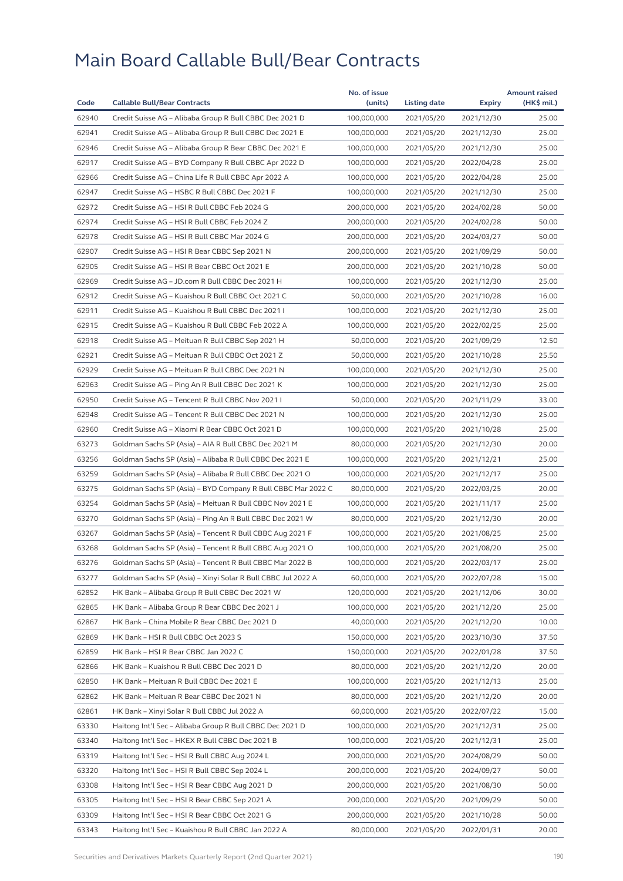# Main Board Callable Bull/Bear Contracts

| Code | Callable Bull/Bear Contracts | No. of issue (units) | Listing date | Expiry | Amount raised (HK$ mil.) |
|---|---|---|---|---|---|
| 62940 | Credit Suisse AG – Alibaba Group R Bull CBBC Dec 2021 D | 100,000,000 | 2021/05/20 | 2021/12/30 | 25.00 |
| 62941 | Credit Suisse AG – Alibaba Group R Bull CBBC Dec 2021 E | 100,000,000 | 2021/05/20 | 2021/12/30 | 25.00 |
| 62946 | Credit Suisse AG – Alibaba Group R Bear CBBC Dec 2021 E | 100,000,000 | 2021/05/20 | 2021/12/30 | 25.00 |
| 62917 | Credit Suisse AG – BYD Company R Bull CBBC Apr 2022 D | 100,000,000 | 2021/05/20 | 2022/04/28 | 25.00 |
| 62966 | Credit Suisse AG – China Life R Bull CBBC Apr 2022 A | 100,000,000 | 2021/05/20 | 2022/04/28 | 25.00 |
| 62947 | Credit Suisse AG – HSBC R Bull CBBC Dec 2021 F | 100,000,000 | 2021/05/20 | 2021/12/30 | 25.00 |
| 62972 | Credit Suisse AG – HSI R Bull CBBC Feb 2024 G | 200,000,000 | 2021/05/20 | 2024/02/28 | 50.00 |
| 62974 | Credit Suisse AG – HSI R Bull CBBC Feb 2024 Z | 200,000,000 | 2021/05/20 | 2024/02/28 | 50.00 |
| 62978 | Credit Suisse AG – HSI R Bull CBBC Mar 2024 G | 200,000,000 | 2021/05/20 | 2024/03/27 | 50.00 |
| 62907 | Credit Suisse AG – HSI R Bear CBBC Sep 2021 N | 200,000,000 | 2021/05/20 | 2021/09/29 | 50.00 |
| 62905 | Credit Suisse AG – HSI R Bear CBBC Oct 2021 E | 200,000,000 | 2021/05/20 | 2021/10/28 | 50.00 |
| 62969 | Credit Suisse AG – JD.com R Bull CBBC Dec 2021 H | 100,000,000 | 2021/05/20 | 2021/12/30 | 25.00 |
| 62912 | Credit Suisse AG – Kuaishou R Bull CBBC Oct 2021 C | 50,000,000 | 2021/05/20 | 2021/10/28 | 16.00 |
| 62911 | Credit Suisse AG – Kuaishou R Bull CBBC Dec 2021 I | 100,000,000 | 2021/05/20 | 2021/12/30 | 25.00 |
| 62915 | Credit Suisse AG – Kuaishou R Bull CBBC Feb 2022 A | 100,000,000 | 2021/05/20 | 2022/02/25 | 25.00 |
| 62918 | Credit Suisse AG – Meituan R Bull CBBC Sep 2021 H | 50,000,000 | 2021/05/20 | 2021/09/29 | 12.50 |
| 62921 | Credit Suisse AG – Meituan R Bull CBBC Oct 2021 Z | 50,000,000 | 2021/05/20 | 2021/10/28 | 25.50 |
| 62929 | Credit Suisse AG – Meituan R Bull CBBC Dec 2021 N | 100,000,000 | 2021/05/20 | 2021/12/30 | 25.00 |
| 62963 | Credit Suisse AG – Ping An R Bull CBBC Dec 2021 K | 100,000,000 | 2021/05/20 | 2021/12/30 | 25.00 |
| 62950 | Credit Suisse AG – Tencent R Bull CBBC Nov 2021 I | 50,000,000 | 2021/05/20 | 2021/11/29 | 33.00 |
| 62948 | Credit Suisse AG – Tencent R Bull CBBC Dec 2021 N | 100,000,000 | 2021/05/20 | 2021/12/30 | 25.00 |
| 62960 | Credit Suisse AG – Xiaomi R Bear CBBC Oct 2021 D | 100,000,000 | 2021/05/20 | 2021/10/28 | 25.00 |
| 63273 | Goldman Sachs SP (Asia) – AIA R Bull CBBC Dec 2021 M | 80,000,000 | 2021/05/20 | 2021/12/30 | 20.00 |
| 63256 | Goldman Sachs SP (Asia) – Alibaba R Bull CBBC Dec 2021 E | 100,000,000 | 2021/05/20 | 2021/12/21 | 25.00 |
| 63259 | Goldman Sachs SP (Asia) – Alibaba R Bull CBBC Dec 2021 O | 100,000,000 | 2021/05/20 | 2021/12/17 | 25.00 |
| 63275 | Goldman Sachs SP (Asia) – BYD Company R Bull CBBC Mar 2022 C | 80,000,000 | 2021/05/20 | 2022/03/25 | 20.00 |
| 63254 | Goldman Sachs SP (Asia) – Meituan R Bull CBBC Nov 2021 E | 100,000,000 | 2021/05/20 | 2021/11/17 | 25.00 |
| 63270 | Goldman Sachs SP (Asia) – Ping An R Bull CBBC Dec 2021 W | 80,000,000 | 2021/05/20 | 2021/12/30 | 20.00 |
| 63267 | Goldman Sachs SP (Asia) – Tencent R Bull CBBC Aug 2021 F | 100,000,000 | 2021/05/20 | 2021/08/25 | 25.00 |
| 63268 | Goldman Sachs SP (Asia) – Tencent R Bull CBBC Aug 2021 O | 100,000,000 | 2021/05/20 | 2021/08/20 | 25.00 |
| 63276 | Goldman Sachs SP (Asia) – Tencent R Bull CBBC Mar 2022 B | 100,000,000 | 2021/05/20 | 2022/03/17 | 25.00 |
| 63277 | Goldman Sachs SP (Asia) – Xinyi Solar R Bull CBBC Jul 2022 A | 60,000,000 | 2021/05/20 | 2022/07/28 | 15.00 |
| 62852 | HK Bank – Alibaba Group R Bull CBBC Dec 2021 W | 120,000,000 | 2021/05/20 | 2021/12/06 | 30.00 |
| 62865 | HK Bank – Alibaba Group R Bear CBBC Dec 2021 J | 100,000,000 | 2021/05/20 | 2021/12/20 | 25.00 |
| 62867 | HK Bank – China Mobile R Bear CBBC Dec 2021 D | 40,000,000 | 2021/05/20 | 2021/12/20 | 10.00 |
| 62869 | HK Bank – HSI R Bull CBBC Oct 2023 S | 150,000,000 | 2021/05/20 | 2023/10/30 | 37.50 |
| 62859 | HK Bank – HSI R Bear CBBC Jan 2022 C | 150,000,000 | 2021/05/20 | 2022/01/28 | 37.50 |
| 62866 | HK Bank – Kuaishou R Bull CBBC Dec 2021 D | 80,000,000 | 2021/05/20 | 2021/12/20 | 20.00 |
| 62850 | HK Bank – Meituan R Bull CBBC Dec 2021 E | 100,000,000 | 2021/05/20 | 2021/12/13 | 25.00 |
| 62862 | HK Bank – Meituan R Bear CBBC Dec 2021 N | 80,000,000 | 2021/05/20 | 2021/12/20 | 20.00 |
| 62861 | HK Bank – Xinyi Solar R Bull CBBC Jul 2022 A | 60,000,000 | 2021/05/20 | 2022/07/22 | 15.00 |
| 63330 | Haitong Int'l Sec – Alibaba Group R Bull CBBC Dec 2021 D | 100,000,000 | 2021/05/20 | 2021/12/31 | 25.00 |
| 63340 | Haitong Int'l Sec – HKEX R Bull CBBC Dec 2021 B | 100,000,000 | 2021/05/20 | 2021/12/31 | 25.00 |
| 63319 | Haitong Int'l Sec – HSI R Bull CBBC Aug 2024 L | 200,000,000 | 2021/05/20 | 2024/08/29 | 50.00 |
| 63320 | Haitong Int'l Sec – HSI R Bull CBBC Sep 2024 L | 200,000,000 | 2021/05/20 | 2024/09/27 | 50.00 |
| 63308 | Haitong Int'l Sec – HSI R Bear CBBC Aug 2021 D | 200,000,000 | 2021/05/20 | 2021/08/30 | 50.00 |
| 63305 | Haitong Int'l Sec – HSI R Bear CBBC Sep 2021 A | 200,000,000 | 2021/05/20 | 2021/09/29 | 50.00 |
| 63309 | Haitong Int'l Sec – HSI R Bear CBBC Oct 2021 G | 200,000,000 | 2021/05/20 | 2021/10/28 | 50.00 |
| 63343 | Haitong Int'l Sec – Kuaishou R Bull CBBC Jan 2022 A | 80,000,000 | 2021/05/20 | 2022/01/31 | 20.00 |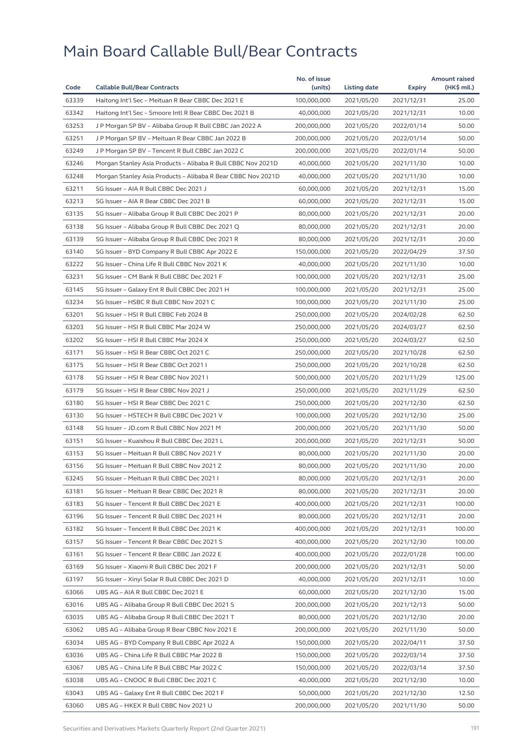# Main Board Callable Bull/Bear Contracts

| Code | Callable Bull/Bear Contracts | No. of issue (units) | Listing date | Expiry | Amount raised (HK$ mil.) |
|---|---|---|---|---|---|
| 63339 | Haitong Int'l Sec – Meituan R Bear CBBC Dec 2021 E | 100,000,000 | 2021/05/20 | 2021/12/31 | 25.00 |
| 63342 | Haitong Int'l Sec – Smoore Intl R Bear CBBC Dec 2021 B | 40,000,000 | 2021/05/20 | 2021/12/31 | 10.00 |
| 63253 | J P Morgan SP BV – Alibaba Group R Bull CBBC Jan 2022 A | 200,000,000 | 2021/05/20 | 2022/01/14 | 50.00 |
| 63251 | J P Morgan SP BV – Meituan R Bear CBBC Jan 2022 B | 200,000,000 | 2021/05/20 | 2022/01/14 | 50.00 |
| 63249 | J P Morgan SP BV – Tencent R Bull CBBC Jan 2022 C | 200,000,000 | 2021/05/20 | 2022/01/14 | 50.00 |
| 63246 | Morgan Stanley Asia Products – Alibaba R Bull CBBC Nov 2021D | 40,000,000 | 2021/05/20 | 2021/11/30 | 10.00 |
| 63248 | Morgan Stanley Asia Products – Alibaba R Bear CBBC Nov 2021D | 40,000,000 | 2021/05/20 | 2021/11/30 | 10.00 |
| 63211 | SG Issuer – AIA R Bull CBBC Dec 2021 J | 60,000,000 | 2021/05/20 | 2021/12/31 | 15.00 |
| 63213 | SG Issuer – AIA R Bear CBBC Dec 2021 B | 60,000,000 | 2021/05/20 | 2021/12/31 | 15.00 |
| 63135 | SG Issuer – Alibaba Group R Bull CBBC Dec 2021 P | 80,000,000 | 2021/05/20 | 2021/12/31 | 20.00 |
| 63138 | SG Issuer – Alibaba Group R Bull CBBC Dec 2021 Q | 80,000,000 | 2021/05/20 | 2021/12/31 | 20.00 |
| 63139 | SG Issuer – Alibaba Group R Bull CBBC Dec 2021 R | 80,000,000 | 2021/05/20 | 2021/12/31 | 20.00 |
| 63140 | SG Issuer – BYD Company R Bull CBBC Apr 2022 E | 150,000,000 | 2021/05/20 | 2022/04/29 | 37.50 |
| 63222 | SG Issuer – China Life R Bull CBBC Nov 2021 K | 40,000,000 | 2021/05/20 | 2021/11/30 | 10.00 |
| 63231 | SG Issuer – CM Bank R Bull CBBC Dec 2021 F | 100,000,000 | 2021/05/20 | 2021/12/31 | 25.00 |
| 63145 | SG Issuer – Galaxy Ent R Bull CBBC Dec 2021 H | 100,000,000 | 2021/05/20 | 2021/12/31 | 25.00 |
| 63234 | SG Issuer – HSBC R Bull CBBC Nov 2021 C | 100,000,000 | 2021/05/20 | 2021/11/30 | 25.00 |
| 63201 | SG Issuer – HSI R Bull CBBC Feb 2024 B | 250,000,000 | 2021/05/20 | 2024/02/28 | 62.50 |
| 63203 | SG Issuer – HSI R Bull CBBC Mar 2024 W | 250,000,000 | 2021/05/20 | 2024/03/27 | 62.50 |
| 63202 | SG Issuer – HSI R Bull CBBC Mar 2024 X | 250,000,000 | 2021/05/20 | 2024/03/27 | 62.50 |
| 63171 | SG Issuer – HSI R Bear CBBC Oct 2021 C | 250,000,000 | 2021/05/20 | 2021/10/28 | 62.50 |
| 63175 | SG Issuer – HSI R Bear CBBC Oct 2021 I | 250,000,000 | 2021/05/20 | 2021/10/28 | 62.50 |
| 63178 | SG Issuer – HSI R Bear CBBC Nov 2021 I | 500,000,000 | 2021/05/20 | 2021/11/29 | 125.00 |
| 63179 | SG Issuer – HSI R Bear CBBC Nov 2021 J | 250,000,000 | 2021/05/20 | 2021/11/29 | 62.50 |
| 63180 | SG Issuer – HSI R Bear CBBC Dec 2021 C | 250,000,000 | 2021/05/20 | 2021/12/30 | 62.50 |
| 63130 | SG Issuer – HSTECH R Bull CBBC Dec 2021 V | 100,000,000 | 2021/05/20 | 2021/12/30 | 25.00 |
| 63148 | SG Issuer – JD.com R Bull CBBC Nov 2021 M | 200,000,000 | 2021/05/20 | 2021/11/30 | 50.00 |
| 63151 | SG Issuer – Kuaishou R Bull CBBC Dec 2021 L | 200,000,000 | 2021/05/20 | 2021/12/31 | 50.00 |
| 63153 | SG Issuer – Meituan R Bull CBBC Nov 2021 Y | 80,000,000 | 2021/05/20 | 2021/11/30 | 20.00 |
| 63156 | SG Issuer – Meituan R Bull CBBC Nov 2021 Z | 80,000,000 | 2021/05/20 | 2021/11/30 | 20.00 |
| 63245 | SG Issuer – Meituan R Bull CBBC Dec 2021 I | 80,000,000 | 2021/05/20 | 2021/12/31 | 20.00 |
| 63181 | SG Issuer – Meituan R Bear CBBC Dec 2021 R | 80,000,000 | 2021/05/20 | 2021/12/31 | 20.00 |
| 63183 | SG Issuer – Tencent R Bull CBBC Dec 2021 E | 400,000,000 | 2021/05/20 | 2021/12/31 | 100.00 |
| 63196 | SG Issuer – Tencent R Bull CBBC Dec 2021 H | 80,000,000 | 2021/05/20 | 2021/12/31 | 20.00 |
| 63182 | SG Issuer – Tencent R Bull CBBC Dec 2021 K | 400,000,000 | 2021/05/20 | 2021/12/31 | 100.00 |
| 63157 | SG Issuer – Tencent R Bear CBBC Dec 2021 S | 400,000,000 | 2021/05/20 | 2021/12/30 | 100.00 |
| 63161 | SG Issuer – Tencent R Bear CBBC Jan 2022 E | 400,000,000 | 2021/05/20 | 2022/01/28 | 100.00 |
| 63169 | SG Issuer – Xiaomi R Bull CBBC Dec 2021 F | 200,000,000 | 2021/05/20 | 2021/12/31 | 50.00 |
| 63197 | SG Issuer – Xinyi Solar R Bull CBBC Dec 2021 D | 40,000,000 | 2021/05/20 | 2021/12/31 | 10.00 |
| 63066 | UBS AG – AIA R Bull CBBC Dec 2021 E | 60,000,000 | 2021/05/20 | 2021/12/30 | 15.00 |
| 63016 | UBS AG – Alibaba Group R Bull CBBC Dec 2021 S | 200,000,000 | 2021/05/20 | 2021/12/13 | 50.00 |
| 63035 | UBS AG – Alibaba Group R Bull CBBC Dec 2021 T | 80,000,000 | 2021/05/20 | 2021/12/30 | 20.00 |
| 63062 | UBS AG – Alibaba Group R Bear CBBC Nov 2021 E | 200,000,000 | 2021/05/20 | 2021/11/30 | 50.00 |
| 63034 | UBS AG – BYD Company R Bull CBBC Apr 2022 A | 150,000,000 | 2021/05/20 | 2022/04/11 | 37.50 |
| 63036 | UBS AG – China Life R Bull CBBC Mar 2022 B | 150,000,000 | 2021/05/20 | 2022/03/14 | 37.50 |
| 63067 | UBS AG – China Life R Bull CBBC Mar 2022 C | 150,000,000 | 2021/05/20 | 2022/03/14 | 37.50 |
| 63038 | UBS AG – CNOOC R Bull CBBC Dec 2021 C | 40,000,000 | 2021/05/20 | 2021/12/30 | 10.00 |
| 63043 | UBS AG – Galaxy Ent R Bull CBBC Dec 2021 F | 50,000,000 | 2021/05/20 | 2021/12/30 | 12.50 |
| 63060 | UBS AG – HKEX R Bull CBBC Nov 2021 U | 200,000,000 | 2021/05/20 | 2021/11/30 | 50.00 |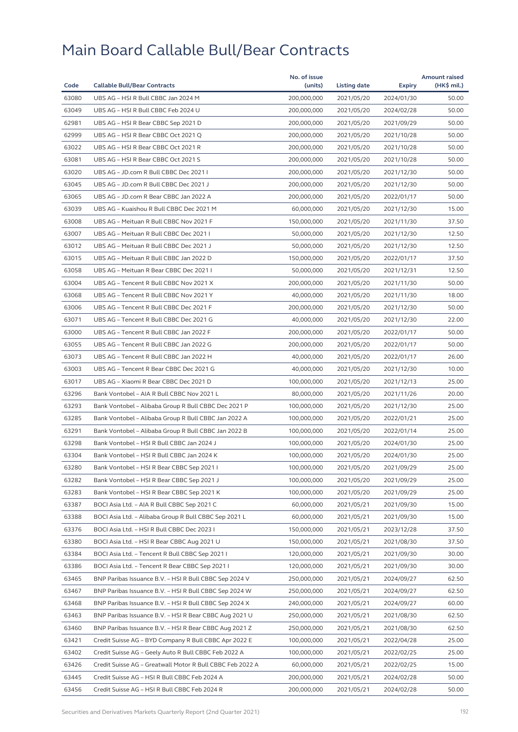# Main Board Callable Bull/Bear Contracts

| Code | Callable Bull/Bear Contracts | No. of issue (units) | Listing date | Expiry | Amount raised (HK$ mil.) |
|---|---|---|---|---|---|
| 63080 | UBS AG – HSI R Bull CBBC Jan 2024 M | 200,000,000 | 2021/05/20 | 2024/01/30 | 50.00 |
| 63049 | UBS AG – HSI R Bull CBBC Feb 2024 U | 200,000,000 | 2021/05/20 | 2024/02/28 | 50.00 |
| 62981 | UBS AG – HSI R Bear CBBC Sep 2021 D | 200,000,000 | 2021/05/20 | 2021/09/29 | 50.00 |
| 62999 | UBS AG – HSI R Bear CBBC Oct 2021 Q | 200,000,000 | 2021/05/20 | 2021/10/28 | 50.00 |
| 63022 | UBS AG – HSI R Bear CBBC Oct 2021 R | 200,000,000 | 2021/05/20 | 2021/10/28 | 50.00 |
| 63081 | UBS AG – HSI R Bear CBBC Oct 2021 S | 200,000,000 | 2021/05/20 | 2021/10/28 | 50.00 |
| 63020 | UBS AG – JD.com R Bull CBBC Dec 2021 I | 200,000,000 | 2021/05/20 | 2021/12/30 | 50.00 |
| 63045 | UBS AG – JD.com R Bull CBBC Dec 2021 J | 200,000,000 | 2021/05/20 | 2021/12/30 | 50.00 |
| 63065 | UBS AG – JD.com R Bear CBBC Jan 2022 A | 200,000,000 | 2021/05/20 | 2022/01/17 | 50.00 |
| 63039 | UBS AG – Kuaishou R Bull CBBC Dec 2021 M | 60,000,000 | 2021/05/20 | 2021/12/30 | 15.00 |
| 63008 | UBS AG – Meituan R Bull CBBC Nov 2021 F | 150,000,000 | 2021/05/20 | 2021/11/30 | 37.50 |
| 63007 | UBS AG – Meituan R Bull CBBC Dec 2021 I | 50,000,000 | 2021/05/20 | 2021/12/30 | 12.50 |
| 63012 | UBS AG – Meituan R Bull CBBC Dec 2021 J | 50,000,000 | 2021/05/20 | 2021/12/30 | 12.50 |
| 63015 | UBS AG – Meituan R Bull CBBC Jan 2022 D | 150,000,000 | 2021/05/20 | 2022/01/17 | 37.50 |
| 63058 | UBS AG – Meituan R Bear CBBC Dec 2021 I | 50,000,000 | 2021/05/20 | 2021/12/31 | 12.50 |
| 63004 | UBS AG – Tencent R Bull CBBC Nov 2021 X | 200,000,000 | 2021/05/20 | 2021/11/30 | 50.00 |
| 63068 | UBS AG – Tencent R Bull CBBC Nov 2021 Y | 40,000,000 | 2021/05/20 | 2021/11/30 | 18.00 |
| 63006 | UBS AG – Tencent R Bull CBBC Dec 2021 F | 200,000,000 | 2021/05/20 | 2021/12/30 | 50.00 |
| 63071 | UBS AG – Tencent R Bull CBBC Dec 2021 G | 40,000,000 | 2021/05/20 | 2021/12/30 | 22.00 |
| 63000 | UBS AG – Tencent R Bull CBBC Jan 2022 F | 200,000,000 | 2021/05/20 | 2022/01/17 | 50.00 |
| 63055 | UBS AG – Tencent R Bull CBBC Jan 2022 G | 200,000,000 | 2021/05/20 | 2022/01/17 | 50.00 |
| 63073 | UBS AG – Tencent R Bull CBBC Jan 2022 H | 40,000,000 | 2021/05/20 | 2022/01/17 | 26.00 |
| 63003 | UBS AG – Tencent R Bear CBBC Dec 2021 G | 40,000,000 | 2021/05/20 | 2021/12/30 | 10.00 |
| 63017 | UBS AG – Xiaomi R Bear CBBC Dec 2021 D | 100,000,000 | 2021/05/20 | 2021/12/13 | 25.00 |
| 63296 | Bank Vontobel – AIA R Bull CBBC Nov 2021 L | 80,000,000 | 2021/05/20 | 2021/11/26 | 20.00 |
| 63293 | Bank Vontobel – Alibaba Group R Bull CBBC Dec 2021 P | 100,000,000 | 2021/05/20 | 2021/12/30 | 25.00 |
| 63285 | Bank Vontobel – Alibaba Group R Bull CBBC Jan 2022 A | 100,000,000 | 2021/05/20 | 2022/01/21 | 25.00 |
| 63291 | Bank Vontobel – Alibaba Group R Bull CBBC Jan 2022 B | 100,000,000 | 2021/05/20 | 2022/01/14 | 25.00 |
| 63298 | Bank Vontobel – HSI R Bull CBBC Jan 2024 J | 100,000,000 | 2021/05/20 | 2024/01/30 | 25.00 |
| 63304 | Bank Vontobel – HSI R Bull CBBC Jan 2024 K | 100,000,000 | 2021/05/20 | 2024/01/30 | 25.00 |
| 63280 | Bank Vontobel – HSI R Bear CBBC Sep 2021 I | 100,000,000 | 2021/05/20 | 2021/09/29 | 25.00 |
| 63282 | Bank Vontobel – HSI R Bear CBBC Sep 2021 J | 100,000,000 | 2021/05/20 | 2021/09/29 | 25.00 |
| 63283 | Bank Vontobel – HSI R Bear CBBC Sep 2021 K | 100,000,000 | 2021/05/20 | 2021/09/29 | 25.00 |
| 63387 | BOCI Asia Ltd. – AIA R Bull CBBC Sep 2021 C | 60,000,000 | 2021/05/21 | 2021/09/30 | 15.00 |
| 63388 | BOCI Asia Ltd. – Alibaba Group R Bull CBBC Sep 2021 L | 60,000,000 | 2021/05/21 | 2021/09/30 | 15.00 |
| 63376 | BOCI Asia Ltd. – HSI R Bull CBBC Dec 2023 I | 150,000,000 | 2021/05/21 | 2023/12/28 | 37.50 |
| 63380 | BOCI Asia Ltd. – HSI R Bear CBBC Aug 2021 U | 150,000,000 | 2021/05/21 | 2021/08/30 | 37.50 |
| 63384 | BOCI Asia Ltd. – Tencent R Bull CBBC Sep 2021 I | 120,000,000 | 2021/05/21 | 2021/09/30 | 30.00 |
| 63386 | BOCI Asia Ltd. – Tencent R Bear CBBC Sep 2021 I | 120,000,000 | 2021/05/21 | 2021/09/30 | 30.00 |
| 63465 | BNP Paribas Issuance B.V. – HSI R Bull CBBC Sep 2024 V | 250,000,000 | 2021/05/21 | 2024/09/27 | 62.50 |
| 63467 | BNP Paribas Issuance B.V. – HSI R Bull CBBC Sep 2024 W | 250,000,000 | 2021/05/21 | 2024/09/27 | 62.50 |
| 63468 | BNP Paribas Issuance B.V. – HSI R Bull CBBC Sep 2024 X | 240,000,000 | 2021/05/21 | 2024/09/27 | 60.00 |
| 63463 | BNP Paribas Issuance B.V. – HSI R Bear CBBC Aug 2021 U | 250,000,000 | 2021/05/21 | 2021/08/30 | 62.50 |
| 63460 | BNP Paribas Issuance B.V. – HSI R Bear CBBC Aug 2021 Z | 250,000,000 | 2021/05/21 | 2021/08/30 | 62.50 |
| 63421 | Credit Suisse AG – BYD Company R Bull CBBC Apr 2022 E | 100,000,000 | 2021/05/21 | 2022/04/28 | 25.00 |
| 63402 | Credit Suisse AG – Geely Auto R Bull CBBC Feb 2022 A | 100,000,000 | 2021/05/21 | 2022/02/25 | 25.00 |
| 63426 | Credit Suisse AG – Greatwall Motor R Bull CBBC Feb 2022 A | 60,000,000 | 2021/05/21 | 2022/02/25 | 15.00 |
| 63445 | Credit Suisse AG – HSI R Bull CBBC Feb 2024 A | 200,000,000 | 2021/05/21 | 2024/02/28 | 50.00 |
| 63456 | Credit Suisse AG – HSI R Bull CBBC Feb 2024 R | 200,000,000 | 2021/05/21 | 2024/02/28 | 50.00 |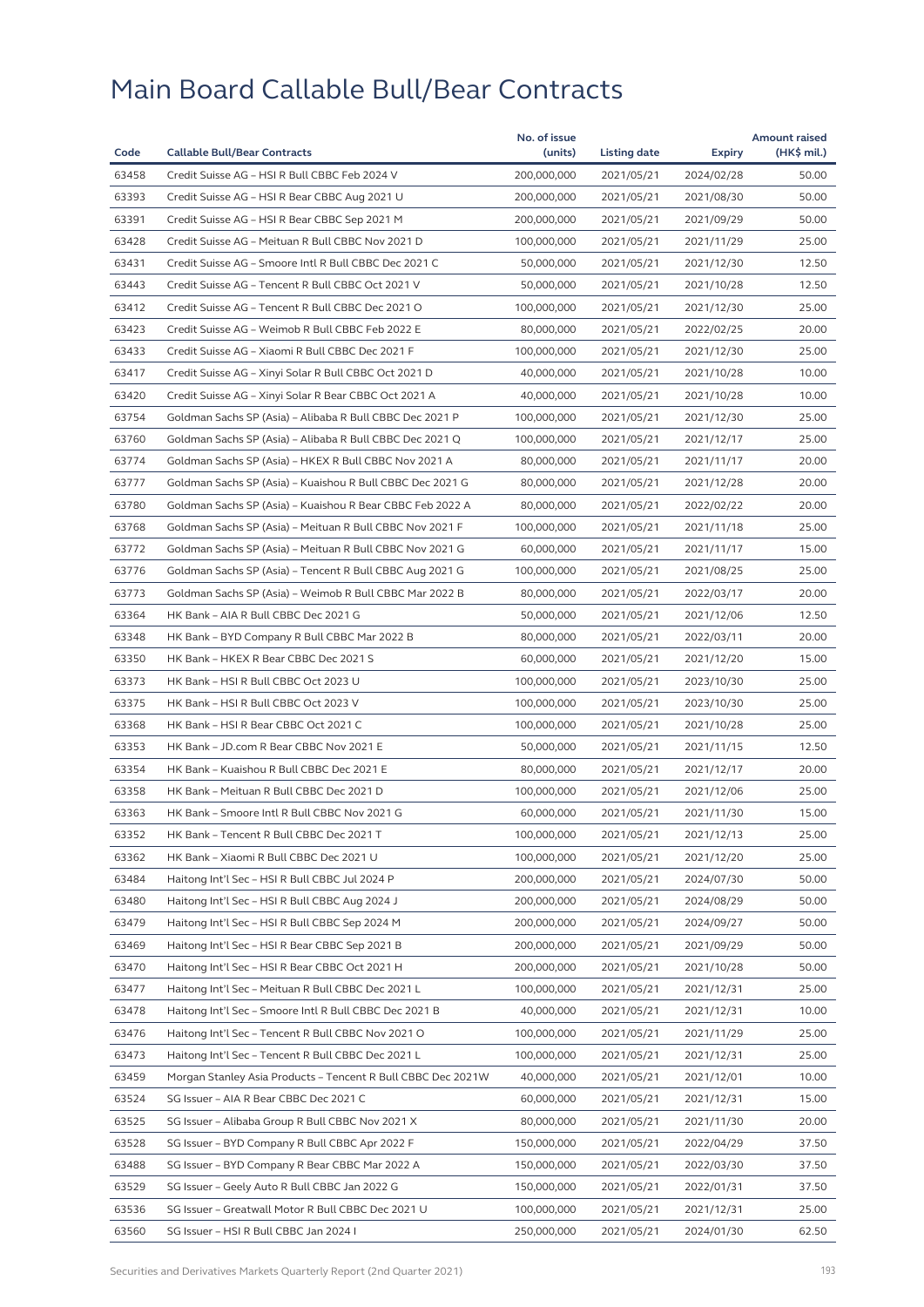# Main Board Callable Bull/Bear Contracts

| Code | Callable Bull/Bear Contracts | No. of issue (units) | Listing date | Expiry | Amount raised (HK$ mil.) |
|---|---|---|---|---|---|
| 63458 | Credit Suisse AG – HSI R Bull CBBC Feb 2024 V | 200,000,000 | 2021/05/21 | 2024/02/28 | 50.00 |
| 63393 | Credit Suisse AG – HSI R Bear CBBC Aug 2021 U | 200,000,000 | 2021/05/21 | 2021/08/30 | 50.00 |
| 63391 | Credit Suisse AG – HSI R Bear CBBC Sep 2021 M | 200,000,000 | 2021/05/21 | 2021/09/29 | 50.00 |
| 63428 | Credit Suisse AG – Meituan R Bull CBBC Nov 2021 D | 100,000,000 | 2021/05/21 | 2021/11/29 | 25.00 |
| 63431 | Credit Suisse AG – Smoore Intl R Bull CBBC Dec 2021 C | 50,000,000 | 2021/05/21 | 2021/12/30 | 12.50 |
| 63443 | Credit Suisse AG – Tencent R Bull CBBC Oct 2021 V | 50,000,000 | 2021/05/21 | 2021/10/28 | 12.50 |
| 63412 | Credit Suisse AG – Tencent R Bull CBBC Dec 2021 O | 100,000,000 | 2021/05/21 | 2021/12/30 | 25.00 |
| 63423 | Credit Suisse AG – Weimob R Bull CBBC Feb 2022 E | 80,000,000 | 2021/05/21 | 2022/02/25 | 20.00 |
| 63433 | Credit Suisse AG – Xiaomi R Bull CBBC Dec 2021 F | 100,000,000 | 2021/05/21 | 2021/12/30 | 25.00 |
| 63417 | Credit Suisse AG – Xinyi Solar R Bull CBBC Oct 2021 D | 40,000,000 | 2021/05/21 | 2021/10/28 | 10.00 |
| 63420 | Credit Suisse AG – Xinyi Solar R Bear CBBC Oct 2021 A | 40,000,000 | 2021/05/21 | 2021/10/28 | 10.00 |
| 63754 | Goldman Sachs SP (Asia) – Alibaba R Bull CBBC Dec 2021 P | 100,000,000 | 2021/05/21 | 2021/12/30 | 25.00 |
| 63760 | Goldman Sachs SP (Asia) – Alibaba R Bull CBBC Dec 2021 Q | 100,000,000 | 2021/05/21 | 2021/12/17 | 25.00 |
| 63774 | Goldman Sachs SP (Asia) – HKEX R Bull CBBC Nov 2021 A | 80,000,000 | 2021/05/21 | 2021/11/17 | 20.00 |
| 63777 | Goldman Sachs SP (Asia) – Kuaishou R Bull CBBC Dec 2021 G | 80,000,000 | 2021/05/21 | 2021/12/28 | 20.00 |
| 63780 | Goldman Sachs SP (Asia) – Kuaishou R Bear CBBC Feb 2022 A | 80,000,000 | 2021/05/21 | 2022/02/22 | 20.00 |
| 63768 | Goldman Sachs SP (Asia) – Meituan R Bull CBBC Nov 2021 F | 100,000,000 | 2021/05/21 | 2021/11/18 | 25.00 |
| 63772 | Goldman Sachs SP (Asia) – Meituan R Bull CBBC Nov 2021 G | 60,000,000 | 2021/05/21 | 2021/11/17 | 15.00 |
| 63776 | Goldman Sachs SP (Asia) – Tencent R Bull CBBC Aug 2021 G | 100,000,000 | 2021/05/21 | 2021/08/25 | 25.00 |
| 63773 | Goldman Sachs SP (Asia) – Weimob R Bull CBBC Mar 2022 B | 80,000,000 | 2021/05/21 | 2022/03/17 | 20.00 |
| 63364 | HK Bank – AIA R Bull CBBC Dec 2021 G | 50,000,000 | 2021/05/21 | 2021/12/06 | 12.50 |
| 63348 | HK Bank – BYD Company R Bull CBBC Mar 2022 B | 80,000,000 | 2021/05/21 | 2022/03/11 | 20.00 |
| 63350 | HK Bank – HKEX R Bear CBBC Dec 2021 S | 60,000,000 | 2021/05/21 | 2021/12/20 | 15.00 |
| 63373 | HK Bank – HSI R Bull CBBC Oct 2023 U | 100,000,000 | 2021/05/21 | 2023/10/30 | 25.00 |
| 63375 | HK Bank – HSI R Bull CBBC Oct 2023 V | 100,000,000 | 2021/05/21 | 2023/10/30 | 25.00 |
| 63368 | HK Bank – HSI R Bear CBBC Oct 2021 C | 100,000,000 | 2021/05/21 | 2021/10/28 | 25.00 |
| 63353 | HK Bank – JD.com R Bear CBBC Nov 2021 E | 50,000,000 | 2021/05/21 | 2021/11/15 | 12.50 |
| 63354 | HK Bank – Kuaishou R Bull CBBC Dec 2021 E | 80,000,000 | 2021/05/21 | 2021/12/17 | 20.00 |
| 63358 | HK Bank – Meituan R Bull CBBC Dec 2021 D | 100,000,000 | 2021/05/21 | 2021/12/06 | 25.00 |
| 63363 | HK Bank – Smoore Intl R Bull CBBC Nov 2021 G | 60,000,000 | 2021/05/21 | 2021/11/30 | 15.00 |
| 63352 | HK Bank – Tencent R Bull CBBC Dec 2021 T | 100,000,000 | 2021/05/21 | 2021/12/13 | 25.00 |
| 63362 | HK Bank – Xiaomi R Bull CBBC Dec 2021 U | 100,000,000 | 2021/05/21 | 2021/12/20 | 25.00 |
| 63484 | Haitong Int'l Sec – HSI R Bull CBBC Jul 2024 P | 200,000,000 | 2021/05/21 | 2024/07/30 | 50.00 |
| 63480 | Haitong Int'l Sec – HSI R Bull CBBC Aug 2024 J | 200,000,000 | 2021/05/21 | 2024/08/29 | 50.00 |
| 63479 | Haitong Int'l Sec – HSI R Bull CBBC Sep 2024 M | 200,000,000 | 2021/05/21 | 2024/09/27 | 50.00 |
| 63469 | Haitong Int'l Sec – HSI R Bear CBBC Sep 2021 B | 200,000,000 | 2021/05/21 | 2021/09/29 | 50.00 |
| 63470 | Haitong Int'l Sec – HSI R Bear CBBC Oct 2021 H | 200,000,000 | 2021/05/21 | 2021/10/28 | 50.00 |
| 63477 | Haitong Int'l Sec – Meituan R Bull CBBC Dec 2021 L | 100,000,000 | 2021/05/21 | 2021/12/31 | 25.00 |
| 63478 | Haitong Int'l Sec – Smoore Intl R Bull CBBC Dec 2021 B | 40,000,000 | 2021/05/21 | 2021/12/31 | 10.00 |
| 63476 | Haitong Int'l Sec – Tencent R Bull CBBC Nov 2021 O | 100,000,000 | 2021/05/21 | 2021/11/29 | 25.00 |
| 63473 | Haitong Int'l Sec – Tencent R Bull CBBC Dec 2021 L | 100,000,000 | 2021/05/21 | 2021/12/31 | 25.00 |
| 63459 | Morgan Stanley Asia Products – Tencent R Bull CBBC Dec 2021W | 40,000,000 | 2021/05/21 | 2021/12/01 | 10.00 |
| 63524 | SG Issuer – AIA R Bear CBBC Dec 2021 C | 60,000,000 | 2021/05/21 | 2021/12/31 | 15.00 |
| 63525 | SG Issuer – Alibaba Group R Bull CBBC Nov 2021 X | 80,000,000 | 2021/05/21 | 2021/11/30 | 20.00 |
| 63528 | SG Issuer – BYD Company R Bull CBBC Apr 2022 F | 150,000,000 | 2021/05/21 | 2022/04/29 | 37.50 |
| 63488 | SG Issuer – BYD Company R Bear CBBC Mar 2022 A | 150,000,000 | 2021/05/21 | 2022/03/30 | 37.50 |
| 63529 | SG Issuer – Geely Auto R Bull CBBC Jan 2022 G | 150,000,000 | 2021/05/21 | 2022/01/31 | 37.50 |
| 63536 | SG Issuer – Greatwall Motor R Bull CBBC Dec 2021 U | 100,000,000 | 2021/05/21 | 2021/12/31 | 25.00 |
| 63560 | SG Issuer – HSI R Bull CBBC Jan 2024 I | 250,000,000 | 2021/05/21 | 2024/01/30 | 62.50 |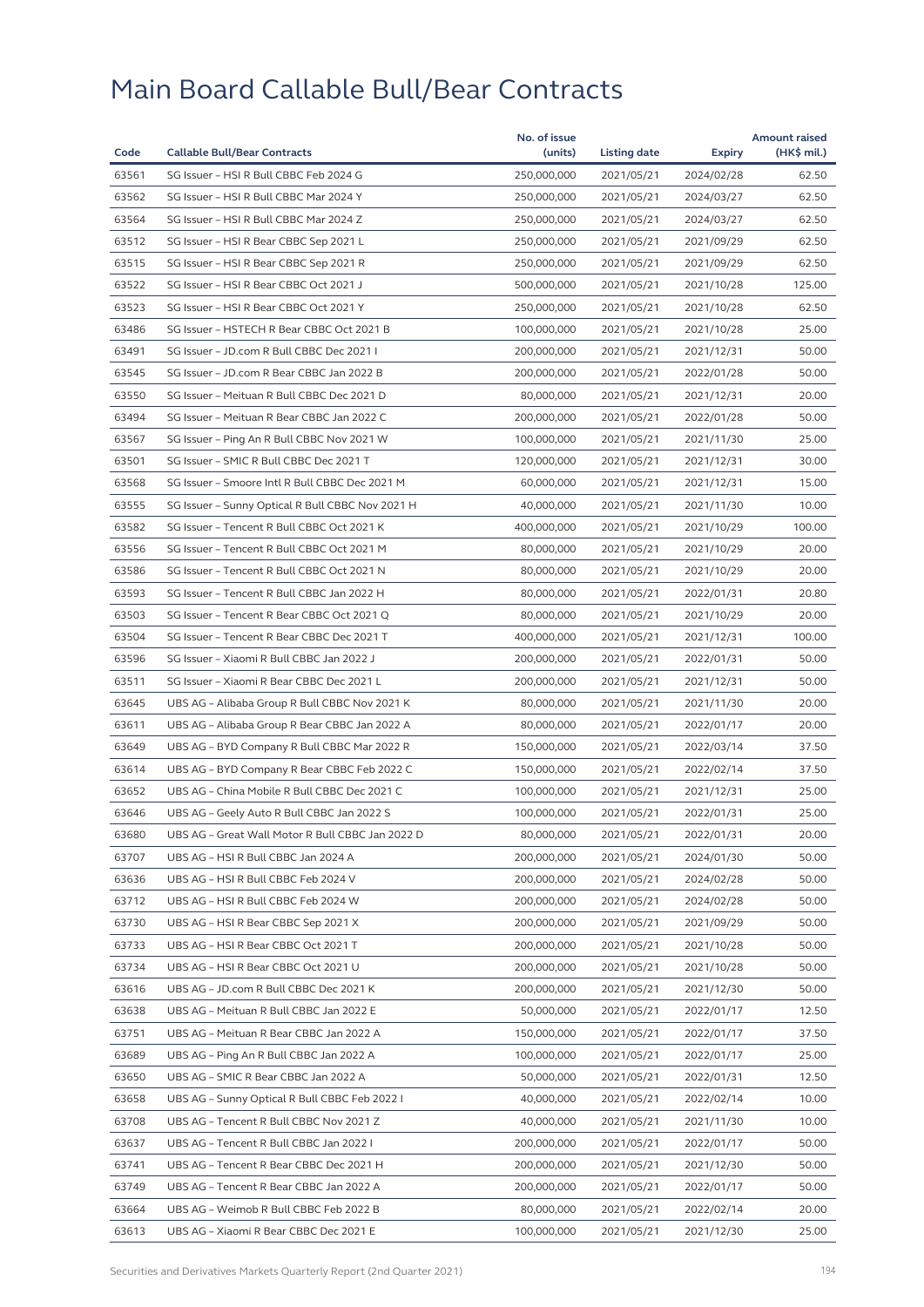# Main Board Callable Bull/Bear Contracts

| Code | Callable Bull/Bear Contracts | No. of issue (units) | Listing date | Expiry | Amount raised (HK$ mil.) |
|---|---|---|---|---|---|
| 63561 | SG Issuer – HSI R Bull CBBC Feb 2024 G | 250,000,000 | 2021/05/21 | 2024/02/28 | 62.50 |
| 63562 | SG Issuer – HSI R Bull CBBC Mar 2024 Y | 250,000,000 | 2021/05/21 | 2024/03/27 | 62.50 |
| 63564 | SG Issuer – HSI R Bull CBBC Mar 2024 Z | 250,000,000 | 2021/05/21 | 2024/03/27 | 62.50 |
| 63512 | SG Issuer – HSI R Bear CBBC Sep 2021 L | 250,000,000 | 2021/05/21 | 2021/09/29 | 62.50 |
| 63515 | SG Issuer – HSI R Bear CBBC Sep 2021 R | 250,000,000 | 2021/05/21 | 2021/09/29 | 62.50 |
| 63522 | SG Issuer – HSI R Bear CBBC Oct 2021 J | 500,000,000 | 2021/05/21 | 2021/10/28 | 125.00 |
| 63523 | SG Issuer – HSI R Bear CBBC Oct 2021 Y | 250,000,000 | 2021/05/21 | 2021/10/28 | 62.50 |
| 63486 | SG Issuer – HSTECH R Bear CBBC Oct 2021 B | 100,000,000 | 2021/05/21 | 2021/10/28 | 25.00 |
| 63491 | SG Issuer – JD.com R Bull CBBC Dec 2021 I | 200,000,000 | 2021/05/21 | 2021/12/31 | 50.00 |
| 63545 | SG Issuer – JD.com R Bear CBBC Jan 2022 B | 200,000,000 | 2021/05/21 | 2022/01/28 | 50.00 |
| 63550 | SG Issuer – Meituan R Bull CBBC Dec 2021 D | 80,000,000 | 2021/05/21 | 2021/12/31 | 20.00 |
| 63494 | SG Issuer – Meituan R Bear CBBC Jan 2022 C | 200,000,000 | 2021/05/21 | 2022/01/28 | 50.00 |
| 63567 | SG Issuer – Ping An R Bull CBBC Nov 2021 W | 100,000,000 | 2021/05/21 | 2021/11/30 | 25.00 |
| 63501 | SG Issuer – SMIC R Bull CBBC Dec 2021 T | 120,000,000 | 2021/05/21 | 2021/12/31 | 30.00 |
| 63568 | SG Issuer – Smoore Intl R Bull CBBC Dec 2021 M | 60,000,000 | 2021/05/21 | 2021/12/31 | 15.00 |
| 63555 | SG Issuer – Sunny Optical R Bull CBBC Nov 2021 H | 40,000,000 | 2021/05/21 | 2021/11/30 | 10.00 |
| 63582 | SG Issuer – Tencent R Bull CBBC Oct 2021 K | 400,000,000 | 2021/05/21 | 2021/10/29 | 100.00 |
| 63556 | SG Issuer – Tencent R Bull CBBC Oct 2021 M | 80,000,000 | 2021/05/21 | 2021/10/29 | 20.00 |
| 63586 | SG Issuer – Tencent R Bull CBBC Oct 2021 N | 80,000,000 | 2021/05/21 | 2021/10/29 | 20.00 |
| 63593 | SG Issuer – Tencent R Bull CBBC Jan 2022 H | 80,000,000 | 2021/05/21 | 2022/01/31 | 20.80 |
| 63503 | SG Issuer – Tencent R Bear CBBC Oct 2021 Q | 80,000,000 | 2021/05/21 | 2021/10/29 | 20.00 |
| 63504 | SG Issuer – Tencent R Bear CBBC Dec 2021 T | 400,000,000 | 2021/05/21 | 2021/12/31 | 100.00 |
| 63596 | SG Issuer – Xiaomi R Bull CBBC Jan 2022 J | 200,000,000 | 2021/05/21 | 2022/01/31 | 50.00 |
| 63511 | SG Issuer – Xiaomi R Bear CBBC Dec 2021 L | 200,000,000 | 2021/05/21 | 2021/12/31 | 50.00 |
| 63645 | UBS AG – Alibaba Group R Bull CBBC Nov 2021 K | 80,000,000 | 2021/05/21 | 2021/11/30 | 20.00 |
| 63611 | UBS AG – Alibaba Group R Bear CBBC Jan 2022 A | 80,000,000 | 2021/05/21 | 2022/01/17 | 20.00 |
| 63649 | UBS AG – BYD Company R Bull CBBC Mar 2022 R | 150,000,000 | 2021/05/21 | 2022/03/14 | 37.50 |
| 63614 | UBS AG – BYD Company R Bear CBBC Feb 2022 C | 150,000,000 | 2021/05/21 | 2022/02/14 | 37.50 |
| 63652 | UBS AG – China Mobile R Bull CBBC Dec 2021 C | 100,000,000 | 2021/05/21 | 2021/12/31 | 25.00 |
| 63646 | UBS AG – Geely Auto R Bull CBBC Jan 2022 S | 100,000,000 | 2021/05/21 | 2022/01/31 | 25.00 |
| 63680 | UBS AG – Great Wall Motor R Bull CBBC Jan 2022 D | 80,000,000 | 2021/05/21 | 2022/01/31 | 20.00 |
| 63707 | UBS AG – HSI R Bull CBBC Jan 2024 A | 200,000,000 | 2021/05/21 | 2024/01/30 | 50.00 |
| 63636 | UBS AG – HSI R Bull CBBC Feb 2024 V | 200,000,000 | 2021/05/21 | 2024/02/28 | 50.00 |
| 63712 | UBS AG – HSI R Bull CBBC Feb 2024 W | 200,000,000 | 2021/05/21 | 2024/02/28 | 50.00 |
| 63730 | UBS AG – HSI R Bear CBBC Sep 2021 X | 200,000,000 | 2021/05/21 | 2021/09/29 | 50.00 |
| 63733 | UBS AG – HSI R Bear CBBC Oct 2021 T | 200,000,000 | 2021/05/21 | 2021/10/28 | 50.00 |
| 63734 | UBS AG – HSI R Bear CBBC Oct 2021 U | 200,000,000 | 2021/05/21 | 2021/10/28 | 50.00 |
| 63616 | UBS AG – JD.com R Bull CBBC Dec 2021 K | 200,000,000 | 2021/05/21 | 2021/12/30 | 50.00 |
| 63638 | UBS AG – Meituan R Bull CBBC Jan 2022 E | 50,000,000 | 2021/05/21 | 2022/01/17 | 12.50 |
| 63751 | UBS AG – Meituan R Bear CBBC Jan 2022 A | 150,000,000 | 2021/05/21 | 2022/01/17 | 37.50 |
| 63689 | UBS AG – Ping An R Bull CBBC Jan 2022 A | 100,000,000 | 2021/05/21 | 2022/01/17 | 25.00 |
| 63650 | UBS AG – SMIC R Bear CBBC Jan 2022 A | 50,000,000 | 2021/05/21 | 2022/01/31 | 12.50 |
| 63658 | UBS AG – Sunny Optical R Bull CBBC Feb 2022 I | 40,000,000 | 2021/05/21 | 2022/02/14 | 10.00 |
| 63708 | UBS AG – Tencent R Bull CBBC Nov 2021 Z | 40,000,000 | 2021/05/21 | 2021/11/30 | 10.00 |
| 63637 | UBS AG – Tencent R Bull CBBC Jan 2022 I | 200,000,000 | 2021/05/21 | 2022/01/17 | 50.00 |
| 63741 | UBS AG – Tencent R Bear CBBC Dec 2021 H | 200,000,000 | 2021/05/21 | 2021/12/30 | 50.00 |
| 63749 | UBS AG – Tencent R Bear CBBC Jan 2022 A | 200,000,000 | 2021/05/21 | 2022/01/17 | 50.00 |
| 63664 | UBS AG – Weimob R Bull CBBC Feb 2022 B | 80,000,000 | 2021/05/21 | 2022/02/14 | 20.00 |
| 63613 | UBS AG – Xiaomi R Bear CBBC Dec 2021 E | 100,000,000 | 2021/05/21 | 2021/12/30 | 25.00 |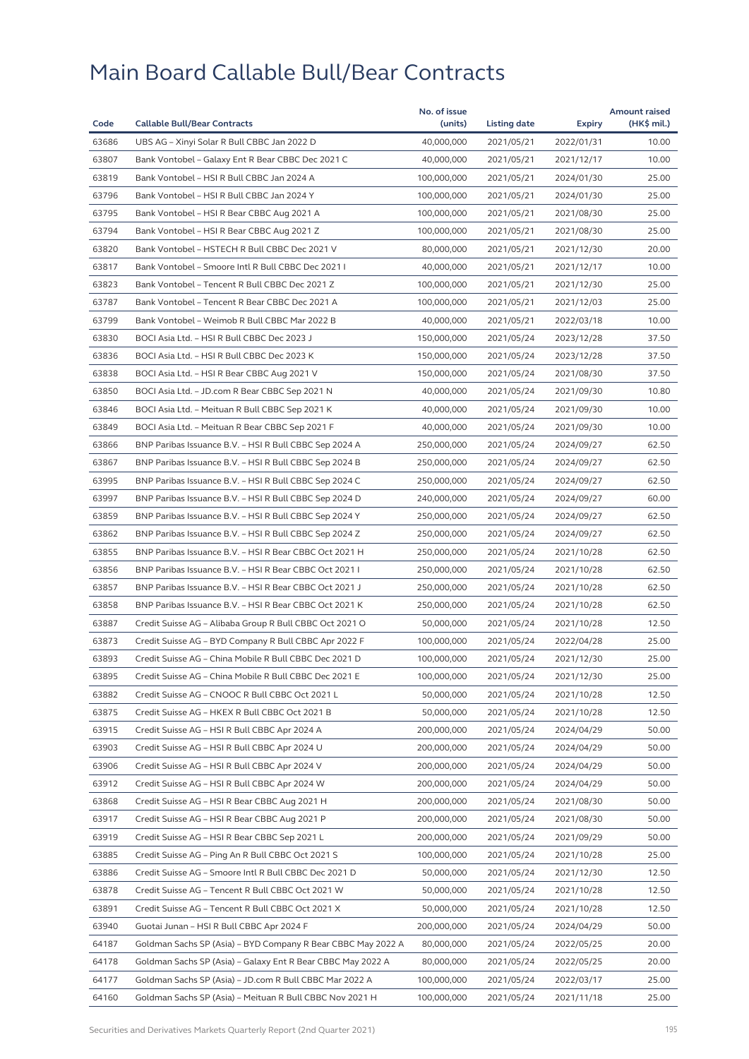# Main Board Callable Bull/Bear Contracts

| Code | Callable Bull/Bear Contracts | No. of issue (units) | Listing date | Expiry | Amount raised (HK$ mil.) |
|---|---|---|---|---|---|
| 63686 | UBS AG – Xinyi Solar R Bull CBBC Jan 2022 D | 40,000,000 | 2021/05/21 | 2022/01/31 | 10.00 |
| 63807 | Bank Vontobel – Galaxy Ent R Bear CBBC Dec 2021 C | 40,000,000 | 2021/05/21 | 2021/12/17 | 10.00 |
| 63819 | Bank Vontobel – HSI R Bull CBBC Jan 2024 A | 100,000,000 | 2021/05/21 | 2024/01/30 | 25.00 |
| 63796 | Bank Vontobel – HSI R Bull CBBC Jan 2024 Y | 100,000,000 | 2021/05/21 | 2024/01/30 | 25.00 |
| 63795 | Bank Vontobel – HSI R Bear CBBC Aug 2021 A | 100,000,000 | 2021/05/21 | 2021/08/30 | 25.00 |
| 63794 | Bank Vontobel – HSI R Bear CBBC Aug 2021 Z | 100,000,000 | 2021/05/21 | 2021/08/30 | 25.00 |
| 63820 | Bank Vontobel – HSTECH R Bull CBBC Dec 2021 V | 80,000,000 | 2021/05/21 | 2021/12/30 | 20.00 |
| 63817 | Bank Vontobel – Smoore Intl R Bull CBBC Dec 2021 I | 40,000,000 | 2021/05/21 | 2021/12/17 | 10.00 |
| 63823 | Bank Vontobel – Tencent R Bull CBBC Dec 2021 Z | 100,000,000 | 2021/05/21 | 2021/12/30 | 25.00 |
| 63787 | Bank Vontobel – Tencent R Bear CBBC Dec 2021 A | 100,000,000 | 2021/05/21 | 2021/12/03 | 25.00 |
| 63799 | Bank Vontobel – Weimob R Bull CBBC Mar 2022 B | 40,000,000 | 2021/05/21 | 2022/03/18 | 10.00 |
| 63830 | BOCI Asia Ltd. – HSI R Bull CBBC Dec 2023 J | 150,000,000 | 2021/05/24 | 2023/12/28 | 37.50 |
| 63836 | BOCI Asia Ltd. – HSI R Bull CBBC Dec 2023 K | 150,000,000 | 2021/05/24 | 2023/12/28 | 37.50 |
| 63838 | BOCI Asia Ltd. – HSI R Bear CBBC Aug 2021 V | 150,000,000 | 2021/05/24 | 2021/08/30 | 37.50 |
| 63850 | BOCI Asia Ltd. – JD.com R Bear CBBC Sep 2021 N | 40,000,000 | 2021/05/24 | 2021/09/30 | 10.80 |
| 63846 | BOCI Asia Ltd. – Meituan R Bull CBBC Sep 2021 K | 40,000,000 | 2021/05/24 | 2021/09/30 | 10.00 |
| 63849 | BOCI Asia Ltd. – Meituan R Bear CBBC Sep 2021 F | 40,000,000 | 2021/05/24 | 2021/09/30 | 10.00 |
| 63866 | BNP Paribas Issuance B.V. – HSI R Bull CBBC Sep 2024 A | 250,000,000 | 2021/05/24 | 2024/09/27 | 62.50 |
| 63867 | BNP Paribas Issuance B.V. – HSI R Bull CBBC Sep 2024 B | 250,000,000 | 2021/05/24 | 2024/09/27 | 62.50 |
| 63995 | BNP Paribas Issuance B.V. – HSI R Bull CBBC Sep 2024 C | 250,000,000 | 2021/05/24 | 2024/09/27 | 62.50 |
| 63997 | BNP Paribas Issuance B.V. – HSI R Bull CBBC Sep 2024 D | 240,000,000 | 2021/05/24 | 2024/09/27 | 60.00 |
| 63859 | BNP Paribas Issuance B.V. – HSI R Bull CBBC Sep 2024 Y | 250,000,000 | 2021/05/24 | 2024/09/27 | 62.50 |
| 63862 | BNP Paribas Issuance B.V. – HSI R Bull CBBC Sep 2024 Z | 250,000,000 | 2021/05/24 | 2024/09/27 | 62.50 |
| 63855 | BNP Paribas Issuance B.V. – HSI R Bear CBBC Oct 2021 H | 250,000,000 | 2021/05/24 | 2021/10/28 | 62.50 |
| 63856 | BNP Paribas Issuance B.V. – HSI R Bear CBBC Oct 2021 I | 250,000,000 | 2021/05/24 | 2021/10/28 | 62.50 |
| 63857 | BNP Paribas Issuance B.V. – HSI R Bear CBBC Oct 2021 J | 250,000,000 | 2021/05/24 | 2021/10/28 | 62.50 |
| 63858 | BNP Paribas Issuance B.V. – HSI R Bear CBBC Oct 2021 K | 250,000,000 | 2021/05/24 | 2021/10/28 | 62.50 |
| 63887 | Credit Suisse AG – Alibaba Group R Bull CBBC Oct 2021 O | 50,000,000 | 2021/05/24 | 2021/10/28 | 12.50 |
| 63873 | Credit Suisse AG – BYD Company R Bull CBBC Apr 2022 F | 100,000,000 | 2021/05/24 | 2022/04/28 | 25.00 |
| 63893 | Credit Suisse AG – China Mobile R Bull CBBC Dec 2021 D | 100,000,000 | 2021/05/24 | 2021/12/30 | 25.00 |
| 63895 | Credit Suisse AG – China Mobile R Bull CBBC Dec 2021 E | 100,000,000 | 2021/05/24 | 2021/12/30 | 25.00 |
| 63882 | Credit Suisse AG – CNOOC R Bull CBBC Oct 2021 L | 50,000,000 | 2021/05/24 | 2021/10/28 | 12.50 |
| 63875 | Credit Suisse AG – HKEX R Bull CBBC Oct 2021 B | 50,000,000 | 2021/05/24 | 2021/10/28 | 12.50 |
| 63915 | Credit Suisse AG – HSI R Bull CBBC Apr 2024 A | 200,000,000 | 2021/05/24 | 2024/04/29 | 50.00 |
| 63903 | Credit Suisse AG – HSI R Bull CBBC Apr 2024 U | 200,000,000 | 2021/05/24 | 2024/04/29 | 50.00 |
| 63906 | Credit Suisse AG – HSI R Bull CBBC Apr 2024 V | 200,000,000 | 2021/05/24 | 2024/04/29 | 50.00 |
| 63912 | Credit Suisse AG – HSI R Bull CBBC Apr 2024 W | 200,000,000 | 2021/05/24 | 2024/04/29 | 50.00 |
| 63868 | Credit Suisse AG – HSI R Bear CBBC Aug 2021 H | 200,000,000 | 2021/05/24 | 2021/08/30 | 50.00 |
| 63917 | Credit Suisse AG – HSI R Bear CBBC Aug 2021 P | 200,000,000 | 2021/05/24 | 2021/08/30 | 50.00 |
| 63919 | Credit Suisse AG – HSI R Bear CBBC Sep 2021 L | 200,000,000 | 2021/05/24 | 2021/09/29 | 50.00 |
| 63885 | Credit Suisse AG – Ping An R Bull CBBC Oct 2021 S | 100,000,000 | 2021/05/24 | 2021/10/28 | 25.00 |
| 63886 | Credit Suisse AG – Smoore Intl R Bull CBBC Dec 2021 D | 50,000,000 | 2021/05/24 | 2021/12/30 | 12.50 |
| 63878 | Credit Suisse AG – Tencent R Bull CBBC Oct 2021 W | 50,000,000 | 2021/05/24 | 2021/10/28 | 12.50 |
| 63891 | Credit Suisse AG – Tencent R Bull CBBC Oct 2021 X | 50,000,000 | 2021/05/24 | 2021/10/28 | 12.50 |
| 63940 | Guotai Junan – HSI R Bull CBBC Apr 2024 F | 200,000,000 | 2021/05/24 | 2024/04/29 | 50.00 |
| 64187 | Goldman Sachs SP (Asia) – BYD Company R Bear CBBC May 2022 A | 80,000,000 | 2021/05/24 | 2022/05/25 | 20.00 |
| 64178 | Goldman Sachs SP (Asia) – Galaxy Ent R Bear CBBC May 2022 A | 80,000,000 | 2021/05/24 | 2022/05/25 | 20.00 |
| 64177 | Goldman Sachs SP (Asia) – JD.com R Bull CBBC Mar 2022 A | 100,000,000 | 2021/05/24 | 2022/03/17 | 25.00 |
| 64160 | Goldman Sachs SP (Asia) – Meituan R Bull CBBC Nov 2021 H | 100,000,000 | 2021/05/24 | 2021/11/18 | 25.00 |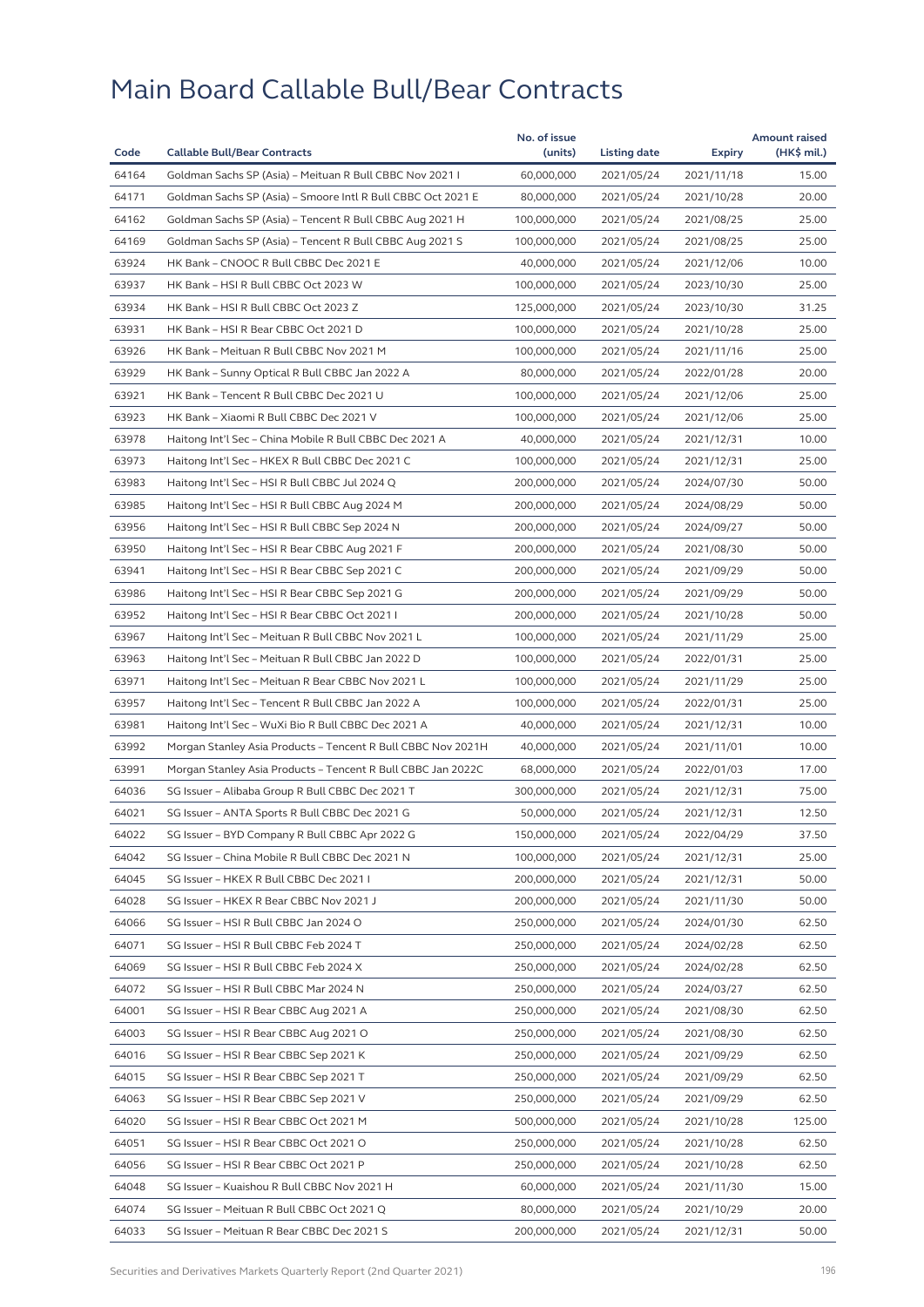# Main Board Callable Bull/Bear Contracts

| Code | Callable Bull/Bear Contracts | No. of issue (units) | Listing date | Expiry | Amount raised (HK$ mil.) |
|---|---|---|---|---|---|
| 64164 | Goldman Sachs SP (Asia) – Meituan R Bull CBBC Nov 2021 I | 60,000,000 | 2021/05/24 | 2021/11/18 | 15.00 |
| 64171 | Goldman Sachs SP (Asia) – Smoore Intl R Bull CBBC Oct 2021 E | 80,000,000 | 2021/05/24 | 2021/10/28 | 20.00 |
| 64162 | Goldman Sachs SP (Asia) – Tencent R Bull CBBC Aug 2021 H | 100,000,000 | 2021/05/24 | 2021/08/25 | 25.00 |
| 64169 | Goldman Sachs SP (Asia) – Tencent R Bull CBBC Aug 2021 S | 100,000,000 | 2021/05/24 | 2021/08/25 | 25.00 |
| 63924 | HK Bank – CNOOC R Bull CBBC Dec 2021 E | 40,000,000 | 2021/05/24 | 2021/12/06 | 10.00 |
| 63937 | HK Bank – HSI R Bull CBBC Oct 2023 W | 100,000,000 | 2021/05/24 | 2023/10/30 | 25.00 |
| 63934 | HK Bank – HSI R Bull CBBC Oct 2023 Z | 125,000,000 | 2021/05/24 | 2023/10/30 | 31.25 |
| 63931 | HK Bank – HSI R Bear CBBC Oct 2021 D | 100,000,000 | 2021/05/24 | 2021/10/28 | 25.00 |
| 63926 | HK Bank – Meituan R Bull CBBC Nov 2021 M | 100,000,000 | 2021/05/24 | 2021/11/16 | 25.00 |
| 63929 | HK Bank – Sunny Optical R Bull CBBC Jan 2022 A | 80,000,000 | 2021/05/24 | 2022/01/28 | 20.00 |
| 63921 | HK Bank – Tencent R Bull CBBC Dec 2021 U | 100,000,000 | 2021/05/24 | 2021/12/06 | 25.00 |
| 63923 | HK Bank – Xiaomi R Bull CBBC Dec 2021 V | 100,000,000 | 2021/05/24 | 2021/12/06 | 25.00 |
| 63978 | Haitong Int'l Sec – China Mobile R Bull CBBC Dec 2021 A | 40,000,000 | 2021/05/24 | 2021/12/31 | 10.00 |
| 63973 | Haitong Int'l Sec – HKEX R Bull CBBC Dec 2021 C | 100,000,000 | 2021/05/24 | 2021/12/31 | 25.00 |
| 63983 | Haitong Int'l Sec – HSI R Bull CBBC Jul 2024 Q | 200,000,000 | 2021/05/24 | 2024/07/30 | 50.00 |
| 63985 | Haitong Int'l Sec – HSI R Bull CBBC Aug 2024 M | 200,000,000 | 2021/05/24 | 2024/08/29 | 50.00 |
| 63956 | Haitong Int'l Sec – HSI R Bull CBBC Sep 2024 N | 200,000,000 | 2021/05/24 | 2024/09/27 | 50.00 |
| 63950 | Haitong Int'l Sec – HSI R Bear CBBC Aug 2021 F | 200,000,000 | 2021/05/24 | 2021/08/30 | 50.00 |
| 63941 | Haitong Int'l Sec – HSI R Bear CBBC Sep 2021 C | 200,000,000 | 2021/05/24 | 2021/09/29 | 50.00 |
| 63986 | Haitong Int'l Sec – HSI R Bear CBBC Sep 2021 G | 200,000,000 | 2021/05/24 | 2021/09/29 | 50.00 |
| 63952 | Haitong Int'l Sec – HSI R Bear CBBC Oct 2021 I | 200,000,000 | 2021/05/24 | 2021/10/28 | 50.00 |
| 63967 | Haitong Int'l Sec – Meituan R Bull CBBC Nov 2021 L | 100,000,000 | 2021/05/24 | 2021/11/29 | 25.00 |
| 63963 | Haitong Int'l Sec – Meituan R Bull CBBC Jan 2022 D | 100,000,000 | 2021/05/24 | 2022/01/31 | 25.00 |
| 63971 | Haitong Int'l Sec – Meituan R Bear CBBC Nov 2021 L | 100,000,000 | 2021/05/24 | 2021/11/29 | 25.00 |
| 63957 | Haitong Int'l Sec – Tencent R Bull CBBC Jan 2022 A | 100,000,000 | 2021/05/24 | 2022/01/31 | 25.00 |
| 63981 | Haitong Int'l Sec – WuXi Bio R Bull CBBC Dec 2021 A | 40,000,000 | 2021/05/24 | 2021/12/31 | 10.00 |
| 63992 | Morgan Stanley Asia Products – Tencent R Bull CBBC Nov 2021H | 40,000,000 | 2021/05/24 | 2021/11/01 | 10.00 |
| 63991 | Morgan Stanley Asia Products – Tencent R Bull CBBC Jan 2022C | 68,000,000 | 2021/05/24 | 2022/01/03 | 17.00 |
| 64036 | SG Issuer – Alibaba Group R Bull CBBC Dec 2021 T | 300,000,000 | 2021/05/24 | 2021/12/31 | 75.00 |
| 64021 | SG Issuer – ANTA Sports R Bull CBBC Dec 2021 G | 50,000,000 | 2021/05/24 | 2021/12/31 | 12.50 |
| 64022 | SG Issuer – BYD Company R Bull CBBC Apr 2022 G | 150,000,000 | 2021/05/24 | 2022/04/29 | 37.50 |
| 64042 | SG Issuer – China Mobile R Bull CBBC Dec 2021 N | 100,000,000 | 2021/05/24 | 2021/12/31 | 25.00 |
| 64045 | SG Issuer – HKEX R Bull CBBC Dec 2021 I | 200,000,000 | 2021/05/24 | 2021/12/31 | 50.00 |
| 64028 | SG Issuer – HKEX R Bear CBBC Nov 2021 J | 200,000,000 | 2021/05/24 | 2021/11/30 | 50.00 |
| 64066 | SG Issuer – HSI R Bull CBBC Jan 2024 O | 250,000,000 | 2021/05/24 | 2024/01/30 | 62.50 |
| 64071 | SG Issuer – HSI R Bull CBBC Feb 2024 T | 250,000,000 | 2021/05/24 | 2024/02/28 | 62.50 |
| 64069 | SG Issuer – HSI R Bull CBBC Feb 2024 X | 250,000,000 | 2021/05/24 | 2024/02/28 | 62.50 |
| 64072 | SG Issuer – HSI R Bull CBBC Mar 2024 N | 250,000,000 | 2021/05/24 | 2024/03/27 | 62.50 |
| 64001 | SG Issuer – HSI R Bear CBBC Aug 2021 A | 250,000,000 | 2021/05/24 | 2021/08/30 | 62.50 |
| 64003 | SG Issuer – HSI R Bear CBBC Aug 2021 O | 250,000,000 | 2021/05/24 | 2021/08/30 | 62.50 |
| 64016 | SG Issuer – HSI R Bear CBBC Sep 2021 K | 250,000,000 | 2021/05/24 | 2021/09/29 | 62.50 |
| 64015 | SG Issuer – HSI R Bear CBBC Sep 2021 T | 250,000,000 | 2021/05/24 | 2021/09/29 | 62.50 |
| 64063 | SG Issuer – HSI R Bear CBBC Sep 2021 V | 250,000,000 | 2021/05/24 | 2021/09/29 | 62.50 |
| 64020 | SG Issuer – HSI R Bear CBBC Oct 2021 M | 500,000,000 | 2021/05/24 | 2021/10/28 | 125.00 |
| 64051 | SG Issuer – HSI R Bear CBBC Oct 2021 O | 250,000,000 | 2021/05/24 | 2021/10/28 | 62.50 |
| 64056 | SG Issuer – HSI R Bear CBBC Oct 2021 P | 250,000,000 | 2021/05/24 | 2021/10/28 | 62.50 |
| 64048 | SG Issuer – Kuaishou R Bull CBBC Nov 2021 H | 60,000,000 | 2021/05/24 | 2021/11/30 | 15.00 |
| 64074 | SG Issuer – Meituan R Bull CBBC Oct 2021 Q | 80,000,000 | 2021/05/24 | 2021/10/29 | 20.00 |
| 64033 | SG Issuer – Meituan R Bear CBBC Dec 2021 S | 200,000,000 | 2021/05/24 | 2021/12/31 | 50.00 |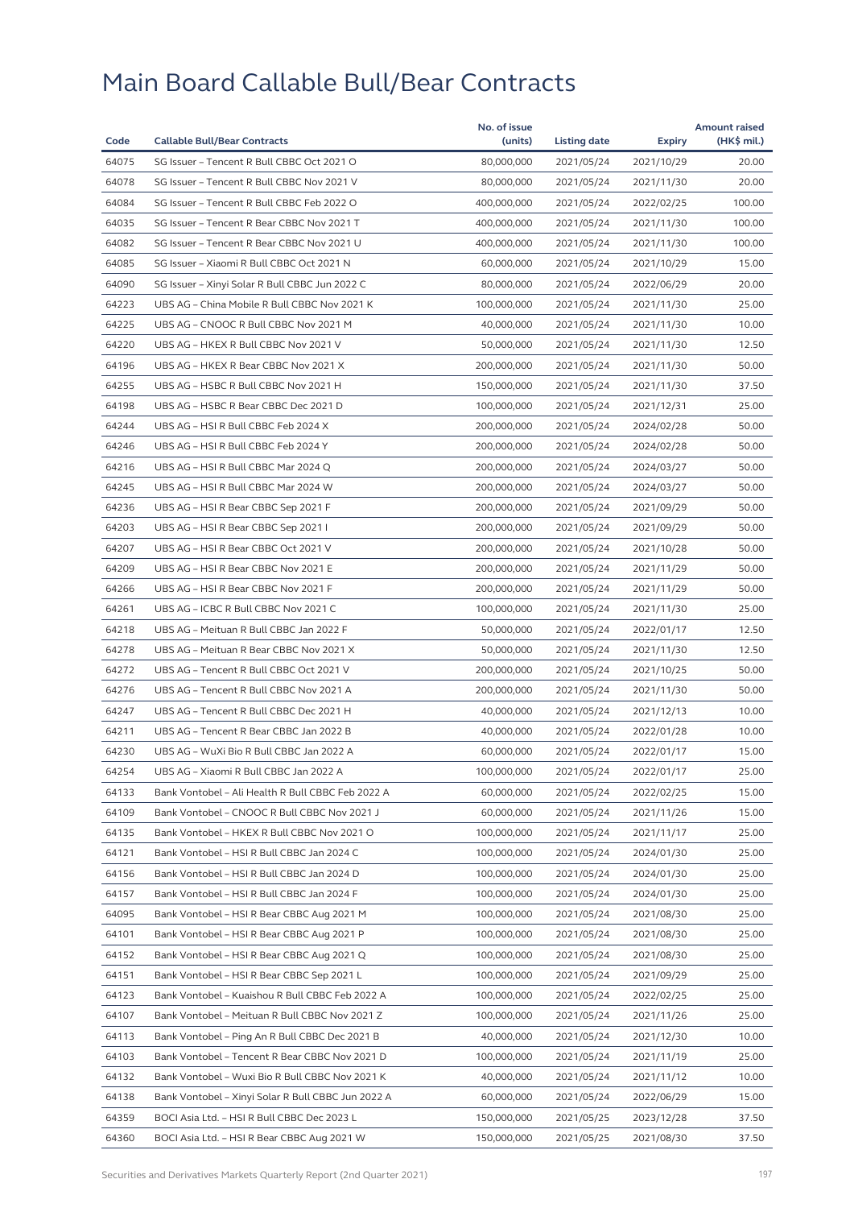# Main Board Callable Bull/Bear Contracts

| Code | Callable Bull/Bear Contracts | No. of issue (units) | Listing date | Expiry | Amount raised (HK$ mil.) |
|---|---|---|---|---|---|
| 64075 | SG Issuer – Tencent R Bull CBBC Oct 2021 O | 80,000,000 | 2021/05/24 | 2021/10/29 | 20.00 |
| 64078 | SG Issuer – Tencent R Bull CBBC Nov 2021 V | 80,000,000 | 2021/05/24 | 2021/11/30 | 20.00 |
| 64084 | SG Issuer – Tencent R Bull CBBC Feb 2022 O | 400,000,000 | 2021/05/24 | 2022/02/25 | 100.00 |
| 64035 | SG Issuer – Tencent R Bear CBBC Nov 2021 T | 400,000,000 | 2021/05/24 | 2021/11/30 | 100.00 |
| 64082 | SG Issuer – Tencent R Bear CBBC Nov 2021 U | 400,000,000 | 2021/05/24 | 2021/11/30 | 100.00 |
| 64085 | SG Issuer – Xiaomi R Bull CBBC Oct 2021 N | 60,000,000 | 2021/05/24 | 2021/10/29 | 15.00 |
| 64090 | SG Issuer – Xinyi Solar R Bull CBBC Jun 2022 C | 80,000,000 | 2021/05/24 | 2022/06/29 | 20.00 |
| 64223 | UBS AG – China Mobile R Bull CBBC Nov 2021 K | 100,000,000 | 2021/05/24 | 2021/11/30 | 25.00 |
| 64225 | UBS AG – CNOOC R Bull CBBC Nov 2021 M | 40,000,000 | 2021/05/24 | 2021/11/30 | 10.00 |
| 64220 | UBS AG – HKEX R Bull CBBC Nov 2021 V | 50,000,000 | 2021/05/24 | 2021/11/30 | 12.50 |
| 64196 | UBS AG – HKEX R Bear CBBC Nov 2021 X | 200,000,000 | 2021/05/24 | 2021/11/30 | 50.00 |
| 64255 | UBS AG – HSBC R Bull CBBC Nov 2021 H | 150,000,000 | 2021/05/24 | 2021/11/30 | 37.50 |
| 64198 | UBS AG – HSBC R Bear CBBC Dec 2021 D | 100,000,000 | 2021/05/24 | 2021/12/31 | 25.00 |
| 64244 | UBS AG – HSI R Bull CBBC Feb 2024 X | 200,000,000 | 2021/05/24 | 2024/02/28 | 50.00 |
| 64246 | UBS AG – HSI R Bull CBBC Feb 2024 Y | 200,000,000 | 2021/05/24 | 2024/02/28 | 50.00 |
| 64216 | UBS AG – HSI R Bull CBBC Mar 2024 Q | 200,000,000 | 2021/05/24 | 2024/03/27 | 50.00 |
| 64245 | UBS AG – HSI R Bull CBBC Mar 2024 W | 200,000,000 | 2021/05/24 | 2024/03/27 | 50.00 |
| 64236 | UBS AG – HSI R Bear CBBC Sep 2021 F | 200,000,000 | 2021/05/24 | 2021/09/29 | 50.00 |
| 64203 | UBS AG – HSI R Bear CBBC Sep 2021 I | 200,000,000 | 2021/05/24 | 2021/09/29 | 50.00 |
| 64207 | UBS AG – HSI R Bear CBBC Oct 2021 V | 200,000,000 | 2021/05/24 | 2021/10/28 | 50.00 |
| 64209 | UBS AG – HSI R Bear CBBC Nov 2021 E | 200,000,000 | 2021/05/24 | 2021/11/29 | 50.00 |
| 64266 | UBS AG – HSI R Bear CBBC Nov 2021 F | 200,000,000 | 2021/05/24 | 2021/11/29 | 50.00 |
| 64261 | UBS AG – ICBC R Bull CBBC Nov 2021 C | 100,000,000 | 2021/05/24 | 2021/11/30 | 25.00 |
| 64218 | UBS AG – Meituan R Bull CBBC Jan 2022 F | 50,000,000 | 2021/05/24 | 2022/01/17 | 12.50 |
| 64278 | UBS AG – Meituan R Bear CBBC Nov 2021 X | 50,000,000 | 2021/05/24 | 2021/11/30 | 12.50 |
| 64272 | UBS AG – Tencent R Bull CBBC Oct 2021 V | 200,000,000 | 2021/05/24 | 2021/10/25 | 50.00 |
| 64276 | UBS AG – Tencent R Bull CBBC Nov 2021 A | 200,000,000 | 2021/05/24 | 2021/11/30 | 50.00 |
| 64247 | UBS AG – Tencent R Bull CBBC Dec 2021 H | 40,000,000 | 2021/05/24 | 2021/12/13 | 10.00 |
| 64211 | UBS AG – Tencent R Bear CBBC Jan 2022 B | 40,000,000 | 2021/05/24 | 2022/01/28 | 10.00 |
| 64230 | UBS AG – WuXi Bio R Bull CBBC Jan 2022 A | 60,000,000 | 2021/05/24 | 2022/01/17 | 15.00 |
| 64254 | UBS AG – Xiaomi R Bull CBBC Jan 2022 A | 100,000,000 | 2021/05/24 | 2022/01/17 | 25.00 |
| 64133 | Bank Vontobel – Ali Health R Bull CBBC Feb 2022 A | 60,000,000 | 2021/05/24 | 2022/02/25 | 15.00 |
| 64109 | Bank Vontobel – CNOOC R Bull CBBC Nov 2021 J | 60,000,000 | 2021/05/24 | 2021/11/26 | 15.00 |
| 64135 | Bank Vontobel – HKEX R Bull CBBC Nov 2021 O | 100,000,000 | 2021/05/24 | 2021/11/17 | 25.00 |
| 64121 | Bank Vontobel – HSI R Bull CBBC Jan 2024 C | 100,000,000 | 2021/05/24 | 2024/01/30 | 25.00 |
| 64156 | Bank Vontobel – HSI R Bull CBBC Jan 2024 D | 100,000,000 | 2021/05/24 | 2024/01/30 | 25.00 |
| 64157 | Bank Vontobel – HSI R Bull CBBC Jan 2024 F | 100,000,000 | 2021/05/24 | 2024/01/30 | 25.00 |
| 64095 | Bank Vontobel – HSI R Bear CBBC Aug 2021 M | 100,000,000 | 2021/05/24 | 2021/08/30 | 25.00 |
| 64101 | Bank Vontobel – HSI R Bear CBBC Aug 2021 P | 100,000,000 | 2021/05/24 | 2021/08/30 | 25.00 |
| 64152 | Bank Vontobel – HSI R Bear CBBC Aug 2021 Q | 100,000,000 | 2021/05/24 | 2021/08/30 | 25.00 |
| 64151 | Bank Vontobel – HSI R Bear CBBC Sep 2021 L | 100,000,000 | 2021/05/24 | 2021/09/29 | 25.00 |
| 64123 | Bank Vontobel – Kuaishou R Bull CBBC Feb 2022 A | 100,000,000 | 2021/05/24 | 2022/02/25 | 25.00 |
| 64107 | Bank Vontobel – Meituan R Bull CBBC Nov 2021 Z | 100,000,000 | 2021/05/24 | 2021/11/26 | 25.00 |
| 64113 | Bank Vontobel – Ping An R Bull CBBC Dec 2021 B | 40,000,000 | 2021/05/24 | 2021/12/30 | 10.00 |
| 64103 | Bank Vontobel – Tencent R Bear CBBC Nov 2021 D | 100,000,000 | 2021/05/24 | 2021/11/19 | 25.00 |
| 64132 | Bank Vontobel – Wuxi Bio R Bull CBBC Nov 2021 K | 40,000,000 | 2021/05/24 | 2021/11/12 | 10.00 |
| 64138 | Bank Vontobel – Xinyi Solar R Bull CBBC Jun 2022 A | 60,000,000 | 2021/05/24 | 2022/06/29 | 15.00 |
| 64359 | BOCI Asia Ltd. – HSI R Bull CBBC Dec 2023 L | 150,000,000 | 2021/05/25 | 2023/12/28 | 37.50 |
| 64360 | BOCI Asia Ltd. – HSI R Bear CBBC Aug 2021 W | 150,000,000 | 2021/05/25 | 2021/08/30 | 37.50 |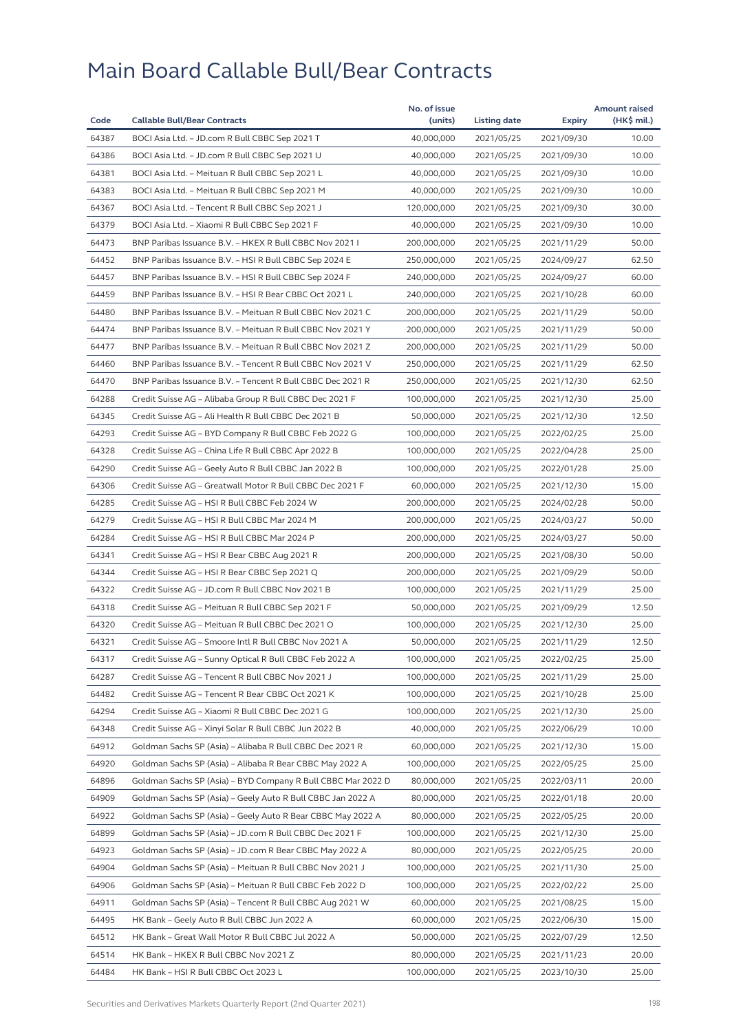# Main Board Callable Bull/Bear Contracts

| Code | Callable Bull/Bear Contracts | No. of issue (units) | Listing date | Expiry | Amount raised (HK$ mil.) |
|---|---|---|---|---|---|
| 64387 | BOCI Asia Ltd. – JD.com R Bull CBBC Sep 2021 T | 40,000,000 | 2021/05/25 | 2021/09/30 | 10.00 |
| 64386 | BOCI Asia Ltd. – JD.com R Bull CBBC Sep 2021 U | 40,000,000 | 2021/05/25 | 2021/09/30 | 10.00 |
| 64381 | BOCI Asia Ltd. – Meituan R Bull CBBC Sep 2021 L | 40,000,000 | 2021/05/25 | 2021/09/30 | 10.00 |
| 64383 | BOCI Asia Ltd. – Meituan R Bull CBBC Sep 2021 M | 40,000,000 | 2021/05/25 | 2021/09/30 | 10.00 |
| 64367 | BOCI Asia Ltd. – Tencent R Bull CBBC Sep 2021 J | 120,000,000 | 2021/05/25 | 2021/09/30 | 30.00 |
| 64379 | BOCI Asia Ltd. – Xiaomi R Bull CBBC Sep 2021 F | 40,000,000 | 2021/05/25 | 2021/09/30 | 10.00 |
| 64473 | BNP Paribas Issuance B.V. – HKEX R Bull CBBC Nov 2021 I | 200,000,000 | 2021/05/25 | 2021/11/29 | 50.00 |
| 64452 | BNP Paribas Issuance B.V. – HSI R Bull CBBC Sep 2024 E | 250,000,000 | 2021/05/25 | 2024/09/27 | 62.50 |
| 64457 | BNP Paribas Issuance B.V. – HSI R Bull CBBC Sep 2024 F | 240,000,000 | 2021/05/25 | 2024/09/27 | 60.00 |
| 64459 | BNP Paribas Issuance B.V. – HSI R Bear CBBC Oct 2021 L | 240,000,000 | 2021/05/25 | 2021/10/28 | 60.00 |
| 64480 | BNP Paribas Issuance B.V. – Meituan R Bull CBBC Nov 2021 C | 200,000,000 | 2021/05/25 | 2021/11/29 | 50.00 |
| 64474 | BNP Paribas Issuance B.V. – Meituan R Bull CBBC Nov 2021 Y | 200,000,000 | 2021/05/25 | 2021/11/29 | 50.00 |
| 64477 | BNP Paribas Issuance B.V. – Meituan R Bull CBBC Nov 2021 Z | 200,000,000 | 2021/05/25 | 2021/11/29 | 50.00 |
| 64460 | BNP Paribas Issuance B.V. – Tencent R Bull CBBC Nov 2021 V | 250,000,000 | 2021/05/25 | 2021/11/29 | 62.50 |
| 64470 | BNP Paribas Issuance B.V. – Tencent R Bull CBBC Dec 2021 R | 250,000,000 | 2021/05/25 | 2021/12/30 | 62.50 |
| 64288 | Credit Suisse AG – Alibaba Group R Bull CBBC Dec 2021 F | 100,000,000 | 2021/05/25 | 2021/12/30 | 25.00 |
| 64345 | Credit Suisse AG – Ali Health R Bull CBBC Dec 2021 B | 50,000,000 | 2021/05/25 | 2021/12/30 | 12.50 |
| 64293 | Credit Suisse AG – BYD Company R Bull CBBC Feb 2022 G | 100,000,000 | 2021/05/25 | 2022/02/25 | 25.00 |
| 64328 | Credit Suisse AG – China Life R Bull CBBC Apr 2022 B | 100,000,000 | 2021/05/25 | 2022/04/28 | 25.00 |
| 64290 | Credit Suisse AG – Geely Auto R Bull CBBC Jan 2022 B | 100,000,000 | 2021/05/25 | 2022/01/28 | 25.00 |
| 64306 | Credit Suisse AG – Greatwall Motor R Bull CBBC Dec 2021 F | 60,000,000 | 2021/05/25 | 2021/12/30 | 15.00 |
| 64285 | Credit Suisse AG – HSI R Bull CBBC Feb 2024 W | 200,000,000 | 2021/05/25 | 2024/02/28 | 50.00 |
| 64279 | Credit Suisse AG – HSI R Bull CBBC Mar 2024 M | 200,000,000 | 2021/05/25 | 2024/03/27 | 50.00 |
| 64284 | Credit Suisse AG – HSI R Bull CBBC Mar 2024 P | 200,000,000 | 2021/05/25 | 2024/03/27 | 50.00 |
| 64341 | Credit Suisse AG – HSI R Bear CBBC Aug 2021 R | 200,000,000 | 2021/05/25 | 2021/08/30 | 50.00 |
| 64344 | Credit Suisse AG – HSI R Bear CBBC Sep 2021 Q | 200,000,000 | 2021/05/25 | 2021/09/29 | 50.00 |
| 64322 | Credit Suisse AG – JD.com R Bull CBBC Nov 2021 B | 100,000,000 | 2021/05/25 | 2021/11/29 | 25.00 |
| 64318 | Credit Suisse AG – Meituan R Bull CBBC Sep 2021 F | 50,000,000 | 2021/05/25 | 2021/09/29 | 12.50 |
| 64320 | Credit Suisse AG – Meituan R Bull CBBC Dec 2021 O | 100,000,000 | 2021/05/25 | 2021/12/30 | 25.00 |
| 64321 | Credit Suisse AG – Smoore Intl R Bull CBBC Nov 2021 A | 50,000,000 | 2021/05/25 | 2021/11/29 | 12.50 |
| 64317 | Credit Suisse AG – Sunny Optical R Bull CBBC Feb 2022 A | 100,000,000 | 2021/05/25 | 2022/02/25 | 25.00 |
| 64287 | Credit Suisse AG – Tencent R Bull CBBC Nov 2021 J | 100,000,000 | 2021/05/25 | 2021/11/29 | 25.00 |
| 64482 | Credit Suisse AG – Tencent R Bear CBBC Oct 2021 K | 100,000,000 | 2021/05/25 | 2021/10/28 | 25.00 |
| 64294 | Credit Suisse AG – Xiaomi R Bull CBBC Dec 2021 G | 100,000,000 | 2021/05/25 | 2021/12/30 | 25.00 |
| 64348 | Credit Suisse AG – Xinyi Solar R Bull CBBC Jun 2022 B | 40,000,000 | 2021/05/25 | 2022/06/29 | 10.00 |
| 64912 | Goldman Sachs SP (Asia) – Alibaba R Bull CBBC Dec 2021 R | 60,000,000 | 2021/05/25 | 2021/12/30 | 15.00 |
| 64920 | Goldman Sachs SP (Asia) – Alibaba R Bear CBBC May 2022 A | 100,000,000 | 2021/05/25 | 2022/05/25 | 25.00 |
| 64896 | Goldman Sachs SP (Asia) – BYD Company R Bull CBBC Mar 2022 D | 80,000,000 | 2021/05/25 | 2022/03/11 | 20.00 |
| 64909 | Goldman Sachs SP (Asia) – Geely Auto R Bull CBBC Jan 2022 A | 80,000,000 | 2021/05/25 | 2022/01/18 | 20.00 |
| 64922 | Goldman Sachs SP (Asia) – Geely Auto R Bear CBBC May 2022 A | 80,000,000 | 2021/05/25 | 2022/05/25 | 20.00 |
| 64899 | Goldman Sachs SP (Asia) – JD.com R Bull CBBC Dec 2021 F | 100,000,000 | 2021/05/25 | 2021/12/30 | 25.00 |
| 64923 | Goldman Sachs SP (Asia) – JD.com R Bear CBBC May 2022 A | 80,000,000 | 2021/05/25 | 2022/05/25 | 20.00 |
| 64904 | Goldman Sachs SP (Asia) – Meituan R Bull CBBC Nov 2021 J | 100,000,000 | 2021/05/25 | 2021/11/30 | 25.00 |
| 64906 | Goldman Sachs SP (Asia) – Meituan R Bull CBBC Feb 2022 D | 100,000,000 | 2021/05/25 | 2022/02/22 | 25.00 |
| 64911 | Goldman Sachs SP (Asia) – Tencent R Bull CBBC Aug 2021 W | 60,000,000 | 2021/05/25 | 2021/08/25 | 15.00 |
| 64495 | HK Bank – Geely Auto R Bull CBBC Jun 2022 A | 60,000,000 | 2021/05/25 | 2022/06/30 | 15.00 |
| 64512 | HK Bank – Great Wall Motor R Bull CBBC Jul 2022 A | 50,000,000 | 2021/05/25 | 2022/07/29 | 12.50 |
| 64514 | HK Bank – HKEX R Bull CBBC Nov 2021 Z | 80,000,000 | 2021/05/25 | 2021/11/23 | 20.00 |
| 64484 | HK Bank – HSI R Bull CBBC Oct 2023 L | 100,000,000 | 2021/05/25 | 2023/10/30 | 25.00 |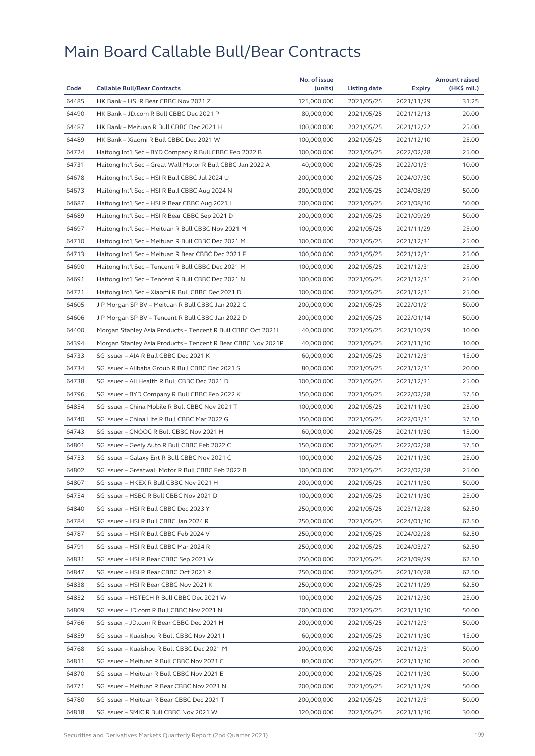# Main Board Callable Bull/Bear Contracts

| Code | Callable Bull/Bear Contracts | No. of issue (units) | Listing date | Expiry | Amount raised (HK$ mil.) |
|---|---|---|---|---|---|
| 64485 | HK Bank – HSI R Bear CBBC Nov 2021 Z | 125,000,000 | 2021/05/25 | 2021/11/29 | 31.25 |
| 64490 | HK Bank – JD.com R Bull CBBC Dec 2021 P | 80,000,000 | 2021/05/25 | 2021/12/13 | 20.00 |
| 64487 | HK Bank – Meituan R Bull CBBC Dec 2021 H | 100,000,000 | 2021/05/25 | 2021/12/22 | 25.00 |
| 64489 | HK Bank – Xiaomi R Bull CBBC Dec 2021 W | 100,000,000 | 2021/05/25 | 2021/12/10 | 25.00 |
| 64724 | Haitong Int'l Sec – BYD Company R Bull CBBC Feb 2022 B | 100,000,000 | 2021/05/25 | 2022/02/28 | 25.00 |
| 64731 | Haitong Int'l Sec – Great Wall Motor R Bull CBBC Jan 2022 A | 40,000,000 | 2021/05/25 | 2022/01/31 | 10.00 |
| 64678 | Haitong Int'l Sec – HSI R Bull CBBC Jul 2024 U | 200,000,000 | 2021/05/25 | 2024/07/30 | 50.00 |
| 64673 | Haitong Int'l Sec – HSI R Bull CBBC Aug 2024 N | 200,000,000 | 2021/05/25 | 2024/08/29 | 50.00 |
| 64687 | Haitong Int'l Sec – HSI R Bear CBBC Aug 2021 I | 200,000,000 | 2021/05/25 | 2021/08/30 | 50.00 |
| 64689 | Haitong Int'l Sec – HSI R Bear CBBC Sep 2021 D | 200,000,000 | 2021/05/25 | 2021/09/29 | 50.00 |
| 64697 | Haitong Int'l Sec – Meituan R Bull CBBC Nov 2021 M | 100,000,000 | 2021/05/25 | 2021/11/29 | 25.00 |
| 64710 | Haitong Int'l Sec – Meituan R Bull CBBC Dec 2021 M | 100,000,000 | 2021/05/25 | 2021/12/31 | 25.00 |
| 64713 | Haitong Int'l Sec – Meituan R Bear CBBC Dec 2021 F | 100,000,000 | 2021/05/25 | 2021/12/31 | 25.00 |
| 64690 | Haitong Int'l Sec – Tencent R Bull CBBC Dec 2021 M | 100,000,000 | 2021/05/25 | 2021/12/31 | 25.00 |
| 64691 | Haitong Int'l Sec – Tencent R Bull CBBC Dec 2021 N | 100,000,000 | 2021/05/25 | 2021/12/31 | 25.00 |
| 64721 | Haitong Int'l Sec – Xiaomi R Bull CBBC Dec 2021 D | 100,000,000 | 2021/05/25 | 2021/12/31 | 25.00 |
| 64605 | J P Morgan SP BV – Meituan R Bull CBBC Jan 2022 C | 200,000,000 | 2021/05/25 | 2022/01/21 | 50.00 |
| 64606 | J P Morgan SP BV – Tencent R Bull CBBC Jan 2022 D | 200,000,000 | 2021/05/25 | 2022/01/14 | 50.00 |
| 64400 | Morgan Stanley Asia Products – Tencent R Bull CBBC Oct 2021L | 40,000,000 | 2021/05/25 | 2021/10/29 | 10.00 |
| 64394 | Morgan Stanley Asia Products – Tencent R Bear CBBC Nov 2021P | 40,000,000 | 2021/05/25 | 2021/11/30 | 10.00 |
| 64733 | SG Issuer – AIA R Bull CBBC Dec 2021 K | 60,000,000 | 2021/05/25 | 2021/12/31 | 15.00 |
| 64734 | SG Issuer – Alibaba Group R Bull CBBC Dec 2021 S | 80,000,000 | 2021/05/25 | 2021/12/31 | 20.00 |
| 64738 | SG Issuer – Ali Health R Bull CBBC Dec 2021 D | 100,000,000 | 2021/05/25 | 2021/12/31 | 25.00 |
| 64796 | SG Issuer – BYD Company R Bull CBBC Feb 2022 K | 150,000,000 | 2021/05/25 | 2022/02/28 | 37.50 |
| 64854 | SG Issuer – China Mobile R Bull CBBC Nov 2021 T | 100,000,000 | 2021/05/25 | 2021/11/30 | 25.00 |
| 64740 | SG Issuer – China Life R Bull CBBC Mar 2022 G | 150,000,000 | 2021/05/25 | 2022/03/31 | 37.50 |
| 64743 | SG Issuer – CNOOC R Bull CBBC Nov 2021 H | 60,000,000 | 2021/05/25 | 2021/11/30 | 15.00 |
| 64801 | SG Issuer – Geely Auto R Bull CBBC Feb 2022 C | 150,000,000 | 2021/05/25 | 2022/02/28 | 37.50 |
| 64753 | SG Issuer – Galaxy Ent R Bull CBBC Nov 2021 C | 100,000,000 | 2021/05/25 | 2021/11/30 | 25.00 |
| 64802 | SG Issuer – Greatwall Motor R Bull CBBC Feb 2022 B | 100,000,000 | 2021/05/25 | 2022/02/28 | 25.00 |
| 64807 | SG Issuer – HKEX R Bull CBBC Nov 2021 H | 200,000,000 | 2021/05/25 | 2021/11/30 | 50.00 |
| 64754 | SG Issuer – HSBC R Bull CBBC Nov 2021 D | 100,000,000 | 2021/05/25 | 2021/11/30 | 25.00 |
| 64840 | SG Issuer – HSI R Bull CBBC Dec 2023 Y | 250,000,000 | 2021/05/25 | 2023/12/28 | 62.50 |
| 64784 | SG Issuer – HSI R Bull CBBC Jan 2024 R | 250,000,000 | 2021/05/25 | 2024/01/30 | 62.50 |
| 64787 | SG Issuer – HSI R Bull CBBC Feb 2024 V | 250,000,000 | 2021/05/25 | 2024/02/28 | 62.50 |
| 64791 | SG Issuer – HSI R Bull CBBC Mar 2024 R | 250,000,000 | 2021/05/25 | 2024/03/27 | 62.50 |
| 64831 | SG Issuer – HSI R Bear CBBC Sep 2021 W | 250,000,000 | 2021/05/25 | 2021/09/29 | 62.50 |
| 64847 | SG Issuer – HSI R Bear CBBC Oct 2021 R | 250,000,000 | 2021/05/25 | 2021/10/28 | 62.50 |
| 64838 | SG Issuer – HSI R Bear CBBC Nov 2021 K | 250,000,000 | 2021/05/25 | 2021/11/29 | 62.50 |
| 64852 | SG Issuer – HSTECH R Bull CBBC Dec 2021 W | 100,000,000 | 2021/05/25 | 2021/12/30 | 25.00 |
| 64809 | SG Issuer – JD.com R Bull CBBC Nov 2021 N | 200,000,000 | 2021/05/25 | 2021/11/30 | 50.00 |
| 64766 | SG Issuer – JD.com R Bear CBBC Dec 2021 H | 200,000,000 | 2021/05/25 | 2021/12/31 | 50.00 |
| 64859 | SG Issuer – Kuaishou R Bull CBBC Nov 2021 I | 60,000,000 | 2021/05/25 | 2021/11/30 | 15.00 |
| 64768 | SG Issuer – Kuaishou R Bull CBBC Dec 2021 M | 200,000,000 | 2021/05/25 | 2021/12/31 | 50.00 |
| 64811 | SG Issuer – Meituan R Bull CBBC Nov 2021 C | 80,000,000 | 2021/05/25 | 2021/11/30 | 20.00 |
| 64870 | SG Issuer – Meituan R Bull CBBC Nov 2021 E | 200,000,000 | 2021/05/25 | 2021/11/30 | 50.00 |
| 64771 | SG Issuer – Meituan R Bear CBBC Nov 2021 N | 200,000,000 | 2021/05/25 | 2021/11/29 | 50.00 |
| 64780 | SG Issuer – Meituan R Bear CBBC Dec 2021 T | 200,000,000 | 2021/05/25 | 2021/12/31 | 50.00 |
| 64818 | SG Issuer – SMIC R Bull CBBC Nov 2021 W | 120,000,000 | 2021/05/25 | 2021/11/30 | 30.00 |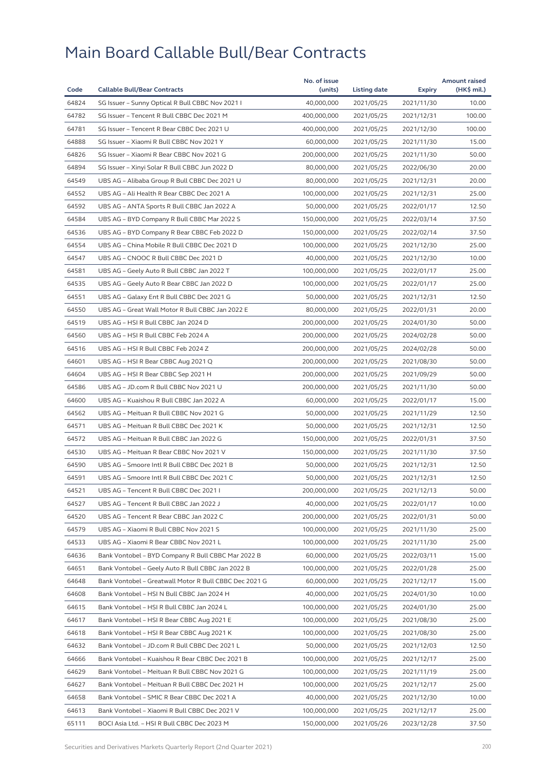# Main Board Callable Bull/Bear Contracts

| Code | Callable Bull/Bear Contracts | No. of issue (units) | Listing date | Expiry | Amount raised (HK$ mil.) |
|---|---|---|---|---|---|
| 64824 | SG Issuer – Sunny Optical R Bull CBBC Nov 2021 I | 40,000,000 | 2021/05/25 | 2021/11/30 | 10.00 |
| 64782 | SG Issuer – Tencent R Bull CBBC Dec 2021 M | 400,000,000 | 2021/05/25 | 2021/12/31 | 100.00 |
| 64781 | SG Issuer – Tencent R Bear CBBC Dec 2021 U | 400,000,000 | 2021/05/25 | 2021/12/30 | 100.00 |
| 64888 | SG Issuer – Xiaomi R Bull CBBC Nov 2021 Y | 60,000,000 | 2021/05/25 | 2021/11/30 | 15.00 |
| 64826 | SG Issuer – Xiaomi R Bear CBBC Nov 2021 G | 200,000,000 | 2021/05/25 | 2021/11/30 | 50.00 |
| 64894 | SG Issuer – Xinyi Solar R Bull CBBC Jun 2022 D | 80,000,000 | 2021/05/25 | 2022/06/30 | 20.00 |
| 64549 | UBS AG – Alibaba Group R Bull CBBC Dec 2021 U | 80,000,000 | 2021/05/25 | 2021/12/31 | 20.00 |
| 64552 | UBS AG – Ali Health R Bear CBBC Dec 2021 A | 100,000,000 | 2021/05/25 | 2021/12/31 | 25.00 |
| 64592 | UBS AG – ANTA Sports R Bull CBBC Jan 2022 A | 50,000,000 | 2021/05/25 | 2022/01/17 | 12.50 |
| 64584 | UBS AG – BYD Company R Bull CBBC Mar 2022 S | 150,000,000 | 2021/05/25 | 2022/03/14 | 37.50 |
| 64536 | UBS AG – BYD Company R Bear CBBC Feb 2022 D | 150,000,000 | 2021/05/25 | 2022/02/14 | 37.50 |
| 64554 | UBS AG – China Mobile R Bull CBBC Dec 2021 D | 100,000,000 | 2021/05/25 | 2021/12/30 | 25.00 |
| 64547 | UBS AG – CNOOC R Bull CBBC Dec 2021 D | 40,000,000 | 2021/05/25 | 2021/12/30 | 10.00 |
| 64581 | UBS AG – Geely Auto R Bull CBBC Jan 2022 T | 100,000,000 | 2021/05/25 | 2022/01/17 | 25.00 |
| 64535 | UBS AG – Geely Auto R Bear CBBC Jan 2022 D | 100,000,000 | 2021/05/25 | 2022/01/17 | 25.00 |
| 64551 | UBS AG – Galaxy Ent R Bull CBBC Dec 2021 G | 50,000,000 | 2021/05/25 | 2021/12/31 | 12.50 |
| 64550 | UBS AG – Great Wall Motor R Bull CBBC Jan 2022 E | 80,000,000 | 2021/05/25 | 2022/01/31 | 20.00 |
| 64519 | UBS AG – HSI R Bull CBBC Jan 2024 D | 200,000,000 | 2021/05/25 | 2024/01/30 | 50.00 |
| 64560 | UBS AG – HSI R Bull CBBC Feb 2024 A | 200,000,000 | 2021/05/25 | 2024/02/28 | 50.00 |
| 64516 | UBS AG – HSI R Bull CBBC Feb 2024 Z | 200,000,000 | 2021/05/25 | 2024/02/28 | 50.00 |
| 64601 | UBS AG – HSI R Bear CBBC Aug 2021 Q | 200,000,000 | 2021/05/25 | 2021/08/30 | 50.00 |
| 64604 | UBS AG – HSI R Bear CBBC Sep 2021 H | 200,000,000 | 2021/05/25 | 2021/09/29 | 50.00 |
| 64586 | UBS AG – JD.com R Bull CBBC Nov 2021 U | 200,000,000 | 2021/05/25 | 2021/11/30 | 50.00 |
| 64600 | UBS AG – Kuaishou R Bull CBBC Jan 2022 A | 60,000,000 | 2021/05/25 | 2022/01/17 | 15.00 |
| 64562 | UBS AG – Meituan R Bull CBBC Nov 2021 G | 50,000,000 | 2021/05/25 | 2021/11/29 | 12.50 |
| 64571 | UBS AG – Meituan R Bull CBBC Dec 2021 K | 50,000,000 | 2021/05/25 | 2021/12/31 | 12.50 |
| 64572 | UBS AG – Meituan R Bull CBBC Jan 2022 G | 150,000,000 | 2021/05/25 | 2022/01/31 | 37.50 |
| 64530 | UBS AG – Meituan R Bear CBBC Nov 2021 V | 150,000,000 | 2021/05/25 | 2021/11/30 | 37.50 |
| 64590 | UBS AG – Smoore Intl R Bull CBBC Dec 2021 B | 50,000,000 | 2021/05/25 | 2021/12/31 | 12.50 |
| 64591 | UBS AG – Smoore Intl R Bull CBBC Dec 2021 C | 50,000,000 | 2021/05/25 | 2021/12/31 | 12.50 |
| 64521 | UBS AG – Tencent R Bull CBBC Dec 2021 I | 200,000,000 | 2021/05/25 | 2021/12/13 | 50.00 |
| 64527 | UBS AG – Tencent R Bull CBBC Jan 2022 J | 40,000,000 | 2021/05/25 | 2022/01/17 | 10.00 |
| 64520 | UBS AG – Tencent R Bear CBBC Jan 2022 C | 200,000,000 | 2021/05/25 | 2022/01/31 | 50.00 |
| 64579 | UBS AG – Xiaomi R Bull CBBC Nov 2021 S | 100,000,000 | 2021/05/25 | 2021/11/30 | 25.00 |
| 64533 | UBS AG – Xiaomi R Bear CBBC Nov 2021 L | 100,000,000 | 2021/05/25 | 2021/11/30 | 25.00 |
| 64636 | Bank Vontobel – BYD Company R Bull CBBC Mar 2022 B | 60,000,000 | 2021/05/25 | 2022/03/11 | 15.00 |
| 64651 | Bank Vontobel – Geely Auto R Bull CBBC Jan 2022 B | 100,000,000 | 2021/05/25 | 2022/01/28 | 25.00 |
| 64648 | Bank Vontobel – Greatwall Motor R Bull CBBC Dec 2021 G | 60,000,000 | 2021/05/25 | 2021/12/17 | 15.00 |
| 64608 | Bank Vontobel – HSI N Bull CBBC Jan 2024 H | 40,000,000 | 2021/05/25 | 2024/01/30 | 10.00 |
| 64615 | Bank Vontobel – HSI R Bull CBBC Jan 2024 L | 100,000,000 | 2021/05/25 | 2024/01/30 | 25.00 |
| 64617 | Bank Vontobel – HSI R Bear CBBC Aug 2021 E | 100,000,000 | 2021/05/25 | 2021/08/30 | 25.00 |
| 64618 | Bank Vontobel – HSI R Bear CBBC Aug 2021 K | 100,000,000 | 2021/05/25 | 2021/08/30 | 25.00 |
| 64632 | Bank Vontobel – JD.com R Bull CBBC Dec 2021 L | 50,000,000 | 2021/05/25 | 2021/12/03 | 12.50 |
| 64666 | Bank Vontobel – Kuaishou R Bear CBBC Dec 2021 B | 100,000,000 | 2021/05/25 | 2021/12/17 | 25.00 |
| 64629 | Bank Vontobel – Meituan R Bull CBBC Nov 2021 G | 100,000,000 | 2021/05/25 | 2021/11/19 | 25.00 |
| 64627 | Bank Vontobel – Meituan R Bull CBBC Dec 2021 H | 100,000,000 | 2021/05/25 | 2021/12/17 | 25.00 |
| 64658 | Bank Vontobel – SMIC R Bear CBBC Dec 2021 A | 40,000,000 | 2021/05/25 | 2021/12/30 | 10.00 |
| 64613 | Bank Vontobel – Xiaomi R Bull CBBC Dec 2021 V | 100,000,000 | 2021/05/25 | 2021/12/17 | 25.00 |
| 65111 | BOCI Asia Ltd. – HSI R Bull CBBC Dec 2023 M | 150,000,000 | 2021/05/26 | 2023/12/28 | 37.50 |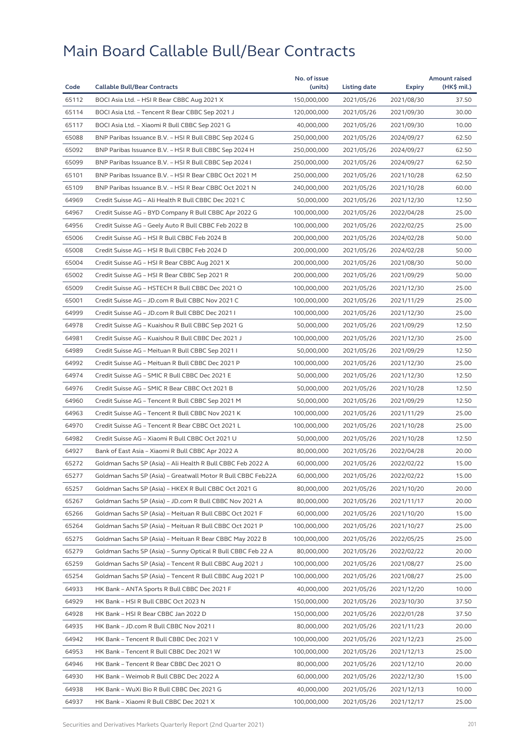# Main Board Callable Bull/Bear Contracts

| Code | Callable Bull/Bear Contracts | No. of issue (units) | Listing date | Expiry | Amount raised (HK$ mil.) |
|---|---|---|---|---|---|
| 65112 | BOCI Asia Ltd. – HSI R Bear CBBC Aug 2021 X | 150,000,000 | 2021/05/26 | 2021/08/30 | 37.50 |
| 65114 | BOCI Asia Ltd. – Tencent R Bear CBBC Sep 2021 J | 120,000,000 | 2021/05/26 | 2021/09/30 | 30.00 |
| 65117 | BOCI Asia Ltd. – Xiaomi R Bull CBBC Sep 2021 G | 40,000,000 | 2021/05/26 | 2021/09/30 | 10.00 |
| 65088 | BNP Paribas Issuance B.V. – HSI R Bull CBBC Sep 2024 G | 250,000,000 | 2021/05/26 | 2024/09/27 | 62.50 |
| 65092 | BNP Paribas Issuance B.V. – HSI R Bull CBBC Sep 2024 H | 250,000,000 | 2021/05/26 | 2024/09/27 | 62.50 |
| 65099 | BNP Paribas Issuance B.V. – HSI R Bull CBBC Sep 2024 I | 250,000,000 | 2021/05/26 | 2024/09/27 | 62.50 |
| 65101 | BNP Paribas Issuance B.V. – HSI R Bear CBBC Oct 2021 M | 250,000,000 | 2021/05/26 | 2021/10/28 | 62.50 |
| 65109 | BNP Paribas Issuance B.V. – HSI R Bear CBBC Oct 2021 N | 240,000,000 | 2021/05/26 | 2021/10/28 | 60.00 |
| 64969 | Credit Suisse AG – Ali Health R Bull CBBC Dec 2021 C | 50,000,000 | 2021/05/26 | 2021/12/30 | 12.50 |
| 64967 | Credit Suisse AG – BYD Company R Bull CBBC Apr 2022 G | 100,000,000 | 2021/05/26 | 2022/04/28 | 25.00 |
| 64956 | Credit Suisse AG – Geely Auto R Bull CBBC Feb 2022 B | 100,000,000 | 2021/05/26 | 2022/02/25 | 25.00 |
| 65006 | Credit Suisse AG – HSI R Bull CBBC Feb 2024 B | 200,000,000 | 2021/05/26 | 2024/02/28 | 50.00 |
| 65008 | Credit Suisse AG – HSI R Bull CBBC Feb 2024 D | 200,000,000 | 2021/05/26 | 2024/02/28 | 50.00 |
| 65004 | Credit Suisse AG – HSI R Bear CBBC Aug 2021 X | 200,000,000 | 2021/05/26 | 2021/08/30 | 50.00 |
| 65002 | Credit Suisse AG – HSI R Bear CBBC Sep 2021 R | 200,000,000 | 2021/05/26 | 2021/09/29 | 50.00 |
| 65009 | Credit Suisse AG – HSTECH R Bull CBBC Dec 2021 O | 100,000,000 | 2021/05/26 | 2021/12/30 | 25.00 |
| 65001 | Credit Suisse AG – JD.com R Bull CBBC Nov 2021 C | 100,000,000 | 2021/05/26 | 2021/11/29 | 25.00 |
| 64999 | Credit Suisse AG – JD.com R Bull CBBC Dec 2021 I | 100,000,000 | 2021/05/26 | 2021/12/30 | 25.00 |
| 64978 | Credit Suisse AG – Kuaishou R Bull CBBC Sep 2021 G | 50,000,000 | 2021/05/26 | 2021/09/29 | 12.50 |
| 64981 | Credit Suisse AG – Kuaishou R Bull CBBC Dec 2021 J | 100,000,000 | 2021/05/26 | 2021/12/30 | 25.00 |
| 64989 | Credit Suisse AG – Meituan R Bull CBBC Sep 2021 I | 50,000,000 | 2021/05/26 | 2021/09/29 | 12.50 |
| 64992 | Credit Suisse AG – Meituan R Bull CBBC Dec 2021 P | 100,000,000 | 2021/05/26 | 2021/12/30 | 25.00 |
| 64974 | Credit Suisse AG – SMIC R Bull CBBC Dec 2021 E | 50,000,000 | 2021/05/26 | 2021/12/30 | 12.50 |
| 64976 | Credit Suisse AG – SMIC R Bear CBBC Oct 2021 B | 50,000,000 | 2021/05/26 | 2021/10/28 | 12.50 |
| 64960 | Credit Suisse AG – Tencent R Bull CBBC Sep 2021 M | 50,000,000 | 2021/05/26 | 2021/09/29 | 12.50 |
| 64963 | Credit Suisse AG – Tencent R Bull CBBC Nov 2021 K | 100,000,000 | 2021/05/26 | 2021/11/29 | 25.00 |
| 64970 | Credit Suisse AG – Tencent R Bear CBBC Oct 2021 L | 100,000,000 | 2021/05/26 | 2021/10/28 | 25.00 |
| 64982 | Credit Suisse AG – Xiaomi R Bull CBBC Oct 2021 U | 50,000,000 | 2021/05/26 | 2021/10/28 | 12.50 |
| 64927 | Bank of East Asia – Xiaomi R Bull CBBC Apr 2022 A | 80,000,000 | 2021/05/26 | 2022/04/28 | 20.00 |
| 65272 | Goldman Sachs SP (Asia) – Ali Health R Bull CBBC Feb 2022 A | 60,000,000 | 2021/05/26 | 2022/02/22 | 15.00 |
| 65277 | Goldman Sachs SP (Asia) – Greatwall Motor R Bull CBBC Feb22A | 60,000,000 | 2021/05/26 | 2022/02/22 | 15.00 |
| 65257 | Goldman Sachs SP (Asia) – HKEX R Bull CBBC Oct 2021 G | 80,000,000 | 2021/05/26 | 2021/10/20 | 20.00 |
| 65267 | Goldman Sachs SP (Asia) – JD.com R Bull CBBC Nov 2021 A | 80,000,000 | 2021/05/26 | 2021/11/17 | 20.00 |
| 65266 | Goldman Sachs SP (Asia) – Meituan R Bull CBBC Oct 2021 F | 60,000,000 | 2021/05/26 | 2021/10/20 | 15.00 |
| 65264 | Goldman Sachs SP (Asia) – Meituan R Bull CBBC Oct 2021 P | 100,000,000 | 2021/05/26 | 2021/10/27 | 25.00 |
| 65275 | Goldman Sachs SP (Asia) – Meituan R Bear CBBC May 2022 B | 100,000,000 | 2021/05/26 | 2022/05/25 | 25.00 |
| 65279 | Goldman Sachs SP (Asia) – Sunny Optical R Bull CBBC Feb 22 A | 80,000,000 | 2021/05/26 | 2022/02/22 | 20.00 |
| 65259 | Goldman Sachs SP (Asia) – Tencent R Bull CBBC Aug 2021 J | 100,000,000 | 2021/05/26 | 2021/08/27 | 25.00 |
| 65254 | Goldman Sachs SP (Asia) – Tencent R Bull CBBC Aug 2021 P | 100,000,000 | 2021/05/26 | 2021/08/27 | 25.00 |
| 64933 | HK Bank – ANTA Sports R Bull CBBC Dec 2021 F | 40,000,000 | 2021/05/26 | 2021/12/20 | 10.00 |
| 64929 | HK Bank – HSI R Bull CBBC Oct 2023 N | 150,000,000 | 2021/05/26 | 2023/10/30 | 37.50 |
| 64928 | HK Bank – HSI R Bear CBBC Jan 2022 D | 150,000,000 | 2021/05/26 | 2022/01/28 | 37.50 |
| 64935 | HK Bank – JD.com R Bull CBBC Nov 2021 I | 80,000,000 | 2021/05/26 | 2021/11/23 | 20.00 |
| 64942 | HK Bank – Tencent R Bull CBBC Dec 2021 V | 100,000,000 | 2021/05/26 | 2021/12/23 | 25.00 |
| 64953 | HK Bank – Tencent R Bull CBBC Dec 2021 W | 100,000,000 | 2021/05/26 | 2021/12/13 | 25.00 |
| 64946 | HK Bank – Tencent R Bear CBBC Dec 2021 O | 80,000,000 | 2021/05/26 | 2021/12/10 | 20.00 |
| 64930 | HK Bank – Weimob R Bull CBBC Dec 2022 A | 60,000,000 | 2021/05/26 | 2022/12/30 | 15.00 |
| 64938 | HK Bank – WuXi Bio R Bull CBBC Dec 2021 G | 40,000,000 | 2021/05/26 | 2021/12/13 | 10.00 |
| 64937 | HK Bank – Xiaomi R Bull CBBC Dec 2021 X | 100,000,000 | 2021/05/26 | 2021/12/17 | 25.00 |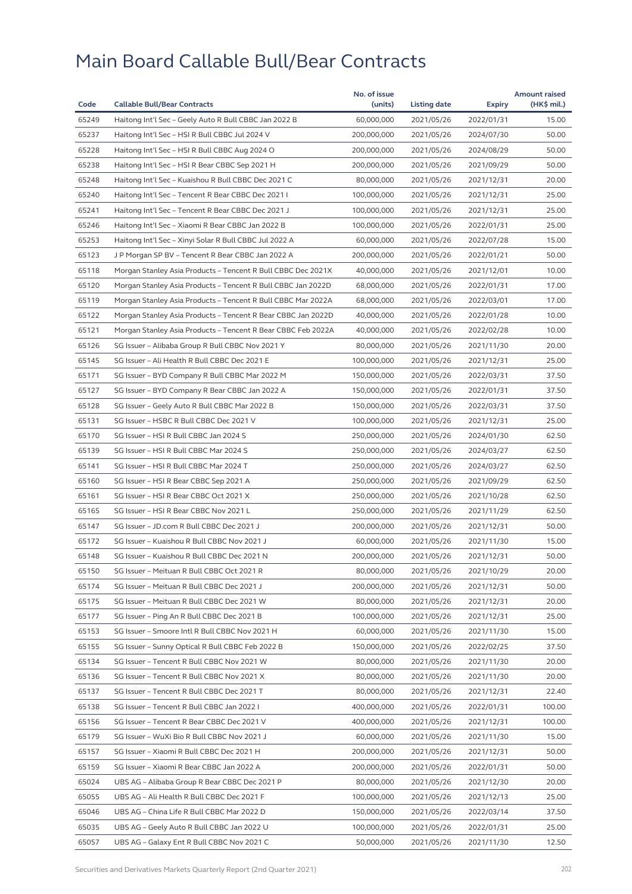# Main Board Callable Bull/Bear Contracts

| Code | Callable Bull/Bear Contracts | No. of issue (units) | Listing date | Expiry | Amount raised (HK$ mil.) |
|---|---|---|---|---|---|
| 65249 | Haitong Int'l Sec – Geely Auto R Bull CBBC Jan 2022 B | 60,000,000 | 2021/05/26 | 2022/01/31 | 15.00 |
| 65237 | Haitong Int'l Sec – HSI R Bull CBBC Jul 2024 V | 200,000,000 | 2021/05/26 | 2024/07/30 | 50.00 |
| 65228 | Haitong Int'l Sec – HSI R Bull CBBC Aug 2024 O | 200,000,000 | 2021/05/26 | 2024/08/29 | 50.00 |
| 65238 | Haitong Int'l Sec – HSI R Bear CBBC Sep 2021 H | 200,000,000 | 2021/05/26 | 2021/09/29 | 50.00 |
| 65248 | Haitong Int'l Sec – Kuaishou R Bull CBBC Dec 2021 C | 80,000,000 | 2021/05/26 | 2021/12/31 | 20.00 |
| 65240 | Haitong Int'l Sec – Tencent R Bear CBBC Dec 2021 I | 100,000,000 | 2021/05/26 | 2021/12/31 | 25.00 |
| 65241 | Haitong Int'l Sec – Tencent R Bear CBBC Dec 2021 J | 100,000,000 | 2021/05/26 | 2021/12/31 | 25.00 |
| 65246 | Haitong Int'l Sec – Xiaomi R Bear CBBC Jan 2022 B | 100,000,000 | 2021/05/26 | 2022/01/31 | 25.00 |
| 65253 | Haitong Int'l Sec – Xinyi Solar R Bull CBBC Jul 2022 A | 60,000,000 | 2021/05/26 | 2022/07/28 | 15.00 |
| 65123 | J P Morgan SP BV – Tencent R Bear CBBC Jan 2022 A | 200,000,000 | 2021/05/26 | 2022/01/21 | 50.00 |
| 65118 | Morgan Stanley Asia Products – Tencent R Bull CBBC Dec 2021X | 40,000,000 | 2021/05/26 | 2021/12/01 | 10.00 |
| 65120 | Morgan Stanley Asia Products – Tencent R Bull CBBC Jan 2022D | 68,000,000 | 2021/05/26 | 2022/01/31 | 17.00 |
| 65119 | Morgan Stanley Asia Products – Tencent R Bull CBBC Mar 2022A | 68,000,000 | 2021/05/26 | 2022/03/01 | 17.00 |
| 65122 | Morgan Stanley Asia Products – Tencent R Bear CBBC Jan 2022D | 40,000,000 | 2021/05/26 | 2022/01/28 | 10.00 |
| 65121 | Morgan Stanley Asia Products – Tencent R Bear CBBC Feb 2022A | 40,000,000 | 2021/05/26 | 2022/02/28 | 10.00 |
| 65126 | SG Issuer – Alibaba Group R Bull CBBC Nov 2021 Y | 80,000,000 | 2021/05/26 | 2021/11/30 | 20.00 |
| 65145 | SG Issuer – Ali Health R Bull CBBC Dec 2021 E | 100,000,000 | 2021/05/26 | 2021/12/31 | 25.00 |
| 65171 | SG Issuer – BYD Company R Bull CBBC Mar 2022 M | 150,000,000 | 2021/05/26 | 2022/03/31 | 37.50 |
| 65127 | SG Issuer – BYD Company R Bear CBBC Jan 2022 A | 150,000,000 | 2021/05/26 | 2022/01/31 | 37.50 |
| 65128 | SG Issuer – Geely Auto R Bull CBBC Mar 2022 B | 150,000,000 | 2021/05/26 | 2022/03/31 | 37.50 |
| 65131 | SG Issuer – HSBC R Bull CBBC Dec 2021 V | 100,000,000 | 2021/05/26 | 2021/12/31 | 25.00 |
| 65170 | SG Issuer – HSI R Bull CBBC Jan 2024 S | 250,000,000 | 2021/05/26 | 2024/01/30 | 62.50 |
| 65139 | SG Issuer – HSI R Bull CBBC Mar 2024 S | 250,000,000 | 2021/05/26 | 2024/03/27 | 62.50 |
| 65141 | SG Issuer – HSI R Bull CBBC Mar 2024 T | 250,000,000 | 2021/05/26 | 2024/03/27 | 62.50 |
| 65160 | SG Issuer – HSI R Bear CBBC Sep 2021 A | 250,000,000 | 2021/05/26 | 2021/09/29 | 62.50 |
| 65161 | SG Issuer – HSI R Bear CBBC Oct 2021 X | 250,000,000 | 2021/05/26 | 2021/10/28 | 62.50 |
| 65165 | SG Issuer – HSI R Bear CBBC Nov 2021 L | 250,000,000 | 2021/05/26 | 2021/11/29 | 62.50 |
| 65147 | SG Issuer – JD.com R Bull CBBC Dec 2021 J | 200,000,000 | 2021/05/26 | 2021/12/31 | 50.00 |
| 65172 | SG Issuer – Kuaishou R Bull CBBC Nov 2021 J | 60,000,000 | 2021/05/26 | 2021/11/30 | 15.00 |
| 65148 | SG Issuer – Kuaishou R Bull CBBC Dec 2021 N | 200,000,000 | 2021/05/26 | 2021/12/31 | 50.00 |
| 65150 | SG Issuer – Meituan R Bull CBBC Oct 2021 R | 80,000,000 | 2021/05/26 | 2021/10/29 | 20.00 |
| 65174 | SG Issuer – Meituan R Bull CBBC Dec 2021 J | 200,000,000 | 2021/05/26 | 2021/12/31 | 50.00 |
| 65175 | SG Issuer – Meituan R Bull CBBC Dec 2021 W | 80,000,000 | 2021/05/26 | 2021/12/31 | 20.00 |
| 65177 | SG Issuer – Ping An R Bull CBBC Dec 2021 B | 100,000,000 | 2021/05/26 | 2021/12/31 | 25.00 |
| 65153 | SG Issuer – Smoore Intl R Bull CBBC Nov 2021 H | 60,000,000 | 2021/05/26 | 2021/11/30 | 15.00 |
| 65155 | SG Issuer – Sunny Optical R Bull CBBC Feb 2022 B | 150,000,000 | 2021/05/26 | 2022/02/25 | 37.50 |
| 65134 | SG Issuer – Tencent R Bull CBBC Nov 2021 W | 80,000,000 | 2021/05/26 | 2021/11/30 | 20.00 |
| 65136 | SG Issuer – Tencent R Bull CBBC Nov 2021 X | 80,000,000 | 2021/05/26 | 2021/11/30 | 20.00 |
| 65137 | SG Issuer – Tencent R Bull CBBC Dec 2021 T | 80,000,000 | 2021/05/26 | 2021/12/31 | 22.40 |
| 65138 | SG Issuer – Tencent R Bull CBBC Jan 2022 I | 400,000,000 | 2021/05/26 | 2022/01/31 | 100.00 |
| 65156 | SG Issuer – Tencent R Bear CBBC Dec 2021 V | 400,000,000 | 2021/05/26 | 2021/12/31 | 100.00 |
| 65179 | SG Issuer – WuXi Bio R Bull CBBC Nov 2021 J | 60,000,000 | 2021/05/26 | 2021/11/30 | 15.00 |
| 65157 | SG Issuer – Xiaomi R Bull CBBC Dec 2021 H | 200,000,000 | 2021/05/26 | 2021/12/31 | 50.00 |
| 65159 | SG Issuer – Xiaomi R Bear CBBC Jan 2022 A | 200,000,000 | 2021/05/26 | 2022/01/31 | 50.00 |
| 65024 | UBS AG – Alibaba Group R Bear CBBC Dec 2021 P | 80,000,000 | 2021/05/26 | 2021/12/30 | 20.00 |
| 65055 | UBS AG – Ali Health R Bull CBBC Dec 2021 F | 100,000,000 | 2021/05/26 | 2021/12/13 | 25.00 |
| 65046 | UBS AG – China Life R Bull CBBC Mar 2022 D | 150,000,000 | 2021/05/26 | 2022/03/14 | 37.50 |
| 65035 | UBS AG – Geely Auto R Bull CBBC Jan 2022 U | 100,000,000 | 2021/05/26 | 2022/01/31 | 25.00 |
| 65057 | UBS AG – Galaxy Ent R Bull CBBC Nov 2021 C | 50,000,000 | 2021/05/26 | 2021/11/30 | 12.50 |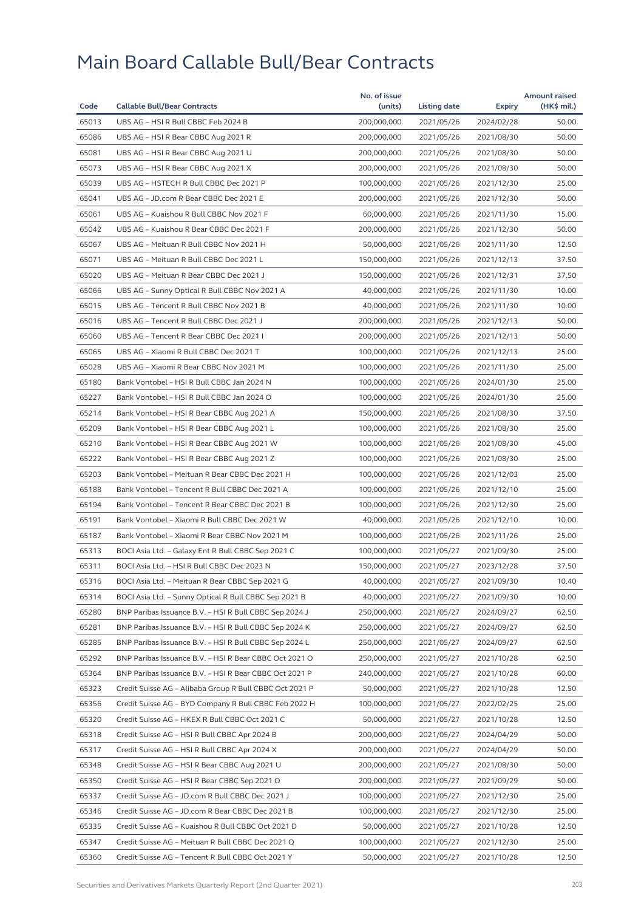# Main Board Callable Bull/Bear Contracts

| Code | Callable Bull/Bear Contracts | No. of issue (units) | Listing date | Expiry | Amount raised (HK$ mil.) |
|---|---|---|---|---|---|
| 65013 | UBS AG – HSI R Bull CBBC Feb 2024 B | 200,000,000 | 2021/05/26 | 2024/02/28 | 50.00 |
| 65086 | UBS AG – HSI R Bear CBBC Aug 2021 R | 200,000,000 | 2021/05/26 | 2021/08/30 | 50.00 |
| 65081 | UBS AG – HSI R Bear CBBC Aug 2021 U | 200,000,000 | 2021/05/26 | 2021/08/30 | 50.00 |
| 65073 | UBS AG – HSI R Bear CBBC Aug 2021 X | 200,000,000 | 2021/05/26 | 2021/08/30 | 50.00 |
| 65039 | UBS AG – HSTECH R Bull CBBC Dec 2021 P | 100,000,000 | 2021/05/26 | 2021/12/30 | 25.00 |
| 65041 | UBS AG – JD.com R Bear CBBC Dec 2021 E | 200,000,000 | 2021/05/26 | 2021/12/30 | 50.00 |
| 65061 | UBS AG – Kuaishou R Bull CBBC Nov 2021 F | 60,000,000 | 2021/05/26 | 2021/11/30 | 15.00 |
| 65042 | UBS AG – Kuaishou R Bear CBBC Dec 2021 F | 200,000,000 | 2021/05/26 | 2021/12/30 | 50.00 |
| 65067 | UBS AG – Meituan R Bull CBBC Nov 2021 H | 50,000,000 | 2021/05/26 | 2021/11/30 | 12.50 |
| 65071 | UBS AG – Meituan R Bull CBBC Dec 2021 L | 150,000,000 | 2021/05/26 | 2021/12/13 | 37.50 |
| 65020 | UBS AG – Meituan R Bear CBBC Dec 2021 J | 150,000,000 | 2021/05/26 | 2021/12/31 | 37.50 |
| 65066 | UBS AG – Sunny Optical R Bull CBBC Nov 2021 A | 40,000,000 | 2021/05/26 | 2021/11/30 | 10.00 |
| 65015 | UBS AG – Tencent R Bull CBBC Nov 2021 B | 40,000,000 | 2021/05/26 | 2021/11/30 | 10.00 |
| 65016 | UBS AG – Tencent R Bull CBBC Dec 2021 J | 200,000,000 | 2021/05/26 | 2021/12/13 | 50.00 |
| 65060 | UBS AG – Tencent R Bear CBBC Dec 2021 I | 200,000,000 | 2021/05/26 | 2021/12/13 | 50.00 |
| 65065 | UBS AG – Xiaomi R Bull CBBC Dec 2021 T | 100,000,000 | 2021/05/26 | 2021/12/13 | 25.00 |
| 65028 | UBS AG – Xiaomi R Bear CBBC Nov 2021 M | 100,000,000 | 2021/05/26 | 2021/11/30 | 25.00 |
| 65180 | Bank Vontobel – HSI R Bull CBBC Jan 2024 N | 100,000,000 | 2021/05/26 | 2024/01/30 | 25.00 |
| 65227 | Bank Vontobel – HSI R Bull CBBC Jan 2024 O | 100,000,000 | 2021/05/26 | 2024/01/30 | 25.00 |
| 65214 | Bank Vontobel – HSI R Bear CBBC Aug 2021 A | 150,000,000 | 2021/05/26 | 2021/08/30 | 37.50 |
| 65209 | Bank Vontobel – HSI R Bear CBBC Aug 2021 L | 100,000,000 | 2021/05/26 | 2021/08/30 | 25.00 |
| 65210 | Bank Vontobel – HSI R Bear CBBC Aug 2021 W | 100,000,000 | 2021/05/26 | 2021/08/30 | 45.00 |
| 65222 | Bank Vontobel – HSI R Bear CBBC Aug 2021 Z | 100,000,000 | 2021/05/26 | 2021/08/30 | 25.00 |
| 65203 | Bank Vontobel – Meituan R Bear CBBC Dec 2021 H | 100,000,000 | 2021/05/26 | 2021/12/03 | 25.00 |
| 65188 | Bank Vontobel – Tencent R Bull CBBC Dec 2021 A | 100,000,000 | 2021/05/26 | 2021/12/10 | 25.00 |
| 65194 | Bank Vontobel – Tencent R Bear CBBC Dec 2021 B | 100,000,000 | 2021/05/26 | 2021/12/30 | 25.00 |
| 65191 | Bank Vontobel – Xiaomi R Bull CBBC Dec 2021 W | 40,000,000 | 2021/05/26 | 2021/12/10 | 10.00 |
| 65187 | Bank Vontobel – Xiaomi R Bear CBBC Nov 2021 M | 100,000,000 | 2021/05/26 | 2021/11/26 | 25.00 |
| 65313 | BOCI Asia Ltd. – Galaxy Ent R Bull CBBC Sep 2021 C | 100,000,000 | 2021/05/27 | 2021/09/30 | 25.00 |
| 65311 | BOCI Asia Ltd. – HSI R Bull CBBC Dec 2023 N | 150,000,000 | 2021/05/27 | 2023/12/28 | 37.50 |
| 65316 | BOCI Asia Ltd. – Meituan R Bear CBBC Sep 2021 G | 40,000,000 | 2021/05/27 | 2021/09/30 | 10.40 |
| 65314 | BOCI Asia Ltd. – Sunny Optical R Bull CBBC Sep 2021 B | 40,000,000 | 2021/05/27 | 2021/09/30 | 10.00 |
| 65280 | BNP Paribas Issuance B.V. – HSI R Bull CBBC Sep 2024 J | 250,000,000 | 2021/05/27 | 2024/09/27 | 62.50 |
| 65281 | BNP Paribas Issuance B.V. – HSI R Bull CBBC Sep 2024 K | 250,000,000 | 2021/05/27 | 2024/09/27 | 62.50 |
| 65285 | BNP Paribas Issuance B.V. – HSI R Bull CBBC Sep 2024 L | 250,000,000 | 2021/05/27 | 2024/09/27 | 62.50 |
| 65292 | BNP Paribas Issuance B.V. – HSI R Bear CBBC Oct 2021 O | 250,000,000 | 2021/05/27 | 2021/10/28 | 62.50 |
| 65364 | BNP Paribas Issuance B.V. – HSI R Bear CBBC Oct 2021 P | 240,000,000 | 2021/05/27 | 2021/10/28 | 60.00 |
| 65323 | Credit Suisse AG – Alibaba Group R Bull CBBC Oct 2021 P | 50,000,000 | 2021/05/27 | 2021/10/28 | 12.50 |
| 65356 | Credit Suisse AG – BYD Company R Bull CBBC Feb 2022 H | 100,000,000 | 2021/05/27 | 2022/02/25 | 25.00 |
| 65320 | Credit Suisse AG – HKEX R Bull CBBC Oct 2021 C | 50,000,000 | 2021/05/27 | 2021/10/28 | 12.50 |
| 65318 | Credit Suisse AG – HSI R Bull CBBC Apr 2024 B | 200,000,000 | 2021/05/27 | 2024/04/29 | 50.00 |
| 65317 | Credit Suisse AG – HSI R Bull CBBC Apr 2024 X | 200,000,000 | 2021/05/27 | 2024/04/29 | 50.00 |
| 65348 | Credit Suisse AG – HSI R Bear CBBC Aug 2021 U | 200,000,000 | 2021/05/27 | 2021/08/30 | 50.00 |
| 65350 | Credit Suisse AG – HSI R Bear CBBC Sep 2021 O | 200,000,000 | 2021/05/27 | 2021/09/29 | 50.00 |
| 65337 | Credit Suisse AG – JD.com R Bull CBBC Dec 2021 J | 100,000,000 | 2021/05/27 | 2021/12/30 | 25.00 |
| 65346 | Credit Suisse AG – JD.com R Bear CBBC Dec 2021 B | 100,000,000 | 2021/05/27 | 2021/12/30 | 25.00 |
| 65335 | Credit Suisse AG – Kuaishou R Bull CBBC Oct 2021 D | 50,000,000 | 2021/05/27 | 2021/10/28 | 12.50 |
| 65347 | Credit Suisse AG – Meituan R Bull CBBC Dec 2021 Q | 100,000,000 | 2021/05/27 | 2021/12/30 | 25.00 |
| 65360 | Credit Suisse AG – Tencent R Bull CBBC Oct 2021 Y | 50,000,000 | 2021/05/27 | 2021/10/28 | 12.50 |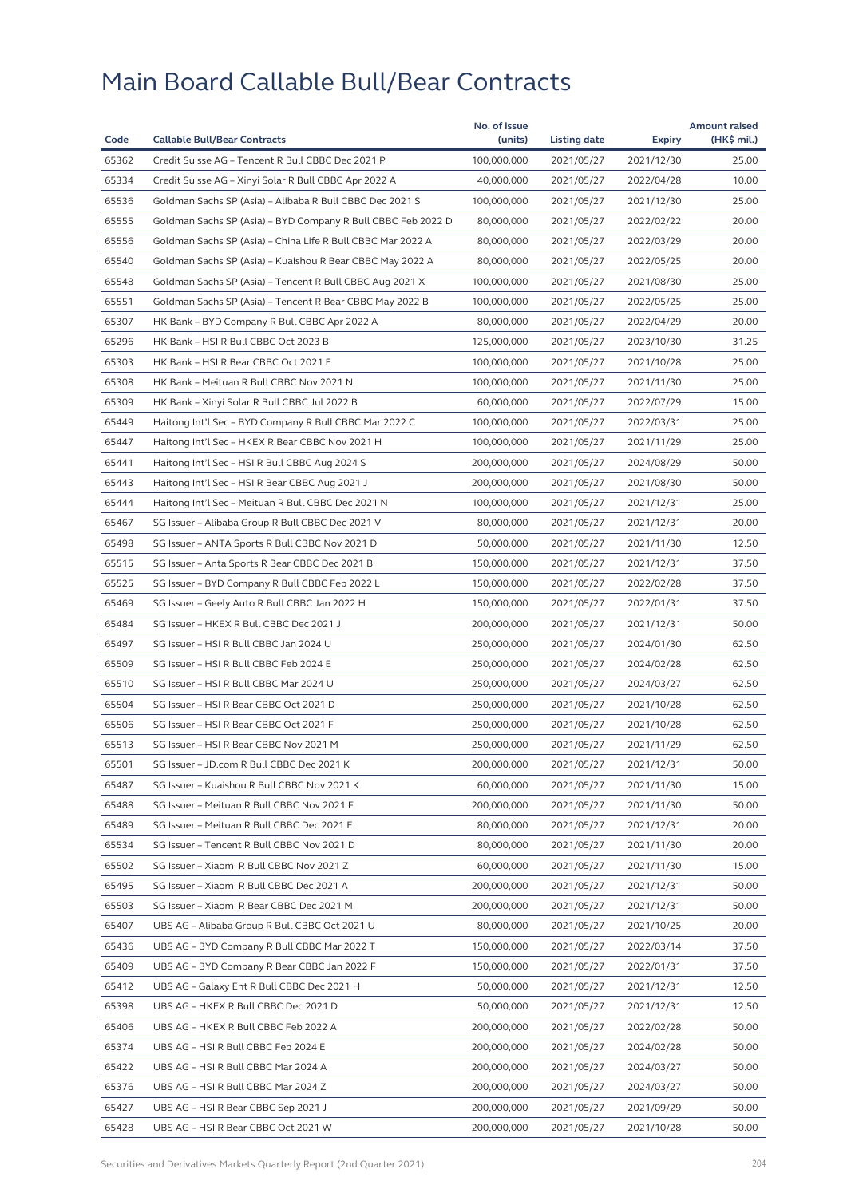# Main Board Callable Bull/Bear Contracts

| Code | Callable Bull/Bear Contracts | No. of issue (units) | Listing date | Expiry | Amount raised (HK$ mil.) |
|---|---|---|---|---|---|
| 65362 | Credit Suisse AG – Tencent R Bull CBBC Dec 2021 P | 100,000,000 | 2021/05/27 | 2021/12/30 | 25.00 |
| 65334 | Credit Suisse AG – Xinyi Solar R Bull CBBC Apr 2022 A | 40,000,000 | 2021/05/27 | 2022/04/28 | 10.00 |
| 65536 | Goldman Sachs SP (Asia) – Alibaba R Bull CBBC Dec 2021 S | 100,000,000 | 2021/05/27 | 2021/12/30 | 25.00 |
| 65555 | Goldman Sachs SP (Asia) – BYD Company R Bull CBBC Feb 2022 D | 80,000,000 | 2021/05/27 | 2022/02/22 | 20.00 |
| 65556 | Goldman Sachs SP (Asia) – China Life R Bull CBBC Mar 2022 A | 80,000,000 | 2021/05/27 | 2022/03/29 | 20.00 |
| 65540 | Goldman Sachs SP (Asia) – Kuaishou R Bear CBBC May 2022 A | 80,000,000 | 2021/05/27 | 2022/05/25 | 20.00 |
| 65548 | Goldman Sachs SP (Asia) – Tencent R Bull CBBC Aug 2021 X | 100,000,000 | 2021/05/27 | 2021/08/30 | 25.00 |
| 65551 | Goldman Sachs SP (Asia) – Tencent R Bear CBBC May 2022 B | 100,000,000 | 2021/05/27 | 2022/05/25 | 25.00 |
| 65307 | HK Bank – BYD Company R Bull CBBC Apr 2022 A | 80,000,000 | 2021/05/27 | 2022/04/29 | 20.00 |
| 65296 | HK Bank – HSI R Bull CBBC Oct 2023 B | 125,000,000 | 2021/05/27 | 2023/10/30 | 31.25 |
| 65303 | HK Bank – HSI R Bear CBBC Oct 2021 E | 100,000,000 | 2021/05/27 | 2021/10/28 | 25.00 |
| 65308 | HK Bank – Meituan R Bull CBBC Nov 2021 N | 100,000,000 | 2021/05/27 | 2021/11/30 | 25.00 |
| 65309 | HK Bank – Xinyi Solar R Bull CBBC Jul 2022 B | 60,000,000 | 2021/05/27 | 2022/07/29 | 15.00 |
| 65449 | Haitong Int'l Sec – BYD Company R Bull CBBC Mar 2022 C | 100,000,000 | 2021/05/27 | 2022/03/31 | 25.00 |
| 65447 | Haitong Int'l Sec – HKEX R Bear CBBC Nov 2021 H | 100,000,000 | 2021/05/27 | 2021/11/29 | 25.00 |
| 65441 | Haitong Int'l Sec – HSI R Bull CBBC Aug 2024 S | 200,000,000 | 2021/05/27 | 2024/08/29 | 50.00 |
| 65443 | Haitong Int'l Sec – HSI R Bear CBBC Aug 2021 J | 200,000,000 | 2021/05/27 | 2021/08/30 | 50.00 |
| 65444 | Haitong Int'l Sec – Meituan R Bull CBBC Dec 2021 N | 100,000,000 | 2021/05/27 | 2021/12/31 | 25.00 |
| 65467 | SG Issuer – Alibaba Group R Bull CBBC Dec 2021 V | 80,000,000 | 2021/05/27 | 2021/12/31 | 20.00 |
| 65498 | SG Issuer – ANTA Sports R Bull CBBC Nov 2021 D | 50,000,000 | 2021/05/27 | 2021/11/30 | 12.50 |
| 65515 | SG Issuer – Anta Sports R Bear CBBC Dec 2021 B | 150,000,000 | 2021/05/27 | 2021/12/31 | 37.50 |
| 65525 | SG Issuer – BYD Company R Bull CBBC Feb 2022 L | 150,000,000 | 2021/05/27 | 2022/02/28 | 37.50 |
| 65469 | SG Issuer – Geely Auto R Bull CBBC Jan 2022 H | 150,000,000 | 2021/05/27 | 2022/01/31 | 37.50 |
| 65484 | SG Issuer – HKEX R Bull CBBC Dec 2021 J | 200,000,000 | 2021/05/27 | 2021/12/31 | 50.00 |
| 65497 | SG Issuer – HSI R Bull CBBC Jan 2024 U | 250,000,000 | 2021/05/27 | 2024/01/30 | 62.50 |
| 65509 | SG Issuer – HSI R Bull CBBC Feb 2024 E | 250,000,000 | 2021/05/27 | 2024/02/28 | 62.50 |
| 65510 | SG Issuer – HSI R Bull CBBC Mar 2024 U | 250,000,000 | 2021/05/27 | 2024/03/27 | 62.50 |
| 65504 | SG Issuer – HSI R Bear CBBC Oct 2021 D | 250,000,000 | 2021/05/27 | 2021/10/28 | 62.50 |
| 65506 | SG Issuer – HSI R Bear CBBC Oct 2021 F | 250,000,000 | 2021/05/27 | 2021/10/28 | 62.50 |
| 65513 | SG Issuer – HSI R Bear CBBC Nov 2021 M | 250,000,000 | 2021/05/27 | 2021/11/29 | 62.50 |
| 65501 | SG Issuer – JD.com R Bull CBBC Dec 2021 K | 200,000,000 | 2021/05/27 | 2021/12/31 | 50.00 |
| 65487 | SG Issuer – Kuaishou R Bull CBBC Nov 2021 K | 60,000,000 | 2021/05/27 | 2021/11/30 | 15.00 |
| 65488 | SG Issuer – Meituan R Bull CBBC Nov 2021 F | 200,000,000 | 2021/05/27 | 2021/11/30 | 50.00 |
| 65489 | SG Issuer – Meituan R Bull CBBC Dec 2021 E | 80,000,000 | 2021/05/27 | 2021/12/31 | 20.00 |
| 65534 | SG Issuer – Tencent R Bull CBBC Nov 2021 D | 80,000,000 | 2021/05/27 | 2021/11/30 | 20.00 |
| 65502 | SG Issuer – Xiaomi R Bull CBBC Nov 2021 Z | 60,000,000 | 2021/05/27 | 2021/11/30 | 15.00 |
| 65495 | SG Issuer – Xiaomi R Bull CBBC Dec 2021 A | 200,000,000 | 2021/05/27 | 2021/12/31 | 50.00 |
| 65503 | SG Issuer – Xiaomi R Bear CBBC Dec 2021 M | 200,000,000 | 2021/05/27 | 2021/12/31 | 50.00 |
| 65407 | UBS AG – Alibaba Group R Bull CBBC Oct 2021 U | 80,000,000 | 2021/05/27 | 2021/10/25 | 20.00 |
| 65436 | UBS AG – BYD Company R Bull CBBC Mar 2022 T | 150,000,000 | 2021/05/27 | 2022/03/14 | 37.50 |
| 65409 | UBS AG – BYD Company R Bear CBBC Jan 2022 F | 150,000,000 | 2021/05/27 | 2022/01/31 | 37.50 |
| 65412 | UBS AG – Galaxy Ent R Bull CBBC Dec 2021 H | 50,000,000 | 2021/05/27 | 2021/12/31 | 12.50 |
| 65398 | UBS AG – HKEX R Bull CBBC Dec 2021 D | 50,000,000 | 2021/05/27 | 2021/12/31 | 12.50 |
| 65406 | UBS AG – HKEX R Bull CBBC Feb 2022 A | 200,000,000 | 2021/05/27 | 2022/02/28 | 50.00 |
| 65374 | UBS AG – HSI R Bull CBBC Feb 2024 E | 200,000,000 | 2021/05/27 | 2024/02/28 | 50.00 |
| 65422 | UBS AG – HSI R Bull CBBC Mar 2024 A | 200,000,000 | 2021/05/27 | 2024/03/27 | 50.00 |
| 65376 | UBS AG – HSI R Bull CBBC Mar 2024 Z | 200,000,000 | 2021/05/27 | 2024/03/27 | 50.00 |
| 65427 | UBS AG – HSI R Bear CBBC Sep 2021 J | 200,000,000 | 2021/05/27 | 2021/09/29 | 50.00 |
| 65428 | UBS AG – HSI R Bear CBBC Oct 2021 W | 200,000,000 | 2021/05/27 | 2021/10/28 | 50.00 |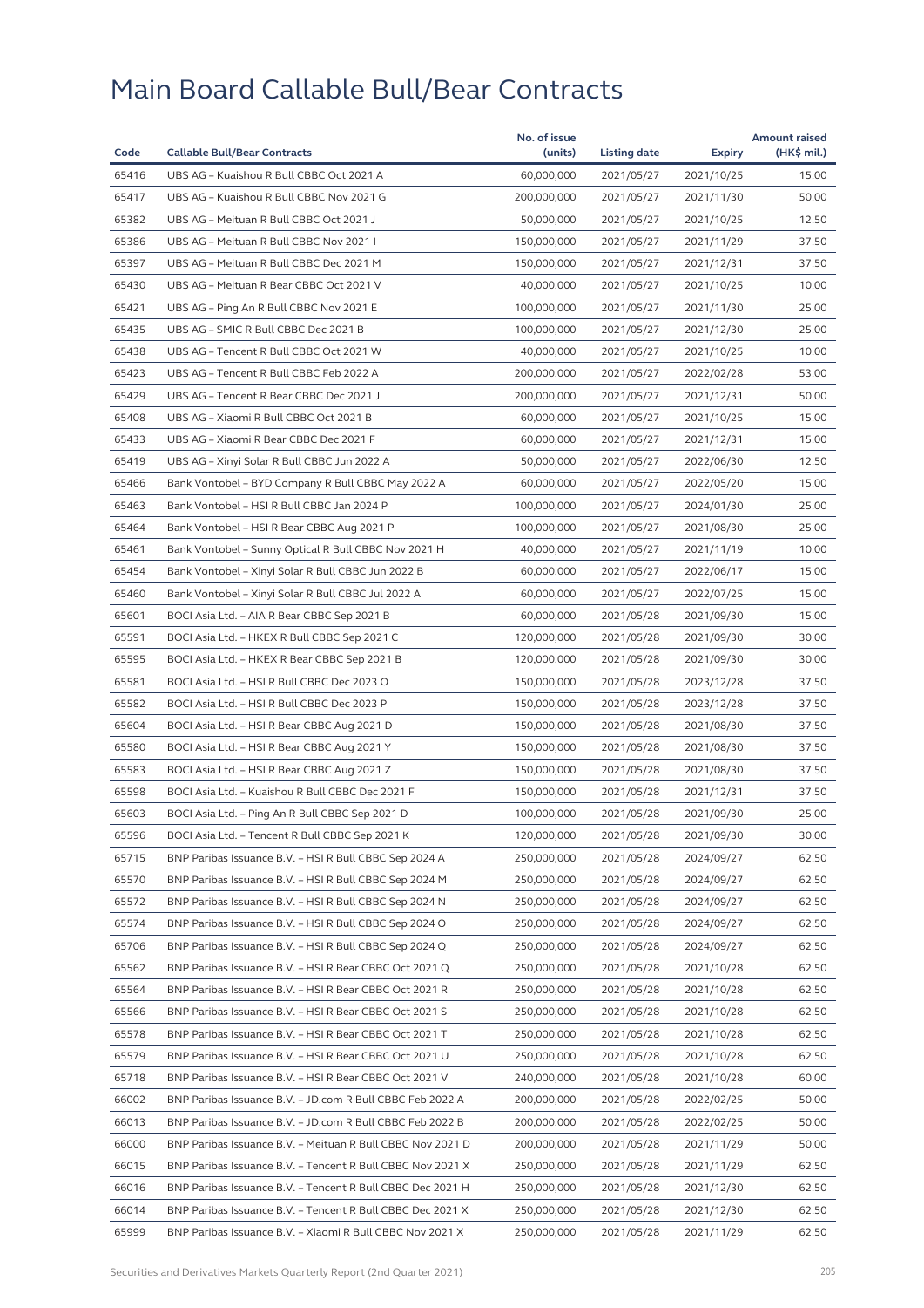# Main Board Callable Bull/Bear Contracts

| Code | Callable Bull/Bear Contracts | No. of issue (units) | Listing date | Expiry | Amount raised (HK$ mil.) |
|---|---|---|---|---|---|
| 65416 | UBS AG – Kuaishou R Bull CBBC Oct 2021 A | 60,000,000 | 2021/05/27 | 2021/10/25 | 15.00 |
| 65417 | UBS AG – Kuaishou R Bull CBBC Nov 2021 G | 200,000,000 | 2021/05/27 | 2021/11/30 | 50.00 |
| 65382 | UBS AG – Meituan R Bull CBBC Oct 2021 J | 50,000,000 | 2021/05/27 | 2021/10/25 | 12.50 |
| 65386 | UBS AG – Meituan R Bull CBBC Nov 2021 I | 150,000,000 | 2021/05/27 | 2021/11/29 | 37.50 |
| 65397 | UBS AG – Meituan R Bull CBBC Dec 2021 M | 150,000,000 | 2021/05/27 | 2021/12/31 | 37.50 |
| 65430 | UBS AG – Meituan R Bear CBBC Oct 2021 V | 40,000,000 | 2021/05/27 | 2021/10/25 | 10.00 |
| 65421 | UBS AG – Ping An R Bull CBBC Nov 2021 E | 100,000,000 | 2021/05/27 | 2021/11/30 | 25.00 |
| 65435 | UBS AG – SMIC R Bull CBBC Dec 2021 B | 100,000,000 | 2021/05/27 | 2021/12/30 | 25.00 |
| 65438 | UBS AG – Tencent R Bull CBBC Oct 2021 W | 40,000,000 | 2021/05/27 | 2021/10/25 | 10.00 |
| 65423 | UBS AG – Tencent R Bull CBBC Feb 2022 A | 200,000,000 | 2021/05/27 | 2022/02/28 | 53.00 |
| 65429 | UBS AG – Tencent R Bear CBBC Dec 2021 J | 200,000,000 | 2021/05/27 | 2021/12/31 | 50.00 |
| 65408 | UBS AG – Xiaomi R Bull CBBC Oct 2021 B | 60,000,000 | 2021/05/27 | 2021/10/25 | 15.00 |
| 65433 | UBS AG – Xiaomi R Bear CBBC Dec 2021 F | 60,000,000 | 2021/05/27 | 2021/12/31 | 15.00 |
| 65419 | UBS AG – Xinyi Solar R Bull CBBC Jun 2022 A | 50,000,000 | 2021/05/27 | 2022/06/30 | 12.50 |
| 65466 | Bank Vontobel – BYD Company R Bull CBBC May 2022 A | 60,000,000 | 2021/05/27 | 2022/05/20 | 15.00 |
| 65463 | Bank Vontobel – HSI R Bull CBBC Jan 2024 P | 100,000,000 | 2021/05/27 | 2024/01/30 | 25.00 |
| 65464 | Bank Vontobel – HSI R Bear CBBC Aug 2021 P | 100,000,000 | 2021/05/27 | 2021/08/30 | 25.00 |
| 65461 | Bank Vontobel – Sunny Optical R Bull CBBC Nov 2021 H | 40,000,000 | 2021/05/27 | 2021/11/19 | 10.00 |
| 65454 | Bank Vontobel – Xinyi Solar R Bull CBBC Jun 2022 B | 60,000,000 | 2021/05/27 | 2022/06/17 | 15.00 |
| 65460 | Bank Vontobel – Xinyi Solar R Bull CBBC Jul 2022 A | 60,000,000 | 2021/05/27 | 2022/07/25 | 15.00 |
| 65601 | BOCI Asia Ltd. – AIA R Bear CBBC Sep 2021 B | 60,000,000 | 2021/05/28 | 2021/09/30 | 15.00 |
| 65591 | BOCI Asia Ltd. – HKEX R Bull CBBC Sep 2021 C | 120,000,000 | 2021/05/28 | 2021/09/30 | 30.00 |
| 65595 | BOCI Asia Ltd. – HKEX R Bear CBBC Sep 2021 B | 120,000,000 | 2021/05/28 | 2021/09/30 | 30.00 |
| 65581 | BOCI Asia Ltd. – HSI R Bull CBBC Dec 2023 O | 150,000,000 | 2021/05/28 | 2023/12/28 | 37.50 |
| 65582 | BOCI Asia Ltd. – HSI R Bull CBBC Dec 2023 P | 150,000,000 | 2021/05/28 | 2023/12/28 | 37.50 |
| 65604 | BOCI Asia Ltd. – HSI R Bear CBBC Aug 2021 D | 150,000,000 | 2021/05/28 | 2021/08/30 | 37.50 |
| 65580 | BOCI Asia Ltd. – HSI R Bear CBBC Aug 2021 Y | 150,000,000 | 2021/05/28 | 2021/08/30 | 37.50 |
| 65583 | BOCI Asia Ltd. – HSI R Bear CBBC Aug 2021 Z | 150,000,000 | 2021/05/28 | 2021/08/30 | 37.50 |
| 65598 | BOCI Asia Ltd. – Kuaishou R Bull CBBC Dec 2021 F | 150,000,000 | 2021/05/28 | 2021/12/31 | 37.50 |
| 65603 | BOCI Asia Ltd. – Ping An R Bull CBBC Sep 2021 D | 100,000,000 | 2021/05/28 | 2021/09/30 | 25.00 |
| 65596 | BOCI Asia Ltd. – Tencent R Bull CBBC Sep 2021 K | 120,000,000 | 2021/05/28 | 2021/09/30 | 30.00 |
| 65715 | BNP Paribas Issuance B.V. – HSI R Bull CBBC Sep 2024 A | 250,000,000 | 2021/05/28 | 2024/09/27 | 62.50 |
| 65570 | BNP Paribas Issuance B.V. – HSI R Bull CBBC Sep 2024 M | 250,000,000 | 2021/05/28 | 2024/09/27 | 62.50 |
| 65572 | BNP Paribas Issuance B.V. – HSI R Bull CBBC Sep 2024 N | 250,000,000 | 2021/05/28 | 2024/09/27 | 62.50 |
| 65574 | BNP Paribas Issuance B.V. – HSI R Bull CBBC Sep 2024 O | 250,000,000 | 2021/05/28 | 2024/09/27 | 62.50 |
| 65706 | BNP Paribas Issuance B.V. – HSI R Bull CBBC Sep 2024 Q | 250,000,000 | 2021/05/28 | 2024/09/27 | 62.50 |
| 65562 | BNP Paribas Issuance B.V. – HSI R Bear CBBC Oct 2021 Q | 250,000,000 | 2021/05/28 | 2021/10/28 | 62.50 |
| 65564 | BNP Paribas Issuance B.V. – HSI R Bear CBBC Oct 2021 R | 250,000,000 | 2021/05/28 | 2021/10/28 | 62.50 |
| 65566 | BNP Paribas Issuance B.V. – HSI R Bear CBBC Oct 2021 S | 250,000,000 | 2021/05/28 | 2021/10/28 | 62.50 |
| 65578 | BNP Paribas Issuance B.V. – HSI R Bear CBBC Oct 2021 T | 250,000,000 | 2021/05/28 | 2021/10/28 | 62.50 |
| 65579 | BNP Paribas Issuance B.V. – HSI R Bear CBBC Oct 2021 U | 250,000,000 | 2021/05/28 | 2021/10/28 | 62.50 |
| 65718 | BNP Paribas Issuance B.V. – HSI R Bear CBBC Oct 2021 V | 240,000,000 | 2021/05/28 | 2021/10/28 | 60.00 |
| 66002 | BNP Paribas Issuance B.V. – JD.com R Bull CBBC Feb 2022 A | 200,000,000 | 2021/05/28 | 2022/02/25 | 50.00 |
| 66013 | BNP Paribas Issuance B.V. – JD.com R Bull CBBC Feb 2022 B | 200,000,000 | 2021/05/28 | 2022/02/25 | 50.00 |
| 66000 | BNP Paribas Issuance B.V. – Meituan R Bull CBBC Nov 2021 D | 200,000,000 | 2021/05/28 | 2021/11/29 | 50.00 |
| 66015 | BNP Paribas Issuance B.V. – Tencent R Bull CBBC Nov 2021 X | 250,000,000 | 2021/05/28 | 2021/11/29 | 62.50 |
| 66016 | BNP Paribas Issuance B.V. – Tencent R Bull CBBC Dec 2021 H | 250,000,000 | 2021/05/28 | 2021/12/30 | 62.50 |
| 66014 | BNP Paribas Issuance B.V. – Tencent R Bull CBBC Dec 2021 X | 250,000,000 | 2021/05/28 | 2021/12/30 | 62.50 |
| 65999 | BNP Paribas Issuance B.V. – Xiaomi R Bull CBBC Nov 2021 X | 250,000,000 | 2021/05/28 | 2021/11/29 | 62.50 |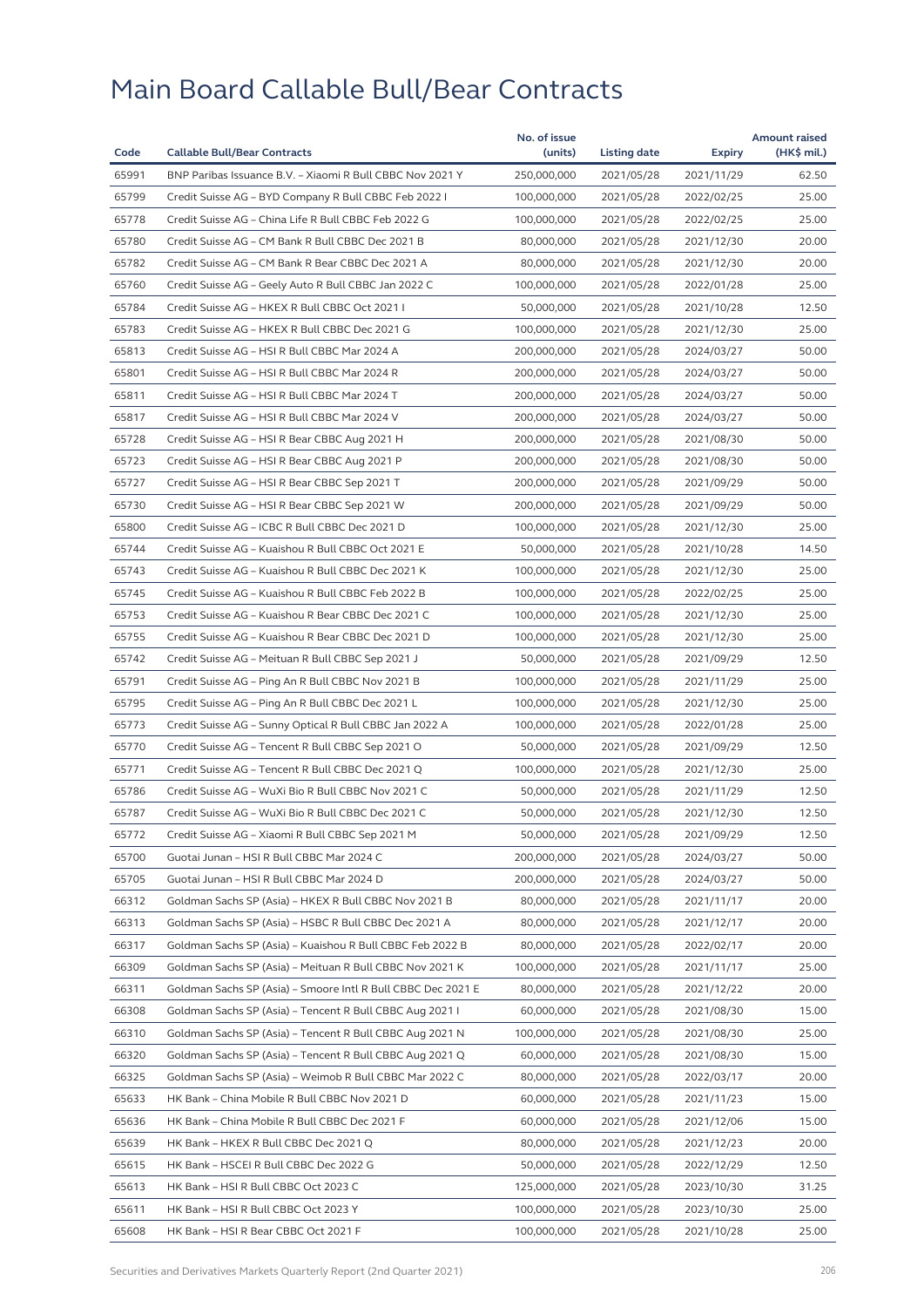# Main Board Callable Bull/Bear Contracts

| Code | Callable Bull/Bear Contracts | No. of issue (units) | Listing date | Expiry | Amount raised (HK$ mil.) |
|---|---|---|---|---|---|
| 65991 | BNP Paribas Issuance B.V. – Xiaomi R Bull CBBC Nov 2021 Y | 250,000,000 | 2021/05/28 | 2021/11/29 | 62.50 |
| 65799 | Credit Suisse AG – BYD Company R Bull CBBC Feb 2022 I | 100,000,000 | 2021/05/28 | 2022/02/25 | 25.00 |
| 65778 | Credit Suisse AG – China Life R Bull CBBC Feb 2022 G | 100,000,000 | 2021/05/28 | 2022/02/25 | 25.00 |
| 65780 | Credit Suisse AG – CM Bank R Bull CBBC Dec 2021 B | 80,000,000 | 2021/05/28 | 2021/12/30 | 20.00 |
| 65782 | Credit Suisse AG – CM Bank R Bear CBBC Dec 2021 A | 80,000,000 | 2021/05/28 | 2021/12/30 | 20.00 |
| 65760 | Credit Suisse AG – Geely Auto R Bull CBBC Jan 2022 C | 100,000,000 | 2021/05/28 | 2022/01/28 | 25.00 |
| 65784 | Credit Suisse AG – HKEX R Bull CBBC Oct 2021 I | 50,000,000 | 2021/05/28 | 2021/10/28 | 12.50 |
| 65783 | Credit Suisse AG – HKEX R Bull CBBC Dec 2021 G | 100,000,000 | 2021/05/28 | 2021/12/30 | 25.00 |
| 65813 | Credit Suisse AG – HSI R Bull CBBC Mar 2024 A | 200,000,000 | 2021/05/28 | 2024/03/27 | 50.00 |
| 65801 | Credit Suisse AG – HSI R Bull CBBC Mar 2024 R | 200,000,000 | 2021/05/28 | 2024/03/27 | 50.00 |
| 65811 | Credit Suisse AG – HSI R Bull CBBC Mar 2024 T | 200,000,000 | 2021/05/28 | 2024/03/27 | 50.00 |
| 65817 | Credit Suisse AG – HSI R Bull CBBC Mar 2024 V | 200,000,000 | 2021/05/28 | 2024/03/27 | 50.00 |
| 65728 | Credit Suisse AG – HSI R Bear CBBC Aug 2021 H | 200,000,000 | 2021/05/28 | 2021/08/30 | 50.00 |
| 65723 | Credit Suisse AG – HSI R Bear CBBC Aug 2021 P | 200,000,000 | 2021/05/28 | 2021/08/30 | 50.00 |
| 65727 | Credit Suisse AG – HSI R Bear CBBC Sep 2021 T | 200,000,000 | 2021/05/28 | 2021/09/29 | 50.00 |
| 65730 | Credit Suisse AG – HSI R Bear CBBC Sep 2021 W | 200,000,000 | 2021/05/28 | 2021/09/29 | 50.00 |
| 65800 | Credit Suisse AG – ICBC R Bull CBBC Dec 2021 D | 100,000,000 | 2021/05/28 | 2021/12/30 | 25.00 |
| 65744 | Credit Suisse AG – Kuaishou R Bull CBBC Oct 2021 E | 50,000,000 | 2021/05/28 | 2021/10/28 | 14.50 |
| 65743 | Credit Suisse AG – Kuaishou R Bull CBBC Dec 2021 K | 100,000,000 | 2021/05/28 | 2021/12/30 | 25.00 |
| 65745 | Credit Suisse AG – Kuaishou R Bull CBBC Feb 2022 B | 100,000,000 | 2021/05/28 | 2022/02/25 | 25.00 |
| 65753 | Credit Suisse AG – Kuaishou R Bear CBBC Dec 2021 C | 100,000,000 | 2021/05/28 | 2021/12/30 | 25.00 |
| 65755 | Credit Suisse AG – Kuaishou R Bear CBBC Dec 2021 D | 100,000,000 | 2021/05/28 | 2021/12/30 | 25.00 |
| 65742 | Credit Suisse AG – Meituan R Bull CBBC Sep 2021 J | 50,000,000 | 2021/05/28 | 2021/09/29 | 12.50 |
| 65791 | Credit Suisse AG – Ping An R Bull CBBC Nov 2021 B | 100,000,000 | 2021/05/28 | 2021/11/29 | 25.00 |
| 65795 | Credit Suisse AG – Ping An R Bull CBBC Dec 2021 L | 100,000,000 | 2021/05/28 | 2021/12/30 | 25.00 |
| 65773 | Credit Suisse AG – Sunny Optical R Bull CBBC Jan 2022 A | 100,000,000 | 2021/05/28 | 2022/01/28 | 25.00 |
| 65770 | Credit Suisse AG – Tencent R Bull CBBC Sep 2021 O | 50,000,000 | 2021/05/28 | 2021/09/29 | 12.50 |
| 65771 | Credit Suisse AG – Tencent R Bull CBBC Dec 2021 Q | 100,000,000 | 2021/05/28 | 2021/12/30 | 25.00 |
| 65786 | Credit Suisse AG – WuXi Bio R Bull CBBC Nov 2021 C | 50,000,000 | 2021/05/28 | 2021/11/29 | 12.50 |
| 65787 | Credit Suisse AG – WuXi Bio R Bull CBBC Dec 2021 C | 50,000,000 | 2021/05/28 | 2021/12/30 | 12.50 |
| 65772 | Credit Suisse AG – Xiaomi R Bull CBBC Sep 2021 M | 50,000,000 | 2021/05/28 | 2021/09/29 | 12.50 |
| 65700 | Guotai Junan – HSI R Bull CBBC Mar 2024 C | 200,000,000 | 2021/05/28 | 2024/03/27 | 50.00 |
| 65705 | Guotai Junan – HSI R Bull CBBC Mar 2024 D | 200,000,000 | 2021/05/28 | 2024/03/27 | 50.00 |
| 66312 | Goldman Sachs SP (Asia) – HKEX R Bull CBBC Nov 2021 B | 80,000,000 | 2021/05/28 | 2021/11/17 | 20.00 |
| 66313 | Goldman Sachs SP (Asia) – HSBC R Bull CBBC Dec 2021 A | 80,000,000 | 2021/05/28 | 2021/12/17 | 20.00 |
| 66317 | Goldman Sachs SP (Asia) – Kuaishou R Bull CBBC Feb 2022 B | 80,000,000 | 2021/05/28 | 2022/02/17 | 20.00 |
| 66309 | Goldman Sachs SP (Asia) – Meituan R Bull CBBC Nov 2021 K | 100,000,000 | 2021/05/28 | 2021/11/17 | 25.00 |
| 66311 | Goldman Sachs SP (Asia) – Smoore Intl R Bull CBBC Dec 2021 E | 80,000,000 | 2021/05/28 | 2021/12/22 | 20.00 |
| 66308 | Goldman Sachs SP (Asia) – Tencent R Bull CBBC Aug 2021 I | 60,000,000 | 2021/05/28 | 2021/08/30 | 15.00 |
| 66310 | Goldman Sachs SP (Asia) – Tencent R Bull CBBC Aug 2021 N | 100,000,000 | 2021/05/28 | 2021/08/30 | 25.00 |
| 66320 | Goldman Sachs SP (Asia) – Tencent R Bull CBBC Aug 2021 Q | 60,000,000 | 2021/05/28 | 2021/08/30 | 15.00 |
| 66325 | Goldman Sachs SP (Asia) – Weimob R Bull CBBC Mar 2022 C | 80,000,000 | 2021/05/28 | 2022/03/17 | 20.00 |
| 65633 | HK Bank – China Mobile R Bull CBBC Nov 2021 D | 60,000,000 | 2021/05/28 | 2021/11/23 | 15.00 |
| 65636 | HK Bank – China Mobile R Bull CBBC Dec 2021 F | 60,000,000 | 2021/05/28 | 2021/12/06 | 15.00 |
| 65639 | HK Bank – HKEX R Bull CBBC Dec 2021 Q | 80,000,000 | 2021/05/28 | 2021/12/23 | 20.00 |
| 65615 | HK Bank – HSCEI R Bull CBBC Dec 2022 G | 50,000,000 | 2021/05/28 | 2022/12/29 | 12.50 |
| 65613 | HK Bank – HSI R Bull CBBC Oct 2023 C | 125,000,000 | 2021/05/28 | 2023/10/30 | 31.25 |
| 65611 | HK Bank – HSI R Bull CBBC Oct 2023 Y | 100,000,000 | 2021/05/28 | 2023/10/30 | 25.00 |
| 65608 | HK Bank – HSI R Bear CBBC Oct 2021 F | 100,000,000 | 2021/05/28 | 2021/10/28 | 25.00 |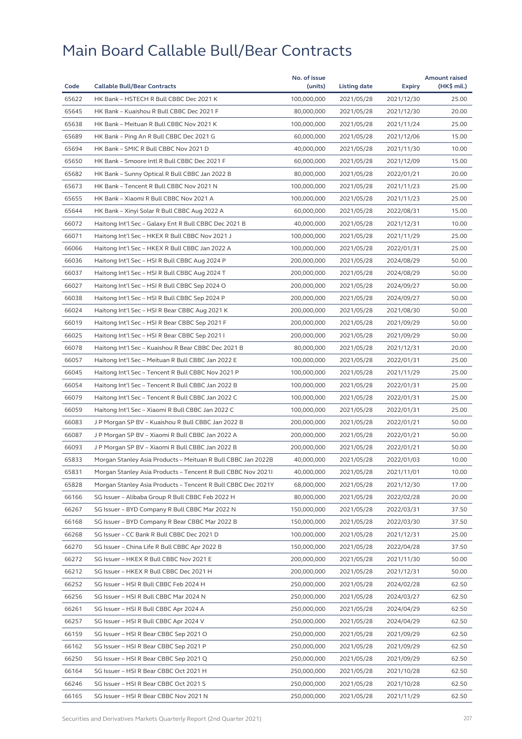# Main Board Callable Bull/Bear Contracts

| Code | Callable Bull/Bear Contracts | No. of issue (units) | Listing date | Expiry | Amount raised (HK$ mil.) |
|---|---|---|---|---|---|
| 65622 | HK Bank – HSTECH R Bull CBBC Dec 2021 K | 100,000,000 | 2021/05/28 | 2021/12/30 | 25.00 |
| 65645 | HK Bank – Kuaishou R Bull CBBC Dec 2021 F | 80,000,000 | 2021/05/28 | 2021/12/30 | 20.00 |
| 65638 | HK Bank – Meituan R Bull CBBC Nov 2021 K | 100,000,000 | 2021/05/28 | 2021/11/24 | 25.00 |
| 65689 | HK Bank – Ping An R Bull CBBC Dec 2021 G | 60,000,000 | 2021/05/28 | 2021/12/06 | 15.00 |
| 65694 | HK Bank – SMIC R Bull CBBC Nov 2021 D | 40,000,000 | 2021/05/28 | 2021/11/30 | 10.00 |
| 65650 | HK Bank – Smoore Intl R Bull CBBC Dec 2021 F | 60,000,000 | 2021/05/28 | 2021/12/09 | 15.00 |
| 65682 | HK Bank – Sunny Optical R Bull CBBC Jan 2022 B | 80,000,000 | 2021/05/28 | 2022/01/21 | 20.00 |
| 65673 | HK Bank – Tencent R Bull CBBC Nov 2021 N | 100,000,000 | 2021/05/28 | 2021/11/23 | 25.00 |
| 65655 | HK Bank – Xiaomi R Bull CBBC Nov 2021 A | 100,000,000 | 2021/05/28 | 2021/11/23 | 25.00 |
| 65644 | HK Bank – Xinyi Solar R Bull CBBC Aug 2022 A | 60,000,000 | 2021/05/28 | 2022/08/31 | 15.00 |
| 66072 | Haitong Int'l Sec – Galaxy Ent R Bull CBBC Dec 2021 B | 40,000,000 | 2021/05/28 | 2021/12/31 | 10.00 |
| 66071 | Haitong Int'l Sec – HKEX R Bull CBBC Nov 2021 J | 100,000,000 | 2021/05/28 | 2021/11/29 | 25.00 |
| 66066 | Haitong Int'l Sec – HKEX R Bull CBBC Jan 2022 A | 100,000,000 | 2021/05/28 | 2022/01/31 | 25.00 |
| 66036 | Haitong Int'l Sec – HSI R Bull CBBC Aug 2024 P | 200,000,000 | 2021/05/28 | 2024/08/29 | 50.00 |
| 66037 | Haitong Int'l Sec – HSI R Bull CBBC Aug 2024 T | 200,000,000 | 2021/05/28 | 2024/08/29 | 50.00 |
| 66027 | Haitong Int'l Sec – HSI R Bull CBBC Sep 2024 O | 200,000,000 | 2021/05/28 | 2024/09/27 | 50.00 |
| 66038 | Haitong Int'l Sec – HSI R Bull CBBC Sep 2024 P | 200,000,000 | 2021/05/28 | 2024/09/27 | 50.00 |
| 66024 | Haitong Int'l Sec – HSI R Bear CBBC Aug 2021 K | 200,000,000 | 2021/05/28 | 2021/08/30 | 50.00 |
| 66019 | Haitong Int'l Sec – HSI R Bear CBBC Sep 2021 F | 200,000,000 | 2021/05/28 | 2021/09/29 | 50.00 |
| 66025 | Haitong Int'l Sec – HSI R Bear CBBC Sep 2021 I | 200,000,000 | 2021/05/28 | 2021/09/29 | 50.00 |
| 66078 | Haitong Int'l Sec – Kuaishou R Bull CBBC Dec 2021 B | 80,000,000 | 2021/05/28 | 2021/12/31 | 20.00 |
| 66057 | Haitong Int'l Sec – Meituan R Bull CBBC Jan 2022 E | 100,000,000 | 2021/05/28 | 2022/01/31 | 25.00 |
| 66045 | Haitong Int'l Sec – Tencent R Bull CBBC Nov 2021 P | 100,000,000 | 2021/05/28 | 2021/11/29 | 25.00 |
| 66054 | Haitong Int'l Sec – Tencent R Bull CBBC Jan 2022 B | 100,000,000 | 2021/05/28 | 2022/01/31 | 25.00 |
| 66079 | Haitong Int'l Sec – Tencent R Bull CBBC Jan 2022 C | 100,000,000 | 2021/05/28 | 2022/01/31 | 25.00 |
| 66059 | Haitong Int'l Sec – Xiaomi R Bull CBBC Jan 2022 C | 100,000,000 | 2021/05/28 | 2022/01/31 | 25.00 |
| 66083 | J P Morgan SP BV – Kuaishou R Bull CBBC Jan 2022 B | 200,000,000 | 2021/05/28 | 2022/01/21 | 50.00 |
| 66087 | J P Morgan SP BV – Xiaomi R Bull CBBC Jan 2022 A | 200,000,000 | 2021/05/28 | 2022/01/21 | 50.00 |
| 66093 | J P Morgan SP BV – Xiaomi R Bull CBBC Jan 2022 B | 200,000,000 | 2021/05/28 | 2022/01/21 | 50.00 |
| 65833 | Morgan Stanley Asia Products – Meituan R Bull CBBC Jan 2022B | 40,000,000 | 2021/05/28 | 2022/01/03 | 10.00 |
| 65831 | Morgan Stanley Asia Products – Tencent R Bull CBBC Nov 2021I | 40,000,000 | 2021/05/28 | 2021/11/01 | 10.00 |
| 65828 | Morgan Stanley Asia Products – Tencent R Bull CBBC Dec 2021Y | 68,000,000 | 2021/05/28 | 2021/12/30 | 17.00 |
| 66166 | SG Issuer – Alibaba Group R Bull CBBC Feb 2022 H | 80,000,000 | 2021/05/28 | 2022/02/28 | 20.00 |
| 66267 | SG Issuer – BYD Company R Bull CBBC Mar 2022 N | 150,000,000 | 2021/05/28 | 2022/03/31 | 37.50 |
| 66168 | SG Issuer – BYD Company R Bear CBBC Mar 2022 B | 150,000,000 | 2021/05/28 | 2022/03/30 | 37.50 |
| 66268 | SG Issuer – CC Bank R Bull CBBC Dec 2021 D | 100,000,000 | 2021/05/28 | 2021/12/31 | 25.00 |
| 66270 | SG Issuer – China Life R Bull CBBC Apr 2022 B | 150,000,000 | 2021/05/28 | 2022/04/28 | 37.50 |
| 66272 | SG Issuer – HKEX R Bull CBBC Nov 2021 E | 200,000,000 | 2021/05/28 | 2021/11/30 | 50.00 |
| 66212 | SG Issuer – HKEX R Bull CBBC Dec 2021 H | 200,000,000 | 2021/05/28 | 2021/12/31 | 50.00 |
| 66252 | SG Issuer – HSI R Bull CBBC Feb 2024 H | 250,000,000 | 2021/05/28 | 2024/02/28 | 62.50 |
| 66256 | SG Issuer – HSI R Bull CBBC Mar 2024 N | 250,000,000 | 2021/05/28 | 2024/03/27 | 62.50 |
| 66261 | SG Issuer – HSI R Bull CBBC Apr 2024 A | 250,000,000 | 2021/05/28 | 2024/04/29 | 62.50 |
| 66257 | SG Issuer – HSI R Bull CBBC Apr 2024 V | 250,000,000 | 2021/05/28 | 2024/04/29 | 62.50 |
| 66159 | SG Issuer – HSI R Bear CBBC Sep 2021 O | 250,000,000 | 2021/05/28 | 2021/09/29 | 62.50 |
| 66162 | SG Issuer – HSI R Bear CBBC Sep 2021 P | 250,000,000 | 2021/05/28 | 2021/09/29 | 62.50 |
| 66250 | SG Issuer – HSI R Bear CBBC Sep 2021 Q | 250,000,000 | 2021/05/28 | 2021/09/29 | 62.50 |
| 66164 | SG Issuer – HSI R Bear CBBC Oct 2021 H | 250,000,000 | 2021/05/28 | 2021/10/28 | 62.50 |
| 66246 | SG Issuer – HSI R Bear CBBC Oct 2021 S | 250,000,000 | 2021/05/28 | 2021/10/28 | 62.50 |
| 66165 | SG Issuer – HSI R Bear CBBC Nov 2021 N | 250,000,000 | 2021/05/28 | 2021/11/29 | 62.50 |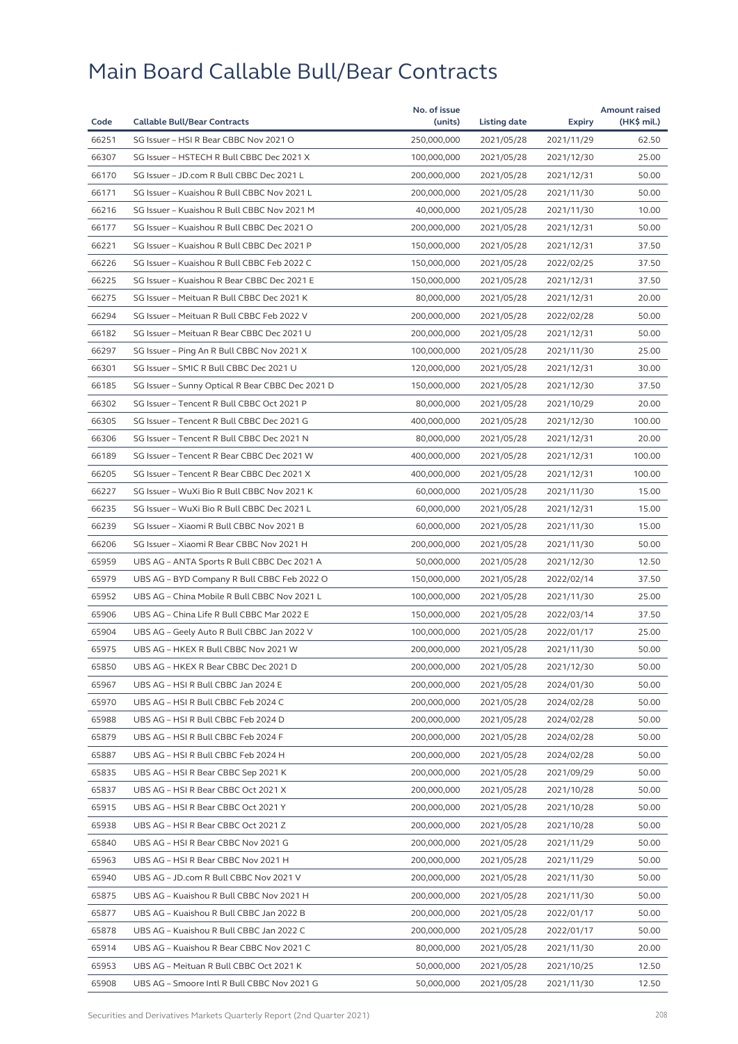# Main Board Callable Bull/Bear Contracts

| Code | Callable Bull/Bear Contracts | No. of issue (units) | Listing date | Expiry | Amount raised (HK$ mil.) |
|---|---|---|---|---|---|
| 66251 | SG Issuer – HSI R Bear CBBC Nov 2021 O | 250,000,000 | 2021/05/28 | 2021/11/29 | 62.50 |
| 66307 | SG Issuer – HSTECH R Bull CBBC Dec 2021 X | 100,000,000 | 2021/05/28 | 2021/12/30 | 25.00 |
| 66170 | SG Issuer – JD.com R Bull CBBC Dec 2021 L | 200,000,000 | 2021/05/28 | 2021/12/31 | 50.00 |
| 66171 | SG Issuer – Kuaishou R Bull CBBC Nov 2021 L | 200,000,000 | 2021/05/28 | 2021/11/30 | 50.00 |
| 66216 | SG Issuer – Kuaishou R Bull CBBC Nov 2021 M | 40,000,000 | 2021/05/28 | 2021/11/30 | 10.00 |
| 66177 | SG Issuer – Kuaishou R Bull CBBC Dec 2021 O | 200,000,000 | 2021/05/28 | 2021/12/31 | 50.00 |
| 66221 | SG Issuer – Kuaishou R Bull CBBC Dec 2021 P | 150,000,000 | 2021/05/28 | 2021/12/31 | 37.50 |
| 66226 | SG Issuer – Kuaishou R Bull CBBC Feb 2022 C | 150,000,000 | 2021/05/28 | 2022/02/25 | 37.50 |
| 66225 | SG Issuer – Kuaishou R Bear CBBC Dec 2021 E | 150,000,000 | 2021/05/28 | 2021/12/31 | 37.50 |
| 66275 | SG Issuer – Meituan R Bull CBBC Dec 2021 K | 80,000,000 | 2021/05/28 | 2021/12/31 | 20.00 |
| 66294 | SG Issuer – Meituan R Bull CBBC Feb 2022 V | 200,000,000 | 2021/05/28 | 2022/02/28 | 50.00 |
| 66182 | SG Issuer – Meituan R Bear CBBC Dec 2021 U | 200,000,000 | 2021/05/28 | 2021/12/31 | 50.00 |
| 66297 | SG Issuer – Ping An R Bull CBBC Nov 2021 X | 100,000,000 | 2021/05/28 | 2021/11/30 | 25.00 |
| 66301 | SG Issuer – SMIC R Bull CBBC Dec 2021 U | 120,000,000 | 2021/05/28 | 2021/12/31 | 30.00 |
| 66185 | SG Issuer – Sunny Optical R Bear CBBC Dec 2021 D | 150,000,000 | 2021/05/28 | 2021/12/30 | 37.50 |
| 66302 | SG Issuer – Tencent R Bull CBBC Oct 2021 P | 80,000,000 | 2021/05/28 | 2021/10/29 | 20.00 |
| 66305 | SG Issuer – Tencent R Bull CBBC Dec 2021 G | 400,000,000 | 2021/05/28 | 2021/12/30 | 100.00 |
| 66306 | SG Issuer – Tencent R Bull CBBC Dec 2021 N | 80,000,000 | 2021/05/28 | 2021/12/31 | 20.00 |
| 66189 | SG Issuer – Tencent R Bear CBBC Dec 2021 W | 400,000,000 | 2021/05/28 | 2021/12/31 | 100.00 |
| 66205 | SG Issuer – Tencent R Bear CBBC Dec 2021 X | 400,000,000 | 2021/05/28 | 2021/12/31 | 100.00 |
| 66227 | SG Issuer – WuXi Bio R Bull CBBC Nov 2021 K | 60,000,000 | 2021/05/28 | 2021/11/30 | 15.00 |
| 66235 | SG Issuer – WuXi Bio R Bull CBBC Dec 2021 L | 60,000,000 | 2021/05/28 | 2021/12/31 | 15.00 |
| 66239 | SG Issuer – Xiaomi R Bull CBBC Nov 2021 B | 60,000,000 | 2021/05/28 | 2021/11/30 | 15.00 |
| 66206 | SG Issuer – Xiaomi R Bear CBBC Nov 2021 H | 200,000,000 | 2021/05/28 | 2021/11/30 | 50.00 |
| 65959 | UBS AG – ANTA Sports R Bull CBBC Dec 2021 A | 50,000,000 | 2021/05/28 | 2021/12/30 | 12.50 |
| 65979 | UBS AG – BYD Company R Bull CBBC Feb 2022 O | 150,000,000 | 2021/05/28 | 2022/02/14 | 37.50 |
| 65952 | UBS AG – China Mobile R Bull CBBC Nov 2021 L | 100,000,000 | 2021/05/28 | 2021/11/30 | 25.00 |
| 65906 | UBS AG – China Life R Bull CBBC Mar 2022 E | 150,000,000 | 2021/05/28 | 2022/03/14 | 37.50 |
| 65904 | UBS AG – Geely Auto R Bull CBBC Jan 2022 V | 100,000,000 | 2021/05/28 | 2022/01/17 | 25.00 |
| 65975 | UBS AG – HKEX R Bull CBBC Nov 2021 W | 200,000,000 | 2021/05/28 | 2021/11/30 | 50.00 |
| 65850 | UBS AG – HKEX R Bear CBBC Dec 2021 D | 200,000,000 | 2021/05/28 | 2021/12/30 | 50.00 |
| 65967 | UBS AG – HSI R Bull CBBC Jan 2024 E | 200,000,000 | 2021/05/28 | 2024/01/30 | 50.00 |
| 65970 | UBS AG – HSI R Bull CBBC Feb 2024 C | 200,000,000 | 2021/05/28 | 2024/02/28 | 50.00 |
| 65988 | UBS AG – HSI R Bull CBBC Feb 2024 D | 200,000,000 | 2021/05/28 | 2024/02/28 | 50.00 |
| 65879 | UBS AG – HSI R Bull CBBC Feb 2024 F | 200,000,000 | 2021/05/28 | 2024/02/28 | 50.00 |
| 65887 | UBS AG – HSI R Bull CBBC Feb 2024 H | 200,000,000 | 2021/05/28 | 2024/02/28 | 50.00 |
| 65835 | UBS AG – HSI R Bear CBBC Sep 2021 K | 200,000,000 | 2021/05/28 | 2021/09/29 | 50.00 |
| 65837 | UBS AG – HSI R Bear CBBC Oct 2021 X | 200,000,000 | 2021/05/28 | 2021/10/28 | 50.00 |
| 65915 | UBS AG – HSI R Bear CBBC Oct 2021 Y | 200,000,000 | 2021/05/28 | 2021/10/28 | 50.00 |
| 65938 | UBS AG – HSI R Bear CBBC Oct 2021 Z | 200,000,000 | 2021/05/28 | 2021/10/28 | 50.00 |
| 65840 | UBS AG – HSI R Bear CBBC Nov 2021 G | 200,000,000 | 2021/05/28 | 2021/11/29 | 50.00 |
| 65963 | UBS AG – HSI R Bear CBBC Nov 2021 H | 200,000,000 | 2021/05/28 | 2021/11/29 | 50.00 |
| 65940 | UBS AG – JD.com R Bull CBBC Nov 2021 V | 200,000,000 | 2021/05/28 | 2021/11/30 | 50.00 |
| 65875 | UBS AG – Kuaishou R Bull CBBC Nov 2021 H | 200,000,000 | 2021/05/28 | 2021/11/30 | 50.00 |
| 65877 | UBS AG – Kuaishou R Bull CBBC Jan 2022 B | 200,000,000 | 2021/05/28 | 2022/01/17 | 50.00 |
| 65878 | UBS AG – Kuaishou R Bull CBBC Jan 2022 C | 200,000,000 | 2021/05/28 | 2022/01/17 | 50.00 |
| 65914 | UBS AG – Kuaishou R Bear CBBC Nov 2021 C | 80,000,000 | 2021/05/28 | 2021/11/30 | 20.00 |
| 65953 | UBS AG – Meituan R Bull CBBC Oct 2021 K | 50,000,000 | 2021/05/28 | 2021/10/25 | 12.50 |
| 65908 | UBS AG – Smoore Intl R Bull CBBC Nov 2021 G | 50,000,000 | 2021/05/28 | 2021/11/30 | 12.50 |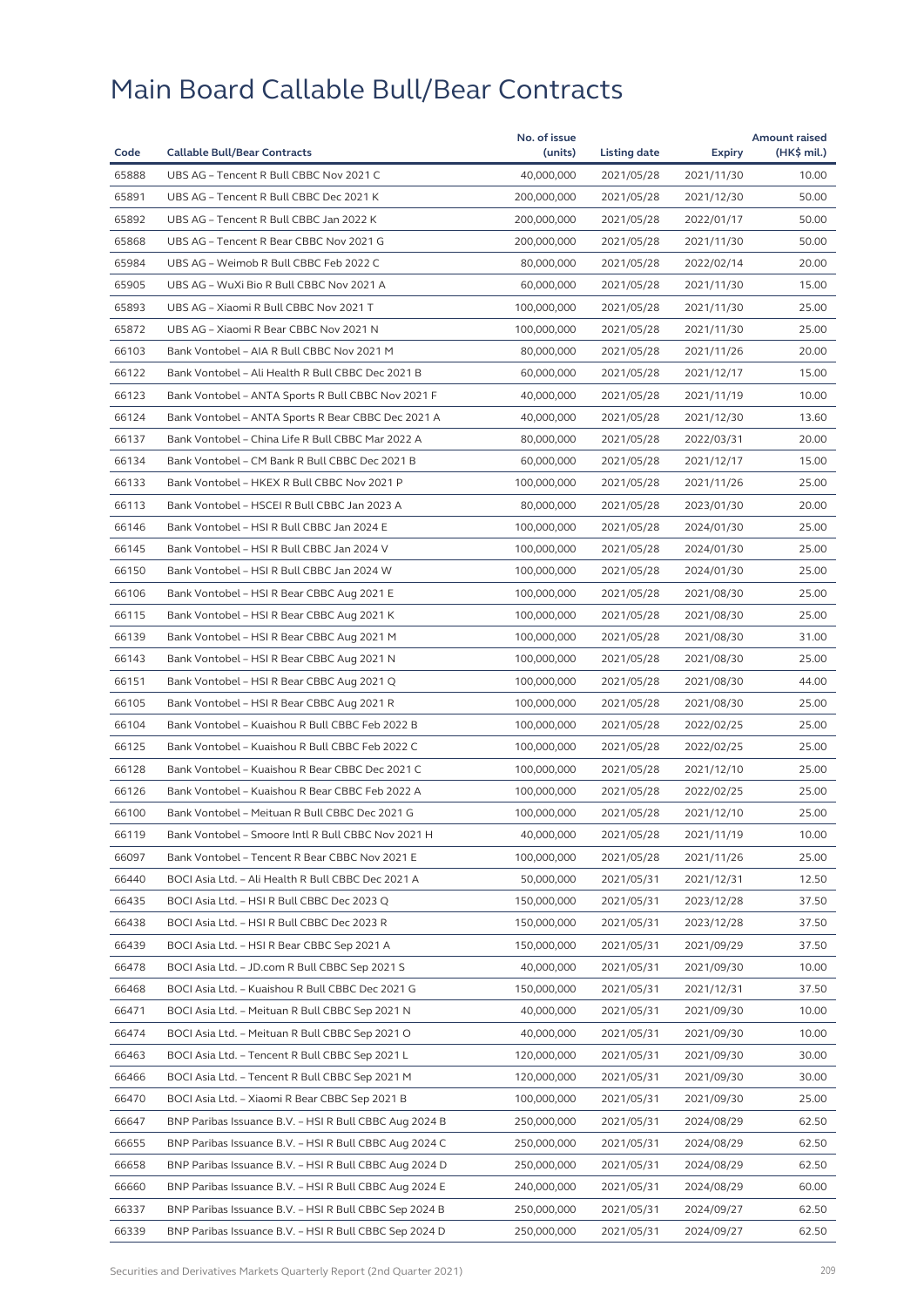# Main Board Callable Bull/Bear Contracts

| Code | Callable Bull/Bear Contracts | No. of issue (units) | Listing date | Expiry | Amount raised (HK$ mil.) |
|---|---|---|---|---|---|
| 65888 | UBS AG – Tencent R Bull CBBC Nov 2021 C | 40,000,000 | 2021/05/28 | 2021/11/30 | 10.00 |
| 65891 | UBS AG – Tencent R Bull CBBC Dec 2021 K | 200,000,000 | 2021/05/28 | 2021/12/30 | 50.00 |
| 65892 | UBS AG – Tencent R Bull CBBC Jan 2022 K | 200,000,000 | 2021/05/28 | 2022/01/17 | 50.00 |
| 65868 | UBS AG – Tencent R Bear CBBC Nov 2021 G | 200,000,000 | 2021/05/28 | 2021/11/30 | 50.00 |
| 65984 | UBS AG – Weimob R Bull CBBC Feb 2022 C | 80,000,000 | 2021/05/28 | 2022/02/14 | 20.00 |
| 65905 | UBS AG – WuXi Bio R Bull CBBC Nov 2021 A | 60,000,000 | 2021/05/28 | 2021/11/30 | 15.00 |
| 65893 | UBS AG – Xiaomi R Bull CBBC Nov 2021 T | 100,000,000 | 2021/05/28 | 2021/11/30 | 25.00 |
| 65872 | UBS AG – Xiaomi R Bear CBBC Nov 2021 N | 100,000,000 | 2021/05/28 | 2021/11/30 | 25.00 |
| 66103 | Bank Vontobel – AIA R Bull CBBC Nov 2021 M | 80,000,000 | 2021/05/28 | 2021/11/26 | 20.00 |
| 66122 | Bank Vontobel – Ali Health R Bull CBBC Dec 2021 B | 60,000,000 | 2021/05/28 | 2021/12/17 | 15.00 |
| 66123 | Bank Vontobel – ANTA Sports R Bull CBBC Nov 2021 F | 40,000,000 | 2021/05/28 | 2021/11/19 | 10.00 |
| 66124 | Bank Vontobel – ANTA Sports R Bear CBBC Dec 2021 A | 40,000,000 | 2021/05/28 | 2021/12/30 | 13.60 |
| 66137 | Bank Vontobel – China Life R Bull CBBC Mar 2022 A | 80,000,000 | 2021/05/28 | 2022/03/31 | 20.00 |
| 66134 | Bank Vontobel – CM Bank R Bull CBBC Dec 2021 B | 60,000,000 | 2021/05/28 | 2021/12/17 | 15.00 |
| 66133 | Bank Vontobel – HKEX R Bull CBBC Nov 2021 P | 100,000,000 | 2021/05/28 | 2021/11/26 | 25.00 |
| 66113 | Bank Vontobel – HSCEI R Bull CBBC Jan 2023 A | 80,000,000 | 2021/05/28 | 2023/01/30 | 20.00 |
| 66146 | Bank Vontobel – HSI R Bull CBBC Jan 2024 E | 100,000,000 | 2021/05/28 | 2024/01/30 | 25.00 |
| 66145 | Bank Vontobel – HSI R Bull CBBC Jan 2024 V | 100,000,000 | 2021/05/28 | 2024/01/30 | 25.00 |
| 66150 | Bank Vontobel – HSI R Bull CBBC Jan 2024 W | 100,000,000 | 2021/05/28 | 2024/01/30 | 25.00 |
| 66106 | Bank Vontobel – HSI R Bear CBBC Aug 2021 E | 100,000,000 | 2021/05/28 | 2021/08/30 | 25.00 |
| 66115 | Bank Vontobel – HSI R Bear CBBC Aug 2021 K | 100,000,000 | 2021/05/28 | 2021/08/30 | 25.00 |
| 66139 | Bank Vontobel – HSI R Bear CBBC Aug 2021 M | 100,000,000 | 2021/05/28 | 2021/08/30 | 31.00 |
| 66143 | Bank Vontobel – HSI R Bear CBBC Aug 2021 N | 100,000,000 | 2021/05/28 | 2021/08/30 | 25.00 |
| 66151 | Bank Vontobel – HSI R Bear CBBC Aug 2021 Q | 100,000,000 | 2021/05/28 | 2021/08/30 | 44.00 |
| 66105 | Bank Vontobel – HSI R Bear CBBC Aug 2021 R | 100,000,000 | 2021/05/28 | 2021/08/30 | 25.00 |
| 66104 | Bank Vontobel – Kuaishou R Bull CBBC Feb 2022 B | 100,000,000 | 2021/05/28 | 2022/02/25 | 25.00 |
| 66125 | Bank Vontobel – Kuaishou R Bull CBBC Feb 2022 C | 100,000,000 | 2021/05/28 | 2022/02/25 | 25.00 |
| 66128 | Bank Vontobel – Kuaishou R Bear CBBC Dec 2021 C | 100,000,000 | 2021/05/28 | 2021/12/10 | 25.00 |
| 66126 | Bank Vontobel – Kuaishou R Bear CBBC Feb 2022 A | 100,000,000 | 2021/05/28 | 2022/02/25 | 25.00 |
| 66100 | Bank Vontobel – Meituan R Bull CBBC Dec 2021 G | 100,000,000 | 2021/05/28 | 2021/12/10 | 25.00 |
| 66119 | Bank Vontobel – Smoore Intl R Bull CBBC Nov 2021 H | 40,000,000 | 2021/05/28 | 2021/11/19 | 10.00 |
| 66097 | Bank Vontobel – Tencent R Bear CBBC Nov 2021 E | 100,000,000 | 2021/05/28 | 2021/11/26 | 25.00 |
| 66440 | BOCI Asia Ltd. – Ali Health R Bull CBBC Dec 2021 A | 50,000,000 | 2021/05/31 | 2021/12/31 | 12.50 |
| 66435 | BOCI Asia Ltd. – HSI R Bull CBBC Dec 2023 Q | 150,000,000 | 2021/05/31 | 2023/12/28 | 37.50 |
| 66438 | BOCI Asia Ltd. – HSI R Bull CBBC Dec 2023 R | 150,000,000 | 2021/05/31 | 2023/12/28 | 37.50 |
| 66439 | BOCI Asia Ltd. – HSI R Bear CBBC Sep 2021 A | 150,000,000 | 2021/05/31 | 2021/09/29 | 37.50 |
| 66478 | BOCI Asia Ltd. – JD.com R Bull CBBC Sep 2021 S | 40,000,000 | 2021/05/31 | 2021/09/30 | 10.00 |
| 66468 | BOCI Asia Ltd. – Kuaishou R Bull CBBC Dec 2021 G | 150,000,000 | 2021/05/31 | 2021/12/31 | 37.50 |
| 66471 | BOCI Asia Ltd. – Meituan R Bull CBBC Sep 2021 N | 40,000,000 | 2021/05/31 | 2021/09/30 | 10.00 |
| 66474 | BOCI Asia Ltd. – Meituan R Bull CBBC Sep 2021 O | 40,000,000 | 2021/05/31 | 2021/09/30 | 10.00 |
| 66463 | BOCI Asia Ltd. – Tencent R Bull CBBC Sep 2021 L | 120,000,000 | 2021/05/31 | 2021/09/30 | 30.00 |
| 66466 | BOCI Asia Ltd. – Tencent R Bull CBBC Sep 2021 M | 120,000,000 | 2021/05/31 | 2021/09/30 | 30.00 |
| 66470 | BOCI Asia Ltd. – Xiaomi R Bear CBBC Sep 2021 B | 100,000,000 | 2021/05/31 | 2021/09/30 | 25.00 |
| 66647 | BNP Paribas Issuance B.V. – HSI R Bull CBBC Aug 2024 B | 250,000,000 | 2021/05/31 | 2024/08/29 | 62.50 |
| 66655 | BNP Paribas Issuance B.V. – HSI R Bull CBBC Aug 2024 C | 250,000,000 | 2021/05/31 | 2024/08/29 | 62.50 |
| 66658 | BNP Paribas Issuance B.V. – HSI R Bull CBBC Aug 2024 D | 250,000,000 | 2021/05/31 | 2024/08/29 | 62.50 |
| 66660 | BNP Paribas Issuance B.V. – HSI R Bull CBBC Aug 2024 E | 240,000,000 | 2021/05/31 | 2024/08/29 | 60.00 |
| 66337 | BNP Paribas Issuance B.V. – HSI R Bull CBBC Sep 2024 B | 250,000,000 | 2021/05/31 | 2024/09/27 | 62.50 |
| 66339 | BNP Paribas Issuance B.V. – HSI R Bull CBBC Sep 2024 D | 250,000,000 | 2021/05/31 | 2024/09/27 | 62.50 |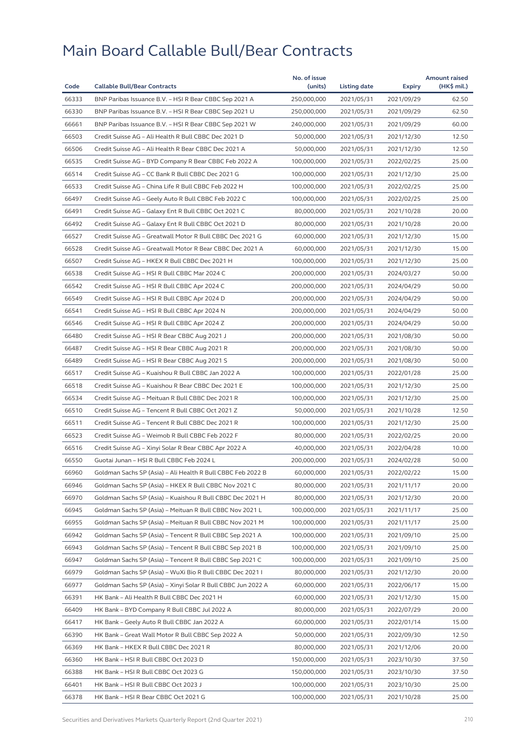# Main Board Callable Bull/Bear Contracts

| Code | Callable Bull/Bear Contracts | No. of issue (units) | Listing date | Expiry | Amount raised (HK$ mil.) |
|---|---|---|---|---|---|
| 66333 | BNP Paribas Issuance B.V. – HSI R Bear CBBC Sep 2021 A | 250,000,000 | 2021/05/31 | 2021/09/29 | 62.50 |
| 66330 | BNP Paribas Issuance B.V. – HSI R Bear CBBC Sep 2021 U | 250,000,000 | 2021/05/31 | 2021/09/29 | 62.50 |
| 66661 | BNP Paribas Issuance B.V. – HSI R Bear CBBC Sep 2021 W | 240,000,000 | 2021/05/31 | 2021/09/29 | 60.00 |
| 66503 | Credit Suisse AG – Ali Health R Bull CBBC Dec 2021 D | 50,000,000 | 2021/05/31 | 2021/12/30 | 12.50 |
| 66506 | Credit Suisse AG – Ali Health R Bear CBBC Dec 2021 A | 50,000,000 | 2021/05/31 | 2021/12/30 | 12.50 |
| 66535 | Credit Suisse AG – BYD Company R Bear CBBC Feb 2022 A | 100,000,000 | 2021/05/31 | 2022/02/25 | 25.00 |
| 66514 | Credit Suisse AG – CC Bank R Bull CBBC Dec 2021 G | 100,000,000 | 2021/05/31 | 2021/12/30 | 25.00 |
| 66533 | Credit Suisse AG – China Life R Bull CBBC Feb 2022 H | 100,000,000 | 2021/05/31 | 2022/02/25 | 25.00 |
| 66497 | Credit Suisse AG – Geely Auto R Bull CBBC Feb 2022 C | 100,000,000 | 2021/05/31 | 2022/02/25 | 25.00 |
| 66491 | Credit Suisse AG – Galaxy Ent R Bull CBBC Oct 2021 C | 80,000,000 | 2021/05/31 | 2021/10/28 | 20.00 |
| 66492 | Credit Suisse AG – Galaxy Ent R Bull CBBC Oct 2021 D | 80,000,000 | 2021/05/31 | 2021/10/28 | 20.00 |
| 66527 | Credit Suisse AG – Greatwall Motor R Bull CBBC Dec 2021 G | 60,000,000 | 2021/05/31 | 2021/12/30 | 15.00 |
| 66528 | Credit Suisse AG – Greatwall Motor R Bear CBBC Dec 2021 A | 60,000,000 | 2021/05/31 | 2021/12/30 | 15.00 |
| 66507 | Credit Suisse AG – HKEX R Bull CBBC Dec 2021 H | 100,000,000 | 2021/05/31 | 2021/12/30 | 25.00 |
| 66538 | Credit Suisse AG – HSI R Bull CBBC Mar 2024 C | 200,000,000 | 2021/05/31 | 2024/03/27 | 50.00 |
| 66542 | Credit Suisse AG – HSI R Bull CBBC Apr 2024 C | 200,000,000 | 2021/05/31 | 2024/04/29 | 50.00 |
| 66549 | Credit Suisse AG – HSI R Bull CBBC Apr 2024 D | 200,000,000 | 2021/05/31 | 2024/04/29 | 50.00 |
| 66541 | Credit Suisse AG – HSI R Bull CBBC Apr 2024 N | 200,000,000 | 2021/05/31 | 2024/04/29 | 50.00 |
| 66546 | Credit Suisse AG – HSI R Bull CBBC Apr 2024 Z | 200,000,000 | 2021/05/31 | 2024/04/29 | 50.00 |
| 66480 | Credit Suisse AG – HSI R Bear CBBC Aug 2021 J | 200,000,000 | 2021/05/31 | 2021/08/30 | 50.00 |
| 66487 | Credit Suisse AG – HSI R Bear CBBC Aug 2021 R | 200,000,000 | 2021/05/31 | 2021/08/30 | 50.00 |
| 66489 | Credit Suisse AG – HSI R Bear CBBC Aug 2021 S | 200,000,000 | 2021/05/31 | 2021/08/30 | 50.00 |
| 66517 | Credit Suisse AG – Kuaishou R Bull CBBC Jan 2022 A | 100,000,000 | 2021/05/31 | 2022/01/28 | 25.00 |
| 66518 | Credit Suisse AG – Kuaishou R Bear CBBC Dec 2021 E | 100,000,000 | 2021/05/31 | 2021/12/30 | 25.00 |
| 66534 | Credit Suisse AG – Meituan R Bull CBBC Dec 2021 R | 100,000,000 | 2021/05/31 | 2021/12/30 | 25.00 |
| 66510 | Credit Suisse AG – Tencent R Bull CBBC Oct 2021 Z | 50,000,000 | 2021/05/31 | 2021/10/28 | 12.50 |
| 66511 | Credit Suisse AG – Tencent R Bull CBBC Dec 2021 R | 100,000,000 | 2021/05/31 | 2021/12/30 | 25.00 |
| 66523 | Credit Suisse AG – Weimob R Bull CBBC Feb 2022 F | 80,000,000 | 2021/05/31 | 2022/02/25 | 20.00 |
| 66516 | Credit Suisse AG – Xinyi Solar R Bear CBBC Apr 2022 A | 40,000,000 | 2021/05/31 | 2022/04/28 | 10.00 |
| 66550 | Guotai Junan – HSI R Bull CBBC Feb 2024 L | 200,000,000 | 2021/05/31 | 2024/02/28 | 50.00 |
| 66960 | Goldman Sachs SP (Asia) – Ali Health R Bull CBBC Feb 2022 B | 60,000,000 | 2021/05/31 | 2022/02/22 | 15.00 |
| 66946 | Goldman Sachs SP (Asia) – HKEX R Bull CBBC Nov 2021 C | 80,000,000 | 2021/05/31 | 2021/11/17 | 20.00 |
| 66970 | Goldman Sachs SP (Asia) – Kuaishou R Bull CBBC Dec 2021 H | 80,000,000 | 2021/05/31 | 2021/12/30 | 20.00 |
| 66945 | Goldman Sachs SP (Asia) – Meituan R Bull CBBC Nov 2021 L | 100,000,000 | 2021/05/31 | 2021/11/17 | 25.00 |
| 66955 | Goldman Sachs SP (Asia) – Meituan R Bull CBBC Nov 2021 M | 100,000,000 | 2021/05/31 | 2021/11/17 | 25.00 |
| 66942 | Goldman Sachs SP (Asia) – Tencent R Bull CBBC Sep 2021 A | 100,000,000 | 2021/05/31 | 2021/09/10 | 25.00 |
| 66943 | Goldman Sachs SP (Asia) – Tencent R Bull CBBC Sep 2021 B | 100,000,000 | 2021/05/31 | 2021/09/10 | 25.00 |
| 66947 | Goldman Sachs SP (Asia) – Tencent R Bull CBBC Sep 2021 C | 100,000,000 | 2021/05/31 | 2021/09/10 | 25.00 |
| 66979 | Goldman Sachs SP (Asia) – WuXi Bio R Bull CBBC Dec 2021 I | 80,000,000 | 2021/05/31 | 2021/12/30 | 20.00 |
| 66977 | Goldman Sachs SP (Asia) – Xinyi Solar R Bull CBBC Jun 2022 A | 60,000,000 | 2021/05/31 | 2022/06/17 | 15.00 |
| 66391 | HK Bank – Ali Health R Bull CBBC Dec 2021 H | 60,000,000 | 2021/05/31 | 2021/12/30 | 15.00 |
| 66409 | HK Bank – BYD Company R Bull CBBC Jul 2022 A | 80,000,000 | 2021/05/31 | 2022/07/29 | 20.00 |
| 66417 | HK Bank – Geely Auto R Bull CBBC Jan 2022 A | 60,000,000 | 2021/05/31 | 2022/01/14 | 15.00 |
| 66390 | HK Bank – Great Wall Motor R Bull CBBC Sep 2022 A | 50,000,000 | 2021/05/31 | 2022/09/30 | 12.50 |
| 66369 | HK Bank – HKEX R Bull CBBC Dec 2021 R | 80,000,000 | 2021/05/31 | 2021/12/06 | 20.00 |
| 66360 | HK Bank – HSI R Bull CBBC Oct 2023 D | 150,000,000 | 2021/05/31 | 2023/10/30 | 37.50 |
| 66388 | HK Bank – HSI R Bull CBBC Oct 2023 G | 150,000,000 | 2021/05/31 | 2023/10/30 | 37.50 |
| 66401 | HK Bank – HSI R Bull CBBC Oct 2023 J | 100,000,000 | 2021/05/31 | 2023/10/30 | 25.00 |
| 66378 | HK Bank – HSI R Bear CBBC Oct 2021 G | 100,000,000 | 2021/05/31 | 2021/10/28 | 25.00 |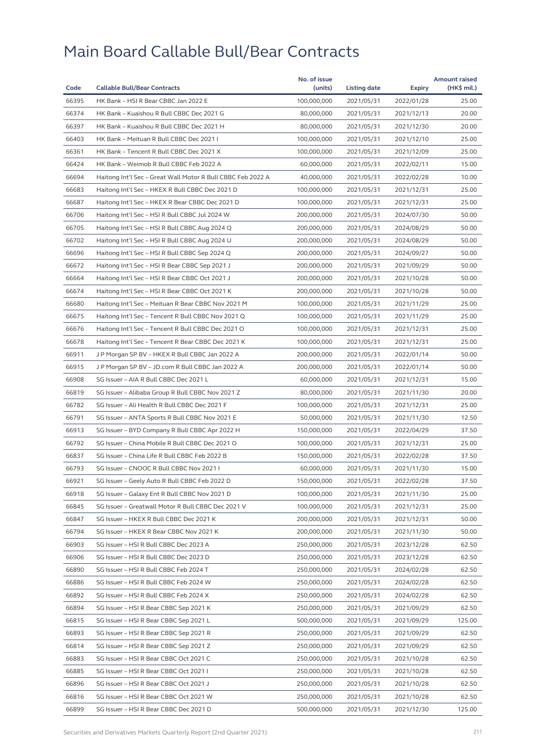# Main Board Callable Bull/Bear Contracts

| Code | Callable Bull/Bear Contracts | No. of issue (units) | Listing date | Expiry | Amount raised (HK$ mil.) |
|---|---|---|---|---|---|
| 66395 | HK Bank – HSI R Bear CBBC Jan 2022 E | 100,000,000 | 2021/05/31 | 2022/01/28 | 25.00 |
| 66374 | HK Bank – Kuaishou R Bull CBBC Dec 2021 G | 80,000,000 | 2021/05/31 | 2021/12/13 | 20.00 |
| 66397 | HK Bank – Kuaishou R Bull CBBC Dec 2021 H | 80,000,000 | 2021/05/31 | 2021/12/30 | 20.00 |
| 66403 | HK Bank – Meituan R Bull CBBC Dec 2021 I | 100,000,000 | 2021/05/31 | 2021/12/10 | 25.00 |
| 66361 | HK Bank – Tencent R Bull CBBC Dec 2021 X | 100,000,000 | 2021/05/31 | 2021/12/09 | 25.00 |
| 66424 | HK Bank – Weimob R Bull CBBC Feb 2022 A | 60,000,000 | 2021/05/31 | 2022/02/11 | 15.00 |
| 66694 | Haitong Int'l Sec – Great Wall Motor R Bull CBBC Feb 2022 A | 40,000,000 | 2021/05/31 | 2022/02/28 | 10.00 |
| 66683 | Haitong Int'l Sec – HKEX R Bull CBBC Dec 2021 D | 100,000,000 | 2021/05/31 | 2021/12/31 | 25.00 |
| 66687 | Haitong Int'l Sec – HKEX R Bear CBBC Dec 2021 D | 100,000,000 | 2021/05/31 | 2021/12/31 | 25.00 |
| 66706 | Haitong Int'l Sec – HSI R Bull CBBC Jul 2024 W | 200,000,000 | 2021/05/31 | 2024/07/30 | 50.00 |
| 66705 | Haitong Int'l Sec – HSI R Bull CBBC Aug 2024 Q | 200,000,000 | 2021/05/31 | 2024/08/29 | 50.00 |
| 66702 | Haitong Int'l Sec – HSI R Bull CBBC Aug 2024 U | 200,000,000 | 2021/05/31 | 2024/08/29 | 50.00 |
| 66696 | Haitong Int'l Sec – HSI R Bull CBBC Sep 2024 Q | 200,000,000 | 2021/05/31 | 2024/09/27 | 50.00 |
| 66672 | Haitong Int'l Sec – HSI R Bear CBBC Sep 2021 J | 200,000,000 | 2021/05/31 | 2021/09/29 | 50.00 |
| 66664 | Haitong Int'l Sec – HSI R Bear CBBC Oct 2021 J | 200,000,000 | 2021/05/31 | 2021/10/28 | 50.00 |
| 66674 | Haitong Int'l Sec – HSI R Bear CBBC Oct 2021 K | 200,000,000 | 2021/05/31 | 2021/10/28 | 50.00 |
| 66680 | Haitong Int'l Sec – Meituan R Bear CBBC Nov 2021 M | 100,000,000 | 2021/05/31 | 2021/11/29 | 25.00 |
| 66675 | Haitong Int'l Sec – Tencent R Bull CBBC Nov 2021 Q | 100,000,000 | 2021/05/31 | 2021/11/29 | 25.00 |
| 66676 | Haitong Int'l Sec – Tencent R Bull CBBC Dec 2021 O | 100,000,000 | 2021/05/31 | 2021/12/31 | 25.00 |
| 66678 | Haitong Int'l Sec – Tencent R Bear CBBC Dec 2021 K | 100,000,000 | 2021/05/31 | 2021/12/31 | 25.00 |
| 66911 | J P Morgan SP BV – HKEX R Bull CBBC Jan 2022 A | 200,000,000 | 2021/05/31 | 2022/01/14 | 50.00 |
| 66915 | J P Morgan SP BV – JD.com R Bull CBBC Jan 2022 A | 200,000,000 | 2021/05/31 | 2022/01/14 | 50.00 |
| 66908 | SG Issuer – AIA R Bull CBBC Dec 2021 L | 60,000,000 | 2021/05/31 | 2021/12/31 | 15.00 |
| 66819 | SG Issuer – Alibaba Group R Bull CBBC Nov 2021 Z | 80,000,000 | 2021/05/31 | 2021/11/30 | 20.00 |
| 66782 | SG Issuer – Ali Health R Bull CBBC Dec 2021 F | 100,000,000 | 2021/05/31 | 2021/12/31 | 25.00 |
| 66791 | SG Issuer – ANTA Sports R Bull CBBC Nov 2021 E | 50,000,000 | 2021/05/31 | 2021/11/30 | 12.50 |
| 66913 | SG Issuer – BYD Company R Bull CBBC Apr 2022 H | 150,000,000 | 2021/05/31 | 2022/04/29 | 37.50 |
| 66792 | SG Issuer – China Mobile R Bull CBBC Dec 2021 O | 100,000,000 | 2021/05/31 | 2021/12/31 | 25.00 |
| 66837 | SG Issuer – China Life R Bull CBBC Feb 2022 B | 150,000,000 | 2021/05/31 | 2022/02/28 | 37.50 |
| 66793 | SG Issuer – CNOOC R Bull CBBC Nov 2021 I | 60,000,000 | 2021/05/31 | 2021/11/30 | 15.00 |
| 66921 | SG Issuer – Geely Auto R Bull CBBC Feb 2022 D | 150,000,000 | 2021/05/31 | 2022/02/28 | 37.50 |
| 66918 | SG Issuer – Galaxy Ent R Bull CBBC Nov 2021 D | 100,000,000 | 2021/05/31 | 2021/11/30 | 25.00 |
| 66845 | SG Issuer – Greatwall Motor R Bull CBBC Dec 2021 V | 100,000,000 | 2021/05/31 | 2021/12/31 | 25.00 |
| 66847 | SG Issuer – HKEX R Bull CBBC Dec 2021 K | 200,000,000 | 2021/05/31 | 2021/12/31 | 50.00 |
| 66794 | SG Issuer – HKEX R Bear CBBC Nov 2021 K | 200,000,000 | 2021/05/31 | 2021/11/30 | 50.00 |
| 66903 | SG Issuer – HSI R Bull CBBC Dec 2023 A | 250,000,000 | 2021/05/31 | 2023/12/28 | 62.50 |
| 66906 | SG Issuer – HSI R Bull CBBC Dec 2023 D | 250,000,000 | 2021/05/31 | 2023/12/28 | 62.50 |
| 66890 | SG Issuer – HSI R Bull CBBC Feb 2024 T | 250,000,000 | 2021/05/31 | 2024/02/28 | 62.50 |
| 66886 | SG Issuer – HSI R Bull CBBC Feb 2024 W | 250,000,000 | 2021/05/31 | 2024/02/28 | 62.50 |
| 66892 | SG Issuer – HSI R Bull CBBC Feb 2024 X | 250,000,000 | 2021/05/31 | 2024/02/28 | 62.50 |
| 66894 | SG Issuer – HSI R Bear CBBC Sep 2021 K | 250,000,000 | 2021/05/31 | 2021/09/29 | 62.50 |
| 66815 | SG Issuer – HSI R Bear CBBC Sep 2021 L | 500,000,000 | 2021/05/31 | 2021/09/29 | 125.00 |
| 66893 | SG Issuer – HSI R Bear CBBC Sep 2021 R | 250,000,000 | 2021/05/31 | 2021/09/29 | 62.50 |
| 66814 | SG Issuer – HSI R Bear CBBC Sep 2021 Z | 250,000,000 | 2021/05/31 | 2021/09/29 | 62.50 |
| 66883 | SG Issuer – HSI R Bear CBBC Oct 2021 C | 250,000,000 | 2021/05/31 | 2021/10/28 | 62.50 |
| 66885 | SG Issuer – HSI R Bear CBBC Oct 2021 I | 250,000,000 | 2021/05/31 | 2021/10/28 | 62.50 |
| 66896 | SG Issuer – HSI R Bear CBBC Oct 2021 J | 250,000,000 | 2021/05/31 | 2021/10/28 | 62.50 |
| 66816 | SG Issuer – HSI R Bear CBBC Oct 2021 W | 250,000,000 | 2021/05/31 | 2021/10/28 | 62.50 |
| 66899 | SG Issuer – HSI R Bear CBBC Dec 2021 D | 500,000,000 | 2021/05/31 | 2021/12/30 | 125.00 |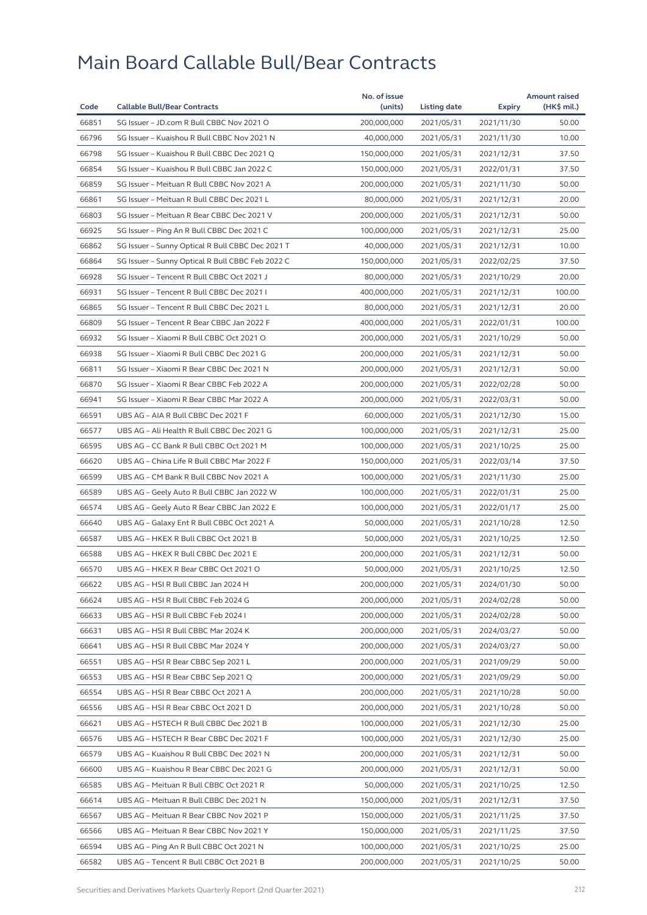# Main Board Callable Bull/Bear Contracts

| Code | Callable Bull/Bear Contracts | No. of issue (units) | Listing date | Expiry | Amount raised (HK$ mil.) |
|---|---|---|---|---|---|
| 66851 | SG Issuer – JD.com R Bull CBBC Nov 2021 O | 200,000,000 | 2021/05/31 | 2021/11/30 | 50.00 |
| 66796 | SG Issuer – Kuaishou R Bull CBBC Nov 2021 N | 40,000,000 | 2021/05/31 | 2021/11/30 | 10.00 |
| 66798 | SG Issuer – Kuaishou R Bull CBBC Dec 2021 Q | 150,000,000 | 2021/05/31 | 2021/12/31 | 37.50 |
| 66854 | SG Issuer – Kuaishou R Bull CBBC Jan 2022 C | 150,000,000 | 2021/05/31 | 2022/01/31 | 37.50 |
| 66859 | SG Issuer – Meituan R Bull CBBC Nov 2021 A | 200,000,000 | 2021/05/31 | 2021/11/30 | 50.00 |
| 66861 | SG Issuer – Meituan R Bull CBBC Dec 2021 L | 80,000,000 | 2021/05/31 | 2021/12/31 | 20.00 |
| 66803 | SG Issuer – Meituan R Bear CBBC Dec 2021 V | 200,000,000 | 2021/05/31 | 2021/12/31 | 50.00 |
| 66925 | SG Issuer – Ping An R Bull CBBC Dec 2021 C | 100,000,000 | 2021/05/31 | 2021/12/31 | 25.00 |
| 66862 | SG Issuer – Sunny Optical R Bull CBBC Dec 2021 T | 40,000,000 | 2021/05/31 | 2021/12/31 | 10.00 |
| 66864 | SG Issuer – Sunny Optical R Bull CBBC Feb 2022 C | 150,000,000 | 2021/05/31 | 2022/02/25 | 37.50 |
| 66928 | SG Issuer – Tencent R Bull CBBC Oct 2021 J | 80,000,000 | 2021/05/31 | 2021/10/29 | 20.00 |
| 66931 | SG Issuer – Tencent R Bull CBBC Dec 2021 I | 400,000,000 | 2021/05/31 | 2021/12/31 | 100.00 |
| 66865 | SG Issuer – Tencent R Bull CBBC Dec 2021 L | 80,000,000 | 2021/05/31 | 2021/12/31 | 20.00 |
| 66809 | SG Issuer – Tencent R Bear CBBC Jan 2022 F | 400,000,000 | 2021/05/31 | 2022/01/31 | 100.00 |
| 66932 | SG Issuer – Xiaomi R Bull CBBC Oct 2021 O | 200,000,000 | 2021/05/31 | 2021/10/29 | 50.00 |
| 66938 | SG Issuer – Xiaomi R Bull CBBC Dec 2021 G | 200,000,000 | 2021/05/31 | 2021/12/31 | 50.00 |
| 66811 | SG Issuer – Xiaomi R Bear CBBC Dec 2021 N | 200,000,000 | 2021/05/31 | 2021/12/31 | 50.00 |
| 66870 | SG Issuer – Xiaomi R Bear CBBC Feb 2022 A | 200,000,000 | 2021/05/31 | 2022/02/28 | 50.00 |
| 66941 | SG Issuer – Xiaomi R Bear CBBC Mar 2022 A | 200,000,000 | 2021/05/31 | 2022/03/31 | 50.00 |
| 66591 | UBS AG – AIA R Bull CBBC Dec 2021 F | 60,000,000 | 2021/05/31 | 2021/12/30 | 15.00 |
| 66577 | UBS AG – Ali Health R Bull CBBC Dec 2021 G | 100,000,000 | 2021/05/31 | 2021/12/31 | 25.00 |
| 66595 | UBS AG – CC Bank R Bull CBBC Oct 2021 M | 100,000,000 | 2021/05/31 | 2021/10/25 | 25.00 |
| 66620 | UBS AG – China Life R Bull CBBC Mar 2022 F | 150,000,000 | 2021/05/31 | 2022/03/14 | 37.50 |
| 66599 | UBS AG – CM Bank R Bull CBBC Nov 2021 A | 100,000,000 | 2021/05/31 | 2021/11/30 | 25.00 |
| 66589 | UBS AG – Geely Auto R Bull CBBC Jan 2022 W | 100,000,000 | 2021/05/31 | 2022/01/31 | 25.00 |
| 66574 | UBS AG – Geely Auto R Bear CBBC Jan 2022 E | 100,000,000 | 2021/05/31 | 2022/01/17 | 25.00 |
| 66640 | UBS AG – Galaxy Ent R Bull CBBC Oct 2021 A | 50,000,000 | 2021/05/31 | 2021/10/28 | 12.50 |
| 66587 | UBS AG – HKEX R Bull CBBC Oct 2021 B | 50,000,000 | 2021/05/31 | 2021/10/25 | 12.50 |
| 66588 | UBS AG – HKEX R Bull CBBC Dec 2021 E | 200,000,000 | 2021/05/31 | 2021/12/31 | 50.00 |
| 66570 | UBS AG – HKEX R Bear CBBC Oct 2021 O | 50,000,000 | 2021/05/31 | 2021/10/25 | 12.50 |
| 66622 | UBS AG – HSI R Bull CBBC Jan 2024 H | 200,000,000 | 2021/05/31 | 2024/01/30 | 50.00 |
| 66624 | UBS AG – HSI R Bull CBBC Feb 2024 G | 200,000,000 | 2021/05/31 | 2024/02/28 | 50.00 |
| 66633 | UBS AG – HSI R Bull CBBC Feb 2024 I | 200,000,000 | 2021/05/31 | 2024/02/28 | 50.00 |
| 66631 | UBS AG – HSI R Bull CBBC Mar 2024 K | 200,000,000 | 2021/05/31 | 2024/03/27 | 50.00 |
| 66641 | UBS AG – HSI R Bull CBBC Mar 2024 Y | 200,000,000 | 2021/05/31 | 2024/03/27 | 50.00 |
| 66551 | UBS AG – HSI R Bear CBBC Sep 2021 L | 200,000,000 | 2021/05/31 | 2021/09/29 | 50.00 |
| 66553 | UBS AG – HSI R Bear CBBC Sep 2021 Q | 200,000,000 | 2021/05/31 | 2021/09/29 | 50.00 |
| 66554 | UBS AG – HSI R Bear CBBC Oct 2021 A | 200,000,000 | 2021/05/31 | 2021/10/28 | 50.00 |
| 66556 | UBS AG – HSI R Bear CBBC Oct 2021 D | 200,000,000 | 2021/05/31 | 2021/10/28 | 50.00 |
| 66621 | UBS AG – HSTECH R Bull CBBC Dec 2021 B | 100,000,000 | 2021/05/31 | 2021/12/30 | 25.00 |
| 66576 | UBS AG – HSTECH R Bear CBBC Dec 2021 F | 100,000,000 | 2021/05/31 | 2021/12/30 | 25.00 |
| 66579 | UBS AG – Kuaishou R Bull CBBC Dec 2021 N | 200,000,000 | 2021/05/31 | 2021/12/31 | 50.00 |
| 66600 | UBS AG – Kuaishou R Bear CBBC Dec 2021 G | 200,000,000 | 2021/05/31 | 2021/12/31 | 50.00 |
| 66585 | UBS AG – Meituan R Bull CBBC Oct 2021 R | 50,000,000 | 2021/05/31 | 2021/10/25 | 12.50 |
| 66614 | UBS AG – Meituan R Bull CBBC Dec 2021 N | 150,000,000 | 2021/05/31 | 2021/12/31 | 37.50 |
| 66567 | UBS AG – Meituan R Bear CBBC Nov 2021 P | 150,000,000 | 2021/05/31 | 2021/11/25 | 37.50 |
| 66566 | UBS AG – Meituan R Bear CBBC Nov 2021 Y | 150,000,000 | 2021/05/31 | 2021/11/25 | 37.50 |
| 66594 | UBS AG – Ping An R Bull CBBC Oct 2021 N | 100,000,000 | 2021/05/31 | 2021/10/25 | 25.00 |
| 66582 | UBS AG – Tencent R Bull CBBC Oct 2021 B | 200,000,000 | 2021/05/31 | 2021/10/25 | 50.00 |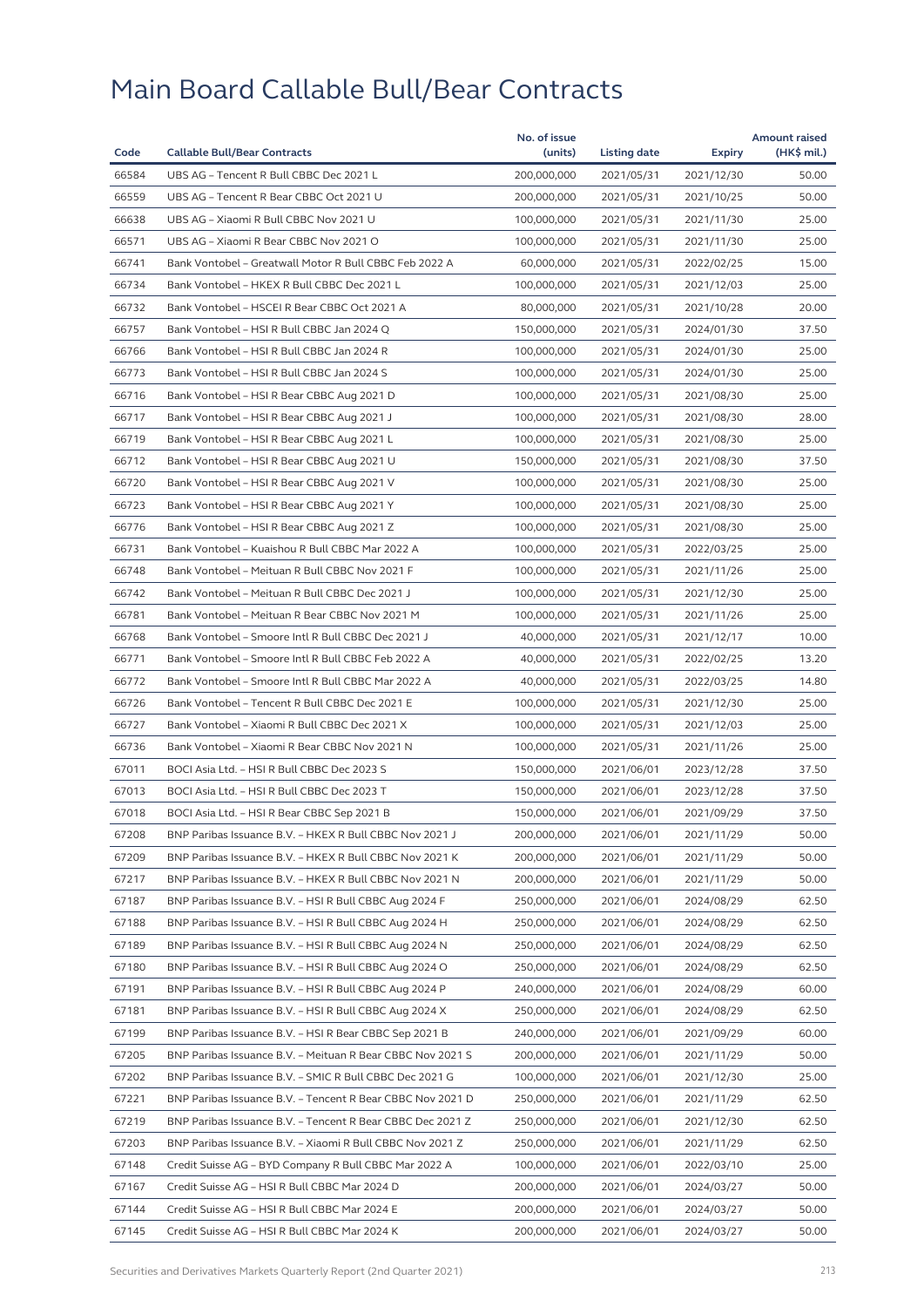# Main Board Callable Bull/Bear Contracts

| Code | Callable Bull/Bear Contracts | No. of issue (units) | Listing date | Expiry | Amount raised (HK$ mil.) |
|---|---|---|---|---|---|
| 66584 | UBS AG – Tencent R Bull CBBC Dec 2021 L | 200,000,000 | 2021/05/31 | 2021/12/30 | 50.00 |
| 66559 | UBS AG – Tencent R Bear CBBC Oct 2021 U | 200,000,000 | 2021/05/31 | 2021/10/25 | 50.00 |
| 66638 | UBS AG – Xiaomi R Bull CBBC Nov 2021 U | 100,000,000 | 2021/05/31 | 2021/11/30 | 25.00 |
| 66571 | UBS AG – Xiaomi R Bear CBBC Nov 2021 O | 100,000,000 | 2021/05/31 | 2021/11/30 | 25.00 |
| 66741 | Bank Vontobel – Greatwall Motor R Bull CBBC Feb 2022 A | 60,000,000 | 2021/05/31 | 2022/02/25 | 15.00 |
| 66734 | Bank Vontobel – HKEX R Bull CBBC Dec 2021 L | 100,000,000 | 2021/05/31 | 2021/12/03 | 25.00 |
| 66732 | Bank Vontobel – HSCEI R Bear CBBC Oct 2021 A | 80,000,000 | 2021/05/31 | 2021/10/28 | 20.00 |
| 66757 | Bank Vontobel – HSI R Bull CBBC Jan 2024 Q | 150,000,000 | 2021/05/31 | 2024/01/30 | 37.50 |
| 66766 | Bank Vontobel – HSI R Bull CBBC Jan 2024 R | 100,000,000 | 2021/05/31 | 2024/01/30 | 25.00 |
| 66773 | Bank Vontobel – HSI R Bull CBBC Jan 2024 S | 100,000,000 | 2021/05/31 | 2024/01/30 | 25.00 |
| 66716 | Bank Vontobel – HSI R Bear CBBC Aug 2021 D | 100,000,000 | 2021/05/31 | 2021/08/30 | 25.00 |
| 66717 | Bank Vontobel – HSI R Bear CBBC Aug 2021 J | 100,000,000 | 2021/05/31 | 2021/08/30 | 28.00 |
| 66719 | Bank Vontobel – HSI R Bear CBBC Aug 2021 L | 100,000,000 | 2021/05/31 | 2021/08/30 | 25.00 |
| 66712 | Bank Vontobel – HSI R Bear CBBC Aug 2021 U | 150,000,000 | 2021/05/31 | 2021/08/30 | 37.50 |
| 66720 | Bank Vontobel – HSI R Bear CBBC Aug 2021 V | 100,000,000 | 2021/05/31 | 2021/08/30 | 25.00 |
| 66723 | Bank Vontobel – HSI R Bear CBBC Aug 2021 Y | 100,000,000 | 2021/05/31 | 2021/08/30 | 25.00 |
| 66776 | Bank Vontobel – HSI R Bear CBBC Aug 2021 Z | 100,000,000 | 2021/05/31 | 2021/08/30 | 25.00 |
| 66731 | Bank Vontobel – Kuaishou R Bull CBBC Mar 2022 A | 100,000,000 | 2021/05/31 | 2022/03/25 | 25.00 |
| 66748 | Bank Vontobel – Meituan R Bull CBBC Nov 2021 F | 100,000,000 | 2021/05/31 | 2021/11/26 | 25.00 |
| 66742 | Bank Vontobel – Meituan R Bull CBBC Dec 2021 J | 100,000,000 | 2021/05/31 | 2021/12/30 | 25.00 |
| 66781 | Bank Vontobel – Meituan R Bear CBBC Nov 2021 M | 100,000,000 | 2021/05/31 | 2021/11/26 | 25.00 |
| 66768 | Bank Vontobel – Smoore Intl R Bull CBBC Dec 2021 J | 40,000,000 | 2021/05/31 | 2021/12/17 | 10.00 |
| 66771 | Bank Vontobel – Smoore Intl R Bull CBBC Feb 2022 A | 40,000,000 | 2021/05/31 | 2022/02/25 | 13.20 |
| 66772 | Bank Vontobel – Smoore Intl R Bull CBBC Mar 2022 A | 40,000,000 | 2021/05/31 | 2022/03/25 | 14.80 |
| 66726 | Bank Vontobel – Tencent R Bull CBBC Dec 2021 E | 100,000,000 | 2021/05/31 | 2021/12/30 | 25.00 |
| 66727 | Bank Vontobel – Xiaomi R Bull CBBC Dec 2021 X | 100,000,000 | 2021/05/31 | 2021/12/03 | 25.00 |
| 66736 | Bank Vontobel – Xiaomi R Bear CBBC Nov 2021 N | 100,000,000 | 2021/05/31 | 2021/11/26 | 25.00 |
| 67011 | BOCI Asia Ltd. – HSI R Bull CBBC Dec 2023 S | 150,000,000 | 2021/06/01 | 2023/12/28 | 37.50 |
| 67013 | BOCI Asia Ltd. – HSI R Bull CBBC Dec 2023 T | 150,000,000 | 2021/06/01 | 2023/12/28 | 37.50 |
| 67018 | BOCI Asia Ltd. – HSI R Bear CBBC Sep 2021 B | 150,000,000 | 2021/06/01 | 2021/09/29 | 37.50 |
| 67208 | BNP Paribas Issuance B.V. – HKEX R Bull CBBC Nov 2021 J | 200,000,000 | 2021/06/01 | 2021/11/29 | 50.00 |
| 67209 | BNP Paribas Issuance B.V. – HKEX R Bull CBBC Nov 2021 K | 200,000,000 | 2021/06/01 | 2021/11/29 | 50.00 |
| 67217 | BNP Paribas Issuance B.V. – HKEX R Bull CBBC Nov 2021 N | 200,000,000 | 2021/06/01 | 2021/11/29 | 50.00 |
| 67187 | BNP Paribas Issuance B.V. – HSI R Bull CBBC Aug 2024 F | 250,000,000 | 2021/06/01 | 2024/08/29 | 62.50 |
| 67188 | BNP Paribas Issuance B.V. – HSI R Bull CBBC Aug 2024 H | 250,000,000 | 2021/06/01 | 2024/08/29 | 62.50 |
| 67189 | BNP Paribas Issuance B.V. – HSI R Bull CBBC Aug 2024 N | 250,000,000 | 2021/06/01 | 2024/08/29 | 62.50 |
| 67180 | BNP Paribas Issuance B.V. – HSI R Bull CBBC Aug 2024 O | 250,000,000 | 2021/06/01 | 2024/08/29 | 62.50 |
| 67191 | BNP Paribas Issuance B.V. – HSI R Bull CBBC Aug 2024 P | 240,000,000 | 2021/06/01 | 2024/08/29 | 60.00 |
| 67181 | BNP Paribas Issuance B.V. – HSI R Bull CBBC Aug 2024 X | 250,000,000 | 2021/06/01 | 2024/08/29 | 62.50 |
| 67199 | BNP Paribas Issuance B.V. – HSI R Bear CBBC Sep 2021 B | 240,000,000 | 2021/06/01 | 2021/09/29 | 60.00 |
| 67205 | BNP Paribas Issuance B.V. – Meituan R Bear CBBC Nov 2021 S | 200,000,000 | 2021/06/01 | 2021/11/29 | 50.00 |
| 67202 | BNP Paribas Issuance B.V. – SMIC R Bull CBBC Dec 2021 G | 100,000,000 | 2021/06/01 | 2021/12/30 | 25.00 |
| 67221 | BNP Paribas Issuance B.V. – Tencent R Bear CBBC Nov 2021 D | 250,000,000 | 2021/06/01 | 2021/11/29 | 62.50 |
| 67219 | BNP Paribas Issuance B.V. – Tencent R Bear CBBC Dec 2021 Z | 250,000,000 | 2021/06/01 | 2021/12/30 | 62.50 |
| 67203 | BNP Paribas Issuance B.V. – Xiaomi R Bull CBBC Nov 2021 Z | 250,000,000 | 2021/06/01 | 2021/11/29 | 62.50 |
| 67148 | Credit Suisse AG – BYD Company R Bull CBBC Mar 2022 A | 100,000,000 | 2021/06/01 | 2022/03/10 | 25.00 |
| 67167 | Credit Suisse AG – HSI R Bull CBBC Mar 2024 D | 200,000,000 | 2021/06/01 | 2024/03/27 | 50.00 |
| 67144 | Credit Suisse AG – HSI R Bull CBBC Mar 2024 E | 200,000,000 | 2021/06/01 | 2024/03/27 | 50.00 |
| 67145 | Credit Suisse AG – HSI R Bull CBBC Mar 2024 K | 200,000,000 | 2021/06/01 | 2024/03/27 | 50.00 |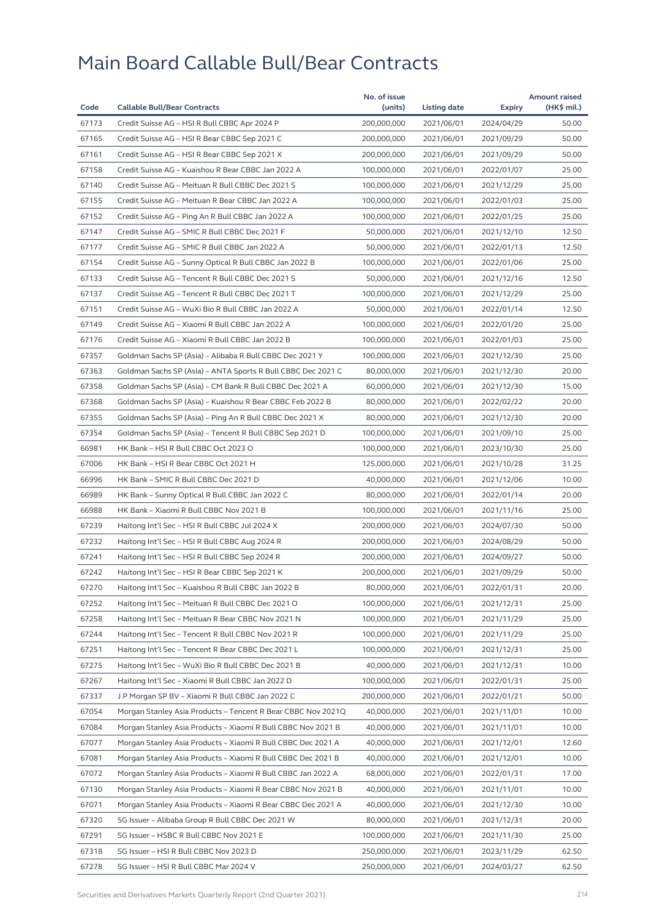# Main Board Callable Bull/Bear Contracts

| Code | Callable Bull/Bear Contracts | No. of issue (units) | Listing date | Expiry | Amount raised (HK$ mil.) |
|---|---|---|---|---|---|
| 67173 | Credit Suisse AG – HSI R Bull CBBC Apr 2024 P | 200,000,000 | 2021/06/01 | 2024/04/29 | 50.00 |
| 67165 | Credit Suisse AG – HSI R Bear CBBC Sep 2021 C | 200,000,000 | 2021/06/01 | 2021/09/29 | 50.00 |
| 67161 | Credit Suisse AG – HSI R Bear CBBC Sep 2021 X | 200,000,000 | 2021/06/01 | 2021/09/29 | 50.00 |
| 67158 | Credit Suisse AG – Kuaishou R Bear CBBC Jan 2022 A | 100,000,000 | 2021/06/01 | 2022/01/07 | 25.00 |
| 67140 | Credit Suisse AG – Meituan R Bull CBBC Dec 2021 S | 100,000,000 | 2021/06/01 | 2021/12/29 | 25.00 |
| 67155 | Credit Suisse AG – Meituan R Bear CBBC Jan 2022 A | 100,000,000 | 2021/06/01 | 2022/01/03 | 25.00 |
| 67152 | Credit Suisse AG – Ping An R Bull CBBC Jan 2022 A | 100,000,000 | 2021/06/01 | 2022/01/25 | 25.00 |
| 67147 | Credit Suisse AG – SMIC R Bull CBBC Dec 2021 F | 50,000,000 | 2021/06/01 | 2021/12/10 | 12.50 |
| 67177 | Credit Suisse AG – SMIC R Bull CBBC Jan 2022 A | 50,000,000 | 2021/06/01 | 2022/01/13 | 12.50 |
| 67154 | Credit Suisse AG – Sunny Optical R Bull CBBC Jan 2022 B | 100,000,000 | 2021/06/01 | 2022/01/06 | 25.00 |
| 67133 | Credit Suisse AG – Tencent R Bull CBBC Dec 2021 S | 50,000,000 | 2021/06/01 | 2021/12/16 | 12.50 |
| 67137 | Credit Suisse AG – Tencent R Bull CBBC Dec 2021 T | 100,000,000 | 2021/06/01 | 2021/12/29 | 25.00 |
| 67151 | Credit Suisse AG – WuXi Bio R Bull CBBC Jan 2022 A | 50,000,000 | 2021/06/01 | 2022/01/14 | 12.50 |
| 67149 | Credit Suisse AG – Xiaomi R Bull CBBC Jan 2022 A | 100,000,000 | 2021/06/01 | 2022/01/20 | 25.00 |
| 67176 | Credit Suisse AG – Xiaomi R Bull CBBC Jan 2022 B | 100,000,000 | 2021/06/01 | 2022/01/03 | 25.00 |
| 67357 | Goldman Sachs SP (Asia) – Alibaba R Bull CBBC Dec 2021 Y | 100,000,000 | 2021/06/01 | 2021/12/30 | 25.00 |
| 67363 | Goldman Sachs SP (Asia) – ANTA Sports R Bull CBBC Dec 2021 C | 80,000,000 | 2021/06/01 | 2021/12/30 | 20.00 |
| 67358 | Goldman Sachs SP (Asia) – CM Bank R Bull CBBC Dec 2021 A | 60,000,000 | 2021/06/01 | 2021/12/30 | 15.00 |
| 67368 | Goldman Sachs SP (Asia) – Kuaishou R Bear CBBC Feb 2022 B | 80,000,000 | 2021/06/01 | 2022/02/22 | 20.00 |
| 67355 | Goldman Sachs SP (Asia) – Ping An R Bull CBBC Dec 2021 X | 80,000,000 | 2021/06/01 | 2021/12/30 | 20.00 |
| 67354 | Goldman Sachs SP (Asia) – Tencent R Bull CBBC Sep 2021 D | 100,000,000 | 2021/06/01 | 2021/09/10 | 25.00 |
| 66981 | HK Bank – HSI R Bull CBBC Oct 2023 O | 100,000,000 | 2021/06/01 | 2023/10/30 | 25.00 |
| 67006 | HK Bank – HSI R Bear CBBC Oct 2021 H | 125,000,000 | 2021/06/01 | 2021/10/28 | 31.25 |
| 66996 | HK Bank – SMIC R Bull CBBC Dec 2021 D | 40,000,000 | 2021/06/01 | 2021/12/06 | 10.00 |
| 66989 | HK Bank – Sunny Optical R Bull CBBC Jan 2022 C | 80,000,000 | 2021/06/01 | 2022/01/14 | 20.00 |
| 66988 | HK Bank – Xiaomi R Bull CBBC Nov 2021 B | 100,000,000 | 2021/06/01 | 2021/11/16 | 25.00 |
| 67239 | Haitong Int'l Sec – HSI R Bull CBBC Jul 2024 X | 200,000,000 | 2021/06/01 | 2024/07/30 | 50.00 |
| 67232 | Haitong Int'l Sec – HSI R Bull CBBC Aug 2024 R | 200,000,000 | 2021/06/01 | 2024/08/29 | 50.00 |
| 67241 | Haitong Int'l Sec – HSI R Bull CBBC Sep 2024 R | 200,000,000 | 2021/06/01 | 2024/09/27 | 50.00 |
| 67242 | Haitong Int'l Sec – HSI R Bear CBBC Sep 2021 K | 200,000,000 | 2021/06/01 | 2021/09/29 | 50.00 |
| 67270 | Haitong Int'l Sec – Kuaishou R Bull CBBC Jan 2022 B | 80,000,000 | 2021/06/01 | 2022/01/31 | 20.00 |
| 67252 | Haitong Int'l Sec – Meituan R Bull CBBC Dec 2021 O | 100,000,000 | 2021/06/01 | 2021/12/31 | 25.00 |
| 67258 | Haitong Int'l Sec – Meituan R Bear CBBC Nov 2021 N | 100,000,000 | 2021/06/01 | 2021/11/29 | 25.00 |
| 67244 | Haitong Int'l Sec – Tencent R Bull CBBC Nov 2021 R | 100,000,000 | 2021/06/01 | 2021/11/29 | 25.00 |
| 67251 | Haitong Int'l Sec – Tencent R Bear CBBC Dec 2021 L | 100,000,000 | 2021/06/01 | 2021/12/31 | 25.00 |
| 67275 | Haitong Int'l Sec – WuXi Bio R Bull CBBC Dec 2021 B | 40,000,000 | 2021/06/01 | 2021/12/31 | 10.00 |
| 67267 | Haitong Int'l Sec – Xiaomi R Bull CBBC Jan 2022 D | 100,000,000 | 2021/06/01 | 2022/01/31 | 25.00 |
| 67337 | J P Morgan SP BV – Xiaomi R Bull CBBC Jan 2022 C | 200,000,000 | 2021/06/01 | 2022/01/21 | 50.00 |
| 67054 | Morgan Stanley Asia Products – Tencent R Bear CBBC Nov 2021Q | 40,000,000 | 2021/06/01 | 2021/11/01 | 10.00 |
| 67084 | Morgan Stanley Asia Products – Xiaomi R Bull CBBC Nov 2021 B | 40,000,000 | 2021/06/01 | 2021/11/01 | 10.00 |
| 67077 | Morgan Stanley Asia Products – Xiaomi R Bull CBBC Dec 2021 A | 40,000,000 | 2021/06/01 | 2021/12/01 | 12.60 |
| 67081 | Morgan Stanley Asia Products – Xiaomi R Bull CBBC Dec 2021 B | 40,000,000 | 2021/06/01 | 2021/12/01 | 10.00 |
| 67072 | Morgan Stanley Asia Products – Xiaomi R Bull CBBC Jan 2022 A | 68,000,000 | 2021/06/01 | 2022/01/31 | 17.00 |
| 67130 | Morgan Stanley Asia Products – Xiaomi R Bear CBBC Nov 2021 B | 40,000,000 | 2021/06/01 | 2021/11/01 | 10.00 |
| 67071 | Morgan Stanley Asia Products – Xiaomi R Bear CBBC Dec 2021 A | 40,000,000 | 2021/06/01 | 2021/12/30 | 10.00 |
| 67320 | SG Issuer – Alibaba Group R Bull CBBC Dec 2021 W | 80,000,000 | 2021/06/01 | 2021/12/31 | 20.00 |
| 67291 | SG Issuer – HSBC R Bull CBBC Nov 2021 E | 100,000,000 | 2021/06/01 | 2021/11/30 | 25.00 |
| 67318 | SG Issuer – HSI R Bull CBBC Nov 2023 D | 250,000,000 | 2021/06/01 | 2023/11/29 | 62.50 |
| 67278 | SG Issuer – HSI R Bull CBBC Mar 2024 V | 250,000,000 | 2021/06/01 | 2024/03/27 | 62.50 |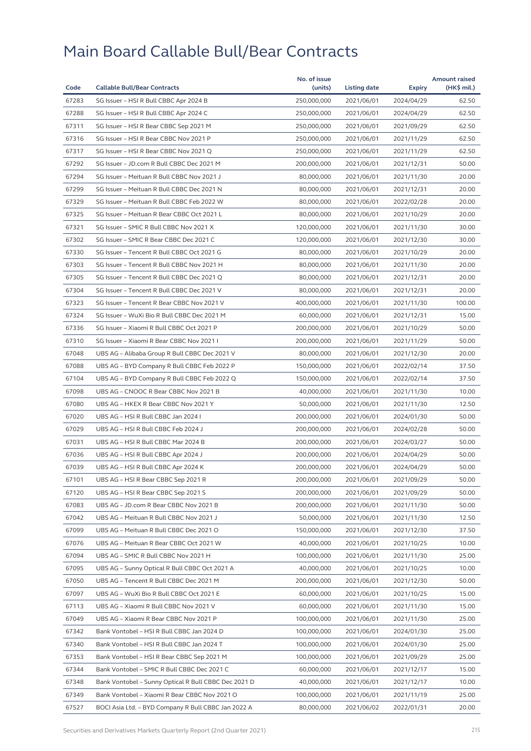# Main Board Callable Bull/Bear Contracts

| Code | Callable Bull/Bear Contracts | No. of issue (units) | Listing date | Expiry | Amount raised (HK$ mil.) |
|---|---|---|---|---|---|
| 67283 | SG Issuer – HSI R Bull CBBC Apr 2024 B | 250,000,000 | 2021/06/01 | 2024/04/29 | 62.50 |
| 67288 | SG Issuer – HSI R Bull CBBC Apr 2024 C | 250,000,000 | 2021/06/01 | 2024/04/29 | 62.50 |
| 67311 | SG Issuer – HSI R Bear CBBC Sep 2021 M | 250,000,000 | 2021/06/01 | 2021/09/29 | 62.50 |
| 67316 | SG Issuer – HSI R Bear CBBC Nov 2021 P | 250,000,000 | 2021/06/01 | 2021/11/29 | 62.50 |
| 67317 | SG Issuer – HSI R Bear CBBC Nov 2021 Q | 250,000,000 | 2021/06/01 | 2021/11/29 | 62.50 |
| 67292 | SG Issuer – JD.com R Bull CBBC Dec 2021 M | 200,000,000 | 2021/06/01 | 2021/12/31 | 50.00 |
| 67294 | SG Issuer – Meituan R Bull CBBC Nov 2021 J | 80,000,000 | 2021/06/01 | 2021/11/30 | 20.00 |
| 67299 | SG Issuer – Meituan R Bull CBBC Dec 2021 N | 80,000,000 | 2021/06/01 | 2021/12/31 | 20.00 |
| 67329 | SG Issuer – Meituan R Bull CBBC Feb 2022 W | 80,000,000 | 2021/06/01 | 2022/02/28 | 20.00 |
| 67325 | SG Issuer – Meituan R Bear CBBC Oct 2021 L | 80,000,000 | 2021/06/01 | 2021/10/29 | 20.00 |
| 67321 | SG Issuer – SMIC R Bull CBBC Nov 2021 X | 120,000,000 | 2021/06/01 | 2021/11/30 | 30.00 |
| 67302 | SG Issuer – SMIC R Bear CBBC Dec 2021 C | 120,000,000 | 2021/06/01 | 2021/12/30 | 30.00 |
| 67330 | SG Issuer – Tencent R Bull CBBC Oct 2021 G | 80,000,000 | 2021/06/01 | 2021/10/29 | 20.00 |
| 67303 | SG Issuer – Tencent R Bull CBBC Nov 2021 H | 80,000,000 | 2021/06/01 | 2021/11/30 | 20.00 |
| 67305 | SG Issuer – Tencent R Bull CBBC Dec 2021 Q | 80,000,000 | 2021/06/01 | 2021/12/31 | 20.00 |
| 67304 | SG Issuer – Tencent R Bull CBBC Dec 2021 V | 80,000,000 | 2021/06/01 | 2021/12/31 | 20.00 |
| 67323 | SG Issuer – Tencent R Bear CBBC Nov 2021 V | 400,000,000 | 2021/06/01 | 2021/11/30 | 100.00 |
| 67324 | SG Issuer – WuXi Bio R Bull CBBC Dec 2021 M | 60,000,000 | 2021/06/01 | 2021/12/31 | 15.00 |
| 67336 | SG Issuer – Xiaomi R Bull CBBC Oct 2021 P | 200,000,000 | 2021/06/01 | 2021/10/29 | 50.00 |
| 67310 | SG Issuer – Xiaomi R Bear CBBC Nov 2021 I | 200,000,000 | 2021/06/01 | 2021/11/29 | 50.00 |
| 67048 | UBS AG – Alibaba Group R Bull CBBC Dec 2021 V | 80,000,000 | 2021/06/01 | 2021/12/30 | 20.00 |
| 67088 | UBS AG – BYD Company R Bull CBBC Feb 2022 P | 150,000,000 | 2021/06/01 | 2022/02/14 | 37.50 |
| 67104 | UBS AG – BYD Company R Bull CBBC Feb 2022 Q | 150,000,000 | 2021/06/01 | 2022/02/14 | 37.50 |
| 67098 | UBS AG – CNOOC R Bear CBBC Nov 2021 B | 40,000,000 | 2021/06/01 | 2021/11/30 | 10.00 |
| 67080 | UBS AG – HKEX R Bear CBBC Nov 2021 Y | 50,000,000 | 2021/06/01 | 2021/11/30 | 12.50 |
| 67020 | UBS AG – HSI R Bull CBBC Jan 2024 I | 200,000,000 | 2021/06/01 | 2024/01/30 | 50.00 |
| 67029 | UBS AG – HSI R Bull CBBC Feb 2024 J | 200,000,000 | 2021/06/01 | 2024/02/28 | 50.00 |
| 67031 | UBS AG – HSI R Bull CBBC Mar 2024 B | 200,000,000 | 2021/06/01 | 2024/03/27 | 50.00 |
| 67036 | UBS AG – HSI R Bull CBBC Apr 2024 J | 200,000,000 | 2021/06/01 | 2024/04/29 | 50.00 |
| 67039 | UBS AG – HSI R Bull CBBC Apr 2024 K | 200,000,000 | 2021/06/01 | 2024/04/29 | 50.00 |
| 67101 | UBS AG – HSI R Bear CBBC Sep 2021 R | 200,000,000 | 2021/06/01 | 2021/09/29 | 50.00 |
| 67120 | UBS AG – HSI R Bear CBBC Sep 2021 S | 200,000,000 | 2021/06/01 | 2021/09/29 | 50.00 |
| 67083 | UBS AG – JD.com R Bear CBBC Nov 2021 B | 200,000,000 | 2021/06/01 | 2021/11/30 | 50.00 |
| 67042 | UBS AG – Meituan R Bull CBBC Nov 2021 J | 50,000,000 | 2021/06/01 | 2021/11/30 | 12.50 |
| 67099 | UBS AG – Meituan R Bull CBBC Dec 2021 O | 150,000,000 | 2021/06/01 | 2021/12/30 | 37.50 |
| 67076 | UBS AG – Meituan R Bear CBBC Oct 2021 W | 40,000,000 | 2021/06/01 | 2021/10/25 | 10.00 |
| 67094 | UBS AG – SMIC R Bull CBBC Nov 2021 H | 100,000,000 | 2021/06/01 | 2021/11/30 | 25.00 |
| 67095 | UBS AG – Sunny Optical R Bull CBBC Oct 2021 A | 40,000,000 | 2021/06/01 | 2021/10/25 | 10.00 |
| 67050 | UBS AG – Tencent R Bull CBBC Dec 2021 M | 200,000,000 | 2021/06/01 | 2021/12/30 | 50.00 |
| 67097 | UBS AG – WuXi Bio R Bull CBBC Oct 2021 E | 60,000,000 | 2021/06/01 | 2021/10/25 | 15.00 |
| 67113 | UBS AG – Xiaomi R Bull CBBC Nov 2021 V | 60,000,000 | 2021/06/01 | 2021/11/30 | 15.00 |
| 67049 | UBS AG – Xiaomi R Bear CBBC Nov 2021 P | 100,000,000 | 2021/06/01 | 2021/11/30 | 25.00 |
| 67342 | Bank Vontobel – HSI R Bull CBBC Jan 2024 D | 100,000,000 | 2021/06/01 | 2024/01/30 | 25.00 |
| 67340 | Bank Vontobel – HSI R Bull CBBC Jan 2024 T | 100,000,000 | 2021/06/01 | 2024/01/30 | 25.00 |
| 67353 | Bank Vontobel – HSI R Bear CBBC Sep 2021 M | 100,000,000 | 2021/06/01 | 2021/09/29 | 25.00 |
| 67344 | Bank Vontobel – SMIC R Bull CBBC Dec 2021 C | 60,000,000 | 2021/06/01 | 2021/12/17 | 15.00 |
| 67348 | Bank Vontobel – Sunny Optical R Bull CBBC Dec 2021 D | 40,000,000 | 2021/06/01 | 2021/12/17 | 10.00 |
| 67349 | Bank Vontobel – Xiaomi R Bear CBBC Nov 2021 O | 100,000,000 | 2021/06/01 | 2021/11/19 | 25.00 |
| 67527 | BOCI Asia Ltd. – BYD Company R Bull CBBC Jan 2022 A | 80,000,000 | 2021/06/02 | 2022/01/31 | 20.00 |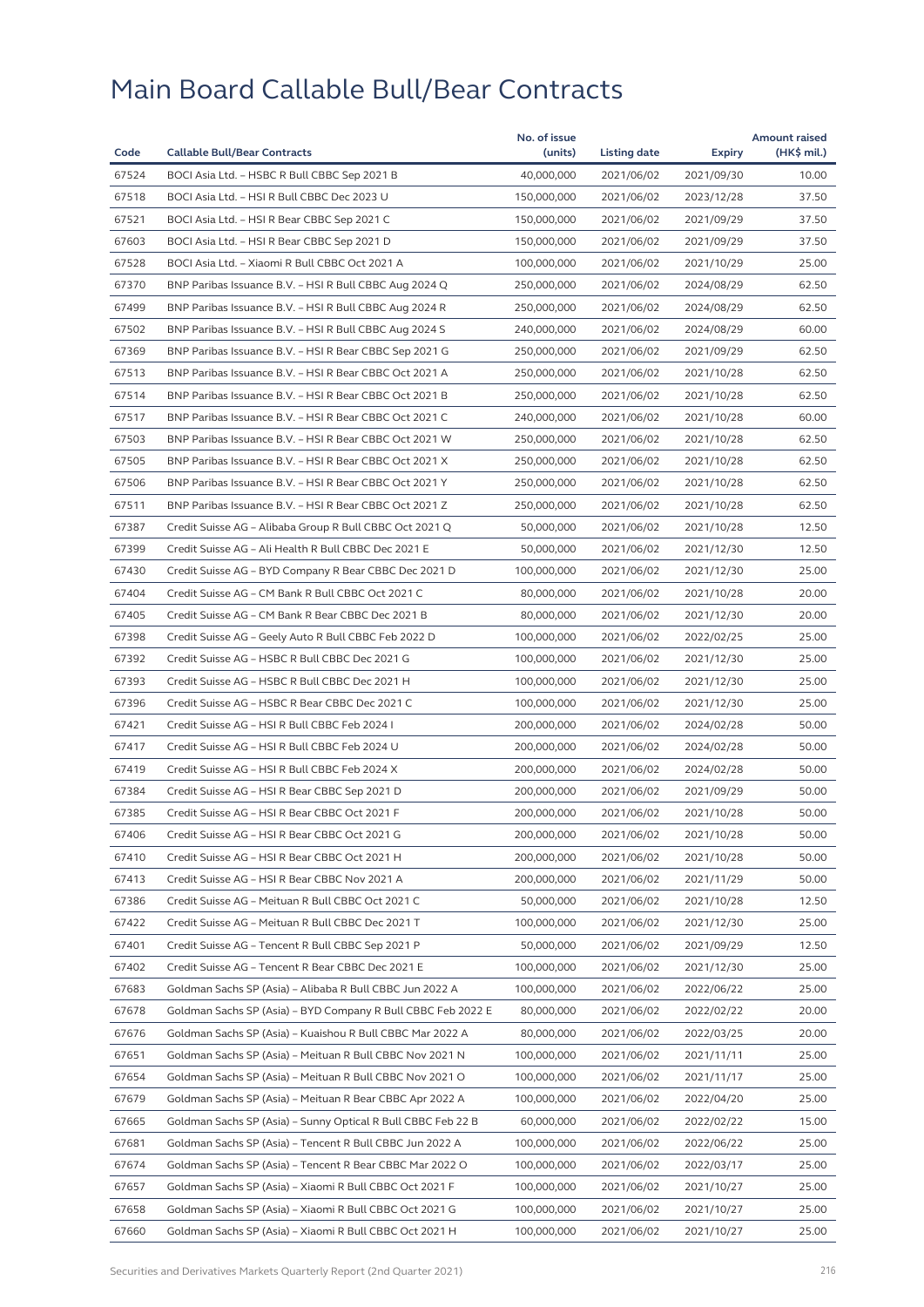# Main Board Callable Bull/Bear Contracts

| Code | Callable Bull/Bear Contracts | No. of issue (units) | Listing date | Expiry | Amount raised (HK$ mil.) |
|---|---|---|---|---|---|
| 67524 | BOCI Asia Ltd. – HSBC R Bull CBBC Sep 2021 B | 40,000,000 | 2021/06/02 | 2021/09/30 | 10.00 |
| 67518 | BOCI Asia Ltd. – HSI R Bull CBBC Dec 2023 U | 150,000,000 | 2021/06/02 | 2023/12/28 | 37.50 |
| 67521 | BOCI Asia Ltd. – HSI R Bear CBBC Sep 2021 C | 150,000,000 | 2021/06/02 | 2021/09/29 | 37.50 |
| 67603 | BOCI Asia Ltd. – HSI R Bear CBBC Sep 2021 D | 150,000,000 | 2021/06/02 | 2021/09/29 | 37.50 |
| 67528 | BOCI Asia Ltd. – Xiaomi R Bull CBBC Oct 2021 A | 100,000,000 | 2021/06/02 | 2021/10/29 | 25.00 |
| 67370 | BNP Paribas Issuance B.V. – HSI R Bull CBBC Aug 2024 Q | 250,000,000 | 2021/06/02 | 2024/08/29 | 62.50 |
| 67499 | BNP Paribas Issuance B.V. – HSI R Bull CBBC Aug 2024 R | 250,000,000 | 2021/06/02 | 2024/08/29 | 62.50 |
| 67502 | BNP Paribas Issuance B.V. – HSI R Bull CBBC Aug 2024 S | 240,000,000 | 2021/06/02 | 2024/08/29 | 60.00 |
| 67369 | BNP Paribas Issuance B.V. – HSI R Bear CBBC Sep 2021 G | 250,000,000 | 2021/06/02 | 2021/09/29 | 62.50 |
| 67513 | BNP Paribas Issuance B.V. – HSI R Bear CBBC Oct 2021 A | 250,000,000 | 2021/06/02 | 2021/10/28 | 62.50 |
| 67514 | BNP Paribas Issuance B.V. – HSI R Bear CBBC Oct 2021 B | 250,000,000 | 2021/06/02 | 2021/10/28 | 62.50 |
| 67517 | BNP Paribas Issuance B.V. – HSI R Bear CBBC Oct 2021 C | 240,000,000 | 2021/06/02 | 2021/10/28 | 60.00 |
| 67503 | BNP Paribas Issuance B.V. – HSI R Bear CBBC Oct 2021 W | 250,000,000 | 2021/06/02 | 2021/10/28 | 62.50 |
| 67505 | BNP Paribas Issuance B.V. – HSI R Bear CBBC Oct 2021 X | 250,000,000 | 2021/06/02 | 2021/10/28 | 62.50 |
| 67506 | BNP Paribas Issuance B.V. – HSI R Bear CBBC Oct 2021 Y | 250,000,000 | 2021/06/02 | 2021/10/28 | 62.50 |
| 67511 | BNP Paribas Issuance B.V. – HSI R Bear CBBC Oct 2021 Z | 250,000,000 | 2021/06/02 | 2021/10/28 | 62.50 |
| 67387 | Credit Suisse AG – Alibaba Group R Bull CBBC Oct 2021 Q | 50,000,000 | 2021/06/02 | 2021/10/28 | 12.50 |
| 67399 | Credit Suisse AG – Ali Health R Bull CBBC Dec 2021 E | 50,000,000 | 2021/06/02 | 2021/12/30 | 12.50 |
| 67430 | Credit Suisse AG – BYD Company R Bear CBBC Dec 2021 D | 100,000,000 | 2021/06/02 | 2021/12/30 | 25.00 |
| 67404 | Credit Suisse AG – CM Bank R Bull CBBC Oct 2021 C | 80,000,000 | 2021/06/02 | 2021/10/28 | 20.00 |
| 67405 | Credit Suisse AG – CM Bank R Bear CBBC Dec 2021 B | 80,000,000 | 2021/06/02 | 2021/12/30 | 20.00 |
| 67398 | Credit Suisse AG – Geely Auto R Bull CBBC Feb 2022 D | 100,000,000 | 2021/06/02 | 2022/02/25 | 25.00 |
| 67392 | Credit Suisse AG – HSBC R Bull CBBC Dec 2021 G | 100,000,000 | 2021/06/02 | 2021/12/30 | 25.00 |
| 67393 | Credit Suisse AG – HSBC R Bull CBBC Dec 2021 H | 100,000,000 | 2021/06/02 | 2021/12/30 | 25.00 |
| 67396 | Credit Suisse AG – HSBC R Bear CBBC Dec 2021 C | 100,000,000 | 2021/06/02 | 2021/12/30 | 25.00 |
| 67421 | Credit Suisse AG – HSI R Bull CBBC Feb 2024 I | 200,000,000 | 2021/06/02 | 2024/02/28 | 50.00 |
| 67417 | Credit Suisse AG – HSI R Bull CBBC Feb 2024 U | 200,000,000 | 2021/06/02 | 2024/02/28 | 50.00 |
| 67419 | Credit Suisse AG – HSI R Bull CBBC Feb 2024 X | 200,000,000 | 2021/06/02 | 2024/02/28 | 50.00 |
| 67384 | Credit Suisse AG – HSI R Bear CBBC Sep 2021 D | 200,000,000 | 2021/06/02 | 2021/09/29 | 50.00 |
| 67385 | Credit Suisse AG – HSI R Bear CBBC Oct 2021 F | 200,000,000 | 2021/06/02 | 2021/10/28 | 50.00 |
| 67406 | Credit Suisse AG – HSI R Bear CBBC Oct 2021 G | 200,000,000 | 2021/06/02 | 2021/10/28 | 50.00 |
| 67410 | Credit Suisse AG – HSI R Bear CBBC Oct 2021 H | 200,000,000 | 2021/06/02 | 2021/10/28 | 50.00 |
| 67413 | Credit Suisse AG – HSI R Bear CBBC Nov 2021 A | 200,000,000 | 2021/06/02 | 2021/11/29 | 50.00 |
| 67386 | Credit Suisse AG – Meituan R Bull CBBC Oct 2021 C | 50,000,000 | 2021/06/02 | 2021/10/28 | 12.50 |
| 67422 | Credit Suisse AG – Meituan R Bull CBBC Dec 2021 T | 100,000,000 | 2021/06/02 | 2021/12/30 | 25.00 |
| 67401 | Credit Suisse AG – Tencent R Bull CBBC Sep 2021 P | 50,000,000 | 2021/06/02 | 2021/09/29 | 12.50 |
| 67402 | Credit Suisse AG – Tencent R Bear CBBC Dec 2021 E | 100,000,000 | 2021/06/02 | 2021/12/30 | 25.00 |
| 67683 | Goldman Sachs SP (Asia) – Alibaba R Bull CBBC Jun 2022 A | 100,000,000 | 2021/06/02 | 2022/06/22 | 25.00 |
| 67678 | Goldman Sachs SP (Asia) – BYD Company R Bull CBBC Feb 2022 E | 80,000,000 | 2021/06/02 | 2022/02/22 | 20.00 |
| 67676 | Goldman Sachs SP (Asia) – Kuaishou R Bull CBBC Mar 2022 A | 80,000,000 | 2021/06/02 | 2022/03/25 | 20.00 |
| 67651 | Goldman Sachs SP (Asia) – Meituan R Bull CBBC Nov 2021 N | 100,000,000 | 2021/06/02 | 2021/11/11 | 25.00 |
| 67654 | Goldman Sachs SP (Asia) – Meituan R Bull CBBC Nov 2021 O | 100,000,000 | 2021/06/02 | 2021/11/17 | 25.00 |
| 67679 | Goldman Sachs SP (Asia) – Meituan R Bear CBBC Apr 2022 A | 100,000,000 | 2021/06/02 | 2022/04/20 | 25.00 |
| 67665 | Goldman Sachs SP (Asia) – Sunny Optical R Bull CBBC Feb 22 B | 60,000,000 | 2021/06/02 | 2022/02/22 | 15.00 |
| 67681 | Goldman Sachs SP (Asia) – Tencent R Bull CBBC Jun 2022 A | 100,000,000 | 2021/06/02 | 2022/06/22 | 25.00 |
| 67674 | Goldman Sachs SP (Asia) – Tencent R Bear CBBC Mar 2022 O | 100,000,000 | 2021/06/02 | 2022/03/17 | 25.00 |
| 67657 | Goldman Sachs SP (Asia) – Xiaomi R Bull CBBC Oct 2021 F | 100,000,000 | 2021/06/02 | 2021/10/27 | 25.00 |
| 67658 | Goldman Sachs SP (Asia) – Xiaomi R Bull CBBC Oct 2021 G | 100,000,000 | 2021/06/02 | 2021/10/27 | 25.00 |
| 67660 | Goldman Sachs SP (Asia) – Xiaomi R Bull CBBC Oct 2021 H | 100,000,000 | 2021/06/02 | 2021/10/27 | 25.00 |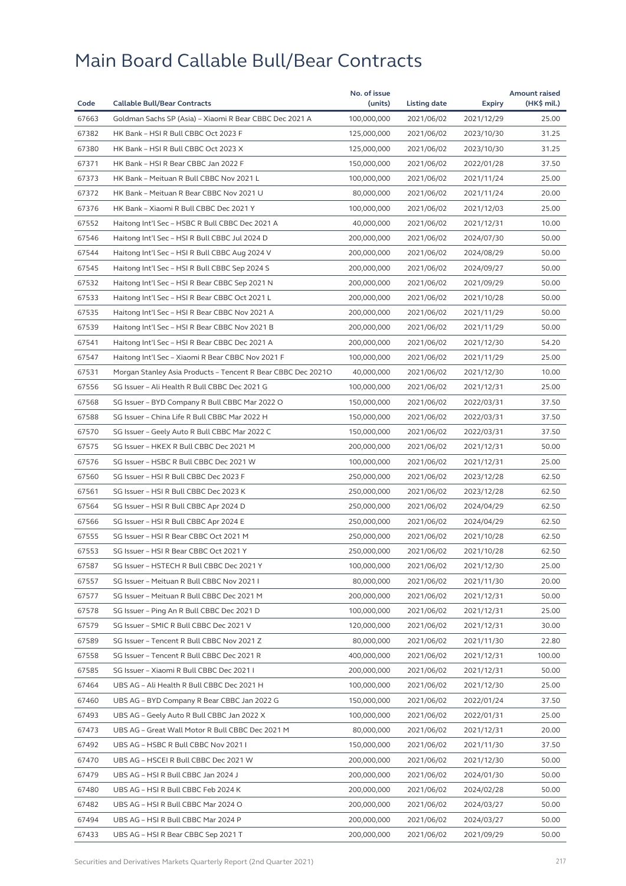# Main Board Callable Bull/Bear Contracts

| Code | Callable Bull/Bear Contracts | No. of issue (units) | Listing date | Expiry | Amount raised (HK$ mil.) |
|---|---|---|---|---|---|
| 67663 | Goldman Sachs SP (Asia) – Xiaomi R Bear CBBC Dec 2021 A | 100,000,000 | 2021/06/02 | 2021/12/29 | 25.00 |
| 67382 | HK Bank – HSI R Bull CBBC Oct 2023 F | 125,000,000 | 2021/06/02 | 2023/10/30 | 31.25 |
| 67380 | HK Bank – HSI R Bull CBBC Oct 2023 X | 125,000,000 | 2021/06/02 | 2023/10/30 | 31.25 |
| 67371 | HK Bank – HSI R Bear CBBC Jan 2022 F | 150,000,000 | 2021/06/02 | 2022/01/28 | 37.50 |
| 67373 | HK Bank – Meituan R Bull CBBC Nov 2021 L | 100,000,000 | 2021/06/02 | 2021/11/24 | 25.00 |
| 67372 | HK Bank – Meituan R Bear CBBC Nov 2021 U | 80,000,000 | 2021/06/02 | 2021/11/24 | 20.00 |
| 67376 | HK Bank – Xiaomi R Bull CBBC Dec 2021 Y | 100,000,000 | 2021/06/02 | 2021/12/03 | 25.00 |
| 67552 | Haitong Int'l Sec – HSBC R Bull CBBC Dec 2021 A | 40,000,000 | 2021/06/02 | 2021/12/31 | 10.00 |
| 67546 | Haitong Int'l Sec – HSI R Bull CBBC Jul 2024 D | 200,000,000 | 2021/06/02 | 2024/07/30 | 50.00 |
| 67544 | Haitong Int'l Sec – HSI R Bull CBBC Aug 2024 V | 200,000,000 | 2021/06/02 | 2024/08/29 | 50.00 |
| 67545 | Haitong Int'l Sec – HSI R Bull CBBC Sep 2024 S | 200,000,000 | 2021/06/02 | 2024/09/27 | 50.00 |
| 67532 | Haitong Int'l Sec – HSI R Bear CBBC Sep 2021 N | 200,000,000 | 2021/06/02 | 2021/09/29 | 50.00 |
| 67533 | Haitong Int'l Sec – HSI R Bear CBBC Oct 2021 L | 200,000,000 | 2021/06/02 | 2021/10/28 | 50.00 |
| 67535 | Haitong Int'l Sec – HSI R Bear CBBC Nov 2021 A | 200,000,000 | 2021/06/02 | 2021/11/29 | 50.00 |
| 67539 | Haitong Int'l Sec – HSI R Bear CBBC Nov 2021 B | 200,000,000 | 2021/06/02 | 2021/11/29 | 50.00 |
| 67541 | Haitong Int'l Sec – HSI R Bear CBBC Dec 2021 A | 200,000,000 | 2021/06/02 | 2021/12/30 | 54.20 |
| 67547 | Haitong Int'l Sec – Xiaomi R Bear CBBC Nov 2021 F | 100,000,000 | 2021/06/02 | 2021/11/29 | 25.00 |
| 67531 | Morgan Stanley Asia Products – Tencent R Bear CBBC Dec 2021O | 40,000,000 | 2021/06/02 | 2021/12/30 | 10.00 |
| 67556 | SG Issuer – Ali Health R Bull CBBC Dec 2021 G | 100,000,000 | 2021/06/02 | 2021/12/31 | 25.00 |
| 67568 | SG Issuer – BYD Company R Bull CBBC Mar 2022 O | 150,000,000 | 2021/06/02 | 2022/03/31 | 37.50 |
| 67588 | SG Issuer – China Life R Bull CBBC Mar 2022 H | 150,000,000 | 2021/06/02 | 2022/03/31 | 37.50 |
| 67570 | SG Issuer – Geely Auto R Bull CBBC Mar 2022 C | 150,000,000 | 2021/06/02 | 2022/03/31 | 37.50 |
| 67575 | SG Issuer – HKEX R Bull CBBC Dec 2021 M | 200,000,000 | 2021/06/02 | 2021/12/31 | 50.00 |
| 67576 | SG Issuer – HSBC R Bull CBBC Dec 2021 W | 100,000,000 | 2021/06/02 | 2021/12/31 | 25.00 |
| 67560 | SG Issuer – HSI R Bull CBBC Dec 2023 F | 250,000,000 | 2021/06/02 | 2023/12/28 | 62.50 |
| 67561 | SG Issuer – HSI R Bull CBBC Dec 2023 K | 250,000,000 | 2021/06/02 | 2023/12/28 | 62.50 |
| 67564 | SG Issuer – HSI R Bull CBBC Apr 2024 D | 250,000,000 | 2021/06/02 | 2024/04/29 | 62.50 |
| 67566 | SG Issuer – HSI R Bull CBBC Apr 2024 E | 250,000,000 | 2021/06/02 | 2024/04/29 | 62.50 |
| 67555 | SG Issuer – HSI R Bear CBBC Oct 2021 M | 250,000,000 | 2021/06/02 | 2021/10/28 | 62.50 |
| 67553 | SG Issuer – HSI R Bear CBBC Oct 2021 Y | 250,000,000 | 2021/06/02 | 2021/10/28 | 62.50 |
| 67587 | SG Issuer – HSTECH R Bull CBBC Dec 2021 Y | 100,000,000 | 2021/06/02 | 2021/12/30 | 25.00 |
| 67557 | SG Issuer – Meituan R Bull CBBC Nov 2021 I | 80,000,000 | 2021/06/02 | 2021/11/30 | 20.00 |
| 67577 | SG Issuer – Meituan R Bull CBBC Dec 2021 M | 200,000,000 | 2021/06/02 | 2021/12/31 | 50.00 |
| 67578 | SG Issuer – Ping An R Bull CBBC Dec 2021 D | 100,000,000 | 2021/06/02 | 2021/12/31 | 25.00 |
| 67579 | SG Issuer – SMIC R Bull CBBC Dec 2021 V | 120,000,000 | 2021/06/02 | 2021/12/31 | 30.00 |
| 67589 | SG Issuer – Tencent R Bull CBBC Nov 2021 Z | 80,000,000 | 2021/06/02 | 2021/11/30 | 22.80 |
| 67558 | SG Issuer – Tencent R Bull CBBC Dec 2021 R | 400,000,000 | 2021/06/02 | 2021/12/31 | 100.00 |
| 67585 | SG Issuer – Xiaomi R Bull CBBC Dec 2021 I | 200,000,000 | 2021/06/02 | 2021/12/31 | 50.00 |
| 67464 | UBS AG – Ali Health R Bull CBBC Dec 2021 H | 100,000,000 | 2021/06/02 | 2021/12/30 | 25.00 |
| 67460 | UBS AG – BYD Company R Bear CBBC Jan 2022 G | 150,000,000 | 2021/06/02 | 2022/01/24 | 37.50 |
| 67493 | UBS AG – Geely Auto R Bull CBBC Jan 2022 X | 100,000,000 | 2021/06/02 | 2022/01/31 | 25.00 |
| 67473 | UBS AG – Great Wall Motor R Bull CBBC Dec 2021 M | 80,000,000 | 2021/06/02 | 2021/12/31 | 20.00 |
| 67492 | UBS AG – HSBC R Bull CBBC Nov 2021 I | 150,000,000 | 2021/06/02 | 2021/11/30 | 37.50 |
| 67470 | UBS AG – HSCEI R Bull CBBC Dec 2021 W | 200,000,000 | 2021/06/02 | 2021/12/30 | 50.00 |
| 67479 | UBS AG – HSI R Bull CBBC Jan 2024 J | 200,000,000 | 2021/06/02 | 2024/01/30 | 50.00 |
| 67480 | UBS AG – HSI R Bull CBBC Feb 2024 K | 200,000,000 | 2021/06/02 | 2024/02/28 | 50.00 |
| 67482 | UBS AG – HSI R Bull CBBC Mar 2024 O | 200,000,000 | 2021/06/02 | 2024/03/27 | 50.00 |
| 67494 | UBS AG – HSI R Bull CBBC Mar 2024 P | 200,000,000 | 2021/06/02 | 2024/03/27 | 50.00 |
| 67433 | UBS AG – HSI R Bear CBBC Sep 2021 T | 200,000,000 | 2021/06/02 | 2021/09/29 | 50.00 |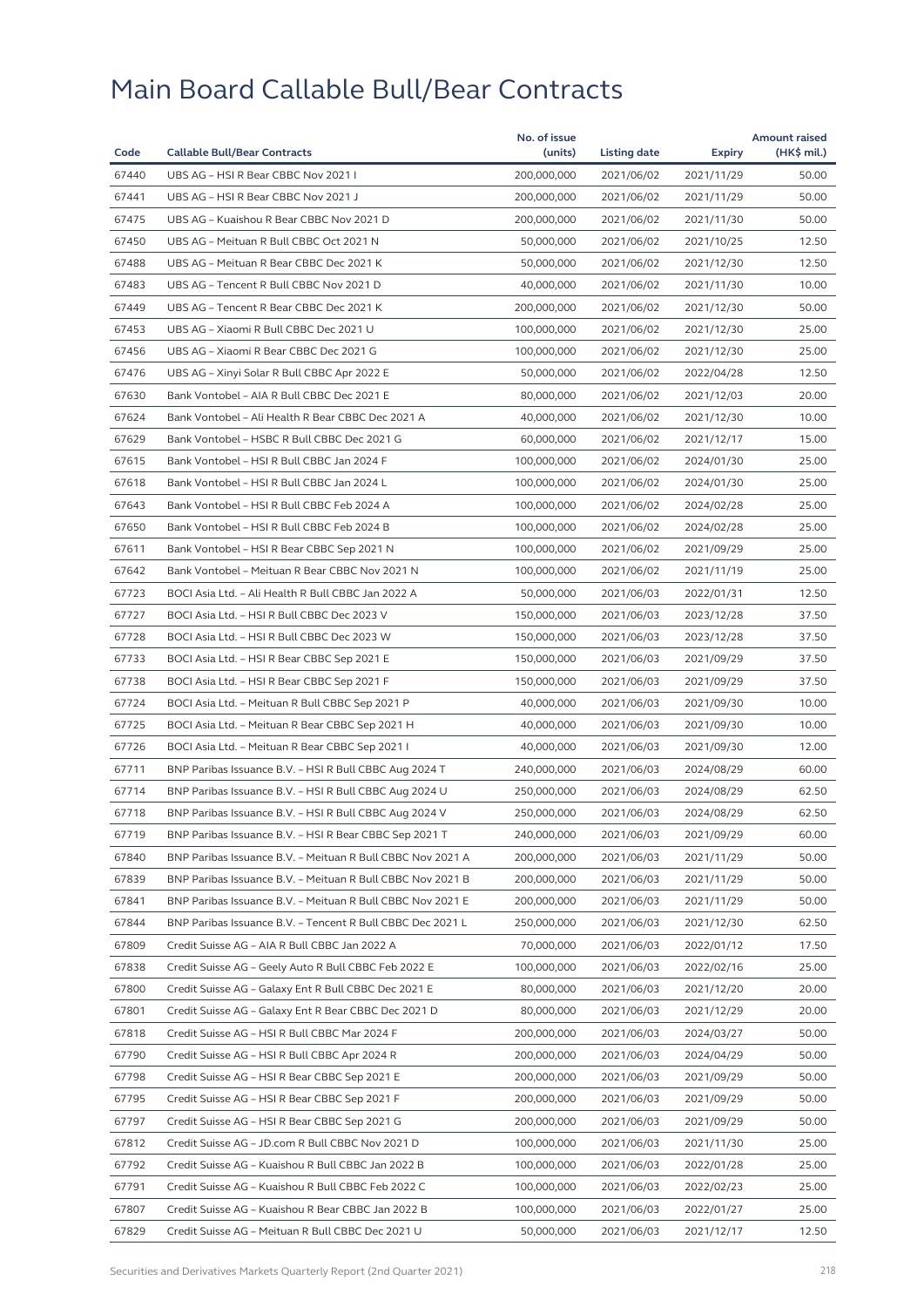# Main Board Callable Bull/Bear Contracts

| Code | Callable Bull/Bear Contracts | No. of issue (units) | Listing date | Expiry | Amount raised (HK$ mil.) |
|---|---|---|---|---|---|
| 67440 | UBS AG – HSI R Bear CBBC Nov 2021 I | 200,000,000 | 2021/06/02 | 2021/11/29 | 50.00 |
| 67441 | UBS AG – HSI R Bear CBBC Nov 2021 J | 200,000,000 | 2021/06/02 | 2021/11/29 | 50.00 |
| 67475 | UBS AG – Kuaishou R Bear CBBC Nov 2021 D | 200,000,000 | 2021/06/02 | 2021/11/30 | 50.00 |
| 67450 | UBS AG – Meituan R Bull CBBC Oct 2021 N | 50,000,000 | 2021/06/02 | 2021/10/25 | 12.50 |
| 67488 | UBS AG – Meituan R Bear CBBC Dec 2021 K | 50,000,000 | 2021/06/02 | 2021/12/30 | 12.50 |
| 67483 | UBS AG – Tencent R Bull CBBC Nov 2021 D | 40,000,000 | 2021/06/02 | 2021/11/30 | 10.00 |
| 67449 | UBS AG – Tencent R Bear CBBC Dec 2021 K | 200,000,000 | 2021/06/02 | 2021/12/30 | 50.00 |
| 67453 | UBS AG – Xiaomi R Bull CBBC Dec 2021 U | 100,000,000 | 2021/06/02 | 2021/12/30 | 25.00 |
| 67456 | UBS AG – Xiaomi R Bear CBBC Dec 2021 G | 100,000,000 | 2021/06/02 | 2021/12/30 | 25.00 |
| 67476 | UBS AG – Xinyi Solar R Bull CBBC Apr 2022 E | 50,000,000 | 2021/06/02 | 2022/04/28 | 12.50 |
| 67630 | Bank Vontobel – AIA R Bull CBBC Dec 2021 E | 80,000,000 | 2021/06/02 | 2021/12/03 | 20.00 |
| 67624 | Bank Vontobel – Ali Health R Bear CBBC Dec 2021 A | 40,000,000 | 2021/06/02 | 2021/12/30 | 10.00 |
| 67629 | Bank Vontobel – HSBC R Bull CBBC Dec 2021 G | 60,000,000 | 2021/06/02 | 2021/12/17 | 15.00 |
| 67615 | Bank Vontobel – HSI R Bull CBBC Jan 2024 F | 100,000,000 | 2021/06/02 | 2024/01/30 | 25.00 |
| 67618 | Bank Vontobel – HSI R Bull CBBC Jan 2024 L | 100,000,000 | 2021/06/02 | 2024/01/30 | 25.00 |
| 67643 | Bank Vontobel – HSI R Bull CBBC Feb 2024 A | 100,000,000 | 2021/06/02 | 2024/02/28 | 25.00 |
| 67650 | Bank Vontobel – HSI R Bull CBBC Feb 2024 B | 100,000,000 | 2021/06/02 | 2024/02/28 | 25.00 |
| 67611 | Bank Vontobel – HSI R Bear CBBC Sep 2021 N | 100,000,000 | 2021/06/02 | 2021/09/29 | 25.00 |
| 67642 | Bank Vontobel – Meituan R Bear CBBC Nov 2021 N | 100,000,000 | 2021/06/02 | 2021/11/19 | 25.00 |
| 67723 | BOCI Asia Ltd. – Ali Health R Bull CBBC Jan 2022 A | 50,000,000 | 2021/06/03 | 2022/01/31 | 12.50 |
| 67727 | BOCI Asia Ltd. – HSI R Bull CBBC Dec 2023 V | 150,000,000 | 2021/06/03 | 2023/12/28 | 37.50 |
| 67728 | BOCI Asia Ltd. – HSI R Bull CBBC Dec 2023 W | 150,000,000 | 2021/06/03 | 2023/12/28 | 37.50 |
| 67733 | BOCI Asia Ltd. – HSI R Bear CBBC Sep 2021 E | 150,000,000 | 2021/06/03 | 2021/09/29 | 37.50 |
| 67738 | BOCI Asia Ltd. – HSI R Bear CBBC Sep 2021 F | 150,000,000 | 2021/06/03 | 2021/09/29 | 37.50 |
| 67724 | BOCI Asia Ltd. – Meituan R Bull CBBC Sep 2021 P | 40,000,000 | 2021/06/03 | 2021/09/30 | 10.00 |
| 67725 | BOCI Asia Ltd. – Meituan R Bear CBBC Sep 2021 H | 40,000,000 | 2021/06/03 | 2021/09/30 | 10.00 |
| 67726 | BOCI Asia Ltd. – Meituan R Bear CBBC Sep 2021 I | 40,000,000 | 2021/06/03 | 2021/09/30 | 12.00 |
| 67711 | BNP Paribas Issuance B.V. – HSI R Bull CBBC Aug 2024 T | 240,000,000 | 2021/06/03 | 2024/08/29 | 60.00 |
| 67714 | BNP Paribas Issuance B.V. – HSI R Bull CBBC Aug 2024 U | 250,000,000 | 2021/06/03 | 2024/08/29 | 62.50 |
| 67718 | BNP Paribas Issuance B.V. – HSI R Bull CBBC Aug 2024 V | 250,000,000 | 2021/06/03 | 2024/08/29 | 62.50 |
| 67719 | BNP Paribas Issuance B.V. – HSI R Bear CBBC Sep 2021 T | 240,000,000 | 2021/06/03 | 2021/09/29 | 60.00 |
| 67840 | BNP Paribas Issuance B.V. – Meituan R Bull CBBC Nov 2021 A | 200,000,000 | 2021/06/03 | 2021/11/29 | 50.00 |
| 67839 | BNP Paribas Issuance B.V. – Meituan R Bull CBBC Nov 2021 B | 200,000,000 | 2021/06/03 | 2021/11/29 | 50.00 |
| 67841 | BNP Paribas Issuance B.V. – Meituan R Bull CBBC Nov 2021 E | 200,000,000 | 2021/06/03 | 2021/11/29 | 50.00 |
| 67844 | BNP Paribas Issuance B.V. – Tencent R Bull CBBC Dec 2021 L | 250,000,000 | 2021/06/03 | 2021/12/30 | 62.50 |
| 67809 | Credit Suisse AG – AIA R Bull CBBC Jan 2022 A | 70,000,000 | 2021/06/03 | 2022/01/12 | 17.50 |
| 67838 | Credit Suisse AG – Geely Auto R Bull CBBC Feb 2022 E | 100,000,000 | 2021/06/03 | 2022/02/16 | 25.00 |
| 67800 | Credit Suisse AG – Galaxy Ent R Bull CBBC Dec 2021 E | 80,000,000 | 2021/06/03 | 2021/12/20 | 20.00 |
| 67801 | Credit Suisse AG – Galaxy Ent R Bear CBBC Dec 2021 D | 80,000,000 | 2021/06/03 | 2021/12/29 | 20.00 |
| 67818 | Credit Suisse AG – HSI R Bull CBBC Mar 2024 F | 200,000,000 | 2021/06/03 | 2024/03/27 | 50.00 |
| 67790 | Credit Suisse AG – HSI R Bull CBBC Apr 2024 R | 200,000,000 | 2021/06/03 | 2024/04/29 | 50.00 |
| 67798 | Credit Suisse AG – HSI R Bear CBBC Sep 2021 E | 200,000,000 | 2021/06/03 | 2021/09/29 | 50.00 |
| 67795 | Credit Suisse AG – HSI R Bear CBBC Sep 2021 F | 200,000,000 | 2021/06/03 | 2021/09/29 | 50.00 |
| 67797 | Credit Suisse AG – HSI R Bear CBBC Sep 2021 G | 200,000,000 | 2021/06/03 | 2021/09/29 | 50.00 |
| 67812 | Credit Suisse AG – JD.com R Bull CBBC Nov 2021 D | 100,000,000 | 2021/06/03 | 2021/11/30 | 25.00 |
| 67792 | Credit Suisse AG – Kuaishou R Bull CBBC Jan 2022 B | 100,000,000 | 2021/06/03 | 2022/01/28 | 25.00 |
| 67791 | Credit Suisse AG – Kuaishou R Bull CBBC Feb 2022 C | 100,000,000 | 2021/06/03 | 2022/02/23 | 25.00 |
| 67807 | Credit Suisse AG – Kuaishou R Bear CBBC Jan 2022 B | 100,000,000 | 2021/06/03 | 2022/01/27 | 25.00 |
| 67829 | Credit Suisse AG – Meituan R Bull CBBC Dec 2021 U | 50,000,000 | 2021/06/03 | 2021/12/17 | 12.50 |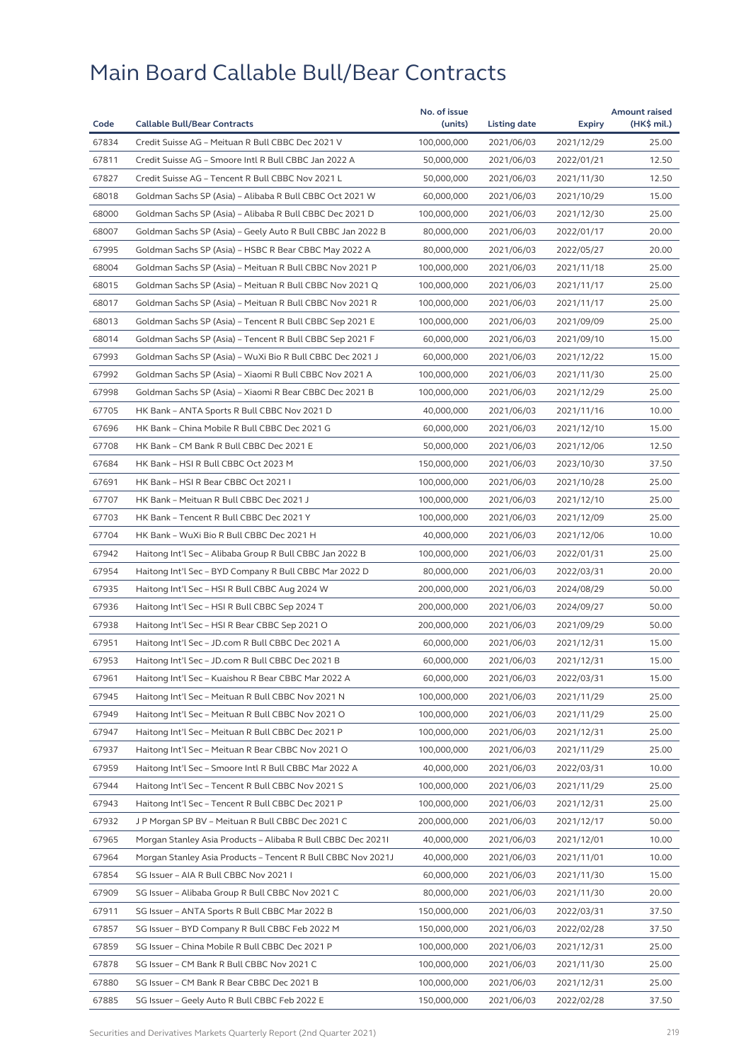# Main Board Callable Bull/Bear Contracts

| Code | Callable Bull/Bear Contracts | No. of issue (units) | Listing date | Expiry | Amount raised (HK$ mil.) |
|---|---|---|---|---|---|
| 67834 | Credit Suisse AG – Meituan R Bull CBBC Dec 2021 V | 100,000,000 | 2021/06/03 | 2021/12/29 | 25.00 |
| 67811 | Credit Suisse AG – Smoore Intl R Bull CBBC Jan 2022 A | 50,000,000 | 2021/06/03 | 2022/01/21 | 12.50 |
| 67827 | Credit Suisse AG – Tencent R Bull CBBC Nov 2021 L | 50,000,000 | 2021/06/03 | 2021/11/30 | 12.50 |
| 68018 | Goldman Sachs SP (Asia) – Alibaba R Bull CBBC Oct 2021 W | 60,000,000 | 2021/06/03 | 2021/10/29 | 15.00 |
| 68000 | Goldman Sachs SP (Asia) – Alibaba R Bull CBBC Dec 2021 D | 100,000,000 | 2021/06/03 | 2021/12/30 | 25.00 |
| 68007 | Goldman Sachs SP (Asia) – Geely Auto R Bull CBBC Jan 2022 B | 80,000,000 | 2021/06/03 | 2022/01/17 | 20.00 |
| 67995 | Goldman Sachs SP (Asia) – HSBC R Bear CBBC May 2022 A | 80,000,000 | 2021/06/03 | 2022/05/27 | 20.00 |
| 68004 | Goldman Sachs SP (Asia) – Meituan R Bull CBBC Nov 2021 P | 100,000,000 | 2021/06/03 | 2021/11/18 | 25.00 |
| 68015 | Goldman Sachs SP (Asia) – Meituan R Bull CBBC Nov 2021 Q | 100,000,000 | 2021/06/03 | 2021/11/17 | 25.00 |
| 68017 | Goldman Sachs SP (Asia) – Meituan R Bull CBBC Nov 2021 R | 100,000,000 | 2021/06/03 | 2021/11/17 | 25.00 |
| 68013 | Goldman Sachs SP (Asia) – Tencent R Bull CBBC Sep 2021 E | 100,000,000 | 2021/06/03 | 2021/09/09 | 25.00 |
| 68014 | Goldman Sachs SP (Asia) – Tencent R Bull CBBC Sep 2021 F | 60,000,000 | 2021/06/03 | 2021/09/10 | 15.00 |
| 67993 | Goldman Sachs SP (Asia) – WuXi Bio R Bull CBBC Dec 2021 J | 60,000,000 | 2021/06/03 | 2021/12/22 | 15.00 |
| 67992 | Goldman Sachs SP (Asia) – Xiaomi R Bull CBBC Nov 2021 A | 100,000,000 | 2021/06/03 | 2021/11/30 | 25.00 |
| 67998 | Goldman Sachs SP (Asia) – Xiaomi R Bear CBBC Dec 2021 B | 100,000,000 | 2021/06/03 | 2021/12/29 | 25.00 |
| 67705 | HK Bank – ANTA Sports R Bull CBBC Nov 2021 D | 40,000,000 | 2021/06/03 | 2021/11/16 | 10.00 |
| 67696 | HK Bank – China Mobile R Bull CBBC Dec 2021 G | 60,000,000 | 2021/06/03 | 2021/12/10 | 15.00 |
| 67708 | HK Bank – CM Bank R Bull CBBC Dec 2021 E | 50,000,000 | 2021/06/03 | 2021/12/06 | 12.50 |
| 67684 | HK Bank – HSI R Bull CBBC Oct 2023 M | 150,000,000 | 2021/06/03 | 2023/10/30 | 37.50 |
| 67691 | HK Bank – HSI R Bear CBBC Oct 2021 I | 100,000,000 | 2021/06/03 | 2021/10/28 | 25.00 |
| 67707 | HK Bank – Meituan R Bull CBBC Dec 2021 J | 100,000,000 | 2021/06/03 | 2021/12/10 | 25.00 |
| 67703 | HK Bank – Tencent R Bull CBBC Dec 2021 Y | 100,000,000 | 2021/06/03 | 2021/12/09 | 25.00 |
| 67704 | HK Bank – WuXi Bio R Bull CBBC Dec 2021 H | 40,000,000 | 2021/06/03 | 2021/12/06 | 10.00 |
| 67942 | Haitong Int'l Sec – Alibaba Group R Bull CBBC Jan 2022 B | 100,000,000 | 2021/06/03 | 2022/01/31 | 25.00 |
| 67954 | Haitong Int'l Sec – BYD Company R Bull CBBC Mar 2022 D | 80,000,000 | 2021/06/03 | 2022/03/31 | 20.00 |
| 67935 | Haitong Int'l Sec – HSI R Bull CBBC Aug 2024 W | 200,000,000 | 2021/06/03 | 2024/08/29 | 50.00 |
| 67936 | Haitong Int'l Sec – HSI R Bull CBBC Sep 2024 T | 200,000,000 | 2021/06/03 | 2024/09/27 | 50.00 |
| 67938 | Haitong Int'l Sec – HSI R Bear CBBC Sep 2021 O | 200,000,000 | 2021/06/03 | 2021/09/29 | 50.00 |
| 67951 | Haitong Int'l Sec – JD.com R Bull CBBC Dec 2021 A | 60,000,000 | 2021/06/03 | 2021/12/31 | 15.00 |
| 67953 | Haitong Int'l Sec – JD.com R Bull CBBC Dec 2021 B | 60,000,000 | 2021/06/03 | 2021/12/31 | 15.00 |
| 67961 | Haitong Int'l Sec – Kuaishou R Bear CBBC Mar 2022 A | 60,000,000 | 2021/06/03 | 2022/03/31 | 15.00 |
| 67945 | Haitong Int'l Sec – Meituan R Bull CBBC Nov 2021 N | 100,000,000 | 2021/06/03 | 2021/11/29 | 25.00 |
| 67949 | Haitong Int'l Sec – Meituan R Bull CBBC Nov 2021 O | 100,000,000 | 2021/06/03 | 2021/11/29 | 25.00 |
| 67947 | Haitong Int'l Sec – Meituan R Bull CBBC Dec 2021 P | 100,000,000 | 2021/06/03 | 2021/12/31 | 25.00 |
| 67937 | Haitong Int'l Sec – Meituan R Bear CBBC Nov 2021 O | 100,000,000 | 2021/06/03 | 2021/11/29 | 25.00 |
| 67959 | Haitong Int'l Sec – Smoore Intl R Bull CBBC Mar 2022 A | 40,000,000 | 2021/06/03 | 2022/03/31 | 10.00 |
| 67944 | Haitong Int'l Sec – Tencent R Bull CBBC Nov 2021 S | 100,000,000 | 2021/06/03 | 2021/11/29 | 25.00 |
| 67943 | Haitong Int'l Sec – Tencent R Bull CBBC Dec 2021 P | 100,000,000 | 2021/06/03 | 2021/12/31 | 25.00 |
| 67932 | J P Morgan SP BV – Meituan R Bull CBBC Dec 2021 C | 200,000,000 | 2021/06/03 | 2021/12/17 | 50.00 |
| 67965 | Morgan Stanley Asia Products – Alibaba R Bull CBBC Dec 2021I | 40,000,000 | 2021/06/03 | 2021/12/01 | 10.00 |
| 67964 | Morgan Stanley Asia Products – Tencent R Bull CBBC Nov 2021J | 40,000,000 | 2021/06/03 | 2021/11/01 | 10.00 |
| 67854 | SG Issuer – AIA R Bull CBBC Nov 2021 I | 60,000,000 | 2021/06/03 | 2021/11/30 | 15.00 |
| 67909 | SG Issuer – Alibaba Group R Bull CBBC Nov 2021 C | 80,000,000 | 2021/06/03 | 2021/11/30 | 20.00 |
| 67911 | SG Issuer – ANTA Sports R Bull CBBC Mar 2022 B | 150,000,000 | 2021/06/03 | 2022/03/31 | 37.50 |
| 67857 | SG Issuer – BYD Company R Bull CBBC Feb 2022 M | 150,000,000 | 2021/06/03 | 2022/02/28 | 37.50 |
| 67859 | SG Issuer – China Mobile R Bull CBBC Dec 2021 P | 100,000,000 | 2021/06/03 | 2021/12/31 | 25.00 |
| 67878 | SG Issuer – CM Bank R Bull CBBC Nov 2021 C | 100,000,000 | 2021/06/03 | 2021/11/30 | 25.00 |
| 67880 | SG Issuer – CM Bank R Bear CBBC Dec 2021 B | 100,000,000 | 2021/06/03 | 2021/12/31 | 25.00 |
| 67885 | SG Issuer – Geely Auto R Bull CBBC Feb 2022 E | 150,000,000 | 2021/06/03 | 2022/02/28 | 37.50 |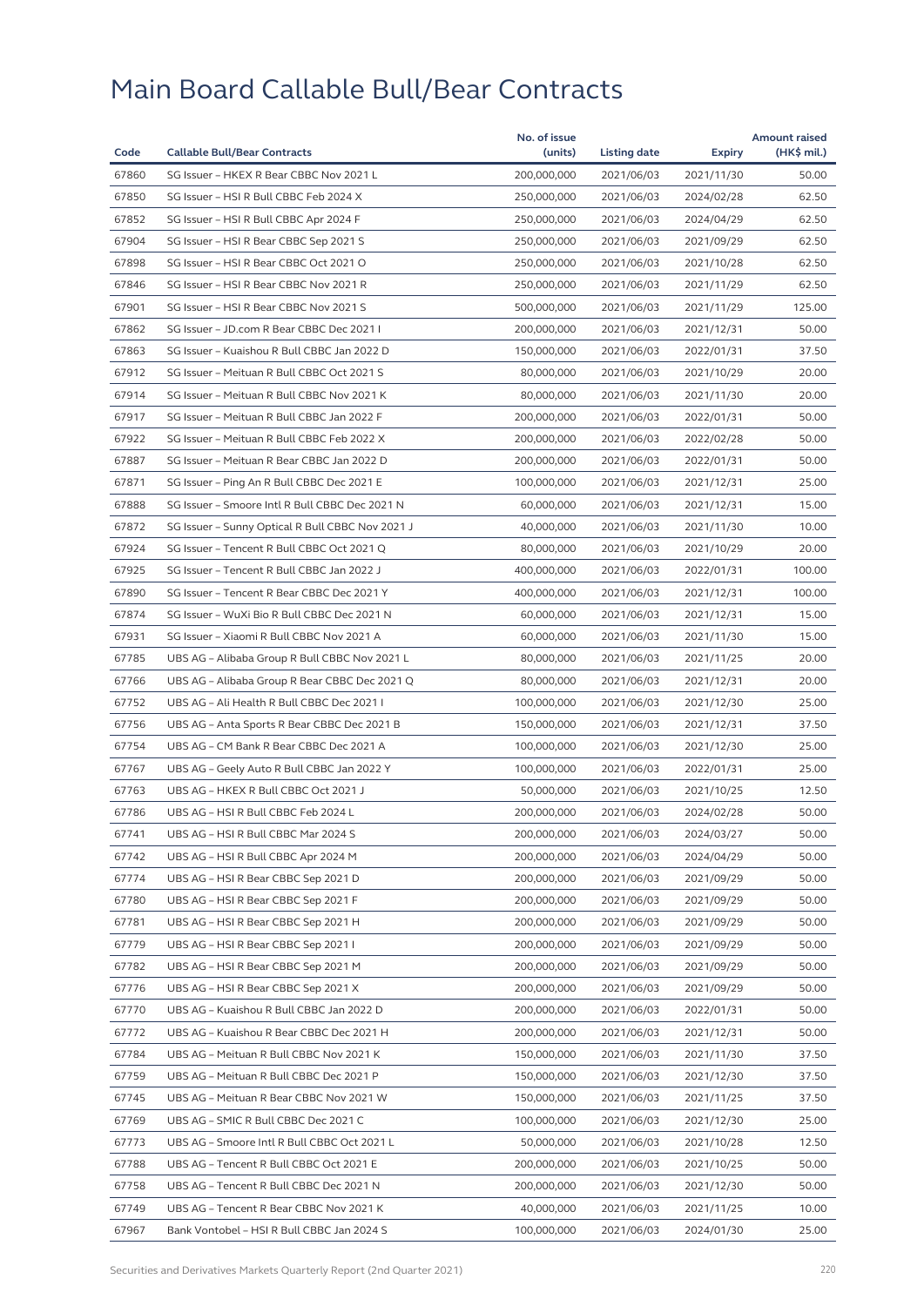# Main Board Callable Bull/Bear Contracts

| Code | Callable Bull/Bear Contracts | No. of issue (units) | Listing date | Expiry | Amount raised (HK$ mil.) |
|---|---|---|---|---|---|
| 67860 | SG Issuer – HKEX R Bear CBBC Nov 2021 L | 200,000,000 | 2021/06/03 | 2021/11/30 | 50.00 |
| 67850 | SG Issuer – HSI R Bull CBBC Feb 2024 X | 250,000,000 | 2021/06/03 | 2024/02/28 | 62.50 |
| 67852 | SG Issuer – HSI R Bull CBBC Apr 2024 F | 250,000,000 | 2021/06/03 | 2024/04/29 | 62.50 |
| 67904 | SG Issuer – HSI R Bear CBBC Sep 2021 S | 250,000,000 | 2021/06/03 | 2021/09/29 | 62.50 |
| 67898 | SG Issuer – HSI R Bear CBBC Oct 2021 O | 250,000,000 | 2021/06/03 | 2021/10/28 | 62.50 |
| 67846 | SG Issuer – HSI R Bear CBBC Nov 2021 R | 250,000,000 | 2021/06/03 | 2021/11/29 | 62.50 |
| 67901 | SG Issuer – HSI R Bear CBBC Nov 2021 S | 500,000,000 | 2021/06/03 | 2021/11/29 | 125.00 |
| 67862 | SG Issuer – JD.com R Bear CBBC Dec 2021 I | 200,000,000 | 2021/06/03 | 2021/12/31 | 50.00 |
| 67863 | SG Issuer – Kuaishou R Bull CBBC Jan 2022 D | 150,000,000 | 2021/06/03 | 2022/01/31 | 37.50 |
| 67912 | SG Issuer – Meituan R Bull CBBC Oct 2021 S | 80,000,000 | 2021/06/03 | 2021/10/29 | 20.00 |
| 67914 | SG Issuer – Meituan R Bull CBBC Nov 2021 K | 80,000,000 | 2021/06/03 | 2021/11/30 | 20.00 |
| 67917 | SG Issuer – Meituan R Bull CBBC Jan 2022 F | 200,000,000 | 2021/06/03 | 2022/01/31 | 50.00 |
| 67922 | SG Issuer – Meituan R Bull CBBC Feb 2022 X | 200,000,000 | 2021/06/03 | 2022/02/28 | 50.00 |
| 67887 | SG Issuer – Meituan R Bear CBBC Jan 2022 D | 200,000,000 | 2021/06/03 | 2022/01/31 | 50.00 |
| 67871 | SG Issuer – Ping An R Bull CBBC Dec 2021 E | 100,000,000 | 2021/06/03 | 2021/12/31 | 25.00 |
| 67888 | SG Issuer – Smoore Intl R Bull CBBC Dec 2021 N | 60,000,000 | 2021/06/03 | 2021/12/31 | 15.00 |
| 67872 | SG Issuer – Sunny Optical R Bull CBBC Nov 2021 J | 40,000,000 | 2021/06/03 | 2021/11/30 | 10.00 |
| 67924 | SG Issuer – Tencent R Bull CBBC Oct 2021 Q | 80,000,000 | 2021/06/03 | 2021/10/29 | 20.00 |
| 67925 | SG Issuer – Tencent R Bull CBBC Jan 2022 J | 400,000,000 | 2021/06/03 | 2022/01/31 | 100.00 |
| 67890 | SG Issuer – Tencent R Bear CBBC Dec 2021 Y | 400,000,000 | 2021/06/03 | 2021/12/31 | 100.00 |
| 67874 | SG Issuer – WuXi Bio R Bull CBBC Dec 2021 N | 60,000,000 | 2021/06/03 | 2021/12/31 | 15.00 |
| 67931 | SG Issuer – Xiaomi R Bull CBBC Nov 2021 A | 60,000,000 | 2021/06/03 | 2021/11/30 | 15.00 |
| 67785 | UBS AG – Alibaba Group R Bull CBBC Nov 2021 L | 80,000,000 | 2021/06/03 | 2021/11/25 | 20.00 |
| 67766 | UBS AG – Alibaba Group R Bear CBBC Dec 2021 Q | 80,000,000 | 2021/06/03 | 2021/12/31 | 20.00 |
| 67752 | UBS AG – Ali Health R Bull CBBC Dec 2021 I | 100,000,000 | 2021/06/03 | 2021/12/30 | 25.00 |
| 67756 | UBS AG – Anta Sports R Bear CBBC Dec 2021 B | 150,000,000 | 2021/06/03 | 2021/12/31 | 37.50 |
| 67754 | UBS AG – CM Bank R Bear CBBC Dec 2021 A | 100,000,000 | 2021/06/03 | 2021/12/30 | 25.00 |
| 67767 | UBS AG – Geely Auto R Bull CBBC Jan 2022 Y | 100,000,000 | 2021/06/03 | 2022/01/31 | 25.00 |
| 67763 | UBS AG – HKEX R Bull CBBC Oct 2021 J | 50,000,000 | 2021/06/03 | 2021/10/25 | 12.50 |
| 67786 | UBS AG – HSI R Bull CBBC Feb 2024 L | 200,000,000 | 2021/06/03 | 2024/02/28 | 50.00 |
| 67741 | UBS AG – HSI R Bull CBBC Mar 2024 S | 200,000,000 | 2021/06/03 | 2024/03/27 | 50.00 |
| 67742 | UBS AG – HSI R Bull CBBC Apr 2024 M | 200,000,000 | 2021/06/03 | 2024/04/29 | 50.00 |
| 67774 | UBS AG – HSI R Bear CBBC Sep 2021 D | 200,000,000 | 2021/06/03 | 2021/09/29 | 50.00 |
| 67780 | UBS AG – HSI R Bear CBBC Sep 2021 F | 200,000,000 | 2021/06/03 | 2021/09/29 | 50.00 |
| 67781 | UBS AG – HSI R Bear CBBC Sep 2021 H | 200,000,000 | 2021/06/03 | 2021/09/29 | 50.00 |
| 67779 | UBS AG – HSI R Bear CBBC Sep 2021 I | 200,000,000 | 2021/06/03 | 2021/09/29 | 50.00 |
| 67782 | UBS AG – HSI R Bear CBBC Sep 2021 M | 200,000,000 | 2021/06/03 | 2021/09/29 | 50.00 |
| 67776 | UBS AG – HSI R Bear CBBC Sep 2021 X | 200,000,000 | 2021/06/03 | 2021/09/29 | 50.00 |
| 67770 | UBS AG – Kuaishou R Bull CBBC Jan 2022 D | 200,000,000 | 2021/06/03 | 2022/01/31 | 50.00 |
| 67772 | UBS AG – Kuaishou R Bear CBBC Dec 2021 H | 200,000,000 | 2021/06/03 | 2021/12/31 | 50.00 |
| 67784 | UBS AG – Meituan R Bull CBBC Nov 2021 K | 150,000,000 | 2021/06/03 | 2021/11/30 | 37.50 |
| 67759 | UBS AG – Meituan R Bull CBBC Dec 2021 P | 150,000,000 | 2021/06/03 | 2021/12/30 | 37.50 |
| 67745 | UBS AG – Meituan R Bear CBBC Nov 2021 W | 150,000,000 | 2021/06/03 | 2021/11/25 | 37.50 |
| 67769 | UBS AG – SMIC R Bull CBBC Dec 2021 C | 100,000,000 | 2021/06/03 | 2021/12/30 | 25.00 |
| 67773 | UBS AG – Smoore Intl R Bull CBBC Oct 2021 L | 50,000,000 | 2021/06/03 | 2021/10/28 | 12.50 |
| 67788 | UBS AG – Tencent R Bull CBBC Oct 2021 E | 200,000,000 | 2021/06/03 | 2021/10/25 | 50.00 |
| 67758 | UBS AG – Tencent R Bull CBBC Dec 2021 N | 200,000,000 | 2021/06/03 | 2021/12/30 | 50.00 |
| 67749 | UBS AG – Tencent R Bear CBBC Nov 2021 K | 40,000,000 | 2021/06/03 | 2021/11/25 | 10.00 |
| 67967 | Bank Vontobel – HSI R Bull CBBC Jan 2024 S | 100,000,000 | 2021/06/03 | 2024/01/30 | 25.00 |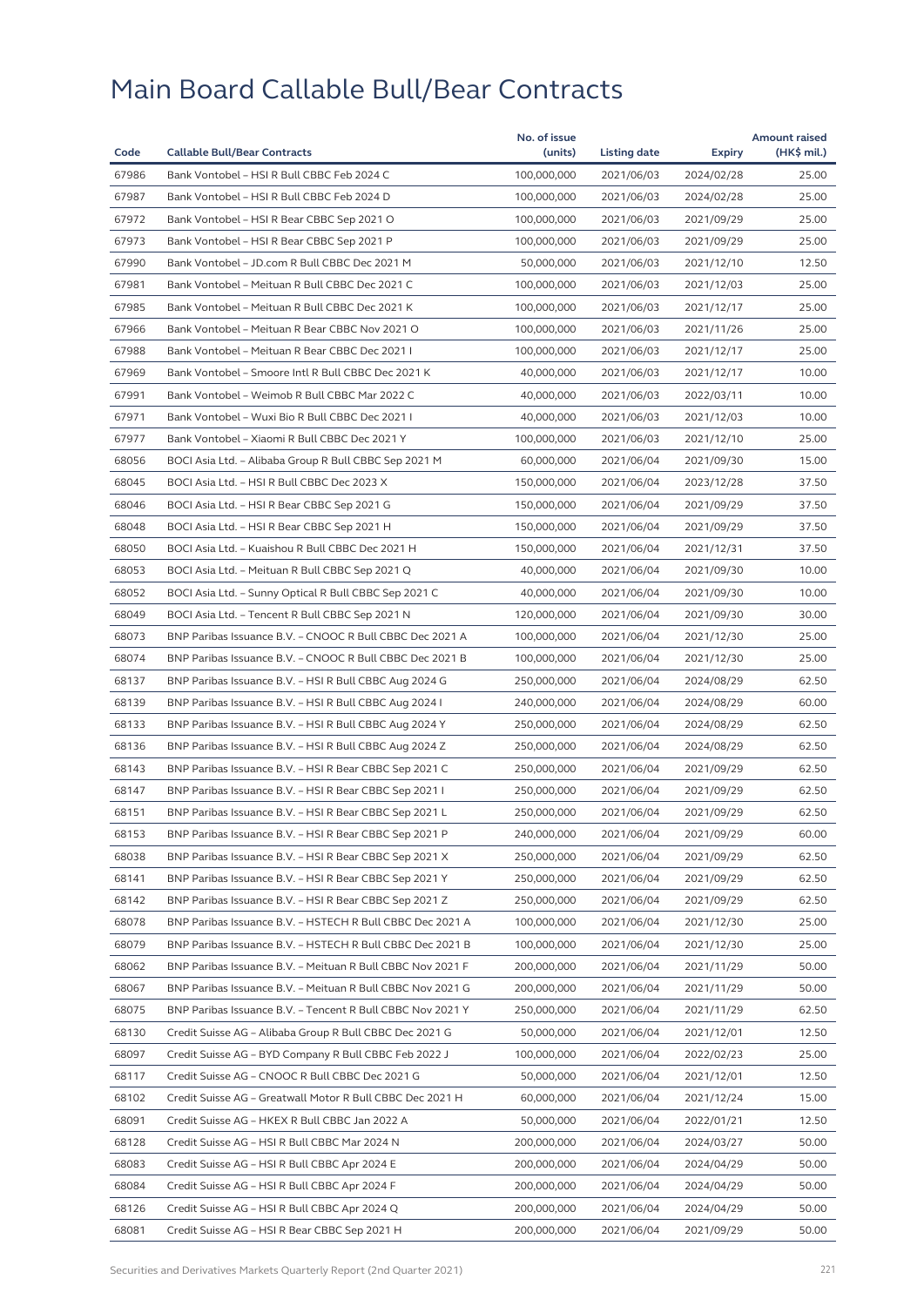# Main Board Callable Bull/Bear Contracts

| Code | Callable Bull/Bear Contracts | No. of issue (units) | Listing date | Expiry | Amount raised (HK$ mil.) |
|---|---|---|---|---|---|
| 67986 | Bank Vontobel – HSI R Bull CBBC Feb 2024 C | 100,000,000 | 2021/06/03 | 2024/02/28 | 25.00 |
| 67987 | Bank Vontobel – HSI R Bull CBBC Feb 2024 D | 100,000,000 | 2021/06/03 | 2024/02/28 | 25.00 |
| 67972 | Bank Vontobel – HSI R Bear CBBC Sep 2021 O | 100,000,000 | 2021/06/03 | 2021/09/29 | 25.00 |
| 67973 | Bank Vontobel – HSI R Bear CBBC Sep 2021 P | 100,000,000 | 2021/06/03 | 2021/09/29 | 25.00 |
| 67990 | Bank Vontobel – JD.com R Bull CBBC Dec 2021 M | 50,000,000 | 2021/06/03 | 2021/12/10 | 12.50 |
| 67981 | Bank Vontobel – Meituan R Bull CBBC Dec 2021 C | 100,000,000 | 2021/06/03 | 2021/12/03 | 25.00 |
| 67985 | Bank Vontobel – Meituan R Bull CBBC Dec 2021 K | 100,000,000 | 2021/06/03 | 2021/12/17 | 25.00 |
| 67966 | Bank Vontobel – Meituan R Bear CBBC Nov 2021 O | 100,000,000 | 2021/06/03 | 2021/11/26 | 25.00 |
| 67988 | Bank Vontobel – Meituan R Bear CBBC Dec 2021 I | 100,000,000 | 2021/06/03 | 2021/12/17 | 25.00 |
| 67969 | Bank Vontobel – Smoore Intl R Bull CBBC Dec 2021 K | 40,000,000 | 2021/06/03 | 2021/12/17 | 10.00 |
| 67991 | Bank Vontobel – Weimob R Bull CBBC Mar 2022 C | 40,000,000 | 2021/06/03 | 2022/03/11 | 10.00 |
| 67971 | Bank Vontobel – Wuxi Bio R Bull CBBC Dec 2021 I | 40,000,000 | 2021/06/03 | 2021/12/03 | 10.00 |
| 67977 | Bank Vontobel – Xiaomi R Bull CBBC Dec 2021 Y | 100,000,000 | 2021/06/03 | 2021/12/10 | 25.00 |
| 68056 | BOCI Asia Ltd. – Alibaba Group R Bull CBBC Sep 2021 M | 60,000,000 | 2021/06/04 | 2021/09/30 | 15.00 |
| 68045 | BOCI Asia Ltd. – HSI R Bull CBBC Dec 2023 X | 150,000,000 | 2021/06/04 | 2023/12/28 | 37.50 |
| 68046 | BOCI Asia Ltd. – HSI R Bear CBBC Sep 2021 G | 150,000,000 | 2021/06/04 | 2021/09/29 | 37.50 |
| 68048 | BOCI Asia Ltd. – HSI R Bear CBBC Sep 2021 H | 150,000,000 | 2021/06/04 | 2021/09/29 | 37.50 |
| 68050 | BOCI Asia Ltd. – Kuaishou R Bull CBBC Dec 2021 H | 150,000,000 | 2021/06/04 | 2021/12/31 | 37.50 |
| 68053 | BOCI Asia Ltd. – Meituan R Bull CBBC Sep 2021 Q | 40,000,000 | 2021/06/04 | 2021/09/30 | 10.00 |
| 68052 | BOCI Asia Ltd. – Sunny Optical R Bull CBBC Sep 2021 C | 40,000,000 | 2021/06/04 | 2021/09/30 | 10.00 |
| 68049 | BOCI Asia Ltd. – Tencent R Bull CBBC Sep 2021 N | 120,000,000 | 2021/06/04 | 2021/09/30 | 30.00 |
| 68073 | BNP Paribas Issuance B.V. – CNOOC R Bull CBBC Dec 2021 A | 100,000,000 | 2021/06/04 | 2021/12/30 | 25.00 |
| 68074 | BNP Paribas Issuance B.V. – CNOOC R Bull CBBC Dec 2021 B | 100,000,000 | 2021/06/04 | 2021/12/30 | 25.00 |
| 68137 | BNP Paribas Issuance B.V. – HSI R Bull CBBC Aug 2024 G | 250,000,000 | 2021/06/04 | 2024/08/29 | 62.50 |
| 68139 | BNP Paribas Issuance B.V. – HSI R Bull CBBC Aug 2024 I | 240,000,000 | 2021/06/04 | 2024/08/29 | 60.00 |
| 68133 | BNP Paribas Issuance B.V. – HSI R Bull CBBC Aug 2024 Y | 250,000,000 | 2021/06/04 | 2024/08/29 | 62.50 |
| 68136 | BNP Paribas Issuance B.V. – HSI R Bull CBBC Aug 2024 Z | 250,000,000 | 2021/06/04 | 2024/08/29 | 62.50 |
| 68143 | BNP Paribas Issuance B.V. – HSI R Bear CBBC Sep 2021 C | 250,000,000 | 2021/06/04 | 2021/09/29 | 62.50 |
| 68147 | BNP Paribas Issuance B.V. – HSI R Bear CBBC Sep 2021 I | 250,000,000 | 2021/06/04 | 2021/09/29 | 62.50 |
| 68151 | BNP Paribas Issuance B.V. – HSI R Bear CBBC Sep 2021 L | 250,000,000 | 2021/06/04 | 2021/09/29 | 62.50 |
| 68153 | BNP Paribas Issuance B.V. – HSI R Bear CBBC Sep 2021 P | 240,000,000 | 2021/06/04 | 2021/09/29 | 60.00 |
| 68038 | BNP Paribas Issuance B.V. – HSI R Bear CBBC Sep 2021 X | 250,000,000 | 2021/06/04 | 2021/09/29 | 62.50 |
| 68141 | BNP Paribas Issuance B.V. – HSI R Bear CBBC Sep 2021 Y | 250,000,000 | 2021/06/04 | 2021/09/29 | 62.50 |
| 68142 | BNP Paribas Issuance B.V. – HSI R Bear CBBC Sep 2021 Z | 250,000,000 | 2021/06/04 | 2021/09/29 | 62.50 |
| 68078 | BNP Paribas Issuance B.V. – HSTECH R Bull CBBC Dec 2021 A | 100,000,000 | 2021/06/04 | 2021/12/30 | 25.00 |
| 68079 | BNP Paribas Issuance B.V. – HSTECH R Bull CBBC Dec 2021 B | 100,000,000 | 2021/06/04 | 2021/12/30 | 25.00 |
| 68062 | BNP Paribas Issuance B.V. – Meituan R Bull CBBC Nov 2021 F | 200,000,000 | 2021/06/04 | 2021/11/29 | 50.00 |
| 68067 | BNP Paribas Issuance B.V. – Meituan R Bull CBBC Nov 2021 G | 200,000,000 | 2021/06/04 | 2021/11/29 | 50.00 |
| 68075 | BNP Paribas Issuance B.V. – Tencent R Bull CBBC Nov 2021 Y | 250,000,000 | 2021/06/04 | 2021/11/29 | 62.50 |
| 68130 | Credit Suisse AG – Alibaba Group R Bull CBBC Dec 2021 G | 50,000,000 | 2021/06/04 | 2021/12/01 | 12.50 |
| 68097 | Credit Suisse AG – BYD Company R Bull CBBC Feb 2022 J | 100,000,000 | 2021/06/04 | 2022/02/23 | 25.00 |
| 68117 | Credit Suisse AG – CNOOC R Bull CBBC Dec 2021 G | 50,000,000 | 2021/06/04 | 2021/12/01 | 12.50 |
| 68102 | Credit Suisse AG – Greatwall Motor R Bull CBBC Dec 2021 H | 60,000,000 | 2021/06/04 | 2021/12/24 | 15.00 |
| 68091 | Credit Suisse AG – HKEX R Bull CBBC Jan 2022 A | 50,000,000 | 2021/06/04 | 2022/01/21 | 12.50 |
| 68128 | Credit Suisse AG – HSI R Bull CBBC Mar 2024 N | 200,000,000 | 2021/06/04 | 2024/03/27 | 50.00 |
| 68083 | Credit Suisse AG – HSI R Bull CBBC Apr 2024 E | 200,000,000 | 2021/06/04 | 2024/04/29 | 50.00 |
| 68084 | Credit Suisse AG – HSI R Bull CBBC Apr 2024 F | 200,000,000 | 2021/06/04 | 2024/04/29 | 50.00 |
| 68126 | Credit Suisse AG – HSI R Bull CBBC Apr 2024 Q | 200,000,000 | 2021/06/04 | 2024/04/29 | 50.00 |
| 68081 | Credit Suisse AG – HSI R Bear CBBC Sep 2021 H | 200,000,000 | 2021/06/04 | 2021/09/29 | 50.00 |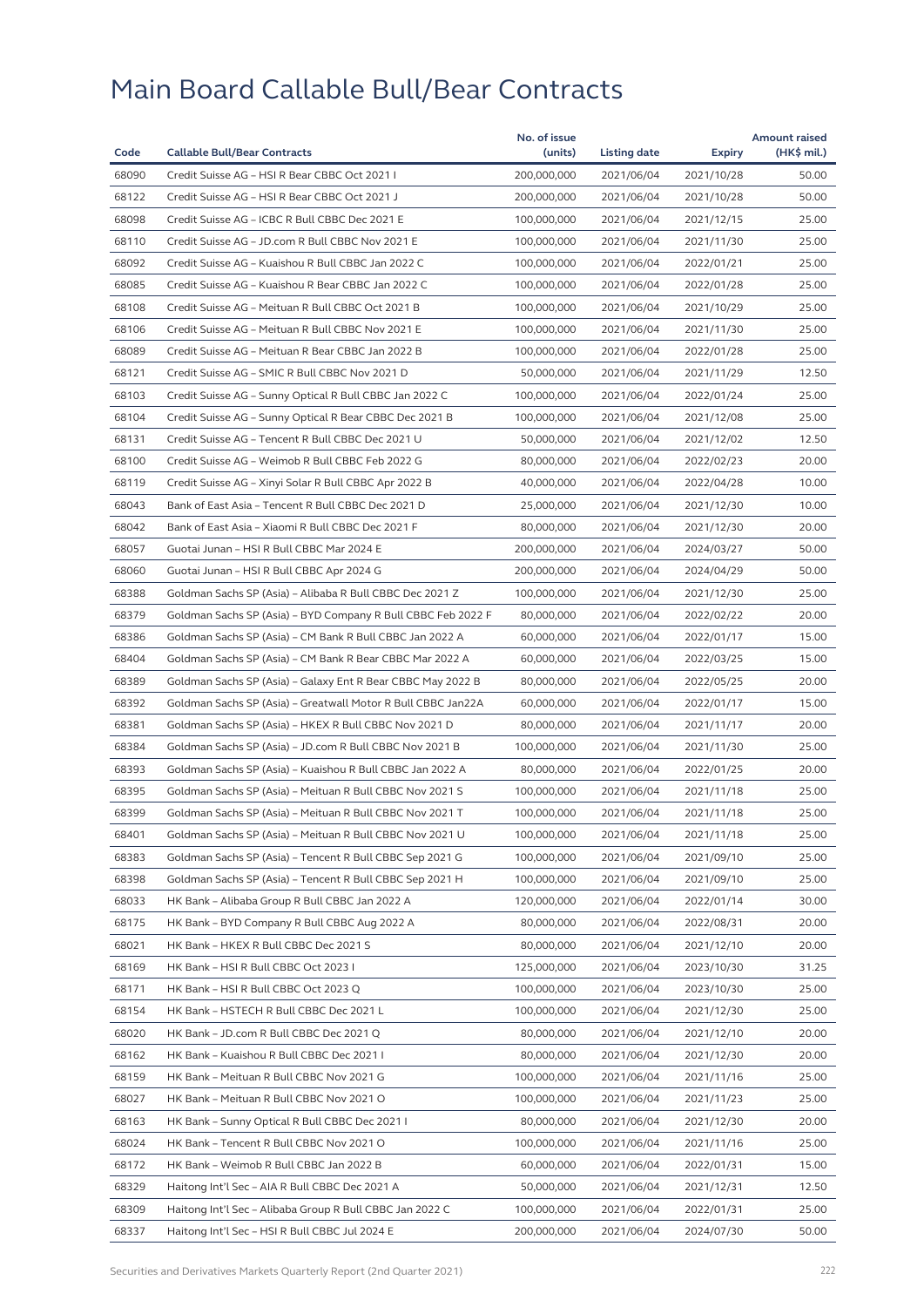# Main Board Callable Bull/Bear Contracts

| Code | Callable Bull/Bear Contracts | No. of issue (units) | Listing date | Expiry | Amount raised (HK$ mil.) |
|---|---|---|---|---|---|
| 68090 | Credit Suisse AG – HSI R Bear CBBC Oct 2021 I | 200,000,000 | 2021/06/04 | 2021/10/28 | 50.00 |
| 68122 | Credit Suisse AG – HSI R Bear CBBC Oct 2021 J | 200,000,000 | 2021/06/04 | 2021/10/28 | 50.00 |
| 68098 | Credit Suisse AG – ICBC R Bull CBBC Dec 2021 E | 100,000,000 | 2021/06/04 | 2021/12/15 | 25.00 |
| 68110 | Credit Suisse AG – JD.com R Bull CBBC Nov 2021 E | 100,000,000 | 2021/06/04 | 2021/11/30 | 25.00 |
| 68092 | Credit Suisse AG – Kuaishou R Bull CBBC Jan 2022 C | 100,000,000 | 2021/06/04 | 2022/01/21 | 25.00 |
| 68085 | Credit Suisse AG – Kuaishou R Bear CBBC Jan 2022 C | 100,000,000 | 2021/06/04 | 2022/01/28 | 25.00 |
| 68108 | Credit Suisse AG – Meituan R Bull CBBC Oct 2021 B | 100,000,000 | 2021/06/04 | 2021/10/29 | 25.00 |
| 68106 | Credit Suisse AG – Meituan R Bull CBBC Nov 2021 E | 100,000,000 | 2021/06/04 | 2021/11/30 | 25.00 |
| 68089 | Credit Suisse AG – Meituan R Bear CBBC Jan 2022 B | 100,000,000 | 2021/06/04 | 2022/01/28 | 25.00 |
| 68121 | Credit Suisse AG – SMIC R Bull CBBC Nov 2021 D | 50,000,000 | 2021/06/04 | 2021/11/29 | 12.50 |
| 68103 | Credit Suisse AG – Sunny Optical R Bull CBBC Jan 2022 C | 100,000,000 | 2021/06/04 | 2022/01/24 | 25.00 |
| 68104 | Credit Suisse AG – Sunny Optical R Bear CBBC Dec 2021 B | 100,000,000 | 2021/06/04 | 2021/12/08 | 25.00 |
| 68131 | Credit Suisse AG – Tencent R Bull CBBC Dec 2021 U | 50,000,000 | 2021/06/04 | 2021/12/02 | 12.50 |
| 68100 | Credit Suisse AG – Weimob R Bull CBBC Feb 2022 G | 80,000,000 | 2021/06/04 | 2022/02/23 | 20.00 |
| 68119 | Credit Suisse AG – Xinyi Solar R Bull CBBC Apr 2022 B | 40,000,000 | 2021/06/04 | 2022/04/28 | 10.00 |
| 68043 | Bank of East Asia – Tencent R Bull CBBC Dec 2021 D | 25,000,000 | 2021/06/04 | 2021/12/30 | 10.00 |
| 68042 | Bank of East Asia – Xiaomi R Bull CBBC Dec 2021 F | 80,000,000 | 2021/06/04 | 2021/12/30 | 20.00 |
| 68057 | Guotai Junan – HSI R Bull CBBC Mar 2024 E | 200,000,000 | 2021/06/04 | 2024/03/27 | 50.00 |
| 68060 | Guotai Junan – HSI R Bull CBBC Apr 2024 G | 200,000,000 | 2021/06/04 | 2024/04/29 | 50.00 |
| 68388 | Goldman Sachs SP (Asia) – Alibaba R Bull CBBC Dec 2021 Z | 100,000,000 | 2021/06/04 | 2021/12/30 | 25.00 |
| 68379 | Goldman Sachs SP (Asia) – BYD Company R Bull CBBC Feb 2022 F | 80,000,000 | 2021/06/04 | 2022/02/22 | 20.00 |
| 68386 | Goldman Sachs SP (Asia) – CM Bank R Bull CBBC Jan 2022 A | 60,000,000 | 2021/06/04 | 2022/01/17 | 15.00 |
| 68404 | Goldman Sachs SP (Asia) – CM Bank R Bear CBBC Mar 2022 A | 60,000,000 | 2021/06/04 | 2022/03/25 | 15.00 |
| 68389 | Goldman Sachs SP (Asia) – Galaxy Ent R Bear CBBC May 2022 B | 80,000,000 | 2021/06/04 | 2022/05/25 | 20.00 |
| 68392 | Goldman Sachs SP (Asia) – Greatwall Motor R Bull CBBC Jan22A | 60,000,000 | 2021/06/04 | 2022/01/17 | 15.00 |
| 68381 | Goldman Sachs SP (Asia) – HKEX R Bull CBBC Nov 2021 D | 80,000,000 | 2021/06/04 | 2021/11/17 | 20.00 |
| 68384 | Goldman Sachs SP (Asia) – JD.com R Bull CBBC Nov 2021 B | 100,000,000 | 2021/06/04 | 2021/11/30 | 25.00 |
| 68393 | Goldman Sachs SP (Asia) – Kuaishou R Bull CBBC Jan 2022 A | 80,000,000 | 2021/06/04 | 2022/01/25 | 20.00 |
| 68395 | Goldman Sachs SP (Asia) – Meituan R Bull CBBC Nov 2021 S | 100,000,000 | 2021/06/04 | 2021/11/18 | 25.00 |
| 68399 | Goldman Sachs SP (Asia) – Meituan R Bull CBBC Nov 2021 T | 100,000,000 | 2021/06/04 | 2021/11/18 | 25.00 |
| 68401 | Goldman Sachs SP (Asia) – Meituan R Bull CBBC Nov 2021 U | 100,000,000 | 2021/06/04 | 2021/11/18 | 25.00 |
| 68383 | Goldman Sachs SP (Asia) – Tencent R Bull CBBC Sep 2021 G | 100,000,000 | 2021/06/04 | 2021/09/10 | 25.00 |
| 68398 | Goldman Sachs SP (Asia) – Tencent R Bull CBBC Sep 2021 H | 100,000,000 | 2021/06/04 | 2021/09/10 | 25.00 |
| 68033 | HK Bank – Alibaba Group R Bull CBBC Jan 2022 A | 120,000,000 | 2021/06/04 | 2022/01/14 | 30.00 |
| 68175 | HK Bank – BYD Company R Bull CBBC Aug 2022 A | 80,000,000 | 2021/06/04 | 2022/08/31 | 20.00 |
| 68021 | HK Bank – HKEX R Bull CBBC Dec 2021 S | 80,000,000 | 2021/06/04 | 2021/12/10 | 20.00 |
| 68169 | HK Bank – HSI R Bull CBBC Oct 2023 I | 125,000,000 | 2021/06/04 | 2023/10/30 | 31.25 |
| 68171 | HK Bank – HSI R Bull CBBC Oct 2023 Q | 100,000,000 | 2021/06/04 | 2023/10/30 | 25.00 |
| 68154 | HK Bank – HSTECH R Bull CBBC Dec 2021 L | 100,000,000 | 2021/06/04 | 2021/12/30 | 25.00 |
| 68020 | HK Bank – JD.com R Bull CBBC Dec 2021 Q | 80,000,000 | 2021/06/04 | 2021/12/10 | 20.00 |
| 68162 | HK Bank – Kuaishou R Bull CBBC Dec 2021 I | 80,000,000 | 2021/06/04 | 2021/12/30 | 20.00 |
| 68159 | HK Bank – Meituan R Bull CBBC Nov 2021 G | 100,000,000 | 2021/06/04 | 2021/11/16 | 25.00 |
| 68027 | HK Bank – Meituan R Bull CBBC Nov 2021 O | 100,000,000 | 2021/06/04 | 2021/11/23 | 25.00 |
| 68163 | HK Bank – Sunny Optical R Bull CBBC Dec 2021 I | 80,000,000 | 2021/06/04 | 2021/12/30 | 20.00 |
| 68024 | HK Bank – Tencent R Bull CBBC Nov 2021 O | 100,000,000 | 2021/06/04 | 2021/11/16 | 25.00 |
| 68172 | HK Bank – Weimob R Bull CBBC Jan 2022 B | 60,000,000 | 2021/06/04 | 2022/01/31 | 15.00 |
| 68329 | Haitong Int'l Sec – AIA R Bull CBBC Dec 2021 A | 50,000,000 | 2021/06/04 | 2021/12/31 | 12.50 |
| 68309 | Haitong Int'l Sec – Alibaba Group R Bull CBBC Jan 2022 C | 100,000,000 | 2021/06/04 | 2022/01/31 | 25.00 |
| 68337 | Haitong Int'l Sec – HSI R Bull CBBC Jul 2024 E | 200,000,000 | 2021/06/04 | 2024/07/30 | 50.00 |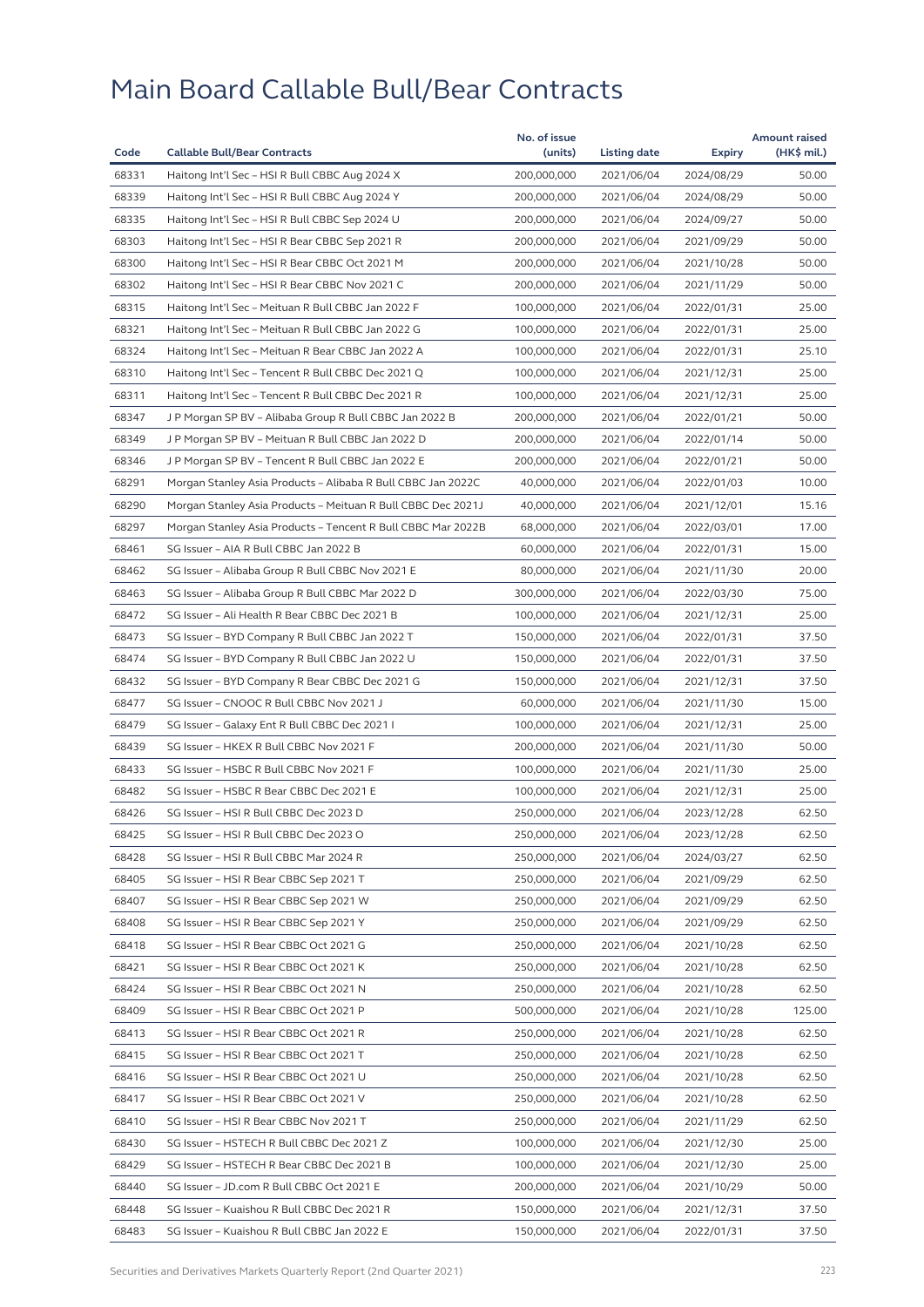# Main Board Callable Bull/Bear Contracts

| Code | Callable Bull/Bear Contracts | No. of issue (units) | Listing date | Expiry | Amount raised (HK$ mil.) |
|---|---|---|---|---|---|
| 68331 | Haitong Int'l Sec – HSI R Bull CBBC Aug 2024 X | 200,000,000 | 2021/06/04 | 2024/08/29 | 50.00 |
| 68339 | Haitong Int'l Sec – HSI R Bull CBBC Aug 2024 Y | 200,000,000 | 2021/06/04 | 2024/08/29 | 50.00 |
| 68335 | Haitong Int'l Sec – HSI R Bull CBBC Sep 2024 U | 200,000,000 | 2021/06/04 | 2024/09/27 | 50.00 |
| 68303 | Haitong Int'l Sec – HSI R Bear CBBC Sep 2021 R | 200,000,000 | 2021/06/04 | 2021/09/29 | 50.00 |
| 68300 | Haitong Int'l Sec – HSI R Bear CBBC Oct 2021 M | 200,000,000 | 2021/06/04 | 2021/10/28 | 50.00 |
| 68302 | Haitong Int'l Sec – HSI R Bear CBBC Nov 2021 C | 200,000,000 | 2021/06/04 | 2021/11/29 | 50.00 |
| 68315 | Haitong Int'l Sec – Meituan R Bull CBBC Jan 2022 F | 100,000,000 | 2021/06/04 | 2022/01/31 | 25.00 |
| 68321 | Haitong Int'l Sec – Meituan R Bull CBBC Jan 2022 G | 100,000,000 | 2021/06/04 | 2022/01/31 | 25.00 |
| 68324 | Haitong Int'l Sec – Meituan R Bear CBBC Jan 2022 A | 100,000,000 | 2021/06/04 | 2022/01/31 | 25.10 |
| 68310 | Haitong Int'l Sec – Tencent R Bull CBBC Dec 2021 Q | 100,000,000 | 2021/06/04 | 2021/12/31 | 25.00 |
| 68311 | Haitong Int'l Sec – Tencent R Bull CBBC Dec 2021 R | 100,000,000 | 2021/06/04 | 2021/12/31 | 25.00 |
| 68347 | J P Morgan SP BV – Alibaba Group R Bull CBBC Jan 2022 B | 200,000,000 | 2021/06/04 | 2022/01/21 | 50.00 |
| 68349 | J P Morgan SP BV – Meituan R Bull CBBC Jan 2022 D | 200,000,000 | 2021/06/04 | 2022/01/14 | 50.00 |
| 68346 | J P Morgan SP BV – Tencent R Bull CBBC Jan 2022 E | 200,000,000 | 2021/06/04 | 2022/01/21 | 50.00 |
| 68291 | Morgan Stanley Asia Products – Alibaba R Bull CBBC Jan 2022C | 40,000,000 | 2021/06/04 | 2022/01/03 | 10.00 |
| 68290 | Morgan Stanley Asia Products – Meituan R Bull CBBC Dec 2021J | 40,000,000 | 2021/06/04 | 2021/12/01 | 15.16 |
| 68297 | Morgan Stanley Asia Products – Tencent R Bull CBBC Mar 2022B | 68,000,000 | 2021/06/04 | 2022/03/01 | 17.00 |
| 68461 | SG Issuer – AIA R Bull CBBC Jan 2022 B | 60,000,000 | 2021/06/04 | 2022/01/31 | 15.00 |
| 68462 | SG Issuer – Alibaba Group R Bull CBBC Nov 2021 E | 80,000,000 | 2021/06/04 | 2021/11/30 | 20.00 |
| 68463 | SG Issuer – Alibaba Group R Bull CBBC Mar 2022 D | 300,000,000 | 2021/06/04 | 2022/03/30 | 75.00 |
| 68472 | SG Issuer – Ali Health R Bear CBBC Dec 2021 B | 100,000,000 | 2021/06/04 | 2021/12/31 | 25.00 |
| 68473 | SG Issuer – BYD Company R Bull CBBC Jan 2022 T | 150,000,000 | 2021/06/04 | 2022/01/31 | 37.50 |
| 68474 | SG Issuer – BYD Company R Bull CBBC Jan 2022 U | 150,000,000 | 2021/06/04 | 2022/01/31 | 37.50 |
| 68432 | SG Issuer – BYD Company R Bear CBBC Dec 2021 G | 150,000,000 | 2021/06/04 | 2021/12/31 | 37.50 |
| 68477 | SG Issuer – CNOOC R Bull CBBC Nov 2021 J | 60,000,000 | 2021/06/04 | 2021/11/30 | 15.00 |
| 68479 | SG Issuer – Galaxy Ent R Bull CBBC Dec 2021 I | 100,000,000 | 2021/06/04 | 2021/12/31 | 25.00 |
| 68439 | SG Issuer – HKEX R Bull CBBC Nov 2021 F | 200,000,000 | 2021/06/04 | 2021/11/30 | 50.00 |
| 68433 | SG Issuer – HSBC R Bull CBBC Nov 2021 F | 100,000,000 | 2021/06/04 | 2021/11/30 | 25.00 |
| 68482 | SG Issuer – HSBC R Bear CBBC Dec 2021 E | 100,000,000 | 2021/06/04 | 2021/12/31 | 25.00 |
| 68426 | SG Issuer – HSI R Bull CBBC Dec 2023 D | 250,000,000 | 2021/06/04 | 2023/12/28 | 62.50 |
| 68425 | SG Issuer – HSI R Bull CBBC Dec 2023 O | 250,000,000 | 2021/06/04 | 2023/12/28 | 62.50 |
| 68428 | SG Issuer – HSI R Bull CBBC Mar 2024 R | 250,000,000 | 2021/06/04 | 2024/03/27 | 62.50 |
| 68405 | SG Issuer – HSI R Bear CBBC Sep 2021 T | 250,000,000 | 2021/06/04 | 2021/09/29 | 62.50 |
| 68407 | SG Issuer – HSI R Bear CBBC Sep 2021 W | 250,000,000 | 2021/06/04 | 2021/09/29 | 62.50 |
| 68408 | SG Issuer – HSI R Bear CBBC Sep 2021 Y | 250,000,000 | 2021/06/04 | 2021/09/29 | 62.50 |
| 68418 | SG Issuer – HSI R Bear CBBC Oct 2021 G | 250,000,000 | 2021/06/04 | 2021/10/28 | 62.50 |
| 68421 | SG Issuer – HSI R Bear CBBC Oct 2021 K | 250,000,000 | 2021/06/04 | 2021/10/28 | 62.50 |
| 68424 | SG Issuer – HSI R Bear CBBC Oct 2021 N | 250,000,000 | 2021/06/04 | 2021/10/28 | 62.50 |
| 68409 | SG Issuer – HSI R Bear CBBC Oct 2021 P | 500,000,000 | 2021/06/04 | 2021/10/28 | 125.00 |
| 68413 | SG Issuer – HSI R Bear CBBC Oct 2021 R | 250,000,000 | 2021/06/04 | 2021/10/28 | 62.50 |
| 68415 | SG Issuer – HSI R Bear CBBC Oct 2021 T | 250,000,000 | 2021/06/04 | 2021/10/28 | 62.50 |
| 68416 | SG Issuer – HSI R Bear CBBC Oct 2021 U | 250,000,000 | 2021/06/04 | 2021/10/28 | 62.50 |
| 68417 | SG Issuer – HSI R Bear CBBC Oct 2021 V | 250,000,000 | 2021/06/04 | 2021/10/28 | 62.50 |
| 68410 | SG Issuer – HSI R Bear CBBC Nov 2021 T | 250,000,000 | 2021/06/04 | 2021/11/29 | 62.50 |
| 68430 | SG Issuer – HSTECH R Bull CBBC Dec 2021 Z | 100,000,000 | 2021/06/04 | 2021/12/30 | 25.00 |
| 68429 | SG Issuer – HSTECH R Bear CBBC Dec 2021 B | 100,000,000 | 2021/06/04 | 2021/12/30 | 25.00 |
| 68440 | SG Issuer – JD.com R Bull CBBC Oct 2021 E | 200,000,000 | 2021/06/04 | 2021/10/29 | 50.00 |
| 68448 | SG Issuer – Kuaishou R Bull CBBC Dec 2021 R | 150,000,000 | 2021/06/04 | 2021/12/31 | 37.50 |
| 68483 | SG Issuer – Kuaishou R Bull CBBC Jan 2022 E | 150,000,000 | 2021/06/04 | 2022/01/31 | 37.50 |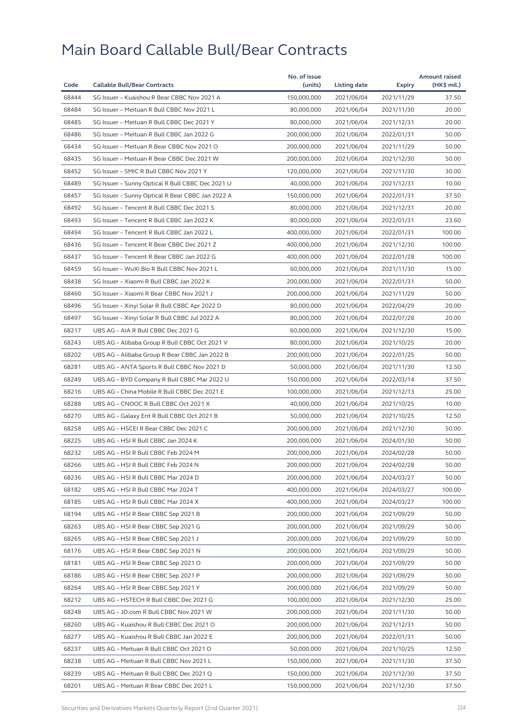# Main Board Callable Bull/Bear Contracts

| Code | Callable Bull/Bear Contracts | No. of issue (units) | Listing date | Expiry | Amount raised (HK$ mil.) |
|---|---|---|---|---|---|
| 68444 | SG Issuer – Kuaishou R Bear CBBC Nov 2021 A | 150,000,000 | 2021/06/04 | 2021/11/29 | 37.50 |
| 68484 | SG Issuer – Meituan R Bull CBBC Nov 2021 L | 80,000,000 | 2021/06/04 | 2021/11/30 | 20.00 |
| 68485 | SG Issuer – Meituan R Bull CBBC Dec 2021 Y | 80,000,000 | 2021/06/04 | 2021/12/31 | 20.00 |
| 68486 | SG Issuer – Meituan R Bull CBBC Jan 2022 G | 200,000,000 | 2021/06/04 | 2022/01/31 | 50.00 |
| 68434 | SG Issuer – Meituan R Bear CBBC Nov 2021 O | 200,000,000 | 2021/06/04 | 2021/11/29 | 50.00 |
| 68435 | SG Issuer – Meituan R Bear CBBC Dec 2021 W | 200,000,000 | 2021/06/04 | 2021/12/30 | 50.00 |
| 68452 | SG Issuer – SMIC R Bull CBBC Nov 2021 Y | 120,000,000 | 2021/06/04 | 2021/11/30 | 30.00 |
| 68489 | SG Issuer – Sunny Optical R Bull CBBC Dec 2021 U | 40,000,000 | 2021/06/04 | 2021/12/31 | 10.00 |
| 68457 | SG Issuer – Sunny Optical R Bear CBBC Jan 2022 A | 150,000,000 | 2021/06/04 | 2022/01/31 | 37.50 |
| 68492 | SG Issuer – Tencent R Bull CBBC Dec 2021 S | 80,000,000 | 2021/06/04 | 2021/12/31 | 20.00 |
| 68493 | SG Issuer – Tencent R Bull CBBC Jan 2022 K | 80,000,000 | 2021/06/04 | 2022/01/31 | 23.60 |
| 68494 | SG Issuer – Tencent R Bull CBBC Jan 2022 L | 400,000,000 | 2021/06/04 | 2022/01/31 | 100.00 |
| 68436 | SG Issuer – Tencent R Bear CBBC Dec 2021 Z | 400,000,000 | 2021/06/04 | 2021/12/30 | 100.00 |
| 68437 | SG Issuer – Tencent R Bear CBBC Jan 2022 G | 400,000,000 | 2021/06/04 | 2022/01/28 | 100.00 |
| 68459 | SG Issuer – WuXi Bio R Bull CBBC Nov 2021 L | 60,000,000 | 2021/06/04 | 2021/11/30 | 15.00 |
| 68438 | SG Issuer – Xiaomi R Bull CBBC Jan 2022 K | 200,000,000 | 2021/06/04 | 2022/01/31 | 50.00 |
| 68460 | SG Issuer – Xiaomi R Bear CBBC Nov 2021 J | 200,000,000 | 2021/06/04 | 2021/11/29 | 50.00 |
| 68496 | SG Issuer – Xinyi Solar R Bull CBBC Apr 2022 D | 80,000,000 | 2021/06/04 | 2022/04/29 | 20.00 |
| 68497 | SG Issuer – Xinyi Solar R Bull CBBC Jul 2022 A | 80,000,000 | 2021/06/04 | 2022/07/28 | 20.00 |
| 68217 | UBS AG – AIA R Bull CBBC Dec 2021 G | 60,000,000 | 2021/06/04 | 2021/12/30 | 15.00 |
| 68243 | UBS AG – Alibaba Group R Bull CBBC Oct 2021 V | 80,000,000 | 2021/06/04 | 2021/10/25 | 20.00 |
| 68202 | UBS AG – Alibaba Group R Bear CBBC Jan 2022 B | 200,000,000 | 2021/06/04 | 2022/01/25 | 50.00 |
| 68281 | UBS AG – ANTA Sports R Bull CBBC Nov 2021 D | 50,000,000 | 2021/06/04 | 2021/11/30 | 12.50 |
| 68249 | UBS AG – BYD Company R Bull CBBC Mar 2022 U | 150,000,000 | 2021/06/04 | 2022/03/14 | 37.50 |
| 68216 | UBS AG – China Mobile R Bull CBBC Dec 2021 E | 100,000,000 | 2021/06/04 | 2021/12/13 | 25.00 |
| 68288 | UBS AG – CNOOC R Bull CBBC Oct 2021 X | 40,000,000 | 2021/06/04 | 2021/10/25 | 10.00 |
| 68270 | UBS AG – Galaxy Ent R Bull CBBC Oct 2021 B | 50,000,000 | 2021/06/04 | 2021/10/25 | 12.50 |
| 68258 | UBS AG – HSCEI R Bear CBBC Dec 2021 C | 200,000,000 | 2021/06/04 | 2021/12/30 | 50.00 |
| 68225 | UBS AG – HSI R Bull CBBC Jan 2024 K | 200,000,000 | 2021/06/04 | 2024/01/30 | 50.00 |
| 68232 | UBS AG – HSI R Bull CBBC Feb 2024 M | 200,000,000 | 2021/06/04 | 2024/02/28 | 50.00 |
| 68266 | UBS AG – HSI R Bull CBBC Feb 2024 N | 200,000,000 | 2021/06/04 | 2024/02/28 | 50.00 |
| 68236 | UBS AG – HSI R Bull CBBC Mar 2024 D | 200,000,000 | 2021/06/04 | 2024/03/27 | 50.00 |
| 68182 | UBS AG – HSI R Bull CBBC Mar 2024 T | 400,000,000 | 2021/06/04 | 2024/03/27 | 100.00 |
| 68185 | UBS AG – HSI R Bull CBBC Mar 2024 X | 400,000,000 | 2021/06/04 | 2024/03/27 | 100.00 |
| 68194 | UBS AG – HSI R Bear CBBC Sep 2021 B | 200,000,000 | 2021/06/04 | 2021/09/29 | 50.00 |
| 68263 | UBS AG – HSI R Bear CBBC Sep 2021 G | 200,000,000 | 2021/06/04 | 2021/09/29 | 50.00 |
| 68265 | UBS AG – HSI R Bear CBBC Sep 2021 J | 200,000,000 | 2021/06/04 | 2021/09/29 | 50.00 |
| 68176 | UBS AG – HSI R Bear CBBC Sep 2021 N | 200,000,000 | 2021/06/04 | 2021/09/29 | 50.00 |
| 68181 | UBS AG – HSI R Bear CBBC Sep 2021 O | 200,000,000 | 2021/06/04 | 2021/09/29 | 50.00 |
| 68186 | UBS AG – HSI R Bear CBBC Sep 2021 P | 200,000,000 | 2021/06/04 | 2021/09/29 | 50.00 |
| 68264 | UBS AG – HSI R Bear CBBC Sep 2021 Y | 200,000,000 | 2021/06/04 | 2021/09/29 | 50.00 |
| 68212 | UBS AG – HSTECH R Bull CBBC Dec 2021 G | 100,000,000 | 2021/06/04 | 2021/12/30 | 25.00 |
| 68248 | UBS AG – JD.com R Bull CBBC Nov 2021 W | 200,000,000 | 2021/06/04 | 2021/11/30 | 50.00 |
| 68260 | UBS AG – Kuaishou R Bull CBBC Dec 2021 O | 200,000,000 | 2021/06/04 | 2021/12/31 | 50.00 |
| 68277 | UBS AG – Kuaishou R Bull CBBC Jan 2022 E | 200,000,000 | 2021/06/04 | 2022/01/31 | 50.00 |
| 68237 | UBS AG – Meituan R Bull CBBC Oct 2021 O | 50,000,000 | 2021/06/04 | 2021/10/25 | 12.50 |
| 68238 | UBS AG – Meituan R Bull CBBC Nov 2021 L | 150,000,000 | 2021/06/04 | 2021/11/30 | 37.50 |
| 68239 | UBS AG – Meituan R Bull CBBC Dec 2021 Q | 150,000,000 | 2021/06/04 | 2021/12/30 | 37.50 |
| 68201 | UBS AG – Meituan R Bear CBBC Dec 2021 L | 150,000,000 | 2021/06/04 | 2021/12/30 | 37.50 |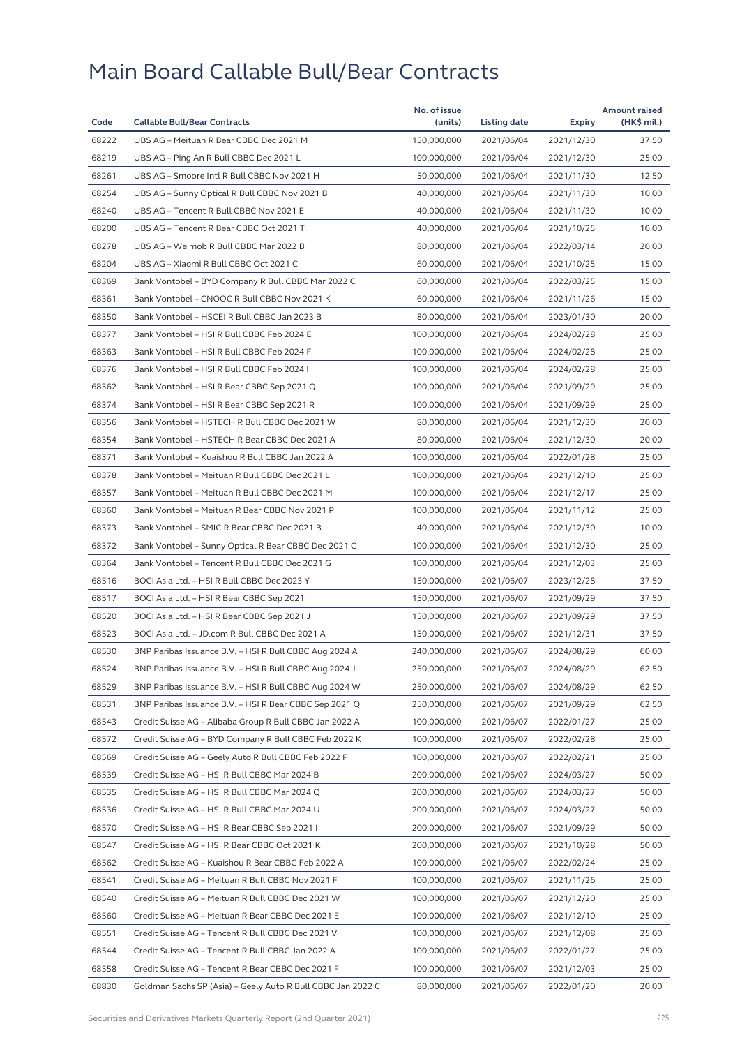# Main Board Callable Bull/Bear Contracts

| Code | Callable Bull/Bear Contracts | No. of issue (units) | Listing date | Expiry | Amount raised (HK$ mil.) |
|---|---|---|---|---|---|
| 68222 | UBS AG – Meituan R Bear CBBC Dec 2021 M | 150,000,000 | 2021/06/04 | 2021/12/30 | 37.50 |
| 68219 | UBS AG – Ping An R Bull CBBC Dec 2021 L | 100,000,000 | 2021/06/04 | 2021/12/30 | 25.00 |
| 68261 | UBS AG – Smoore Intl R Bull CBBC Nov 2021 H | 50,000,000 | 2021/06/04 | 2021/11/30 | 12.50 |
| 68254 | UBS AG – Sunny Optical R Bull CBBC Nov 2021 B | 40,000,000 | 2021/06/04 | 2021/11/30 | 10.00 |
| 68240 | UBS AG – Tencent R Bull CBBC Nov 2021 E | 40,000,000 | 2021/06/04 | 2021/11/30 | 10.00 |
| 68200 | UBS AG – Tencent R Bear CBBC Oct 2021 T | 40,000,000 | 2021/06/04 | 2021/10/25 | 10.00 |
| 68278 | UBS AG – Weimob R Bull CBBC Mar 2022 B | 80,000,000 | 2021/06/04 | 2022/03/14 | 20.00 |
| 68204 | UBS AG – Xiaomi R Bull CBBC Oct 2021 C | 60,000,000 | 2021/06/04 | 2021/10/25 | 15.00 |
| 68369 | Bank Vontobel – BYD Company R Bull CBBC Mar 2022 C | 60,000,000 | 2021/06/04 | 2022/03/25 | 15.00 |
| 68361 | Bank Vontobel – CNOOC R Bull CBBC Nov 2021 K | 60,000,000 | 2021/06/04 | 2021/11/26 | 15.00 |
| 68350 | Bank Vontobel – HSCEI R Bull CBBC Jan 2023 B | 80,000,000 | 2021/06/04 | 2023/01/30 | 20.00 |
| 68377 | Bank Vontobel – HSI R Bull CBBC Feb 2024 E | 100,000,000 | 2021/06/04 | 2024/02/28 | 25.00 |
| 68363 | Bank Vontobel – HSI R Bull CBBC Feb 2024 F | 100,000,000 | 2021/06/04 | 2024/02/28 | 25.00 |
| 68376 | Bank Vontobel – HSI R Bull CBBC Feb 2024 I | 100,000,000 | 2021/06/04 | 2024/02/28 | 25.00 |
| 68362 | Bank Vontobel – HSI R Bear CBBC Sep 2021 Q | 100,000,000 | 2021/06/04 | 2021/09/29 | 25.00 |
| 68374 | Bank Vontobel – HSI R Bear CBBC Sep 2021 R | 100,000,000 | 2021/06/04 | 2021/09/29 | 25.00 |
| 68356 | Bank Vontobel – HSTECH R Bull CBBC Dec 2021 W | 80,000,000 | 2021/06/04 | 2021/12/30 | 20.00 |
| 68354 | Bank Vontobel – HSTECH R Bear CBBC Dec 2021 A | 80,000,000 | 2021/06/04 | 2021/12/30 | 20.00 |
| 68371 | Bank Vontobel – Kuaishou R Bull CBBC Jan 2022 A | 100,000,000 | 2021/06/04 | 2022/01/28 | 25.00 |
| 68378 | Bank Vontobel – Meituan R Bull CBBC Dec 2021 L | 100,000,000 | 2021/06/04 | 2021/12/10 | 25.00 |
| 68357 | Bank Vontobel – Meituan R Bull CBBC Dec 2021 M | 100,000,000 | 2021/06/04 | 2021/12/17 | 25.00 |
| 68360 | Bank Vontobel – Meituan R Bear CBBC Nov 2021 P | 100,000,000 | 2021/06/04 | 2021/11/12 | 25.00 |
| 68373 | Bank Vontobel – SMIC R Bear CBBC Dec 2021 B | 40,000,000 | 2021/06/04 | 2021/12/30 | 10.00 |
| 68372 | Bank Vontobel – Sunny Optical R Bear CBBC Dec 2021 C | 100,000,000 | 2021/06/04 | 2021/12/30 | 25.00 |
| 68364 | Bank Vontobel – Tencent R Bull CBBC Dec 2021 G | 100,000,000 | 2021/06/04 | 2021/12/03 | 25.00 |
| 68516 | BOCI Asia Ltd. – HSI R Bull CBBC Dec 2023 Y | 150,000,000 | 2021/06/07 | 2023/12/28 | 37.50 |
| 68517 | BOCI Asia Ltd. – HSI R Bear CBBC Sep 2021 I | 150,000,000 | 2021/06/07 | 2021/09/29 | 37.50 |
| 68520 | BOCI Asia Ltd. – HSI R Bear CBBC Sep 2021 J | 150,000,000 | 2021/06/07 | 2021/09/29 | 37.50 |
| 68523 | BOCI Asia Ltd. – JD.com R Bull CBBC Dec 2021 A | 150,000,000 | 2021/06/07 | 2021/12/31 | 37.50 |
| 68530 | BNP Paribas Issuance B.V. – HSI R Bull CBBC Aug 2024 A | 240,000,000 | 2021/06/07 | 2024/08/29 | 60.00 |
| 68524 | BNP Paribas Issuance B.V. – HSI R Bull CBBC Aug 2024 J | 250,000,000 | 2021/06/07 | 2024/08/29 | 62.50 |
| 68529 | BNP Paribas Issuance B.V. – HSI R Bull CBBC Aug 2024 W | 250,000,000 | 2021/06/07 | 2024/08/29 | 62.50 |
| 68531 | BNP Paribas Issuance B.V. – HSI R Bear CBBC Sep 2021 Q | 250,000,000 | 2021/06/07 | 2021/09/29 | 62.50 |
| 68543 | Credit Suisse AG – Alibaba Group R Bull CBBC Jan 2022 A | 100,000,000 | 2021/06/07 | 2022/01/27 | 25.00 |
| 68572 | Credit Suisse AG – BYD Company R Bull CBBC Feb 2022 K | 100,000,000 | 2021/06/07 | 2022/02/28 | 25.00 |
| 68569 | Credit Suisse AG – Geely Auto R Bull CBBC Feb 2022 F | 100,000,000 | 2021/06/07 | 2022/02/21 | 25.00 |
| 68539 | Credit Suisse AG – HSI R Bull CBBC Mar 2024 B | 200,000,000 | 2021/06/07 | 2024/03/27 | 50.00 |
| 68535 | Credit Suisse AG – HSI R Bull CBBC Mar 2024 Q | 200,000,000 | 2021/06/07 | 2024/03/27 | 50.00 |
| 68536 | Credit Suisse AG – HSI R Bull CBBC Mar 2024 U | 200,000,000 | 2021/06/07 | 2024/03/27 | 50.00 |
| 68570 | Credit Suisse AG – HSI R Bear CBBC Sep 2021 I | 200,000,000 | 2021/06/07 | 2021/09/29 | 50.00 |
| 68547 | Credit Suisse AG – HSI R Bear CBBC Oct 2021 K | 200,000,000 | 2021/06/07 | 2021/10/28 | 50.00 |
| 68562 | Credit Suisse AG – Kuaishou R Bear CBBC Feb 2022 A | 100,000,000 | 2021/06/07 | 2022/02/24 | 25.00 |
| 68541 | Credit Suisse AG – Meituan R Bull CBBC Nov 2021 F | 100,000,000 | 2021/06/07 | 2021/11/26 | 25.00 |
| 68540 | Credit Suisse AG – Meituan R Bull CBBC Dec 2021 W | 100,000,000 | 2021/06/07 | 2021/12/20 | 25.00 |
| 68560 | Credit Suisse AG – Meituan R Bear CBBC Dec 2021 E | 100,000,000 | 2021/06/07 | 2021/12/10 | 25.00 |
| 68551 | Credit Suisse AG – Tencent R Bull CBBC Dec 2021 V | 100,000,000 | 2021/06/07 | 2021/12/08 | 25.00 |
| 68544 | Credit Suisse AG – Tencent R Bull CBBC Jan 2022 A | 100,000,000 | 2021/06/07 | 2022/01/27 | 25.00 |
| 68558 | Credit Suisse AG – Tencent R Bear CBBC Dec 2021 F | 100,000,000 | 2021/06/07 | 2021/12/03 | 25.00 |
| 68830 | Goldman Sachs SP (Asia) – Geely Auto R Bull CBBC Jan 2022 C | 80,000,000 | 2021/06/07 | 2022/01/20 | 20.00 |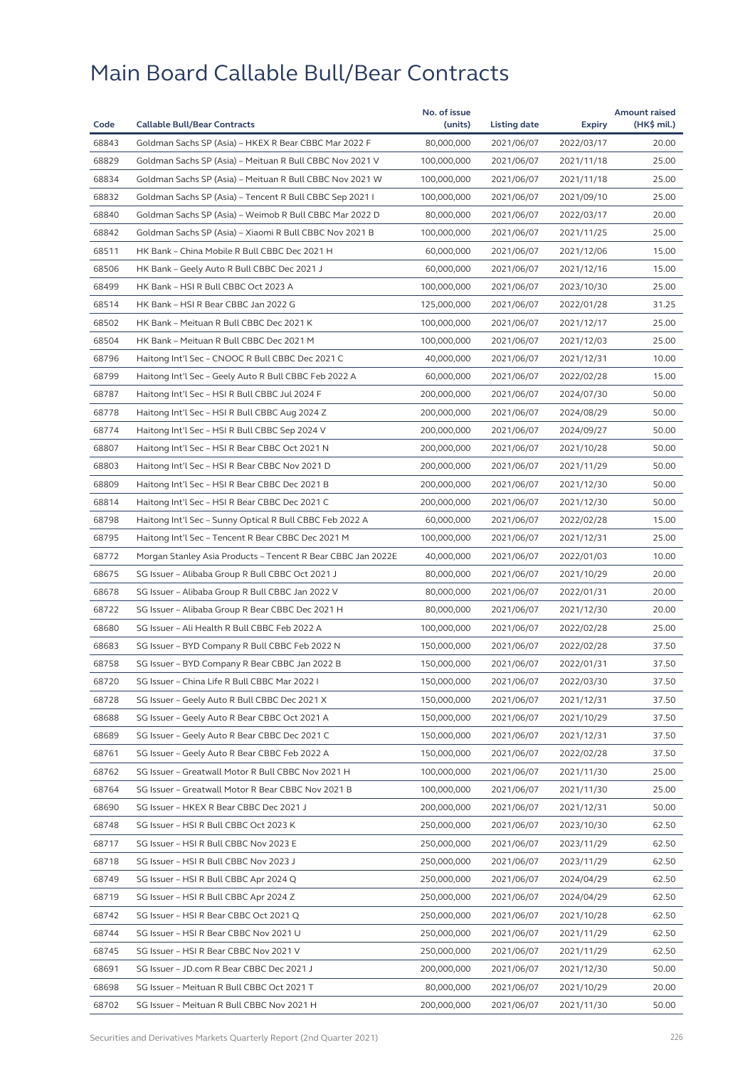# Main Board Callable Bull/Bear Contracts

| Code | Callable Bull/Bear Contracts | No. of issue (units) | Listing date | Expiry | Amount raised (HK$ mil.) |
|---|---|---|---|---|---|
| 68843 | Goldman Sachs SP (Asia) – HKEX R Bear CBBC Mar 2022 F | 80,000,000 | 2021/06/07 | 2022/03/17 | 20.00 |
| 68829 | Goldman Sachs SP (Asia) – Meituan R Bull CBBC Nov 2021 V | 100,000,000 | 2021/06/07 | 2021/11/18 | 25.00 |
| 68834 | Goldman Sachs SP (Asia) – Meituan R Bull CBBC Nov 2021 W | 100,000,000 | 2021/06/07 | 2021/11/18 | 25.00 |
| 68832 | Goldman Sachs SP (Asia) – Tencent R Bull CBBC Sep 2021 I | 100,000,000 | 2021/06/07 | 2021/09/10 | 25.00 |
| 68840 | Goldman Sachs SP (Asia) – Weimob R Bull CBBC Mar 2022 D | 80,000,000 | 2021/06/07 | 2022/03/17 | 20.00 |
| 68842 | Goldman Sachs SP (Asia) – Xiaomi R Bull CBBC Nov 2021 B | 100,000,000 | 2021/06/07 | 2021/11/25 | 25.00 |
| 68511 | HK Bank – China Mobile R Bull CBBC Dec 2021 H | 60,000,000 | 2021/06/07 | 2021/12/06 | 15.00 |
| 68506 | HK Bank – Geely Auto R Bull CBBC Dec 2021 J | 60,000,000 | 2021/06/07 | 2021/12/16 | 15.00 |
| 68499 | HK Bank – HSI R Bull CBBC Oct 2023 A | 100,000,000 | 2021/06/07 | 2023/10/30 | 25.00 |
| 68514 | HK Bank – HSI R Bear CBBC Jan 2022 G | 125,000,000 | 2021/06/07 | 2022/01/28 | 31.25 |
| 68502 | HK Bank – Meituan R Bull CBBC Dec 2021 K | 100,000,000 | 2021/06/07 | 2021/12/17 | 25.00 |
| 68504 | HK Bank – Meituan R Bull CBBC Dec 2021 M | 100,000,000 | 2021/06/07 | 2021/12/03 | 25.00 |
| 68796 | Haitong Int'l Sec – CNOOC R Bull CBBC Dec 2021 C | 40,000,000 | 2021/06/07 | 2021/12/31 | 10.00 |
| 68799 | Haitong Int'l Sec – Geely Auto R Bull CBBC Feb 2022 A | 60,000,000 | 2021/06/07 | 2022/02/28 | 15.00 |
| 68787 | Haitong Int'l Sec – HSI R Bull CBBC Jul 2024 F | 200,000,000 | 2021/06/07 | 2024/07/30 | 50.00 |
| 68778 | Haitong Int'l Sec – HSI R Bull CBBC Aug 2024 Z | 200,000,000 | 2021/06/07 | 2024/08/29 | 50.00 |
| 68774 | Haitong Int'l Sec – HSI R Bull CBBC Sep 2024 V | 200,000,000 | 2021/06/07 | 2024/09/27 | 50.00 |
| 68807 | Haitong Int'l Sec – HSI R Bear CBBC Oct 2021 N | 200,000,000 | 2021/06/07 | 2021/10/28 | 50.00 |
| 68803 | Haitong Int'l Sec – HSI R Bear CBBC Nov 2021 D | 200,000,000 | 2021/06/07 | 2021/11/29 | 50.00 |
| 68809 | Haitong Int'l Sec – HSI R Bear CBBC Dec 2021 B | 200,000,000 | 2021/06/07 | 2021/12/30 | 50.00 |
| 68814 | Haitong Int'l Sec – HSI R Bear CBBC Dec 2021 C | 200,000,000 | 2021/06/07 | 2021/12/30 | 50.00 |
| 68798 | Haitong Int'l Sec – Sunny Optical R Bull CBBC Feb 2022 A | 60,000,000 | 2021/06/07 | 2022/02/28 | 15.00 |
| 68795 | Haitong Int'l Sec – Tencent R Bear CBBC Dec 2021 M | 100,000,000 | 2021/06/07 | 2021/12/31 | 25.00 |
| 68772 | Morgan Stanley Asia Products – Tencent R Bear CBBC Jan 2022E | 40,000,000 | 2021/06/07 | 2022/01/03 | 10.00 |
| 68675 | SG Issuer – Alibaba Group R Bull CBBC Oct 2021 J | 80,000,000 | 2021/06/07 | 2021/10/29 | 20.00 |
| 68678 | SG Issuer – Alibaba Group R Bull CBBC Jan 2022 V | 80,000,000 | 2021/06/07 | 2022/01/31 | 20.00 |
| 68722 | SG Issuer – Alibaba Group R Bear CBBC Dec 2021 H | 80,000,000 | 2021/06/07 | 2021/12/30 | 20.00 |
| 68680 | SG Issuer – Ali Health R Bull CBBC Feb 2022 A | 100,000,000 | 2021/06/07 | 2022/02/28 | 25.00 |
| 68683 | SG Issuer – BYD Company R Bull CBBC Feb 2022 N | 150,000,000 | 2021/06/07 | 2022/02/28 | 37.50 |
| 68758 | SG Issuer – BYD Company R Bear CBBC Jan 2022 B | 150,000,000 | 2021/06/07 | 2022/01/31 | 37.50 |
| 68720 | SG Issuer – China Life R Bull CBBC Mar 2022 I | 150,000,000 | 2021/06/07 | 2022/03/30 | 37.50 |
| 68728 | SG Issuer – Geely Auto R Bull CBBC Dec 2021 X | 150,000,000 | 2021/06/07 | 2021/12/31 | 37.50 |
| 68688 | SG Issuer – Geely Auto R Bear CBBC Oct 2021 A | 150,000,000 | 2021/06/07 | 2021/10/29 | 37.50 |
| 68689 | SG Issuer – Geely Auto R Bear CBBC Dec 2021 C | 150,000,000 | 2021/06/07 | 2021/12/31 | 37.50 |
| 68761 | SG Issuer – Geely Auto R Bear CBBC Feb 2022 A | 150,000,000 | 2021/06/07 | 2022/02/28 | 37.50 |
| 68762 | SG Issuer – Greatwall Motor R Bull CBBC Nov 2021 H | 100,000,000 | 2021/06/07 | 2021/11/30 | 25.00 |
| 68764 | SG Issuer – Greatwall Motor R Bear CBBC Nov 2021 B | 100,000,000 | 2021/06/07 | 2021/11/30 | 25.00 |
| 68690 | SG Issuer – HKEX R Bear CBBC Dec 2021 J | 200,000,000 | 2021/06/07 | 2021/12/31 | 50.00 |
| 68748 | SG Issuer – HSI R Bull CBBC Oct 2023 K | 250,000,000 | 2021/06/07 | 2023/10/30 | 62.50 |
| 68717 | SG Issuer – HSI R Bull CBBC Nov 2023 E | 250,000,000 | 2021/06/07 | 2023/11/29 | 62.50 |
| 68718 | SG Issuer – HSI R Bull CBBC Nov 2023 J | 250,000,000 | 2021/06/07 | 2023/11/29 | 62.50 |
| 68749 | SG Issuer – HSI R Bull CBBC Apr 2024 Q | 250,000,000 | 2021/06/07 | 2024/04/29 | 62.50 |
| 68719 | SG Issuer – HSI R Bull CBBC Apr 2024 Z | 250,000,000 | 2021/06/07 | 2024/04/29 | 62.50 |
| 68742 | SG Issuer – HSI R Bear CBBC Oct 2021 Q | 250,000,000 | 2021/06/07 | 2021/10/28 | 62.50 |
| 68744 | SG Issuer – HSI R Bear CBBC Nov 2021 U | 250,000,000 | 2021/06/07 | 2021/11/29 | 62.50 |
| 68745 | SG Issuer – HSI R Bear CBBC Nov 2021 V | 250,000,000 | 2021/06/07 | 2021/11/29 | 62.50 |
| 68691 | SG Issuer – JD.com R Bear CBBC Dec 2021 J | 200,000,000 | 2021/06/07 | 2021/12/30 | 50.00 |
| 68698 | SG Issuer – Meituan R Bull CBBC Oct 2021 T | 80,000,000 | 2021/06/07 | 2021/10/29 | 20.00 |
| 68702 | SG Issuer – Meituan R Bull CBBC Nov 2021 H | 200,000,000 | 2021/06/07 | 2021/11/30 | 50.00 |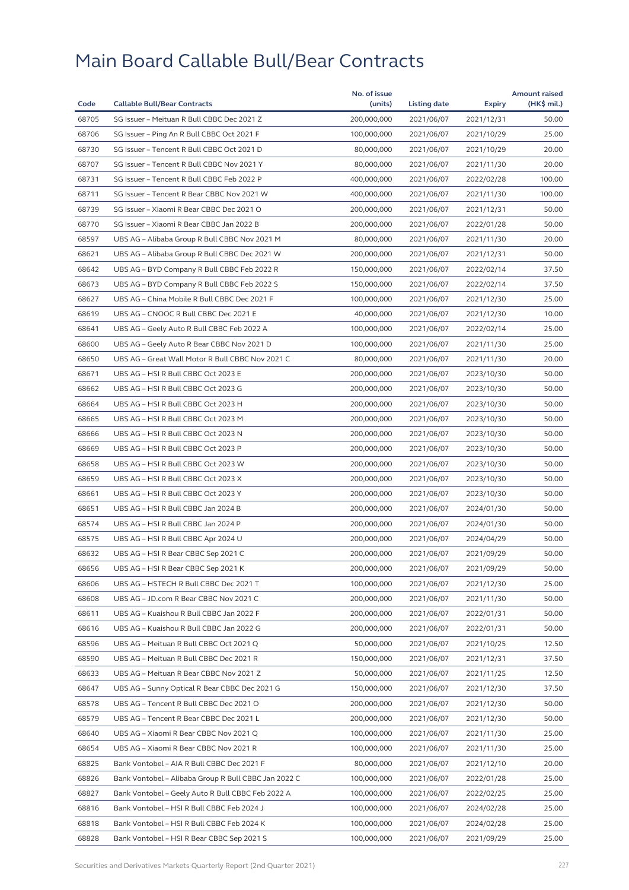# Main Board Callable Bull/Bear Contracts

| Code | Callable Bull/Bear Contracts | No. of issue (units) | Listing date | Expiry | Amount raised (HK$ mil.) |
|---|---|---|---|---|---|
| 68705 | SG Issuer – Meituan R Bull CBBC Dec 2021 Z | 200,000,000 | 2021/06/07 | 2021/12/31 | 50.00 |
| 68706 | SG Issuer – Ping An R Bull CBBC Oct 2021 F | 100,000,000 | 2021/06/07 | 2021/10/29 | 25.00 |
| 68730 | SG Issuer – Tencent R Bull CBBC Oct 2021 D | 80,000,000 | 2021/06/07 | 2021/10/29 | 20.00 |
| 68707 | SG Issuer – Tencent R Bull CBBC Nov 2021 Y | 80,000,000 | 2021/06/07 | 2021/11/30 | 20.00 |
| 68731 | SG Issuer – Tencent R Bull CBBC Feb 2022 P | 400,000,000 | 2021/06/07 | 2022/02/28 | 100.00 |
| 68711 | SG Issuer – Tencent R Bear CBBC Nov 2021 W | 400,000,000 | 2021/06/07 | 2021/11/30 | 100.00 |
| 68739 | SG Issuer – Xiaomi R Bear CBBC Dec 2021 O | 200,000,000 | 2021/06/07 | 2021/12/31 | 50.00 |
| 68770 | SG Issuer – Xiaomi R Bear CBBC Jan 2022 B | 200,000,000 | 2021/06/07 | 2022/01/28 | 50.00 |
| 68597 | UBS AG – Alibaba Group R Bull CBBC Nov 2021 M | 80,000,000 | 2021/06/07 | 2021/11/30 | 20.00 |
| 68621 | UBS AG – Alibaba Group R Bull CBBC Dec 2021 W | 200,000,000 | 2021/06/07 | 2021/12/31 | 50.00 |
| 68642 | UBS AG – BYD Company R Bull CBBC Feb 2022 R | 150,000,000 | 2021/06/07 | 2022/02/14 | 37.50 |
| 68673 | UBS AG – BYD Company R Bull CBBC Feb 2022 S | 150,000,000 | 2021/06/07 | 2022/02/14 | 37.50 |
| 68627 | UBS AG – China Mobile R Bull CBBC Dec 2021 F | 100,000,000 | 2021/06/07 | 2021/12/30 | 25.00 |
| 68619 | UBS AG – CNOOC R Bull CBBC Dec 2021 E | 40,000,000 | 2021/06/07 | 2021/12/30 | 10.00 |
| 68641 | UBS AG – Geely Auto R Bull CBBC Feb 2022 A | 100,000,000 | 2021/06/07 | 2022/02/14 | 25.00 |
| 68600 | UBS AG – Geely Auto R Bear CBBC Nov 2021 D | 100,000,000 | 2021/06/07 | 2021/11/30 | 25.00 |
| 68650 | UBS AG – Great Wall Motor R Bull CBBC Nov 2021 C | 80,000,000 | 2021/06/07 | 2021/11/30 | 20.00 |
| 68671 | UBS AG – HSI R Bull CBBC Oct 2023 E | 200,000,000 | 2021/06/07 | 2023/10/30 | 50.00 |
| 68662 | UBS AG – HSI R Bull CBBC Oct 2023 G | 200,000,000 | 2021/06/07 | 2023/10/30 | 50.00 |
| 68664 | UBS AG – HSI R Bull CBBC Oct 2023 H | 200,000,000 | 2021/06/07 | 2023/10/30 | 50.00 |
| 68665 | UBS AG – HSI R Bull CBBC Oct 2023 M | 200,000,000 | 2021/06/07 | 2023/10/30 | 50.00 |
| 68666 | UBS AG – HSI R Bull CBBC Oct 2023 N | 200,000,000 | 2021/06/07 | 2023/10/30 | 50.00 |
| 68669 | UBS AG – HSI R Bull CBBC Oct 2023 P | 200,000,000 | 2021/06/07 | 2023/10/30 | 50.00 |
| 68658 | UBS AG – HSI R Bull CBBC Oct 2023 W | 200,000,000 | 2021/06/07 | 2023/10/30 | 50.00 |
| 68659 | UBS AG – HSI R Bull CBBC Oct 2023 X | 200,000,000 | 2021/06/07 | 2023/10/30 | 50.00 |
| 68661 | UBS AG – HSI R Bull CBBC Oct 2023 Y | 200,000,000 | 2021/06/07 | 2023/10/30 | 50.00 |
| 68651 | UBS AG – HSI R Bull CBBC Jan 2024 B | 200,000,000 | 2021/06/07 | 2024/01/30 | 50.00 |
| 68574 | UBS AG – HSI R Bull CBBC Jan 2024 P | 200,000,000 | 2021/06/07 | 2024/01/30 | 50.00 |
| 68575 | UBS AG – HSI R Bull CBBC Apr 2024 U | 200,000,000 | 2021/06/07 | 2024/04/29 | 50.00 |
| 68632 | UBS AG – HSI R Bear CBBC Sep 2021 C | 200,000,000 | 2021/06/07 | 2021/09/29 | 50.00 |
| 68656 | UBS AG – HSI R Bear CBBC Sep 2021 K | 200,000,000 | 2021/06/07 | 2021/09/29 | 50.00 |
| 68606 | UBS AG – HSTECH R Bull CBBC Dec 2021 T | 100,000,000 | 2021/06/07 | 2021/12/30 | 25.00 |
| 68608 | UBS AG – JD.com R Bear CBBC Nov 2021 C | 200,000,000 | 2021/06/07 | 2021/11/30 | 50.00 |
| 68611 | UBS AG – Kuaishou R Bull CBBC Jan 2022 F | 200,000,000 | 2021/06/07 | 2022/01/31 | 50.00 |
| 68616 | UBS AG – Kuaishou R Bull CBBC Jan 2022 G | 200,000,000 | 2021/06/07 | 2022/01/31 | 50.00 |
| 68596 | UBS AG – Meituan R Bull CBBC Oct 2021 Q | 50,000,000 | 2021/06/07 | 2021/10/25 | 12.50 |
| 68590 | UBS AG – Meituan R Bull CBBC Dec 2021 R | 150,000,000 | 2021/06/07 | 2021/12/31 | 37.50 |
| 68633 | UBS AG – Meituan R Bear CBBC Nov 2021 Z | 50,000,000 | 2021/06/07 | 2021/11/25 | 12.50 |
| 68647 | UBS AG – Sunny Optical R Bear CBBC Dec 2021 G | 150,000,000 | 2021/06/07 | 2021/12/30 | 37.50 |
| 68578 | UBS AG – Tencent R Bull CBBC Dec 2021 O | 200,000,000 | 2021/06/07 | 2021/12/30 | 50.00 |
| 68579 | UBS AG – Tencent R Bear CBBC Dec 2021 L | 200,000,000 | 2021/06/07 | 2021/12/30 | 50.00 |
| 68640 | UBS AG – Xiaomi R Bear CBBC Nov 2021 Q | 100,000,000 | 2021/06/07 | 2021/11/30 | 25.00 |
| 68654 | UBS AG – Xiaomi R Bear CBBC Nov 2021 R | 100,000,000 | 2021/06/07 | 2021/11/30 | 25.00 |
| 68825 | Bank Vontobel – AIA R Bull CBBC Dec 2021 F | 80,000,000 | 2021/06/07 | 2021/12/10 | 20.00 |
| 68826 | Bank Vontobel – Alibaba Group R Bull CBBC Jan 2022 C | 100,000,000 | 2021/06/07 | 2022/01/28 | 25.00 |
| 68827 | Bank Vontobel – Geely Auto R Bull CBBC Feb 2022 A | 100,000,000 | 2021/06/07 | 2022/02/25 | 25.00 |
| 68816 | Bank Vontobel – HSI R Bull CBBC Feb 2024 J | 100,000,000 | 2021/06/07 | 2024/02/28 | 25.00 |
| 68818 | Bank Vontobel – HSI R Bull CBBC Feb 2024 K | 100,000,000 | 2021/06/07 | 2024/02/28 | 25.00 |
| 68828 | Bank Vontobel – HSI R Bear CBBC Sep 2021 S | 100,000,000 | 2021/06/07 | 2021/09/29 | 25.00 |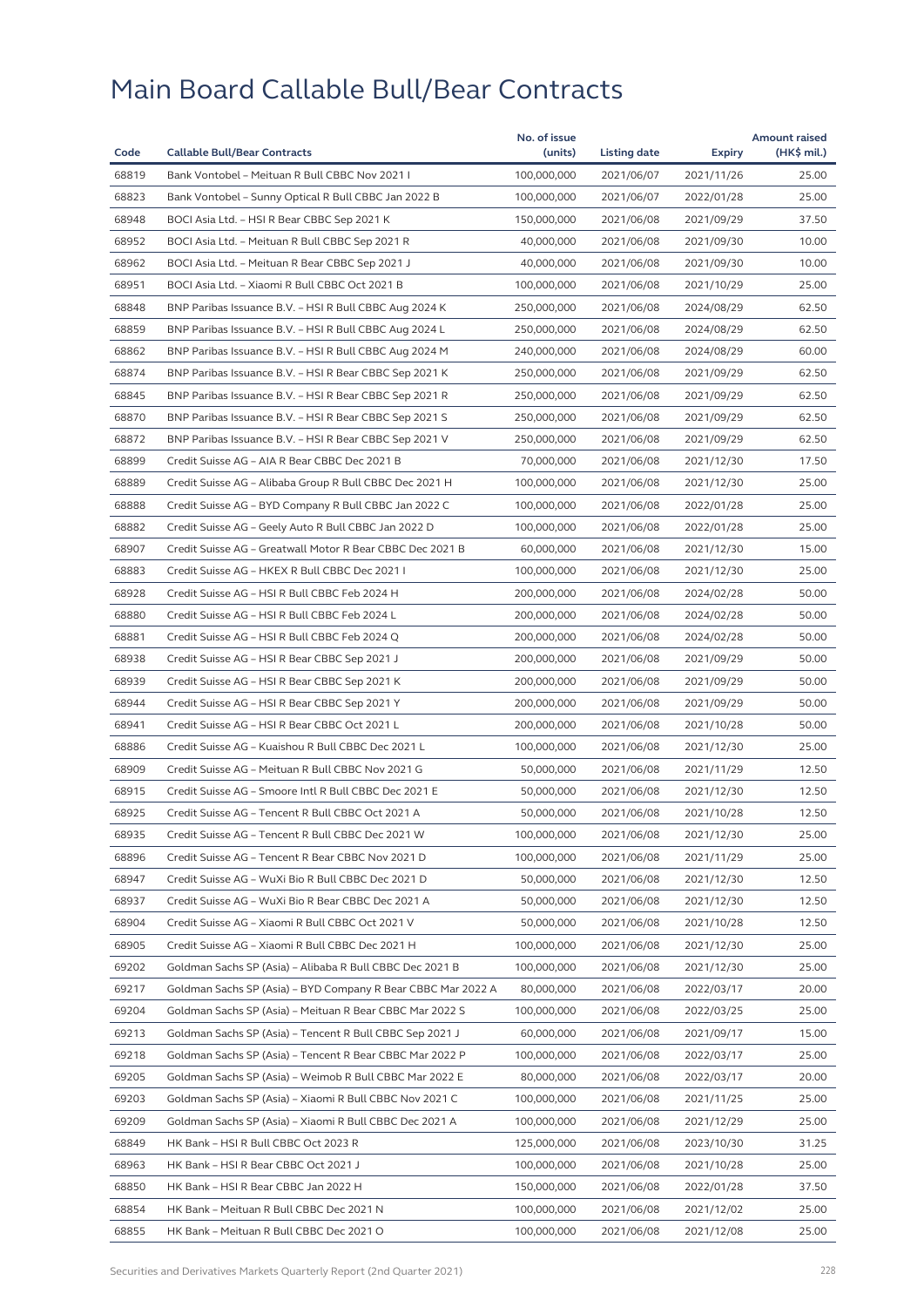# Main Board Callable Bull/Bear Contracts

| Code | Callable Bull/Bear Contracts | No. of issue (units) | Listing date | Expiry | Amount raised (HK$ mil.) |
|---|---|---|---|---|---|
| 68819 | Bank Vontobel – Meituan R Bull CBBC Nov 2021 I | 100,000,000 | 2021/06/07 | 2021/11/26 | 25.00 |
| 68823 | Bank Vontobel – Sunny Optical R Bull CBBC Jan 2022 B | 100,000,000 | 2021/06/07 | 2022/01/28 | 25.00 |
| 68948 | BOCI Asia Ltd. – HSI R Bear CBBC Sep 2021 K | 150,000,000 | 2021/06/08 | 2021/09/29 | 37.50 |
| 68952 | BOCI Asia Ltd. – Meituan R Bull CBBC Sep 2021 R | 40,000,000 | 2021/06/08 | 2021/09/30 | 10.00 |
| 68962 | BOCI Asia Ltd. – Meituan R Bear CBBC Sep 2021 J | 40,000,000 | 2021/06/08 | 2021/09/30 | 10.00 |
| 68951 | BOCI Asia Ltd. – Xiaomi R Bull CBBC Oct 2021 B | 100,000,000 | 2021/06/08 | 2021/10/29 | 25.00 |
| 68848 | BNP Paribas Issuance B.V. – HSI R Bull CBBC Aug 2024 K | 250,000,000 | 2021/06/08 | 2024/08/29 | 62.50 |
| 68859 | BNP Paribas Issuance B.V. – HSI R Bull CBBC Aug 2024 L | 250,000,000 | 2021/06/08 | 2024/08/29 | 62.50 |
| 68862 | BNP Paribas Issuance B.V. – HSI R Bull CBBC Aug 2024 M | 240,000,000 | 2021/06/08 | 2024/08/29 | 60.00 |
| 68874 | BNP Paribas Issuance B.V. – HSI R Bear CBBC Sep 2021 K | 250,000,000 | 2021/06/08 | 2021/09/29 | 62.50 |
| 68845 | BNP Paribas Issuance B.V. – HSI R Bear CBBC Sep 2021 R | 250,000,000 | 2021/06/08 | 2021/09/29 | 62.50 |
| 68870 | BNP Paribas Issuance B.V. – HSI R Bear CBBC Sep 2021 S | 250,000,000 | 2021/06/08 | 2021/09/29 | 62.50 |
| 68872 | BNP Paribas Issuance B.V. – HSI R Bear CBBC Sep 2021 V | 250,000,000 | 2021/06/08 | 2021/09/29 | 62.50 |
| 68899 | Credit Suisse AG – AIA R Bear CBBC Dec 2021 B | 70,000,000 | 2021/06/08 | 2021/12/30 | 17.50 |
| 68889 | Credit Suisse AG – Alibaba Group R Bull CBBC Dec 2021 H | 100,000,000 | 2021/06/08 | 2021/12/30 | 25.00 |
| 68888 | Credit Suisse AG – BYD Company R Bull CBBC Jan 2022 C | 100,000,000 | 2021/06/08 | 2022/01/28 | 25.00 |
| 68882 | Credit Suisse AG – Geely Auto R Bull CBBC Jan 2022 D | 100,000,000 | 2021/06/08 | 2022/01/28 | 25.00 |
| 68907 | Credit Suisse AG – Greatwall Motor R Bear CBBC Dec 2021 B | 60,000,000 | 2021/06/08 | 2021/12/30 | 15.00 |
| 68883 | Credit Suisse AG – HKEX R Bull CBBC Dec 2021 I | 100,000,000 | 2021/06/08 | 2021/12/30 | 25.00 |
| 68928 | Credit Suisse AG – HSI R Bull CBBC Feb 2024 H | 200,000,000 | 2021/06/08 | 2024/02/28 | 50.00 |
| 68880 | Credit Suisse AG – HSI R Bull CBBC Feb 2024 L | 200,000,000 | 2021/06/08 | 2024/02/28 | 50.00 |
| 68881 | Credit Suisse AG – HSI R Bull CBBC Feb 2024 Q | 200,000,000 | 2021/06/08 | 2024/02/28 | 50.00 |
| 68938 | Credit Suisse AG – HSI R Bear CBBC Sep 2021 J | 200,000,000 | 2021/06/08 | 2021/09/29 | 50.00 |
| 68939 | Credit Suisse AG – HSI R Bear CBBC Sep 2021 K | 200,000,000 | 2021/06/08 | 2021/09/29 | 50.00 |
| 68944 | Credit Suisse AG – HSI R Bear CBBC Sep 2021 Y | 200,000,000 | 2021/06/08 | 2021/09/29 | 50.00 |
| 68941 | Credit Suisse AG – HSI R Bear CBBC Oct 2021 L | 200,000,000 | 2021/06/08 | 2021/10/28 | 50.00 |
| 68886 | Credit Suisse AG – Kuaishou R Bull CBBC Dec 2021 L | 100,000,000 | 2021/06/08 | 2021/12/30 | 25.00 |
| 68909 | Credit Suisse AG – Meituan R Bull CBBC Nov 2021 G | 50,000,000 | 2021/06/08 | 2021/11/29 | 12.50 |
| 68915 | Credit Suisse AG – Smoore Intl R Bull CBBC Dec 2021 E | 50,000,000 | 2021/06/08 | 2021/12/30 | 12.50 |
| 68925 | Credit Suisse AG – Tencent R Bull CBBC Oct 2021 A | 50,000,000 | 2021/06/08 | 2021/10/28 | 12.50 |
| 68935 | Credit Suisse AG – Tencent R Bull CBBC Dec 2021 W | 100,000,000 | 2021/06/08 | 2021/12/30 | 25.00 |
| 68896 | Credit Suisse AG – Tencent R Bear CBBC Nov 2021 D | 100,000,000 | 2021/06/08 | 2021/11/29 | 25.00 |
| 68947 | Credit Suisse AG – WuXi Bio R Bull CBBC Dec 2021 D | 50,000,000 | 2021/06/08 | 2021/12/30 | 12.50 |
| 68937 | Credit Suisse AG – WuXi Bio R Bear CBBC Dec 2021 A | 50,000,000 | 2021/06/08 | 2021/12/30 | 12.50 |
| 68904 | Credit Suisse AG – Xiaomi R Bull CBBC Oct 2021 V | 50,000,000 | 2021/06/08 | 2021/10/28 | 12.50 |
| 68905 | Credit Suisse AG – Xiaomi R Bull CBBC Dec 2021 H | 100,000,000 | 2021/06/08 | 2021/12/30 | 25.00 |
| 69202 | Goldman Sachs SP (Asia) – Alibaba R Bull CBBC Dec 2021 B | 100,000,000 | 2021/06/08 | 2021/12/30 | 25.00 |
| 69217 | Goldman Sachs SP (Asia) – BYD Company R Bear CBBC Mar 2022 A | 80,000,000 | 2021/06/08 | 2022/03/17 | 20.00 |
| 69204 | Goldman Sachs SP (Asia) – Meituan R Bear CBBC Mar 2022 S | 100,000,000 | 2021/06/08 | 2022/03/25 | 25.00 |
| 69213 | Goldman Sachs SP (Asia) – Tencent R Bull CBBC Sep 2021 J | 60,000,000 | 2021/06/08 | 2021/09/17 | 15.00 |
| 69218 | Goldman Sachs SP (Asia) – Tencent R Bear CBBC Mar 2022 P | 100,000,000 | 2021/06/08 | 2022/03/17 | 25.00 |
| 69205 | Goldman Sachs SP (Asia) – Weimob R Bull CBBC Mar 2022 E | 80,000,000 | 2021/06/08 | 2022/03/17 | 20.00 |
| 69203 | Goldman Sachs SP (Asia) – Xiaomi R Bull CBBC Nov 2021 C | 100,000,000 | 2021/06/08 | 2021/11/25 | 25.00 |
| 69209 | Goldman Sachs SP (Asia) – Xiaomi R Bull CBBC Dec 2021 A | 100,000,000 | 2021/06/08 | 2021/12/29 | 25.00 |
| 68849 | HK Bank – HSI R Bull CBBC Oct 2023 R | 125,000,000 | 2021/06/08 | 2023/10/30 | 31.25 |
| 68963 | HK Bank – HSI R Bear CBBC Oct 2021 J | 100,000,000 | 2021/06/08 | 2021/10/28 | 25.00 |
| 68850 | HK Bank – HSI R Bear CBBC Jan 2022 H | 150,000,000 | 2021/06/08 | 2022/01/28 | 37.50 |
| 68854 | HK Bank – Meituan R Bull CBBC Dec 2021 N | 100,000,000 | 2021/06/08 | 2021/12/02 | 25.00 |
| 68855 | HK Bank – Meituan R Bull CBBC Dec 2021 O | 100,000,000 | 2021/06/08 | 2021/12/08 | 25.00 |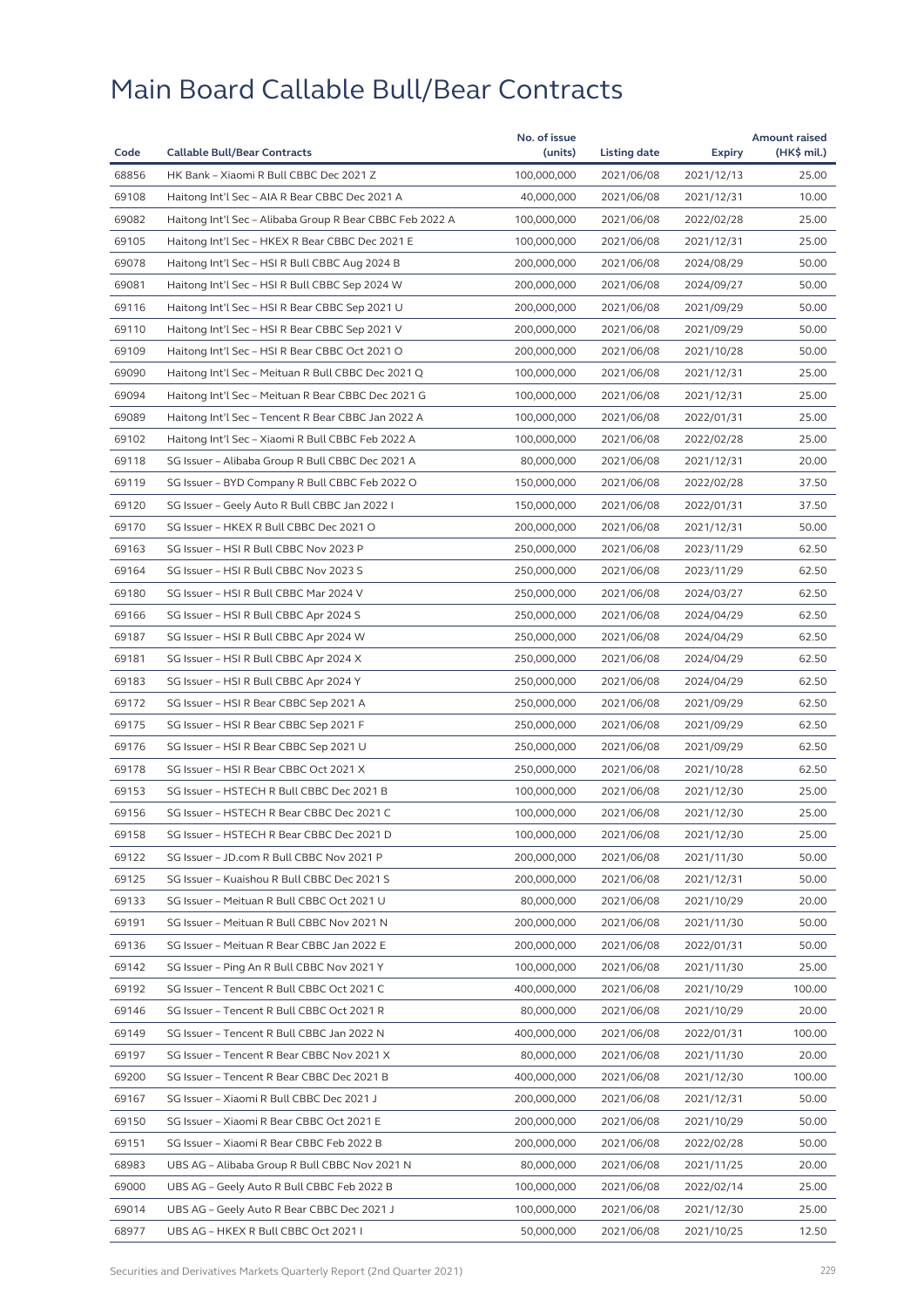# Main Board Callable Bull/Bear Contracts

| Code | Callable Bull/Bear Contracts | No. of issue (units) | Listing date | Expiry | Amount raised (HK$ mil.) |
|---|---|---|---|---|---|
| 68856 | HK Bank – Xiaomi R Bull CBBC Dec 2021 Z | 100,000,000 | 2021/06/08 | 2021/12/13 | 25.00 |
| 69108 | Haitong Int'l Sec – AIA R Bear CBBC Dec 2021 A | 40,000,000 | 2021/06/08 | 2021/12/31 | 10.00 |
| 69082 | Haitong Int'l Sec – Alibaba Group R Bear CBBC Feb 2022 A | 100,000,000 | 2021/06/08 | 2022/02/28 | 25.00 |
| 69105 | Haitong Int'l Sec – HKEX R Bear CBBC Dec 2021 E | 100,000,000 | 2021/06/08 | 2021/12/31 | 25.00 |
| 69078 | Haitong Int'l Sec – HSI R Bull CBBC Aug 2024 B | 200,000,000 | 2021/06/08 | 2024/08/29 | 50.00 |
| 69081 | Haitong Int'l Sec – HSI R Bull CBBC Sep 2024 W | 200,000,000 | 2021/06/08 | 2024/09/27 | 50.00 |
| 69116 | Haitong Int'l Sec – HSI R Bear CBBC Sep 2021 U | 200,000,000 | 2021/06/08 | 2021/09/29 | 50.00 |
| 69110 | Haitong Int'l Sec – HSI R Bear CBBC Sep 2021 V | 200,000,000 | 2021/06/08 | 2021/09/29 | 50.00 |
| 69109 | Haitong Int'l Sec – HSI R Bear CBBC Oct 2021 O | 200,000,000 | 2021/06/08 | 2021/10/28 | 50.00 |
| 69090 | Haitong Int'l Sec – Meituan R Bull CBBC Dec 2021 Q | 100,000,000 | 2021/06/08 | 2021/12/31 | 25.00 |
| 69094 | Haitong Int'l Sec – Meituan R Bear CBBC Dec 2021 G | 100,000,000 | 2021/06/08 | 2021/12/31 | 25.00 |
| 69089 | Haitong Int'l Sec – Tencent R Bear CBBC Jan 2022 A | 100,000,000 | 2021/06/08 | 2022/01/31 | 25.00 |
| 69102 | Haitong Int'l Sec – Xiaomi R Bull CBBC Feb 2022 A | 100,000,000 | 2021/06/08 | 2022/02/28 | 25.00 |
| 69118 | SG Issuer – Alibaba Group R Bull CBBC Dec 2021 A | 80,000,000 | 2021/06/08 | 2021/12/31 | 20.00 |
| 69119 | SG Issuer – BYD Company R Bull CBBC Feb 2022 O | 150,000,000 | 2021/06/08 | 2022/02/28 | 37.50 |
| 69120 | SG Issuer – Geely Auto R Bull CBBC Jan 2022 I | 150,000,000 | 2021/06/08 | 2022/01/31 | 37.50 |
| 69170 | SG Issuer – HKEX R Bull CBBC Dec 2021 O | 200,000,000 | 2021/06/08 | 2021/12/31 | 50.00 |
| 69163 | SG Issuer – HSI R Bull CBBC Nov 2023 P | 250,000,000 | 2021/06/08 | 2023/11/29 | 62.50 |
| 69164 | SG Issuer – HSI R Bull CBBC Nov 2023 S | 250,000,000 | 2021/06/08 | 2023/11/29 | 62.50 |
| 69180 | SG Issuer – HSI R Bull CBBC Mar 2024 V | 250,000,000 | 2021/06/08 | 2024/03/27 | 62.50 |
| 69166 | SG Issuer – HSI R Bull CBBC Apr 2024 S | 250,000,000 | 2021/06/08 | 2024/04/29 | 62.50 |
| 69187 | SG Issuer – HSI R Bull CBBC Apr 2024 W | 250,000,000 | 2021/06/08 | 2024/04/29 | 62.50 |
| 69181 | SG Issuer – HSI R Bull CBBC Apr 2024 X | 250,000,000 | 2021/06/08 | 2024/04/29 | 62.50 |
| 69183 | SG Issuer – HSI R Bull CBBC Apr 2024 Y | 250,000,000 | 2021/06/08 | 2024/04/29 | 62.50 |
| 69172 | SG Issuer – HSI R Bear CBBC Sep 2021 A | 250,000,000 | 2021/06/08 | 2021/09/29 | 62.50 |
| 69175 | SG Issuer – HSI R Bear CBBC Sep 2021 F | 250,000,000 | 2021/06/08 | 2021/09/29 | 62.50 |
| 69176 | SG Issuer – HSI R Bear CBBC Sep 2021 U | 250,000,000 | 2021/06/08 | 2021/09/29 | 62.50 |
| 69178 | SG Issuer – HSI R Bear CBBC Oct 2021 X | 250,000,000 | 2021/06/08 | 2021/10/28 | 62.50 |
| 69153 | SG Issuer – HSTECH R Bull CBBC Dec 2021 B | 100,000,000 | 2021/06/08 | 2021/12/30 | 25.00 |
| 69156 | SG Issuer – HSTECH R Bear CBBC Dec 2021 C | 100,000,000 | 2021/06/08 | 2021/12/30 | 25.00 |
| 69158 | SG Issuer – HSTECH R Bear CBBC Dec 2021 D | 100,000,000 | 2021/06/08 | 2021/12/30 | 25.00 |
| 69122 | SG Issuer – JD.com R Bull CBBC Nov 2021 P | 200,000,000 | 2021/06/08 | 2021/11/30 | 50.00 |
| 69125 | SG Issuer – Kuaishou R Bull CBBC Dec 2021 S | 200,000,000 | 2021/06/08 | 2021/12/31 | 50.00 |
| 69133 | SG Issuer – Meituan R Bull CBBC Oct 2021 U | 80,000,000 | 2021/06/08 | 2021/10/29 | 20.00 |
| 69191 | SG Issuer – Meituan R Bull CBBC Nov 2021 N | 200,000,000 | 2021/06/08 | 2021/11/30 | 50.00 |
| 69136 | SG Issuer – Meituan R Bear CBBC Jan 2022 E | 200,000,000 | 2021/06/08 | 2022/01/31 | 50.00 |
| 69142 | SG Issuer – Ping An R Bull CBBC Nov 2021 Y | 100,000,000 | 2021/06/08 | 2021/11/30 | 25.00 |
| 69192 | SG Issuer – Tencent R Bull CBBC Oct 2021 C | 400,000,000 | 2021/06/08 | 2021/10/29 | 100.00 |
| 69146 | SG Issuer – Tencent R Bull CBBC Oct 2021 R | 80,000,000 | 2021/06/08 | 2021/10/29 | 20.00 |
| 69149 | SG Issuer – Tencent R Bull CBBC Jan 2022 N | 400,000,000 | 2021/06/08 | 2022/01/31 | 100.00 |
| 69197 | SG Issuer – Tencent R Bear CBBC Nov 2021 X | 80,000,000 | 2021/06/08 | 2021/11/30 | 20.00 |
| 69200 | SG Issuer – Tencent R Bear CBBC Dec 2021 B | 400,000,000 | 2021/06/08 | 2021/12/30 | 100.00 |
| 69167 | SG Issuer – Xiaomi R Bull CBBC Dec 2021 J | 200,000,000 | 2021/06/08 | 2021/12/31 | 50.00 |
| 69150 | SG Issuer – Xiaomi R Bear CBBC Oct 2021 E | 200,000,000 | 2021/06/08 | 2021/10/29 | 50.00 |
| 69151 | SG Issuer – Xiaomi R Bear CBBC Feb 2022 B | 200,000,000 | 2021/06/08 | 2022/02/28 | 50.00 |
| 68983 | UBS AG – Alibaba Group R Bull CBBC Nov 2021 N | 80,000,000 | 2021/06/08 | 2021/11/25 | 20.00 |
| 69000 | UBS AG – Geely Auto R Bull CBBC Feb 2022 B | 100,000,000 | 2021/06/08 | 2022/02/14 | 25.00 |
| 69014 | UBS AG – Geely Auto R Bear CBBC Dec 2021 J | 100,000,000 | 2021/06/08 | 2021/12/30 | 25.00 |
| 68977 | UBS AG – HKEX R Bull CBBC Oct 2021 I | 50,000,000 | 2021/06/08 | 2021/10/25 | 12.50 |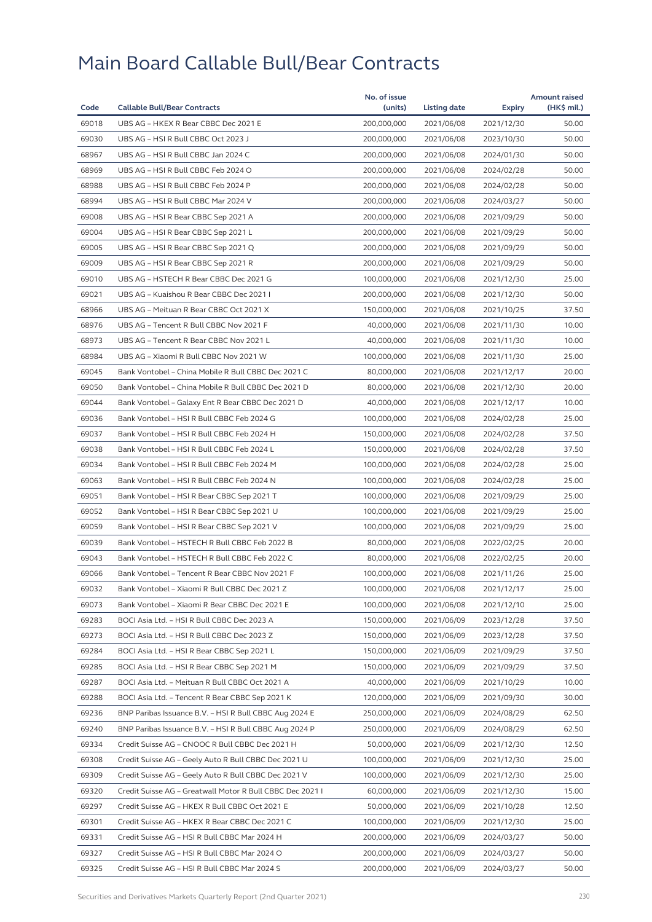# Main Board Callable Bull/Bear Contracts

| Code | Callable Bull/Bear Contracts | No. of issue (units) | Listing date | Expiry | Amount raised (HK$ mil.) |
|---|---|---|---|---|---|
| 69018 | UBS AG – HKEX R Bear CBBC Dec 2021 E | 200,000,000 | 2021/06/08 | 2021/12/30 | 50.00 |
| 69030 | UBS AG – HSI R Bull CBBC Oct 2023 J | 200,000,000 | 2021/06/08 | 2023/10/30 | 50.00 |
| 68967 | UBS AG – HSI R Bull CBBC Jan 2024 C | 200,000,000 | 2021/06/08 | 2024/01/30 | 50.00 |
| 68969 | UBS AG – HSI R Bull CBBC Feb 2024 O | 200,000,000 | 2021/06/08 | 2024/02/28 | 50.00 |
| 68988 | UBS AG – HSI R Bull CBBC Feb 2024 P | 200,000,000 | 2021/06/08 | 2024/02/28 | 50.00 |
| 68994 | UBS AG – HSI R Bull CBBC Mar 2024 V | 200,000,000 | 2021/06/08 | 2024/03/27 | 50.00 |
| 69008 | UBS AG – HSI R Bear CBBC Sep 2021 A | 200,000,000 | 2021/06/08 | 2021/09/29 | 50.00 |
| 69004 | UBS AG – HSI R Bear CBBC Sep 2021 L | 200,000,000 | 2021/06/08 | 2021/09/29 | 50.00 |
| 69005 | UBS AG – HSI R Bear CBBC Sep 2021 Q | 200,000,000 | 2021/06/08 | 2021/09/29 | 50.00 |
| 69009 | UBS AG – HSI R Bear CBBC Sep 2021 R | 200,000,000 | 2021/06/08 | 2021/09/29 | 50.00 |
| 69010 | UBS AG – HSTECH R Bear CBBC Dec 2021 G | 100,000,000 | 2021/06/08 | 2021/12/30 | 25.00 |
| 69021 | UBS AG – Kuaishou R Bear CBBC Dec 2021 I | 200,000,000 | 2021/06/08 | 2021/12/30 | 50.00 |
| 68966 | UBS AG – Meituan R Bear CBBC Oct 2021 X | 150,000,000 | 2021/06/08 | 2021/10/25 | 37.50 |
| 68976 | UBS AG – Tencent R Bull CBBC Nov 2021 F | 40,000,000 | 2021/06/08 | 2021/11/30 | 10.00 |
| 68973 | UBS AG – Tencent R Bear CBBC Nov 2021 L | 40,000,000 | 2021/06/08 | 2021/11/30 | 10.00 |
| 68984 | UBS AG – Xiaomi R Bull CBBC Nov 2021 W | 100,000,000 | 2021/06/08 | 2021/11/30 | 25.00 |
| 69045 | Bank Vontobel – China Mobile R Bull CBBC Dec 2021 C | 80,000,000 | 2021/06/08 | 2021/12/17 | 20.00 |
| 69050 | Bank Vontobel – China Mobile R Bull CBBC Dec 2021 D | 80,000,000 | 2021/06/08 | 2021/12/30 | 20.00 |
| 69044 | Bank Vontobel – Galaxy Ent R Bear CBBC Dec 2021 D | 40,000,000 | 2021/06/08 | 2021/12/17 | 10.00 |
| 69036 | Bank Vontobel – HSI R Bull CBBC Feb 2024 G | 100,000,000 | 2021/06/08 | 2024/02/28 | 25.00 |
| 69037 | Bank Vontobel – HSI R Bull CBBC Feb 2024 H | 150,000,000 | 2021/06/08 | 2024/02/28 | 37.50 |
| 69038 | Bank Vontobel – HSI R Bull CBBC Feb 2024 L | 150,000,000 | 2021/06/08 | 2024/02/28 | 37.50 |
| 69034 | Bank Vontobel – HSI R Bull CBBC Feb 2024 M | 100,000,000 | 2021/06/08 | 2024/02/28 | 25.00 |
| 69063 | Bank Vontobel – HSI R Bull CBBC Feb 2024 N | 100,000,000 | 2021/06/08 | 2024/02/28 | 25.00 |
| 69051 | Bank Vontobel – HSI R Bear CBBC Sep 2021 T | 100,000,000 | 2021/06/08 | 2021/09/29 | 25.00 |
| 69052 | Bank Vontobel – HSI R Bear CBBC Sep 2021 U | 100,000,000 | 2021/06/08 | 2021/09/29 | 25.00 |
| 69059 | Bank Vontobel – HSI R Bear CBBC Sep 2021 V | 100,000,000 | 2021/06/08 | 2021/09/29 | 25.00 |
| 69039 | Bank Vontobel – HSTECH R Bull CBBC Feb 2022 B | 80,000,000 | 2021/06/08 | 2022/02/25 | 20.00 |
| 69043 | Bank Vontobel – HSTECH R Bull CBBC Feb 2022 C | 80,000,000 | 2021/06/08 | 2022/02/25 | 20.00 |
| 69066 | Bank Vontobel – Tencent R Bear CBBC Nov 2021 F | 100,000,000 | 2021/06/08 | 2021/11/26 | 25.00 |
| 69032 | Bank Vontobel – Xiaomi R Bull CBBC Dec 2021 Z | 100,000,000 | 2021/06/08 | 2021/12/17 | 25.00 |
| 69073 | Bank Vontobel – Xiaomi R Bear CBBC Dec 2021 E | 100,000,000 | 2021/06/08 | 2021/12/10 | 25.00 |
| 69283 | BOCI Asia Ltd. – HSI R Bull CBBC Dec 2023 A | 150,000,000 | 2021/06/09 | 2023/12/28 | 37.50 |
| 69273 | BOCI Asia Ltd. – HSI R Bull CBBC Dec 2023 Z | 150,000,000 | 2021/06/09 | 2023/12/28 | 37.50 |
| 69284 | BOCI Asia Ltd. – HSI R Bear CBBC Sep 2021 L | 150,000,000 | 2021/06/09 | 2021/09/29 | 37.50 |
| 69285 | BOCI Asia Ltd. – HSI R Bear CBBC Sep 2021 M | 150,000,000 | 2021/06/09 | 2021/09/29 | 37.50 |
| 69287 | BOCI Asia Ltd. – Meituan R Bull CBBC Oct 2021 A | 40,000,000 | 2021/06/09 | 2021/10/29 | 10.00 |
| 69288 | BOCI Asia Ltd. – Tencent R Bear CBBC Sep 2021 K | 120,000,000 | 2021/06/09 | 2021/09/30 | 30.00 |
| 69236 | BNP Paribas Issuance B.V. – HSI R Bull CBBC Aug 2024 E | 250,000,000 | 2021/06/09 | 2024/08/29 | 62.50 |
| 69240 | BNP Paribas Issuance B.V. – HSI R Bull CBBC Aug 2024 P | 250,000,000 | 2021/06/09 | 2024/08/29 | 62.50 |
| 69334 | Credit Suisse AG – CNOOC R Bull CBBC Dec 2021 H | 50,000,000 | 2021/06/09 | 2021/12/30 | 12.50 |
| 69308 | Credit Suisse AG – Geely Auto R Bull CBBC Dec 2021 U | 100,000,000 | 2021/06/09 | 2021/12/30 | 25.00 |
| 69309 | Credit Suisse AG – Geely Auto R Bull CBBC Dec 2021 V | 100,000,000 | 2021/06/09 | 2021/12/30 | 25.00 |
| 69320 | Credit Suisse AG – Greatwall Motor R Bull CBBC Dec 2021 I | 60,000,000 | 2021/06/09 | 2021/12/30 | 15.00 |
| 69297 | Credit Suisse AG – HKEX R Bull CBBC Oct 2021 E | 50,000,000 | 2021/06/09 | 2021/10/28 | 12.50 |
| 69301 | Credit Suisse AG – HKEX R Bear CBBC Dec 2021 C | 100,000,000 | 2021/06/09 | 2021/12/30 | 25.00 |
| 69331 | Credit Suisse AG – HSI R Bull CBBC Mar 2024 H | 200,000,000 | 2021/06/09 | 2024/03/27 | 50.00 |
| 69327 | Credit Suisse AG – HSI R Bull CBBC Mar 2024 O | 200,000,000 | 2021/06/09 | 2024/03/27 | 50.00 |
| 69325 | Credit Suisse AG – HSI R Bull CBBC Mar 2024 S | 200,000,000 | 2021/06/09 | 2024/03/27 | 50.00 |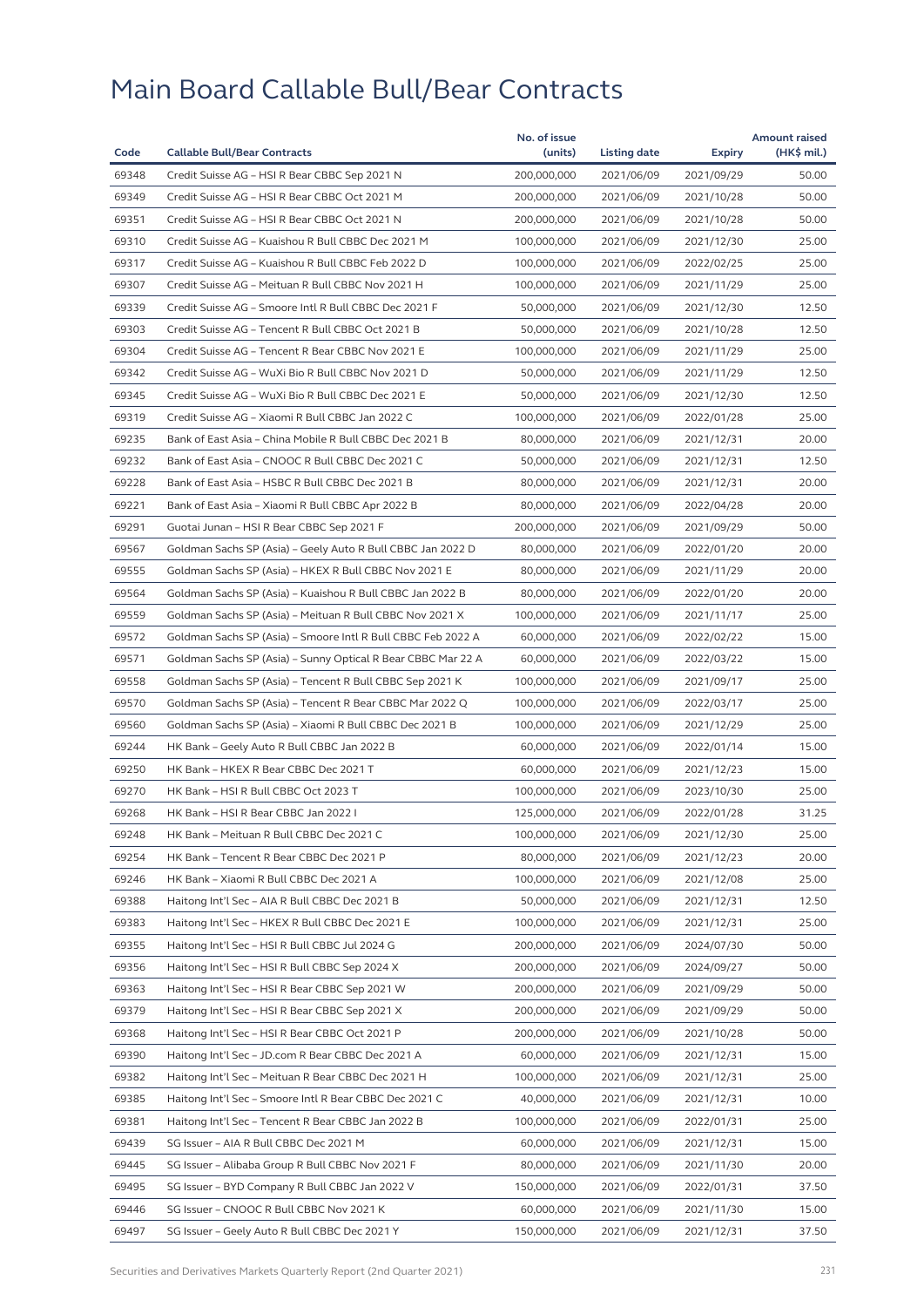# Main Board Callable Bull/Bear Contracts

| Code | Callable Bull/Bear Contracts | No. of issue (units) | Listing date | Expiry | Amount raised (HK$ mil.) |
|---|---|---|---|---|---|
| 69348 | Credit Suisse AG – HSI R Bear CBBC Sep 2021 N | 200,000,000 | 2021/06/09 | 2021/09/29 | 50.00 |
| 69349 | Credit Suisse AG – HSI R Bear CBBC Oct 2021 M | 200,000,000 | 2021/06/09 | 2021/10/28 | 50.00 |
| 69351 | Credit Suisse AG – HSI R Bear CBBC Oct 2021 N | 200,000,000 | 2021/06/09 | 2021/10/28 | 50.00 |
| 69310 | Credit Suisse AG – Kuaishou R Bull CBBC Dec 2021 M | 100,000,000 | 2021/06/09 | 2021/12/30 | 25.00 |
| 69317 | Credit Suisse AG – Kuaishou R Bull CBBC Feb 2022 D | 100,000,000 | 2021/06/09 | 2022/02/25 | 25.00 |
| 69307 | Credit Suisse AG – Meituan R Bull CBBC Nov 2021 H | 100,000,000 | 2021/06/09 | 2021/11/29 | 25.00 |
| 69339 | Credit Suisse AG – Smoore Intl R Bull CBBC Dec 2021 F | 50,000,000 | 2021/06/09 | 2021/12/30 | 12.50 |
| 69303 | Credit Suisse AG – Tencent R Bull CBBC Oct 2021 B | 50,000,000 | 2021/06/09 | 2021/10/28 | 12.50 |
| 69304 | Credit Suisse AG – Tencent R Bear CBBC Nov 2021 E | 100,000,000 | 2021/06/09 | 2021/11/29 | 25.00 |
| 69342 | Credit Suisse AG – WuXi Bio R Bull CBBC Nov 2021 D | 50,000,000 | 2021/06/09 | 2021/11/29 | 12.50 |
| 69345 | Credit Suisse AG – WuXi Bio R Bull CBBC Dec 2021 E | 50,000,000 | 2021/06/09 | 2021/12/30 | 12.50 |
| 69319 | Credit Suisse AG – Xiaomi R Bull CBBC Jan 2022 C | 100,000,000 | 2021/06/09 | 2022/01/28 | 25.00 |
| 69235 | Bank of East Asia – China Mobile R Bull CBBC Dec 2021 B | 80,000,000 | 2021/06/09 | 2021/12/31 | 20.00 |
| 69232 | Bank of East Asia – CNOOC R Bull CBBC Dec 2021 C | 50,000,000 | 2021/06/09 | 2021/12/31 | 12.50 |
| 69228 | Bank of East Asia – HSBC R Bull CBBC Dec 2021 B | 80,000,000 | 2021/06/09 | 2021/12/31 | 20.00 |
| 69221 | Bank of East Asia – Xiaomi R Bull CBBC Apr 2022 B | 80,000,000 | 2021/06/09 | 2022/04/28 | 20.00 |
| 69291 | Guotai Junan – HSI R Bear CBBC Sep 2021 F | 200,000,000 | 2021/06/09 | 2021/09/29 | 50.00 |
| 69567 | Goldman Sachs SP (Asia) – Geely Auto R Bull CBBC Jan 2022 D | 80,000,000 | 2021/06/09 | 2022/01/20 | 20.00 |
| 69555 | Goldman Sachs SP (Asia) – HKEX R Bull CBBC Nov 2021 E | 80,000,000 | 2021/06/09 | 2021/11/29 | 20.00 |
| 69564 | Goldman Sachs SP (Asia) – Kuaishou R Bull CBBC Jan 2022 B | 80,000,000 | 2021/06/09 | 2022/01/20 | 20.00 |
| 69559 | Goldman Sachs SP (Asia) – Meituan R Bull CBBC Nov 2021 X | 100,000,000 | 2021/06/09 | 2021/11/17 | 25.00 |
| 69572 | Goldman Sachs SP (Asia) – Smoore Intl R Bull CBBC Feb 2022 A | 60,000,000 | 2021/06/09 | 2022/02/22 | 15.00 |
| 69571 | Goldman Sachs SP (Asia) – Sunny Optical R Bear CBBC Mar 22 A | 60,000,000 | 2021/06/09 | 2022/03/22 | 15.00 |
| 69558 | Goldman Sachs SP (Asia) – Tencent R Bull CBBC Sep 2021 K | 100,000,000 | 2021/06/09 | 2021/09/17 | 25.00 |
| 69570 | Goldman Sachs SP (Asia) – Tencent R Bear CBBC Mar 2022 Q | 100,000,000 | 2021/06/09 | 2022/03/17 | 25.00 |
| 69560 | Goldman Sachs SP (Asia) – Xiaomi R Bull CBBC Dec 2021 B | 100,000,000 | 2021/06/09 | 2021/12/29 | 25.00 |
| 69244 | HK Bank – Geely Auto R Bull CBBC Jan 2022 B | 60,000,000 | 2021/06/09 | 2022/01/14 | 15.00 |
| 69250 | HK Bank – HKEX R Bear CBBC Dec 2021 T | 60,000,000 | 2021/06/09 | 2021/12/23 | 15.00 |
| 69270 | HK Bank – HSI R Bull CBBC Oct 2023 T | 100,000,000 | 2021/06/09 | 2023/10/30 | 25.00 |
| 69268 | HK Bank – HSI R Bear CBBC Jan 2022 I | 125,000,000 | 2021/06/09 | 2022/01/28 | 31.25 |
| 69248 | HK Bank – Meituan R Bull CBBC Dec 2021 C | 100,000,000 | 2021/06/09 | 2021/12/30 | 25.00 |
| 69254 | HK Bank – Tencent R Bear CBBC Dec 2021 P | 80,000,000 | 2021/06/09 | 2021/12/23 | 20.00 |
| 69246 | HK Bank – Xiaomi R Bull CBBC Dec 2021 A | 100,000,000 | 2021/06/09 | 2021/12/08 | 25.00 |
| 69388 | Haitong Int'l Sec – AIA R Bull CBBC Dec 2021 B | 50,000,000 | 2021/06/09 | 2021/12/31 | 12.50 |
| 69383 | Haitong Int'l Sec – HKEX R Bull CBBC Dec 2021 E | 100,000,000 | 2021/06/09 | 2021/12/31 | 25.00 |
| 69355 | Haitong Int'l Sec – HSI R Bull CBBC Jul 2024 G | 200,000,000 | 2021/06/09 | 2024/07/30 | 50.00 |
| 69356 | Haitong Int'l Sec – HSI R Bull CBBC Sep 2024 X | 200,000,000 | 2021/06/09 | 2024/09/27 | 50.00 |
| 69363 | Haitong Int'l Sec – HSI R Bear CBBC Sep 2021 W | 200,000,000 | 2021/06/09 | 2021/09/29 | 50.00 |
| 69379 | Haitong Int'l Sec – HSI R Bear CBBC Sep 2021 X | 200,000,000 | 2021/06/09 | 2021/09/29 | 50.00 |
| 69368 | Haitong Int'l Sec – HSI R Bear CBBC Oct 2021 P | 200,000,000 | 2021/06/09 | 2021/10/28 | 50.00 |
| 69390 | Haitong Int'l Sec – JD.com R Bear CBBC Dec 2021 A | 60,000,000 | 2021/06/09 | 2021/12/31 | 15.00 |
| 69382 | Haitong Int'l Sec – Meituan R Bear CBBC Dec 2021 H | 100,000,000 | 2021/06/09 | 2021/12/31 | 25.00 |
| 69385 | Haitong Int'l Sec – Smoore Intl R Bear CBBC Dec 2021 C | 40,000,000 | 2021/06/09 | 2021/12/31 | 10.00 |
| 69381 | Haitong Int'l Sec – Tencent R Bear CBBC Jan 2022 B | 100,000,000 | 2021/06/09 | 2022/01/31 | 25.00 |
| 69439 | SG Issuer – AIA R Bull CBBC Dec 2021 M | 60,000,000 | 2021/06/09 | 2021/12/31 | 15.00 |
| 69445 | SG Issuer – Alibaba Group R Bull CBBC Nov 2021 F | 80,000,000 | 2021/06/09 | 2021/11/30 | 20.00 |
| 69495 | SG Issuer – BYD Company R Bull CBBC Jan 2022 V | 150,000,000 | 2021/06/09 | 2022/01/31 | 37.50 |
| 69446 | SG Issuer – CNOOC R Bull CBBC Nov 2021 K | 60,000,000 | 2021/06/09 | 2021/11/30 | 15.00 |
| 69497 | SG Issuer – Geely Auto R Bull CBBC Dec 2021 Y | 150,000,000 | 2021/06/09 | 2021/12/31 | 37.50 |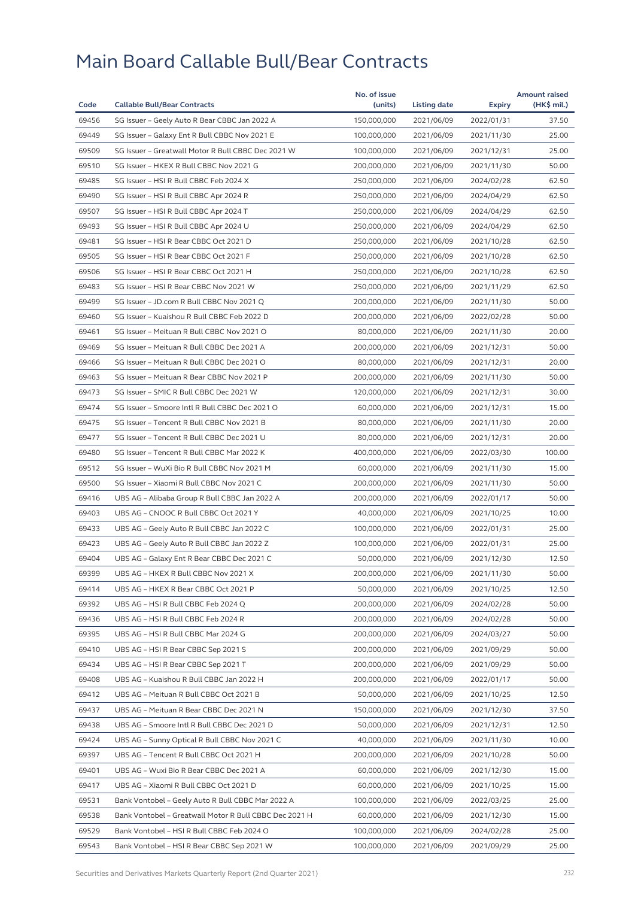# Main Board Callable Bull/Bear Contracts

| Code | Callable Bull/Bear Contracts | No. of issue (units) | Listing date | Expiry | Amount raised (HK$ mil.) |
|---|---|---|---|---|---|
| 69456 | SG Issuer – Geely Auto R Bear CBBC Jan 2022 A | 150,000,000 | 2021/06/09 | 2022/01/31 | 37.50 |
| 69449 | SG Issuer – Galaxy Ent R Bull CBBC Nov 2021 E | 100,000,000 | 2021/06/09 | 2021/11/30 | 25.00 |
| 69509 | SG Issuer – Greatwall Motor R Bull CBBC Dec 2021 W | 100,000,000 | 2021/06/09 | 2021/12/31 | 25.00 |
| 69510 | SG Issuer – HKEX R Bull CBBC Nov 2021 G | 200,000,000 | 2021/06/09 | 2021/11/30 | 50.00 |
| 69485 | SG Issuer – HSI R Bull CBBC Feb 2024 X | 250,000,000 | 2021/06/09 | 2024/02/28 | 62.50 |
| 69490 | SG Issuer – HSI R Bull CBBC Apr 2024 R | 250,000,000 | 2021/06/09 | 2024/04/29 | 62.50 |
| 69507 | SG Issuer – HSI R Bull CBBC Apr 2024 T | 250,000,000 | 2021/06/09 | 2024/04/29 | 62.50 |
| 69493 | SG Issuer – HSI R Bull CBBC Apr 2024 U | 250,000,000 | 2021/06/09 | 2024/04/29 | 62.50 |
| 69481 | SG Issuer – HSI R Bear CBBC Oct 2021 D | 250,000,000 | 2021/06/09 | 2021/10/28 | 62.50 |
| 69505 | SG Issuer – HSI R Bear CBBC Oct 2021 F | 250,000,000 | 2021/06/09 | 2021/10/28 | 62.50 |
| 69506 | SG Issuer – HSI R Bear CBBC Oct 2021 H | 250,000,000 | 2021/06/09 | 2021/10/28 | 62.50 |
| 69483 | SG Issuer – HSI R Bear CBBC Nov 2021 W | 250,000,000 | 2021/06/09 | 2021/11/29 | 62.50 |
| 69499 | SG Issuer – JD.com R Bull CBBC Nov 2021 Q | 200,000,000 | 2021/06/09 | 2021/11/30 | 50.00 |
| 69460 | SG Issuer – Kuaishou R Bull CBBC Feb 2022 D | 200,000,000 | 2021/06/09 | 2022/02/28 | 50.00 |
| 69461 | SG Issuer – Meituan R Bull CBBC Nov 2021 O | 80,000,000 | 2021/06/09 | 2021/11/30 | 20.00 |
| 69469 | SG Issuer – Meituan R Bull CBBC Dec 2021 A | 200,000,000 | 2021/06/09 | 2021/12/31 | 50.00 |
| 69466 | SG Issuer – Meituan R Bull CBBC Dec 2021 O | 80,000,000 | 2021/06/09 | 2021/12/31 | 20.00 |
| 69463 | SG Issuer – Meituan R Bear CBBC Nov 2021 P | 200,000,000 | 2021/06/09 | 2021/11/30 | 50.00 |
| 69473 | SG Issuer – SMIC R Bull CBBC Dec 2021 W | 120,000,000 | 2021/06/09 | 2021/12/31 | 30.00 |
| 69474 | SG Issuer – Smoore Intl R Bull CBBC Dec 2021 O | 60,000,000 | 2021/06/09 | 2021/12/31 | 15.00 |
| 69475 | SG Issuer – Tencent R Bull CBBC Nov 2021 B | 80,000,000 | 2021/06/09 | 2021/11/30 | 20.00 |
| 69477 | SG Issuer – Tencent R Bull CBBC Dec 2021 U | 80,000,000 | 2021/06/09 | 2021/12/31 | 20.00 |
| 69480 | SG Issuer – Tencent R Bull CBBC Mar 2022 K | 400,000,000 | 2021/06/09 | 2022/03/30 | 100.00 |
| 69512 | SG Issuer – WuXi Bio R Bull CBBC Nov 2021 M | 60,000,000 | 2021/06/09 | 2021/11/30 | 15.00 |
| 69500 | SG Issuer – Xiaomi R Bull CBBC Nov 2021 C | 200,000,000 | 2021/06/09 | 2021/11/30 | 50.00 |
| 69416 | UBS AG – Alibaba Group R Bull CBBC Jan 2022 A | 200,000,000 | 2021/06/09 | 2022/01/17 | 50.00 |
| 69403 | UBS AG – CNOOC R Bull CBBC Oct 2021 Y | 40,000,000 | 2021/06/09 | 2021/10/25 | 10.00 |
| 69433 | UBS AG – Geely Auto R Bull CBBC Jan 2022 C | 100,000,000 | 2021/06/09 | 2022/01/31 | 25.00 |
| 69423 | UBS AG – Geely Auto R Bull CBBC Jan 2022 Z | 100,000,000 | 2021/06/09 | 2022/01/31 | 25.00 |
| 69404 | UBS AG – Galaxy Ent R Bear CBBC Dec 2021 C | 50,000,000 | 2021/06/09 | 2021/12/30 | 12.50 |
| 69399 | UBS AG – HKEX R Bull CBBC Nov 2021 X | 200,000,000 | 2021/06/09 | 2021/11/30 | 50.00 |
| 69414 | UBS AG – HKEX R Bear CBBC Oct 2021 P | 50,000,000 | 2021/06/09 | 2021/10/25 | 12.50 |
| 69392 | UBS AG – HSI R Bull CBBC Feb 2024 Q | 200,000,000 | 2021/06/09 | 2024/02/28 | 50.00 |
| 69436 | UBS AG – HSI R Bull CBBC Feb 2024 R | 200,000,000 | 2021/06/09 | 2024/02/28 | 50.00 |
| 69395 | UBS AG – HSI R Bull CBBC Mar 2024 G | 200,000,000 | 2021/06/09 | 2024/03/27 | 50.00 |
| 69410 | UBS AG – HSI R Bear CBBC Sep 2021 S | 200,000,000 | 2021/06/09 | 2021/09/29 | 50.00 |
| 69434 | UBS AG – HSI R Bear CBBC Sep 2021 T | 200,000,000 | 2021/06/09 | 2021/09/29 | 50.00 |
| 69408 | UBS AG – Kuaishou R Bull CBBC Jan 2022 H | 200,000,000 | 2021/06/09 | 2022/01/17 | 50.00 |
| 69412 | UBS AG – Meituan R Bull CBBC Oct 2021 B | 50,000,000 | 2021/06/09 | 2021/10/25 | 12.50 |
| 69437 | UBS AG – Meituan R Bear CBBC Dec 2021 N | 150,000,000 | 2021/06/09 | 2021/12/30 | 37.50 |
| 69438 | UBS AG – Smoore Intl R Bull CBBC Dec 2021 D | 50,000,000 | 2021/06/09 | 2021/12/31 | 12.50 |
| 69424 | UBS AG – Sunny Optical R Bull CBBC Nov 2021 C | 40,000,000 | 2021/06/09 | 2021/11/30 | 10.00 |
| 69397 | UBS AG – Tencent R Bull CBBC Oct 2021 H | 200,000,000 | 2021/06/09 | 2021/10/28 | 50.00 |
| 69401 | UBS AG – Wuxi Bio R Bear CBBC Dec 2021 A | 60,000,000 | 2021/06/09 | 2021/12/30 | 15.00 |
| 69417 | UBS AG – Xiaomi R Bull CBBC Oct 2021 D | 60,000,000 | 2021/06/09 | 2021/10/25 | 15.00 |
| 69531 | Bank Vontobel – Geely Auto R Bull CBBC Mar 2022 A | 100,000,000 | 2021/06/09 | 2022/03/25 | 25.00 |
| 69538 | Bank Vontobel – Greatwall Motor R Bull CBBC Dec 2021 H | 60,000,000 | 2021/06/09 | 2021/12/30 | 15.00 |
| 69529 | Bank Vontobel – HSI R Bull CBBC Feb 2024 O | 100,000,000 | 2021/06/09 | 2024/02/28 | 25.00 |
| 69543 | Bank Vontobel – HSI R Bear CBBC Sep 2021 W | 100,000,000 | 2021/06/09 | 2021/09/29 | 25.00 |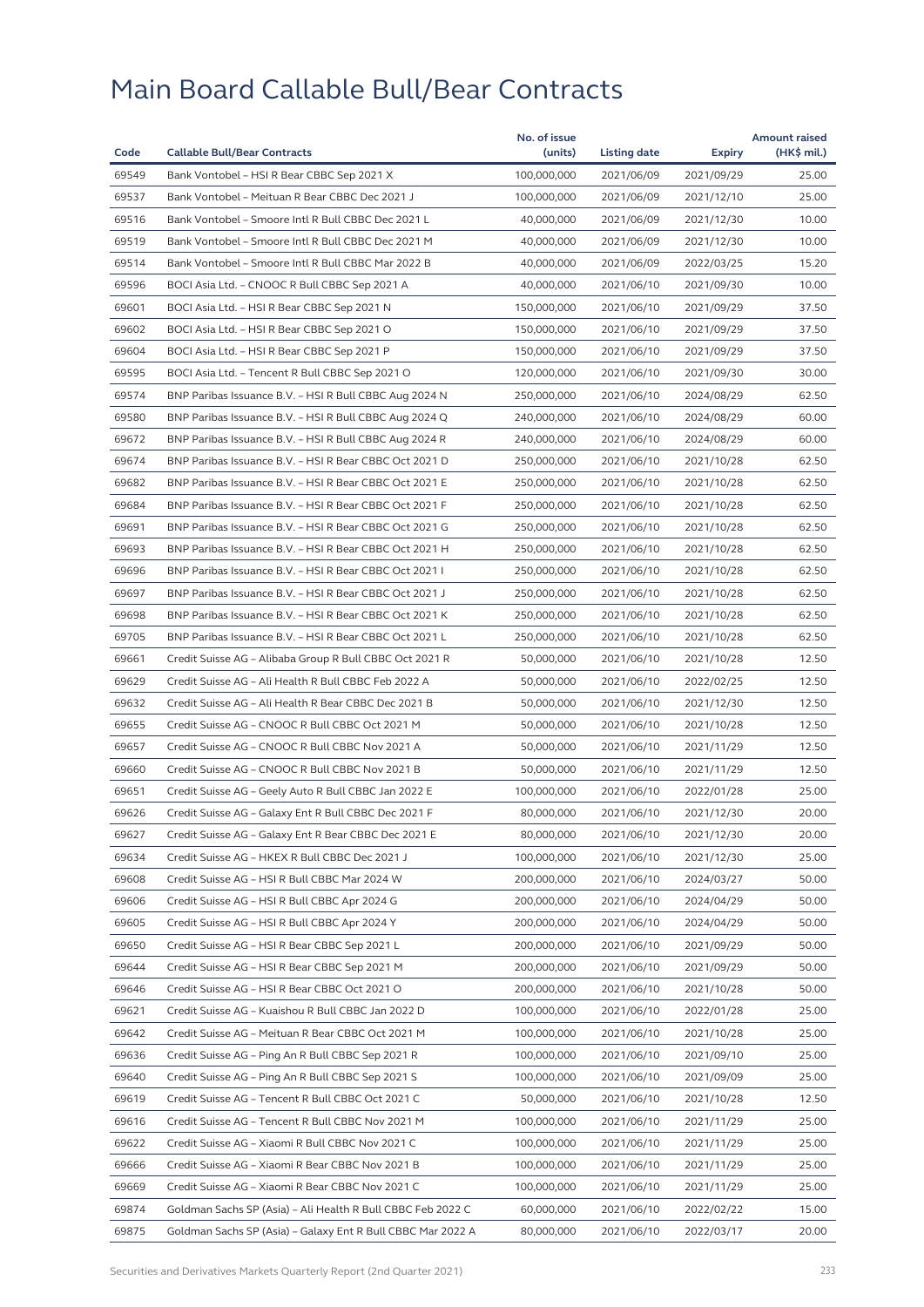# Main Board Callable Bull/Bear Contracts

| Code | Callable Bull/Bear Contracts | No. of issue (units) | Listing date | Expiry | Amount raised (HK$ mil.) |
|---|---|---|---|---|---|
| 69549 | Bank Vontobel – HSI R Bear CBBC Sep 2021 X | 100,000,000 | 2021/06/09 | 2021/09/29 | 25.00 |
| 69537 | Bank Vontobel – Meituan R Bear CBBC Dec 2021 J | 100,000,000 | 2021/06/09 | 2021/12/10 | 25.00 |
| 69516 | Bank Vontobel – Smoore Intl R Bull CBBC Dec 2021 L | 40,000,000 | 2021/06/09 | 2021/12/30 | 10.00 |
| 69519 | Bank Vontobel – Smoore Intl R Bull CBBC Dec 2021 M | 40,000,000 | 2021/06/09 | 2021/12/30 | 10.00 |
| 69514 | Bank Vontobel – Smoore Intl R Bull CBBC Mar 2022 B | 40,000,000 | 2021/06/09 | 2022/03/25 | 15.20 |
| 69596 | BOCI Asia Ltd. – CNOOC R Bull CBBC Sep 2021 A | 40,000,000 | 2021/06/10 | 2021/09/30 | 10.00 |
| 69601 | BOCI Asia Ltd. – HSI R Bear CBBC Sep 2021 N | 150,000,000 | 2021/06/10 | 2021/09/29 | 37.50 |
| 69602 | BOCI Asia Ltd. – HSI R Bear CBBC Sep 2021 O | 150,000,000 | 2021/06/10 | 2021/09/29 | 37.50 |
| 69604 | BOCI Asia Ltd. – HSI R Bear CBBC Sep 2021 P | 150,000,000 | 2021/06/10 | 2021/09/29 | 37.50 |
| 69595 | BOCI Asia Ltd. – Tencent R Bull CBBC Sep 2021 O | 120,000,000 | 2021/06/10 | 2021/09/30 | 30.00 |
| 69574 | BNP Paribas Issuance B.V. – HSI R Bull CBBC Aug 2024 N | 250,000,000 | 2021/06/10 | 2024/08/29 | 62.50 |
| 69580 | BNP Paribas Issuance B.V. – HSI R Bull CBBC Aug 2024 Q | 240,000,000 | 2021/06/10 | 2024/08/29 | 60.00 |
| 69672 | BNP Paribas Issuance B.V. – HSI R Bull CBBC Aug 2024 R | 240,000,000 | 2021/06/10 | 2024/08/29 | 60.00 |
| 69674 | BNP Paribas Issuance B.V. – HSI R Bear CBBC Oct 2021 D | 250,000,000 | 2021/06/10 | 2021/10/28 | 62.50 |
| 69682 | BNP Paribas Issuance B.V. – HSI R Bear CBBC Oct 2021 E | 250,000,000 | 2021/06/10 | 2021/10/28 | 62.50 |
| 69684 | BNP Paribas Issuance B.V. – HSI R Bear CBBC Oct 2021 F | 250,000,000 | 2021/06/10 | 2021/10/28 | 62.50 |
| 69691 | BNP Paribas Issuance B.V. – HSI R Bear CBBC Oct 2021 G | 250,000,000 | 2021/06/10 | 2021/10/28 | 62.50 |
| 69693 | BNP Paribas Issuance B.V. – HSI R Bear CBBC Oct 2021 H | 250,000,000 | 2021/06/10 | 2021/10/28 | 62.50 |
| 69696 | BNP Paribas Issuance B.V. – HSI R Bear CBBC Oct 2021 I | 250,000,000 | 2021/06/10 | 2021/10/28 | 62.50 |
| 69697 | BNP Paribas Issuance B.V. – HSI R Bear CBBC Oct 2021 J | 250,000,000 | 2021/06/10 | 2021/10/28 | 62.50 |
| 69698 | BNP Paribas Issuance B.V. – HSI R Bear CBBC Oct 2021 K | 250,000,000 | 2021/06/10 | 2021/10/28 | 62.50 |
| 69705 | BNP Paribas Issuance B.V. – HSI R Bear CBBC Oct 2021 L | 250,000,000 | 2021/06/10 | 2021/10/28 | 62.50 |
| 69661 | Credit Suisse AG – Alibaba Group R Bull CBBC Oct 2021 R | 50,000,000 | 2021/06/10 | 2021/10/28 | 12.50 |
| 69629 | Credit Suisse AG – Ali Health R Bull CBBC Feb 2022 A | 50,000,000 | 2021/06/10 | 2022/02/25 | 12.50 |
| 69632 | Credit Suisse AG – Ali Health R Bear CBBC Dec 2021 B | 50,000,000 | 2021/06/10 | 2021/12/30 | 12.50 |
| 69655 | Credit Suisse AG – CNOOC R Bull CBBC Oct 2021 M | 50,000,000 | 2021/06/10 | 2021/10/28 | 12.50 |
| 69657 | Credit Suisse AG – CNOOC R Bull CBBC Nov 2021 A | 50,000,000 | 2021/06/10 | 2021/11/29 | 12.50 |
| 69660 | Credit Suisse AG – CNOOC R Bull CBBC Nov 2021 B | 50,000,000 | 2021/06/10 | 2021/11/29 | 12.50 |
| 69651 | Credit Suisse AG – Geely Auto R Bull CBBC Jan 2022 E | 100,000,000 | 2021/06/10 | 2022/01/28 | 25.00 |
| 69626 | Credit Suisse AG – Galaxy Ent R Bull CBBC Dec 2021 F | 80,000,000 | 2021/06/10 | 2021/12/30 | 20.00 |
| 69627 | Credit Suisse AG – Galaxy Ent R Bear CBBC Dec 2021 E | 80,000,000 | 2021/06/10 | 2021/12/30 | 20.00 |
| 69634 | Credit Suisse AG – HKEX R Bull CBBC Dec 2021 J | 100,000,000 | 2021/06/10 | 2021/12/30 | 25.00 |
| 69608 | Credit Suisse AG – HSI R Bull CBBC Mar 2024 W | 200,000,000 | 2021/06/10 | 2024/03/27 | 50.00 |
| 69606 | Credit Suisse AG – HSI R Bull CBBC Apr 2024 G | 200,000,000 | 2021/06/10 | 2024/04/29 | 50.00 |
| 69605 | Credit Suisse AG – HSI R Bull CBBC Apr 2024 Y | 200,000,000 | 2021/06/10 | 2024/04/29 | 50.00 |
| 69650 | Credit Suisse AG – HSI R Bear CBBC Sep 2021 L | 200,000,000 | 2021/06/10 | 2021/09/29 | 50.00 |
| 69644 | Credit Suisse AG – HSI R Bear CBBC Sep 2021 M | 200,000,000 | 2021/06/10 | 2021/09/29 | 50.00 |
| 69646 | Credit Suisse AG – HSI R Bear CBBC Oct 2021 O | 200,000,000 | 2021/06/10 | 2021/10/28 | 50.00 |
| 69621 | Credit Suisse AG – Kuaishou R Bull CBBC Jan 2022 D | 100,000,000 | 2021/06/10 | 2022/01/28 | 25.00 |
| 69642 | Credit Suisse AG – Meituan R Bear CBBC Oct 2021 M | 100,000,000 | 2021/06/10 | 2021/10/28 | 25.00 |
| 69636 | Credit Suisse AG – Ping An R Bull CBBC Sep 2021 R | 100,000,000 | 2021/06/10 | 2021/09/10 | 25.00 |
| 69640 | Credit Suisse AG – Ping An R Bull CBBC Sep 2021 S | 100,000,000 | 2021/06/10 | 2021/09/09 | 25.00 |
| 69619 | Credit Suisse AG – Tencent R Bull CBBC Oct 2021 C | 50,000,000 | 2021/06/10 | 2021/10/28 | 12.50 |
| 69616 | Credit Suisse AG – Tencent R Bull CBBC Nov 2021 M | 100,000,000 | 2021/06/10 | 2021/11/29 | 25.00 |
| 69622 | Credit Suisse AG – Xiaomi R Bull CBBC Nov 2021 C | 100,000,000 | 2021/06/10 | 2021/11/29 | 25.00 |
| 69666 | Credit Suisse AG – Xiaomi R Bear CBBC Nov 2021 B | 100,000,000 | 2021/06/10 | 2021/11/29 | 25.00 |
| 69669 | Credit Suisse AG – Xiaomi R Bear CBBC Nov 2021 C | 100,000,000 | 2021/06/10 | 2021/11/29 | 25.00 |
| 69874 | Goldman Sachs SP (Asia) – Ali Health R Bull CBBC Feb 2022 C | 60,000,000 | 2021/06/10 | 2022/02/22 | 15.00 |
| 69875 | Goldman Sachs SP (Asia) – Galaxy Ent R Bull CBBC Mar 2022 A | 80,000,000 | 2021/06/10 | 2022/03/17 | 20.00 |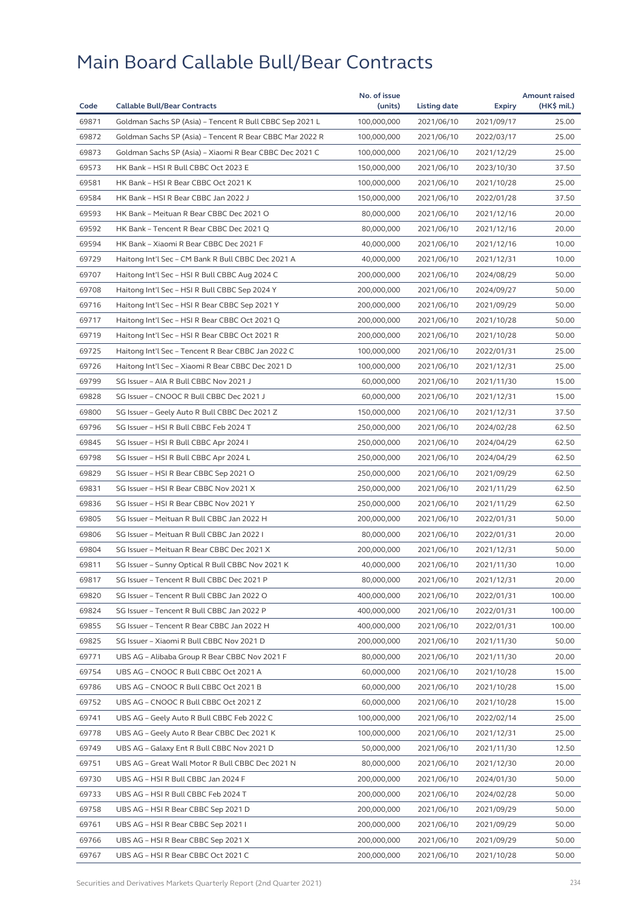# Main Board Callable Bull/Bear Contracts

| Code | Callable Bull/Bear Contracts | No. of issue (units) | Listing date | Expiry | Amount raised (HK$ mil.) |
|---|---|---|---|---|---|
| 69871 | Goldman Sachs SP (Asia) – Tencent R Bull CBBC Sep 2021 L | 100,000,000 | 2021/06/10 | 2021/09/17 | 25.00 |
| 69872 | Goldman Sachs SP (Asia) – Tencent R Bear CBBC Mar 2022 R | 100,000,000 | 2021/06/10 | 2022/03/17 | 25.00 |
| 69873 | Goldman Sachs SP (Asia) – Xiaomi R Bear CBBC Dec 2021 C | 100,000,000 | 2021/06/10 | 2021/12/29 | 25.00 |
| 69573 | HK Bank – HSI R Bull CBBC Oct 2023 E | 150,000,000 | 2021/06/10 | 2023/10/30 | 37.50 |
| 69581 | HK Bank – HSI R Bear CBBC Oct 2021 K | 100,000,000 | 2021/06/10 | 2021/10/28 | 25.00 |
| 69584 | HK Bank – HSI R Bear CBBC Jan 2022 J | 150,000,000 | 2021/06/10 | 2022/01/28 | 37.50 |
| 69593 | HK Bank – Meituan R Bear CBBC Dec 2021 O | 80,000,000 | 2021/06/10 | 2021/12/16 | 20.00 |
| 69592 | HK Bank – Tencent R Bear CBBC Dec 2021 Q | 80,000,000 | 2021/06/10 | 2021/12/16 | 20.00 |
| 69594 | HK Bank – Xiaomi R Bear CBBC Dec 2021 F | 40,000,000 | 2021/06/10 | 2021/12/16 | 10.00 |
| 69729 | Haitong Int'l Sec – CM Bank R Bull CBBC Dec 2021 A | 40,000,000 | 2021/06/10 | 2021/12/31 | 10.00 |
| 69707 | Haitong Int'l Sec – HSI R Bull CBBC Aug 2024 C | 200,000,000 | 2021/06/10 | 2024/08/29 | 50.00 |
| 69708 | Haitong Int'l Sec – HSI R Bull CBBC Sep 2024 Y | 200,000,000 | 2021/06/10 | 2024/09/27 | 50.00 |
| 69716 | Haitong Int'l Sec – HSI R Bear CBBC Sep 2021 Y | 200,000,000 | 2021/06/10 | 2021/09/29 | 50.00 |
| 69717 | Haitong Int'l Sec – HSI R Bear CBBC Oct 2021 Q | 200,000,000 | 2021/06/10 | 2021/10/28 | 50.00 |
| 69719 | Haitong Int'l Sec – HSI R Bear CBBC Oct 2021 R | 200,000,000 | 2021/06/10 | 2021/10/28 | 50.00 |
| 69725 | Haitong Int'l Sec – Tencent R Bear CBBC Jan 2022 C | 100,000,000 | 2021/06/10 | 2022/01/31 | 25.00 |
| 69726 | Haitong Int'l Sec – Xiaomi R Bear CBBC Dec 2021 D | 100,000,000 | 2021/06/10 | 2021/12/31 | 25.00 |
| 69799 | SG Issuer – AIA R Bull CBBC Nov 2021 J | 60,000,000 | 2021/06/10 | 2021/11/30 | 15.00 |
| 69828 | SG Issuer – CNOOC R Bull CBBC Dec 2021 J | 60,000,000 | 2021/06/10 | 2021/12/31 | 15.00 |
| 69800 | SG Issuer – Geely Auto R Bull CBBC Dec 2021 Z | 150,000,000 | 2021/06/10 | 2021/12/31 | 37.50 |
| 69796 | SG Issuer – HSI R Bull CBBC Feb 2024 T | 250,000,000 | 2021/06/10 | 2024/02/28 | 62.50 |
| 69845 | SG Issuer – HSI R Bull CBBC Apr 2024 I | 250,000,000 | 2021/06/10 | 2024/04/29 | 62.50 |
| 69798 | SG Issuer – HSI R Bull CBBC Apr 2024 L | 250,000,000 | 2021/06/10 | 2024/04/29 | 62.50 |
| 69829 | SG Issuer – HSI R Bear CBBC Sep 2021 O | 250,000,000 | 2021/06/10 | 2021/09/29 | 62.50 |
| 69831 | SG Issuer – HSI R Bear CBBC Nov 2021 X | 250,000,000 | 2021/06/10 | 2021/11/29 | 62.50 |
| 69836 | SG Issuer – HSI R Bear CBBC Nov 2021 Y | 250,000,000 | 2021/06/10 | 2021/11/29 | 62.50 |
| 69805 | SG Issuer – Meituan R Bull CBBC Jan 2022 H | 200,000,000 | 2021/06/10 | 2022/01/31 | 50.00 |
| 69806 | SG Issuer – Meituan R Bull CBBC Jan 2022 I | 80,000,000 | 2021/06/10 | 2022/01/31 | 20.00 |
| 69804 | SG Issuer – Meituan R Bear CBBC Dec 2021 X | 200,000,000 | 2021/06/10 | 2021/12/31 | 50.00 |
| 69811 | SG Issuer – Sunny Optical R Bull CBBC Nov 2021 K | 40,000,000 | 2021/06/10 | 2021/11/30 | 10.00 |
| 69817 | SG Issuer – Tencent R Bull CBBC Dec 2021 P | 80,000,000 | 2021/06/10 | 2021/12/31 | 20.00 |
| 69820 | SG Issuer – Tencent R Bull CBBC Jan 2022 O | 400,000,000 | 2021/06/10 | 2022/01/31 | 100.00 |
| 69824 | SG Issuer – Tencent R Bull CBBC Jan 2022 P | 400,000,000 | 2021/06/10 | 2022/01/31 | 100.00 |
| 69855 | SG Issuer – Tencent R Bear CBBC Jan 2022 H | 400,000,000 | 2021/06/10 | 2022/01/31 | 100.00 |
| 69825 | SG Issuer – Xiaomi R Bull CBBC Nov 2021 D | 200,000,000 | 2021/06/10 | 2021/11/30 | 50.00 |
| 69771 | UBS AG – Alibaba Group R Bear CBBC Nov 2021 F | 80,000,000 | 2021/06/10 | 2021/11/30 | 20.00 |
| 69754 | UBS AG – CNOOC R Bull CBBC Oct 2021 A | 60,000,000 | 2021/06/10 | 2021/10/28 | 15.00 |
| 69786 | UBS AG – CNOOC R Bull CBBC Oct 2021 B | 60,000,000 | 2021/06/10 | 2021/10/28 | 15.00 |
| 69752 | UBS AG – CNOOC R Bull CBBC Oct 2021 Z | 60,000,000 | 2021/06/10 | 2021/10/28 | 15.00 |
| 69741 | UBS AG – Geely Auto R Bull CBBC Feb 2022 C | 100,000,000 | 2021/06/10 | 2022/02/14 | 25.00 |
| 69778 | UBS AG – Geely Auto R Bear CBBC Dec 2021 K | 100,000,000 | 2021/06/10 | 2021/12/31 | 25.00 |
| 69749 | UBS AG – Galaxy Ent R Bull CBBC Nov 2021 D | 50,000,000 | 2021/06/10 | 2021/11/30 | 12.50 |
| 69751 | UBS AG – Great Wall Motor R Bull CBBC Dec 2021 N | 80,000,000 | 2021/06/10 | 2021/12/30 | 20.00 |
| 69730 | UBS AG – HSI R Bull CBBC Jan 2024 F | 200,000,000 | 2021/06/10 | 2024/01/30 | 50.00 |
| 69733 | UBS AG – HSI R Bull CBBC Feb 2024 T | 200,000,000 | 2021/06/10 | 2024/02/28 | 50.00 |
| 69758 | UBS AG – HSI R Bear CBBC Sep 2021 D | 200,000,000 | 2021/06/10 | 2021/09/29 | 50.00 |
| 69761 | UBS AG – HSI R Bear CBBC Sep 2021 I | 200,000,000 | 2021/06/10 | 2021/09/29 | 50.00 |
| 69766 | UBS AG – HSI R Bear CBBC Sep 2021 X | 200,000,000 | 2021/06/10 | 2021/09/29 | 50.00 |
| 69767 | UBS AG – HSI R Bear CBBC Oct 2021 C | 200,000,000 | 2021/06/10 | 2021/10/28 | 50.00 |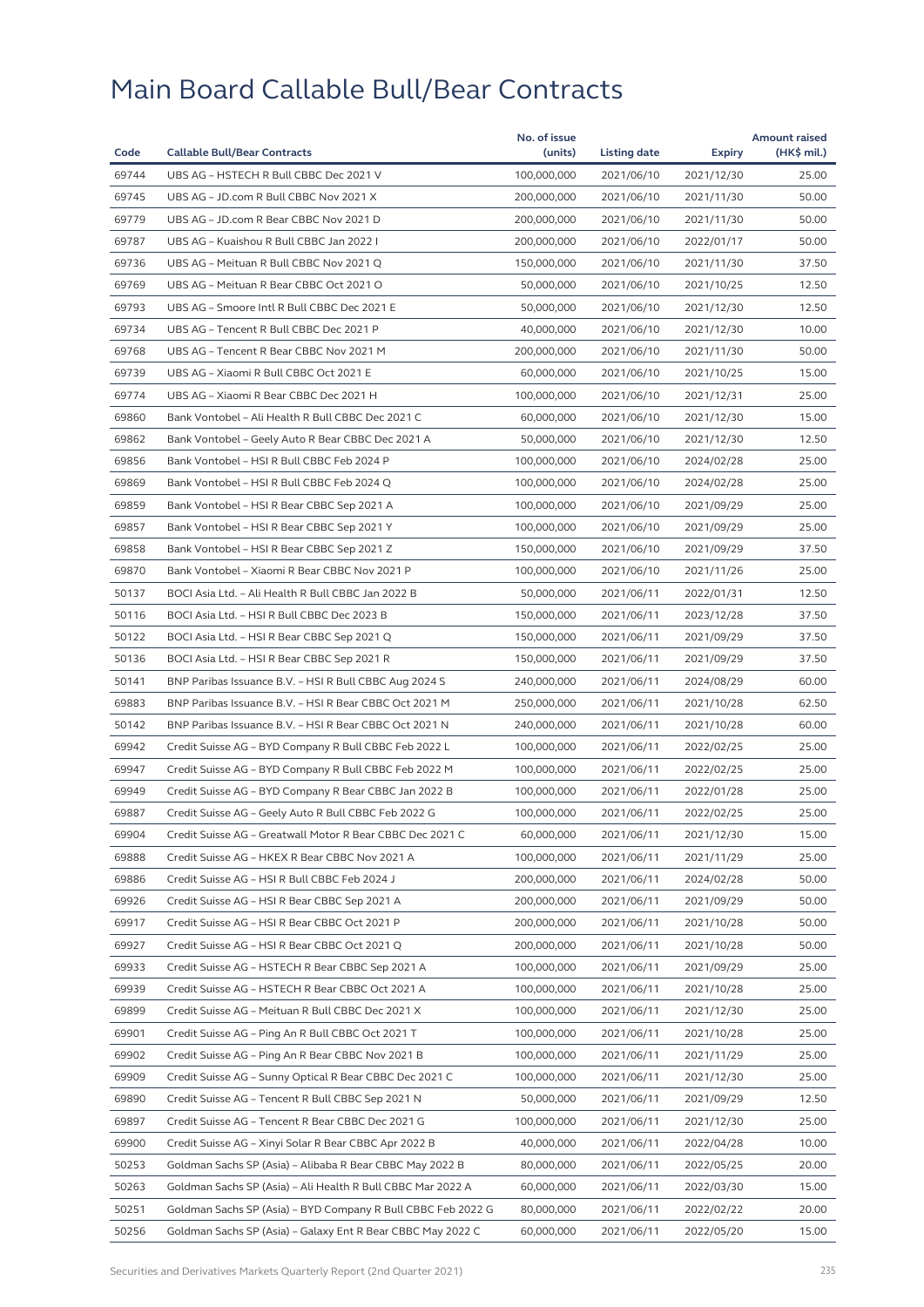# Main Board Callable Bull/Bear Contracts

| Code | Callable Bull/Bear Contracts | No. of issue (units) | Listing date | Expiry | Amount raised (HK$ mil.) |
|---|---|---|---|---|---|
| 69744 | UBS AG – HSTECH R Bull CBBC Dec 2021 V | 100,000,000 | 2021/06/10 | 2021/12/30 | 25.00 |
| 69745 | UBS AG – JD.com R Bull CBBC Nov 2021 X | 200,000,000 | 2021/06/10 | 2021/11/30 | 50.00 |
| 69779 | UBS AG – JD.com R Bear CBBC Nov 2021 D | 200,000,000 | 2021/06/10 | 2021/11/30 | 50.00 |
| 69787 | UBS AG – Kuaishou R Bull CBBC Jan 2022 I | 200,000,000 | 2021/06/10 | 2022/01/17 | 50.00 |
| 69736 | UBS AG – Meituan R Bull CBBC Nov 2021 Q | 150,000,000 | 2021/06/10 | 2021/11/30 | 37.50 |
| 69769 | UBS AG – Meituan R Bear CBBC Oct 2021 O | 50,000,000 | 2021/06/10 | 2021/10/25 | 12.50 |
| 69793 | UBS AG – Smoore Intl R Bull CBBC Dec 2021 E | 50,000,000 | 2021/06/10 | 2021/12/30 | 12.50 |
| 69734 | UBS AG – Tencent R Bull CBBC Dec 2021 P | 40,000,000 | 2021/06/10 | 2021/12/30 | 10.00 |
| 69768 | UBS AG – Tencent R Bear CBBC Nov 2021 M | 200,000,000 | 2021/06/10 | 2021/11/30 | 50.00 |
| 69739 | UBS AG – Xiaomi R Bull CBBC Oct 2021 E | 60,000,000 | 2021/06/10 | 2021/10/25 | 15.00 |
| 69774 | UBS AG – Xiaomi R Bear CBBC Dec 2021 H | 100,000,000 | 2021/06/10 | 2021/12/31 | 25.00 |
| 69860 | Bank Vontobel – Ali Health R Bull CBBC Dec 2021 C | 60,000,000 | 2021/06/10 | 2021/12/30 | 15.00 |
| 69862 | Bank Vontobel – Geely Auto R Bear CBBC Dec 2021 A | 50,000,000 | 2021/06/10 | 2021/12/30 | 12.50 |
| 69856 | Bank Vontobel – HSI R Bull CBBC Feb 2024 P | 100,000,000 | 2021/06/10 | 2024/02/28 | 25.00 |
| 69869 | Bank Vontobel – HSI R Bull CBBC Feb 2024 Q | 100,000,000 | 2021/06/10 | 2024/02/28 | 25.00 |
| 69859 | Bank Vontobel – HSI R Bear CBBC Sep 2021 A | 100,000,000 | 2021/06/10 | 2021/09/29 | 25.00 |
| 69857 | Bank Vontobel – HSI R Bear CBBC Sep 2021 Y | 100,000,000 | 2021/06/10 | 2021/09/29 | 25.00 |
| 69858 | Bank Vontobel – HSI R Bear CBBC Sep 2021 Z | 150,000,000 | 2021/06/10 | 2021/09/29 | 37.50 |
| 69870 | Bank Vontobel – Xiaomi R Bear CBBC Nov 2021 P | 100,000,000 | 2021/06/10 | 2021/11/26 | 25.00 |
| 50137 | BOCI Asia Ltd. – Ali Health R Bull CBBC Jan 2022 B | 50,000,000 | 2021/06/11 | 2022/01/31 | 12.50 |
| 50116 | BOCI Asia Ltd. – HSI R Bull CBBC Dec 2023 B | 150,000,000 | 2021/06/11 | 2023/12/28 | 37.50 |
| 50122 | BOCI Asia Ltd. – HSI R Bear CBBC Sep 2021 Q | 150,000,000 | 2021/06/11 | 2021/09/29 | 37.50 |
| 50136 | BOCI Asia Ltd. – HSI R Bear CBBC Sep 2021 R | 150,000,000 | 2021/06/11 | 2021/09/29 | 37.50 |
| 50141 | BNP Paribas Issuance B.V. – HSI R Bull CBBC Aug 2024 S | 240,000,000 | 2021/06/11 | 2024/08/29 | 60.00 |
| 69883 | BNP Paribas Issuance B.V. – HSI R Bear CBBC Oct 2021 M | 250,000,000 | 2021/06/11 | 2021/10/28 | 62.50 |
| 50142 | BNP Paribas Issuance B.V. – HSI R Bear CBBC Oct 2021 N | 240,000,000 | 2021/06/11 | 2021/10/28 | 60.00 |
| 69942 | Credit Suisse AG – BYD Company R Bull CBBC Feb 2022 L | 100,000,000 | 2021/06/11 | 2022/02/25 | 25.00 |
| 69947 | Credit Suisse AG – BYD Company R Bull CBBC Feb 2022 M | 100,000,000 | 2021/06/11 | 2022/02/25 | 25.00 |
| 69949 | Credit Suisse AG – BYD Company R Bear CBBC Jan 2022 B | 100,000,000 | 2021/06/11 | 2022/01/28 | 25.00 |
| 69887 | Credit Suisse AG – Geely Auto R Bull CBBC Feb 2022 G | 100,000,000 | 2021/06/11 | 2022/02/25 | 25.00 |
| 69904 | Credit Suisse AG – Greatwall Motor R Bear CBBC Dec 2021 C | 60,000,000 | 2021/06/11 | 2021/12/30 | 15.00 |
| 69888 | Credit Suisse AG – HKEX R Bear CBBC Nov 2021 A | 100,000,000 | 2021/06/11 | 2021/11/29 | 25.00 |
| 69886 | Credit Suisse AG – HSI R Bull CBBC Feb 2024 J | 200,000,000 | 2021/06/11 | 2024/02/28 | 50.00 |
| 69926 | Credit Suisse AG – HSI R Bear CBBC Sep 2021 A | 200,000,000 | 2021/06/11 | 2021/09/29 | 50.00 |
| 69917 | Credit Suisse AG – HSI R Bear CBBC Oct 2021 P | 200,000,000 | 2021/06/11 | 2021/10/28 | 50.00 |
| 69927 | Credit Suisse AG – HSI R Bear CBBC Oct 2021 Q | 200,000,000 | 2021/06/11 | 2021/10/28 | 50.00 |
| 69933 | Credit Suisse AG – HSTECH R Bear CBBC Sep 2021 A | 100,000,000 | 2021/06/11 | 2021/09/29 | 25.00 |
| 69939 | Credit Suisse AG – HSTECH R Bear CBBC Oct 2021 A | 100,000,000 | 2021/06/11 | 2021/10/28 | 25.00 |
| 69899 | Credit Suisse AG – Meituan R Bull CBBC Dec 2021 X | 100,000,000 | 2021/06/11 | 2021/12/30 | 25.00 |
| 69901 | Credit Suisse AG – Ping An R Bull CBBC Oct 2021 T | 100,000,000 | 2021/06/11 | 2021/10/28 | 25.00 |
| 69902 | Credit Suisse AG – Ping An R Bear CBBC Nov 2021 B | 100,000,000 | 2021/06/11 | 2021/11/29 | 25.00 |
| 69909 | Credit Suisse AG – Sunny Optical R Bear CBBC Dec 2021 C | 100,000,000 | 2021/06/11 | 2021/12/30 | 25.00 |
| 69890 | Credit Suisse AG – Tencent R Bull CBBC Sep 2021 N | 50,000,000 | 2021/06/11 | 2021/09/29 | 12.50 |
| 69897 | Credit Suisse AG – Tencent R Bear CBBC Dec 2021 G | 100,000,000 | 2021/06/11 | 2021/12/30 | 25.00 |
| 69900 | Credit Suisse AG – Xinyi Solar R Bear CBBC Apr 2022 B | 40,000,000 | 2021/06/11 | 2022/04/28 | 10.00 |
| 50253 | Goldman Sachs SP (Asia) – Alibaba R Bear CBBC May 2022 B | 80,000,000 | 2021/06/11 | 2022/05/25 | 20.00 |
| 50263 | Goldman Sachs SP (Asia) – Ali Health R Bull CBBC Mar 2022 A | 60,000,000 | 2021/06/11 | 2022/03/30 | 15.00 |
| 50251 | Goldman Sachs SP (Asia) – BYD Company R Bull CBBC Feb 2022 G | 80,000,000 | 2021/06/11 | 2022/02/22 | 20.00 |
| 50256 | Goldman Sachs SP (Asia) – Galaxy Ent R Bear CBBC May 2022 C | 60,000,000 | 2021/06/11 | 2022/05/20 | 15.00 |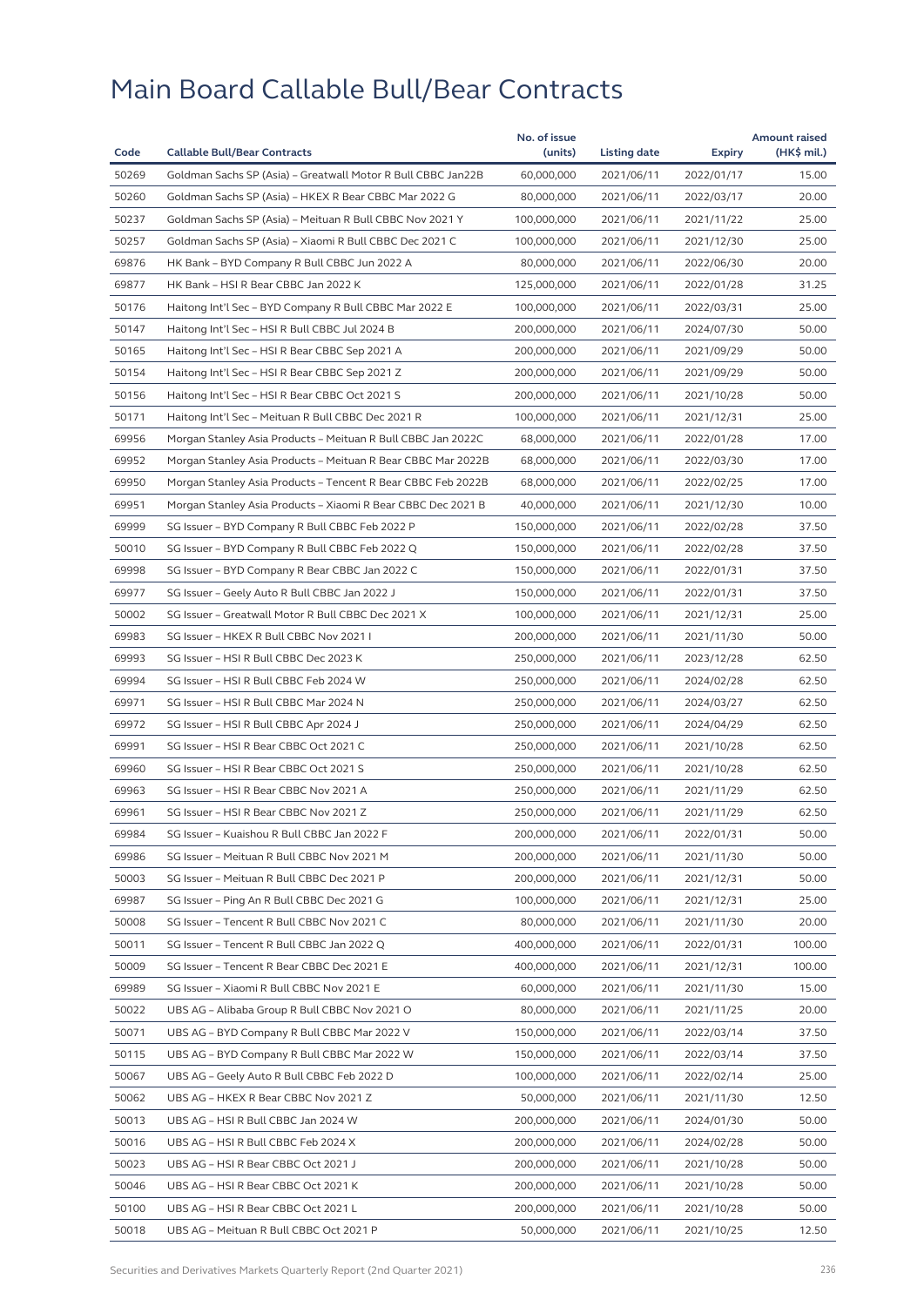# Main Board Callable Bull/Bear Contracts

| Code | Callable Bull/Bear Contracts | No. of issue (units) | Listing date | Expiry | Amount raised (HK$ mil.) |
|---|---|---|---|---|---|
| 50269 | Goldman Sachs SP (Asia) – Greatwall Motor R Bull CBBC Jan22B | 60,000,000 | 2021/06/11 | 2022/01/17 | 15.00 |
| 50260 | Goldman Sachs SP (Asia) – HKEX R Bear CBBC Mar 2022 G | 80,000,000 | 2021/06/11 | 2022/03/17 | 20.00 |
| 50237 | Goldman Sachs SP (Asia) – Meituan R Bull CBBC Nov 2021 Y | 100,000,000 | 2021/06/11 | 2021/11/22 | 25.00 |
| 50257 | Goldman Sachs SP (Asia) – Xiaomi R Bull CBBC Dec 2021 C | 100,000,000 | 2021/06/11 | 2021/12/30 | 25.00 |
| 69876 | HK Bank – BYD Company R Bull CBBC Jun 2022 A | 80,000,000 | 2021/06/11 | 2022/06/30 | 20.00 |
| 69877 | HK Bank – HSI R Bear CBBC Jan 2022 K | 125,000,000 | 2021/06/11 | 2022/01/28 | 31.25 |
| 50176 | Haitong Int'l Sec – BYD Company R Bull CBBC Mar 2022 E | 100,000,000 | 2021/06/11 | 2022/03/31 | 25.00 |
| 50147 | Haitong Int'l Sec – HSI R Bull CBBC Jul 2024 B | 200,000,000 | 2021/06/11 | 2024/07/30 | 50.00 |
| 50165 | Haitong Int'l Sec – HSI R Bear CBBC Sep 2021 A | 200,000,000 | 2021/06/11 | 2021/09/29 | 50.00 |
| 50154 | Haitong Int'l Sec – HSI R Bear CBBC Sep 2021 Z | 200,000,000 | 2021/06/11 | 2021/09/29 | 50.00 |
| 50156 | Haitong Int'l Sec – HSI R Bear CBBC Oct 2021 S | 200,000,000 | 2021/06/11 | 2021/10/28 | 50.00 |
| 50171 | Haitong Int'l Sec – Meituan R Bull CBBC Dec 2021 R | 100,000,000 | 2021/06/11 | 2021/12/31 | 25.00 |
| 69956 | Morgan Stanley Asia Products – Meituan R Bull CBBC Jan 2022C | 68,000,000 | 2021/06/11 | 2022/01/28 | 17.00 |
| 69952 | Morgan Stanley Asia Products – Meituan R Bear CBBC Mar 2022B | 68,000,000 | 2021/06/11 | 2022/03/30 | 17.00 |
| 69950 | Morgan Stanley Asia Products – Tencent R Bear CBBC Feb 2022B | 68,000,000 | 2021/06/11 | 2022/02/25 | 17.00 |
| 69951 | Morgan Stanley Asia Products – Xiaomi R Bear CBBC Dec 2021 B | 40,000,000 | 2021/06/11 | 2021/12/30 | 10.00 |
| 69999 | SG Issuer – BYD Company R Bull CBBC Feb 2022 P | 150,000,000 | 2021/06/11 | 2022/02/28 | 37.50 |
| 50010 | SG Issuer – BYD Company R Bull CBBC Feb 2022 Q | 150,000,000 | 2021/06/11 | 2022/02/28 | 37.50 |
| 69998 | SG Issuer – BYD Company R Bear CBBC Jan 2022 C | 150,000,000 | 2021/06/11 | 2022/01/31 | 37.50 |
| 69977 | SG Issuer – Geely Auto R Bull CBBC Jan 2022 J | 150,000,000 | 2021/06/11 | 2022/01/31 | 37.50 |
| 50002 | SG Issuer – Greatwall Motor R Bull CBBC Dec 2021 X | 100,000,000 | 2021/06/11 | 2021/12/31 | 25.00 |
| 69983 | SG Issuer – HKEX R Bull CBBC Nov 2021 I | 200,000,000 | 2021/06/11 | 2021/11/30 | 50.00 |
| 69993 | SG Issuer – HSI R Bull CBBC Dec 2023 K | 250,000,000 | 2021/06/11 | 2023/12/28 | 62.50 |
| 69994 | SG Issuer – HSI R Bull CBBC Feb 2024 W | 250,000,000 | 2021/06/11 | 2024/02/28 | 62.50 |
| 69971 | SG Issuer – HSI R Bull CBBC Mar 2024 N | 250,000,000 | 2021/06/11 | 2024/03/27 | 62.50 |
| 69972 | SG Issuer – HSI R Bull CBBC Apr 2024 J | 250,000,000 | 2021/06/11 | 2024/04/29 | 62.50 |
| 69991 | SG Issuer – HSI R Bear CBBC Oct 2021 C | 250,000,000 | 2021/06/11 | 2021/10/28 | 62.50 |
| 69960 | SG Issuer – HSI R Bear CBBC Oct 2021 S | 250,000,000 | 2021/06/11 | 2021/10/28 | 62.50 |
| 69963 | SG Issuer – HSI R Bear CBBC Nov 2021 A | 250,000,000 | 2021/06/11 | 2021/11/29 | 62.50 |
| 69961 | SG Issuer – HSI R Bear CBBC Nov 2021 Z | 250,000,000 | 2021/06/11 | 2021/11/29 | 62.50 |
| 69984 | SG Issuer – Kuaishou R Bull CBBC Jan 2022 F | 200,000,000 | 2021/06/11 | 2022/01/31 | 50.00 |
| 69986 | SG Issuer – Meituan R Bull CBBC Nov 2021 M | 200,000,000 | 2021/06/11 | 2021/11/30 | 50.00 |
| 50003 | SG Issuer – Meituan R Bull CBBC Dec 2021 P | 200,000,000 | 2021/06/11 | 2021/12/31 | 50.00 |
| 69987 | SG Issuer – Ping An R Bull CBBC Dec 2021 G | 100,000,000 | 2021/06/11 | 2021/12/31 | 25.00 |
| 50008 | SG Issuer – Tencent R Bull CBBC Nov 2021 C | 80,000,000 | 2021/06/11 | 2021/11/30 | 20.00 |
| 50011 | SG Issuer – Tencent R Bull CBBC Jan 2022 Q | 400,000,000 | 2021/06/11 | 2022/01/31 | 100.00 |
| 50009 | SG Issuer – Tencent R Bear CBBC Dec 2021 E | 400,000,000 | 2021/06/11 | 2021/12/31 | 100.00 |
| 69989 | SG Issuer – Xiaomi R Bull CBBC Nov 2021 E | 60,000,000 | 2021/06/11 | 2021/11/30 | 15.00 |
| 50022 | UBS AG – Alibaba Group R Bull CBBC Nov 2021 O | 80,000,000 | 2021/06/11 | 2021/11/25 | 20.00 |
| 50071 | UBS AG – BYD Company R Bull CBBC Mar 2022 V | 150,000,000 | 2021/06/11 | 2022/03/14 | 37.50 |
| 50115 | UBS AG – BYD Company R Bull CBBC Mar 2022 W | 150,000,000 | 2021/06/11 | 2022/03/14 | 37.50 |
| 50067 | UBS AG – Geely Auto R Bull CBBC Feb 2022 D | 100,000,000 | 2021/06/11 | 2022/02/14 | 25.00 |
| 50062 | UBS AG – HKEX R Bear CBBC Nov 2021 Z | 50,000,000 | 2021/06/11 | 2021/11/30 | 12.50 |
| 50013 | UBS AG – HSI R Bull CBBC Jan 2024 W | 200,000,000 | 2021/06/11 | 2024/01/30 | 50.00 |
| 50016 | UBS AG – HSI R Bull CBBC Feb 2024 X | 200,000,000 | 2021/06/11 | 2024/02/28 | 50.00 |
| 50023 | UBS AG – HSI R Bear CBBC Oct 2021 J | 200,000,000 | 2021/06/11 | 2021/10/28 | 50.00 |
| 50046 | UBS AG – HSI R Bear CBBC Oct 2021 K | 200,000,000 | 2021/06/11 | 2021/10/28 | 50.00 |
| 50100 | UBS AG – HSI R Bear CBBC Oct 2021 L | 200,000,000 | 2021/06/11 | 2021/10/28 | 50.00 |
| 50018 | UBS AG – Meituan R Bull CBBC Oct 2021 P | 50,000,000 | 2021/06/11 | 2021/10/25 | 12.50 |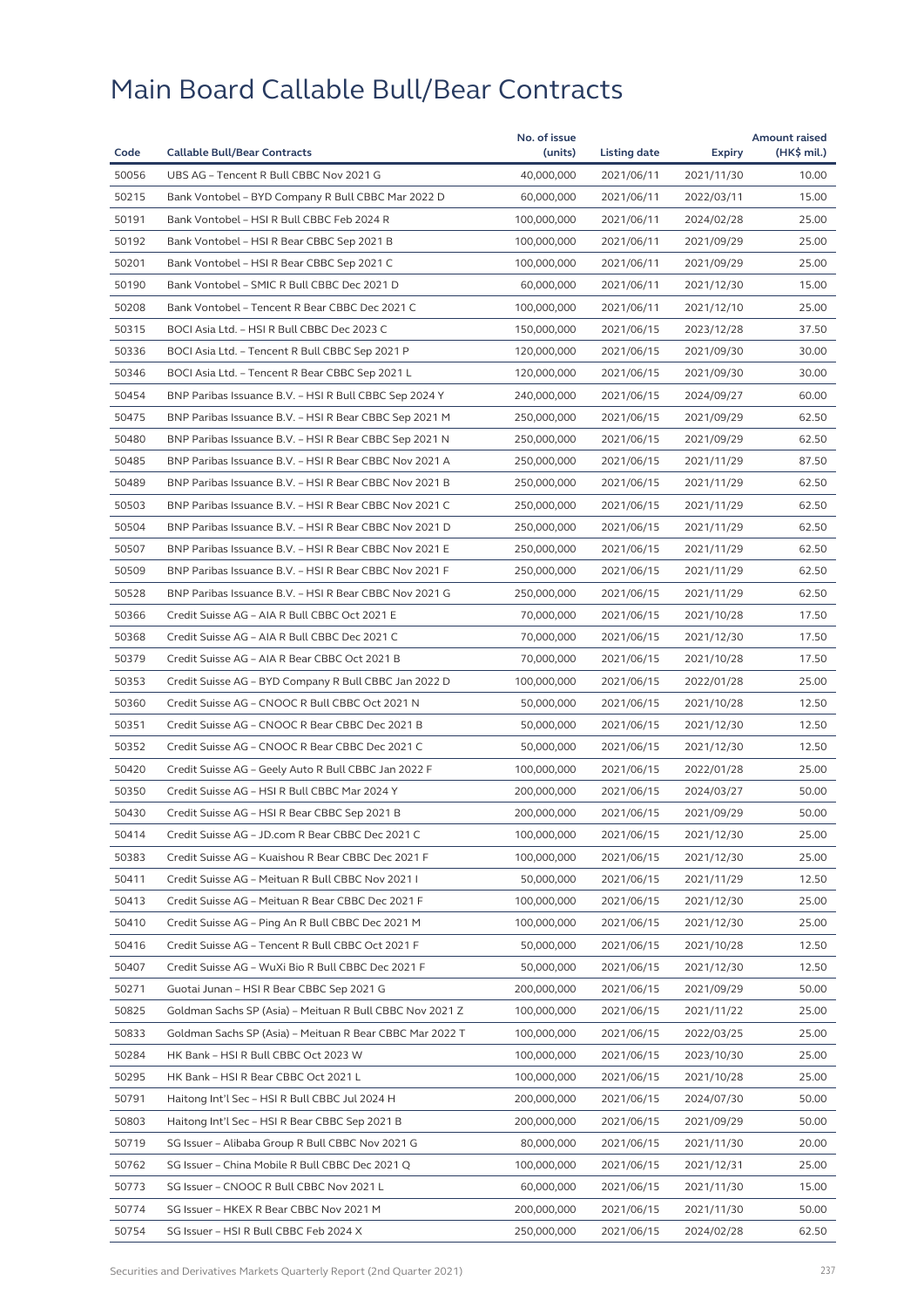# Main Board Callable Bull/Bear Contracts

| Code | Callable Bull/Bear Contracts | No. of issue (units) | Listing date | Expiry | Amount raised (HK$ mil.) |
|---|---|---|---|---|---|
| 50056 | UBS AG – Tencent R Bull CBBC Nov 2021 G | 40,000,000 | 2021/06/11 | 2021/11/30 | 10.00 |
| 50215 | Bank Vontobel – BYD Company R Bull CBBC Mar 2022 D | 60,000,000 | 2021/06/11 | 2022/03/11 | 15.00 |
| 50191 | Bank Vontobel – HSI R Bull CBBC Feb 2024 R | 100,000,000 | 2021/06/11 | 2024/02/28 | 25.00 |
| 50192 | Bank Vontobel – HSI R Bear CBBC Sep 2021 B | 100,000,000 | 2021/06/11 | 2021/09/29 | 25.00 |
| 50201 | Bank Vontobel – HSI R Bear CBBC Sep 2021 C | 100,000,000 | 2021/06/11 | 2021/09/29 | 25.00 |
| 50190 | Bank Vontobel – SMIC R Bull CBBC Dec 2021 D | 60,000,000 | 2021/06/11 | 2021/12/30 | 15.00 |
| 50208 | Bank Vontobel – Tencent R Bear CBBC Dec 2021 C | 100,000,000 | 2021/06/11 | 2021/12/10 | 25.00 |
| 50315 | BOCI Asia Ltd. – HSI R Bull CBBC Dec 2023 C | 150,000,000 | 2021/06/15 | 2023/12/28 | 37.50 |
| 50336 | BOCI Asia Ltd. – Tencent R Bull CBBC Sep 2021 P | 120,000,000 | 2021/06/15 | 2021/09/30 | 30.00 |
| 50346 | BOCI Asia Ltd. – Tencent R Bear CBBC Sep 2021 L | 120,000,000 | 2021/06/15 | 2021/09/30 | 30.00 |
| 50454 | BNP Paribas Issuance B.V. – HSI R Bull CBBC Sep 2024 Y | 240,000,000 | 2021/06/15 | 2024/09/27 | 60.00 |
| 50475 | BNP Paribas Issuance B.V. – HSI R Bear CBBC Sep 2021 M | 250,000,000 | 2021/06/15 | 2021/09/29 | 62.50 |
| 50480 | BNP Paribas Issuance B.V. – HSI R Bear CBBC Sep 2021 N | 250,000,000 | 2021/06/15 | 2021/09/29 | 62.50 |
| 50485 | BNP Paribas Issuance B.V. – HSI R Bear CBBC Nov 2021 A | 250,000,000 | 2021/06/15 | 2021/11/29 | 87.50 |
| 50489 | BNP Paribas Issuance B.V. – HSI R Bear CBBC Nov 2021 B | 250,000,000 | 2021/06/15 | 2021/11/29 | 62.50 |
| 50503 | BNP Paribas Issuance B.V. – HSI R Bear CBBC Nov 2021 C | 250,000,000 | 2021/06/15 | 2021/11/29 | 62.50 |
| 50504 | BNP Paribas Issuance B.V. – HSI R Bear CBBC Nov 2021 D | 250,000,000 | 2021/06/15 | 2021/11/29 | 62.50 |
| 50507 | BNP Paribas Issuance B.V. – HSI R Bear CBBC Nov 2021 E | 250,000,000 | 2021/06/15 | 2021/11/29 | 62.50 |
| 50509 | BNP Paribas Issuance B.V. – HSI R Bear CBBC Nov 2021 F | 250,000,000 | 2021/06/15 | 2021/11/29 | 62.50 |
| 50528 | BNP Paribas Issuance B.V. – HSI R Bear CBBC Nov 2021 G | 250,000,000 | 2021/06/15 | 2021/11/29 | 62.50 |
| 50366 | Credit Suisse AG – AIA R Bull CBBC Oct 2021 E | 70,000,000 | 2021/06/15 | 2021/10/28 | 17.50 |
| 50368 | Credit Suisse AG – AIA R Bull CBBC Dec 2021 C | 70,000,000 | 2021/06/15 | 2021/12/30 | 17.50 |
| 50379 | Credit Suisse AG – AIA R Bear CBBC Oct 2021 B | 70,000,000 | 2021/06/15 | 2021/10/28 | 17.50 |
| 50353 | Credit Suisse AG – BYD Company R Bull CBBC Jan 2022 D | 100,000,000 | 2021/06/15 | 2022/01/28 | 25.00 |
| 50360 | Credit Suisse AG – CNOOC R Bull CBBC Oct 2021 N | 50,000,000 | 2021/06/15 | 2021/10/28 | 12.50 |
| 50351 | Credit Suisse AG – CNOOC R Bear CBBC Dec 2021 B | 50,000,000 | 2021/06/15 | 2021/12/30 | 12.50 |
| 50352 | Credit Suisse AG – CNOOC R Bear CBBC Dec 2021 C | 50,000,000 | 2021/06/15 | 2021/12/30 | 12.50 |
| 50420 | Credit Suisse AG – Geely Auto R Bull CBBC Jan 2022 F | 100,000,000 | 2021/06/15 | 2022/01/28 | 25.00 |
| 50350 | Credit Suisse AG – HSI R Bull CBBC Mar 2024 Y | 200,000,000 | 2021/06/15 | 2024/03/27 | 50.00 |
| 50430 | Credit Suisse AG – HSI R Bear CBBC Sep 2021 B | 200,000,000 | 2021/06/15 | 2021/09/29 | 50.00 |
| 50414 | Credit Suisse AG – JD.com R Bear CBBC Dec 2021 C | 100,000,000 | 2021/06/15 | 2021/12/30 | 25.00 |
| 50383 | Credit Suisse AG – Kuaishou R Bear CBBC Dec 2021 F | 100,000,000 | 2021/06/15 | 2021/12/30 | 25.00 |
| 50411 | Credit Suisse AG – Meituan R Bull CBBC Nov 2021 I | 50,000,000 | 2021/06/15 | 2021/11/29 | 12.50 |
| 50413 | Credit Suisse AG – Meituan R Bear CBBC Dec 2021 F | 100,000,000 | 2021/06/15 | 2021/12/30 | 25.00 |
| 50410 | Credit Suisse AG – Ping An R Bull CBBC Dec 2021 M | 100,000,000 | 2021/06/15 | 2021/12/30 | 25.00 |
| 50416 | Credit Suisse AG – Tencent R Bull CBBC Oct 2021 F | 50,000,000 | 2021/06/15 | 2021/10/28 | 12.50 |
| 50407 | Credit Suisse AG – WuXi Bio R Bull CBBC Dec 2021 F | 50,000,000 | 2021/06/15 | 2021/12/30 | 12.50 |
| 50271 | Guotai Junan – HSI R Bear CBBC Sep 2021 G | 200,000,000 | 2021/06/15 | 2021/09/29 | 50.00 |
| 50825 | Goldman Sachs SP (Asia) – Meituan R Bull CBBC Nov 2021 Z | 100,000,000 | 2021/06/15 | 2021/11/22 | 25.00 |
| 50833 | Goldman Sachs SP (Asia) – Meituan R Bear CBBC Mar 2022 T | 100,000,000 | 2021/06/15 | 2022/03/25 | 25.00 |
| 50284 | HK Bank – HSI R Bull CBBC Oct 2023 W | 100,000,000 | 2021/06/15 | 2023/10/30 | 25.00 |
| 50295 | HK Bank – HSI R Bear CBBC Oct 2021 L | 100,000,000 | 2021/06/15 | 2021/10/28 | 25.00 |
| 50791 | Haitong Int'l Sec – HSI R Bull CBBC Jul 2024 H | 200,000,000 | 2021/06/15 | 2024/07/30 | 50.00 |
| 50803 | Haitong Int'l Sec – HSI R Bear CBBC Sep 2021 B | 200,000,000 | 2021/06/15 | 2021/09/29 | 50.00 |
| 50719 | SG Issuer – Alibaba Group R Bull CBBC Nov 2021 G | 80,000,000 | 2021/06/15 | 2021/11/30 | 20.00 |
| 50762 | SG Issuer – China Mobile R Bull CBBC Dec 2021 Q | 100,000,000 | 2021/06/15 | 2021/12/31 | 25.00 |
| 50773 | SG Issuer – CNOOC R Bull CBBC Nov 2021 L | 60,000,000 | 2021/06/15 | 2021/11/30 | 15.00 |
| 50774 | SG Issuer – HKEX R Bear CBBC Nov 2021 M | 200,000,000 | 2021/06/15 | 2021/11/30 | 50.00 |
| 50754 | SG Issuer – HSI R Bull CBBC Feb 2024 X | 250,000,000 | 2021/06/15 | 2024/02/28 | 62.50 |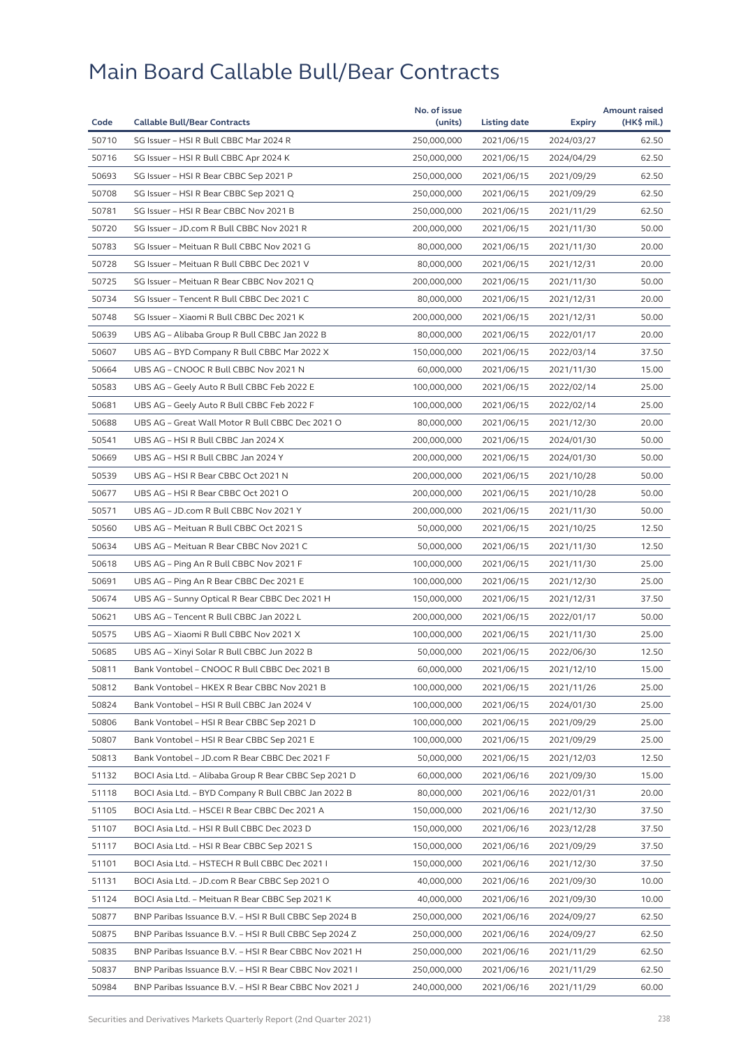# Main Board Callable Bull/Bear Contracts

| Code | Callable Bull/Bear Contracts | No. of issue (units) | Listing date | Expiry | Amount raised (HK$ mil.) |
|---|---|---|---|---|---|
| 50710 | SG Issuer – HSI R Bull CBBC Mar 2024 R | 250,000,000 | 2021/06/15 | 2024/03/27 | 62.50 |
| 50716 | SG Issuer – HSI R Bull CBBC Apr 2024 K | 250,000,000 | 2021/06/15 | 2024/04/29 | 62.50 |
| 50693 | SG Issuer – HSI R Bear CBBC Sep 2021 P | 250,000,000 | 2021/06/15 | 2021/09/29 | 62.50 |
| 50708 | SG Issuer – HSI R Bear CBBC Sep 2021 Q | 250,000,000 | 2021/06/15 | 2021/09/29 | 62.50 |
| 50781 | SG Issuer – HSI R Bear CBBC Nov 2021 B | 250,000,000 | 2021/06/15 | 2021/11/29 | 62.50 |
| 50720 | SG Issuer – JD.com R Bull CBBC Nov 2021 R | 200,000,000 | 2021/06/15 | 2021/11/30 | 50.00 |
| 50783 | SG Issuer – Meituan R Bull CBBC Nov 2021 G | 80,000,000 | 2021/06/15 | 2021/11/30 | 20.00 |
| 50728 | SG Issuer – Meituan R Bull CBBC Dec 2021 V | 80,000,000 | 2021/06/15 | 2021/12/31 | 20.00 |
| 50725 | SG Issuer – Meituan R Bear CBBC Nov 2021 Q | 200,000,000 | 2021/06/15 | 2021/11/30 | 50.00 |
| 50734 | SG Issuer – Tencent R Bull CBBC Dec 2021 C | 80,000,000 | 2021/06/15 | 2021/12/31 | 20.00 |
| 50748 | SG Issuer – Xiaomi R Bull CBBC Dec 2021 K | 200,000,000 | 2021/06/15 | 2021/12/31 | 50.00 |
| 50639 | UBS AG – Alibaba Group R Bull CBBC Jan 2022 B | 80,000,000 | 2021/06/15 | 2022/01/17 | 20.00 |
| 50607 | UBS AG – BYD Company R Bull CBBC Mar 2022 X | 150,000,000 | 2021/06/15 | 2022/03/14 | 37.50 |
| 50664 | UBS AG – CNOOC R Bull CBBC Nov 2021 N | 60,000,000 | 2021/06/15 | 2021/11/30 | 15.00 |
| 50583 | UBS AG – Geely Auto R Bull CBBC Feb 2022 E | 100,000,000 | 2021/06/15 | 2022/02/14 | 25.00 |
| 50681 | UBS AG – Geely Auto R Bull CBBC Feb 2022 F | 100,000,000 | 2021/06/15 | 2022/02/14 | 25.00 |
| 50688 | UBS AG – Great Wall Motor R Bull CBBC Dec 2021 O | 80,000,000 | 2021/06/15 | 2021/12/30 | 20.00 |
| 50541 | UBS AG – HSI R Bull CBBC Jan 2024 X | 200,000,000 | 2021/06/15 | 2024/01/30 | 50.00 |
| 50669 | UBS AG – HSI R Bull CBBC Jan 2024 Y | 200,000,000 | 2021/06/15 | 2024/01/30 | 50.00 |
| 50539 | UBS AG – HSI R Bear CBBC Oct 2021 N | 200,000,000 | 2021/06/15 | 2021/10/28 | 50.00 |
| 50677 | UBS AG – HSI R Bear CBBC Oct 2021 O | 200,000,000 | 2021/06/15 | 2021/10/28 | 50.00 |
| 50571 | UBS AG – JD.com R Bull CBBC Nov 2021 Y | 200,000,000 | 2021/06/15 | 2021/11/30 | 50.00 |
| 50560 | UBS AG – Meituan R Bull CBBC Oct 2021 S | 50,000,000 | 2021/06/15 | 2021/10/25 | 12.50 |
| 50634 | UBS AG – Meituan R Bear CBBC Nov 2021 C | 50,000,000 | 2021/06/15 | 2021/11/30 | 12.50 |
| 50618 | UBS AG – Ping An R Bull CBBC Nov 2021 F | 100,000,000 | 2021/06/15 | 2021/11/30 | 25.00 |
| 50691 | UBS AG – Ping An R Bear CBBC Dec 2021 E | 100,000,000 | 2021/06/15 | 2021/12/30 | 25.00 |
| 50674 | UBS AG – Sunny Optical R Bear CBBC Dec 2021 H | 150,000,000 | 2021/06/15 | 2021/12/31 | 37.50 |
| 50621 | UBS AG – Tencent R Bull CBBC Jan 2022 L | 200,000,000 | 2021/06/15 | 2022/01/17 | 50.00 |
| 50575 | UBS AG – Xiaomi R Bull CBBC Nov 2021 X | 100,000,000 | 2021/06/15 | 2021/11/30 | 25.00 |
| 50685 | UBS AG – Xinyi Solar R Bull CBBC Jun 2022 B | 50,000,000 | 2021/06/15 | 2022/06/30 | 12.50 |
| 50811 | Bank Vontobel – CNOOC R Bull CBBC Dec 2021 B | 60,000,000 | 2021/06/15 | 2021/12/10 | 15.00 |
| 50812 | Bank Vontobel – HKEX R Bear CBBC Nov 2021 B | 100,000,000 | 2021/06/15 | 2021/11/26 | 25.00 |
| 50824 | Bank Vontobel – HSI R Bull CBBC Jan 2024 V | 100,000,000 | 2021/06/15 | 2024/01/30 | 25.00 |
| 50806 | Bank Vontobel – HSI R Bear CBBC Sep 2021 D | 100,000,000 | 2021/06/15 | 2021/09/29 | 25.00 |
| 50807 | Bank Vontobel – HSI R Bear CBBC Sep 2021 E | 100,000,000 | 2021/06/15 | 2021/09/29 | 25.00 |
| 50813 | Bank Vontobel – JD.com R Bear CBBC Dec 2021 F | 50,000,000 | 2021/06/15 | 2021/12/03 | 12.50 |
| 51132 | BOCI Asia Ltd. – Alibaba Group R Bear CBBC Sep 2021 D | 60,000,000 | 2021/06/16 | 2021/09/30 | 15.00 |
| 51118 | BOCI Asia Ltd. – BYD Company R Bull CBBC Jan 2022 B | 80,000,000 | 2021/06/16 | 2022/01/31 | 20.00 |
| 51105 | BOCI Asia Ltd. – HSCEI R Bear CBBC Dec 2021 A | 150,000,000 | 2021/06/16 | 2021/12/30 | 37.50 |
| 51107 | BOCI Asia Ltd. – HSI R Bull CBBC Dec 2023 D | 150,000,000 | 2021/06/16 | 2023/12/28 | 37.50 |
| 51117 | BOCI Asia Ltd. – HSI R Bear CBBC Sep 2021 S | 150,000,000 | 2021/06/16 | 2021/09/29 | 37.50 |
| 51101 | BOCI Asia Ltd. – HSTECH R Bull CBBC Dec 2021 I | 150,000,000 | 2021/06/16 | 2021/12/30 | 37.50 |
| 51131 | BOCI Asia Ltd. – JD.com R Bear CBBC Sep 2021 O | 40,000,000 | 2021/06/16 | 2021/09/30 | 10.00 |
| 51124 | BOCI Asia Ltd. – Meituan R Bear CBBC Sep 2021 K | 40,000,000 | 2021/06/16 | 2021/09/30 | 10.00 |
| 50877 | BNP Paribas Issuance B.V. – HSI R Bull CBBC Sep 2024 B | 250,000,000 | 2021/06/16 | 2024/09/27 | 62.50 |
| 50875 | BNP Paribas Issuance B.V. – HSI R Bull CBBC Sep 2024 Z | 250,000,000 | 2021/06/16 | 2024/09/27 | 62.50 |
| 50835 | BNP Paribas Issuance B.V. – HSI R Bear CBBC Nov 2021 H | 250,000,000 | 2021/06/16 | 2021/11/29 | 62.50 |
| 50837 | BNP Paribas Issuance B.V. – HSI R Bear CBBC Nov 2021 I | 250,000,000 | 2021/06/16 | 2021/11/29 | 62.50 |
| 50984 | BNP Paribas Issuance B.V. – HSI R Bear CBBC Nov 2021 J | 240,000,000 | 2021/06/16 | 2021/11/29 | 60.00 |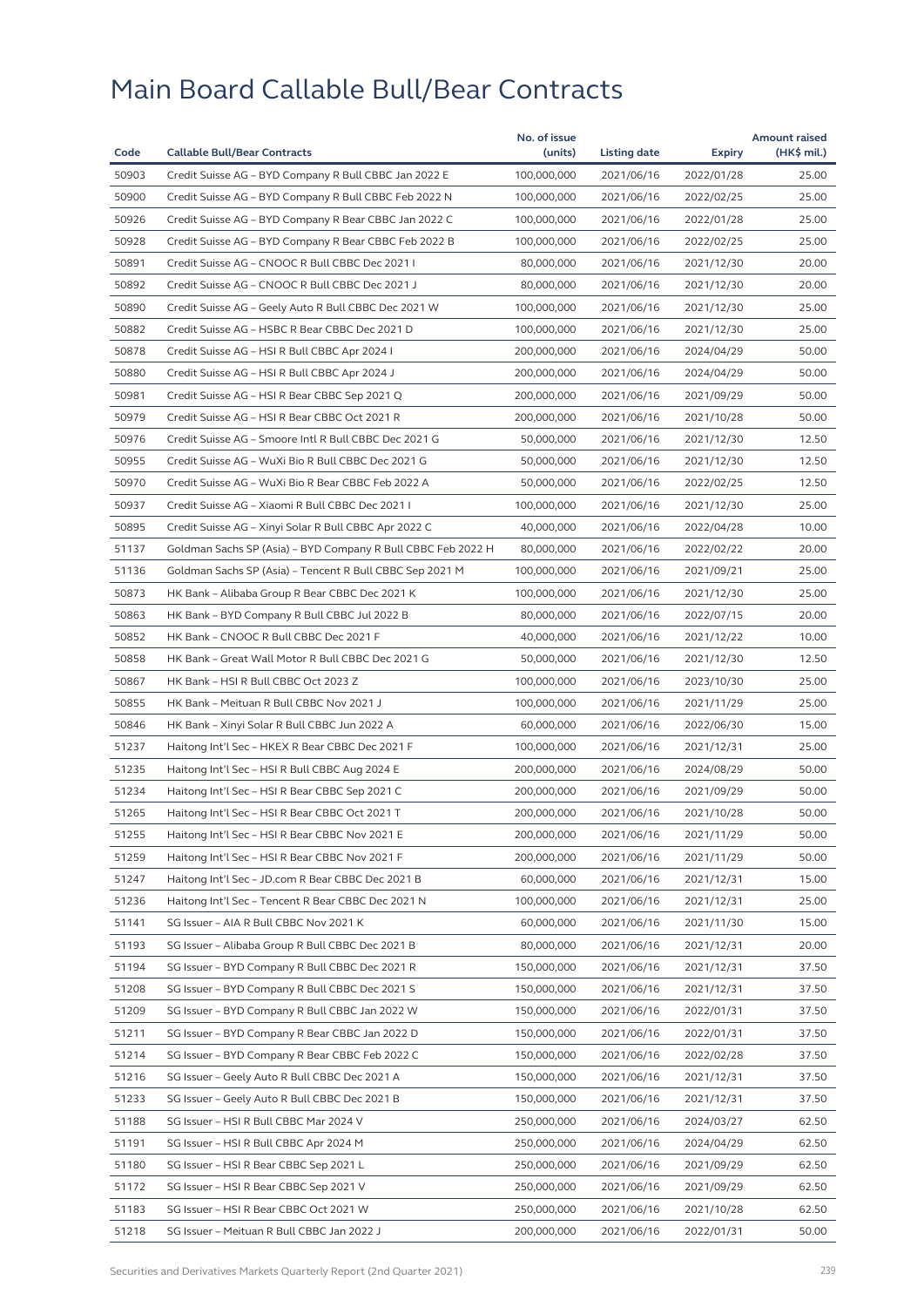# Main Board Callable Bull/Bear Contracts

| Code | Callable Bull/Bear Contracts | No. of issue (units) | Listing date | Expiry | Amount raised (HK$ mil.) |
|---|---|---|---|---|---|
| 50903 | Credit Suisse AG – BYD Company R Bull CBBC Jan 2022 E | 100,000,000 | 2021/06/16 | 2022/01/28 | 25.00 |
| 50900 | Credit Suisse AG – BYD Company R Bull CBBC Feb 2022 N | 100,000,000 | 2021/06/16 | 2022/02/25 | 25.00 |
| 50926 | Credit Suisse AG – BYD Company R Bear CBBC Jan 2022 C | 100,000,000 | 2021/06/16 | 2022/01/28 | 25.00 |
| 50928 | Credit Suisse AG – BYD Company R Bear CBBC Feb 2022 B | 100,000,000 | 2021/06/16 | 2022/02/25 | 25.00 |
| 50891 | Credit Suisse AG – CNOOC R Bull CBBC Dec 2021 I | 80,000,000 | 2021/06/16 | 2021/12/30 | 20.00 |
| 50892 | Credit Suisse AG – CNOOC R Bull CBBC Dec 2021 J | 80,000,000 | 2021/06/16 | 2021/12/30 | 20.00 |
| 50890 | Credit Suisse AG – Geely Auto R Bull CBBC Dec 2021 W | 100,000,000 | 2021/06/16 | 2021/12/30 | 25.00 |
| 50882 | Credit Suisse AG – HSBC R Bear CBBC Dec 2021 D | 100,000,000 | 2021/06/16 | 2021/12/30 | 25.00 |
| 50878 | Credit Suisse AG – HSI R Bull CBBC Apr 2024 I | 200,000,000 | 2021/06/16 | 2024/04/29 | 50.00 |
| 50880 | Credit Suisse AG – HSI R Bull CBBC Apr 2024 J | 200,000,000 | 2021/06/16 | 2024/04/29 | 50.00 |
| 50981 | Credit Suisse AG – HSI R Bear CBBC Sep 2021 Q | 200,000,000 | 2021/06/16 | 2021/09/29 | 50.00 |
| 50979 | Credit Suisse AG – HSI R Bear CBBC Oct 2021 R | 200,000,000 | 2021/06/16 | 2021/10/28 | 50.00 |
| 50976 | Credit Suisse AG – Smoore Intl R Bull CBBC Dec 2021 G | 50,000,000 | 2021/06/16 | 2021/12/30 | 12.50 |
| 50955 | Credit Suisse AG – WuXi Bio R Bull CBBC Dec 2021 G | 50,000,000 | 2021/06/16 | 2021/12/30 | 12.50 |
| 50970 | Credit Suisse AG – WuXi Bio R Bear CBBC Feb 2022 A | 50,000,000 | 2021/06/16 | 2022/02/25 | 12.50 |
| 50937 | Credit Suisse AG – Xiaomi R Bull CBBC Dec 2021 I | 100,000,000 | 2021/06/16 | 2021/12/30 | 25.00 |
| 50895 | Credit Suisse AG – Xinyi Solar R Bull CBBC Apr 2022 C | 40,000,000 | 2021/06/16 | 2022/04/28 | 10.00 |
| 51137 | Goldman Sachs SP (Asia) – BYD Company R Bull CBBC Feb 2022 H | 80,000,000 | 2021/06/16 | 2022/02/22 | 20.00 |
| 51136 | Goldman Sachs SP (Asia) – Tencent R Bull CBBC Sep 2021 M | 100,000,000 | 2021/06/16 | 2021/09/21 | 25.00 |
| 50873 | HK Bank – Alibaba Group R Bear CBBC Dec 2021 K | 100,000,000 | 2021/06/16 | 2021/12/30 | 25.00 |
| 50863 | HK Bank – BYD Company R Bull CBBC Jul 2022 B | 80,000,000 | 2021/06/16 | 2022/07/15 | 20.00 |
| 50852 | HK Bank – CNOOC R Bull CBBC Dec 2021 F | 40,000,000 | 2021/06/16 | 2021/12/22 | 10.00 |
| 50858 | HK Bank – Great Wall Motor R Bull CBBC Dec 2021 G | 50,000,000 | 2021/06/16 | 2021/12/30 | 12.50 |
| 50867 | HK Bank – HSI R Bull CBBC Oct 2023 Z | 100,000,000 | 2021/06/16 | 2023/10/30 | 25.00 |
| 50855 | HK Bank – Meituan R Bull CBBC Nov 2021 J | 100,000,000 | 2021/06/16 | 2021/11/29 | 25.00 |
| 50846 | HK Bank – Xinyi Solar R Bull CBBC Jun 2022 A | 60,000,000 | 2021/06/16 | 2022/06/30 | 15.00 |
| 51237 | Haitong Int'l Sec – HKEX R Bear CBBC Dec 2021 F | 100,000,000 | 2021/06/16 | 2021/12/31 | 25.00 |
| 51235 | Haitong Int'l Sec – HSI R Bull CBBC Aug 2024 E | 200,000,000 | 2021/06/16 | 2024/08/29 | 50.00 |
| 51234 | Haitong Int'l Sec – HSI R Bear CBBC Sep 2021 C | 200,000,000 | 2021/06/16 | 2021/09/29 | 50.00 |
| 51265 | Haitong Int'l Sec – HSI R Bear CBBC Oct 2021 T | 200,000,000 | 2021/06/16 | 2021/10/28 | 50.00 |
| 51255 | Haitong Int'l Sec – HSI R Bear CBBC Nov 2021 E | 200,000,000 | 2021/06/16 | 2021/11/29 | 50.00 |
| 51259 | Haitong Int'l Sec – HSI R Bear CBBC Nov 2021 F | 200,000,000 | 2021/06/16 | 2021/11/29 | 50.00 |
| 51247 | Haitong Int'l Sec – JD.com R Bear CBBC Dec 2021 B | 60,000,000 | 2021/06/16 | 2021/12/31 | 15.00 |
| 51236 | Haitong Int'l Sec – Tencent R Bear CBBC Dec 2021 N | 100,000,000 | 2021/06/16 | 2021/12/31 | 25.00 |
| 51141 | SG Issuer – AIA R Bull CBBC Nov 2021 K | 60,000,000 | 2021/06/16 | 2021/11/30 | 15.00 |
| 51193 | SG Issuer – Alibaba Group R Bull CBBC Dec 2021 B | 80,000,000 | 2021/06/16 | 2021/12/31 | 20.00 |
| 51194 | SG Issuer – BYD Company R Bull CBBC Dec 2021 R | 150,000,000 | 2021/06/16 | 2021/12/31 | 37.50 |
| 51208 | SG Issuer – BYD Company R Bull CBBC Dec 2021 S | 150,000,000 | 2021/06/16 | 2021/12/31 | 37.50 |
| 51209 | SG Issuer – BYD Company R Bull CBBC Jan 2022 W | 150,000,000 | 2021/06/16 | 2022/01/31 | 37.50 |
| 51211 | SG Issuer – BYD Company R Bear CBBC Jan 2022 D | 150,000,000 | 2021/06/16 | 2022/01/31 | 37.50 |
| 51214 | SG Issuer – BYD Company R Bear CBBC Feb 2022 C | 150,000,000 | 2021/06/16 | 2022/02/28 | 37.50 |
| 51216 | SG Issuer – Geely Auto R Bull CBBC Dec 2021 A | 150,000,000 | 2021/06/16 | 2021/12/31 | 37.50 |
| 51233 | SG Issuer – Geely Auto R Bull CBBC Dec 2021 B | 150,000,000 | 2021/06/16 | 2021/12/31 | 37.50 |
| 51188 | SG Issuer – HSI R Bull CBBC Mar 2024 V | 250,000,000 | 2021/06/16 | 2024/03/27 | 62.50 |
| 51191 | SG Issuer – HSI R Bull CBBC Apr 2024 M | 250,000,000 | 2021/06/16 | 2024/04/29 | 62.50 |
| 51180 | SG Issuer – HSI R Bear CBBC Sep 2021 L | 250,000,000 | 2021/06/16 | 2021/09/29 | 62.50 |
| 51172 | SG Issuer – HSI R Bear CBBC Sep 2021 V | 250,000,000 | 2021/06/16 | 2021/09/29 | 62.50 |
| 51183 | SG Issuer – HSI R Bear CBBC Oct 2021 W | 250,000,000 | 2021/06/16 | 2021/10/28 | 62.50 |
| 51218 | SG Issuer – Meituan R Bull CBBC Jan 2022 J | 200,000,000 | 2021/06/16 | 2022/01/31 | 50.00 |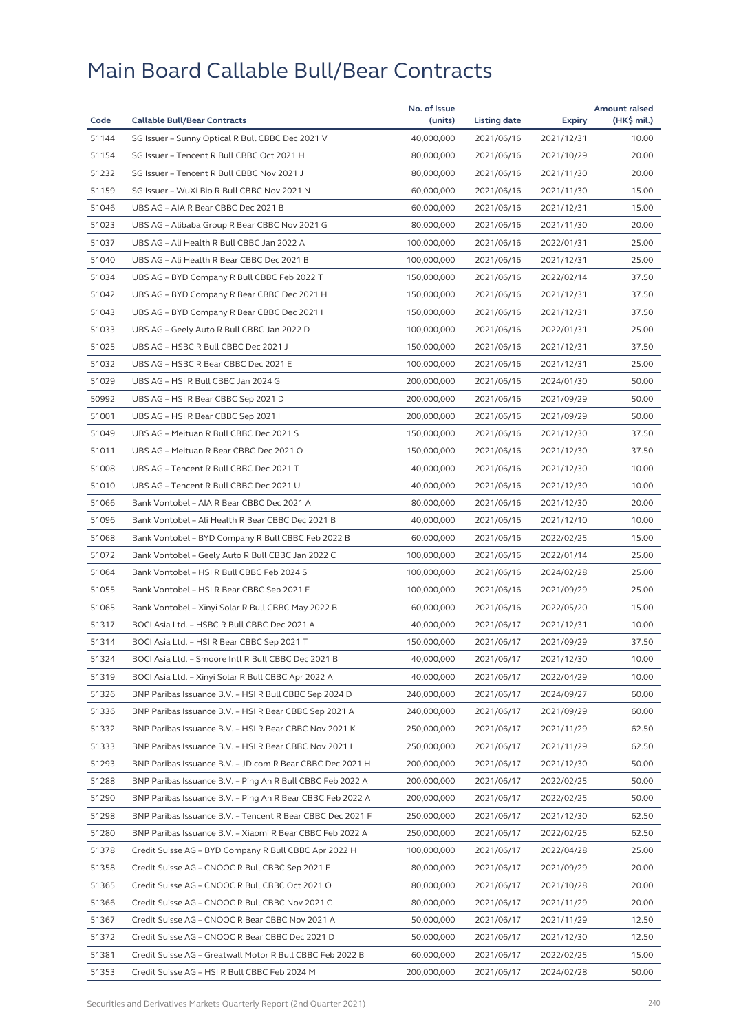# Main Board Callable Bull/Bear Contracts

| Code | Callable Bull/Bear Contracts | No. of issue (units) | Listing date | Expiry | Amount raised (HK$ mil.) |
|---|---|---|---|---|---|
| 51144 | SG Issuer – Sunny Optical R Bull CBBC Dec 2021 V | 40,000,000 | 2021/06/16 | 2021/12/31 | 10.00 |
| 51154 | SG Issuer – Tencent R Bull CBBC Oct 2021 H | 80,000,000 | 2021/06/16 | 2021/10/29 | 20.00 |
| 51232 | SG Issuer – Tencent R Bull CBBC Nov 2021 J | 80,000,000 | 2021/06/16 | 2021/11/30 | 20.00 |
| 51159 | SG Issuer – WuXi Bio R Bull CBBC Nov 2021 N | 60,000,000 | 2021/06/16 | 2021/11/30 | 15.00 |
| 51046 | UBS AG – AIA R Bear CBBC Dec 2021 B | 60,000,000 | 2021/06/16 | 2021/12/31 | 15.00 |
| 51023 | UBS AG – Alibaba Group R Bear CBBC Nov 2021 G | 80,000,000 | 2021/06/16 | 2021/11/30 | 20.00 |
| 51037 | UBS AG – Ali Health R Bull CBBC Jan 2022 A | 100,000,000 | 2021/06/16 | 2022/01/31 | 25.00 |
| 51040 | UBS AG – Ali Health R Bear CBBC Dec 2021 B | 100,000,000 | 2021/06/16 | 2021/12/31 | 25.00 |
| 51034 | UBS AG – BYD Company R Bull CBBC Feb 2022 T | 150,000,000 | 2021/06/16 | 2022/02/14 | 37.50 |
| 51042 | UBS AG – BYD Company R Bear CBBC Dec 2021 H | 150,000,000 | 2021/06/16 | 2021/12/31 | 37.50 |
| 51043 | UBS AG – BYD Company R Bear CBBC Dec 2021 I | 150,000,000 | 2021/06/16 | 2021/12/31 | 37.50 |
| 51033 | UBS AG – Geely Auto R Bull CBBC Jan 2022 D | 100,000,000 | 2021/06/16 | 2022/01/31 | 25.00 |
| 51025 | UBS AG – HSBC R Bull CBBC Dec 2021 J | 150,000,000 | 2021/06/16 | 2021/12/31 | 37.50 |
| 51032 | UBS AG – HSBC R Bear CBBC Dec 2021 E | 100,000,000 | 2021/06/16 | 2021/12/31 | 25.00 |
| 51029 | UBS AG – HSI R Bull CBBC Jan 2024 G | 200,000,000 | 2021/06/16 | 2024/01/30 | 50.00 |
| 50992 | UBS AG – HSI R Bear CBBC Sep 2021 D | 200,000,000 | 2021/06/16 | 2021/09/29 | 50.00 |
| 51001 | UBS AG – HSI R Bear CBBC Sep 2021 I | 200,000,000 | 2021/06/16 | 2021/09/29 | 50.00 |
| 51049 | UBS AG – Meituan R Bull CBBC Dec 2021 S | 150,000,000 | 2021/06/16 | 2021/12/30 | 37.50 |
| 51011 | UBS AG – Meituan R Bear CBBC Dec 2021 O | 150,000,000 | 2021/06/16 | 2021/12/30 | 37.50 |
| 51008 | UBS AG – Tencent R Bull CBBC Dec 2021 T | 40,000,000 | 2021/06/16 | 2021/12/30 | 10.00 |
| 51010 | UBS AG – Tencent R Bull CBBC Dec 2021 U | 40,000,000 | 2021/06/16 | 2021/12/30 | 10.00 |
| 51066 | Bank Vontobel – AIA R Bear CBBC Dec 2021 A | 80,000,000 | 2021/06/16 | 2021/12/30 | 20.00 |
| 51096 | Bank Vontobel – Ali Health R Bear CBBC Dec 2021 B | 40,000,000 | 2021/06/16 | 2021/12/10 | 10.00 |
| 51068 | Bank Vontobel – BYD Company R Bull CBBC Feb 2022 B | 60,000,000 | 2021/06/16 | 2022/02/25 | 15.00 |
| 51072 | Bank Vontobel – Geely Auto R Bull CBBC Jan 2022 C | 100,000,000 | 2021/06/16 | 2022/01/14 | 25.00 |
| 51064 | Bank Vontobel – HSI R Bull CBBC Feb 2024 S | 100,000,000 | 2021/06/16 | 2024/02/28 | 25.00 |
| 51055 | Bank Vontobel – HSI R Bear CBBC Sep 2021 F | 100,000,000 | 2021/06/16 | 2021/09/29 | 25.00 |
| 51065 | Bank Vontobel – Xinyi Solar R Bull CBBC May 2022 B | 60,000,000 | 2021/06/16 | 2022/05/20 | 15.00 |
| 51317 | BOCI Asia Ltd. – HSBC R Bull CBBC Dec 2021 A | 40,000,000 | 2021/06/17 | 2021/12/31 | 10.00 |
| 51314 | BOCI Asia Ltd. – HSI R Bear CBBC Sep 2021 T | 150,000,000 | 2021/06/17 | 2021/09/29 | 37.50 |
| 51324 | BOCI Asia Ltd. – Smoore Intl R Bull CBBC Dec 2021 B | 40,000,000 | 2021/06/17 | 2021/12/30 | 10.00 |
| 51319 | BOCI Asia Ltd. – Xinyi Solar R Bull CBBC Apr 2022 A | 40,000,000 | 2021/06/17 | 2022/04/29 | 10.00 |
| 51326 | BNP Paribas Issuance B.V. – HSI R Bull CBBC Sep 2024 D | 240,000,000 | 2021/06/17 | 2024/09/27 | 60.00 |
| 51336 | BNP Paribas Issuance B.V. – HSI R Bear CBBC Sep 2021 A | 240,000,000 | 2021/06/17 | 2021/09/29 | 60.00 |
| 51332 | BNP Paribas Issuance B.V. – HSI R Bear CBBC Nov 2021 K | 250,000,000 | 2021/06/17 | 2021/11/29 | 62.50 |
| 51333 | BNP Paribas Issuance B.V. – HSI R Bear CBBC Nov 2021 L | 250,000,000 | 2021/06/17 | 2021/11/29 | 62.50 |
| 51293 | BNP Paribas Issuance B.V. – JD.com R Bear CBBC Dec 2021 H | 200,000,000 | 2021/06/17 | 2021/12/30 | 50.00 |
| 51288 | BNP Paribas Issuance B.V. – Ping An R Bull CBBC Feb 2022 A | 200,000,000 | 2021/06/17 | 2022/02/25 | 50.00 |
| 51290 | BNP Paribas Issuance B.V. – Ping An R Bear CBBC Feb 2022 A | 200,000,000 | 2021/06/17 | 2022/02/25 | 50.00 |
| 51298 | BNP Paribas Issuance B.V. – Tencent R Bear CBBC Dec 2021 F | 250,000,000 | 2021/06/17 | 2021/12/30 | 62.50 |
| 51280 | BNP Paribas Issuance B.V. – Xiaomi R Bear CBBC Feb 2022 A | 250,000,000 | 2021/06/17 | 2022/02/25 | 62.50 |
| 51378 | Credit Suisse AG – BYD Company R Bull CBBC Apr 2022 H | 100,000,000 | 2021/06/17 | 2022/04/28 | 25.00 |
| 51358 | Credit Suisse AG – CNOOC R Bull CBBC Sep 2021 E | 80,000,000 | 2021/06/17 | 2021/09/29 | 20.00 |
| 51365 | Credit Suisse AG – CNOOC R Bull CBBC Oct 2021 O | 80,000,000 | 2021/06/17 | 2021/10/28 | 20.00 |
| 51366 | Credit Suisse AG – CNOOC R Bull CBBC Nov 2021 C | 80,000,000 | 2021/06/17 | 2021/11/29 | 20.00 |
| 51367 | Credit Suisse AG – CNOOC R Bear CBBC Nov 2021 A | 50,000,000 | 2021/06/17 | 2021/11/29 | 12.50 |
| 51372 | Credit Suisse AG – CNOOC R Bear CBBC Dec 2021 D | 50,000,000 | 2021/06/17 | 2021/12/30 | 12.50 |
| 51381 | Credit Suisse AG – Greatwall Motor R Bull CBBC Feb 2022 B | 60,000,000 | 2021/06/17 | 2022/02/25 | 15.00 |
| 51353 | Credit Suisse AG – HSI R Bull CBBC Feb 2024 M | 200,000,000 | 2021/06/17 | 2024/02/28 | 50.00 |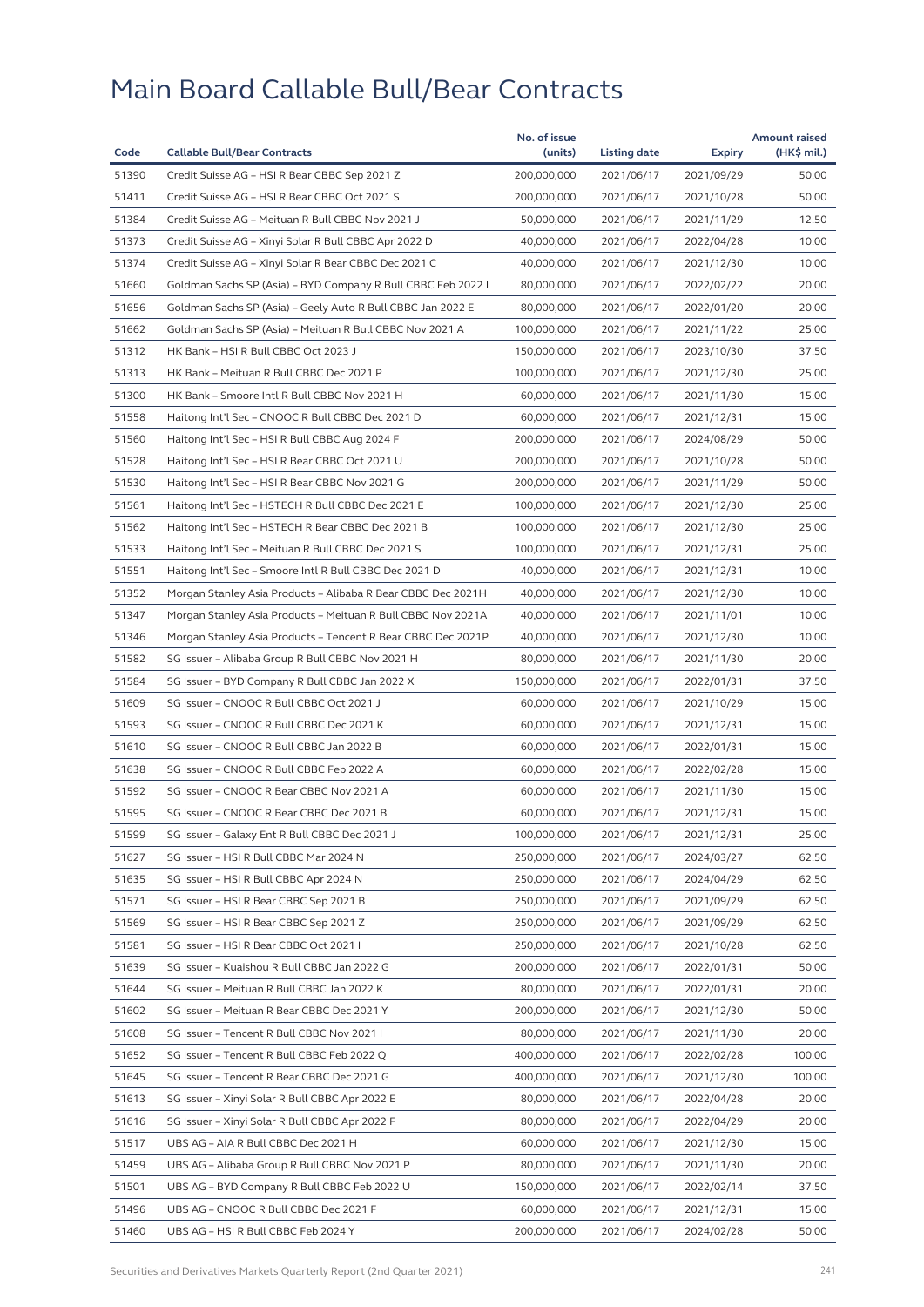# Main Board Callable Bull/Bear Contracts

| Code | Callable Bull/Bear Contracts | No. of issue (units) | Listing date | Expiry | Amount raised (HK$ mil.) |
|---|---|---|---|---|---|
| 51390 | Credit Suisse AG – HSI R Bear CBBC Sep 2021 Z | 200,000,000 | 2021/06/17 | 2021/09/29 | 50.00 |
| 51411 | Credit Suisse AG – HSI R Bear CBBC Oct 2021 S | 200,000,000 | 2021/06/17 | 2021/10/28 | 50.00 |
| 51384 | Credit Suisse AG – Meituan R Bull CBBC Nov 2021 J | 50,000,000 | 2021/06/17 | 2021/11/29 | 12.50 |
| 51373 | Credit Suisse AG – Xinyi Solar R Bull CBBC Apr 2022 D | 40,000,000 | 2021/06/17 | 2022/04/28 | 10.00 |
| 51374 | Credit Suisse AG – Xinyi Solar R Bear CBBC Dec 2021 C | 40,000,000 | 2021/06/17 | 2021/12/30 | 10.00 |
| 51660 | Goldman Sachs SP (Asia) – BYD Company R Bull CBBC Feb 2022 I | 80,000,000 | 2021/06/17 | 2022/02/22 | 20.00 |
| 51656 | Goldman Sachs SP (Asia) – Geely Auto R Bull CBBC Jan 2022 E | 80,000,000 | 2021/06/17 | 2022/01/20 | 20.00 |
| 51662 | Goldman Sachs SP (Asia) – Meituan R Bull CBBC Nov 2021 A | 100,000,000 | 2021/06/17 | 2021/11/22 | 25.00 |
| 51312 | HK Bank – HSI R Bull CBBC Oct 2023 J | 150,000,000 | 2021/06/17 | 2023/10/30 | 37.50 |
| 51313 | HK Bank – Meituan R Bull CBBC Dec 2021 P | 100,000,000 | 2021/06/17 | 2021/12/30 | 25.00 |
| 51300 | HK Bank – Smoore Intl R Bull CBBC Nov 2021 H | 60,000,000 | 2021/06/17 | 2021/11/30 | 15.00 |
| 51558 | Haitong Int'l Sec – CNOOC R Bull CBBC Dec 2021 D | 60,000,000 | 2021/06/17 | 2021/12/31 | 15.00 |
| 51560 | Haitong Int'l Sec – HSI R Bull CBBC Aug 2024 F | 200,000,000 | 2021/06/17 | 2024/08/29 | 50.00 |
| 51528 | Haitong Int'l Sec – HSI R Bear CBBC Oct 2021 U | 200,000,000 | 2021/06/17 | 2021/10/28 | 50.00 |
| 51530 | Haitong Int'l Sec – HSI R Bear CBBC Nov 2021 G | 200,000,000 | 2021/06/17 | 2021/11/29 | 50.00 |
| 51561 | Haitong Int'l Sec – HSTECH R Bull CBBC Dec 2021 E | 100,000,000 | 2021/06/17 | 2021/12/30 | 25.00 |
| 51562 | Haitong Int'l Sec – HSTECH R Bear CBBC Dec 2021 B | 100,000,000 | 2021/06/17 | 2021/12/30 | 25.00 |
| 51533 | Haitong Int'l Sec – Meituan R Bull CBBC Dec 2021 S | 100,000,000 | 2021/06/17 | 2021/12/31 | 25.00 |
| 51551 | Haitong Int'l Sec – Smoore Intl R Bull CBBC Dec 2021 D | 40,000,000 | 2021/06/17 | 2021/12/31 | 10.00 |
| 51352 | Morgan Stanley Asia Products – Alibaba R Bear CBBC Dec 2021H | 40,000,000 | 2021/06/17 | 2021/12/30 | 10.00 |
| 51347 | Morgan Stanley Asia Products – Meituan R Bull CBBC Nov 2021A | 40,000,000 | 2021/06/17 | 2021/11/01 | 10.00 |
| 51346 | Morgan Stanley Asia Products – Tencent R Bear CBBC Dec 2021P | 40,000,000 | 2021/06/17 | 2021/12/30 | 10.00 |
| 51582 | SG Issuer – Alibaba Group R Bull CBBC Nov 2021 H | 80,000,000 | 2021/06/17 | 2021/11/30 | 20.00 |
| 51584 | SG Issuer – BYD Company R Bull CBBC Jan 2022 X | 150,000,000 | 2021/06/17 | 2022/01/31 | 37.50 |
| 51609 | SG Issuer – CNOOC R Bull CBBC Oct 2021 J | 60,000,000 | 2021/06/17 | 2021/10/29 | 15.00 |
| 51593 | SG Issuer – CNOOC R Bull CBBC Dec 2021 K | 60,000,000 | 2021/06/17 | 2021/12/31 | 15.00 |
| 51610 | SG Issuer – CNOOC R Bull CBBC Jan 2022 B | 60,000,000 | 2021/06/17 | 2022/01/31 | 15.00 |
| 51638 | SG Issuer – CNOOC R Bull CBBC Feb 2022 A | 60,000,000 | 2021/06/17 | 2022/02/28 | 15.00 |
| 51592 | SG Issuer – CNOOC R Bear CBBC Nov 2021 A | 60,000,000 | 2021/06/17 | 2021/11/30 | 15.00 |
| 51595 | SG Issuer – CNOOC R Bear CBBC Dec 2021 B | 60,000,000 | 2021/06/17 | 2021/12/31 | 15.00 |
| 51599 | SG Issuer – Galaxy Ent R Bull CBBC Dec 2021 J | 100,000,000 | 2021/06/17 | 2021/12/31 | 25.00 |
| 51627 | SG Issuer – HSI R Bull CBBC Mar 2024 N | 250,000,000 | 2021/06/17 | 2024/03/27 | 62.50 |
| 51635 | SG Issuer – HSI R Bull CBBC Apr 2024 N | 250,000,000 | 2021/06/17 | 2024/04/29 | 62.50 |
| 51571 | SG Issuer – HSI R Bear CBBC Sep 2021 B | 250,000,000 | 2021/06/17 | 2021/09/29 | 62.50 |
| 51569 | SG Issuer – HSI R Bear CBBC Sep 2021 Z | 250,000,000 | 2021/06/17 | 2021/09/29 | 62.50 |
| 51581 | SG Issuer – HSI R Bear CBBC Oct 2021 I | 250,000,000 | 2021/06/17 | 2021/10/28 | 62.50 |
| 51639 | SG Issuer – Kuaishou R Bull CBBC Jan 2022 G | 200,000,000 | 2021/06/17 | 2022/01/31 | 50.00 |
| 51644 | SG Issuer – Meituan R Bull CBBC Jan 2022 K | 80,000,000 | 2021/06/17 | 2022/01/31 | 20.00 |
| 51602 | SG Issuer – Meituan R Bear CBBC Dec 2021 Y | 200,000,000 | 2021/06/17 | 2021/12/30 | 50.00 |
| 51608 | SG Issuer – Tencent R Bull CBBC Nov 2021 I | 80,000,000 | 2021/06/17 | 2021/11/30 | 20.00 |
| 51652 | SG Issuer – Tencent R Bull CBBC Feb 2022 Q | 400,000,000 | 2021/06/17 | 2022/02/28 | 100.00 |
| 51645 | SG Issuer – Tencent R Bear CBBC Dec 2021 G | 400,000,000 | 2021/06/17 | 2021/12/30 | 100.00 |
| 51613 | SG Issuer – Xinyi Solar R Bull CBBC Apr 2022 E | 80,000,000 | 2021/06/17 | 2022/04/28 | 20.00 |
| 51616 | SG Issuer – Xinyi Solar R Bull CBBC Apr 2022 F | 80,000,000 | 2021/06/17 | 2022/04/29 | 20.00 |
| 51517 | UBS AG – AIA R Bull CBBC Dec 2021 H | 60,000,000 | 2021/06/17 | 2021/12/30 | 15.00 |
| 51459 | UBS AG – Alibaba Group R Bull CBBC Nov 2021 P | 80,000,000 | 2021/06/17 | 2021/11/30 | 20.00 |
| 51501 | UBS AG – BYD Company R Bull CBBC Feb 2022 U | 150,000,000 | 2021/06/17 | 2022/02/14 | 37.50 |
| 51496 | UBS AG – CNOOC R Bull CBBC Dec 2021 F | 60,000,000 | 2021/06/17 | 2021/12/31 | 15.00 |
| 51460 | UBS AG – HSI R Bull CBBC Feb 2024 Y | 200,000,000 | 2021/06/17 | 2024/02/28 | 50.00 |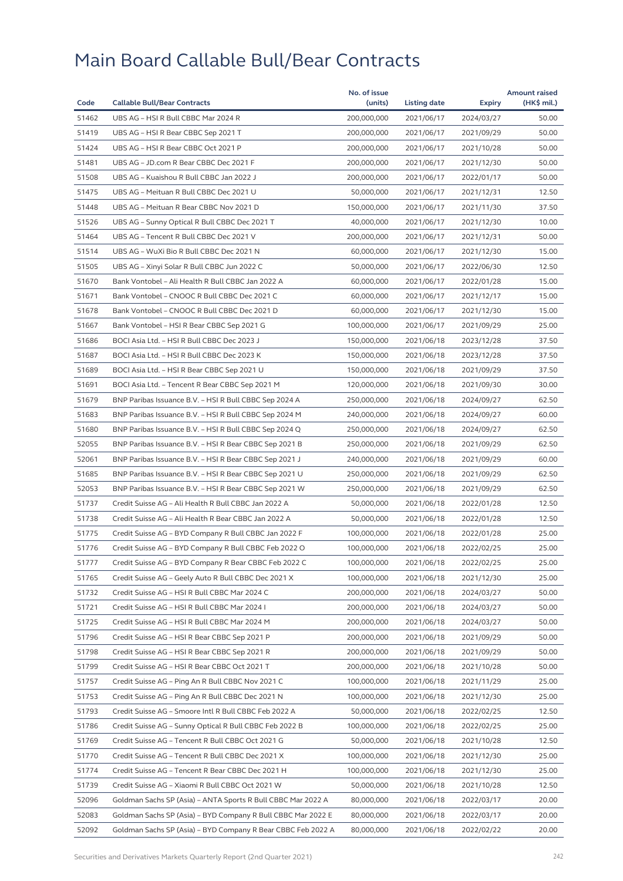# Main Board Callable Bull/Bear Contracts

| Code | Callable Bull/Bear Contracts | No. of issue (units) | Listing date | Expiry | Amount raised (HK$ mil.) |
|---|---|---|---|---|---|
| 51462 | UBS AG – HSI R Bull CBBC Mar 2024 R | 200,000,000 | 2021/06/17 | 2024/03/27 | 50.00 |
| 51419 | UBS AG – HSI R Bear CBBC Sep 2021 T | 200,000,000 | 2021/06/17 | 2021/09/29 | 50.00 |
| 51424 | UBS AG – HSI R Bear CBBC Oct 2021 P | 200,000,000 | 2021/06/17 | 2021/10/28 | 50.00 |
| 51481 | UBS AG – JD.com R Bear CBBC Dec 2021 F | 200,000,000 | 2021/06/17 | 2021/12/30 | 50.00 |
| 51508 | UBS AG – Kuaishou R Bull CBBC Jan 2022 J | 200,000,000 | 2021/06/17 | 2022/01/17 | 50.00 |
| 51475 | UBS AG – Meituan R Bull CBBC Dec 2021 U | 50,000,000 | 2021/06/17 | 2021/12/31 | 12.50 |
| 51448 | UBS AG – Meituan R Bear CBBC Nov 2021 D | 150,000,000 | 2021/06/17 | 2021/11/30 | 37.50 |
| 51526 | UBS AG – Sunny Optical R Bull CBBC Dec 2021 T | 40,000,000 | 2021/06/17 | 2021/12/30 | 10.00 |
| 51464 | UBS AG – Tencent R Bull CBBC Dec 2021 V | 200,000,000 | 2021/06/17 | 2021/12/31 | 50.00 |
| 51514 | UBS AG – WuXi Bio R Bull CBBC Dec 2021 N | 60,000,000 | 2021/06/17 | 2021/12/30 | 15.00 |
| 51505 | UBS AG – Xinyi Solar R Bull CBBC Jun 2022 C | 50,000,000 | 2021/06/17 | 2022/06/30 | 12.50 |
| 51670 | Bank Vontobel – Ali Health R Bull CBBC Jan 2022 A | 60,000,000 | 2021/06/17 | 2022/01/28 | 15.00 |
| 51671 | Bank Vontobel – CNOOC R Bull CBBC Dec 2021 C | 60,000,000 | 2021/06/17 | 2021/12/17 | 15.00 |
| 51678 | Bank Vontobel – CNOOC R Bull CBBC Dec 2021 D | 60,000,000 | 2021/06/17 | 2021/12/30 | 15.00 |
| 51667 | Bank Vontobel – HSI R Bear CBBC Sep 2021 G | 100,000,000 | 2021/06/17 | 2021/09/29 | 25.00 |
| 51686 | BOCI Asia Ltd. – HSI R Bull CBBC Dec 2023 J | 150,000,000 | 2021/06/18 | 2023/12/28 | 37.50 |
| 51687 | BOCI Asia Ltd. – HSI R Bull CBBC Dec 2023 K | 150,000,000 | 2021/06/18 | 2023/12/28 | 37.50 |
| 51689 | BOCI Asia Ltd. – HSI R Bear CBBC Sep 2021 U | 150,000,000 | 2021/06/18 | 2021/09/29 | 37.50 |
| 51691 | BOCI Asia Ltd. – Tencent R Bear CBBC Sep 2021 M | 120,000,000 | 2021/06/18 | 2021/09/30 | 30.00 |
| 51679 | BNP Paribas Issuance B.V. – HSI R Bull CBBC Sep 2024 A | 250,000,000 | 2021/06/18 | 2024/09/27 | 62.50 |
| 51683 | BNP Paribas Issuance B.V. – HSI R Bull CBBC Sep 2024 M | 240,000,000 | 2021/06/18 | 2024/09/27 | 60.00 |
| 51680 | BNP Paribas Issuance B.V. – HSI R Bull CBBC Sep 2024 Q | 250,000,000 | 2021/06/18 | 2024/09/27 | 62.50 |
| 52055 | BNP Paribas Issuance B.V. – HSI R Bear CBBC Sep 2021 B | 250,000,000 | 2021/06/18 | 2021/09/29 | 62.50 |
| 52061 | BNP Paribas Issuance B.V. – HSI R Bear CBBC Sep 2021 J | 240,000,000 | 2021/06/18 | 2021/09/29 | 60.00 |
| 51685 | BNP Paribas Issuance B.V. – HSI R Bear CBBC Sep 2021 U | 250,000,000 | 2021/06/18 | 2021/09/29 | 62.50 |
| 52053 | BNP Paribas Issuance B.V. – HSI R Bear CBBC Sep 2021 W | 250,000,000 | 2021/06/18 | 2021/09/29 | 62.50 |
| 51737 | Credit Suisse AG – Ali Health R Bull CBBC Jan 2022 A | 50,000,000 | 2021/06/18 | 2022/01/28 | 12.50 |
| 51738 | Credit Suisse AG – Ali Health R Bear CBBC Jan 2022 A | 50,000,000 | 2021/06/18 | 2022/01/28 | 12.50 |
| 51775 | Credit Suisse AG – BYD Company R Bull CBBC Jan 2022 F | 100,000,000 | 2021/06/18 | 2022/01/28 | 25.00 |
| 51776 | Credit Suisse AG – BYD Company R Bull CBBC Feb 2022 O | 100,000,000 | 2021/06/18 | 2022/02/25 | 25.00 |
| 51777 | Credit Suisse AG – BYD Company R Bear CBBC Feb 2022 C | 100,000,000 | 2021/06/18 | 2022/02/25 | 25.00 |
| 51765 | Credit Suisse AG – Geely Auto R Bull CBBC Dec 2021 X | 100,000,000 | 2021/06/18 | 2021/12/30 | 25.00 |
| 51732 | Credit Suisse AG – HSI R Bull CBBC Mar 2024 C | 200,000,000 | 2021/06/18 | 2024/03/27 | 50.00 |
| 51721 | Credit Suisse AG – HSI R Bull CBBC Mar 2024 I | 200,000,000 | 2021/06/18 | 2024/03/27 | 50.00 |
| 51725 | Credit Suisse AG – HSI R Bull CBBC Mar 2024 M | 200,000,000 | 2021/06/18 | 2024/03/27 | 50.00 |
| 51796 | Credit Suisse AG – HSI R Bear CBBC Sep 2021 P | 200,000,000 | 2021/06/18 | 2021/09/29 | 50.00 |
| 51798 | Credit Suisse AG – HSI R Bear CBBC Sep 2021 R | 200,000,000 | 2021/06/18 | 2021/09/29 | 50.00 |
| 51799 | Credit Suisse AG – HSI R Bear CBBC Oct 2021 T | 200,000,000 | 2021/06/18 | 2021/10/28 | 50.00 |
| 51757 | Credit Suisse AG – Ping An R Bull CBBC Nov 2021 C | 100,000,000 | 2021/06/18 | 2021/11/29 | 25.00 |
| 51753 | Credit Suisse AG – Ping An R Bull CBBC Dec 2021 N | 100,000,000 | 2021/06/18 | 2021/12/30 | 25.00 |
| 51793 | Credit Suisse AG – Smoore Intl R Bull CBBC Feb 2022 A | 50,000,000 | 2021/06/18 | 2022/02/25 | 12.50 |
| 51786 | Credit Suisse AG – Sunny Optical R Bull CBBC Feb 2022 B | 100,000,000 | 2021/06/18 | 2022/02/25 | 25.00 |
| 51769 | Credit Suisse AG – Tencent R Bull CBBC Oct 2021 G | 50,000,000 | 2021/06/18 | 2021/10/28 | 12.50 |
| 51770 | Credit Suisse AG – Tencent R Bull CBBC Dec 2021 X | 100,000,000 | 2021/06/18 | 2021/12/30 | 25.00 |
| 51774 | Credit Suisse AG – Tencent R Bear CBBC Dec 2021 H | 100,000,000 | 2021/06/18 | 2021/12/30 | 25.00 |
| 51739 | Credit Suisse AG – Xiaomi R Bull CBBC Oct 2021 W | 50,000,000 | 2021/06/18 | 2021/10/28 | 12.50 |
| 52096 | Goldman Sachs SP (Asia) – ANTA Sports R Bull CBBC Mar 2022 A | 80,000,000 | 2021/06/18 | 2022/03/17 | 20.00 |
| 52083 | Goldman Sachs SP (Asia) – BYD Company R Bull CBBC Mar 2022 E | 80,000,000 | 2021/06/18 | 2022/03/17 | 20.00 |
| 52092 | Goldman Sachs SP (Asia) – BYD Company R Bear CBBC Feb 2022 A | 80,000,000 | 2021/06/18 | 2022/02/22 | 20.00 |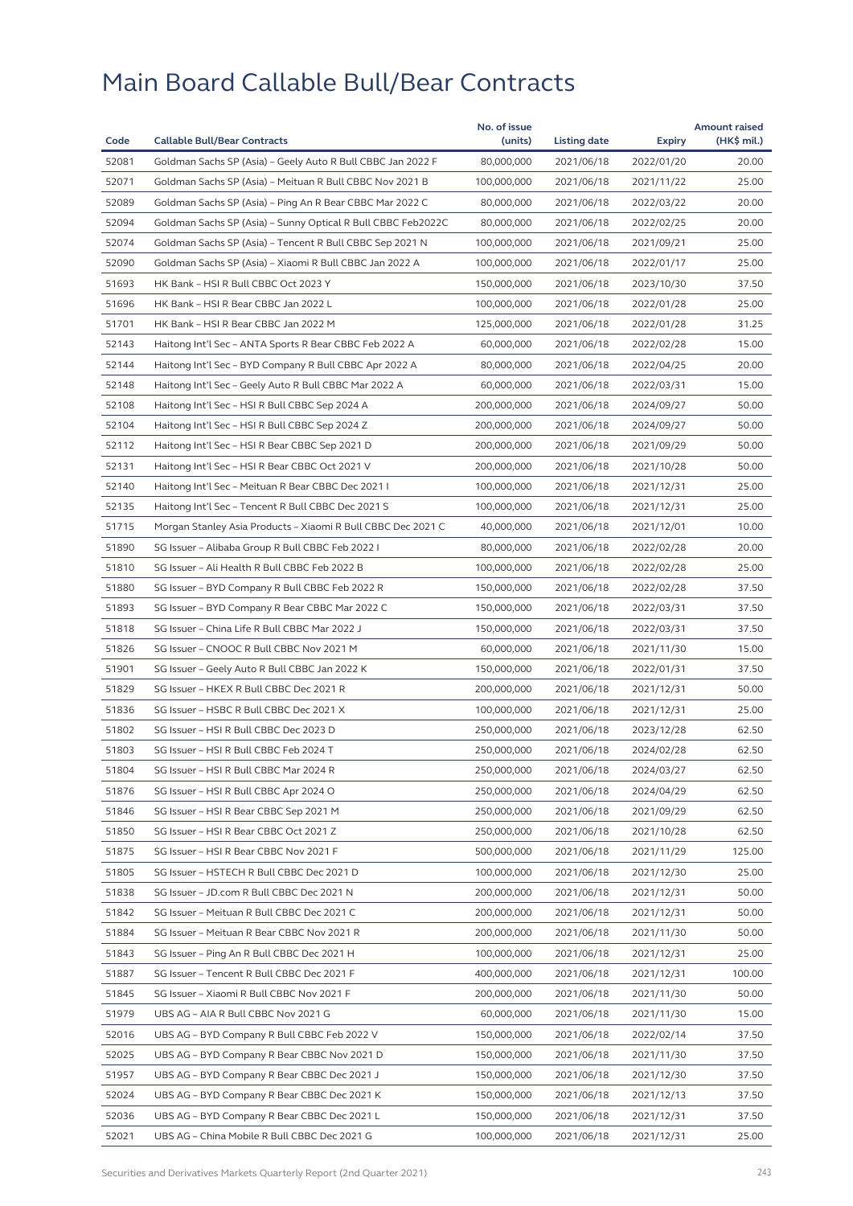# Main Board Callable Bull/Bear Contracts

| Code | Callable Bull/Bear Contracts | No. of issue (units) | Listing date | Expiry | Amount raised (HK$ mil.) |
|---|---|---|---|---|---|
| 52081 | Goldman Sachs SP (Asia) – Geely Auto R Bull CBBC Jan 2022 F | 80,000,000 | 2021/06/18 | 2022/01/20 | 20.00 |
| 52071 | Goldman Sachs SP (Asia) – Meituan R Bull CBBC Nov 2021 B | 100,000,000 | 2021/06/18 | 2021/11/22 | 25.00 |
| 52089 | Goldman Sachs SP (Asia) – Ping An R Bear CBBC Mar 2022 C | 80,000,000 | 2021/06/18 | 2022/03/22 | 20.00 |
| 52094 | Goldman Sachs SP (Asia) – Sunny Optical R Bull CBBC Feb2022C | 80,000,000 | 2021/06/18 | 2022/02/25 | 20.00 |
| 52074 | Goldman Sachs SP (Asia) – Tencent R Bull CBBC Sep 2021 N | 100,000,000 | 2021/06/18 | 2021/09/21 | 25.00 |
| 52090 | Goldman Sachs SP (Asia) – Xiaomi R Bull CBBC Jan 2022 A | 100,000,000 | 2021/06/18 | 2022/01/17 | 25.00 |
| 51693 | HK Bank – HSI R Bull CBBC Oct 2023 Y | 150,000,000 | 2021/06/18 | 2023/10/30 | 37.50 |
| 51696 | HK Bank – HSI R Bear CBBC Jan 2022 L | 100,000,000 | 2021/06/18 | 2022/01/28 | 25.00 |
| 51701 | HK Bank – HSI R Bear CBBC Jan 2022 M | 125,000,000 | 2021/06/18 | 2022/01/28 | 31.25 |
| 52143 | Haitong Int'l Sec – ANTA Sports R Bear CBBC Feb 2022 A | 60,000,000 | 2021/06/18 | 2022/02/28 | 15.00 |
| 52144 | Haitong Int'l Sec – BYD Company R Bull CBBC Apr 2022 A | 80,000,000 | 2021/06/18 | 2022/04/25 | 20.00 |
| 52148 | Haitong Int'l Sec – Geely Auto R Bull CBBC Mar 2022 A | 60,000,000 | 2021/06/18 | 2022/03/31 | 15.00 |
| 52108 | Haitong Int'l Sec – HSI R Bull CBBC Sep 2024 A | 200,000,000 | 2021/06/18 | 2024/09/27 | 50.00 |
| 52104 | Haitong Int'l Sec – HSI R Bull CBBC Sep 2024 Z | 200,000,000 | 2021/06/18 | 2024/09/27 | 50.00 |
| 52112 | Haitong Int'l Sec – HSI R Bear CBBC Sep 2021 D | 200,000,000 | 2021/06/18 | 2021/09/29 | 50.00 |
| 52131 | Haitong Int'l Sec – HSI R Bear CBBC Oct 2021 V | 200,000,000 | 2021/06/18 | 2021/10/28 | 50.00 |
| 52140 | Haitong Int'l Sec – Meituan R Bear CBBC Dec 2021 I | 100,000,000 | 2021/06/18 | 2021/12/31 | 25.00 |
| 52135 | Haitong Int'l Sec – Tencent R Bull CBBC Dec 2021 S | 100,000,000 | 2021/06/18 | 2021/12/31 | 25.00 |
| 51715 | Morgan Stanley Asia Products – Xiaomi R Bull CBBC Dec 2021 C | 40,000,000 | 2021/06/18 | 2021/12/01 | 10.00 |
| 51890 | SG Issuer – Alibaba Group R Bull CBBC Feb 2022 I | 80,000,000 | 2021/06/18 | 2022/02/28 | 20.00 |
| 51810 | SG Issuer – Ali Health R Bull CBBC Feb 2022 B | 100,000,000 | 2021/06/18 | 2022/02/28 | 25.00 |
| 51880 | SG Issuer – BYD Company R Bull CBBC Feb 2022 R | 150,000,000 | 2021/06/18 | 2022/02/28 | 37.50 |
| 51893 | SG Issuer – BYD Company R Bear CBBC Mar 2022 C | 150,000,000 | 2021/06/18 | 2022/03/31 | 37.50 |
| 51818 | SG Issuer – China Life R Bull CBBC Mar 2022 J | 150,000,000 | 2021/06/18 | 2022/03/31 | 37.50 |
| 51826 | SG Issuer – CNOOC R Bull CBBC Nov 2021 M | 60,000,000 | 2021/06/18 | 2021/11/30 | 15.00 |
| 51901 | SG Issuer – Geely Auto R Bull CBBC Jan 2022 K | 150,000,000 | 2021/06/18 | 2022/01/31 | 37.50 |
| 51829 | SG Issuer – HKEX R Bull CBBC Dec 2021 R | 200,000,000 | 2021/06/18 | 2021/12/31 | 50.00 |
| 51836 | SG Issuer – HSBC R Bull CBBC Dec 2021 X | 100,000,000 | 2021/06/18 | 2021/12/31 | 25.00 |
| 51802 | SG Issuer – HSI R Bull CBBC Dec 2023 D | 250,000,000 | 2021/06/18 | 2023/12/28 | 62.50 |
| 51803 | SG Issuer – HSI R Bull CBBC Feb 2024 T | 250,000,000 | 2021/06/18 | 2024/02/28 | 62.50 |
| 51804 | SG Issuer – HSI R Bull CBBC Mar 2024 R | 250,000,000 | 2021/06/18 | 2024/03/27 | 62.50 |
| 51876 | SG Issuer – HSI R Bull CBBC Apr 2024 O | 250,000,000 | 2021/06/18 | 2024/04/29 | 62.50 |
| 51846 | SG Issuer – HSI R Bear CBBC Sep 2021 M | 250,000,000 | 2021/06/18 | 2021/09/29 | 62.50 |
| 51850 | SG Issuer – HSI R Bear CBBC Oct 2021 Z | 250,000,000 | 2021/06/18 | 2021/10/28 | 62.50 |
| 51875 | SG Issuer – HSI R Bear CBBC Nov 2021 F | 500,000,000 | 2021/06/18 | 2021/11/29 | 125.00 |
| 51805 | SG Issuer – HSTECH R Bull CBBC Dec 2021 D | 100,000,000 | 2021/06/18 | 2021/12/30 | 25.00 |
| 51838 | SG Issuer – JD.com R Bull CBBC Dec 2021 N | 200,000,000 | 2021/06/18 | 2021/12/31 | 50.00 |
| 51842 | SG Issuer – Meituan R Bull CBBC Dec 2021 C | 200,000,000 | 2021/06/18 | 2021/12/31 | 50.00 |
| 51884 | SG Issuer – Meituan R Bear CBBC Nov 2021 R | 200,000,000 | 2021/06/18 | 2021/11/30 | 50.00 |
| 51843 | SG Issuer – Ping An R Bull CBBC Dec 2021 H | 100,000,000 | 2021/06/18 | 2021/12/31 | 25.00 |
| 51887 | SG Issuer – Tencent R Bull CBBC Dec 2021 F | 400,000,000 | 2021/06/18 | 2021/12/31 | 100.00 |
| 51845 | SG Issuer – Xiaomi R Bull CBBC Nov 2021 F | 200,000,000 | 2021/06/18 | 2021/11/30 | 50.00 |
| 51979 | UBS AG – AIA R Bull CBBC Nov 2021 G | 60,000,000 | 2021/06/18 | 2021/11/30 | 15.00 |
| 52016 | UBS AG – BYD Company R Bull CBBC Feb 2022 V | 150,000,000 | 2021/06/18 | 2022/02/14 | 37.50 |
| 52025 | UBS AG – BYD Company R Bear CBBC Nov 2021 D | 150,000,000 | 2021/06/18 | 2021/11/30 | 37.50 |
| 51957 | UBS AG – BYD Company R Bear CBBC Dec 2021 J | 150,000,000 | 2021/06/18 | 2021/12/30 | 37.50 |
| 52024 | UBS AG – BYD Company R Bear CBBC Dec 2021 K | 150,000,000 | 2021/06/18 | 2021/12/13 | 37.50 |
| 52036 | UBS AG – BYD Company R Bear CBBC Dec 2021 L | 150,000,000 | 2021/06/18 | 2021/12/31 | 37.50 |
| 52021 | UBS AG – China Mobile R Bull CBBC Dec 2021 G | 100,000,000 | 2021/06/18 | 2021/12/31 | 25.00 |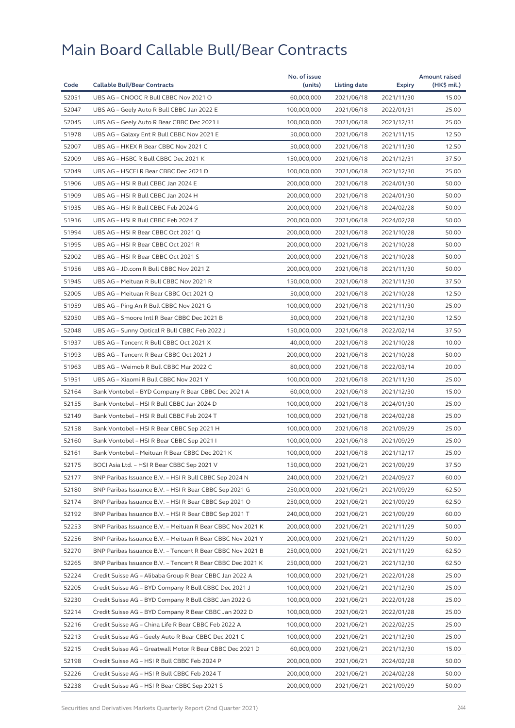# Main Board Callable Bull/Bear Contracts

| Code | Callable Bull/Bear Contracts | No. of issue (units) | Listing date | Expiry | Amount raised (HK$ mil.) |
|---|---|---|---|---|---|
| 52051 | UBS AG – CNOOC R Bull CBBC Nov 2021 O | 60,000,000 | 2021/06/18 | 2021/11/30 | 15.00 |
| 52047 | UBS AG – Geely Auto R Bull CBBC Jan 2022 E | 100,000,000 | 2021/06/18 | 2022/01/31 | 25.00 |
| 52045 | UBS AG – Geely Auto R Bear CBBC Dec 2021 L | 100,000,000 | 2021/06/18 | 2021/12/31 | 25.00 |
| 51978 | UBS AG – Galaxy Ent R Bull CBBC Nov 2021 E | 50,000,000 | 2021/06/18 | 2021/11/15 | 12.50 |
| 52007 | UBS AG – HKEX R Bear CBBC Nov 2021 C | 50,000,000 | 2021/06/18 | 2021/11/30 | 12.50 |
| 52009 | UBS AG – HSBC R Bull CBBC Dec 2021 K | 150,000,000 | 2021/06/18 | 2021/12/31 | 37.50 |
| 52049 | UBS AG – HSCEI R Bear CBBC Dec 2021 D | 100,000,000 | 2021/06/18 | 2021/12/30 | 25.00 |
| 51906 | UBS AG – HSI R Bull CBBC Jan 2024 E | 200,000,000 | 2021/06/18 | 2024/01/30 | 50.00 |
| 51909 | UBS AG – HSI R Bull CBBC Jan 2024 H | 200,000,000 | 2021/06/18 | 2024/01/30 | 50.00 |
| 51935 | UBS AG – HSI R Bull CBBC Feb 2024 G | 200,000,000 | 2021/06/18 | 2024/02/28 | 50.00 |
| 51916 | UBS AG – HSI R Bull CBBC Feb 2024 Z | 200,000,000 | 2021/06/18 | 2024/02/28 | 50.00 |
| 51994 | UBS AG – HSI R Bear CBBC Oct 2021 Q | 200,000,000 | 2021/06/18 | 2021/10/28 | 50.00 |
| 51995 | UBS AG – HSI R Bear CBBC Oct 2021 R | 200,000,000 | 2021/06/18 | 2021/10/28 | 50.00 |
| 52002 | UBS AG – HSI R Bear CBBC Oct 2021 S | 200,000,000 | 2021/06/18 | 2021/10/28 | 50.00 |
| 51956 | UBS AG – JD.com R Bull CBBC Nov 2021 Z | 200,000,000 | 2021/06/18 | 2021/11/30 | 50.00 |
| 51945 | UBS AG – Meituan R Bull CBBC Nov 2021 R | 150,000,000 | 2021/06/18 | 2021/11/30 | 37.50 |
| 52005 | UBS AG – Meituan R Bear CBBC Oct 2021 Q | 50,000,000 | 2021/06/18 | 2021/10/28 | 12.50 |
| 51959 | UBS AG – Ping An R Bull CBBC Nov 2021 G | 100,000,000 | 2021/06/18 | 2021/11/30 | 25.00 |
| 52050 | UBS AG – Smoore Intl R Bear CBBC Dec 2021 B | 50,000,000 | 2021/06/18 | 2021/12/30 | 12.50 |
| 52048 | UBS AG – Sunny Optical R Bull CBBC Feb 2022 J | 150,000,000 | 2021/06/18 | 2022/02/14 | 37.50 |
| 51937 | UBS AG – Tencent R Bull CBBC Oct 2021 X | 40,000,000 | 2021/06/18 | 2021/10/28 | 10.00 |
| 51993 | UBS AG – Tencent R Bear CBBC Oct 2021 J | 200,000,000 | 2021/06/18 | 2021/10/28 | 50.00 |
| 51963 | UBS AG – Weimob R Bull CBBC Mar 2022 C | 80,000,000 | 2021/06/18 | 2022/03/14 | 20.00 |
| 51951 | UBS AG – Xiaomi R Bull CBBC Nov 2021 Y | 100,000,000 | 2021/06/18 | 2021/11/30 | 25.00 |
| 52164 | Bank Vontobel – BYD Company R Bear CBBC Dec 2021 A | 60,000,000 | 2021/06/18 | 2021/12/30 | 15.00 |
| 52155 | Bank Vontobel – HSI R Bull CBBC Jan 2024 D | 100,000,000 | 2021/06/18 | 2024/01/30 | 25.00 |
| 52149 | Bank Vontobel – HSI R Bull CBBC Feb 2024 T | 100,000,000 | 2021/06/18 | 2024/02/28 | 25.00 |
| 52158 | Bank Vontobel – HSI R Bear CBBC Sep 2021 H | 100,000,000 | 2021/06/18 | 2021/09/29 | 25.00 |
| 52160 | Bank Vontobel – HSI R Bear CBBC Sep 2021 I | 100,000,000 | 2021/06/18 | 2021/09/29 | 25.00 |
| 52161 | Bank Vontobel – Meituan R Bear CBBC Dec 2021 K | 100,000,000 | 2021/06/18 | 2021/12/17 | 25.00 |
| 52175 | BOCI Asia Ltd. – HSI R Bear CBBC Sep 2021 V | 150,000,000 | 2021/06/21 | 2021/09/29 | 37.50 |
| 52177 | BNP Paribas Issuance B.V. – HSI R Bull CBBC Sep 2024 N | 240,000,000 | 2021/06/21 | 2024/09/27 | 60.00 |
| 52180 | BNP Paribas Issuance B.V. – HSI R Bear CBBC Sep 2021 G | 250,000,000 | 2021/06/21 | 2021/09/29 | 62.50 |
| 52174 | BNP Paribas Issuance B.V. – HSI R Bear CBBC Sep 2021 O | 250,000,000 | 2021/06/21 | 2021/09/29 | 62.50 |
| 52192 | BNP Paribas Issuance B.V. – HSI R Bear CBBC Sep 2021 T | 240,000,000 | 2021/06/21 | 2021/09/29 | 60.00 |
| 52253 | BNP Paribas Issuance B.V. – Meituan R Bear CBBC Nov 2021 K | 200,000,000 | 2021/06/21 | 2021/11/29 | 50.00 |
| 52256 | BNP Paribas Issuance B.V. – Meituan R Bear CBBC Nov 2021 Y | 200,000,000 | 2021/06/21 | 2021/11/29 | 50.00 |
| 52270 | BNP Paribas Issuance B.V. – Tencent R Bear CBBC Nov 2021 B | 250,000,000 | 2021/06/21 | 2021/11/29 | 62.50 |
| 52265 | BNP Paribas Issuance B.V. – Tencent R Bear CBBC Dec 2021 K | 250,000,000 | 2021/06/21 | 2021/12/30 | 62.50 |
| 52224 | Credit Suisse AG – Alibaba Group R Bear CBBC Jan 2022 A | 100,000,000 | 2021/06/21 | 2022/01/28 | 25.00 |
| 52205 | Credit Suisse AG – BYD Company R Bull CBBC Dec 2021 J | 100,000,000 | 2021/06/21 | 2021/12/30 | 25.00 |
| 52230 | Credit Suisse AG – BYD Company R Bull CBBC Jan 2022 G | 100,000,000 | 2021/06/21 | 2022/01/28 | 25.00 |
| 52214 | Credit Suisse AG – BYD Company R Bear CBBC Jan 2022 D | 100,000,000 | 2021/06/21 | 2022/01/28 | 25.00 |
| 52216 | Credit Suisse AG – China Life R Bear CBBC Feb 2022 A | 100,000,000 | 2021/06/21 | 2022/02/25 | 25.00 |
| 52213 | Credit Suisse AG – Geely Auto R Bear CBBC Dec 2021 C | 100,000,000 | 2021/06/21 | 2021/12/30 | 25.00 |
| 52215 | Credit Suisse AG – Greatwall Motor R Bear CBBC Dec 2021 D | 60,000,000 | 2021/06/21 | 2021/12/30 | 15.00 |
| 52198 | Credit Suisse AG – HSI R Bull CBBC Feb 2024 P | 200,000,000 | 2021/06/21 | 2024/02/28 | 50.00 |
| 52226 | Credit Suisse AG – HSI R Bull CBBC Feb 2024 T | 200,000,000 | 2021/06/21 | 2024/02/28 | 50.00 |
| 52238 | Credit Suisse AG – HSI R Bear CBBC Sep 2021 S | 200,000,000 | 2021/06/21 | 2021/09/29 | 50.00 |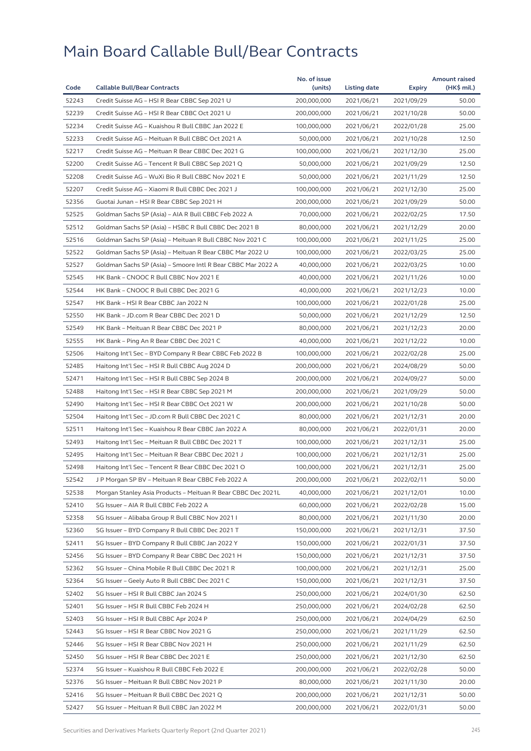# Main Board Callable Bull/Bear Contracts

| Code | Callable Bull/Bear Contracts | No. of issue (units) | Listing date | Expiry | Amount raised (HK$ mil.) |
|---|---|---|---|---|---|
| 52243 | Credit Suisse AG – HSI R Bear CBBC Sep 2021 U | 200,000,000 | 2021/06/21 | 2021/09/29 | 50.00 |
| 52239 | Credit Suisse AG – HSI R Bear CBBC Oct 2021 U | 200,000,000 | 2021/06/21 | 2021/10/28 | 50.00 |
| 52234 | Credit Suisse AG – Kuaishou R Bull CBBC Jan 2022 E | 100,000,000 | 2021/06/21 | 2022/01/28 | 25.00 |
| 52233 | Credit Suisse AG – Meituan R Bull CBBC Oct 2021 A | 50,000,000 | 2021/06/21 | 2021/10/28 | 12.50 |
| 52217 | Credit Suisse AG – Meituan R Bear CBBC Dec 2021 G | 100,000,000 | 2021/06/21 | 2021/12/30 | 25.00 |
| 52200 | Credit Suisse AG – Tencent R Bull CBBC Sep 2021 Q | 50,000,000 | 2021/06/21 | 2021/09/29 | 12.50 |
| 52208 | Credit Suisse AG – WuXi Bio R Bull CBBC Nov 2021 E | 50,000,000 | 2021/06/21 | 2021/11/29 | 12.50 |
| 52207 | Credit Suisse AG – Xiaomi R Bull CBBC Dec 2021 J | 100,000,000 | 2021/06/21 | 2021/12/30 | 25.00 |
| 52356 | Guotai Junan – HSI R Bear CBBC Sep 2021 H | 200,000,000 | 2021/06/21 | 2021/09/29 | 50.00 |
| 52525 | Goldman Sachs SP (Asia) – AIA R Bull CBBC Feb 2022 A | 70,000,000 | 2021/06/21 | 2022/02/25 | 17.50 |
| 52512 | Goldman Sachs SP (Asia) – HSBC R Bull CBBC Dec 2021 B | 80,000,000 | 2021/06/21 | 2021/12/29 | 20.00 |
| 52516 | Goldman Sachs SP (Asia) – Meituan R Bull CBBC Nov 2021 C | 100,000,000 | 2021/06/21 | 2021/11/25 | 25.00 |
| 52522 | Goldman Sachs SP (Asia) – Meituan R Bear CBBC Mar 2022 U | 100,000,000 | 2021/06/21 | 2022/03/25 | 25.00 |
| 52527 | Goldman Sachs SP (Asia) – Smoore Intl R Bear CBBC Mar 2022 A | 40,000,000 | 2021/06/21 | 2022/03/25 | 10.00 |
| 52545 | HK Bank – CNOOC R Bull CBBC Nov 2021 E | 40,000,000 | 2021/06/21 | 2021/11/26 | 10.00 |
| 52544 | HK Bank – CNOOC R Bull CBBC Dec 2021 G | 40,000,000 | 2021/06/21 | 2021/12/23 | 10.00 |
| 52547 | HK Bank – HSI R Bear CBBC Jan 2022 N | 100,000,000 | 2021/06/21 | 2022/01/28 | 25.00 |
| 52550 | HK Bank – JD.com R Bear CBBC Dec 2021 D | 50,000,000 | 2021/06/21 | 2021/12/29 | 12.50 |
| 52549 | HK Bank – Meituan R Bear CBBC Dec 2021 P | 80,000,000 | 2021/06/21 | 2021/12/23 | 20.00 |
| 52555 | HK Bank – Ping An R Bear CBBC Dec 2021 C | 40,000,000 | 2021/06/21 | 2021/12/22 | 10.00 |
| 52506 | Haitong Int'l Sec – BYD Company R Bear CBBC Feb 2022 B | 100,000,000 | 2021/06/21 | 2022/02/28 | 25.00 |
| 52485 | Haitong Int'l Sec – HSI R Bull CBBC Aug 2024 D | 200,000,000 | 2021/06/21 | 2024/08/29 | 50.00 |
| 52471 | Haitong Int'l Sec – HSI R Bull CBBC Sep 2024 B | 200,000,000 | 2021/06/21 | 2024/09/27 | 50.00 |
| 52488 | Haitong Int'l Sec – HSI R Bear CBBC Sep 2021 M | 200,000,000 | 2021/06/21 | 2021/09/29 | 50.00 |
| 52490 | Haitong Int'l Sec – HSI R Bear CBBC Oct 2021 W | 200,000,000 | 2021/06/21 | 2021/10/28 | 50.00 |
| 52504 | Haitong Int'l Sec – JD.com R Bull CBBC Dec 2021 C | 80,000,000 | 2021/06/21 | 2021/12/31 | 20.00 |
| 52511 | Haitong Int'l Sec – Kuaishou R Bear CBBC Jan 2022 A | 80,000,000 | 2021/06/21 | 2022/01/31 | 20.00 |
| 52493 | Haitong Int'l Sec – Meituan R Bull CBBC Dec 2021 T | 100,000,000 | 2021/06/21 | 2021/12/31 | 25.00 |
| 52495 | Haitong Int'l Sec – Meituan R Bear CBBC Dec 2021 J | 100,000,000 | 2021/06/21 | 2021/12/31 | 25.00 |
| 52498 | Haitong Int'l Sec – Tencent R Bear CBBC Dec 2021 O | 100,000,000 | 2021/06/21 | 2021/12/31 | 25.00 |
| 52542 | J P Morgan SP BV – Meituan R Bear CBBC Feb 2022 A | 200,000,000 | 2021/06/21 | 2022/02/11 | 50.00 |
| 52538 | Morgan Stanley Asia Products – Meituan R Bear CBBC Dec 2021L | 40,000,000 | 2021/06/21 | 2021/12/01 | 10.00 |
| 52410 | SG Issuer – AIA R Bull CBBC Feb 2022 A | 60,000,000 | 2021/06/21 | 2022/02/28 | 15.00 |
| 52358 | SG Issuer – Alibaba Group R Bull CBBC Nov 2021 I | 80,000,000 | 2021/06/21 | 2021/11/30 | 20.00 |
| 52360 | SG Issuer – BYD Company R Bull CBBC Dec 2021 T | 150,000,000 | 2021/06/21 | 2021/12/31 | 37.50 |
| 52411 | SG Issuer – BYD Company R Bull CBBC Jan 2022 Y | 150,000,000 | 2021/06/21 | 2022/01/31 | 37.50 |
| 52456 | SG Issuer – BYD Company R Bear CBBC Dec 2021 H | 150,000,000 | 2021/06/21 | 2021/12/31 | 37.50 |
| 52362 | SG Issuer – China Mobile R Bull CBBC Dec 2021 R | 100,000,000 | 2021/06/21 | 2021/12/31 | 25.00 |
| 52364 | SG Issuer – Geely Auto R Bull CBBC Dec 2021 C | 150,000,000 | 2021/06/21 | 2021/12/31 | 37.50 |
| 52402 | SG Issuer – HSI R Bull CBBC Jan 2024 S | 250,000,000 | 2021/06/21 | 2024/01/30 | 62.50 |
| 52401 | SG Issuer – HSI R Bull CBBC Feb 2024 H | 250,000,000 | 2021/06/21 | 2024/02/28 | 62.50 |
| 52403 | SG Issuer – HSI R Bull CBBC Apr 2024 P | 250,000,000 | 2021/06/21 | 2024/04/29 | 62.50 |
| 52443 | SG Issuer – HSI R Bear CBBC Nov 2021 G | 250,000,000 | 2021/06/21 | 2021/11/29 | 62.50 |
| 52446 | SG Issuer – HSI R Bear CBBC Nov 2021 H | 250,000,000 | 2021/06/21 | 2021/11/29 | 62.50 |
| 52450 | SG Issuer – HSI R Bear CBBC Dec 2021 E | 250,000,000 | 2021/06/21 | 2021/12/30 | 62.50 |
| 52374 | SG Issuer – Kuaishou R Bull CBBC Feb 2022 E | 200,000,000 | 2021/06/21 | 2022/02/28 | 50.00 |
| 52376 | SG Issuer – Meituan R Bull CBBC Nov 2021 P | 80,000,000 | 2021/06/21 | 2021/11/30 | 20.00 |
| 52416 | SG Issuer – Meituan R Bull CBBC Dec 2021 Q | 200,000,000 | 2021/06/21 | 2021/12/31 | 50.00 |
| 52427 | SG Issuer – Meituan R Bull CBBC Jan 2022 M | 200,000,000 | 2021/06/21 | 2022/01/31 | 50.00 |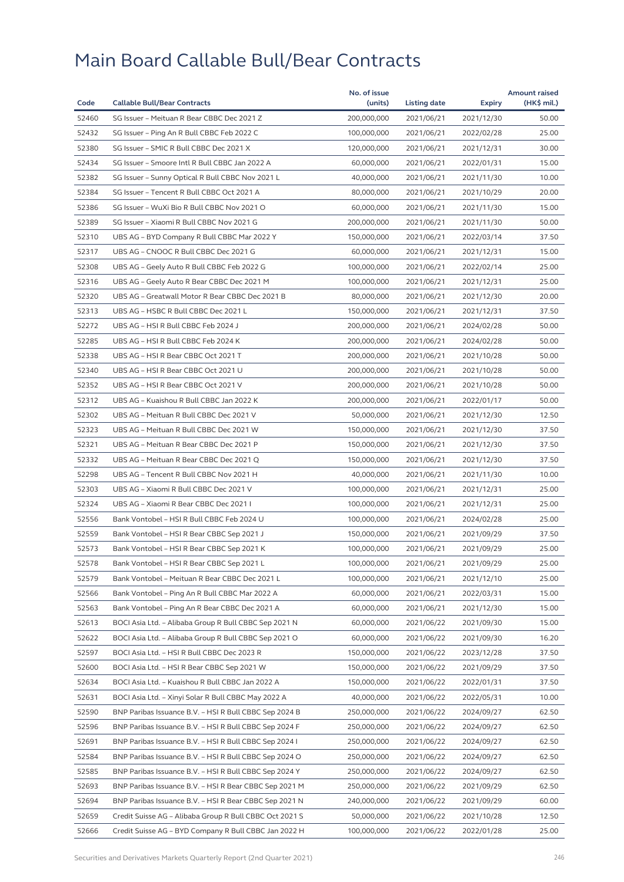# Main Board Callable Bull/Bear Contracts

| Code | Callable Bull/Bear Contracts | No. of issue (units) | Listing date | Expiry | Amount raised (HK$ mil.) |
|---|---|---|---|---|---|
| 52460 | SG Issuer – Meituan R Bear CBBC Dec 2021 Z | 200,000,000 | 2021/06/21 | 2021/12/30 | 50.00 |
| 52432 | SG Issuer – Ping An R Bull CBBC Feb 2022 C | 100,000,000 | 2021/06/21 | 2022/02/28 | 25.00 |
| 52380 | SG Issuer – SMIC R Bull CBBC Dec 2021 X | 120,000,000 | 2021/06/21 | 2021/12/31 | 30.00 |
| 52434 | SG Issuer – Smoore Intl R Bull CBBC Jan 2022 A | 60,000,000 | 2021/06/21 | 2022/01/31 | 15.00 |
| 52382 | SG Issuer – Sunny Optical R Bull CBBC Nov 2021 L | 40,000,000 | 2021/06/21 | 2021/11/30 | 10.00 |
| 52384 | SG Issuer – Tencent R Bull CBBC Oct 2021 A | 80,000,000 | 2021/06/21 | 2021/10/29 | 20.00 |
| 52386 | SG Issuer – WuXi Bio R Bull CBBC Nov 2021 O | 60,000,000 | 2021/06/21 | 2021/11/30 | 15.00 |
| 52389 | SG Issuer – Xiaomi R Bull CBBC Nov 2021 G | 200,000,000 | 2021/06/21 | 2021/11/30 | 50.00 |
| 52310 | UBS AG – BYD Company R Bull CBBC Mar 2022 Y | 150,000,000 | 2021/06/21 | 2022/03/14 | 37.50 |
| 52317 | UBS AG – CNOOC R Bull CBBC Dec 2021 G | 60,000,000 | 2021/06/21 | 2021/12/31 | 15.00 |
| 52308 | UBS AG – Geely Auto R Bull CBBC Feb 2022 G | 100,000,000 | 2021/06/21 | 2022/02/14 | 25.00 |
| 52316 | UBS AG – Geely Auto R Bear CBBC Dec 2021 M | 100,000,000 | 2021/06/21 | 2021/12/31 | 25.00 |
| 52320 | UBS AG – Greatwall Motor R Bear CBBC Dec 2021 B | 80,000,000 | 2021/06/21 | 2021/12/30 | 20.00 |
| 52313 | UBS AG – HSBC R Bull CBBC Dec 2021 L | 150,000,000 | 2021/06/21 | 2021/12/31 | 37.50 |
| 52272 | UBS AG – HSI R Bull CBBC Feb 2024 J | 200,000,000 | 2021/06/21 | 2024/02/28 | 50.00 |
| 52285 | UBS AG – HSI R Bull CBBC Feb 2024 K | 200,000,000 | 2021/06/21 | 2024/02/28 | 50.00 |
| 52338 | UBS AG – HSI R Bear CBBC Oct 2021 T | 200,000,000 | 2021/06/21 | 2021/10/28 | 50.00 |
| 52340 | UBS AG – HSI R Bear CBBC Oct 2021 U | 200,000,000 | 2021/06/21 | 2021/10/28 | 50.00 |
| 52352 | UBS AG – HSI R Bear CBBC Oct 2021 V | 200,000,000 | 2021/06/21 | 2021/10/28 | 50.00 |
| 52312 | UBS AG – Kuaishou R Bull CBBC Jan 2022 K | 200,000,000 | 2021/06/21 | 2022/01/17 | 50.00 |
| 52302 | UBS AG – Meituan R Bull CBBC Dec 2021 V | 50,000,000 | 2021/06/21 | 2021/12/30 | 12.50 |
| 52323 | UBS AG – Meituan R Bull CBBC Dec 2021 W | 150,000,000 | 2021/06/21 | 2021/12/30 | 37.50 |
| 52321 | UBS AG – Meituan R Bear CBBC Dec 2021 P | 150,000,000 | 2021/06/21 | 2021/12/30 | 37.50 |
| 52332 | UBS AG – Meituan R Bear CBBC Dec 2021 Q | 150,000,000 | 2021/06/21 | 2021/12/30 | 37.50 |
| 52298 | UBS AG – Tencent R Bull CBBC Nov 2021 H | 40,000,000 | 2021/06/21 | 2021/11/30 | 10.00 |
| 52303 | UBS AG – Xiaomi R Bull CBBC Dec 2021 V | 100,000,000 | 2021/06/21 | 2021/12/31 | 25.00 |
| 52324 | UBS AG – Xiaomi R Bear CBBC Dec 2021 I | 100,000,000 | 2021/06/21 | 2021/12/31 | 25.00 |
| 52556 | Bank Vontobel – HSI R Bull CBBC Feb 2024 U | 100,000,000 | 2021/06/21 | 2024/02/28 | 25.00 |
| 52559 | Bank Vontobel – HSI R Bear CBBC Sep 2021 J | 150,000,000 | 2021/06/21 | 2021/09/29 | 37.50 |
| 52573 | Bank Vontobel – HSI R Bear CBBC Sep 2021 K | 100,000,000 | 2021/06/21 | 2021/09/29 | 25.00 |
| 52578 | Bank Vontobel – HSI R Bear CBBC Sep 2021 L | 100,000,000 | 2021/06/21 | 2021/09/29 | 25.00 |
| 52579 | Bank Vontobel – Meituan R Bear CBBC Dec 2021 L | 100,000,000 | 2021/06/21 | 2021/12/10 | 25.00 |
| 52566 | Bank Vontobel – Ping An R Bull CBBC Mar 2022 A | 60,000,000 | 2021/06/21 | 2022/03/31 | 15.00 |
| 52563 | Bank Vontobel – Ping An R Bear CBBC Dec 2021 A | 60,000,000 | 2021/06/21 | 2021/12/30 | 15.00 |
| 52613 | BOCI Asia Ltd. – Alibaba Group R Bull CBBC Sep 2021 N | 60,000,000 | 2021/06/22 | 2021/09/30 | 15.00 |
| 52622 | BOCI Asia Ltd. – Alibaba Group R Bull CBBC Sep 2021 O | 60,000,000 | 2021/06/22 | 2021/09/30 | 16.20 |
| 52597 | BOCI Asia Ltd. – HSI R Bull CBBC Dec 2023 R | 150,000,000 | 2021/06/22 | 2023/12/28 | 37.50 |
| 52600 | BOCI Asia Ltd. – HSI R Bear CBBC Sep 2021 W | 150,000,000 | 2021/06/22 | 2021/09/29 | 37.50 |
| 52634 | BOCI Asia Ltd. – Kuaishou R Bull CBBC Jan 2022 A | 150,000,000 | 2021/06/22 | 2022/01/31 | 37.50 |
| 52631 | BOCI Asia Ltd. – Xinyi Solar R Bull CBBC May 2022 A | 40,000,000 | 2021/06/22 | 2022/05/31 | 10.00 |
| 52590 | BNP Paribas Issuance B.V. – HSI R Bull CBBC Sep 2024 B | 250,000,000 | 2021/06/22 | 2024/09/27 | 62.50 |
| 52596 | BNP Paribas Issuance B.V. – HSI R Bull CBBC Sep 2024 F | 250,000,000 | 2021/06/22 | 2024/09/27 | 62.50 |
| 52691 | BNP Paribas Issuance B.V. – HSI R Bull CBBC Sep 2024 I | 250,000,000 | 2021/06/22 | 2024/09/27 | 62.50 |
| 52584 | BNP Paribas Issuance B.V. – HSI R Bull CBBC Sep 2024 O | 250,000,000 | 2021/06/22 | 2024/09/27 | 62.50 |
| 52585 | BNP Paribas Issuance B.V. – HSI R Bull CBBC Sep 2024 Y | 250,000,000 | 2021/06/22 | 2024/09/27 | 62.50 |
| 52693 | BNP Paribas Issuance B.V. – HSI R Bear CBBC Sep 2021 M | 250,000,000 | 2021/06/22 | 2021/09/29 | 62.50 |
| 52694 | BNP Paribas Issuance B.V. – HSI R Bear CBBC Sep 2021 N | 240,000,000 | 2021/06/22 | 2021/09/29 | 60.00 |
| 52659 | Credit Suisse AG – Alibaba Group R Bull CBBC Oct 2021 S | 50,000,000 | 2021/06/22 | 2021/10/28 | 12.50 |
| 52666 | Credit Suisse AG – BYD Company R Bull CBBC Jan 2022 H | 100,000,000 | 2021/06/22 | 2022/01/28 | 25.00 |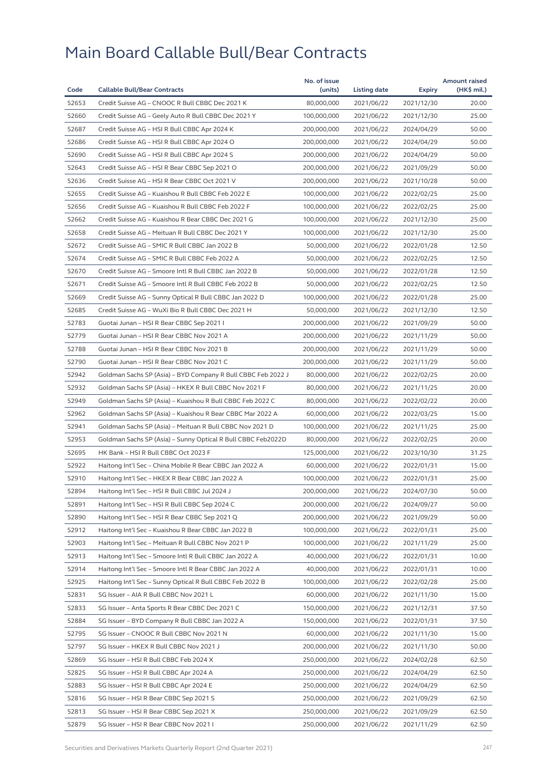# Main Board Callable Bull/Bear Contracts

| Code | Callable Bull/Bear Contracts | No. of issue (units) | Listing date | Expiry | Amount raised (HK$ mil.) |
|---|---|---|---|---|---|
| 52653 | Credit Suisse AG – CNOOC R Bull CBBC Dec 2021 K | 80,000,000 | 2021/06/22 | 2021/12/30 | 20.00 |
| 52660 | Credit Suisse AG – Geely Auto R Bull CBBC Dec 2021 Y | 100,000,000 | 2021/06/22 | 2021/12/30 | 25.00 |
| 52687 | Credit Suisse AG – HSI R Bull CBBC Apr 2024 K | 200,000,000 | 2021/06/22 | 2024/04/29 | 50.00 |
| 52686 | Credit Suisse AG – HSI R Bull CBBC Apr 2024 O | 200,000,000 | 2021/06/22 | 2024/04/29 | 50.00 |
| 52690 | Credit Suisse AG – HSI R Bull CBBC Apr 2024 S | 200,000,000 | 2021/06/22 | 2024/04/29 | 50.00 |
| 52643 | Credit Suisse AG – HSI R Bear CBBC Sep 2021 O | 200,000,000 | 2021/06/22 | 2021/09/29 | 50.00 |
| 52636 | Credit Suisse AG – HSI R Bear CBBC Oct 2021 V | 200,000,000 | 2021/06/22 | 2021/10/28 | 50.00 |
| 52655 | Credit Suisse AG – Kuaishou R Bull CBBC Feb 2022 E | 100,000,000 | 2021/06/22 | 2022/02/25 | 25.00 |
| 52656 | Credit Suisse AG – Kuaishou R Bull CBBC Feb 2022 F | 100,000,000 | 2021/06/22 | 2022/02/25 | 25.00 |
| 52662 | Credit Suisse AG – Kuaishou R Bear CBBC Dec 2021 G | 100,000,000 | 2021/06/22 | 2021/12/30 | 25.00 |
| 52658 | Credit Suisse AG – Meituan R Bull CBBC Dec 2021 Y | 100,000,000 | 2021/06/22 | 2021/12/30 | 25.00 |
| 52672 | Credit Suisse AG – SMIC R Bull CBBC Jan 2022 B | 50,000,000 | 2021/06/22 | 2022/01/28 | 12.50 |
| 52674 | Credit Suisse AG – SMIC R Bull CBBC Feb 2022 A | 50,000,000 | 2021/06/22 | 2022/02/25 | 12.50 |
| 52670 | Credit Suisse AG – Smoore Intl R Bull CBBC Jan 2022 B | 50,000,000 | 2021/06/22 | 2022/01/28 | 12.50 |
| 52671 | Credit Suisse AG – Smoore Intl R Bull CBBC Feb 2022 B | 50,000,000 | 2021/06/22 | 2022/02/25 | 12.50 |
| 52669 | Credit Suisse AG – Sunny Optical R Bull CBBC Jan 2022 D | 100,000,000 | 2021/06/22 | 2022/01/28 | 25.00 |
| 52685 | Credit Suisse AG – WuXi Bio R Bull CBBC Dec 2021 H | 50,000,000 | 2021/06/22 | 2021/12/30 | 12.50 |
| 52783 | Guotai Junan – HSI R Bear CBBC Sep 2021 I | 200,000,000 | 2021/06/22 | 2021/09/29 | 50.00 |
| 52779 | Guotai Junan – HSI R Bear CBBC Nov 2021 A | 200,000,000 | 2021/06/22 | 2021/11/29 | 50.00 |
| 52788 | Guotai Junan – HSI R Bear CBBC Nov 2021 B | 200,000,000 | 2021/06/22 | 2021/11/29 | 50.00 |
| 52790 | Guotai Junan – HSI R Bear CBBC Nov 2021 C | 200,000,000 | 2021/06/22 | 2021/11/29 | 50.00 |
| 52942 | Goldman Sachs SP (Asia) – BYD Company R Bull CBBC Feb 2022 J | 80,000,000 | 2021/06/22 | 2022/02/25 | 20.00 |
| 52932 | Goldman Sachs SP (Asia) – HKEX R Bull CBBC Nov 2021 F | 80,000,000 | 2021/06/22 | 2021/11/25 | 20.00 |
| 52949 | Goldman Sachs SP (Asia) – Kuaishou R Bull CBBC Feb 2022 C | 80,000,000 | 2021/06/22 | 2022/02/22 | 20.00 |
| 52962 | Goldman Sachs SP (Asia) – Kuaishou R Bear CBBC Mar 2022 A | 60,000,000 | 2021/06/22 | 2022/03/25 | 15.00 |
| 52941 | Goldman Sachs SP (Asia) – Meituan R Bull CBBC Nov 2021 D | 100,000,000 | 2021/06/22 | 2021/11/25 | 25.00 |
| 52953 | Goldman Sachs SP (Asia) – Sunny Optical R Bull CBBC Feb2022D | 80,000,000 | 2021/06/22 | 2022/02/25 | 20.00 |
| 52695 | HK Bank – HSI R Bull CBBC Oct 2023 F | 125,000,000 | 2021/06/22 | 2023/10/30 | 31.25 |
| 52922 | Haitong Int'l Sec – China Mobile R Bear CBBC Jan 2022 A | 60,000,000 | 2021/06/22 | 2022/01/31 | 15.00 |
| 52910 | Haitong Int'l Sec – HKEX R Bear CBBC Jan 2022 A | 100,000,000 | 2021/06/22 | 2022/01/31 | 25.00 |
| 52894 | Haitong Int'l Sec – HSI R Bull CBBC Jul 2024 J | 200,000,000 | 2021/06/22 | 2024/07/30 | 50.00 |
| 52891 | Haitong Int'l Sec – HSI R Bull CBBC Sep 2024 C | 200,000,000 | 2021/06/22 | 2024/09/27 | 50.00 |
| 52890 | Haitong Int'l Sec – HSI R Bear CBBC Sep 2021 Q | 200,000,000 | 2021/06/22 | 2021/09/29 | 50.00 |
| 52912 | Haitong Int'l Sec – Kuaishou R Bear CBBC Jan 2022 B | 100,000,000 | 2021/06/22 | 2022/01/31 | 25.00 |
| 52903 | Haitong Int'l Sec – Meituan R Bull CBBC Nov 2021 P | 100,000,000 | 2021/06/22 | 2021/11/29 | 25.00 |
| 52913 | Haitong Int'l Sec – Smoore Intl R Bull CBBC Jan 2022 A | 40,000,000 | 2021/06/22 | 2022/01/31 | 10.00 |
| 52914 | Haitong Int'l Sec – Smoore Intl R Bear CBBC Jan 2022 A | 40,000,000 | 2021/06/22 | 2022/01/31 | 10.00 |
| 52925 | Haitong Int'l Sec – Sunny Optical R Bull CBBC Feb 2022 B | 100,000,000 | 2021/06/22 | 2022/02/28 | 25.00 |
| 52831 | SG Issuer – AIA R Bull CBBC Nov 2021 L | 60,000,000 | 2021/06/22 | 2021/11/30 | 15.00 |
| 52833 | SG Issuer – Anta Sports R Bear CBBC Dec 2021 C | 150,000,000 | 2021/06/22 | 2021/12/31 | 37.50 |
| 52884 | SG Issuer – BYD Company R Bull CBBC Jan 2022 A | 150,000,000 | 2021/06/22 | 2022/01/31 | 37.50 |
| 52795 | SG Issuer – CNOOC R Bull CBBC Nov 2021 N | 60,000,000 | 2021/06/22 | 2021/11/30 | 15.00 |
| 52797 | SG Issuer – HKEX R Bull CBBC Nov 2021 J | 200,000,000 | 2021/06/22 | 2021/11/30 | 50.00 |
| 52869 | SG Issuer – HSI R Bull CBBC Feb 2024 X | 250,000,000 | 2021/06/22 | 2024/02/28 | 62.50 |
| 52825 | SG Issuer – HSI R Bull CBBC Apr 2024 A | 250,000,000 | 2021/06/22 | 2024/04/29 | 62.50 |
| 52883 | SG Issuer – HSI R Bull CBBC Apr 2024 E | 250,000,000 | 2021/06/22 | 2024/04/29 | 62.50 |
| 52816 | SG Issuer – HSI R Bear CBBC Sep 2021 S | 250,000,000 | 2021/06/22 | 2021/09/29 | 62.50 |
| 52813 | SG Issuer – HSI R Bear CBBC Sep 2021 X | 250,000,000 | 2021/06/22 | 2021/09/29 | 62.50 |
| 52879 | SG Issuer – HSI R Bear CBBC Nov 2021 I | 250,000,000 | 2021/06/22 | 2021/11/29 | 62.50 |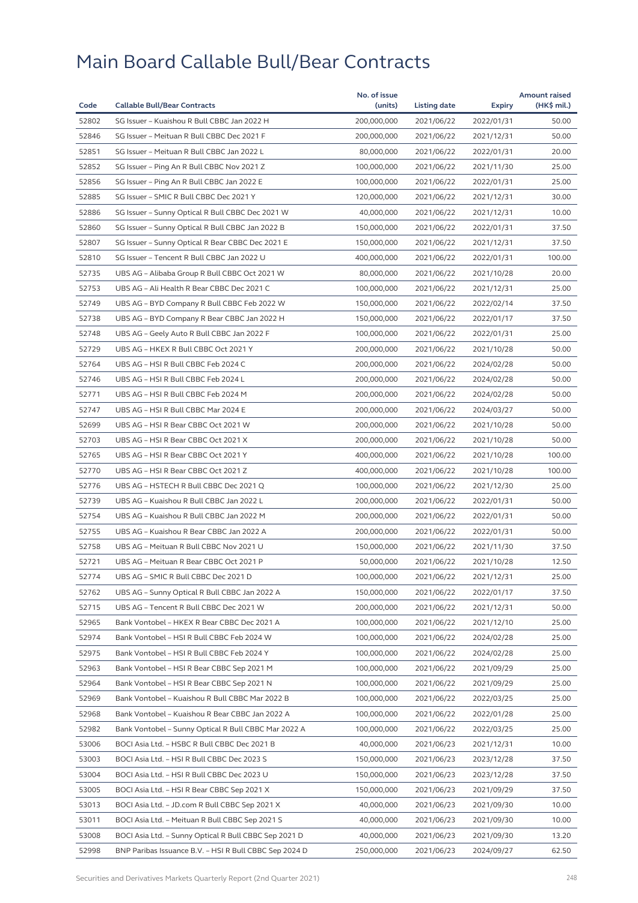# Main Board Callable Bull/Bear Contracts

| Code | Callable Bull/Bear Contracts | No. of issue (units) | Listing date | Expiry | Amount raised (HK$ mil.) |
|---|---|---|---|---|---|
| 52802 | SG Issuer – Kuaishou R Bull CBBC Jan 2022 H | 200,000,000 | 2021/06/22 | 2022/01/31 | 50.00 |
| 52846 | SG Issuer – Meituan R Bull CBBC Dec 2021 F | 200,000,000 | 2021/06/22 | 2021/12/31 | 50.00 |
| 52851 | SG Issuer – Meituan R Bull CBBC Jan 2022 L | 80,000,000 | 2021/06/22 | 2022/01/31 | 20.00 |
| 52852 | SG Issuer – Ping An R Bull CBBC Nov 2021 Z | 100,000,000 | 2021/06/22 | 2021/11/30 | 25.00 |
| 52856 | SG Issuer – Ping An R Bull CBBC Jan 2022 E | 100,000,000 | 2021/06/22 | 2022/01/31 | 25.00 |
| 52885 | SG Issuer – SMIC R Bull CBBC Dec 2021 Y | 120,000,000 | 2021/06/22 | 2021/12/31 | 30.00 |
| 52886 | SG Issuer – Sunny Optical R Bull CBBC Dec 2021 W | 40,000,000 | 2021/06/22 | 2021/12/31 | 10.00 |
| 52860 | SG Issuer – Sunny Optical R Bull CBBC Jan 2022 B | 150,000,000 | 2021/06/22 | 2022/01/31 | 37.50 |
| 52807 | SG Issuer – Sunny Optical R Bear CBBC Dec 2021 E | 150,000,000 | 2021/06/22 | 2021/12/31 | 37.50 |
| 52810 | SG Issuer – Tencent R Bull CBBC Jan 2022 U | 400,000,000 | 2021/06/22 | 2022/01/31 | 100.00 |
| 52735 | UBS AG – Alibaba Group R Bull CBBC Oct 2021 W | 80,000,000 | 2021/06/22 | 2021/10/28 | 20.00 |
| 52753 | UBS AG – Ali Health R Bear CBBC Dec 2021 C | 100,000,000 | 2021/06/22 | 2021/12/31 | 25.00 |
| 52749 | UBS AG – BYD Company R Bull CBBC Feb 2022 W | 150,000,000 | 2021/06/22 | 2022/02/14 | 37.50 |
| 52738 | UBS AG – BYD Company R Bear CBBC Jan 2022 H | 150,000,000 | 2021/06/22 | 2022/01/17 | 37.50 |
| 52748 | UBS AG – Geely Auto R Bull CBBC Jan 2022 F | 100,000,000 | 2021/06/22 | 2022/01/31 | 25.00 |
| 52729 | UBS AG – HKEX R Bull CBBC Oct 2021 Y | 200,000,000 | 2021/06/22 | 2021/10/28 | 50.00 |
| 52764 | UBS AG – HSI R Bull CBBC Feb 2024 C | 200,000,000 | 2021/06/22 | 2024/02/28 | 50.00 |
| 52746 | UBS AG – HSI R Bull CBBC Feb 2024 L | 200,000,000 | 2021/06/22 | 2024/02/28 | 50.00 |
| 52771 | UBS AG – HSI R Bull CBBC Feb 2024 M | 200,000,000 | 2021/06/22 | 2024/02/28 | 50.00 |
| 52747 | UBS AG – HSI R Bull CBBC Mar 2024 E | 200,000,000 | 2021/06/22 | 2024/03/27 | 50.00 |
| 52699 | UBS AG – HSI R Bear CBBC Oct 2021 W | 200,000,000 | 2021/06/22 | 2021/10/28 | 50.00 |
| 52703 | UBS AG – HSI R Bear CBBC Oct 2021 X | 200,000,000 | 2021/06/22 | 2021/10/28 | 50.00 |
| 52765 | UBS AG – HSI R Bear CBBC Oct 2021 Y | 400,000,000 | 2021/06/22 | 2021/10/28 | 100.00 |
| 52770 | UBS AG – HSI R Bear CBBC Oct 2021 Z | 400,000,000 | 2021/06/22 | 2021/10/28 | 100.00 |
| 52776 | UBS AG – HSTECH R Bull CBBC Dec 2021 Q | 100,000,000 | 2021/06/22 | 2021/12/30 | 25.00 |
| 52739 | UBS AG – Kuaishou R Bull CBBC Jan 2022 L | 200,000,000 | 2021/06/22 | 2022/01/31 | 50.00 |
| 52754 | UBS AG – Kuaishou R Bull CBBC Jan 2022 M | 200,000,000 | 2021/06/22 | 2022/01/31 | 50.00 |
| 52755 | UBS AG – Kuaishou R Bear CBBC Jan 2022 A | 200,000,000 | 2021/06/22 | 2022/01/31 | 50.00 |
| 52758 | UBS AG – Meituan R Bull CBBC Nov 2021 U | 150,000,000 | 2021/06/22 | 2021/11/30 | 37.50 |
| 52721 | UBS AG – Meituan R Bear CBBC Oct 2021 P | 50,000,000 | 2021/06/22 | 2021/10/28 | 12.50 |
| 52774 | UBS AG – SMIC R Bull CBBC Dec 2021 D | 100,000,000 | 2021/06/22 | 2021/12/31 | 25.00 |
| 52762 | UBS AG – Sunny Optical R Bull CBBC Jan 2022 A | 150,000,000 | 2021/06/22 | 2022/01/17 | 37.50 |
| 52715 | UBS AG – Tencent R Bull CBBC Dec 2021 W | 200,000,000 | 2021/06/22 | 2021/12/31 | 50.00 |
| 52965 | Bank Vontobel – HKEX R Bear CBBC Dec 2021 A | 100,000,000 | 2021/06/22 | 2021/12/10 | 25.00 |
| 52974 | Bank Vontobel – HSI R Bull CBBC Feb 2024 W | 100,000,000 | 2021/06/22 | 2024/02/28 | 25.00 |
| 52975 | Bank Vontobel – HSI R Bull CBBC Feb 2024 Y | 100,000,000 | 2021/06/22 | 2024/02/28 | 25.00 |
| 52963 | Bank Vontobel – HSI R Bear CBBC Sep 2021 M | 100,000,000 | 2021/06/22 | 2021/09/29 | 25.00 |
| 52964 | Bank Vontobel – HSI R Bear CBBC Sep 2021 N | 100,000,000 | 2021/06/22 | 2021/09/29 | 25.00 |
| 52969 | Bank Vontobel – Kuaishou R Bull CBBC Mar 2022 B | 100,000,000 | 2021/06/22 | 2022/03/25 | 25.00 |
| 52968 | Bank Vontobel – Kuaishou R Bear CBBC Jan 2022 A | 100,000,000 | 2021/06/22 | 2022/01/28 | 25.00 |
| 52982 | Bank Vontobel – Sunny Optical R Bull CBBC Mar 2022 A | 100,000,000 | 2021/06/22 | 2022/03/25 | 25.00 |
| 53006 | BOCI Asia Ltd. – HSBC R Bull CBBC Dec 2021 B | 40,000,000 | 2021/06/23 | 2021/12/31 | 10.00 |
| 53003 | BOCI Asia Ltd. – HSI R Bull CBBC Dec 2023 S | 150,000,000 | 2021/06/23 | 2023/12/28 | 37.50 |
| 53004 | BOCI Asia Ltd. – HSI R Bull CBBC Dec 2023 U | 150,000,000 | 2021/06/23 | 2023/12/28 | 37.50 |
| 53005 | BOCI Asia Ltd. – HSI R Bear CBBC Sep 2021 X | 150,000,000 | 2021/06/23 | 2021/09/29 | 37.50 |
| 53013 | BOCI Asia Ltd. – JD.com R Bull CBBC Sep 2021 X | 40,000,000 | 2021/06/23 | 2021/09/30 | 10.00 |
| 53011 | BOCI Asia Ltd. – Meituan R Bull CBBC Sep 2021 S | 40,000,000 | 2021/06/23 | 2021/09/30 | 10.00 |
| 53008 | BOCI Asia Ltd. – Sunny Optical R Bull CBBC Sep 2021 D | 40,000,000 | 2021/06/23 | 2021/09/30 | 13.20 |
| 52998 | BNP Paribas Issuance B.V. – HSI R Bull CBBC Sep 2024 D | 250,000,000 | 2021/06/23 | 2024/09/27 | 62.50 |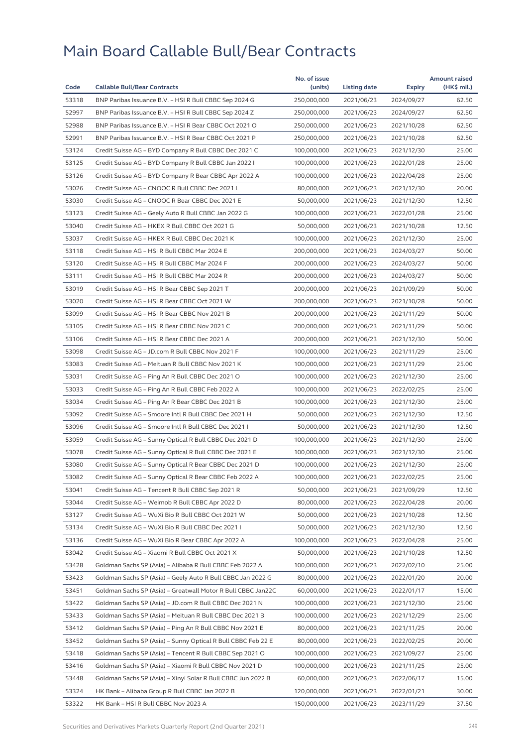# Main Board Callable Bull/Bear Contracts

| Code | Callable Bull/Bear Contracts | No. of issue (units) | Listing date | Expiry | Amount raised (HK$ mil.) |
|---|---|---|---|---|---|
| 53318 | BNP Paribas Issuance B.V. – HSI R Bull CBBC Sep 2024 G | 250,000,000 | 2021/06/23 | 2024/09/27 | 62.50 |
| 52997 | BNP Paribas Issuance B.V. – HSI R Bull CBBC Sep 2024 Z | 250,000,000 | 2021/06/23 | 2024/09/27 | 62.50 |
| 52988 | BNP Paribas Issuance B.V. – HSI R Bear CBBC Oct 2021 O | 250,000,000 | 2021/06/23 | 2021/10/28 | 62.50 |
| 52991 | BNP Paribas Issuance B.V. – HSI R Bear CBBC Oct 2021 P | 250,000,000 | 2021/06/23 | 2021/10/28 | 62.50 |
| 53124 | Credit Suisse AG – BYD Company R Bull CBBC Dec 2021 C | 100,000,000 | 2021/06/23 | 2021/12/30 | 25.00 |
| 53125 | Credit Suisse AG – BYD Company R Bull CBBC Jan 2022 I | 100,000,000 | 2021/06/23 | 2022/01/28 | 25.00 |
| 53126 | Credit Suisse AG – BYD Company R Bear CBBC Apr 2022 A | 100,000,000 | 2021/06/23 | 2022/04/28 | 25.00 |
| 53026 | Credit Suisse AG – CNOOC R Bull CBBC Dec 2021 L | 80,000,000 | 2021/06/23 | 2021/12/30 | 20.00 |
| 53030 | Credit Suisse AG – CNOOC R Bear CBBC Dec 2021 E | 50,000,000 | 2021/06/23 | 2021/12/30 | 12.50 |
| 53123 | Credit Suisse AG – Geely Auto R Bull CBBC Jan 2022 G | 100,000,000 | 2021/06/23 | 2022/01/28 | 25.00 |
| 53040 | Credit Suisse AG – HKEX R Bull CBBC Oct 2021 G | 50,000,000 | 2021/06/23 | 2021/10/28 | 12.50 |
| 53037 | Credit Suisse AG – HKEX R Bull CBBC Dec 2021 K | 100,000,000 | 2021/06/23 | 2021/12/30 | 25.00 |
| 53118 | Credit Suisse AG – HSI R Bull CBBC Mar 2024 E | 200,000,000 | 2021/06/23 | 2024/03/27 | 50.00 |
| 53120 | Credit Suisse AG – HSI R Bull CBBC Mar 2024 F | 200,000,000 | 2021/06/23 | 2024/03/27 | 50.00 |
| 53111 | Credit Suisse AG – HSI R Bull CBBC Mar 2024 R | 200,000,000 | 2021/06/23 | 2024/03/27 | 50.00 |
| 53019 | Credit Suisse AG – HSI R Bear CBBC Sep 2021 T | 200,000,000 | 2021/06/23 | 2021/09/29 | 50.00 |
| 53020 | Credit Suisse AG – HSI R Bear CBBC Oct 2021 W | 200,000,000 | 2021/06/23 | 2021/10/28 | 50.00 |
| 53099 | Credit Suisse AG – HSI R Bear CBBC Nov 2021 B | 200,000,000 | 2021/06/23 | 2021/11/29 | 50.00 |
| 53105 | Credit Suisse AG – HSI R Bear CBBC Nov 2021 C | 200,000,000 | 2021/06/23 | 2021/11/29 | 50.00 |
| 53106 | Credit Suisse AG – HSI R Bear CBBC Dec 2021 A | 200,000,000 | 2021/06/23 | 2021/12/30 | 50.00 |
| 53098 | Credit Suisse AG – JD.com R Bull CBBC Nov 2021 F | 100,000,000 | 2021/06/23 | 2021/11/29 | 25.00 |
| 53083 | Credit Suisse AG – Meituan R Bull CBBC Nov 2021 K | 100,000,000 | 2021/06/23 | 2021/11/29 | 25.00 |
| 53031 | Credit Suisse AG – Ping An R Bull CBBC Dec 2021 O | 100,000,000 | 2021/06/23 | 2021/12/30 | 25.00 |
| 53033 | Credit Suisse AG – Ping An R Bull CBBC Feb 2022 A | 100,000,000 | 2021/06/23 | 2022/02/25 | 25.00 |
| 53034 | Credit Suisse AG – Ping An R Bear CBBC Dec 2021 B | 100,000,000 | 2021/06/23 | 2021/12/30 | 25.00 |
| 53092 | Credit Suisse AG – Smoore Intl R Bull CBBC Dec 2021 H | 50,000,000 | 2021/06/23 | 2021/12/30 | 12.50 |
| 53096 | Credit Suisse AG – Smoore Intl R Bull CBBC Dec 2021 I | 50,000,000 | 2021/06/23 | 2021/12/30 | 12.50 |
| 53059 | Credit Suisse AG – Sunny Optical R Bull CBBC Dec 2021 D | 100,000,000 | 2021/06/23 | 2021/12/30 | 25.00 |
| 53078 | Credit Suisse AG – Sunny Optical R Bull CBBC Dec 2021 E | 100,000,000 | 2021/06/23 | 2021/12/30 | 25.00 |
| 53080 | Credit Suisse AG – Sunny Optical R Bear CBBC Dec 2021 D | 100,000,000 | 2021/06/23 | 2021/12/30 | 25.00 |
| 53082 | Credit Suisse AG – Sunny Optical R Bear CBBC Feb 2022 A | 100,000,000 | 2021/06/23 | 2022/02/25 | 25.00 |
| 53041 | Credit Suisse AG – Tencent R Bull CBBC Sep 2021 R | 50,000,000 | 2021/06/23 | 2021/09/29 | 12.50 |
| 53044 | Credit Suisse AG – Weimob R Bull CBBC Apr 2022 D | 80,000,000 | 2021/06/23 | 2022/04/28 | 20.00 |
| 53127 | Credit Suisse AG – WuXi Bio R Bull CBBC Oct 2021 W | 50,000,000 | 2021/06/23 | 2021/10/28 | 12.50 |
| 53134 | Credit Suisse AG – WuXi Bio R Bull CBBC Dec 2021 I | 50,000,000 | 2021/06/23 | 2021/12/30 | 12.50 |
| 53136 | Credit Suisse AG – WuXi Bio R Bear CBBC Apr 2022 A | 100,000,000 | 2021/06/23 | 2022/04/28 | 25.00 |
| 53042 | Credit Suisse AG – Xiaomi R Bull CBBC Oct 2021 X | 50,000,000 | 2021/06/23 | 2021/10/28 | 12.50 |
| 53428 | Goldman Sachs SP (Asia) – Alibaba R Bull CBBC Feb 2022 A | 100,000,000 | 2021/06/23 | 2022/02/10 | 25.00 |
| 53423 | Goldman Sachs SP (Asia) – Geely Auto R Bull CBBC Jan 2022 G | 80,000,000 | 2021/06/23 | 2022/01/20 | 20.00 |
| 53451 | Goldman Sachs SP (Asia) – Greatwall Motor R Bull CBBC Jan22C | 60,000,000 | 2021/06/23 | 2022/01/17 | 15.00 |
| 53422 | Goldman Sachs SP (Asia) – JD.com R Bull CBBC Dec 2021 N | 100,000,000 | 2021/06/23 | 2021/12/30 | 25.00 |
| 53433 | Goldman Sachs SP (Asia) – Meituan R Bull CBBC Dec 2021 B | 100,000,000 | 2021/06/23 | 2021/12/29 | 25.00 |
| 53412 | Goldman Sachs SP (Asia) – Ping An R Bull CBBC Nov 2021 E | 80,000,000 | 2021/06/23 | 2021/11/25 | 20.00 |
| 53452 | Goldman Sachs SP (Asia) – Sunny Optical R Bull CBBC Feb 22 E | 80,000,000 | 2021/06/23 | 2022/02/25 | 20.00 |
| 53418 | Goldman Sachs SP (Asia) – Tencent R Bull CBBC Sep 2021 O | 100,000,000 | 2021/06/23 | 2021/09/27 | 25.00 |
| 53416 | Goldman Sachs SP (Asia) – Xiaomi R Bull CBBC Nov 2021 D | 100,000,000 | 2021/06/23 | 2021/11/25 | 25.00 |
| 53448 | Goldman Sachs SP (Asia) – Xinyi Solar R Bull CBBC Jun 2022 B | 60,000,000 | 2021/06/23 | 2022/06/17 | 15.00 |
| 53324 | HK Bank – Alibaba Group R Bull CBBC Jan 2022 B | 120,000,000 | 2021/06/23 | 2022/01/21 | 30.00 |
| 53322 | HK Bank – HSI R Bull CBBC Nov 2023 A | 150,000,000 | 2021/06/23 | 2023/11/29 | 37.50 |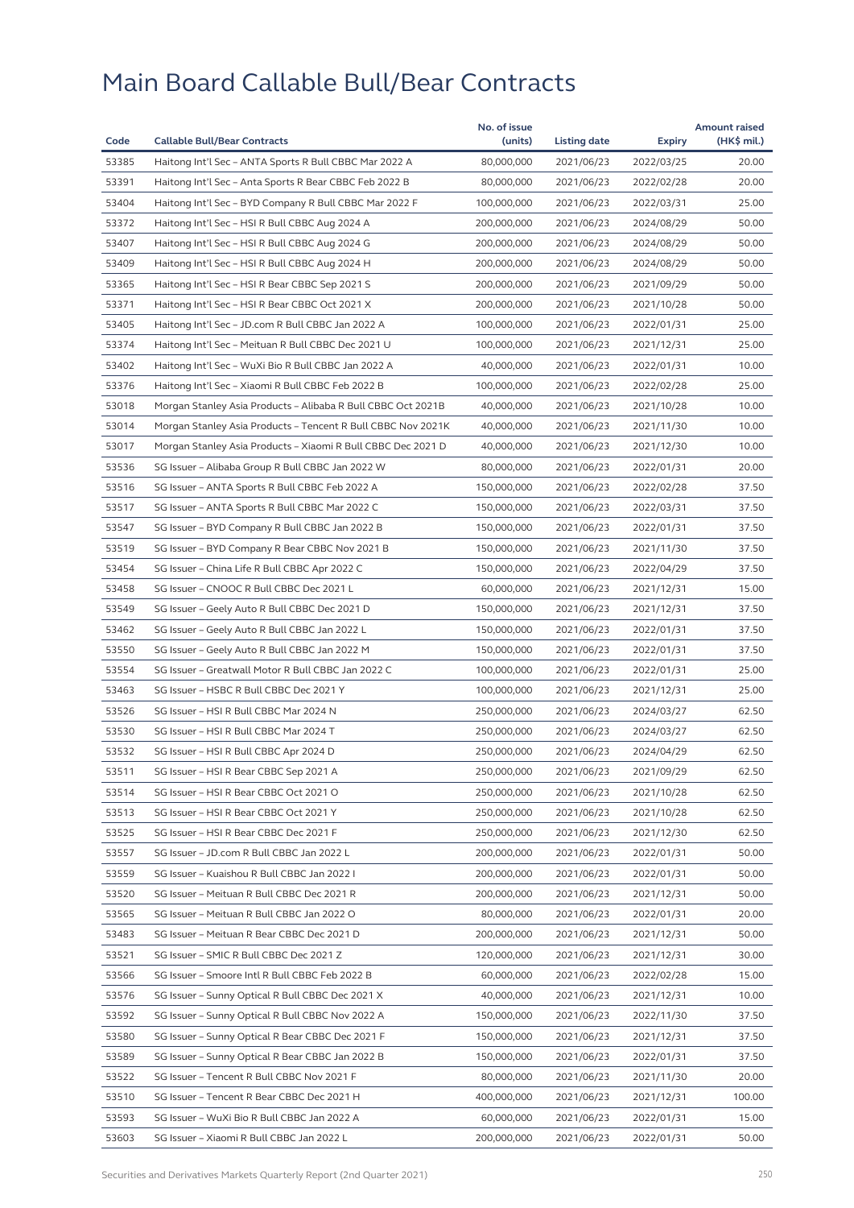# Main Board Callable Bull/Bear Contracts

| Code | Callable Bull/Bear Contracts | No. of issue (units) | Listing date | Expiry | Amount raised (HK$ mil.) |
|---|---|---|---|---|---|
| 53385 | Haitong Int'l Sec – ANTA Sports R Bull CBBC Mar 2022 A | 80,000,000 | 2021/06/23 | 2022/03/25 | 20.00 |
| 53391 | Haitong Int'l Sec – Anta Sports R Bear CBBC Feb 2022 B | 80,000,000 | 2021/06/23 | 2022/02/28 | 20.00 |
| 53404 | Haitong Int'l Sec – BYD Company R Bull CBBC Mar 2022 F | 100,000,000 | 2021/06/23 | 2022/03/31 | 25.00 |
| 53372 | Haitong Int'l Sec – HSI R Bull CBBC Aug 2024 A | 200,000,000 | 2021/06/23 | 2024/08/29 | 50.00 |
| 53407 | Haitong Int'l Sec – HSI R Bull CBBC Aug 2024 G | 200,000,000 | 2021/06/23 | 2024/08/29 | 50.00 |
| 53409 | Haitong Int'l Sec – HSI R Bull CBBC Aug 2024 H | 200,000,000 | 2021/06/23 | 2024/08/29 | 50.00 |
| 53365 | Haitong Int'l Sec – HSI R Bear CBBC Sep 2021 S | 200,000,000 | 2021/06/23 | 2021/09/29 | 50.00 |
| 53371 | Haitong Int'l Sec – HSI R Bear CBBC Oct 2021 X | 200,000,000 | 2021/06/23 | 2021/10/28 | 50.00 |
| 53405 | Haitong Int'l Sec – JD.com R Bull CBBC Jan 2022 A | 100,000,000 | 2021/06/23 | 2022/01/31 | 25.00 |
| 53374 | Haitong Int'l Sec – Meituan R Bull CBBC Dec 2021 U | 100,000,000 | 2021/06/23 | 2021/12/31 | 25.00 |
| 53402 | Haitong Int'l Sec – WuXi Bio R Bull CBBC Jan 2022 A | 40,000,000 | 2021/06/23 | 2022/01/31 | 10.00 |
| 53376 | Haitong Int'l Sec – Xiaomi R Bull CBBC Feb 2022 B | 100,000,000 | 2021/06/23 | 2022/02/28 | 25.00 |
| 53018 | Morgan Stanley Asia Products – Alibaba R Bull CBBC Oct 2021B | 40,000,000 | 2021/06/23 | 2021/10/28 | 10.00 |
| 53014 | Morgan Stanley Asia Products – Tencent R Bull CBBC Nov 2021K | 40,000,000 | 2021/06/23 | 2021/11/30 | 10.00 |
| 53017 | Morgan Stanley Asia Products – Xiaomi R Bull CBBC Dec 2021 D | 40,000,000 | 2021/06/23 | 2021/12/30 | 10.00 |
| 53536 | SG Issuer – Alibaba Group R Bull CBBC Jan 2022 W | 80,000,000 | 2021/06/23 | 2022/01/31 | 20.00 |
| 53516 | SG Issuer – ANTA Sports R Bull CBBC Feb 2022 A | 150,000,000 | 2021/06/23 | 2022/02/28 | 37.50 |
| 53517 | SG Issuer – ANTA Sports R Bull CBBC Mar 2022 C | 150,000,000 | 2021/06/23 | 2022/03/31 | 37.50 |
| 53547 | SG Issuer – BYD Company R Bull CBBC Jan 2022 B | 150,000,000 | 2021/06/23 | 2022/01/31 | 37.50 |
| 53519 | SG Issuer – BYD Company R Bear CBBC Nov 2021 B | 150,000,000 | 2021/06/23 | 2021/11/30 | 37.50 |
| 53454 | SG Issuer – China Life R Bull CBBC Apr 2022 C | 150,000,000 | 2021/06/23 | 2022/04/29 | 37.50 |
| 53458 | SG Issuer – CNOOC R Bull CBBC Dec 2021 L | 60,000,000 | 2021/06/23 | 2021/12/31 | 15.00 |
| 53549 | SG Issuer – Geely Auto R Bull CBBC Dec 2021 D | 150,000,000 | 2021/06/23 | 2021/12/31 | 37.50 |
| 53462 | SG Issuer – Geely Auto R Bull CBBC Jan 2022 L | 150,000,000 | 2021/06/23 | 2022/01/31 | 37.50 |
| 53550 | SG Issuer – Geely Auto R Bull CBBC Jan 2022 M | 150,000,000 | 2021/06/23 | 2022/01/31 | 37.50 |
| 53554 | SG Issuer – Greatwall Motor R Bull CBBC Jan 2022 C | 100,000,000 | 2021/06/23 | 2022/01/31 | 25.00 |
| 53463 | SG Issuer – HSBC R Bull CBBC Dec 2021 Y | 100,000,000 | 2021/06/23 | 2021/12/31 | 25.00 |
| 53526 | SG Issuer – HSI R Bull CBBC Mar 2024 N | 250,000,000 | 2021/06/23 | 2024/03/27 | 62.50 |
| 53530 | SG Issuer – HSI R Bull CBBC Mar 2024 T | 250,000,000 | 2021/06/23 | 2024/03/27 | 62.50 |
| 53532 | SG Issuer – HSI R Bull CBBC Apr 2024 D | 250,000,000 | 2021/06/23 | 2024/04/29 | 62.50 |
| 53511 | SG Issuer – HSI R Bear CBBC Sep 2021 A | 250,000,000 | 2021/06/23 | 2021/09/29 | 62.50 |
| 53514 | SG Issuer – HSI R Bear CBBC Oct 2021 O | 250,000,000 | 2021/06/23 | 2021/10/28 | 62.50 |
| 53513 | SG Issuer – HSI R Bear CBBC Oct 2021 Y | 250,000,000 | 2021/06/23 | 2021/10/28 | 62.50 |
| 53525 | SG Issuer – HSI R Bear CBBC Dec 2021 F | 250,000,000 | 2021/06/23 | 2021/12/30 | 62.50 |
| 53557 | SG Issuer – JD.com R Bull CBBC Jan 2022 L | 200,000,000 | 2021/06/23 | 2022/01/31 | 50.00 |
| 53559 | SG Issuer – Kuaishou R Bull CBBC Jan 2022 I | 200,000,000 | 2021/06/23 | 2022/01/31 | 50.00 |
| 53520 | SG Issuer – Meituan R Bull CBBC Dec 2021 R | 200,000,000 | 2021/06/23 | 2021/12/31 | 50.00 |
| 53565 | SG Issuer – Meituan R Bull CBBC Jan 2022 O | 80,000,000 | 2021/06/23 | 2022/01/31 | 20.00 |
| 53483 | SG Issuer – Meituan R Bear CBBC Dec 2021 D | 200,000,000 | 2021/06/23 | 2021/12/31 | 50.00 |
| 53521 | SG Issuer – SMIC R Bull CBBC Dec 2021 Z | 120,000,000 | 2021/06/23 | 2021/12/31 | 30.00 |
| 53566 | SG Issuer – Smoore Intl R Bull CBBC Feb 2022 B | 60,000,000 | 2021/06/23 | 2022/02/28 | 15.00 |
| 53576 | SG Issuer – Sunny Optical R Bull CBBC Dec 2021 X | 40,000,000 | 2021/06/23 | 2021/12/31 | 10.00 |
| 53592 | SG Issuer – Sunny Optical R Bull CBBC Nov 2022 A | 150,000,000 | 2021/06/23 | 2022/11/30 | 37.50 |
| 53580 | SG Issuer – Sunny Optical R Bear CBBC Dec 2021 F | 150,000,000 | 2021/06/23 | 2021/12/31 | 37.50 |
| 53589 | SG Issuer – Sunny Optical R Bear CBBC Jan 2022 B | 150,000,000 | 2021/06/23 | 2022/01/31 | 37.50 |
| 53522 | SG Issuer – Tencent R Bull CBBC Nov 2021 F | 80,000,000 | 2021/06/23 | 2021/11/30 | 20.00 |
| 53510 | SG Issuer – Tencent R Bear CBBC Dec 2021 H | 400,000,000 | 2021/06/23 | 2021/12/31 | 100.00 |
| 53593 | SG Issuer – WuXi Bio R Bull CBBC Jan 2022 A | 60,000,000 | 2021/06/23 | 2022/01/31 | 15.00 |
| 53603 | SG Issuer – Xiaomi R Bull CBBC Jan 2022 L | 200,000,000 | 2021/06/23 | 2022/01/31 | 50.00 |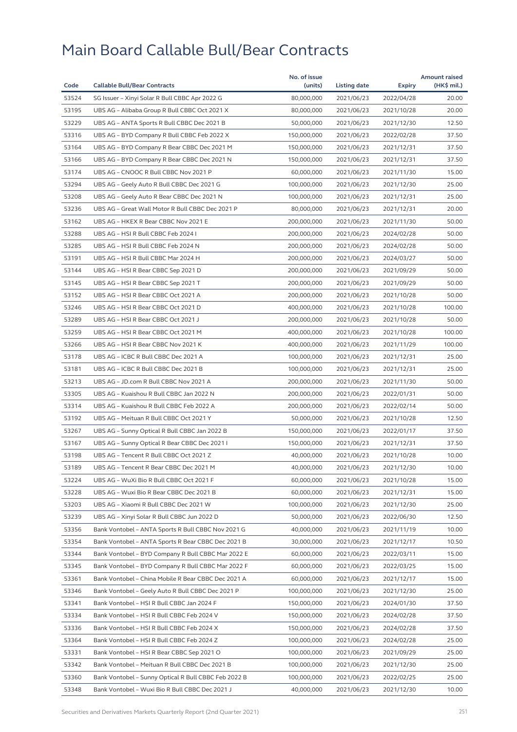# Main Board Callable Bull/Bear Contracts

| Code | Callable Bull/Bear Contracts | No. of issue (units) | Listing date | Expiry | Amount raised (HK$ mil.) |
|---|---|---|---|---|---|
| 53524 | SG Issuer – Xinyi Solar R Bull CBBC Apr 2022 G | 80,000,000 | 2021/06/23 | 2022/04/28 | 20.00 |
| 53195 | UBS AG – Alibaba Group R Bull CBBC Oct 2021 X | 80,000,000 | 2021/06/23 | 2021/10/28 | 20.00 |
| 53229 | UBS AG – ANTA Sports R Bull CBBC Dec 2021 B | 50,000,000 | 2021/06/23 | 2021/12/30 | 12.50 |
| 53316 | UBS AG – BYD Company R Bull CBBC Feb 2022 X | 150,000,000 | 2021/06/23 | 2022/02/28 | 37.50 |
| 53164 | UBS AG – BYD Company R Bear CBBC Dec 2021 M | 150,000,000 | 2021/06/23 | 2021/12/31 | 37.50 |
| 53166 | UBS AG – BYD Company R Bear CBBC Dec 2021 N | 150,000,000 | 2021/06/23 | 2021/12/31 | 37.50 |
| 53174 | UBS AG – CNOOC R Bull CBBC Nov 2021 P | 60,000,000 | 2021/06/23 | 2021/11/30 | 15.00 |
| 53294 | UBS AG – Geely Auto R Bull CBBC Dec 2021 G | 100,000,000 | 2021/06/23 | 2021/12/30 | 25.00 |
| 53208 | UBS AG – Geely Auto R Bear CBBC Dec 2021 N | 100,000,000 | 2021/06/23 | 2021/12/31 | 25.00 |
| 53236 | UBS AG – Great Wall Motor R Bull CBBC Dec 2021 P | 80,000,000 | 2021/06/23 | 2021/12/31 | 20.00 |
| 53162 | UBS AG – HKEX R Bear CBBC Nov 2021 E | 200,000,000 | 2021/06/23 | 2021/11/30 | 50.00 |
| 53288 | UBS AG – HSI R Bull CBBC Feb 2024 I | 200,000,000 | 2021/06/23 | 2024/02/28 | 50.00 |
| 53285 | UBS AG – HSI R Bull CBBC Feb 2024 N | 200,000,000 | 2021/06/23 | 2024/02/28 | 50.00 |
| 53191 | UBS AG – HSI R Bull CBBC Mar 2024 H | 200,000,000 | 2021/06/23 | 2024/03/27 | 50.00 |
| 53144 | UBS AG – HSI R Bear CBBC Sep 2021 D | 200,000,000 | 2021/06/23 | 2021/09/29 | 50.00 |
| 53145 | UBS AG – HSI R Bear CBBC Sep 2021 T | 200,000,000 | 2021/06/23 | 2021/09/29 | 50.00 |
| 53152 | UBS AG – HSI R Bear CBBC Oct 2021 A | 200,000,000 | 2021/06/23 | 2021/10/28 | 50.00 |
| 53246 | UBS AG – HSI R Bear CBBC Oct 2021 D | 400,000,000 | 2021/06/23 | 2021/10/28 | 100.00 |
| 53289 | UBS AG – HSI R Bear CBBC Oct 2021 J | 200,000,000 | 2021/06/23 | 2021/10/28 | 50.00 |
| 53259 | UBS AG – HSI R Bear CBBC Oct 2021 M | 400,000,000 | 2021/06/23 | 2021/10/28 | 100.00 |
| 53266 | UBS AG – HSI R Bear CBBC Nov 2021 K | 400,000,000 | 2021/06/23 | 2021/11/29 | 100.00 |
| 53178 | UBS AG – ICBC R Bull CBBC Dec 2021 A | 100,000,000 | 2021/06/23 | 2021/12/31 | 25.00 |
| 53181 | UBS AG – ICBC R Bull CBBC Dec 2021 B | 100,000,000 | 2021/06/23 | 2021/12/31 | 25.00 |
| 53213 | UBS AG – JD.com R Bull CBBC Nov 2021 A | 200,000,000 | 2021/06/23 | 2021/11/30 | 50.00 |
| 53305 | UBS AG – Kuaishou R Bull CBBC Jan 2022 N | 200,000,000 | 2021/06/23 | 2022/01/31 | 50.00 |
| 53314 | UBS AG – Kuaishou R Bull CBBC Feb 2022 A | 200,000,000 | 2021/06/23 | 2022/02/14 | 50.00 |
| 53192 | UBS AG – Meituan R Bull CBBC Oct 2021 Y | 50,000,000 | 2021/06/23 | 2021/10/28 | 12.50 |
| 53267 | UBS AG – Sunny Optical R Bull CBBC Jan 2022 B | 150,000,000 | 2021/06/23 | 2022/01/17 | 37.50 |
| 53167 | UBS AG – Sunny Optical R Bear CBBC Dec 2021 I | 150,000,000 | 2021/06/23 | 2021/12/31 | 37.50 |
| 53198 | UBS AG – Tencent R Bull CBBC Oct 2021 Z | 40,000,000 | 2021/06/23 | 2021/10/28 | 10.00 |
| 53189 | UBS AG – Tencent R Bear CBBC Dec 2021 M | 40,000,000 | 2021/06/23 | 2021/12/30 | 10.00 |
| 53224 | UBS AG – WuXi Bio R Bull CBBC Oct 2021 F | 60,000,000 | 2021/06/23 | 2021/10/28 | 15.00 |
| 53228 | UBS AG – Wuxi Bio R Bear CBBC Dec 2021 B | 60,000,000 | 2021/06/23 | 2021/12/31 | 15.00 |
| 53203 | UBS AG – Xiaomi R Bull CBBC Dec 2021 W | 100,000,000 | 2021/06/23 | 2021/12/30 | 25.00 |
| 53239 | UBS AG – Xinyi Solar R Bull CBBC Jun 2022 D | 50,000,000 | 2021/06/23 | 2022/06/30 | 12.50 |
| 53356 | Bank Vontobel – ANTA Sports R Bull CBBC Nov 2021 G | 40,000,000 | 2021/06/23 | 2021/11/19 | 10.00 |
| 53354 | Bank Vontobel – ANTA Sports R Bear CBBC Dec 2021 B | 30,000,000 | 2021/06/23 | 2021/12/17 | 10.50 |
| 53344 | Bank Vontobel – BYD Company R Bull CBBC Mar 2022 E | 60,000,000 | 2021/06/23 | 2022/03/11 | 15.00 |
| 53345 | Bank Vontobel – BYD Company R Bull CBBC Mar 2022 F | 60,000,000 | 2021/06/23 | 2022/03/25 | 15.00 |
| 53361 | Bank Vontobel – China Mobile R Bear CBBC Dec 2021 A | 60,000,000 | 2021/06/23 | 2021/12/17 | 15.00 |
| 53346 | Bank Vontobel – Geely Auto R Bull CBBC Dec 2021 P | 100,000,000 | 2021/06/23 | 2021/12/30 | 25.00 |
| 53341 | Bank Vontobel – HSI R Bull CBBC Jan 2024 F | 150,000,000 | 2021/06/23 | 2024/01/30 | 37.50 |
| 53334 | Bank Vontobel – HSI R Bull CBBC Feb 2024 V | 150,000,000 | 2021/06/23 | 2024/02/28 | 37.50 |
| 53336 | Bank Vontobel – HSI R Bull CBBC Feb 2024 X | 150,000,000 | 2021/06/23 | 2024/02/28 | 37.50 |
| 53364 | Bank Vontobel – HSI R Bull CBBC Feb 2024 Z | 100,000,000 | 2021/06/23 | 2024/02/28 | 25.00 |
| 53331 | Bank Vontobel – HSI R Bear CBBC Sep 2021 O | 100,000,000 | 2021/06/23 | 2021/09/29 | 25.00 |
| 53342 | Bank Vontobel – Meituan R Bull CBBC Dec 2021 B | 100,000,000 | 2021/06/23 | 2021/12/30 | 25.00 |
| 53360 | Bank Vontobel – Sunny Optical R Bull CBBC Feb 2022 B | 100,000,000 | 2021/06/23 | 2022/02/25 | 25.00 |
| 53348 | Bank Vontobel – Wuxi Bio R Bull CBBC Dec 2021 J | 40,000,000 | 2021/06/23 | 2021/12/30 | 10.00 |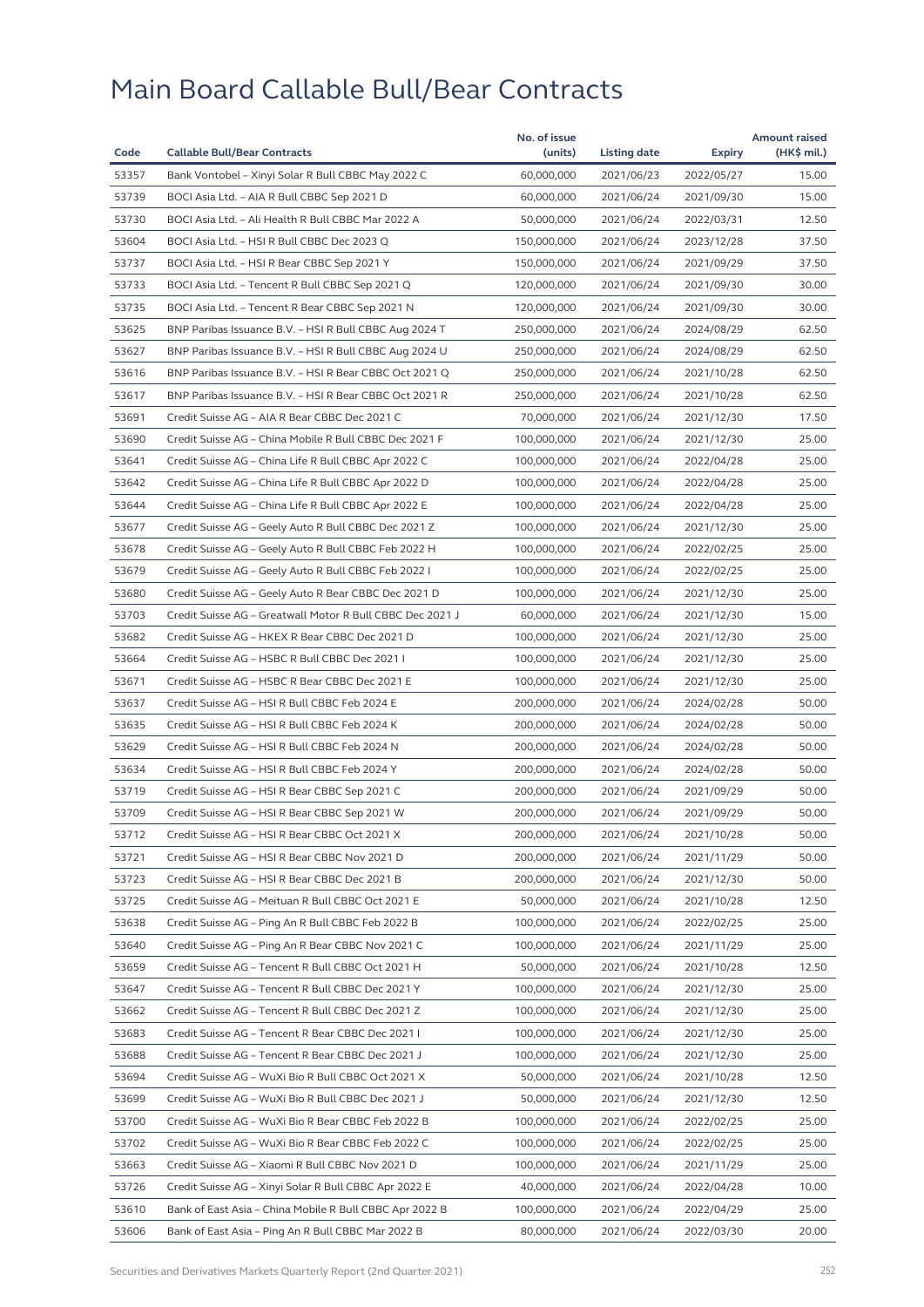# Main Board Callable Bull/Bear Contracts

| Code | Callable Bull/Bear Contracts | No. of issue (units) | Listing date | Expiry | Amount raised (HK$ mil.) |
|---|---|---|---|---|---|
| 53357 | Bank Vontobel – Xinyi Solar R Bull CBBC May 2022 C | 60,000,000 | 2021/06/23 | 2022/05/27 | 15.00 |
| 53739 | BOCI Asia Ltd. – AIA R Bull CBBC Sep 2021 D | 60,000,000 | 2021/06/24 | 2021/09/30 | 15.00 |
| 53730 | BOCI Asia Ltd. – Ali Health R Bull CBBC Mar 2022 A | 50,000,000 | 2021/06/24 | 2022/03/31 | 12.50 |
| 53604 | BOCI Asia Ltd. – HSI R Bull CBBC Dec 2023 Q | 150,000,000 | 2021/06/24 | 2023/12/28 | 37.50 |
| 53737 | BOCI Asia Ltd. – HSI R Bear CBBC Sep 2021 Y | 150,000,000 | 2021/06/24 | 2021/09/29 | 37.50 |
| 53733 | BOCI Asia Ltd. – Tencent R Bull CBBC Sep 2021 Q | 120,000,000 | 2021/06/24 | 2021/09/30 | 30.00 |
| 53735 | BOCI Asia Ltd. – Tencent R Bear CBBC Sep 2021 N | 120,000,000 | 2021/06/24 | 2021/09/30 | 30.00 |
| 53625 | BNP Paribas Issuance B.V. – HSI R Bull CBBC Aug 2024 T | 250,000,000 | 2021/06/24 | 2024/08/29 | 62.50 |
| 53627 | BNP Paribas Issuance B.V. – HSI R Bull CBBC Aug 2024 U | 250,000,000 | 2021/06/24 | 2024/08/29 | 62.50 |
| 53616 | BNP Paribas Issuance B.V. – HSI R Bear CBBC Oct 2021 Q | 250,000,000 | 2021/06/24 | 2021/10/28 | 62.50 |
| 53617 | BNP Paribas Issuance B.V. – HSI R Bear CBBC Oct 2021 R | 250,000,000 | 2021/06/24 | 2021/10/28 | 62.50 |
| 53691 | Credit Suisse AG – AIA R Bear CBBC Dec 2021 C | 70,000,000 | 2021/06/24 | 2021/12/30 | 17.50 |
| 53690 | Credit Suisse AG – China Mobile R Bull CBBC Dec 2021 F | 100,000,000 | 2021/06/24 | 2021/12/30 | 25.00 |
| 53641 | Credit Suisse AG – China Life R Bull CBBC Apr 2022 C | 100,000,000 | 2021/06/24 | 2022/04/28 | 25.00 |
| 53642 | Credit Suisse AG – China Life R Bull CBBC Apr 2022 D | 100,000,000 | 2021/06/24 | 2022/04/28 | 25.00 |
| 53644 | Credit Suisse AG – China Life R Bull CBBC Apr 2022 E | 100,000,000 | 2021/06/24 | 2022/04/28 | 25.00 |
| 53677 | Credit Suisse AG – Geely Auto R Bull CBBC Dec 2021 Z | 100,000,000 | 2021/06/24 | 2021/12/30 | 25.00 |
| 53678 | Credit Suisse AG – Geely Auto R Bull CBBC Feb 2022 H | 100,000,000 | 2021/06/24 | 2022/02/25 | 25.00 |
| 53679 | Credit Suisse AG – Geely Auto R Bull CBBC Feb 2022 I | 100,000,000 | 2021/06/24 | 2022/02/25 | 25.00 |
| 53680 | Credit Suisse AG – Geely Auto R Bear CBBC Dec 2021 D | 100,000,000 | 2021/06/24 | 2021/12/30 | 25.00 |
| 53703 | Credit Suisse AG – Greatwall Motor R Bull CBBC Dec 2021 J | 60,000,000 | 2021/06/24 | 2021/12/30 | 15.00 |
| 53682 | Credit Suisse AG – HKEX R Bear CBBC Dec 2021 D | 100,000,000 | 2021/06/24 | 2021/12/30 | 25.00 |
| 53664 | Credit Suisse AG – HSBC R Bull CBBC Dec 2021 I | 100,000,000 | 2021/06/24 | 2021/12/30 | 25.00 |
| 53671 | Credit Suisse AG – HSBC R Bear CBBC Dec 2021 E | 100,000,000 | 2021/06/24 | 2021/12/30 | 25.00 |
| 53637 | Credit Suisse AG – HSI R Bull CBBC Feb 2024 E | 200,000,000 | 2021/06/24 | 2024/02/28 | 50.00 |
| 53635 | Credit Suisse AG – HSI R Bull CBBC Feb 2024 K | 200,000,000 | 2021/06/24 | 2024/02/28 | 50.00 |
| 53629 | Credit Suisse AG – HSI R Bull CBBC Feb 2024 N | 200,000,000 | 2021/06/24 | 2024/02/28 | 50.00 |
| 53634 | Credit Suisse AG – HSI R Bull CBBC Feb 2024 Y | 200,000,000 | 2021/06/24 | 2024/02/28 | 50.00 |
| 53719 | Credit Suisse AG – HSI R Bear CBBC Sep 2021 C | 200,000,000 | 2021/06/24 | 2021/09/29 | 50.00 |
| 53709 | Credit Suisse AG – HSI R Bear CBBC Sep 2021 W | 200,000,000 | 2021/06/24 | 2021/09/29 | 50.00 |
| 53712 | Credit Suisse AG – HSI R Bear CBBC Oct 2021 X | 200,000,000 | 2021/06/24 | 2021/10/28 | 50.00 |
| 53721 | Credit Suisse AG – HSI R Bear CBBC Nov 2021 D | 200,000,000 | 2021/06/24 | 2021/11/29 | 50.00 |
| 53723 | Credit Suisse AG – HSI R Bear CBBC Dec 2021 B | 200,000,000 | 2021/06/24 | 2021/12/30 | 50.00 |
| 53725 | Credit Suisse AG – Meituan R Bull CBBC Oct 2021 E | 50,000,000 | 2021/06/24 | 2021/10/28 | 12.50 |
| 53638 | Credit Suisse AG – Ping An R Bull CBBC Feb 2022 B | 100,000,000 | 2021/06/24 | 2022/02/25 | 25.00 |
| 53640 | Credit Suisse AG – Ping An R Bear CBBC Nov 2021 C | 100,000,000 | 2021/06/24 | 2021/11/29 | 25.00 |
| 53659 | Credit Suisse AG – Tencent R Bull CBBC Oct 2021 H | 50,000,000 | 2021/06/24 | 2021/10/28 | 12.50 |
| 53647 | Credit Suisse AG – Tencent R Bull CBBC Dec 2021 Y | 100,000,000 | 2021/06/24 | 2021/12/30 | 25.00 |
| 53662 | Credit Suisse AG – Tencent R Bull CBBC Dec 2021 Z | 100,000,000 | 2021/06/24 | 2021/12/30 | 25.00 |
| 53683 | Credit Suisse AG – Tencent R Bear CBBC Dec 2021 I | 100,000,000 | 2021/06/24 | 2021/12/30 | 25.00 |
| 53688 | Credit Suisse AG – Tencent R Bear CBBC Dec 2021 J | 100,000,000 | 2021/06/24 | 2021/12/30 | 25.00 |
| 53694 | Credit Suisse AG – WuXi Bio R Bull CBBC Oct 2021 X | 50,000,000 | 2021/06/24 | 2021/10/28 | 12.50 |
| 53699 | Credit Suisse AG – WuXi Bio R Bull CBBC Dec 2021 J | 50,000,000 | 2021/06/24 | 2021/12/30 | 12.50 |
| 53700 | Credit Suisse AG – WuXi Bio R Bear CBBC Feb 2022 B | 100,000,000 | 2021/06/24 | 2022/02/25 | 25.00 |
| 53702 | Credit Suisse AG – WuXi Bio R Bear CBBC Feb 2022 C | 100,000,000 | 2021/06/24 | 2022/02/25 | 25.00 |
| 53663 | Credit Suisse AG – Xiaomi R Bull CBBC Nov 2021 D | 100,000,000 | 2021/06/24 | 2021/11/29 | 25.00 |
| 53726 | Credit Suisse AG – Xinyi Solar R Bull CBBC Apr 2022 E | 40,000,000 | 2021/06/24 | 2022/04/28 | 10.00 |
| 53610 | Bank of East Asia – China Mobile R Bull CBBC Apr 2022 B | 100,000,000 | 2021/06/24 | 2022/04/29 | 25.00 |
| 53606 | Bank of East Asia – Ping An R Bull CBBC Mar 2022 B | 80,000,000 | 2021/06/24 | 2022/03/30 | 20.00 |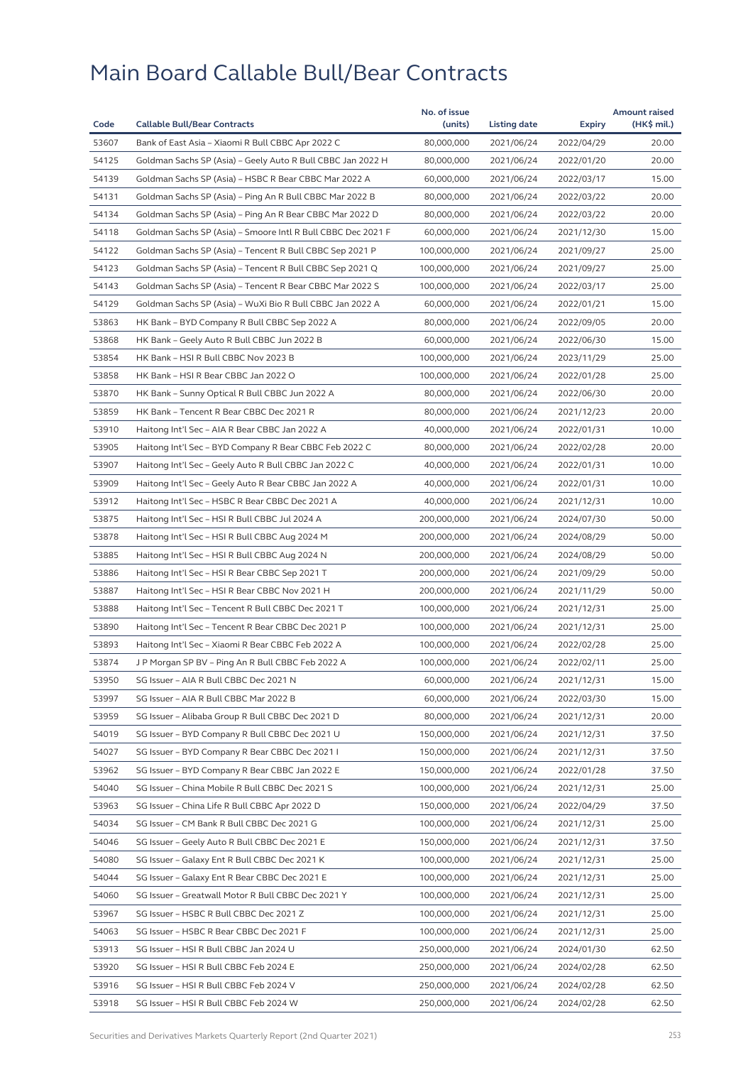# Main Board Callable Bull/Bear Contracts

| Code | Callable Bull/Bear Contracts | No. of issue (units) | Listing date | Expiry | Amount raised (HK$ mil.) |
|---|---|---|---|---|---|
| 53607 | Bank of East Asia – Xiaomi R Bull CBBC Apr 2022 C | 80,000,000 | 2021/06/24 | 2022/04/29 | 20.00 |
| 54125 | Goldman Sachs SP (Asia) – Geely Auto R Bull CBBC Jan 2022 H | 80,000,000 | 2021/06/24 | 2022/01/20 | 20.00 |
| 54139 | Goldman Sachs SP (Asia) – HSBC R Bear CBBC Mar 2022 A | 60,000,000 | 2021/06/24 | 2022/03/17 | 15.00 |
| 54131 | Goldman Sachs SP (Asia) – Ping An R Bull CBBC Mar 2022 B | 80,000,000 | 2021/06/24 | 2022/03/22 | 20.00 |
| 54134 | Goldman Sachs SP (Asia) – Ping An R Bear CBBC Mar 2022 D | 80,000,000 | 2021/06/24 | 2022/03/22 | 20.00 |
| 54118 | Goldman Sachs SP (Asia) – Smoore Intl R Bull CBBC Dec 2021 F | 60,000,000 | 2021/06/24 | 2021/12/30 | 15.00 |
| 54122 | Goldman Sachs SP (Asia) – Tencent R Bull CBBC Sep 2021 P | 100,000,000 | 2021/06/24 | 2021/09/27 | 25.00 |
| 54123 | Goldman Sachs SP (Asia) – Tencent R Bull CBBC Sep 2021 Q | 100,000,000 | 2021/06/24 | 2021/09/27 | 25.00 |
| 54143 | Goldman Sachs SP (Asia) – Tencent R Bear CBBC Mar 2022 S | 100,000,000 | 2021/06/24 | 2022/03/17 | 25.00 |
| 54129 | Goldman Sachs SP (Asia) – WuXi Bio R Bull CBBC Jan 2022 A | 60,000,000 | 2021/06/24 | 2022/01/21 | 15.00 |
| 53863 | HK Bank – BYD Company R Bull CBBC Sep 2022 A | 80,000,000 | 2021/06/24 | 2022/09/05 | 20.00 |
| 53868 | HK Bank – Geely Auto R Bull CBBC Jun 2022 B | 60,000,000 | 2021/06/24 | 2022/06/30 | 15.00 |
| 53854 | HK Bank – HSI R Bull CBBC Nov 2023 B | 100,000,000 | 2021/06/24 | 2023/11/29 | 25.00 |
| 53858 | HK Bank – HSI R Bear CBBC Jan 2022 O | 100,000,000 | 2021/06/24 | 2022/01/28 | 25.00 |
| 53870 | HK Bank – Sunny Optical R Bull CBBC Jun 2022 A | 80,000,000 | 2021/06/24 | 2022/06/30 | 20.00 |
| 53859 | HK Bank – Tencent R Bear CBBC Dec 2021 R | 80,000,000 | 2021/06/24 | 2021/12/23 | 20.00 |
| 53910 | Haitong Int'l Sec – AIA R Bear CBBC Jan 2022 A | 40,000,000 | 2021/06/24 | 2022/01/31 | 10.00 |
| 53905 | Haitong Int'l Sec – BYD Company R Bear CBBC Feb 2022 C | 80,000,000 | 2021/06/24 | 2022/02/28 | 20.00 |
| 53907 | Haitong Int'l Sec – Geely Auto R Bull CBBC Jan 2022 C | 40,000,000 | 2021/06/24 | 2022/01/31 | 10.00 |
| 53909 | Haitong Int'l Sec – Geely Auto R Bear CBBC Jan 2022 A | 40,000,000 | 2021/06/24 | 2022/01/31 | 10.00 |
| 53912 | Haitong Int'l Sec – HSBC R Bear CBBC Dec 2021 A | 40,000,000 | 2021/06/24 | 2021/12/31 | 10.00 |
| 53875 | Haitong Int'l Sec – HSI R Bull CBBC Jul 2024 A | 200,000,000 | 2021/06/24 | 2024/07/30 | 50.00 |
| 53878 | Haitong Int'l Sec – HSI R Bull CBBC Aug 2024 M | 200,000,000 | 2021/06/24 | 2024/08/29 | 50.00 |
| 53885 | Haitong Int'l Sec – HSI R Bull CBBC Aug 2024 N | 200,000,000 | 2021/06/24 | 2024/08/29 | 50.00 |
| 53886 | Haitong Int'l Sec – HSI R Bear CBBC Sep 2021 T | 200,000,000 | 2021/06/24 | 2021/09/29 | 50.00 |
| 53887 | Haitong Int'l Sec – HSI R Bear CBBC Nov 2021 H | 200,000,000 | 2021/06/24 | 2021/11/29 | 50.00 |
| 53888 | Haitong Int'l Sec – Tencent R Bull CBBC Dec 2021 T | 100,000,000 | 2021/06/24 | 2021/12/31 | 25.00 |
| 53890 | Haitong Int'l Sec – Tencent R Bear CBBC Dec 2021 P | 100,000,000 | 2021/06/24 | 2021/12/31 | 25.00 |
| 53893 | Haitong Int'l Sec – Xiaomi R Bear CBBC Feb 2022 A | 100,000,000 | 2021/06/24 | 2022/02/28 | 25.00 |
| 53874 | J P Morgan SP BV – Ping An R Bull CBBC Feb 2022 A | 100,000,000 | 2021/06/24 | 2022/02/11 | 25.00 |
| 53950 | SG Issuer – AIA R Bull CBBC Dec 2021 N | 60,000,000 | 2021/06/24 | 2021/12/31 | 15.00 |
| 53997 | SG Issuer – AIA R Bull CBBC Mar 2022 B | 60,000,000 | 2021/06/24 | 2022/03/30 | 15.00 |
| 53959 | SG Issuer – Alibaba Group R Bull CBBC Dec 2021 D | 80,000,000 | 2021/06/24 | 2021/12/31 | 20.00 |
| 54019 | SG Issuer – BYD Company R Bull CBBC Dec 2021 U | 150,000,000 | 2021/06/24 | 2021/12/31 | 37.50 |
| 54027 | SG Issuer – BYD Company R Bear CBBC Dec 2021 I | 150,000,000 | 2021/06/24 | 2021/12/31 | 37.50 |
| 53962 | SG Issuer – BYD Company R Bear CBBC Jan 2022 E | 150,000,000 | 2021/06/24 | 2022/01/28 | 37.50 |
| 54040 | SG Issuer – China Mobile R Bull CBBC Dec 2021 S | 100,000,000 | 2021/06/24 | 2021/12/31 | 25.00 |
| 53963 | SG Issuer – China Life R Bull CBBC Apr 2022 D | 150,000,000 | 2021/06/24 | 2022/04/29 | 37.50 |
| 54034 | SG Issuer – CM Bank R Bull CBBC Dec 2021 G | 100,000,000 | 2021/06/24 | 2021/12/31 | 25.00 |
| 54046 | SG Issuer – Geely Auto R Bull CBBC Dec 2021 E | 150,000,000 | 2021/06/24 | 2021/12/31 | 37.50 |
| 54080 | SG Issuer – Galaxy Ent R Bull CBBC Dec 2021 K | 100,000,000 | 2021/06/24 | 2021/12/31 | 25.00 |
| 54044 | SG Issuer – Galaxy Ent R Bear CBBC Dec 2021 E | 100,000,000 | 2021/06/24 | 2021/12/31 | 25.00 |
| 54060 | SG Issuer – Greatwall Motor R Bull CBBC Dec 2021 Y | 100,000,000 | 2021/06/24 | 2021/12/31 | 25.00 |
| 53967 | SG Issuer – HSBC R Bull CBBC Dec 2021 Z | 100,000,000 | 2021/06/24 | 2021/12/31 | 25.00 |
| 54063 | SG Issuer – HSBC R Bear CBBC Dec 2021 F | 100,000,000 | 2021/06/24 | 2021/12/31 | 25.00 |
| 53913 | SG Issuer – HSI R Bull CBBC Jan 2024 U | 250,000,000 | 2021/06/24 | 2024/01/30 | 62.50 |
| 53920 | SG Issuer – HSI R Bull CBBC Feb 2024 E | 250,000,000 | 2021/06/24 | 2024/02/28 | 62.50 |
| 53916 | SG Issuer – HSI R Bull CBBC Feb 2024 V | 250,000,000 | 2021/06/24 | 2024/02/28 | 62.50 |
| 53918 | SG Issuer – HSI R Bull CBBC Feb 2024 W | 250,000,000 | 2021/06/24 | 2024/02/28 | 62.50 |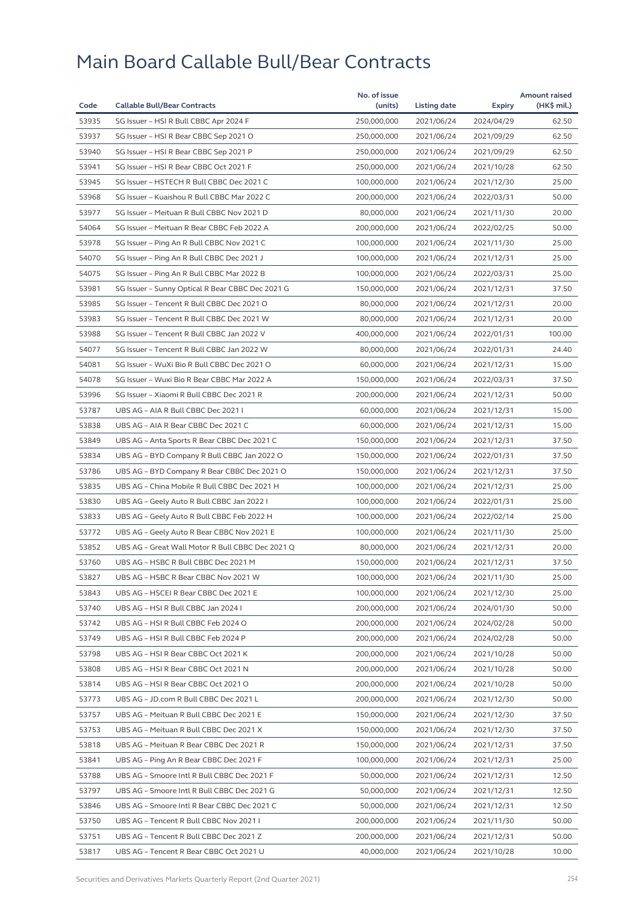# Main Board Callable Bull/Bear Contracts

| Code | Callable Bull/Bear Contracts | No. of issue (units) | Listing date | Expiry | Amount raised (HK$ mil.) |
|---|---|---|---|---|---|
| 53935 | SG Issuer – HSI R Bull CBBC Apr 2024 F | 250,000,000 | 2021/06/24 | 2024/04/29 | 62.50 |
| 53937 | SG Issuer – HSI R Bear CBBC Sep 2021 O | 250,000,000 | 2021/06/24 | 2021/09/29 | 62.50 |
| 53940 | SG Issuer – HSI R Bear CBBC Sep 2021 P | 250,000,000 | 2021/06/24 | 2021/09/29 | 62.50 |
| 53941 | SG Issuer – HSI R Bear CBBC Oct 2021 F | 250,000,000 | 2021/06/24 | 2021/10/28 | 62.50 |
| 53945 | SG Issuer – HSTECH R Bull CBBC Dec 2021 C | 100,000,000 | 2021/06/24 | 2021/12/30 | 25.00 |
| 53968 | SG Issuer – Kuaishou R Bull CBBC Mar 2022 C | 200,000,000 | 2021/06/24 | 2022/03/31 | 50.00 |
| 53977 | SG Issuer – Meituan R Bull CBBC Nov 2021 D | 80,000,000 | 2021/06/24 | 2021/11/30 | 20.00 |
| 54064 | SG Issuer – Meituan R Bear CBBC Feb 2022 A | 200,000,000 | 2021/06/24 | 2022/02/25 | 50.00 |
| 53978 | SG Issuer – Ping An R Bull CBBC Nov 2021 C | 100,000,000 | 2021/06/24 | 2021/11/30 | 25.00 |
| 54070 | SG Issuer – Ping An R Bull CBBC Dec 2021 J | 100,000,000 | 2021/06/24 | 2021/12/31 | 25.00 |
| 54075 | SG Issuer – Ping An R Bull CBBC Mar 2022 B | 100,000,000 | 2021/06/24 | 2022/03/31 | 25.00 |
| 53981 | SG Issuer – Sunny Optical R Bear CBBC Dec 2021 G | 150,000,000 | 2021/06/24 | 2021/12/31 | 37.50 |
| 53985 | SG Issuer – Tencent R Bull CBBC Dec 2021 O | 80,000,000 | 2021/06/24 | 2021/12/31 | 20.00 |
| 53983 | SG Issuer – Tencent R Bull CBBC Dec 2021 W | 80,000,000 | 2021/06/24 | 2021/12/31 | 20.00 |
| 53988 | SG Issuer – Tencent R Bull CBBC Jan 2022 V | 400,000,000 | 2021/06/24 | 2022/01/31 | 100.00 |
| 54077 | SG Issuer – Tencent R Bull CBBC Jan 2022 W | 80,000,000 | 2021/06/24 | 2022/01/31 | 24.40 |
| 54081 | SG Issuer – WuXi Bio R Bull CBBC Dec 2021 O | 60,000,000 | 2021/06/24 | 2021/12/31 | 15.00 |
| 54078 | SG Issuer – Wuxi Bio R Bear CBBC Mar 2022 A | 150,000,000 | 2021/06/24 | 2022/03/31 | 37.50 |
| 53996 | SG Issuer – Xiaomi R Bull CBBC Dec 2021 R | 200,000,000 | 2021/06/24 | 2021/12/31 | 50.00 |
| 53787 | UBS AG – AIA R Bull CBBC Dec 2021 I | 60,000,000 | 2021/06/24 | 2021/12/31 | 15.00 |
| 53838 | UBS AG – AIA R Bear CBBC Dec 2021 C | 60,000,000 | 2021/06/24 | 2021/12/31 | 15.00 |
| 53849 | UBS AG – Anta Sports R Bear CBBC Dec 2021 C | 150,000,000 | 2021/06/24 | 2021/12/31 | 37.50 |
| 53834 | UBS AG – BYD Company R Bull CBBC Jan 2022 O | 150,000,000 | 2021/06/24 | 2022/01/31 | 37.50 |
| 53786 | UBS AG – BYD Company R Bear CBBC Dec 2021 O | 150,000,000 | 2021/06/24 | 2021/12/31 | 37.50 |
| 53835 | UBS AG – China Mobile R Bull CBBC Dec 2021 H | 100,000,000 | 2021/06/24 | 2021/12/31 | 25.00 |
| 53830 | UBS AG – Geely Auto R Bull CBBC Jan 2022 I | 100,000,000 | 2021/06/24 | 2022/01/31 | 25.00 |
| 53833 | UBS AG – Geely Auto R Bull CBBC Feb 2022 H | 100,000,000 | 2021/06/24 | 2022/02/14 | 25.00 |
| 53772 | UBS AG – Geely Auto R Bear CBBC Nov 2021 E | 100,000,000 | 2021/06/24 | 2021/11/30 | 25.00 |
| 53852 | UBS AG – Great Wall Motor R Bull CBBC Dec 2021 Q | 80,000,000 | 2021/06/24 | 2021/12/31 | 20.00 |
| 53760 | UBS AG – HSBC R Bull CBBC Dec 2021 M | 150,000,000 | 2021/06/24 | 2021/12/31 | 37.50 |
| 53827 | UBS AG – HSBC R Bear CBBC Nov 2021 W | 100,000,000 | 2021/06/24 | 2021/11/30 | 25.00 |
| 53843 | UBS AG – HSCEI R Bear CBBC Dec 2021 E | 100,000,000 | 2021/06/24 | 2021/12/30 | 25.00 |
| 53740 | UBS AG – HSI R Bull CBBC Jan 2024 I | 200,000,000 | 2021/06/24 | 2024/01/30 | 50.00 |
| 53742 | UBS AG – HSI R Bull CBBC Feb 2024 O | 200,000,000 | 2021/06/24 | 2024/02/28 | 50.00 |
| 53749 | UBS AG – HSI R Bull CBBC Feb 2024 P | 200,000,000 | 2021/06/24 | 2024/02/28 | 50.00 |
| 53798 | UBS AG – HSI R Bear CBBC Oct 2021 K | 200,000,000 | 2021/06/24 | 2021/10/28 | 50.00 |
| 53808 | UBS AG – HSI R Bear CBBC Oct 2021 N | 200,000,000 | 2021/06/24 | 2021/10/28 | 50.00 |
| 53814 | UBS AG – HSI R Bear CBBC Oct 2021 O | 200,000,000 | 2021/06/24 | 2021/10/28 | 50.00 |
| 53773 | UBS AG – JD.com R Bull CBBC Dec 2021 L | 200,000,000 | 2021/06/24 | 2021/12/30 | 50.00 |
| 53757 | UBS AG – Meituan R Bull CBBC Dec 2021 E | 150,000,000 | 2021/06/24 | 2021/12/30 | 37.50 |
| 53753 | UBS AG – Meituan R Bull CBBC Dec 2021 X | 150,000,000 | 2021/06/24 | 2021/12/30 | 37.50 |
| 53818 | UBS AG – Meituan R Bear CBBC Dec 2021 R | 150,000,000 | 2021/06/24 | 2021/12/31 | 37.50 |
| 53841 | UBS AG – Ping An R Bear CBBC Dec 2021 F | 100,000,000 | 2021/06/24 | 2021/12/31 | 25.00 |
| 53788 | UBS AG – Smoore Intl R Bull CBBC Dec 2021 F | 50,000,000 | 2021/06/24 | 2021/12/31 | 12.50 |
| 53797 | UBS AG – Smoore Intl R Bull CBBC Dec 2021 G | 50,000,000 | 2021/06/24 | 2021/12/31 | 12.50 |
| 53846 | UBS AG – Smoore Intl R Bear CBBC Dec 2021 C | 50,000,000 | 2021/06/24 | 2021/12/31 | 12.50 |
| 53750 | UBS AG – Tencent R Bull CBBC Nov 2021 I | 200,000,000 | 2021/06/24 | 2021/11/30 | 50.00 |
| 53751 | UBS AG – Tencent R Bull CBBC Dec 2021 Z | 200,000,000 | 2021/06/24 | 2021/12/31 | 50.00 |
| 53817 | UBS AG – Tencent R Bear CBBC Oct 2021 U | 40,000,000 | 2021/06/24 | 2021/10/28 | 10.00 |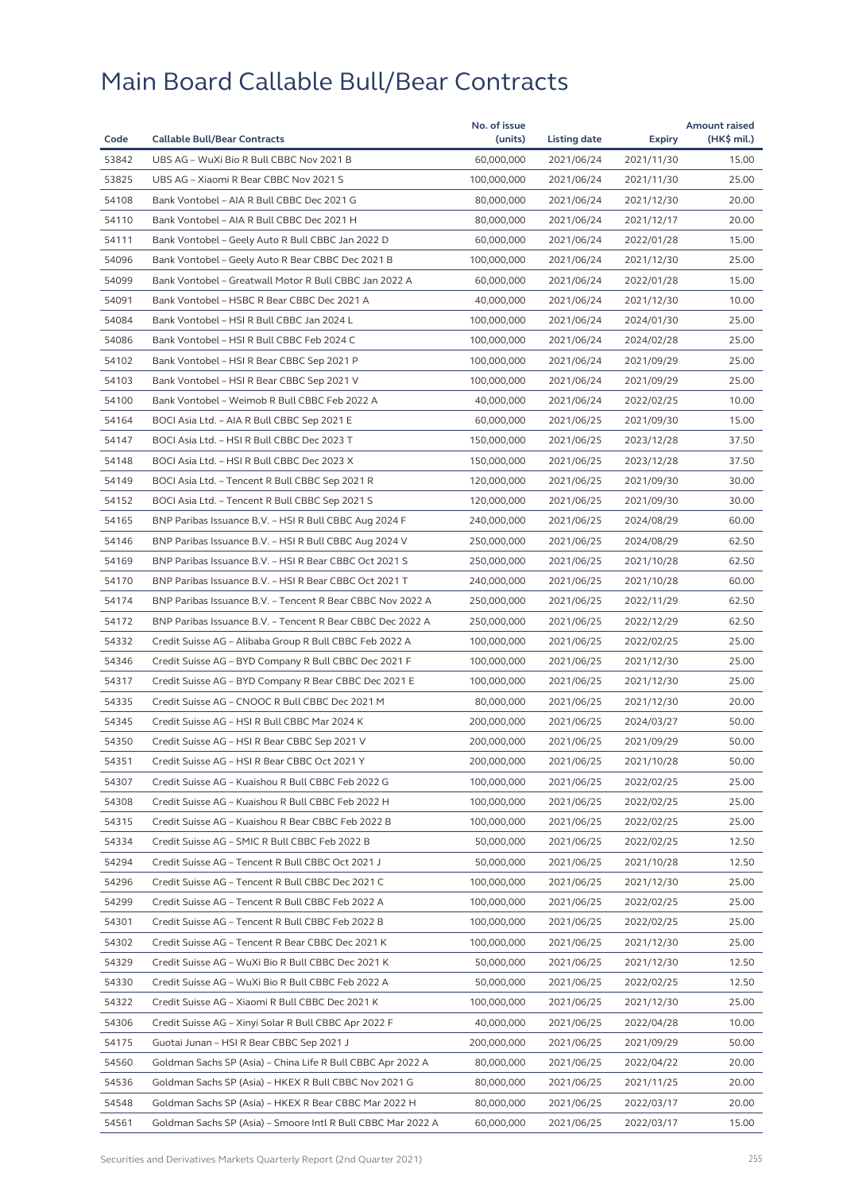# Main Board Callable Bull/Bear Contracts

| Code | Callable Bull/Bear Contracts | No. of issue (units) | Listing date | Expiry | Amount raised (HK$ mil.) |
|---|---|---|---|---|---|
| 53842 | UBS AG – WuXi Bio R Bull CBBC Nov 2021 B | 60,000,000 | 2021/06/24 | 2021/11/30 | 15.00 |
| 53825 | UBS AG – Xiaomi R Bear CBBC Nov 2021 S | 100,000,000 | 2021/06/24 | 2021/11/30 | 25.00 |
| 54108 | Bank Vontobel – AIA R Bull CBBC Dec 2021 G | 80,000,000 | 2021/06/24 | 2021/12/30 | 20.00 |
| 54110 | Bank Vontobel – AIA R Bull CBBC Dec 2021 H | 80,000,000 | 2021/06/24 | 2021/12/17 | 20.00 |
| 54111 | Bank Vontobel – Geely Auto R Bull CBBC Jan 2022 D | 60,000,000 | 2021/06/24 | 2022/01/28 | 15.00 |
| 54096 | Bank Vontobel – Geely Auto R Bear CBBC Dec 2021 B | 100,000,000 | 2021/06/24 | 2021/12/30 | 25.00 |
| 54099 | Bank Vontobel – Greatwall Motor R Bull CBBC Jan 2022 A | 60,000,000 | 2021/06/24 | 2022/01/28 | 15.00 |
| 54091 | Bank Vontobel – HSBC R Bear CBBC Dec 2021 A | 40,000,000 | 2021/06/24 | 2021/12/30 | 10.00 |
| 54084 | Bank Vontobel – HSI R Bull CBBC Jan 2024 L | 100,000,000 | 2021/06/24 | 2024/01/30 | 25.00 |
| 54086 | Bank Vontobel – HSI R Bull CBBC Feb 2024 C | 100,000,000 | 2021/06/24 | 2024/02/28 | 25.00 |
| 54102 | Bank Vontobel – HSI R Bear CBBC Sep 2021 P | 100,000,000 | 2021/06/24 | 2021/09/29 | 25.00 |
| 54103 | Bank Vontobel – HSI R Bear CBBC Sep 2021 V | 100,000,000 | 2021/06/24 | 2021/09/29 | 25.00 |
| 54100 | Bank Vontobel – Weimob R Bull CBBC Feb 2022 A | 40,000,000 | 2021/06/24 | 2022/02/25 | 10.00 |
| 54164 | BOCI Asia Ltd. – AIA R Bull CBBC Sep 2021 E | 60,000,000 | 2021/06/25 | 2021/09/30 | 15.00 |
| 54147 | BOCI Asia Ltd. – HSI R Bull CBBC Dec 2023 T | 150,000,000 | 2021/06/25 | 2023/12/28 | 37.50 |
| 54148 | BOCI Asia Ltd. – HSI R Bull CBBC Dec 2023 X | 150,000,000 | 2021/06/25 | 2023/12/28 | 37.50 |
| 54149 | BOCI Asia Ltd. – Tencent R Bull CBBC Sep 2021 R | 120,000,000 | 2021/06/25 | 2021/09/30 | 30.00 |
| 54152 | BOCI Asia Ltd. – Tencent R Bull CBBC Sep 2021 S | 120,000,000 | 2021/06/25 | 2021/09/30 | 30.00 |
| 54165 | BNP Paribas Issuance B.V. – HSI R Bull CBBC Aug 2024 F | 240,000,000 | 2021/06/25 | 2024/08/29 | 60.00 |
| 54146 | BNP Paribas Issuance B.V. – HSI R Bull CBBC Aug 2024 V | 250,000,000 | 2021/06/25 | 2024/08/29 | 62.50 |
| 54169 | BNP Paribas Issuance B.V. – HSI R Bear CBBC Oct 2021 S | 250,000,000 | 2021/06/25 | 2021/10/28 | 62.50 |
| 54170 | BNP Paribas Issuance B.V. – HSI R Bear CBBC Oct 2021 T | 240,000,000 | 2021/06/25 | 2021/10/28 | 60.00 |
| 54174 | BNP Paribas Issuance B.V. – Tencent R Bear CBBC Nov 2022 A | 250,000,000 | 2021/06/25 | 2022/11/29 | 62.50 |
| 54172 | BNP Paribas Issuance B.V. – Tencent R Bear CBBC Dec 2022 A | 250,000,000 | 2021/06/25 | 2022/12/29 | 62.50 |
| 54332 | Credit Suisse AG – Alibaba Group R Bull CBBC Feb 2022 A | 100,000,000 | 2021/06/25 | 2022/02/25 | 25.00 |
| 54346 | Credit Suisse AG – BYD Company R Bull CBBC Dec 2021 F | 100,000,000 | 2021/06/25 | 2021/12/30 | 25.00 |
| 54317 | Credit Suisse AG – BYD Company R Bear CBBC Dec 2021 E | 100,000,000 | 2021/06/25 | 2021/12/30 | 25.00 |
| 54335 | Credit Suisse AG – CNOOC R Bull CBBC Dec 2021 M | 80,000,000 | 2021/06/25 | 2021/12/30 | 20.00 |
| 54345 | Credit Suisse AG – HSI R Bull CBBC Mar 2024 K | 200,000,000 | 2021/06/25 | 2024/03/27 | 50.00 |
| 54350 | Credit Suisse AG – HSI R Bear CBBC Sep 2021 V | 200,000,000 | 2021/06/25 | 2021/09/29 | 50.00 |
| 54351 | Credit Suisse AG – HSI R Bear CBBC Oct 2021 Y | 200,000,000 | 2021/06/25 | 2021/10/28 | 50.00 |
| 54307 | Credit Suisse AG – Kuaishou R Bull CBBC Feb 2022 G | 100,000,000 | 2021/06/25 | 2022/02/25 | 25.00 |
| 54308 | Credit Suisse AG – Kuaishou R Bull CBBC Feb 2022 H | 100,000,000 | 2021/06/25 | 2022/02/25 | 25.00 |
| 54315 | Credit Suisse AG – Kuaishou R Bear CBBC Feb 2022 B | 100,000,000 | 2021/06/25 | 2022/02/25 | 25.00 |
| 54334 | Credit Suisse AG – SMIC R Bull CBBC Feb 2022 B | 50,000,000 | 2021/06/25 | 2022/02/25 | 12.50 |
| 54294 | Credit Suisse AG – Tencent R Bull CBBC Oct 2021 J | 50,000,000 | 2021/06/25 | 2021/10/28 | 12.50 |
| 54296 | Credit Suisse AG – Tencent R Bull CBBC Dec 2021 C | 100,000,000 | 2021/06/25 | 2021/12/30 | 25.00 |
| 54299 | Credit Suisse AG – Tencent R Bull CBBC Feb 2022 A | 100,000,000 | 2021/06/25 | 2022/02/25 | 25.00 |
| 54301 | Credit Suisse AG – Tencent R Bull CBBC Feb 2022 B | 100,000,000 | 2021/06/25 | 2022/02/25 | 25.00 |
| 54302 | Credit Suisse AG – Tencent R Bear CBBC Dec 2021 K | 100,000,000 | 2021/06/25 | 2021/12/30 | 25.00 |
| 54329 | Credit Suisse AG – WuXi Bio R Bull CBBC Dec 2021 K | 50,000,000 | 2021/06/25 | 2021/12/30 | 12.50 |
| 54330 | Credit Suisse AG – WuXi Bio R Bull CBBC Feb 2022 A | 50,000,000 | 2021/06/25 | 2022/02/25 | 12.50 |
| 54322 | Credit Suisse AG – Xiaomi R Bull CBBC Dec 2021 K | 100,000,000 | 2021/06/25 | 2021/12/30 | 25.00 |
| 54306 | Credit Suisse AG – Xinyi Solar R Bull CBBC Apr 2022 F | 40,000,000 | 2021/06/25 | 2022/04/28 | 10.00 |
| 54175 | Guotai Junan – HSI R Bear CBBC Sep 2021 J | 200,000,000 | 2021/06/25 | 2021/09/29 | 50.00 |
| 54560 | Goldman Sachs SP (Asia) – China Life R Bull CBBC Apr 2022 A | 80,000,000 | 2021/06/25 | 2022/04/22 | 20.00 |
| 54536 | Goldman Sachs SP (Asia) – HKEX R Bull CBBC Nov 2021 G | 80,000,000 | 2021/06/25 | 2021/11/25 | 20.00 |
| 54548 | Goldman Sachs SP (Asia) – HKEX R Bear CBBC Mar 2022 H | 80,000,000 | 2021/06/25 | 2022/03/17 | 20.00 |
| 54561 | Goldman Sachs SP (Asia) – Smoore Intl R Bull CBBC Mar 2022 A | 60,000,000 | 2021/06/25 | 2022/03/17 | 15.00 |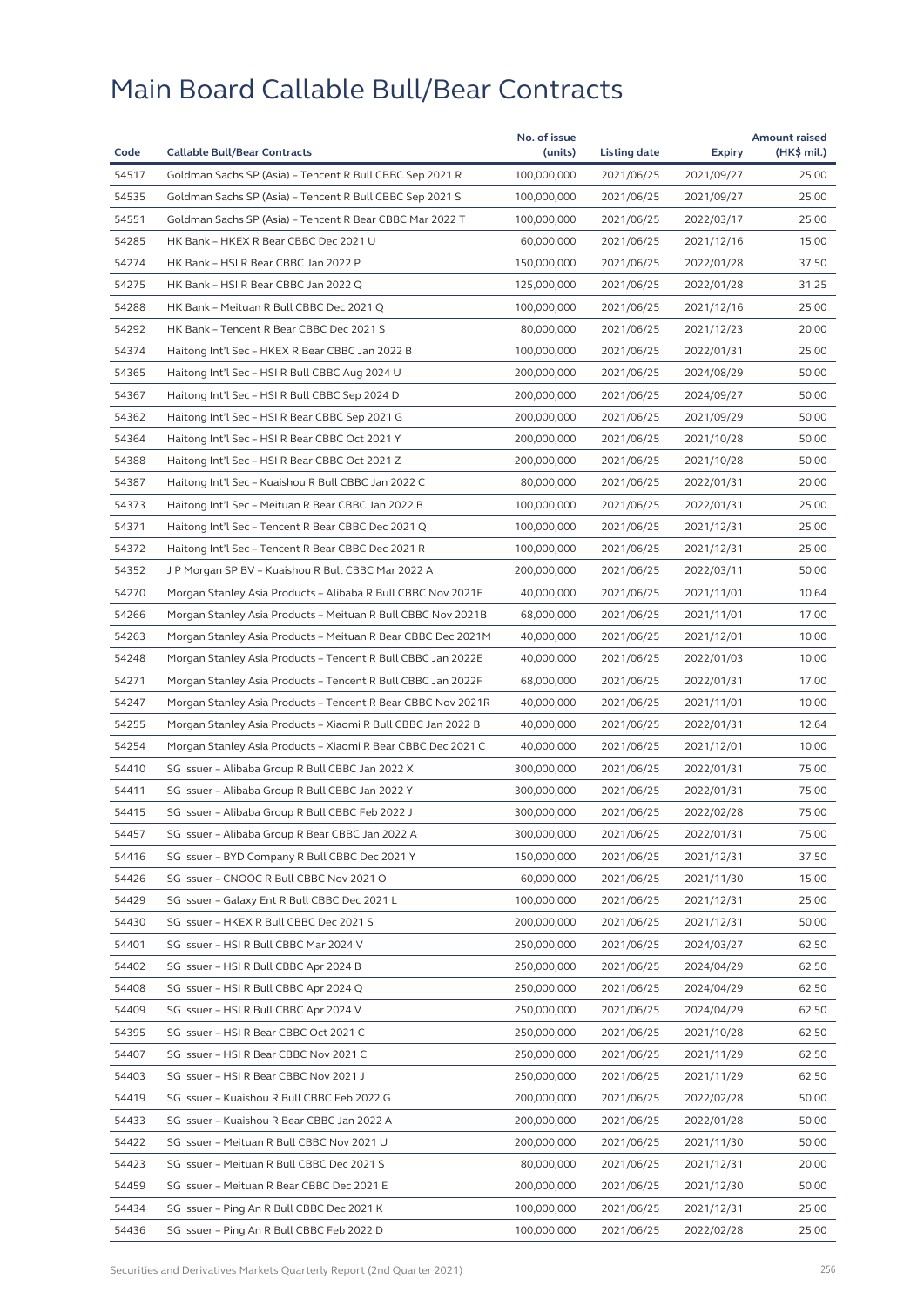# Main Board Callable Bull/Bear Contracts

| Code | Callable Bull/Bear Contracts | No. of issue (units) | Listing date | Expiry | Amount raised (HK$ mil.) |
|---|---|---|---|---|---|
| 54517 | Goldman Sachs SP (Asia) – Tencent R Bull CBBC Sep 2021 R | 100,000,000 | 2021/06/25 | 2021/09/27 | 25.00 |
| 54535 | Goldman Sachs SP (Asia) – Tencent R Bull CBBC Sep 2021 S | 100,000,000 | 2021/06/25 | 2021/09/27 | 25.00 |
| 54551 | Goldman Sachs SP (Asia) – Tencent R Bear CBBC Mar 2022 T | 100,000,000 | 2021/06/25 | 2022/03/17 | 25.00 |
| 54285 | HK Bank – HKEX R Bear CBBC Dec 2021 U | 60,000,000 | 2021/06/25 | 2021/12/16 | 15.00 |
| 54274 | HK Bank – HSI R Bear CBBC Jan 2022 P | 150,000,000 | 2021/06/25 | 2022/01/28 | 37.50 |
| 54275 | HK Bank – HSI R Bear CBBC Jan 2022 Q | 125,000,000 | 2021/06/25 | 2022/01/28 | 31.25 |
| 54288 | HK Bank – Meituan R Bull CBBC Dec 2021 Q | 100,000,000 | 2021/06/25 | 2021/12/16 | 25.00 |
| 54292 | HK Bank – Tencent R Bear CBBC Dec 2021 S | 80,000,000 | 2021/06/25 | 2021/12/23 | 20.00 |
| 54374 | Haitong Int'l Sec – HKEX R Bear CBBC Jan 2022 B | 100,000,000 | 2021/06/25 | 2022/01/31 | 25.00 |
| 54365 | Haitong Int'l Sec – HSI R Bull CBBC Aug 2024 U | 200,000,000 | 2021/06/25 | 2024/08/29 | 50.00 |
| 54367 | Haitong Int'l Sec – HSI R Bull CBBC Sep 2024 D | 200,000,000 | 2021/06/25 | 2024/09/27 | 50.00 |
| 54362 | Haitong Int'l Sec – HSI R Bear CBBC Sep 2021 G | 200,000,000 | 2021/06/25 | 2021/09/29 | 50.00 |
| 54364 | Haitong Int'l Sec – HSI R Bear CBBC Oct 2021 Y | 200,000,000 | 2021/06/25 | 2021/10/28 | 50.00 |
| 54388 | Haitong Int'l Sec – HSI R Bear CBBC Oct 2021 Z | 200,000,000 | 2021/06/25 | 2021/10/28 | 50.00 |
| 54387 | Haitong Int'l Sec – Kuaishou R Bull CBBC Jan 2022 C | 80,000,000 | 2021/06/25 | 2022/01/31 | 20.00 |
| 54373 | Haitong Int'l Sec – Meituan R Bear CBBC Jan 2022 B | 100,000,000 | 2021/06/25 | 2022/01/31 | 25.00 |
| 54371 | Haitong Int'l Sec – Tencent R Bear CBBC Dec 2021 Q | 100,000,000 | 2021/06/25 | 2021/12/31 | 25.00 |
| 54372 | Haitong Int'l Sec – Tencent R Bear CBBC Dec 2021 R | 100,000,000 | 2021/06/25 | 2021/12/31 | 25.00 |
| 54352 | J P Morgan SP BV – Kuaishou R Bull CBBC Mar 2022 A | 200,000,000 | 2021/06/25 | 2022/03/11 | 50.00 |
| 54270 | Morgan Stanley Asia Products – Alibaba R Bull CBBC Nov 2021E | 40,000,000 | 2021/06/25 | 2021/11/01 | 10.64 |
| 54266 | Morgan Stanley Asia Products – Meituan R Bull CBBC Nov 2021B | 68,000,000 | 2021/06/25 | 2021/11/01 | 17.00 |
| 54263 | Morgan Stanley Asia Products – Meituan R Bear CBBC Dec 2021M | 40,000,000 | 2021/06/25 | 2021/12/01 | 10.00 |
| 54248 | Morgan Stanley Asia Products – Tencent R Bull CBBC Jan 2022E | 40,000,000 | 2021/06/25 | 2022/01/03 | 10.00 |
| 54271 | Morgan Stanley Asia Products – Tencent R Bull CBBC Jan 2022F | 68,000,000 | 2021/06/25 | 2022/01/31 | 17.00 |
| 54247 | Morgan Stanley Asia Products – Tencent R Bear CBBC Nov 2021R | 40,000,000 | 2021/06/25 | 2021/11/01 | 10.00 |
| 54255 | Morgan Stanley Asia Products – Xiaomi R Bull CBBC Jan 2022 B | 40,000,000 | 2021/06/25 | 2022/01/31 | 12.64 |
| 54254 | Morgan Stanley Asia Products – Xiaomi R Bear CBBC Dec 2021 C | 40,000,000 | 2021/06/25 | 2021/12/01 | 10.00 |
| 54410 | SG Issuer – Alibaba Group R Bull CBBC Jan 2022 X | 300,000,000 | 2021/06/25 | 2022/01/31 | 75.00 |
| 54411 | SG Issuer – Alibaba Group R Bull CBBC Jan 2022 Y | 300,000,000 | 2021/06/25 | 2022/01/31 | 75.00 |
| 54415 | SG Issuer – Alibaba Group R Bull CBBC Feb 2022 J | 300,000,000 | 2021/06/25 | 2022/02/28 | 75.00 |
| 54457 | SG Issuer – Alibaba Group R Bear CBBC Jan 2022 A | 300,000,000 | 2021/06/25 | 2022/01/31 | 75.00 |
| 54416 | SG Issuer – BYD Company R Bull CBBC Dec 2021 Y | 150,000,000 | 2021/06/25 | 2021/12/31 | 37.50 |
| 54426 | SG Issuer – CNOOC R Bull CBBC Nov 2021 O | 60,000,000 | 2021/06/25 | 2021/11/30 | 15.00 |
| 54429 | SG Issuer – Galaxy Ent R Bull CBBC Dec 2021 L | 100,000,000 | 2021/06/25 | 2021/12/31 | 25.00 |
| 54430 | SG Issuer – HKEX R Bull CBBC Dec 2021 S | 200,000,000 | 2021/06/25 | 2021/12/31 | 50.00 |
| 54401 | SG Issuer – HSI R Bull CBBC Mar 2024 V | 250,000,000 | 2021/06/25 | 2024/03/27 | 62.50 |
| 54402 | SG Issuer – HSI R Bull CBBC Apr 2024 B | 250,000,000 | 2021/06/25 | 2024/04/29 | 62.50 |
| 54408 | SG Issuer – HSI R Bull CBBC Apr 2024 Q | 250,000,000 | 2021/06/25 | 2024/04/29 | 62.50 |
| 54409 | SG Issuer – HSI R Bull CBBC Apr 2024 V | 250,000,000 | 2021/06/25 | 2024/04/29 | 62.50 |
| 54395 | SG Issuer – HSI R Bear CBBC Oct 2021 C | 250,000,000 | 2021/06/25 | 2021/10/28 | 62.50 |
| 54407 | SG Issuer – HSI R Bear CBBC Nov 2021 C | 250,000,000 | 2021/06/25 | 2021/11/29 | 62.50 |
| 54403 | SG Issuer – HSI R Bear CBBC Nov 2021 J | 250,000,000 | 2021/06/25 | 2021/11/29 | 62.50 |
| 54419 | SG Issuer – Kuaishou R Bull CBBC Feb 2022 G | 200,000,000 | 2021/06/25 | 2022/02/28 | 50.00 |
| 54433 | SG Issuer – Kuaishou R Bear CBBC Jan 2022 A | 200,000,000 | 2021/06/25 | 2022/01/28 | 50.00 |
| 54422 | SG Issuer – Meituan R Bull CBBC Nov 2021 U | 200,000,000 | 2021/06/25 | 2021/11/30 | 50.00 |
| 54423 | SG Issuer – Meituan R Bull CBBC Dec 2021 S | 80,000,000 | 2021/06/25 | 2021/12/31 | 20.00 |
| 54459 | SG Issuer – Meituan R Bear CBBC Dec 2021 E | 200,000,000 | 2021/06/25 | 2021/12/30 | 50.00 |
| 54434 | SG Issuer – Ping An R Bull CBBC Dec 2021 K | 100,000,000 | 2021/06/25 | 2021/12/31 | 25.00 |
| 54436 | SG Issuer – Ping An R Bull CBBC Feb 2022 D | 100,000,000 | 2021/06/25 | 2022/02/28 | 25.00 |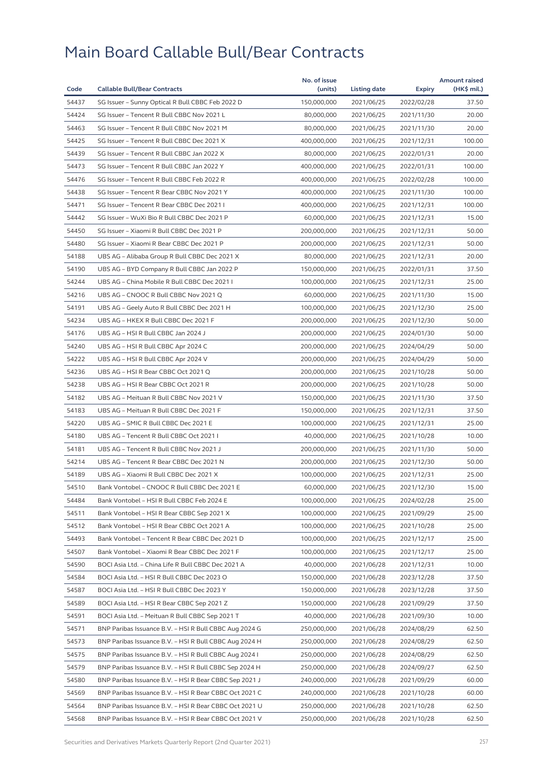# Main Board Callable Bull/Bear Contracts

| Code | Callable Bull/Bear Contracts | No. of issue (units) | Listing date | Expiry | Amount raised (HK$ mil.) |
|---|---|---|---|---|---|
| 54437 | SG Issuer – Sunny Optical R Bull CBBC Feb 2022 D | 150,000,000 | 2021/06/25 | 2022/02/28 | 37.50 |
| 54424 | SG Issuer – Tencent R Bull CBBC Nov 2021 L | 80,000,000 | 2021/06/25 | 2021/11/30 | 20.00 |
| 54463 | SG Issuer – Tencent R Bull CBBC Nov 2021 M | 80,000,000 | 2021/06/25 | 2021/11/30 | 20.00 |
| 54425 | SG Issuer – Tencent R Bull CBBC Dec 2021 X | 400,000,000 | 2021/06/25 | 2021/12/31 | 100.00 |
| 54439 | SG Issuer – Tencent R Bull CBBC Jan 2022 X | 80,000,000 | 2021/06/25 | 2022/01/31 | 20.00 |
| 54473 | SG Issuer – Tencent R Bull CBBC Jan 2022 Y | 400,000,000 | 2021/06/25 | 2022/01/31 | 100.00 |
| 54476 | SG Issuer – Tencent R Bull CBBC Feb 2022 R | 400,000,000 | 2021/06/25 | 2022/02/28 | 100.00 |
| 54438 | SG Issuer – Tencent R Bear CBBC Nov 2021 Y | 400,000,000 | 2021/06/25 | 2021/11/30 | 100.00 |
| 54471 | SG Issuer – Tencent R Bear CBBC Dec 2021 I | 400,000,000 | 2021/06/25 | 2021/12/31 | 100.00 |
| 54442 | SG Issuer – WuXi Bio R Bull CBBC Dec 2021 P | 60,000,000 | 2021/06/25 | 2021/12/31 | 15.00 |
| 54450 | SG Issuer – Xiaomi R Bull CBBC Dec 2021 P | 200,000,000 | 2021/06/25 | 2021/12/31 | 50.00 |
| 54480 | SG Issuer – Xiaomi R Bear CBBC Dec 2021 P | 200,000,000 | 2021/06/25 | 2021/12/31 | 50.00 |
| 54188 | UBS AG – Alibaba Group R Bull CBBC Dec 2021 X | 80,000,000 | 2021/06/25 | 2021/12/31 | 20.00 |
| 54190 | UBS AG – BYD Company R Bull CBBC Jan 2022 P | 150,000,000 | 2021/06/25 | 2022/01/31 | 37.50 |
| 54244 | UBS AG – China Mobile R Bull CBBC Dec 2021 I | 100,000,000 | 2021/06/25 | 2021/12/31 | 25.00 |
| 54216 | UBS AG – CNOOC R Bull CBBC Nov 2021 Q | 60,000,000 | 2021/06/25 | 2021/11/30 | 15.00 |
| 54191 | UBS AG – Geely Auto R Bull CBBC Dec 2021 H | 100,000,000 | 2021/06/25 | 2021/12/30 | 25.00 |
| 54234 | UBS AG – HKEX R Bull CBBC Dec 2021 F | 200,000,000 | 2021/06/25 | 2021/12/30 | 50.00 |
| 54176 | UBS AG – HSI R Bull CBBC Jan 2024 J | 200,000,000 | 2021/06/25 | 2024/01/30 | 50.00 |
| 54240 | UBS AG – HSI R Bull CBBC Apr 2024 C | 200,000,000 | 2021/06/25 | 2024/04/29 | 50.00 |
| 54222 | UBS AG – HSI R Bull CBBC Apr 2024 V | 200,000,000 | 2021/06/25 | 2024/04/29 | 50.00 |
| 54236 | UBS AG – HSI R Bear CBBC Oct 2021 Q | 200,000,000 | 2021/06/25 | 2021/10/28 | 50.00 |
| 54238 | UBS AG – HSI R Bear CBBC Oct 2021 R | 200,000,000 | 2021/06/25 | 2021/10/28 | 50.00 |
| 54182 | UBS AG – Meituan R Bull CBBC Nov 2021 V | 150,000,000 | 2021/06/25 | 2021/11/30 | 37.50 |
| 54183 | UBS AG – Meituan R Bull CBBC Dec 2021 F | 150,000,000 | 2021/06/25 | 2021/12/31 | 37.50 |
| 54220 | UBS AG – SMIC R Bull CBBC Dec 2021 E | 100,000,000 | 2021/06/25 | 2021/12/31 | 25.00 |
| 54180 | UBS AG – Tencent R Bull CBBC Oct 2021 I | 40,000,000 | 2021/06/25 | 2021/10/28 | 10.00 |
| 54181 | UBS AG – Tencent R Bull CBBC Nov 2021 J | 200,000,000 | 2021/06/25 | 2021/11/30 | 50.00 |
| 54214 | UBS AG – Tencent R Bear CBBC Dec 2021 N | 200,000,000 | 2021/06/25 | 2021/12/30 | 50.00 |
| 54189 | UBS AG – Xiaomi R Bull CBBC Dec 2021 X | 100,000,000 | 2021/06/25 | 2021/12/31 | 25.00 |
| 54510 | Bank Vontobel – CNOOC R Bull CBBC Dec 2021 E | 60,000,000 | 2021/06/25 | 2021/12/30 | 15.00 |
| 54484 | Bank Vontobel – HSI R Bull CBBC Feb 2024 E | 100,000,000 | 2021/06/25 | 2024/02/28 | 25.00 |
| 54511 | Bank Vontobel – HSI R Bear CBBC Sep 2021 X | 100,000,000 | 2021/06/25 | 2021/09/29 | 25.00 |
| 54512 | Bank Vontobel – HSI R Bear CBBC Oct 2021 A | 100,000,000 | 2021/06/25 | 2021/10/28 | 25.00 |
| 54493 | Bank Vontobel – Tencent R Bear CBBC Dec 2021 D | 100,000,000 | 2021/06/25 | 2021/12/17 | 25.00 |
| 54507 | Bank Vontobel – Xiaomi R Bear CBBC Dec 2021 F | 100,000,000 | 2021/06/25 | 2021/12/17 | 25.00 |
| 54590 | BOCI Asia Ltd. – China Life R Bull CBBC Dec 2021 A | 40,000,000 | 2021/06/28 | 2021/12/31 | 10.00 |
| 54584 | BOCI Asia Ltd. – HSI R Bull CBBC Dec 2023 O | 150,000,000 | 2021/06/28 | 2023/12/28 | 37.50 |
| 54587 | BOCI Asia Ltd. – HSI R Bull CBBC Dec 2023 Y | 150,000,000 | 2021/06/28 | 2023/12/28 | 37.50 |
| 54589 | BOCI Asia Ltd. – HSI R Bear CBBC Sep 2021 Z | 150,000,000 | 2021/06/28 | 2021/09/29 | 37.50 |
| 54591 | BOCI Asia Ltd. – Meituan R Bull CBBC Sep 2021 T | 40,000,000 | 2021/06/28 | 2021/09/30 | 10.00 |
| 54571 | BNP Paribas Issuance B.V. – HSI R Bull CBBC Aug 2024 G | 250,000,000 | 2021/06/28 | 2024/08/29 | 62.50 |
| 54573 | BNP Paribas Issuance B.V. – HSI R Bull CBBC Aug 2024 H | 250,000,000 | 2021/06/28 | 2024/08/29 | 62.50 |
| 54575 | BNP Paribas Issuance B.V. – HSI R Bull CBBC Aug 2024 I | 250,000,000 | 2021/06/28 | 2024/08/29 | 62.50 |
| 54579 | BNP Paribas Issuance B.V. – HSI R Bull CBBC Sep 2024 H | 250,000,000 | 2021/06/28 | 2024/09/27 | 62.50 |
| 54580 | BNP Paribas Issuance B.V. – HSI R Bear CBBC Sep 2021 J | 240,000,000 | 2021/06/28 | 2021/09/29 | 60.00 |
| 54569 | BNP Paribas Issuance B.V. – HSI R Bear CBBC Oct 2021 C | 240,000,000 | 2021/06/28 | 2021/10/28 | 60.00 |
| 54564 | BNP Paribas Issuance B.V. – HSI R Bear CBBC Oct 2021 U | 250,000,000 | 2021/06/28 | 2021/10/28 | 62.50 |
| 54568 | BNP Paribas Issuance B.V. – HSI R Bear CBBC Oct 2021 V | 250,000,000 | 2021/06/28 | 2021/10/28 | 62.50 |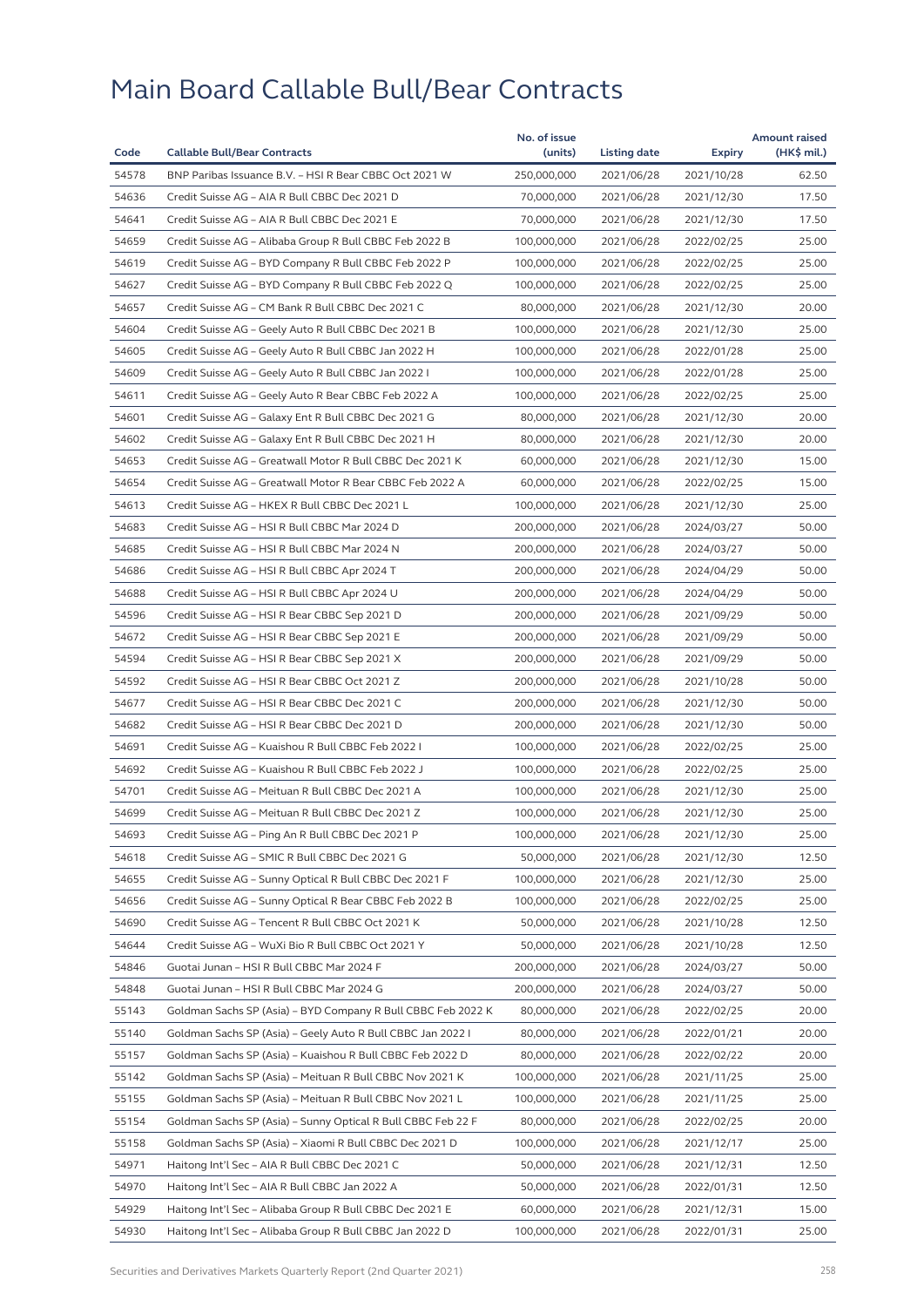# Main Board Callable Bull/Bear Contracts

| Code | Callable Bull/Bear Contracts | No. of issue (units) | Listing date | Expiry | Amount raised (HK$ mil.) |
|---|---|---|---|---|---|
| 54578 | BNP Paribas Issuance B.V. – HSI R Bear CBBC Oct 2021 W | 250,000,000 | 2021/06/28 | 2021/10/28 | 62.50 |
| 54636 | Credit Suisse AG – AIA R Bull CBBC Dec 2021 D | 70,000,000 | 2021/06/28 | 2021/12/30 | 17.50 |
| 54641 | Credit Suisse AG – AIA R Bull CBBC Dec 2021 E | 70,000,000 | 2021/06/28 | 2021/12/30 | 17.50 |
| 54659 | Credit Suisse AG – Alibaba Group R Bull CBBC Feb 2022 B | 100,000,000 | 2021/06/28 | 2022/02/25 | 25.00 |
| 54619 | Credit Suisse AG – BYD Company R Bull CBBC Feb 2022 P | 100,000,000 | 2021/06/28 | 2022/02/25 | 25.00 |
| 54627 | Credit Suisse AG – BYD Company R Bull CBBC Feb 2022 Q | 100,000,000 | 2021/06/28 | 2022/02/25 | 25.00 |
| 54657 | Credit Suisse AG – CM Bank R Bull CBBC Dec 2021 C | 80,000,000 | 2021/06/28 | 2021/12/30 | 20.00 |
| 54604 | Credit Suisse AG – Geely Auto R Bull CBBC Dec 2021 B | 100,000,000 | 2021/06/28 | 2021/12/30 | 25.00 |
| 54605 | Credit Suisse AG – Geely Auto R Bull CBBC Jan 2022 H | 100,000,000 | 2021/06/28 | 2022/01/28 | 25.00 |
| 54609 | Credit Suisse AG – Geely Auto R Bull CBBC Jan 2022 I | 100,000,000 | 2021/06/28 | 2022/01/28 | 25.00 |
| 54611 | Credit Suisse AG – Geely Auto R Bear CBBC Feb 2022 A | 100,000,000 | 2021/06/28 | 2022/02/25 | 25.00 |
| 54601 | Credit Suisse AG – Galaxy Ent R Bull CBBC Dec 2021 G | 80,000,000 | 2021/06/28 | 2021/12/30 | 20.00 |
| 54602 | Credit Suisse AG – Galaxy Ent R Bull CBBC Dec 2021 H | 80,000,000 | 2021/06/28 | 2021/12/30 | 20.00 |
| 54653 | Credit Suisse AG – Greatwall Motor R Bull CBBC Dec 2021 K | 60,000,000 | 2021/06/28 | 2021/12/30 | 15.00 |
| 54654 | Credit Suisse AG – Greatwall Motor R Bear CBBC Feb 2022 A | 60,000,000 | 2021/06/28 | 2022/02/25 | 15.00 |
| 54613 | Credit Suisse AG – HKEX R Bull CBBC Dec 2021 L | 100,000,000 | 2021/06/28 | 2021/12/30 | 25.00 |
| 54683 | Credit Suisse AG – HSI R Bull CBBC Mar 2024 D | 200,000,000 | 2021/06/28 | 2024/03/27 | 50.00 |
| 54685 | Credit Suisse AG – HSI R Bull CBBC Mar 2024 N | 200,000,000 | 2021/06/28 | 2024/03/27 | 50.00 |
| 54686 | Credit Suisse AG – HSI R Bull CBBC Apr 2024 T | 200,000,000 | 2021/06/28 | 2024/04/29 | 50.00 |
| 54688 | Credit Suisse AG – HSI R Bull CBBC Apr 2024 U | 200,000,000 | 2021/06/28 | 2024/04/29 | 50.00 |
| 54596 | Credit Suisse AG – HSI R Bear CBBC Sep 2021 D | 200,000,000 | 2021/06/28 | 2021/09/29 | 50.00 |
| 54672 | Credit Suisse AG – HSI R Bear CBBC Sep 2021 E | 200,000,000 | 2021/06/28 | 2021/09/29 | 50.00 |
| 54594 | Credit Suisse AG – HSI R Bear CBBC Sep 2021 X | 200,000,000 | 2021/06/28 | 2021/09/29 | 50.00 |
| 54592 | Credit Suisse AG – HSI R Bear CBBC Oct 2021 Z | 200,000,000 | 2021/06/28 | 2021/10/28 | 50.00 |
| 54677 | Credit Suisse AG – HSI R Bear CBBC Dec 2021 C | 200,000,000 | 2021/06/28 | 2021/12/30 | 50.00 |
| 54682 | Credit Suisse AG – HSI R Bear CBBC Dec 2021 D | 200,000,000 | 2021/06/28 | 2021/12/30 | 50.00 |
| 54691 | Credit Suisse AG – Kuaishou R Bull CBBC Feb 2022 I | 100,000,000 | 2021/06/28 | 2022/02/25 | 25.00 |
| 54692 | Credit Suisse AG – Kuaishou R Bull CBBC Feb 2022 J | 100,000,000 | 2021/06/28 | 2022/02/25 | 25.00 |
| 54701 | Credit Suisse AG – Meituan R Bull CBBC Dec 2021 A | 100,000,000 | 2021/06/28 | 2021/12/30 | 25.00 |
| 54699 | Credit Suisse AG – Meituan R Bull CBBC Dec 2021 Z | 100,000,000 | 2021/06/28 | 2021/12/30 | 25.00 |
| 54693 | Credit Suisse AG – Ping An R Bull CBBC Dec 2021 P | 100,000,000 | 2021/06/28 | 2021/12/30 | 25.00 |
| 54618 | Credit Suisse AG – SMIC R Bull CBBC Dec 2021 G | 50,000,000 | 2021/06/28 | 2021/12/30 | 12.50 |
| 54655 | Credit Suisse AG – Sunny Optical R Bull CBBC Dec 2021 F | 100,000,000 | 2021/06/28 | 2021/12/30 | 25.00 |
| 54656 | Credit Suisse AG – Sunny Optical R Bear CBBC Feb 2022 B | 100,000,000 | 2021/06/28 | 2022/02/25 | 25.00 |
| 54690 | Credit Suisse AG – Tencent R Bull CBBC Oct 2021 K | 50,000,000 | 2021/06/28 | 2021/10/28 | 12.50 |
| 54644 | Credit Suisse AG – WuXi Bio R Bull CBBC Oct 2021 Y | 50,000,000 | 2021/06/28 | 2021/10/28 | 12.50 |
| 54846 | Guotai Junan – HSI R Bull CBBC Mar 2024 F | 200,000,000 | 2021/06/28 | 2024/03/27 | 50.00 |
| 54848 | Guotai Junan – HSI R Bull CBBC Mar 2024 G | 200,000,000 | 2021/06/28 | 2024/03/27 | 50.00 |
| 55143 | Goldman Sachs SP (Asia) – BYD Company R Bull CBBC Feb 2022 K | 80,000,000 | 2021/06/28 | 2022/02/25 | 20.00 |
| 55140 | Goldman Sachs SP (Asia) – Geely Auto R Bull CBBC Jan 2022 I | 80,000,000 | 2021/06/28 | 2022/01/21 | 20.00 |
| 55157 | Goldman Sachs SP (Asia) – Kuaishou R Bull CBBC Feb 2022 D | 80,000,000 | 2021/06/28 | 2022/02/22 | 20.00 |
| 55142 | Goldman Sachs SP (Asia) – Meituan R Bull CBBC Nov 2021 K | 100,000,000 | 2021/06/28 | 2021/11/25 | 25.00 |
| 55155 | Goldman Sachs SP (Asia) – Meituan R Bull CBBC Nov 2021 L | 100,000,000 | 2021/06/28 | 2021/11/25 | 25.00 |
| 55154 | Goldman Sachs SP (Asia) – Sunny Optical R Bull CBBC Feb 22 F | 80,000,000 | 2021/06/28 | 2022/02/25 | 20.00 |
| 55158 | Goldman Sachs SP (Asia) – Xiaomi R Bull CBBC Dec 2021 D | 100,000,000 | 2021/06/28 | 2021/12/17 | 25.00 |
| 54971 | Haitong Int'l Sec – AIA R Bull CBBC Dec 2021 C | 50,000,000 | 2021/06/28 | 2021/12/31 | 12.50 |
| 54970 | Haitong Int'l Sec – AIA R Bull CBBC Jan 2022 A | 50,000,000 | 2021/06/28 | 2022/01/31 | 12.50 |
| 54929 | Haitong Int'l Sec – Alibaba Group R Bull CBBC Dec 2021 E | 60,000,000 | 2021/06/28 | 2021/12/31 | 15.00 |
| 54930 | Haitong Int'l Sec – Alibaba Group R Bull CBBC Jan 2022 D | 100,000,000 | 2021/06/28 | 2022/01/31 | 25.00 |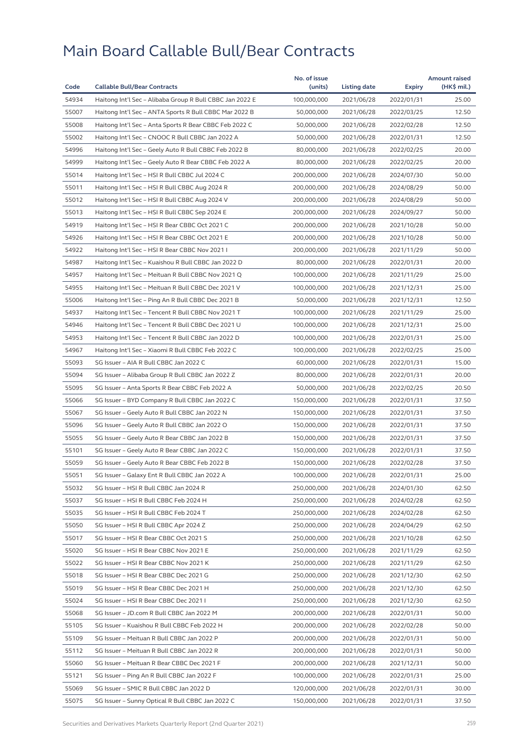# Main Board Callable Bull/Bear Contracts

| Code | Callable Bull/Bear Contracts | No. of issue (units) | Listing date | Expiry | Amount raised (HK$ mil.) |
|---|---|---|---|---|---|
| 54934 | Haitong Int'l Sec – Alibaba Group R Bull CBBC Jan 2022 E | 100,000,000 | 2021/06/28 | 2022/01/31 | 25.00 |
| 55007 | Haitong Int'l Sec – ANTA Sports R Bull CBBC Mar 2022 B | 50,000,000 | 2021/06/28 | 2022/03/25 | 12.50 |
| 55008 | Haitong Int'l Sec – Anta Sports R Bear CBBC Feb 2022 C | 50,000,000 | 2021/06/28 | 2022/02/28 | 12.50 |
| 55002 | Haitong Int'l Sec – CNOOC R Bull CBBC Jan 2022 A | 50,000,000 | 2021/06/28 | 2022/01/31 | 12.50 |
| 54996 | Haitong Int'l Sec – Geely Auto R Bull CBBC Feb 2022 B | 80,000,000 | 2021/06/28 | 2022/02/25 | 20.00 |
| 54999 | Haitong Int'l Sec – Geely Auto R Bear CBBC Feb 2022 A | 80,000,000 | 2021/06/28 | 2022/02/25 | 20.00 |
| 55014 | Haitong Int'l Sec – HSI R Bull CBBC Jul 2024 C | 200,000,000 | 2021/06/28 | 2024/07/30 | 50.00 |
| 55011 | Haitong Int'l Sec – HSI R Bull CBBC Aug 2024 R | 200,000,000 | 2021/06/28 | 2024/08/29 | 50.00 |
| 55012 | Haitong Int'l Sec – HSI R Bull CBBC Aug 2024 V | 200,000,000 | 2021/06/28 | 2024/08/29 | 50.00 |
| 55013 | Haitong Int'l Sec – HSI R Bull CBBC Sep 2024 E | 200,000,000 | 2021/06/28 | 2024/09/27 | 50.00 |
| 54919 | Haitong Int'l Sec – HSI R Bear CBBC Oct 2021 C | 200,000,000 | 2021/06/28 | 2021/10/28 | 50.00 |
| 54926 | Haitong Int'l Sec – HSI R Bear CBBC Oct 2021 E | 200,000,000 | 2021/06/28 | 2021/10/28 | 50.00 |
| 54922 | Haitong Int'l Sec – HSI R Bear CBBC Nov 2021 I | 200,000,000 | 2021/06/28 | 2021/11/29 | 50.00 |
| 54987 | Haitong Int'l Sec – Kuaishou R Bull CBBC Jan 2022 D | 80,000,000 | 2021/06/28 | 2022/01/31 | 20.00 |
| 54957 | Haitong Int'l Sec – Meituan R Bull CBBC Nov 2021 Q | 100,000,000 | 2021/06/28 | 2021/11/29 | 25.00 |
| 54955 | Haitong Int'l Sec – Meituan R Bull CBBC Dec 2021 V | 100,000,000 | 2021/06/28 | 2021/12/31 | 25.00 |
| 55006 | Haitong Int'l Sec – Ping An R Bull CBBC Dec 2021 B | 50,000,000 | 2021/06/28 | 2021/12/31 | 12.50 |
| 54937 | Haitong Int'l Sec – Tencent R Bull CBBC Nov 2021 T | 100,000,000 | 2021/06/28 | 2021/11/29 | 25.00 |
| 54946 | Haitong Int'l Sec – Tencent R Bull CBBC Dec 2021 U | 100,000,000 | 2021/06/28 | 2021/12/31 | 25.00 |
| 54953 | Haitong Int'l Sec – Tencent R Bull CBBC Jan 2022 D | 100,000,000 | 2021/06/28 | 2022/01/31 | 25.00 |
| 54967 | Haitong Int'l Sec – Xiaomi R Bull CBBC Feb 2022 C | 100,000,000 | 2021/06/28 | 2022/02/25 | 25.00 |
| 55093 | SG Issuer – AIA R Bull CBBC Jan 2022 C | 60,000,000 | 2021/06/28 | 2022/01/31 | 15.00 |
| 55094 | SG Issuer – Alibaba Group R Bull CBBC Jan 2022 Z | 80,000,000 | 2021/06/28 | 2022/01/31 | 20.00 |
| 55095 | SG Issuer – Anta Sports R Bear CBBC Feb 2022 A | 50,000,000 | 2021/06/28 | 2022/02/25 | 20.50 |
| 55066 | SG Issuer – BYD Company R Bull CBBC Jan 2022 C | 150,000,000 | 2021/06/28 | 2022/01/31 | 37.50 |
| 55067 | SG Issuer – Geely Auto R Bull CBBC Jan 2022 N | 150,000,000 | 2021/06/28 | 2022/01/31 | 37.50 |
| 55096 | SG Issuer – Geely Auto R Bull CBBC Jan 2022 O | 150,000,000 | 2021/06/28 | 2022/01/31 | 37.50 |
| 55055 | SG Issuer – Geely Auto R Bear CBBC Jan 2022 B | 150,000,000 | 2021/06/28 | 2022/01/31 | 37.50 |
| 55101 | SG Issuer – Geely Auto R Bear CBBC Jan 2022 C | 150,000,000 | 2021/06/28 | 2022/01/31 | 37.50 |
| 55059 | SG Issuer – Geely Auto R Bear CBBC Feb 2022 B | 150,000,000 | 2021/06/28 | 2022/02/28 | 37.50 |
| 55051 | SG Issuer – Galaxy Ent R Bull CBBC Jan 2022 A | 100,000,000 | 2021/06/28 | 2022/01/31 | 25.00 |
| 55032 | SG Issuer – HSI R Bull CBBC Jan 2024 R | 250,000,000 | 2021/06/28 | 2024/01/30 | 62.50 |
| 55037 | SG Issuer – HSI R Bull CBBC Feb 2024 H | 250,000,000 | 2021/06/28 | 2024/02/28 | 62.50 |
| 55035 | SG Issuer – HSI R Bull CBBC Feb 2024 T | 250,000,000 | 2021/06/28 | 2024/02/28 | 62.50 |
| 55050 | SG Issuer – HSI R Bull CBBC Apr 2024 Z | 250,000,000 | 2021/06/28 | 2024/04/29 | 62.50 |
| 55017 | SG Issuer – HSI R Bear CBBC Oct 2021 S | 250,000,000 | 2021/06/28 | 2021/10/28 | 62.50 |
| 55020 | SG Issuer – HSI R Bear CBBC Nov 2021 E | 250,000,000 | 2021/06/28 | 2021/11/29 | 62.50 |
| 55022 | SG Issuer – HSI R Bear CBBC Nov 2021 K | 250,000,000 | 2021/06/28 | 2021/11/29 | 62.50 |
| 55018 | SG Issuer – HSI R Bear CBBC Dec 2021 G | 250,000,000 | 2021/06/28 | 2021/12/30 | 62.50 |
| 55019 | SG Issuer – HSI R Bear CBBC Dec 2021 H | 250,000,000 | 2021/06/28 | 2021/12/30 | 62.50 |
| 55024 | SG Issuer – HSI R Bear CBBC Dec 2021 I | 250,000,000 | 2021/06/28 | 2021/12/30 | 62.50 |
| 55068 | SG Issuer – JD.com R Bull CBBC Jan 2022 M | 200,000,000 | 2021/06/28 | 2022/01/31 | 50.00 |
| 55105 | SG Issuer – Kuaishou R Bull CBBC Feb 2022 H | 200,000,000 | 2021/06/28 | 2022/02/28 | 50.00 |
| 55109 | SG Issuer – Meituan R Bull CBBC Jan 2022 P | 200,000,000 | 2021/06/28 | 2022/01/31 | 50.00 |
| 55112 | SG Issuer – Meituan R Bull CBBC Jan 2022 R | 200,000,000 | 2021/06/28 | 2022/01/31 | 50.00 |
| 55060 | SG Issuer – Meituan R Bear CBBC Dec 2021 F | 200,000,000 | 2021/06/28 | 2021/12/31 | 50.00 |
| 55121 | SG Issuer – Ping An R Bull CBBC Jan 2022 F | 100,000,000 | 2021/06/28 | 2022/01/31 | 25.00 |
| 55069 | SG Issuer – SMIC R Bull CBBC Jan 2022 D | 120,000,000 | 2021/06/28 | 2022/01/31 | 30.00 |
| 55075 | SG Issuer – Sunny Optical R Bull CBBC Jan 2022 C | 150,000,000 | 2021/06/28 | 2022/01/31 | 37.50 |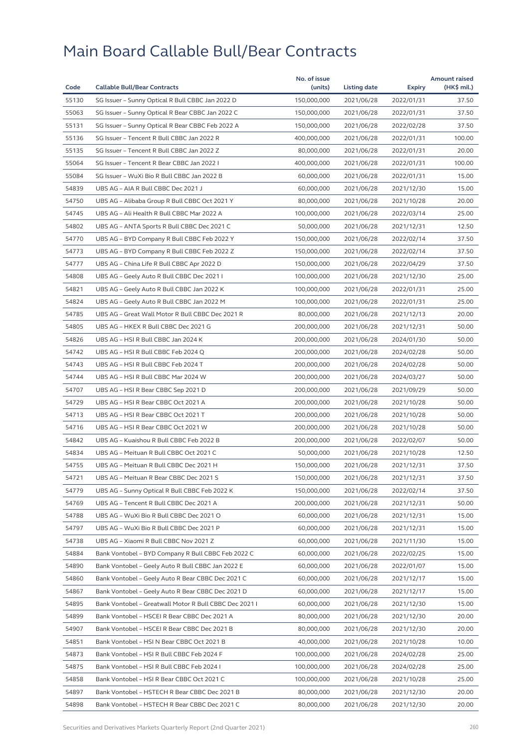# Main Board Callable Bull/Bear Contracts

| Code | Callable Bull/Bear Contracts | No. of issue (units) | Listing date | Expiry | Amount raised (HK$ mil.) |
|---|---|---|---|---|---|
| 55130 | SG Issuer – Sunny Optical R Bull CBBC Jan 2022 D | 150,000,000 | 2021/06/28 | 2022/01/31 | 37.50 |
| 55063 | SG Issuer – Sunny Optical R Bear CBBC Jan 2022 C | 150,000,000 | 2021/06/28 | 2022/01/31 | 37.50 |
| 55131 | SG Issuer – Sunny Optical R Bear CBBC Feb 2022 A | 150,000,000 | 2021/06/28 | 2022/02/28 | 37.50 |
| 55136 | SG Issuer – Tencent R Bull CBBC Jan 2022 R | 400,000,000 | 2021/06/28 | 2022/01/31 | 100.00 |
| 55135 | SG Issuer – Tencent R Bull CBBC Jan 2022 Z | 80,000,000 | 2021/06/28 | 2022/01/31 | 20.00 |
| 55064 | SG Issuer – Tencent R Bear CBBC Jan 2022 I | 400,000,000 | 2021/06/28 | 2022/01/31 | 100.00 |
| 55084 | SG Issuer – WuXi Bio R Bull CBBC Jan 2022 B | 60,000,000 | 2021/06/28 | 2022/01/31 | 15.00 |
| 54839 | UBS AG – AIA R Bull CBBC Dec 2021 J | 60,000,000 | 2021/06/28 | 2021/12/30 | 15.00 |
| 54750 | UBS AG – Alibaba Group R Bull CBBC Oct 2021 Y | 80,000,000 | 2021/06/28 | 2021/10/28 | 20.00 |
| 54745 | UBS AG – Ali Health R Bull CBBC Mar 2022 A | 100,000,000 | 2021/06/28 | 2022/03/14 | 25.00 |
| 54802 | UBS AG – ANTA Sports R Bull CBBC Dec 2021 C | 50,000,000 | 2021/06/28 | 2021/12/31 | 12.50 |
| 54770 | UBS AG – BYD Company R Bull CBBC Feb 2022 Y | 150,000,000 | 2021/06/28 | 2022/02/14 | 37.50 |
| 54773 | UBS AG – BYD Company R Bull CBBC Feb 2022 Z | 150,000,000 | 2021/06/28 | 2022/02/14 | 37.50 |
| 54777 | UBS AG – China Life R Bull CBBC Apr 2022 D | 150,000,000 | 2021/06/28 | 2022/04/29 | 37.50 |
| 54808 | UBS AG – Geely Auto R Bull CBBC Dec 2021 I | 100,000,000 | 2021/06/28 | 2021/12/30 | 25.00 |
| 54821 | UBS AG – Geely Auto R Bull CBBC Jan 2022 K | 100,000,000 | 2021/06/28 | 2022/01/31 | 25.00 |
| 54824 | UBS AG – Geely Auto R Bull CBBC Jan 2022 M | 100,000,000 | 2021/06/28 | 2022/01/31 | 25.00 |
| 54785 | UBS AG – Great Wall Motor R Bull CBBC Dec 2021 R | 80,000,000 | 2021/06/28 | 2021/12/13 | 20.00 |
| 54805 | UBS AG – HKEX R Bull CBBC Dec 2021 G | 200,000,000 | 2021/06/28 | 2021/12/31 | 50.00 |
| 54826 | UBS AG – HSI R Bull CBBC Jan 2024 K | 200,000,000 | 2021/06/28 | 2024/01/30 | 50.00 |
| 54742 | UBS AG – HSI R Bull CBBC Feb 2024 Q | 200,000,000 | 2021/06/28 | 2024/02/28 | 50.00 |
| 54743 | UBS AG – HSI R Bull CBBC Feb 2024 T | 200,000,000 | 2021/06/28 | 2024/02/28 | 50.00 |
| 54744 | UBS AG – HSI R Bull CBBC Mar 2024 W | 200,000,000 | 2021/06/28 | 2024/03/27 | 50.00 |
| 54707 | UBS AG – HSI R Bear CBBC Sep 2021 D | 200,000,000 | 2021/06/28 | 2021/09/29 | 50.00 |
| 54729 | UBS AG – HSI R Bear CBBC Oct 2021 A | 200,000,000 | 2021/06/28 | 2021/10/28 | 50.00 |
| 54713 | UBS AG – HSI R Bear CBBC Oct 2021 T | 200,000,000 | 2021/06/28 | 2021/10/28 | 50.00 |
| 54716 | UBS AG – HSI R Bear CBBC Oct 2021 W | 200,000,000 | 2021/06/28 | 2021/10/28 | 50.00 |
| 54842 | UBS AG – Kuaishou R Bull CBBC Feb 2022 B | 200,000,000 | 2021/06/28 | 2022/02/07 | 50.00 |
| 54834 | UBS AG – Meituan R Bull CBBC Oct 2021 C | 50,000,000 | 2021/06/28 | 2021/10/28 | 12.50 |
| 54755 | UBS AG – Meituan R Bull CBBC Dec 2021 H | 150,000,000 | 2021/06/28 | 2021/12/31 | 37.50 |
| 54721 | UBS AG – Meituan R Bear CBBC Dec 2021 S | 150,000,000 | 2021/06/28 | 2021/12/31 | 37.50 |
| 54779 | UBS AG – Sunny Optical R Bull CBBC Feb 2022 K | 150,000,000 | 2021/06/28 | 2022/02/14 | 37.50 |
| 54769 | UBS AG – Tencent R Bull CBBC Dec 2021 A | 200,000,000 | 2021/06/28 | 2021/12/31 | 50.00 |
| 54788 | UBS AG – WuXi Bio R Bull CBBC Dec 2021 O | 60,000,000 | 2021/06/28 | 2021/12/31 | 15.00 |
| 54797 | UBS AG – WuXi Bio R Bull CBBC Dec 2021 P | 60,000,000 | 2021/06/28 | 2021/12/31 | 15.00 |
| 54738 | UBS AG – Xiaomi R Bull CBBC Nov 2021 Z | 60,000,000 | 2021/06/28 | 2021/11/30 | 15.00 |
| 54884 | Bank Vontobel – BYD Company R Bull CBBC Feb 2022 C | 60,000,000 | 2021/06/28 | 2022/02/25 | 15.00 |
| 54890 | Bank Vontobel – Geely Auto R Bull CBBC Jan 2022 E | 60,000,000 | 2021/06/28 | 2022/01/07 | 15.00 |
| 54860 | Bank Vontobel – Geely Auto R Bear CBBC Dec 2021 C | 60,000,000 | 2021/06/28 | 2021/12/17 | 15.00 |
| 54867 | Bank Vontobel – Geely Auto R Bear CBBC Dec 2021 D | 60,000,000 | 2021/06/28 | 2021/12/17 | 15.00 |
| 54895 | Bank Vontobel – Greatwall Motor R Bull CBBC Dec 2021 I | 60,000,000 | 2021/06/28 | 2021/12/30 | 15.00 |
| 54899 | Bank Vontobel – HSCEI R Bear CBBC Dec 2021 A | 80,000,000 | 2021/06/28 | 2021/12/30 | 20.00 |
| 54907 | Bank Vontobel – HSCEI R Bear CBBC Dec 2021 B | 80,000,000 | 2021/06/28 | 2021/12/30 | 20.00 |
| 54851 | Bank Vontobel – HSI N Bear CBBC Oct 2021 B | 40,000,000 | 2021/06/28 | 2021/10/28 | 10.00 |
| 54873 | Bank Vontobel – HSI R Bull CBBC Feb 2024 F | 100,000,000 | 2021/06/28 | 2024/02/28 | 25.00 |
| 54875 | Bank Vontobel – HSI R Bull CBBC Feb 2024 I | 100,000,000 | 2021/06/28 | 2024/02/28 | 25.00 |
| 54858 | Bank Vontobel – HSI R Bear CBBC Oct 2021 C | 100,000,000 | 2021/06/28 | 2021/10/28 | 25.00 |
| 54897 | Bank Vontobel – HSTECH R Bear CBBC Dec 2021 B | 80,000,000 | 2021/06/28 | 2021/12/30 | 20.00 |
| 54898 | Bank Vontobel – HSTECH R Bear CBBC Dec 2021 C | 80,000,000 | 2021/06/28 | 2021/12/30 | 20.00 |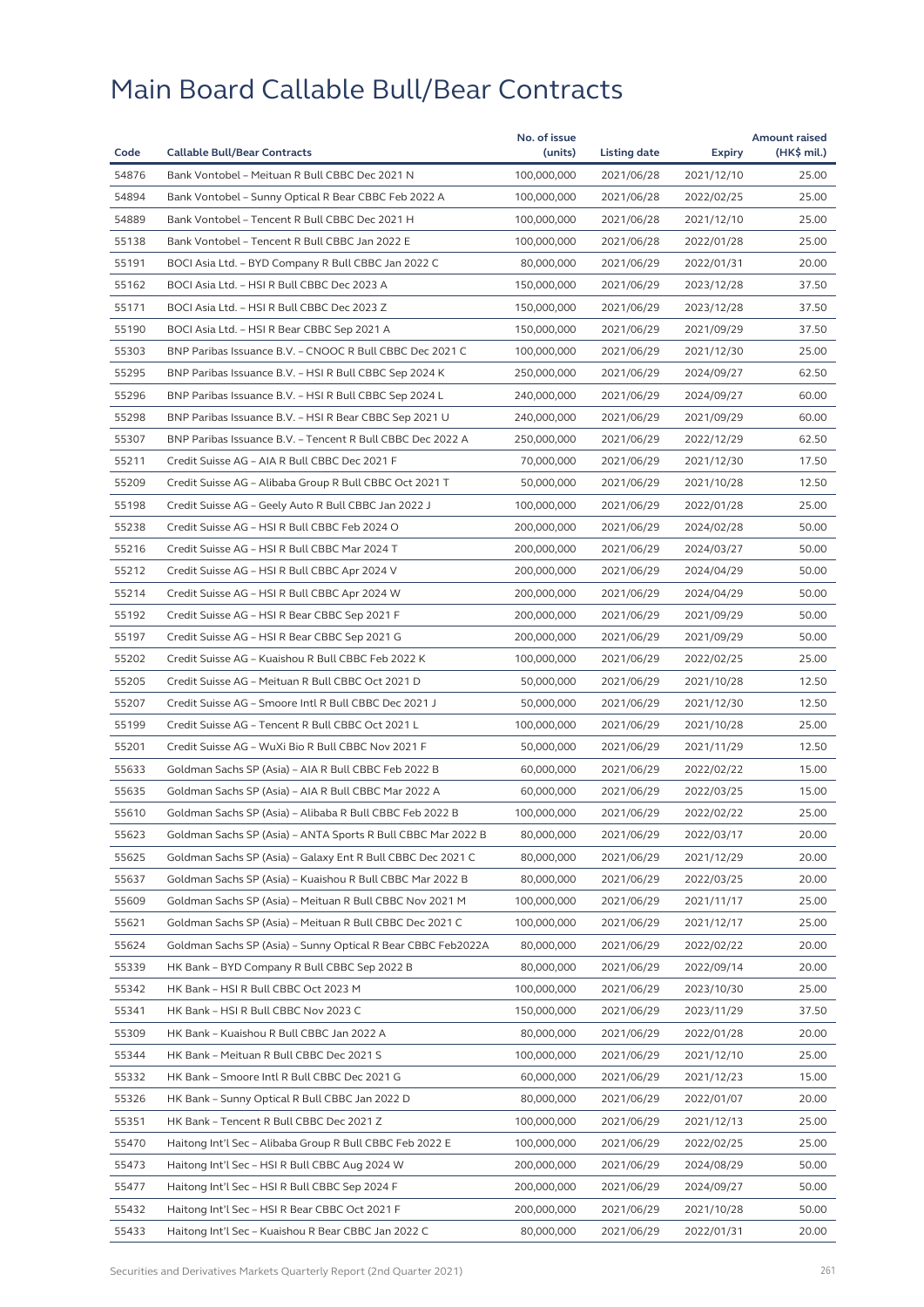# Main Board Callable Bull/Bear Contracts

| Code | Callable Bull/Bear Contracts | No. of issue (units) | Listing date | Expiry | Amount raised (HK$ mil.) |
|---|---|---|---|---|---|
| 54876 | Bank Vontobel – Meituan R Bull CBBC Dec 2021 N | 100,000,000 | 2021/06/28 | 2021/12/10 | 25.00 |
| 54894 | Bank Vontobel – Sunny Optical R Bear CBBC Feb 2022 A | 100,000,000 | 2021/06/28 | 2022/02/25 | 25.00 |
| 54889 | Bank Vontobel – Tencent R Bull CBBC Dec 2021 H | 100,000,000 | 2021/06/28 | 2021/12/10 | 25.00 |
| 55138 | Bank Vontobel – Tencent R Bull CBBC Jan 2022 E | 100,000,000 | 2021/06/28 | 2022/01/28 | 25.00 |
| 55191 | BOCI Asia Ltd. – BYD Company R Bull CBBC Jan 2022 C | 80,000,000 | 2021/06/29 | 2022/01/31 | 20.00 |
| 55162 | BOCI Asia Ltd. – HSI R Bull CBBC Dec 2023 A | 150,000,000 | 2021/06/29 | 2023/12/28 | 37.50 |
| 55171 | BOCI Asia Ltd. – HSI R Bull CBBC Dec 2023 Z | 150,000,000 | 2021/06/29 | 2023/12/28 | 37.50 |
| 55190 | BOCI Asia Ltd. – HSI R Bear CBBC Sep 2021 A | 150,000,000 | 2021/06/29 | 2021/09/29 | 37.50 |
| 55303 | BNP Paribas Issuance B.V. – CNOOC R Bull CBBC Dec 2021 C | 100,000,000 | 2021/06/29 | 2021/12/30 | 25.00 |
| 55295 | BNP Paribas Issuance B.V. – HSI R Bull CBBC Sep 2024 K | 250,000,000 | 2021/06/29 | 2024/09/27 | 62.50 |
| 55296 | BNP Paribas Issuance B.V. – HSI R Bull CBBC Sep 2024 L | 240,000,000 | 2021/06/29 | 2024/09/27 | 60.00 |
| 55298 | BNP Paribas Issuance B.V. – HSI R Bear CBBC Sep 2021 U | 240,000,000 | 2021/06/29 | 2021/09/29 | 60.00 |
| 55307 | BNP Paribas Issuance B.V. – Tencent R Bull CBBC Dec 2022 A | 250,000,000 | 2021/06/29 | 2022/12/29 | 62.50 |
| 55211 | Credit Suisse AG – AIA R Bull CBBC Dec 2021 F | 70,000,000 | 2021/06/29 | 2021/12/30 | 17.50 |
| 55209 | Credit Suisse AG – Alibaba Group R Bull CBBC Oct 2021 T | 50,000,000 | 2021/06/29 | 2021/10/28 | 12.50 |
| 55198 | Credit Suisse AG – Geely Auto R Bull CBBC Jan 2022 J | 100,000,000 | 2021/06/29 | 2022/01/28 | 25.00 |
| 55238 | Credit Suisse AG – HSI R Bull CBBC Feb 2024 O | 200,000,000 | 2021/06/29 | 2024/02/28 | 50.00 |
| 55216 | Credit Suisse AG – HSI R Bull CBBC Mar 2024 T | 200,000,000 | 2021/06/29 | 2024/03/27 | 50.00 |
| 55212 | Credit Suisse AG – HSI R Bull CBBC Apr 2024 V | 200,000,000 | 2021/06/29 | 2024/04/29 | 50.00 |
| 55214 | Credit Suisse AG – HSI R Bull CBBC Apr 2024 W | 200,000,000 | 2021/06/29 | 2024/04/29 | 50.00 |
| 55192 | Credit Suisse AG – HSI R Bear CBBC Sep 2021 F | 200,000,000 | 2021/06/29 | 2021/09/29 | 50.00 |
| 55197 | Credit Suisse AG – HSI R Bear CBBC Sep 2021 G | 200,000,000 | 2021/06/29 | 2021/09/29 | 50.00 |
| 55202 | Credit Suisse AG – Kuaishou R Bull CBBC Feb 2022 K | 100,000,000 | 2021/06/29 | 2022/02/25 | 25.00 |
| 55205 | Credit Suisse AG – Meituan R Bull CBBC Oct 2021 D | 50,000,000 | 2021/06/29 | 2021/10/28 | 12.50 |
| 55207 | Credit Suisse AG – Smoore Intl R Bull CBBC Dec 2021 J | 50,000,000 | 2021/06/29 | 2021/12/30 | 12.50 |
| 55199 | Credit Suisse AG – Tencent R Bull CBBC Oct 2021 L | 100,000,000 | 2021/06/29 | 2021/10/28 | 25.00 |
| 55201 | Credit Suisse AG – WuXi Bio R Bull CBBC Nov 2021 F | 50,000,000 | 2021/06/29 | 2021/11/29 | 12.50 |
| 55633 | Goldman Sachs SP (Asia) – AIA R Bull CBBC Feb 2022 B | 60,000,000 | 2021/06/29 | 2022/02/22 | 15.00 |
| 55635 | Goldman Sachs SP (Asia) – AIA R Bull CBBC Mar 2022 A | 60,000,000 | 2021/06/29 | 2022/03/25 | 15.00 |
| 55610 | Goldman Sachs SP (Asia) – Alibaba R Bull CBBC Feb 2022 B | 100,000,000 | 2021/06/29 | 2022/02/22 | 25.00 |
| 55623 | Goldman Sachs SP (Asia) – ANTA Sports R Bull CBBC Mar 2022 B | 80,000,000 | 2021/06/29 | 2022/03/17 | 20.00 |
| 55625 | Goldman Sachs SP (Asia) – Galaxy Ent R Bull CBBC Dec 2021 C | 80,000,000 | 2021/06/29 | 2021/12/29 | 20.00 |
| 55637 | Goldman Sachs SP (Asia) – Kuaishou R Bull CBBC Mar 2022 B | 80,000,000 | 2021/06/29 | 2022/03/25 | 20.00 |
| 55609 | Goldman Sachs SP (Asia) – Meituan R Bull CBBC Nov 2021 M | 100,000,000 | 2021/06/29 | 2021/11/17 | 25.00 |
| 55621 | Goldman Sachs SP (Asia) – Meituan R Bull CBBC Dec 2021 C | 100,000,000 | 2021/06/29 | 2021/12/17 | 25.00 |
| 55624 | Goldman Sachs SP (Asia) – Sunny Optical R Bear CBBC Feb2022A | 80,000,000 | 2021/06/29 | 2022/02/22 | 20.00 |
| 55339 | HK Bank – BYD Company R Bull CBBC Sep 2022 B | 80,000,000 | 2021/06/29 | 2022/09/14 | 20.00 |
| 55342 | HK Bank – HSI R Bull CBBC Oct 2023 M | 100,000,000 | 2021/06/29 | 2023/10/30 | 25.00 |
| 55341 | HK Bank – HSI R Bull CBBC Nov 2023 C | 150,000,000 | 2021/06/29 | 2023/11/29 | 37.50 |
| 55309 | HK Bank – Kuaishou R Bull CBBC Jan 2022 A | 80,000,000 | 2021/06/29 | 2022/01/28 | 20.00 |
| 55344 | HK Bank – Meituan R Bull CBBC Dec 2021 S | 100,000,000 | 2021/06/29 | 2021/12/10 | 25.00 |
| 55332 | HK Bank – Smoore Intl R Bull CBBC Dec 2021 G | 60,000,000 | 2021/06/29 | 2021/12/23 | 15.00 |
| 55326 | HK Bank – Sunny Optical R Bull CBBC Jan 2022 D | 80,000,000 | 2021/06/29 | 2022/01/07 | 20.00 |
| 55351 | HK Bank – Tencent R Bull CBBC Dec 2021 Z | 100,000,000 | 2021/06/29 | 2021/12/13 | 25.00 |
| 55470 | Haitong Int'l Sec – Alibaba Group R Bull CBBC Feb 2022 E | 100,000,000 | 2021/06/29 | 2022/02/25 | 25.00 |
| 55473 | Haitong Int'l Sec – HSI R Bull CBBC Aug 2024 W | 200,000,000 | 2021/06/29 | 2024/08/29 | 50.00 |
| 55477 | Haitong Int'l Sec – HSI R Bull CBBC Sep 2024 F | 200,000,000 | 2021/06/29 | 2024/09/27 | 50.00 |
| 55432 | Haitong Int'l Sec – HSI R Bear CBBC Oct 2021 F | 200,000,000 | 2021/06/29 | 2021/10/28 | 50.00 |
| 55433 | Haitong Int'l Sec – Kuaishou R Bear CBBC Jan 2022 C | 80,000,000 | 2021/06/29 | 2022/01/31 | 20.00 |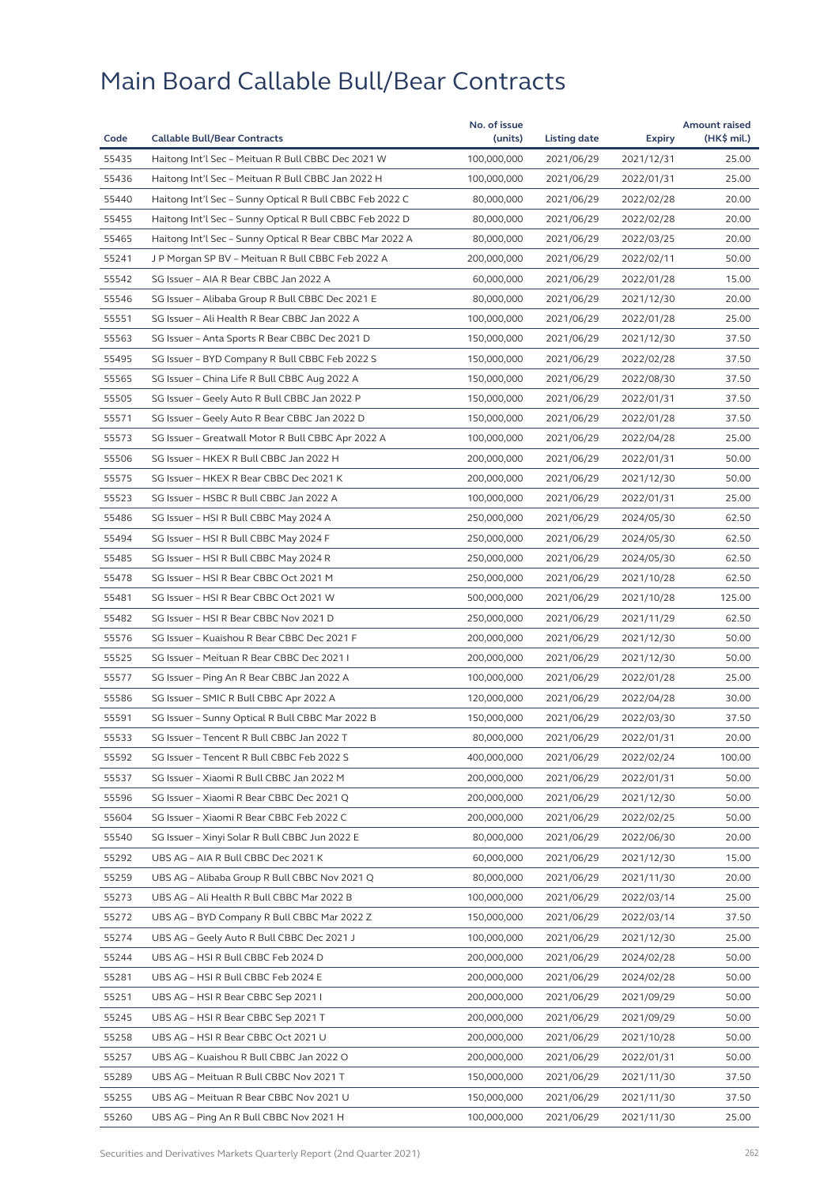# Main Board Callable Bull/Bear Contracts

| Code | Callable Bull/Bear Contracts | No. of issue (units) | Listing date | Expiry | Amount raised (HK$ mil.) |
|---|---|---|---|---|---|
| 55435 | Haitong Int'l Sec – Meituan R Bull CBBC Dec 2021 W | 100,000,000 | 2021/06/29 | 2021/12/31 | 25.00 |
| 55436 | Haitong Int'l Sec – Meituan R Bull CBBC Jan 2022 H | 100,000,000 | 2021/06/29 | 2022/01/31 | 25.00 |
| 55440 | Haitong Int'l Sec – Sunny Optical R Bull CBBC Feb 2022 C | 80,000,000 | 2021/06/29 | 2022/02/28 | 20.00 |
| 55455 | Haitong Int'l Sec – Sunny Optical R Bull CBBC Feb 2022 D | 80,000,000 | 2021/06/29 | 2022/02/28 | 20.00 |
| 55465 | Haitong Int'l Sec – Sunny Optical R Bear CBBC Mar 2022 A | 80,000,000 | 2021/06/29 | 2022/03/25 | 20.00 |
| 55241 | J P Morgan SP BV – Meituan R Bull CBBC Feb 2022 A | 200,000,000 | 2021/06/29 | 2022/02/11 | 50.00 |
| 55542 | SG Issuer – AIA R Bear CBBC Jan 2022 A | 60,000,000 | 2021/06/29 | 2022/01/28 | 15.00 |
| 55546 | SG Issuer – Alibaba Group R Bull CBBC Dec 2021 E | 80,000,000 | 2021/06/29 | 2021/12/30 | 20.00 |
| 55551 | SG Issuer – Ali Health R Bear CBBC Jan 2022 A | 100,000,000 | 2021/06/29 | 2022/01/28 | 25.00 |
| 55563 | SG Issuer – Anta Sports R Bear CBBC Dec 2021 D | 150,000,000 | 2021/06/29 | 2021/12/30 | 37.50 |
| 55495 | SG Issuer – BYD Company R Bull CBBC Feb 2022 S | 150,000,000 | 2021/06/29 | 2022/02/28 | 37.50 |
| 55565 | SG Issuer – China Life R Bull CBBC Aug 2022 A | 150,000,000 | 2021/06/29 | 2022/08/30 | 37.50 |
| 55505 | SG Issuer – Geely Auto R Bull CBBC Jan 2022 P | 150,000,000 | 2021/06/29 | 2022/01/31 | 37.50 |
| 55571 | SG Issuer – Geely Auto R Bear CBBC Jan 2022 D | 150,000,000 | 2021/06/29 | 2022/01/28 | 37.50 |
| 55573 | SG Issuer – Greatwall Motor R Bull CBBC Apr 2022 A | 100,000,000 | 2021/06/29 | 2022/04/28 | 25.00 |
| 55506 | SG Issuer – HKEX R Bull CBBC Jan 2022 H | 200,000,000 | 2021/06/29 | 2022/01/31 | 50.00 |
| 55575 | SG Issuer – HKEX R Bear CBBC Dec 2021 K | 200,000,000 | 2021/06/29 | 2021/12/30 | 50.00 |
| 55523 | SG Issuer – HSBC R Bull CBBC Jan 2022 A | 100,000,000 | 2021/06/29 | 2022/01/31 | 25.00 |
| 55486 | SG Issuer – HSI R Bull CBBC May 2024 A | 250,000,000 | 2021/06/29 | 2024/05/30 | 62.50 |
| 55494 | SG Issuer – HSI R Bull CBBC May 2024 F | 250,000,000 | 2021/06/29 | 2024/05/30 | 62.50 |
| 55485 | SG Issuer – HSI R Bull CBBC May 2024 R | 250,000,000 | 2021/06/29 | 2024/05/30 | 62.50 |
| 55478 | SG Issuer – HSI R Bear CBBC Oct 2021 M | 250,000,000 | 2021/06/29 | 2021/10/28 | 62.50 |
| 55481 | SG Issuer – HSI R Bear CBBC Oct 2021 W | 500,000,000 | 2021/06/29 | 2021/10/28 | 125.00 |
| 55482 | SG Issuer – HSI R Bear CBBC Nov 2021 D | 250,000,000 | 2021/06/29 | 2021/11/29 | 62.50 |
| 55576 | SG Issuer – Kuaishou R Bear CBBC Dec 2021 F | 200,000,000 | 2021/06/29 | 2021/12/30 | 50.00 |
| 55525 | SG Issuer – Meituan R Bear CBBC Dec 2021 I | 200,000,000 | 2021/06/29 | 2021/12/30 | 50.00 |
| 55577 | SG Issuer – Ping An R Bear CBBC Jan 2022 A | 100,000,000 | 2021/06/29 | 2022/01/28 | 25.00 |
| 55586 | SG Issuer – SMIC R Bull CBBC Apr 2022 A | 120,000,000 | 2021/06/29 | 2022/04/28 | 30.00 |
| 55591 | SG Issuer – Sunny Optical R Bull CBBC Mar 2022 B | 150,000,000 | 2021/06/29 | 2022/03/30 | 37.50 |
| 55533 | SG Issuer – Tencent R Bull CBBC Jan 2022 T | 80,000,000 | 2021/06/29 | 2022/01/31 | 20.00 |
| 55592 | SG Issuer – Tencent R Bull CBBC Feb 2022 S | 400,000,000 | 2021/06/29 | 2022/02/24 | 100.00 |
| 55537 | SG Issuer – Xiaomi R Bull CBBC Jan 2022 M | 200,000,000 | 2021/06/29 | 2022/01/31 | 50.00 |
| 55596 | SG Issuer – Xiaomi R Bear CBBC Dec 2021 Q | 200,000,000 | 2021/06/29 | 2021/12/30 | 50.00 |
| 55604 | SG Issuer – Xiaomi R Bear CBBC Feb 2022 C | 200,000,000 | 2021/06/29 | 2022/02/25 | 50.00 |
| 55540 | SG Issuer – Xinyi Solar R Bull CBBC Jun 2022 E | 80,000,000 | 2021/06/29 | 2022/06/30 | 20.00 |
| 55292 | UBS AG – AIA R Bull CBBC Dec 2021 K | 60,000,000 | 2021/06/29 | 2021/12/30 | 15.00 |
| 55259 | UBS AG – Alibaba Group R Bull CBBC Nov 2021 Q | 80,000,000 | 2021/06/29 | 2021/11/30 | 20.00 |
| 55273 | UBS AG – Ali Health R Bull CBBC Mar 2022 B | 100,000,000 | 2021/06/29 | 2022/03/14 | 25.00 |
| 55272 | UBS AG – BYD Company R Bull CBBC Mar 2022 Z | 150,000,000 | 2021/06/29 | 2022/03/14 | 37.50 |
| 55274 | UBS AG – Geely Auto R Bull CBBC Dec 2021 J | 100,000,000 | 2021/06/29 | 2021/12/30 | 25.00 |
| 55244 | UBS AG – HSI R Bull CBBC Feb 2024 D | 200,000,000 | 2021/06/29 | 2024/02/28 | 50.00 |
| 55281 | UBS AG – HSI R Bull CBBC Feb 2024 E | 200,000,000 | 2021/06/29 | 2024/02/28 | 50.00 |
| 55251 | UBS AG – HSI R Bear CBBC Sep 2021 I | 200,000,000 | 2021/06/29 | 2021/09/29 | 50.00 |
| 55245 | UBS AG – HSI R Bear CBBC Sep 2021 T | 200,000,000 | 2021/06/29 | 2021/09/29 | 50.00 |
| 55258 | UBS AG – HSI R Bear CBBC Oct 2021 U | 200,000,000 | 2021/06/29 | 2021/10/28 | 50.00 |
| 55257 | UBS AG – Kuaishou R Bull CBBC Jan 2022 O | 200,000,000 | 2021/06/29 | 2022/01/31 | 50.00 |
| 55289 | UBS AG – Meituan R Bull CBBC Nov 2021 T | 150,000,000 | 2021/06/29 | 2021/11/30 | 37.50 |
| 55255 | UBS AG – Meituan R Bear CBBC Nov 2021 U | 150,000,000 | 2021/06/29 | 2021/11/30 | 37.50 |
| 55260 | UBS AG – Ping An R Bull CBBC Nov 2021 H | 100,000,000 | 2021/06/29 | 2021/11/30 | 25.00 |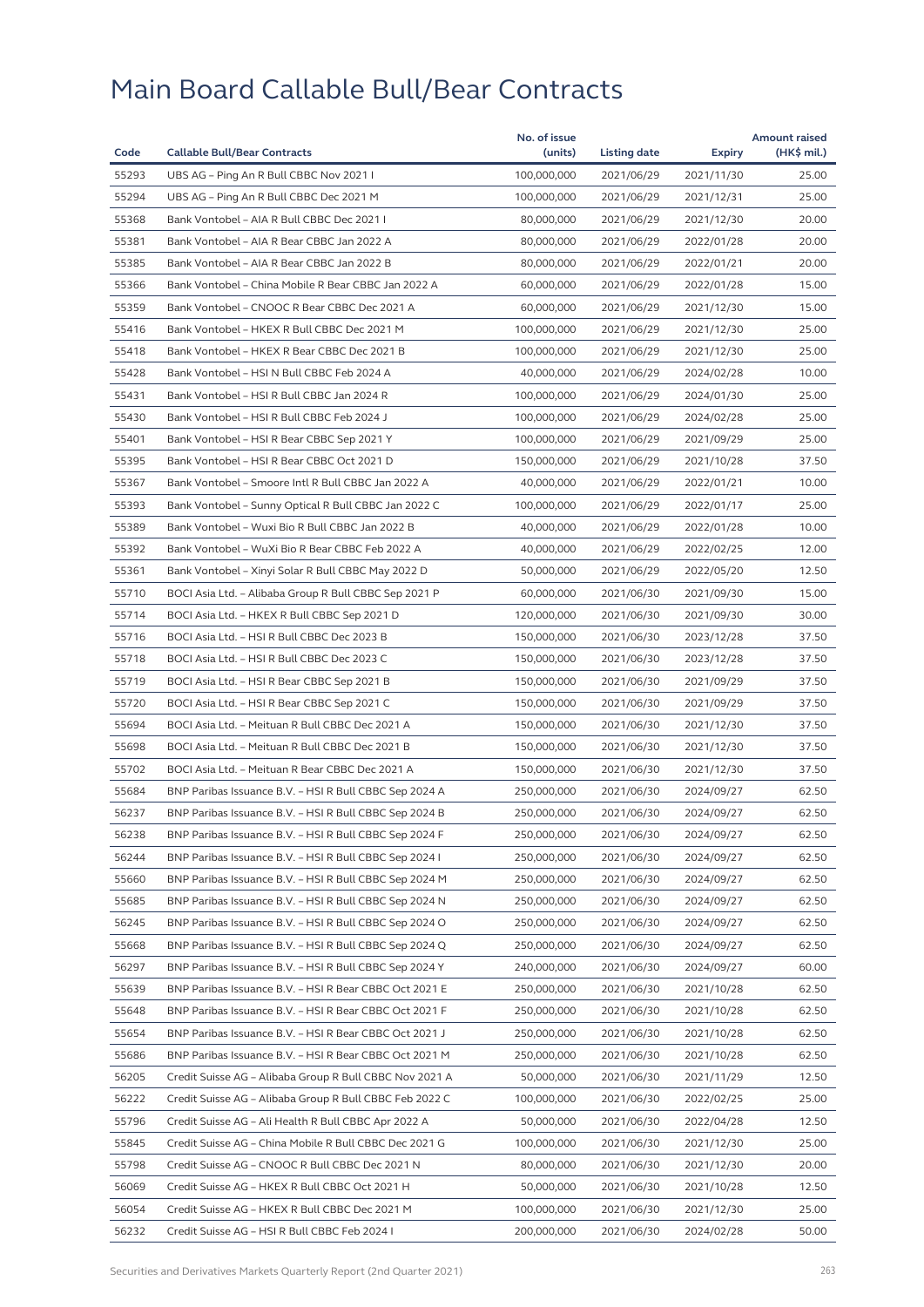# Main Board Callable Bull/Bear Contracts

| Code | Callable Bull/Bear Contracts | No. of issue (units) | Listing date | Expiry | Amount raised (HK$ mil.) |
|---|---|---|---|---|---|
| 55293 | UBS AG – Ping An R Bull CBBC Nov 2021 I | 100,000,000 | 2021/06/29 | 2021/11/30 | 25.00 |
| 55294 | UBS AG – Ping An R Bull CBBC Dec 2021 M | 100,000,000 | 2021/06/29 | 2021/12/31 | 25.00 |
| 55368 | Bank Vontobel – AIA R Bull CBBC Dec 2021 I | 80,000,000 | 2021/06/29 | 2021/12/30 | 20.00 |
| 55381 | Bank Vontobel – AIA R Bear CBBC Jan 2022 A | 80,000,000 | 2021/06/29 | 2022/01/28 | 20.00 |
| 55385 | Bank Vontobel – AIA R Bear CBBC Jan 2022 B | 80,000,000 | 2021/06/29 | 2022/01/21 | 20.00 |
| 55366 | Bank Vontobel – China Mobile R Bear CBBC Jan 2022 A | 60,000,000 | 2021/06/29 | 2022/01/28 | 15.00 |
| 55359 | Bank Vontobel – CNOOC R Bear CBBC Dec 2021 A | 60,000,000 | 2021/06/29 | 2021/12/30 | 15.00 |
| 55416 | Bank Vontobel – HKEX R Bull CBBC Dec 2021 M | 100,000,000 | 2021/06/29 | 2021/12/30 | 25.00 |
| 55418 | Bank Vontobel – HKEX R Bear CBBC Dec 2021 B | 100,000,000 | 2021/06/29 | 2021/12/30 | 25.00 |
| 55428 | Bank Vontobel – HSI N Bull CBBC Feb 2024 A | 40,000,000 | 2021/06/29 | 2024/02/28 | 10.00 |
| 55431 | Bank Vontobel – HSI R Bull CBBC Jan 2024 R | 100,000,000 | 2021/06/29 | 2024/01/30 | 25.00 |
| 55430 | Bank Vontobel – HSI R Bull CBBC Feb 2024 J | 100,000,000 | 2021/06/29 | 2024/02/28 | 25.00 |
| 55401 | Bank Vontobel – HSI R Bear CBBC Sep 2021 Y | 100,000,000 | 2021/06/29 | 2021/09/29 | 25.00 |
| 55395 | Bank Vontobel – HSI R Bear CBBC Oct 2021 D | 150,000,000 | 2021/06/29 | 2021/10/28 | 37.50 |
| 55367 | Bank Vontobel – Smoore Intl R Bull CBBC Jan 2022 A | 40,000,000 | 2021/06/29 | 2022/01/21 | 10.00 |
| 55393 | Bank Vontobel – Sunny Optical R Bull CBBC Jan 2022 C | 100,000,000 | 2021/06/29 | 2022/01/17 | 25.00 |
| 55389 | Bank Vontobel – Wuxi Bio R Bull CBBC Jan 2022 B | 40,000,000 | 2021/06/29 | 2022/01/28 | 10.00 |
| 55392 | Bank Vontobel – WuXi Bio R Bear CBBC Feb 2022 A | 40,000,000 | 2021/06/29 | 2022/02/25 | 12.00 |
| 55361 | Bank Vontobel – Xinyi Solar R Bull CBBC May 2022 D | 50,000,000 | 2021/06/29 | 2022/05/20 | 12.50 |
| 55710 | BOCI Asia Ltd. – Alibaba Group R Bull CBBC Sep 2021 P | 60,000,000 | 2021/06/30 | 2021/09/30 | 15.00 |
| 55714 | BOCI Asia Ltd. – HKEX R Bull CBBC Sep 2021 D | 120,000,000 | 2021/06/30 | 2021/09/30 | 30.00 |
| 55716 | BOCI Asia Ltd. – HSI R Bull CBBC Dec 2023 B | 150,000,000 | 2021/06/30 | 2023/12/28 | 37.50 |
| 55718 | BOCI Asia Ltd. – HSI R Bull CBBC Dec 2023 C | 150,000,000 | 2021/06/30 | 2023/12/28 | 37.50 |
| 55719 | BOCI Asia Ltd. – HSI R Bear CBBC Sep 2021 B | 150,000,000 | 2021/06/30 | 2021/09/29 | 37.50 |
| 55720 | BOCI Asia Ltd. – HSI R Bear CBBC Sep 2021 C | 150,000,000 | 2021/06/30 | 2021/09/29 | 37.50 |
| 55694 | BOCI Asia Ltd. – Meituan R Bull CBBC Dec 2021 A | 150,000,000 | 2021/06/30 | 2021/12/30 | 37.50 |
| 55698 | BOCI Asia Ltd. – Meituan R Bull CBBC Dec 2021 B | 150,000,000 | 2021/06/30 | 2021/12/30 | 37.50 |
| 55702 | BOCI Asia Ltd. – Meituan R Bear CBBC Dec 2021 A | 150,000,000 | 2021/06/30 | 2021/12/30 | 37.50 |
| 55684 | BNP Paribas Issuance B.V. – HSI R Bull CBBC Sep 2024 A | 250,000,000 | 2021/06/30 | 2024/09/27 | 62.50 |
| 56237 | BNP Paribas Issuance B.V. – HSI R Bull CBBC Sep 2024 B | 250,000,000 | 2021/06/30 | 2024/09/27 | 62.50 |
| 56238 | BNP Paribas Issuance B.V. – HSI R Bull CBBC Sep 2024 F | 250,000,000 | 2021/06/30 | 2024/09/27 | 62.50 |
| 56244 | BNP Paribas Issuance B.V. – HSI R Bull CBBC Sep 2024 I | 250,000,000 | 2021/06/30 | 2024/09/27 | 62.50 |
| 55660 | BNP Paribas Issuance B.V. – HSI R Bull CBBC Sep 2024 M | 250,000,000 | 2021/06/30 | 2024/09/27 | 62.50 |
| 55685 | BNP Paribas Issuance B.V. – HSI R Bull CBBC Sep 2024 N | 250,000,000 | 2021/06/30 | 2024/09/27 | 62.50 |
| 56245 | BNP Paribas Issuance B.V. – HSI R Bull CBBC Sep 2024 O | 250,000,000 | 2021/06/30 | 2024/09/27 | 62.50 |
| 55668 | BNP Paribas Issuance B.V. – HSI R Bull CBBC Sep 2024 Q | 250,000,000 | 2021/06/30 | 2024/09/27 | 62.50 |
| 56297 | BNP Paribas Issuance B.V. – HSI R Bull CBBC Sep 2024 Y | 240,000,000 | 2021/06/30 | 2024/09/27 | 60.00 |
| 55639 | BNP Paribas Issuance B.V. – HSI R Bear CBBC Oct 2021 E | 250,000,000 | 2021/06/30 | 2021/10/28 | 62.50 |
| 55648 | BNP Paribas Issuance B.V. – HSI R Bear CBBC Oct 2021 F | 250,000,000 | 2021/06/30 | 2021/10/28 | 62.50 |
| 55654 | BNP Paribas Issuance B.V. – HSI R Bear CBBC Oct 2021 J | 250,000,000 | 2021/06/30 | 2021/10/28 | 62.50 |
| 55686 | BNP Paribas Issuance B.V. – HSI R Bear CBBC Oct 2021 M | 250,000,000 | 2021/06/30 | 2021/10/28 | 62.50 |
| 56205 | Credit Suisse AG – Alibaba Group R Bull CBBC Nov 2021 A | 50,000,000 | 2021/06/30 | 2021/11/29 | 12.50 |
| 56222 | Credit Suisse AG – Alibaba Group R Bull CBBC Feb 2022 C | 100,000,000 | 2021/06/30 | 2022/02/25 | 25.00 |
| 55796 | Credit Suisse AG – Ali Health R Bull CBBC Apr 2022 A | 50,000,000 | 2021/06/30 | 2022/04/28 | 12.50 |
| 55845 | Credit Suisse AG – China Mobile R Bull CBBC Dec 2021 G | 100,000,000 | 2021/06/30 | 2021/12/30 | 25.00 |
| 55798 | Credit Suisse AG – CNOOC R Bull CBBC Dec 2021 N | 80,000,000 | 2021/06/30 | 2021/12/30 | 20.00 |
| 56069 | Credit Suisse AG – HKEX R Bull CBBC Oct 2021 H | 50,000,000 | 2021/06/30 | 2021/10/28 | 12.50 |
| 56054 | Credit Suisse AG – HKEX R Bull CBBC Dec 2021 M | 100,000,000 | 2021/06/30 | 2021/12/30 | 25.00 |
| 56232 | Credit Suisse AG – HSI R Bull CBBC Feb 2024 I | 200,000,000 | 2021/06/30 | 2024/02/28 | 50.00 |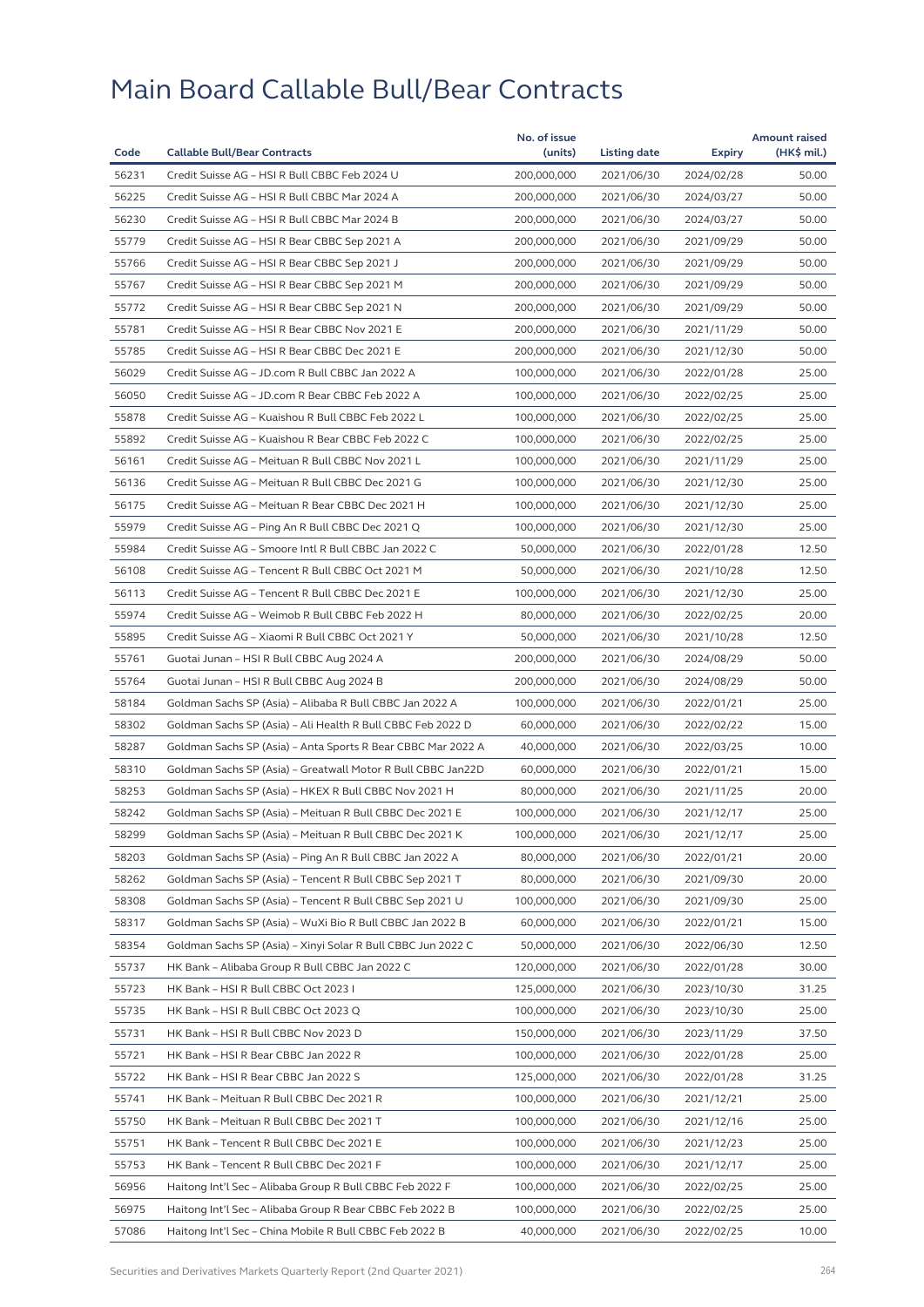# Main Board Callable Bull/Bear Contracts

| Code | Callable Bull/Bear Contracts | No. of issue (units) | Listing date | Expiry | Amount raised (HK$ mil.) |
|---|---|---|---|---|---|
| 56231 | Credit Suisse AG – HSI R Bull CBBC Feb 2024 U | 200,000,000 | 2021/06/30 | 2024/02/28 | 50.00 |
| 56225 | Credit Suisse AG – HSI R Bull CBBC Mar 2024 A | 200,000,000 | 2021/06/30 | 2024/03/27 | 50.00 |
| 56230 | Credit Suisse AG – HSI R Bull CBBC Mar 2024 B | 200,000,000 | 2021/06/30 | 2024/03/27 | 50.00 |
| 55779 | Credit Suisse AG – HSI R Bear CBBC Sep 2021 A | 200,000,000 | 2021/06/30 | 2021/09/29 | 50.00 |
| 55766 | Credit Suisse AG – HSI R Bear CBBC Sep 2021 J | 200,000,000 | 2021/06/30 | 2021/09/29 | 50.00 |
| 55767 | Credit Suisse AG – HSI R Bear CBBC Sep 2021 M | 200,000,000 | 2021/06/30 | 2021/09/29 | 50.00 |
| 55772 | Credit Suisse AG – HSI R Bear CBBC Sep 2021 N | 200,000,000 | 2021/06/30 | 2021/09/29 | 50.00 |
| 55781 | Credit Suisse AG – HSI R Bear CBBC Nov 2021 E | 200,000,000 | 2021/06/30 | 2021/11/29 | 50.00 |
| 55785 | Credit Suisse AG – HSI R Bear CBBC Dec 2021 E | 200,000,000 | 2021/06/30 | 2021/12/30 | 50.00 |
| 56029 | Credit Suisse AG – JD.com R Bull CBBC Jan 2022 A | 100,000,000 | 2021/06/30 | 2022/01/28 | 25.00 |
| 56050 | Credit Suisse AG – JD.com R Bear CBBC Feb 2022 A | 100,000,000 | 2021/06/30 | 2022/02/25 | 25.00 |
| 55878 | Credit Suisse AG – Kuaishou R Bull CBBC Feb 2022 L | 100,000,000 | 2021/06/30 | 2022/02/25 | 25.00 |
| 55892 | Credit Suisse AG – Kuaishou R Bear CBBC Feb 2022 C | 100,000,000 | 2021/06/30 | 2022/02/25 | 25.00 |
| 56161 | Credit Suisse AG – Meituan R Bull CBBC Nov 2021 L | 100,000,000 | 2021/06/30 | 2021/11/29 | 25.00 |
| 56136 | Credit Suisse AG – Meituan R Bull CBBC Dec 2021 G | 100,000,000 | 2021/06/30 | 2021/12/30 | 25.00 |
| 56175 | Credit Suisse AG – Meituan R Bear CBBC Dec 2021 H | 100,000,000 | 2021/06/30 | 2021/12/30 | 25.00 |
| 55979 | Credit Suisse AG – Ping An R Bull CBBC Dec 2021 Q | 100,000,000 | 2021/06/30 | 2021/12/30 | 25.00 |
| 55984 | Credit Suisse AG – Smoore Intl R Bull CBBC Jan 2022 C | 50,000,000 | 2021/06/30 | 2022/01/28 | 12.50 |
| 56108 | Credit Suisse AG – Tencent R Bull CBBC Oct 2021 M | 50,000,000 | 2021/06/30 | 2021/10/28 | 12.50 |
| 56113 | Credit Suisse AG – Tencent R Bull CBBC Dec 2021 E | 100,000,000 | 2021/06/30 | 2021/12/30 | 25.00 |
| 55974 | Credit Suisse AG – Weimob R Bull CBBC Feb 2022 H | 80,000,000 | 2021/06/30 | 2022/02/25 | 20.00 |
| 55895 | Credit Suisse AG – Xiaomi R Bull CBBC Oct 2021 Y | 50,000,000 | 2021/06/30 | 2021/10/28 | 12.50 |
| 55761 | Guotai Junan – HSI R Bull CBBC Aug 2024 A | 200,000,000 | 2021/06/30 | 2024/08/29 | 50.00 |
| 55764 | Guotai Junan – HSI R Bull CBBC Aug 2024 B | 200,000,000 | 2021/06/30 | 2024/08/29 | 50.00 |
| 58184 | Goldman Sachs SP (Asia) – Alibaba R Bull CBBC Jan 2022 A | 100,000,000 | 2021/06/30 | 2022/01/21 | 25.00 |
| 58302 | Goldman Sachs SP (Asia) – Ali Health R Bull CBBC Feb 2022 D | 60,000,000 | 2021/06/30 | 2022/02/22 | 15.00 |
| 58287 | Goldman Sachs SP (Asia) – Anta Sports R Bear CBBC Mar 2022 A | 40,000,000 | 2021/06/30 | 2022/03/25 | 10.00 |
| 58310 | Goldman Sachs SP (Asia) – Greatwall Motor R Bull CBBC Jan22D | 60,000,000 | 2021/06/30 | 2022/01/21 | 15.00 |
| 58253 | Goldman Sachs SP (Asia) – HKEX R Bull CBBC Nov 2021 H | 80,000,000 | 2021/06/30 | 2021/11/25 | 20.00 |
| 58242 | Goldman Sachs SP (Asia) – Meituan R Bull CBBC Dec 2021 E | 100,000,000 | 2021/06/30 | 2021/12/17 | 25.00 |
| 58299 | Goldman Sachs SP (Asia) – Meituan R Bull CBBC Dec 2021 K | 100,000,000 | 2021/06/30 | 2021/12/17 | 25.00 |
| 58203 | Goldman Sachs SP (Asia) – Ping An R Bull CBBC Jan 2022 A | 80,000,000 | 2021/06/30 | 2022/01/21 | 20.00 |
| 58262 | Goldman Sachs SP (Asia) – Tencent R Bull CBBC Sep 2021 T | 80,000,000 | 2021/06/30 | 2021/09/30 | 20.00 |
| 58308 | Goldman Sachs SP (Asia) – Tencent R Bull CBBC Sep 2021 U | 100,000,000 | 2021/06/30 | 2021/09/30 | 25.00 |
| 58317 | Goldman Sachs SP (Asia) – WuXi Bio R Bull CBBC Jan 2022 B | 60,000,000 | 2021/06/30 | 2022/01/21 | 15.00 |
| 58354 | Goldman Sachs SP (Asia) – Xinyi Solar R Bull CBBC Jun 2022 C | 50,000,000 | 2021/06/30 | 2022/06/30 | 12.50 |
| 55737 | HK Bank – Alibaba Group R Bull CBBC Jan 2022 C | 120,000,000 | 2021/06/30 | 2022/01/28 | 30.00 |
| 55723 | HK Bank – HSI R Bull CBBC Oct 2023 I | 125,000,000 | 2021/06/30 | 2023/10/30 | 31.25 |
| 55735 | HK Bank – HSI R Bull CBBC Oct 2023 Q | 100,000,000 | 2021/06/30 | 2023/10/30 | 25.00 |
| 55731 | HK Bank – HSI R Bull CBBC Nov 2023 D | 150,000,000 | 2021/06/30 | 2023/11/29 | 37.50 |
| 55721 | HK Bank – HSI R Bear CBBC Jan 2022 R | 100,000,000 | 2021/06/30 | 2022/01/28 | 25.00 |
| 55722 | HK Bank – HSI R Bear CBBC Jan 2022 S | 125,000,000 | 2021/06/30 | 2022/01/28 | 31.25 |
| 55741 | HK Bank – Meituan R Bull CBBC Dec 2021 R | 100,000,000 | 2021/06/30 | 2021/12/21 | 25.00 |
| 55750 | HK Bank – Meituan R Bull CBBC Dec 2021 T | 100,000,000 | 2021/06/30 | 2021/12/16 | 25.00 |
| 55751 | HK Bank – Tencent R Bull CBBC Dec 2021 E | 100,000,000 | 2021/06/30 | 2021/12/23 | 25.00 |
| 55753 | HK Bank – Tencent R Bull CBBC Dec 2021 F | 100,000,000 | 2021/06/30 | 2021/12/17 | 25.00 |
| 56956 | Haitong Int'l Sec – Alibaba Group R Bull CBBC Feb 2022 F | 100,000,000 | 2021/06/30 | 2022/02/25 | 25.00 |
| 56975 | Haitong Int'l Sec – Alibaba Group R Bear CBBC Feb 2022 B | 100,000,000 | 2021/06/30 | 2022/02/25 | 25.00 |
| 57086 | Haitong Int'l Sec – China Mobile R Bull CBBC Feb 2022 B | 40,000,000 | 2021/06/30 | 2022/02/25 | 10.00 |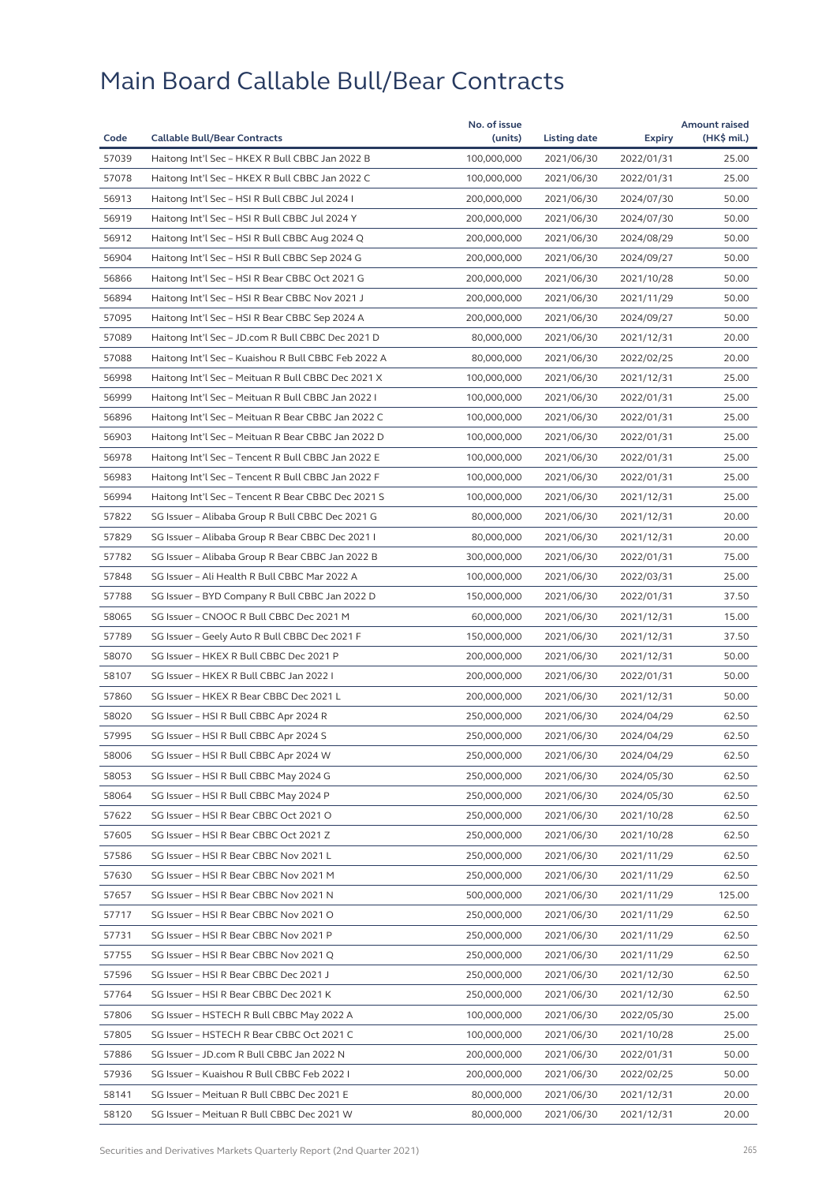# Main Board Callable Bull/Bear Contracts

| Code | Callable Bull/Bear Contracts | No. of issue (units) | Listing date | Expiry | Amount raised (HK$ mil.) |
|---|---|---|---|---|---|
| 57039 | Haitong Int'l Sec – HKEX R Bull CBBC Jan 2022 B | 100,000,000 | 2021/06/30 | 2022/01/31 | 25.00 |
| 57078 | Haitong Int'l Sec – HKEX R Bull CBBC Jan 2022 C | 100,000,000 | 2021/06/30 | 2022/01/31 | 25.00 |
| 56913 | Haitong Int'l Sec – HSI R Bull CBBC Jul 2024 I | 200,000,000 | 2021/06/30 | 2024/07/30 | 50.00 |
| 56919 | Haitong Int'l Sec – HSI R Bull CBBC Jul 2024 Y | 200,000,000 | 2021/06/30 | 2024/07/30 | 50.00 |
| 56912 | Haitong Int'l Sec – HSI R Bull CBBC Aug 2024 Q | 200,000,000 | 2021/06/30 | 2024/08/29 | 50.00 |
| 56904 | Haitong Int'l Sec – HSI R Bull CBBC Sep 2024 G | 200,000,000 | 2021/06/30 | 2024/09/27 | 50.00 |
| 56866 | Haitong Int'l Sec – HSI R Bear CBBC Oct 2021 G | 200,000,000 | 2021/06/30 | 2021/10/28 | 50.00 |
| 56894 | Haitong Int'l Sec – HSI R Bear CBBC Nov 2021 J | 200,000,000 | 2021/06/30 | 2021/11/29 | 50.00 |
| 57095 | Haitong Int'l Sec – HSI R Bear CBBC Sep 2024 A | 200,000,000 | 2021/06/30 | 2024/09/27 | 50.00 |
| 57089 | Haitong Int'l Sec – JD.com R Bull CBBC Dec 2021 D | 80,000,000 | 2021/06/30 | 2021/12/31 | 20.00 |
| 57088 | Haitong Int'l Sec – Kuaishou R Bull CBBC Feb 2022 A | 80,000,000 | 2021/06/30 | 2022/02/25 | 20.00 |
| 56998 | Haitong Int'l Sec – Meituan R Bull CBBC Dec 2021 X | 100,000,000 | 2021/06/30 | 2021/12/31 | 25.00 |
| 56999 | Haitong Int'l Sec – Meituan R Bull CBBC Jan 2022 I | 100,000,000 | 2021/06/30 | 2022/01/31 | 25.00 |
| 56896 | Haitong Int'l Sec – Meituan R Bear CBBC Jan 2022 C | 100,000,000 | 2021/06/30 | 2022/01/31 | 25.00 |
| 56903 | Haitong Int'l Sec – Meituan R Bear CBBC Jan 2022 D | 100,000,000 | 2021/06/30 | 2022/01/31 | 25.00 |
| 56978 | Haitong Int'l Sec – Tencent R Bull CBBC Jan 2022 E | 100,000,000 | 2021/06/30 | 2022/01/31 | 25.00 |
| 56983 | Haitong Int'l Sec – Tencent R Bull CBBC Jan 2022 F | 100,000,000 | 2021/06/30 | 2022/01/31 | 25.00 |
| 56994 | Haitong Int'l Sec – Tencent R Bear CBBC Dec 2021 S | 100,000,000 | 2021/06/30 | 2021/12/31 | 25.00 |
| 57822 | SG Issuer – Alibaba Group R Bull CBBC Dec 2021 G | 80,000,000 | 2021/06/30 | 2021/12/31 | 20.00 |
| 57829 | SG Issuer – Alibaba Group R Bear CBBC Dec 2021 I | 80,000,000 | 2021/06/30 | 2021/12/31 | 20.00 |
| 57782 | SG Issuer – Alibaba Group R Bear CBBC Jan 2022 B | 300,000,000 | 2021/06/30 | 2022/01/31 | 75.00 |
| 57848 | SG Issuer – Ali Health R Bull CBBC Mar 2022 A | 100,000,000 | 2021/06/30 | 2022/03/31 | 25.00 |
| 57788 | SG Issuer – BYD Company R Bull CBBC Jan 2022 D | 150,000,000 | 2021/06/30 | 2022/01/31 | 37.50 |
| 58065 | SG Issuer – CNOOC R Bull CBBC Dec 2021 M | 60,000,000 | 2021/06/30 | 2021/12/31 | 15.00 |
| 57789 | SG Issuer – Geely Auto R Bull CBBC Dec 2021 F | 150,000,000 | 2021/06/30 | 2021/12/31 | 37.50 |
| 58070 | SG Issuer – HKEX R Bull CBBC Dec 2021 P | 200,000,000 | 2021/06/30 | 2021/12/31 | 50.00 |
| 58107 | SG Issuer – HKEX R Bull CBBC Jan 2022 I | 200,000,000 | 2021/06/30 | 2022/01/31 | 50.00 |
| 57860 | SG Issuer – HKEX R Bear CBBC Dec 2021 L | 200,000,000 | 2021/06/30 | 2021/12/31 | 50.00 |
| 58020 | SG Issuer – HSI R Bull CBBC Apr 2024 R | 250,000,000 | 2021/06/30 | 2024/04/29 | 62.50 |
| 57995 | SG Issuer – HSI R Bull CBBC Apr 2024 S | 250,000,000 | 2021/06/30 | 2024/04/29 | 62.50 |
| 58006 | SG Issuer – HSI R Bull CBBC Apr 2024 W | 250,000,000 | 2021/06/30 | 2024/04/29 | 62.50 |
| 58053 | SG Issuer – HSI R Bull CBBC May 2024 G | 250,000,000 | 2021/06/30 | 2024/05/30 | 62.50 |
| 58064 | SG Issuer – HSI R Bull CBBC May 2024 P | 250,000,000 | 2021/06/30 | 2024/05/30 | 62.50 |
| 57622 | SG Issuer – HSI R Bear CBBC Oct 2021 O | 250,000,000 | 2021/06/30 | 2021/10/28 | 62.50 |
| 57605 | SG Issuer – HSI R Bear CBBC Oct 2021 Z | 250,000,000 | 2021/06/30 | 2021/10/28 | 62.50 |
| 57586 | SG Issuer – HSI R Bear CBBC Nov 2021 L | 250,000,000 | 2021/06/30 | 2021/11/29 | 62.50 |
| 57630 | SG Issuer – HSI R Bear CBBC Nov 2021 M | 250,000,000 | 2021/06/30 | 2021/11/29 | 62.50 |
| 57657 | SG Issuer – HSI R Bear CBBC Nov 2021 N | 500,000,000 | 2021/06/30 | 2021/11/29 | 125.00 |
| 57717 | SG Issuer – HSI R Bear CBBC Nov 2021 O | 250,000,000 | 2021/06/30 | 2021/11/29 | 62.50 |
| 57731 | SG Issuer – HSI R Bear CBBC Nov 2021 P | 250,000,000 | 2021/06/30 | 2021/11/29 | 62.50 |
| 57755 | SG Issuer – HSI R Bear CBBC Nov 2021 Q | 250,000,000 | 2021/06/30 | 2021/11/29 | 62.50 |
| 57596 | SG Issuer – HSI R Bear CBBC Dec 2021 J | 250,000,000 | 2021/06/30 | 2021/12/30 | 62.50 |
| 57764 | SG Issuer – HSI R Bear CBBC Dec 2021 K | 250,000,000 | 2021/06/30 | 2021/12/30 | 62.50 |
| 57806 | SG Issuer – HSTECH R Bull CBBC May 2022 A | 100,000,000 | 2021/06/30 | 2022/05/30 | 25.00 |
| 57805 | SG Issuer – HSTECH R Bear CBBC Oct 2021 C | 100,000,000 | 2021/06/30 | 2021/10/28 | 25.00 |
| 57886 | SG Issuer – JD.com R Bull CBBC Jan 2022 N | 200,000,000 | 2021/06/30 | 2022/01/31 | 50.00 |
| 57936 | SG Issuer – Kuaishou R Bull CBBC Feb 2022 I | 200,000,000 | 2021/06/30 | 2022/02/25 | 50.00 |
| 58141 | SG Issuer – Meituan R Bull CBBC Dec 2021 E | 80,000,000 | 2021/06/30 | 2021/12/31 | 20.00 |
| 58120 | SG Issuer – Meituan R Bull CBBC Dec 2021 W | 80,000,000 | 2021/06/30 | 2021/12/31 | 20.00 |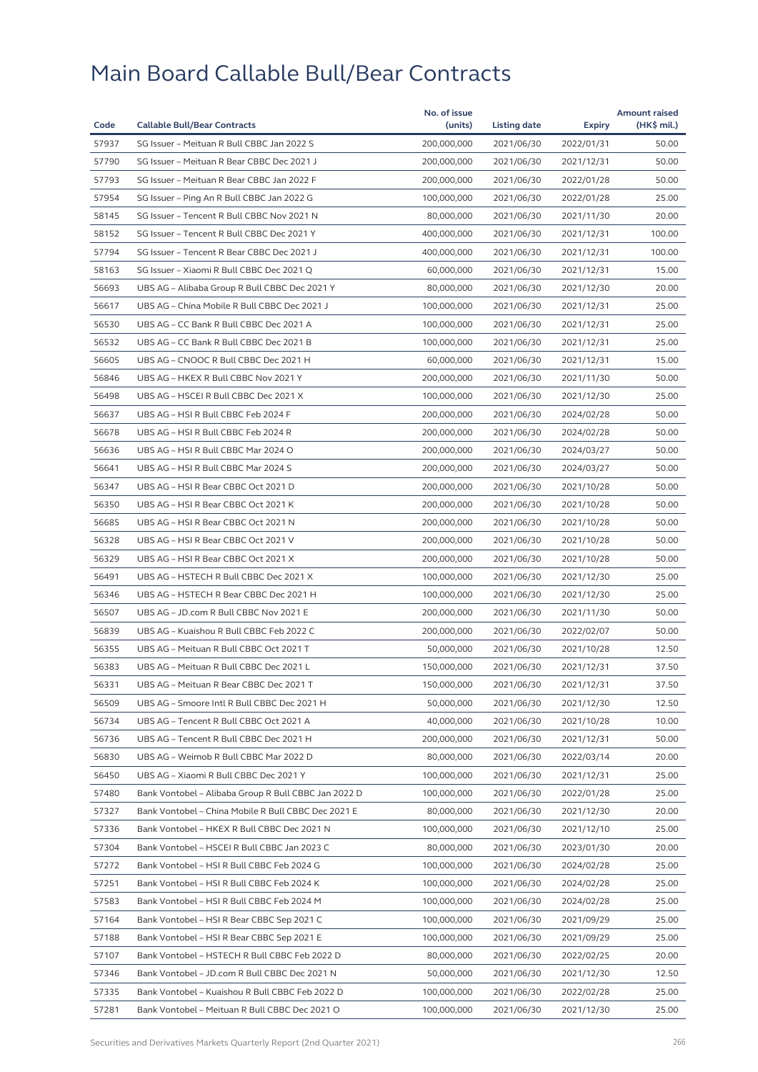# Main Board Callable Bull/Bear Contracts

| Code | Callable Bull/Bear Contracts | No. of issue (units) | Listing date | Expiry | Amount raised (HK$ mil.) |
|---|---|---|---|---|---|
| 57937 | SG Issuer – Meituan R Bull CBBC Jan 2022 S | 200,000,000 | 2021/06/30 | 2022/01/31 | 50.00 |
| 57790 | SG Issuer – Meituan R Bear CBBC Dec 2021 J | 200,000,000 | 2021/06/30 | 2021/12/31 | 50.00 |
| 57793 | SG Issuer – Meituan R Bear CBBC Jan 2022 F | 200,000,000 | 2021/06/30 | 2022/01/28 | 50.00 |
| 57954 | SG Issuer – Ping An R Bull CBBC Jan 2022 G | 100,000,000 | 2021/06/30 | 2022/01/28 | 25.00 |
| 58145 | SG Issuer – Tencent R Bull CBBC Nov 2021 N | 80,000,000 | 2021/06/30 | 2021/11/30 | 20.00 |
| 58152 | SG Issuer – Tencent R Bull CBBC Dec 2021 Y | 400,000,000 | 2021/06/30 | 2021/12/31 | 100.00 |
| 57794 | SG Issuer – Tencent R Bear CBBC Dec 2021 J | 400,000,000 | 2021/06/30 | 2021/12/31 | 100.00 |
| 58163 | SG Issuer – Xiaomi R Bull CBBC Dec 2021 Q | 60,000,000 | 2021/06/30 | 2021/12/31 | 15.00 |
| 56693 | UBS AG – Alibaba Group R Bull CBBC Dec 2021 Y | 80,000,000 | 2021/06/30 | 2021/12/30 | 20.00 |
| 56617 | UBS AG – China Mobile R Bull CBBC Dec 2021 J | 100,000,000 | 2021/06/30 | 2021/12/31 | 25.00 |
| 56530 | UBS AG – CC Bank R Bull CBBC Dec 2021 A | 100,000,000 | 2021/06/30 | 2021/12/31 | 25.00 |
| 56532 | UBS AG – CC Bank R Bull CBBC Dec 2021 B | 100,000,000 | 2021/06/30 | 2021/12/31 | 25.00 |
| 56605 | UBS AG – CNOOC R Bull CBBC Dec 2021 H | 60,000,000 | 2021/06/30 | 2021/12/31 | 15.00 |
| 56846 | UBS AG – HKEX R Bull CBBC Nov 2021 Y | 200,000,000 | 2021/06/30 | 2021/11/30 | 50.00 |
| 56498 | UBS AG – HSCEI R Bull CBBC Dec 2021 X | 100,000,000 | 2021/06/30 | 2021/12/30 | 25.00 |
| 56637 | UBS AG – HSI R Bull CBBC Feb 2024 F | 200,000,000 | 2021/06/30 | 2024/02/28 | 50.00 |
| 56678 | UBS AG – HSI R Bull CBBC Feb 2024 R | 200,000,000 | 2021/06/30 | 2024/02/28 | 50.00 |
| 56636 | UBS AG – HSI R Bull CBBC Mar 2024 O | 200,000,000 | 2021/06/30 | 2024/03/27 | 50.00 |
| 56641 | UBS AG – HSI R Bull CBBC Mar 2024 S | 200,000,000 | 2021/06/30 | 2024/03/27 | 50.00 |
| 56347 | UBS AG – HSI R Bear CBBC Oct 2021 D | 200,000,000 | 2021/06/30 | 2021/10/28 | 50.00 |
| 56350 | UBS AG – HSI R Bear CBBC Oct 2021 K | 200,000,000 | 2021/06/30 | 2021/10/28 | 50.00 |
| 56685 | UBS AG – HSI R Bear CBBC Oct 2021 N | 200,000,000 | 2021/06/30 | 2021/10/28 | 50.00 |
| 56328 | UBS AG – HSI R Bear CBBC Oct 2021 V | 200,000,000 | 2021/06/30 | 2021/10/28 | 50.00 |
| 56329 | UBS AG – HSI R Bear CBBC Oct 2021 X | 200,000,000 | 2021/06/30 | 2021/10/28 | 50.00 |
| 56491 | UBS AG – HSTECH R Bull CBBC Dec 2021 X | 100,000,000 | 2021/06/30 | 2021/12/30 | 25.00 |
| 56346 | UBS AG – HSTECH R Bear CBBC Dec 2021 H | 100,000,000 | 2021/06/30 | 2021/12/30 | 25.00 |
| 56507 | UBS AG – JD.com R Bull CBBC Nov 2021 E | 200,000,000 | 2021/06/30 | 2021/11/30 | 50.00 |
| 56839 | UBS AG – Kuaishou R Bull CBBC Feb 2022 C | 200,000,000 | 2021/06/30 | 2022/02/07 | 50.00 |
| 56355 | UBS AG – Meituan R Bull CBBC Oct 2021 T | 50,000,000 | 2021/06/30 | 2021/10/28 | 12.50 |
| 56383 | UBS AG – Meituan R Bull CBBC Dec 2021 L | 150,000,000 | 2021/06/30 | 2021/12/31 | 37.50 |
| 56331 | UBS AG – Meituan R Bear CBBC Dec 2021 T | 150,000,000 | 2021/06/30 | 2021/12/31 | 37.50 |
| 56509 | UBS AG – Smoore Intl R Bull CBBC Dec 2021 H | 50,000,000 | 2021/06/30 | 2021/12/30 | 12.50 |
| 56734 | UBS AG – Tencent R Bull CBBC Oct 2021 A | 40,000,000 | 2021/06/30 | 2021/10/28 | 10.00 |
| 56736 | UBS AG – Tencent R Bull CBBC Dec 2021 H | 200,000,000 | 2021/06/30 | 2021/12/31 | 50.00 |
| 56830 | UBS AG – Weimob R Bull CBBC Mar 2022 D | 80,000,000 | 2021/06/30 | 2022/03/14 | 20.00 |
| 56450 | UBS AG – Xiaomi R Bull CBBC Dec 2021 Y | 100,000,000 | 2021/06/30 | 2021/12/31 | 25.00 |
| 57480 | Bank Vontobel – Alibaba Group R Bull CBBC Jan 2022 D | 100,000,000 | 2021/06/30 | 2022/01/28 | 25.00 |
| 57327 | Bank Vontobel – China Mobile R Bull CBBC Dec 2021 E | 80,000,000 | 2021/06/30 | 2021/12/30 | 20.00 |
| 57336 | Bank Vontobel – HKEX R Bull CBBC Dec 2021 N | 100,000,000 | 2021/06/30 | 2021/12/10 | 25.00 |
| 57304 | Bank Vontobel – HSCEI R Bull CBBC Jan 2023 C | 80,000,000 | 2021/06/30 | 2023/01/30 | 20.00 |
| 57272 | Bank Vontobel – HSI R Bull CBBC Feb 2024 G | 100,000,000 | 2021/06/30 | 2024/02/28 | 25.00 |
| 57251 | Bank Vontobel – HSI R Bull CBBC Feb 2024 K | 100,000,000 | 2021/06/30 | 2024/02/28 | 25.00 |
| 57583 | Bank Vontobel – HSI R Bull CBBC Feb 2024 M | 100,000,000 | 2021/06/30 | 2024/02/28 | 25.00 |
| 57164 | Bank Vontobel – HSI R Bear CBBC Sep 2021 C | 100,000,000 | 2021/06/30 | 2021/09/29 | 25.00 |
| 57188 | Bank Vontobel – HSI R Bear CBBC Sep 2021 E | 100,000,000 | 2021/06/30 | 2021/09/29 | 25.00 |
| 57107 | Bank Vontobel – HSTECH R Bull CBBC Feb 2022 D | 80,000,000 | 2021/06/30 | 2022/02/25 | 20.00 |
| 57346 | Bank Vontobel – JD.com R Bull CBBC Dec 2021 N | 50,000,000 | 2021/06/30 | 2021/12/30 | 12.50 |
| 57335 | Bank Vontobel – Kuaishou R Bull CBBC Feb 2022 D | 100,000,000 | 2021/06/30 | 2022/02/28 | 25.00 |
| 57281 | Bank Vontobel – Meituan R Bull CBBC Dec 2021 O | 100,000,000 | 2021/06/30 | 2021/12/30 | 25.00 |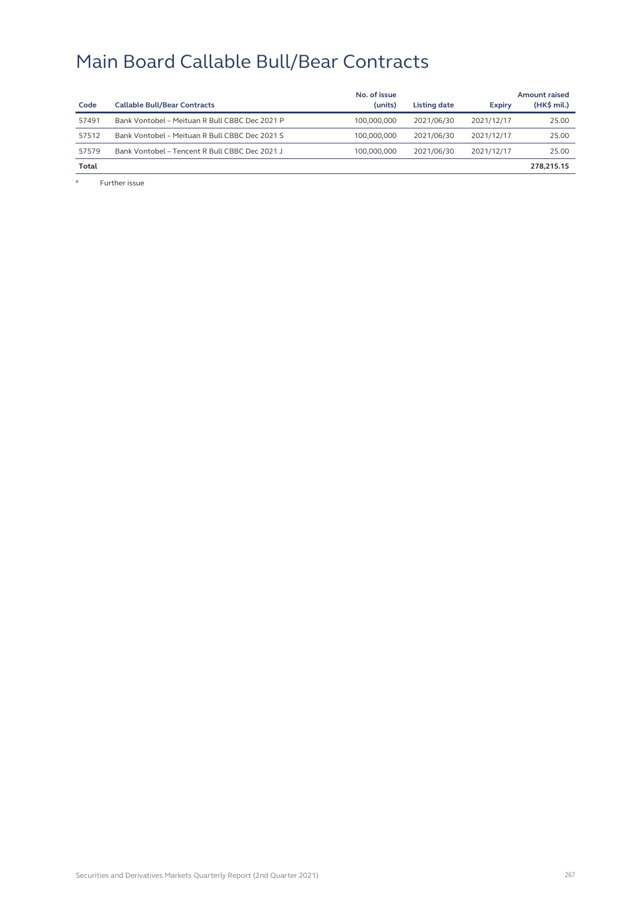# Main Board Callable Bull/Bear Contracts

| Code | Callable Bull/Bear Contracts | No. of issue (units) | Listing date | Expiry | Amount raised (HK$ mil.) |
|---|---|---|---|---|---|
| 57491 | Bank Vontobel – Meituan R Bull CBBC Dec 2021 P | 100,000,000 | 2021/06/30 | 2021/12/17 | 25.00 |
| 57512 | Bank Vontobel – Meituan R Bull CBBC Dec 2021 S | 100,000,000 | 2021/06/30 | 2021/12/17 | 25.00 |
| 57579 | Bank Vontobel – Tencent R Bull CBBC Dec 2021 J | 100,000,000 | 2021/06/30 | 2021/12/17 | 25.00 |
| **Total** | | | | | **278,215.15** |

# Further issue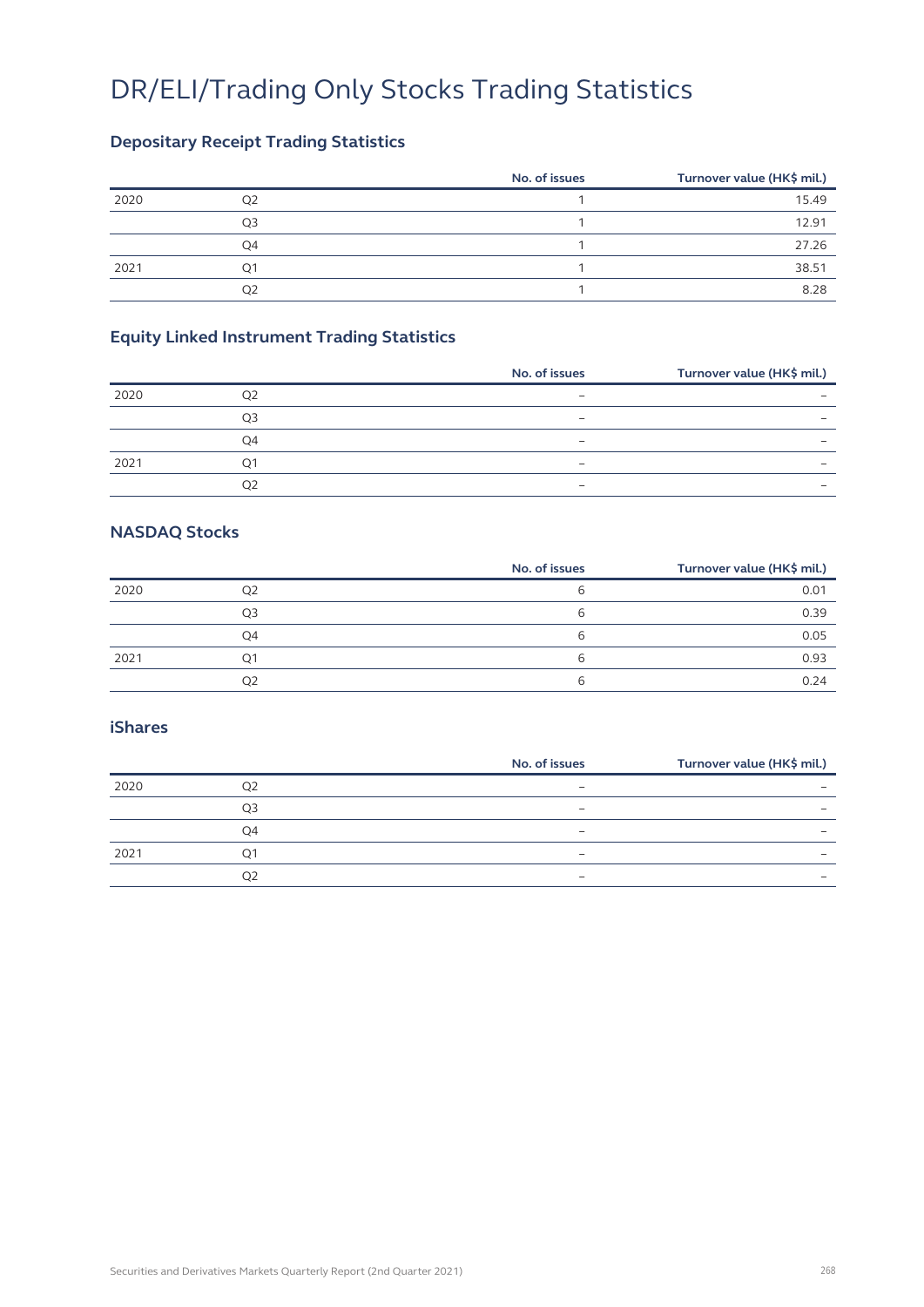# DR/ELI/Trading Only Stocks Trading Statistics

## Depositary Receipt Trading Statistics

| | | No. of issues | Turnover value (HK$ mil.) |
|---|---|---|---|
| 2020 | Q2 | 1 | 15.49 |
| | Q3 | 1 | 12.91 |
| | Q4 | 1 | 27.26 |
| 2021 | Q1 | 1 | 38.51 |
| | Q2 | 1 | 8.28 |

## Equity Linked Instrument Trading Statistics

| | | No. of issues | Turnover value (HK$ mil.) |
|---|---|---|---|
| 2020 | Q2 | – | – |
| | Q3 | – | – |
| | Q4 | – | – |
| 2021 | Q1 | – | – |
| | Q2 | – | – |

## NASDAQ Stocks

| | | No. of issues | Turnover value (HK$ mil.) |
|---|---|---|---|
| 2020 | Q2 | 6 | 0.01 |
| | Q3 | 6 | 0.39 |
| | Q4 | 6 | 0.05 |
| 2021 | Q1 | 6 | 0.93 |
| | Q2 | 6 | 0.24 |

## iShares

| | | No. of issues | Turnover value (HK$ mil.) |
|---|---|---|---|
| 2020 | Q2 | – | – |
| | Q3 | – | – |
| | Q4 | – | – |
| 2021 | Q1 | – | – |
| | Q2 | – | – |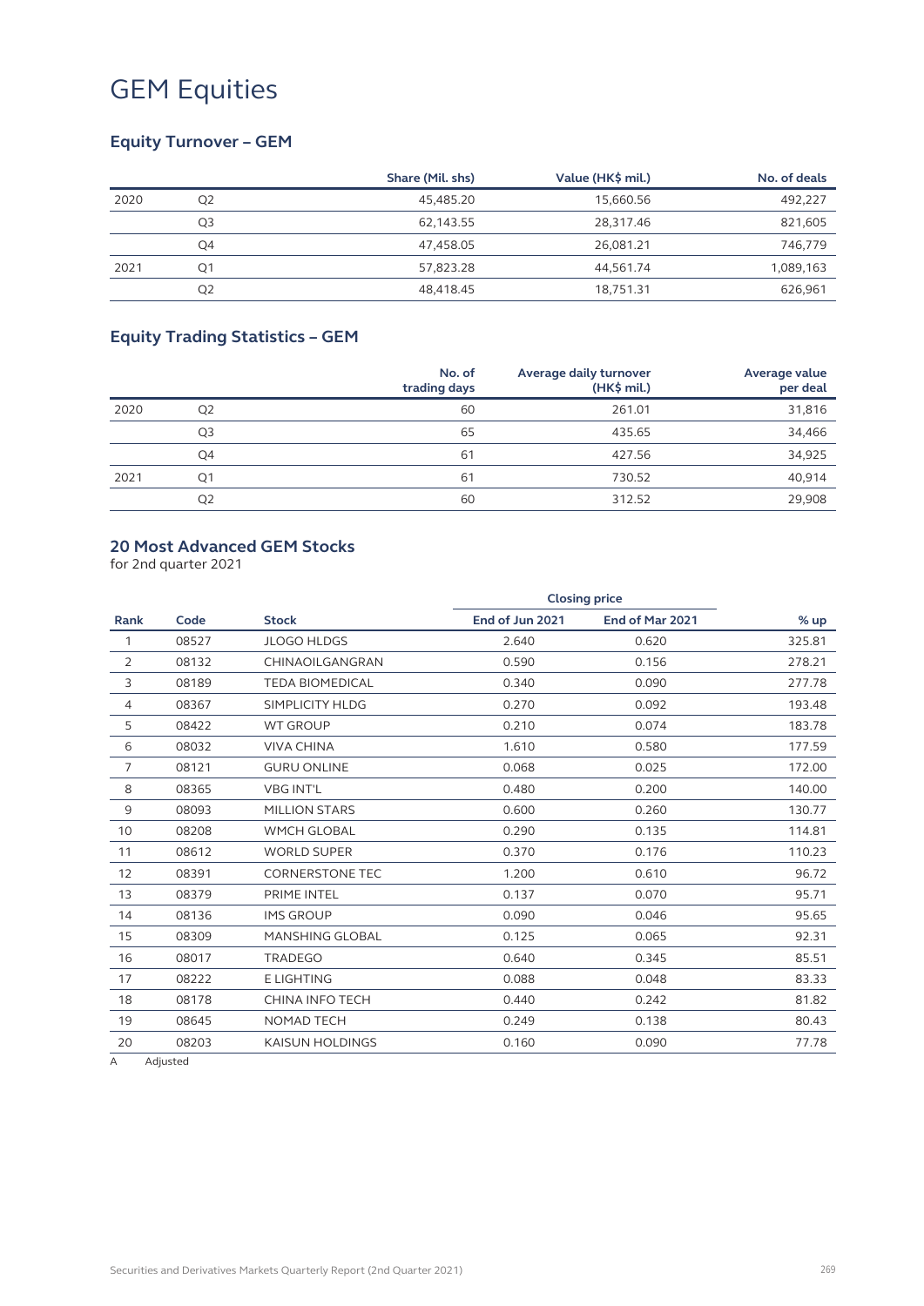# GEM Equities

## Equity Turnover – GEM

| | | Share (Mil. shs) | Value (HK$ mil.) | No. of deals |
|---|---|---|---|---|
| 2020 | Q2 | 45,485.20 | 15,660.56 | 492,227 |
| | Q3 | 62,143.55 | 28,317.46 | 821,605 |
| | Q4 | 47,458.05 | 26,081.21 | 746,779 |
| 2021 | Q1 | 57,823.28 | 44,561.74 | 1,089,163 |
| | Q2 | 48,418.45 | 18,751.31 | 626,961 |

## Equity Trading Statistics – GEM

| | | No. of trading days | Average daily turnover (HK$ mil.) | Average value per deal |
|---|---|---|---|---|
| 2020 | Q2 | 60 | 261.01 | 31,816 |
| | Q3 | 65 | 435.65 | 34,466 |
| | Q4 | 61 | 427.56 | 34,925 |
| 2021 | Q1 | 61 | 730.52 | 40,914 |
| | Q2 | 60 | 312.52 | 29,908 |

## 20 Most Advanced GEM Stocks

for 2nd quarter 2021

| | | | Closing price | | |
|---|---|---|---|---|---|
| Rank | Code | Stock | End of Jun 2021 | End of Mar 2021 | % up |
| 1 | 08527 | JLOGO HLDGS | 2.640 | 0.620 | 325.81 |
| 2 | 08132 | CHINAOILGANGRAN | 0.590 | 0.156 | 278.21 |
| 3 | 08189 | TEDA BIOMEDICAL | 0.340 | 0.090 | 277.78 |
| 4 | 08367 | SIMPLICITY HLDG | 0.270 | 0.092 | 193.48 |
| 5 | 08422 | WT GROUP | 0.210 | 0.074 | 183.78 |
| 6 | 08032 | VIVA CHINA | 1.610 | 0.580 | 177.59 |
| 7 | 08121 | GURU ONLINE | 0.068 | 0.025 | 172.00 |
| 8 | 08365 | VBG INT'L | 0.480 | 0.200 | 140.00 |
| 9 | 08093 | MILLION STARS | 0.600 | 0.260 | 130.77 |
| 10 | 08208 | WMCH GLOBAL | 0.290 | 0.135 | 114.81 |
| 11 | 08612 | WORLD SUPER | 0.370 | 0.176 | 110.23 |
| 12 | 08391 | CORNERSTONE TEC | 1.200 | 0.610 | 96.72 |
| 13 | 08379 | PRIME INTEL | 0.137 | 0.070 | 95.71 |
| 14 | 08136 | IMS GROUP | 0.090 | 0.046 | 95.65 |
| 15 | 08309 | MANSHING GLOBAL | 0.125 | 0.065 | 92.31 |
| 16 | 08017 | TRADEGO | 0.640 | 0.345 | 85.51 |
| 17 | 08222 | E LIGHTING | 0.088 | 0.048 | 83.33 |
| 18 | 08178 | CHINA INFO TECH | 0.440 | 0.242 | 81.82 |
| 19 | 08645 | NOMAD TECH | 0.249 | 0.138 | 80.43 |
| 20 | 08203 | KAISUN HOLDINGS | 0.160 | 0.090 | 77.78 |

A Adjusted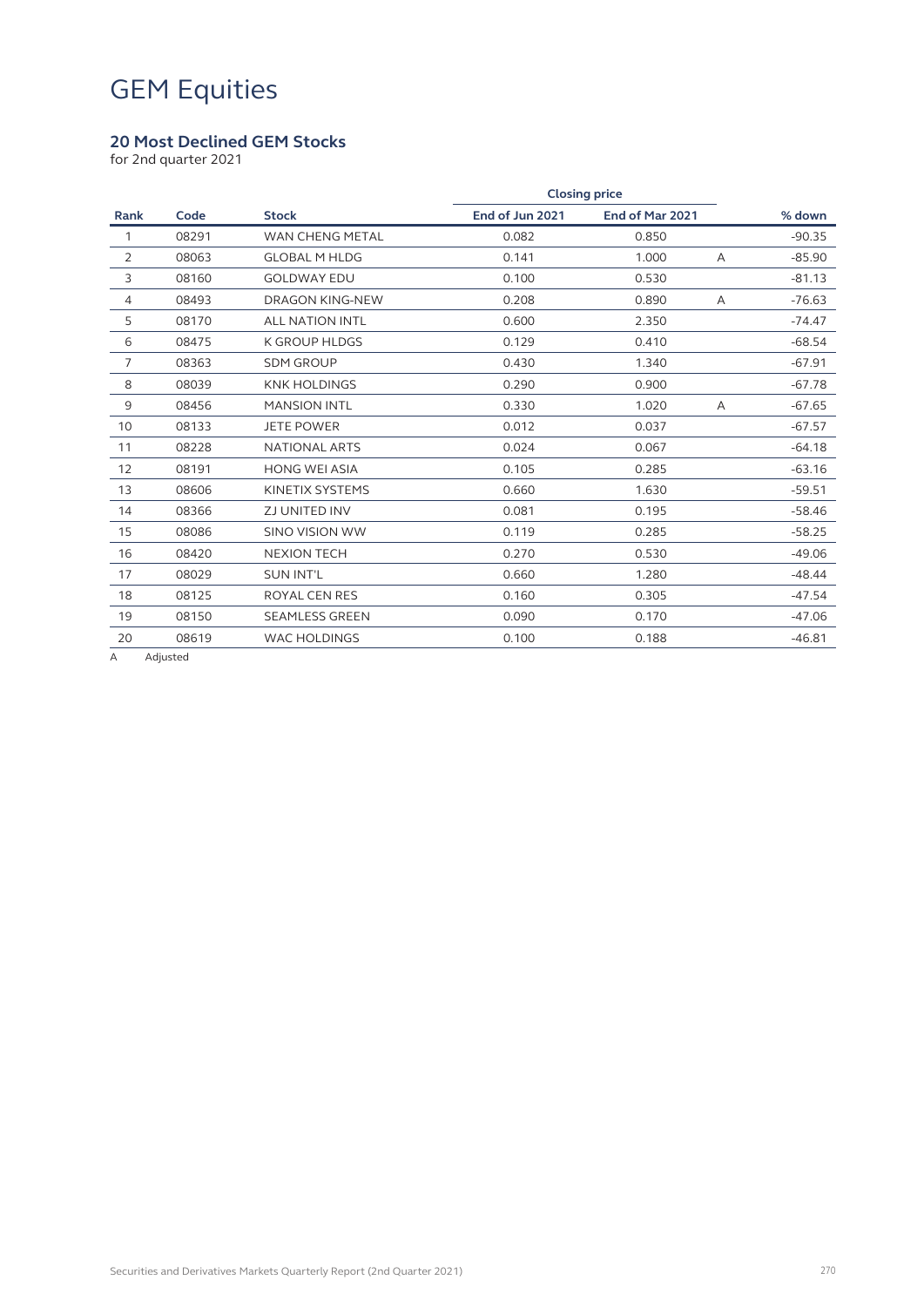# GEM Equities

### 20 Most Declined GEM Stocks

for 2nd quarter 2021

| Rank | Code | Stock | Closing price | | | % down |
|---|---|---|---|---|---|---|
| | | | End of Jun 2021 | End of Mar 2021 | | |
| 1 | 08291 | WAN CHENG METAL | 0.082 | 0.850 | | -90.35 |
| 2 | 08063 | GLOBAL M HLDG | 0.141 | 1.000 | A | -85.90 |
| 3 | 08160 | GOLDWAY EDU | 0.100 | 0.530 | | -81.13 |
| 4 | 08493 | DRAGON KING-NEW | 0.208 | 0.890 | A | -76.63 |
| 5 | 08170 | ALL NATION INTL | 0.600 | 2.350 | | -74.47 |
| 6 | 08475 | K GROUP HLDGS | 0.129 | 0.410 | | -68.54 |
| 7 | 08363 | SDM GROUP | 0.430 | 1.340 | | -67.91 |
| 8 | 08039 | KNK HOLDINGS | 0.290 | 0.900 | | -67.78 |
| 9 | 08456 | MANSION INTL | 0.330 | 1.020 | A | -67.65 |
| 10 | 08133 | JETE POWER | 0.012 | 0.037 | | -67.57 |
| 11 | 08228 | NATIONAL ARTS | 0.024 | 0.067 | | -64.18 |
| 12 | 08191 | HONG WEI ASIA | 0.105 | 0.285 | | -63.16 |
| 13 | 08606 | KINETIX SYSTEMS | 0.660 | 1.630 | | -59.51 |
| 14 | 08366 | ZJ UNITED INV | 0.081 | 0.195 | | -58.46 |
| 15 | 08086 | SINO VISION WW | 0.119 | 0.285 | | -58.25 |
| 16 | 08420 | NEXION TECH | 0.270 | 0.530 | | -49.06 |
| 17 | 08029 | SUN INT'L | 0.660 | 1.280 | | -48.44 |
| 18 | 08125 | ROYAL CEN RES | 0.160 | 0.305 | | -47.54 |
| 19 | 08150 | SEAMLESS GREEN | 0.090 | 0.170 | | -47.06 |
| 20 | 08619 | WAC HOLDINGS | 0.100 | 0.188 | | -46.81 |

A Adjusted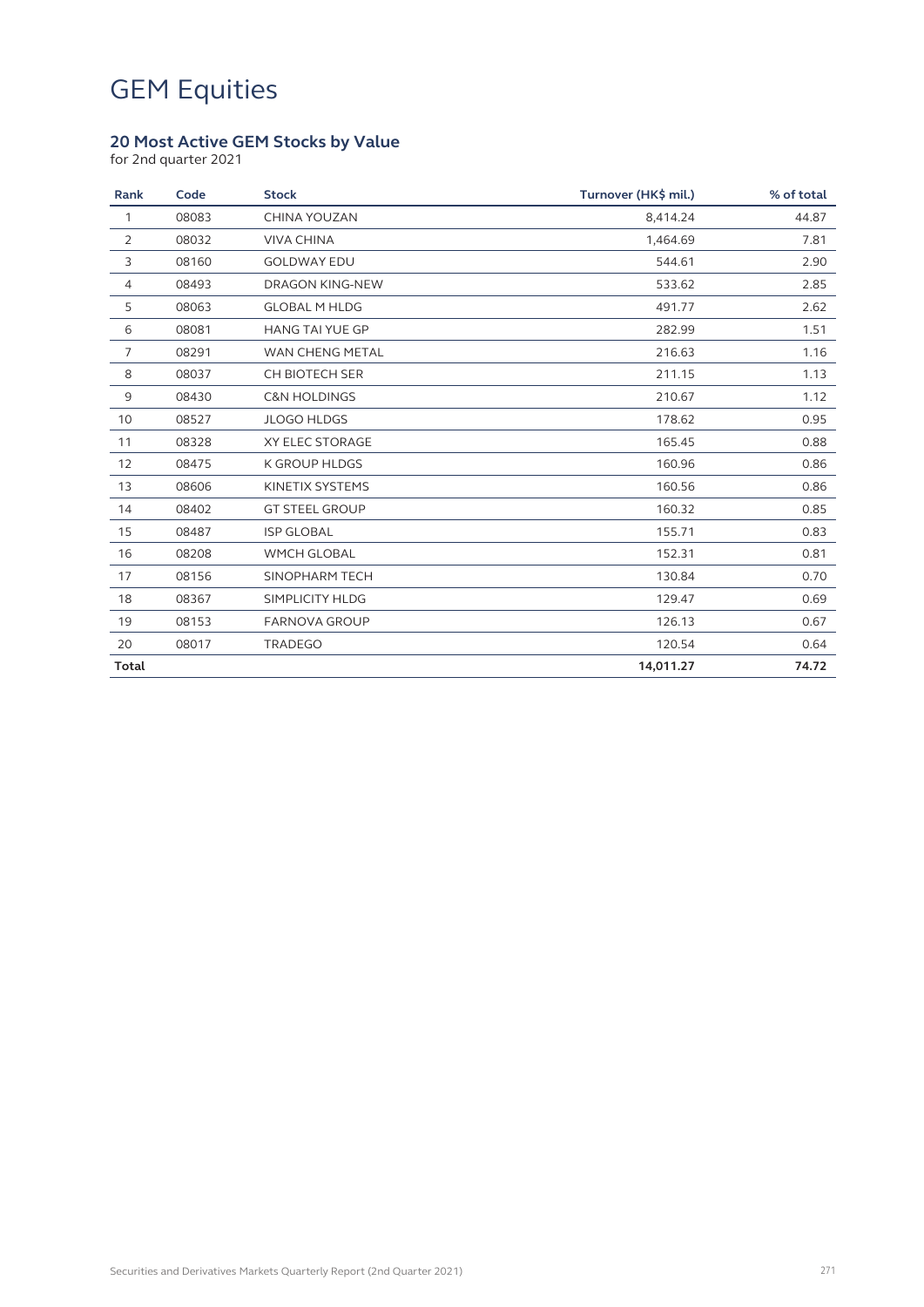# GEM Equities

## 20 Most Active GEM Stocks by Value

for 2nd quarter 2021

| Rank | Code | Stock | Turnover (HK$ mil.) | % of total |
|---|---|---|---|---|
| 1 | 08083 | CHINA YOUZAN | 8,414.24 | 44.87 |
| 2 | 08032 | VIVA CHINA | 1,464.69 | 7.81 |
| 3 | 08160 | GOLDWAY EDU | 544.61 | 2.90 |
| 4 | 08493 | DRAGON KING-NEW | 533.62 | 2.85 |
| 5 | 08063 | GLOBAL M HLDG | 491.77 | 2.62 |
| 6 | 08081 | HANG TAI YUE GP | 282.99 | 1.51 |
| 7 | 08291 | WAN CHENG METAL | 216.63 | 1.16 |
| 8 | 08037 | CH BIOTECH SER | 211.15 | 1.13 |
| 9 | 08430 | C&N HOLDINGS | 210.67 | 1.12 |
| 10 | 08527 | JLOGO HLDGS | 178.62 | 0.95 |
| 11 | 08328 | XY ELEC STORAGE | 165.45 | 0.88 |
| 12 | 08475 | K GROUP HLDGS | 160.96 | 0.86 |
| 13 | 08606 | KINETIX SYSTEMS | 160.56 | 0.86 |
| 14 | 08402 | GT STEEL GROUP | 160.32 | 0.85 |
| 15 | 08487 | ISP GLOBAL | 155.71 | 0.83 |
| 16 | 08208 | WMCH GLOBAL | 152.31 | 0.81 |
| 17 | 08156 | SINOPHARM TECH | 130.84 | 0.70 |
| 18 | 08367 | SIMPLICITY HLDG | 129.47 | 0.69 |
| 19 | 08153 | FARNOVA GROUP | 126.13 | 0.67 |
| 20 | 08017 | TRADEGO | 120.54 | 0.64 |
| **Total** | | | **14,011.27** | **74.72** |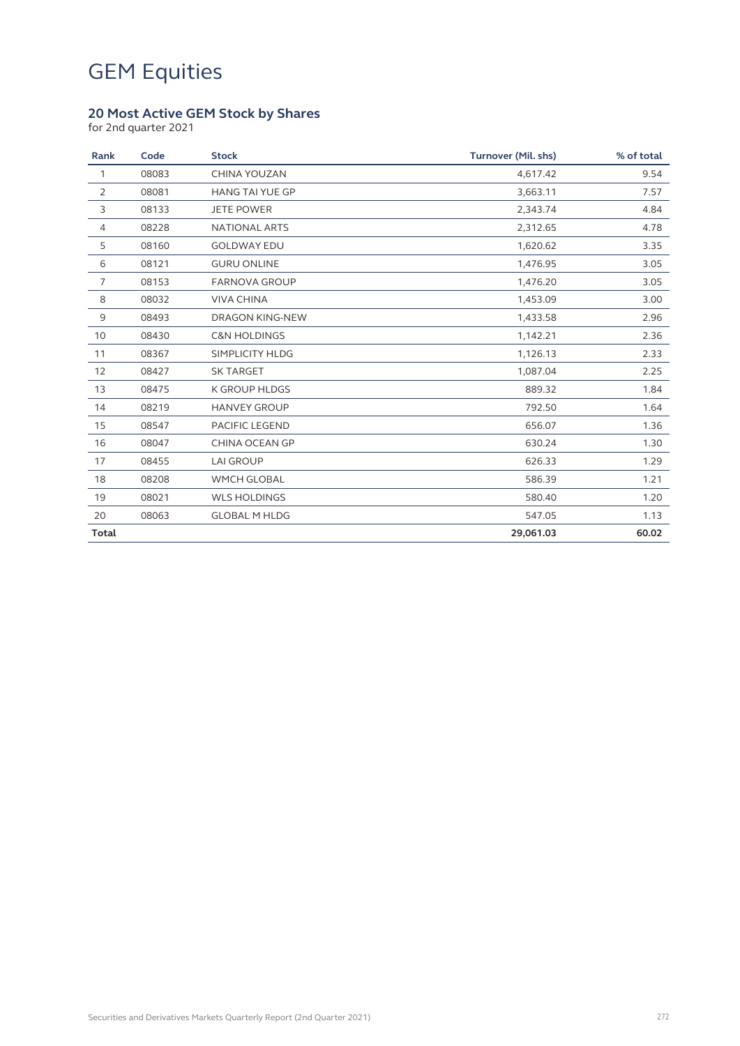# GEM Equities

## 20 Most Active GEM Stock by Shares

for 2nd quarter 2021

| Rank | Code | Stock | Turnover (Mil. shs) | % of total |
|---|---|---|---|---|
| 1 | 08083 | CHINA YOUZAN | 4,617.42 | 9.54 |
| 2 | 08081 | HANG TAI YUE GP | 3,663.11 | 7.57 |
| 3 | 08133 | JETE POWER | 2,343.74 | 4.84 |
| 4 | 08228 | NATIONAL ARTS | 2,312.65 | 4.78 |
| 5 | 08160 | GOLDWAY EDU | 1,620.62 | 3.35 |
| 6 | 08121 | GURU ONLINE | 1,476.95 | 3.05 |
| 7 | 08153 | FARNOVA GROUP | 1,476.20 | 3.05 |
| 8 | 08032 | VIVA CHINA | 1,453.09 | 3.00 |
| 9 | 08493 | DRAGON KING-NEW | 1,433.58 | 2.96 |
| 10 | 08430 | C&N HOLDINGS | 1,142.21 | 2.36 |
| 11 | 08367 | SIMPLICITY HLDG | 1,126.13 | 2.33 |
| 12 | 08427 | SK TARGET | 1,087.04 | 2.25 |
| 13 | 08475 | K GROUP HLDGS | 889.32 | 1.84 |
| 14 | 08219 | HANVEY GROUP | 792.50 | 1.64 |
| 15 | 08547 | PACIFIC LEGEND | 656.07 | 1.36 |
| 16 | 08047 | CHINA OCEAN GP | 630.24 | 1.30 |
| 17 | 08455 | LAI GROUP | 626.33 | 1.29 |
| 18 | 08208 | WMCH GLOBAL | 586.39 | 1.21 |
| 19 | 08021 | WLS HOLDINGS | 580.40 | 1.20 |
| 20 | 08063 | GLOBAL M HLDG | 547.05 | 1.13 |
| **Total** | | | **29,061.03** | **60.02** |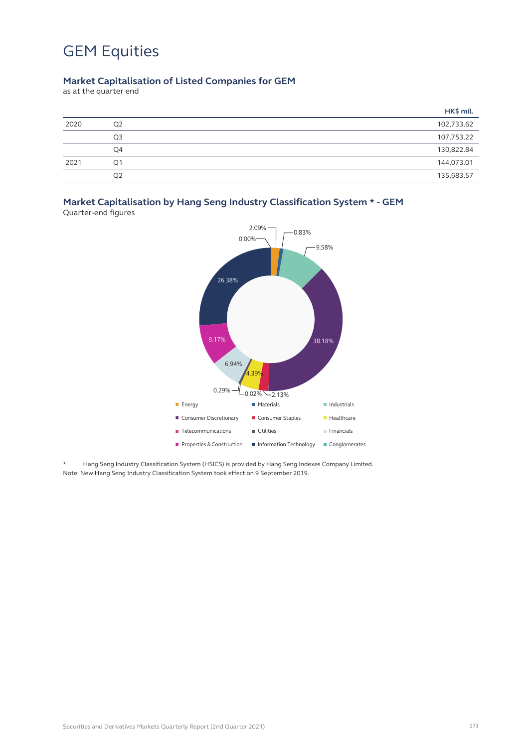# GEM Equities

### Market Capitalisation of Listed Companies for GEM

as at the quarter end

| | | HK$ mil. |
|---|---|---|
| 2020 | Q2 | 102,733.62 |
| | Q3 | 107,753.22 |
| | Q4 | 130,822.84 |
| 2021 | Q1 | 144,073.01 |
| | Q2 | 135,683.57 |

### Market Capitalisation by Hang Seng Industry Classification System * - GEM

Quarter-end figures

| Industry | % |
|---|---|
| Energy | 2.09% |
| Materials | 0.83% |
| Industrials | 9.58% |
| Consumer Discretionary | 38.18% |
| Consumer Staples | 2.13% |
| Healthcare | 4.39% |
| Telecommunications | 0.02% |
| Utilities | 0.29% |
| Financials | 6.94% |
| Properties & Construction | 9.17% |
| Information Technology | 26.38% |
| Conglomerates | 0.00% |

* Hang Seng Industry Classification System (HSICS) is provided by Hang Seng Indexes Company Limited.

Note: New Hang Seng Industry Classification System took effect on 9 September 2019.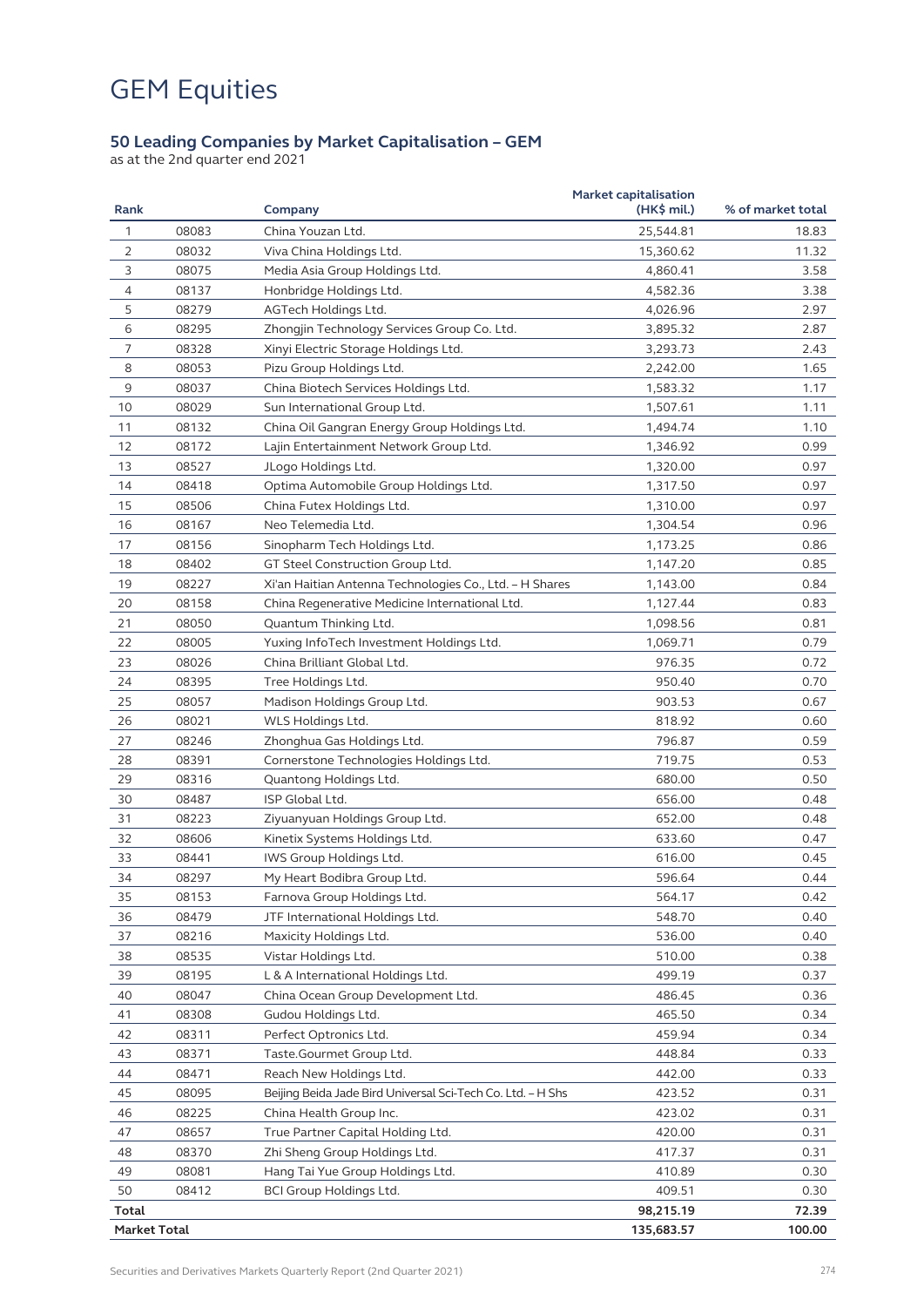# GEM Equities

### 50 Leading Companies by Market Capitalisation – GEM

as at the 2nd quarter end 2021

| Rank | | Company | Market capitalisation (HK$ mil.) | % of market total |
|---|---|---|---|---|
| 1 | 08083 | China Youzan Ltd. | 25,544.81 | 18.83 |
| 2 | 08032 | Viva China Holdings Ltd. | 15,360.62 | 11.32 |
| 3 | 08075 | Media Asia Group Holdings Ltd. | 4,860.41 | 3.58 |
| 4 | 08137 | Honbridge Holdings Ltd. | 4,582.36 | 3.38 |
| 5 | 08279 | AGTech Holdings Ltd. | 4,026.96 | 2.97 |
| 6 | 08295 | Zhongjin Technology Services Group Co. Ltd. | 3,895.32 | 2.87 |
| 7 | 08328 | Xinyi Electric Storage Holdings Ltd. | 3,293.73 | 2.43 |
| 8 | 08053 | Pizu Group Holdings Ltd. | 2,242.00 | 1.65 |
| 9 | 08037 | China Biotech Services Holdings Ltd. | 1,583.32 | 1.17 |
| 10 | 08029 | Sun International Group Ltd. | 1,507.61 | 1.11 |
| 11 | 08132 | China Oil Gangran Energy Group Holdings Ltd. | 1,494.74 | 1.10 |
| 12 | 08172 | Lajin Entertainment Network Group Ltd. | 1,346.92 | 0.99 |
| 13 | 08527 | JLogo Holdings Ltd. | 1,320.00 | 0.97 |
| 14 | 08418 | Optima Automobile Group Holdings Ltd. | 1,317.50 | 0.97 |
| 15 | 08506 | China Futex Holdings Ltd. | 1,310.00 | 0.97 |
| 16 | 08167 | Neo Telemedia Ltd. | 1,304.54 | 0.96 |
| 17 | 08156 | Sinopharm Tech Holdings Ltd. | 1,173.25 | 0.86 |
| 18 | 08402 | GT Steel Construction Group Ltd. | 1,147.20 | 0.85 |
| 19 | 08227 | Xi'an Haitian Antenna Technologies Co., Ltd. – H Shares | 1,143.00 | 0.84 |
| 20 | 08158 | China Regenerative Medicine International Ltd. | 1,127.44 | 0.83 |
| 21 | 08050 | Quantum Thinking Ltd. | 1,098.56 | 0.81 |
| 22 | 08005 | Yuxing InfoTech Investment Holdings Ltd. | 1,069.71 | 0.79 |
| 23 | 08026 | China Brilliant Global Ltd. | 976.35 | 0.72 |
| 24 | 08395 | Tree Holdings Ltd. | 950.40 | 0.70 |
| 25 | 08057 | Madison Holdings Group Ltd. | 903.53 | 0.67 |
| 26 | 08021 | WLS Holdings Ltd. | 818.92 | 0.60 |
| 27 | 08246 | Zhonghua Gas Holdings Ltd. | 796.87 | 0.59 |
| 28 | 08391 | Cornerstone Technologies Holdings Ltd. | 719.75 | 0.53 |
| 29 | 08316 | Quantong Holdings Ltd. | 680.00 | 0.50 |
| 30 | 08487 | ISP Global Ltd. | 656.00 | 0.48 |
| 31 | 08223 | Ziyuanyuan Holdings Group Ltd. | 652.00 | 0.48 |
| 32 | 08606 | Kinetix Systems Holdings Ltd. | 633.60 | 0.47 |
| 33 | 08441 | IWS Group Holdings Ltd. | 616.00 | 0.45 |
| 34 | 08297 | My Heart Bodibra Group Ltd. | 596.64 | 0.44 |
| 35 | 08153 | Farnova Group Holdings Ltd. | 564.17 | 0.42 |
| 36 | 08479 | JTF International Holdings Ltd. | 548.70 | 0.40 |
| 37 | 08216 | Maxicity Holdings Ltd. | 536.00 | 0.40 |
| 38 | 08535 | Vistar Holdings Ltd. | 510.00 | 0.38 |
| 39 | 08195 | L & A International Holdings Ltd. | 499.19 | 0.37 |
| 40 | 08047 | China Ocean Group Development Ltd. | 486.45 | 0.36 |
| 41 | 08308 | Gudou Holdings Ltd. | 465.50 | 0.34 |
| 42 | 08311 | Perfect Optronics Ltd. | 459.94 | 0.34 |
| 43 | 08371 | Taste.Gourmet Group Ltd. | 448.84 | 0.33 |
| 44 | 08471 | Reach New Holdings Ltd. | 442.00 | 0.33 |
| 45 | 08095 | Beijing Beida Jade Bird Universal Sci-Tech Co. Ltd. – H Shs | 423.52 | 0.31 |
| 46 | 08225 | China Health Group Inc. | 423.02 | 0.31 |
| 47 | 08657 | True Partner Capital Holding Ltd. | 420.00 | 0.31 |
| 48 | 08370 | Zhi Sheng Group Holdings Ltd. | 417.37 | 0.31 |
| 49 | 08081 | Hang Tai Yue Group Holdings Ltd. | 410.89 | 0.30 |
| 50 | 08412 | BCI Group Holdings Ltd. | 409.51 | 0.30 |
| **Total** | | | **98,215.19** | **72.39** |
| **Market Total** | | | **135,683.57** | **100.00** |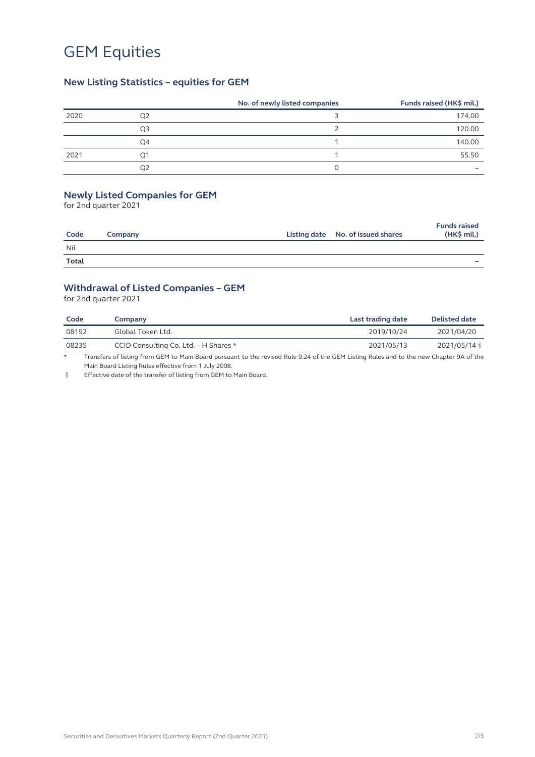# GEM Equities

## New Listing Statistics – equities for GEM

| | | No. of newly listed companies | Funds raised (HK$ mil.) |
|---|---|---|---|
| 2020 | Q2 | 3 | 174.00 |
| | Q3 | 2 | 120.00 |
| | Q4 | 1 | 140.00 |
| 2021 | Q1 | 1 | 55.50 |
| | Q2 | 0 | – |

## Newly Listed Companies for GEM

for 2nd quarter 2021

| Code | Company | Listing date | No. of issued shares | Funds raised (HK$ mil.) |
|---|---|---|---|---|
| Nil | | | | |
| **Total** | | | | – |

## Withdrawal of Listed Companies – GEM

for 2nd quarter 2021

| Code | Company | Last trading date | Delisted date |
|---|---|---|---|
| 08192 | Global Token Ltd. | 2019/10/24 | 2021/04/20 |
| 08235 | CCID Consulting Co. Ltd. – H Shares * | 2021/05/13 | 2021/05/14 § |

\* Transfers of listing from GEM to Main Board pursuant to the revised Rule 9.24 of the GEM Listing Rules and to the new Chapter 9A of the Main Board Listing Rules effective from 1 July 2008.

§ Effective date of the transfer of listing from GEM to Main Board.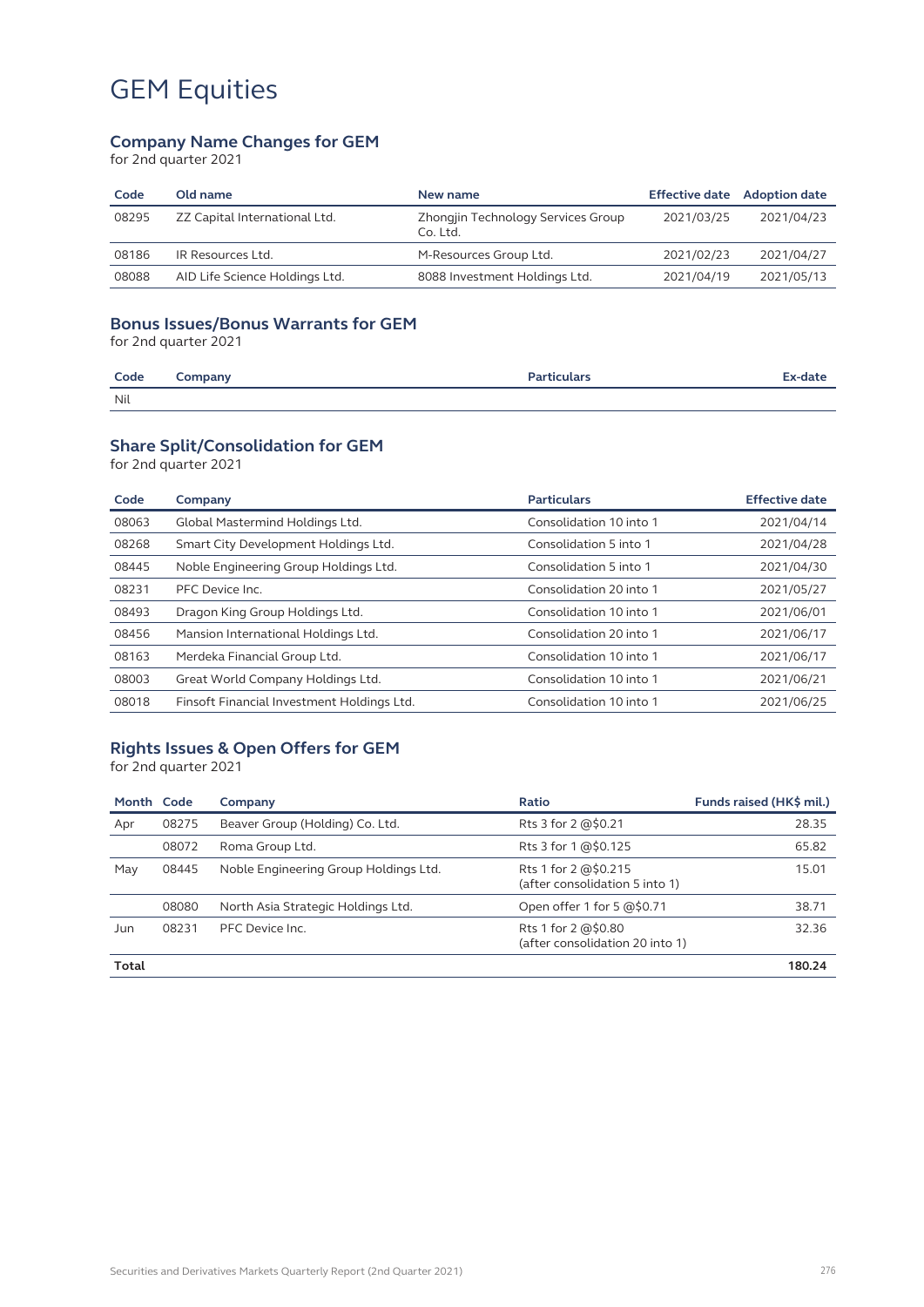# GEM Equities

## Company Name Changes for GEM

for 2nd quarter 2021

| Code | Old name | New name | Effective date | Adoption date |
|---|---|---|---|---|
| 08295 | ZZ Capital International Ltd. | Zhongjin Technology Services Group Co. Ltd. | 2021/03/25 | 2021/04/23 |
| 08186 | IR Resources Ltd. | M-Resources Group Ltd. | 2021/02/23 | 2021/04/27 |
| 08088 | AID Life Science Holdings Ltd. | 8088 Investment Holdings Ltd. | 2021/04/19 | 2021/05/13 |

## Bonus Issues/Bonus Warrants for GEM

for 2nd quarter 2021

| Code | Company | Particulars | Ex-date |
|---|---|---|---|
| Nil | | | |

## Share Split/Consolidation for GEM

for 2nd quarter 2021

| Code | Company | Particulars | Effective date |
|---|---|---|---|
| 08063 | Global Mastermind Holdings Ltd. | Consolidation 10 into 1 | 2021/04/14 |
| 08268 | Smart City Development Holdings Ltd. | Consolidation 5 into 1 | 2021/04/28 |
| 08445 | Noble Engineering Group Holdings Ltd. | Consolidation 5 into 1 | 2021/04/30 |
| 08231 | PFC Device Inc. | Consolidation 20 into 1 | 2021/05/27 |
| 08493 | Dragon King Group Holdings Ltd. | Consolidation 10 into 1 | 2021/06/01 |
| 08456 | Mansion International Holdings Ltd. | Consolidation 20 into 1 | 2021/06/17 |
| 08163 | Merdeka Financial Group Ltd. | Consolidation 10 into 1 | 2021/06/17 |
| 08003 | Great World Company Holdings Ltd. | Consolidation 10 into 1 | 2021/06/21 |
| 08018 | Finsoft Financial Investment Holdings Ltd. | Consolidation 10 into 1 | 2021/06/25 |

## Rights Issues & Open Offers for GEM

for 2nd quarter 2021

| Month | Code | Company | Ratio | Funds raised (HK$ mil.) |
|---|---|---|---|---|
| Apr | 08275 | Beaver Group (Holding) Co. Ltd. | Rts 3 for 2 @$0.21 | 28.35 |
| | 08072 | Roma Group Ltd. | Rts 3 for 1 @$0.125 | 65.82 |
| May | 08445 | Noble Engineering Group Holdings Ltd. | Rts 1 for 2 @$0.215 (after consolidation 5 into 1) | 15.01 |
| | 08080 | North Asia Strategic Holdings Ltd. | Open offer 1 for 5 @$0.71 | 38.71 |
| Jun | 08231 | PFC Device Inc. | Rts 1 for 2 @$0.80 (after consolidation 20 into 1) | 32.36 |
| **Total** | | | | **180.24** |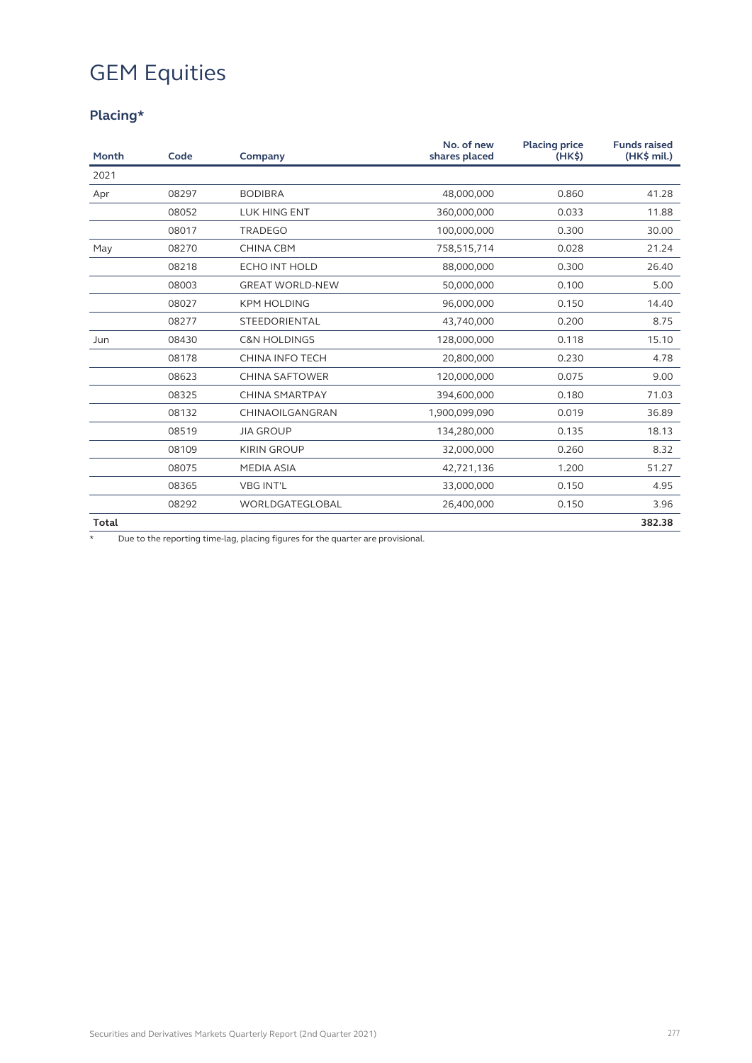# GEM Equities

## Placing*

| Month | Code | Company | No. of new shares placed | Placing price (HK$) | Funds raised (HK$ mil.) |
|---|---|---|---|---|---|
| 2021 | | | | | |
| Apr | 08297 | BODIBRA | 48,000,000 | 0.860 | 41.28 |
| | 08052 | LUK HING ENT | 360,000,000 | 0.033 | 11.88 |
| | 08017 | TRADEGO | 100,000,000 | 0.300 | 30.00 |
| May | 08270 | CHINA CBM | 758,515,714 | 0.028 | 21.24 |
| | 08218 | ECHO INT HOLD | 88,000,000 | 0.300 | 26.40 |
| | 08003 | GREAT WORLD-NEW | 50,000,000 | 0.100 | 5.00 |
| | 08027 | KPM HOLDING | 96,000,000 | 0.150 | 14.40 |
| | 08277 | STEEDORIENTAL | 43,740,000 | 0.200 | 8.75 |
| Jun | 08430 | C&N HOLDINGS | 128,000,000 | 0.118 | 15.10 |
| | 08178 | CHINA INFO TECH | 20,800,000 | 0.230 | 4.78 |
| | 08623 | CHINA SAFTOWER | 120,000,000 | 0.075 | 9.00 |
| | 08325 | CHINA SMARTPAY | 394,600,000 | 0.180 | 71.03 |
| | 08132 | CHINAOILGANGRAN | 1,900,099,090 | 0.019 | 36.89 |
| | 08519 | JIA GROUP | 134,280,000 | 0.135 | 18.13 |
| | 08109 | KIRIN GROUP | 32,000,000 | 0.260 | 8.32 |
| | 08075 | MEDIA ASIA | 42,721,136 | 1.200 | 51.27 |
| | 08365 | VBG INT'L | 33,000,000 | 0.150 | 4.95 |
| | 08292 | WORLDGATEGLOBAL | 26,400,000 | 0.150 | 3.96 |
| **Total** | | | | | **382.38** |

\* Due to the reporting time-lag, placing figures for the quarter are provisional.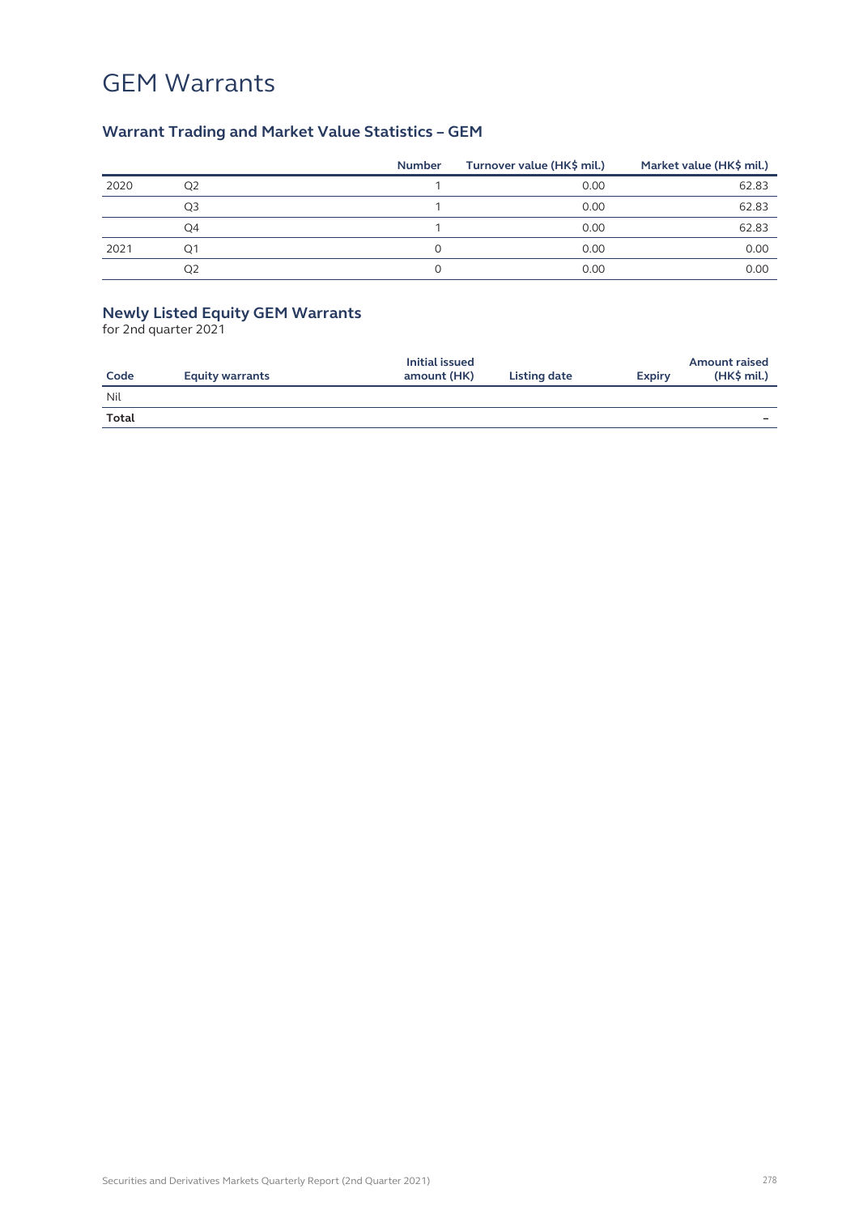# GEM Warrants

## Warrant Trading and Market Value Statistics – GEM

| | | Number | Turnover value (HK$ mil.) | Market value (HK$ mil.) |
|---|---|---|---|---|
| 2020 | Q2 | 1 | 0.00 | 62.83 |
| | Q3 | 1 | 0.00 | 62.83 |
| | Q4 | 1 | 0.00 | 62.83 |
| 2021 | Q1 | 0 | 0.00 | 0.00 |
| | Q2 | 0 | 0.00 | 0.00 |

## Newly Listed Equity GEM Warrants

for 2nd quarter 2021

| Code | Equity warrants | Initial issued amount (HK) | Listing date | Expiry | Amount raised (HK$ mil.) |
|---|---|---|---|---|---|
| Nil | | | | | |
| **Total** | | | | | – |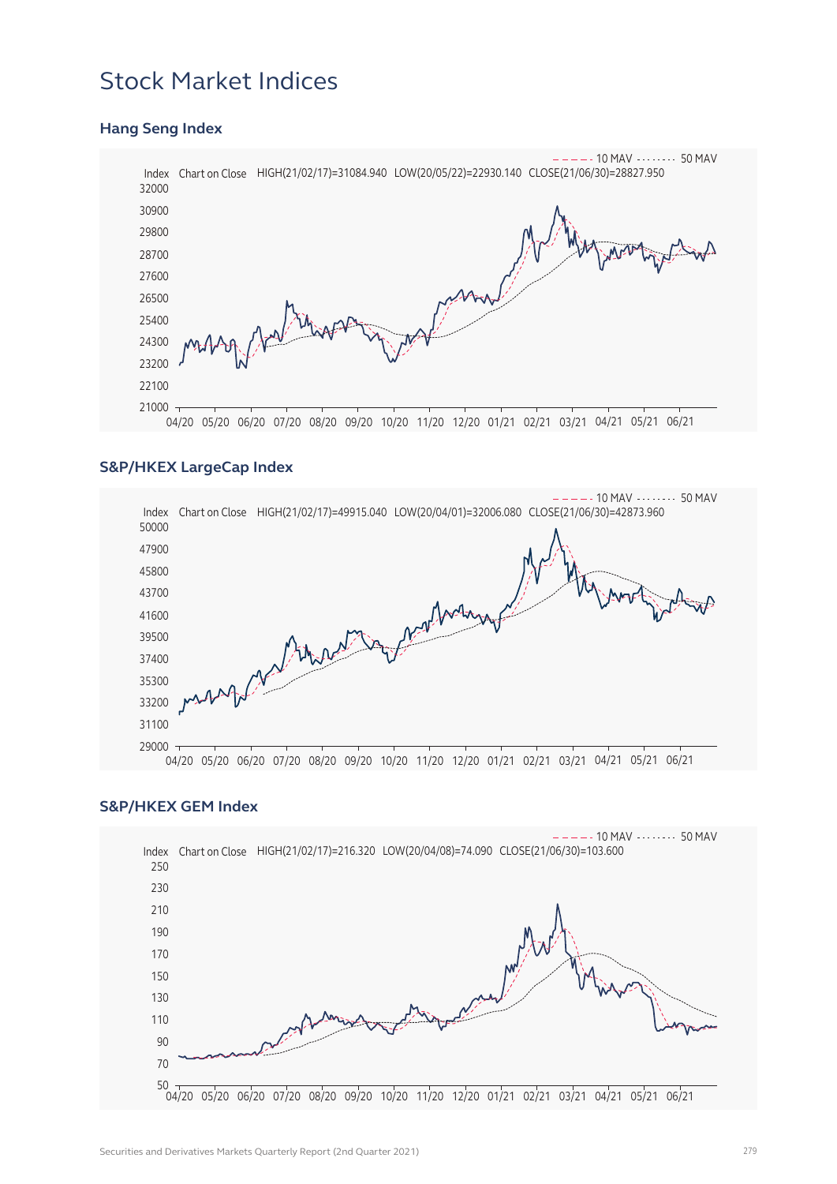# Stock Market Indices

## Hang Seng Index

Index Chart on Close HIGH(21/02/17)=31084.940 LOW(20/05/22)=22930.140 CLOSE(21/06/30)=28827.950

10 MAV 50 MAV

## S&P/HKEX LargeCap Index

Index Chart on Close HIGH(21/02/17)=49915.040 LOW(20/04/01)=32006.080 CLOSE(21/06/30)=42873.960

10 MAV 50 MAV

## S&P/HKEX GEM Index

Index Chart on Close HIGH(21/02/17)=216.320 LOW(20/04/08)=74.090 CLOSE(21/06/30)=103.600

10 MAV 50 MAV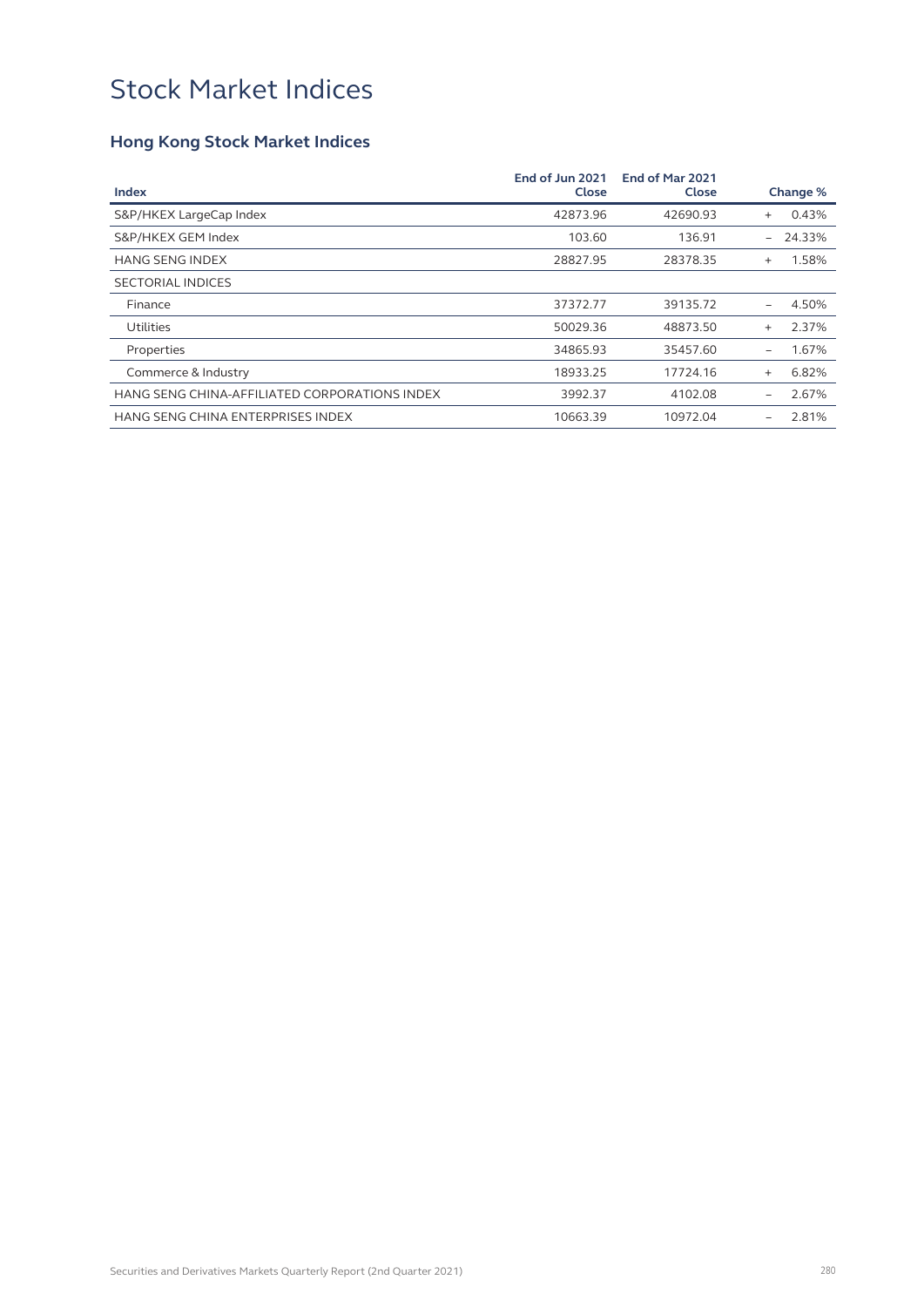# Stock Market Indices

## Hong Kong Stock Market Indices

| Index | End of Jun 2021 Close | End of Mar 2021 Close | Change % |
|---|---|---|---|
| S&P/HKEX LargeCap Index | 42873.96 | 42690.93 | + 0.43% |
| S&P/HKEX GEM Index | 103.60 | 136.91 | – 24.33% |
| HANG SENG INDEX | 28827.95 | 28378.35 | + 1.58% |
| SECTORIAL INDICES | | | |
| Finance | 37372.77 | 39135.72 | – 4.50% |
| Utilities | 50029.36 | 48873.50 | + 2.37% |
| Properties | 34865.93 | 35457.60 | – 1.67% |
| Commerce & Industry | 18933.25 | 17724.16 | + 6.82% |
| HANG SENG CHINA-AFFILIATED CORPORATIONS INDEX | 3992.37 | 4102.08 | – 2.67% |
| HANG SENG CHINA ENTERPRISES INDEX | 10663.39 | 10972.04 | – 2.81% |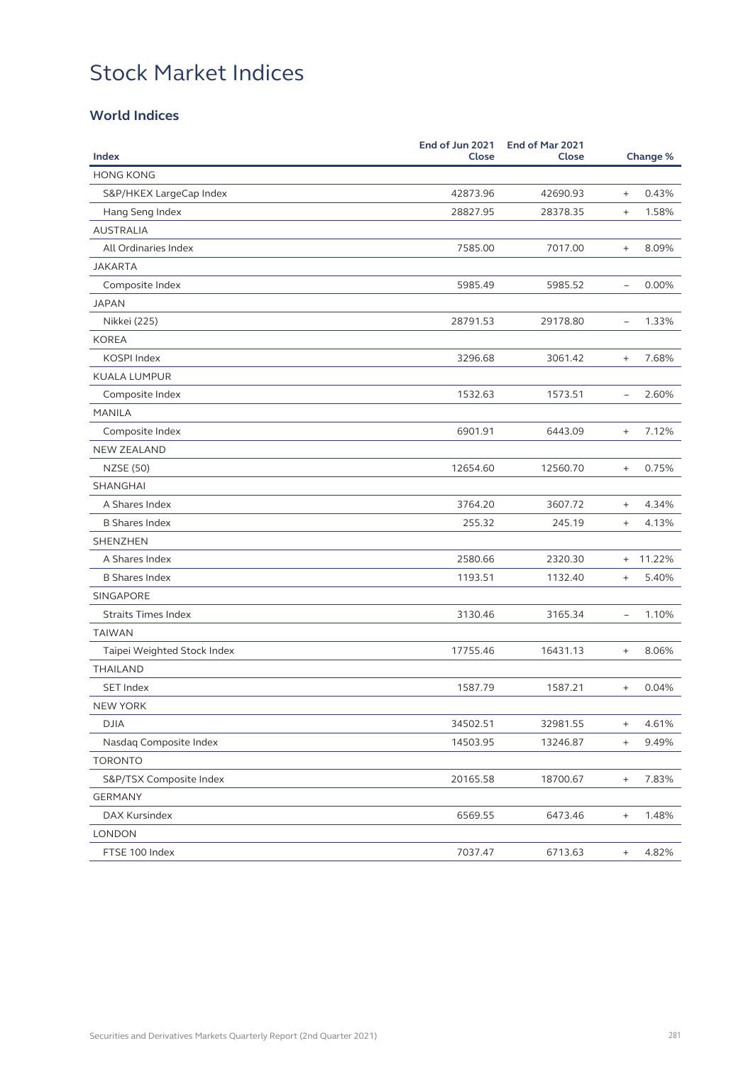# Stock Market Indices

## World Indices

| Index | End of Jun 2021 Close | End of Mar 2021 Close | Change % |
|---|---|---|---|
| HONG KONG | | | |
| S&P/HKEX LargeCap Index | 42873.96 | 42690.93 | + 0.43% |
| Hang Seng Index | 28827.95 | 28378.35 | + 1.58% |
| AUSTRALIA | | | |
| All Ordinaries Index | 7585.00 | 7017.00 | + 8.09% |
| JAKARTA | | | |
| Composite Index | 5985.49 | 5985.52 | – 0.00% |
| JAPAN | | | |
| Nikkei (225) | 28791.53 | 29178.80 | – 1.33% |
| KOREA | | | |
| KOSPI Index | 3296.68 | 3061.42 | + 7.68% |
| KUALA LUMPUR | | | |
| Composite Index | 1532.63 | 1573.51 | – 2.60% |
| MANILA | | | |
| Composite Index | 6901.91 | 6443.09 | + 7.12% |
| NEW ZEALAND | | | |
| NZSE (50) | 12654.60 | 12560.70 | + 0.75% |
| SHANGHAI | | | |
| A Shares Index | 3764.20 | 3607.72 | + 4.34% |
| B Shares Index | 255.32 | 245.19 | + 4.13% |
| SHENZHEN | | | |
| A Shares Index | 2580.66 | 2320.30 | + 11.22% |
| B Shares Index | 1193.51 | 1132.40 | + 5.40% |
| SINGAPORE | | | |
| Straits Times Index | 3130.46 | 3165.34 | – 1.10% |
| TAIWAN | | | |
| Taipei Weighted Stock Index | 17755.46 | 16431.13 | + 8.06% |
| THAILAND | | | |
| SET Index | 1587.79 | 1587.21 | + 0.04% |
| NEW YORK | | | |
| DJIA | 34502.51 | 32981.55 | + 4.61% |
| Nasdaq Composite Index | 14503.95 | 13246.87 | + 9.49% |
| TORONTO | | | |
| S&P/TSX Composite Index | 20165.58 | 18700.67 | + 7.83% |
| GERMANY | | | |
| DAX Kursindex | 6569.55 | 6473.46 | + 1.48% |
| LONDON | | | |
| FTSE 100 Index | 7037.47 | 6713.63 | + 4.82% |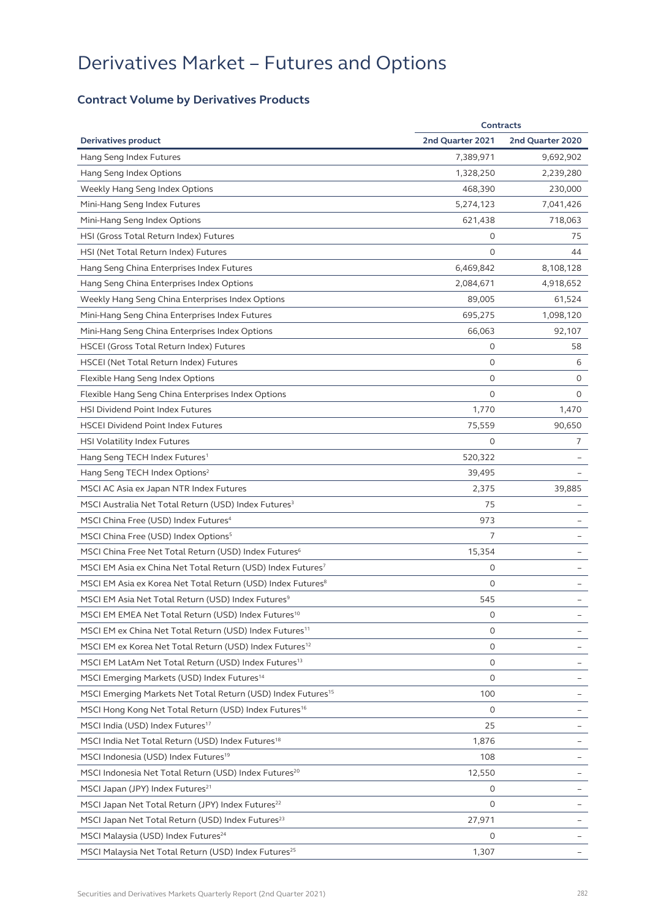# Derivatives Market – Futures and Options

## Contract Volume by Derivatives Products

| Derivatives product | Contracts | |
|---|---|---|
| | 2nd Quarter 2021 | 2nd Quarter 2020 |
| Hang Seng Index Futures | 7,389,971 | 9,692,902 |
| Hang Seng Index Options | 1,328,250 | 2,239,280 |
| Weekly Hang Seng Index Options | 468,390 | 230,000 |
| Mini-Hang Seng Index Futures | 5,274,123 | 7,041,426 |
| Mini-Hang Seng Index Options | 621,438 | 718,063 |
| HSI (Gross Total Return Index) Futures | 0 | 75 |
| HSI (Net Total Return Index) Futures | 0 | 44 |
| Hang Seng China Enterprises Index Futures | 6,469,842 | 8,108,128 |
| Hang Seng China Enterprises Index Options | 2,084,671 | 4,918,652 |
| Weekly Hang Seng China Enterprises Index Options | 89,005 | 61,524 |
| Mini-Hang Seng China Enterprises Index Futures | 695,275 | 1,098,120 |
| Mini-Hang Seng China Enterprises Index Options | 66,063 | 92,107 |
| HSCEI (Gross Total Return Index) Futures | 0 | 58 |
| HSCEI (Net Total Return Index) Futures | 0 | 6 |
| Flexible Hang Seng Index Options | 0 | 0 |
| Flexible Hang Seng China Enterprises Index Options | 0 | 0 |
| HSI Dividend Point Index Futures | 1,770 | 1,470 |
| HSCEI Dividend Point Index Futures | 75,559 | 90,650 |
| HSI Volatility Index Futures | 0 | 7 |
| Hang Seng TECH Index Futures[1] | 520,322 | – |
| Hang Seng TECH Index Options[2] | 39,495 | – |
| MSCI AC Asia ex Japan NTR Index Futures | 2,375 | 39,885 |
| MSCI Australia Net Total Return (USD) Index Futures[3] | 75 | – |
| MSCI China Free (USD) Index Futures[4] | 973 | – |
| MSCI China Free (USD) Index Options[5] | 7 | – |
| MSCI China Free Net Total Return (USD) Index Futures[6] | 15,354 | – |
| MSCI EM Asia ex China Net Total Return (USD) Index Futures[7] | 0 | – |
| MSCI EM Asia ex Korea Net Total Return (USD) Index Futures[8] | 0 | – |
| MSCI EM Asia Net Total Return (USD) Index Futures[9] | 545 | – |
| MSCI EM EMEA Net Total Return (USD) Index Futures[10] | 0 | – |
| MSCI EM ex China Net Total Return (USD) Index Futures[11] | 0 | – |
| MSCI EM ex Korea Net Total Return (USD) Index Futures[12] | 0 | – |
| MSCI EM LatAm Net Total Return (USD) Index Futures[13] | 0 | – |
| MSCI Emerging Markets (USD) Index Futures[14] | 0 | – |
| MSCI Emerging Markets Net Total Return (USD) Index Futures[15] | 100 | – |
| MSCI Hong Kong Net Total Return (USD) Index Futures[16] | 0 | – |
| MSCI India (USD) Index Futures[17] | 25 | – |
| MSCI India Net Total Return (USD) Index Futures[18] | 1,876 | – |
| MSCI Indonesia (USD) Index Futures[19] | 108 | – |
| MSCI Indonesia Net Total Return (USD) Index Futures[20] | 12,550 | – |
| MSCI Japan (JPY) Index Futures[21] | 0 | – |
| MSCI Japan Net Total Return (JPY) Index Futures[22] | 0 | – |
| MSCI Japan Net Total Return (USD) Index Futures[23] | 27,971 | – |
| MSCI Malaysia (USD) Index Futures[24] | 0 | – |
| MSCI Malaysia Net Total Return (USD) Index Futures[25] | 1,307 | – |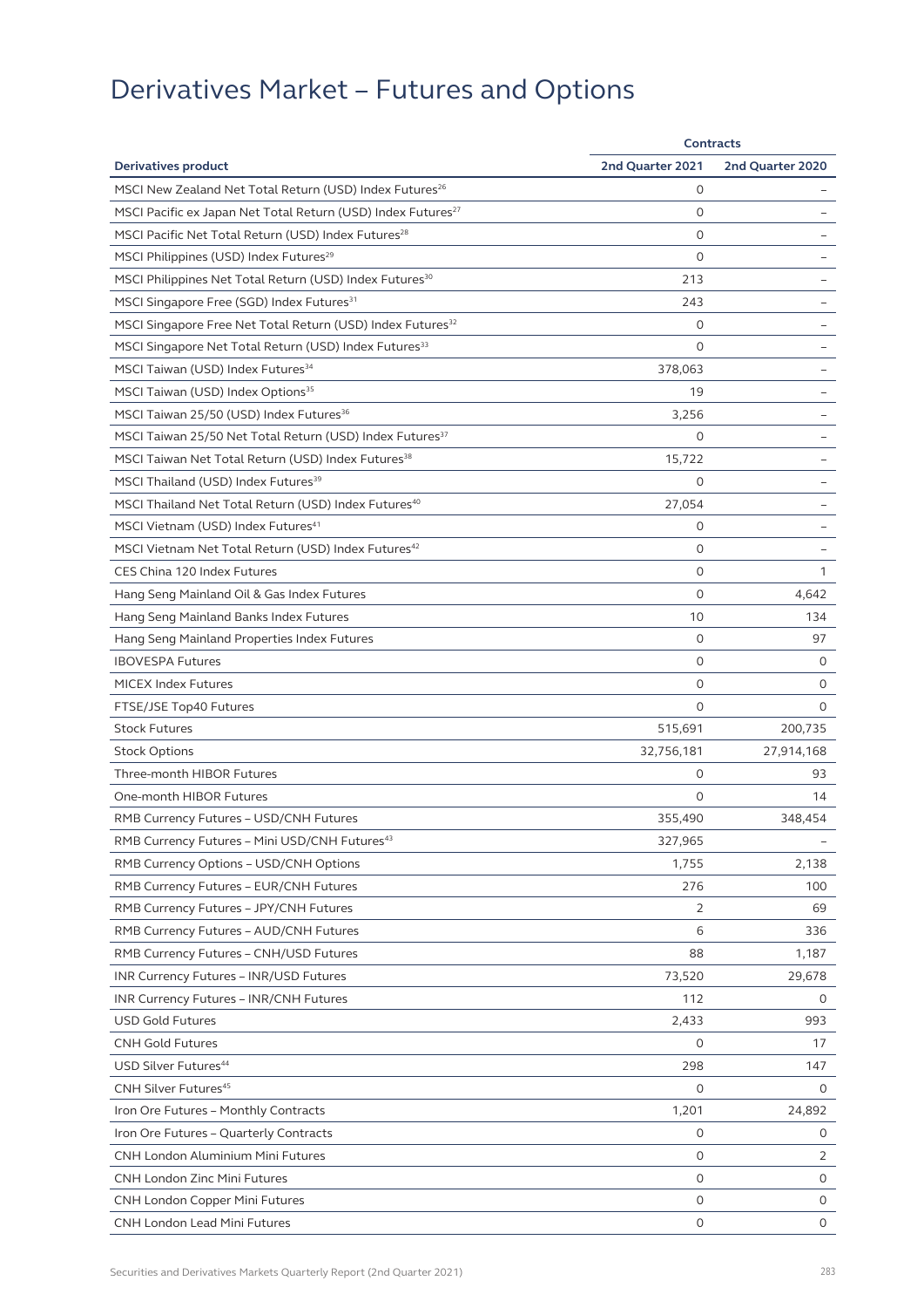# Derivatives Market – Futures and Options

| | Contracts | |
|---|---|---|
| **Derivatives product** | **2nd Quarter 2021** | **2nd Quarter 2020** |
| MSCI New Zealand Net Total Return (USD) Index Futures[26] | 0 | – |
| MSCI Pacific ex Japan Net Total Return (USD) Index Futures[27] | 0 | – |
| MSCI Pacific Net Total Return (USD) Index Futures[28] | 0 | – |
| MSCI Philippines (USD) Index Futures[29] | 0 | – |
| MSCI Philippines Net Total Return (USD) Index Futures[30] | 213 | – |
| MSCI Singapore Free (SGD) Index Futures[31] | 243 | – |
| MSCI Singapore Free Net Total Return (USD) Index Futures[32] | 0 | – |
| MSCI Singapore Net Total Return (USD) Index Futures[33] | 0 | – |
| MSCI Taiwan (USD) Index Futures[34] | 378,063 | – |
| MSCI Taiwan (USD) Index Options[35] | 19 | – |
| MSCI Taiwan 25/50 (USD) Index Futures[36] | 3,256 | – |
| MSCI Taiwan 25/50 Net Total Return (USD) Index Futures[37] | 0 | – |
| MSCI Taiwan Net Total Return (USD) Index Futures[38] | 15,722 | – |
| MSCI Thailand (USD) Index Futures[39] | 0 | – |
| MSCI Thailand Net Total Return (USD) Index Futures[40] | 27,054 | – |
| MSCI Vietnam (USD) Index Futures[41] | 0 | – |
| MSCI Vietnam Net Total Return (USD) Index Futures[42] | 0 | – |
| CES China 120 Index Futures | 0 | 1 |
| Hang Seng Mainland Oil & Gas Index Futures | 0 | 4,642 |
| Hang Seng Mainland Banks Index Futures | 10 | 134 |
| Hang Seng Mainland Properties Index Futures | 0 | 97 |
| IBOVESPA Futures | 0 | 0 |
| MICEX Index Futures | 0 | 0 |
| FTSE/JSE Top40 Futures | 0 | 0 |
| Stock Futures | 515,691 | 200,735 |
| Stock Options | 32,756,181 | 27,914,168 |
| Three-month HIBOR Futures | 0 | 93 |
| One-month HIBOR Futures | 0 | 14 |
| RMB Currency Futures – USD/CNH Futures | 355,490 | 348,454 |
| RMB Currency Futures – Mini USD/CNH Futures[43] | 327,965 | – |
| RMB Currency Options – USD/CNH Options | 1,755 | 2,138 |
| RMB Currency Futures – EUR/CNH Futures | 276 | 100 |
| RMB Currency Futures – JPY/CNH Futures | 2 | 69 |
| RMB Currency Futures – AUD/CNH Futures | 6 | 336 |
| RMB Currency Futures – CNH/USD Futures | 88 | 1,187 |
| INR Currency Futures – INR/USD Futures | 73,520 | 29,678 |
| INR Currency Futures – INR/CNH Futures | 112 | 0 |
| USD Gold Futures | 2,433 | 993 |
| CNH Gold Futures | 0 | 17 |
| USD Silver Futures[44] | 298 | 147 |
| CNH Silver Futures[45] | 0 | 0 |
| Iron Ore Futures – Monthly Contracts | 1,201 | 24,892 |
| Iron Ore Futures – Quarterly Contracts | 0 | 0 |
| CNH London Aluminium Mini Futures | 0 | 2 |
| CNH London Zinc Mini Futures | 0 | 0 |
| CNH London Copper Mini Futures | 0 | 0 |
| CNH London Lead Mini Futures | 0 | 0 |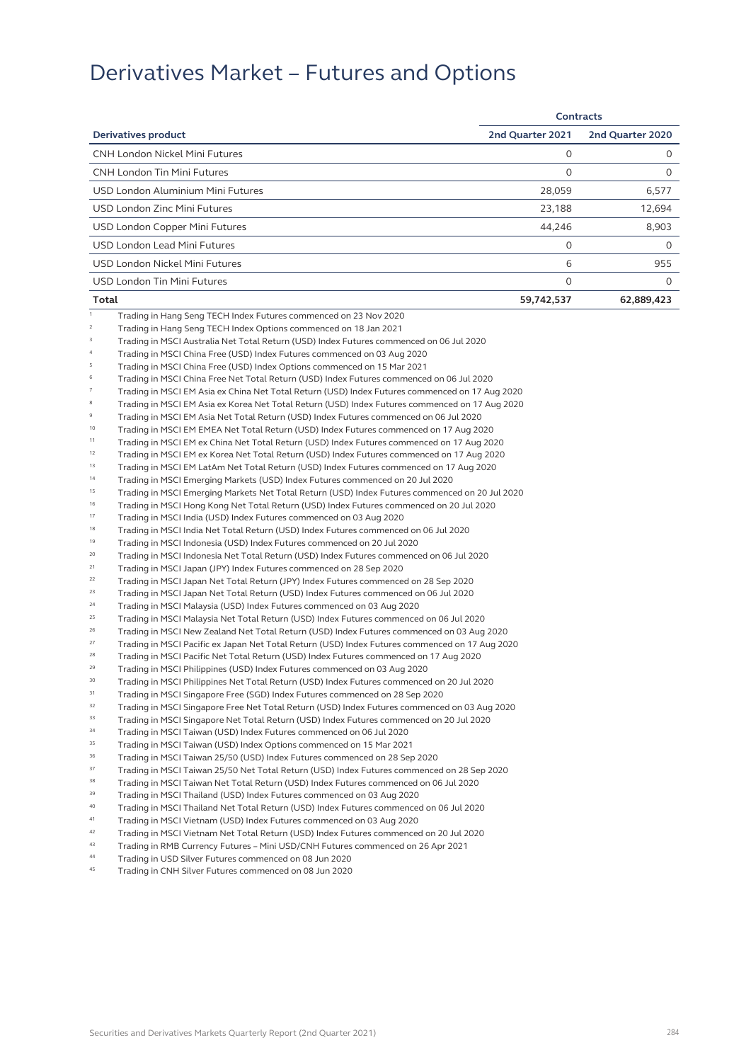# Derivatives Market – Futures and Options

| Derivatives product | Contracts | |
|---|---|---|
| | 2nd Quarter 2021 | 2nd Quarter 2020 |
| CNH London Nickel Mini Futures | 0 | 0 |
| CNH London Tin Mini Futures | 0 | 0 |
| USD London Aluminium Mini Futures | 28,059 | 6,577 |
| USD London Zinc Mini Futures | 23,188 | 12,694 |
| USD London Copper Mini Futures | 44,246 | 8,903 |
| USD London Lead Mini Futures | 0 | 0 |
| USD London Nickel Mini Futures | 6 | 955 |
| USD London Tin Mini Futures | 0 | 0 |
| **Total** | **59,742,537** | **62,889,423** |

[1] Trading in Hang Seng TECH Index Futures commenced on 23 Nov 2020
[2] Trading in Hang Seng TECH Index Options commenced on 18 Jan 2021
[3] Trading in MSCI Australia Net Total Return (USD) Index Futures commenced on 06 Jul 2020
[4] Trading in MSCI China Free (USD) Index Futures commenced on 03 Aug 2020
[5] Trading in MSCI China Free (USD) Index Options commenced on 15 Mar 2021
[6] Trading in MSCI China Free Net Total Return (USD) Index Futures commenced on 06 Jul 2020
[7] Trading in MSCI EM Asia ex China Net Total Return (USD) Index Futures commenced on 17 Aug 2020
[8] Trading in MSCI EM Asia ex Korea Net Total Return (USD) Index Futures commenced on 17 Aug 2020
[9] Trading in MSCI EM Asia Net Total Return (USD) Index Futures commenced on 06 Jul 2020
[10] Trading in MSCI EM EMEA Net Total Return (USD) Index Futures commenced on 17 Aug 2020
[11] Trading in MSCI EM ex China Net Total Return (USD) Index Futures commenced on 17 Aug 2020
[12] Trading in MSCI EM ex Korea Net Total Return (USD) Index Futures commenced on 17 Aug 2020
[13] Trading in MSCI EM LatAm Net Total Return (USD) Index Futures commenced on 17 Aug 2020
[14] Trading in MSCI Emerging Markets (USD) Index Futures commenced on 20 Jul 2020
[15] Trading in MSCI Emerging Markets Net Total Return (USD) Index Futures commenced on 20 Jul 2020
[16] Trading in MSCI Hong Kong Net Total Return (USD) Index Futures commenced on 20 Jul 2020
[17] Trading in MSCI India (USD) Index Futures commenced on 03 Aug 2020
[18] Trading in MSCI India Net Total Return (USD) Index Futures commenced on 06 Jul 2020
[19] Trading in MSCI Indonesia (USD) Index Futures commenced on 20 Jul 2020
[20] Trading in MSCI Indonesia Net Total Return (USD) Index Futures commenced on 06 Jul 2020
[21] Trading in MSCI Japan (JPY) Index Futures commenced on 28 Sep 2020
[22] Trading in MSCI Japan Net Total Return (JPY) Index Futures commenced on 28 Sep 2020
[23] Trading in MSCI Japan Net Total Return (USD) Index Futures commenced on 06 Jul 2020
[24] Trading in MSCI Malaysia (USD) Index Futures commenced on 03 Aug 2020
[25] Trading in MSCI Malaysia Net Total Return (USD) Index Futures commenced on 06 Jul 2020
[26] Trading in MSCI New Zealand Net Total Return (USD) Index Futures commenced on 03 Aug 2020
[27] Trading in MSCI Pacific ex Japan Net Total Return (USD) Index Futures commenced on 17 Aug 2020
[28] Trading in MSCI Pacific Net Total Return (USD) Index Futures commenced on 17 Aug 2020
[29] Trading in MSCI Philippines (USD) Index Futures commenced on 03 Aug 2020
[30] Trading in MSCI Philippines Net Total Return (USD) Index Futures commenced on 20 Jul 2020
[31] Trading in MSCI Singapore Free (SGD) Index Futures commenced on 28 Sep 2020
[32] Trading in MSCI Singapore Free Net Total Return (USD) Index Futures commenced on 03 Aug 2020
[33] Trading in MSCI Singapore Net Total Return (USD) Index Futures commenced on 20 Jul 2020
[34] Trading in MSCI Taiwan (USD) Index Futures commenced on 06 Jul 2020
[35] Trading in MSCI Taiwan (USD) Index Options commenced on 15 Mar 2021
[36] Trading in MSCI Taiwan 25/50 (USD) Index Futures commenced on 28 Sep 2020
[37] Trading in MSCI Taiwan 25/50 Net Total Return (USD) Index Futures commenced on 28 Sep 2020
[38] Trading in MSCI Taiwan Net Total Return (USD) Index Futures commenced on 06 Jul 2020
[39] Trading in MSCI Thailand (USD) Index Futures commenced on 03 Aug 2020
[40] Trading in MSCI Thailand Net Total Return (USD) Index Futures commenced on 06 Jul 2020
[41] Trading in MSCI Vietnam (USD) Index Futures commenced on 03 Aug 2020
[42] Trading in MSCI Vietnam Net Total Return (USD) Index Futures commenced on 20 Jul 2020
[43] Trading in RMB Currency Futures – Mini USD/CNH Futures commenced on 26 Apr 2021
[44] Trading in USD Silver Futures commenced on 08 Jun 2020
[45] Trading in CNH Silver Futures commenced on 08 Jun 2020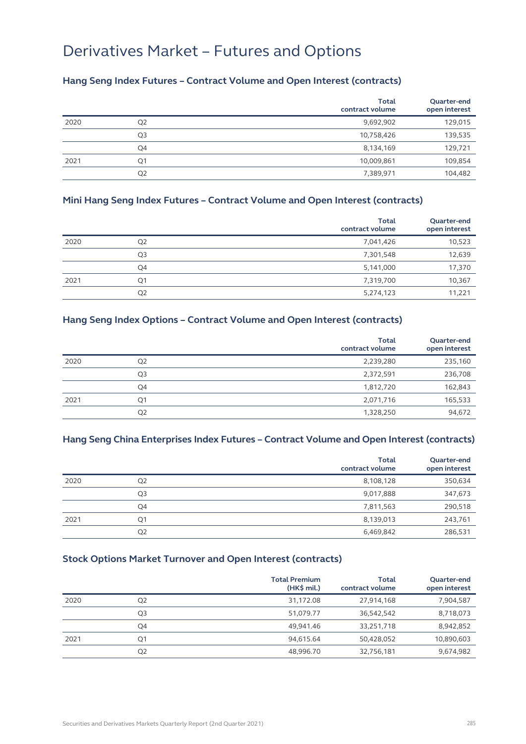# Derivatives Market – Futures and Options

## Hang Seng Index Futures – Contract Volume and Open Interest (contracts)

| | | Total contract volume | Quarter-end open interest |
|---|---|---|---|
| 2020 | Q2 | 9,692,902 | 129,015 |
| | Q3 | 10,758,426 | 139,535 |
| | Q4 | 8,134,169 | 129,721 |
| 2021 | Q1 | 10,009,861 | 109,854 |
| | Q2 | 7,389,971 | 104,482 |

## Mini Hang Seng Index Futures – Contract Volume and Open Interest (contracts)

| | | Total contract volume | Quarter-end open interest |
|---|---|---|---|
| 2020 | Q2 | 7,041,426 | 10,523 |
| | Q3 | 7,301,548 | 12,639 |
| | Q4 | 5,141,000 | 17,370 |
| 2021 | Q1 | 7,319,700 | 10,367 |
| | Q2 | 5,274,123 | 11,221 |

## Hang Seng Index Options – Contract Volume and Open Interest (contracts)

| | | Total contract volume | Quarter-end open interest |
|---|---|---|---|
| 2020 | Q2 | 2,239,280 | 235,160 |
| | Q3 | 2,372,591 | 236,708 |
| | Q4 | 1,812,720 | 162,843 |
| 2021 | Q1 | 2,071,716 | 165,533 |
| | Q2 | 1,328,250 | 94,672 |

## Hang Seng China Enterprises Index Futures – Contract Volume and Open Interest (contracts)

| | | Total contract volume | Quarter-end open interest |
|---|---|---|---|
| 2020 | Q2 | 8,108,128 | 350,634 |
| | Q3 | 9,017,888 | 347,673 |
| | Q4 | 7,811,563 | 290,518 |
| 2021 | Q1 | 8,139,013 | 243,761 |
| | Q2 | 6,469,842 | 286,531 |

## Stock Options Market Turnover and Open Interest (contracts)

| | | Total Premium (HK$ mil.) | Total contract volume | Quarter-end open interest |
|---|---|---|---|---|
| 2020 | Q2 | 31,172.08 | 27,914,168 | 7,904,587 |
| | Q3 | 51,079.77 | 36,542,542 | 8,718,073 |
| | Q4 | 49,941.46 | 33,251,718 | 8,942,852 |
| 2021 | Q1 | 94,615.64 | 50,428,052 | 10,890,603 |
| | Q2 | 48,996.70 | 32,756,181 | 9,674,982 |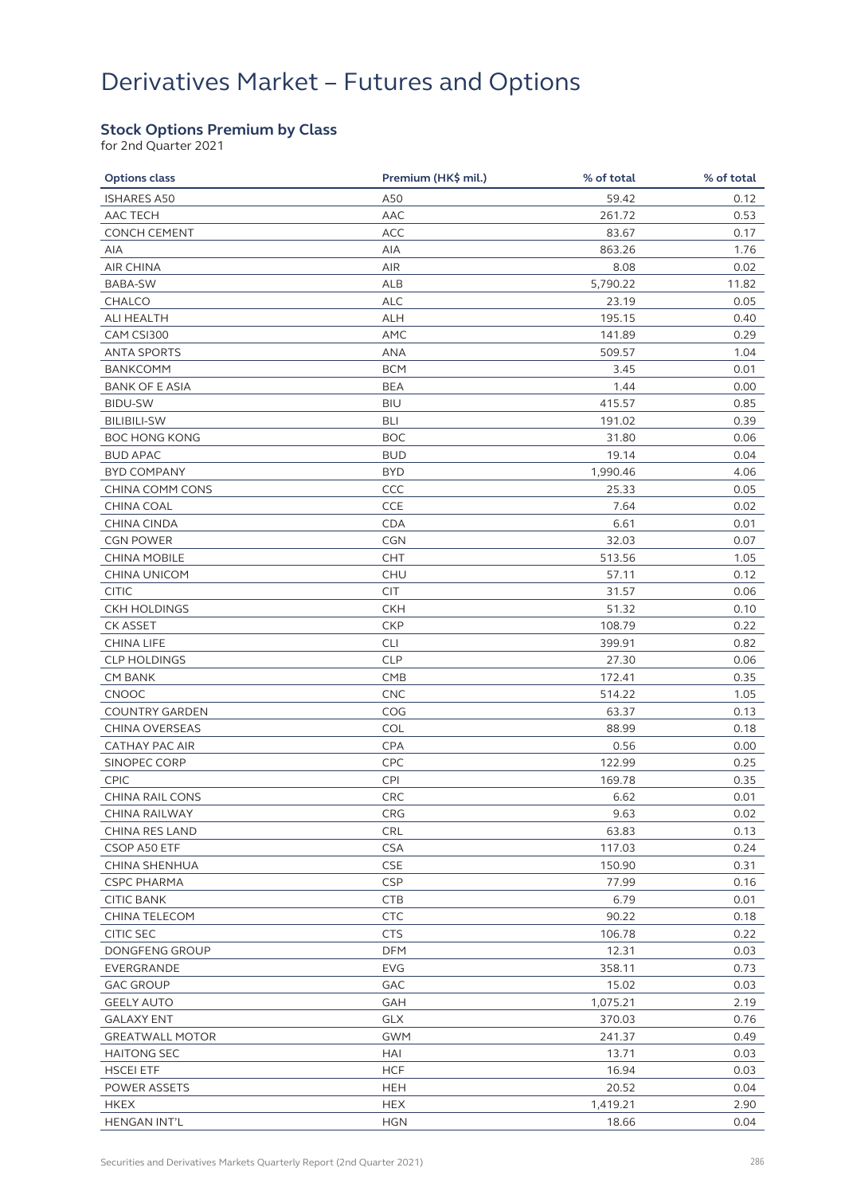# Derivatives Market – Futures and Options

### Stock Options Premium by Class

for 2nd Quarter 2021

| Options class | Premium (HK$ mil.) | % of total | % of total |
|---|---|---|---|
| ISHARES A50 | A50 | 59.42 | 0.12 |
| AAC TECH | AAC | 261.72 | 0.53 |
| CONCH CEMENT | ACC | 83.67 | 0.17 |
| AIA | AIA | 863.26 | 1.76 |
| AIR CHINA | AIR | 8.08 | 0.02 |
| BABA-SW | ALB | 5,790.22 | 11.82 |
| CHALCO | ALC | 23.19 | 0.05 |
| ALI HEALTH | ALH | 195.15 | 0.40 |
| CAM CSI300 | AMC | 141.89 | 0.29 |
| ANTA SPORTS | ANA | 509.57 | 1.04 |
| BANKCOMM | BCM | 3.45 | 0.01 |
| BANK OF E ASIA | BEA | 1.44 | 0.00 |
| BIDU-SW | BIU | 415.57 | 0.85 |
| BILIBILI-SW | BLI | 191.02 | 0.39 |
| BOC HONG KONG | BOC | 31.80 | 0.06 |
| BUD APAC | BUD | 19.14 | 0.04 |
| BYD COMPANY | BYD | 1,990.46 | 4.06 |
| CHINA COMM CONS | CCC | 25.33 | 0.05 |
| CHINA COAL | CCE | 7.64 | 0.02 |
| CHINA CINDA | CDA | 6.61 | 0.01 |
| CGN POWER | CGN | 32.03 | 0.07 |
| CHINA MOBILE | CHT | 513.56 | 1.05 |
| CHINA UNICOM | CHU | 57.11 | 0.12 |
| CITIC | CIT | 31.57 | 0.06 |
| CKH HOLDINGS | CKH | 51.32 | 0.10 |
| CK ASSET | CKP | 108.79 | 0.22 |
| CHINA LIFE | CLI | 399.91 | 0.82 |
| CLP HOLDINGS | CLP | 27.30 | 0.06 |
| CM BANK | CMB | 172.41 | 0.35 |
| CNOOC | CNC | 514.22 | 1.05 |
| COUNTRY GARDEN | COG | 63.37 | 0.13 |
| CHINA OVERSEAS | COL | 88.99 | 0.18 |
| CATHAY PAC AIR | CPA | 0.56 | 0.00 |
| SINOPEC CORP | CPC | 122.99 | 0.25 |
| CPIC | CPI | 169.78 | 0.35 |
| CHINA RAIL CONS | CRC | 6.62 | 0.01 |
| CHINA RAILWAY | CRG | 9.63 | 0.02 |
| CHINA RES LAND | CRL | 63.83 | 0.13 |
| CSOP A50 ETF | CSA | 117.03 | 0.24 |
| CHINA SHENHUA | CSE | 150.90 | 0.31 |
| CSPC PHARMA | CSP | 77.99 | 0.16 |
| CITIC BANK | CTB | 6.79 | 0.01 |
| CHINA TELECOM | CTC | 90.22 | 0.18 |
| CITIC SEC | CTS | 106.78 | 0.22 |
| DONGFENG GROUP | DFM | 12.31 | 0.03 |
| EVERGRANDE | EVG | 358.11 | 0.73 |
| GAC GROUP | GAC | 15.02 | 0.03 |
| GEELY AUTO | GAH | 1,075.21 | 2.19 |
| GALAXY ENT | GLX | 370.03 | 0.76 |
| GREATWALL MOTOR | GWM | 241.37 | 0.49 |
| HAITONG SEC | HAI | 13.71 | 0.03 |
| HSCEI ETF | HCF | 16.94 | 0.03 |
| POWER ASSETS | HEH | 20.52 | 0.04 |
| HKEX | HEX | 1,419.21 | 2.90 |
| HENGAN INT'L | HGN | 18.66 | 0.04 |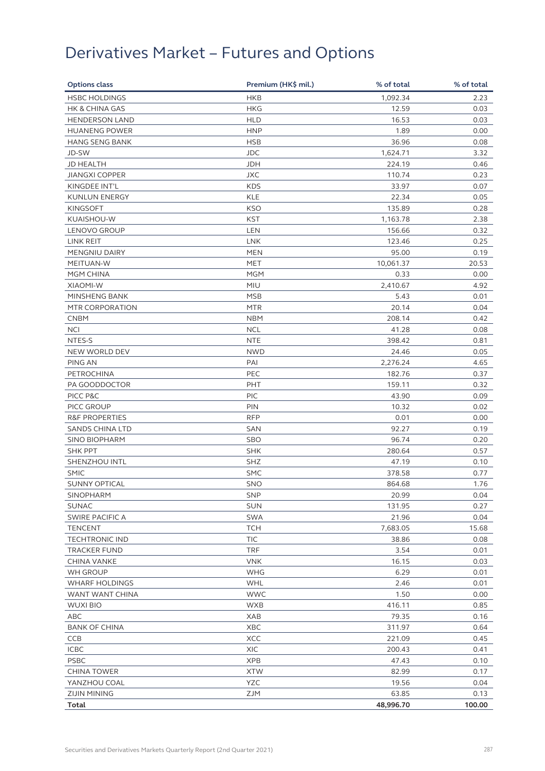# Derivatives Market – Futures and Options

| Options class | Premium (HK$ mil.) | % of total | % of total |
|---|---|---|---|
| HSBC HOLDINGS | HKB | 1,092.34 | 2.23 |
| HK & CHINA GAS | HKG | 12.59 | 0.03 |
| HENDERSON LAND | HLD | 16.53 | 0.03 |
| HUANENG POWER | HNP | 1.89 | 0.00 |
| HANG SENG BANK | HSB | 36.96 | 0.08 |
| JD-SW | JDC | 1,624.71 | 3.32 |
| JD HEALTH | JDH | 224.19 | 0.46 |
| JIANGXI COPPER | JXC | 110.74 | 0.23 |
| KINGDEE INT'L | KDS | 33.97 | 0.07 |
| KUNLUN ENERGY | KLE | 22.34 | 0.05 |
| KINGSOFT | KSO | 135.89 | 0.28 |
| KUAISHOU-W | KST | 1,163.78 | 2.38 |
| LENOVO GROUP | LEN | 156.66 | 0.32 |
| LINK REIT | LNK | 123.46 | 0.25 |
| MENGNIU DAIRY | MEN | 95.00 | 0.19 |
| MEITUAN-W | MET | 10,061.37 | 20.53 |
| MGM CHINA | MGM | 0.33 | 0.00 |
| XIAOMI-W | MIU | 2,410.67 | 4.92 |
| MINSHENG BANK | MSB | 5.43 | 0.01 |
| MTR CORPORATION | MTR | 20.14 | 0.04 |
| CNBM | NBM | 208.14 | 0.42 |
| NCI | NCL | 41.28 | 0.08 |
| NTES-S | NTE | 398.42 | 0.81 |
| NEW WORLD DEV | NWD | 24.46 | 0.05 |
| PING AN | PAI | 2,276.24 | 4.65 |
| PETROCHINA | PEC | 182.76 | 0.37 |
| PA GOODDOCTOR | PHT | 159.11 | 0.32 |
| PICC P&C | PIC | 43.90 | 0.09 |
| PICC GROUP | PIN | 10.32 | 0.02 |
| R&F PROPERTIES | RFP | 0.01 | 0.00 |
| SANDS CHINA LTD | SAN | 92.27 | 0.19 |
| SINO BIOPHARM | SBO | 96.74 | 0.20 |
| SHK PPT | SHK | 280.64 | 0.57 |
| SHENZHOU INTL | SHZ | 47.19 | 0.10 |
| SMIC | SMC | 378.58 | 0.77 |
| SUNNY OPTICAL | SNO | 864.68 | 1.76 |
| SINOPHARM | SNP | 20.99 | 0.04 |
| SUNAC | SUN | 131.95 | 0.27 |
| SWIRE PACIFIC A | SWA | 21.96 | 0.04 |
| TENCENT | TCH | 7,683.05 | 15.68 |
| TECHTRONIC IND | TIC | 38.86 | 0.08 |
| TRACKER FUND | TRF | 3.54 | 0.01 |
| CHINA VANKE | VNK | 16.15 | 0.03 |
| WH GROUP | WHG | 6.29 | 0.01 |
| WHARF HOLDINGS | WHL | 2.46 | 0.01 |
| WANT WANT CHINA | WWC | 1.50 | 0.00 |
| WUXI BIO | WXB | 416.11 | 0.85 |
| ABC | XAB | 79.35 | 0.16 |
| BANK OF CHINA | XBC | 311.97 | 0.64 |
| CCB | XCC | 221.09 | 0.45 |
| ICBC | XIC | 200.43 | 0.41 |
| PSBC | XPB | 47.43 | 0.10 |
| CHINA TOWER | XTW | 82.99 | 0.17 |
| YANZHOU COAL | YZC | 19.56 | 0.04 |
| ZIJIN MINING | ZJM | 63.85 | 0.13 |
| **Total** | | **48,996.70** | **100.00** |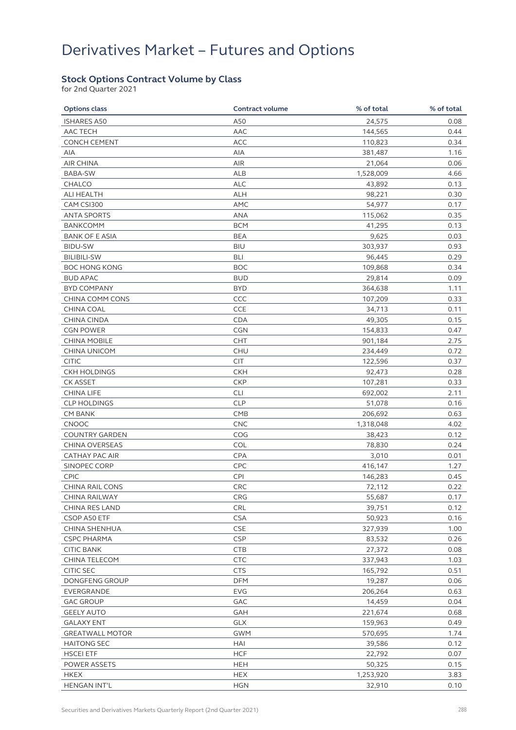# Derivatives Market – Futures and Options

### Stock Options Contract Volume by Class

for 2nd Quarter 2021

| Options class | Contract volume | % of total | % of total |
|---|---|---|---|
| ISHARES A50 | A50 | 24,575 | 0.08 |
| AAC TECH | AAC | 144,565 | 0.44 |
| CONCH CEMENT | ACC | 110,823 | 0.34 |
| AIA | AIA | 381,487 | 1.16 |
| AIR CHINA | AIR | 21,064 | 0.06 |
| BABA-SW | ALB | 1,528,009 | 4.66 |
| CHALCO | ALC | 43,892 | 0.13 |
| ALI HEALTH | ALH | 98,221 | 0.30 |
| CAM CSI300 | AMC | 54,977 | 0.17 |
| ANTA SPORTS | ANA | 115,062 | 0.35 |
| BANKCOMM | BCM | 41,295 | 0.13 |
| BANK OF E ASIA | BEA | 9,625 | 0.03 |
| BIDU-SW | BIU | 303,937 | 0.93 |
| BILIBILI-SW | BLI | 96,445 | 0.29 |
| BOC HONG KONG | BOC | 109,868 | 0.34 |
| BUD APAC | BUD | 29,814 | 0.09 |
| BYD COMPANY | BYD | 364,638 | 1.11 |
| CHINA COMM CONS | CCC | 107,209 | 0.33 |
| CHINA COAL | CCE | 34,713 | 0.11 |
| CHINA CINDA | CDA | 49,305 | 0.15 |
| CGN POWER | CGN | 154,833 | 0.47 |
| CHINA MOBILE | CHT | 901,184 | 2.75 |
| CHINA UNICOM | CHU | 234,449 | 0.72 |
| CITIC | CIT | 122,596 | 0.37 |
| CKH HOLDINGS | CKH | 92,473 | 0.28 |
| CK ASSET | CKP | 107,281 | 0.33 |
| CHINA LIFE | CLI | 692,002 | 2.11 |
| CLP HOLDINGS | CLP | 51,078 | 0.16 |
| CM BANK | CMB | 206,692 | 0.63 |
| CNOOC | CNC | 1,318,048 | 4.02 |
| COUNTRY GARDEN | COG | 38,423 | 0.12 |
| CHINA OVERSEAS | COL | 78,830 | 0.24 |
| CATHAY PAC AIR | CPA | 3,010 | 0.01 |
| SINOPEC CORP | CPC | 416,147 | 1.27 |
| CPIC | CPI | 146,283 | 0.45 |
| CHINA RAIL CONS | CRC | 72,112 | 0.22 |
| CHINA RAILWAY | CRG | 55,687 | 0.17 |
| CHINA RES LAND | CRL | 39,751 | 0.12 |
| CSOP A50 ETF | CSA | 50,923 | 0.16 |
| CHINA SHENHUA | CSE | 327,939 | 1.00 |
| CSPC PHARMA | CSP | 83,532 | 0.26 |
| CITIC BANK | CTB | 27,372 | 0.08 |
| CHINA TELECOM | CTC | 337,943 | 1.03 |
| CITIC SEC | CTS | 165,792 | 0.51 |
| DONGFENG GROUP | DFM | 19,287 | 0.06 |
| EVERGRANDE | EVG | 206,264 | 0.63 |
| GAC GROUP | GAC | 14,459 | 0.04 |
| GEELY AUTO | GAH | 221,674 | 0.68 |
| GALAXY ENT | GLX | 159,963 | 0.49 |
| GREATWALL MOTOR | GWM | 570,695 | 1.74 |
| HAITONG SEC | HAI | 39,586 | 0.12 |
| HSCEI ETF | HCF | 22,792 | 0.07 |
| POWER ASSETS | HEH | 50,325 | 0.15 |
| HKEX | HEX | 1,253,920 | 3.83 |
| HENGAN INT'L | HGN | 32,910 | 0.10 |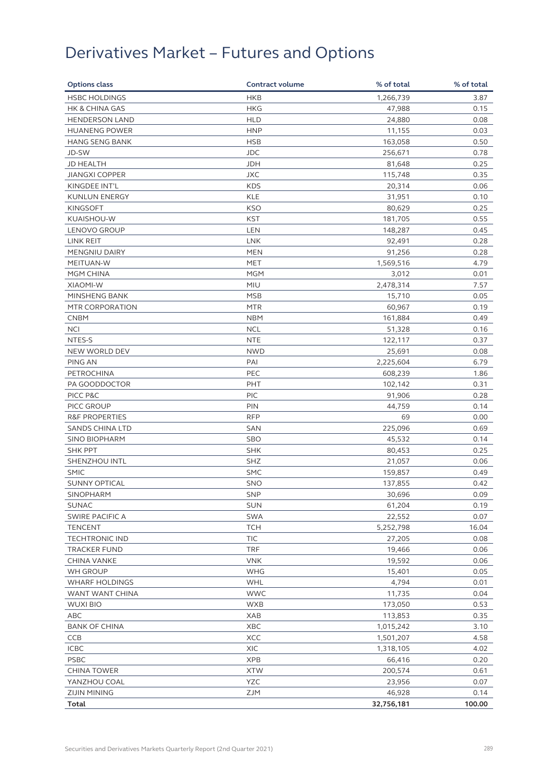# Derivatives Market – Futures and Options

| Options class | Contract volume | % of total | % of total |
|---|---|---|---|
| HSBC HOLDINGS | HKB | 1,266,739 | 3.87 |
| HK & CHINA GAS | HKG | 47,988 | 0.15 |
| HENDERSON LAND | HLD | 24,880 | 0.08 |
| HUANENG POWER | HNP | 11,155 | 0.03 |
| HANG SENG BANK | HSB | 163,058 | 0.50 |
| JD-SW | JDC | 256,671 | 0.78 |
| JD HEALTH | JDH | 81,648 | 0.25 |
| JIANGXI COPPER | JXC | 115,748 | 0.35 |
| KINGDEE INT'L | KDS | 20,314 | 0.06 |
| KUNLUN ENERGY | KLE | 31,951 | 0.10 |
| KINGSOFT | KSO | 80,629 | 0.25 |
| KUAISHOU-W | KST | 181,705 | 0.55 |
| LENOVO GROUP | LEN | 148,287 | 0.45 |
| LINK REIT | LNK | 92,491 | 0.28 |
| MENGNIU DAIRY | MEN | 91,256 | 0.28 |
| MEITUAN-W | MET | 1,569,516 | 4.79 |
| MGM CHINA | MGM | 3,012 | 0.01 |
| XIAOMI-W | MIU | 2,478,314 | 7.57 |
| MINSHENG BANK | MSB | 15,710 | 0.05 |
| MTR CORPORATION | MTR | 60,967 | 0.19 |
| CNBM | NBM | 161,884 | 0.49 |
| NCI | NCL | 51,328 | 0.16 |
| NTES-S | NTE | 122,117 | 0.37 |
| NEW WORLD DEV | NWD | 25,691 | 0.08 |
| PING AN | PAI | 2,225,604 | 6.79 |
| PETROCHINA | PEC | 608,239 | 1.86 |
| PA GOODDOCTOR | PHT | 102,142 | 0.31 |
| PICC P&C | PIC | 91,906 | 0.28 |
| PICC GROUP | PIN | 44,759 | 0.14 |
| R&F PROPERTIES | RFP | 69 | 0.00 |
| SANDS CHINA LTD | SAN | 225,096 | 0.69 |
| SINO BIOPHARM | SBO | 45,532 | 0.14 |
| SHK PPT | SHK | 80,453 | 0.25 |
| SHENZHOU INTL | SHZ | 21,057 | 0.06 |
| SMIC | SMC | 159,857 | 0.49 |
| SUNNY OPTICAL | SNO | 137,855 | 0.42 |
| SINOPHARM | SNP | 30,696 | 0.09 |
| SUNAC | SUN | 61,204 | 0.19 |
| SWIRE PACIFIC A | SWA | 22,552 | 0.07 |
| TENCENT | TCH | 5,252,798 | 16.04 |
| TECHTRONIC IND | TIC | 27,205 | 0.08 |
| TRACKER FUND | TRF | 19,466 | 0.06 |
| CHINA VANKE | VNK | 19,592 | 0.06 |
| WH GROUP | WHG | 15,401 | 0.05 |
| WHARF HOLDINGS | WHL | 4,794 | 0.01 |
| WANT WANT CHINA | WWC | 11,735 | 0.04 |
| WUXI BIO | WXB | 173,050 | 0.53 |
| ABC | XAB | 113,853 | 0.35 |
| BANK OF CHINA | XBC | 1,015,242 | 3.10 |
| CCB | XCC | 1,501,207 | 4.58 |
| ICBC | XIC | 1,318,105 | 4.02 |
| PSBC | XPB | 66,416 | 0.20 |
| CHINA TOWER | XTW | 200,574 | 0.61 |
| YANZHOU COAL | YZC | 23,956 | 0.07 |
| ZIJIN MINING | ZJM | 46,928 | 0.14 |
| **Total** | | **32,756,181** | **100.00** |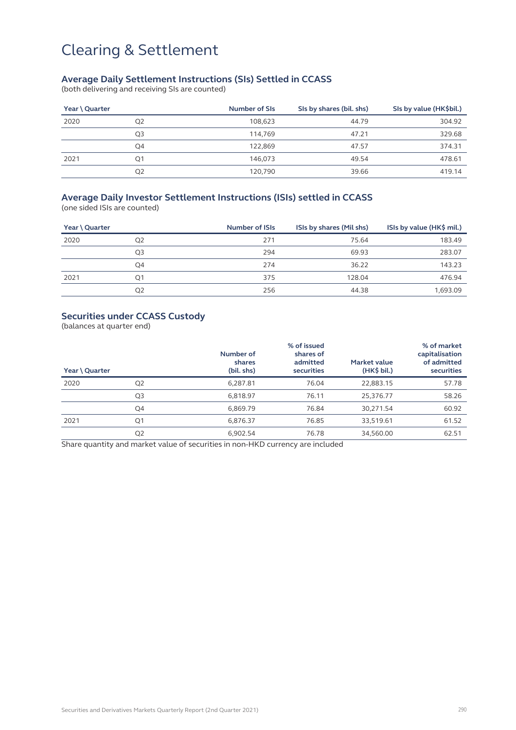# Clearing & Settlement

### Average Daily Settlement Instructions (SIs) Settled in CCASS

(both delivering and receiving SIs are counted)

| Year \ Quarter | | Number of SIs | SIs by shares (bil. shs) | SIs by value (HK$bil.) |
|---|---|---|---|---|
| 2020 | Q2 | 108,623 | 44.79 | 304.92 |
| | Q3 | 114,769 | 47.21 | 329.68 |
| | Q4 | 122,869 | 47.57 | 374.31 |
| 2021 | Q1 | 146,073 | 49.54 | 478.61 |
| | Q2 | 120,790 | 39.66 | 419.14 |

### Average Daily Investor Settlement Instructions (ISIs) settled in CCASS

(one sided ISIs are counted)

| Year \ Quarter | | Number of ISIs | ISIs by shares (Mil shs) | ISIs by value (HK$ mil.) |
|---|---|---|---|---|
| 2020 | Q2 | 271 | 75.64 | 183.49 |
| | Q3 | 294 | 69.93 | 283.07 |
| | Q4 | 274 | 36.22 | 143.23 |
| 2021 | Q1 | 375 | 128.04 | 476.94 |
| | Q2 | 256 | 44.38 | 1,693.09 |

### Securities under CCASS Custody

(balances at quarter end)

| Year \ Quarter | | Number of shares (bil. shs) | % of issued shares of admitted securities | Market value (HK$ bil.) | % of market capitalisation of admitted securities |
|---|---|---|---|---|---|
| 2020 | Q2 | 6,287.81 | 76.04 | 22,883.15 | 57.78 |
| | Q3 | 6,818.97 | 76.11 | 25,376.77 | 58.26 |
| | Q4 | 6,869.79 | 76.84 | 30,271.54 | 60.92 |
| 2021 | Q1 | 6,876.37 | 76.85 | 33,519.61 | 61.52 |
| | Q2 | 6,902.54 | 76.78 | 34,560.00 | 62.51 |

Share quantity and market value of securities in non-HKD currency are included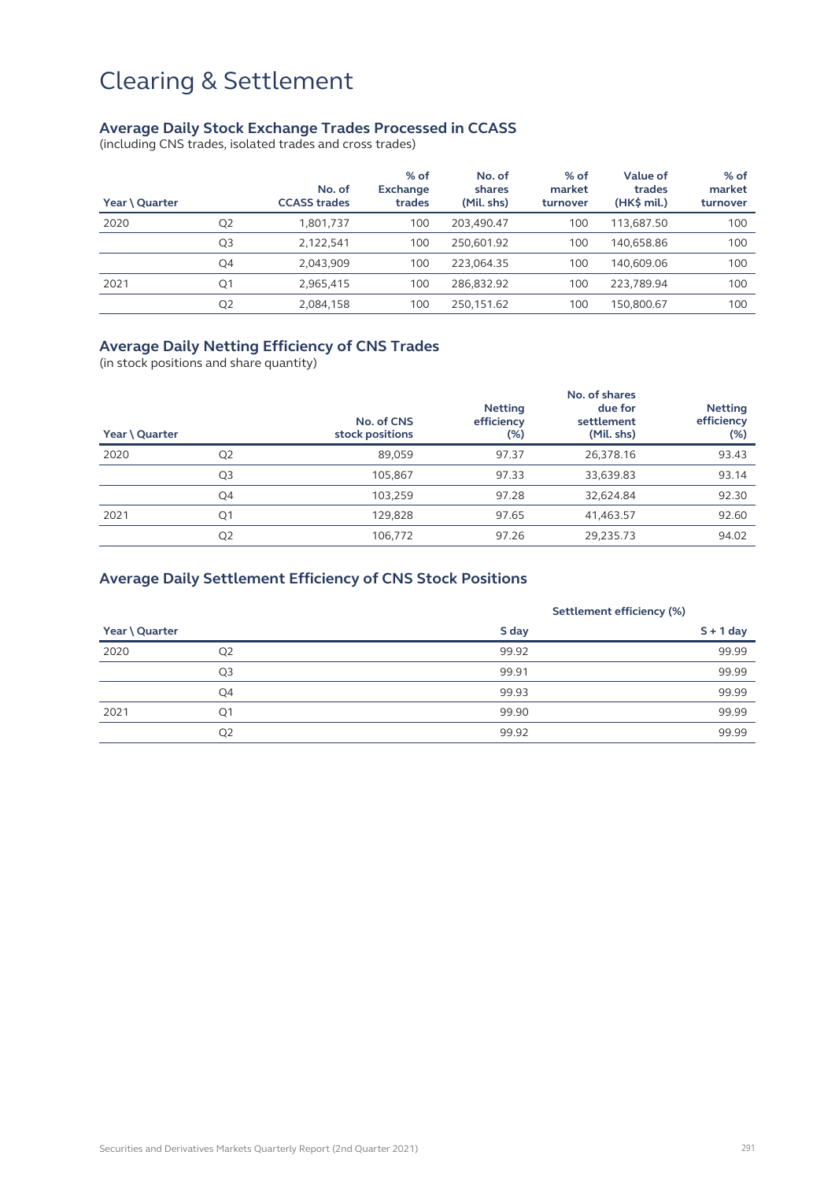# Clearing & Settlement

### Average Daily Stock Exchange Trades Processed in CCASS

(including CNS trades, isolated trades and cross trades)

| Year \ Quarter | | No. of CCASS trades | % of Exchange trades | No. of shares (Mil. shs) | % of market turnover | Value of trades (HK$ mil.) | % of market turnover |
|---|---|---|---|---|---|---|---|
| 2020 | Q2 | 1,801,737 | 100 | 203,490.47 | 100 | 113,687.50 | 100 |
| | Q3 | 2,122,541 | 100 | 250,601.92 | 100 | 140,658.86 | 100 |
| | Q4 | 2,043,909 | 100 | 223,064.35 | 100 | 140,609.06 | 100 |
| 2021 | Q1 | 2,965,415 | 100 | 286,832.92 | 100 | 223,789.94 | 100 |
| | Q2 | 2,084,158 | 100 | 250,151.62 | 100 | 150,800.67 | 100 |

### Average Daily Netting Efficiency of CNS Trades

(in stock positions and share quantity)

| Year \ Quarter | | No. of CNS stock positions | Netting efficiency (%) | No. of shares due for settlement (Mil. shs) | Netting efficiency (%) |
|---|---|---|---|---|---|
| 2020 | Q2 | 89,059 | 97.37 | 26,378.16 | 93.43 |
| | Q3 | 105,867 | 97.33 | 33,639.83 | 93.14 |
| | Q4 | 103,259 | 97.28 | 32,624.84 | 92.30 |
| 2021 | Q1 | 129,828 | 97.65 | 41,463.57 | 92.60 |
| | Q2 | 106,772 | 97.26 | 29,235.73 | 94.02 |

### Average Daily Settlement Efficiency of CNS Stock Positions

| | | Settlement efficiency (%) | |
|---|---|---|---|
| Year \ Quarter | | S day | S + 1 day |
| 2020 | Q2 | 99.92 | 99.99 |
| | Q3 | 99.91 | 99.99 |
| | Q4 | 99.93 | 99.99 |
| 2021 | Q1 | 99.90 | 99.99 |
| | Q2 | 99.92 | 99.99 |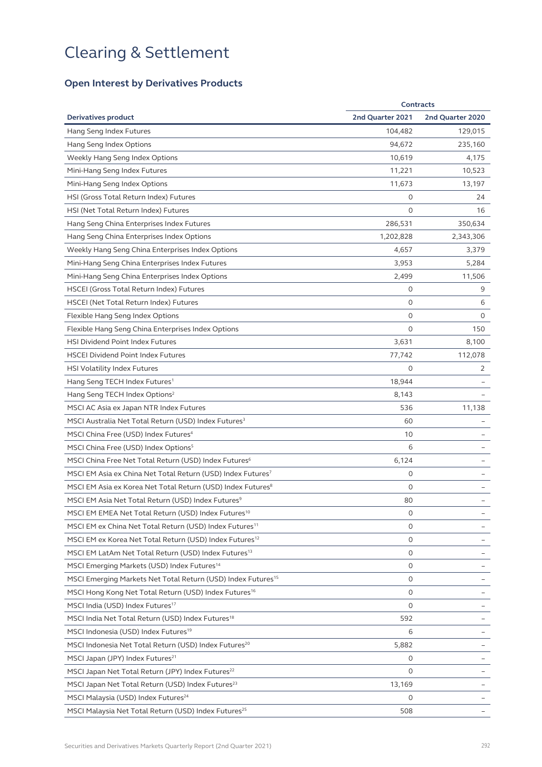# Clearing & Settlement

## Open Interest by Derivatives Products

| Derivatives product | Contracts | |
|---|---|---|
| | 2nd Quarter 2021 | 2nd Quarter 2020 |
| Hang Seng Index Futures | 104,482 | 129,015 |
| Hang Seng Index Options | 94,672 | 235,160 |
| Weekly Hang Seng Index Options | 10,619 | 4,175 |
| Mini-Hang Seng Index Futures | 11,221 | 10,523 |
| Mini-Hang Seng Index Options | 11,673 | 13,197 |
| HSI (Gross Total Return Index) Futures | 0 | 24 |
| HSI (Net Total Return Index) Futures | 0 | 16 |
| Hang Seng China Enterprises Index Futures | 286,531 | 350,634 |
| Hang Seng China Enterprises Index Options | 1,202,828 | 2,343,306 |
| Weekly Hang Seng China Enterprises Index Options | 4,657 | 3,379 |
| Mini-Hang Seng China Enterprises Index Futures | 3,953 | 5,284 |
| Mini-Hang Seng China Enterprises Index Options | 2,499 | 11,506 |
| HSCEI (Gross Total Return Index) Futures | 0 | 9 |
| HSCEI (Net Total Return Index) Futures | 0 | 6 |
| Flexible Hang Seng Index Options | 0 | 0 |
| Flexible Hang Seng China Enterprises Index Options | 0 | 150 |
| HSI Dividend Point Index Futures | 3,631 | 8,100 |
| HSCEI Dividend Point Index Futures | 77,742 | 112,078 |
| HSI Volatility Index Futures | 0 | 2 |
| Hang Seng TECH Index Futures[1] | 18,944 | – |
| Hang Seng TECH Index Options[2] | 8,143 | – |
| MSCI AC Asia ex Japan NTR Index Futures | 536 | 11,138 |
| MSCI Australia Net Total Return (USD) Index Futures[3] | 60 | – |
| MSCI China Free (USD) Index Futures[4] | 10 | – |
| MSCI China Free (USD) Index Options[5] | 6 | – |
| MSCI China Free Net Total Return (USD) Index Futures[6] | 6,124 | – |
| MSCI EM Asia ex China Net Total Return (USD) Index Futures[7] | 0 | – |
| MSCI EM Asia ex Korea Net Total Return (USD) Index Futures[8] | 0 | – |
| MSCI EM Asia Net Total Return (USD) Index Futures[9] | 80 | – |
| MSCI EM EMEA Net Total Return (USD) Index Futures[10] | 0 | – |
| MSCI EM ex China Net Total Return (USD) Index Futures[11] | 0 | – |
| MSCI EM ex Korea Net Total Return (USD) Index Futures[12] | 0 | – |
| MSCI EM LatAm Net Total Return (USD) Index Futures[13] | 0 | – |
| MSCI Emerging Markets (USD) Index Futures[14] | 0 | – |
| MSCI Emerging Markets Net Total Return (USD) Index Futures[15] | 0 | – |
| MSCI Hong Kong Net Total Return (USD) Index Futures[16] | 0 | – |
| MSCI India (USD) Index Futures[17] | 0 | – |
| MSCI India Net Total Return (USD) Index Futures[18] | 592 | – |
| MSCI Indonesia (USD) Index Futures[19] | 6 | – |
| MSCI Indonesia Net Total Return (USD) Index Futures[20] | 5,882 | – |
| MSCI Japan (JPY) Index Futures[21] | 0 | – |
| MSCI Japan Net Total Return (JPY) Index Futures[22] | 0 | – |
| MSCI Japan Net Total Return (USD) Index Futures[23] | 13,169 | – |
| MSCI Malaysia (USD) Index Futures[24] | 0 | – |
| MSCI Malaysia Net Total Return (USD) Index Futures[25] | 508 | – |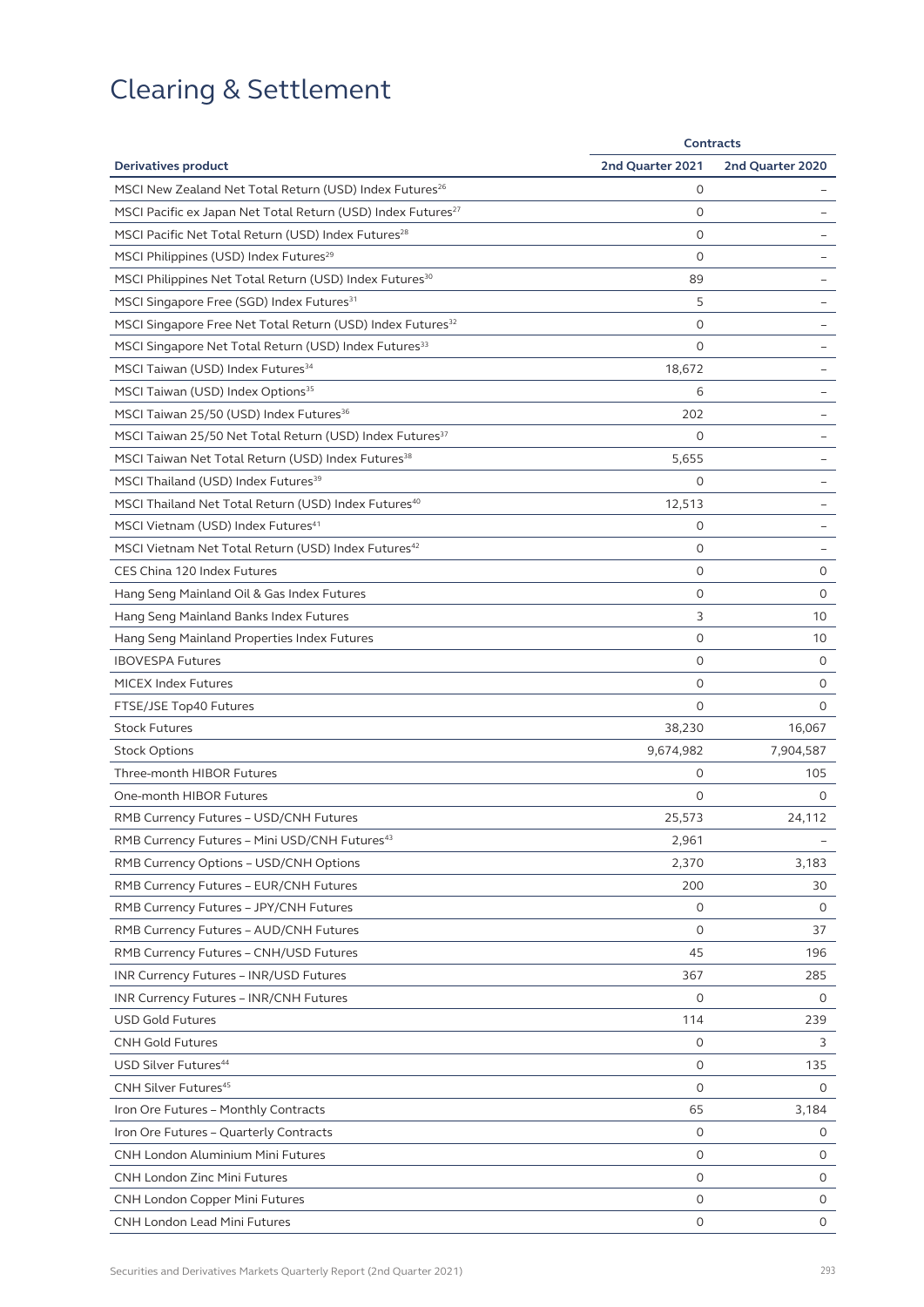# Clearing & Settlement

| Derivatives product | Contracts | |
|---|---|---|
| | 2nd Quarter 2021 | 2nd Quarter 2020 |
| MSCI New Zealand Net Total Return (USD) Index Futures[26] | 0 | – |
| MSCI Pacific ex Japan Net Total Return (USD) Index Futures[27] | 0 | – |
| MSCI Pacific Net Total Return (USD) Index Futures[28] | 0 | – |
| MSCI Philippines (USD) Index Futures[29] | 0 | – |
| MSCI Philippines Net Total Return (USD) Index Futures[30] | 89 | – |
| MSCI Singapore Free (SGD) Index Futures[31] | 5 | – |
| MSCI Singapore Free Net Total Return (USD) Index Futures[32] | 0 | – |
| MSCI Singapore Net Total Return (USD) Index Futures[33] | 0 | – |
| MSCI Taiwan (USD) Index Futures[34] | 18,672 | – |
| MSCI Taiwan (USD) Index Options[35] | 6 | – |
| MSCI Taiwan 25/50 (USD) Index Futures[36] | 202 | – |
| MSCI Taiwan 25/50 Net Total Return (USD) Index Futures[37] | 0 | – |
| MSCI Taiwan Net Total Return (USD) Index Futures[38] | 5,655 | – |
| MSCI Thailand (USD) Index Futures[39] | 0 | – |
| MSCI Thailand Net Total Return (USD) Index Futures[40] | 12,513 | – |
| MSCI Vietnam (USD) Index Futures[41] | 0 | – |
| MSCI Vietnam Net Total Return (USD) Index Futures[42] | 0 | – |
| CES China 120 Index Futures | 0 | 0 |
| Hang Seng Mainland Oil & Gas Index Futures | 0 | 0 |
| Hang Seng Mainland Banks Index Futures | 3 | 10 |
| Hang Seng Mainland Properties Index Futures | 0 | 10 |
| IBOVESPA Futures | 0 | 0 |
| MICEX Index Futures | 0 | 0 |
| FTSE/JSE Top40 Futures | 0 | 0 |
| Stock Futures | 38,230 | 16,067 |
| Stock Options | 9,674,982 | 7,904,587 |
| Three-month HIBOR Futures | 0 | 105 |
| One-month HIBOR Futures | 0 | 0 |
| RMB Currency Futures – USD/CNH Futures | 25,573 | 24,112 |
| RMB Currency Futures – Mini USD/CNH Futures[43] | 2,961 | – |
| RMB Currency Options – USD/CNH Options | 2,370 | 3,183 |
| RMB Currency Futures – EUR/CNH Futures | 200 | 30 |
| RMB Currency Futures – JPY/CNH Futures | 0 | 0 |
| RMB Currency Futures – AUD/CNH Futures | 0 | 37 |
| RMB Currency Futures – CNH/USD Futures | 45 | 196 |
| INR Currency Futures – INR/USD Futures | 367 | 285 |
| INR Currency Futures – INR/CNH Futures | 0 | 0 |
| USD Gold Futures | 114 | 239 |
| CNH Gold Futures | 0 | 3 |
| USD Silver Futures[44] | 0 | 135 |
| CNH Silver Futures[45] | 0 | 0 |
| Iron Ore Futures – Monthly Contracts | 65 | 3,184 |
| Iron Ore Futures – Quarterly Contracts | 0 | 0 |
| CNH London Aluminium Mini Futures | 0 | 0 |
| CNH London Zinc Mini Futures | 0 | 0 |
| CNH London Copper Mini Futures | 0 | 0 |
| CNH London Lead Mini Futures | 0 | 0 |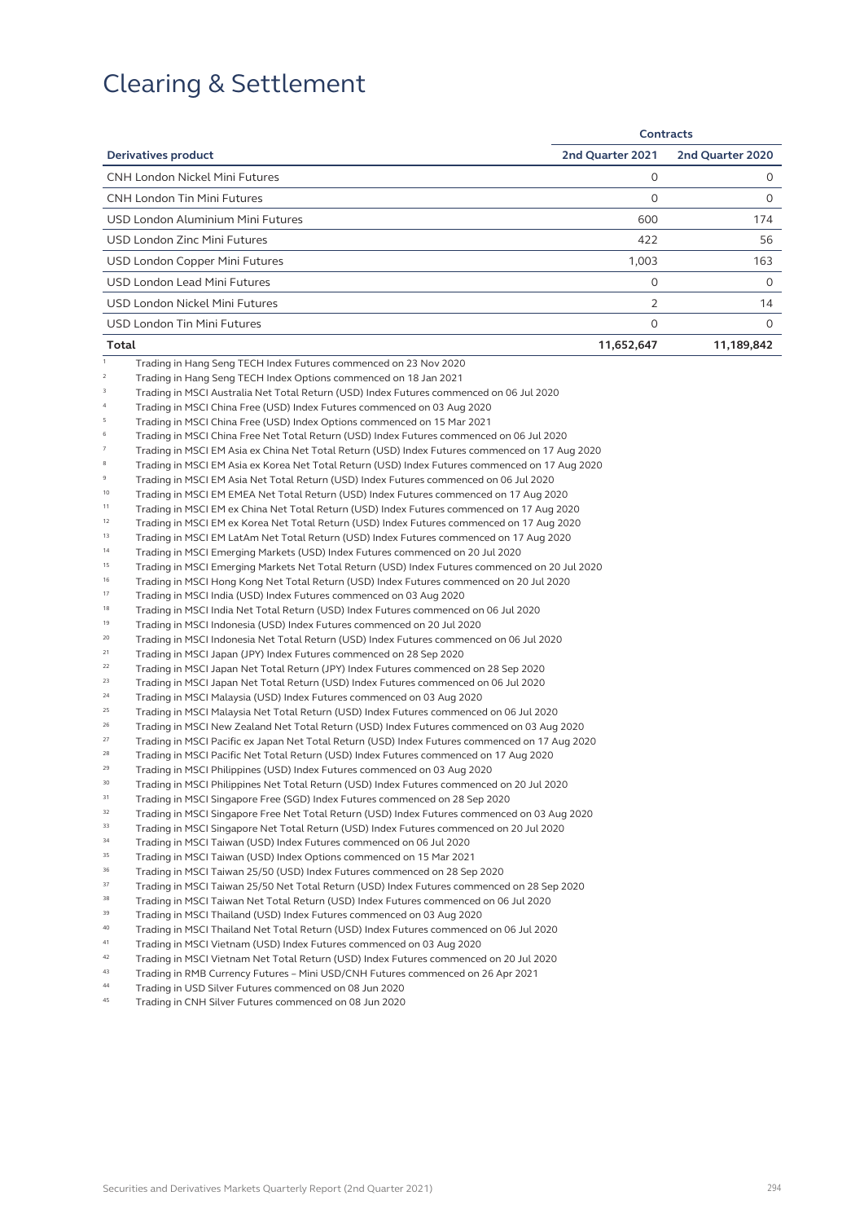# Clearing & Settlement

| Derivatives product | Contracts | |
|---|---|---|
| | 2nd Quarter 2021 | 2nd Quarter 2020 |
| CNH London Nickel Mini Futures | 0 | 0 |
| CNH London Tin Mini Futures | 0 | 0 |
| USD London Aluminium Mini Futures | 600 | 174 |
| USD London Zinc Mini Futures | 422 | 56 |
| USD London Copper Mini Futures | 1,003 | 163 |
| USD London Lead Mini Futures | 0 | 0 |
| USD London Nickel Mini Futures | 2 | 14 |
| USD London Tin Mini Futures | 0 | 0 |
| **Total** | **11,652,647** | **11,189,842** |

1. Trading in Hang Seng TECH Index Futures commenced on 23 Nov 2020
2. Trading in Hang Seng TECH Index Options commenced on 18 Jan 2021
3. Trading in MSCI Australia Net Total Return (USD) Index Futures commenced on 06 Jul 2020
4. Trading in MSCI China Free (USD) Index Futures commenced on 03 Aug 2020
5. Trading in MSCI China Free (USD) Index Options commenced on 15 Mar 2021
6. Trading in MSCI China Free Net Total Return (USD) Index Futures commenced on 06 Jul 2020
7. Trading in MSCI EM Asia ex China Net Total Return (USD) Index Futures commenced on 17 Aug 2020
8. Trading in MSCI EM Asia ex Korea Net Total Return (USD) Index Futures commenced on 17 Aug 2020
9. Trading in MSCI EM Asia Net Total Return (USD) Index Futures commenced on 06 Jul 2020
10. Trading in MSCI EM EMEA Net Total Return (USD) Index Futures commenced on 17 Aug 2020
11. Trading in MSCI EM ex China Net Total Return (USD) Index Futures commenced on 17 Aug 2020
12. Trading in MSCI EM ex Korea Net Total Return (USD) Index Futures commenced on 17 Aug 2020
13. Trading in MSCI EM LatAm Net Total Return (USD) Index Futures commenced on 17 Aug 2020
14. Trading in MSCI Emerging Markets (USD) Index Futures commenced on 20 Jul 2020
15. Trading in MSCI Emerging Markets Net Total Return (USD) Index Futures commenced on 20 Jul 2020
16. Trading in MSCI Hong Kong Net Total Return (USD) Index Futures commenced on 20 Jul 2020
17. Trading in MSCI India (USD) Index Futures commenced on 03 Aug 2020
18. Trading in MSCI India Net Total Return (USD) Index Futures commenced on 06 Jul 2020
19. Trading in MSCI Indonesia (USD) Index Futures commenced on 20 Jul 2020
20. Trading in MSCI Indonesia Net Total Return (USD) Index Futures commenced on 06 Jul 2020
21. Trading in MSCI Japan (JPY) Index Futures commenced on 28 Sep 2020
22. Trading in MSCI Japan Net Total Return (JPY) Index Futures commenced on 28 Sep 2020
23. Trading in MSCI Japan Net Total Return (USD) Index Futures commenced on 06 Jul 2020
24. Trading in MSCI Malaysia (USD) Index Futures commenced on 03 Aug 2020
25. Trading in MSCI Malaysia Net Total Return (USD) Index Futures commenced on 06 Jul 2020
26. Trading in MSCI New Zealand Net Total Return (USD) Index Futures commenced on 03 Aug 2020
27. Trading in MSCI Pacific ex Japan Net Total Return (USD) Index Futures commenced on 17 Aug 2020
28. Trading in MSCI Pacific Net Total Return (USD) Index Futures commenced on 17 Aug 2020
29. Trading in MSCI Philippines (USD) Index Futures commenced on 03 Aug 2020
30. Trading in MSCI Philippines Net Total Return (USD) Index Futures commenced on 20 Jul 2020
31. Trading in MSCI Singapore Free (SGD) Index Futures commenced on 28 Sep 2020
32. Trading in MSCI Singapore Free Net Total Return (USD) Index Futures commenced on 03 Aug 2020
33. Trading in MSCI Singapore Net Total Return (USD) Index Futures commenced on 20 Jul 2020
34. Trading in MSCI Taiwan (USD) Index Futures commenced on 06 Jul 2020
35. Trading in MSCI Taiwan (USD) Index Options commenced on 15 Mar 2021
36. Trading in MSCI Taiwan 25/50 (USD) Index Futures commenced on 28 Sep 2020
37. Trading in MSCI Taiwan 25/50 Net Total Return (USD) Index Futures commenced on 28 Sep 2020
38. Trading in MSCI Taiwan Net Total Return (USD) Index Futures commenced on 06 Jul 2020
39. Trading in MSCI Thailand (USD) Index Futures commenced on 03 Aug 2020
40. Trading in MSCI Thailand Net Total Return (USD) Index Futures commenced on 06 Jul 2020
41. Trading in MSCI Vietnam (USD) Index Futures commenced on 03 Aug 2020
42. Trading in MSCI Vietnam Net Total Return (USD) Index Futures commenced on 20 Jul 2020
43. Trading in RMB Currency Futures – Mini USD/CNH Futures commenced on 26 Apr 2021
44. Trading in USD Silver Futures commenced on 08 Jun 2020
45. Trading in CNH Silver Futures commenced on 08 Jun 2020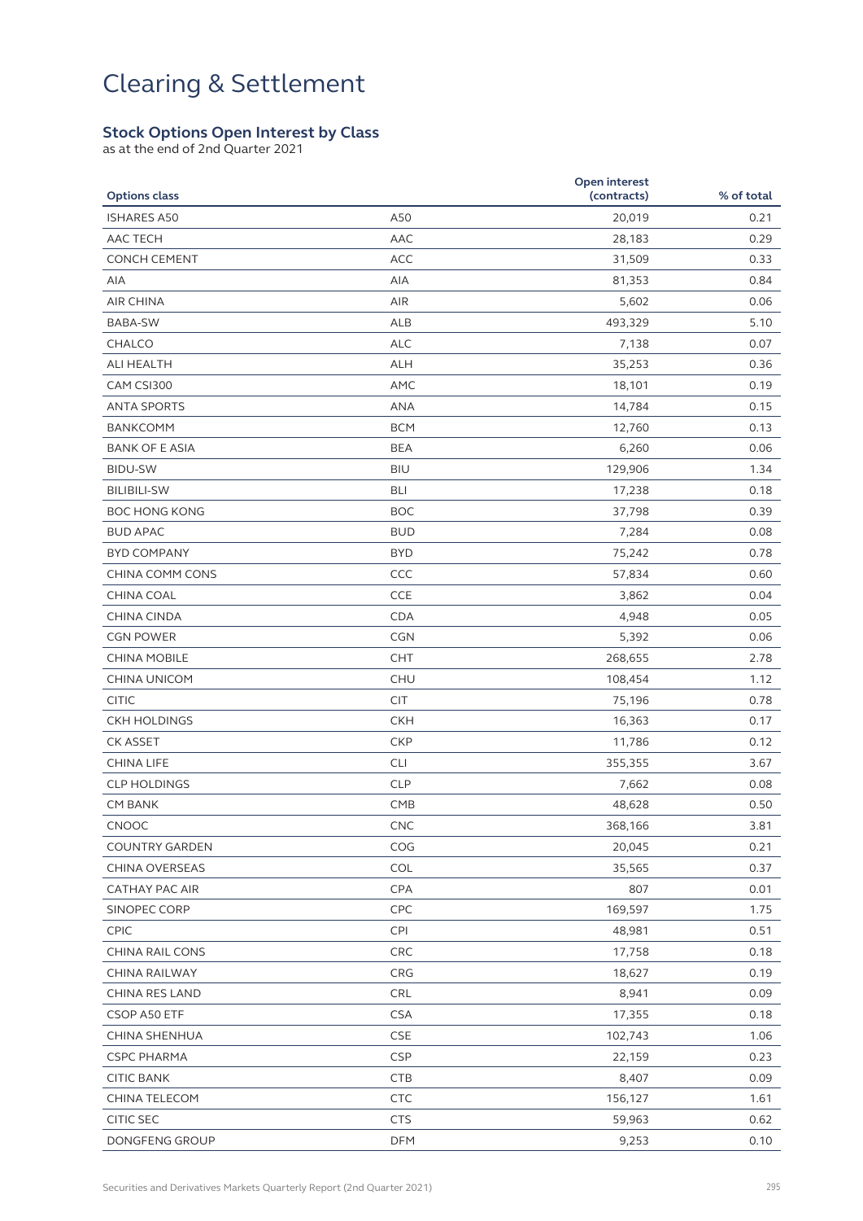# Clearing & Settlement

### Stock Options Open Interest by Class

as at the end of 2nd Quarter 2021

| Options class | | Open interest (contracts) | % of total |
|---|---|---|---|
| ISHARES A50 | A50 | 20,019 | 0.21 |
| AAC TECH | AAC | 28,183 | 0.29 |
| CONCH CEMENT | ACC | 31,509 | 0.33 |
| AIA | AIA | 81,353 | 0.84 |
| AIR CHINA | AIR | 5,602 | 0.06 |
| BABA-SW | ALB | 493,329 | 5.10 |
| CHALCO | ALC | 7,138 | 0.07 |
| ALI HEALTH | ALH | 35,253 | 0.36 |
| CAM CSI300 | AMC | 18,101 | 0.19 |
| ANTA SPORTS | ANA | 14,784 | 0.15 |
| BANKCOMM | BCM | 12,760 | 0.13 |
| BANK OF E ASIA | BEA | 6,260 | 0.06 |
| BIDU-SW | BIU | 129,906 | 1.34 |
| BILIBILI-SW | BLI | 17,238 | 0.18 |
| BOC HONG KONG | BOC | 37,798 | 0.39 |
| BUD APAC | BUD | 7,284 | 0.08 |
| BYD COMPANY | BYD | 75,242 | 0.78 |
| CHINA COMM CONS | CCC | 57,834 | 0.60 |
| CHINA COAL | CCE | 3,862 | 0.04 |
| CHINA CINDA | CDA | 4,948 | 0.05 |
| CGN POWER | CGN | 5,392 | 0.06 |
| CHINA MOBILE | CHT | 268,655 | 2.78 |
| CHINA UNICOM | CHU | 108,454 | 1.12 |
| CITIC | CIT | 75,196 | 0.78 |
| CKH HOLDINGS | CKH | 16,363 | 0.17 |
| CK ASSET | CKP | 11,786 | 0.12 |
| CHINA LIFE | CLI | 355,355 | 3.67 |
| CLP HOLDINGS | CLP | 7,662 | 0.08 |
| CM BANK | CMB | 48,628 | 0.50 |
| CNOOC | CNC | 368,166 | 3.81 |
| COUNTRY GARDEN | COG | 20,045 | 0.21 |
| CHINA OVERSEAS | COL | 35,565 | 0.37 |
| CATHAY PAC AIR | CPA | 807 | 0.01 |
| SINOPEC CORP | CPC | 169,597 | 1.75 |
| CPIC | CPI | 48,981 | 0.51 |
| CHINA RAIL CONS | CRC | 17,758 | 0.18 |
| CHINA RAILWAY | CRG | 18,627 | 0.19 |
| CHINA RES LAND | CRL | 8,941 | 0.09 |
| CSOP A50 ETF | CSA | 17,355 | 0.18 |
| CHINA SHENHUA | CSE | 102,743 | 1.06 |
| CSPC PHARMA | CSP | 22,159 | 0.23 |
| CITIC BANK | CTB | 8,407 | 0.09 |
| CHINA TELECOM | CTC | 156,127 | 1.61 |
| CITIC SEC | CTS | 59,963 | 0.62 |
| DONGFENG GROUP | DFM | 9,253 | 0.10 |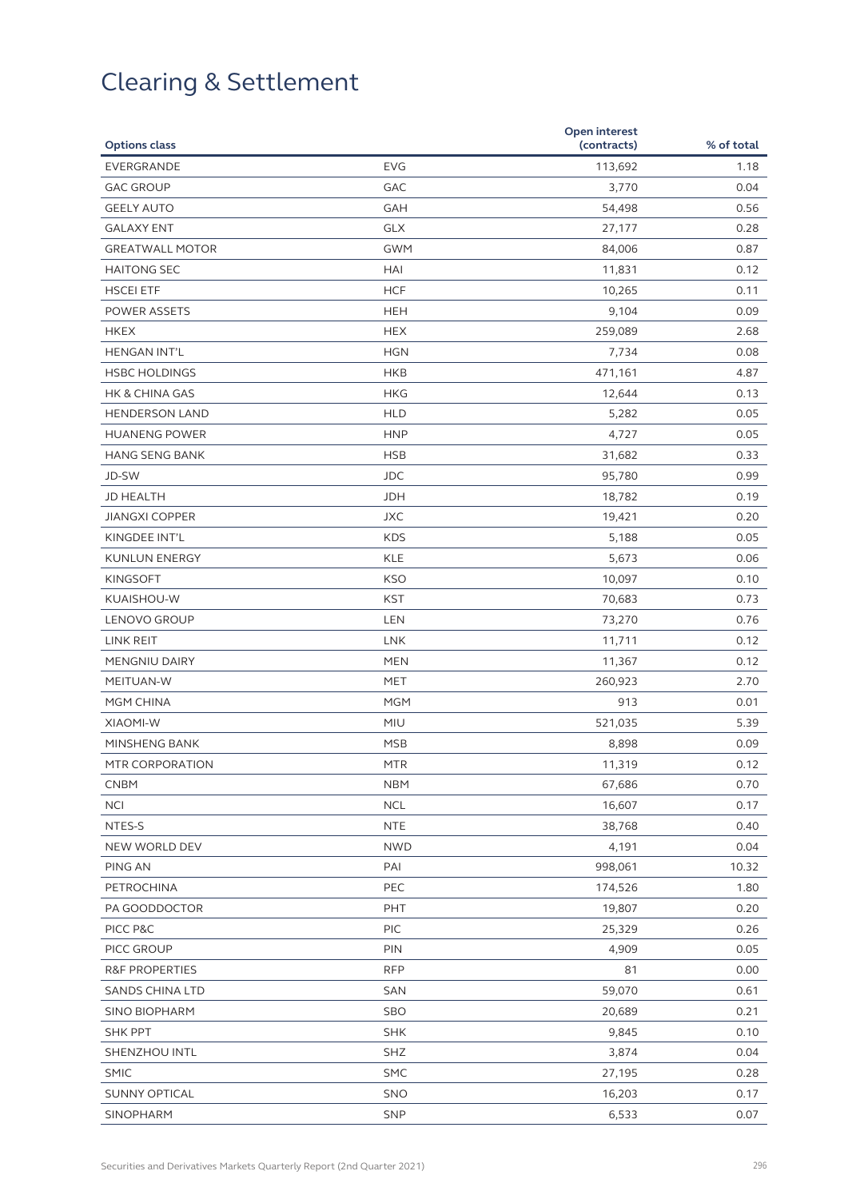# Clearing & Settlement

| Options class | | Open interest (contracts) | % of total |
|---|---|---|---|
| EVERGRANDE | EVG | 113,692 | 1.18 |
| GAC GROUP | GAC | 3,770 | 0.04 |
| GEELY AUTO | GAH | 54,498 | 0.56 |
| GALAXY ENT | GLX | 27,177 | 0.28 |
| GREATWALL MOTOR | GWM | 84,006 | 0.87 |
| HAITONG SEC | HAI | 11,831 | 0.12 |
| HSCEI ETF | HCF | 10,265 | 0.11 |
| POWER ASSETS | HEH | 9,104 | 0.09 |
| HKEX | HEX | 259,089 | 2.68 |
| HENGAN INT'L | HGN | 7,734 | 0.08 |
| HSBC HOLDINGS | HKB | 471,161 | 4.87 |
| HK & CHINA GAS | HKG | 12,644 | 0.13 |
| HENDERSON LAND | HLD | 5,282 | 0.05 |
| HUANENG POWER | HNP | 4,727 | 0.05 |
| HANG SENG BANK | HSB | 31,682 | 0.33 |
| JD-SW | JDC | 95,780 | 0.99 |
| JD HEALTH | JDH | 18,782 | 0.19 |
| JIANGXI COPPER | JXC | 19,421 | 0.20 |
| KINGDEE INT'L | KDS | 5,188 | 0.05 |
| KUNLUN ENERGY | KLE | 5,673 | 0.06 |
| KINGSOFT | KSO | 10,097 | 0.10 |
| KUAISHOU-W | KST | 70,683 | 0.73 |
| LENOVO GROUP | LEN | 73,270 | 0.76 |
| LINK REIT | LNK | 11,711 | 0.12 |
| MENGNIU DAIRY | MEN | 11,367 | 0.12 |
| MEITUAN-W | MET | 260,923 | 2.70 |
| MGM CHINA | MGM | 913 | 0.01 |
| XIAOMI-W | MIU | 521,035 | 5.39 |
| MINSHENG BANK | MSB | 8,898 | 0.09 |
| MTR CORPORATION | MTR | 11,319 | 0.12 |
| CNBM | NBM | 67,686 | 0.70 |
| NCI | NCL | 16,607 | 0.17 |
| NTES-S | NTE | 38,768 | 0.40 |
| NEW WORLD DEV | NWD | 4,191 | 0.04 |
| PING AN | PAI | 998,061 | 10.32 |
| PETROCHINA | PEC | 174,526 | 1.80 |
| PA GOODDOCTOR | PHT | 19,807 | 0.20 |
| PICC P&C | PIC | 25,329 | 0.26 |
| PICC GROUP | PIN | 4,909 | 0.05 |
| R&F PROPERTIES | RFP | 81 | 0.00 |
| SANDS CHINA LTD | SAN | 59,070 | 0.61 |
| SINO BIOPHARM | SBO | 20,689 | 0.21 |
| SHK PPT | SHK | 9,845 | 0.10 |
| SHENZHOU INTL | SHZ | 3,874 | 0.04 |
| SMIC | SMC | 27,195 | 0.28 |
| SUNNY OPTICAL | SNO | 16,203 | 0.17 |
| SINOPHARM | SNP | 6,533 | 0.07 |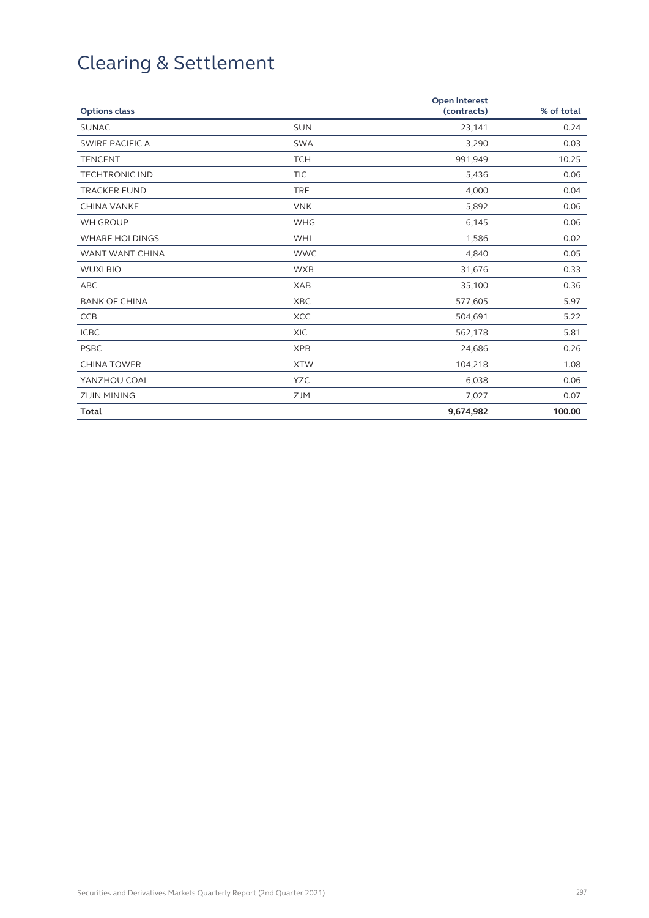# Clearing & Settlement

| Options class | | Open interest (contracts) | % of total |
|---|---|---|---|
| SUNAC | SUN | 23,141 | 0.24 |
| SWIRE PACIFIC A | SWA | 3,290 | 0.03 |
| TENCENT | TCH | 991,949 | 10.25 |
| TECHTRONIC IND | TIC | 5,436 | 0.06 |
| TRACKER FUND | TRF | 4,000 | 0.04 |
| CHINA VANKE | VNK | 5,892 | 0.06 |
| WH GROUP | WHG | 6,145 | 0.06 |
| WHARF HOLDINGS | WHL | 1,586 | 0.02 |
| WANT WANT CHINA | WWC | 4,840 | 0.05 |
| WUXI BIO | WXB | 31,676 | 0.33 |
| ABC | XAB | 35,100 | 0.36 |
| BANK OF CHINA | XBC | 577,605 | 5.97 |
| CCB | XCC | 504,691 | 5.22 |
| ICBC | XIC | 562,178 | 5.81 |
| PSBC | XPB | 24,686 | 0.26 |
| CHINA TOWER | XTW | 104,218 | 1.08 |
| YANZHOU COAL | YZC | 6,038 | 0.06 |
| ZIJIN MINING | ZJM | 7,027 | 0.07 |
| **Total** | | **9,674,982** | **100.00** |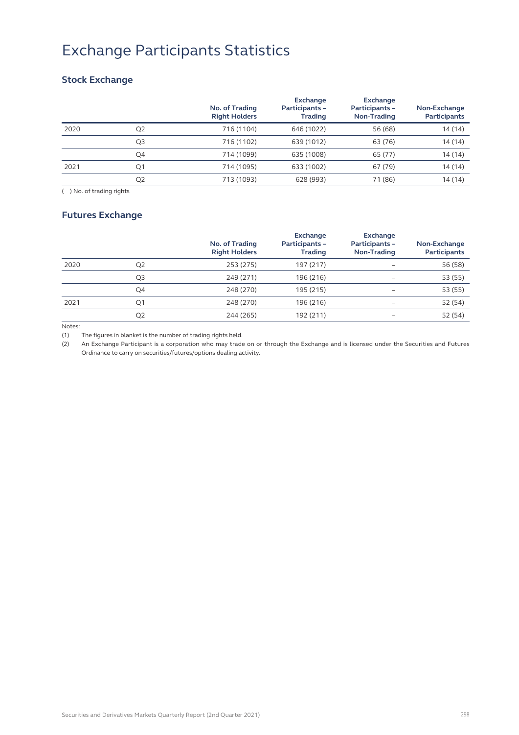# Exchange Participants Statistics

## Stock Exchange

| | | No. of Trading Right Holders | Exchange Participants – Trading | Exchange Participants – Non-Trading | Non-Exchange Participants |
|---|---|---|---|---|---|
| 2020 | Q2 | 716 (1104) | 646 (1022) | 56 (68) | 14 (14) |
| | Q3 | 716 (1102) | 639 (1012) | 63 (76) | 14 (14) |
| | Q4 | 714 (1099) | 635 (1008) | 65 (77) | 14 (14) |
| 2021 | Q1 | 714 (1095) | 633 (1002) | 67 (79) | 14 (14) |
| | Q2 | 713 (1093) | 628 (993) | 71 (86) | 14 (14) |

( ) No. of trading rights

## Futures Exchange

| | | No. of Trading Right Holders | Exchange Participants – Trading | Exchange Participants – Non-Trading | Non-Exchange Participants |
|---|---|---|---|---|---|
| 2020 | Q2 | 253 (275) | 197 (217) | – | 56 (58) |
| | Q3 | 249 (271) | 196 (216) | – | 53 (55) |
| | Q4 | 248 (270) | 195 (215) | – | 53 (55) |
| 2021 | Q1 | 248 (270) | 196 (216) | – | 52 (54) |
| | Q2 | 244 (265) | 192 (211) | – | 52 (54) |

Notes:

(1) The figures in blanket is the number of trading rights held.

(2) An Exchange Participant is a corporation who may trade on or through the Exchange and is licensed under the Securities and Futures Ordinance to carry on securities/futures/options dealing activity.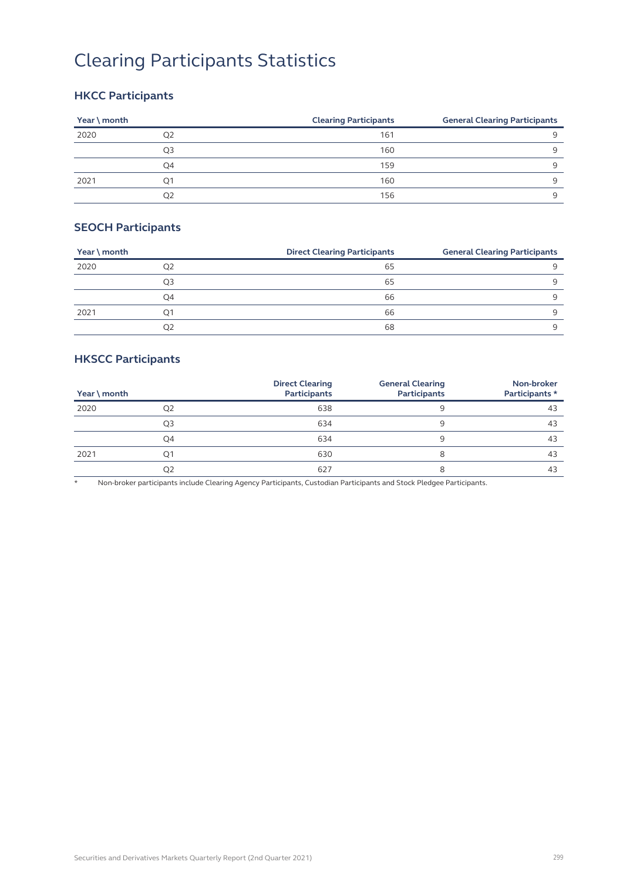# Clearing Participants Statistics

## HKCC Participants

| Year \ month | | Clearing Participants | General Clearing Participants |
|---|---|---|---|
| 2020 | Q2 | 161 | 9 |
| | Q3 | 160 | 9 |
| | Q4 | 159 | 9 |
| 2021 | Q1 | 160 | 9 |
| | Q2 | 156 | 9 |

## SEOCH Participants

| Year \ month | | Direct Clearing Participants | General Clearing Participants |
|---|---|---|---|
| 2020 | Q2 | 65 | 9 |
| | Q3 | 65 | 9 |
| | Q4 | 66 | 9 |
| 2021 | Q1 | 66 | 9 |
| | Q2 | 68 | 9 |

## HKSCC Participants

| Year \ month | | Direct Clearing Participants | General Clearing Participants | Non-broker Participants * |
|---|---|---|---|---|
| 2020 | Q2 | 638 | 9 | 43 |
| | Q3 | 634 | 9 | 43 |
| | Q4 | 634 | 9 | 43 |
| 2021 | Q1 | 630 | 8 | 43 |
| | Q2 | 627 | 8 | 43 |

\* Non-broker participants include Clearing Agency Participants, Custodian Participants and Stock Pledgee Participants.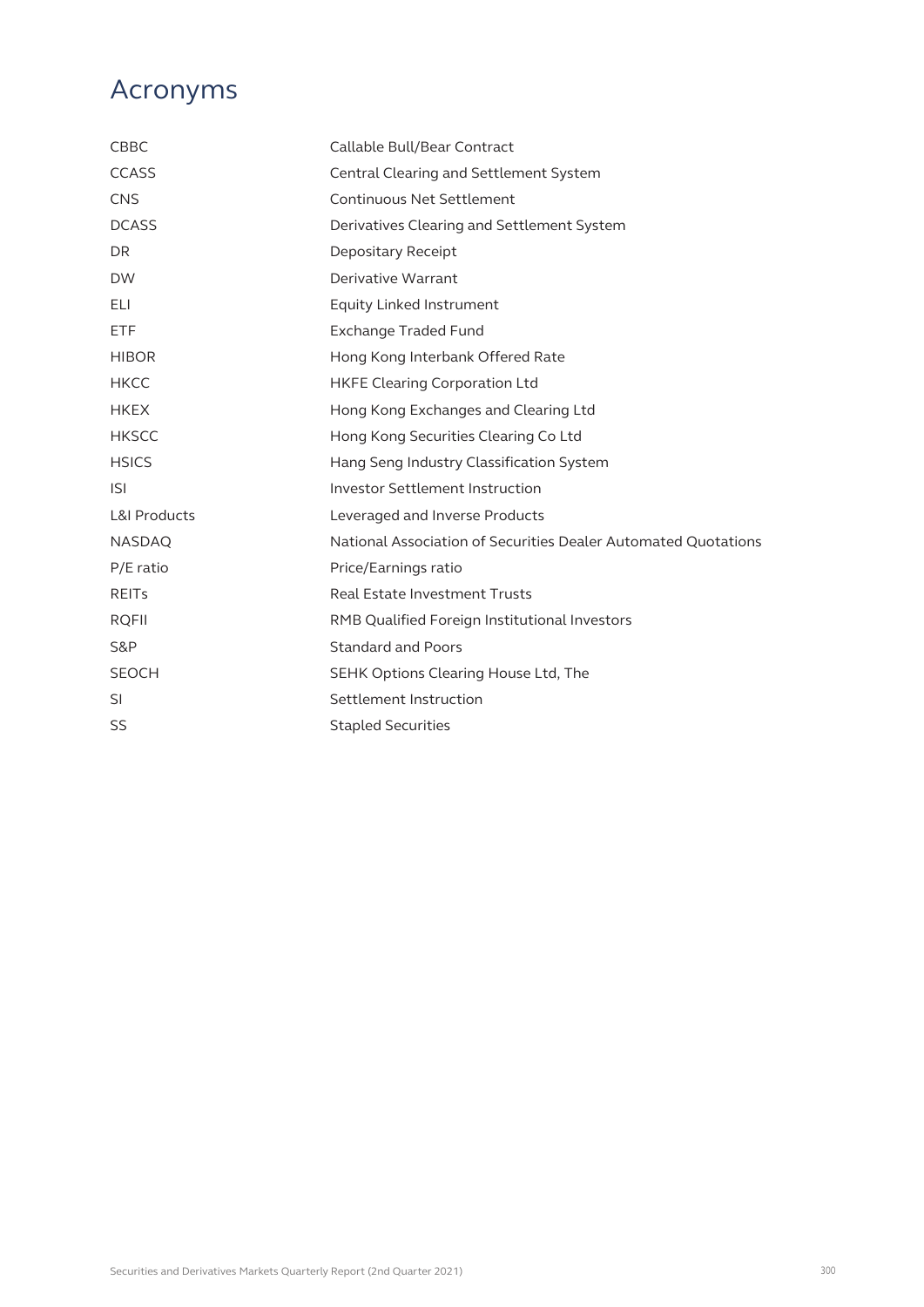# Acronyms

| | |
|---|---|
| CBBC | Callable Bull/Bear Contract |
| CCASS | Central Clearing and Settlement System |
| CNS | Continuous Net Settlement |
| DCASS | Derivatives Clearing and Settlement System |
| DR | Depositary Receipt |
| DW | Derivative Warrant |
| ELI | Equity Linked Instrument |
| ETF | Exchange Traded Fund |
| HIBOR | Hong Kong Interbank Offered Rate |
| HKCC | HKFE Clearing Corporation Ltd |
| HKEX | Hong Kong Exchanges and Clearing Ltd |
| HKSCC | Hong Kong Securities Clearing Co Ltd |
| HSICS | Hang Seng Industry Classification System |
| ISI | Investor Settlement Instruction |
| L&I Products | Leveraged and Inverse Products |
| NASDAQ | National Association of Securities Dealer Automated Quotations |
| P/E ratio | Price/Earnings ratio |
| REITs | Real Estate Investment Trusts |
| RQFII | RMB Qualified Foreign Institutional Investors |
| S&P | Standard and Poors |
| SEOCH | SEHK Options Clearing House Ltd, The |
| SI | Settlement Instruction |
| SS | Stapled Securities |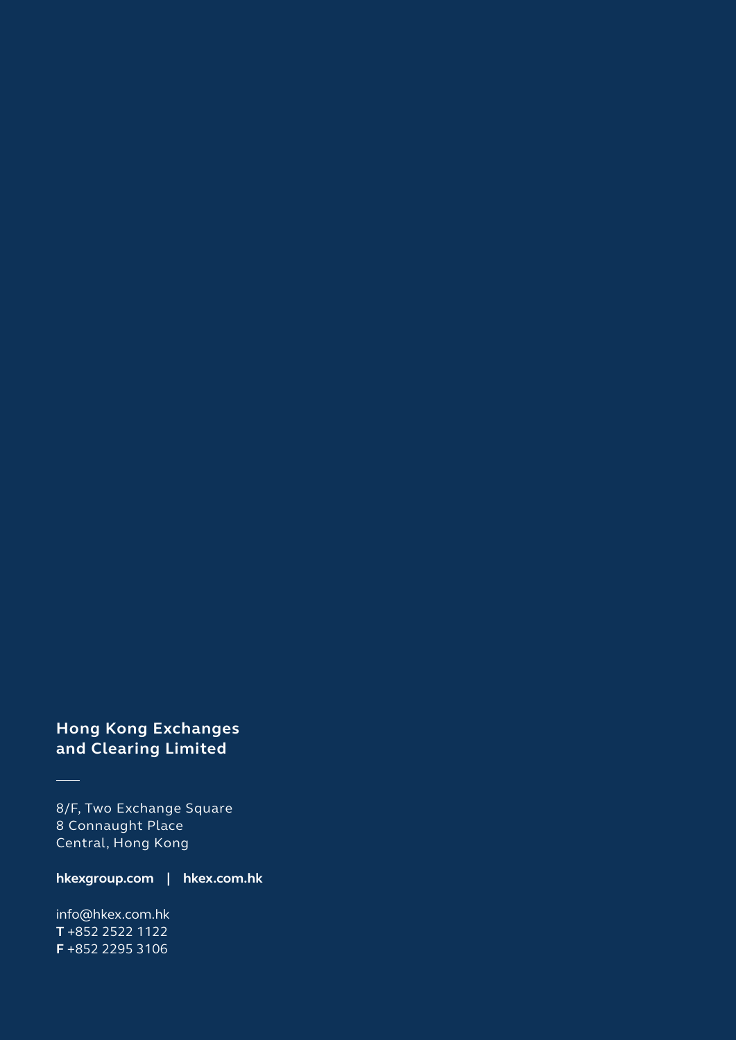**Hong Kong Exchanges and Clearing Limited**

8/F, Two Exchange Square
8 Connaught Place
Central, Hong Kong

**hkexgroup.com | hkex.com.hk**

info@hkex.com.hk
**T** +852 2522 1122
**F** +852 2295 3106